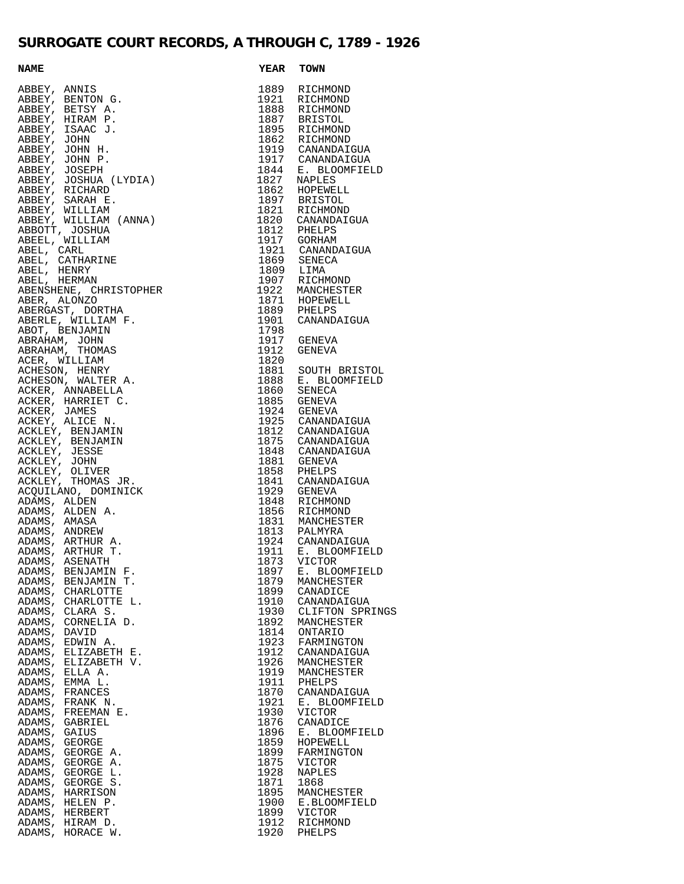# SURROGATE COURT RECORDS, A THROUGH C, 1789 - 1926

| NAME | YEAR | TOWN |
|---|---|---|
| ABBEY, ANNIS | 1889 | RICHMOND |
| ABBEY, BENTON G. | 1921 | RICHMOND |
| ABBEY, BETSY A. | 1888 | RICHMOND |
| ABBEY, HIRAM P. | 1887 | BRISTOL |
| ABBEY, ISAAC J. | 1895 | RICHMOND |
| ABBEY, JOHN | 1862 | RICHMOND |
| ABBEY, JOHN H. | 1919 | CANANDAIGUA |
| ABBEY, JOHN P. | 1917 | CANANDAIGUA |
| ABBEY, JOSEPH | 1844 | E. BLOOMFIELD |
| ABBEY, JOSHUA (LYDIA) | 1827 | NAPLES |
| ABBEY, RICHARD | 1862 | HOPEWELL |
| ABBEY, SARAH E. | 1897 | BRISTOL |
| ABBEY, WILLIAM | 1821 | RICHMOND |
| ABBEY, WILLIAM (ANNA) | 1820 | CANANDAIGUA |
| ABBOTT, JOSHUA | 1812 | PHELPS |
| ABEEL, WILLIAM | 1917 | GORHAM |
| ABEL, CARL | 1921 | CANANDAIGUA |
| ABEL, CATHARINE | 1869 | SENECA |
| ABEL, HENRY | 1809 | LIMA |
| ABEL, HERMAN | 1907 | RICHMOND |
| ABENSHENE, CHRISTOPHER | 1922 | MANCHESTER |
| ABER, ALONZO | 1871 | HOPEWELL |
| ABERGAST, DORTHA | 1889 | PHELPS |
| ABERLE, WILLIAM F. | 1901 | CANANDAIGUA |
| ABOT, BENJAMIN | 1798 | |
| ABRAHAM, JOHN | 1917 | GENEVA |
| ABRAHAM, THOMAS | 1912 | GENEVA |
| ACER, WILLIAM | 1820 | |
| ACHESON, HENRY | 1881 | SOUTH BRISTOL |
| ACHESON, WALTER A. | 1888 | E. BLOOMFIELD |
| ACKER, ANNABELLA | 1860 | SENECA |
| ACKER, HARRIET C. | 1885 | GENEVA |
| ACKER, JAMES | 1924 | GENEVA |
| ACKEY, ALICE N. | 1925 | CANANDAIGUA |
| ACKLEY, BENJAMIN | 1812 | CANANDAIGUA |
| ACKLEY, BENJAMIN | 1875 | CANANDAIGUA |
| ACKLEY, JESSE | 1848 | CANANDAIGUA |
| ACKLEY, JOHN | 1881 | GENEVA |
| ACKLEY, OLIVER | 1858 | PHELPS |
| ACKLEY, THOMAS JR. | 1841 | CANANDAIGUA |
| ACQUILANO, DOMINICK | 1929 | GENEVA |
| ADAMS, ALDEN | 1848 | RICHMOND |
| ADAMS, ALDEN A. | 1856 | RICHMOND |
| ADAMS, AMASA | 1831 | MANCHESTER |
| ADAMS, ANDREW | 1813 | PALMYRA |
| ADAMS, ARTHUR A. | 1924 | CANANDAIGUA |
| ADAMS, ARTHUR T. | 1911 | E. BLOOMFIELD |
| ADAMS, ASENATH | 1873 | VICTOR |
| ADAMS, BENJAMIN F. | 1897 | E. BLOOMFIELD |
| ADAMS, BENJAMIN T. | 1879 | MANCHESTER |
| ADAMS, CHARLOTTE | 1899 | CANADICE |
| ADAMS, CHARLOTTE L. | 1910 | CANANDAIGUA |
| ADAMS, CLARA S. | 1930 | CLIFTON SPRINGS |
| ADAMS, CORNELIA D. | 1892 | MANCHESTER |
| ADAMS, DAVID | 1814 | ONTARIO |
| ADAMS, EDWIN A. | 1923 | FARMINGTON |
| ADAMS, ELIZABETH E. | 1912 | CANANDAIGUA |
| ADAMS, ELIZABETH V. | 1926 | MANCHESTER |
| ADAMS, ELLA A. | 1919 | MANCHESTER |
| ADAMS, EMMA L. | 1911 | PHELPS |
| ADAMS, FRANCES | 1870 | CANANDAIGUA |
| ADAMS, FRANK N. | 1921 | E. BLOOMFIELD |
| ADAMS, FREEMAN E. | 1930 | VICTOR |
| ADAMS, GABRIEL | 1876 | CANADICE |
| ADAMS, GAIUS | 1896 | E. BLOOMFIELD |
| ADAMS, GEORGE | 1859 | HOPEWELL |
| ADAMS, GEORGE A. | 1899 | FARMINGTON |
| ADAMS, GEORGE A. | 1875 | VICTOR |
| ADAMS, GEORGE L. | 1928 | NAPLES |
| ADAMS, GEORGE S. | 1871 | 1868 |
| ADAMS, HARRISON | 1895 | MANCHESTER |
| ADAMS, HELEN P. | 1900 | E.BLOOMFIELD |
| ADAMS, HERBERT | 1899 | VICTOR |
| ADAMS, HIRAM D. | 1912 | RICHMOND |
| ADAMS, HORACE W. | 1920 | PHELPS |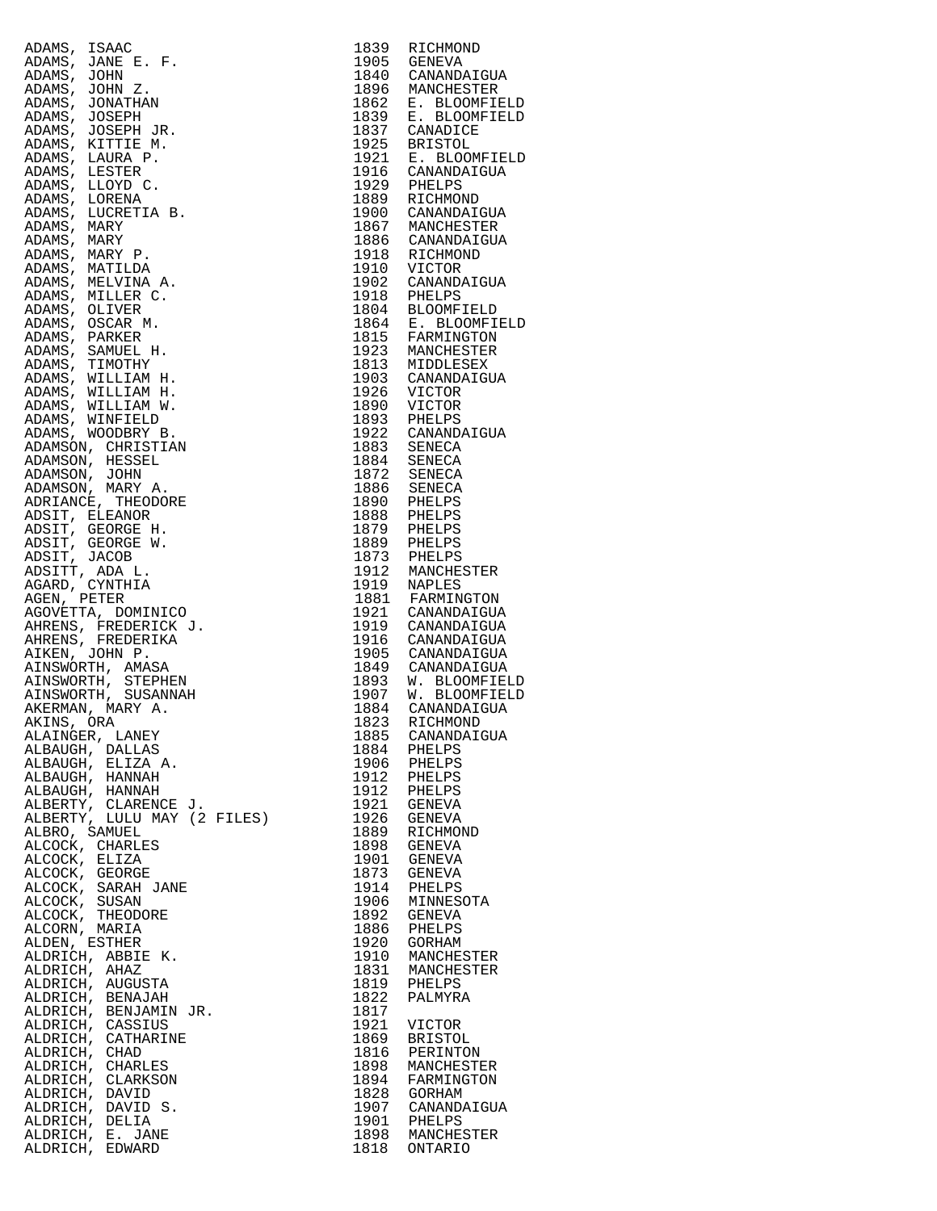| | | |
|---|---|---|
| ADAMS, ISAAC | 1839 | RICHMOND |
| ADAMS, JANE E. F. | 1905 | GENEVA |
| ADAMS, JOHN | 1840 | CANANDAIGUA |
| ADAMS, JOHN Z. | 1896 | MANCHESTER |
| ADAMS, JONATHAN | 1862 | E. BLOOMFIELD |
| ADAMS, JOSEPH | 1839 | E. BLOOMFIELD |
| ADAMS, JOSEPH JR. | 1837 | CANADICE |
| ADAMS, KITTIE M. | 1925 | BRISTOL |
| ADAMS, LAURA P. | 1921 | E. BLOOMFIELD |
| ADAMS, LESTER | 1916 | CANANDAIGUA |
| ADAMS, LLOYD C. | 1929 | PHELPS |
| ADAMS, LORENA | 1889 | RICHMOND |
| ADAMS, LUCRETIA B. | 1900 | CANANDAIGUA |
| ADAMS, MARY | 1867 | MANCHESTER |
| ADAMS, MARY | 1886 | CANANDAIGUA |
| ADAMS, MARY P. | 1918 | RICHMOND |
| ADAMS, MATILDA | 1910 | VICTOR |
| ADAMS, MELVINA A. | 1902 | CANANDAIGUA |
| ADAMS, MILLER C. | 1918 | PHELPS |
| ADAMS, OLIVER | 1804 | BLOOMFIELD |
| ADAMS, OSCAR M. | 1864 | E. BLOOMFIELD |
| ADAMS, PARKER | 1815 | FARMINGTON |
| ADAMS, SAMUEL H. | 1923 | MANCHESTER |
| ADAMS, TIMOTHY | 1813 | MIDDLESEX |
| ADAMS, WILLIAM H. | 1903 | CANANDAIGUA |
| ADAMS, WILLIAM H. | 1926 | VICTOR |
| ADAMS, WILLIAM W. | 1890 | VICTOR |
| ADAMS, WINFIELD | 1893 | PHELPS |
| ADAMS, WOODBRY B. | 1922 | CANANDAIGUA |
| ADAMSON, CHRISTIAN | 1883 | SENECA |
| ADAMSON, HESSEL | 1884 | SENECA |
| ADAMSON, JOHN | 1872 | SENECA |
| ADAMSON, MARY A. | 1886 | SENECA |
| ADRIANCE, THEODORE | 1890 | PHELPS |
| ADSIT, ELEANOR | 1888 | PHELPS |
| ADSIT, GEORGE H. | 1879 | PHELPS |
| ADSIT, GEORGE W. | 1889 | PHELPS |
| ADSIT, JACOB | 1873 | PHELPS |
| ADSITT, ADA L. | 1912 | MANCHESTER |
| AGARD, CYNTHIA | 1919 | NAPLES |
| AGEN, PETER | 1881 | FARMINGTON |
| AGOVETTA, DOMINICO | 1921 | CANANDAIGUA |
| AHRENS, FREDERICK J. | 1919 | CANANDAIGUA |
| AHRENS, FREDERIKA | 1916 | CANANDAIGUA |
| AIKEN, JOHN P. | 1905 | CANANDAIGUA |
| AINSWORTH, AMASA | 1849 | CANANDAIGUA |
| AINSWORTH, STEPHEN | 1893 | W. BLOOMFIELD |
| AINSWORTH, SUSANNAH | 1907 | W. BLOOMFIELD |
| AKERMAN, MARY A. | 1884 | CANANDAIGUA |
| AKINS, ORA | 1823 | RICHMOND |
| ALAINGER, LANEY | 1885 | CANANDAIGUA |
| ALBAUGH, DALLAS | 1884 | PHELPS |
| ALBAUGH, ELIZA A. | 1906 | PHELPS |
| ALBAUGH, HANNAH | 1912 | PHELPS |
| ALBAUGH, HANNAH | 1912 | PHELPS |
| ALBERTY, CLARENCE J. | 1921 | GENEVA |
| ALBERTY, LULU MAY (2 FILES) | 1926 | GENEVA |
| ALBRO, SAMUEL | 1889 | RICHMOND |
| ALCOCK, CHARLES | 1898 | GENEVA |
| ALCOCK, ELIZA | 1901 | GENEVA |
| ALCOCK, GEORGE | 1873 | GENEVA |
| ALCOCK, SARAH JANE | 1914 | PHELPS |
| ALCOCK, SUSAN | 1906 | MINNESOTA |
| ALCOCK, THEODORE | 1892 | GENEVA |
| ALCORN, MARIA | 1886 | PHELPS |
| ALDEN, ESTHER | 1920 | GORHAM |
| ALDRICH, ABBIE K. | 1910 | MANCHESTER |
| ALDRICH, AHAZ | 1831 | MANCHESTER |
| ALDRICH, AUGUSTA | 1819 | PHELPS |
| ALDRICH, BENAJAH | 1822 | PALMYRA |
| ALDRICH, BENJAMIN JR. | 1817 | |
| ALDRICH, CASSIUS | 1921 | VICTOR |
| ALDRICH, CATHARINE | 1869 | BRISTOL |
| ALDRICH, CHAD | 1816 | PERINTON |
| ALDRICH, CHARLES | 1898 | MANCHESTER |
| ALDRICH, CLARKSON | 1894 | FARMINGTON |
| ALDRICH, DAVID | 1828 | GORHAM |
| ALDRICH, DAVID S. | 1907 | CANANDAIGUA |
| ALDRICH, DELIA | 1901 | PHELPS |
| ALDRICH, E. JANE | 1898 | MANCHESTER |
| ALDRICH, EDWARD | 1818 | ONTARIO |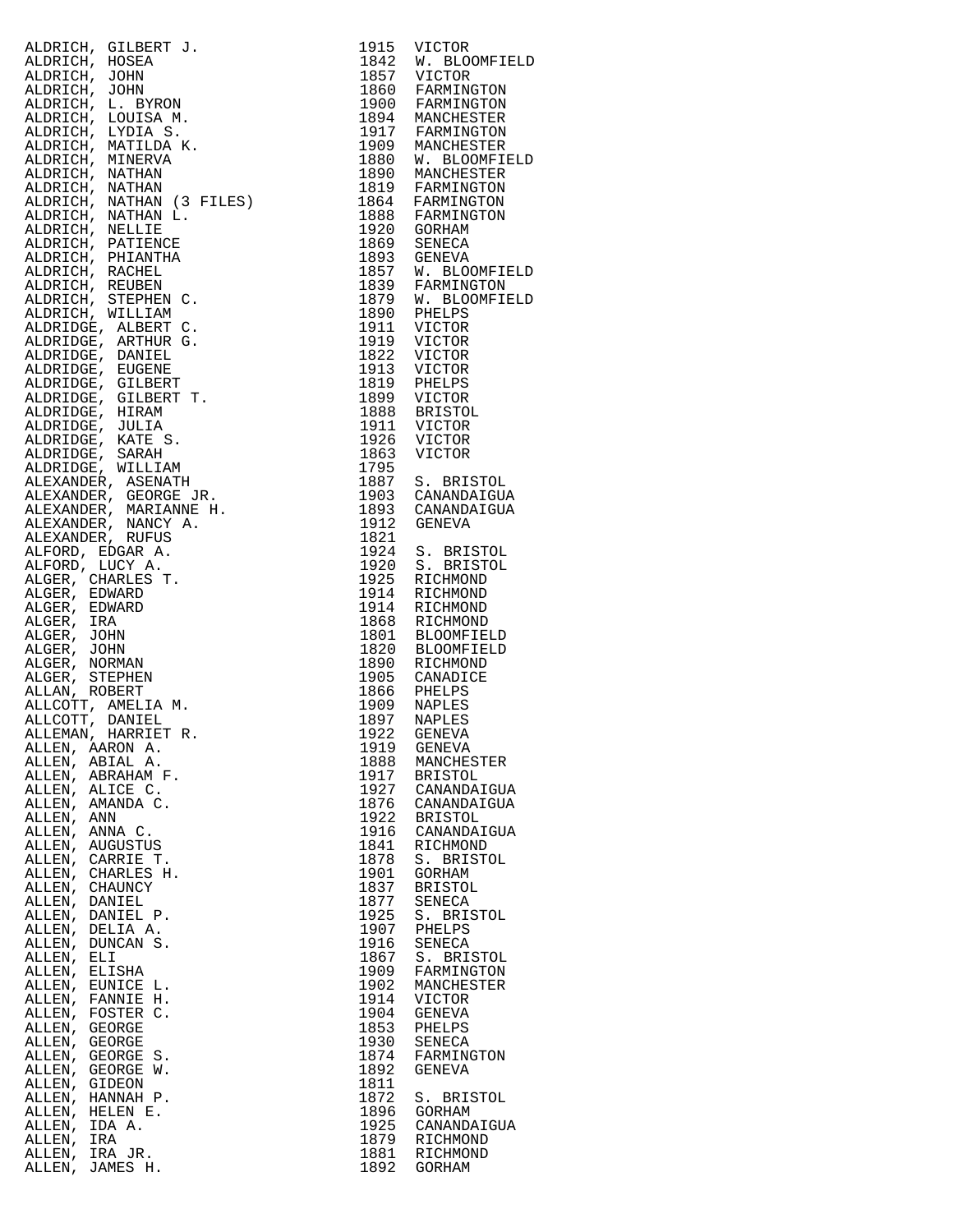| | | |
|---|---|---|
| ALDRICH, GILBERT J. | 1915 | VICTOR |
| ALDRICH, HOSEA | 1842 | W. BLOOMFIELD |
| ALDRICH, JOHN | 1857 | VICTOR |
| ALDRICH, JOHN | 1860 | FARMINGTON |
| ALDRICH, L. BYRON | 1900 | FARMINGTON |
| ALDRICH, LOUISA M. | 1894 | MANCHESTER |
| ALDRICH, LYDIA S. | 1917 | FARMINGTON |
| ALDRICH, MATILDA K. | 1909 | MANCHESTER |
| ALDRICH, MINERVA | 1880 | W. BLOOMFIELD |
| ALDRICH, NATHAN | 1890 | MANCHESTER |
| ALDRICH, NATHAN | 1819 | FARMINGTON |
| ALDRICH, NATHAN (3 FILES) | 1864 | FARMINGTON |
| ALDRICH, NATHAN L. | 1888 | FARMINGTON |
| ALDRICH, NELLIE | 1920 | GORHAM |
| ALDRICH, PATIENCE | 1869 | SENECA |
| ALDRICH, PHIANTHA | 1893 | GENEVA |
| ALDRICH, RACHEL | 1857 | W. BLOOMFIELD |
| ALDRICH, REUBEN | 1839 | FARMINGTON |
| ALDRICH, STEPHEN C. | 1879 | W. BLOOMFIELD |
| ALDRICH, WILLIAM | 1890 | PHELPS |
| ALDRIDGE, ALBERT C. | 1911 | VICTOR |
| ALDRIDGE, ARTHUR G. | 1919 | VICTOR |
| ALDRIDGE, DANIEL | 1822 | VICTOR |
| ALDRIDGE, EUGENE | 1913 | VICTOR |
| ALDRIDGE, GILBERT | 1819 | PHELPS |
| ALDRIDGE, GILBERT T. | 1899 | VICTOR |
| ALDRIDGE, HIRAM | 1888 | BRISTOL |
| ALDRIDGE, JULIA | 1911 | VICTOR |
| ALDRIDGE, KATE S. | 1926 | VICTOR |
| ALDRIDGE, SARAH | 1863 | VICTOR |
| ALDRIDGE, WILLIAM | 1795 | |
| ALEXANDER, ASENATH | 1887 | S. BRISTOL |
| ALEXANDER, GEORGE JR. | 1903 | CANANDAIGUA |
| ALEXANDER, MARIANNE H. | 1893 | CANANDAIGUA |
| ALEXANDER, NANCY A. | 1912 | GENEVA |
| ALEXANDER, RUFUS | 1821 | |
| ALFORD, EDGAR A. | 1924 | S. BRISTOL |
| ALFORD, LUCY A. | 1920 | S. BRISTOL |
| ALGER, CHARLES T. | 1925 | RICHMOND |
| ALGER, EDWARD | 1914 | RICHMOND |
| ALGER, EDWARD | 1914 | RICHMOND |
| ALGER, IRA | 1868 | RICHMOND |
| ALGER, JOHN | 1801 | BLOOMFIELD |
| ALGER, JOHN | 1820 | BLOOMFIELD |
| ALGER, NORMAN | 1890 | RICHMOND |
| ALGER, STEPHEN | 1905 | CANADICE |
| ALLAN, ROBERT | 1866 | PHELPS |
| ALLCOTT, AMELIA M. | 1909 | NAPLES |
| ALLCOTT, DANIEL | 1897 | NAPLES |
| ALLEMAN, HARRIET R. | 1922 | GENEVA |
| ALLEN, AARON A. | 1919 | GENEVA |
| ALLEN, ABIAL A. | 1888 | MANCHESTER |
| ALLEN, ABRAHAM F. | 1917 | BRISTOL |
| ALLEN, ALICE C. | 1927 | CANANDAIGUA |
| ALLEN, AMANDA C. | 1876 | CANANDAIGUA |
| ALLEN, ANN | 1922 | BRISTOL |
| ALLEN, ANNA C. | 1916 | CANANDAIGUA |
| ALLEN, AUGUSTUS | 1841 | RICHMOND |
| ALLEN, CARRIE T. | 1878 | S. BRISTOL |
| ALLEN, CHARLES H. | 1901 | GORHAM |
| ALLEN, CHAUNCY | 1837 | BRISTOL |
| ALLEN, DANIEL | 1877 | SENECA |
| ALLEN, DANIEL P. | 1925 | S. BRISTOL |
| ALLEN, DELIA A. | 1907 | PHELPS |
| ALLEN, DUNCAN S. | 1916 | SENECA |
| ALLEN, ELI | 1867 | S. BRISTOL |
| ALLEN, ELISHA | 1909 | FARMINGTON |
| ALLEN, EUNICE L. | 1902 | MANCHESTER |
| ALLEN, FANNIE H. | 1914 | VICTOR |
| ALLEN, FOSTER C. | 1904 | GENEVA |
| ALLEN, GEORGE | 1853 | PHELPS |
| ALLEN, GEORGE | 1930 | SENECA |
| ALLEN, GEORGE S. | 1874 | FARMINGTON |
| ALLEN, GEORGE W. | 1892 | GENEVA |
| ALLEN, GIDEON | 1811 | |
| ALLEN, HANNAH P. | 1872 | S. BRISTOL |
| ALLEN, HELEN E. | 1896 | GORHAM |
| ALLEN, IDA A. | 1925 | CANANDAIGUA |
| ALLEN, IRA | 1879 | RICHMOND |
| ALLEN, IRA JR. | 1881 | RICHMOND |
| ALLEN, JAMES H. | 1892 | GORHAM |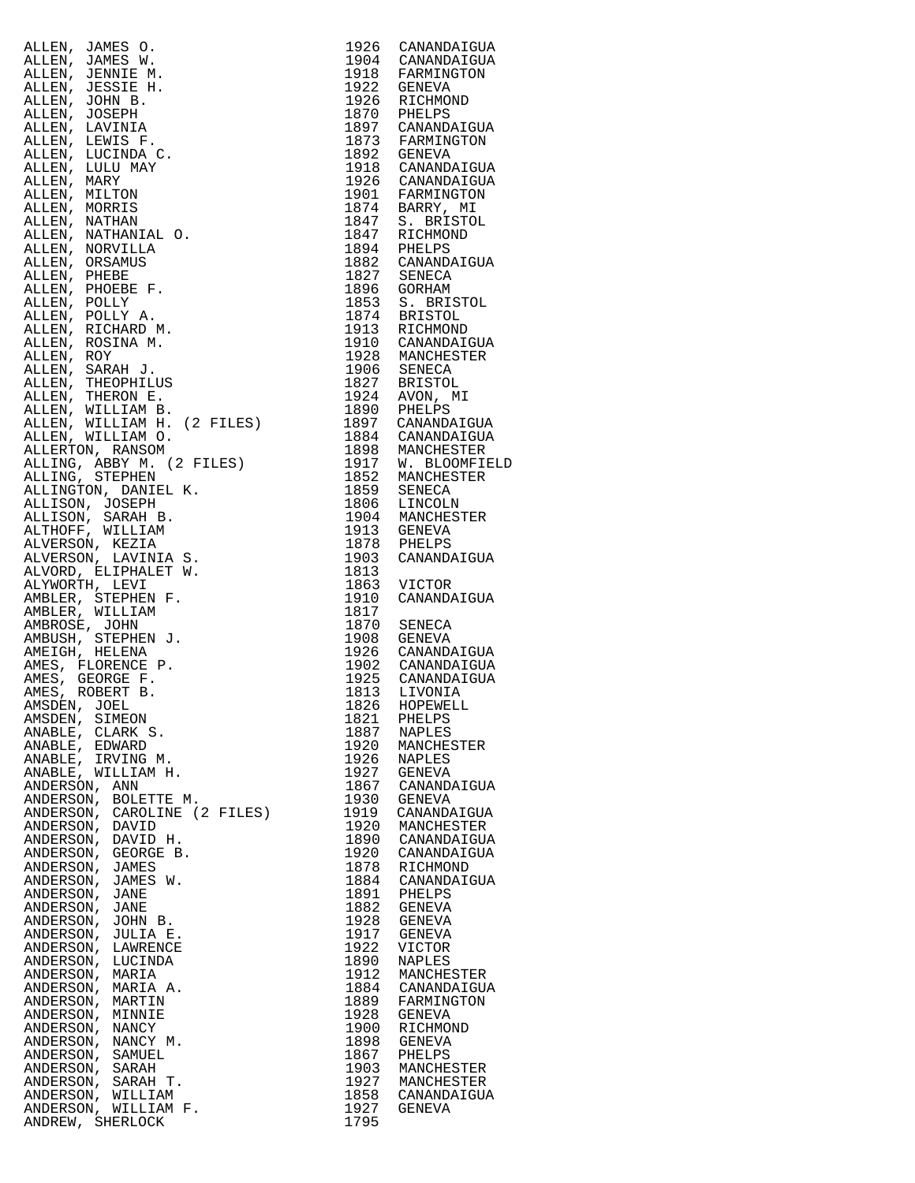| Name | Year | Place |
|---|---|---|
| ALLEN, JAMES O. | 1926 | CANANDAIGUA |
| ALLEN, JAMES W. | 1904 | CANANDAIGUA |
| ALLEN, JENNIE M. | 1918 | FARMINGTON |
| ALLEN, JESSIE H. | 1922 | GENEVA |
| ALLEN, JOHN B. | 1926 | RICHMOND |
| ALLEN, JOSEPH | 1870 | PHELPS |
| ALLEN, LAVINIA | 1897 | CANANDAIGUA |
| ALLEN, LEWIS F. | 1873 | FARMINGTON |
| ALLEN, LUCINDA C. | 1892 | GENEVA |
| ALLEN, LULU MAY | 1918 | CANANDAIGUA |
| ALLEN, MARY | 1926 | CANANDAIGUA |
| ALLEN, MILTON | 1901 | FARMINGTON |
| ALLEN, MORRIS | 1874 | BARRY, MI |
| ALLEN, NATHAN | 1847 | S. BRISTOL |
| ALLEN, NATHANIAL O. | 1847 | RICHMOND |
| ALLEN, NORVILLA | 1894 | PHELPS |
| ALLEN, ORSAMUS | 1882 | CANANDAIGUA |
| ALLEN, PHEBE | 1827 | SENECA |
| ALLEN, PHOEBE F. | 1896 | GORHAM |
| ALLEN, POLLY | 1853 | S. BRISTOL |
| ALLEN, POLLY A. | 1874 | BRISTOL |
| ALLEN, RICHARD M. | 1913 | RICHMOND |
| ALLEN, ROSINA M. | 1910 | CANANDAIGUA |
| ALLEN, ROY | 1928 | MANCHESTER |
| ALLEN, SARAH J. | 1906 | SENECA |
| ALLEN, THEOPHILUS | 1827 | BRISTOL |
| ALLEN, THERON E. | 1924 | AVON, MI |
| ALLEN, WILLIAM B. | 1890 | PHELPS |
| ALLEN, WILLIAM H. (2 FILES) | 1897 | CANANDAIGUA |
| ALLEN, WILLIAM O. | 1884 | CANANDAIGUA |
| ALLERTON, RANSOM | 1898 | MANCHESTER |
| ALLING, ABBY M. (2 FILES) | 1917 | W. BLOOMFIELD |
| ALLING, STEPHEN | 1852 | MANCHESTER |
| ALLINGTON, DANIEL K. | 1859 | SENECA |
| ALLISON, JOSEPH | 1806 | LINCOLN |
| ALLISON, SARAH B. | 1904 | MANCHESTER |
| ALTHOFF, WILLIAM | 1913 | GENEVA |
| ALVERSON, KEZIA | 1878 | PHELPS |
| ALVERSON, LAVINIA S. | 1903 | CANANDAIGUA |
| ALVORD, ELIPHALET W. | 1813 | |
| ALYWORTH, LEVI | 1863 | VICTOR |
| AMBLER, STEPHEN F. | 1910 | CANANDAIGUA |
| AMBLER, WILLIAM | 1817 | |
| AMBROSE, JOHN | 1870 | SENECA |
| AMBUSH, STEPHEN J. | 1908 | GENEVA |
| AMEIGH, HELENA | 1926 | CANANDAIGUA |
| AMES, FLORENCE P. | 1902 | CANANDAIGUA |
| AMES, GEORGE F. | 1925 | CANANDAIGUA |
| AMES, ROBERT B. | 1813 | LIVONIA |
| AMSDEN, JOEL | 1826 | HOPEWELL |
| AMSDEN, SIMEON | 1821 | PHELPS |
| ANABLE, CLARK S. | 1887 | NAPLES |
| ANABLE, EDWARD | 1920 | MANCHESTER |
| ANABLE, IRVING M. | 1926 | NAPLES |
| ANABLE, WILLIAM H. | 1927 | GENEVA |
| ANDERSON, ANN | 1867 | CANANDAIGUA |
| ANDERSON, BOLETTE M. | 1930 | GENEVA |
| ANDERSON, CAROLINE (2 FILES) | 1919 | CANANDAIGUA |
| ANDERSON, DAVID | 1920 | MANCHESTER |
| ANDERSON, DAVID H. | 1890 | CANANDAIGUA |
| ANDERSON, GEORGE B. | 1920 | CANANDAIGUA |
| ANDERSON, JAMES | 1878 | RICHMOND |
| ANDERSON, JAMES W. | 1884 | CANANDAIGUA |
| ANDERSON, JANE | 1891 | PHELPS |
| ANDERSON, JANE | 1882 | GENEVA |
| ANDERSON, JOHN B. | 1928 | GENEVA |
| ANDERSON, JULIA E. | 1917 | GENEVA |
| ANDERSON, LAWRENCE | 1922 | VICTOR |
| ANDERSON, LUCINDA | 1890 | NAPLES |
| ANDERSON, MARIA | 1912 | MANCHESTER |
| ANDERSON, MARIA A. | 1884 | CANANDAIGUA |
| ANDERSON, MARTIN | 1889 | FARMINGTON |
| ANDERSON, MINNIE | 1928 | GENEVA |
| ANDERSON, NANCY | 1900 | RICHMOND |
| ANDERSON, NANCY M. | 1898 | GENEVA |
| ANDERSON, SAMUEL | 1867 | PHELPS |
| ANDERSON, SARAH | 1903 | MANCHESTER |
| ANDERSON, SARAH T. | 1927 | MANCHESTER |
| ANDERSON, WILLIAM | 1858 | CANANDAIGUA |
| ANDERSON, WILLIAM F. | 1927 | GENEVA |
| ANDREW, SHERLOCK | 1795 | |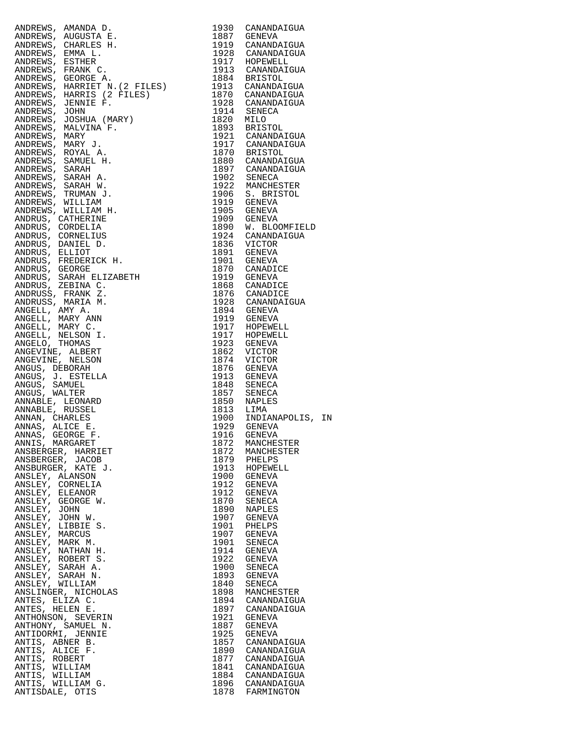| Name | Year | Place |
|---|---|---|
| ANDREWS, AMANDA D. | 1930 | CANANDAIGUA |
| ANDREWS, AUGUSTA E. | 1887 | GENEVA |
| ANDREWS, CHARLES H. | 1919 | CANANDAIGUA |
| ANDREWS, EMMA L. | 1928 | CANANDAIGUA |
| ANDREWS, ESTHER | 1917 | HOPEWELL |
| ANDREWS, FRANK C. | 1913 | CANANDAIGUA |
| ANDREWS, GEORGE A. | 1884 | BRISTOL |
| ANDREWS, HARRIET N.(2 FILES) | 1913 | CANANDAIGUA |
| ANDREWS, HARRIS (2 FILES) | 1870 | CANANDAIGUA |
| ANDREWS, JENNIE F. | 1928 | CANANDAIGUA |
| ANDREWS, JOHN | 1914 | SENECA |
| ANDREWS, JOSHUA (MARY) | 1820 | MILO |
| ANDREWS, MALVINA F. | 1893 | BRISTOL |
| ANDREWS, MARY | 1921 | CANANDAIGUA |
| ANDREWS, MARY J. | 1917 | CANANDAIGUA |
| ANDREWS, ROYAL A. | 1870 | BRISTOL |
| ANDREWS, SAMUEL H. | 1880 | CANANDAIGUA |
| ANDREWS, SARAH | 1897 | CANANDAIGUA |
| ANDREWS, SARAH A. | 1902 | SENECA |
| ANDREWS, SARAH W. | 1922 | MANCHESTER |
| ANDREWS, TRUMAN J. | 1906 | S. BRISTOL |
| ANDREWS, WILLIAM | 1919 | GENEVA |
| ANDREWS, WILLIAM H. | 1905 | GENEVA |
| ANDRUS, CATHERINE | 1909 | GENEVA |
| ANDRUS, CORDELIA | 1890 | W. BLOOMFIELD |
| ANDRUS, CORNELIUS | 1924 | CANANDAIGUA |
| ANDRUS, DANIEL D. | 1836 | VICTOR |
| ANDRUS, ELLIOT | 1891 | GENEVA |
| ANDRUS, FREDERICK H. | 1901 | GENEVA |
| ANDRUS, GEORGE | 1870 | CANADICE |
| ANDRUS, SARAH ELIZABETH | 1919 | GENEVA |
| ANDRUS, ZEBINA C. | 1868 | CANADICE |
| ANDRUSS, FRANK Z. | 1876 | CANADICE |
| ANDRUSS, MARIA M. | 1928 | CANANDAIGUA |
| ANGELL, AMY A. | 1894 | GENEVA |
| ANGELL, MARY ANN | 1919 | GENEVA |
| ANGELL, MARY C. | 1917 | HOPEWELL |
| ANGELL, NELSON I. | 1917 | HOPEWELL |
| ANGELO, THOMAS | 1923 | GENEVA |
| ANGEVINE, ALBERT | 1862 | VICTOR |
| ANGEVINE, NELSON | 1874 | VICTOR |
| ANGUS, DEBORAH | 1876 | GENEVA |
| ANGUS, J. ESTELLA | 1913 | GENEVA |
| ANGUS, SAMUEL | 1848 | SENECA |
| ANGUS, WALTER | 1857 | SENECA |
| ANNABLE, LEONARD | 1850 | NAPLES |
| ANNABLE, RUSSEL | 1813 | LIMA |
| ANNAN, CHARLES | 1900 | INDIANAPOLIS, IN |
| ANNAS, ALICE E. | 1929 | GENEVA |
| ANNAS, GEORGE F. | 1916 | GENEVA |
| ANNIS, MARGARET | 1872 | MANCHESTER |
| ANSBERGER, HARRIET | 1872 | MANCHESTER |
| ANSBERGER, JACOB | 1879 | PHELPS |
| ANSBURGER, KATE J. | 1913 | HOPEWELL |
| ANSLEY, ALANSON | 1900 | GENEVA |
| ANSLEY, CORNELIA | 1912 | GENEVA |
| ANSLEY, ELEANOR | 1912 | GENEVA |
| ANSLEY, GEORGE W. | 1870 | SENECA |
| ANSLEY, JOHN | 1890 | NAPLES |
| ANSLEY, JOHN W. | 1907 | GENEVA |
| ANSLEY, LIBBIE S. | 1901 | PHELPS |
| ANSLEY, MARCUS | 1907 | GENEVA |
| ANSLEY, MARK M. | 1901 | SENECA |
| ANSLEY, NATHAN H. | 1914 | GENEVA |
| ANSLEY, ROBERT S. | 1922 | GENEVA |
| ANSLEY, SARAH A. | 1900 | SENECA |
| ANSLEY, SARAH N. | 1893 | GENEVA |
| ANSLEY, WILLIAM | 1840 | SENECA |
| ANSLINGER, NICHOLAS | 1898 | MANCHESTER |
| ANTES, ELIZA C. | 1894 | CANANDAIGUA |
| ANTES, HELEN E. | 1897 | CANANDAIGUA |
| ANTHONSON, SEVERIN | 1921 | GENEVA |
| ANTHONY, SAMUEL N. | 1887 | GENEVA |
| ANTIDORMI, JENNIE | 1925 | GENEVA |
| ANTIS, ABNER B. | 1857 | CANANDAIGUA |
| ANTIS, ALICE F. | 1890 | CANANDAIGUA |
| ANTIS, ROBERT | 1877 | CANANDAIGUA |
| ANTIS, WILLIAM | 1841 | CANANDAIGUA |
| ANTIS, WILLIAM | 1884 | CANANDAIGUA |
| ANTIS, WILLIAM G. | 1896 | CANANDAIGUA |
| ANTISDALE, OTIS | 1878 | FARMINGTON |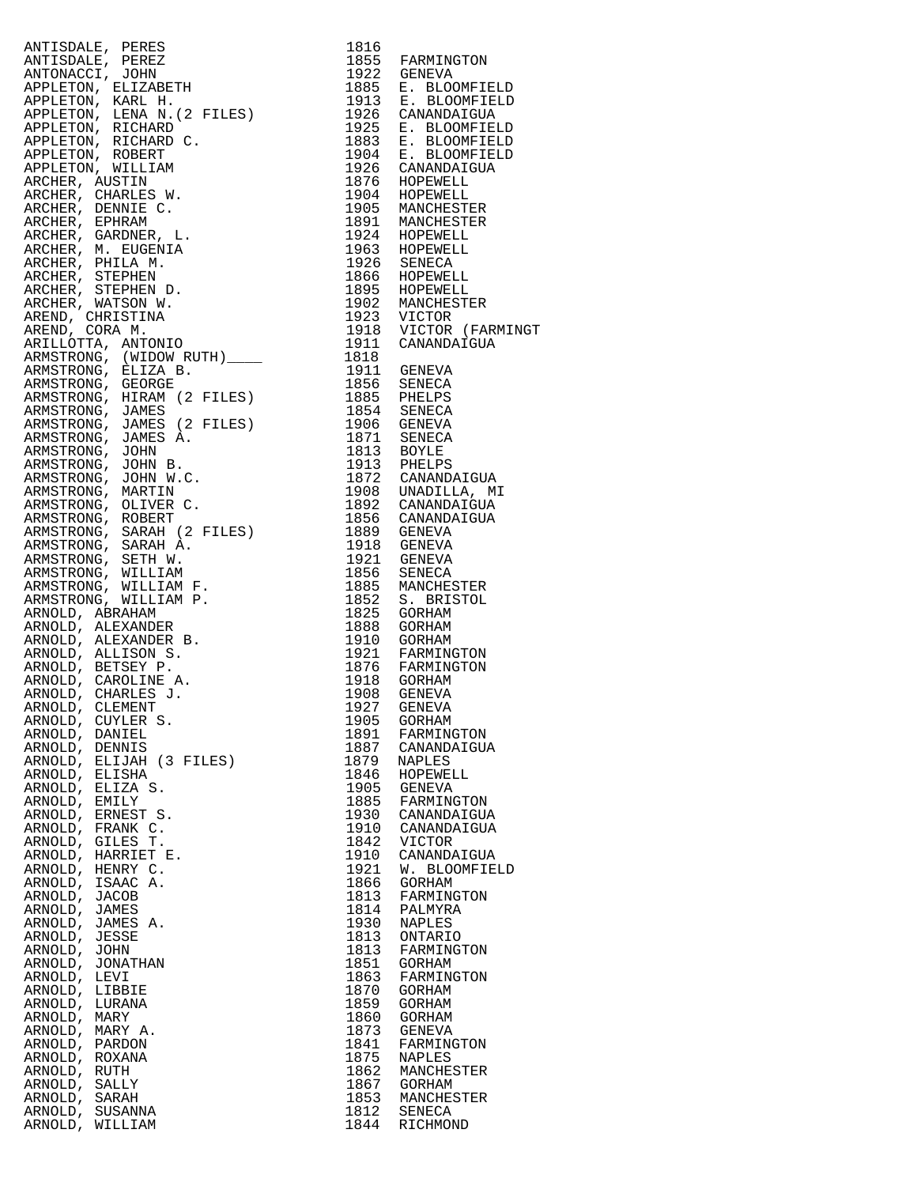| | | |
|---|---|---|
| ANTISDALE, PERES | 1816 | |
| ANTISDALE, PEREZ | 1855 | FARMINGTON |
| ANTONACCI, JOHN | 1922 | GENEVA |
| APPLETON, ELIZABETH | 1885 | E. BLOOMFIELD |
| APPLETON, KARL H. | 1913 | E. BLOOMFIELD |
| APPLETON, LENA N.(2 FILES) | 1926 | CANANDAIGUA |
| APPLETON, RICHARD | 1925 | E. BLOOMFIELD |
| APPLETON, RICHARD C. | 1883 | E. BLOOMFIELD |
| APPLETON, ROBERT | 1904 | E. BLOOMFIELD |
| APPLETON, WILLIAM | 1926 | CANANDAIGUA |
| ARCHER, AUSTIN | 1876 | HOPEWELL |
| ARCHER, CHARLES W. | 1904 | HOPEWELL |
| ARCHER, DENNIE C. | 1905 | MANCHESTER |
| ARCHER, EPHRAM | 1891 | MANCHESTER |
| ARCHER, GARDNER, L. | 1924 | HOPEWELL |
| ARCHER, M. EUGENIA | 1963 | HOPEWELL |
| ARCHER, PHILA M. | 1926 | SENECA |
| ARCHER, STEPHEN | 1866 | HOPEWELL |
| ARCHER, STEPHEN D. | 1895 | HOPEWELL |
| ARCHER, WATSON W. | 1902 | MANCHESTER |
| AREND, CHRISTINA | 1923 | VICTOR |
| AREND, CORA M. | 1918 | VICTOR (FARMINGT |
| ARILLOTTA, ANTONIO | 1911 | CANANDAIGUA |
| ARMSTRONG, (WIDOW RUTH)____ | 1818 | |
| ARMSTRONG, ELIZA B. | 1911 | GENEVA |
| ARMSTRONG, GEORGE | 1856 | SENECA |
| ARMSTRONG, HIRAM (2 FILES) | 1885 | PHELPS |
| ARMSTRONG, JAMES | 1854 | SENECA |
| ARMSTRONG, JAMES (2 FILES) | 1906 | GENEVA |
| ARMSTRONG, JAMES A. | 1871 | SENECA |
| ARMSTRONG, JOHN | 1813 | BOYLE |
| ARMSTRONG, JOHN B. | 1913 | PHELPS |
| ARMSTRONG, JOHN W.C. | 1872 | CANANDAIGUA |
| ARMSTRONG, MARTIN | 1908 | UNADILLA, MI |
| ARMSTRONG, OLIVER C. | 1892 | CANANDAIGUA |
| ARMSTRONG, ROBERT | 1856 | CANANDAIGUA |
| ARMSTRONG, SARAH (2 FILES) | 1889 | GENEVA |
| ARMSTRONG, SARAH A. | 1918 | GENEVA |
| ARMSTRONG, SETH W. | 1921 | GENEVA |
| ARMSTRONG, WILLIAM | 1856 | SENECA |
| ARMSTRONG, WILLIAM F. | 1885 | MANCHESTER |
| ARMSTRONG, WILLIAM P. | 1852 | S. BRISTOL |
| ARNOLD, ABRAHAM | 1825 | GORHAM |
| ARNOLD, ALEXANDER | 1888 | GORHAM |
| ARNOLD, ALEXANDER B. | 1910 | GORHAM |
| ARNOLD, ALLISON S. | 1921 | FARMINGTON |
| ARNOLD, BETSEY P. | 1876 | FARMINGTON |
| ARNOLD, CAROLINE A. | 1918 | GORHAM |
| ARNOLD, CHARLES J. | 1908 | GENEVA |
| ARNOLD, CLEMENT | 1927 | GENEVA |
| ARNOLD, CUYLER S. | 1905 | GORHAM |
| ARNOLD, DANIEL | 1891 | FARMINGTON |
| ARNOLD, DENNIS | 1887 | CANANDAIGUA |
| ARNOLD, ELIJAH (3 FILES) | 1879 | NAPLES |
| ARNOLD, ELISHA | 1846 | HOPEWELL |
| ARNOLD, ELIZA S. | 1905 | GENEVA |
| ARNOLD, EMILY | 1885 | FARMINGTON |
| ARNOLD, ERNEST S. | 1930 | CANANDAIGUA |
| ARNOLD, FRANK C. | 1910 | CANANDAIGUA |
| ARNOLD, GILES T. | 1842 | VICTOR |
| ARNOLD, HARRIET E. | 1910 | CANANDAIGUA |
| ARNOLD, HENRY C. | 1921 | W. BLOOMFIELD |
| ARNOLD, ISAAC A. | 1866 | GORHAM |
| ARNOLD, JACOB | 1813 | FARMINGTON |
| ARNOLD, JAMES | 1814 | PALMYRA |
| ARNOLD, JAMES A. | 1930 | NAPLES |
| ARNOLD, JESSE | 1813 | ONTARIO |
| ARNOLD, JOHN | 1813 | FARMINGTON |
| ARNOLD, JONATHAN | 1851 | GORHAM |
| ARNOLD, LEVI | 1863 | FARMINGTON |
| ARNOLD, LIBBIE | 1870 | GORHAM |
| ARNOLD, LURANA | 1859 | GORHAM |
| ARNOLD, MARY | 1860 | GORHAM |
| ARNOLD, MARY A. | 1873 | GENEVA |
| ARNOLD, PARDON | 1841 | FARMINGTON |
| ARNOLD, ROXANA | 1875 | NAPLES |
| ARNOLD, RUTH | 1862 | MANCHESTER |
| ARNOLD, SALLY | 1867 | GORHAM |
| ARNOLD, SARAH | 1853 | MANCHESTER |
| ARNOLD, SUSANNA | 1812 | SENECA |
| ARNOLD, WILLIAM | 1844 | RICHMOND |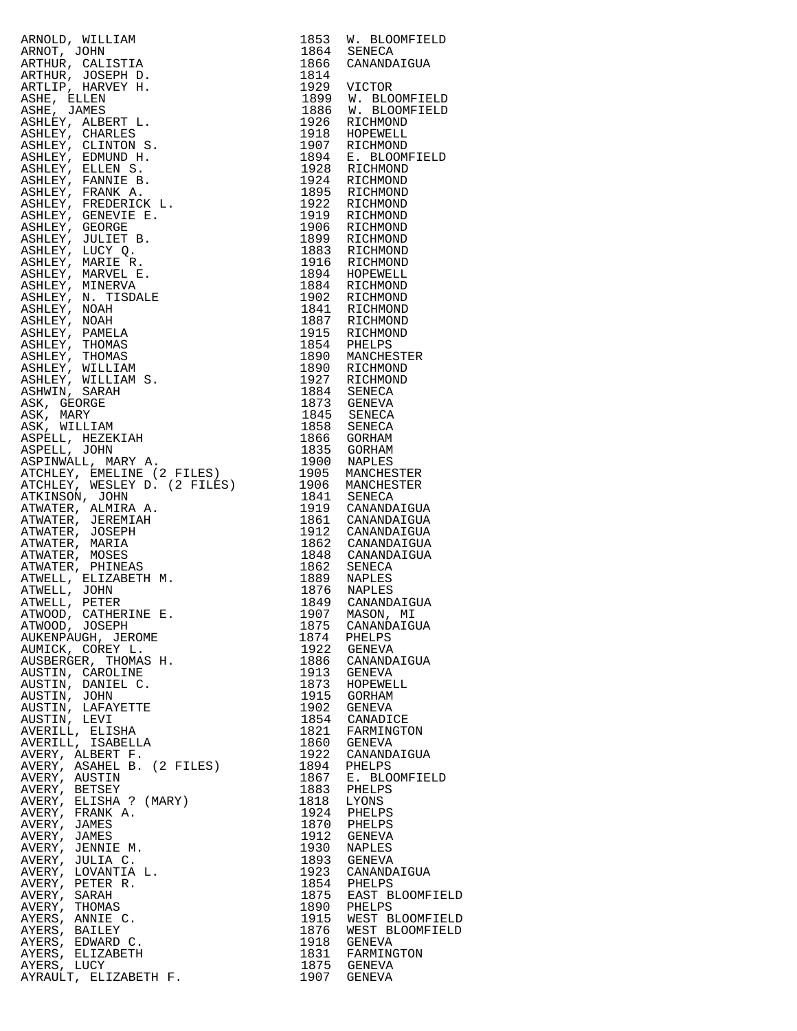| Name | Year | Location |
|---|---|---|
| ARNOLD, WILLIAM | 1853 | W. BLOOMFIELD |
| ARNOT, JOHN | 1864 | SENECA |
| ARTHUR, CALISTIA | 1866 | CANANDAIGUA |
| ARTHUR, JOSEPH D. | 1814 | |
| ARTLIP, HARVEY H. | 1929 | VICTOR |
| ASHE, ELLEN | 1899 | W. BLOOMFIELD |
| ASHE, JAMES | 1886 | W. BLOOMFIELD |
| ASHLEY, ALBERT L. | 1926 | RICHMOND |
| ASHLEY, CHARLES | 1918 | HOPEWELL |
| ASHLEY, CLINTON S. | 1907 | RICHMOND |
| ASHLEY, EDMUND H. | 1894 | E. BLOOMFIELD |
| ASHLEY, ELLEN S. | 1928 | RICHMOND |
| ASHLEY, FANNIE B. | 1924 | RICHMOND |
| ASHLEY, FRANK A. | 1895 | RICHMOND |
| ASHLEY, FREDERICK L. | 1922 | RICHMOND |
| ASHLEY, GENEVIE E. | 1919 | RICHMOND |
| ASHLEY, GEORGE | 1906 | RICHMOND |
| ASHLEY, JULIET B. | 1899 | RICHMOND |
| ASHLEY, LUCY Q. | 1883 | RICHMOND |
| ASHLEY, MARIE R. | 1916 | RICHMOND |
| ASHLEY, MARVEL E. | 1894 | HOPEWELL |
| ASHLEY, MINERVA | 1884 | RICHMOND |
| ASHLEY, N. TISDALE | 1902 | RICHMOND |
| ASHLEY, NOAH | 1841 | RICHMOND |
| ASHLEY, NOAH | 1887 | RICHMOND |
| ASHLEY, PAMELA | 1915 | RICHMOND |
| ASHLEY, THOMAS | 1854 | PHELPS |
| ASHLEY, THOMAS | 1890 | MANCHESTER |
| ASHLEY, WILLIAM | 1890 | RICHMOND |
| ASHLEY, WILLIAM S. | 1927 | RICHMOND |
| ASHWIN, SARAH | 1884 | SENECA |
| ASK, GEORGE | 1873 | GENEVA |
| ASK, MARY | 1845 | SENECA |
| ASK, WILLIAM | 1858 | SENECA |
| ASPELL, HEZEKIAH | 1866 | GORHAM |
| ASPELL, JOHN | 1835 | GORHAM |
| ASPINWALL, MARY A. | 1900 | NAPLES |
| ATCHLEY, EMELINE (2 FILES) | 1905 | MANCHESTER |
| ATCHLEY, WESLEY D. (2 FILES) | 1906 | MANCHESTER |
| ATKINSON, JOHN | 1841 | SENECA |
| ATWATER, ALMIRA A. | 1919 | CANANDAIGUA |
| ATWATER, JEREMIAH | 1861 | CANANDAIGUA |
| ATWATER, JOSEPH | 1912 | CANANDAIGUA |
| ATWATER, MARIA | 1862 | CANANDAIGUA |
| ATWATER, MOSES | 1848 | CANANDAIGUA |
| ATWATER, PHINEAS | 1862 | SENECA |
| ATWELL, ELIZABETH M. | 1889 | NAPLES |
| ATWELL, JOHN | 1876 | NAPLES |
| ATWELL, PETER | 1849 | CANANDAIGUA |
| ATWOOD, CATHERINE E. | 1907 | MASON, MI |
| ATWOOD, JOSEPH | 1875 | CANANDAIGUA |
| AUKENPAUGH, JEROME | 1874 | PHELPS |
| AUMICK, COREY L. | 1922 | GENEVA |
| AUSBERGER, THOMAS H. | 1886 | CANANDAIGUA |
| AUSTIN, CAROLINE | 1913 | GENEVA |
| AUSTIN, DANIEL C. | 1873 | HOPEWELL |
| AUSTIN, JOHN | 1915 | GORHAM |
| AUSTIN, LAFAYETTE | 1902 | GENEVA |
| AUSTIN, LEVI | 1854 | CANADICE |
| AVERILL, ELISHA | 1821 | FARMINGTON |
| AVERILL, ISABELLA | 1860 | GENEVA |
| AVERY, ALBERT F. | 1922 | CANANDAIGUA |
| AVERY, ASAHEL B. (2 FILES) | 1894 | PHELPS |
| AVERY, AUSTIN | 1867 | E. BLOOMFIELD |
| AVERY, BETSEY | 1883 | PHELPS |
| AVERY, ELISHA ? (MARY) | 1818 | LYONS |
| AVERY, FRANK A. | 1924 | PHELPS |
| AVERY, JAMES | 1870 | PHELPS |
| AVERY, JAMES | 1912 | GENEVA |
| AVERY, JENNIE M. | 1930 | NAPLES |
| AVERY, JULIA C. | 1893 | GENEVA |
| AVERY, LOVANTIA L. | 1923 | CANANDAIGUA |
| AVERY, PETER R. | 1854 | PHELPS |
| AVERY, SARAH | 1875 | EAST BLOOMFIELD |
| AVERY, THOMAS | 1890 | PHELPS |
| AYERS, ANNIE C. | 1915 | WEST BLOOMFIELD |
| AYERS, BAILEY | 1876 | WEST BLOOMFIELD |
| AYERS, EDWARD C. | 1918 | GENEVA |
| AYERS, ELIZABETH | 1831 | FARMINGTON |
| AYERS, LUCY | 1875 | GENEVA |
| AYRAULT, ELIZABETH F. | 1907 | GENEVA |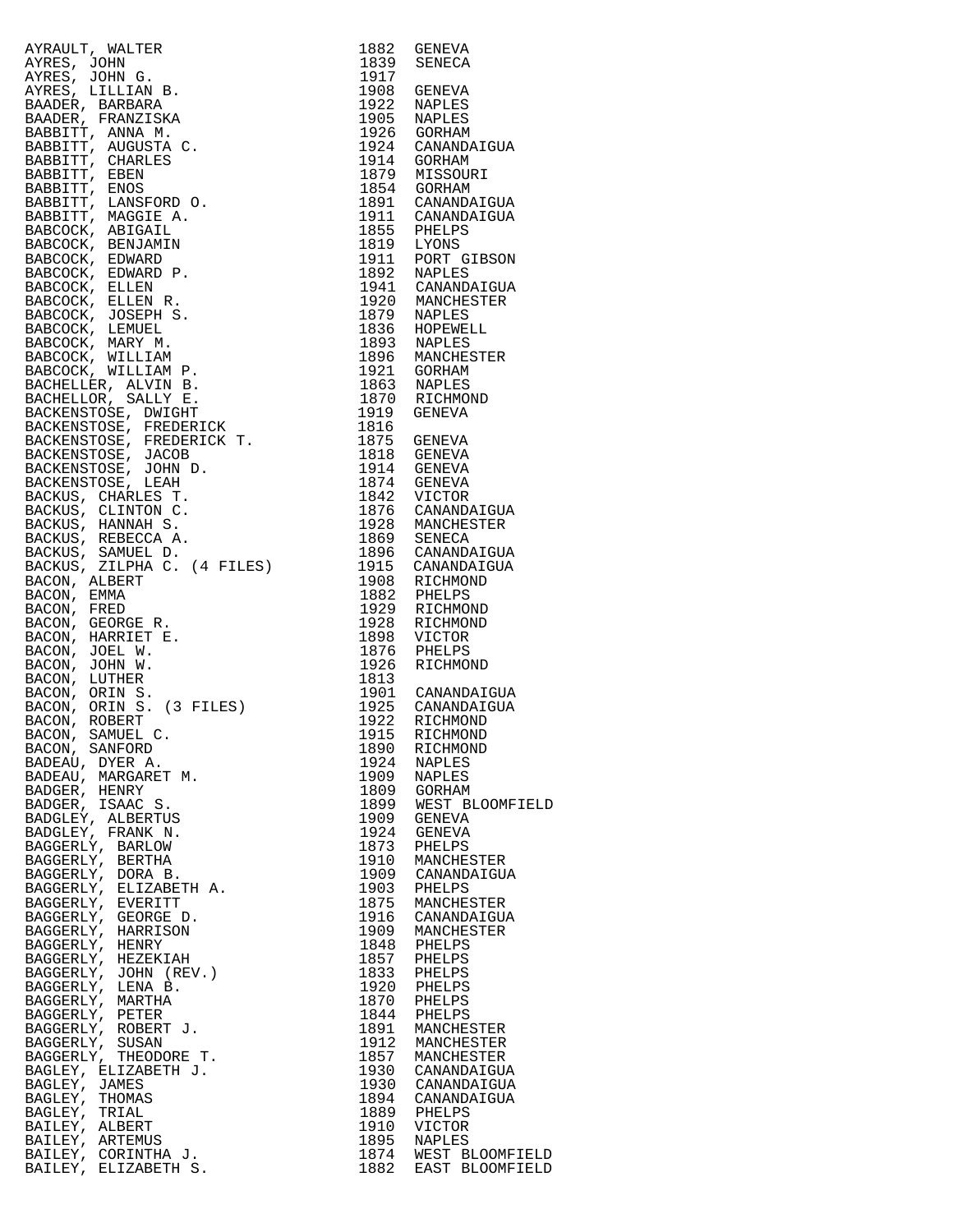| | | |
|---|---|---|
| AYRAULT, WALTER | 1882 | GENEVA |
| AYRES, JOHN | 1839 | SENECA |
| AYRES, JOHN G. | 1917 | |
| AYRES, LILLIAN B. | 1908 | GENEVA |
| BAADER, BARBARA | 1922 | NAPLES |
| BAADER, FRANZISKA | 1905 | NAPLES |
| BABBITT, ANNA M. | 1926 | GORHAM |
| BABBITT, AUGUSTA C. | 1924 | CANANDAIGUA |
| BABBITT, CHARLES | 1914 | GORHAM |
| BABBITT, EBEN | 1879 | MISSOURI |
| BABBITT, ENOS | 1854 | GORHAM |
| BABBITT, LANSFORD O. | 1891 | CANANDAIGUA |
| BABBITT, MAGGIE A. | 1911 | CANANDAIGUA |
| BABCOCK, ABIGAIL | 1855 | PHELPS |
| BABCOCK, BENJAMIN | 1819 | LYONS |
| BABCOCK, EDWARD | 1911 | PORT GIBSON |
| BABCOCK, EDWARD P. | 1892 | NAPLES |
| BABCOCK, ELLEN | 1941 | CANANDAIGUA |
| BABCOCK, ELLEN R. | 1920 | MANCHESTER |
| BABCOCK, JOSEPH S. | 1879 | NAPLES |
| BABCOCK, LEMUEL | 1836 | HOPEWELL |
| BABCOCK, MARY M. | 1893 | NAPLES |
| BABCOCK, WILLIAM | 1896 | MANCHESTER |
| BABCOCK, WILLIAM P. | 1921 | GORHAM |
| BACHELLER, ALVIN B. | 1863 | NAPLES |
| BACHELLOR, SALLY E. | 1870 | RICHMOND |
| BACKENSTOSE, DWIGHT | 1919 | GENEVA |
| BACKENSTOSE, FREDERICK | 1816 | |
| BACKENSTOSE, FREDERICK T. | 1875 | GENEVA |
| BACKENSTOSE, JACOB | 1818 | GENEVA |
| BACKENSTOSE, JOHN D. | 1914 | GENEVA |
| BACKENSTOSE, LEAH | 1874 | GENEVA |
| BACKUS, CHARLES T. | 1842 | VICTOR |
| BACKUS, CLINTON C. | 1876 | CANANDAIGUA |
| BACKUS, HANNAH S. | 1928 | MANCHESTER |
| BACKUS, REBECCA A. | 1869 | SENECA |
| BACKUS, SAMUEL D. | 1896 | CANANDAIGUA |
| BACKUS, ZILPHA C. (4 FILES) | 1915 | CANANDAIGUA |
| BACON, ALBERT | 1908 | RICHMOND |
| BACON, EMMA | 1882 | PHELPS |
| BACON, FRED | 1929 | RICHMOND |
| BACON, GEORGE R. | 1928 | RICHMOND |
| BACON, HARRIET E. | 1898 | VICTOR |
| BACON, JOEL W. | 1876 | PHELPS |
| BACON, JOHN W. | 1926 | RICHMOND |
| BACON, LUTHER | 1813 | |
| BACON, ORIN S. | 1901 | CANANDAIGUA |
| BACON, ORIN S. (3 FILES) | 1925 | CANANDAIGUA |
| BACON, ROBERT | 1922 | RICHMOND |
| BACON, SAMUEL C. | 1915 | RICHMOND |
| BACON, SANFORD | 1890 | RICHMOND |
| BADEAU, DYER A. | 1924 | NAPLES |
| BADEAU, MARGARET M. | 1909 | NAPLES |
| BADGER, HENRY | 1809 | GORHAM |
| BADGER, ISAAC S. | 1899 | WEST BLOOMFIELD |
| BADGLEY, ALBERTUS | 1909 | GENEVA |
| BADGLEY, FRANK N. | 1924 | GENEVA |
| BAGGERLY, BARLOW | 1873 | PHELPS |
| BAGGERLY, BERTHA | 1910 | MANCHESTER |
| BAGGERLY, DORA B. | 1909 | CANANDAIGUA |
| BAGGERLY, ELIZABETH A. | 1903 | PHELPS |
| BAGGERLY, EVERITT | 1875 | MANCHESTER |
| BAGGERLY, GEORGE D. | 1916 | CANANDAIGUA |
| BAGGERLY, HARRISON | 1909 | MANCHESTER |
| BAGGERLY, HENRY | 1848 | PHELPS |
| BAGGERLY, HEZEKIAH | 1857 | PHELPS |
| BAGGERLY, JOHN (REV.) | 1833 | PHELPS |
| BAGGERLY, LENA B. | 1920 | PHELPS |
| BAGGERLY, MARTHA | 1870 | PHELPS |
| BAGGERLY, PETER | 1844 | PHELPS |
| BAGGERLY, ROBERT J. | 1891 | MANCHESTER |
| BAGGERLY, SUSAN | 1912 | MANCHESTER |
| BAGGERLY, THEODORE T. | 1857 | MANCHESTER |
| BAGLEY, ELIZABETH J. | 1930 | CANANDAIGUA |
| BAGLEY, JAMES | 1930 | CANANDAIGUA |
| BAGLEY, THOMAS | 1894 | CANANDAIGUA |
| BAGLEY, TRIAL | 1889 | PHELPS |
| BAILEY, ALBERT | 1910 | VICTOR |
| BAILEY, ARTEMUS | 1895 | NAPLES |
| BAILEY, CORINTHA J. | 1874 | WEST BLOOMFIELD |
| BAILEY, ELIZABETH S. | 1882 | EAST BLOOMFIELD |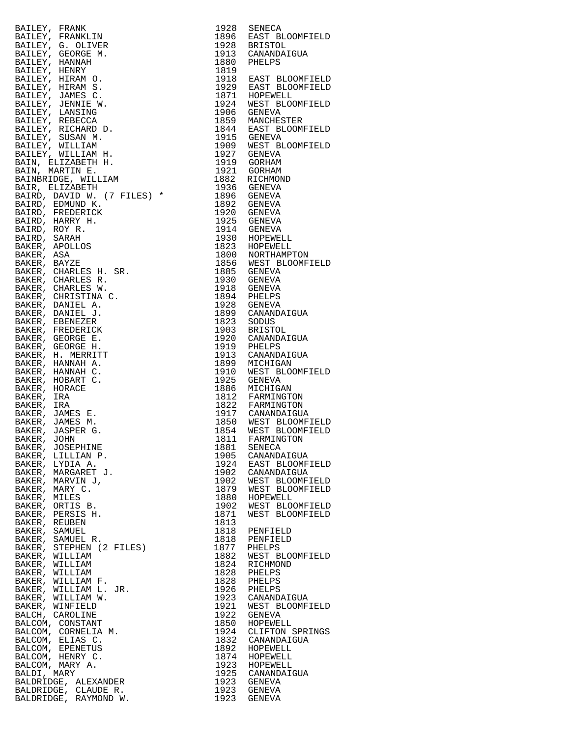| | | |
|---|---|---|
| BAILEY, FRANK | 1928 | SENECA |
| BAILEY, FRANKLIN | 1896 | EAST BLOOMFIELD |
| BAILEY, G. OLIVER | 1928 | BRISTOL |
| BAILEY, GEORGE M. | 1913 | CANANDAIGUA |
| BAILEY, HANNAH | 1880 | PHELPS |
| BAILEY, HENRY | 1819 | |
| BAILEY, HIRAM O. | 1918 | EAST BLOOMFIELD |
| BAILEY, HIRAM S. | 1929 | EAST BLOOMFIELD |
| BAILEY, JAMES C. | 1871 | HOPEWELL |
| BAILEY, JENNIE W. | 1924 | WEST BLOOMFIELD |
| BAILEY, LANSING | 1906 | GENEVA |
| BAILEY, REBECCA | 1859 | MANCHESTER |
| BAILEY, RICHARD D. | 1844 | EAST BLOOMFIELD |
| BAILEY, SUSAN M. | 1915 | GENEVA |
| BAILEY, WILLIAM | 1909 | WEST BLOOMFIELD |
| BAILEY, WILLIAM H. | 1927 | GENEVA |
| BAIN, ELIZABETH H. | 1919 | GORHAM |
| BAIN, MARTIN E. | 1921 | GORHAM |
| BAINBRIDGE, WILLIAM | 1882 | RICHMOND |
| BAIR, ELIZABETH | 1936 | GENEVA |
| BAIRD, DAVID W. (7 FILES) * | 1896 | GENEVA |
| BAIRD, EDMUND K. | 1892 | GENEVA |
| BAIRD, FREDERICK | 1920 | GENEVA |
| BAIRD, HARRY H. | 1925 | GENEVA |
| BAIRD, ROY R. | 1914 | GENEVA |
| BAIRD, SARAH | 1930 | HOPEWELL |
| BAKER, APOLLOS | 1823 | HOPEWELL |
| BAKER, ASA | 1800 | NORTHAMPTON |
| BAKER, BAYZE | 1856 | WEST BLOOMFIELD |
| BAKER, CHARLES H. SR. | 1885 | GENEVA |
| BAKER, CHARLES R. | 1930 | GENEVA |
| BAKER, CHARLES W. | 1918 | GENEVA |
| BAKER, CHRISTINA C. | 1894 | PHELPS |
| BAKER, DANIEL A. | 1928 | GENEVA |
| BAKER, DANIEL J. | 1899 | CANANDAIGUA |
| BAKER, EBENEZER | 1823 | SODUS |
| BAKER, FREDERICK | 1903 | BRISTOL |
| BAKER, GEORGE E. | 1920 | CANANDAIGUA |
| BAKER, GEORGE H. | 1919 | PHELPS |
| BAKER, H. MERRITT | 1913 | CANANDAIGUA |
| BAKER, HANNAH A. | 1899 | MICHIGAN |
| BAKER, HANNAH C. | 1910 | WEST BLOOMFIELD |
| BAKER, HOBART C. | 1925 | GENEVA |
| BAKER, HORACE | 1886 | MICHIGAN |
| BAKER, IRA | 1812 | FARMINGTON |
| BAKER, IRA | 1822 | FARMINGTON |
| BAKER, JAMES E. | 1917 | CANANDAIGUA |
| BAKER, JAMES M. | 1850 | WEST BLOOMFIELD |
| BAKER, JASPER G. | 1854 | WEST BLOOMFIELD |
| BAKER, JOHN | 1811 | FARMINGTON |
| BAKER, JOSEPHINE | 1881 | SENECA |
| BAKER, LILLIAN P. | 1905 | CANANDAIGUA |
| BAKER, LYDIA A. | 1924 | EAST BLOOMFIELD |
| BAKER, MARGARET J. | 1902 | CANANDAIGUA |
| BAKER, MARVIN J, | 1902 | WEST BLOOMFIELD |
| BAKER, MARY C. | 1879 | WEST BLOOMFIELD |
| BAKER, MILES | 1880 | HOPEWELL |
| BAKER, ORTIS B. | 1902 | WEST BLOOMFIELD |
| BAKER, PERSIS H. | 1871 | WEST BLOOMFIELD |
| BAKER, REUBEN | 1813 | |
| BAKER, SAMUEL | 1818 | PENFIELD |
| BAKER, SAMUEL R. | 1818 | PENFIELD |
| BAKER, STEPHEN (2 FILES) | 1877 | PHELPS |
| BAKER, WILLIAM | 1882 | WEST BLOOMFIELD |
| BAKER, WILLIAM | 1824 | RICHMOND |
| BAKER, WILLIAM | 1828 | PHELPS |
| BAKER, WILLIAM F. | 1828 | PHELPS |
| BAKER, WILLIAM L. JR. | 1926 | PHELPS |
| BAKER, WILLIAM W. | 1923 | CANANDAIGUA |
| BAKER, WINFIELD | 1921 | WEST BLOOMFIELD |
| BALCH, CAROLINE | 1922 | GENEVA |
| BALCOM, CONSTANT | 1850 | HOPEWELL |
| BALCOM, CORNELIA M. | 1924 | CLIFTON SPRINGS |
| BALCOM, ELIAS C. | 1832 | CANANDAIGUA |
| BALCOM, EPENETUS | 1892 | HOPEWELL |
| BALCOM, HENRY C. | 1874 | HOPEWELL |
| BALCOM, MARY A. | 1923 | HOPEWELL |
| BALDI, MARY | 1925 | CANANDAIGUA |
| BALDRIDGE, ALEXANDER | 1923 | GENEVA |
| BALDRIDGE, CLAUDE R. | 1923 | GENEVA |
| BALDRIDGE, RAYMOND W. | 1923 | GENEVA |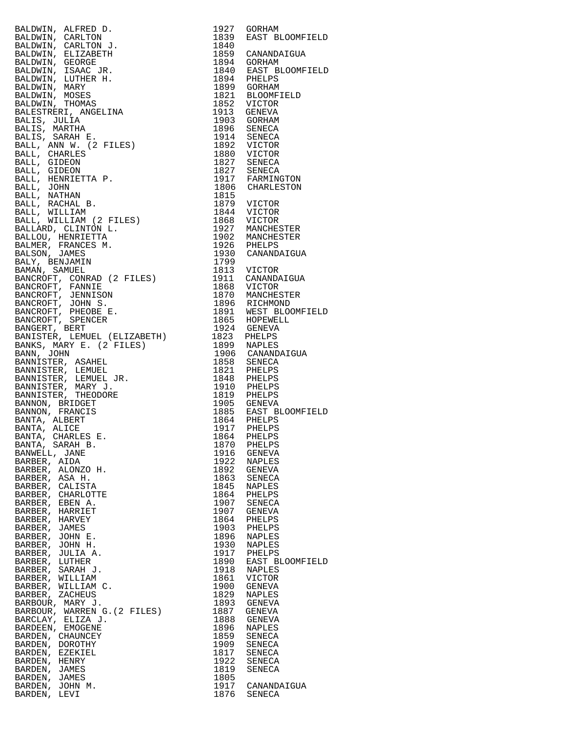| Name | Year | Place |
|---|---|---|
| BALDWIN, ALFRED D. | 1927 | GORHAM |
| BALDWIN, CARLTON | 1839 | EAST BLOOMFIELD |
| BALDWIN, CARLTON J. | 1840 | |
| BALDWIN, ELIZABETH | 1859 | CANANDAIGUA |
| BALDWIN, GEORGE | 1894 | GORHAM |
| BALDWIN, ISAAC JR. | 1840 | EAST BLOOMFIELD |
| BALDWIN, LUTHER H. | 1894 | PHELPS |
| BALDWIN, MARY | 1899 | GORHAM |
| BALDWIN, MOSES | 1821 | BLOOMFIELD |
| BALDWIN, THOMAS | 1852 | VICTOR |
| BALESTRERI, ANGELINA | 1913 | GENEVA |
| BALIS, JULIA | 1903 | GORHAM |
| BALIS, MARTHA | 1896 | SENECA |
| BALIS, SARAH E. | 1914 | SENECA |
| BALL, ANN W. (2 FILES) | 1892 | VICTOR |
| BALL, CHARLES | 1880 | VICTOR |
| BALL, GIDEON | 1827 | SENECA |
| BALL, GIDEON | 1827 | SENECA |
| BALL, HENRIETTA P. | 1917 | FARMINGTON |
| BALL, JOHN | 1806 | CHARLESTON |
| BALL, NATHAN | 1815 | |
| BALL, RACHAL B. | 1879 | VICTOR |
| BALL, WILLIAM | 1844 | VICTOR |
| BALL, WILLIAM (2 FILES) | 1868 | VICTOR |
| BALLARD, CLINTON L. | 1927 | MANCHESTER |
| BALLOU, HENRIETTA | 1902 | MANCHESTER |
| BALMER, FRANCES M. | 1926 | PHELPS |
| BALSON, JAMES | 1930 | CANANDAIGUA |
| BALY, BENJAMIN | 1799 | |
| BAMAN, SAMUEL | 1813 | VICTOR |
| BANCROFT, CONRAD (2 FILES) | 1911 | CANANDAIGUA |
| BANCROFT, FANNIE | 1868 | VICTOR |
| BANCROFT, JENNISON | 1870 | MANCHESTER |
| BANCROFT, JOHN S. | 1896 | RICHMOND |
| BANCROFT, PHEOBE E. | 1891 | WEST BLOOMFIELD |
| BANCROFT, SPENCER | 1865 | HOPEWELL |
| BANGERT, BERT | 1924 | GENEVA |
| BANISTER, LEMUEL (ELIZABETH) | 1823 | PHELPS |
| BANKS, MARY E. (2 FILES) | 1899 | NAPLES |
| BANN, JOHN | 1906 | CANANDAIGUA |
| BANNISTER, ASAHEL | 1858 | SENECA |
| BANNISTER, LEMUEL | 1821 | PHELPS |
| BANNISTER, LEMUEL JR. | 1848 | PHELPS |
| BANNISTER, MARY J. | 1910 | PHELPS |
| BANNISTER, THEODORE | 1819 | PHELPS |
| BANNON, BRIDGET | 1905 | GENEVA |
| BANNON, FRANCIS | 1885 | EAST BLOOMFIELD |
| BANTA, ALBERT | 1864 | PHELPS |
| BANTA, ALICE | 1917 | PHELPS |
| BANTA, CHARLES E. | 1864 | PHELPS |
| BANTA, SARAH B. | 1870 | PHELPS |
| BANWELL, JANE | 1916 | GENEVA |
| BARBER, AIDA | 1922 | NAPLES |
| BARBER, ALONZO H. | 1892 | GENEVA |
| BARBER, ASA H. | 1863 | SENECA |
| BARBER, CALISTA | 1845 | NAPLES |
| BARBER, CHARLOTTE | 1864 | PHELPS |
| BARBER, EBEN A. | 1907 | SENECA |
| BARBER, HARRIET | 1907 | GENEVA |
| BARBER, HARVEY | 1864 | PHELPS |
| BARBER, JAMES | 1903 | PHELPS |
| BARBER, JOHN E. | 1896 | NAPLES |
| BARBER, JOHN H. | 1930 | NAPLES |
| BARBER, JULIA A. | 1917 | PHELPS |
| BARBER, LUTHER | 1890 | EAST BLOOMFIELD |
| BARBER, SARAH J. | 1918 | NAPLES |
| BARBER, WILLIAM | 1861 | VICTOR |
| BARBER, WILLIAM C. | 1900 | GENEVA |
| BARBER, ZACHEUS | 1829 | NAPLES |
| BARBOUR, MARY J. | 1893 | GENEVA |
| BARBOUR, WARREN G.(2 FILES) | 1887 | GENEVA |
| BARCLAY, ELIZA J. | 1888 | GENEVA |
| BARDEEN, EMOGENE | 1896 | NAPLES |
| BARDEN, CHAUNCEY | 1859 | SENECA |
| BARDEN, DOROTHY | 1909 | SENECA |
| BARDEN, EZEKIEL | 1817 | SENECA |
| BARDEN, HENRY | 1922 | SENECA |
| BARDEN, JAMES | 1819 | SENECA |
| BARDEN, JAMES | 1805 | |
| BARDEN, JOHN M. | 1917 | CANANDAIGUA |
| BARDEN, LEVI | 1876 | SENECA |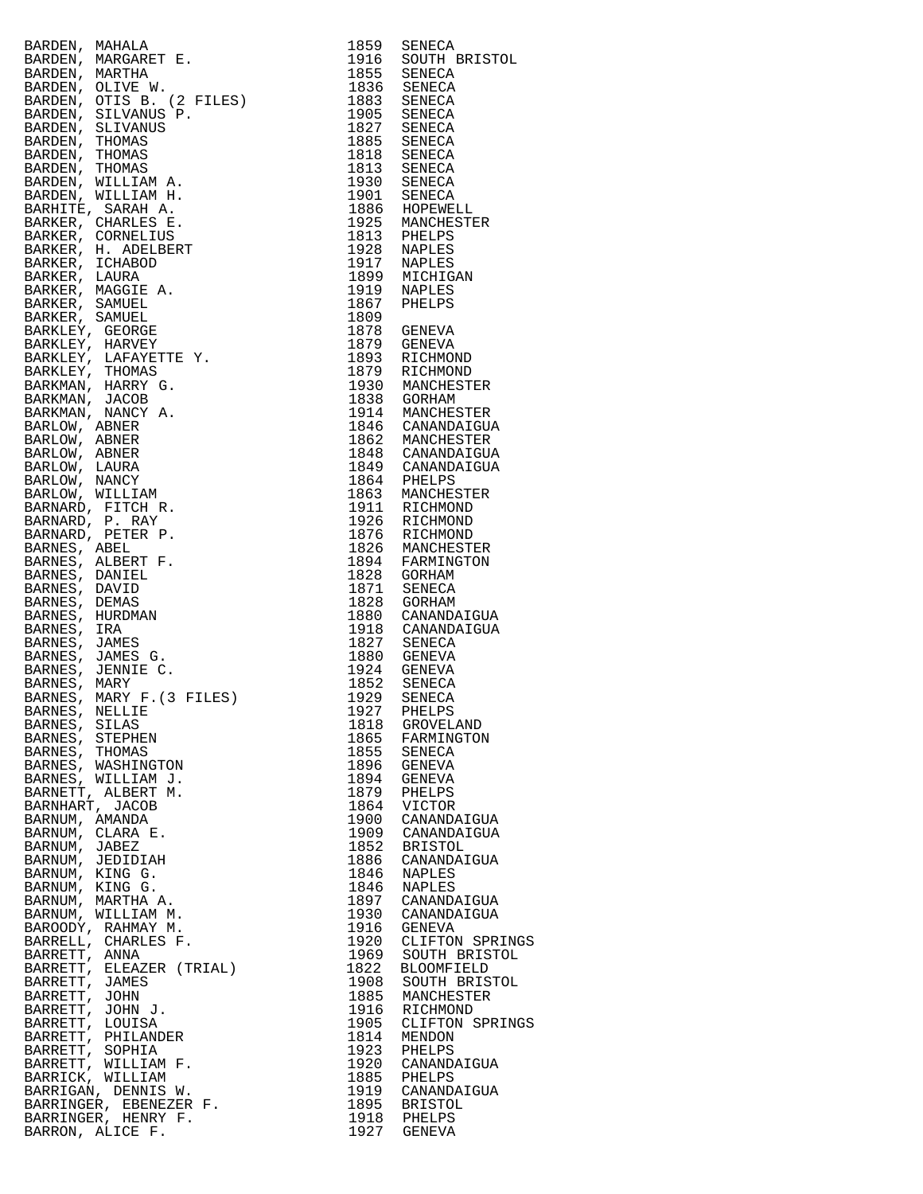| Name | Year | Place |
|---|---|---|
| BARDEN, MAHALA | 1859 | SENECA |
| BARDEN, MARGARET E. | 1916 | SOUTH BRISTOL |
| BARDEN, MARTHA | 1855 | SENECA |
| BARDEN, OLIVE W. | 1836 | SENECA |
| BARDEN, OTIS B. (2 FILES) | 1883 | SENECA |
| BARDEN, SILVANUS P. | 1905 | SENECA |
| BARDEN, SLIVANUS | 1827 | SENECA |
| BARDEN, THOMAS | 1885 | SENECA |
| BARDEN, THOMAS | 1818 | SENECA |
| BARDEN, THOMAS | 1813 | SENECA |
| BARDEN, WILLIAM A. | 1930 | SENECA |
| BARDEN, WILLIAM H. | 1901 | SENECA |
| BARHITE, SARAH A. | 1886 | HOPEWELL |
| BARKER, CHARLES E. | 1925 | MANCHESTER |
| BARKER, CORNELIUS | 1813 | PHELPS |
| BARKER, H. ADELBERT | 1928 | NAPLES |
| BARKER, ICHABOD | 1917 | NAPLES |
| BARKER, LAURA | 1899 | MICHIGAN |
| BARKER, MAGGIE A. | 1919 | NAPLES |
| BARKER, SAMUEL | 1867 | PHELPS |
| BARKER, SAMUEL | 1809 | |
| BARKLEY, GEORGE | 1878 | GENEVA |
| BARKLEY, HARVEY | 1879 | GENEVA |
| BARKLEY, LAFAYETTE Y. | 1893 | RICHMOND |
| BARKLEY, THOMAS | 1879 | RICHMOND |
| BARKMAN, HARRY G. | 1930 | MANCHESTER |
| BARKMAN, JACOB | 1838 | GORHAM |
| BARKMAN, NANCY A. | 1914 | MANCHESTER |
| BARLOW, ABNER | 1846 | CANANDAIGUA |
| BARLOW, ABNER | 1862 | MANCHESTER |
| BARLOW, ABNER | 1848 | CANANDAIGUA |
| BARLOW, LAURA | 1849 | CANANDAIGUA |
| BARLOW, NANCY | 1864 | PHELPS |
| BARLOW, WILLIAM | 1863 | MANCHESTER |
| BARNARD, FITCH R. | 1911 | RICHMOND |
| BARNARD, P. RAY | 1926 | RICHMOND |
| BARNARD, PETER P. | 1876 | RICHMOND |
| BARNES, ABEL | 1826 | MANCHESTER |
| BARNES, ALBERT F. | 1894 | FARMINGTON |
| BARNES, DANIEL | 1828 | GORHAM |
| BARNES, DAVID | 1871 | SENECA |
| BARNES, DEMAS | 1828 | GORHAM |
| BARNES, HURDMAN | 1880 | CANANDAIGUA |
| BARNES, IRA | 1918 | CANANDAIGUA |
| BARNES, JAMES | 1827 | SENECA |
| BARNES, JAMES G. | 1880 | GENEVA |
| BARNES, JENNIE C. | 1924 | GENEVA |
| BARNES, MARY | 1852 | SENECA |
| BARNES, MARY F.(3 FILES) | 1929 | SENECA |
| BARNES, NELLIE | 1927 | PHELPS |
| BARNES, SILAS | 1818 | GROVELAND |
| BARNES, STEPHEN | 1865 | FARMINGTON |
| BARNES, THOMAS | 1855 | SENECA |
| BARNES, WASHINGTON | 1896 | GENEVA |
| BARNES, WILLIAM J. | 1894 | GENEVA |
| BARNETT, ALBERT M. | 1879 | PHELPS |
| BARNHART, JACOB | 1864 | VICTOR |
| BARNUM, AMANDA | 1900 | CANANDAIGUA |
| BARNUM, CLARA E. | 1909 | CANANDAIGUA |
| BARNUM, JABEZ | 1852 | BRISTOL |
| BARNUM, JEDIDIAH | 1886 | CANANDAIGUA |
| BARNUM, KING G. | 1846 | NAPLES |
| BARNUM, KING G. | 1846 | NAPLES |
| BARNUM, MARTHA A. | 1897 | CANANDAIGUA |
| BARNUM, WILLIAM M. | 1930 | CANANDAIGUA |
| BAROODY, RAHMAY M. | 1916 | GENEVA |
| BARRELL, CHARLES F. | 1920 | CLIFTON SPRINGS |
| BARRETT, ANNA | 1969 | SOUTH BRISTOL |
| BARRETT, ELEAZER (TRIAL) | 1822 | BLOOMFIELD |
| BARRETT, JAMES | 1908 | SOUTH BRISTOL |
| BARRETT, JOHN | 1885 | MANCHESTER |
| BARRETT, JOHN J. | 1916 | RICHMOND |
| BARRETT, LOUISA | 1905 | CLIFTON SPRINGS |
| BARRETT, PHILANDER | 1814 | MENDON |
| BARRETT, SOPHIA | 1923 | PHELPS |
| BARRETT, WILLIAM F. | 1920 | CANANDAIGUA |
| BARRICK, WILLIAM | 1885 | PHELPS |
| BARRIGAN, DENNIS W. | 1919 | CANANDAIGUA |
| BARRINGER, EBENEZER F. | 1895 | BRISTOL |
| BARRINGER, HENRY F. | 1918 | PHELPS |
| BARRON, ALICE F. | 1927 | GENEVA |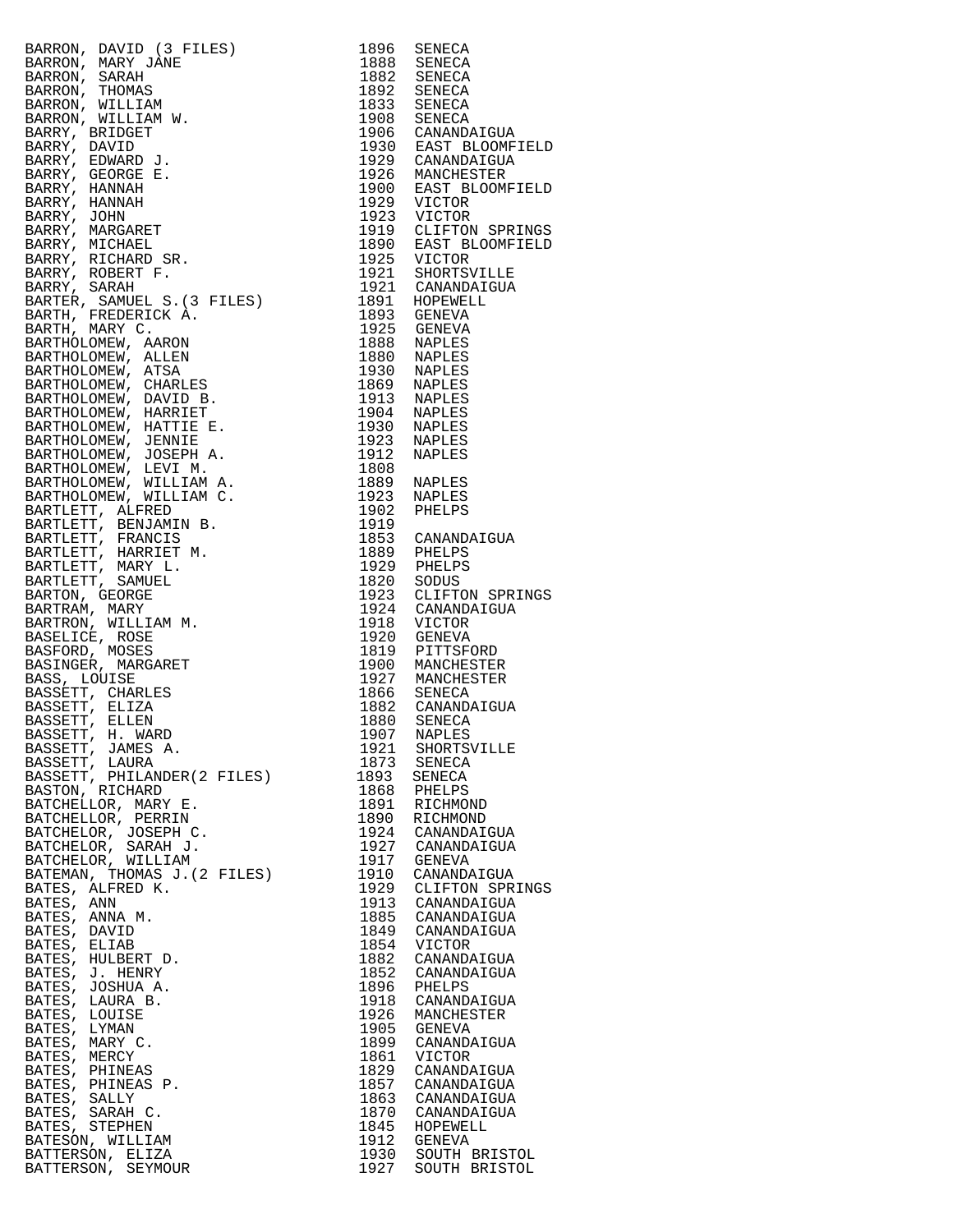| Name | Year | Location |
|---|---|---|
| BARRON, DAVID (3 FILES) | 1896 | SENECA |
| BARRON, MARY JANE | 1888 | SENECA |
| BARRON, SARAH | 1882 | SENECA |
| BARRON, THOMAS | 1892 | SENECA |
| BARRON, WILLIAM | 1833 | SENECA |
| BARRON, WILLIAM W. | 1908 | SENECA |
| BARRY, BRIDGET | 1906 | CANANDAIGUA |
| BARRY, DAVID | 1930 | EAST BLOOMFIELD |
| BARRY, EDWARD J. | 1929 | CANANDAIGUA |
| BARRY, GEORGE E. | 1926 | MANCHESTER |
| BARRY, HANNAH | 1900 | EAST BLOOMFIELD |
| BARRY, HANNAH | 1929 | VICTOR |
| BARRY, JOHN | 1923 | VICTOR |
| BARRY, MARGARET | 1919 | CLIFTON SPRINGS |
| BARRY, MICHAEL | 1890 | EAST BLOOMFIELD |
| BARRY, RICHARD SR. | 1925 | VICTOR |
| BARRY, ROBERT F. | 1921 | SHORTSVILLE |
| BARRY, SARAH | 1921 | CANANDAIGUA |
| BARTER, SAMUEL S.(3 FILES) | 1891 | HOPEWELL |
| BARTH, FREDERICK A. | 1893 | GENEVA |
| BARTH, MARY C. | 1925 | GENEVA |
| BARTHOLOMEW, AARON | 1888 | NAPLES |
| BARTHOLOMEW, ALLEN | 1880 | NAPLES |
| BARTHOLOMEW, ATSA | 1930 | NAPLES |
| BARTHOLOMEW, CHARLES | 1869 | NAPLES |
| BARTHOLOMEW, DAVID B. | 1913 | NAPLES |
| BARTHOLOMEW, HARRIET | 1904 | NAPLES |
| BARTHOLOMEW, HATTIE E. | 1930 | NAPLES |
| BARTHOLOMEW, JENNIE | 1923 | NAPLES |
| BARTHOLOMEW, JOSEPH A. | 1912 | NAPLES |
| BARTHOLOMEW, LEVI M. | 1808 | |
| BARTHOLOMEW, WILLIAM A. | 1889 | NAPLES |
| BARTHOLOMEW, WILLIAM C. | 1923 | NAPLES |
| BARTLETT, ALFRED | 1902 | PHELPS |
| BARTLETT, BENJAMIN B. | 1919 | |
| BARTLETT, FRANCIS | 1853 | CANANDAIGUA |
| BARTLETT, HARRIET M. | 1889 | PHELPS |
| BARTLETT, MARY L. | 1929 | PHELPS |
| BARTLETT, SAMUEL | 1820 | SODUS |
| BARTON, GEORGE | 1923 | CLIFTON SPRINGS |
| BARTRAM, MARY | 1924 | CANANDAIGUA |
| BARTRON, WILLIAM M. | 1918 | VICTOR |
| BASELICE, ROSE | 1920 | GENEVA |
| BASFORD, MOSES | 1819 | PITTSFORD |
| BASINGER, MARGARET | 1900 | MANCHESTER |
| BASS, LOUISE | 1927 | MANCHESTER |
| BASSETT, CHARLES | 1866 | SENECA |
| BASSETT, ELIZA | 1882 | CANANDAIGUA |
| BASSETT, ELLEN | 1880 | SENECA |
| BASSETT, H. WARD | 1907 | NAPLES |
| BASSETT, JAMES A. | 1921 | SHORTSVILLE |
| BASSETT, LAURA | 1873 | SENECA |
| BASSETT, PHILANDER(2 FILES) | 1893 | SENECA |
| BASTON, RICHARD | 1868 | PHELPS |
| BATCHELLOR, MARY E. | 1891 | RICHMOND |
| BATCHELLOR, PERRIN | 1890 | RICHMOND |
| BATCHELOR, JOSEPH C. | 1924 | CANANDAIGUA |
| BATCHELOR, SARAH J. | 1927 | CANANDAIGUA |
| BATCHELOR, WILLIAM | 1917 | GENEVA |
| BATEMAN, THOMAS J.(2 FILES) | 1910 | CANANDAIGUA |
| BATES, ALFRED K. | 1929 | CLIFTON SPRINGS |
| BATES, ANN | 1913 | CANANDAIGUA |
| BATES, ANNA M. | 1885 | CANANDAIGUA |
| BATES, DAVID | 1849 | CANANDAIGUA |
| BATES, ELIAB | 1854 | VICTOR |
| BATES, HULBERT D. | 1882 | CANANDAIGUA |
| BATES, J. HENRY | 1852 | CANANDAIGUA |
| BATES, JOSHUA A. | 1896 | PHELPS |
| BATES, LAURA B. | 1918 | CANANDAIGUA |
| BATES, LOUISE | 1926 | MANCHESTER |
| BATES, LYMAN | 1905 | GENEVA |
| BATES, MARY C. | 1899 | CANANDAIGUA |
| BATES, MERCY | 1861 | VICTOR |
| BATES, PHINEAS | 1829 | CANANDAIGUA |
| BATES, PHINEAS P. | 1857 | CANANDAIGUA |
| BATES, SALLY | 1863 | CANANDAIGUA |
| BATES, SARAH C. | 1870 | CANANDAIGUA |
| BATES, STEPHEN | 1845 | HOPEWELL |
| BATESON, WILLIAM | 1912 | GENEVA |
| BATTERSON, ELIZA | 1930 | SOUTH BRISTOL |
| BATTERSON, SEYMOUR | 1927 | SOUTH BRISTOL |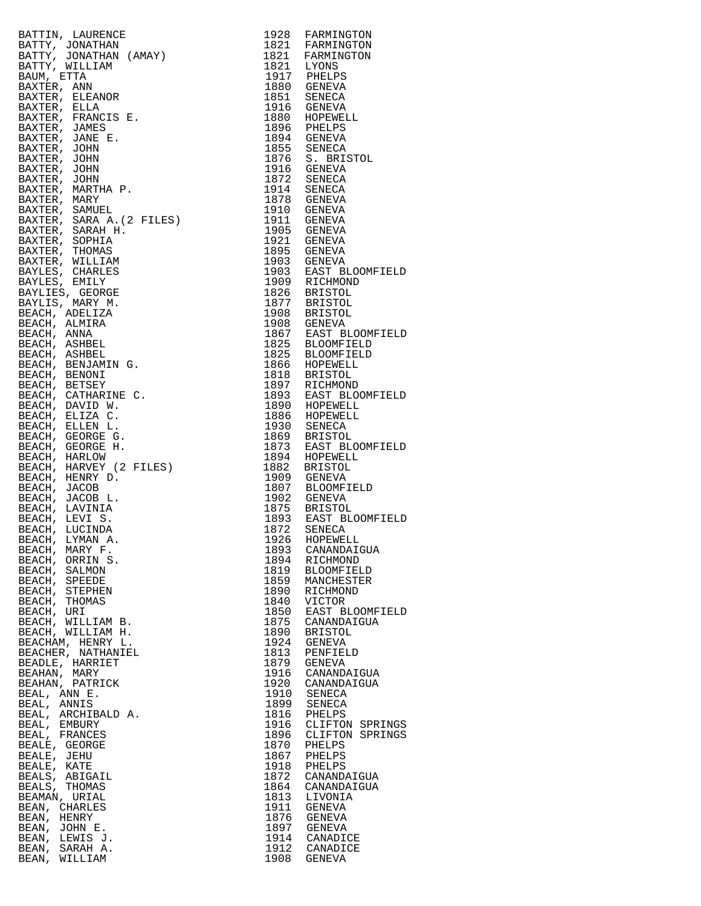| | | |
|---|---|---|
| BATTIN, LAURENCE | 1928 | FARMINGTON |
| BATTY, JONATHAN | 1821 | FARMINGTON |
| BATTY, JONATHAN (AMAY) | 1821 | FARMINGTON |
| BATTY, WILLIAM | 1821 | LYONS |
| BAUM, ETTA | 1917 | PHELPS |
| BAXTER, ANN | 1880 | GENEVA |
| BAXTER, ELEANOR | 1851 | SENECA |
| BAXTER, ELLA | 1916 | GENEVA |
| BAXTER, FRANCIS E. | 1880 | HOPEWELL |
| BAXTER, JAMES | 1896 | PHELPS |
| BAXTER, JANE E. | 1894 | GENEVA |
| BAXTER, JOHN | 1855 | SENECA |
| BAXTER, JOHN | 1876 | S. BRISTOL |
| BAXTER, JOHN | 1916 | GENEVA |
| BAXTER, JOHN | 1872 | SENECA |
| BAXTER, MARTHA P. | 1914 | SENECA |
| BAXTER, MARY | 1878 | GENEVA |
| BAXTER, SAMUEL | 1910 | GENEVA |
| BAXTER, SARA A.(2 FILES) | 1911 | GENEVA |
| BAXTER, SARAH H. | 1905 | GENEVA |
| BAXTER, SOPHIA | 1921 | GENEVA |
| BAXTER, THOMAS | 1895 | GENEVA |
| BAXTER, WILLIAM | 1903 | GENEVA |
| BAYLES, CHARLES | 1903 | EAST BLOOMFIELD |
| BAYLES, EMILY | 1909 | RICHMOND |
| BAYLIES, GEORGE | 1826 | BRISTOL |
| BAYLIS, MARY M. | 1877 | BRISTOL |
| BEACH, ADELIZA | 1908 | BRISTOL |
| BEACH, ALMIRA | 1908 | GENEVA |
| BEACH, ANNA | 1867 | EAST BLOOMFIELD |
| BEACH, ASHBEL | 1825 | BLOOMFIELD |
| BEACH, ASHBEL | 1825 | BLOOMFIELD |
| BEACH, BENJAMIN G. | 1866 | HOPEWELL |
| BEACH, BENONI | 1818 | BRISTOL |
| BEACH, BETSEY | 1897 | RICHMOND |
| BEACH, CATHARINE C. | 1893 | EAST BLOOMFIELD |
| BEACH, DAVID W. | 1890 | HOPEWELL |
| BEACH, ELIZA C. | 1886 | HOPEWELL |
| BEACH, ELLEN L. | 1930 | SENECA |
| BEACH, GEORGE G. | 1869 | BRISTOL |
| BEACH, GEORGE H. | 1873 | EAST BLOOMFIELD |
| BEACH, HARLOW | 1894 | HOPEWELL |
| BEACH, HARVEY (2 FILES) | 1882 | BRISTOL |
| BEACH, HENRY D. | 1909 | GENEVA |
| BEACH, JACOB | 1807 | BLOOMFIELD |
| BEACH, JACOB L. | 1902 | GENEVA |
| BEACH, LAVINIA | 1875 | BRISTOL |
| BEACH, LEVI S. | 1893 | EAST BLOOMFIELD |
| BEACH, LUCINDA | 1872 | SENECA |
| BEACH, LYMAN A. | 1926 | HOPEWELL |
| BEACH, MARY F. | 1893 | CANANDAIGUA |
| BEACH, ORRIN S. | 1894 | RICHMOND |
| BEACH, SALMON | 1819 | BLOOMFIELD |
| BEACH, SPEEDE | 1859 | MANCHESTER |
| BEACH, STEPHEN | 1890 | RICHMOND |
| BEACH, THOMAS | 1840 | VICTOR |
| BEACH, URI | 1850 | EAST BLOOMFIELD |
| BEACH, WILLIAM B. | 1875 | CANANDAIGUA |
| BEACH, WILLIAM H. | 1890 | BRISTOL |
| BEACHAM, HENRY L. | 1924 | GENEVA |
| BEACHER, NATHANIEL | 1813 | PENFIELD |
| BEADLE, HARRIET | 1879 | GENEVA |
| BEAHAN, MARY | 1916 | CANANDAIGUA |
| BEAHAN, PATRICK | 1920 | CANANDAIGUA |
| BEAL, ANN E. | 1910 | SENECA |
| BEAL, ANNIS | 1899 | SENECA |
| BEAL, ARCHIBALD A. | 1816 | PHELPS |
| BEAL, EMBURY | 1916 | CLIFTON SPRINGS |
| BEAL, FRANCES | 1896 | CLIFTON SPRINGS |
| BEALE, GEORGE | 1870 | PHELPS |
| BEALE, JEHU | 1867 | PHELPS |
| BEALE, KATE | 1918 | PHELPS |
| BEALS, ABIGAIL | 1872 | CANANDAIGUA |
| BEALS, THOMAS | 1864 | CANANDAIGUA |
| BEAMAN, URIAL | 1813 | LIVONIA |
| BEAN, CHARLES | 1911 | GENEVA |
| BEAN, HENRY | 1876 | GENEVA |
| BEAN, JOHN E. | 1897 | GENEVA |
| BEAN, LEWIS J. | 1914 | CANADICE |
| BEAN, SARAH A. | 1912 | CANADICE |
| BEAN, WILLIAM | 1908 | GENEVA |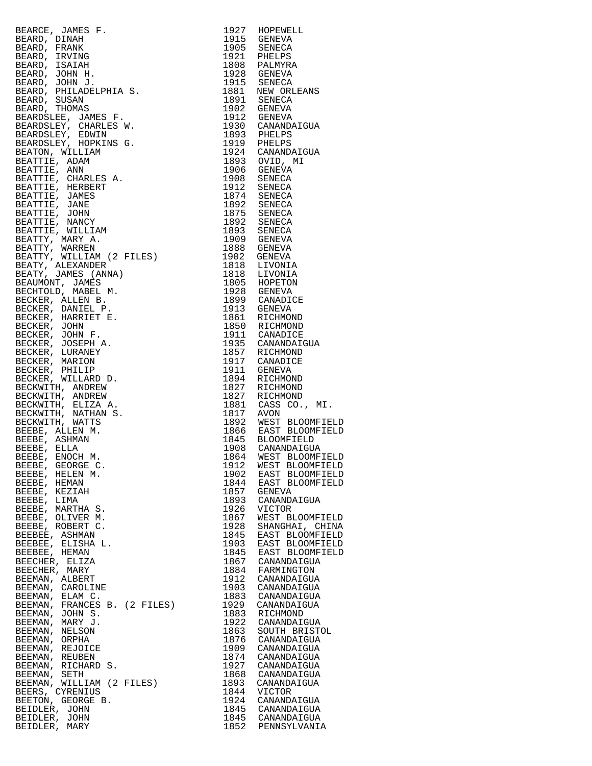| | | |
|---|---|---|
| BEARCE, JAMES F. | 1927 | HOPEWELL |
| BEARD, DINAH | 1915 | GENEVA |
| BEARD, FRANK | 1905 | SENECA |
| BEARD, IRVING | 1921 | PHELPS |
| BEARD, ISAIAH | 1808 | PALMYRA |
| BEARD, JOHN H. | 1928 | GENEVA |
| BEARD, JOHN J. | 1915 | SENECA |
| BEARD, PHILADELPHIA S. | 1881 | NEW ORLEANS |
| BEARD, SUSAN | 1891 | SENECA |
| BEARD, THOMAS | 1902 | GENEVA |
| BEARDSLEE, JAMES F. | 1912 | GENEVA |
| BEARDSLEY, CHARLES W. | 1930 | CANANDAIGUA |
| BEARDSLEY, EDWIN | 1893 | PHELPS |
| BEARDSLEY, HOPKINS G. | 1919 | PHELPS |
| BEATON, WILLIAM | 1924 | CANANDAIGUA |
| BEATTIE, ADAM | 1893 | OVID, MI |
| BEATTIE, ANN | 1906 | GENEVA |
| BEATTIE, CHARLES A. | 1908 | SENECA |
| BEATTIE, HERBERT | 1912 | SENECA |
| BEATTIE, JAMES | 1874 | SENECA |
| BEATTIE, JANE | 1892 | SENECA |
| BEATTIE, JOHN | 1875 | SENECA |
| BEATTIE, NANCY | 1892 | SENECA |
| BEATTIE, WILLIAM | 1893 | SENECA |
| BEATTY, MARY A. | 1909 | GENEVA |
| BEATTY, WARREN | 1888 | GENEVA |
| BEATTY, WILLIAM (2 FILES) | 1902 | GENEVA |
| BEATY, ALEXANDER | 1818 | LIVONIA |
| BEATY, JAMES (ANNA) | 1818 | LIVONIA |
| BEAUMONT, JAMES | 1805 | HOPETON |
| BECHTOLD, MABEL M. | 1928 | GENEVA |
| BECKER, ALLEN B. | 1899 | CANADICE |
| BECKER, DANIEL P. | 1913 | GENEVA |
| BECKER, HARRIET E. | 1861 | RICHMOND |
| BECKER, JOHN | 1850 | RICHMOND |
| BECKER, JOHN F. | 1911 | CANADICE |
| BECKER, JOSEPH A. | 1935 | CANANDAIGUA |
| BECKER, LURANEY | 1857 | RICHMOND |
| BECKER, MARION | 1917 | CANADICE |
| BECKER, PHILIP | 1911 | GENEVA |
| BECKER, WILLARD D. | 1894 | RICHMOND |
| BECKWITH, ANDREW | 1827 | RICHMOND |
| BECKWITH, ANDREW | 1827 | RICHMOND |
| BECKWITH, ELIZA A. | 1881 | CASS CO., MI. |
| BECKWITH, NATHAN S. | 1817 | AVON |
| BECKWITH, WATTS | 1892 | WEST BLOOMFIELD |
| BEEBE, ALLEN M. | 1866 | EAST BLOOMFIELD |
| BEEBE, ASHMAN | 1845 | BLOOMFIELD |
| BEEBE, ELLA | 1908 | CANANDAIGUA |
| BEEBE, ENOCH M. | 1864 | WEST BLOOMFIELD |
| BEEBE, GEORGE C. | 1912 | WEST BLOOMFIELD |
| BEEBE, HELEN M. | 1902 | EAST BLOOMFIELD |
| BEEBE, HEMAN | 1844 | EAST BLOOMFIELD |
| BEEBE, KEZIAH | 1857 | GENEVA |
| BEEBE, LIMA | 1893 | CANANDAIGUA |
| BEEBE, MARTHA S. | 1926 | VICTOR |
| BEEBE, OLIVER M. | 1867 | WEST BLOOMFIELD |
| BEEBE, ROBERT C. | 1928 | SHANGHAI, CHINA |
| BEEBEE, ASHMAN | 1845 | EAST BLOOMFIELD |
| BEEBEE, ELISHA L. | 1903 | EAST BLOOMFIELD |
| BEEBEE, HEMAN | 1845 | EAST BLOOMFIELD |
| BEECHER, ELIZA | 1867 | CANANDAIGUA |
| BEECHER, MARY | 1884 | FARMINGTON |
| BEEMAN, ALBERT | 1912 | CANANDAIGUA |
| BEEMAN, CAROLINE | 1903 | CANANDAIGUA |
| BEEMAN, ELAM C. | 1883 | CANANDAIGUA |
| BEEMAN, FRANCES B. (2 FILES) | 1929 | CANANDAIGUA |
| BEEMAN, JOHN S. | 1883 | RICHMOND |
| BEEMAN, MARY J. | 1922 | CANANDAIGUA |
| BEEMAN, NELSON | 1863 | SOUTH BRISTOL |
| BEEMAN, ORPHA | 1876 | CANANDAIGUA |
| BEEMAN, REJOICE | 1909 | CANANDAIGUA |
| BEEMAN, REUBEN | 1874 | CANANDAIGUA |
| BEEMAN, RICHARD S. | 1927 | CANANDAIGUA |
| BEEMAN, SETH | 1868 | CANANDAIGUA |
| BEEMAN, WILLIAM (2 FILES) | 1893 | CANANDAIGUA |
| BEERS, CYRENIUS | 1844 | VICTOR |
| BEETON, GEORGE B. | 1924 | CANANDAIGUA |
| BEIDLER, JOHN | 1845 | CANANDAIGUA |
| BEIDLER, JOHN | 1845 | CANANDAIGUA |
| BEIDLER, MARY | 1852 | PENNSYLVANIA |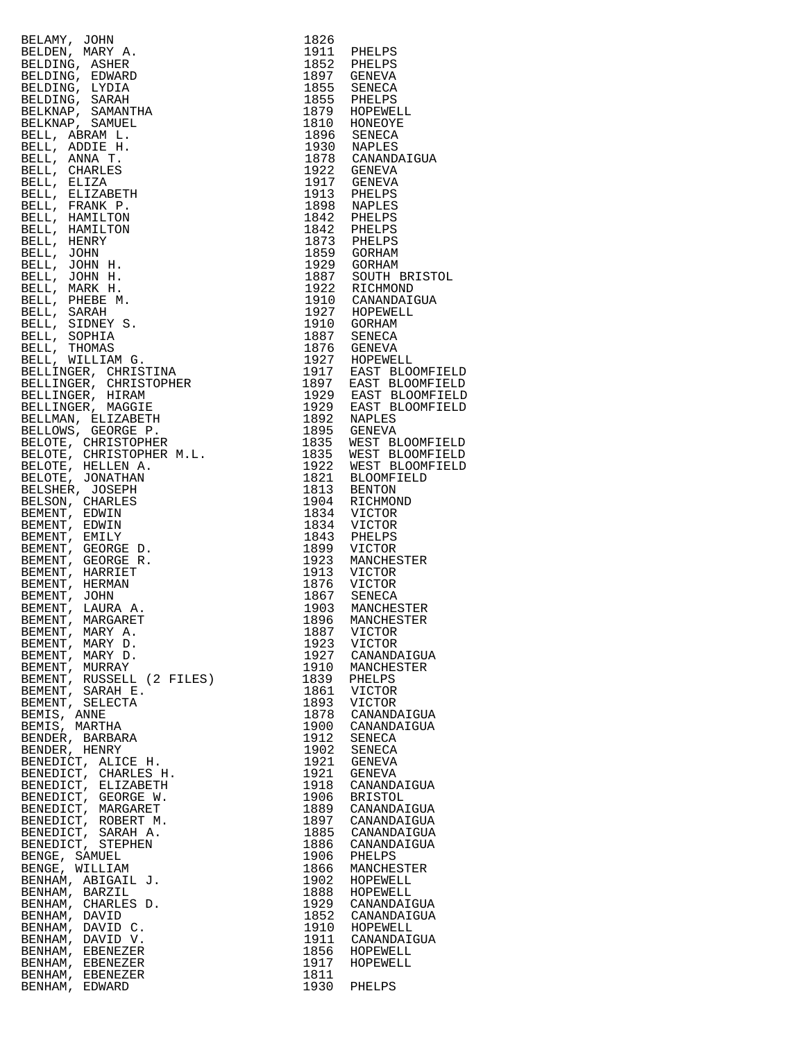| Name | Year | Place |
|---|---|---|
| BELAMY, JOHN | 1826 | |
| BELDEN, MARY A. | 1911 | PHELPS |
| BELDING, ASHER | 1852 | PHELPS |
| BELDING, EDWARD | 1897 | GENEVA |
| BELDING, LYDIA | 1855 | SENECA |
| BELDING, SARAH | 1855 | PHELPS |
| BELKNAP, SAMANTHA | 1879 | HOPEWELL |
| BELKNAP, SAMUEL | 1810 | HONEOYE |
| BELL, ABRAM L. | 1896 | SENECA |
| BELL, ADDIE H. | 1930 | NAPLES |
| BELL, ANNA T. | 1878 | CANANDAIGUA |
| BELL, CHARLES | 1922 | GENEVA |
| BELL, ELIZA | 1917 | GENEVA |
| BELL, ELIZABETH | 1913 | PHELPS |
| BELL, FRANK P. | 1898 | NAPLES |
| BELL, HAMILTON | 1842 | PHELPS |
| BELL, HAMILTON | 1842 | PHELPS |
| BELL, HENRY | 1873 | PHELPS |
| BELL, JOHN | 1859 | GORHAM |
| BELL, JOHN H. | 1929 | GORHAM |
| BELL, JOHN H. | 1887 | SOUTH BRISTOL |
| BELL, MARK H. | 1922 | RICHMOND |
| BELL, PHEBE M. | 1910 | CANANDAIGUA |
| BELL, SARAH | 1927 | HOPEWELL |
| BELL, SIDNEY S. | 1910 | GORHAM |
| BELL, SOPHIA | 1887 | SENECA |
| BELL, THOMAS | 1876 | GENEVA |
| BELL, WILLIAM G. | 1927 | HOPEWELL |
| BELLINGER, CHRISTINA | 1917 | EAST BLOOMFIELD |
| BELLINGER, CHRISTOPHER | 1897 | EAST BLOOMFIELD |
| BELLINGER, HIRAM | 1929 | EAST BLOOMFIELD |
| BELLINGER, MAGGIE | 1929 | EAST BLOOMFIELD |
| BELLMAN, ELIZABETH | 1892 | NAPLES |
| BELLOWS, GEORGE P. | 1895 | GENEVA |
| BELOTE, CHRISTOPHER | 1835 | WEST BLOOMFIELD |
| BELOTE, CHRISTOPHER M.L. | 1835 | WEST BLOOMFIELD |
| BELOTE, HELLEN A. | 1922 | WEST BLOOMFIELD |
| BELOTE, JONATHAN | 1821 | BLOOMFIELD |
| BELSHER, JOSEPH | 1813 | BENTON |
| BELSON, CHARLES | 1904 | RICHMOND |
| BEMENT, EDWIN | 1834 | VICTOR |
| BEMENT, EDWIN | 1834 | VICTOR |
| BEMENT, EMILY | 1843 | PHELPS |
| BEMENT, GEORGE D. | 1899 | VICTOR |
| BEMENT, GEORGE R. | 1923 | MANCHESTER |
| BEMENT, HARRIET | 1913 | VICTOR |
| BEMENT, HERMAN | 1876 | VICTOR |
| BEMENT, JOHN | 1867 | SENECA |
| BEMENT, LAURA A. | 1903 | MANCHESTER |
| BEMENT, MARGARET | 1896 | MANCHESTER |
| BEMENT, MARY A. | 1887 | VICTOR |
| BEMENT, MARY D. | 1923 | VICTOR |
| BEMENT, MARY D. | 1927 | CANANDAIGUA |
| BEMENT, MURRAY | 1910 | MANCHESTER |
| BEMENT, RUSSELL (2 FILES) | 1839 | PHELPS |
| BEMENT, SARAH E. | 1861 | VICTOR |
| BEMENT, SELECTA | 1893 | VICTOR |
| BEMIS, ANNE | 1878 | CANANDAIGUA |
| BEMIS, MARTHA | 1900 | CANANDAIGUA |
| BENDER, BARBARA | 1912 | SENECA |
| BENDER, HENRY | 1902 | SENECA |
| BENEDICT, ALICE H. | 1921 | GENEVA |
| BENEDICT, CHARLES H. | 1921 | GENEVA |
| BENEDICT, ELIZABETH | 1918 | CANANDAIGUA |
| BENEDICT, GEORGE W. | 1906 | BRISTOL |
| BENEDICT, MARGARET | 1889 | CANANDAIGUA |
| BENEDICT, ROBERT M. | 1897 | CANANDAIGUA |
| BENEDICT, SARAH A. | 1885 | CANANDAIGUA |
| BENEDICT, STEPHEN | 1886 | CANANDAIGUA |
| BENGE, SAMUEL | 1906 | PHELPS |
| BENGE, WILLIAM | 1866 | MANCHESTER |
| BENHAM, ABIGAIL J. | 1902 | HOPEWELL |
| BENHAM, BARZIL | 1888 | HOPEWELL |
| BENHAM, CHARLES D. | 1929 | CANANDAIGUA |
| BENHAM, DAVID | 1852 | CANANDAIGUA |
| BENHAM, DAVID C. | 1910 | HOPEWELL |
| BENHAM, DAVID V. | 1911 | CANANDAIGUA |
| BENHAM, EBENEZER | 1856 | HOPEWELL |
| BENHAM, EBENEZER | 1917 | HOPEWELL |
| BENHAM, EBENEZER | 1811 | |
| BENHAM, EDWARD | 1930 | PHELPS |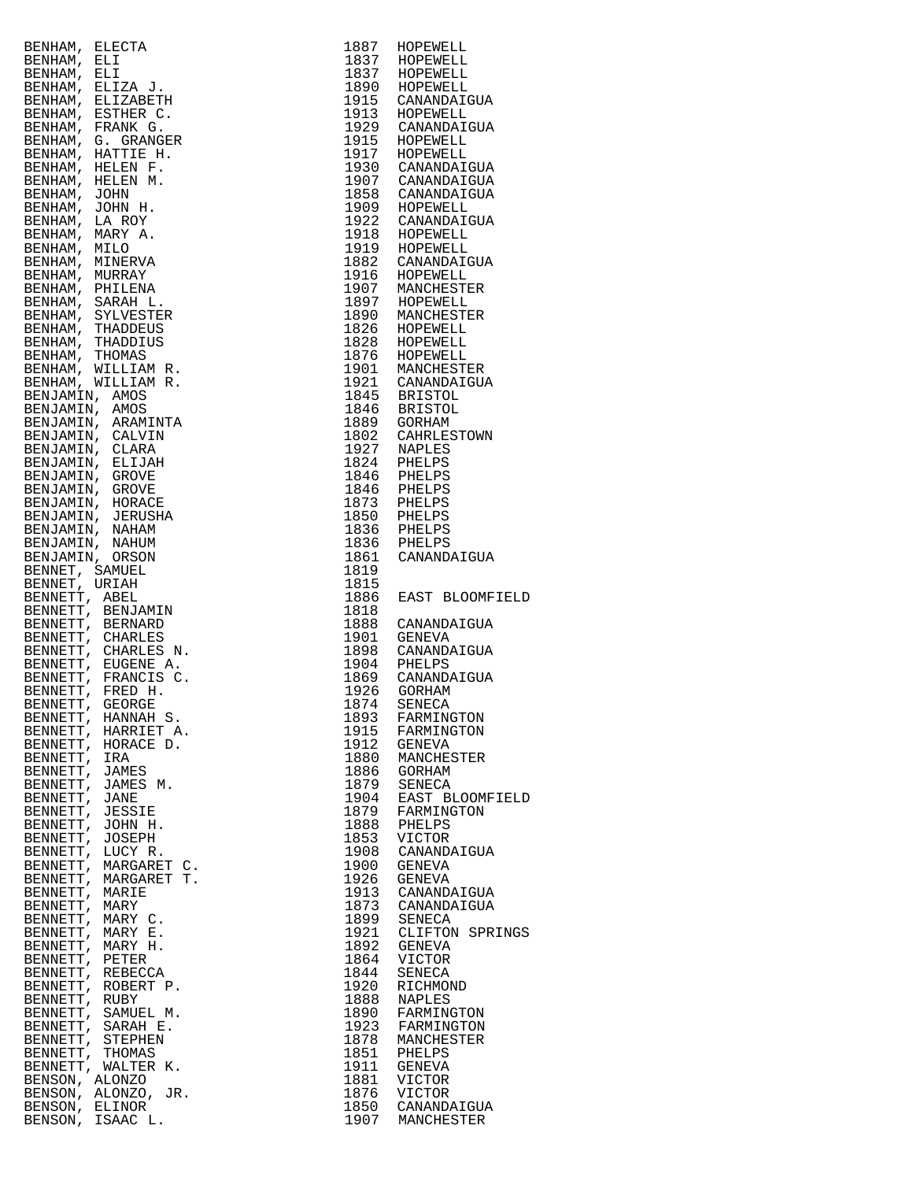| Name | Year | Town |
|---|---|---|
| BENHAM, ELECTA | 1887 | HOPEWELL |
| BENHAM, ELI | 1837 | HOPEWELL |
| BENHAM, ELI | 1837 | HOPEWELL |
| BENHAM, ELIZA J. | 1890 | HOPEWELL |
| BENHAM, ELIZABETH | 1915 | CANANDAIGUA |
| BENHAM, ESTHER C. | 1913 | HOPEWELL |
| BENHAM, FRANK G. | 1929 | CANANDAIGUA |
| BENHAM, G. GRANGER | 1915 | HOPEWELL |
| BENHAM, HATTIE H. | 1917 | HOPEWELL |
| BENHAM, HELEN F. | 1930 | CANANDAIGUA |
| BENHAM, HELEN M. | 1907 | CANANDAIGUA |
| BENHAM, JOHN | 1858 | CANANDAIGUA |
| BENHAM, JOHN H. | 1909 | HOPEWELL |
| BENHAM, LA ROY | 1922 | CANANDAIGUA |
| BENHAM, MARY A. | 1918 | HOPEWELL |
| BENHAM, MILO | 1919 | HOPEWELL |
| BENHAM, MINERVA | 1882 | CANANDAIGUA |
| BENHAM, MURRAY | 1916 | HOPEWELL |
| BENHAM, PHILENA | 1907 | MANCHESTER |
| BENHAM, SARAH L. | 1897 | HOPEWELL |
| BENHAM, SYLVESTER | 1890 | MANCHESTER |
| BENHAM, THADDEUS | 1826 | HOPEWELL |
| BENHAM, THADDIUS | 1828 | HOPEWELL |
| BENHAM, THOMAS | 1876 | HOPEWELL |
| BENHAM, WILLIAM R. | 1901 | MANCHESTER |
| BENHAM, WILLIAM R. | 1921 | CANANDAIGUA |
| BENJAMIN, AMOS | 1845 | BRISTOL |
| BENJAMIN, AMOS | 1846 | BRISTOL |
| BENJAMIN, ARAMINTA | 1889 | GORHAM |
| BENJAMIN, CALVIN | 1802 | CAHRLESTOWN |
| BENJAMIN, CLARA | 1927 | NAPLES |
| BENJAMIN, ELIJAH | 1824 | PHELPS |
| BENJAMIN, GROVE | 1846 | PHELPS |
| BENJAMIN, GROVE | 1846 | PHELPS |
| BENJAMIN, HORACE | 1873 | PHELPS |
| BENJAMIN, JERUSHA | 1850 | PHELPS |
| BENJAMIN, NAHAM | 1836 | PHELPS |
| BENJAMIN, NAHUM | 1836 | PHELPS |
| BENJAMIN, ORSON | 1861 | CANANDAIGUA |
| BENNET, SAMUEL | 1819 | |
| BENNET, URIAH | 1815 | |
| BENNETT, ABEL | 1886 | EAST BLOOMFIELD |
| BENNETT, BENJAMIN | 1818 | |
| BENNETT, BERNARD | 1888 | CANANDAIGUA |
| BENNETT, CHARLES | 1901 | GENEVA |
| BENNETT, CHARLES N. | 1898 | CANANDAIGUA |
| BENNETT, EUGENE A. | 1904 | PHELPS |
| BENNETT, FRANCIS C. | 1869 | CANANDAIGUA |
| BENNETT, FRED H. | 1926 | GORHAM |
| BENNETT, GEORGE | 1874 | SENECA |
| BENNETT, HANNAH S. | 1893 | FARMINGTON |
| BENNETT, HARRIET A. | 1915 | FARMINGTON |
| BENNETT, HORACE D. | 1912 | GENEVA |
| BENNETT, IRA | 1880 | MANCHESTER |
| BENNETT, JAMES | 1886 | GORHAM |
| BENNETT, JAMES M. | 1879 | SENECA |
| BENNETT, JANE | 1904 | EAST BLOOMFIELD |
| BENNETT, JESSIE | 1879 | FARMINGTON |
| BENNETT, JOHN H. | 1888 | PHELPS |
| BENNETT, JOSEPH | 1853 | VICTOR |
| BENNETT, LUCY R. | 1908 | CANANDAIGUA |
| BENNETT, MARGARET C. | 1900 | GENEVA |
| BENNETT, MARGARET T. | 1926 | GENEVA |
| BENNETT, MARIE | 1913 | CANANDAIGUA |
| BENNETT, MARY | 1873 | CANANDAIGUA |
| BENNETT, MARY C. | 1899 | SENECA |
| BENNETT, MARY E. | 1921 | CLIFTON SPRINGS |
| BENNETT, MARY H. | 1892 | GENEVA |
| BENNETT, PETER | 1864 | VICTOR |
| BENNETT, REBECCA | 1844 | SENECA |
| BENNETT, ROBERT P. | 1920 | RICHMOND |
| BENNETT, RUBY | 1888 | NAPLES |
| BENNETT, SAMUEL M. | 1890 | FARMINGTON |
| BENNETT, SARAH E. | 1923 | FARMINGTON |
| BENNETT, STEPHEN | 1878 | MANCHESTER |
| BENNETT, THOMAS | 1851 | PHELPS |
| BENNETT, WALTER K. | 1911 | GENEVA |
| BENSON, ALONZO | 1881 | VICTOR |
| BENSON, ALONZO, JR. | 1876 | VICTOR |
| BENSON, ELINOR | 1850 | CANANDAIGUA |
| BENSON, ISAAC L. | 1907 | MANCHESTER |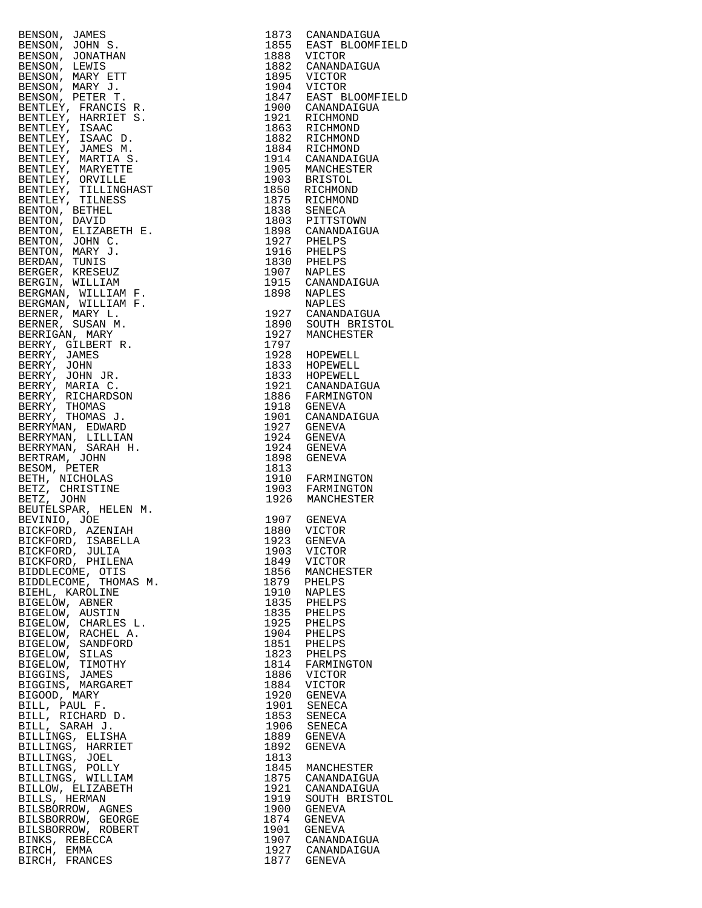| | | |
|---|---|---|
| BENSON, JAMES | 1873 | CANANDAIGUA |
| BENSON, JOHN S. | 1855 | EAST BLOOMFIELD |
| BENSON, JONATHAN | 1888 | VICTOR |
| BENSON, LEWIS | 1882 | CANANDAIGUA |
| BENSON, MARY ETT | 1895 | VICTOR |
| BENSON, MARY J. | 1904 | VICTOR |
| BENSON, PETER T. | 1847 | EAST BLOOMFIELD |
| BENTLEY, FRANCIS R. | 1900 | CANANDAIGUA |
| BENTLEY, HARRIET S. | 1921 | RICHMOND |
| BENTLEY, ISAAC | 1863 | RICHMOND |
| BENTLEY, ISAAC D. | 1882 | RICHMOND |
| BENTLEY, JAMES M. | 1884 | RICHMOND |
| BENTLEY, MARTIA S. | 1914 | CANANDAIGUA |
| BENTLEY, MARYETTE | 1905 | MANCHESTER |
| BENTLEY, ORVILLE | 1903 | BRISTOL |
| BENTLEY, TILLINGHAST | 1850 | RICHMOND |
| BENTLEY, TILNESS | 1875 | RICHMOND |
| BENTON, BETHEL | 1838 | SENECA |
| BENTON, DAVID | 1803 | PITTSTOWN |
| BENTON, ELIZABETH E. | 1898 | CANANDAIGUA |
| BENTON, JOHN C. | 1927 | PHELPS |
| BENTON, MARY J. | 1916 | PHELPS |
| BERDAN, TUNIS | 1830 | PHELPS |
| BERGER, KRESEUZ | 1907 | NAPLES |
| BERGIN, WILLIAM | 1915 | CANANDAIGUA |
| BERGMAN, WILLIAM F. | 1898 | NAPLES |
| BERGMAN, WILLIAM F. | | NAPLES |
| BERNER, MARY L. | 1927 | CANANDAIGUA |
| BERNER, SUSAN M. | 1890 | SOUTH BRISTOL |
| BERRIGAN, MARY | 1927 | MANCHESTER |
| BERRY, GILBERT R. | 1797 | |
| BERRY, JAMES | 1928 | HOPEWELL |
| BERRY, JOHN | 1833 | HOPEWELL |
| BERRY, JOHN JR. | 1833 | HOPEWELL |
| BERRY, MARIA C. | 1921 | CANANDAIGUA |
| BERRY, RICHARDSON | 1886 | FARMINGTON |
| BERRY, THOMAS | 1918 | GENEVA |
| BERRY, THOMAS J. | 1901 | CANANDAIGUA |
| BERRYMAN, EDWARD | 1927 | GENEVA |
| BERRYMAN, LILLIAN | 1924 | GENEVA |
| BERRYMAN, SARAH H. | 1924 | GENEVA |
| BERTRAM, JOHN | 1898 | GENEVA |
| BESOM, PETER | 1813 | |
| BETH, NICHOLAS | 1910 | FARMINGTON |
| BETZ, CHRISTINE | 1903 | FARMINGTON |
| BETZ, JOHN | 1926 | MANCHESTER |
| BEUTELSPAR, HELEN M. | | |
| BEVINIO, JOE | 1907 | GENEVA |
| BICKFORD, AZENIAH | 1880 | VICTOR |
| BICKFORD, ISABELLA | 1923 | GENEVA |
| BICKFORD, JULIA | 1903 | VICTOR |
| BICKFORD, PHILENA | 1849 | VICTOR |
| BIDDLECOME, OTIS | 1856 | MANCHESTER |
| BIDDLECOME, THOMAS M. | 1879 | PHELPS |
| BIEHL, KAROLINE | 1910 | NAPLES |
| BIGELOW, ABNER | 1835 | PHELPS |
| BIGELOW, AUSTIN | 1835 | PHELPS |
| BIGELOW, CHARLES L. | 1925 | PHELPS |
| BIGELOW, RACHEL A. | 1904 | PHELPS |
| BIGELOW, SANDFORD | 1851 | PHELPS |
| BIGELOW, SILAS | 1823 | PHELPS |
| BIGELOW, TIMOTHY | 1814 | FARMINGTON |
| BIGGINS, JAMES | 1886 | VICTOR |
| BIGGINS, MARGARET | 1884 | VICTOR |
| BIGOOD, MARY | 1920 | GENEVA |
| BILL, PAUL F. | 1901 | SENECA |
| BILL, RICHARD D. | 1853 | SENECA |
| BILL, SARAH J. | 1906 | SENECA |
| BILLINGS, ELISHA | 1889 | GENEVA |
| BILLINGS, HARRIET | 1892 | GENEVA |
| BILLINGS, JOEL | 1813 | |
| BILLINGS, POLLY | 1845 | MANCHESTER |
| BILLINGS, WILLIAM | 1875 | CANANDAIGUA |
| BILLOW, ELIZABETH | 1921 | CANANDAIGUA |
| BILLS, HERMAN | 1919 | SOUTH BRISTOL |
| BILSBORROW, AGNES | 1900 | GENEVA |
| BILSBORROW, GEORGE | 1874 | GENEVA |
| BILSBORROW, ROBERT | 1901 | GENEVA |
| BINKS, REBECCA | 1907 | CANANDAIGUA |
| BIRCH, EMMA | 1927 | CANANDAIGUA |
| BIRCH, FRANCES | 1877 | GENEVA |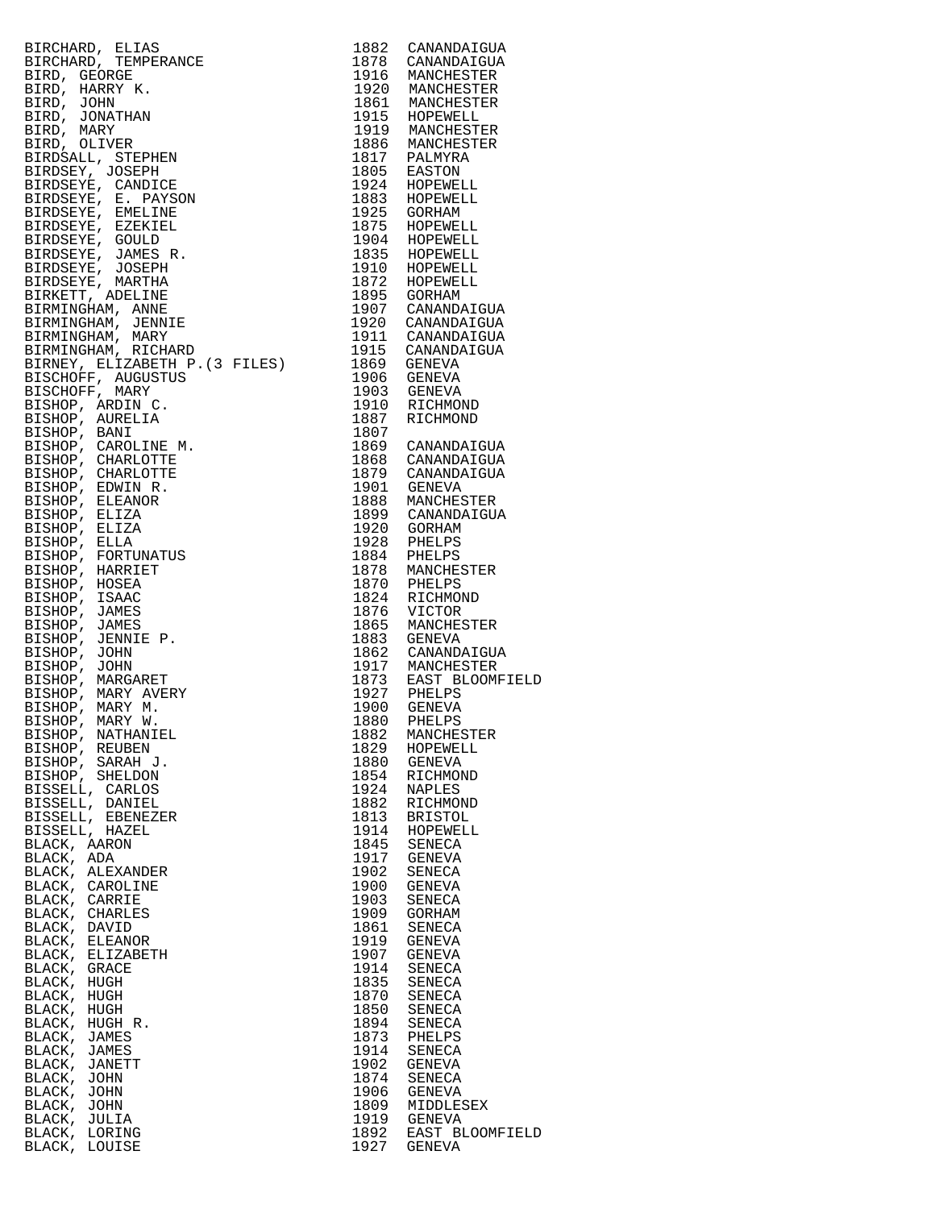| | | |
|---|---|---|
| BIRCHARD, ELIAS | 1882 | CANANDAIGUA |
| BIRCHARD, TEMPERANCE | 1878 | CANANDAIGUA |
| BIRD, GEORGE | 1916 | MANCHESTER |
| BIRD, HARRY K. | 1920 | MANCHESTER |
| BIRD, JOHN | 1861 | MANCHESTER |
| BIRD, JONATHAN | 1915 | HOPEWELL |
| BIRD, MARY | 1919 | MANCHESTER |
| BIRD, OLIVER | 1886 | MANCHESTER |
| BIRDSALL, STEPHEN | 1817 | PALMYRA |
| BIRDSEY, JOSEPH | 1805 | EASTON |
| BIRDSEYE, CANDICE | 1924 | HOPEWELL |
| BIRDSEYE, E. PAYSON | 1883 | HOPEWELL |
| BIRDSEYE, EMELINE | 1925 | GORHAM |
| BIRDSEYE, EZEKIEL | 1875 | HOPEWELL |
| BIRDSEYE, GOULD | 1904 | HOPEWELL |
| BIRDSEYE, JAMES R. | 1835 | HOPEWELL |
| BIRDSEYE, JOSEPH | 1910 | HOPEWELL |
| BIRDSEYE, MARTHA | 1872 | HOPEWELL |
| BIRKETT, ADELINE | 1895 | GORHAM |
| BIRMINGHAM, ANNE | 1907 | CANANDAIGUA |
| BIRMINGHAM, JENNIE | 1920 | CANANDAIGUA |
| BIRMINGHAM, MARY | 1911 | CANANDAIGUA |
| BIRMINGHAM, RICHARD | 1915 | CANANDAIGUA |
| BIRNEY, ELIZABETH P.(3 FILES) | 1869 | GENEVA |
| BISCHOFF, AUGUSTUS | 1906 | GENEVA |
| BISCHOFF, MARY | 1903 | GENEVA |
| BISHOP, ARDIN C. | 1910 | RICHMOND |
| BISHOP, AURELIA | 1887 | RICHMOND |
| BISHOP, BANI | 1807 | |
| BISHOP, CAROLINE M. | 1869 | CANANDAIGUA |
| BISHOP, CHARLOTTE | 1868 | CANANDAIGUA |
| BISHOP, CHARLOTTE | 1879 | CANANDAIGUA |
| BISHOP, EDWIN R. | 1901 | GENEVA |
| BISHOP, ELEANOR | 1888 | MANCHESTER |
| BISHOP, ELIZA | 1899 | CANANDAIGUA |
| BISHOP, ELIZA | 1920 | GORHAM |
| BISHOP, ELLA | 1928 | PHELPS |
| BISHOP, FORTUNATUS | 1884 | PHELPS |
| BISHOP, HARRIET | 1878 | MANCHESTER |
| BISHOP, HOSEA | 1870 | PHELPS |
| BISHOP, ISAAC | 1824 | RICHMOND |
| BISHOP, JAMES | 1876 | VICTOR |
| BISHOP, JAMES | 1865 | MANCHESTER |
| BISHOP, JENNIE P. | 1883 | GENEVA |
| BISHOP, JOHN | 1862 | CANANDAIGUA |
| BISHOP, JOHN | 1917 | MANCHESTER |
| BISHOP, MARGARET | 1873 | EAST BLOOMFIELD |
| BISHOP, MARY AVERY | 1927 | PHELPS |
| BISHOP, MARY M. | 1900 | GENEVA |
| BISHOP, MARY W. | 1880 | PHELPS |
| BISHOP, NATHANIEL | 1882 | MANCHESTER |
| BISHOP, REUBEN | 1829 | HOPEWELL |
| BISHOP, SARAH J. | 1880 | GENEVA |
| BISHOP, SHELDON | 1854 | RICHMOND |
| BISSELL, CARLOS | 1924 | NAPLES |
| BISSELL, DANIEL | 1882 | RICHMOND |
| BISSELL, EBENEZER | 1813 | BRISTOL |
| BISSELL, HAZEL | 1914 | HOPEWELL |
| BLACK, AARON | 1845 | SENECA |
| BLACK, ADA | 1917 | GENEVA |
| BLACK, ALEXANDER | 1902 | SENECA |
| BLACK, CAROLINE | 1900 | GENEVA |
| BLACK, CARRIE | 1903 | SENECA |
| BLACK, CHARLES | 1909 | GORHAM |
| BLACK, DAVID | 1861 | SENECA |
| BLACK, ELEANOR | 1919 | GENEVA |
| BLACK, ELIZABETH | 1907 | GENEVA |
| BLACK, GRACE | 1914 | SENECA |
| BLACK, HUGH | 1835 | SENECA |
| BLACK, HUGH | 1870 | SENECA |
| BLACK, HUGH | 1850 | SENECA |
| BLACK, HUGH R. | 1894 | SENECA |
| BLACK, JAMES | 1873 | PHELPS |
| BLACK, JAMES | 1914 | SENECA |
| BLACK, JANETT | 1902 | GENEVA |
| BLACK, JOHN | 1874 | SENECA |
| BLACK, JOHN | 1906 | GENEVA |
| BLACK, JOHN | 1809 | MIDDLESEX |
| BLACK, JULIA | 1919 | GENEVA |
| BLACK, LORING | 1892 | EAST BLOOMFIELD |
| BLACK, LOUISE | 1927 | GENEVA |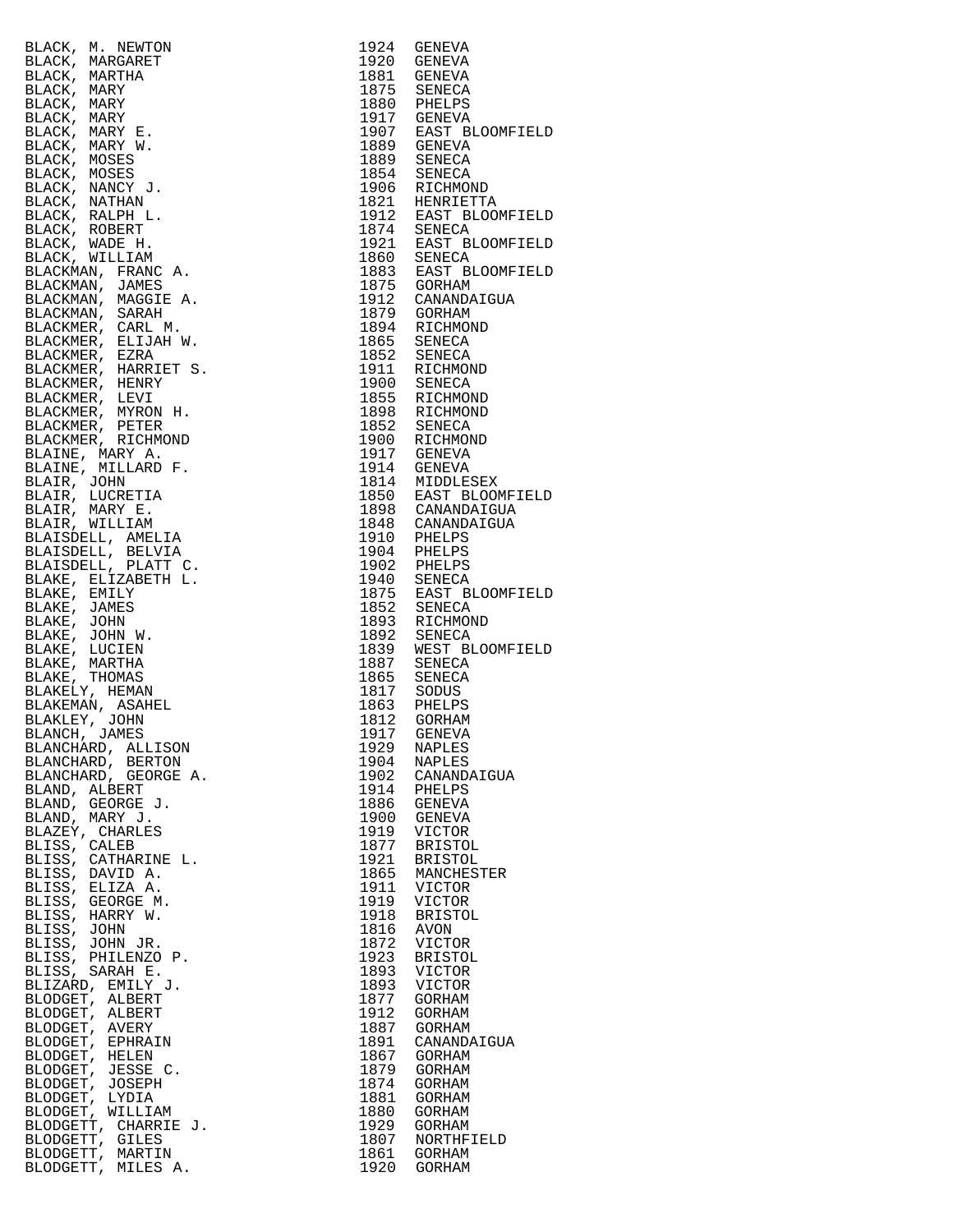| | | |
|---|---|---|
| BLACK, M. NEWTON | 1924 | GENEVA |
| BLACK, MARGARET | 1920 | GENEVA |
| BLACK, MARTHA | 1881 | GENEVA |
| BLACK, MARY | 1875 | SENECA |
| BLACK, MARY | 1880 | PHELPS |
| BLACK, MARY | 1917 | GENEVA |
| BLACK, MARY E. | 1907 | EAST BLOOMFIELD |
| BLACK, MARY W. | 1889 | GENEVA |
| BLACK, MOSES | 1889 | SENECA |
| BLACK, MOSES | 1854 | SENECA |
| BLACK, NANCY J. | 1906 | RICHMOND |
| BLACK, NATHAN | 1821 | HENRIETTA |
| BLACK, RALPH L. | 1912 | EAST BLOOMFIELD |
| BLACK, ROBERT | 1874 | SENECA |
| BLACK, WADE H. | 1921 | EAST BLOOMFIELD |
| BLACK, WILLIAM | 1860 | SENECA |
| BLACKMAN, FRANC A. | 1883 | EAST BLOOMFIELD |
| BLACKMAN, JAMES | 1875 | GORHAM |
| BLACKMAN, MAGGIE A. | 1912 | CANANDAIGUA |
| BLACKMAN, SARAH | 1879 | GORHAM |
| BLACKMER, CARL M. | 1894 | RICHMOND |
| BLACKMER, ELIJAH W. | 1865 | SENECA |
| BLACKMER, EZRA | 1852 | SENECA |
| BLACKMER, HARRIET S. | 1911 | RICHMOND |
| BLACKMER, HENRY | 1900 | SENECA |
| BLACKMER, LEVI | 1855 | RICHMOND |
| BLACKMER, MYRON H. | 1898 | RICHMOND |
| BLACKMER, PETER | 1852 | SENECA |
| BLACKMER, RICHMOND | 1900 | RICHMOND |
| BLAINE, MARY A. | 1917 | GENEVA |
| BLAINE, MILLARD F. | 1914 | GENEVA |
| BLAIR, JOHN | 1814 | MIDDLESEX |
| BLAIR, LUCRETIA | 1850 | EAST BLOOMFIELD |
| BLAIR, MARY E. | 1898 | CANANDAIGUA |
| BLAIR, WILLIAM | 1848 | CANANDAIGUA |
| BLAISDELL, AMELIA | 1910 | PHELPS |
| BLAISDELL, BELVIA | 1904 | PHELPS |
| BLAISDELL, PLATT C. | 1902 | PHELPS |
| BLAKE, ELIZABETH L. | 1940 | SENECA |
| BLAKE, EMILY | 1875 | EAST BLOOMFIELD |
| BLAKE, JAMES | 1852 | SENECA |
| BLAKE, JOHN | 1893 | RICHMOND |
| BLAKE, JOHN W. | 1892 | SENECA |
| BLAKE, LUCIEN | 1839 | WEST BLOOMFIELD |
| BLAKE, MARTHA | 1887 | SENECA |
| BLAKE, THOMAS | 1865 | SENECA |
| BLAKELY, HEMAN | 1817 | SODUS |
| BLAKEMAN, ASAHEL | 1863 | PHELPS |
| BLAKLEY, JOHN | 1812 | GORHAM |
| BLANCH, JAMES | 1917 | GENEVA |
| BLANCHARD, ALLISON | 1929 | NAPLES |
| BLANCHARD, BERTON | 1904 | NAPLES |
| BLANCHARD, GEORGE A. | 1902 | CANANDAIGUA |
| BLAND, ALBERT | 1914 | PHELPS |
| BLAND, GEORGE J. | 1886 | GENEVA |
| BLAND, MARY J. | 1900 | GENEVA |
| BLAZEY, CHARLES | 1919 | VICTOR |
| BLISS, CALEB | 1877 | BRISTOL |
| BLISS, CATHARINE L. | 1921 | BRISTOL |
| BLISS, DAVID A. | 1865 | MANCHESTER |
| BLISS, ELIZA A. | 1911 | VICTOR |
| BLISS, GEORGE M. | 1919 | VICTOR |
| BLISS, HARRY W. | 1918 | BRISTOL |
| BLISS, JOHN | 1816 | AVON |
| BLISS, JOHN JR. | 1872 | VICTOR |
| BLISS, PHILENZO P. | 1923 | BRISTOL |
| BLISS, SARAH E. | 1893 | VICTOR |
| BLIZARD, EMILY J. | 1893 | VICTOR |
| BLODGET, ALBERT | 1877 | GORHAM |
| BLODGET, ALBERT | 1912 | GORHAM |
| BLODGET, AVERY | 1887 | GORHAM |
| BLODGET, EPHRAIN | 1891 | CANANDAIGUA |
| BLODGET, HELEN | 1867 | GORHAM |
| BLODGET, JESSE C. | 1879 | GORHAM |
| BLODGET, JOSEPH | 1874 | GORHAM |
| BLODGET, LYDIA | 1881 | GORHAM |
| BLODGET, WILLIAM | 1880 | GORHAM |
| BLODGETT, CHARRIE J. | 1929 | GORHAM |
| BLODGETT, GILES | 1807 | NORTHFIELD |
| BLODGETT, MARTIN | 1861 | GORHAM |
| BLODGETT, MILES A. | 1920 | GORHAM |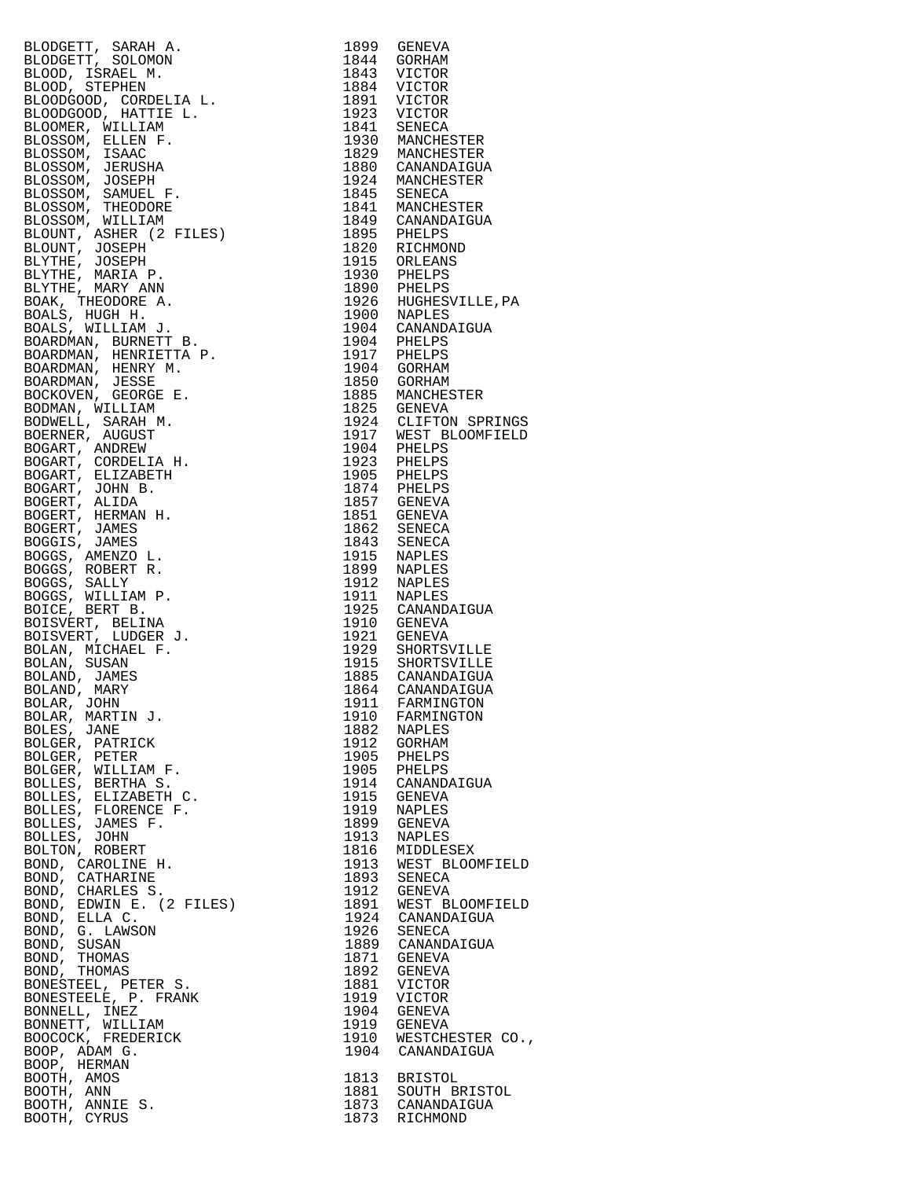| | | |
|---|---|---|
| BLODGETT, SARAH A. | 1899 | GENEVA |
| BLODGETT, SOLOMON | 1844 | GORHAM |
| BLOOD, ISRAEL M. | 1843 | VICTOR |
| BLOOD, STEPHEN | 1884 | VICTOR |
| BLOODGOOD, CORDELIA L. | 1891 | VICTOR |
| BLOODGOOD, HATTIE L. | 1923 | VICTOR |
| BLOOMER, WILLIAM | 1841 | SENECA |
| BLOSSOM, ELLEN F. | 1930 | MANCHESTER |
| BLOSSOM, ISAAC | 1829 | MANCHESTER |
| BLOSSOM, JERUSHA | 1880 | CANANDAIGUA |
| BLOSSOM, JOSEPH | 1924 | MANCHESTER |
| BLOSSOM, SAMUEL F. | 1845 | SENECA |
| BLOSSOM, THEODORE | 1841 | MANCHESTER |
| BLOSSOM, WILLIAM | 1849 | CANANDAIGUA |
| BLOUNT, ASHER (2 FILES) | 1895 | PHELPS |
| BLOUNT, JOSEPH | 1820 | RICHMOND |
| BLYTHE, JOSEPH | 1915 | ORLEANS |
| BLYTHE, MARIA P. | 1930 | PHELPS |
| BLYTHE, MARY ANN | 1890 | PHELPS |
| BOAK, THEODORE A. | 1926 | HUGHESVILLE,PA |
| BOALS, HUGH H. | 1900 | NAPLES |
| BOALS, WILLIAM J. | 1904 | CANANDAIGUA |
| BOARDMAN, BURNETT B. | 1904 | PHELPS |
| BOARDMAN, HENRIETTA P. | 1917 | PHELPS |
| BOARDMAN, HENRY M. | 1904 | GORHAM |
| BOARDMAN, JESSE | 1850 | GORHAM |
| BOCKOVEN, GEORGE E. | 1885 | MANCHESTER |
| BODMAN, WILLIAM | 1825 | GENEVA |
| BODWELL, SARAH M. | 1924 | CLIFTON SPRINGS |
| BOERNER, AUGUST | 1917 | WEST BLOOMFIELD |
| BOGART, ANDREW | 1904 | PHELPS |
| BOGART, CORDELIA H. | 1923 | PHELPS |
| BOGART, ELIZABETH | 1905 | PHELPS |
| BOGART, JOHN B. | 1874 | PHELPS |
| BOGERT, ALIDA | 1857 | GENEVA |
| BOGERT, HERMAN H. | 1851 | GENEVA |
| BOGERT, JAMES | 1862 | SENECA |
| BOGGIS, JAMES | 1843 | SENECA |
| BOGGS, AMENZO L. | 1915 | NAPLES |
| BOGGS, ROBERT R. | 1899 | NAPLES |
| BOGGS, SALLY | 1912 | NAPLES |
| BOGGS, WILLIAM P. | 1911 | NAPLES |
| BOICE, BERT B. | 1925 | CANANDAIGUA |
| BOISVERT, BELINA | 1910 | GENEVA |
| BOISVERT, LUDGER J. | 1921 | GENEVA |
| BOLAN, MICHAEL F. | 1929 | SHORTSVILLE |
| BOLAN, SUSAN | 1915 | SHORTSVILLE |
| BOLAND, JAMES | 1885 | CANANDAIGUA |
| BOLAND, MARY | 1864 | CANANDAIGUA |
| BOLAR, JOHN | 1911 | FARMINGTON |
| BOLAR, MARTIN J. | 1910 | FARMINGTON |
| BOLES, JANE | 1882 | NAPLES |
| BOLGER, PATRICK | 1912 | GORHAM |
| BOLGER, PETER | 1905 | PHELPS |
| BOLGER, WILLIAM F. | 1905 | PHELPS |
| BOLLES, BERTHA S. | 1914 | CANANDAIGUA |
| BOLLES, ELIZABETH C. | 1915 | GENEVA |
| BOLLES, FLORENCE F. | 1919 | NAPLES |
| BOLLES, JAMES F. | 1899 | GENEVA |
| BOLLES, JOHN | 1913 | NAPLES |
| BOLTON, ROBERT | 1816 | MIDDLESEX |
| BOND, CAROLINE H. | 1913 | WEST BLOOMFIELD |
| BOND, CATHARINE | 1893 | SENECA |
| BOND, CHARLES S. | 1912 | GENEVA |
| BOND, EDWIN E. (2 FILES) | 1891 | WEST BLOOMFIELD |
| BOND, ELLA C. | 1924 | CANANDAIGUA |
| BOND, G. LAWSON | 1926 | SENECA |
| BOND, SUSAN | 1889 | CANANDAIGUA |
| BOND, THOMAS | 1871 | GENEVA |
| BOND, THOMAS | 1892 | GENEVA |
| BONESTEEL, PETER S. | 1881 | VICTOR |
| BONESTEELE, P. FRANK | 1919 | VICTOR |
| BONNELL, INEZ | 1904 | GENEVA |
| BONNETT, WILLIAM | 1919 | GENEVA |
| BOOCOCK, FREDERICK | 1910 | WESTCHESTER CO., |
| BOOP, ADAM G. | 1904 | CANANDAIGUA |
| BOOP, HERMAN | | |
| BOOTH, AMOS | 1813 | BRISTOL |
| BOOTH, ANN | 1881 | SOUTH BRISTOL |
| BOOTH, ANNIE S. | 1873 | CANANDAIGUA |
| BOOTH, CYRUS | 1873 | RICHMOND |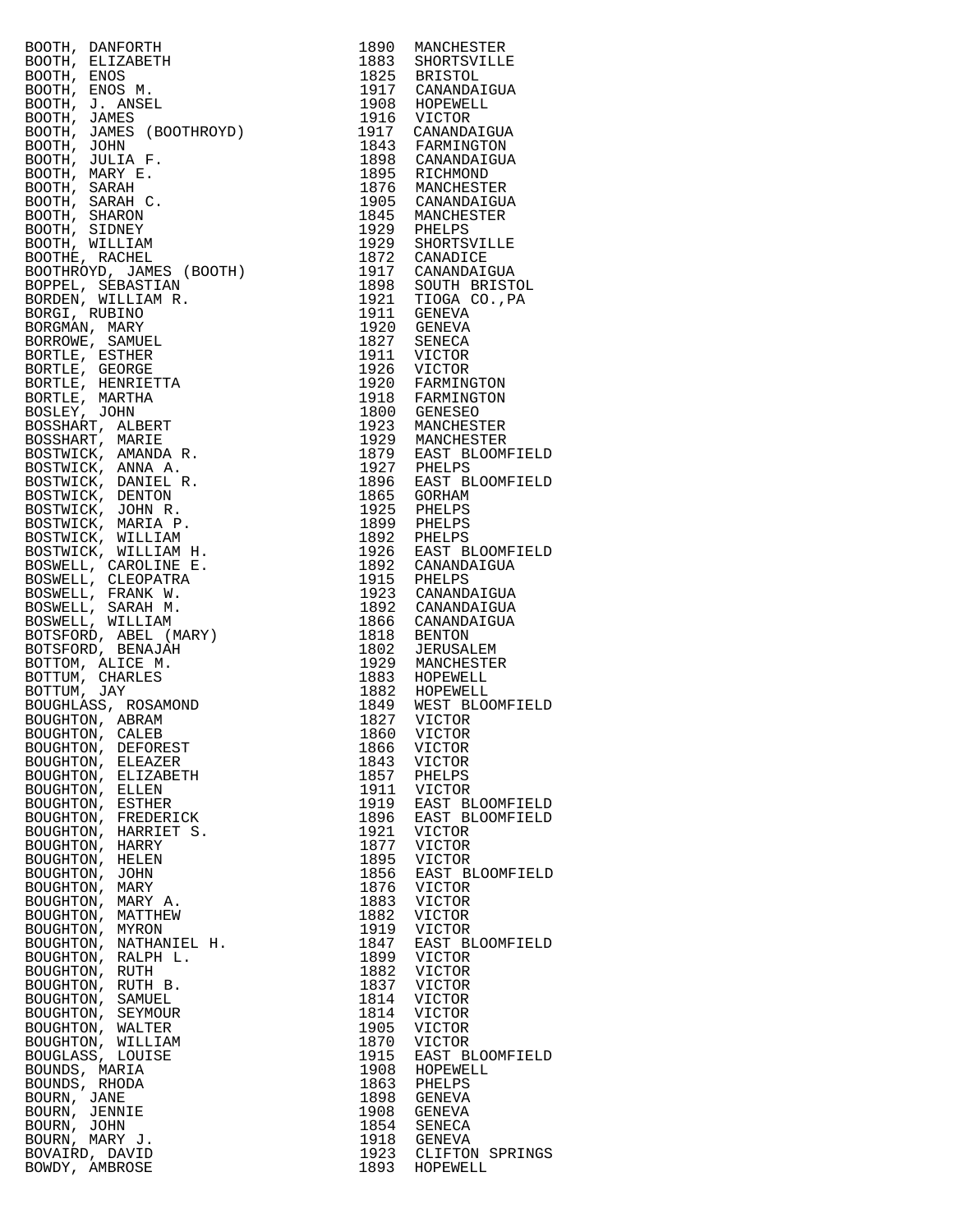| Name | Year | Place |
|---|---|---|
| BOOTH, DANFORTH | 1890 | MANCHESTER |
| BOOTH, ELIZABETH | 1883 | SHORTSVILLE |
| BOOTH, ENOS | 1825 | BRISTOL |
| BOOTH, ENOS M. | 1917 | CANANDAIGUA |
| BOOTH, J. ANSEL | 1908 | HOPEWELL |
| BOOTH, JAMES | 1916 | VICTOR |
| BOOTH, JAMES (BOOTHROYD) | 1917 | CANANDAIGUA |
| BOOTH, JOHN | 1843 | FARMINGTON |
| BOOTH, JULIA F. | 1898 | CANANDAIGUA |
| BOOTH, MARY E. | 1895 | RICHMOND |
| BOOTH, SARAH | 1876 | MANCHESTER |
| BOOTH, SARAH C. | 1905 | CANANDAIGUA |
| BOOTH, SHARON | 1845 | MANCHESTER |
| BOOTH, SIDNEY | 1929 | PHELPS |
| BOOTH, WILLIAM | 1929 | SHORTSVILLE |
| BOOTHE, RACHEL | 1872 | CANADICE |
| BOOTHROYD, JAMES (BOOTH) | 1917 | CANANDAIGUA |
| BOPPEL, SEBASTIAN | 1898 | SOUTH BRISTOL |
| BORDEN, WILLIAM R. | 1921 | TIOGA CO.,PA |
| BORGI, RUBINO | 1911 | GENEVA |
| BORGMAN, MARY | 1920 | GENEVA |
| BORROWE, SAMUEL | 1827 | SENECA |
| BORTLE, ESTHER | 1911 | VICTOR |
| BORTLE, GEORGE | 1926 | VICTOR |
| BORTLE, HENRIETTA | 1920 | FARMINGTON |
| BORTLE, MARTHA | 1918 | FARMINGTON |
| BOSLEY, JOHN | 1800 | GENESEO |
| BOSSHART, ALBERT | 1923 | MANCHESTER |
| BOSSHART, MARIE | 1929 | MANCHESTER |
| BOSTWICK, AMANDA R. | 1879 | EAST BLOOMFIELD |
| BOSTWICK, ANNA A. | 1927 | PHELPS |
| BOSTWICK, DANIEL R. | 1896 | EAST BLOOMFIELD |
| BOSTWICK, DENTON | 1865 | GORHAM |
| BOSTWICK, JOHN R. | 1925 | PHELPS |
| BOSTWICK, MARIA P. | 1899 | PHELPS |
| BOSTWICK, WILLIAM | 1892 | PHELPS |
| BOSTWICK, WILLIAM H. | 1926 | EAST BLOOMFIELD |
| BOSWELL, CAROLINE E. | 1892 | CANANDAIGUA |
| BOSWELL, CLEOPATRA | 1915 | PHELPS |
| BOSWELL, FRANK W. | 1923 | CANANDAIGUA |
| BOSWELL, SARAH M. | 1892 | CANANDAIGUA |
| BOSWELL, WILLIAM | 1866 | CANANDAIGUA |
| BOTSFORD, ABEL (MARY) | 1818 | BENTON |
| BOTSFORD, BENAJAH | 1802 | JERUSALEM |
| BOTTOM, ALICE M. | 1929 | MANCHESTER |
| BOTTUM, CHARLES | 1883 | HOPEWELL |
| BOTTUM, JAY | 1882 | HOPEWELL |
| BOUGHLASS, ROSAMOND | 1849 | WEST BLOOMFIELD |
| BOUGHTON, ABRAM | 1827 | VICTOR |
| BOUGHTON, CALEB | 1860 | VICTOR |
| BOUGHTON, DEFOREST | 1866 | VICTOR |
| BOUGHTON, ELEAZER | 1843 | VICTOR |
| BOUGHTON, ELIZABETH | 1857 | PHELPS |
| BOUGHTON, ELLEN | 1911 | VICTOR |
| BOUGHTON, ESTHER | 1919 | EAST BLOOMFIELD |
| BOUGHTON, FREDERICK | 1896 | EAST BLOOMFIELD |
| BOUGHTON, HARRIET S. | 1921 | VICTOR |
| BOUGHTON, HARRY | 1877 | VICTOR |
| BOUGHTON, HELEN | 1895 | VICTOR |
| BOUGHTON, JOHN | 1856 | EAST BLOOMFIELD |
| BOUGHTON, MARY | 1876 | VICTOR |
| BOUGHTON, MARY A. | 1883 | VICTOR |
| BOUGHTON, MATTHEW | 1882 | VICTOR |
| BOUGHTON, MYRON | 1919 | VICTOR |
| BOUGHTON, NATHANIEL H. | 1847 | EAST BLOOMFIELD |
| BOUGHTON, RALPH L. | 1899 | VICTOR |
| BOUGHTON, RUTH | 1882 | VICTOR |
| BOUGHTON, RUTH B. | 1837 | VICTOR |
| BOUGHTON, SAMUEL | 1814 | VICTOR |
| BOUGHTON, SEYMOUR | 1814 | VICTOR |
| BOUGHTON, WALTER | 1905 | VICTOR |
| BOUGHTON, WILLIAM | 1870 | VICTOR |
| BOUGLASS, LOUISE | 1915 | EAST BLOOMFIELD |
| BOUNDS, MARIA | 1908 | HOPEWELL |
| BOUNDS, RHODA | 1863 | PHELPS |
| BOURN, JANE | 1898 | GENEVA |
| BOURN, JENNIE | 1908 | GENEVA |
| BOURN, JOHN | 1854 | SENECA |
| BOURN, MARY J. | 1918 | GENEVA |
| BOVAIRD, DAVID | 1923 | CLIFTON SPRINGS |
| BOWDY, AMBROSE | 1893 | HOPEWELL |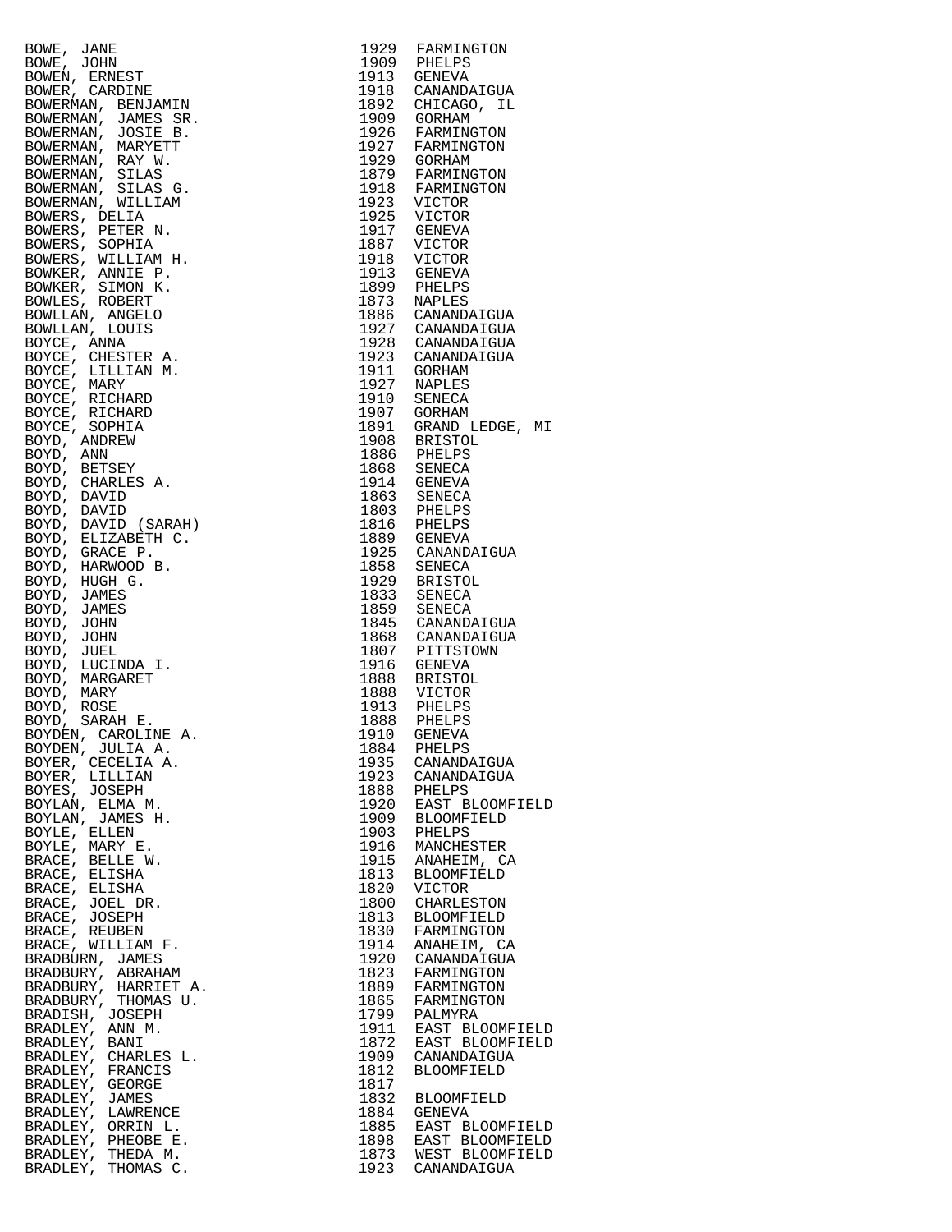| Name | Year | Place |
|---|---|---|
| BOWE, JANE | 1929 | FARMINGTON |
| BOWE, JOHN | 1909 | PHELPS |
| BOWEN, ERNEST | 1913 | GENEVA |
| BOWER, CARDINE | 1918 | CANANDAIGUA |
| BOWERMAN, BENJAMIN | 1892 | CHICAGO, IL |
| BOWERMAN, JAMES SR. | 1909 | GORHAM |
| BOWERMAN, JOSIE B. | 1926 | FARMINGTON |
| BOWERMAN, MARYETT | 1927 | FARMINGTON |
| BOWERMAN, RAY W. | 1929 | GORHAM |
| BOWERMAN, SILAS | 1879 | FARMINGTON |
| BOWERMAN, SILAS G. | 1918 | FARMINGTON |
| BOWERMAN, WILLIAM | 1923 | VICTOR |
| BOWERS, DELIA | 1925 | VICTOR |
| BOWERS, PETER N. | 1917 | GENEVA |
| BOWERS, SOPHIA | 1887 | VICTOR |
| BOWERS, WILLIAM H. | 1918 | VICTOR |
| BOWKER, ANNIE P. | 1913 | GENEVA |
| BOWKER, SIMON K. | 1899 | PHELPS |
| BOWLES, ROBERT | 1873 | NAPLES |
| BOWLLAN, ANGELO | 1886 | CANANDAIGUA |
| BOWLLAN, LOUIS | 1927 | CANANDAIGUA |
| BOYCE, ANNA | 1928 | CANANDAIGUA |
| BOYCE, CHESTER A. | 1923 | CANANDAIGUA |
| BOYCE, LILLIAN M. | 1911 | GORHAM |
| BOYCE, MARY | 1927 | NAPLES |
| BOYCE, RICHARD | 1910 | SENECA |
| BOYCE, RICHARD | 1907 | GORHAM |
| BOYCE, SOPHIA | 1891 | GRAND LEDGE, MI |
| BOYD, ANDREW | 1908 | BRISTOL |
| BOYD, ANN | 1886 | PHELPS |
| BOYD, BETSEY | 1868 | SENECA |
| BOYD, CHARLES A. | 1914 | GENEVA |
| BOYD, DAVID | 1863 | SENECA |
| BOYD, DAVID | 1803 | PHELPS |
| BOYD, DAVID (SARAH) | 1816 | PHELPS |
| BOYD, ELIZABETH C. | 1889 | GENEVA |
| BOYD, GRACE P. | 1925 | CANANDAIGUA |
| BOYD, HARWOOD B. | 1858 | SENECA |
| BOYD, HUGH G. | 1929 | BRISTOL |
| BOYD, JAMES | 1833 | SENECA |
| BOYD, JAMES | 1859 | SENECA |
| BOYD, JOHN | 1845 | CANANDAIGUA |
| BOYD, JOHN | 1868 | CANANDAIGUA |
| BOYD, JUEL | 1807 | PITTSTOWN |
| BOYD, LUCINDA I. | 1916 | GENEVA |
| BOYD, MARGARET | 1888 | BRISTOL |
| BOYD, MARY | 1888 | VICTOR |
| BOYD, ROSE | 1913 | PHELPS |
| BOYD, SARAH E. | 1888 | PHELPS |
| BOYDEN, CAROLINE A. | 1910 | GENEVA |
| BOYDEN, JULIA A. | 1884 | PHELPS |
| BOYER, CECELIA A. | 1935 | CANANDAIGUA |
| BOYER, LILLIAN | 1923 | CANANDAIGUA |
| BOYES, JOSEPH | 1888 | PHELPS |
| BOYLAN, ELMA M. | 1920 | EAST BLOOMFIELD |
| BOYLAN, JAMES H. | 1909 | BLOOMFIELD |
| BOYLE, ELLEN | 1903 | PHELPS |
| BOYLE, MARY E. | 1916 | MANCHESTER |
| BRACE, BELLE W. | 1915 | ANAHEIM, CA |
| BRACE, ELISHA | 1813 | BLOOMFIELD |
| BRACE, ELISHA | 1820 | VICTOR |
| BRACE, JOEL DR. | 1800 | CHARLESTON |
| BRACE, JOSEPH | 1813 | BLOOMFIELD |
| BRACE, REUBEN | 1830 | FARMINGTON |
| BRACE, WILLIAM F. | 1914 | ANAHEIM, CA |
| BRADBURN, JAMES | 1920 | CANANDAIGUA |
| BRADBURY, ABRAHAM | 1823 | FARMINGTON |
| BRADBURY, HARRIET A. | 1889 | FARMINGTON |
| BRADBURY, THOMAS U. | 1865 | FARMINGTON |
| BRADISH, JOSEPH | 1799 | PALMYRA |
| BRADLEY, ANN M. | 1911 | EAST BLOOMFIELD |
| BRADLEY, BANI | 1872 | EAST BLOOMFIELD |
| BRADLEY, CHARLES L. | 1909 | CANANDAIGUA |
| BRADLEY, FRANCIS | 1812 | BLOOMFIELD |
| BRADLEY, GEORGE | 1817 | |
| BRADLEY, JAMES | 1832 | BLOOMFIELD |
| BRADLEY, LAWRENCE | 1884 | GENEVA |
| BRADLEY, ORRIN L. | 1885 | EAST BLOOMFIELD |
| BRADLEY, PHEOBE E. | 1898 | EAST BLOOMFIELD |
| BRADLEY, THEDA M. | 1873 | WEST BLOOMFIELD |
| BRADLEY, THOMAS C. | 1923 | CANANDAIGUA |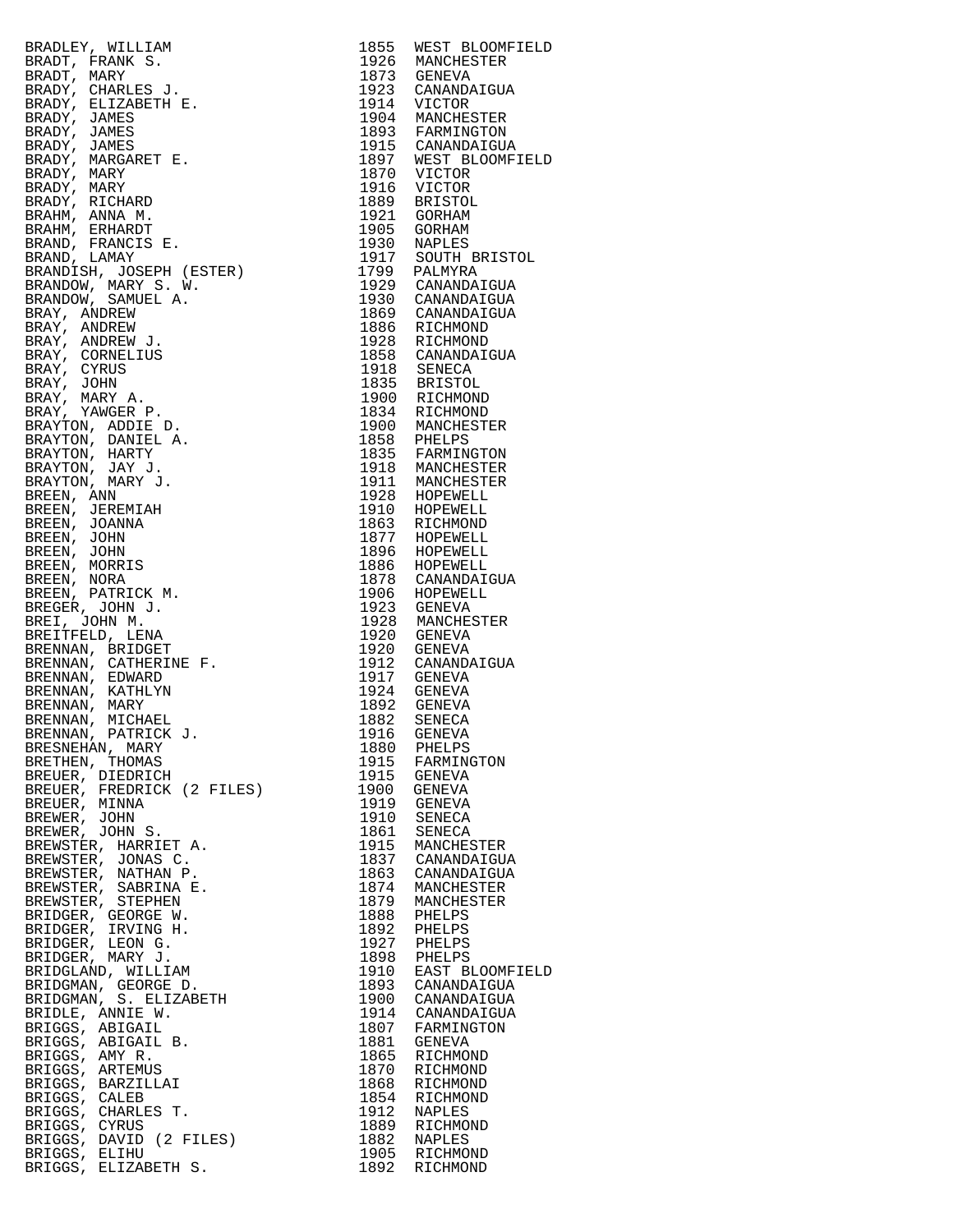| | | |
|---|---|---|
| BRADLEY, WILLIAM | 1855 | WEST BLOOMFIELD |
| BRADT, FRANK S. | 1926 | MANCHESTER |
| BRADT, MARY | 1873 | GENEVA |
| BRADY, CHARLES J. | 1923 | CANANDAIGUA |
| BRADY, ELIZABETH E. | 1914 | VICTOR |
| BRADY, JAMES | 1904 | MANCHESTER |
| BRADY, JAMES | 1893 | FARMINGTON |
| BRADY, JAMES | 1915 | CANANDAIGUA |
| BRADY, MARGARET E. | 1897 | WEST BLOOMFIELD |
| BRADY, MARY | 1870 | VICTOR |
| BRADY, MARY | 1916 | VICTOR |
| BRADY, RICHARD | 1889 | BRISTOL |
| BRAHM, ANNA M. | 1921 | GORHAM |
| BRAHM, ERHARDT | 1905 | GORHAM |
| BRAND, FRANCIS E. | 1930 | NAPLES |
| BRAND, LAMAY | 1917 | SOUTH BRISTOL |
| BRANDISH, JOSEPH (ESTER) | 1799 | PALMYRA |
| BRANDOW, MARY S. W. | 1929 | CANANDAIGUA |
| BRANDOW, SAMUEL A. | 1930 | CANANDAIGUA |
| BRAY, ANDREW | 1869 | CANANDAIGUA |
| BRAY, ANDREW | 1886 | RICHMOND |
| BRAY, ANDREW J. | 1928 | RICHMOND |
| BRAY, CORNELIUS | 1858 | CANANDAIGUA |
| BRAY, CYRUS | 1918 | SENECA |
| BRAY, JOHN | 1835 | BRISTOL |
| BRAY, MARY A. | 1900 | RICHMOND |
| BRAY, YAWGER P. | 1834 | RICHMOND |
| BRAYTON, ADDIE D. | 1900 | MANCHESTER |
| BRAYTON, DANIEL A. | 1858 | PHELPS |
| BRAYTON, HARTY | 1835 | FARMINGTON |
| BRAYTON, JAY J. | 1918 | MANCHESTER |
| BRAYTON, MARY J. | 1911 | MANCHESTER |
| BREEN, ANN | 1928 | HOPEWELL |
| BREEN, JEREMIAH | 1910 | HOPEWELL |
| BREEN, JOANNA | 1863 | RICHMOND |
| BREEN, JOHN | 1877 | HOPEWELL |
| BREEN, JOHN | 1896 | HOPEWELL |
| BREEN, MORRIS | 1886 | HOPEWELL |
| BREEN, NORA | 1878 | CANANDAIGUA |
| BREEN, PATRICK M. | 1906 | HOPEWELL |
| BREGER, JOHN J. | 1923 | GENEVA |
| BREI, JOHN M. | 1928 | MANCHESTER |
| BREITFELD, LENA | 1920 | GENEVA |
| BRENNAN, BRIDGET | 1920 | GENEVA |
| BRENNAN, CATHERINE F. | 1912 | CANANDAIGUA |
| BRENNAN, EDWARD | 1917 | GENEVA |
| BRENNAN, KATHLYN | 1924 | GENEVA |
| BRENNAN, MARY | 1892 | GENEVA |
| BRENNAN, MICHAEL | 1882 | SENECA |
| BRENNAN, PATRICK J. | 1916 | GENEVA |
| BRESNEHAN, MARY | 1880 | PHELPS |
| BRETHEN, THOMAS | 1915 | FARMINGTON |
| BREUER, DIEDRICH | 1915 | GENEVA |
| BREUER, FREDRICK (2 FILES) | 1900 | GENEVA |
| BREUER, MINNA | 1919 | GENEVA |
| BREWER, JOHN | 1910 | SENECA |
| BREWER, JOHN S. | 1861 | SENECA |
| BREWSTER, HARRIET A. | 1915 | MANCHESTER |
| BREWSTER, JONAS C. | 1837 | CANANDAIGUA |
| BREWSTER, NATHAN P. | 1863 | CANANDAIGUA |
| BREWSTER, SABRINA E. | 1874 | MANCHESTER |
| BREWSTER, STEPHEN | 1879 | MANCHESTER |
| BRIDGER, GEORGE W. | 1888 | PHELPS |
| BRIDGER, IRVING H. | 1892 | PHELPS |
| BRIDGER, LEON G. | 1927 | PHELPS |
| BRIDGER, MARY J. | 1898 | PHELPS |
| BRIDGLAND, WILLIAM | 1910 | EAST BLOOMFIELD |
| BRIDGMAN, GEORGE D. | 1893 | CANANDAIGUA |
| BRIDGMAN, S. ELIZABETH | 1900 | CANANDAIGUA |
| BRIDLE, ANNIE W. | 1914 | CANANDAIGUA |
| BRIGGS, ABIGAIL | 1807 | FARMINGTON |
| BRIGGS, ABIGAIL B. | 1881 | GENEVA |
| BRIGGS, AMY R. | 1865 | RICHMOND |
| BRIGGS, ARTEMUS | 1870 | RICHMOND |
| BRIGGS, BARZILLAI | 1868 | RICHMOND |
| BRIGGS, CALEB | 1854 | RICHMOND |
| BRIGGS, CHARLES T. | 1912 | NAPLES |
| BRIGGS, CYRUS | 1889 | RICHMOND |
| BRIGGS, DAVID (2 FILES) | 1882 | NAPLES |
| BRIGGS, ELIHU | 1905 | RICHMOND |
| BRIGGS, ELIZABETH S. | 1892 | RICHMOND |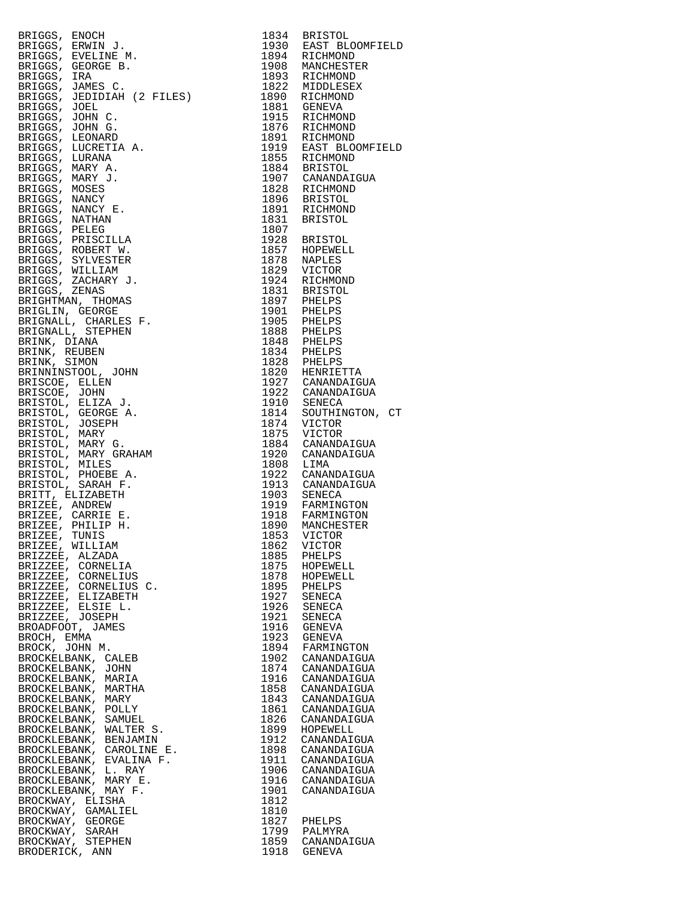| | | |
|---|---|---|
| BRIGGS, ENOCH | 1834 | BRISTOL |
| BRIGGS, ERWIN J. | 1930 | EAST BLOOMFIELD |
| BRIGGS, EVELINE M. | 1894 | RICHMOND |
| BRIGGS, GEORGE B. | 1908 | MANCHESTER |
| BRIGGS, IRA | 1893 | RICHMOND |
| BRIGGS, JAMES C. | 1822 | MIDDLESEX |
| BRIGGS, JEDIDIAH (2 FILES) | 1890 | RICHMOND |
| BRIGGS, JOEL | 1881 | GENEVA |
| BRIGGS, JOHN C. | 1915 | RICHMOND |
| BRIGGS, JOHN G. | 1876 | RICHMOND |
| BRIGGS, LEONARD | 1891 | RICHMOND |
| BRIGGS, LUCRETIA A. | 1919 | EAST BLOOMFIELD |
| BRIGGS, LURANA | 1855 | RICHMOND |
| BRIGGS, MARY A. | 1884 | BRISTOL |
| BRIGGS, MARY J. | 1907 | CANANDAIGUA |
| BRIGGS, MOSES | 1828 | RICHMOND |
| BRIGGS, NANCY | 1896 | BRISTOL |
| BRIGGS, NANCY E. | 1891 | RICHMOND |
| BRIGGS, NATHAN | 1831 | BRISTOL |
| BRIGGS, PELEG | 1807 | |
| BRIGGS, PRISCILLA | 1928 | BRISTOL |
| BRIGGS, ROBERT W. | 1857 | HOPEWELL |
| BRIGGS, SYLVESTER | 1878 | NAPLES |
| BRIGGS, WILLIAM | 1829 | VICTOR |
| BRIGGS, ZACHARY J. | 1924 | RICHMOND |
| BRIGGS, ZENAS | 1831 | BRISTOL |
| BRIGHTMAN, THOMAS | 1897 | PHELPS |
| BRIGLIN, GEORGE | 1901 | PHELPS |
| BRIGNALL, CHARLES F. | 1905 | PHELPS |
| BRIGNALL, STEPHEN | 1888 | PHELPS |
| BRINK, DIANA | 1848 | PHELPS |
| BRINK, REUBEN | 1834 | PHELPS |
| BRINK, SIMON | 1828 | PHELPS |
| BRINNINSTOOL, JOHN | 1820 | HENRIETTA |
| BRISCOE, ELLEN | 1927 | CANANDAIGUA |
| BRISCOE, JOHN | 1922 | CANANDAIGUA |
| BRISTOL, ELIZA J. | 1910 | SENECA |
| BRISTOL, GEORGE A. | 1814 | SOUTHINGTON, CT |
| BRISTOL, JOSEPH | 1874 | VICTOR |
| BRISTOL, MARY | 1875 | VICTOR |
| BRISTOL, MARY G. | 1884 | CANANDAIGUA |
| BRISTOL, MARY GRAHAM | 1920 | CANANDAIGUA |
| BRISTOL, MILES | 1808 | LIMA |
| BRISTOL, PHOEBE A. | 1922 | CANANDAIGUA |
| BRISTOL, SARAH F. | 1913 | CANANDAIGUA |
| BRITT, ELIZABETH | 1903 | SENECA |
| BRIZEE, ANDREW | 1919 | FARMINGTON |
| BRIZEE, CARRIE E. | 1918 | FARMINGTON |
| BRIZEE, PHILIP H. | 1890 | MANCHESTER |
| BRIZEE, TUNIS | 1853 | VICTOR |
| BRIZEE, WILLIAM | 1862 | VICTOR |
| BRIZZEE, ALZADA | 1885 | PHELPS |
| BRIZZEE, CORNELIA | 1875 | HOPEWELL |
| BRIZZEE, CORNELIUS | 1878 | HOPEWELL |
| BRIZZEE, CORNELIUS C. | 1895 | PHELPS |
| BRIZZEE, ELIZABETH | 1927 | SENECA |
| BRIZZEE, ELSIE L. | 1926 | SENECA |
| BRIZZEE, JOSEPH | 1921 | SENECA |
| BROADFOOT, JAMES | 1916 | GENEVA |
| BROCH, EMMA | 1923 | GENEVA |
| BROCK, JOHN M. | 1894 | FARMINGTON |
| BROCKELBANK, CALEB | 1902 | CANANDAIGUA |
| BROCKELBANK, JOHN | 1874 | CANANDAIGUA |
| BROCKELBANK, MARIA | 1916 | CANANDAIGUA |
| BROCKELBANK, MARTHA | 1858 | CANANDAIGUA |
| BROCKELBANK, MARY | 1843 | CANANDAIGUA |
| BROCKELBANK, POLLY | 1861 | CANANDAIGUA |
| BROCKELBANK, SAMUEL | 1826 | CANANDAIGUA |
| BROCKELBANK, WALTER S. | 1899 | HOPEWELL |
| BROCKLEBANK, BENJAMIN | 1912 | CANANDAIGUA |
| BROCKLEBANK, CAROLINE E. | 1898 | CANANDAIGUA |
| BROCKLEBANK, EVALINA F. | 1911 | CANANDAIGUA |
| BROCKLEBANK, L. RAY | 1906 | CANANDAIGUA |
| BROCKLEBANK, MARY E. | 1916 | CANANDAIGUA |
| BROCKLEBANK, MAY F. | 1901 | CANANDAIGUA |
| BROCKWAY, ELISHA | 1812 | |
| BROCKWAY, GAMALIEL | 1810 | |
| BROCKWAY, GEORGE | 1827 | PHELPS |
| BROCKWAY, SARAH | 1799 | PALMYRA |
| BROCKWAY, STEPHEN | 1859 | CANANDAIGUA |
| BRODERICK, ANN | 1918 | GENEVA |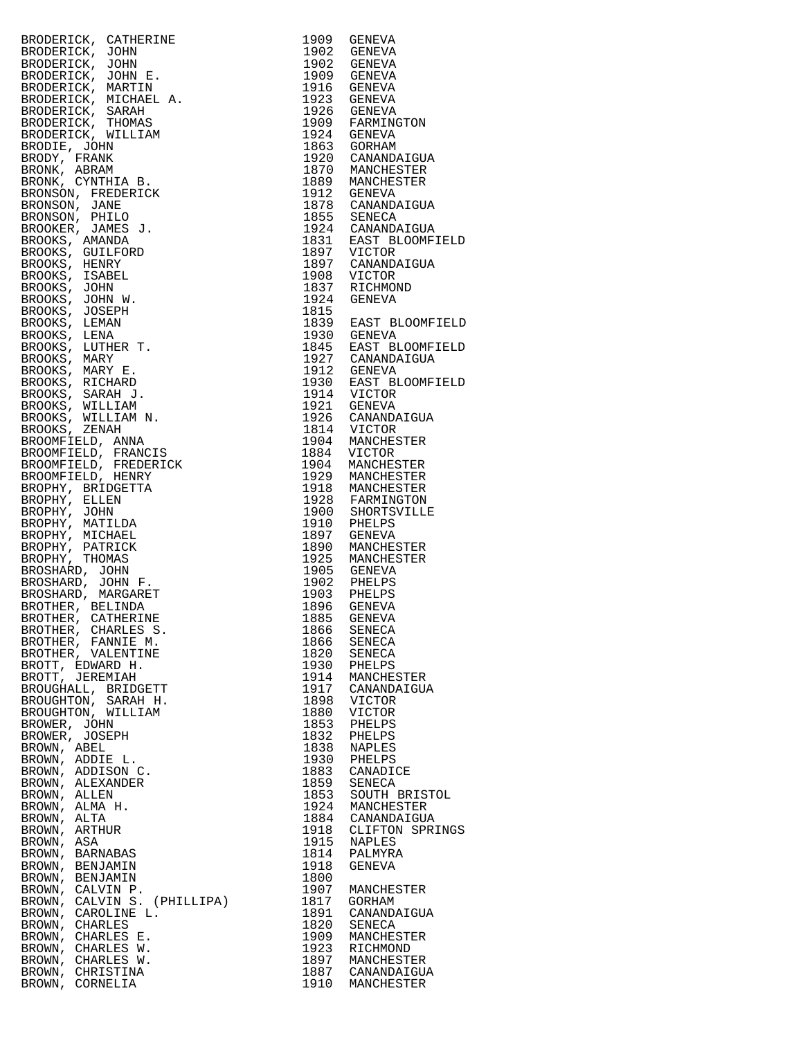| | | |
|---|---|---|
| BRODERICK, CATHERINE | 1909 | GENEVA |
| BRODERICK, JOHN | 1902 | GENEVA |
| BRODERICK, JOHN | 1902 | GENEVA |
| BRODERICK, JOHN E. | 1909 | GENEVA |
| BRODERICK, MARTIN | 1916 | GENEVA |
| BRODERICK, MICHAEL A. | 1923 | GENEVA |
| BRODERICK, SARAH | 1926 | GENEVA |
| BRODERICK, THOMAS | 1909 | FARMINGTON |
| BRODERICK, WILLIAM | 1924 | GENEVA |
| BRODIE, JOHN | 1863 | GORHAM |
| BRODY, FRANK | 1920 | CANANDAIGUA |
| BRONK, ABRAM | 1870 | MANCHESTER |
| BRONK, CYNTHIA B. | 1889 | MANCHESTER |
| BRONSON, FREDERICK | 1912 | GENEVA |
| BRONSON, JANE | 1878 | CANANDAIGUA |
| BRONSON, PHILO | 1855 | SENECA |
| BROOKER, JAMES J. | 1924 | CANANDAIGUA |
| BROOKS, AMANDA | 1831 | EAST BLOOMFIELD |
| BROOKS, GUILFORD | 1897 | VICTOR |
| BROOKS, HENRY | 1897 | CANANDAIGUA |
| BROOKS, ISABEL | 1908 | VICTOR |
| BROOKS, JOHN | 1837 | RICHMOND |
| BROOKS, JOHN W. | 1924 | GENEVA |
| BROOKS, JOSEPH | 1815 | |
| BROOKS, LEMAN | 1839 | EAST BLOOMFIELD |
| BROOKS, LENA | 1930 | GENEVA |
| BROOKS, LUTHER T. | 1845 | EAST BLOOMFIELD |
| BROOKS, MARY | 1927 | CANANDAIGUA |
| BROOKS, MARY E. | 1912 | GENEVA |
| BROOKS, RICHARD | 1930 | EAST BLOOMFIELD |
| BROOKS, SARAH J. | 1914 | VICTOR |
| BROOKS, WILLIAM | 1921 | GENEVA |
| BROOKS, WILLIAM N. | 1926 | CANANDAIGUA |
| BROOKS, ZENAH | 1814 | VICTOR |
| BROOMFIELD, ANNA | 1904 | MANCHESTER |
| BROOMFIELD, FRANCIS | 1884 | VICTOR |
| BROOMFIELD, FREDERICK | 1904 | MANCHESTER |
| BROOMFIELD, HENRY | 1929 | MANCHESTER |
| BROPHY, BRIDGETTA | 1918 | MANCHESTER |
| BROPHY, ELLEN | 1928 | FARMINGTON |
| BROPHY, JOHN | 1900 | SHORTSVILLE |
| BROPHY, MATILDA | 1910 | PHELPS |
| BROPHY, MICHAEL | 1897 | GENEVA |
| BROPHY, PATRICK | 1890 | MANCHESTER |
| BROPHY, THOMAS | 1925 | MANCHESTER |
| BROSHARD, JOHN | 1905 | GENEVA |
| BROSHARD, JOHN F. | 1902 | PHELPS |
| BROSHARD, MARGARET | 1903 | PHELPS |
| BROTHER, BELINDA | 1896 | GENEVA |
| BROTHER, CATHERINE | 1885 | GENEVA |
| BROTHER, CHARLES S. | 1866 | SENECA |
| BROTHER, FANNIE M. | 1866 | SENECA |
| BROTHER, VALENTINE | 1820 | SENECA |
| BROTT, EDWARD H. | 1930 | PHELPS |
| BROTT, JEREMIAH | 1914 | MANCHESTER |
| BROUGHALL, BRIDGETT | 1917 | CANANDAIGUA |
| BROUGHTON, SARAH H. | 1898 | VICTOR |
| BROUGHTON, WILLIAM | 1880 | VICTOR |
| BROWER, JOHN | 1853 | PHELPS |
| BROWER, JOSEPH | 1832 | PHELPS |
| BROWN, ABEL | 1838 | NAPLES |
| BROWN, ADDIE L. | 1930 | PHELPS |
| BROWN, ADDISON C. | 1883 | CANADICE |
| BROWN, ALEXANDER | 1859 | SENECA |
| BROWN, ALLEN | 1853 | SOUTH BRISTOL |
| BROWN, ALMA H. | 1924 | MANCHESTER |
| BROWN, ALTA | 1884 | CANANDAIGUA |
| BROWN, ARTHUR | 1918 | CLIFTON SPRINGS |
| BROWN, ASA | 1915 | NAPLES |
| BROWN, BARNABAS | 1814 | PALMYRA |
| BROWN, BENJAMIN | 1918 | GENEVA |
| BROWN, BENJAMIN | 1800 | |
| BROWN, CALVIN P. | 1907 | MANCHESTER |
| BROWN, CALVIN S. (PHILLIPA) | 1817 | GORHAM |
| BROWN, CAROLINE L. | 1891 | CANANDAIGUA |
| BROWN, CHARLES | 1820 | SENECA |
| BROWN, CHARLES E. | 1909 | MANCHESTER |
| BROWN, CHARLES W. | 1923 | RICHMOND |
| BROWN, CHARLES W. | 1897 | MANCHESTER |
| BROWN, CHRISTINA | 1887 | CANANDAIGUA |
| BROWN, CORNELIA | 1910 | MANCHESTER |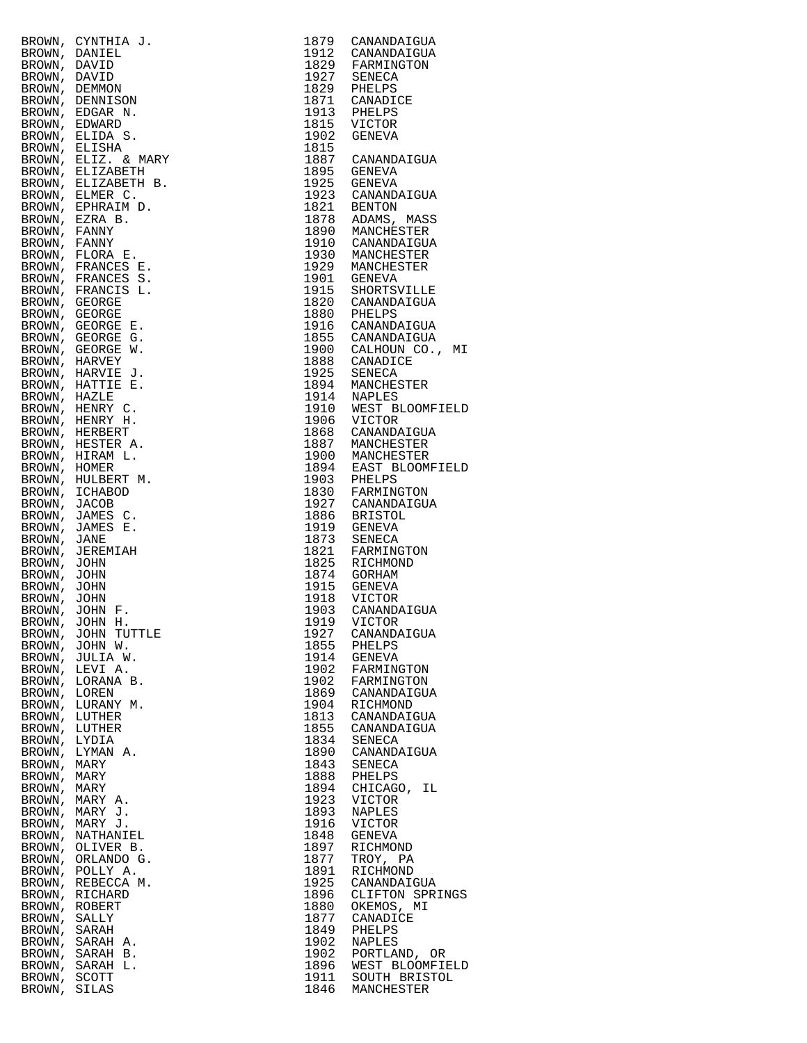| | | |
|---|---|---|
| BROWN, CYNTHIA J. | 1879 | CANANDAIGUA |
| BROWN, DANIEL | 1912 | CANANDAIGUA |
| BROWN, DAVID | 1829 | FARMINGTON |
| BROWN, DAVID | 1927 | SENECA |
| BROWN, DEMMON | 1829 | PHELPS |
| BROWN, DENNISON | 1871 | CANADICE |
| BROWN, EDGAR N. | 1913 | PHELPS |
| BROWN, EDWARD | 1815 | VICTOR |
| BROWN, ELIDA S. | 1902 | GENEVA |
| BROWN, ELISHA | 1815 | |
| BROWN, ELIZ. & MARY | 1887 | CANANDAIGUA |
| BROWN, ELIZABETH | 1895 | GENEVA |
| BROWN, ELIZABETH B. | 1925 | GENEVA |
| BROWN, ELMER C. | 1923 | CANANDAIGUA |
| BROWN, EPHRAIM D. | 1821 | BENTON |
| BROWN, EZRA B. | 1878 | ADAMS, MASS |
| BROWN, FANNY | 1890 | MANCHESTER |
| BROWN, FANNY | 1910 | CANANDAIGUA |
| BROWN, FLORA E. | 1930 | MANCHESTER |
| BROWN, FRANCES E. | 1929 | MANCHESTER |
| BROWN, FRANCES S. | 1901 | GENEVA |
| BROWN, FRANCIS L. | 1915 | SHORTSVILLE |
| BROWN, GEORGE | 1820 | CANANDAIGUA |
| BROWN, GEORGE | 1880 | PHELPS |
| BROWN, GEORGE E. | 1916 | CANANDAIGUA |
| BROWN, GEORGE G. | 1855 | CANANDAIGUA |
| BROWN, GEORGE W. | 1900 | CALHOUN CO., MI |
| BROWN, HARVEY | 1888 | CANADICE |
| BROWN, HARVIE J. | 1925 | SENECA |
| BROWN, HATTIE E. | 1894 | MANCHESTER |
| BROWN, HAZLE | 1914 | NAPLES |
| BROWN, HENRY C. | 1910 | WEST BLOOMFIELD |
| BROWN, HENRY H. | 1906 | VICTOR |
| BROWN, HERBERT | 1868 | CANANDAIGUA |
| BROWN, HESTER A. | 1887 | MANCHESTER |
| BROWN, HIRAM L. | 1900 | MANCHESTER |
| BROWN, HOMER | 1894 | EAST BLOOMFIELD |
| BROWN, HULBERT M. | 1903 | PHELPS |
| BROWN, ICHABOD | 1830 | FARMINGTON |
| BROWN, JACOB | 1927 | CANANDAIGUA |
| BROWN, JAMES C. | 1886 | BRISTOL |
| BROWN, JAMES E. | 1919 | GENEVA |
| BROWN, JANE | 1873 | SENECA |
| BROWN, JEREMIAH | 1821 | FARMINGTON |
| BROWN, JOHN | 1825 | RICHMOND |
| BROWN, JOHN | 1874 | GORHAM |
| BROWN, JOHN | 1915 | GENEVA |
| BROWN, JOHN | 1918 | VICTOR |
| BROWN, JOHN F. | 1903 | CANANDAIGUA |
| BROWN, JOHN H. | 1919 | VICTOR |
| BROWN, JOHN TUTTLE | 1927 | CANANDAIGUA |
| BROWN, JOHN W. | 1855 | PHELPS |
| BROWN, JULIA W. | 1914 | GENEVA |
| BROWN, LEVI A. | 1902 | FARMINGTON |
| BROWN, LORANA B. | 1902 | FARMINGTON |
| BROWN, LOREN | 1869 | CANANDAIGUA |
| BROWN, LURANY M. | 1904 | RICHMOND |
| BROWN, LUTHER | 1813 | CANANDAIGUA |
| BROWN, LUTHER | 1855 | CANANDAIGUA |
| BROWN, LYDIA | 1834 | SENECA |
| BROWN, LYMAN A. | 1890 | CANANDAIGUA |
| BROWN, MARY | 1843 | SENECA |
| BROWN, MARY | 1888 | PHELPS |
| BROWN, MARY | 1894 | CHICAGO, IL |
| BROWN, MARY A. | 1923 | VICTOR |
| BROWN, MARY J. | 1893 | NAPLES |
| BROWN, MARY J. | 1916 | VICTOR |
| BROWN, NATHANIEL | 1848 | GENEVA |
| BROWN, OLIVER B. | 1897 | RICHMOND |
| BROWN, ORLANDO G. | 1877 | TROY, PA |
| BROWN, POLLY A. | 1891 | RICHMOND |
| BROWN, REBECCA M. | 1925 | CANANDAIGUA |
| BROWN, RICHARD | 1896 | CLIFTON SPRINGS |
| BROWN, ROBERT | 1880 | OKEMOS, MI |
| BROWN, SALLY | 1877 | CANADICE |
| BROWN, SARAH | 1849 | PHELPS |
| BROWN, SARAH A. | 1902 | NAPLES |
| BROWN, SARAH B. | 1902 | PORTLAND, OR |
| BROWN, SARAH L. | 1896 | WEST BLOOMFIELD |
| BROWN, SCOTT | 1911 | SOUTH BRISTOL |
| BROWN, SILAS | 1846 | MANCHESTER |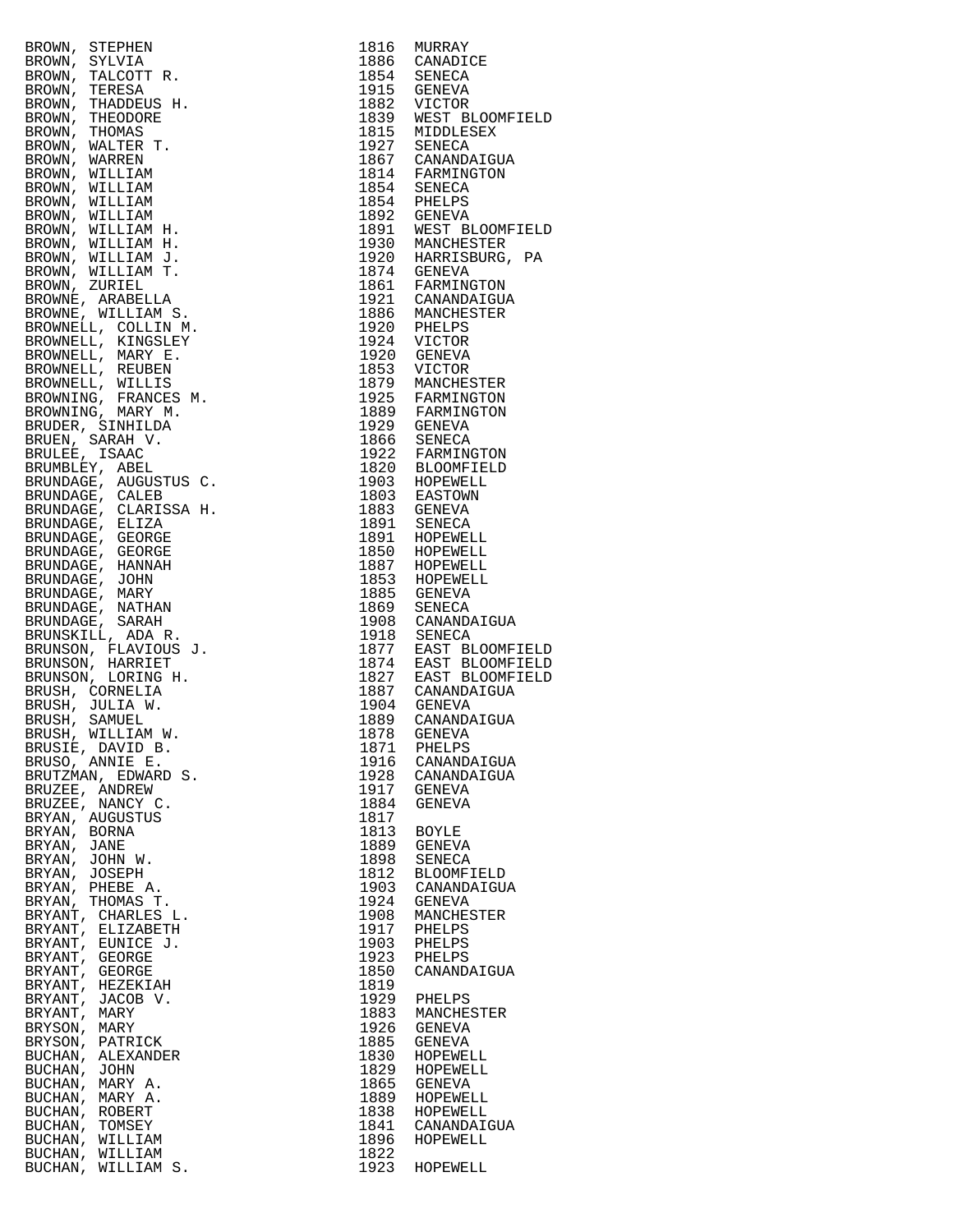| Name | Year | Place |
|---|---|---|
| BROWN, STEPHEN | 1816 | MURRAY |
| BROWN, SYLVIA | 1886 | CANADICE |
| BROWN, TALCOTT R. | 1854 | SENECA |
| BROWN, TERESA | 1915 | GENEVA |
| BROWN, THADDEUS H. | 1882 | VICTOR |
| BROWN, THEODORE | 1839 | WEST BLOOMFIELD |
| BROWN, THOMAS | 1815 | MIDDLESEX |
| BROWN, WALTER T. | 1927 | SENECA |
| BROWN, WARREN | 1867 | CANANDAIGUA |
| BROWN, WILLIAM | 1814 | FARMINGTON |
| BROWN, WILLIAM | 1854 | SENECA |
| BROWN, WILLIAM | 1854 | PHELPS |
| BROWN, WILLIAM | 1892 | GENEVA |
| BROWN, WILLIAM H. | 1891 | WEST BLOOMFIELD |
| BROWN, WILLIAM H. | 1930 | MANCHESTER |
| BROWN, WILLIAM J. | 1920 | HARRISBURG, PA |
| BROWN, WILLIAM T. | 1874 | GENEVA |
| BROWN, ZURIEL | 1861 | FARMINGTON |
| BROWNE, ARABELLA | 1921 | CANANDAIGUA |
| BROWNE, WILLIAM S. | 1886 | MANCHESTER |
| BROWNELL, COLLIN M. | 1920 | PHELPS |
| BROWNELL, KINGSLEY | 1924 | VICTOR |
| BROWNELL, MARY E. | 1920 | GENEVA |
| BROWNELL, REUBEN | 1853 | VICTOR |
| BROWNELL, WILLIS | 1879 | MANCHESTER |
| BROWNING, FRANCES M. | 1925 | FARMINGTON |
| BROWNING, MARY M. | 1889 | FARMINGTON |
| BRUDER, SINHILDA | 1929 | GENEVA |
| BRUEN, SARAH V. | 1866 | SENECA |
| BRULEE, ISAAC | 1922 | FARMINGTON |
| BRUMBLEY, ABEL | 1820 | BLOOMFIELD |
| BRUNDAGE, AUGUSTUS C. | 1903 | HOPEWELL |
| BRUNDAGE, CALEB | 1803 | EASTOWN |
| BRUNDAGE, CLARISSA H. | 1883 | GENEVA |
| BRUNDAGE, ELIZA | 1891 | SENECA |
| BRUNDAGE, GEORGE | 1891 | HOPEWELL |
| BRUNDAGE, GEORGE | 1850 | HOPEWELL |
| BRUNDAGE, HANNAH | 1887 | HOPEWELL |
| BRUNDAGE, JOHN | 1853 | HOPEWELL |
| BRUNDAGE, MARY | 1885 | GENEVA |
| BRUNDAGE, NATHAN | 1869 | SENECA |
| BRUNDAGE, SARAH | 1908 | CANANDAIGUA |
| BRUNSKILL, ADA R. | 1918 | SENECA |
| BRUNSON, FLAVIOUS J. | 1877 | EAST BLOOMFIELD |
| BRUNSON, HARRIET | 1874 | EAST BLOOMFIELD |
| BRUNSON, LORING H. | 1827 | EAST BLOOMFIELD |
| BRUSH, CORNELIA | 1887 | CANANDAIGUA |
| BRUSH, JULIA W. | 1904 | GENEVA |
| BRUSH, SAMUEL | 1889 | CANANDAIGUA |
| BRUSH, WILLIAM W. | 1878 | GENEVA |
| BRUSIE, DAVID B. | 1871 | PHELPS |
| BRUSO, ANNIE E. | 1916 | CANANDAIGUA |
| BRUTZMAN, EDWARD S. | 1928 | CANANDAIGUA |
| BRUZEE, ANDREW | 1917 | GENEVA |
| BRUZEE, NANCY C. | 1884 | GENEVA |
| BRYAN, AUGUSTUS | 1817 | |
| BRYAN, BORNA | 1813 | BOYLE |
| BRYAN, JANE | 1889 | GENEVA |
| BRYAN, JOHN W. | 1898 | SENECA |
| BRYAN, JOSEPH | 1812 | BLOOMFIELD |
| BRYAN, PHEBE A. | 1903 | CANANDAIGUA |
| BRYAN, THOMAS T. | 1924 | GENEVA |
| BRYANT, CHARLES L. | 1908 | MANCHESTER |
| BRYANT, ELIZABETH | 1917 | PHELPS |
| BRYANT, EUNICE J. | 1903 | PHELPS |
| BRYANT, GEORGE | 1923 | PHELPS |
| BRYANT, GEORGE | 1850 | CANANDAIGUA |
| BRYANT, HEZEKIAH | 1819 | |
| BRYANT, JACOB V. | 1929 | PHELPS |
| BRYANT, MARY | 1883 | MANCHESTER |
| BRYSON, MARY | 1926 | GENEVA |
| BRYSON, PATRICK | 1885 | GENEVA |
| BUCHAN, ALEXANDER | 1830 | HOPEWELL |
| BUCHAN, JOHN | 1829 | HOPEWELL |
| BUCHAN, MARY A. | 1865 | GENEVA |
| BUCHAN, MARY A. | 1889 | HOPEWELL |
| BUCHAN, ROBERT | 1838 | HOPEWELL |
| BUCHAN, TOMSEY | 1841 | CANANDAIGUA |
| BUCHAN, WILLIAM | 1896 | HOPEWELL |
| BUCHAN, WILLIAM | 1822 | |
| BUCHAN, WILLIAM S. | 1923 | HOPEWELL |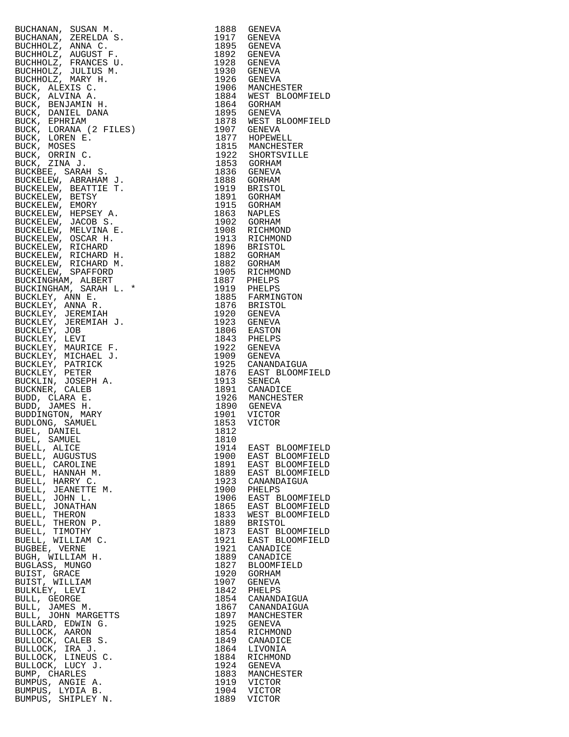| Name | Year | Town |
|---|---|---|
| BUCHANAN, SUSAN M. | 1888 | GENEVA |
| BUCHANAN, ZERELDA S. | 1917 | GENEVA |
| BUCHHOLZ, ANNA C. | 1895 | GENEVA |
| BUCHHOLZ, AUGUST F. | 1892 | GENEVA |
| BUCHHOLZ, FRANCES U. | 1928 | GENEVA |
| BUCHHOLZ, JULIUS M. | 1930 | GENEVA |
| BUCHHOLZ, MARY H. | 1926 | GENEVA |
| BUCK, ALEXIS C. | 1906 | MANCHESTER |
| BUCK, ALVINA A. | 1884 | WEST BLOOMFIELD |
| BUCK, BENJAMIN H. | 1864 | GORHAM |
| BUCK, DANIEL DANA | 1895 | GENEVA |
| BUCK, EPHRIAM | 1878 | WEST BLOOMFIELD |
| BUCK, LORANA (2 FILES) | 1907 | GENEVA |
| BUCK, LOREN E. | 1877 | HOPEWELL |
| BUCK, MOSES | 1815 | MANCHESTER |
| BUCK, ORRIN C. | 1922 | SHORTSVILLE |
| BUCK, ZINA J. | 1853 | GORHAM |
| BUCKBEE, SARAH S. | 1836 | GENEVA |
| BUCKELEW, ABRAHAM J. | 1888 | GORHAM |
| BUCKELEW, BEATTIE T. | 1919 | BRISTOL |
| BUCKELEW, BETSY | 1891 | GORHAM |
| BUCKELEW, EMORY | 1915 | GORHAM |
| BUCKELEW, HEPSEY A. | 1863 | NAPLES |
| BUCKELEW, JACOB S. | 1902 | GORHAM |
| BUCKELEW, MELVINA E. | 1908 | RICHMOND |
| BUCKELEW, OSCAR H. | 1913 | RICHMOND |
| BUCKELEW, RICHARD | 1896 | BRISTOL |
| BUCKELEW, RICHARD H. | 1882 | GORHAM |
| BUCKELEW, RICHARD M. | 1882 | GORHAM |
| BUCKELEW, SPAFFORD | 1905 | RICHMOND |
| BUCKINGHAM, ALBERT | 1887 | PHELPS |
| BUCKINGHAM, SARAH L. * | 1919 | PHELPS |
| BUCKLEY, ANN E. | 1885 | FARMINGTON |
| BUCKLEY, ANNA R. | 1876 | BRISTOL |
| BUCKLEY, JEREMIAH | 1920 | GENEVA |
| BUCKLEY, JEREMIAH J. | 1923 | GENEVA |
| BUCKLEY, JOB | 1806 | EASTON |
| BUCKLEY, LEVI | 1843 | PHELPS |
| BUCKLEY, MAURICE F. | 1922 | GENEVA |
| BUCKLEY, MICHAEL J. | 1909 | GENEVA |
| BUCKLEY, PATRICK | 1925 | CANANDAIGUA |
| BUCKLEY, PETER | 1876 | EAST BLOOMFIELD |
| BUCKLIN, JOSEPH A. | 1913 | SENECA |
| BUCKNER, CALEB | 1891 | CANADICE |
| BUDD, CLARA E. | 1926 | MANCHESTER |
| BUDD, JAMES H. | 1890 | GENEVA |
| BUDDINGTON, MARY | 1901 | VICTOR |
| BUDLONG, SAMUEL | 1853 | VICTOR |
| BUEL, DANIEL | 1812 | |
| BUEL, SAMUEL | 1810 | |
| BUELL, ALICE | 1914 | EAST BLOOMFIELD |
| BUELL, AUGUSTUS | 1900 | EAST BLOOMFIELD |
| BUELL, CAROLINE | 1891 | EAST BLOOMFIELD |
| BUELL, HANNAH M. | 1889 | EAST BLOOMFIELD |
| BUELL, HARRY C. | 1923 | CANANDAIGUA |
| BUELL, JEANETTE M. | 1900 | PHELPS |
| BUELL, JOHN L. | 1906 | EAST BLOOMFIELD |
| BUELL, JONATHAN | 1865 | EAST BLOOMFIELD |
| BUELL, THERON | 1833 | WEST BLOOMFIELD |
| BUELL, THERON P. | 1889 | BRISTOL |
| BUELL, TIMOTHY | 1873 | EAST BLOOMFIELD |
| BUELL, WILLIAM C. | 1921 | EAST BLOOMFIELD |
| BUGBEE, VERNE | 1921 | CANADICE |
| BUGH, WILLIAM H. | 1889 | CANADICE |
| BUGLASS, MUNGO | 1827 | BLOOMFIELD |
| BUIST, GRACE | 1920 | GORHAM |
| BUIST, WILLIAM | 1907 | GENEVA |
| BULKLEY, LEVI | 1842 | PHELPS |
| BULL, GEORGE | 1854 | CANANDAIGUA |
| BULL, JAMES M. | 1867 | CANANDAIGUA |
| BULL, JOHN MARGETTS | 1897 | MANCHESTER |
| BULLARD, EDWIN G. | 1925 | GENEVA |
| BULLOCK, AARON | 1854 | RICHMOND |
| BULLOCK, CALEB S. | 1849 | CANADICE |
| BULLOCK, IRA J. | 1864 | LIVONIA |
| BULLOCK, LINEUS C. | 1884 | RICHMOND |
| BULLOCK, LUCY J. | 1924 | GENEVA |
| BUMP, CHARLES | 1883 | MANCHESTER |
| BUMPUS, ANGIE A. | 1919 | VICTOR |
| BUMPUS, LYDIA B. | 1904 | VICTOR |
| BUMPUS, SHIPLEY N. | 1889 | VICTOR |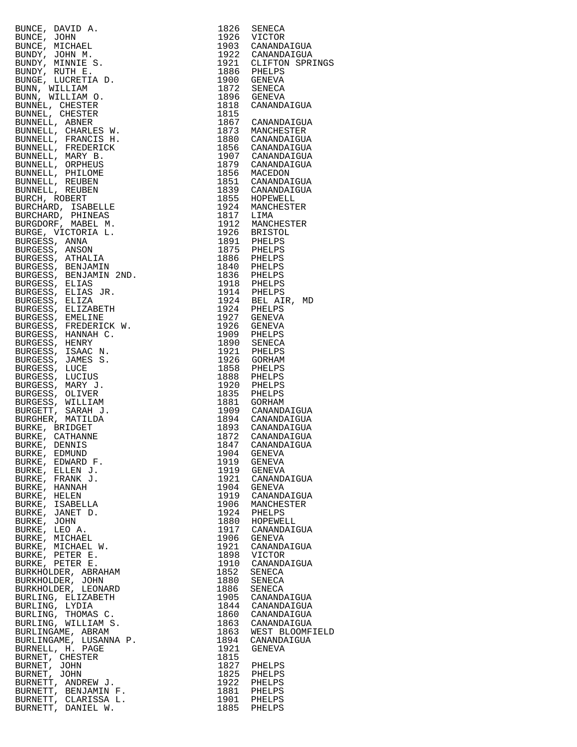| | | |
|---|---|---|
| BUNCE, DAVID A. | 1826 | SENECA |
| BUNCE, JOHN | 1926 | VICTOR |
| BUNCE, MICHAEL | 1903 | CANANDAIGUA |
| BUNDY, JOHN M. | 1922 | CANANDAIGUA |
| BUNDY, MINNIE S. | 1921 | CLIFTON SPRINGS |
| BUNDY, RUTH E. | 1886 | PHELPS |
| BUNGE, LUCRETIA D. | 1900 | GENEVA |
| BUNN, WILLIAM | 1872 | SENECA |
| BUNN, WILLIAM O. | 1896 | GENEVA |
| BUNNEL, CHESTER | 1818 | CANANDAIGUA |
| BUNNEL, CHESTER | 1815 | |
| BUNNELL, ABNER | 1867 | CANANDAIGUA |
| BUNNELL, CHARLES W. | 1873 | MANCHESTER |
| BUNNELL, FRANCIS H. | 1880 | CANANDAIGUA |
| BUNNELL, FREDERICK | 1856 | CANANDAIGUA |
| BUNNELL, MARY B. | 1907 | CANANDAIGUA |
| BUNNELL, ORPHEUS | 1879 | CANANDAIGUA |
| BUNNELL, PHILOME | 1856 | MACEDON |
| BUNNELL, REUBEN | 1851 | CANANDAIGUA |
| BUNNELL, REUBEN | 1839 | CANANDAIGUA |
| BURCH, ROBERT | 1855 | HOPEWELL |
| BURCHARD, ISABELLE | 1924 | MANCHESTER |
| BURCHARD, PHINEAS | 1817 | LIMA |
| BURGDORF, MABEL M. | 1912 | MANCHESTER |
| BURGE, VICTORIA L. | 1926 | BRISTOL |
| BURGESS, ANNA | 1891 | PHELPS |
| BURGESS, ANSON | 1875 | PHELPS |
| BURGESS, ATHALIA | 1886 | PHELPS |
| BURGESS, BENJAMIN | 1840 | PHELPS |
| BURGESS, BENJAMIN 2ND. | 1836 | PHELPS |
| BURGESS, ELIAS | 1918 | PHELPS |
| BURGESS, ELIAS JR. | 1914 | PHELPS |
| BURGESS, ELIZA | 1924 | BEL AIR, MD |
| BURGESS, ELIZABETH | 1924 | PHELPS |
| BURGESS, EMELINE | 1927 | GENEVA |
| BURGESS, FREDERICK W. | 1926 | GENEVA |
| BURGESS, HANNAH C. | 1909 | PHELPS |
| BURGESS, HENRY | 1890 | SENECA |
| BURGESS, ISAAC N. | 1921 | PHELPS |
| BURGESS, JAMES S. | 1926 | GORHAM |
| BURGESS, LUCE | 1858 | PHELPS |
| BURGESS, LUCIUS | 1888 | PHELPS |
| BURGESS, MARY J. | 1920 | PHELPS |
| BURGESS, OLIVER | 1835 | PHELPS |
| BURGESS, WILLIAM | 1881 | GORHAM |
| BURGETT, SARAH J. | 1909 | CANANDAIGUA |
| BURGHER, MATILDA | 1894 | CANANDAIGUA |
| BURKE, BRIDGET | 1893 | CANANDAIGUA |
| BURKE, CATHANNE | 1872 | CANANDAIGUA |
| BURKE, DENNIS | 1847 | CANANDAIGUA |
| BURKE, EDMUND | 1904 | GENEVA |
| BURKE, EDWARD F. | 1919 | GENEVA |
| BURKE, ELLEN J. | 1919 | GENEVA |
| BURKE, FRANK J. | 1921 | CANANDAIGUA |
| BURKE, HANNAH | 1904 | GENEVA |
| BURKE, HELEN | 1919 | CANANDAIGUA |
| BURKE, ISABELLA | 1906 | MANCHESTER |
| BURKE, JANET D. | 1924 | PHELPS |
| BURKE, JOHN | 1880 | HOPEWELL |
| BURKE, LEO A. | 1917 | CANANDAIGUA |
| BURKE, MICHAEL | 1906 | GENEVA |
| BURKE, MICHAEL W. | 1921 | CANANDAIGUA |
| BURKE, PETER E. | 1898 | VICTOR |
| BURKE, PETER E. | 1910 | CANANDAIGUA |
| BURKHOLDER, ABRAHAM | 1852 | SENECA |
| BURKHOLDER, JOHN | 1880 | SENECA |
| BURKHOLDER, LEONARD | 1886 | SENECA |
| BURLING, ELIZABETH | 1905 | CANANDAIGUA |
| BURLING, LYDIA | 1844 | CANANDAIGUA |
| BURLING, THOMAS C. | 1860 | CANANDAIGUA |
| BURLING, WILLIAM S. | 1863 | CANANDAIGUA |
| BURLINGAME, ABRAM | 1863 | WEST BLOOMFIELD |
| BURLINGAME, LUSANNA P. | 1894 | CANANDAIGUA |
| BURNELL, H. PAGE | 1921 | GENEVA |
| BURNET, CHESTER | 1815 | |
| BURNET, JOHN | 1827 | PHELPS |
| BURNET, JOHN | 1825 | PHELPS |
| BURNETT, ANDREW J. | 1922 | PHELPS |
| BURNETT, BENJAMIN F. | 1881 | PHELPS |
| BURNETT, CLARISSA L. | 1901 | PHELPS |
| BURNETT, DANIEL W. | 1885 | PHELPS |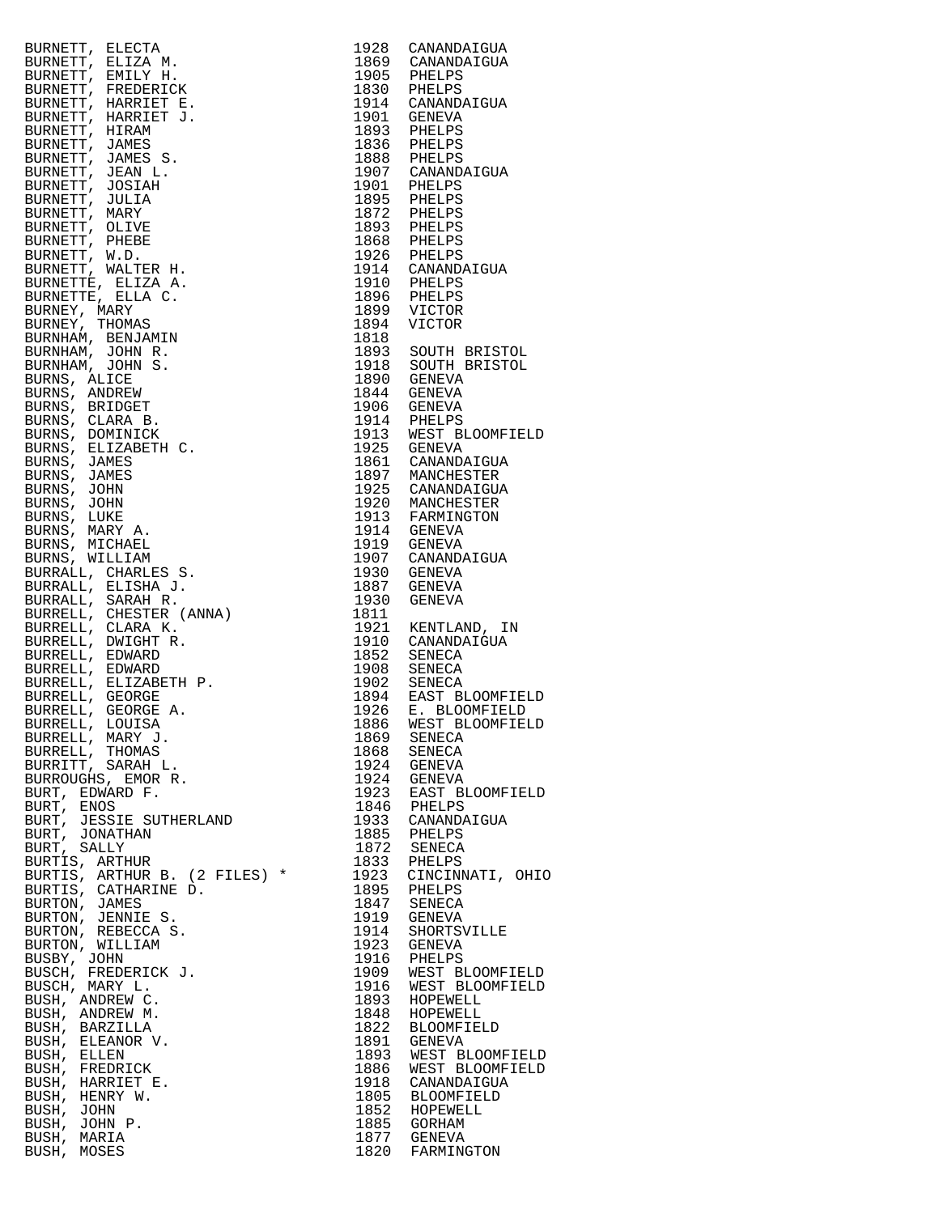| Name | Year | Location |
|---|---|---|
| BURNETT, ELECTA | 1928 | CANANDAIGUA |
| BURNETT, ELIZA M. | 1869 | CANANDAIGUA |
| BURNETT, EMILY H. | 1905 | PHELPS |
| BURNETT, FREDERICK | 1830 | PHELPS |
| BURNETT, HARRIET E. | 1914 | CANANDAIGUA |
| BURNETT, HARRIET J. | 1901 | GENEVA |
| BURNETT, HIRAM | 1893 | PHELPS |
| BURNETT, JAMES | 1836 | PHELPS |
| BURNETT, JAMES S. | 1888 | PHELPS |
| BURNETT, JEAN L. | 1907 | CANANDAIGUA |
| BURNETT, JOSIAH | 1901 | PHELPS |
| BURNETT, JULIA | 1895 | PHELPS |
| BURNETT, MARY | 1872 | PHELPS |
| BURNETT, OLIVE | 1893 | PHELPS |
| BURNETT, PHEBE | 1868 | PHELPS |
| BURNETT, W.D. | 1926 | PHELPS |
| BURNETT, WALTER H. | 1914 | CANANDAIGUA |
| BURNETTE, ELIZA A. | 1910 | PHELPS |
| BURNETTE, ELLA C. | 1896 | PHELPS |
| BURNEY, MARY | 1899 | VICTOR |
| BURNEY, THOMAS | 1894 | VICTOR |
| BURNHAM, BENJAMIN | 1818 | |
| BURNHAM, JOHN R. | 1893 | SOUTH BRISTOL |
| BURNHAM, JOHN S. | 1918 | SOUTH BRISTOL |
| BURNS, ALICE | 1890 | GENEVA |
| BURNS, ANDREW | 1844 | GENEVA |
| BURNS, BRIDGET | 1906 | GENEVA |
| BURNS, CLARA B. | 1914 | PHELPS |
| BURNS, DOMINICK | 1913 | WEST BLOOMFIELD |
| BURNS, ELIZABETH C. | 1925 | GENEVA |
| BURNS, JAMES | 1861 | CANANDAIGUA |
| BURNS, JAMES | 1897 | MANCHESTER |
| BURNS, JOHN | 1925 | CANANDAIGUA |
| BURNS, JOHN | 1920 | MANCHESTER |
| BURNS, LUKE | 1913 | FARMINGTON |
| BURNS, MARY A. | 1914 | GENEVA |
| BURNS, MICHAEL | 1919 | GENEVA |
| BURNS, WILLIAM | 1907 | CANANDAIGUA |
| BURRALL, CHARLES S. | 1930 | GENEVA |
| BURRALL, ELISHA J. | 1887 | GENEVA |
| BURRALL, SARAH R. | 1930 | GENEVA |
| BURRELL, CHESTER (ANNA) | 1811 | |
| BURRELL, CLARA K. | 1921 | KENTLAND, IN |
| BURRELL, DWIGHT R. | 1910 | CANANDAIGUA |
| BURRELL, EDWARD | 1852 | SENECA |
| BURRELL, EDWARD | 1908 | SENECA |
| BURRELL, ELIZABETH P. | 1902 | SENECA |
| BURRELL, GEORGE | 1894 | EAST BLOOMFIELD |
| BURRELL, GEORGE A. | 1926 | E. BLOOMFIELD |
| BURRELL, LOUISA | 1886 | WEST BLOOMFIELD |
| BURRELL, MARY J. | 1869 | SENECA |
| BURRELL, THOMAS | 1868 | SENECA |
| BURRITT, SARAH L. | 1924 | GENEVA |
| BURROUGHS, EMOR R. | 1924 | GENEVA |
| BURT, EDWARD F. | 1923 | EAST BLOOMFIELD |
| BURT, ENOS | 1846 | PHELPS |
| BURT, JESSIE SUTHERLAND | 1933 | CANANDAIGUA |
| BURT, JONATHAN | 1885 | PHELPS |
| BURT, SALLY | 1872 | SENECA |
| BURTIS, ARTHUR | 1833 | PHELPS |
| BURTIS, ARTHUR B. (2 FILES) * | 1923 | CINCINNATI, OHIO |
| BURTIS, CATHARINE D. | 1895 | PHELPS |
| BURTON, JAMES | 1847 | SENECA |
| BURTON, JENNIE S. | 1919 | GENEVA |
| BURTON, REBECCA S. | 1914 | SHORTSVILLE |
| BURTON, WILLIAM | 1923 | GENEVA |
| BUSBY, JOHN | 1916 | PHELPS |
| BUSCH, FREDERICK J. | 1909 | WEST BLOOMFIELD |
| BUSCH, MARY L. | 1916 | WEST BLOOMFIELD |
| BUSH, ANDREW C. | 1893 | HOPEWELL |
| BUSH, ANDREW M. | 1848 | HOPEWELL |
| BUSH, BARZILLA | 1822 | BLOOMFIELD |
| BUSH, ELEANOR V. | 1891 | GENEVA |
| BUSH, ELLEN | 1893 | WEST BLOOMFIELD |
| BUSH, FREDRICK | 1886 | WEST BLOOMFIELD |
| BUSH, HARRIET E. | 1918 | CANANDAIGUA |
| BUSH, HENRY W. | 1805 | BLOOMFIELD |
| BUSH, JOHN | 1852 | HOPEWELL |
| BUSH, JOHN P. | 1885 | GORHAM |
| BUSH, MARIA | 1877 | GENEVA |
| BUSH, MOSES | 1820 | FARMINGTON |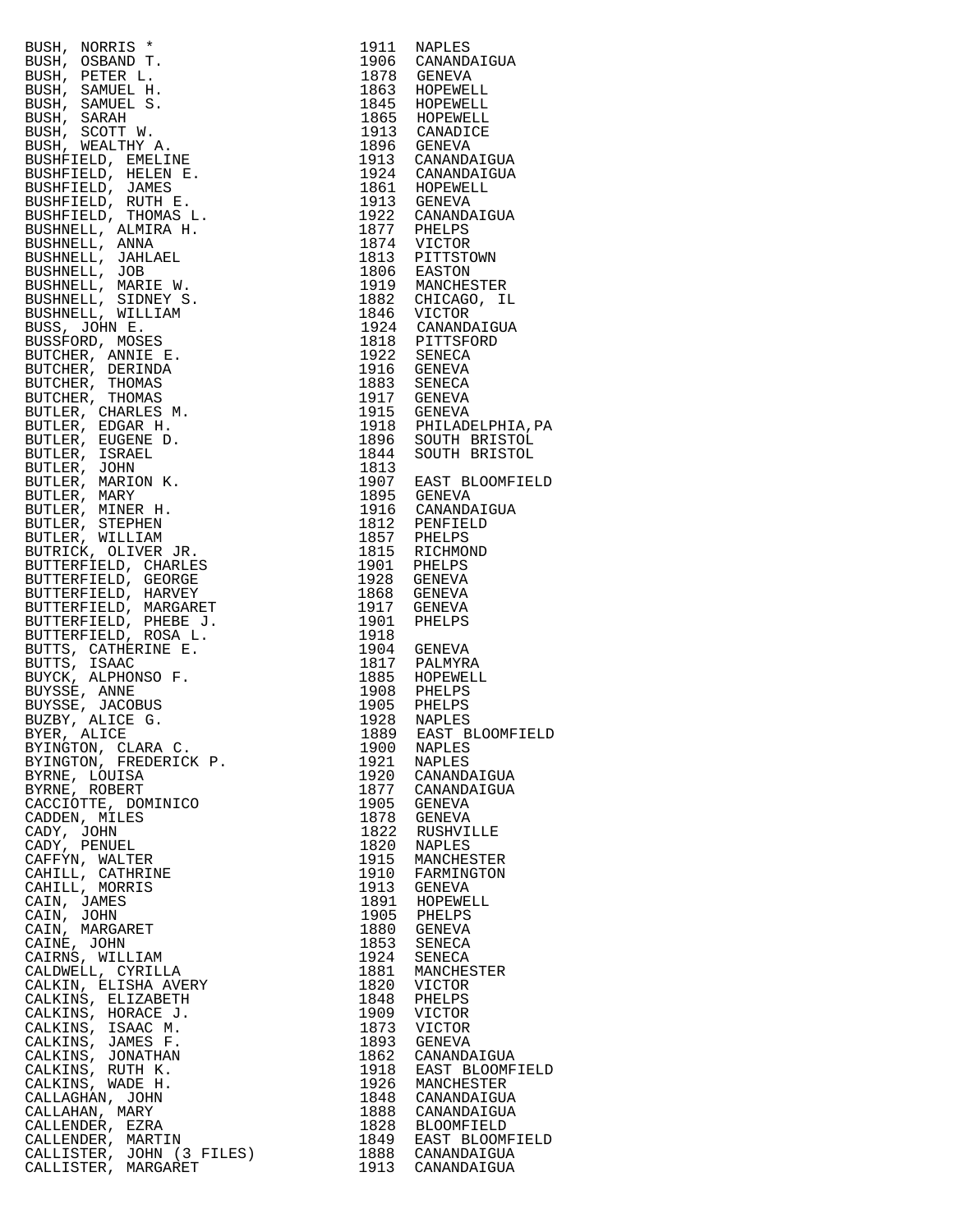| Name | Year | Place |
|---|---|---|
| BUSH, NORRIS * | 1911 | NAPLES |
| BUSH, OSBAND T. | 1906 | CANANDAIGUA |
| BUSH, PETER L. | 1878 | GENEVA |
| BUSH, SAMUEL H. | 1863 | HOPEWELL |
| BUSH, SAMUEL S. | 1845 | HOPEWELL |
| BUSH, SARAH | 1865 | HOPEWELL |
| BUSH, SCOTT W. | 1913 | CANADICE |
| BUSH, WEALTHY A. | 1896 | GENEVA |
| BUSHFIELD, EMELINE | 1913 | CANANDAIGUA |
| BUSHFIELD, HELEN E. | 1924 | CANANDAIGUA |
| BUSHFIELD, JAMES | 1861 | HOPEWELL |
| BUSHFIELD, RUTH E. | 1913 | GENEVA |
| BUSHFIELD, THOMAS L. | 1922 | CANANDAIGUA |
| BUSHNELL, ALMIRA H. | 1877 | PHELPS |
| BUSHNELL, ANNA | 1874 | VICTOR |
| BUSHNELL, JAHLAEL | 1813 | PITTSTOWN |
| BUSHNELL, JOB | 1806 | EASTON |
| BUSHNELL, MARIE W. | 1919 | MANCHESTER |
| BUSHNELL, SIDNEY S. | 1882 | CHICAGO, IL |
| BUSHNELL, WILLIAM | 1846 | VICTOR |
| BUSS, JOHN E. | 1924 | CANANDAIGUA |
| BUSSFORD, MOSES | 1818 | PITTSFORD |
| BUTCHER, ANNIE E. | 1922 | SENECA |
| BUTCHER, DERINDA | 1916 | GENEVA |
| BUTCHER, THOMAS | 1883 | SENECA |
| BUTCHER, THOMAS | 1917 | GENEVA |
| BUTLER, CHARLES M. | 1915 | GENEVA |
| BUTLER, EDGAR H. | 1918 | PHILADELPHIA,PA |
| BUTLER, EUGENE D. | 1896 | SOUTH BRISTOL |
| BUTLER, ISRAEL | 1844 | SOUTH BRISTOL |
| BUTLER, JOHN | 1813 | |
| BUTLER, MARION K. | 1907 | EAST BLOOMFIELD |
| BUTLER, MARY | 1895 | GENEVA |
| BUTLER, MINER H. | 1916 | CANANDAIGUA |
| BUTLER, STEPHEN | 1812 | PENFIELD |
| BUTLER, WILLIAM | 1857 | PHELPS |
| BUTRICK, OLIVER JR. | 1815 | RICHMOND |
| BUTTERFIELD, CHARLES | 1901 | PHELPS |
| BUTTERFIELD, GEORGE | 1928 | GENEVA |
| BUTTERFIELD, HARVEY | 1868 | GENEVA |
| BUTTERFIELD, MARGARET | 1917 | GENEVA |
| BUTTERFIELD, PHEBE J. | 1901 | PHELPS |
| BUTTERFIELD, ROSA L. | 1918 | |
| BUTTS, CATHERINE E. | 1904 | GENEVA |
| BUTTS, ISAAC | 1817 | PALMYRA |
| BUYCK, ALPHONSO F. | 1885 | HOPEWELL |
| BUYSSE, ANNE | 1908 | PHELPS |
| BUYSSE, JACOBUS | 1905 | PHELPS |
| BUZBY, ALICE G. | 1928 | NAPLES |
| BYER, ALICE | 1889 | EAST BLOOMFIELD |
| BYINGTON, CLARA C. | 1900 | NAPLES |
| BYINGTON, FREDERICK P. | 1921 | NAPLES |
| BYRNE, LOUISA | 1920 | CANANDAIGUA |
| BYRNE, ROBERT | 1877 | CANANDAIGUA |
| CACCIOTTE, DOMINICO | 1905 | GENEVA |
| CADDEN, MILES | 1878 | GENEVA |
| CADY, JOHN | 1822 | RUSHVILLE |
| CADY, PENUEL | 1820 | NAPLES |
| CAFFYN, WALTER | 1915 | MANCHESTER |
| CAHILL, CATHRINE | 1910 | FARMINGTON |
| CAHILL, MORRIS | 1913 | GENEVA |
| CAIN, JAMES | 1891 | HOPEWELL |
| CAIN, JOHN | 1905 | PHELPS |
| CAIN, MARGARET | 1880 | GENEVA |
| CAINE, JOHN | 1853 | SENECA |
| CAIRNS, WILLIAM | 1924 | SENECA |
| CALDWELL, CYRILLA | 1881 | MANCHESTER |
| CALKIN, ELISHA AVERY | 1820 | VICTOR |
| CALKINS, ELIZABETH | 1848 | PHELPS |
| CALKINS, HORACE J. | 1909 | VICTOR |
| CALKINS, ISAAC M. | 1873 | VICTOR |
| CALKINS, JAMES F. | 1893 | GENEVA |
| CALKINS, JONATHAN | 1862 | CANANDAIGUA |
| CALKINS, RUTH K. | 1918 | EAST BLOOMFIELD |
| CALKINS, WADE H. | 1926 | MANCHESTER |
| CALLAGHAN, JOHN | 1848 | CANANDAIGUA |
| CALLAHAN, MARY | 1888 | CANANDAIGUA |
| CALLENDER, EZRA | 1828 | BLOOMFIELD |
| CALLENDER, MARTIN | 1849 | EAST BLOOMFIELD |
| CALLISTER, JOHN (3 FILES) | 1888 | CANANDAIGUA |
| CALLISTER, MARGARET | 1913 | CANANDAIGUA |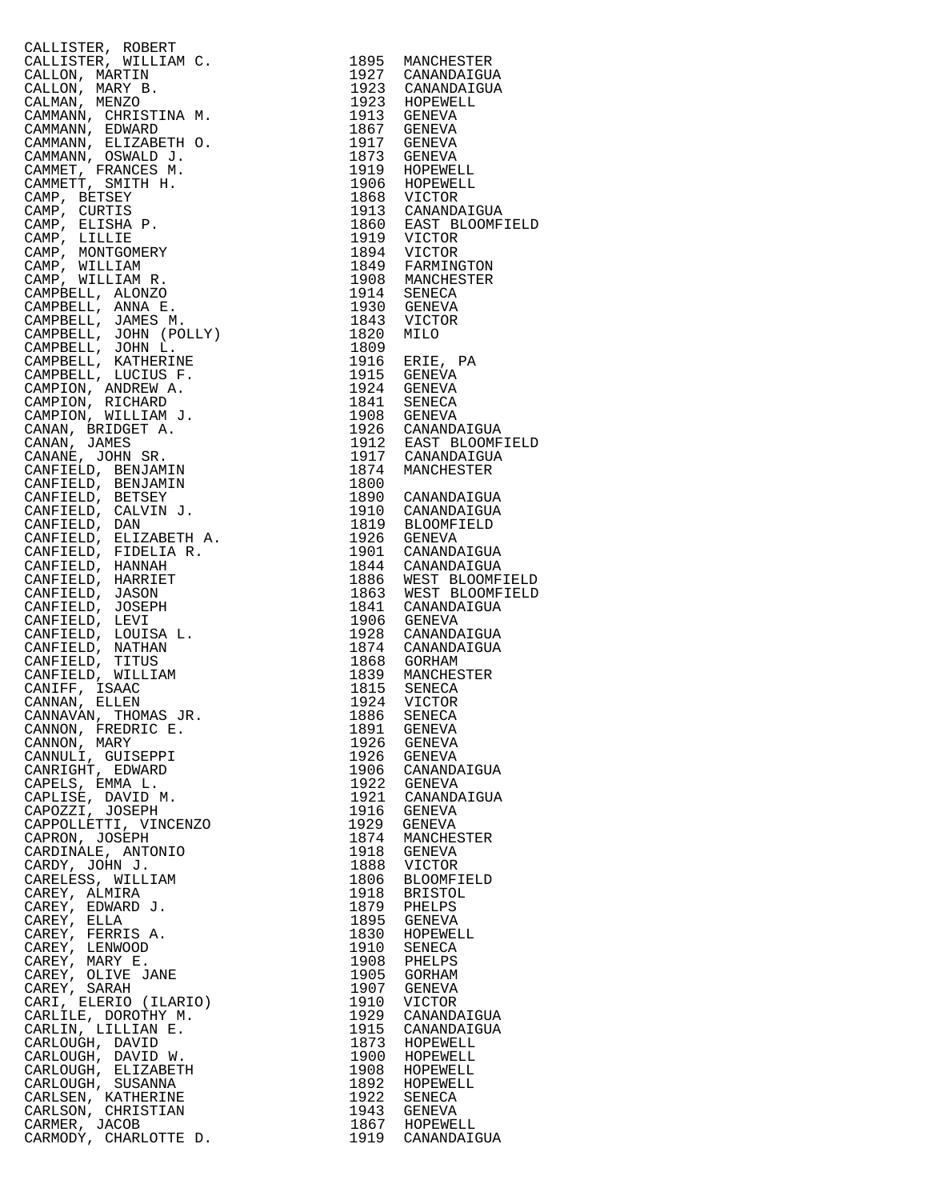| Name | Year | Place |
|---|---|---|
| CALLISTER, ROBERT | | |
| CALLISTER, WILLIAM C. | 1895 | MANCHESTER |
| CALLON, MARTIN | 1927 | CANANDAIGUA |
| CALLON, MARY B. | 1923 | CANANDAIGUA |
| CALMAN, MENZO | 1923 | HOPEWELL |
| CAMMANN, CHRISTINA M. | 1913 | GENEVA |
| CAMMANN, EDWARD | 1867 | GENEVA |
| CAMMANN, ELIZABETH O. | 1917 | GENEVA |
| CAMMANN, OSWALD J. | 1873 | GENEVA |
| CAMMET, FRANCES M. | 1919 | HOPEWELL |
| CAMMETT, SMITH H. | 1906 | HOPEWELL |
| CAMP, BETSEY | 1868 | VICTOR |
| CAMP, CURTIS | 1913 | CANANDAIGUA |
| CAMP, ELISHA P. | 1860 | EAST BLOOMFIELD |
| CAMP, LILLIE | 1919 | VICTOR |
| CAMP, MONTGOMERY | 1894 | VICTOR |
| CAMP, WILLIAM | 1849 | FARMINGTON |
| CAMP, WILLIAM R. | 1908 | MANCHESTER |
| CAMPBELL, ALONZO | 1914 | SENECA |
| CAMPBELL, ANNA E. | 1930 | GENEVA |
| CAMPBELL, JAMES M. | 1843 | VICTOR |
| CAMPBELL, JOHN (POLLY) | 1820 | MILO |
| CAMPBELL, JOHN L. | 1809 | |
| CAMPBELL, KATHERINE | 1916 | ERIE, PA |
| CAMPBELL, LUCIUS F. | 1915 | GENEVA |
| CAMPION, ANDREW A. | 1924 | GENEVA |
| CAMPION, RICHARD | 1841 | SENECA |
| CAMPION, WILLIAM J. | 1908 | GENEVA |
| CANAN, BRIDGET A. | 1926 | CANANDAIGUA |
| CANAN, JAMES | 1912 | EAST BLOOMFIELD |
| CANANE, JOHN SR. | 1917 | CANANDAIGUA |
| CANFIELD, BENJAMIN | 1874 | MANCHESTER |
| CANFIELD, BENJAMIN | 1800 | |
| CANFIELD, BETSEY | 1890 | CANANDAIGUA |
| CANFIELD, CALVIN J. | 1910 | CANANDAIGUA |
| CANFIELD, DAN | 1819 | BLOOMFIELD |
| CANFIELD, ELIZABETH A. | 1926 | GENEVA |
| CANFIELD, FIDELIA R. | 1901 | CANANDAIGUA |
| CANFIELD, HANNAH | 1844 | CANANDAIGUA |
| CANFIELD, HARRIET | 1886 | WEST BLOOMFIELD |
| CANFIELD, JASON | 1863 | WEST BLOOMFIELD |
| CANFIELD, JOSEPH | 1841 | CANANDAIGUA |
| CANFIELD, LEVI | 1906 | GENEVA |
| CANFIELD, LOUISA L. | 1928 | CANANDAIGUA |
| CANFIELD, NATHAN | 1874 | CANANDAIGUA |
| CANFIELD, TITUS | 1868 | GORHAM |
| CANFIELD, WILLIAM | 1839 | MANCHESTER |
| CANIFF, ISAAC | 1815 | SENECA |
| CANNAN, ELLEN | 1924 | VICTOR |
| CANNAVAN, THOMAS JR. | 1886 | SENECA |
| CANNON, FREDRIC E. | 1891 | GENEVA |
| CANNON, MARY | 1926 | GENEVA |
| CANNULI, GUISEPPI | 1926 | GENEVA |
| CANRIGHT, EDWARD | 1906 | CANANDAIGUA |
| CAPELS, EMMA L. | 1922 | GENEVA |
| CAPLISE, DAVID M. | 1921 | CANANDAIGUA |
| CAPOZZI, JOSEPH | 1916 | GENEVA |
| CAPPOLLETTI, VINCENZO | 1929 | GENEVA |
| CAPRON, JOSEPH | 1874 | MANCHESTER |
| CARDINALE, ANTONIO | 1918 | GENEVA |
| CARDY, JOHN J. | 1888 | VICTOR |
| CARELESS, WILLIAM | 1806 | BLOOMFIELD |
| CAREY, ALMIRA | 1918 | BRISTOL |
| CAREY, EDWARD J. | 1879 | PHELPS |
| CAREY, ELLA | 1895 | GENEVA |
| CAREY, FERRIS A. | 1830 | HOPEWELL |
| CAREY, LENWOOD | 1910 | SENECA |
| CAREY, MARY E. | 1908 | PHELPS |
| CAREY, OLIVE JANE | 1905 | GORHAM |
| CAREY, SARAH | 1907 | GENEVA |
| CARI, ELERIO (ILARIO) | 1910 | VICTOR |
| CARLILE, DOROTHY M. | 1929 | CANANDAIGUA |
| CARLIN, LILLIAN E. | 1915 | CANANDAIGUA |
| CARLOUGH, DAVID | 1873 | HOPEWELL |
| CARLOUGH, DAVID W. | 1900 | HOPEWELL |
| CARLOUGH, ELIZABETH | 1908 | HOPEWELL |
| CARLOUGH, SUSANNA | 1892 | HOPEWELL |
| CARLSEN, KATHERINE | 1922 | SENECA |
| CARLSON, CHRISTIAN | 1943 | GENEVA |
| CARMER, JACOB | 1867 | HOPEWELL |
| CARMODY, CHARLOTTE D. | 1919 | CANANDAIGUA |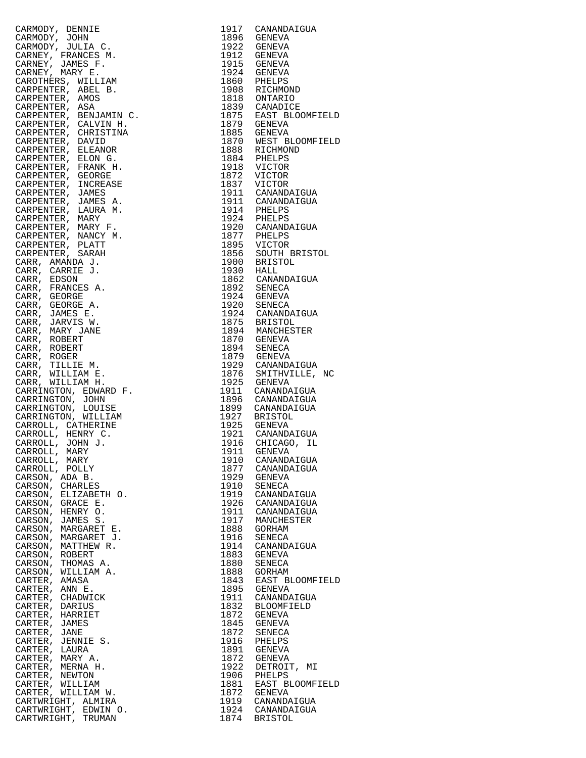| | | |
|---|---|---|
| CARMODY, DENNIE | 1917 | CANANDAIGUA |
| CARMODY, JOHN | 1896 | GENEVA |
| CARMODY, JULIA C. | 1922 | GENEVA |
| CARNEY, FRANCES M. | 1912 | GENEVA |
| CARNEY, JAMES F. | 1915 | GENEVA |
| CARNEY, MARY E. | 1924 | GENEVA |
| CAROTHERS, WILLIAM | 1860 | PHELPS |
| CARPENTER, ABEL B. | 1908 | RICHMOND |
| CARPENTER, AMOS | 1818 | ONTARIO |
| CARPENTER, ASA | 1839 | CANADICE |
| CARPENTER, BENJAMIN C. | 1875 | EAST BLOOMFIELD |
| CARPENTER, CALVIN H. | 1879 | GENEVA |
| CARPENTER, CHRISTINA | 1885 | GENEVA |
| CARPENTER, DAVID | 1870 | WEST BLOOMFIELD |
| CARPENTER, ELEANOR | 1888 | RICHMOND |
| CARPENTER, ELON G. | 1884 | PHELPS |
| CARPENTER, FRANK H. | 1918 | VICTOR |
| CARPENTER, GEORGE | 1872 | VICTOR |
| CARPENTER, INCREASE | 1837 | VICTOR |
| CARPENTER, JAMES | 1911 | CANANDAIGUA |
| CARPENTER, JAMES A. | 1911 | CANANDAIGUA |
| CARPENTER, LAURA M. | 1914 | PHELPS |
| CARPENTER, MARY | 1924 | PHELPS |
| CARPENTER, MARY F. | 1920 | CANANDAIGUA |
| CARPENTER, NANCY M. | 1877 | PHELPS |
| CARPENTER, PLATT | 1895 | VICTOR |
| CARPENTER, SARAH | 1856 | SOUTH BRISTOL |
| CARR, AMANDA J. | 1900 | BRISTOL |
| CARR, CARRIE J. | 1930 | HALL |
| CARR, EDSON | 1862 | CANANDAIGUA |
| CARR, FRANCES A. | 1892 | SENECA |
| CARR, GEORGE | 1924 | GENEVA |
| CARR, GEORGE A. | 1920 | SENECA |
| CARR, JAMES E. | 1924 | CANANDAIGUA |
| CARR, JARVIS W. | 1875 | BRISTOL |
| CARR, MARY JANE | 1894 | MANCHESTER |
| CARR, ROBERT | 1870 | GENEVA |
| CARR, ROBERT | 1894 | SENECA |
| CARR, ROGER | 1879 | GENEVA |
| CARR, TILLIE M. | 1929 | CANANDAIGUA |
| CARR, WILLIAM E. | 1876 | SMITHVILLE, NC |
| CARR, WILLIAM H. | 1925 | GENEVA |
| CARRINGTON, EDWARD F. | 1911 | CANANDAIGUA |
| CARRINGTON, JOHN | 1896 | CANANDAIGUA |
| CARRINGTON, LOUISE | 1899 | CANANDAIGUA |
| CARRINGTON, WILLIAM | 1927 | BRISTOL |
| CARROLL, CATHERINE | 1925 | GENEVA |
| CARROLL, HENRY C. | 1921 | CANANDAIGUA |
| CARROLL, JOHN J. | 1916 | CHICAGO, IL |
| CARROLL, MARY | 1911 | GENEVA |
| CARROLL, MARY | 1910 | CANANDAIGUA |
| CARROLL, POLLY | 1877 | CANANDAIGUA |
| CARSON, ADA B. | 1929 | GENEVA |
| CARSON, CHARLES | 1910 | SENECA |
| CARSON, ELIZABETH O. | 1919 | CANANDAIGUA |
| CARSON, GRACE E. | 1926 | CANANDAIGUA |
| CARSON, HENRY O. | 1911 | CANANDAIGUA |
| CARSON, JAMES S. | 1917 | MANCHESTER |
| CARSON, MARGARET E. | 1888 | GORHAM |
| CARSON, MARGARET J. | 1916 | SENECA |
| CARSON, MATTHEW R. | 1914 | CANANDAIGUA |
| CARSON, ROBERT | 1883 | GENEVA |
| CARSON, THOMAS A. | 1880 | SENECA |
| CARSON, WILLIAM A. | 1888 | GORHAM |
| CARTER, AMASA | 1843 | EAST BLOOMFIELD |
| CARTER, ANN E. | 1895 | GENEVA |
| CARTER, CHADWICK | 1911 | CANANDAIGUA |
| CARTER, DARIUS | 1832 | BLOOMFIELD |
| CARTER, HARRIET | 1872 | GENEVA |
| CARTER, JAMES | 1845 | GENEVA |
| CARTER, JANE | 1872 | SENECA |
| CARTER, JENNIE S. | 1916 | PHELPS |
| CARTER, LAURA | 1891 | GENEVA |
| CARTER, MARY A. | 1872 | GENEVA |
| CARTER, MERNA H. | 1922 | DETROIT, MI |
| CARTER, NEWTON | 1906 | PHELPS |
| CARTER, WILLIAM | 1881 | EAST BLOOMFIELD |
| CARTER, WILLIAM W. | 1872 | GENEVA |
| CARTWRIGHT, ALMIRA | 1919 | CANANDAIGUA |
| CARTWRIGHT, EDWIN O. | 1924 | CANANDAIGUA |
| CARTWRIGHT, TRUMAN | 1874 | BRISTOL |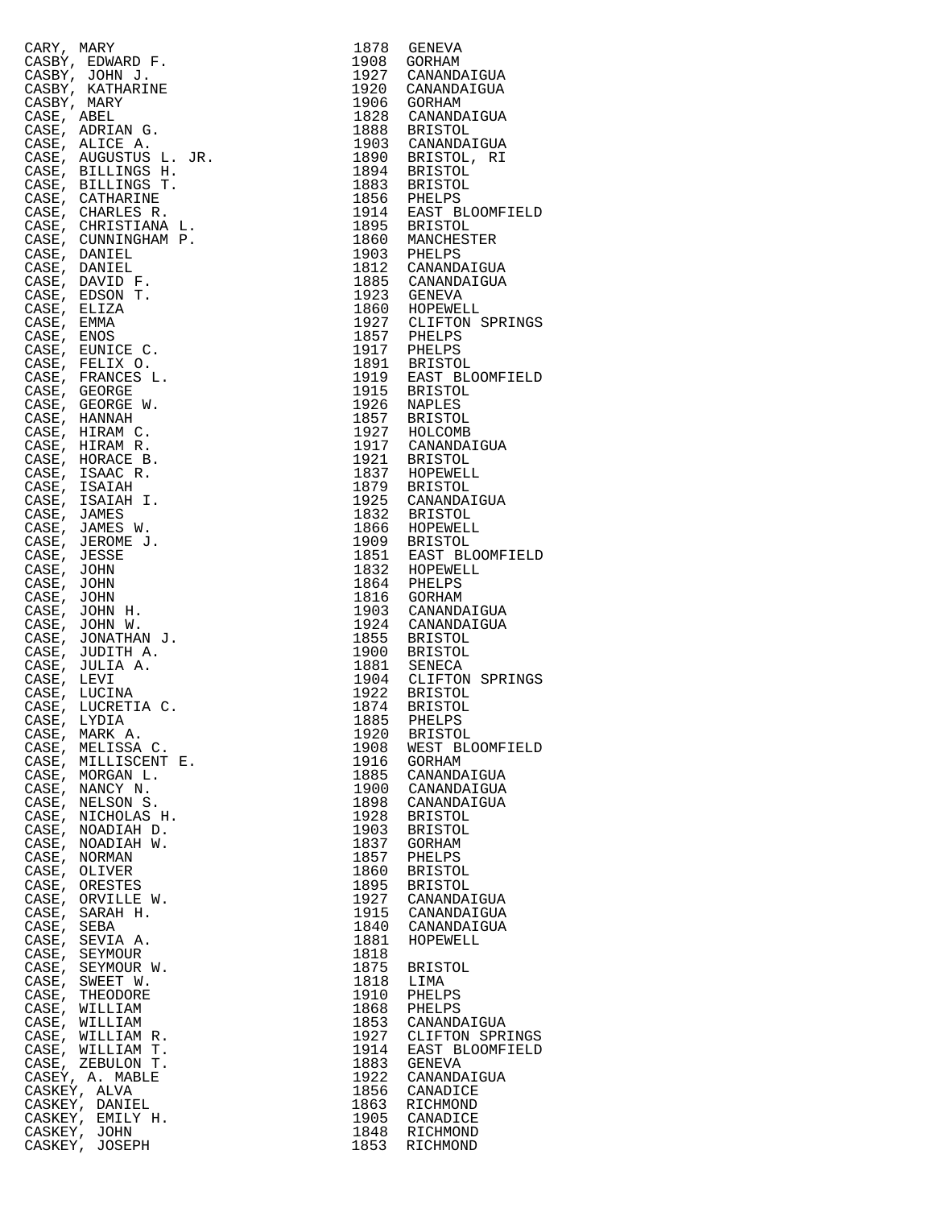| Name | Year | Place |
|---|---|---|
| CARY, MARY | 1878 | GENEVA |
| CASBY, EDWARD F. | 1908 | GORHAM |
| CASBY, JOHN J. | 1927 | CANANDAIGUA |
| CASBY, KATHARINE | 1920 | CANANDAIGUA |
| CASBY, MARY | 1906 | GORHAM |
| CASE, ABEL | 1828 | CANANDAIGUA |
| CASE, ADRIAN G. | 1888 | BRISTOL |
| CASE, ALICE A. | 1903 | CANANDAIGUA |
| CASE, AUGUSTUS L. JR. | 1890 | BRISTOL, RI |
| CASE, BILLINGS H. | 1894 | BRISTOL |
| CASE, BILLINGS T. | 1883 | BRISTOL |
| CASE, CATHARINE | 1856 | PHELPS |
| CASE, CHARLES R. | 1914 | EAST BLOOMFIELD |
| CASE, CHRISTIANA L. | 1895 | BRISTOL |
| CASE, CUNNINGHAM P. | 1860 | MANCHESTER |
| CASE, DANIEL | 1903 | PHELPS |
| CASE, DANIEL | 1812 | CANANDAIGUA |
| CASE, DAVID F. | 1885 | CANANDAIGUA |
| CASE, EDSON T. | 1923 | GENEVA |
| CASE, ELIZA | 1860 | HOPEWELL |
| CASE, EMMA | 1927 | CLIFTON SPRINGS |
| CASE, ENOS | 1857 | PHELPS |
| CASE, EUNICE C. | 1917 | PHELPS |
| CASE, FELIX O. | 1891 | BRISTOL |
| CASE, FRANCES L. | 1919 | EAST BLOOMFIELD |
| CASE, GEORGE | 1915 | BRISTOL |
| CASE, GEORGE W. | 1926 | NAPLES |
| CASE, HANNAH | 1857 | BRISTOL |
| CASE, HIRAM C. | 1927 | HOLCOMB |
| CASE, HIRAM R. | 1917 | CANANDAIGUA |
| CASE, HORACE B. | 1921 | BRISTOL |
| CASE, ISAAC R. | 1837 | HOPEWELL |
| CASE, ISAIAH | 1879 | BRISTOL |
| CASE, ISAIAH I. | 1925 | CANANDAIGUA |
| CASE, JAMES | 1832 | BRISTOL |
| CASE, JAMES W. | 1866 | HOPEWELL |
| CASE, JEROME J. | 1909 | BRISTOL |
| CASE, JESSE | 1851 | EAST BLOOMFIELD |
| CASE, JOHN | 1832 | HOPEWELL |
| CASE, JOHN | 1864 | PHELPS |
| CASE, JOHN | 1816 | GORHAM |
| CASE, JOHN H. | 1903 | CANANDAIGUA |
| CASE, JOHN W. | 1924 | CANANDAIGUA |
| CASE, JONATHAN J. | 1855 | BRISTOL |
| CASE, JUDITH A. | 1900 | BRISTOL |
| CASE, JULIA A. | 1881 | SENECA |
| CASE, LEVI | 1904 | CLIFTON SPRINGS |
| CASE, LUCINA | 1922 | BRISTOL |
| CASE, LUCRETIA C. | 1874 | BRISTOL |
| CASE, LYDIA | 1885 | PHELPS |
| CASE, MARK A. | 1920 | BRISTOL |
| CASE, MELISSA C. | 1908 | WEST BLOOMFIELD |
| CASE, MILLISCENT E. | 1916 | GORHAM |
| CASE, MORGAN L. | 1885 | CANANDAIGUA |
| CASE, NANCY N. | 1900 | CANANDAIGUA |
| CASE, NELSON S. | 1898 | CANANDAIGUA |
| CASE, NICHOLAS H. | 1928 | BRISTOL |
| CASE, NOADIAH D. | 1903 | BRISTOL |
| CASE, NOADIAH W. | 1837 | GORHAM |
| CASE, NORMAN | 1857 | PHELPS |
| CASE, OLIVER | 1860 | BRISTOL |
| CASE, ORESTES | 1895 | BRISTOL |
| CASE, ORVILLE W. | 1927 | CANANDAIGUA |
| CASE, SARAH H. | 1915 | CANANDAIGUA |
| CASE, SEBA | 1840 | CANANDAIGUA |
| CASE, SEVIA A. | 1881 | HOPEWELL |
| CASE, SEYMOUR | 1818 | |
| CASE, SEYMOUR W. | 1875 | BRISTOL |
| CASE, SWEET W. | 1818 | LIMA |
| CASE, THEODORE | 1910 | PHELPS |
| CASE, WILLIAM | 1868 | PHELPS |
| CASE, WILLIAM | 1853 | CANANDAIGUA |
| CASE, WILLIAM R. | 1927 | CLIFTON SPRINGS |
| CASE, WILLIAM T. | 1914 | EAST BLOOMFIELD |
| CASE, ZEBULON T. | 1883 | GENEVA |
| CASEY, A. MABLE | 1922 | CANANDAIGUA |
| CASKEY, ALVA | 1856 | CANADICE |
| CASKEY, DANIEL | 1863 | RICHMOND |
| CASKEY, EMILY H. | 1905 | CANADICE |
| CASKEY, JOHN | 1848 | RICHMOND |
| CASKEY, JOSEPH | 1853 | RICHMOND |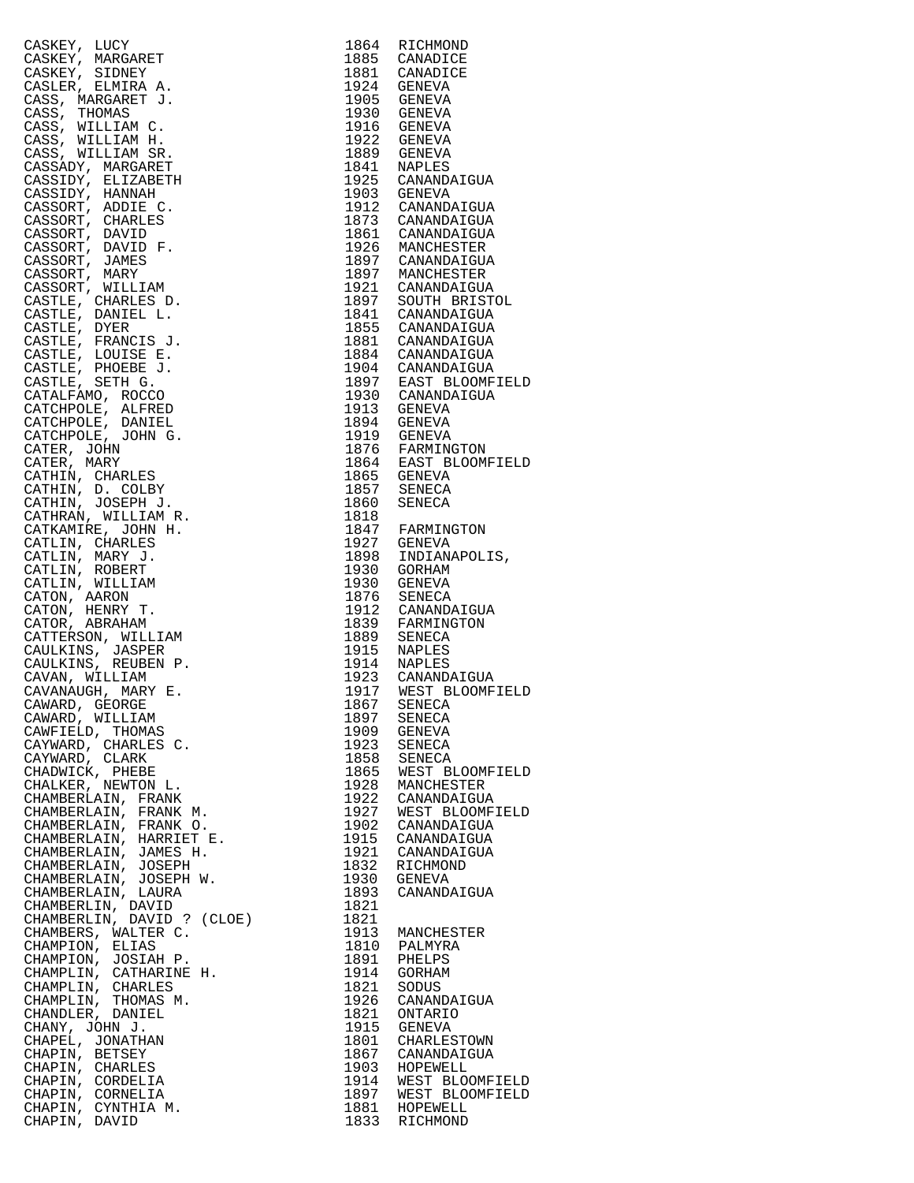| | | |
|---|---|---|
| CASKEY, LUCY | 1864 | RICHMOND |
| CASKEY, MARGARET | 1885 | CANADICE |
| CASKEY, SIDNEY | 1881 | CANADICE |
| CASLER, ELMIRA A. | 1924 | GENEVA |
| CASS, MARGARET J. | 1905 | GENEVA |
| CASS, THOMAS | 1930 | GENEVA |
| CASS, WILLIAM C. | 1916 | GENEVA |
| CASS, WILLIAM H. | 1922 | GENEVA |
| CASS, WILLIAM SR. | 1889 | GENEVA |
| CASSADY, MARGARET | 1841 | NAPLES |
| CASSIDY, ELIZABETH | 1925 | CANANDAIGUA |
| CASSIDY, HANNAH | 1903 | GENEVA |
| CASSORT, ADDIE C. | 1912 | CANANDAIGUA |
| CASSORT, CHARLES | 1873 | CANANDAIGUA |
| CASSORT, DAVID | 1861 | CANANDAIGUA |
| CASSORT, DAVID F. | 1926 | MANCHESTER |
| CASSORT, JAMES | 1897 | CANANDAIGUA |
| CASSORT, MARY | 1897 | MANCHESTER |
| CASSORT, WILLIAM | 1921 | CANANDAIGUA |
| CASTLE, CHARLES D. | 1897 | SOUTH BRISTOL |
| CASTLE, DANIEL L. | 1841 | CANANDAIGUA |
| CASTLE, DYER | 1855 | CANANDAIGUA |
| CASTLE, FRANCIS J. | 1881 | CANANDAIGUA |
| CASTLE, LOUISE E. | 1884 | CANANDAIGUA |
| CASTLE, PHOEBE J. | 1904 | CANANDAIGUA |
| CASTLE, SETH G. | 1897 | EAST BLOOMFIELD |
| CATALFAMO, ROCCO | 1930 | CANANDAIGUA |
| CATCHPOLE, ALFRED | 1913 | GENEVA |
| CATCHPOLE, DANIEL | 1894 | GENEVA |
| CATCHPOLE, JOHN G. | 1919 | GENEVA |
| CATER, JOHN | 1876 | FARMINGTON |
| CATER, MARY | 1864 | EAST BLOOMFIELD |
| CATHIN, CHARLES | 1865 | GENEVA |
| CATHIN, D. COLBY | 1857 | SENECA |
| CATHIN, JOSEPH J. | 1860 | SENECA |
| CATHRAN, WILLIAM R. | 1818 | |
| CATKAMIRE, JOHN H. | 1847 | FARMINGTON |
| CATLIN, CHARLES | 1927 | GENEVA |
| CATLIN, MARY J. | 1898 | INDIANAPOLIS, |
| CATLIN, ROBERT | 1930 | GORHAM |
| CATLIN, WILLIAM | 1930 | GENEVA |
| CATON, AARON | 1876 | SENECA |
| CATON, HENRY T. | 1912 | CANANDAIGUA |
| CATOR, ABRAHAM | 1839 | FARMINGTON |
| CATTERSON, WILLIAM | 1889 | SENECA |
| CAULKINS, JASPER | 1915 | NAPLES |
| CAULKINS, REUBEN P. | 1914 | NAPLES |
| CAVAN, WILLIAM | 1923 | CANANDAIGUA |
| CAVANAUGH, MARY E. | 1917 | WEST BLOOMFIELD |
| CAWARD, GEORGE | 1867 | SENECA |
| CAWARD, WILLIAM | 1897 | SENECA |
| CAWFIELD, THOMAS | 1909 | GENEVA |
| CAYWARD, CHARLES C. | 1923 | SENECA |
| CAYWARD, CLARK | 1858 | SENECA |
| CHADWICK, PHEBE | 1865 | WEST BLOOMFIELD |
| CHALKER, NEWTON L. | 1928 | MANCHESTER |
| CHAMBERLAIN, FRANK | 1922 | CANANDAIGUA |
| CHAMBERLAIN, FRANK M. | 1927 | WEST BLOOMFIELD |
| CHAMBERLAIN, FRANK O. | 1902 | CANANDAIGUA |
| CHAMBERLAIN, HARRIET E. | 1915 | CANANDAIGUA |
| CHAMBERLAIN, JAMES H. | 1921 | CANANDAIGUA |
| CHAMBERLAIN, JOSEPH | 1832 | RICHMOND |
| CHAMBERLAIN, JOSEPH W. | 1930 | GENEVA |
| CHAMBERLAIN, LAURA | 1893 | CANANDAIGUA |
| CHAMBERLIN, DAVID | 1821 | |
| CHAMBERLIN, DAVID ? (CLOE) | 1821 | |
| CHAMBERS, WALTER C. | 1913 | MANCHESTER |
| CHAMPION, ELIAS | 1810 | PALMYRA |
| CHAMPION, JOSIAH P. | 1891 | PHELPS |
| CHAMPLIN, CATHARINE H. | 1914 | GORHAM |
| CHAMPLIN, CHARLES | 1821 | SODUS |
| CHAMPLIN, THOMAS M. | 1926 | CANANDAIGUA |
| CHANDLER, DANIEL | 1821 | ONTARIO |
| CHANY, JOHN J. | 1915 | GENEVA |
| CHAPEL, JONATHAN | 1801 | CHARLESTOWN |
| CHAPIN, BETSEY | 1867 | CANANDAIGUA |
| CHAPIN, CHARLES | 1903 | HOPEWELL |
| CHAPIN, CORDELIA | 1914 | WEST BLOOMFIELD |
| CHAPIN, CORNELIA | 1897 | WEST BLOOMFIELD |
| CHAPIN, CYNTHIA M. | 1881 | HOPEWELL |
| CHAPIN, DAVID | 1833 | RICHMOND |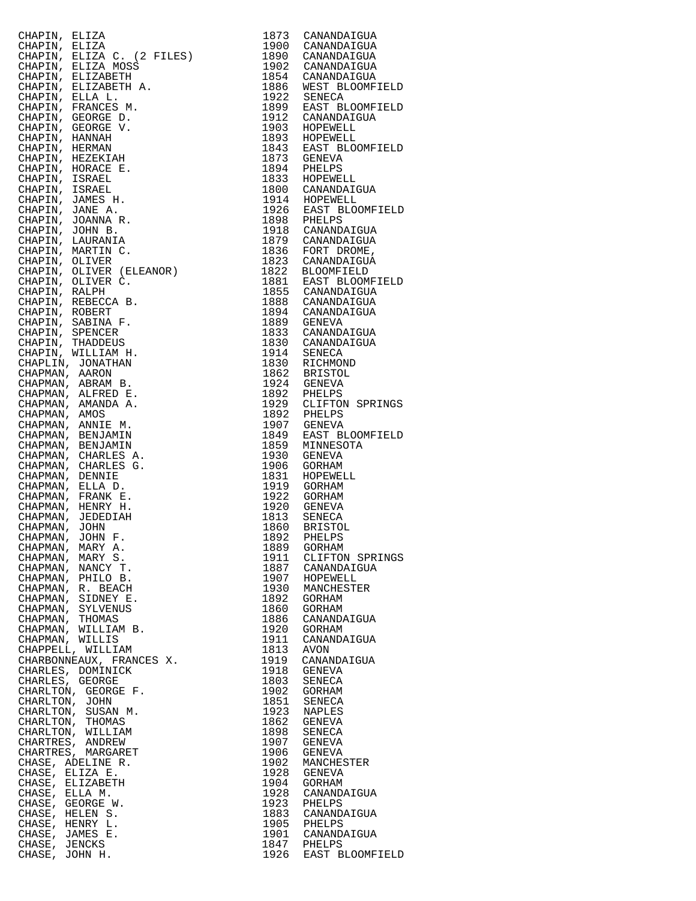| Name | Year | Place |
|---|---|---|
| CHAPIN, ELIZA | 1873 | CANANDAIGUA |
| CHAPIN, ELIZA | 1900 | CANANDAIGUA |
| CHAPIN, ELIZA C. (2 FILES) | 1890 | CANANDAIGUA |
| CHAPIN, ELIZA MOSS | 1902 | CANANDAIGUA |
| CHAPIN, ELIZABETH | 1854 | CANANDAIGUA |
| CHAPIN, ELIZABETH A. | 1886 | WEST BLOOMFIELD |
| CHAPIN, ELLA L. | 1922 | SENECA |
| CHAPIN, FRANCES M. | 1899 | EAST BLOOMFIELD |
| CHAPIN, GEORGE D. | 1912 | CANANDAIGUA |
| CHAPIN, GEORGE V. | 1903 | HOPEWELL |
| CHAPIN, HANNAH | 1893 | HOPEWELL |
| CHAPIN, HERMAN | 1843 | EAST BLOOMFIELD |
| CHAPIN, HEZEKIAH | 1873 | GENEVA |
| CHAPIN, HORACE E. | 1894 | PHELPS |
| CHAPIN, ISRAEL | 1833 | HOPEWELL |
| CHAPIN, ISRAEL | 1800 | CANANDAIGUA |
| CHAPIN, JAMES H. | 1914 | HOPEWELL |
| CHAPIN, JANE A. | 1926 | EAST BLOOMFIELD |
| CHAPIN, JOANNA R. | 1898 | PHELPS |
| CHAPIN, JOHN B. | 1918 | CANANDAIGUA |
| CHAPIN, LAURANIA | 1879 | CANANDAIGUA |
| CHAPIN, MARTIN C. | 1836 | FORT DROME, |
| CHAPIN, OLIVER | 1823 | CANANDAIGUA |
| CHAPIN, OLIVER (ELEANOR) | 1822 | BLOOMFIELD |
| CHAPIN, OLIVER C. | 1881 | EAST BLOOMFIELD |
| CHAPIN, RALPH | 1855 | CANANDAIGUA |
| CHAPIN, REBECCA B. | 1888 | CANANDAIGUA |
| CHAPIN, ROBERT | 1894 | CANANDAIGUA |
| CHAPIN, SABINA F. | 1889 | GENEVA |
| CHAPIN, SPENCER | 1833 | CANANDAIGUA |
| CHAPIN, THADDEUS | 1830 | CANANDAIGUA |
| CHAPIN, WILLIAM H. | 1914 | SENECA |
| CHAPLIN, JONATHAN | 1830 | RICHMOND |
| CHAPMAN, AARON | 1862 | BRISTOL |
| CHAPMAN, ABRAM B. | 1924 | GENEVA |
| CHAPMAN, ALFRED E. | 1892 | PHELPS |
| CHAPMAN, AMANDA A. | 1929 | CLIFTON SPRINGS |
| CHAPMAN, AMOS | 1892 | PHELPS |
| CHAPMAN, ANNIE M. | 1907 | GENEVA |
| CHAPMAN, BENJAMIN | 1849 | EAST BLOOMFIELD |
| CHAPMAN, BENJAMIN | 1859 | MINNESOTA |
| CHAPMAN, CHARLES A. | 1930 | GENEVA |
| CHAPMAN, CHARLES G. | 1906 | GORHAM |
| CHAPMAN, DENNIE | 1831 | HOPEWELL |
| CHAPMAN, ELLA D. | 1919 | GORHAM |
| CHAPMAN, FRANK E. | 1922 | GORHAM |
| CHAPMAN, HENRY H. | 1920 | GENEVA |
| CHAPMAN, JEDEDIAH | 1813 | SENECA |
| CHAPMAN, JOHN | 1860 | BRISTOL |
| CHAPMAN, JOHN F. | 1892 | PHELPS |
| CHAPMAN, MARY A. | 1889 | GORHAM |
| CHAPMAN, MARY S. | 1911 | CLIFTON SPRINGS |
| CHAPMAN, NANCY T. | 1887 | CANANDAIGUA |
| CHAPMAN, PHILO B. | 1907 | HOPEWELL |
| CHAPMAN, R. BEACH | 1930 | MANCHESTER |
| CHAPMAN, SIDNEY E. | 1892 | GORHAM |
| CHAPMAN, SYLVENUS | 1860 | GORHAM |
| CHAPMAN, THOMAS | 1886 | CANANDAIGUA |
| CHAPMAN, WILLIAM B. | 1920 | GORHAM |
| CHAPMAN, WILLIS | 1911 | CANANDAIGUA |
| CHAPPELL, WILLIAM | 1813 | AVON |
| CHARBONNEAUX, FRANCES X. | 1919 | CANANDAIGUA |
| CHARLES, DOMINICK | 1918 | GENEVA |
| CHARLES, GEORGE | 1803 | SENECA |
| CHARLTON, GEORGE F. | 1902 | GORHAM |
| CHARLTON, JOHN | 1851 | SENECA |
| CHARLTON, SUSAN M. | 1923 | NAPLES |
| CHARLTON, THOMAS | 1862 | GENEVA |
| CHARLTON, WILLIAM | 1898 | SENECA |
| CHARTRES, ANDREW | 1907 | GENEVA |
| CHARTRES, MARGARET | 1906 | GENEVA |
| CHASE, ADELINE R. | 1902 | MANCHESTER |
| CHASE, ELIZA E. | 1928 | GENEVA |
| CHASE, ELIZABETH | 1904 | GORHAM |
| CHASE, ELLA M. | 1928 | CANANDAIGUA |
| CHASE, GEORGE W. | 1923 | PHELPS |
| CHASE, HELEN S. | 1883 | CANANDAIGUA |
| CHASE, HENRY L. | 1905 | PHELPS |
| CHASE, JAMES E. | 1901 | CANANDAIGUA |
| CHASE, JENCKS | 1847 | PHELPS |
| CHASE, JOHN H. | 1926 | EAST BLOOMFIELD |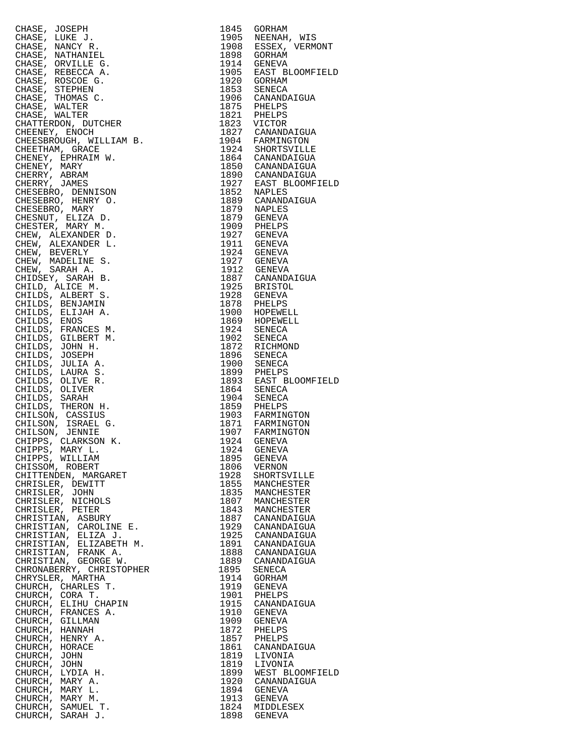| Name | Year | Place |
|---|---|---|
| CHASE, JOSEPH | 1845 | GORHAM |
| CHASE, LUKE J. | 1905 | NEENAH, WIS |
| CHASE, NANCY R. | 1908 | ESSEX, VERMONT |
| CHASE, NATHANIEL | 1898 | GORHAM |
| CHASE, ORVILLE G. | 1914 | GENEVA |
| CHASE, REBECCA A. | 1905 | EAST BLOOMFIELD |
| CHASE, ROSCOE G. | 1920 | GORHAM |
| CHASE, STEPHEN | 1853 | SENECA |
| CHASE, THOMAS C. | 1906 | CANANDAIGUA |
| CHASE, WALTER | 1875 | PHELPS |
| CHASE, WALTER | 1821 | PHELPS |
| CHATTERDON, DUTCHER | 1823 | VICTOR |
| CHEENEY, ENOCH | 1827 | CANANDAIGUA |
| CHEESBROUGH, WILLIAM B. | 1904 | FARMINGTON |
| CHEETHAM, GRACE | 1924 | SHORTSVILLE |
| CHENEY, EPHRAIM W. | 1864 | CANANDAIGUA |
| CHENEY, MARY | 1850 | CANANDAIGUA |
| CHERRY, ABRAM | 1890 | CANANDAIGUA |
| CHERRY, JAMES | 1927 | EAST BLOOMFIELD |
| CHESEBRO, DENNISON | 1852 | NAPLES |
| CHESEBRO, HENRY O. | 1889 | CANANDAIGUA |
| CHESEBRO, MARY | 1879 | NAPLES |
| CHESNUT, ELIZA D. | 1879 | GENEVA |
| CHESTER, MARY M. | 1909 | PHELPS |
| CHEW, ALEXANDER D. | 1927 | GENEVA |
| CHEW, ALEXANDER L. | 1911 | GENEVA |
| CHEW, BEVERLY | 1924 | GENEVA |
| CHEW, MADELINE S. | 1927 | GENEVA |
| CHEW, SARAH A. | 1912 | GENEVA |
| CHIDSEY, SARAH B. | 1887 | CANANDAIGUA |
| CHILD, ALICE M. | 1925 | BRISTOL |
| CHILDS, ALBERT S. | 1928 | GENEVA |
| CHILDS, BENJAMIN | 1878 | PHELPS |
| CHILDS, ELIJAH A. | 1900 | HOPEWELL |
| CHILDS, ENOS | 1869 | HOPEWELL |
| CHILDS, FRANCES M. | 1924 | SENECA |
| CHILDS, GILBERT M. | 1902 | SENECA |
| CHILDS, JOHN H. | 1872 | RICHMOND |
| CHILDS, JOSEPH | 1896 | SENECA |
| CHILDS, JULIA A. | 1900 | SENECA |
| CHILDS, LAURA S. | 1899 | PHELPS |
| CHILDS, OLIVE R. | 1893 | EAST BLOOMFIELD |
| CHILDS, OLIVER | 1864 | SENECA |
| CHILDS, SARAH | 1904 | SENECA |
| CHILDS, THERON H. | 1859 | PHELPS |
| CHILSON, CASSIUS | 1903 | FARMINGTON |
| CHILSON, ISRAEL G. | 1871 | FARMINGTON |
| CHILSON, JENNIE | 1907 | FARMINGTON |
| CHIPPS, CLARKSON K. | 1924 | GENEVA |
| CHIPPS, MARY L. | 1924 | GENEVA |
| CHIPPS, WILLIAM | 1895 | GENEVA |
| CHISSOM, ROBERT | 1806 | VERNON |
| CHITTENDEN, MARGARET | 1928 | SHORTSVILLE |
| CHRISLER, DEWITT | 1855 | MANCHESTER |
| CHRISLER, JOHN | 1835 | MANCHESTER |
| CHRISLER, NICHOLS | 1807 | MANCHESTER |
| CHRISLER, PETER | 1843 | MANCHESTER |
| CHRISTIAN, ASBURY | 1887 | CANANDAIGUA |
| CHRISTIAN, CAROLINE E. | 1929 | CANANDAIGUA |
| CHRISTIAN, ELIZA J. | 1925 | CANANDAIGUA |
| CHRISTIAN, ELIZABETH M. | 1891 | CANANDAIGUA |
| CHRISTIAN, FRANK A. | 1888 | CANANDAIGUA |
| CHRISTIAN, GEORGE W. | 1889 | CANANDAIGUA |
| CHRONABERRY, CHRISTOPHER | 1895 | SENECA |
| CHRYSLER, MARTHA | 1914 | GORHAM |
| CHURCH, CHARLES T. | 1919 | GENEVA |
| CHURCH, CORA T. | 1901 | PHELPS |
| CHURCH, ELIHU CHAPIN | 1915 | CANANDAIGUA |
| CHURCH, FRANCES A. | 1910 | GENEVA |
| CHURCH, GILLMAN | 1909 | GENEVA |
| CHURCH, HANNAH | 1872 | PHELPS |
| CHURCH, HENRY A. | 1857 | PHELPS |
| CHURCH, HORACE | 1861 | CANANDAIGUA |
| CHURCH, JOHN | 1819 | LIVONIA |
| CHURCH, JOHN | 1819 | LIVONIA |
| CHURCH, LYDIA H. | 1899 | WEST BLOOMFIELD |
| CHURCH, MARY A. | 1920 | CANANDAIGUA |
| CHURCH, MARY L. | 1894 | GENEVA |
| CHURCH, MARY M. | 1913 | GENEVA |
| CHURCH, SAMUEL T. | 1824 | MIDDLESEX |
| CHURCH, SARAH J. | 1898 | GENEVA |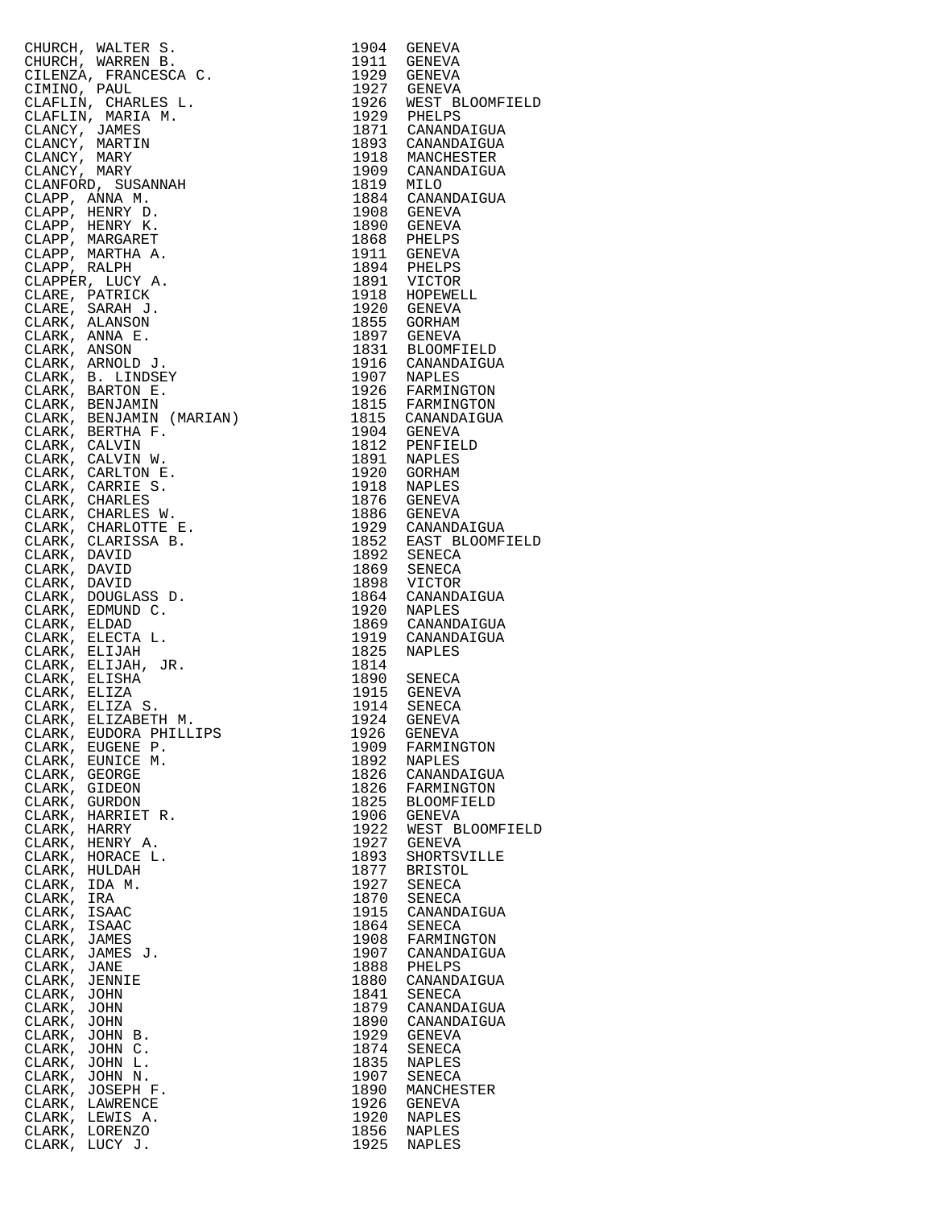| | | |
|---|---|---|
| CHURCH, WALTER S. | 1904 | GENEVA |
| CHURCH, WARREN B. | 1911 | GENEVA |
| CILENZA, FRANCESCA C. | 1929 | GENEVA |
| CIMINO, PAUL | 1927 | GENEVA |
| CLAFLIN, CHARLES L. | 1926 | WEST BLOOMFIELD |
| CLAFLIN, MARIA M. | 1929 | PHELPS |
| CLANCY, JAMES | 1871 | CANANDAIGUA |
| CLANCY, MARTIN | 1893 | CANANDAIGUA |
| CLANCY, MARY | 1918 | MANCHESTER |
| CLANCY, MARY | 1909 | CANANDAIGUA |
| CLANFORD, SUSANNAH | 1819 | MILO |
| CLAPP, ANNA M. | 1884 | CANANDAIGUA |
| CLAPP, HENRY D. | 1908 | GENEVA |
| CLAPP, HENRY K. | 1890 | GENEVA |
| CLAPP, MARGARET | 1868 | PHELPS |
| CLAPP, MARTHA A. | 1911 | GENEVA |
| CLAPP, RALPH | 1894 | PHELPS |
| CLAPPER, LUCY A. | 1891 | VICTOR |
| CLARE, PATRICK | 1918 | HOPEWELL |
| CLARE, SARAH J. | 1920 | GENEVA |
| CLARK, ALANSON | 1855 | GORHAM |
| CLARK, ANNA E. | 1897 | GENEVA |
| CLARK, ANSON | 1831 | BLOOMFIELD |
| CLARK, ARNOLD J. | 1916 | CANANDAIGUA |
| CLARK, B. LINDSEY | 1907 | NAPLES |
| CLARK, BARTON E. | 1926 | FARMINGTON |
| CLARK, BENJAMIN | 1815 | FARMINGTON |
| CLARK, BENJAMIN (MARIAN) | 1815 | CANANDAIGUA |
| CLARK, BERTHA F. | 1904 | GENEVA |
| CLARK, CALVIN | 1812 | PENFIELD |
| CLARK, CALVIN W. | 1891 | NAPLES |
| CLARK, CARLTON E. | 1920 | GORHAM |
| CLARK, CARRIE S. | 1918 | NAPLES |
| CLARK, CHARLES | 1876 | GENEVA |
| CLARK, CHARLES W. | 1886 | GENEVA |
| CLARK, CHARLOTTE E. | 1929 | CANANDAIGUA |
| CLARK, CLARISSA B. | 1852 | EAST BLOOMFIELD |
| CLARK, DAVID | 1892 | SENECA |
| CLARK, DAVID | 1869 | SENECA |
| CLARK, DAVID | 1898 | VICTOR |
| CLARK, DOUGLASS D. | 1864 | CANANDAIGUA |
| CLARK, EDMUND C. | 1920 | NAPLES |
| CLARK, ELDAD | 1869 | CANANDAIGUA |
| CLARK, ELECTA L. | 1919 | CANANDAIGUA |
| CLARK, ELIJAH | 1825 | NAPLES |
| CLARK, ELIJAH, JR. | 1814 | |
| CLARK, ELISHA | 1890 | SENECA |
| CLARK, ELIZA | 1915 | GENEVA |
| CLARK, ELIZA S. | 1914 | SENECA |
| CLARK, ELIZABETH M. | 1924 | GENEVA |
| CLARK, EUDORA PHILLIPS | 1926 | GENEVA |
| CLARK, EUGENE P. | 1909 | FARMINGTON |
| CLARK, EUNICE M. | 1892 | NAPLES |
| CLARK, GEORGE | 1826 | CANANDAIGUA |
| CLARK, GIDEON | 1826 | FARMINGTON |
| CLARK, GURDON | 1825 | BLOOMFIELD |
| CLARK, HARRIET R. | 1906 | GENEVA |
| CLARK, HARRY | 1922 | WEST BLOOMFIELD |
| CLARK, HENRY A. | 1927 | GENEVA |
| CLARK, HORACE L. | 1893 | SHORTSVILLE |
| CLARK, HULDAH | 1877 | BRISTOL |
| CLARK, IDA M. | 1927 | SENECA |
| CLARK, IRA | 1870 | SENECA |
| CLARK, ISAAC | 1915 | CANANDAIGUA |
| CLARK, ISAAC | 1864 | SENECA |
| CLARK, JAMES | 1908 | FARMINGTON |
| CLARK, JAMES J. | 1907 | CANANDAIGUA |
| CLARK, JANE | 1888 | PHELPS |
| CLARK, JENNIE | 1880 | CANANDAIGUA |
| CLARK, JOHN | 1841 | SENECA |
| CLARK, JOHN | 1879 | CANANDAIGUA |
| CLARK, JOHN | 1890 | CANANDAIGUA |
| CLARK, JOHN B. | 1929 | GENEVA |
| CLARK, JOHN C. | 1874 | SENECA |
| CLARK, JOHN L. | 1835 | NAPLES |
| CLARK, JOHN N. | 1907 | SENECA |
| CLARK, JOSEPH F. | 1890 | MANCHESTER |
| CLARK, LAWRENCE | 1926 | GENEVA |
| CLARK, LEWIS A. | 1920 | NAPLES |
| CLARK, LORENZO | 1856 | NAPLES |
| CLARK, LUCY J. | 1925 | NAPLES |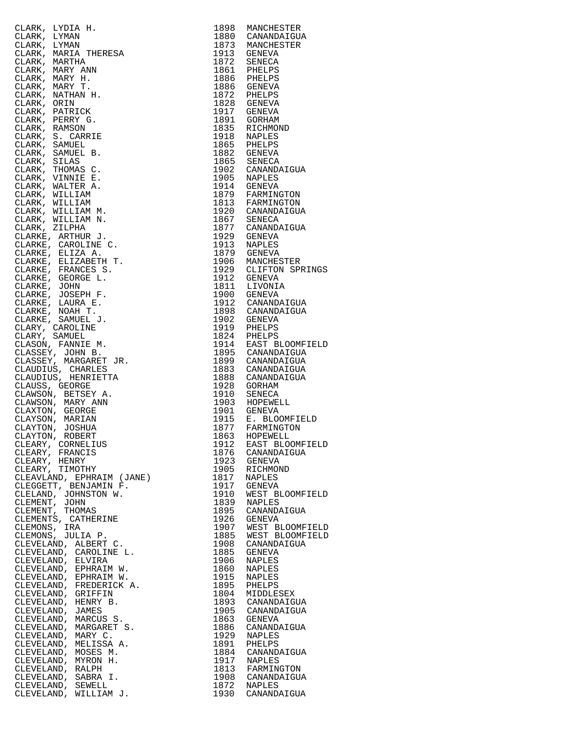| | | |
|---|---|---|
| CLARK, LYDIA H. | 1898 | MANCHESTER |
| CLARK, LYMAN | 1880 | CANANDAIGUA |
| CLARK, LYMAN | 1873 | MANCHESTER |
| CLARK, MARIA THERESA | 1913 | GENEVA |
| CLARK, MARTHA | 1872 | SENECA |
| CLARK, MARY ANN | 1861 | PHELPS |
| CLARK, MARY H. | 1886 | PHELPS |
| CLARK, MARY T. | 1886 | GENEVA |
| CLARK, NATHAN H. | 1872 | PHELPS |
| CLARK, ORIN | 1828 | GENEVA |
| CLARK, PATRICK | 1917 | GENEVA |
| CLARK, PERRY G. | 1891 | GORHAM |
| CLARK, RAMSON | 1835 | RICHMOND |
| CLARK, S. CARRIE | 1918 | NAPLES |
| CLARK, SAMUEL | 1865 | PHELPS |
| CLARK, SAMUEL B. | 1882 | GENEVA |
| CLARK, SILAS | 1865 | SENECA |
| CLARK, THOMAS C. | 1902 | CANANDAIGUA |
| CLARK, VINNIE E. | 1905 | NAPLES |
| CLARK, WALTER A. | 1914 | GENEVA |
| CLARK, WILLIAM | 1879 | FARMINGTON |
| CLARK, WILLIAM | 1813 | FARMINGTON |
| CLARK, WILLIAM M. | 1920 | CANANDAIGUA |
| CLARK, WILLIAM N. | 1867 | SENECA |
| CLARK, ZILPHA | 1877 | CANANDAIGUA |
| CLARKE, ARTHUR J. | 1929 | GENEVA |
| CLARKE, CAROLINE C. | 1913 | NAPLES |
| CLARKE, ELIZA A. | 1879 | GENEVA |
| CLARKE, ELIZABETH T. | 1906 | MANCHESTER |
| CLARKE, FRANCES S. | 1929 | CLIFTON SPRINGS |
| CLARKE, GEORGE L. | 1912 | GENEVA |
| CLARKE, JOHN | 1811 | LIVONIA |
| CLARKE, JOSEPH F. | 1900 | GENEVA |
| CLARKE, LAURA E. | 1912 | CANANDAIGUA |
| CLARKE, NOAH T. | 1898 | CANANDAIGUA |
| CLARKE, SAMUEL J. | 1902 | GENEVA |
| CLARY, CAROLINE | 1919 | PHELPS |
| CLARY, SAMUEL | 1824 | PHELPS |
| CLASON, FANNIE M. | 1914 | EAST BLOOMFIELD |
| CLASSEY, JOHN B. | 1895 | CANANDAIGUA |
| CLASSEY, MARGARET JR. | 1899 | CANANDAIGUA |
| CLAUDIUS, CHARLES | 1883 | CANANDAIGUA |
| CLAUDIUS, HENRIETTA | 1888 | CANANDAIGUA |
| CLAUSS, GEORGE | 1928 | GORHAM |
| CLAWSON, BETSEY A. | 1910 | SENECA |
| CLAWSON, MARY ANN | 1903 | HOPEWELL |
| CLAXTON, GEORGE | 1901 | GENEVA |
| CLAYSON, MARIAN | 1915 | E. BLOOMFIELD |
| CLAYTON, JOSHUA | 1877 | FARMINGTON |
| CLAYTON, ROBERT | 1863 | HOPEWELL |
| CLEARY, CORNELIUS | 1912 | EAST BLOOMFIELD |
| CLEARY, FRANCIS | 1876 | CANANDAIGUA |
| CLEARY, HENRY | 1923 | GENEVA |
| CLEARY, TIMOTHY | 1905 | RICHMOND |
| CLEAVLAND, EPHRAIM (JANE) | 1817 | NAPLES |
| CLEGGETT, BENJAMIN F. | 1917 | GENEVA |
| CLELAND, JOHNSTON W. | 1910 | WEST BLOOMFIELD |
| CLEMENT, JOHN | 1839 | NAPLES |
| CLEMENT, THOMAS | 1895 | CANANDAIGUA |
| CLEMENTS, CATHERINE | 1926 | GENEVA |
| CLEMONS, IRA | 1907 | WEST BLOOMFIELD |
| CLEMONS, JULIA P. | 1885 | WEST BLOOMFIELD |
| CLEVELAND, ALBERT C. | 1908 | CANANDAIGUA |
| CLEVELAND, CAROLINE L. | 1885 | GENEVA |
| CLEVELAND, ELVIRA | 1906 | NAPLES |
| CLEVELAND, EPHRAIM W. | 1860 | NAPLES |
| CLEVELAND, EPHRAIM W. | 1915 | NAPLES |
| CLEVELAND, FREDERICK A. | 1895 | PHELPS |
| CLEVELAND, GRIFFIN | 1804 | MIDDLESEX |
| CLEVELAND, HENRY B. | 1893 | CANANDAIGUA |
| CLEVELAND, JAMES | 1905 | CANANDAIGUA |
| CLEVELAND, MARCUS S. | 1863 | GENEVA |
| CLEVELAND, MARGARET S. | 1886 | CANANDAIGUA |
| CLEVELAND, MARY C. | 1929 | NAPLES |
| CLEVELAND, MELISSA A. | 1891 | PHELPS |
| CLEVELAND, MOSES M. | 1884 | CANANDAIGUA |
| CLEVELAND, MYRON H. | 1917 | NAPLES |
| CLEVELAND, RALPH | 1813 | FARMINGTON |
| CLEVELAND, SABRA I. | 1908 | CANANDAIGUA |
| CLEVELAND, SEWELL | 1872 | NAPLES |
| CLEVELAND, WILLIAM J. | 1930 | CANANDAIGUA |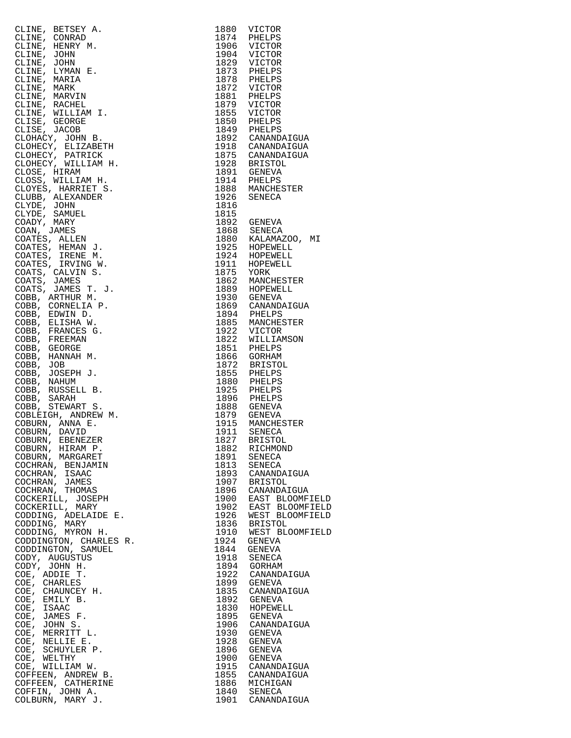| | | |
|---|---|---|
| CLINE, BETSEY A. | 1880 | VICTOR |
| CLINE, CONRAD | 1874 | PHELPS |
| CLINE, HENRY M. | 1906 | VICTOR |
| CLINE, JOHN | 1904 | VICTOR |
| CLINE, JOHN | 1829 | VICTOR |
| CLINE, LYMAN E. | 1873 | PHELPS |
| CLINE, MARIA | 1878 | PHELPS |
| CLINE, MARK | 1872 | VICTOR |
| CLINE, MARVIN | 1881 | PHELPS |
| CLINE, RACHEL | 1879 | VICTOR |
| CLINE, WILLIAM I. | 1855 | VICTOR |
| CLISE, GEORGE | 1850 | PHELPS |
| CLISE, JACOB | 1849 | PHELPS |
| CLOHACY, JOHN B. | 1892 | CANANDAIGUA |
| CLOHECY, ELIZABETH | 1918 | CANANDAIGUA |
| CLOHECY, PATRICK | 1875 | CANANDAIGUA |
| CLOHECY, WILLIAM H. | 1928 | BRISTOL |
| CLOSE, HIRAM | 1891 | GENEVA |
| CLOSS, WILLIAM H. | 1914 | PHELPS |
| CLOYES, HARRIET S. | 1888 | MANCHESTER |
| CLUBB, ALEXANDER | 1926 | SENECA |
| CLYDE, JOHN | 1816 | |
| CLYDE, SAMUEL | 1815 | |
| COADY, MARY | 1892 | GENEVA |
| COAN, JAMES | 1868 | SENECA |
| COATES, ALLEN | 1880 | KALAMAZOO, MI |
| COATES, HEMAN J. | 1925 | HOPEWELL |
| COATES, IRENE M. | 1924 | HOPEWELL |
| COATES, IRVING W. | 1911 | HOPEWELL |
| COATS, CALVIN S. | 1875 | YORK |
| COATS, JAMES | 1862 | MANCHESTER |
| COATS, JAMES T. J. | 1889 | HOPEWELL |
| COBB, ARTHUR M. | 1930 | GENEVA |
| COBB, CORNELIA P. | 1869 | CANANDAIGUA |
| COBB, EDWIN D. | 1894 | PHELPS |
| COBB, ELISHA W. | 1885 | MANCHESTER |
| COBB, FRANCES G. | 1922 | VICTOR |
| COBB, FREEMAN | 1822 | WILLIAMSON |
| COBB, GEORGE | 1851 | PHELPS |
| COBB, HANNAH M. | 1866 | GORHAM |
| COBB, JOB | 1872 | BRISTOL |
| COBB, JOSEPH J. | 1855 | PHELPS |
| COBB, NAHUM | 1880 | PHELPS |
| COBB, RUSSELL B. | 1925 | PHELPS |
| COBB, SARAH | 1896 | PHELPS |
| COBB, STEWART S. | 1888 | GENEVA |
| COBLEIGH, ANDREW M. | 1879 | GENEVA |
| COBURN, ANNA E. | 1915 | MANCHESTER |
| COBURN, DAVID | 1911 | SENECA |
| COBURN, EBENEZER | 1827 | BRISTOL |
| COBURN, HIRAM P. | 1882 | RICHMOND |
| COBURN, MARGARET | 1891 | SENECA |
| COCHRAN, BENJAMIN | 1813 | SENECA |
| COCHRAN, ISAAC | 1893 | CANANDAIGUA |
| COCHRAN, JAMES | 1907 | BRISTOL |
| COCHRAN, THOMAS | 1896 | CANANDAIGUA |
| COCKERILL, JOSEPH | 1900 | EAST BLOOMFIELD |
| COCKERILL, MARY | 1902 | EAST BLOOMFIELD |
| CODDING, ADELAIDE E. | 1926 | WEST BLOOMFIELD |
| CODDING, MARY | 1836 | BRISTOL |
| CODDING, MYRON H. | 1910 | WEST BLOOMFIELD |
| CODDINGTON, CHARLES R. | 1924 | GENEVA |
| CODDINGTON, SAMUEL | 1844 | GENEVA |
| CODY, AUGUSTUS | 1918 | SENECA |
| CODY, JOHN H. | 1894 | GORHAM |
| COE, ADDIE T. | 1922 | CANANDAIGUA |
| COE, CHARLES | 1899 | GENEVA |
| COE, CHAUNCEY H. | 1835 | CANANDAIGUA |
| COE, EMILY B. | 1892 | GENEVA |
| COE, ISAAC | 1830 | HOPEWELL |
| COE, JAMES F. | 1895 | GENEVA |
| COE, JOHN S. | 1906 | CANANDAIGUA |
| COE, MERRITT L. | 1930 | GENEVA |
| COE, NELLIE E. | 1928 | GENEVA |
| COE, SCHUYLER P. | 1896 | GENEVA |
| COE, WELTHY | 1900 | GENEVA |
| COE, WILLIAM W. | 1915 | CANANDAIGUA |
| COFFEEN, ANDREW B. | 1855 | CANANDAIGUA |
| COFFEEN, CATHERINE | 1886 | MICHIGAN |
| COFFIN, JOHN A. | 1840 | SENECA |
| COLBURN, MARY J. | 1901 | CANANDAIGUA |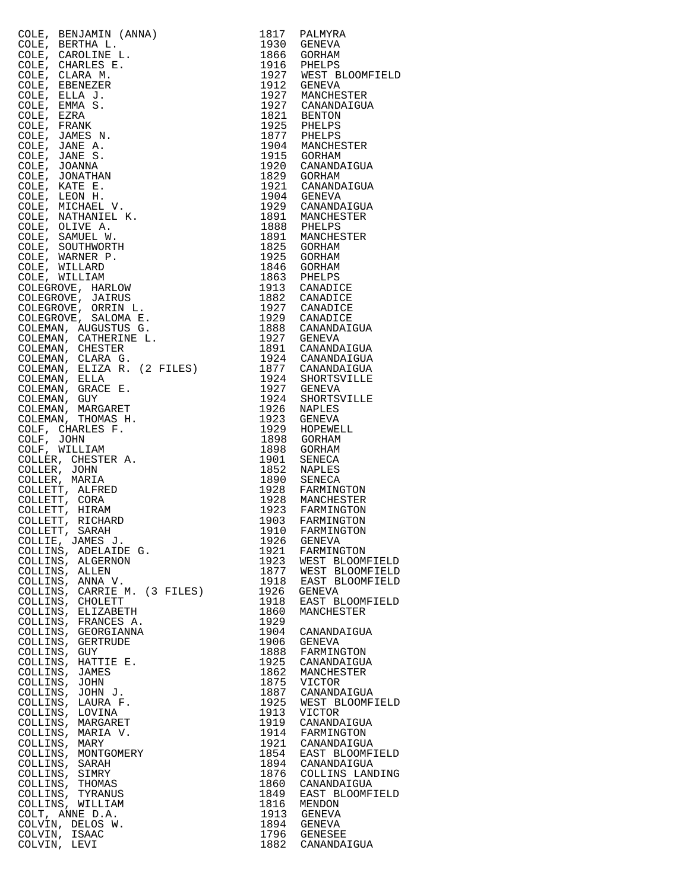| Name | Year | Place |
|---|---|---|
| COLE, BENJAMIN (ANNA) | 1817 | PALMYRA |
| COLE, BERTHA L. | 1930 | GENEVA |
| COLE, CAROLINE L. | 1866 | GORHAM |
| COLE, CHARLES E. | 1916 | PHELPS |
| COLE, CLARA M. | 1927 | WEST BLOOMFIELD |
| COLE, EBENEZER | 1912 | GENEVA |
| COLE, ELLA J. | 1927 | MANCHESTER |
| COLE, EMMA S. | 1927 | CANANDAIGUA |
| COLE, EZRA | 1821 | BENTON |
| COLE, FRANK | 1925 | PHELPS |
| COLE, JAMES N. | 1877 | PHELPS |
| COLE, JANE A. | 1904 | MANCHESTER |
| COLE, JANE S. | 1915 | GORHAM |
| COLE, JOANNA | 1920 | CANANDAIGUA |
| COLE, JONATHAN | 1829 | GORHAM |
| COLE, KATE E. | 1921 | CANANDAIGUA |
| COLE, LEON H. | 1904 | GENEVA |
| COLE, MICHAEL V. | 1929 | CANANDAIGUA |
| COLE, NATHANIEL K. | 1891 | MANCHESTER |
| COLE, OLIVE A. | 1888 | PHELPS |
| COLE, SAMUEL W. | 1891 | MANCHESTER |
| COLE, SOUTHWORTH | 1825 | GORHAM |
| COLE, WARNER P. | 1925 | GORHAM |
| COLE, WILLARD | 1846 | GORHAM |
| COLE, WILLIAM | 1863 | PHELPS |
| COLEGROVE, HARLOW | 1913 | CANADICE |
| COLEGROVE, JAIRUS | 1882 | CANADICE |
| COLEGROVE, ORRIN L. | 1927 | CANADICE |
| COLEGROVE, SALOMA E. | 1929 | CANADICE |
| COLEMAN, AUGUSTUS G. | 1888 | CANANDAIGUA |
| COLEMAN, CATHERINE L. | 1927 | GENEVA |
| COLEMAN, CHESTER | 1891 | CANANDAIGUA |
| COLEMAN, CLARA G. | 1924 | CANANDAIGUA |
| COLEMAN, ELIZA R. (2 FILES) | 1877 | CANANDAIGUA |
| COLEMAN, ELLA | 1924 | SHORTSVILLE |
| COLEMAN, GRACE E. | 1927 | GENEVA |
| COLEMAN, GUY | 1924 | SHORTSVILLE |
| COLEMAN, MARGARET | 1926 | NAPLES |
| COLEMAN, THOMAS H. | 1923 | GENEVA |
| COLF, CHARLES F. | 1929 | HOPEWELL |
| COLF, JOHN | 1898 | GORHAM |
| COLF, WILLIAM | 1898 | GORHAM |
| COLLER, CHESTER A. | 1901 | SENECA |
| COLLER, JOHN | 1852 | NAPLES |
| COLLER, MARIA | 1890 | SENECA |
| COLLETT, ALFRED | 1928 | FARMINGTON |
| COLLETT, CORA | 1928 | MANCHESTER |
| COLLETT, HIRAM | 1923 | FARMINGTON |
| COLLETT, RICHARD | 1903 | FARMINGTON |
| COLLETT, SARAH | 1910 | FARMINGTON |
| COLLIE, JAMES J. | 1926 | GENEVA |
| COLLINS, ADELAIDE G. | 1921 | FARMINGTON |
| COLLINS, ALGERNON | 1923 | WEST BLOOMFIELD |
| COLLINS, ALLEN | 1877 | WEST BLOOMFIELD |
| COLLINS, ANNA V. | 1918 | EAST BLOOMFIELD |
| COLLINS, CARRIE M. (3 FILES) | 1926 | GENEVA |
| COLLINS, CHOLETT | 1918 | EAST BLOOMFIELD |
| COLLINS, ELIZABETH | 1860 | MANCHESTER |
| COLLINS, FRANCES A. | 1929 | |
| COLLINS, GEORGIANNA | 1904 | CANANDAIGUA |
| COLLINS, GERTRUDE | 1906 | GENEVA |
| COLLINS, GUY | 1888 | FARMINGTON |
| COLLINS, HATTIE E. | 1925 | CANANDAIGUA |
| COLLINS, JAMES | 1862 | MANCHESTER |
| COLLINS, JOHN | 1875 | VICTOR |
| COLLINS, JOHN J. | 1887 | CANANDAIGUA |
| COLLINS, LAURA F. | 1925 | WEST BLOOMFIELD |
| COLLINS, LOVINA | 1913 | VICTOR |
| COLLINS, MARGARET | 1919 | CANANDAIGUA |
| COLLINS, MARIA V. | 1914 | FARMINGTON |
| COLLINS, MARY | 1921 | CANANDAIGUA |
| COLLINS, MONTGOMERY | 1854 | EAST BLOOMFIELD |
| COLLINS, SARAH | 1894 | CANANDAIGUA |
| COLLINS, SIMRY | 1876 | COLLINS LANDING |
| COLLINS, THOMAS | 1860 | CANANDAIGUA |
| COLLINS, TYRANUS | 1849 | EAST BLOOMFIELD |
| COLLINS, WILLIAM | 1816 | MENDON |
| COLT, ANNE D.A. | 1913 | GENEVA |
| COLVIN, DELOS W. | 1894 | GENEVA |
| COLVIN, ISAAC | 1796 | GENESEE |
| COLVIN, LEVI | 1882 | CANANDAIGUA |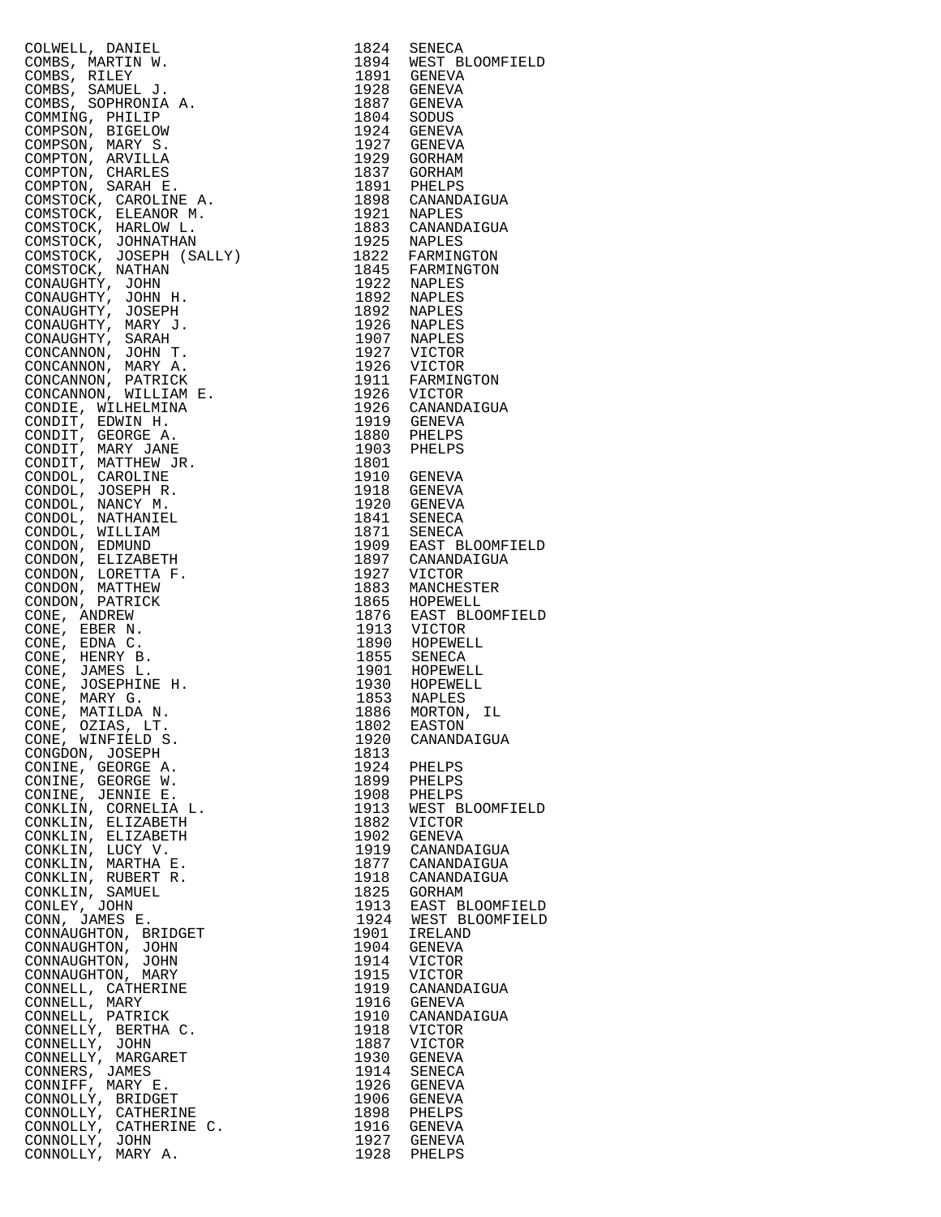| | | |
|---|---|---|
| COLWELL, DANIEL | 1824 | SENECA |
| COMBS, MARTIN W. | 1894 | WEST BLOOMFIELD |
| COMBS, RILEY | 1891 | GENEVA |
| COMBS, SAMUEL J. | 1928 | GENEVA |
| COMBS, SOPHRONIA A. | 1887 | GENEVA |
| COMMING, PHILIP | 1804 | SODUS |
| COMPSON, BIGELOW | 1924 | GENEVA |
| COMPSON, MARY S. | 1927 | GENEVA |
| COMPTON, ARVILLA | 1929 | GORHAM |
| COMPTON, CHARLES | 1837 | GORHAM |
| COMPTON, SARAH E. | 1891 | PHELPS |
| COMSTOCK, CAROLINE A. | 1898 | CANANDAIGUA |
| COMSTOCK, ELEANOR M. | 1921 | NAPLES |
| COMSTOCK, HARLOW L. | 1883 | CANANDAIGUA |
| COMSTOCK, JOHNATHAN | 1925 | NAPLES |
| COMSTOCK, JOSEPH (SALLY) | 1822 | FARMINGTON |
| COMSTOCK, NATHAN | 1845 | FARMINGTON |
| CONAUGHTY, JOHN | 1922 | NAPLES |
| CONAUGHTY, JOHN H. | 1892 | NAPLES |
| CONAUGHTY, JOSEPH | 1892 | NAPLES |
| CONAUGHTY, MARY J. | 1926 | NAPLES |
| CONAUGHTY, SARAH | 1907 | NAPLES |
| CONCANNON, JOHN T. | 1927 | VICTOR |
| CONCANNON, MARY A. | 1926 | VICTOR |
| CONCANNON, PATRICK | 1911 | FARMINGTON |
| CONCANNON, WILLIAM E. | 1926 | VICTOR |
| CONDIE, WILHELMINA | 1926 | CANANDAIGUA |
| CONDIT, EDWIN H. | 1919 | GENEVA |
| CONDIT, GEORGE A. | 1880 | PHELPS |
| CONDIT, MARY JANE | 1903 | PHELPS |
| CONDIT, MATTHEW JR. | 1801 | |
| CONDOL, CAROLINE | 1910 | GENEVA |
| CONDOL, JOSEPH R. | 1918 | GENEVA |
| CONDOL, NANCY M. | 1920 | GENEVA |
| CONDOL, NATHANIEL | 1841 | SENECA |
| CONDOL, WILLIAM | 1871 | SENECA |
| CONDON, EDMUND | 1909 | EAST BLOOMFIELD |
| CONDON, ELIZABETH | 1897 | CANANDAIGUA |
| CONDON, LORETTA F. | 1927 | VICTOR |
| CONDON, MATTHEW | 1883 | MANCHESTER |
| CONDON, PATRICK | 1865 | HOPEWELL |
| CONE, ANDREW | 1876 | EAST BLOOMFIELD |
| CONE, EBER N. | 1913 | VICTOR |
| CONE, EDNA C. | 1890 | HOPEWELL |
| CONE, HENRY B. | 1855 | SENECA |
| CONE, JAMES L. | 1901 | HOPEWELL |
| CONE, JOSEPHINE H. | 1930 | HOPEWELL |
| CONE, MARY G. | 1853 | NAPLES |
| CONE, MATILDA N. | 1886 | MORTON, IL |
| CONE, OZIAS, LT. | 1802 | EASTON |
| CONE, WINFIELD S. | 1920 | CANANDAIGUA |
| CONGDON, JOSEPH | 1813 | |
| CONINE, GEORGE A. | 1924 | PHELPS |
| CONINE, GEORGE W. | 1899 | PHELPS |
| CONINE, JENNIE E. | 1908 | PHELPS |
| CONKLIN, CORNELIA L. | 1913 | WEST BLOOMFIELD |
| CONKLIN, ELIZABETH | 1882 | VICTOR |
| CONKLIN, ELIZABETH | 1902 | GENEVA |
| CONKLIN, LUCY V. | 1919 | CANANDAIGUA |
| CONKLIN, MARTHA E. | 1877 | CANANDAIGUA |
| CONKLIN, RUBERT R. | 1918 | CANANDAIGUA |
| CONKLIN, SAMUEL | 1825 | GORHAM |
| CONLEY, JOHN | 1913 | EAST BLOOMFIELD |
| CONN, JAMES E. | 1924 | WEST BLOOMFIELD |
| CONNAUGHTON, BRIDGET | 1901 | IRELAND |
| CONNAUGHTON, JOHN | 1904 | GENEVA |
| CONNAUGHTON, JOHN | 1914 | VICTOR |
| CONNAUGHTON, MARY | 1915 | VICTOR |
| CONNELL, CATHERINE | 1919 | CANANDAIGUA |
| CONNELL, MARY | 1916 | GENEVA |
| CONNELL, PATRICK | 1910 | CANANDAIGUA |
| CONNELLY, BERTHA C. | 1918 | VICTOR |
| CONNELLY, JOHN | 1887 | VICTOR |
| CONNELLY, MARGARET | 1930 | GENEVA |
| CONNERS, JAMES | 1914 | SENECA |
| CONNIFF, MARY E. | 1926 | GENEVA |
| CONNOLLY, BRIDGET | 1906 | GENEVA |
| CONNOLLY, CATHERINE | 1898 | PHELPS |
| CONNOLLY, CATHERINE C. | 1916 | GENEVA |
| CONNOLLY, JOHN | 1927 | GENEVA |
| CONNOLLY, MARY A. | 1928 | PHELPS |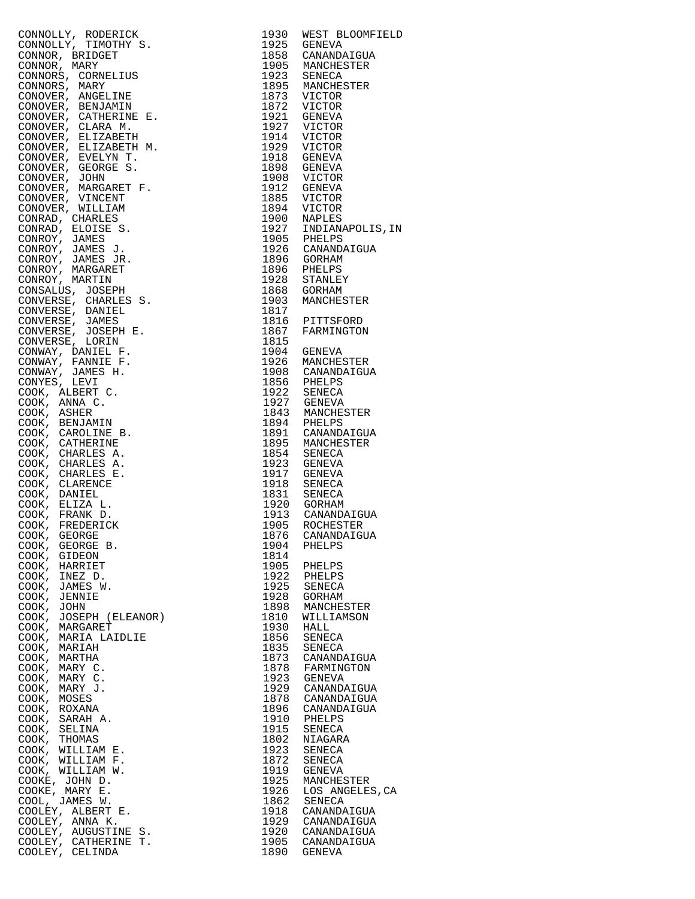| Name | Year | Place |
|---|---|---|
| CONNOLLY, RODERICK | 1930 | WEST BLOOMFIELD |
| CONNOLLY, TIMOTHY S. | 1925 | GENEVA |
| CONNOR, BRIDGET | 1858 | CANANDAIGUA |
| CONNOR, MARY | 1905 | MANCHESTER |
| CONNORS, CORNELIUS | 1923 | SENECA |
| CONNORS, MARY | 1895 | MANCHESTER |
| CONOVER, ANGELINE | 1873 | VICTOR |
| CONOVER, BENJAMIN | 1872 | VICTOR |
| CONOVER, CATHERINE E. | 1921 | GENEVA |
| CONOVER, CLARA M. | 1927 | VICTOR |
| CONOVER, ELIZABETH | 1914 | VICTOR |
| CONOVER, ELIZABETH M. | 1929 | VICTOR |
| CONOVER, EVELYN T. | 1918 | GENEVA |
| CONOVER, GEORGE S. | 1898 | GENEVA |
| CONOVER, JOHN | 1908 | VICTOR |
| CONOVER, MARGARET F. | 1912 | GENEVA |
| CONOVER, VINCENT | 1885 | VICTOR |
| CONOVER, WILLIAM | 1894 | VICTOR |
| CONRAD, CHARLES | 1900 | NAPLES |
| CONRAD, ELOISE S. | 1927 | INDIANAPOLIS,IN |
| CONROY, JAMES | 1905 | PHELPS |
| CONROY, JAMES J. | 1926 | CANANDAIGUA |
| CONROY, JAMES JR. | 1896 | GORHAM |
| CONROY, MARGARET | 1896 | PHELPS |
| CONROY, MARTIN | 1928 | STANLEY |
| CONSALUS, JOSEPH | 1868 | GORHAM |
| CONVERSE, CHARLES S. | 1903 | MANCHESTER |
| CONVERSE, DANIEL | 1817 | |
| CONVERSE, JAMES | 1816 | PITTSFORD |
| CONVERSE, JOSEPH E. | 1867 | FARMINGTON |
| CONVERSE, LORIN | 1815 | |
| CONWAY, DANIEL F. | 1904 | GENEVA |
| CONWAY, FANNIE F. | 1926 | MANCHESTER |
| CONWAY, JAMES H. | 1908 | CANANDAIGUA |
| CONYES, LEVI | 1856 | PHELPS |
| COOK, ALBERT C. | 1922 | SENECA |
| COOK, ANNA C. | 1927 | GENEVA |
| COOK, ASHER | 1843 | MANCHESTER |
| COOK, BENJAMIN | 1894 | PHELPS |
| COOK, CAROLINE B. | 1891 | CANANDAIGUA |
| COOK, CATHERINE | 1895 | MANCHESTER |
| COOK, CHARLES A. | 1854 | SENECA |
| COOK, CHARLES A. | 1923 | GENEVA |
| COOK, CHARLES E. | 1917 | GENEVA |
| COOK, CLARENCE | 1918 | SENECA |
| COOK, DANIEL | 1831 | SENECA |
| COOK, ELIZA L. | 1920 | GORHAM |
| COOK, FRANK D. | 1913 | CANANDAIGUA |
| COOK, FREDERICK | 1905 | ROCHESTER |
| COOK, GEORGE | 1876 | CANANDAIGUA |
| COOK, GEORGE B. | 1904 | PHELPS |
| COOK, GIDEON | 1814 | |
| COOK, HARRIET | 1905 | PHELPS |
| COOK, INEZ D. | 1922 | PHELPS |
| COOK, JAMES W. | 1925 | SENECA |
| COOK, JENNIE | 1928 | GORHAM |
| COOK, JOHN | 1898 | MANCHESTER |
| COOK, JOSEPH (ELEANOR) | 1810 | WILLIAMSON |
| COOK, MARGARET | 1930 | HALL |
| COOK, MARIA LAIDLIE | 1856 | SENECA |
| COOK, MARIAH | 1835 | SENECA |
| COOK, MARTHA | 1873 | CANANDAIGUA |
| COOK, MARY C. | 1878 | FARMINGTON |
| COOK, MARY C. | 1923 | GENEVA |
| COOK, MARY J. | 1929 | CANANDAIGUA |
| COOK, MOSES | 1878 | CANANDAIGUA |
| COOK, ROXANA | 1896 | CANANDAIGUA |
| COOK, SARAH A. | 1910 | PHELPS |
| COOK, SELINA | 1915 | SENECA |
| COOK, THOMAS | 1802 | NIAGARA |
| COOK, WILLIAM E. | 1923 | SENECA |
| COOK, WILLIAM F. | 1872 | SENECA |
| COOK, WILLIAM W. | 1919 | GENEVA |
| COOKE, JOHN D. | 1925 | MANCHESTER |
| COOKE, MARY E. | 1926 | LOS ANGELES,CA |
| COOL, JAMES W. | 1862 | SENECA |
| COOLEY, ALBERT E. | 1918 | CANANDAIGUA |
| COOLEY, ANNA K. | 1929 | CANANDAIGUA |
| COOLEY, AUGUSTINE S. | 1920 | CANANDAIGUA |
| COOLEY, CATHERINE T. | 1905 | CANANDAIGUA |
| COOLEY, CELINDA | 1890 | GENEVA |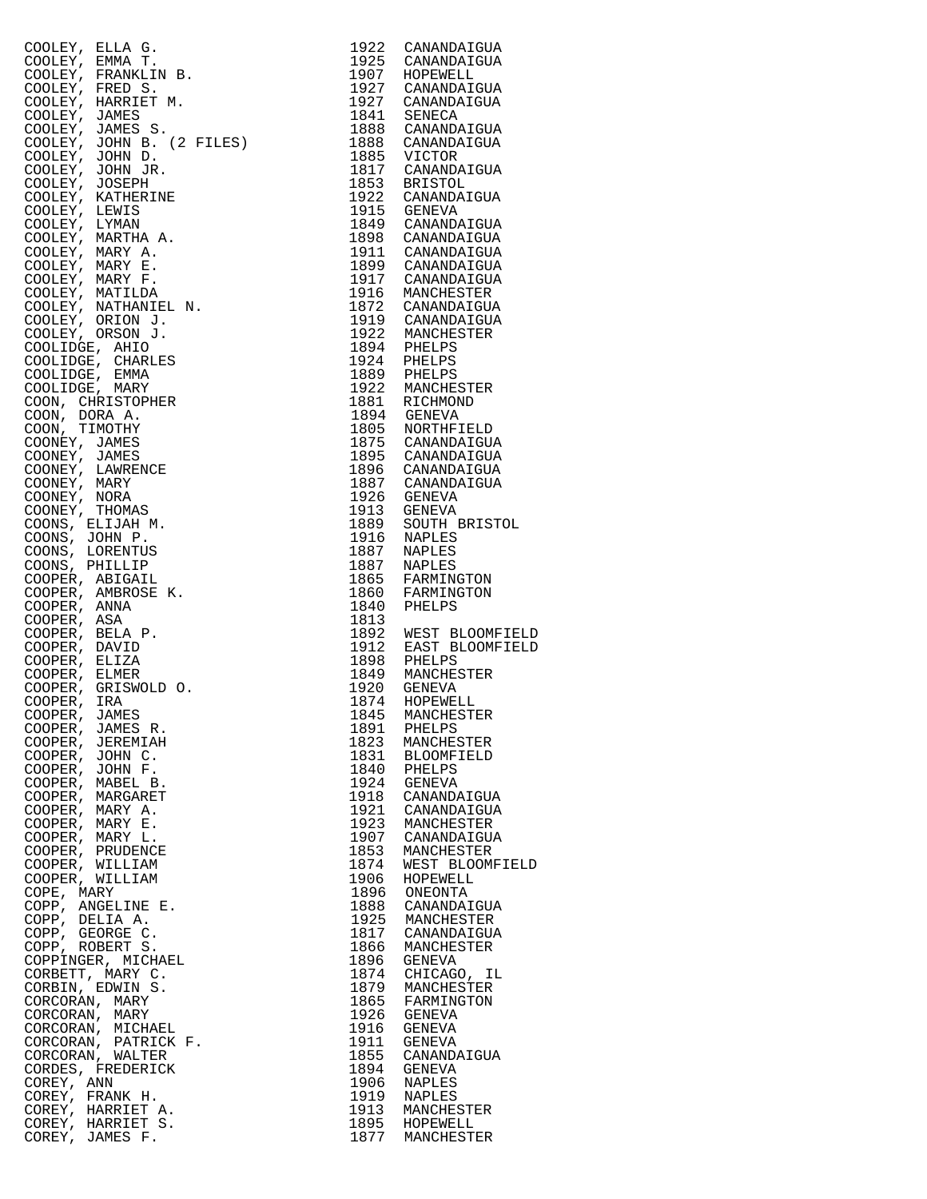| Name | Year | Location |
|---|---|---|
| COOLEY, ELLA G. | 1922 | CANANDAIGUA |
| COOLEY, EMMA T. | 1925 | CANANDAIGUA |
| COOLEY, FRANKLIN B. | 1907 | HOPEWELL |
| COOLEY, FRED S. | 1927 | CANANDAIGUA |
| COOLEY, HARRIET M. | 1927 | CANANDAIGUA |
| COOLEY, JAMES | 1841 | SENECA |
| COOLEY, JAMES S. | 1888 | CANANDAIGUA |
| COOLEY, JOHN B. (2 FILES) | 1888 | CANANDAIGUA |
| COOLEY, JOHN D. | 1885 | VICTOR |
| COOLEY, JOHN JR. | 1817 | CANANDAIGUA |
| COOLEY, JOSEPH | 1853 | BRISTOL |
| COOLEY, KATHERINE | 1922 | CANANDAIGUA |
| COOLEY, LEWIS | 1915 | GENEVA |
| COOLEY, LYMAN | 1849 | CANANDAIGUA |
| COOLEY, MARTHA A. | 1898 | CANANDAIGUA |
| COOLEY, MARY A. | 1911 | CANANDAIGUA |
| COOLEY, MARY E. | 1899 | CANANDAIGUA |
| COOLEY, MARY F. | 1917 | CANANDAIGUA |
| COOLEY, MATILDA | 1916 | MANCHESTER |
| COOLEY, NATHANIEL N. | 1872 | CANANDAIGUA |
| COOLEY, ORION J. | 1919 | CANANDAIGUA |
| COOLEY, ORSON J. | 1922 | MANCHESTER |
| COOLIDGE, AHIO | 1894 | PHELPS |
| COOLIDGE, CHARLES | 1924 | PHELPS |
| COOLIDGE, EMMA | 1889 | PHELPS |
| COOLIDGE, MARY | 1922 | MANCHESTER |
| COON, CHRISTOPHER | 1881 | RICHMOND |
| COON, DORA A. | 1894 | GENEVA |
| COON, TIMOTHY | 1805 | NORTHFIELD |
| COONEY, JAMES | 1875 | CANANDAIGUA |
| COONEY, JAMES | 1895 | CANANDAIGUA |
| COONEY, LAWRENCE | 1896 | CANANDAIGUA |
| COONEY, MARY | 1887 | CANANDAIGUA |
| COONEY, NORA | 1926 | GENEVA |
| COONEY, THOMAS | 1913 | GENEVA |
| COONS, ELIJAH M. | 1889 | SOUTH BRISTOL |
| COONS, JOHN P. | 1916 | NAPLES |
| COONS, LORENTUS | 1887 | NAPLES |
| COONS, PHILLIP | 1887 | NAPLES |
| COOPER, ABIGAIL | 1865 | FARMINGTON |
| COOPER, AMBROSE K. | 1860 | FARMINGTON |
| COOPER, ANNA | 1840 | PHELPS |
| COOPER, ASA | 1813 | |
| COOPER, BELA P. | 1892 | WEST BLOOMFIELD |
| COOPER, DAVID | 1912 | EAST BLOOMFIELD |
| COOPER, ELIZA | 1898 | PHELPS |
| COOPER, ELMER | 1849 | MANCHESTER |
| COOPER, GRISWOLD O. | 1920 | GENEVA |
| COOPER, IRA | 1874 | HOPEWELL |
| COOPER, JAMES | 1845 | MANCHESTER |
| COOPER, JAMES R. | 1891 | PHELPS |
| COOPER, JEREMIAH | 1823 | MANCHESTER |
| COOPER, JOHN C. | 1831 | BLOOMFIELD |
| COOPER, JOHN F. | 1840 | PHELPS |
| COOPER, MABEL B. | 1924 | GENEVA |
| COOPER, MARGARET | 1918 | CANANDAIGUA |
| COOPER, MARY A. | 1921 | CANANDAIGUA |
| COOPER, MARY E. | 1923 | MANCHESTER |
| COOPER, MARY L. | 1907 | CANANDAIGUA |
| COOPER, PRUDENCE | 1853 | MANCHESTER |
| COOPER, WILLIAM | 1874 | WEST BLOOMFIELD |
| COOPER, WILLIAM | 1906 | HOPEWELL |
| COPE, MARY | 1896 | ONEONTA |
| COPP, ANGELINE E. | 1888 | CANANDAIGUA |
| COPP, DELIA A. | 1925 | MANCHESTER |
| COPP, GEORGE C. | 1817 | CANANDAIGUA |
| COPP, ROBERT S. | 1866 | MANCHESTER |
| COPPINGER, MICHAEL | 1896 | GENEVA |
| CORBETT, MARY C. | 1874 | CHICAGO, IL |
| CORBIN, EDWIN S. | 1879 | MANCHESTER |
| CORCORAN, MARY | 1865 | FARMINGTON |
| CORCORAN, MARY | 1926 | GENEVA |
| CORCORAN, MICHAEL | 1916 | GENEVA |
| CORCORAN, PATRICK F. | 1911 | GENEVA |
| CORCORAN, WALTER | 1855 | CANANDAIGUA |
| CORDES, FREDERICK | 1894 | GENEVA |
| COREY, ANN | 1906 | NAPLES |
| COREY, FRANK H. | 1919 | NAPLES |
| COREY, HARRIET A. | 1913 | MANCHESTER |
| COREY, HARRIET S. | 1895 | HOPEWELL |
| COREY, JAMES F. | 1877 | MANCHESTER |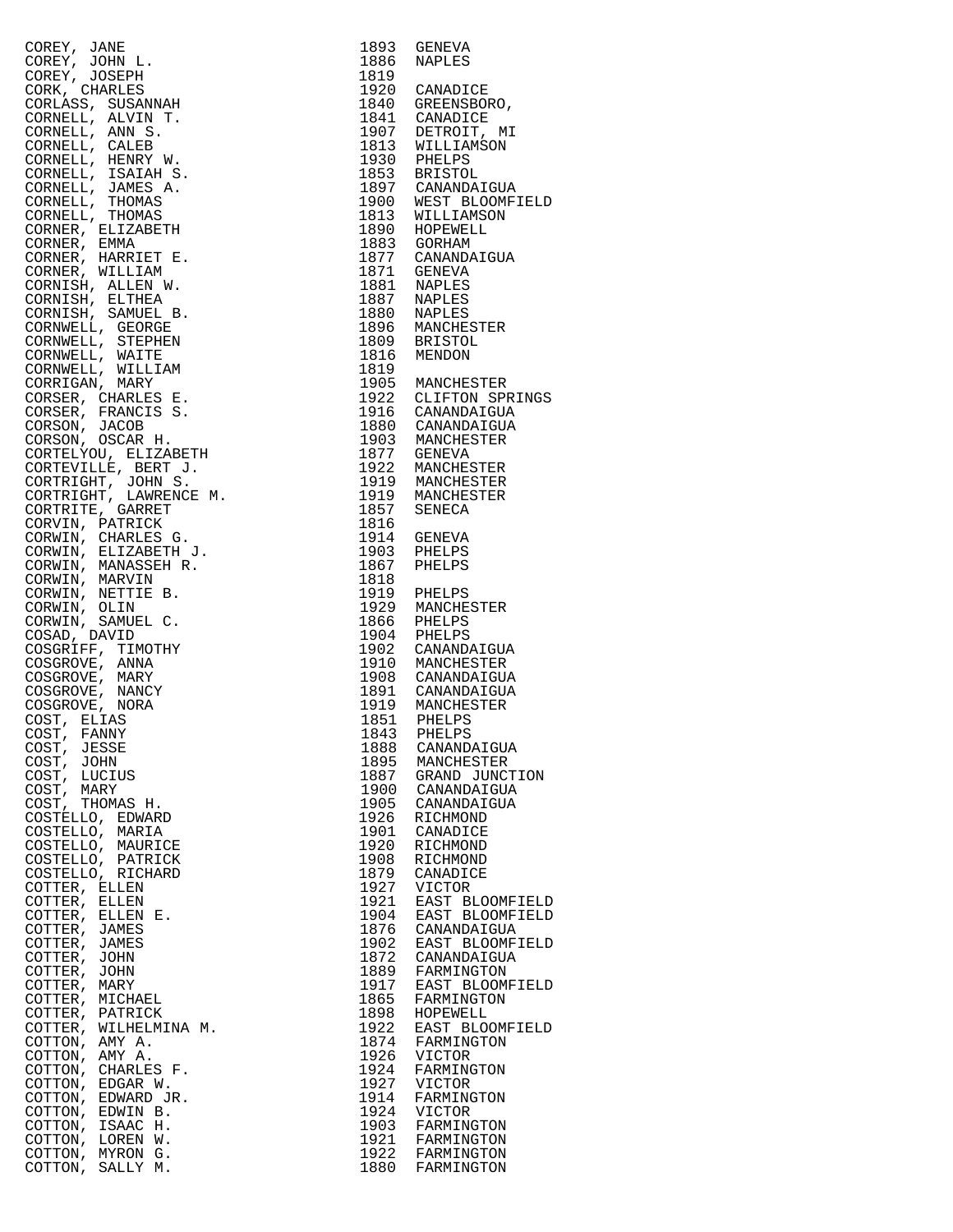| Name | Year | Place |
|---|---|---|
| COREY, JANE | 1893 | GENEVA |
| COREY, JOHN L. | 1886 | NAPLES |
| COREY, JOSEPH | 1819 | |
| CORK, CHARLES | 1920 | CANADICE |
| CORLASS, SUSANNAH | 1840 | GREENSBORO, |
| CORNELL, ALVIN T. | 1841 | CANADICE |
| CORNELL, ANN S. | 1907 | DETROIT, MI |
| CORNELL, CALEB | 1813 | WILLIAMSON |
| CORNELL, HENRY W. | 1930 | PHELPS |
| CORNELL, ISAIAH S. | 1853 | BRISTOL |
| CORNELL, JAMES A. | 1897 | CANANDAIGUA |
| CORNELL, THOMAS | 1900 | WEST BLOOMFIELD |
| CORNELL, THOMAS | 1813 | WILLIAMSON |
| CORNER, ELIZABETH | 1890 | HOPEWELL |
| CORNER, EMMA | 1883 | GORHAM |
| CORNER, HARRIET E. | 1877 | CANANDAIGUA |
| CORNER, WILLIAM | 1871 | GENEVA |
| CORNISH, ALLEN W. | 1881 | NAPLES |
| CORNISH, ELTHEA | 1887 | NAPLES |
| CORNISH, SAMUEL B. | 1880 | NAPLES |
| CORNWELL, GEORGE | 1896 | MANCHESTER |
| CORNWELL, STEPHEN | 1809 | BRISTOL |
| CORNWELL, WAITE | 1816 | MENDON |
| CORNWELL, WILLIAM | 1819 | |
| CORRIGAN, MARY | 1905 | MANCHESTER |
| CORSER, CHARLES E. | 1922 | CLIFTON SPRINGS |
| CORSER, FRANCIS S. | 1916 | CANANDAIGUA |
| CORSON, JACOB | 1880 | CANANDAIGUA |
| CORSON, OSCAR H. | 1903 | MANCHESTER |
| CORTELYOU, ELIZABETH | 1877 | GENEVA |
| CORTEVILLE, BERT J. | 1922 | MANCHESTER |
| CORTRIGHT, JOHN S. | 1919 | MANCHESTER |
| CORTRIGHT, LAWRENCE M. | 1919 | MANCHESTER |
| CORTRITE, GARRET | 1857 | SENECA |
| CORVIN, PATRICK | 1816 | |
| CORWIN, CHARLES G. | 1914 | GENEVA |
| CORWIN, ELIZABETH J. | 1903 | PHELPS |
| CORWIN, MANASSEH R. | 1867 | PHELPS |
| CORWIN, MARVIN | 1818 | |
| CORWIN, NETTIE B. | 1919 | PHELPS |
| CORWIN, OLIN | 1929 | MANCHESTER |
| CORWIN, SAMUEL C. | 1866 | PHELPS |
| COSAD, DAVID | 1904 | PHELPS |
| COSGRIFF, TIMOTHY | 1902 | CANANDAIGUA |
| COSGROVE, ANNA | 1910 | MANCHESTER |
| COSGROVE, MARY | 1908 | CANANDAIGUA |
| COSGROVE, NANCY | 1891 | CANANDAIGUA |
| COSGROVE, NORA | 1919 | MANCHESTER |
| COST, ELIAS | 1851 | PHELPS |
| COST, FANNY | 1843 | PHELPS |
| COST, JESSE | 1888 | CANANDAIGUA |
| COST, JOHN | 1895 | MANCHESTER |
| COST, LUCIUS | 1887 | GRAND JUNCTION |
| COST, MARY | 1900 | CANANDAIGUA |
| COST, THOMAS H. | 1905 | CANANDAIGUA |
| COSTELLO, EDWARD | 1926 | RICHMOND |
| COSTELLO, MARIA | 1901 | CANADICE |
| COSTELLO, MAURICE | 1920 | RICHMOND |
| COSTELLO, PATRICK | 1908 | RICHMOND |
| COSTELLO, RICHARD | 1879 | CANADICE |
| COTTER, ELLEN | 1927 | VICTOR |
| COTTER, ELLEN | 1921 | EAST BLOOMFIELD |
| COTTER, ELLEN E. | 1904 | EAST BLOOMFIELD |
| COTTER, JAMES | 1876 | CANANDAIGUA |
| COTTER, JAMES | 1902 | EAST BLOOMFIELD |
| COTTER, JOHN | 1872 | CANANDAIGUA |
| COTTER, JOHN | 1889 | FARMINGTON |
| COTTER, MARY | 1917 | EAST BLOOMFIELD |
| COTTER, MICHAEL | 1865 | FARMINGTON |
| COTTER, PATRICK | 1898 | HOPEWELL |
| COTTER, WILHELMINA M. | 1922 | EAST BLOOMFIELD |
| COTTON, AMY A. | 1874 | FARMINGTON |
| COTTON, AMY A. | 1926 | VICTOR |
| COTTON, CHARLES F. | 1924 | FARMINGTON |
| COTTON, EDGAR W. | 1927 | VICTOR |
| COTTON, EDWARD JR. | 1914 | FARMINGTON |
| COTTON, EDWIN B. | 1924 | VICTOR |
| COTTON, ISAAC H. | 1903 | FARMINGTON |
| COTTON, LOREN W. | 1921 | FARMINGTON |
| COTTON, MYRON G. | 1922 | FARMINGTON |
| COTTON, SALLY M. | 1880 | FARMINGTON |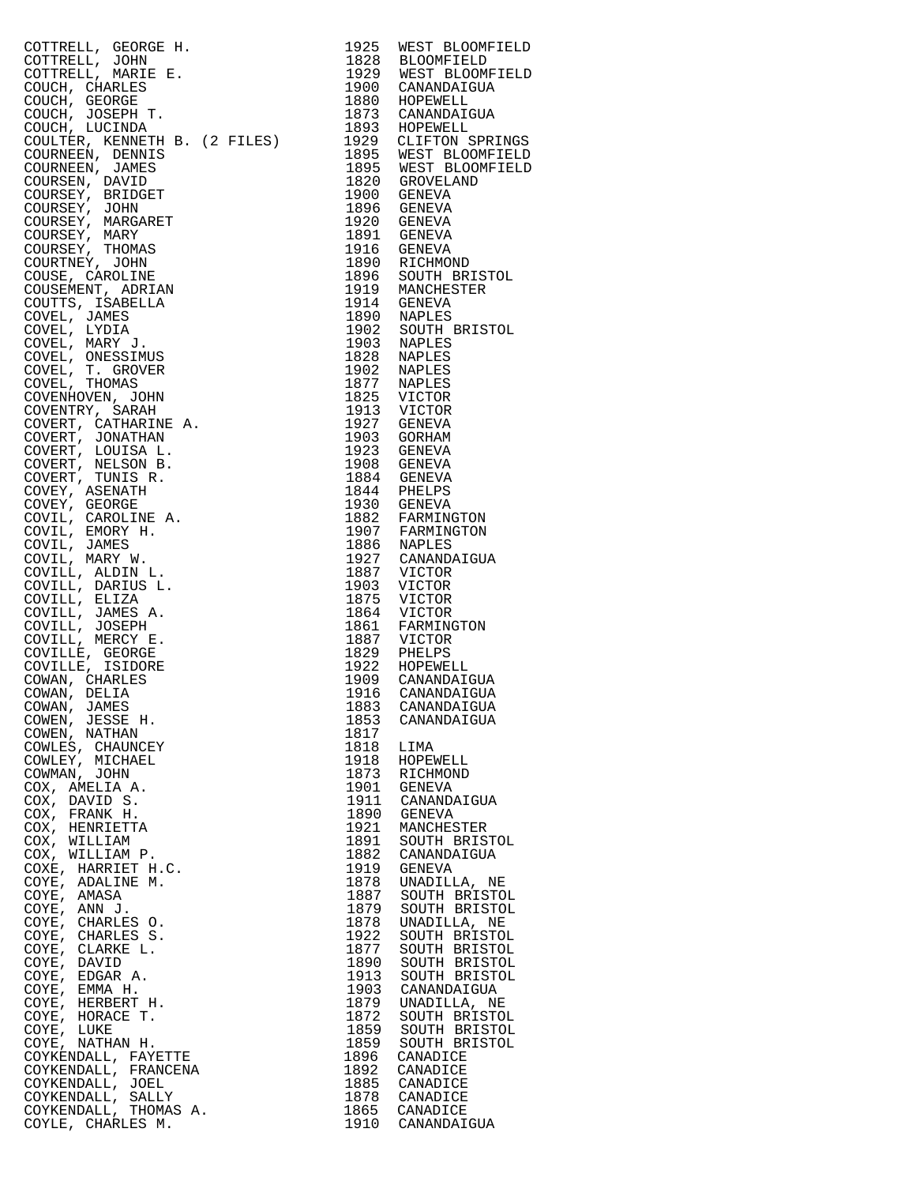| | | |
|---|---|---|
| COTTRELL, GEORGE H. | 1925 | WEST BLOOMFIELD |
| COTTRELL, JOHN | 1828 | BLOOMFIELD |
| COTTRELL, MARIE E. | 1929 | WEST BLOOMFIELD |
| COUCH, CHARLES | 1900 | CANANDAIGUA |
| COUCH, GEORGE | 1880 | HOPEWELL |
| COUCH, JOSEPH T. | 1873 | CANANDAIGUA |
| COUCH, LUCINDA | 1893 | HOPEWELL |
| COULTER, KENNETH B. (2 FILES) | 1929 | CLIFTON SPRINGS |
| COURNEEN, DENNIS | 1895 | WEST BLOOMFIELD |
| COURNEEN, JAMES | 1895 | WEST BLOOMFIELD |
| COURSEN, DAVID | 1820 | GROVELAND |
| COURSEY, BRIDGET | 1900 | GENEVA |
| COURSEY, JOHN | 1896 | GENEVA |
| COURSEY, MARGARET | 1920 | GENEVA |
| COURSEY, MARY | 1891 | GENEVA |
| COURSEY, THOMAS | 1916 | GENEVA |
| COURTNEY, JOHN | 1890 | RICHMOND |
| COUSE, CAROLINE | 1896 | SOUTH BRISTOL |
| COUSEMENT, ADRIAN | 1919 | MANCHESTER |
| COUTTS, ISABELLA | 1914 | GENEVA |
| COVEL, JAMES | 1890 | NAPLES |
| COVEL, LYDIA | 1902 | SOUTH BRISTOL |
| COVEL, MARY J. | 1903 | NAPLES |
| COVEL, ONESSIMUS | 1828 | NAPLES |
| COVEL, T. GROVER | 1902 | NAPLES |
| COVEL, THOMAS | 1877 | NAPLES |
| COVENHOVEN, JOHN | 1825 | VICTOR |
| COVENTRY, SARAH | 1913 | VICTOR |
| COVERT, CATHARINE A. | 1927 | GENEVA |
| COVERT, JONATHAN | 1903 | GORHAM |
| COVERT, LOUISA L. | 1923 | GENEVA |
| COVERT, NELSON B. | 1908 | GENEVA |
| COVERT, TUNIS R. | 1884 | GENEVA |
| COVEY, ASENATH | 1844 | PHELPS |
| COVEY, GEORGE | 1930 | GENEVA |
| COVIL, CAROLINE A. | 1882 | FARMINGTON |
| COVIL, EMORY H. | 1907 | FARMINGTON |
| COVIL, JAMES | 1886 | NAPLES |
| COVIL, MARY W. | 1927 | CANANDAIGUA |
| COVILL, ALDIN L. | 1887 | VICTOR |
| COVILL, DARIUS L. | 1903 | VICTOR |
| COVILL, ELIZA | 1875 | VICTOR |
| COVILL, JAMES A. | 1864 | VICTOR |
| COVILL, JOSEPH | 1861 | FARMINGTON |
| COVILL, MERCY E. | 1887 | VICTOR |
| COVILLE, GEORGE | 1829 | PHELPS |
| COVILLE, ISIDORE | 1922 | HOPEWELL |
| COWAN, CHARLES | 1909 | CANANDAIGUA |
| COWAN, DELIA | 1916 | CANANDAIGUA |
| COWAN, JAMES | 1883 | CANANDAIGUA |
| COWEN, JESSE H. | 1853 | CANANDAIGUA |
| COWEN, NATHAN | 1817 | |
| COWLES, CHAUNCEY | 1818 | LIMA |
| COWLEY, MICHAEL | 1918 | HOPEWELL |
| COWMAN, JOHN | 1873 | RICHMOND |
| COX, AMELIA A. | 1901 | GENEVA |
| COX, DAVID S. | 1911 | CANANDAIGUA |
| COX, FRANK H. | 1890 | GENEVA |
| COX, HENRIETTA | 1921 | MANCHESTER |
| COX, WILLIAM | 1891 | SOUTH BRISTOL |
| COX, WILLIAM P. | 1882 | CANANDAIGUA |
| COXE, HARRIET H.C. | 1919 | GENEVA |
| COYE, ADALINE M. | 1878 | UNADILLA, NE |
| COYE, AMASA | 1887 | SOUTH BRISTOL |
| COYE, ANN J. | 1879 | SOUTH BRISTOL |
| COYE, CHARLES O. | 1878 | UNADILLA, NE |
| COYE, CHARLES S. | 1922 | SOUTH BRISTOL |
| COYE, CLARKE L. | 1877 | SOUTH BRISTOL |
| COYE, DAVID | 1890 | SOUTH BRISTOL |
| COYE, EDGAR A. | 1913 | SOUTH BRISTOL |
| COYE, EMMA H. | 1903 | CANANDAIGUA |
| COYE, HERBERT H. | 1879 | UNADILLA, NE |
| COYE, HORACE T. | 1872 | SOUTH BRISTOL |
| COYE, LUKE | 1859 | SOUTH BRISTOL |
| COYE, NATHAN H. | 1859 | SOUTH BRISTOL |
| COYKENDALL, FAYETTE | 1896 | CANADICE |
| COYKENDALL, FRANCENA | 1892 | CANADICE |
| COYKENDALL, JOEL | 1885 | CANADICE |
| COYKENDALL, SALLY | 1878 | CANADICE |
| COYKENDALL, THOMAS A. | 1865 | CANADICE |
| COYLE, CHARLES M. | 1910 | CANANDAIGUA |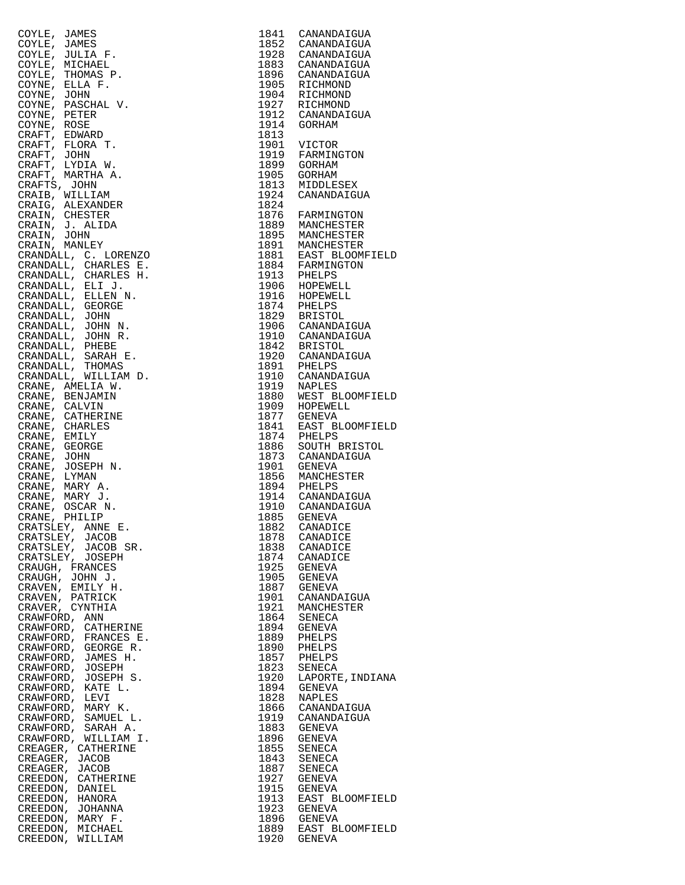| | | |
|---|---|---|
| COYLE, JAMES | 1841 | CANANDAIGUA |
| COYLE, JAMES | 1852 | CANANDAIGUA |
| COYLE, JULIA F. | 1928 | CANANDAIGUA |
| COYLE, MICHAEL | 1883 | CANANDAIGUA |
| COYLE, THOMAS P. | 1896 | CANANDAIGUA |
| COYNE, ELLA F. | 1905 | RICHMOND |
| COYNE, JOHN | 1904 | RICHMOND |
| COYNE, PASCHAL V. | 1927 | RICHMOND |
| COYNE, PETER | 1912 | CANANDAIGUA |
| COYNE, ROSE | 1914 | GORHAM |
| CRAFT, EDWARD | 1813 | |
| CRAFT, FLORA T. | 1901 | VICTOR |
| CRAFT, JOHN | 1919 | FARMINGTON |
| CRAFT, LYDIA W. | 1899 | GORHAM |
| CRAFT, MARTHA A. | 1905 | GORHAM |
| CRAFTS, JOHN | 1813 | MIDDLESEX |
| CRAIB, WILLIAM | 1924 | CANANDAIGUA |
| CRAIG, ALEXANDER | 1824 | |
| CRAIN, CHESTER | 1876 | FARMINGTON |
| CRAIN, J. ALIDA | 1889 | MANCHESTER |
| CRAIN, JOHN | 1895 | MANCHESTER |
| CRAIN, MANLEY | 1891 | MANCHESTER |
| CRANDALL, C. LORENZO | 1881 | EAST BLOOMFIELD |
| CRANDALL, CHARLES E. | 1884 | FARMINGTON |
| CRANDALL, CHARLES H. | 1913 | PHELPS |
| CRANDALL, ELI J. | 1906 | HOPEWELL |
| CRANDALL, ELLEN N. | 1916 | HOPEWELL |
| CRANDALL, GEORGE | 1874 | PHELPS |
| CRANDALL, JOHN | 1829 | BRISTOL |
| CRANDALL, JOHN N. | 1906 | CANANDAIGUA |
| CRANDALL, JOHN R. | 1910 | CANANDAIGUA |
| CRANDALL, PHEBE | 1842 | BRISTOL |
| CRANDALL, SARAH E. | 1920 | CANANDAIGUA |
| CRANDALL, THOMAS | 1891 | PHELPS |
| CRANDALL, WILLIAM D. | 1910 | CANANDAIGUA |
| CRANE, AMELIA W. | 1919 | NAPLES |
| CRANE, BENJAMIN | 1880 | WEST BLOOMFIELD |
| CRANE, CALVIN | 1909 | HOPEWELL |
| CRANE, CATHERINE | 1877 | GENEVA |
| CRANE, CHARLES | 1841 | EAST BLOOMFIELD |
| CRANE, EMILY | 1874 | PHELPS |
| CRANE, GEORGE | 1886 | SOUTH BRISTOL |
| CRANE, JOHN | 1873 | CANANDAIGUA |
| CRANE, JOSEPH N. | 1901 | GENEVA |
| CRANE, LYMAN | 1856 | MANCHESTER |
| CRANE, MARY A. | 1894 | PHELPS |
| CRANE, MARY J. | 1914 | CANANDAIGUA |
| CRANE, OSCAR N. | 1910 | CANANDAIGUA |
| CRANE, PHILIP | 1885 | GENEVA |
| CRATSLEY, ANNE E. | 1882 | CANADICE |
| CRATSLEY, JACOB | 1878 | CANADICE |
| CRATSLEY, JACOB SR. | 1838 | CANADICE |
| CRATSLEY, JOSEPH | 1874 | CANADICE |
| CRAUGH, FRANCES | 1925 | GENEVA |
| CRAUGH, JOHN J. | 1905 | GENEVA |
| CRAVEN, EMILY H. | 1887 | GENEVA |
| CRAVEN, PATRICK | 1901 | CANANDAIGUA |
| CRAVER, CYNTHIA | 1921 | MANCHESTER |
| CRAWFORD, ANN | 1864 | SENECA |
| CRAWFORD, CATHERINE | 1894 | GENEVA |
| CRAWFORD, FRANCES E. | 1889 | PHELPS |
| CRAWFORD, GEORGE R. | 1890 | PHELPS |
| CRAWFORD, JAMES H. | 1857 | PHELPS |
| CRAWFORD, JOSEPH | 1823 | SENECA |
| CRAWFORD, JOSEPH S. | 1920 | LAPORTE,INDIANA |
| CRAWFORD, KATE L. | 1894 | GENEVA |
| CRAWFORD, LEVI | 1828 | NAPLES |
| CRAWFORD, MARY K. | 1866 | CANANDAIGUA |
| CRAWFORD, SAMUEL L. | 1919 | CANANDAIGUA |
| CRAWFORD, SARAH A. | 1883 | GENEVA |
| CRAWFORD, WILLIAM I. | 1896 | GENEVA |
| CREAGER, CATHERINE | 1855 | SENECA |
| CREAGER, JACOB | 1843 | SENECA |
| CREAGER, JACOB | 1887 | SENECA |
| CREEDON, CATHERINE | 1927 | GENEVA |
| CREEDON, DANIEL | 1915 | GENEVA |
| CREEDON, HANORA | 1913 | EAST BLOOMFIELD |
| CREEDON, JOHANNA | 1923 | GENEVA |
| CREEDON, MARY F. | 1896 | GENEVA |
| CREEDON, MICHAEL | 1889 | EAST BLOOMFIELD |
| CREEDON, WILLIAM | 1920 | GENEVA |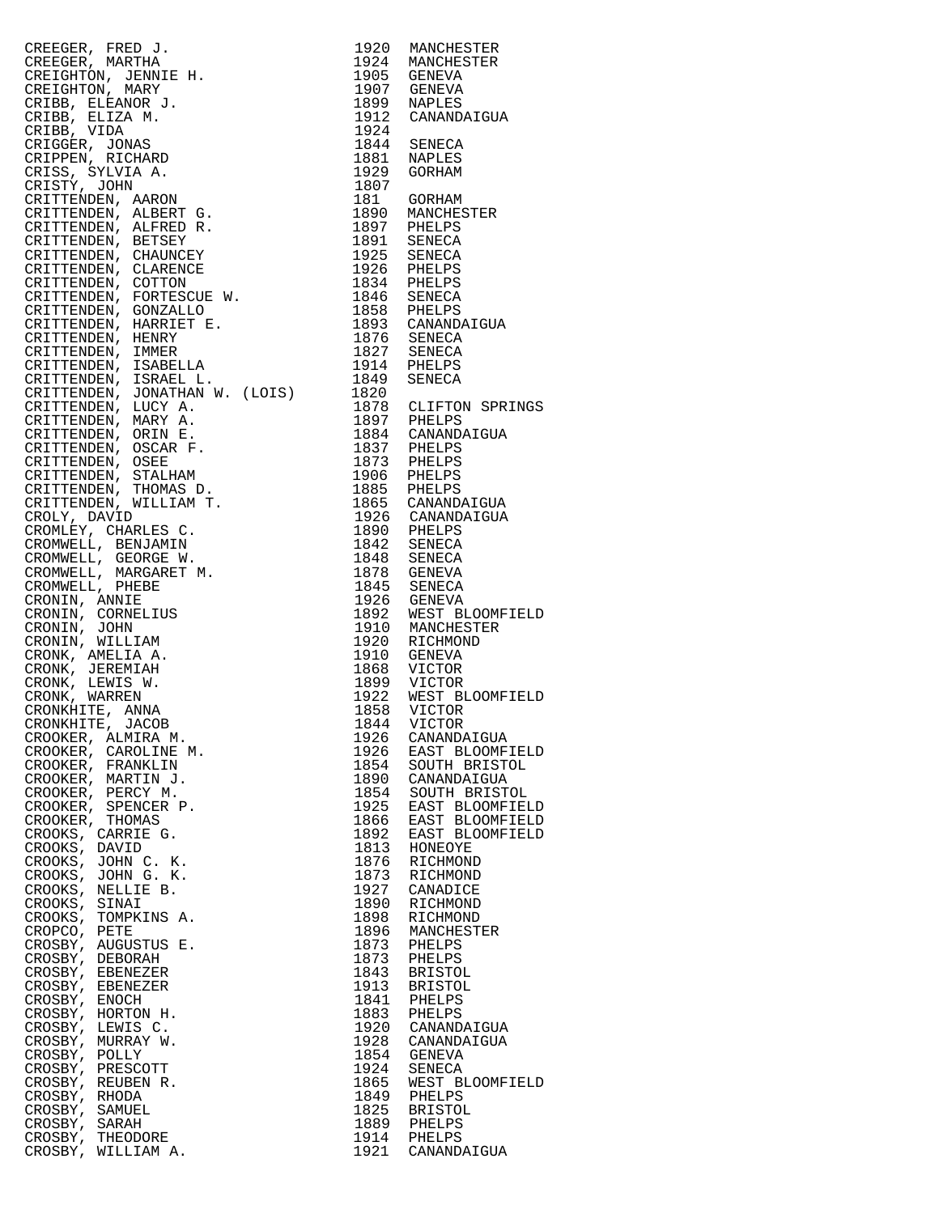| | | |
|---|---|---|
| CREEGER, FRED J. | 1920 | MANCHESTER |
| CREEGER, MARTHA | 1924 | MANCHESTER |
| CREIGHTON, JENNIE H. | 1905 | GENEVA |
| CREIGHTON, MARY | 1907 | GENEVA |
| CRIBB, ELEANOR J. | 1899 | NAPLES |
| CRIBB, ELIZA M. | 1912 | CANANDAIGUA |
| CRIBB, VIDA | 1924 | |
| CRIGGER, JONAS | 1844 | SENECA |
| CRIPPEN, RICHARD | 1881 | NAPLES |
| CRISS, SYLVIA A. | 1929 | GORHAM |
| CRISTY, JOHN | 1807 | |
| CRITTENDEN, AARON | 181 | GORHAM |
| CRITTENDEN, ALBERT G. | 1890 | MANCHESTER |
| CRITTENDEN, ALFRED R. | 1897 | PHELPS |
| CRITTENDEN, BETSEY | 1891 | SENECA |
| CRITTENDEN, CHAUNCEY | 1925 | SENECA |
| CRITTENDEN, CLARENCE | 1926 | PHELPS |
| CRITTENDEN, COTTON | 1834 | PHELPS |
| CRITTENDEN, FORTESCUE W. | 1846 | SENECA |
| CRITTENDEN, GONZALLO | 1858 | PHELPS |
| CRITTENDEN, HARRIET E. | 1893 | CANANDAIGUA |
| CRITTENDEN, HENRY | 1876 | SENECA |
| CRITTENDEN, IMMER | 1827 | SENECA |
| CRITTENDEN, ISABELLA | 1914 | PHELPS |
| CRITTENDEN, ISRAEL L. | 1849 | SENECA |
| CRITTENDEN, JONATHAN W. (LOIS) | 1820 | |
| CRITTENDEN, LUCY A. | 1878 | CLIFTON SPRINGS |
| CRITTENDEN, MARY A. | 1897 | PHELPS |
| CRITTENDEN, ORIN E. | 1884 | CANANDAIGUA |
| CRITTENDEN, OSCAR F. | 1837 | PHELPS |
| CRITTENDEN, OSEE | 1873 | PHELPS |
| CRITTENDEN, STALHAM | 1906 | PHELPS |
| CRITTENDEN, THOMAS D. | 1885 | PHELPS |
| CRITTENDEN, WILLIAM T. | 1865 | CANANDAIGUA |
| CROLY, DAVID | 1926 | CANANDAIGUA |
| CROMLEY, CHARLES C. | 1890 | PHELPS |
| CROMWELL, BENJAMIN | 1842 | SENECA |
| CROMWELL, GEORGE W. | 1848 | SENECA |
| CROMWELL, MARGARET M. | 1878 | GENEVA |
| CROMWELL, PHEBE | 1845 | SENECA |
| CRONIN, ANNIE | 1926 | GENEVA |
| CRONIN, CORNELIUS | 1892 | WEST BLOOMFIELD |
| CRONIN, JOHN | 1910 | MANCHESTER |
| CRONIN, WILLIAM | 1920 | RICHMOND |
| CRONK, AMELIA A. | 1910 | GENEVA |
| CRONK, JEREMIAH | 1868 | VICTOR |
| CRONK, LEWIS W. | 1899 | VICTOR |
| CRONK, WARREN | 1922 | WEST BLOOMFIELD |
| CRONKHITE, ANNA | 1858 | VICTOR |
| CRONKHITE, JACOB | 1844 | VICTOR |
| CROOKER, ALMIRA M. | 1926 | CANANDAIGUA |
| CROOKER, CAROLINE M. | 1926 | EAST BLOOMFIELD |
| CROOKER, FRANKLIN | 1854 | SOUTH BRISTOL |
| CROOKER, MARTIN J. | 1890 | CANANDAIGUA |
| CROOKER, PERCY M. | 1854 | SOUTH BRISTOL |
| CROOKER, SPENCER P. | 1925 | EAST BLOOMFIELD |
| CROOKER, THOMAS | 1866 | EAST BLOOMFIELD |
| CROOKS, CARRIE G. | 1892 | EAST BLOOMFIELD |
| CROOKS, DAVID | 1813 | HONEOYE |
| CROOKS, JOHN C. K. | 1876 | RICHMOND |
| CROOKS, JOHN G. K. | 1873 | RICHMOND |
| CROOKS, NELLIE B. | 1927 | CANADICE |
| CROOKS, SINAI | 1890 | RICHMOND |
| CROOKS, TOMPKINS A. | 1898 | RICHMOND |
| CROPCO, PETE | 1896 | MANCHESTER |
| CROSBY, AUGUSTUS E. | 1873 | PHELPS |
| CROSBY, DEBORAH | 1873 | PHELPS |
| CROSBY, EBENEZER | 1843 | BRISTOL |
| CROSBY, EBENEZER | 1913 | BRISTOL |
| CROSBY, ENOCH | 1841 | PHELPS |
| CROSBY, HORTON H. | 1883 | PHELPS |
| CROSBY, LEWIS C. | 1920 | CANANDAIGUA |
| CROSBY, MURRAY W. | 1928 | CANANDAIGUA |
| CROSBY, POLLY | 1854 | GENEVA |
| CROSBY, PRESCOTT | 1924 | SENECA |
| CROSBY, REUBEN R. | 1865 | WEST BLOOMFIELD |
| CROSBY, RHODA | 1849 | PHELPS |
| CROSBY, SAMUEL | 1825 | BRISTOL |
| CROSBY, SARAH | 1889 | PHELPS |
| CROSBY, THEODORE | 1914 | PHELPS |
| CROSBY, WILLIAM A. | 1921 | CANANDAIGUA |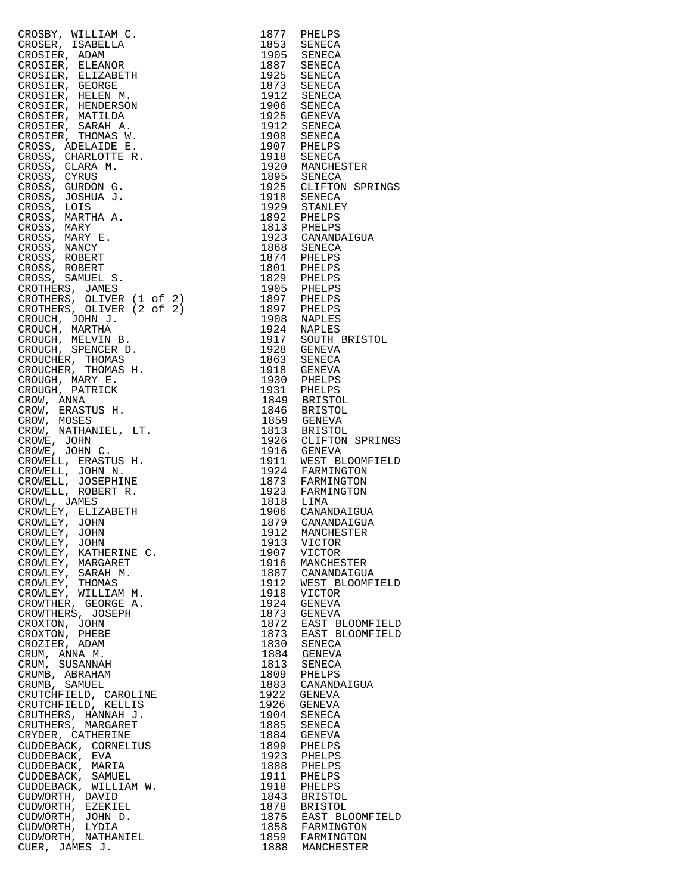| Name | Year | Place |
|---|---|---|
| CROSBY, WILLIAM C. | 1877 | PHELPS |
| CROSER, ISABELLA | 1853 | SENECA |
| CROSIER, ADAM | 1905 | SENECA |
| CROSIER, ELEANOR | 1887 | SENECA |
| CROSIER, ELIZABETH | 1925 | SENECA |
| CROSIER, GEORGE | 1873 | SENECA |
| CROSIER, HELEN M. | 1912 | SENECA |
| CROSIER, HENDERSON | 1906 | SENECA |
| CROSIER, MATILDA | 1925 | GENEVA |
| CROSIER, SARAH A. | 1912 | SENECA |
| CROSIER, THOMAS W. | 1908 | SENECA |
| CROSS, ADELAIDE E. | 1907 | PHELPS |
| CROSS, CHARLOTTE R. | 1918 | SENECA |
| CROSS, CLARA M. | 1920 | MANCHESTER |
| CROSS, CYRUS | 1895 | SENECA |
| CROSS, GURDON G. | 1925 | CLIFTON SPRINGS |
| CROSS, JOSHUA J. | 1918 | SENECA |
| CROSS, LOIS | 1929 | STANLEY |
| CROSS, MARTHA A. | 1892 | PHELPS |
| CROSS, MARY | 1813 | PHELPS |
| CROSS, MARY E. | 1923 | CANANDAIGUA |
| CROSS, NANCY | 1868 | SENECA |
| CROSS, ROBERT | 1874 | PHELPS |
| CROSS, ROBERT | 1801 | PHELPS |
| CROSS, SAMUEL S. | 1829 | PHELPS |
| CROTHERS, JAMES | 1905 | PHELPS |
| CROTHERS, OLIVER (1 of 2) | 1897 | PHELPS |
| CROTHERS, OLIVER (2 of 2) | 1897 | PHELPS |
| CROUCH, JOHN J. | 1908 | NAPLES |
| CROUCH, MARTHA | 1924 | NAPLES |
| CROUCH, MELVIN B. | 1917 | SOUTH BRISTOL |
| CROUCH, SPENCER D. | 1928 | GENEVA |
| CROUCHER, THOMAS | 1863 | SENECA |
| CROUCHER, THOMAS H. | 1918 | GENEVA |
| CROUGH, MARY E. | 1930 | PHELPS |
| CROUGH, PATRICK | 1931 | PHELPS |
| CROW, ANNA | 1849 | BRISTOL |
| CROW, ERASTUS H. | 1846 | BRISTOL |
| CROW, MOSES | 1859 | GENEVA |
| CROW, NATHANIEL, LT. | 1813 | BRISTOL |
| CROWE, JOHN | 1926 | CLIFTON SPRINGS |
| CROWE, JOHN C. | 1916 | GENEVA |
| CROWELL, ERASTUS H. | 1911 | WEST BLOOMFIELD |
| CROWELL, JOHN N. | 1924 | FARMINGTON |
| CROWELL, JOSEPHINE | 1873 | FARMINGTON |
| CROWELL, ROBERT R. | 1923 | FARMINGTON |
| CROWL, JAMES | 1818 | LIMA |
| CROWLEY, ELIZABETH | 1906 | CANANDAIGUA |
| CROWLEY, JOHN | 1879 | CANANDAIGUA |
| CROWLEY, JOHN | 1912 | MANCHESTER |
| CROWLEY, JOHN | 1913 | VICTOR |
| CROWLEY, KATHERINE C. | 1907 | VICTOR |
| CROWLEY, MARGARET | 1916 | MANCHESTER |
| CROWLEY, SARAH M. | 1887 | CANANDAIGUA |
| CROWLEY, THOMAS | 1912 | WEST BLOOMFIELD |
| CROWLEY, WILLIAM M. | 1918 | VICTOR |
| CROWTHER, GEORGE A. | 1924 | GENEVA |
| CROWTHERS, JOSEPH | 1873 | GENEVA |
| CROXTON, JOHN | 1872 | EAST BLOOMFIELD |
| CROXTON, PHEBE | 1873 | EAST BLOOMFIELD |
| CROZIER, ADAM | 1830 | SENECA |
| CRUM, ANNA M. | 1884 | GENEVA |
| CRUM, SUSANNAH | 1813 | SENECA |
| CRUMB, ABRAHAM | 1809 | PHELPS |
| CRUMB, SAMUEL | 1883 | CANANDAIGUA |
| CRUTCHFIELD, CAROLINE | 1922 | GENEVA |
| CRUTCHFIELD, KELLIS | 1926 | GENEVA |
| CRUTHERS, HANNAH J. | 1904 | SENECA |
| CRUTHERS, MARGARET | 1885 | SENECA |
| CRYDER, CATHERINE | 1884 | GENEVA |
| CUDDEBACK, CORNELIUS | 1899 | PHELPS |
| CUDDEBACK, EVA | 1923 | PHELPS |
| CUDDEBACK, MARIA | 1888 | PHELPS |
| CUDDEBACK, SAMUEL | 1911 | PHELPS |
| CUDDEBACK, WILLIAM W. | 1918 | PHELPS |
| CUDWORTH, DAVID | 1843 | BRISTOL |
| CUDWORTH, EZEKIEL | 1878 | BRISTOL |
| CUDWORTH, JOHN D. | 1875 | EAST BLOOMFIELD |
| CUDWORTH, LYDIA | 1858 | FARMINGTON |
| CUDWORTH, NATHANIEL | 1859 | FARMINGTON |
| CUER, JAMES J. | 1888 | MANCHESTER |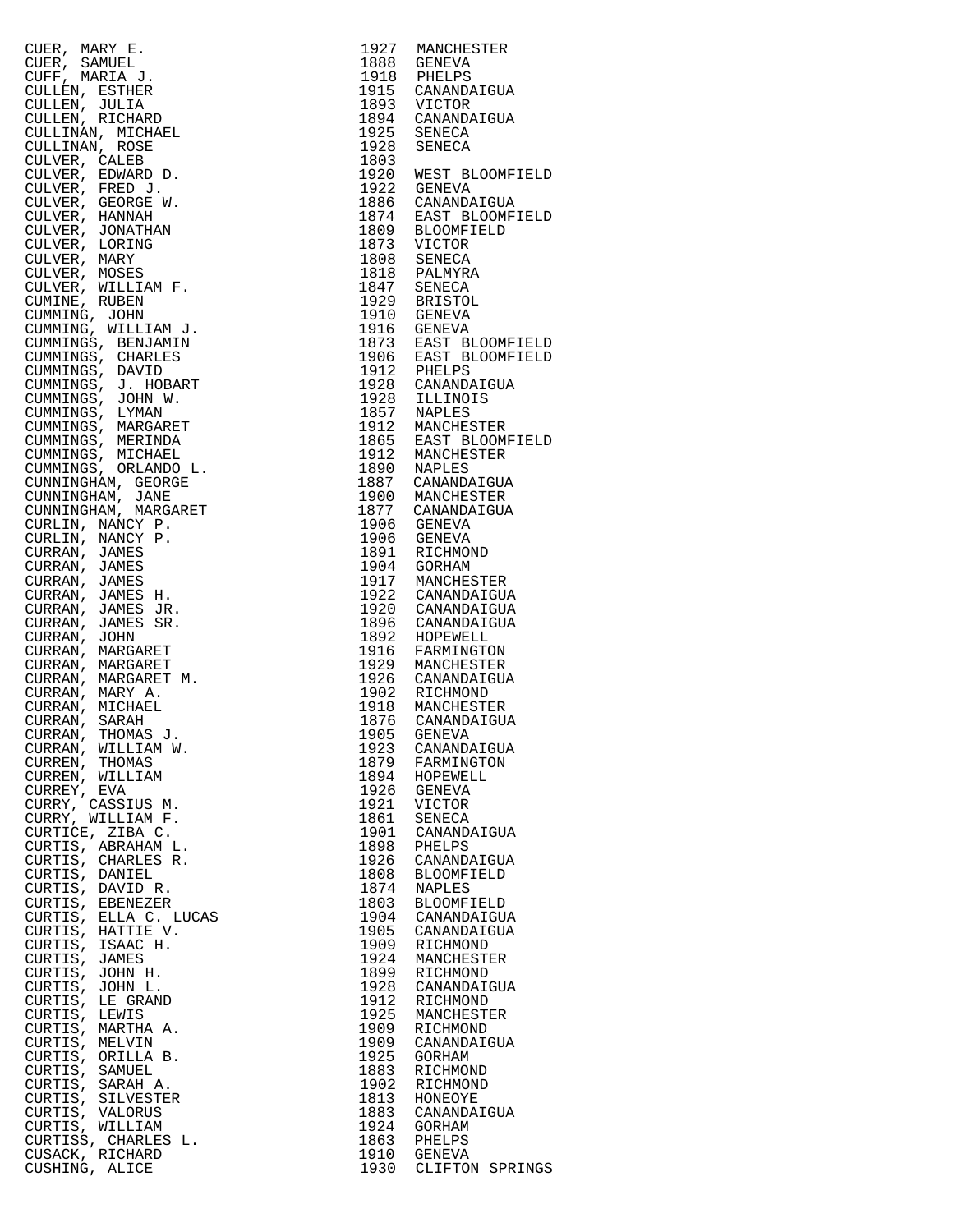| Name | Year | Place |
|---|---|---|
| CUER, MARY E. | 1927 | MANCHESTER |
| CUER, SAMUEL | 1888 | GENEVA |
| CUFF, MARIA J. | 1918 | PHELPS |
| CULLEN, ESTHER | 1915 | CANANDAIGUA |
| CULLEN, JULIA | 1893 | VICTOR |
| CULLEN, RICHARD | 1894 | CANANDAIGUA |
| CULLINAN, MICHAEL | 1925 | SENECA |
| CULLINAN, ROSE | 1928 | SENECA |
| CULVER, CALEB | 1803 | |
| CULVER, EDWARD D. | 1920 | WEST BLOOMFIELD |
| CULVER, FRED J. | 1922 | GENEVA |
| CULVER, GEORGE W. | 1886 | CANANDAIGUA |
| CULVER, HANNAH | 1874 | EAST BLOOMFIELD |
| CULVER, JONATHAN | 1809 | BLOOMFIELD |
| CULVER, LORING | 1873 | VICTOR |
| CULVER, MARY | 1808 | SENECA |
| CULVER, MOSES | 1818 | PALMYRA |
| CULVER, WILLIAM F. | 1847 | SENECA |
| CUMINE, RUBEN | 1929 | BRISTOL |
| CUMMING, JOHN | 1910 | GENEVA |
| CUMMING, WILLIAM J. | 1916 | GENEVA |
| CUMMINGS, BENJAMIN | 1873 | EAST BLOOMFIELD |
| CUMMINGS, CHARLES | 1906 | EAST BLOOMFIELD |
| CUMMINGS, DAVID | 1912 | PHELPS |
| CUMMINGS, J. HOBART | 1928 | CANANDAIGUA |
| CUMMINGS, JOHN W. | 1928 | ILLINOIS |
| CUMMINGS, LYMAN | 1857 | NAPLES |
| CUMMINGS, MARGARET | 1912 | MANCHESTER |
| CUMMINGS, MERINDA | 1865 | EAST BLOOMFIELD |
| CUMMINGS, MICHAEL | 1912 | MANCHESTER |
| CUMMINGS, ORLANDO L. | 1890 | NAPLES |
| CUNNINGHAM, GEORGE | 1887 | CANANDAIGUA |
| CUNNINGHAM, JANE | 1900 | MANCHESTER |
| CUNNINGHAM, MARGARET | 1877 | CANANDAIGUA |
| CURLIN, NANCY P. | 1906 | GENEVA |
| CURLIN, NANCY P. | 1906 | GENEVA |
| CURRAN, JAMES | 1891 | RICHMOND |
| CURRAN, JAMES | 1904 | GORHAM |
| CURRAN, JAMES | 1917 | MANCHESTER |
| CURRAN, JAMES H. | 1922 | CANANDAIGUA |
| CURRAN, JAMES JR. | 1920 | CANANDAIGUA |
| CURRAN, JAMES SR. | 1896 | CANANDAIGUA |
| CURRAN, JOHN | 1892 | HOPEWELL |
| CURRAN, MARGARET | 1916 | FARMINGTON |
| CURRAN, MARGARET | 1929 | MANCHESTER |
| CURRAN, MARGARET M. | 1926 | CANANDAIGUA |
| CURRAN, MARY A. | 1902 | RICHMOND |
| CURRAN, MICHAEL | 1918 | MANCHESTER |
| CURRAN, SARAH | 1876 | CANANDAIGUA |
| CURRAN, THOMAS J. | 1905 | GENEVA |
| CURRAN, WILLIAM W. | 1923 | CANANDAIGUA |
| CURREN, THOMAS | 1879 | FARMINGTON |
| CURREN, WILLIAM | 1894 | HOPEWELL |
| CURREY, EVA | 1926 | GENEVA |
| CURRY, CASSIUS M. | 1921 | VICTOR |
| CURRY, WILLIAM F. | 1861 | SENECA |
| CURTICE, ZIBA C. | 1901 | CANANDAIGUA |
| CURTIS, ABRAHAM L. | 1898 | PHELPS |
| CURTIS, CHARLES R. | 1926 | CANANDAIGUA |
| CURTIS, DANIEL | 1808 | BLOOMFIELD |
| CURTIS, DAVID R. | 1874 | NAPLES |
| CURTIS, EBENEZER | 1803 | BLOOMFIELD |
| CURTIS, ELLA C. LUCAS | 1904 | CANANDAIGUA |
| CURTIS, HATTIE V. | 1905 | CANANDAIGUA |
| CURTIS, ISAAC H. | 1909 | RICHMOND |
| CURTIS, JAMES | 1924 | MANCHESTER |
| CURTIS, JOHN H. | 1899 | RICHMOND |
| CURTIS, JOHN L. | 1928 | CANANDAIGUA |
| CURTIS, LE GRAND | 1912 | RICHMOND |
| CURTIS, LEWIS | 1925 | MANCHESTER |
| CURTIS, MARTHA A. | 1909 | RICHMOND |
| CURTIS, MELVIN | 1909 | CANANDAIGUA |
| CURTIS, ORILLA B. | 1925 | GORHAM |
| CURTIS, SAMUEL | 1883 | RICHMOND |
| CURTIS, SARAH A. | 1902 | RICHMOND |
| CURTIS, SILVESTER | 1813 | HONEOYE |
| CURTIS, VALORUS | 1883 | CANANDAIGUA |
| CURTIS, WILLIAM | 1924 | GORHAM |
| CURTISS, CHARLES L. | 1863 | PHELPS |
| CUSACK, RICHARD | 1910 | GENEVA |
| CUSHING, ALICE | 1930 | CLIFTON SPRINGS |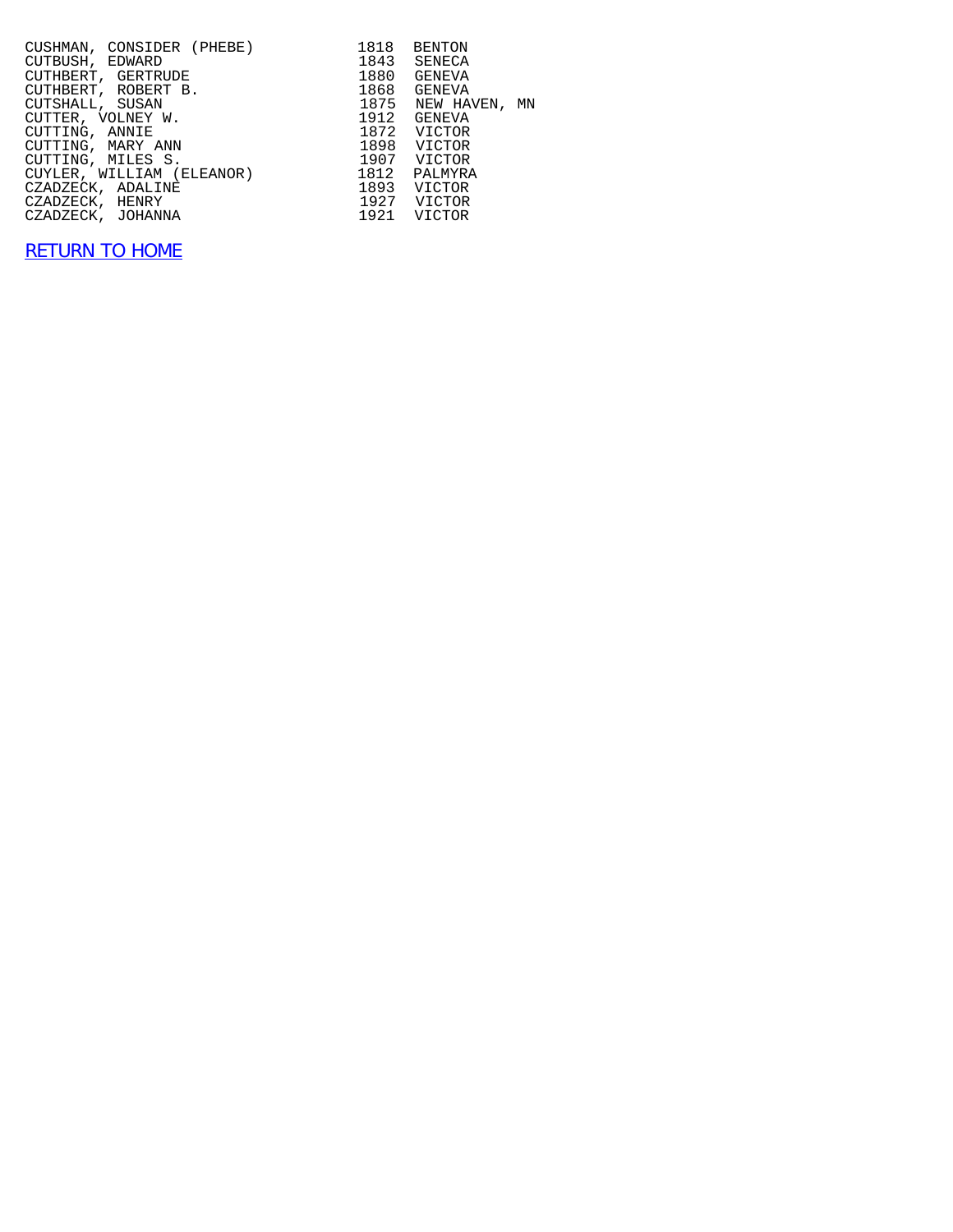| | | |
|---|---|---|
| CUSHMAN, CONSIDER (PHEBE) | 1818 | BENTON |
| CUTBUSH, EDWARD | 1843 | SENECA |
| CUTHBERT, GERTRUDE | 1880 | GENEVA |
| CUTHBERT, ROBERT B. | 1868 | GENEVA |
| CUTSHALL, SUSAN | 1875 | NEW HAVEN, MN |
| CUTTER, VOLNEY W. | 1912 | GENEVA |
| CUTTING, ANNIE | 1872 | VICTOR |
| CUTTING, MARY ANN | 1898 | VICTOR |
| CUTTING, MILES S. | 1907 | VICTOR |
| CUYLER, WILLIAM (ELEANOR) | 1812 | PALMYRA |
| CZADZECK, ADALINE | 1893 | VICTOR |
| CZADZECK, HENRY | 1927 | VICTOR |
| CZADZECK, JOHANNA | 1921 | VICTOR |

RETURN TO HOME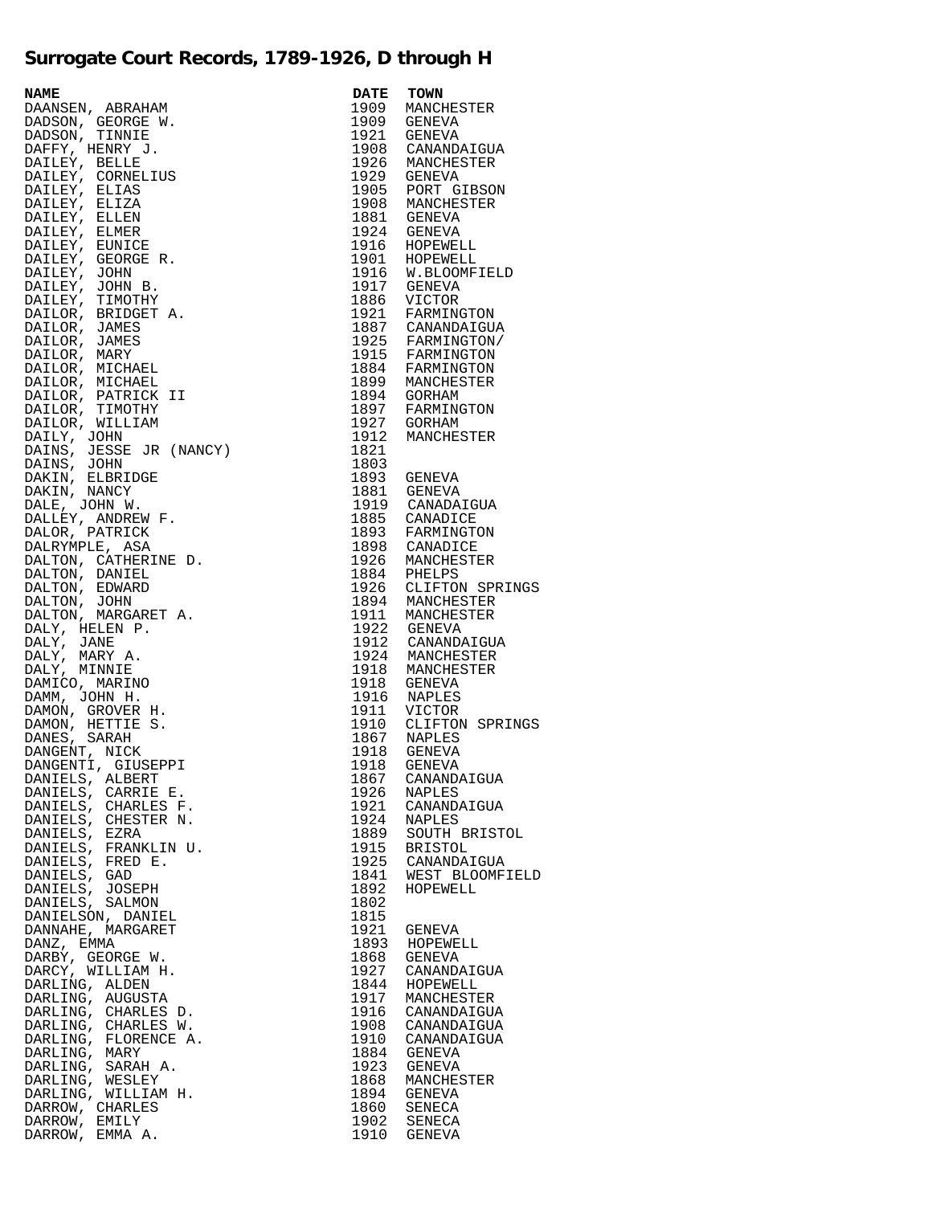# Surrogate Court Records, 1789-1926, D through H

| NAME | DATE | TOWN |
|---|---|---|
| DAANSEN, ABRAHAM | 1909 | MANCHESTER |
| DADSON, GEORGE W. | 1909 | GENEVA |
| DADSON, TINNIE | 1921 | GENEVA |
| DAFFY, HENRY J. | 1908 | CANANDAIGUA |
| DAILEY, BELLE | 1926 | MANCHESTER |
| DAILEY, CORNELIUS | 1929 | GENEVA |
| DAILEY, ELIAS | 1905 | PORT GIBSON |
| DAILEY, ELIZA | 1908 | MANCHESTER |
| DAILEY, ELLEN | 1881 | GENEVA |
| DAILEY, ELMER | 1924 | GENEVA |
| DAILEY, EUNICE | 1916 | HOPEWELL |
| DAILEY, GEORGE R. | 1901 | HOPEWELL |
| DAILEY, JOHN | 1916 | W.BLOOMFIELD |
| DAILEY, JOHN B. | 1917 | GENEVA |
| DAILEY, TIMOTHY | 1886 | VICTOR |
| DAILOR, BRIDGET A. | 1921 | FARMINGTON |
| DAILOR, JAMES | 1887 | CANANDAIGUA |
| DAILOR, JAMES | 1925 | FARMINGTON/ |
| DAILOR, MARY | 1915 | FARMINGTON |
| DAILOR, MICHAEL | 1884 | FARMINGTON |
| DAILOR, MICHAEL | 1899 | MANCHESTER |
| DAILOR, PATRICK II | 1894 | GORHAM |
| DAILOR, TIMOTHY | 1897 | FARMINGTON |
| DAILOR, WILLIAM | 1927 | GORHAM |
| DAILY, JOHN | 1912 | MANCHESTER |
| DAINS, JESSE JR (NANCY) | 1821 | |
| DAINS, JOHN | 1803 | |
| DAKIN, ELBRIDGE | 1893 | GENEVA |
| DAKIN, NANCY | 1881 | GENEVA |
| DALE, JOHN W. | 1919 | CANADAIGUA |
| DALLEY, ANDREW F. | 1885 | CANADICE |
| DALOR, PATRICK | 1893 | FARMINGTON |
| DALRYMPLE, ASA | 1898 | CANADICE |
| DALTON, CATHERINE D. | 1926 | MANCHESTER |
| DALTON, DANIEL | 1884 | PHELPS |
| DALTON, EDWARD | 1926 | CLIFTON SPRINGS |
| DALTON, JOHN | 1894 | MANCHESTER |
| DALTON, MARGARET A. | 1911 | MANCHESTER |
| DALY, HELEN P. | 1922 | GENEVA |
| DALY, JANE | 1912 | CANANDAIGUA |
| DALY, MARY A. | 1924 | MANCHESTER |
| DALY, MINNIE | 1918 | MANCHESTER |
| DAMICO, MARINO | 1918 | GENEVA |
| DAMM, JOHN H. | 1916 | NAPLES |
| DAMON, GROVER H. | 1911 | VICTOR |
| DAMON, HETTIE S. | 1910 | CLIFTON SPRINGS |
| DANES, SARAH | 1867 | NAPLES |
| DANGENT, NICK | 1918 | GENEVA |
| DANGENTI, GIUSEPPI | 1918 | GENEVA |
| DANIELS, ALBERT | 1867 | CANANDAIGUA |
| DANIELS, CARRIE E. | 1926 | NAPLES |
| DANIELS, CHARLES F. | 1921 | CANANDAIGUA |
| DANIELS, CHESTER N. | 1924 | NAPLES |
| DANIELS, EZRA | 1889 | SOUTH BRISTOL |
| DANIELS, FRANKLIN U. | 1915 | BRISTOL |
| DANIELS, FRED E. | 1925 | CANANDAIGUA |
| DANIELS, GAD | 1841 | WEST BLOOMFIELD |
| DANIELS, JOSEPH | 1892 | HOPEWELL |
| DANIELS, SALMON | 1802 | |
| DANIELSON, DANIEL | 1815 | |
| DANNAHE, MARGARET | 1921 | GENEVA |
| DANZ, EMMA | 1893 | HOPEWELL |
| DARBY, GEORGE W. | 1868 | GENEVA |
| DARCY, WILLIAM H. | 1927 | CANANDAIGUA |
| DARLING, ALDEN | 1844 | HOPEWELL |
| DARLING, AUGUSTA | 1917 | MANCHESTER |
| DARLING, CHARLES D. | 1916 | CANANDAIGUA |
| DARLING, CHARLES W. | 1908 | CANANDAIGUA |
| DARLING, FLORENCE A. | 1910 | CANANDAIGUA |
| DARLING, MARY | 1884 | GENEVA |
| DARLING, SARAH A. | 1923 | GENEVA |
| DARLING, WESLEY | 1868 | MANCHESTER |
| DARLING, WILLIAM H. | 1894 | GENEVA |
| DARROW, CHARLES | 1860 | SENECA |
| DARROW, EMILY | 1902 | SENECA |
| DARROW, EMMA A. | 1910 | GENEVA |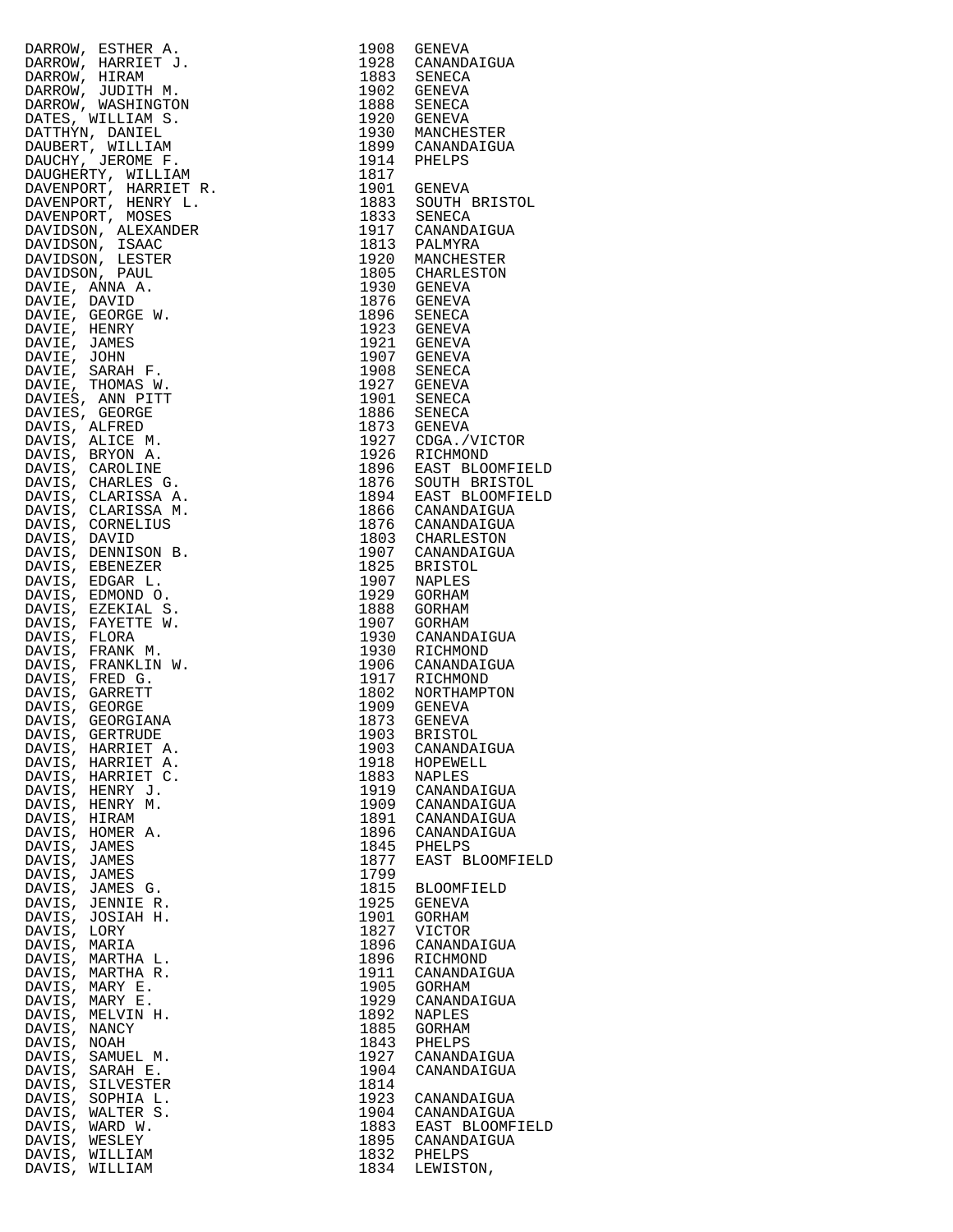| Name | Year | Place |
|---|---|---|
| DARROW, ESTHER A. | 1908 | GENEVA |
| DARROW, HARRIET J. | 1928 | CANANDAIGUA |
| DARROW, HIRAM | 1883 | SENECA |
| DARROW, JUDITH M. | 1902 | GENEVA |
| DARROW, WASHINGTON | 1888 | SENECA |
| DATES, WILLIAM S. | 1920 | GENEVA |
| DATTHYN, DANIEL | 1930 | MANCHESTER |
| DAUBERT, WILLIAM | 1899 | CANANDAIGUA |
| DAUCHY, JEROME F. | 1914 | PHELPS |
| DAUGHERTY, WILLIAM | 1817 | |
| DAVENPORT, HARRIET R. | 1901 | GENEVA |
| DAVENPORT, HENRY L. | 1883 | SOUTH BRISTOL |
| DAVENPORT, MOSES | 1833 | SENECA |
| DAVIDSON, ALEXANDER | 1917 | CANANDAIGUA |
| DAVIDSON, ISAAC | 1813 | PALMYRA |
| DAVIDSON, LESTER | 1920 | MANCHESTER |
| DAVIDSON, PAUL | 1805 | CHARLESTON |
| DAVIE, ANNA A. | 1930 | GENEVA |
| DAVIE, DAVID | 1876 | GENEVA |
| DAVIE, GEORGE W. | 1896 | SENECA |
| DAVIE, HENRY | 1923 | GENEVA |
| DAVIE, JAMES | 1921 | GENEVA |
| DAVIE, JOHN | 1907 | GENEVA |
| DAVIE, SARAH F. | 1908 | SENECA |
| DAVIE, THOMAS W. | 1927 | GENEVA |
| DAVIES, ANN PITT | 1901 | SENECA |
| DAVIES, GEORGE | 1886 | SENECA |
| DAVIS, ALFRED | 1873 | GENEVA |
| DAVIS, ALICE M. | 1927 | CDGA./VICTOR |
| DAVIS, BRYON A. | 1926 | RICHMOND |
| DAVIS, CAROLINE | 1896 | EAST BLOOMFIELD |
| DAVIS, CHARLES G. | 1876 | SOUTH BRISTOL |
| DAVIS, CLARISSA A. | 1894 | EAST BLOOMFIELD |
| DAVIS, CLARISSA M. | 1866 | CANANDAIGUA |
| DAVIS, CORNELIUS | 1876 | CANANDAIGUA |
| DAVIS, DAVID | 1803 | CHARLESTON |
| DAVIS, DENNISON B. | 1907 | CANANDAIGUA |
| DAVIS, EBENEZER | 1825 | BRISTOL |
| DAVIS, EDGAR L. | 1907 | NAPLES |
| DAVIS, EDMOND O. | 1929 | GORHAM |
| DAVIS, EZEKIAL S. | 1888 | GORHAM |
| DAVIS, FAYETTE W. | 1907 | GORHAM |
| DAVIS, FLORA | 1930 | CANANDAIGUA |
| DAVIS, FRANK M. | 1930 | RICHMOND |
| DAVIS, FRANKLIN W. | 1906 | CANANDAIGUA |
| DAVIS, FRED G. | 1917 | RICHMOND |
| DAVIS, GARRETT | 1802 | NORTHAMPTON |
| DAVIS, GEORGE | 1909 | GENEVA |
| DAVIS, GEORGIANA | 1873 | GENEVA |
| DAVIS, GERTRUDE | 1903 | BRISTOL |
| DAVIS, HARRIET A. | 1903 | CANANDAIGUA |
| DAVIS, HARRIET A. | 1918 | HOPEWELL |
| DAVIS, HARRIET C. | 1883 | NAPLES |
| DAVIS, HENRY J. | 1919 | CANANDAIGUA |
| DAVIS, HENRY M. | 1909 | CANANDAIGUA |
| DAVIS, HIRAM | 1891 | CANANDAIGUA |
| DAVIS, HOMER A. | 1896 | CANANDAIGUA |
| DAVIS, JAMES | 1845 | PHELPS |
| DAVIS, JAMES | 1877 | EAST BLOOMFIELD |
| DAVIS, JAMES | 1799 | |
| DAVIS, JAMES G. | 1815 | BLOOMFIELD |
| DAVIS, JENNIE R. | 1925 | GENEVA |
| DAVIS, JOSIAH H. | 1901 | GORHAM |
| DAVIS, LORY | 1827 | VICTOR |
| DAVIS, MARIA | 1896 | CANANDAIGUA |
| DAVIS, MARTHA L. | 1896 | RICHMOND |
| DAVIS, MARTHA R. | 1911 | CANANDAIGUA |
| DAVIS, MARY E. | 1905 | GORHAM |
| DAVIS, MARY E. | 1929 | CANANDAIGUA |
| DAVIS, MELVIN H. | 1892 | NAPLES |
| DAVIS, NANCY | 1885 | GORHAM |
| DAVIS, NOAH | 1843 | PHELPS |
| DAVIS, SAMUEL M. | 1927 | CANANDAIGUA |
| DAVIS, SARAH E. | 1904 | CANANDAIGUA |
| DAVIS, SILVESTER | 1814 | |
| DAVIS, SOPHIA L. | 1923 | CANANDAIGUA |
| DAVIS, WALTER S. | 1904 | CANANDAIGUA |
| DAVIS, WARD W. | 1883 | EAST BLOOMFIELD |
| DAVIS, WESLEY | 1895 | CANANDAIGUA |
| DAVIS, WILLIAM | 1832 | PHELPS |
| DAVIS, WILLIAM | 1834 | LEWISTON, |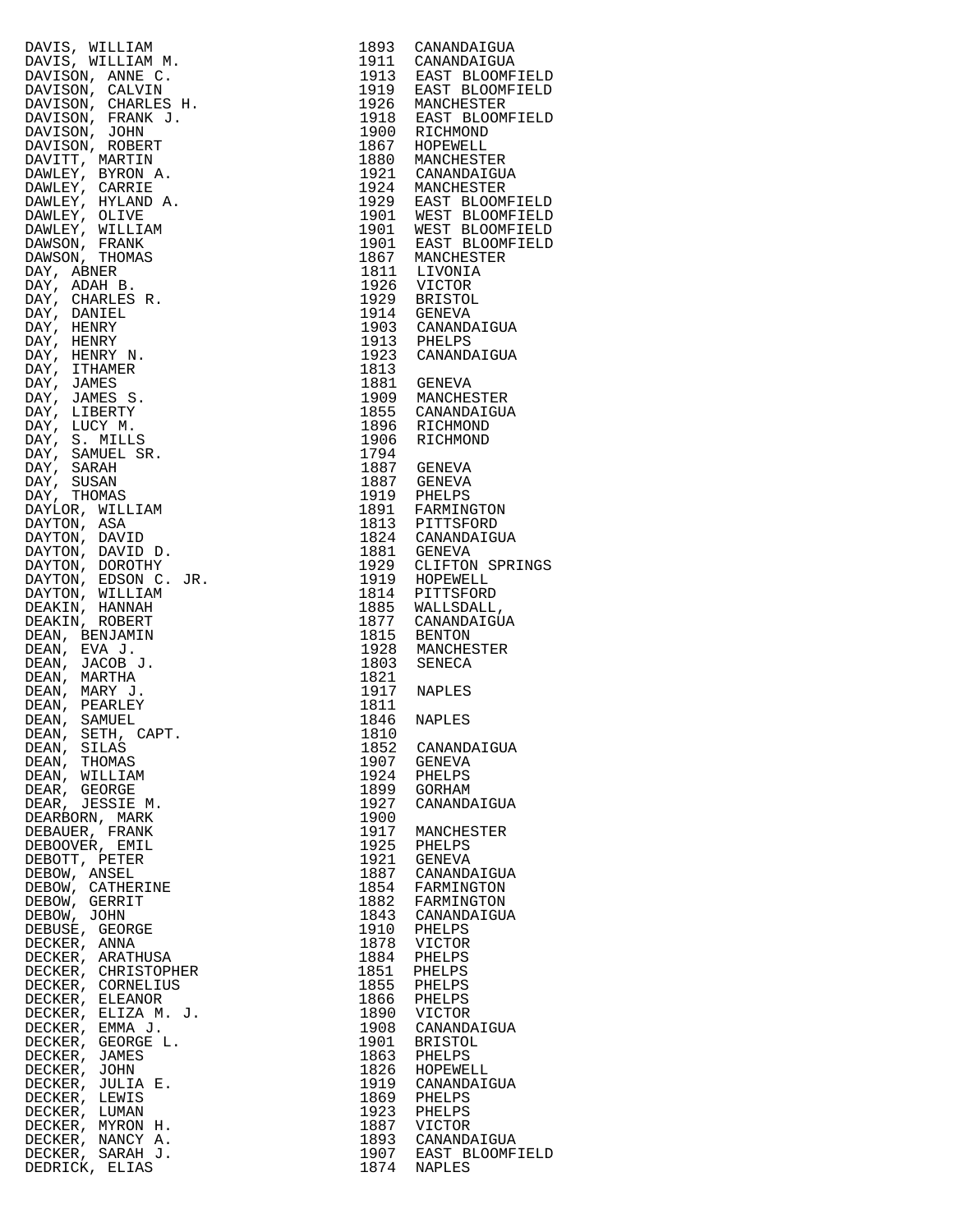| | | |
|---|---|---|
| DAVIS, WILLIAM | 1893 | CANANDAIGUA |
| DAVIS, WILLIAM M. | 1911 | CANANDAIGUA |
| DAVISON, ANNE C. | 1913 | EAST BLOOMFIELD |
| DAVISON, CALVIN | 1919 | EAST BLOOMFIELD |
| DAVISON, CHARLES H. | 1926 | MANCHESTER |
| DAVISON, FRANK J. | 1918 | EAST BLOOMFIELD |
| DAVISON, JOHN | 1900 | RICHMOND |
| DAVISON, ROBERT | 1867 | HOPEWELL |
| DAVITT, MARTIN | 1880 | MANCHESTER |
| DAWLEY, BYRON A. | 1921 | CANANDAIGUA |
| DAWLEY, CARRIE | 1924 | MANCHESTER |
| DAWLEY, HYLAND A. | 1929 | EAST BLOOMFIELD |
| DAWLEY, OLIVE | 1901 | WEST BLOOMFIELD |
| DAWLEY, WILLIAM | 1901 | WEST BLOOMFIELD |
| DAWSON, FRANK | 1901 | EAST BLOOMFIELD |
| DAWSON, THOMAS | 1867 | MANCHESTER |
| DAY, ABNER | 1811 | LIVONIA |
| DAY, ADAH B. | 1926 | VICTOR |
| DAY, CHARLES R. | 1929 | BRISTOL |
| DAY, DANIEL | 1914 | GENEVA |
| DAY, HENRY | 1903 | CANANDAIGUA |
| DAY, HENRY | 1913 | PHELPS |
| DAY, HENRY N. | 1923 | CANANDAIGUA |
| DAY, ITHAMER | 1813 | |
| DAY, JAMES | 1881 | GENEVA |
| DAY, JAMES S. | 1909 | MANCHESTER |
| DAY, LIBERTY | 1855 | CANANDAIGUA |
| DAY, LUCY M. | 1896 | RICHMOND |
| DAY, S. MILLS | 1906 | RICHMOND |
| DAY, SAMUEL SR. | 1794 | |
| DAY, SARAH | 1887 | GENEVA |
| DAY, SUSAN | 1887 | GENEVA |
| DAY, THOMAS | 1919 | PHELPS |
| DAYLOR, WILLIAM | 1891 | FARMINGTON |
| DAYTON, ASA | 1813 | PITTSFORD |
| DAYTON, DAVID | 1824 | CANANDAIGUA |
| DAYTON, DAVID D. | 1881 | GENEVA |
| DAYTON, DOROTHY | 1929 | CLIFTON SPRINGS |
| DAYTON, EDSON C. JR. | 1919 | HOPEWELL |
| DAYTON, WILLIAM | 1814 | PITTSFORD |
| DEAKIN, HANNAH | 1885 | WALLSDALL, |
| DEAKIN, ROBERT | 1877 | CANANDAIGUA |
| DEAN, BENJAMIN | 1815 | BENTON |
| DEAN, EVA J. | 1928 | MANCHESTER |
| DEAN, JACOB J. | 1803 | SENECA |
| DEAN, MARTHA | 1821 | |
| DEAN, MARY J. | 1917 | NAPLES |
| DEAN, PEARLEY | 1811 | |
| DEAN, SAMUEL | 1846 | NAPLES |
| DEAN, SETH, CAPT. | 1810 | |
| DEAN, SILAS | 1852 | CANANDAIGUA |
| DEAN, THOMAS | 1907 | GENEVA |
| DEAN, WILLIAM | 1924 | PHELPS |
| DEAR, GEORGE | 1899 | GORHAM |
| DEAR, JESSIE M. | 1927 | CANANDAIGUA |
| DEARBORN, MARK | 1900 | |
| DEBAUER, FRANK | 1917 | MANCHESTER |
| DEBOOVER, EMIL | 1925 | PHELPS |
| DEBOTT, PETER | 1921 | GENEVA |
| DEBOW, ANSEL | 1887 | CANANDAIGUA |
| DEBOW, CATHERINE | 1854 | FARMINGTON |
| DEBOW, GERRIT | 1882 | FARMINGTON |
| DEBOW, JOHN | 1843 | CANANDAIGUA |
| DEBUSE, GEORGE | 1910 | PHELPS |
| DECKER, ANNA | 1878 | VICTOR |
| DECKER, ARATHUSA | 1884 | PHELPS |
| DECKER, CHRISTOPHER | 1851 | PHELPS |
| DECKER, CORNELIUS | 1855 | PHELPS |
| DECKER, ELEANOR | 1866 | PHELPS |
| DECKER, ELIZA M. J. | 1890 | VICTOR |
| DECKER, EMMA J. | 1908 | CANANDAIGUA |
| DECKER, GEORGE L. | 1901 | BRISTOL |
| DECKER, JAMES | 1863 | PHELPS |
| DECKER, JOHN | 1826 | HOPEWELL |
| DECKER, JULIA E. | 1919 | CANANDAIGUA |
| DECKER, LEWIS | 1869 | PHELPS |
| DECKER, LUMAN | 1923 | PHELPS |
| DECKER, MYRON H. | 1887 | VICTOR |
| DECKER, NANCY A. | 1893 | CANANDAIGUA |
| DECKER, SARAH J. | 1907 | EAST BLOOMFIELD |
| DEDRICK, ELIAS | 1874 | NAPLES |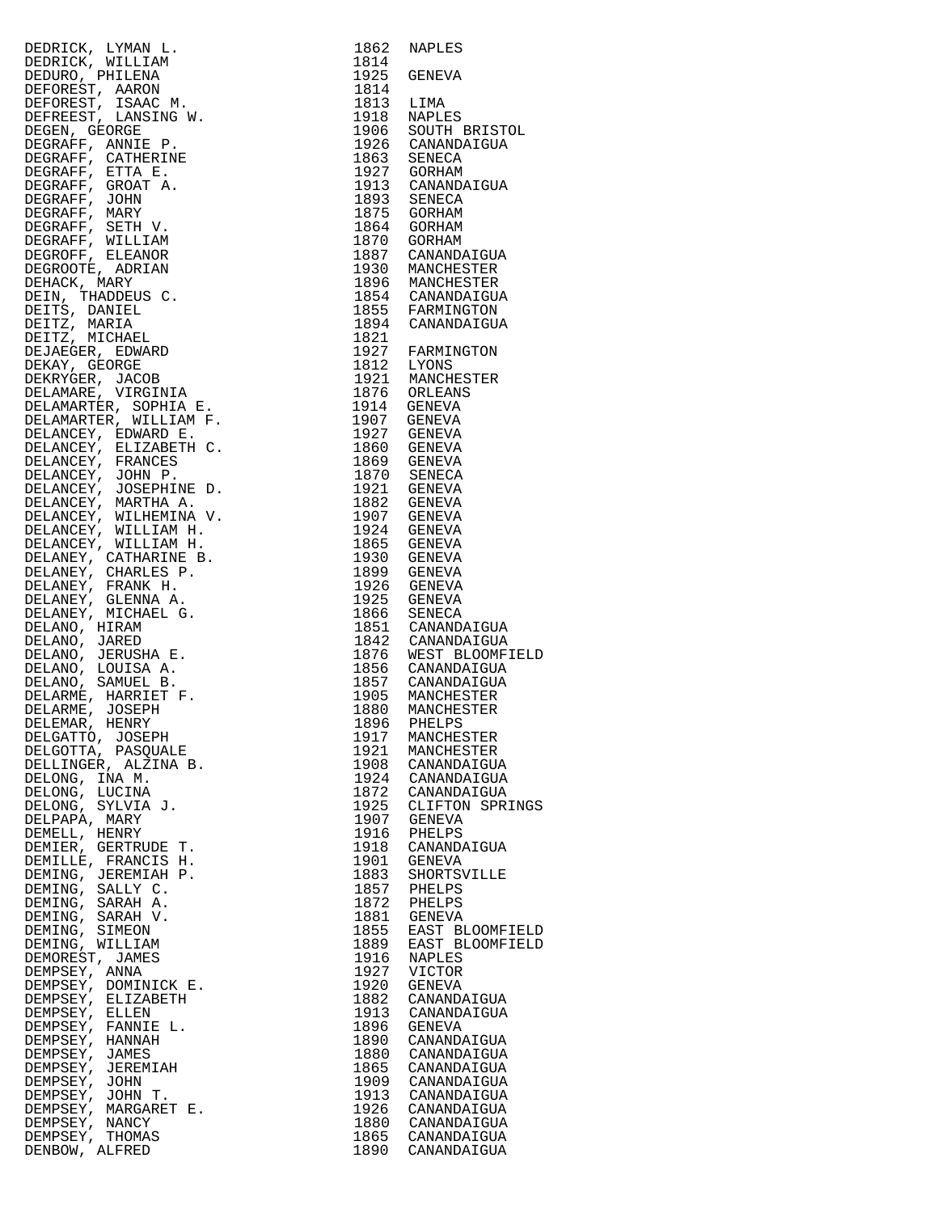| Name | Year | Place |
|---|---|---|
| DEDRICK, LYMAN L. | 1862 | NAPLES |
| DEDRICK, WILLIAM | 1814 | |
| DEDURO, PHILENA | 1925 | GENEVA |
| DEFOREST, AARON | 1814 | |
| DEFOREST, ISAAC M. | 1813 | LIMA |
| DEFREEST, LANSING W. | 1918 | NAPLES |
| DEGEN, GEORGE | 1906 | SOUTH BRISTOL |
| DEGRAFF, ANNIE P. | 1926 | CANANDAIGUA |
| DEGRAFF, CATHERINE | 1863 | SENECA |
| DEGRAFF, ETTA E. | 1927 | GORHAM |
| DEGRAFF, GROAT A. | 1913 | CANANDAIGUA |
| DEGRAFF, JOHN | 1893 | SENECA |
| DEGRAFF, MARY | 1875 | GORHAM |
| DEGRAFF, SETH V. | 1864 | GORHAM |
| DEGRAFF, WILLIAM | 1870 | GORHAM |
| DEGROFF, ELEANOR | 1887 | CANANDAIGUA |
| DEGROOTE, ADRIAN | 1930 | MANCHESTER |
| DEHACK, MARY | 1896 | MANCHESTER |
| DEIN, THADDEUS C. | 1854 | CANANDAIGUA |
| DEITS, DANIEL | 1855 | FARMINGTON |
| DEITZ, MARIA | 1894 | CANANDAIGUA |
| DEITZ, MICHAEL | 1821 | |
| DEJAEGER, EDWARD | 1927 | FARMINGTON |
| DEKAY, GEORGE | 1812 | LYONS |
| DEKRYGER, JACOB | 1921 | MANCHESTER |
| DELAMARE, VIRGINIA | 1876 | ORLEANS |
| DELAMARTER, SOPHIA E. | 1914 | GENEVA |
| DELAMARTER, WILLIAM F. | 1907 | GENEVA |
| DELANCEY, EDWARD E. | 1927 | GENEVA |
| DELANCEY, ELIZABETH C. | 1860 | GENEVA |
| DELANCEY, FRANCES | 1869 | GENEVA |
| DELANCEY, JOHN P. | 1870 | SENECA |
| DELANCEY, JOSEPHINE D. | 1921 | GENEVA |
| DELANCEY, MARTHA A. | 1882 | GENEVA |
| DELANCEY, WILHEMINA V. | 1907 | GENEVA |
| DELANCEY, WILLIAM H. | 1924 | GENEVA |
| DELANCEY, WILLIAM H. | 1865 | GENEVA |
| DELANEY, CATHARINE B. | 1930 | GENEVA |
| DELANEY, CHARLES P. | 1899 | GENEVA |
| DELANEY, FRANK H. | 1926 | GENEVA |
| DELANEY, GLENNA A. | 1925 | GENEVA |
| DELANEY, MICHAEL G. | 1866 | SENECA |
| DELANO, HIRAM | 1851 | CANANDAIGUA |
| DELANO, JARED | 1842 | CANANDAIGUA |
| DELANO, JERUSHA E. | 1876 | WEST BLOOMFIELD |
| DELANO, LOUISA A. | 1856 | CANANDAIGUA |
| DELANO, SAMUEL B. | 1857 | CANANDAIGUA |
| DELARME, HARRIET F. | 1905 | MANCHESTER |
| DELARME, JOSEPH | 1880 | MANCHESTER |
| DELEMAR, HENRY | 1896 | PHELPS |
| DELGATTO, JOSEPH | 1917 | MANCHESTER |
| DELGOTTA, PASQUALE | 1921 | MANCHESTER |
| DELLINGER, ALZINA B. | 1908 | CANANDAIGUA |
| DELONG, INA M. | 1924 | CANANDAIGUA |
| DELONG, LUCINA | 1872 | CANANDAIGUA |
| DELONG, SYLVIA J. | 1925 | CLIFTON SPRINGS |
| DELPAPA, MARY | 1907 | GENEVA |
| DEMELL, HENRY | 1916 | PHELPS |
| DEMIER, GERTRUDE T. | 1918 | CANANDAIGUA |
| DEMILLE, FRANCIS H. | 1901 | GENEVA |
| DEMING, JEREMIAH P. | 1883 | SHORTSVILLE |
| DEMING, SALLY C. | 1857 | PHELPS |
| DEMING, SARAH A. | 1872 | PHELPS |
| DEMING, SARAH V. | 1881 | GENEVA |
| DEMING, SIMEON | 1855 | EAST BLOOMFIELD |
| DEMING, WILLIAM | 1889 | EAST BLOOMFIELD |
| DEMOREST, JAMES | 1916 | NAPLES |
| DEMPSEY, ANNA | 1927 | VICTOR |
| DEMPSEY, DOMINICK E. | 1920 | GENEVA |
| DEMPSEY, ELIZABETH | 1882 | CANANDAIGUA |
| DEMPSEY, ELLEN | 1913 | CANANDAIGUA |
| DEMPSEY, FANNIE L. | 1896 | GENEVA |
| DEMPSEY, HANNAH | 1890 | CANANDAIGUA |
| DEMPSEY, JAMES | 1880 | CANANDAIGUA |
| DEMPSEY, JEREMIAH | 1865 | CANANDAIGUA |
| DEMPSEY, JOHN | 1909 | CANANDAIGUA |
| DEMPSEY, JOHN T. | 1913 | CANANDAIGUA |
| DEMPSEY, MARGARET E. | 1926 | CANANDAIGUA |
| DEMPSEY, NANCY | 1880 | CANANDAIGUA |
| DEMPSEY, THOMAS | 1865 | CANANDAIGUA |
| DENBOW, ALFRED | 1890 | CANANDAIGUA |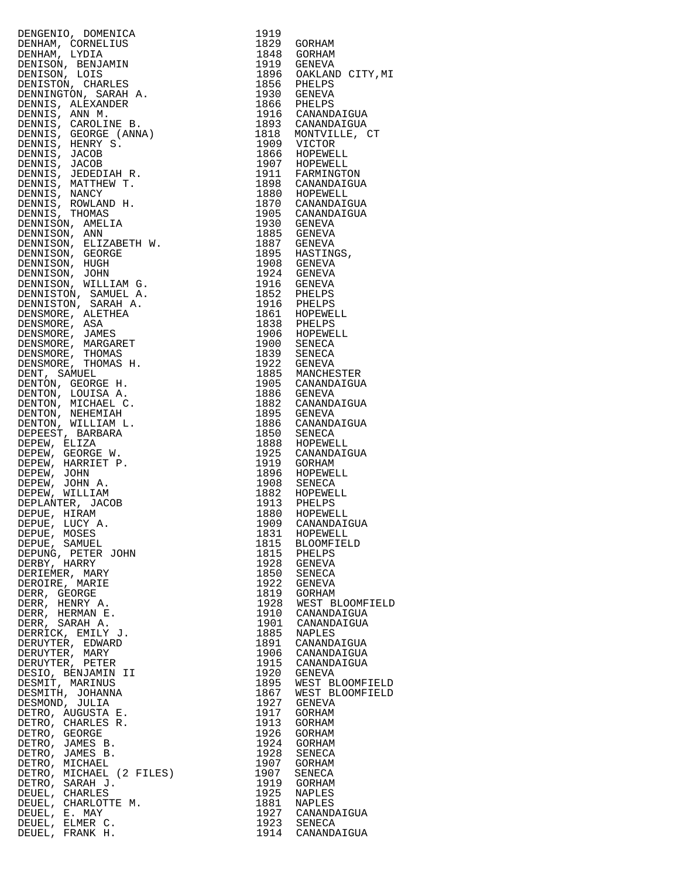| | | |
|---|---|---|
| DENGENIO, DOMENICA | 1919 | |
| DENHAM, CORNELIUS | 1829 | GORHAM |
| DENHAM, LYDIA | 1848 | GORHAM |
| DENISON, BENJAMIN | 1919 | GENEVA |
| DENISON, LOIS | 1896 | OAKLAND CITY,MI |
| DENISTON, CHARLES | 1856 | PHELPS |
| DENNINGTON, SARAH A. | 1930 | GENEVA |
| DENNIS, ALEXANDER | 1866 | PHELPS |
| DENNIS, ANN M. | 1916 | CANANDAIGUA |
| DENNIS, CAROLINE B. | 1893 | CANANDAIGUA |
| DENNIS, GEORGE (ANNA) | 1818 | MONTVILLE, CT |
| DENNIS, HENRY S. | 1909 | VICTOR |
| DENNIS, JACOB | 1866 | HOPEWELL |
| DENNIS, JACOB | 1907 | HOPEWELL |
| DENNIS, JEDEDIAH R. | 1911 | FARMINGTON |
| DENNIS, MATTHEW T. | 1898 | CANANDAIGUA |
| DENNIS, NANCY | 1880 | HOPEWELL |
| DENNIS, ROWLAND H. | 1870 | CANANDAIGUA |
| DENNIS, THOMAS | 1905 | CANANDAIGUA |
| DENNISON, AMELIA | 1930 | GENEVA |
| DENNISON, ANN | 1885 | GENEVA |
| DENNISON, ELIZABETH W. | 1887 | GENEVA |
| DENNISON, GEORGE | 1895 | HASTINGS, |
| DENNISON, HUGH | 1908 | GENEVA |
| DENNISON, JOHN | 1924 | GENEVA |
| DENNISON, WILLIAM G. | 1916 | GENEVA |
| DENNISTON, SAMUEL A. | 1852 | PHELPS |
| DENNISTON, SARAH A. | 1916 | PHELPS |
| DENSMORE, ALETHEA | 1861 | HOPEWELL |
| DENSMORE, ASA | 1838 | PHELPS |
| DENSMORE, JAMES | 1906 | HOPEWELL |
| DENSMORE, MARGARET | 1900 | SENECA |
| DENSMORE, THOMAS | 1839 | SENECA |
| DENSMORE, THOMAS H. | 1922 | GENEVA |
| DENT, SAMUEL | 1885 | MANCHESTER |
| DENTON, GEORGE H. | 1905 | CANANDAIGUA |
| DENTON, LOUISA A. | 1886 | GENEVA |
| DENTON, MICHAEL C. | 1882 | CANANDAIGUA |
| DENTON, NEHEMIAH | 1895 | GENEVA |
| DENTON, WILLIAM L. | 1886 | CANANDAIGUA |
| DEPEEST, BARBARA | 1850 | SENECA |
| DEPEW, ELIZA | 1888 | HOPEWELL |
| DEPEW, GEORGE W. | 1925 | CANANDAIGUA |
| DEPEW, HARRIET P. | 1919 | GORHAM |
| DEPEW, JOHN | 1896 | HOPEWELL |
| DEPEW, JOHN A. | 1908 | SENECA |
| DEPEW, WILLIAM | 1882 | HOPEWELL |
| DEPLANTER, JACOB | 1913 | PHELPS |
| DEPUE, HIRAM | 1880 | HOPEWELL |
| DEPUE, LUCY A. | 1909 | CANANDAIGUA |
| DEPUE, MOSES | 1831 | HOPEWELL |
| DEPUE, SAMUEL | 1815 | BLOOMFIELD |
| DEPUNG, PETER JOHN | 1815 | PHELPS |
| DERBY, HARRY | 1928 | GENEVA |
| DERIEMER, MARY | 1850 | SENECA |
| DEROIRE, MARIE | 1922 | GENEVA |
| DERR, GEORGE | 1819 | GORHAM |
| DERR, HENRY A. | 1928 | WEST BLOOMFIELD |
| DERR, HERMAN E. | 1910 | CANANDAIGUA |
| DERR, SARAH A. | 1901 | CANANDAIGUA |
| DERRICK, EMILY J. | 1885 | NAPLES |
| DERUYTER, EDWARD | 1891 | CANANDAIGUA |
| DERUYTER, MARY | 1906 | CANANDAIGUA |
| DERUYTER, PETER | 1915 | CANANDAIGUA |
| DESIO, BENJAMIN II | 1920 | GENEVA |
| DESMIT, MARINUS | 1895 | WEST BLOOMFIELD |
| DESMITH, JOHANNA | 1867 | WEST BLOOMFIELD |
| DESMOND, JULIA | 1927 | GENEVA |
| DETRO, AUGUSTA E. | 1917 | GORHAM |
| DETRO, CHARLES R. | 1913 | GORHAM |
| DETRO, GEORGE | 1926 | GORHAM |
| DETRO, JAMES B. | 1924 | GORHAM |
| DETRO, JAMES B. | 1928 | SENECA |
| DETRO, MICHAEL | 1907 | GORHAM |
| DETRO, MICHAEL (2 FILES) | 1907 | SENECA |
| DETRO, SARAH J. | 1919 | GORHAM |
| DEUEL, CHARLES | 1925 | NAPLES |
| DEUEL, CHARLOTTE M. | 1881 | NAPLES |
| DEUEL, E. MAY | 1927 | CANANDAIGUA |
| DEUEL, ELMER C. | 1923 | SENECA |
| DEUEL, FRANK H. | 1914 | CANANDAIGUA |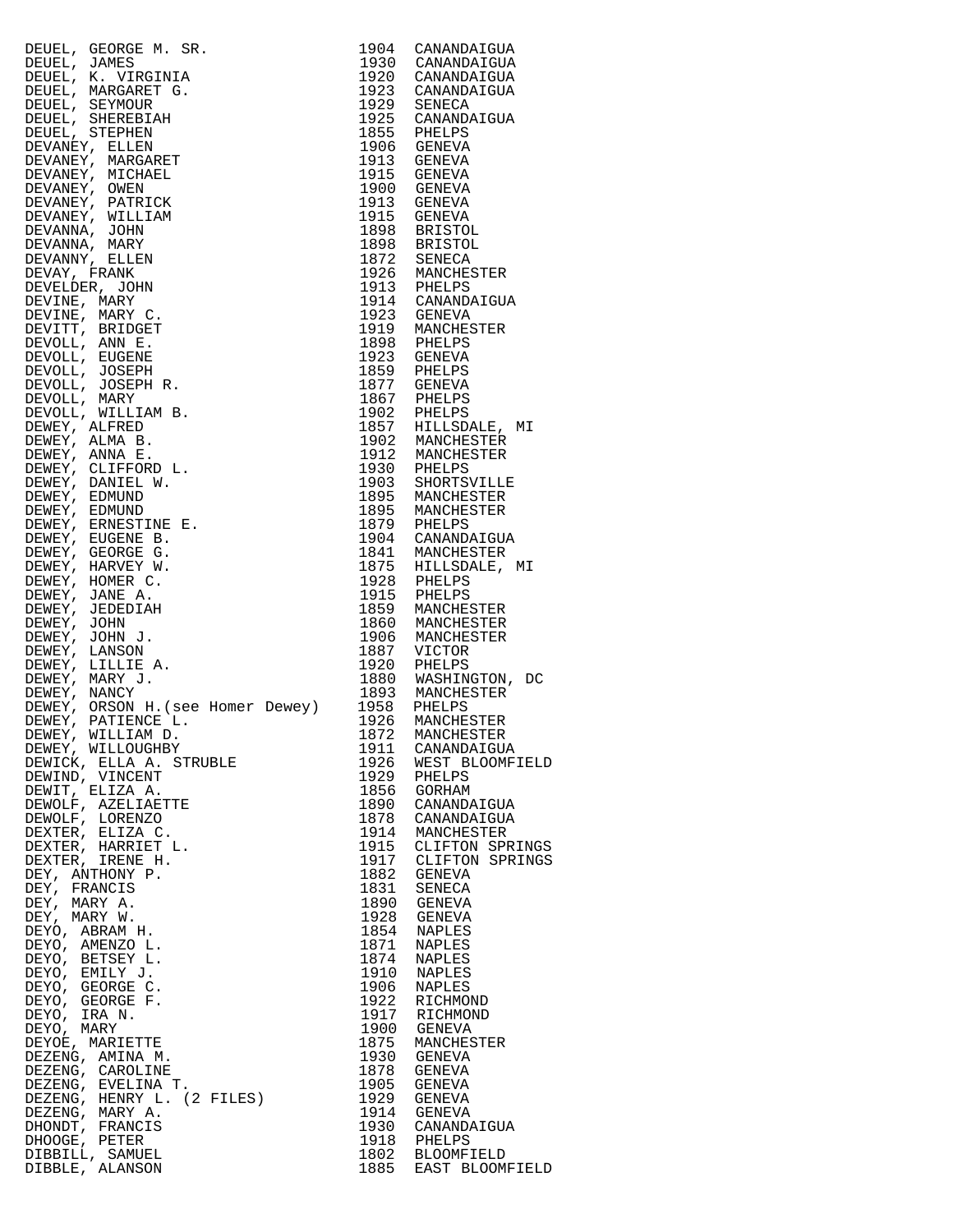| Name | Year | Place |
|---|---|---|
| DEUEL, GEORGE M. SR. | 1904 | CANANDAIGUA |
| DEUEL, JAMES | 1930 | CANANDAIGUA |
| DEUEL, K. VIRGINIA | 1920 | CANANDAIGUA |
| DEUEL, MARGARET G. | 1923 | CANANDAIGUA |
| DEUEL, SEYMOUR | 1929 | SENECA |
| DEUEL, SHEREBIAH | 1925 | CANANDAIGUA |
| DEUEL, STEPHEN | 1855 | PHELPS |
| DEVANEY, ELLEN | 1906 | GENEVA |
| DEVANEY, MARGARET | 1913 | GENEVA |
| DEVANEY, MICHAEL | 1915 | GENEVA |
| DEVANEY, OWEN | 1900 | GENEVA |
| DEVANEY, PATRICK | 1913 | GENEVA |
| DEVANEY, WILLIAM | 1915 | GENEVA |
| DEVANNA, JOHN | 1898 | BRISTOL |
| DEVANNA, MARY | 1898 | BRISTOL |
| DEVANNY, ELLEN | 1872 | SENECA |
| DEVAY, FRANK | 1926 | MANCHESTER |
| DEVELDER, JOHN | 1913 | PHELPS |
| DEVINE, MARY | 1914 | CANANDAIGUA |
| DEVINE, MARY C. | 1923 | GENEVA |
| DEVITT, BRIDGET | 1919 | MANCHESTER |
| DEVOLL, ANN E. | 1898 | PHELPS |
| DEVOLL, EUGENE | 1923 | GENEVA |
| DEVOLL, JOSEPH | 1859 | PHELPS |
| DEVOLL, JOSEPH R. | 1877 | GENEVA |
| DEVOLL, MARY | 1867 | PHELPS |
| DEVOLL, WILLIAM B. | 1902 | PHELPS |
| DEWEY, ALFRED | 1857 | HILLSDALE, MI |
| DEWEY, ALMA B. | 1902 | MANCHESTER |
| DEWEY, ANNA E. | 1912 | MANCHESTER |
| DEWEY, CLIFFORD L. | 1930 | PHELPS |
| DEWEY, DANIEL W. | 1903 | SHORTSVILLE |
| DEWEY, EDMUND | 1895 | MANCHESTER |
| DEWEY, EDMUND | 1895 | MANCHESTER |
| DEWEY, ERNESTINE E. | 1879 | PHELPS |
| DEWEY, EUGENE B. | 1904 | CANANDAIGUA |
| DEWEY, GEORGE G. | 1841 | MANCHESTER |
| DEWEY, HARVEY W. | 1875 | HILLSDALE, MI |
| DEWEY, HOMER C. | 1928 | PHELPS |
| DEWEY, JANE A. | 1915 | PHELPS |
| DEWEY, JEDEDIAH | 1859 | MANCHESTER |
| DEWEY, JOHN | 1860 | MANCHESTER |
| DEWEY, JOHN J. | 1906 | MANCHESTER |
| DEWEY, LANSON | 1887 | VICTOR |
| DEWEY, LILLIE A. | 1920 | PHELPS |
| DEWEY, MARY J. | 1880 | WASHINGTON, DC |
| DEWEY, NANCY | 1893 | MANCHESTER |
| DEWEY, ORSON H.(see Homer Dewey) | 1958 | PHELPS |
| DEWEY, PATIENCE L. | 1926 | MANCHESTER |
| DEWEY, WILLIAM D. | 1872 | MANCHESTER |
| DEWEY, WILLOUGHBY | 1911 | CANANDAIGUA |
| DEWICK, ELLA A. STRUBLE | 1926 | WEST BLOOMFIELD |
| DEWIND, VINCENT | 1929 | PHELPS |
| DEWIT, ELIZA A. | 1856 | GORHAM |
| DEWOLF, AZELIAETTE | 1890 | CANANDAIGUA |
| DEWOLF, LORENZO | 1878 | CANANDAIGUA |
| DEXTER, ELIZA C. | 1914 | MANCHESTER |
| DEXTER, HARRIET L. | 1915 | CLIFTON SPRINGS |
| DEXTER, IRENE H. | 1917 | CLIFTON SPRINGS |
| DEY, ANTHONY P. | 1882 | GENEVA |
| DEY, FRANCIS | 1831 | SENECA |
| DEY, MARY A. | 1890 | GENEVA |
| DEY, MARY W. | 1928 | GENEVA |
| DEYO, ABRAM H. | 1854 | NAPLES |
| DEYO, AMENZO L. | 1871 | NAPLES |
| DEYO, BETSEY L. | 1874 | NAPLES |
| DEYO, EMILY J. | 1910 | NAPLES |
| DEYO, GEORGE C. | 1906 | NAPLES |
| DEYO, GEORGE F. | 1922 | RICHMOND |
| DEYO, IRA N. | 1917 | RICHMOND |
| DEYO, MARY | 1900 | GENEVA |
| DEYOE, MARIETTE | 1875 | MANCHESTER |
| DEZENG, AMINA M. | 1930 | GENEVA |
| DEZENG, CAROLINE | 1878 | GENEVA |
| DEZENG, EVELINA T. | 1905 | GENEVA |
| DEZENG, HENRY L. (2 FILES) | 1929 | GENEVA |
| DEZENG, MARY A. | 1914 | GENEVA |
| DHONDT, FRANCIS | 1930 | CANANDAIGUA |
| DHOOGE, PETER | 1918 | PHELPS |
| DIBBILL, SAMUEL | 1802 | BLOOMFIELD |
| DIBBLE, ALANSON | 1885 | EAST BLOOMFIELD |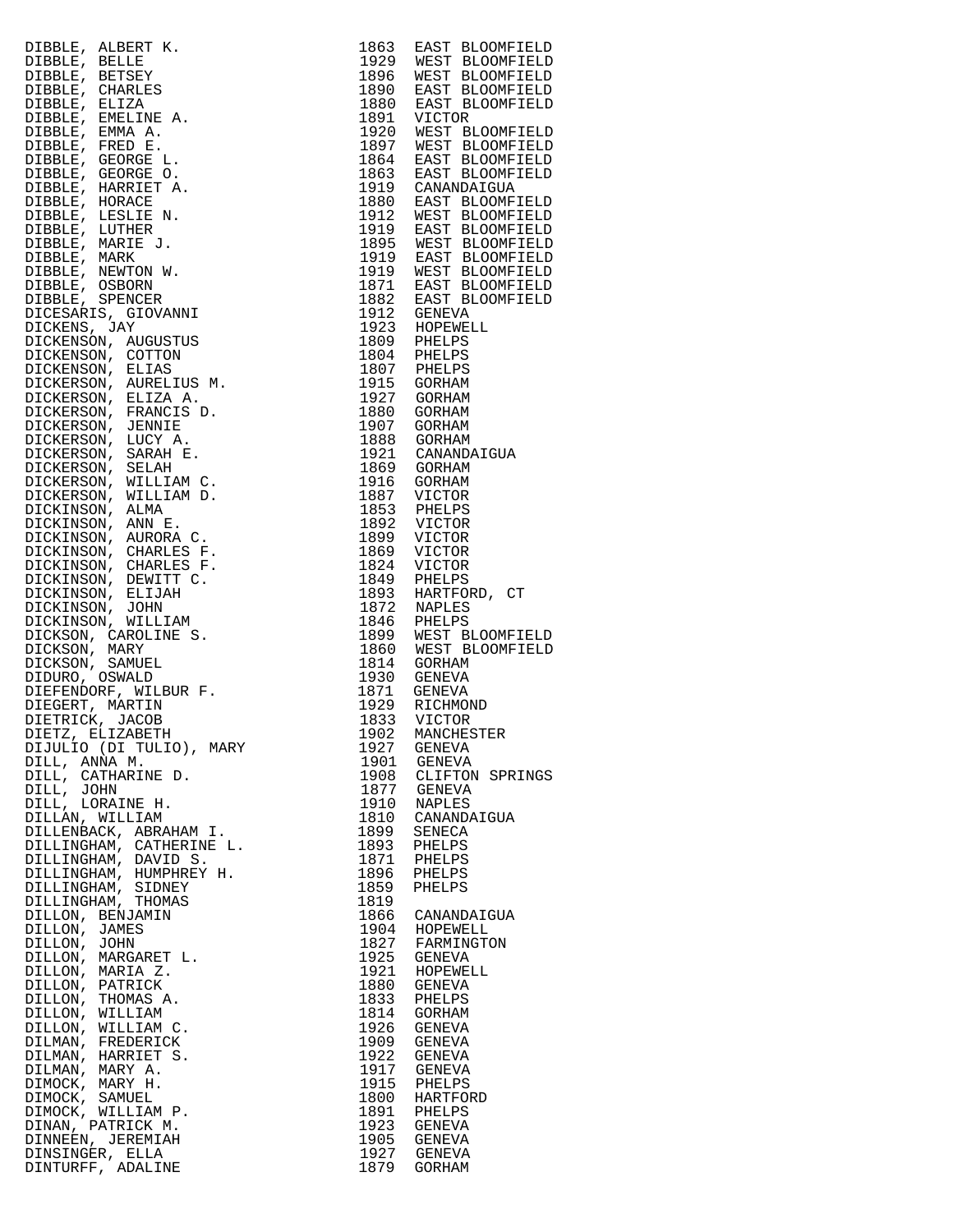| Name | Year | Place |
|---|---|---|
| DIBBLE, ALBERT K. | 1863 | EAST BLOOMFIELD |
| DIBBLE, BELLE | 1929 | WEST BLOOMFIELD |
| DIBBLE, BETSEY | 1896 | WEST BLOOMFIELD |
| DIBBLE, CHARLES | 1890 | EAST BLOOMFIELD |
| DIBBLE, ELIZA | 1880 | EAST BLOOMFIELD |
| DIBBLE, EMELINE A. | 1891 | VICTOR |
| DIBBLE, EMMA A. | 1920 | WEST BLOOMFIELD |
| DIBBLE, FRED E. | 1897 | WEST BLOOMFIELD |
| DIBBLE, GEORGE L. | 1864 | EAST BLOOMFIELD |
| DIBBLE, GEORGE O. | 1863 | EAST BLOOMFIELD |
| DIBBLE, HARRIET A. | 1919 | CANANDAIGUA |
| DIBBLE, HORACE | 1880 | EAST BLOOMFIELD |
| DIBBLE, LESLIE N. | 1912 | WEST BLOOMFIELD |
| DIBBLE, LUTHER | 1919 | EAST BLOOMFIELD |
| DIBBLE, MARIE J. | 1895 | WEST BLOOMFIELD |
| DIBBLE, MARK | 1919 | EAST BLOOMFIELD |
| DIBBLE, NEWTON W. | 1919 | WEST BLOOMFIELD |
| DIBBLE, OSBORN | 1871 | EAST BLOOMFIELD |
| DIBBLE, SPENCER | 1882 | EAST BLOOMFIELD |
| DICESARIS, GIOVANNI | 1912 | GENEVA |
| DICKENS, JAY | 1923 | HOPEWELL |
| DICKENSON, AUGUSTUS | 1809 | PHELPS |
| DICKENSON, COTTON | 1804 | PHELPS |
| DICKENSON, ELIAS | 1807 | PHELPS |
| DICKERSON, AURELIUS M. | 1915 | GORHAM |
| DICKERSON, ELIZA A. | 1927 | GORHAM |
| DICKERSON, FRANCIS D. | 1880 | GORHAM |
| DICKERSON, JENNIE | 1907 | GORHAM |
| DICKERSON, LUCY A. | 1888 | GORHAM |
| DICKERSON, SARAH E. | 1921 | CANANDAIGUA |
| DICKERSON, SELAH | 1869 | GORHAM |
| DICKERSON, WILLIAM C. | 1916 | GORHAM |
| DICKERSON, WILLIAM D. | 1887 | VICTOR |
| DICKINSON, ALMA | 1853 | PHELPS |
| DICKINSON, ANN E. | 1892 | VICTOR |
| DICKINSON, AURORA C. | 1899 | VICTOR |
| DICKINSON, CHARLES F. | 1869 | VICTOR |
| DICKINSON, CHARLES F. | 1824 | VICTOR |
| DICKINSON, DEWITT C. | 1849 | PHELPS |
| DICKINSON, ELIJAH | 1893 | HARTFORD, CT |
| DICKINSON, JOHN | 1872 | NAPLES |
| DICKINSON, WILLIAM | 1846 | PHELPS |
| DICKSON, CAROLINE S. | 1899 | WEST BLOOMFIELD |
| DICKSON, MARY | 1860 | WEST BLOOMFIELD |
| DICKSON, SAMUEL | 1814 | GORHAM |
| DIDURO, OSWALD | 1930 | GENEVA |
| DIEFENDORF, WILBUR F. | 1871 | GENEVA |
| DIEGERT, MARTIN | 1929 | RICHMOND |
| DIETRICK, JACOB | 1833 | VICTOR |
| DIETZ, ELIZABETH | 1902 | MANCHESTER |
| DIJULIO (DI TULIO), MARY | 1927 | GENEVA |
| DILL, ANNA M. | 1901 | GENEVA |
| DILL, CATHARINE D. | 1908 | CLIFTON SPRINGS |
| DILL, JOHN | 1877 | GENEVA |
| DILL, LORAINE H. | 1910 | NAPLES |
| DILLAN, WILLIAM | 1810 | CANANDAIGUA |
| DILLENBACK, ABRAHAM I. | 1899 | SENECA |
| DILLINGHAM, CATHERINE L. | 1893 | PHELPS |
| DILLINGHAM, DAVID S. | 1871 | PHELPS |
| DILLINGHAM, HUMPHREY H. | 1896 | PHELPS |
| DILLINGHAM, SIDNEY | 1859 | PHELPS |
| DILLINGHAM, THOMAS | 1819 | |
| DILLON, BENJAMIN | 1866 | CANANDAIGUA |
| DILLON, JAMES | 1904 | HOPEWELL |
| DILLON, JOHN | 1827 | FARMINGTON |
| DILLON, MARGARET L. | 1925 | GENEVA |
| DILLON, MARIA Z. | 1921 | HOPEWELL |
| DILLON, PATRICK | 1880 | GENEVA |
| DILLON, THOMAS A. | 1833 | PHELPS |
| DILLON, WILLIAM | 1814 | GORHAM |
| DILLON, WILLIAM C. | 1926 | GENEVA |
| DILMAN, FREDERICK | 1909 | GENEVA |
| DILMAN, HARRIET S. | 1922 | GENEVA |
| DILMAN, MARY A. | 1917 | GENEVA |
| DIMOCK, MARY H. | 1915 | PHELPS |
| DIMOCK, SAMUEL | 1800 | HARTFORD |
| DIMOCK, WILLIAM P. | 1891 | PHELPS |
| DINAN, PATRICK M. | 1923 | GENEVA |
| DINNEEN, JEREMIAH | 1905 | GENEVA |
| DINSINGER, ELLA | 1927 | GENEVA |
| DINTURFF, ADALINE | 1879 | GORHAM |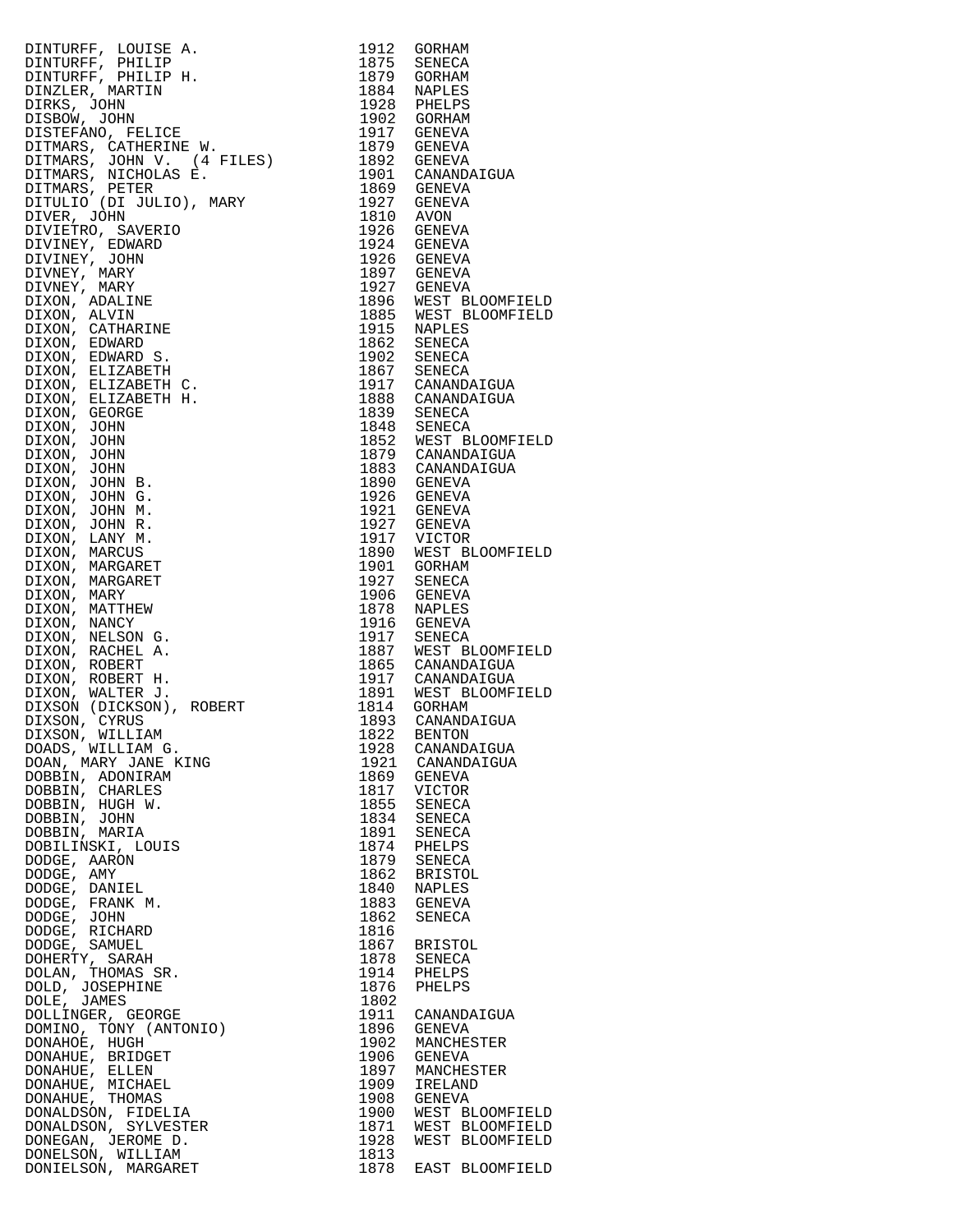| Name | Year | Place |
|---|---|---|
| DINTURFF, LOUISE A. | 1912 | GORHAM |
| DINTURFF, PHILIP | 1875 | SENECA |
| DINTURFF, PHILIP H. | 1879 | GORHAM |
| DINZLER, MARTIN | 1884 | NAPLES |
| DIRKS, JOHN | 1928 | PHELPS |
| DISBOW, JOHN | 1902 | GORHAM |
| DISTEFANO, FELICE | 1917 | GENEVA |
| DITMARS, CATHERINE W. | 1879 | GENEVA |
| DITMARS, JOHN V. (4 FILES) | 1892 | GENEVA |
| DITMARS, NICHOLAS E. | 1901 | CANANDAIGUA |
| DITMARS, PETER | 1869 | GENEVA |
| DITULIO (DI JULIO), MARY | 1927 | GENEVA |
| DIVER, JOHN | 1810 | AVON |
| DIVIETRO, SAVERIO | 1926 | GENEVA |
| DIVINEY, EDWARD | 1924 | GENEVA |
| DIVINEY, JOHN | 1926 | GENEVA |
| DIVNEY, MARY | 1897 | GENEVA |
| DIVNEY, MARY | 1927 | GENEVA |
| DIXON, ADALINE | 1896 | WEST BLOOMFIELD |
| DIXON, ALVIN | 1885 | WEST BLOOMFIELD |
| DIXON, CATHARINE | 1915 | NAPLES |
| DIXON, EDWARD | 1862 | SENECA |
| DIXON, EDWARD S. | 1902 | SENECA |
| DIXON, ELIZABETH | 1867 | SENECA |
| DIXON, ELIZABETH C. | 1917 | CANANDAIGUA |
| DIXON, ELIZABETH H. | 1888 | CANANDAIGUA |
| DIXON, GEORGE | 1839 | SENECA |
| DIXON, JOHN | 1848 | SENECA |
| DIXON, JOHN | 1852 | WEST BLOOMFIELD |
| DIXON, JOHN | 1879 | CANANDAIGUA |
| DIXON, JOHN | 1883 | CANANDAIGUA |
| DIXON, JOHN B. | 1890 | GENEVA |
| DIXON, JOHN G. | 1926 | GENEVA |
| DIXON, JOHN M. | 1921 | GENEVA |
| DIXON, JOHN R. | 1927 | GENEVA |
| DIXON, LANY M. | 1917 | VICTOR |
| DIXON, MARCUS | 1890 | WEST BLOOMFIELD |
| DIXON, MARGARET | 1901 | GORHAM |
| DIXON, MARGARET | 1927 | SENECA |
| DIXON, MARY | 1906 | GENEVA |
| DIXON, MATTHEW | 1878 | NAPLES |
| DIXON, NANCY | 1916 | GENEVA |
| DIXON, NELSON G. | 1917 | SENECA |
| DIXON, RACHEL A. | 1887 | WEST BLOOMFIELD |
| DIXON, ROBERT | 1865 | CANANDAIGUA |
| DIXON, ROBERT H. | 1917 | CANANDAIGUA |
| DIXON, WALTER J. | 1891 | WEST BLOOMFIELD |
| DIXSON (DICKSON), ROBERT | 1814 | GORHAM |
| DIXSON, CYRUS | 1893 | CANANDAIGUA |
| DIXSON, WILLIAM | 1822 | BENTON |
| DOADS, WILLIAM G. | 1928 | CANANDAIGUA |
| DOAN, MARY JANE KING | 1921 | CANANDAIGUA |
| DOBBIN, ADONIRAM | 1869 | GENEVA |
| DOBBIN, CHARLES | 1817 | VICTOR |
| DOBBIN, HUGH W. | 1855 | SENECA |
| DOBBIN, JOHN | 1834 | SENECA |
| DOBBIN, MARIA | 1891 | SENECA |
| DOBILINSKI, LOUIS | 1874 | PHELPS |
| DODGE, AARON | 1879 | SENECA |
| DODGE, AMY | 1862 | BRISTOL |
| DODGE, DANIEL | 1840 | NAPLES |
| DODGE, FRANK M. | 1883 | GENEVA |
| DODGE, JOHN | 1862 | SENECA |
| DODGE, RICHARD | 1816 | |
| DODGE, SAMUEL | 1867 | BRISTOL |
| DOHERTY, SARAH | 1878 | SENECA |
| DOLAN, THOMAS SR. | 1914 | PHELPS |
| DOLD, JOSEPHINE | 1876 | PHELPS |
| DOLE, JAMES | 1802 | |
| DOLLINGER, GEORGE | 1911 | CANANDAIGUA |
| DOMINO, TONY (ANTONIO) | 1896 | GENEVA |
| DONAHOE, HUGH | 1902 | MANCHESTER |
| DONAHUE, BRIDGET | 1906 | GENEVA |
| DONAHUE, ELLEN | 1897 | MANCHESTER |
| DONAHUE, MICHAEL | 1909 | IRELAND |
| DONAHUE, THOMAS | 1908 | GENEVA |
| DONALDSON, FIDELIA | 1900 | WEST BLOOMFIELD |
| DONALDSON, SYLVESTER | 1871 | WEST BLOOMFIELD |
| DONEGAN, JEROME D. | 1928 | WEST BLOOMFIELD |
| DONELSON, WILLIAM | 1813 | |
| DONIELSON, MARGARET | 1878 | EAST BLOOMFIELD |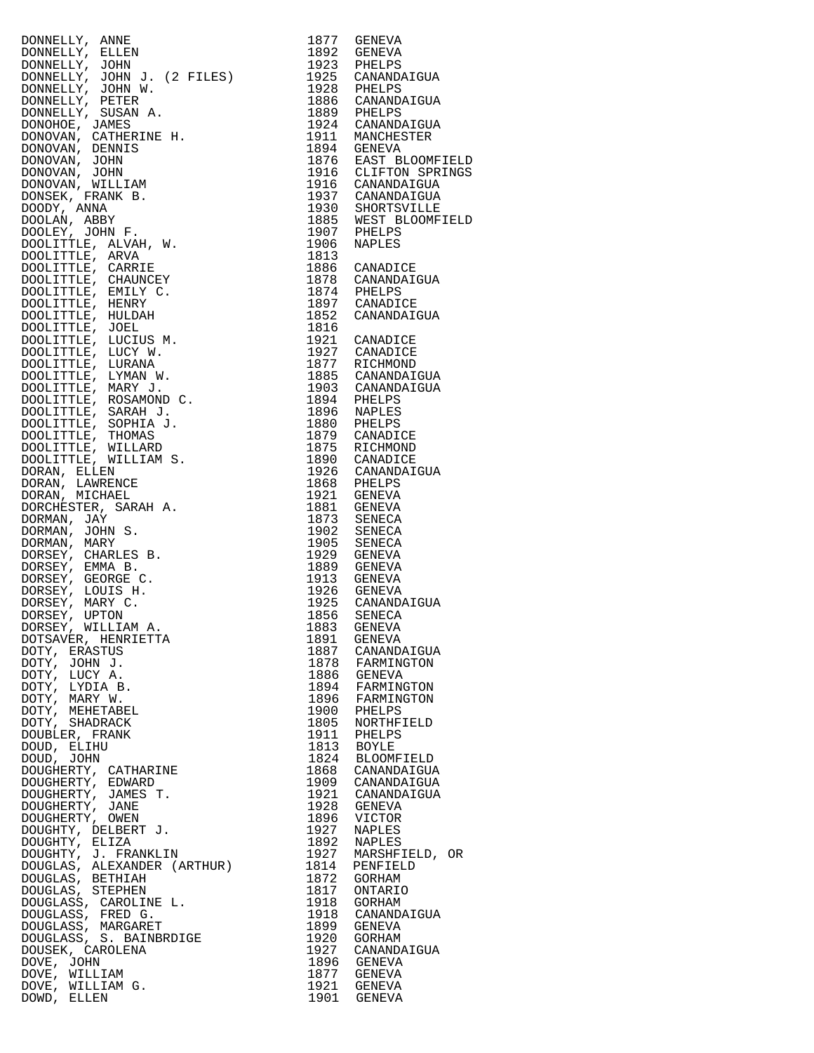| | | |
|---|---|---|
| DONNELLY, ANNE | 1877 | GENEVA |
| DONNELLY, ELLEN | 1892 | GENEVA |
| DONNELLY, JOHN | 1923 | PHELPS |
| DONNELLY, JOHN J. (2 FILES) | 1925 | CANANDAIGUA |
| DONNELLY, JOHN W. | 1928 | PHELPS |
| DONNELLY, PETER | 1886 | CANANDAIGUA |
| DONNELLY, SUSAN A. | 1889 | PHELPS |
| DONOHOE, JAMES | 1924 | CANANDAIGUA |
| DONOVAN, CATHERINE H. | 1911 | MANCHESTER |
| DONOVAN, DENNIS | 1894 | GENEVA |
| DONOVAN, JOHN | 1876 | EAST BLOOMFIELD |
| DONOVAN, JOHN | 1916 | CLIFTON SPRINGS |
| DONOVAN, WILLIAM | 1916 | CANANDAIGUA |
| DONSEK, FRANK B. | 1937 | CANANDAIGUA |
| DOODY, ANNA | 1930 | SHORTSVILLE |
| DOOLAN, ABBY | 1885 | WEST BLOOMFIELD |
| DOOLEY, JOHN F. | 1907 | PHELPS |
| DOOLITTLE, ALVAH, W. | 1906 | NAPLES |
| DOOLITTLE, ARVA | 1813 | |
| DOOLITTLE, CARRIE | 1886 | CANADICE |
| DOOLITTLE, CHAUNCEY | 1878 | CANANDAIGUA |
| DOOLITTLE, EMILY C. | 1874 | PHELPS |
| DOOLITTLE, HENRY | 1897 | CANADICE |
| DOOLITTLE, HULDAH | 1852 | CANANDAIGUA |
| DOOLITTLE, JOEL | 1816 | |
| DOOLITTLE, LUCIUS M. | 1921 | CANADICE |
| DOOLITTLE, LUCY W. | 1927 | CANADICE |
| DOOLITTLE, LURANA | 1877 | RICHMOND |
| DOOLITTLE, LYMAN W. | 1885 | CANANDAIGUA |
| DOOLITTLE, MARY J. | 1903 | CANANDAIGUA |
| DOOLITTLE, ROSAMOND C. | 1894 | PHELPS |
| DOOLITTLE, SARAH J. | 1896 | NAPLES |
| DOOLITTLE, SOPHIA J. | 1880 | PHELPS |
| DOOLITTLE, THOMAS | 1879 | CANADICE |
| DOOLITTLE, WILLARD | 1875 | RICHMOND |
| DOOLITTLE, WILLIAM S. | 1890 | CANADICE |
| DORAN, ELLEN | 1926 | CANANDAIGUA |
| DORAN, LAWRENCE | 1868 | PHELPS |
| DORAN, MICHAEL | 1921 | GENEVA |
| DORCHESTER, SARAH A. | 1881 | GENEVA |
| DORMAN, JAY | 1873 | SENECA |
| DORMAN, JOHN S. | 1902 | SENECA |
| DORMAN, MARY | 1905 | SENECA |
| DORSEY, CHARLES B. | 1929 | GENEVA |
| DORSEY, EMMA B. | 1889 | GENEVA |
| DORSEY, GEORGE C. | 1913 | GENEVA |
| DORSEY, LOUIS H. | 1926 | GENEVA |
| DORSEY, MARY C. | 1925 | CANANDAIGUA |
| DORSEY, UPTON | 1856 | SENECA |
| DORSEY, WILLIAM A. | 1883 | GENEVA |
| DOTSAVER, HENRIETTA | 1891 | GENEVA |
| DOTY, ERASTUS | 1887 | CANANDAIGUA |
| DOTY, JOHN J. | 1878 | FARMINGTON |
| DOTY, LUCY A. | 1886 | GENEVA |
| DOTY, LYDIA B. | 1894 | FARMINGTON |
| DOTY, MARY W. | 1896 | FARMINGTON |
| DOTY, MEHETABEL | 1900 | PHELPS |
| DOTY, SHADRACK | 1805 | NORTHFIELD |
| DOUBLER, FRANK | 1911 | PHELPS |
| DOUD, ELIHU | 1813 | BOYLE |
| DOUD, JOHN | 1824 | BLOOMFIELD |
| DOUGHERTY, CATHARINE | 1868 | CANANDAIGUA |
| DOUGHERTY, EDWARD | 1909 | CANANDAIGUA |
| DOUGHERTY, JAMES T. | 1921 | CANANDAIGUA |
| DOUGHERTY, JANE | 1928 | GENEVA |
| DOUGHERTY, OWEN | 1896 | VICTOR |
| DOUGHTY, DELBERT J. | 1927 | NAPLES |
| DOUGHTY, ELIZA | 1892 | NAPLES |
| DOUGHTY, J. FRANKLIN | 1927 | MARSHFIELD, OR |
| DOUGLAS, ALEXANDER (ARTHUR) | 1814 | PENFIELD |
| DOUGLAS, BETHIAH | 1872 | GORHAM |
| DOUGLAS, STEPHEN | 1817 | ONTARIO |
| DOUGLASS, CAROLINE L. | 1918 | GORHAM |
| DOUGLASS, FRED G. | 1918 | CANANDAIGUA |
| DOUGLASS, MARGARET | 1899 | GENEVA |
| DOUGLASS, S. BAINBRDIGE | 1920 | GORHAM |
| DOUSEK, CAROLENA | 1927 | CANANDAIGUA |
| DOVE, JOHN | 1896 | GENEVA |
| DOVE, WILLIAM | 1877 | GENEVA |
| DOVE, WILLIAM G. | 1921 | GENEVA |
| DOWD, ELLEN | 1901 | GENEVA |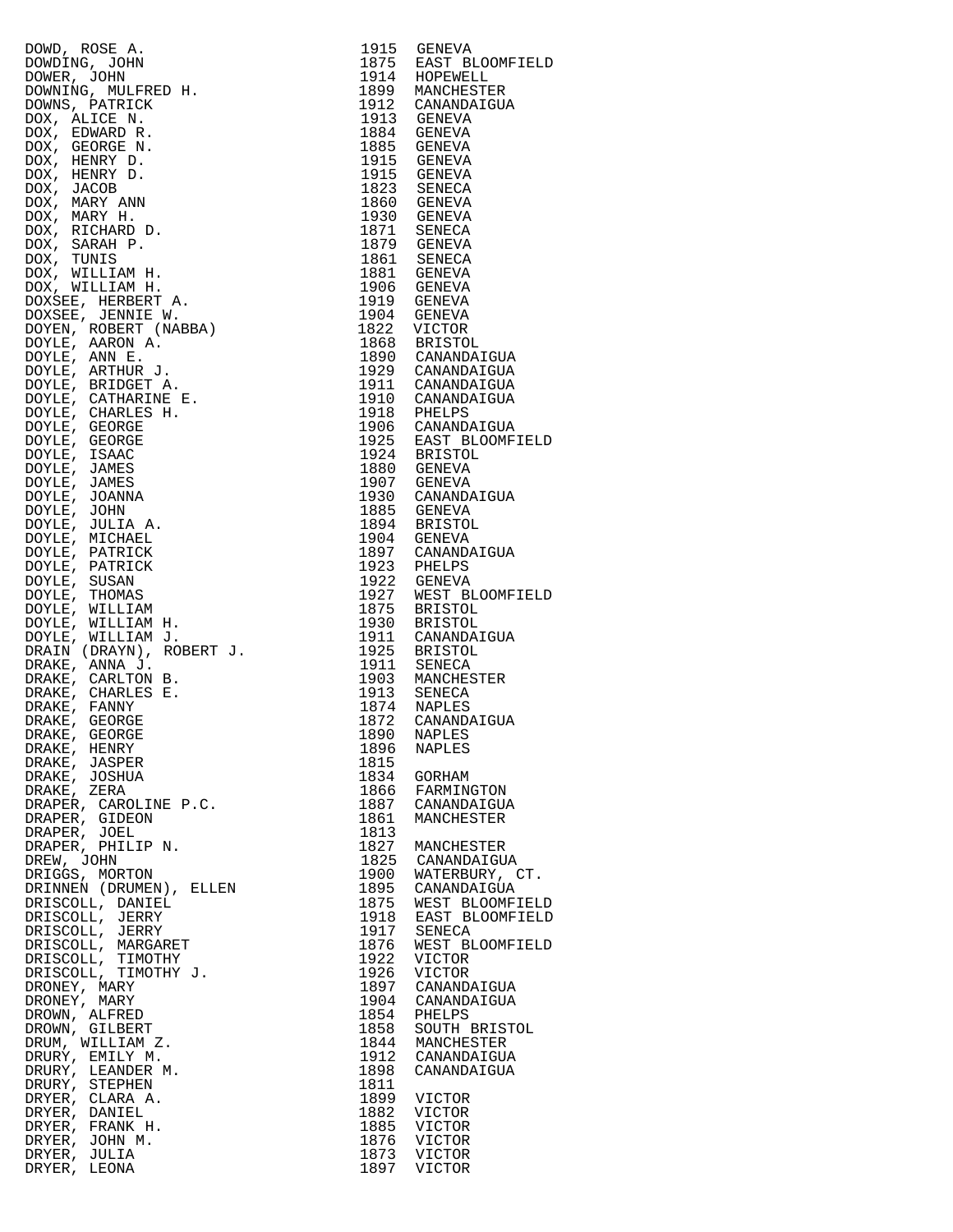| Name | Year | Place |
|---|---|---|
| DOWD, ROSE A. | 1915 | GENEVA |
| DOWDING, JOHN | 1875 | EAST BLOOMFIELD |
| DOWER, JOHN | 1914 | HOPEWELL |
| DOWNING, MULFRED H. | 1899 | MANCHESTER |
| DOWNS, PATRICK | 1912 | CANANDAIGUA |
| DOX, ALICE N. | 1913 | GENEVA |
| DOX, EDWARD R. | 1884 | GENEVA |
| DOX, GEORGE N. | 1885 | GENEVA |
| DOX, HENRY D. | 1915 | GENEVA |
| DOX, HENRY D. | 1915 | GENEVA |
| DOX, JACOB | 1823 | SENECA |
| DOX, MARY ANN | 1860 | GENEVA |
| DOX, MARY H. | 1930 | GENEVA |
| DOX, RICHARD D. | 1871 | SENECA |
| DOX, SARAH P. | 1879 | GENEVA |
| DOX, TUNIS | 1861 | SENECA |
| DOX, WILLIAM H. | 1881 | GENEVA |
| DOX, WILLIAM H. | 1906 | GENEVA |
| DOXSEE, HERBERT A. | 1919 | GENEVA |
| DOXSEE, JENNIE W. | 1904 | GENEVA |
| DOYEN, ROBERT (NABBA) | 1822 | VICTOR |
| DOYLE, AARON A. | 1868 | BRISTOL |
| DOYLE, ANN E. | 1890 | CANANDAIGUA |
| DOYLE, ARTHUR J. | 1929 | CANANDAIGUA |
| DOYLE, BRIDGET A. | 1911 | CANANDAIGUA |
| DOYLE, CATHARINE E. | 1910 | CANANDAIGUA |
| DOYLE, CHARLES H. | 1918 | PHELPS |
| DOYLE, GEORGE | 1906 | CANANDAIGUA |
| DOYLE, GEORGE | 1925 | EAST BLOOMFIELD |
| DOYLE, ISAAC | 1924 | BRISTOL |
| DOYLE, JAMES | 1880 | GENEVA |
| DOYLE, JAMES | 1907 | GENEVA |
| DOYLE, JOANNA | 1930 | CANANDAIGUA |
| DOYLE, JOHN | 1885 | GENEVA |
| DOYLE, JULIA A. | 1894 | BRISTOL |
| DOYLE, MICHAEL | 1904 | GENEVA |
| DOYLE, PATRICK | 1897 | CANANDAIGUA |
| DOYLE, PATRICK | 1923 | PHELPS |
| DOYLE, SUSAN | 1922 | GENEVA |
| DOYLE, THOMAS | 1927 | WEST BLOOMFIELD |
| DOYLE, WILLIAM | 1875 | BRISTOL |
| DOYLE, WILLIAM H. | 1930 | BRISTOL |
| DOYLE, WILLIAM J. | 1911 | CANANDAIGUA |
| DRAIN (DRAYN), ROBERT J. | 1925 | BRISTOL |
| DRAKE, ANNA J. | 1911 | SENECA |
| DRAKE, CARLTON B. | 1903 | MANCHESTER |
| DRAKE, CHARLES E. | 1913 | SENECA |
| DRAKE, FANNY | 1874 | NAPLES |
| DRAKE, GEORGE | 1872 | CANANDAIGUA |
| DRAKE, GEORGE | 1890 | NAPLES |
| DRAKE, HENRY | 1896 | NAPLES |
| DRAKE, JASPER | 1815 | |
| DRAKE, JOSHUA | 1834 | GORHAM |
| DRAKE, ZERA | 1866 | FARMINGTON |
| DRAPER, CAROLINE P.C. | 1887 | CANANDAIGUA |
| DRAPER, GIDEON | 1861 | MANCHESTER |
| DRAPER, JOEL | 1813 | |
| DRAPER, PHILIP N. | 1827 | MANCHESTER |
| DREW, JOHN | 1825 | CANANDAIGUA |
| DRIGGS, MORTON | 1900 | WATERBURY, CT. |
| DRINNEN (DRUMEN), ELLEN | 1895 | CANANDAIGUA |
| DRISCOLL, DANIEL | 1875 | WEST BLOOMFIELD |
| DRISCOLL, JERRY | 1918 | EAST BLOOMFIELD |
| DRISCOLL, JERRY | 1917 | SENECA |
| DRISCOLL, MARGARET | 1876 | WEST BLOOMFIELD |
| DRISCOLL, TIMOTHY | 1922 | VICTOR |
| DRISCOLL, TIMOTHY J. | 1926 | VICTOR |
| DRONEY, MARY | 1897 | CANANDAIGUA |
| DRONEY, MARY | 1904 | CANANDAIGUA |
| DROWN, ALFRED | 1854 | PHELPS |
| DROWN, GILBERT | 1858 | SOUTH BRISTOL |
| DRUM, WILLIAM Z. | 1844 | MANCHESTER |
| DRURY, EMILY M. | 1912 | CANANDAIGUA |
| DRURY, LEANDER M. | 1898 | CANANDAIGUA |
| DRURY, STEPHEN | 1811 | |
| DRYER, CLARA A. | 1899 | VICTOR |
| DRYER, DANIEL | 1882 | VICTOR |
| DRYER, FRANK H. | 1885 | VICTOR |
| DRYER, JOHN M. | 1876 | VICTOR |
| DRYER, JULIA | 1873 | VICTOR |
| DRYER, LEONA | 1897 | VICTOR |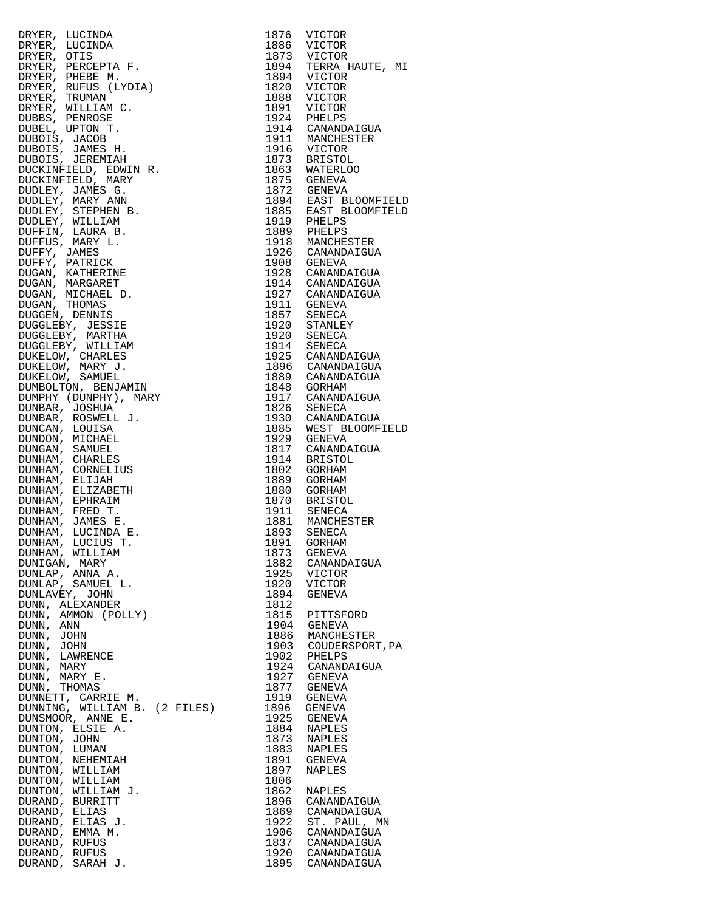| | | |
|---|---|---|
| DRYER, LUCINDA | 1876 | VICTOR |
| DRYER, LUCINDA | 1886 | VICTOR |
| DRYER, OTIS | 1873 | VICTOR |
| DRYER, PERCEPTA F. | 1894 | TERRA HAUTE, MI |
| DRYER, PHEBE M. | 1894 | VICTOR |
| DRYER, RUFUS (LYDIA) | 1820 | VICTOR |
| DRYER, TRUMAN | 1888 | VICTOR |
| DRYER, WILLIAM C. | 1891 | VICTOR |
| DUBBS, PENROSE | 1924 | PHELPS |
| DUBEL, UPTON T. | 1914 | CANANDAIGUA |
| DUBOIS, JACOB | 1911 | MANCHESTER |
| DUBOIS, JAMES H. | 1916 | VICTOR |
| DUBOIS, JEREMIAH | 1873 | BRISTOL |
| DUCKINFIELD, EDWIN R. | 1863 | WATERLOO |
| DUCKINFIELD, MARY | 1875 | GENEVA |
| DUDLEY, JAMES G. | 1872 | GENEVA |
| DUDLEY, MARY ANN | 1894 | EAST BLOOMFIELD |
| DUDLEY, STEPHEN B. | 1885 | EAST BLOOMFIELD |
| DUDLEY, WILLIAM | 1919 | PHELPS |
| DUFFIN, LAURA B. | 1889 | PHELPS |
| DUFFUS, MARY L. | 1918 | MANCHESTER |
| DUFFY, JAMES | 1926 | CANANDAIGUA |
| DUFFY, PATRICK | 1908 | GENEVA |
| DUGAN, KATHERINE | 1928 | CANANDAIGUA |
| DUGAN, MARGARET | 1914 | CANANDAIGUA |
| DUGAN, MICHAEL D. | 1927 | CANANDAIGUA |
| DUGAN, THOMAS | 1911 | GENEVA |
| DUGGEN, DENNIS | 1857 | SENECA |
| DUGGLEBY, JESSIE | 1920 | STANLEY |
| DUGGLEBY, MARTHA | 1920 | SENECA |
| DUGGLEBY, WILLIAM | 1914 | SENECA |
| DUKELOW, CHARLES | 1925 | CANANDAIGUA |
| DUKELOW, MARY J. | 1896 | CANANDAIGUA |
| DUKELOW, SAMUEL | 1889 | CANANDAIGUA |
| DUMBOLTON, BENJAMIN | 1848 | GORHAM |
| DUMPHY (DUNPHY), MARY | 1917 | CANANDAIGUA |
| DUNBAR, JOSHUA | 1826 | SENECA |
| DUNBAR, ROSWELL J. | 1930 | CANANDAIGUA |
| DUNCAN, LOUISA | 1885 | WEST BLOOMFIELD |
| DUNDON, MICHAEL | 1929 | GENEVA |
| DUNGAN, SAMUEL | 1817 | CANANDAIGUA |
| DUNHAM, CHARLES | 1914 | BRISTOL |
| DUNHAM, CORNELIUS | 1802 | GORHAM |
| DUNHAM, ELIJAH | 1889 | GORHAM |
| DUNHAM, ELIZABETH | 1880 | GORHAM |
| DUNHAM, EPHRAIM | 1870 | BRISTOL |
| DUNHAM, FRED T. | 1911 | SENECA |
| DUNHAM, JAMES E. | 1881 | MANCHESTER |
| DUNHAM, LUCINDA E. | 1893 | SENECA |
| DUNHAM, LUCIUS T. | 1891 | GORHAM |
| DUNHAM, WILLIAM | 1873 | GENEVA |
| DUNIGAN, MARY | 1882 | CANANDAIGUA |
| DUNLAP, ANNA A. | 1925 | VICTOR |
| DUNLAP, SAMUEL L. | 1920 | VICTOR |
| DUNLAVEY, JOHN | 1894 | GENEVA |
| DUNN, ALEXANDER | 1812 | |
| DUNN, AMMON (POLLY) | 1815 | PITTSFORD |
| DUNN, ANN | 1904 | GENEVA |
| DUNN, JOHN | 1886 | MANCHESTER |
| DUNN, JOHN | 1903 | COUDERSPORT,PA |
| DUNN, LAWRENCE | 1902 | PHELPS |
| DUNN, MARY | 1924 | CANANDAIGUA |
| DUNN, MARY E. | 1927 | GENEVA |
| DUNN, THOMAS | 1877 | GENEVA |
| DUNNETT, CARRIE M. | 1919 | GENEVA |
| DUNNING, WILLIAM B. (2 FILES) | 1896 | GENEVA |
| DUNSMOOR, ANNE E. | 1925 | GENEVA |
| DUNTON, ELSIE A. | 1884 | NAPLES |
| DUNTON, JOHN | 1873 | NAPLES |
| DUNTON, LUMAN | 1883 | NAPLES |
| DUNTON, NEHEMIAH | 1891 | GENEVA |
| DUNTON, WILLIAM | 1897 | NAPLES |
| DUNTON, WILLIAM | 1806 | |
| DUNTON, WILLIAM J. | 1862 | NAPLES |
| DURAND, BURRITT | 1896 | CANANDAIGUA |
| DURAND, ELIAS | 1869 | CANANDAIGUA |
| DURAND, ELIAS J. | 1922 | ST. PAUL, MN |
| DURAND, EMMA M. | 1906 | CANANDAIGUA |
| DURAND, RUFUS | 1837 | CANANDAIGUA |
| DURAND, RUFUS | 1920 | CANANDAIGUA |
| DURAND, SARAH J. | 1895 | CANANDAIGUA |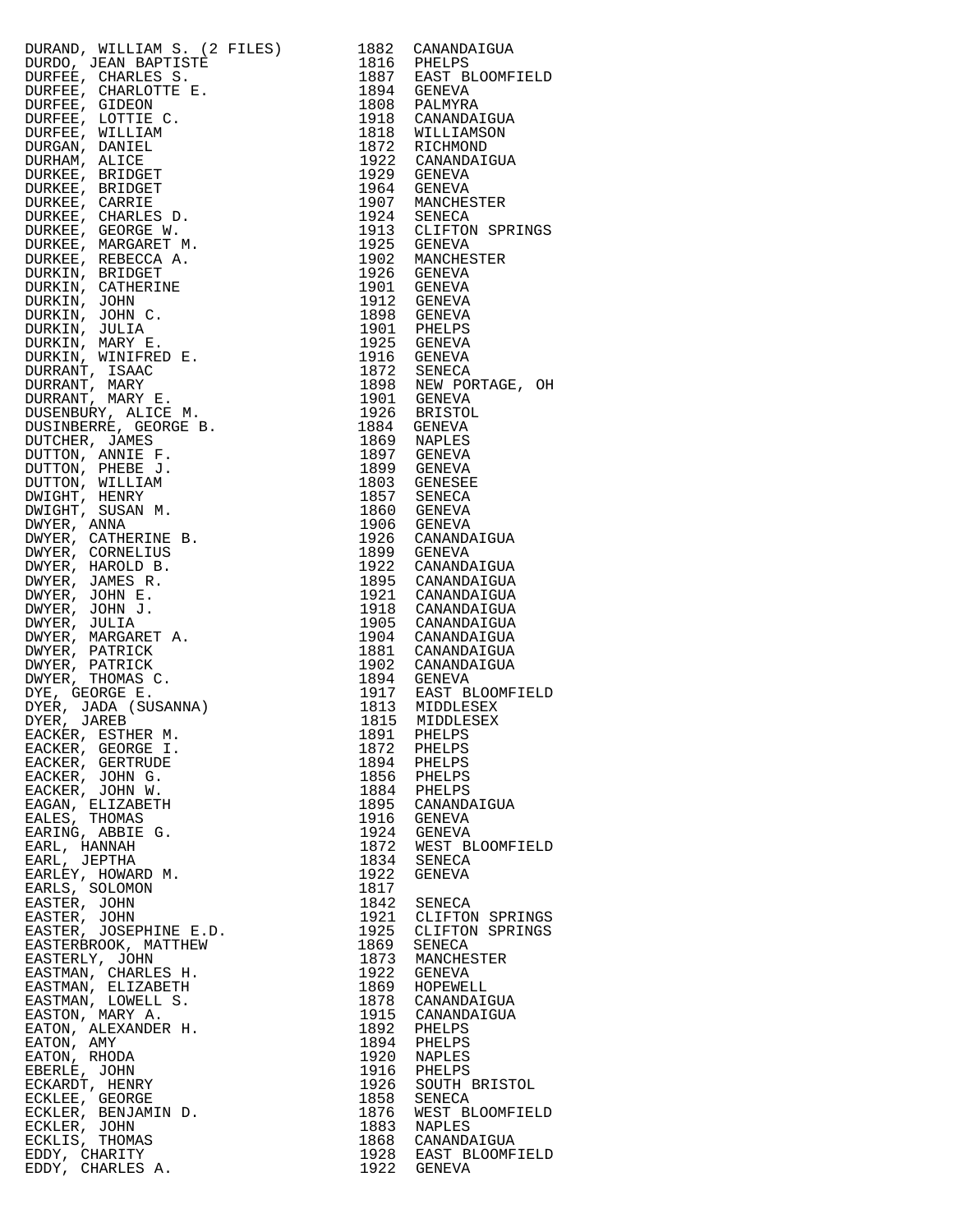| Name | Year | Place |
|---|---|---|
| DURAND, WILLIAM S. (2 FILES) | 1882 | CANANDAIGUA |
| DURDO, JEAN BAPTISTE | 1816 | PHELPS |
| DURFEE, CHARLES S. | 1887 | EAST BLOOMFIELD |
| DURFEE, CHARLOTTE E. | 1894 | GENEVA |
| DURFEE, GIDEON | 1808 | PALMYRA |
| DURFEE, LOTTIE C. | 1918 | CANANDAIGUA |
| DURFEE, WILLIAM | 1818 | WILLIAMSON |
| DURGAN, DANIEL | 1872 | RICHMOND |
| DURHAM, ALICE | 1922 | CANANDAIGUA |
| DURKEE, BRIDGET | 1929 | GENEVA |
| DURKEE, BRIDGET | 1964 | GENEVA |
| DURKEE, CARRIE | 1907 | MANCHESTER |
| DURKEE, CHARLES D. | 1924 | SENECA |
| DURKEE, GEORGE W. | 1913 | CLIFTON SPRINGS |
| DURKEE, MARGARET M. | 1925 | GENEVA |
| DURKEE, REBECCA A. | 1902 | MANCHESTER |
| DURKIN, BRIDGET | 1926 | GENEVA |
| DURKIN, CATHERINE | 1901 | GENEVA |
| DURKIN, JOHN | 1912 | GENEVA |
| DURKIN, JOHN C. | 1898 | GENEVA |
| DURKIN, JULIA | 1901 | PHELPS |
| DURKIN, MARY E. | 1925 | GENEVA |
| DURKIN, WINIFRED E. | 1916 | GENEVA |
| DURRANT, ISAAC | 1872 | SENECA |
| DURRANT, MARY | 1898 | NEW PORTAGE, OH |
| DURRANT, MARY E. | 1901 | GENEVA |
| DUSENBURY, ALICE M. | 1926 | BRISTOL |
| DUSINBERRE, GEORGE B. | 1884 | GENEVA |
| DUTCHER, JAMES | 1869 | NAPLES |
| DUTTON, ANNIE F. | 1897 | GENEVA |
| DUTTON, PHEBE J. | 1899 | GENEVA |
| DUTTON, WILLIAM | 1803 | GENESEE |
| DWIGHT, HENRY | 1857 | SENECA |
| DWIGHT, SUSAN M. | 1860 | GENEVA |
| DWYER, ANNA | 1906 | GENEVA |
| DWYER, CATHERINE B. | 1926 | CANANDAIGUA |
| DWYER, CORNELIUS | 1899 | GENEVA |
| DWYER, HAROLD B. | 1922 | CANANDAIGUA |
| DWYER, JAMES R. | 1895 | CANANDAIGUA |
| DWYER, JOHN E. | 1921 | CANANDAIGUA |
| DWYER, JOHN J. | 1918 | CANANDAIGUA |
| DWYER, JULIA | 1905 | CANANDAIGUA |
| DWYER, MARGARET A. | 1904 | CANANDAIGUA |
| DWYER, PATRICK | 1881 | CANANDAIGUA |
| DWYER, PATRICK | 1902 | CANANDAIGUA |
| DWYER, THOMAS C. | 1894 | GENEVA |
| DYE, GEORGE E. | 1917 | EAST BLOOMFIELD |
| DYER, JADA (SUSANNA) | 1813 | MIDDLESEX |
| DYER, JAREB | 1815 | MIDDLESEX |
| EACKER, ESTHER M. | 1891 | PHELPS |
| EACKER, GEORGE I. | 1872 | PHELPS |
| EACKER, GERTRUDE | 1894 | PHELPS |
| EACKER, JOHN G. | 1856 | PHELPS |
| EACKER, JOHN W. | 1884 | PHELPS |
| EAGAN, ELIZABETH | 1895 | CANANDAIGUA |
| EALES, THOMAS | 1916 | GENEVA |
| EARING, ABBIE G. | 1924 | GENEVA |
| EARL, HANNAH | 1872 | WEST BLOOMFIELD |
| EARL, JEPTHA | 1834 | SENECA |
| EARLEY, HOWARD M. | 1922 | GENEVA |
| EARLS, SOLOMON | 1817 | |
| EASTER, JOHN | 1842 | SENECA |
| EASTER, JOHN | 1921 | CLIFTON SPRINGS |
| EASTER, JOSEPHINE E.D. | 1925 | CLIFTON SPRINGS |
| EASTERBROOK, MATTHEW | 1869 | SENECA |
| EASTERLY, JOHN | 1873 | MANCHESTER |
| EASTMAN, CHARLES H. | 1922 | GENEVA |
| EASTMAN, ELIZABETH | 1869 | HOPEWELL |
| EASTMAN, LOWELL S. | 1878 | CANANDAIGUA |
| EASTON, MARY A. | 1915 | CANANDAIGUA |
| EATON, ALEXANDER H. | 1892 | PHELPS |
| EATON, AMY | 1894 | PHELPS |
| EATON, RHODA | 1920 | NAPLES |
| EBERLE, JOHN | 1916 | PHELPS |
| ECKARDT, HENRY | 1926 | SOUTH BRISTOL |
| ECKLEE, GEORGE | 1858 | SENECA |
| ECKLER, BENJAMIN D. | 1876 | WEST BLOOMFIELD |
| ECKLER, JOHN | 1883 | NAPLES |
| ECKLIS, THOMAS | 1868 | CANANDAIGUA |
| EDDY, CHARITY | 1928 | EAST BLOOMFIELD |
| EDDY, CHARLES A. | 1922 | GENEVA |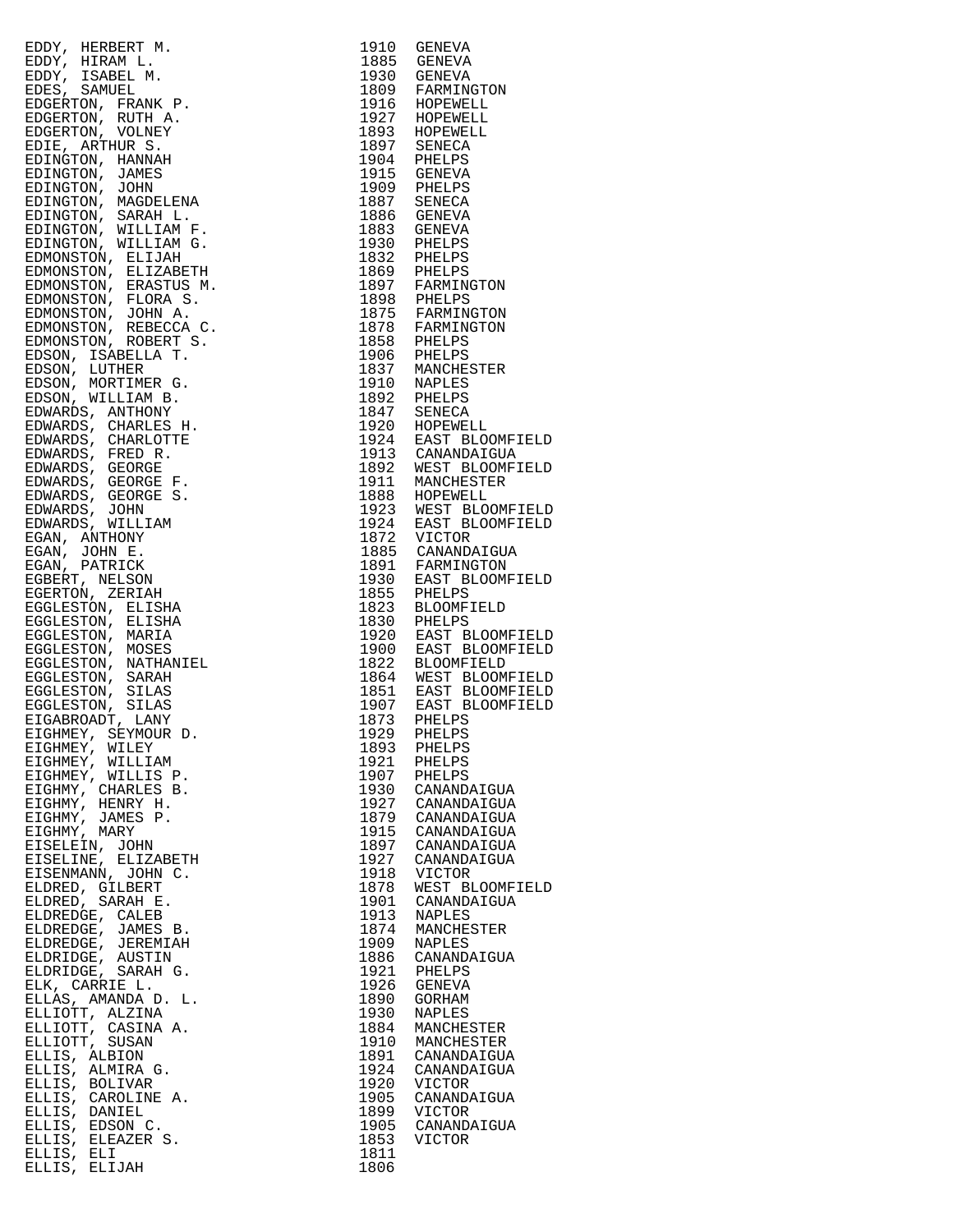| Name | Year | Town |
|---|---|---|
| EDDY, HERBERT M. | 1910 | GENEVA |
| EDDY, HIRAM L. | 1885 | GENEVA |
| EDDY, ISABEL M. | 1930 | GENEVA |
| EDES, SAMUEL | 1809 | FARMINGTON |
| EDGERTON, FRANK P. | 1916 | HOPEWELL |
| EDGERTON, RUTH A. | 1927 | HOPEWELL |
| EDGERTON, VOLNEY | 1893 | HOPEWELL |
| EDIE, ARTHUR S. | 1897 | SENECA |
| EDINGTON, HANNAH | 1904 | PHELPS |
| EDINGTON, JAMES | 1915 | GENEVA |
| EDINGTON, JOHN | 1909 | PHELPS |
| EDINGTON, MAGDELENA | 1887 | SENECA |
| EDINGTON, SARAH L. | 1886 | GENEVA |
| EDINGTON, WILLIAM F. | 1883 | GENEVA |
| EDINGTON, WILLIAM G. | 1930 | PHELPS |
| EDMONSTON, ELIJAH | 1832 | PHELPS |
| EDMONSTON, ELIZABETH | 1869 | PHELPS |
| EDMONSTON, ERASTUS M. | 1897 | FARMINGTON |
| EDMONSTON, FLORA S. | 1898 | PHELPS |
| EDMONSTON, JOHN A. | 1875 | FARMINGTON |
| EDMONSTON, REBECCA C. | 1878 | FARMINGTON |
| EDMONSTON, ROBERT S. | 1858 | PHELPS |
| EDSON, ISABELLA T. | 1906 | PHELPS |
| EDSON, LUTHER | 1837 | MANCHESTER |
| EDSON, MORTIMER G. | 1910 | NAPLES |
| EDSON, WILLIAM B. | 1892 | PHELPS |
| EDWARDS, ANTHONY | 1847 | SENECA |
| EDWARDS, CHARLES H. | 1920 | HOPEWELL |
| EDWARDS, CHARLOTTE | 1924 | EAST BLOOMFIELD |
| EDWARDS, FRED R. | 1913 | CANANDAIGUA |
| EDWARDS, GEORGE | 1892 | WEST BLOOMFIELD |
| EDWARDS, GEORGE F. | 1911 | MANCHESTER |
| EDWARDS, GEORGE S. | 1888 | HOPEWELL |
| EDWARDS, JOHN | 1923 | WEST BLOOMFIELD |
| EDWARDS, WILLIAM | 1924 | EAST BLOOMFIELD |
| EGAN, ANTHONY | 1872 | VICTOR |
| EGAN, JOHN E. | 1885 | CANANDAIGUA |
| EGAN, PATRICK | 1891 | FARMINGTON |
| EGBERT, NELSON | 1930 | EAST BLOOMFIELD |
| EGERTON, ZERIAH | 1855 | PHELPS |
| EGGLESTON, ELISHA | 1823 | BLOOMFIELD |
| EGGLESTON, ELISHA | 1830 | PHELPS |
| EGGLESTON, MARIA | 1920 | EAST BLOOMFIELD |
| EGGLESTON, MOSES | 1900 | EAST BLOOMFIELD |
| EGGLESTON, NATHANIEL | 1822 | BLOOMFIELD |
| EGGLESTON, SARAH | 1864 | WEST BLOOMFIELD |
| EGGLESTON, SILAS | 1851 | EAST BLOOMFIELD |
| EGGLESTON, SILAS | 1907 | EAST BLOOMFIELD |
| EIGABROADT, LANY | 1873 | PHELPS |
| EIGHMEY, SEYMOUR D. | 1929 | PHELPS |
| EIGHMEY, WILEY | 1893 | PHELPS |
| EIGHMEY, WILLIAM | 1921 | PHELPS |
| EIGHMEY, WILLIS P. | 1907 | PHELPS |
| EIGHMY, CHARLES B. | 1930 | CANANDAIGUA |
| EIGHMY, HENRY H. | 1927 | CANANDAIGUA |
| EIGHMY, JAMES P. | 1879 | CANANDAIGUA |
| EIGHMY, MARY | 1915 | CANANDAIGUA |
| EISELEIN, JOHN | 1897 | CANANDAIGUA |
| EISELINE, ELIZABETH | 1927 | CANANDAIGUA |
| EISENMANN, JOHN C. | 1918 | VICTOR |
| ELDRED, GILBERT | 1878 | WEST BLOOMFIELD |
| ELDRED, SARAH E. | 1901 | CANANDAIGUA |
| ELDREDGE, CALEB | 1913 | NAPLES |
| ELDREDGE, JAMES B. | 1874 | MANCHESTER |
| ELDREDGE, JEREMIAH | 1909 | NAPLES |
| ELDRIDGE, AUSTIN | 1886 | CANANDAIGUA |
| ELDRIDGE, SARAH G. | 1921 | PHELPS |
| ELK, CARRIE L. | 1926 | GENEVA |
| ELLAS, AMANDA D. L. | 1890 | GORHAM |
| ELLIOTT, ALZINA | 1930 | NAPLES |
| ELLIOTT, CASINA A. | 1884 | MANCHESTER |
| ELLIOTT, SUSAN | 1910 | MANCHESTER |
| ELLIS, ALBION | 1891 | CANANDAIGUA |
| ELLIS, ALMIRA G. | 1924 | CANANDAIGUA |
| ELLIS, BOLIVAR | 1920 | VICTOR |
| ELLIS, CAROLINE A. | 1905 | CANANDAIGUA |
| ELLIS, DANIEL | 1899 | VICTOR |
| ELLIS, EDSON C. | 1905 | CANANDAIGUA |
| ELLIS, ELEAZER S. | 1853 | VICTOR |
| ELLIS, ELI | 1811 | |
| ELLIS, ELIJAH | 1806 | |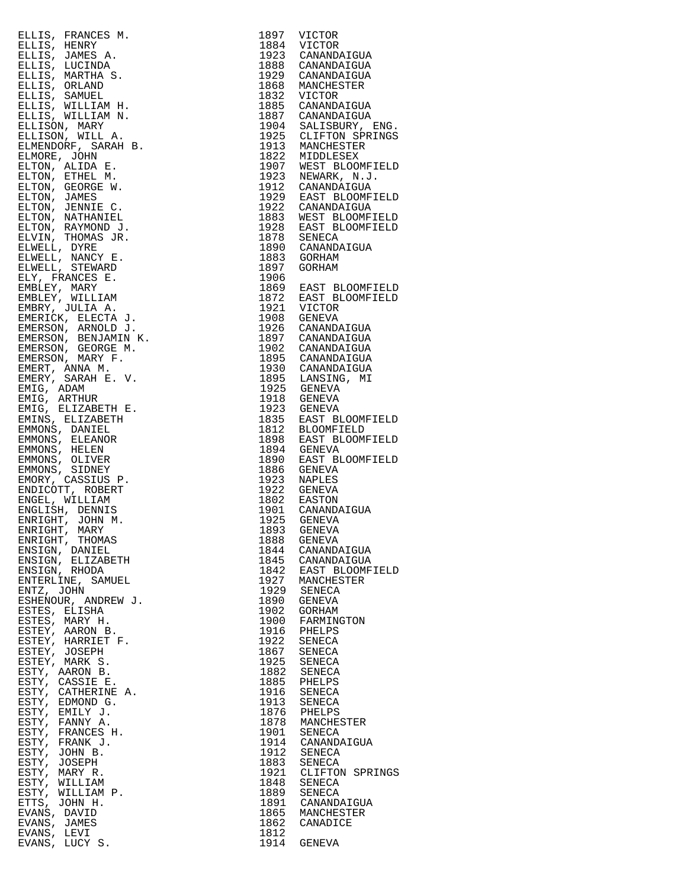| | | |
|---|---|---|
| ELLIS, FRANCES M. | 1897 | VICTOR |
| ELLIS, HENRY | 1884 | VICTOR |
| ELLIS, JAMES A. | 1923 | CANANDAIGUA |
| ELLIS, LUCINDA | 1888 | CANANDAIGUA |
| ELLIS, MARTHA S. | 1929 | CANANDAIGUA |
| ELLIS, ORLAND | 1868 | MANCHESTER |
| ELLIS, SAMUEL | 1832 | VICTOR |
| ELLIS, WILLIAM H. | 1885 | CANANDAIGUA |
| ELLIS, WILLIAM N. | 1887 | CANANDAIGUA |
| ELLISON, MARY | 1904 | SALISBURY, ENG. |
| ELLISON, WILL A. | 1925 | CLIFTON SPRINGS |
| ELMENDORF, SARAH B. | 1913 | MANCHESTER |
| ELMORE, JOHN | 1822 | MIDDLESEX |
| ELTON, ALIDA E. | 1907 | WEST BLOOMFIELD |
| ELTON, ETHEL M. | 1923 | NEWARK, N.J. |
| ELTON, GEORGE W. | 1912 | CANANDAIGUA |
| ELTON, JAMES | 1929 | EAST BLOOMFIELD |
| ELTON, JENNIE C. | 1922 | CANANDAIGUA |
| ELTON, NATHANIEL | 1883 | WEST BLOOMFIELD |
| ELTON, RAYMOND J. | 1928 | EAST BLOOMFIELD |
| ELVIN, THOMAS JR. | 1878 | SENECA |
| ELWELL, DYRE | 1890 | CANANDAIGUA |
| ELWELL, NANCY E. | 1883 | GORHAM |
| ELWELL, STEWARD | 1897 | GORHAM |
| ELY, FRANCES E. | 1906 | |
| EMBLEY, MARY | 1869 | EAST BLOOMFIELD |
| EMBLEY, WILLIAM | 1872 | EAST BLOOMFIELD |
| EMBRY, JULIA A. | 1921 | VICTOR |
| EMERICK, ELECTA J. | 1908 | GENEVA |
| EMERSON, ARNOLD J. | 1926 | CANANDAIGUA |
| EMERSON, BENJAMIN K. | 1897 | CANANDAIGUA |
| EMERSON, GEORGE M. | 1902 | CANANDAIGUA |
| EMERSON, MARY F. | 1895 | CANANDAIGUA |
| EMERT, ANNA M. | 1930 | CANANDAIGUA |
| EMERY, SARAH E. V. | 1895 | LANSING, MI |
| EMIG, ADAM | 1925 | GENEVA |
| EMIG, ARTHUR | 1918 | GENEVA |
| EMIG, ELIZABETH E. | 1923 | GENEVA |
| EMINS, ELIZABETH | 1835 | EAST BLOOMFIELD |
| EMMONS, DANIEL | 1812 | BLOOMFIELD |
| EMMONS, ELEANOR | 1898 | EAST BLOOMFIELD |
| EMMONS, HELEN | 1894 | GENEVA |
| EMMONS, OLIVER | 1890 | EAST BLOOMFIELD |
| EMMONS, SIDNEY | 1886 | GENEVA |
| EMORY, CASSIUS P. | 1923 | NAPLES |
| ENDICOTT, ROBERT | 1922 | GENEVA |
| ENGEL, WILLIAM | 1802 | EASTON |
| ENGLISH, DENNIS | 1901 | CANANDAIGUA |
| ENRIGHT, JOHN M. | 1925 | GENEVA |
| ENRIGHT, MARY | 1893 | GENEVA |
| ENRIGHT, THOMAS | 1888 | GENEVA |
| ENSIGN, DANIEL | 1844 | CANANDAIGUA |
| ENSIGN, ELIZABETH | 1845 | CANANDAIGUA |
| ENSIGN, RHODA | 1842 | EAST BLOOMFIELD |
| ENTERLINE, SAMUEL | 1927 | MANCHESTER |
| ENTZ, JOHN | 1929 | SENECA |
| ESHENOUR, ANDREW J. | 1890 | GENEVA |
| ESTES, ELISHA | 1902 | GORHAM |
| ESTES, MARY H. | 1900 | FARMINGTON |
| ESTEY, AARON B. | 1916 | PHELPS |
| ESTEY, HARRIET F. | 1922 | SENECA |
| ESTEY, JOSEPH | 1867 | SENECA |
| ESTEY, MARK S. | 1925 | SENECA |
| ESTY, AARON B. | 1882 | SENECA |
| ESTY, CASSIE E. | 1885 | PHELPS |
| ESTY, CATHERINE A. | 1916 | SENECA |
| ESTY, EDMOND G. | 1913 | SENECA |
| ESTY, EMILY J. | 1876 | PHELPS |
| ESTY, FANNY A. | 1878 | MANCHESTER |
| ESTY, FRANCES H. | 1901 | SENECA |
| ESTY, FRANK J. | 1914 | CANANDAIGUA |
| ESTY, JOHN B. | 1912 | SENECA |
| ESTY, JOSEPH | 1883 | SENECA |
| ESTY, MARY R. | 1921 | CLIFTON SPRINGS |
| ESTY, WILLIAM | 1848 | SENECA |
| ESTY, WILLIAM P. | 1889 | SENECA |
| ETTS, JOHN H. | 1891 | CANANDAIGUA |
| EVANS, DAVID | 1865 | MANCHESTER |
| EVANS, JAMES | 1862 | CANADICE |
| EVANS, LEVI | 1812 | |
| EVANS, LUCY S. | 1914 | GENEVA |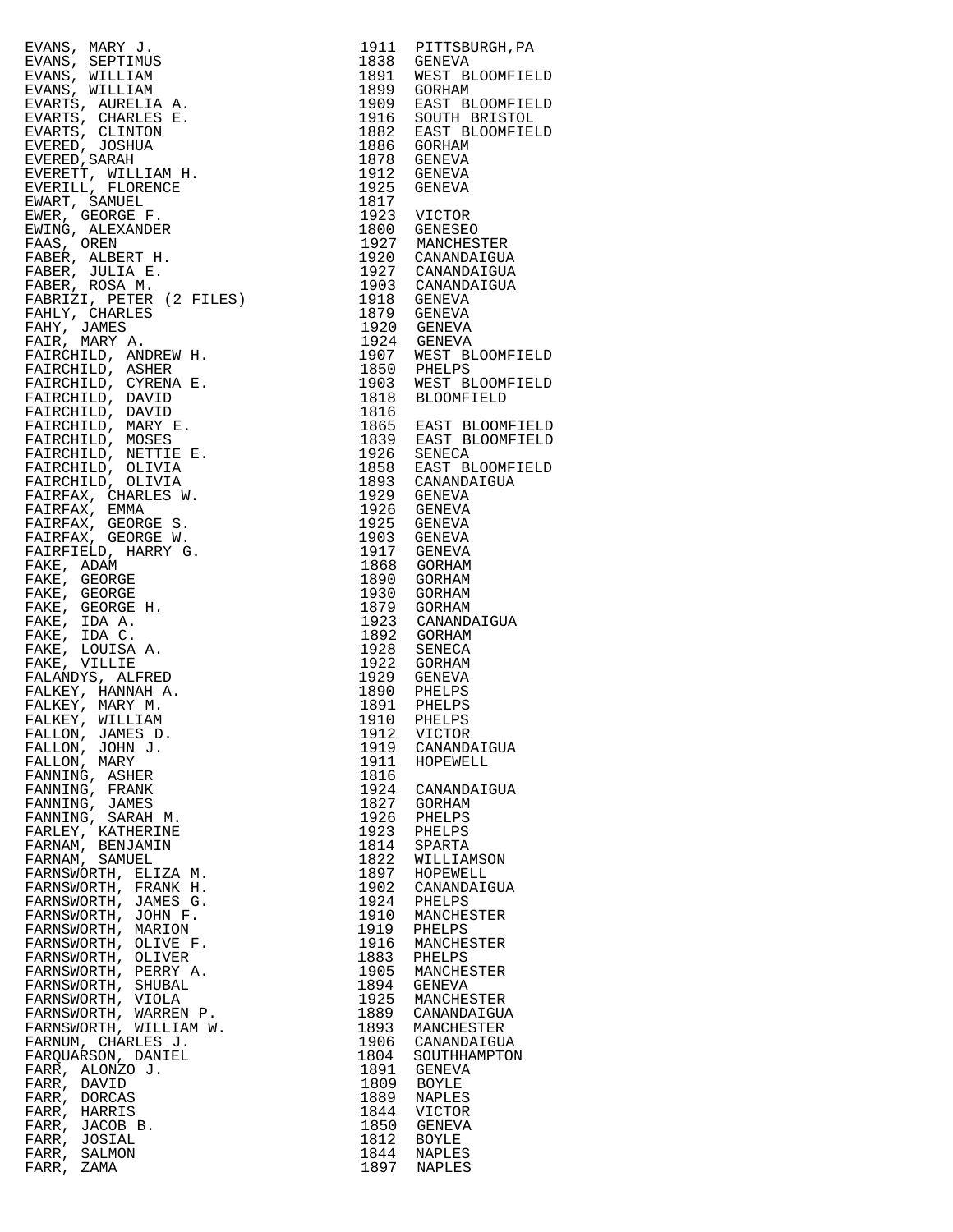| | | |
|---|---|---|
| EVANS, MARY J. | 1911 | PITTSBURGH,PA |
| EVANS, SEPTIMUS | 1838 | GENEVA |
| EVANS, WILLIAM | 1891 | WEST BLOOMFIELD |
| EVANS, WILLIAM | 1899 | GORHAM |
| EVARTS, AURELIA A. | 1909 | EAST BLOOMFIELD |
| EVARTS, CHARLES E. | 1916 | SOUTH BRISTOL |
| EVARTS, CLINTON | 1882 | EAST BLOOMFIELD |
| EVERED, JOSHUA | 1886 | GORHAM |
| EVERED,SARAH | 1878 | GENEVA |
| EVERETT, WILLIAM H. | 1912 | GENEVA |
| EVERILL, FLORENCE | 1925 | GENEVA |
| EWART, SAMUEL | 1817 | |
| EWER, GEORGE F. | 1923 | VICTOR |
| EWING, ALEXANDER | 1800 | GENESEO |
| FAAS, OREN | 1927 | MANCHESTER |
| FABER, ALBERT H. | 1920 | CANANDAIGUA |
| FABER, JULIA E. | 1927 | CANANDAIGUA |
| FABER, ROSA M. | 1903 | CANANDAIGUA |
| FABRIZI, PETER (2 FILES) | 1918 | GENEVA |
| FAHLY, CHARLES | 1879 | GENEVA |
| FAHY, JAMES | 1920 | GENEVA |
| FAIR, MARY A. | 1924 | GENEVA |
| FAIRCHILD, ANDREW H. | 1907 | WEST BLOOMFIELD |
| FAIRCHILD, ASHER | 1850 | PHELPS |
| FAIRCHILD, CYRENA E. | 1903 | WEST BLOOMFIELD |
| FAIRCHILD, DAVID | 1818 | BLOOMFIELD |
| FAIRCHILD, DAVID | 1816 | |
| FAIRCHILD, MARY E. | 1865 | EAST BLOOMFIELD |
| FAIRCHILD, MOSES | 1839 | EAST BLOOMFIELD |
| FAIRCHILD, NETTIE E. | 1926 | SENECA |
| FAIRCHILD, OLIVIA | 1858 | EAST BLOOMFIELD |
| FAIRCHILD, OLIVIA | 1893 | CANANDAIGUA |
| FAIRFAX, CHARLES W. | 1929 | GENEVA |
| FAIRFAX, EMMA | 1926 | GENEVA |
| FAIRFAX, GEORGE S. | 1925 | GENEVA |
| FAIRFAX, GEORGE W. | 1903 | GENEVA |
| FAIRFIELD, HARRY G. | 1917 | GENEVA |
| FAKE, ADAM | 1868 | GORHAM |
| FAKE, GEORGE | 1890 | GORHAM |
| FAKE, GEORGE | 1930 | GORHAM |
| FAKE, GEORGE H. | 1879 | GORHAM |
| FAKE, IDA A. | 1923 | CANANDAIGUA |
| FAKE, IDA C. | 1892 | GORHAM |
| FAKE, LOUISA A. | 1928 | SENECA |
| FAKE, VILLIE | 1922 | GORHAM |
| FALANDYS, ALFRED | 1929 | GENEVA |
| FALKEY, HANNAH A. | 1890 | PHELPS |
| FALKEY, MARY M. | 1891 | PHELPS |
| FALKEY, WILLIAM | 1910 | PHELPS |
| FALLON, JAMES D. | 1912 | VICTOR |
| FALLON, JOHN J. | 1919 | CANANDAIGUA |
| FALLON, MARY | 1911 | HOPEWELL |
| FANNING, ASHER | 1816 | |
| FANNING, FRANK | 1924 | CANANDAIGUA |
| FANNING, JAMES | 1827 | GORHAM |
| FANNING, SARAH M. | 1926 | PHELPS |
| FARLEY, KATHERINE | 1923 | PHELPS |
| FARNAM, BENJAMIN | 1814 | SPARTA |
| FARNAM, SAMUEL | 1822 | WILLIAMSON |
| FARNSWORTH, ELIZA M. | 1897 | HOPEWELL |
| FARNSWORTH, FRANK H. | 1902 | CANANDAIGUA |
| FARNSWORTH, JAMES G. | 1924 | PHELPS |
| FARNSWORTH, JOHN F. | 1910 | MANCHESTER |
| FARNSWORTH, MARION | 1919 | PHELPS |
| FARNSWORTH, OLIVE F. | 1916 | MANCHESTER |
| FARNSWORTH, OLIVER | 1883 | PHELPS |
| FARNSWORTH, PERRY A. | 1905 | MANCHESTER |
| FARNSWORTH, SHUBAL | 1894 | GENEVA |
| FARNSWORTH, VIOLA | 1925 | MANCHESTER |
| FARNSWORTH, WARREN P. | 1889 | CANANDAIGUA |
| FARNSWORTH, WILLIAM W. | 1893 | MANCHESTER |
| FARNUM, CHARLES J. | 1906 | CANANDAIGUA |
| FARQUARSON, DANIEL | 1804 | SOUTHHAMPTON |
| FARR, ALONZO J. | 1891 | GENEVA |
| FARR, DAVID | 1809 | BOYLE |
| FARR, DORCAS | 1889 | NAPLES |
| FARR, HARRIS | 1844 | VICTOR |
| FARR, JACOB B. | 1850 | GENEVA |
| FARR, JOSIAL | 1812 | BOYLE |
| FARR, SALMON | 1844 | NAPLES |
| FARR, ZAMA | 1897 | NAPLES |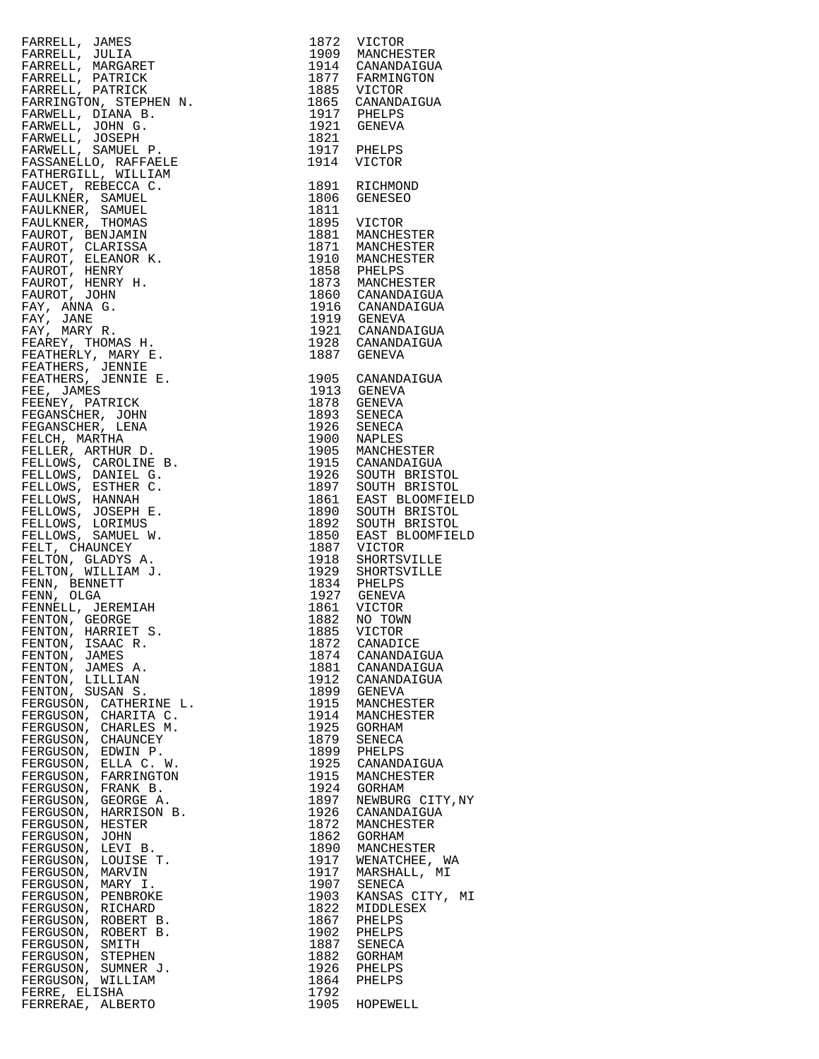| Name | Year | Town |
|---|---|---|
| FARRELL, JAMES | 1872 | VICTOR |
| FARRELL, JULIA | 1909 | MANCHESTER |
| FARRELL, MARGARET | 1914 | CANANDAIGUA |
| FARRELL, PATRICK | 1877 | FARMINGTON |
| FARRELL, PATRICK | 1885 | VICTOR |
| FARRINGTON, STEPHEN N. | 1865 | CANANDAIGUA |
| FARWELL, DIANA B. | 1917 | PHELPS |
| FARWELL, JOHN G. | 1921 | GENEVA |
| FARWELL, JOSEPH | 1821 | |
| FARWELL, SAMUEL P. | 1917 | PHELPS |
| FASSANELLO, RAFFAELE | 1914 | VICTOR |
| FATHERGILL, WILLIAM | | |
| FAUCET, REBECCA C. | 1891 | RICHMOND |
| FAULKNER, SAMUEL | 1806 | GENESEO |
| FAULKNER, SAMUEL | 1811 | |
| FAULKNER, THOMAS | 1895 | VICTOR |
| FAUROT, BENJAMIN | 1881 | MANCHESTER |
| FAUROT, CLARISSA | 1871 | MANCHESTER |
| FAUROT, ELEANOR K. | 1910 | MANCHESTER |
| FAUROT, HENRY | 1858 | PHELPS |
| FAUROT, HENRY H. | 1873 | MANCHESTER |
| FAUROT, JOHN | 1860 | CANANDAIGUA |
| FAY, ANNA G. | 1916 | CANANDAIGUA |
| FAY, JANE | 1919 | GENEVA |
| FAY, MARY R. | 1921 | CANANDAIGUA |
| FEAREY, THOMAS H. | 1928 | CANANDAIGUA |
| FEATHERLY, MARY E. | 1887 | GENEVA |
| FEATHERS, JENNIE | | |
| FEATHERS, JENNIE E. | 1905 | CANANDAIGUA |
| FEE, JAMES | 1913 | GENEVA |
| FEENEY, PATRICK | 1878 | GENEVA |
| FEGANSCHER, JOHN | 1893 | SENECA |
| FEGANSCHER, LENA | 1926 | SENECA |
| FELCH, MARTHA | 1900 | NAPLES |
| FELLER, ARTHUR D. | 1905 | MANCHESTER |
| FELLOWS, CAROLINE B. | 1915 | CANANDAIGUA |
| FELLOWS, DANIEL G. | 1926 | SOUTH BRISTOL |
| FELLOWS, ESTHER C. | 1897 | SOUTH BRISTOL |
| FELLOWS, HANNAH | 1861 | EAST BLOOMFIELD |
| FELLOWS, JOSEPH E. | 1890 | SOUTH BRISTOL |
| FELLOWS, LORIMUS | 1892 | SOUTH BRISTOL |
| FELLOWS, SAMUEL W. | 1850 | EAST BLOOMFIELD |
| FELT, CHAUNCEY | 1887 | VICTOR |
| FELTON, GLADYS A. | 1918 | SHORTSVILLE |
| FELTON, WILLIAM J. | 1929 | SHORTSVILLE |
| FENN, BENNETT | 1834 | PHELPS |
| FENN, OLGA | 1927 | GENEVA |
| FENNELL, JEREMIAH | 1861 | VICTOR |
| FENTON, GEORGE | 1882 | NO TOWN |
| FENTON, HARRIET S. | 1885 | VICTOR |
| FENTON, ISAAC R. | 1872 | CANADICE |
| FENTON, JAMES | 1874 | CANANDAIGUA |
| FENTON, JAMES A. | 1881 | CANANDAIGUA |
| FENTON, LILLIAN | 1912 | CANANDAIGUA |
| FENTON, SUSAN S. | 1899 | GENEVA |
| FERGUSON, CATHERINE L. | 1915 | MANCHESTER |
| FERGUSON, CHARITA C. | 1914 | MANCHESTER |
| FERGUSON, CHARLES M. | 1925 | GORHAM |
| FERGUSON, CHAUNCEY | 1879 | SENECA |
| FERGUSON, EDWIN P. | 1899 | PHELPS |
| FERGUSON, ELLA C. W. | 1925 | CANANDAIGUA |
| FERGUSON, FARRINGTON | 1915 | MANCHESTER |
| FERGUSON, FRANK B. | 1924 | GORHAM |
| FERGUSON, GEORGE A. | 1897 | NEWBURG CITY,NY |
| FERGUSON, HARRISON B. | 1926 | CANANDAIGUA |
| FERGUSON, HESTER | 1872 | MANCHESTER |
| FERGUSON, JOHN | 1862 | GORHAM |
| FERGUSON, LEVI B. | 1890 | MANCHESTER |
| FERGUSON, LOUISE T. | 1917 | WENATCHEE, WA |
| FERGUSON, MARVIN | 1917 | MARSHALL, MI |
| FERGUSON, MARY I. | 1907 | SENECA |
| FERGUSON, PENBROKE | 1903 | KANSAS CITY, MI |
| FERGUSON, RICHARD | 1822 | MIDDLESEX |
| FERGUSON, ROBERT B. | 1867 | PHELPS |
| FERGUSON, ROBERT B. | 1902 | PHELPS |
| FERGUSON, SMITH | 1887 | SENECA |
| FERGUSON, STEPHEN | 1882 | GORHAM |
| FERGUSON, SUMNER J. | 1926 | PHELPS |
| FERGUSON, WILLIAM | 1864 | PHELPS |
| FERRE, ELISHA | 1792 | |
| FERRERAE, ALBERTO | 1905 | HOPEWELL |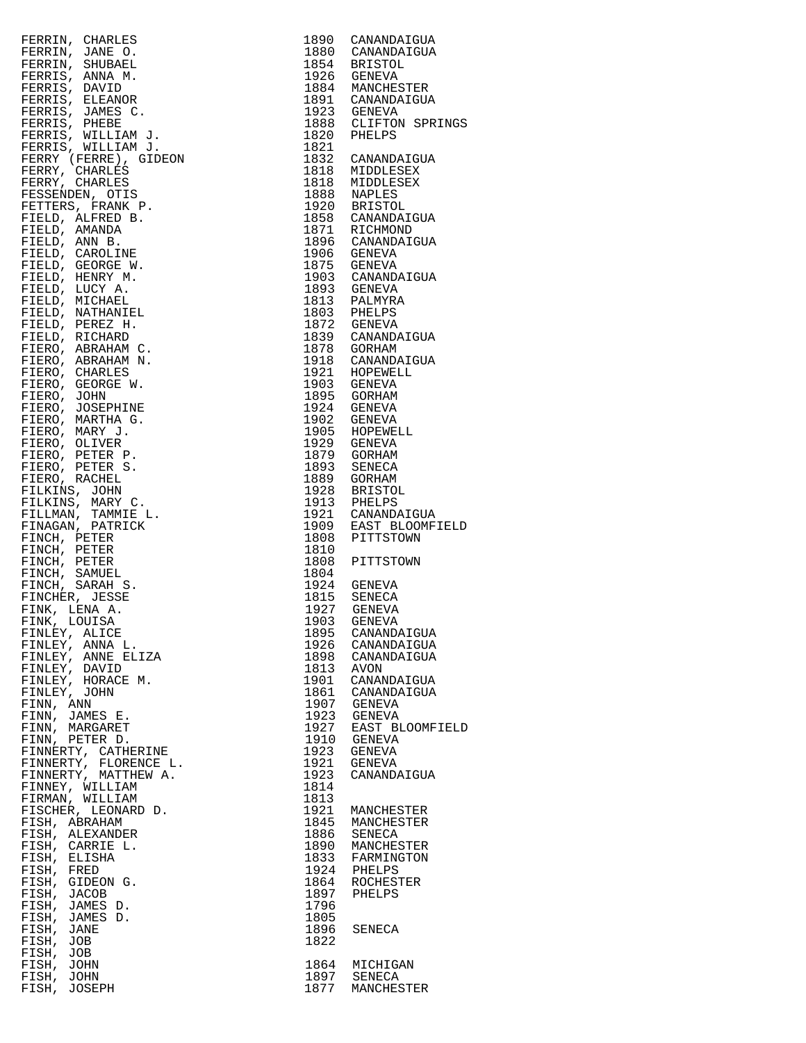| Name | Year | Place |
|---|---|---|
| FERRIN, CHARLES | 1890 | CANANDAIGUA |
| FERRIN, JANE O. | 1880 | CANANDAIGUA |
| FERRIN, SHUBAEL | 1854 | BRISTOL |
| FERRIS, ANNA M. | 1926 | GENEVA |
| FERRIS, DAVID | 1884 | MANCHESTER |
| FERRIS, ELEANOR | 1891 | CANANDAIGUA |
| FERRIS, JAMES C. | 1923 | GENEVA |
| FERRIS, PHEBE | 1888 | CLIFTON SPRINGS |
| FERRIS, WILLIAM J. | 1820 | PHELPS |
| FERRIS, WILLIAM J. | 1821 | |
| FERRY (FERRE), GIDEON | 1832 | CANANDAIGUA |
| FERRY, CHARLES | 1818 | MIDDLESEX |
| FERRY, CHARLES | 1818 | MIDDLESEX |
| FESSENDEN, OTIS | 1888 | NAPLES |
| FETTERS, FRANK P. | 1920 | BRISTOL |
| FIELD, ALFRED B. | 1858 | CANANDAIGUA |
| FIELD, AMANDA | 1871 | RICHMOND |
| FIELD, ANN B. | 1896 | CANANDAIGUA |
| FIELD, CAROLINE | 1906 | GENEVA |
| FIELD, GEORGE W. | 1875 | GENEVA |
| FIELD, HENRY M. | 1903 | CANANDAIGUA |
| FIELD, LUCY A. | 1893 | GENEVA |
| FIELD, MICHAEL | 1813 | PALMYRA |
| FIELD, NATHANIEL | 1803 | PHELPS |
| FIELD, PEREZ H. | 1872 | GENEVA |
| FIELD, RICHARD | 1839 | CANANDAIGUA |
| FIERO, ABRAHAM C. | 1878 | GORHAM |
| FIERO, ABRAHAM N. | 1918 | CANANDAIGUA |
| FIERO, CHARLES | 1921 | HOPEWELL |
| FIERO, GEORGE W. | 1903 | GENEVA |
| FIERO, JOHN | 1895 | GORHAM |
| FIERO, JOSEPHINE | 1924 | GENEVA |
| FIERO, MARTHA G. | 1902 | GENEVA |
| FIERO, MARY J. | 1905 | HOPEWELL |
| FIERO, OLIVER | 1929 | GENEVA |
| FIERO, PETER P. | 1879 | GORHAM |
| FIERO, PETER S. | 1893 | SENECA |
| FIERO, RACHEL | 1889 | GORHAM |
| FILKINS, JOHN | 1928 | BRISTOL |
| FILKINS, MARY C. | 1913 | PHELPS |
| FILLMAN, TAMMIE L. | 1921 | CANANDAIGUA |
| FINAGAN, PATRICK | 1909 | EAST BLOOMFIELD |
| FINCH, PETER | 1808 | PITTSTOWN |
| FINCH, PETER | 1810 | |
| FINCH, PETER | 1808 | PITTSTOWN |
| FINCH, SAMUEL | 1804 | |
| FINCH, SARAH S. | 1924 | GENEVA |
| FINCHER, JESSE | 1815 | SENECA |
| FINK, LENA A. | 1927 | GENEVA |
| FINK, LOUISA | 1903 | GENEVA |
| FINLEY, ALICE | 1895 | CANANDAIGUA |
| FINLEY, ANNA L. | 1926 | CANANDAIGUA |
| FINLEY, ANNE ELIZA | 1898 | CANANDAIGUA |
| FINLEY, DAVID | 1813 | AVON |
| FINLEY, HORACE M. | 1901 | CANANDAIGUA |
| FINLEY, JOHN | 1861 | CANANDAIGUA |
| FINN, ANN | 1907 | GENEVA |
| FINN, JAMES E. | 1923 | GENEVA |
| FINN, MARGARET | 1927 | EAST BLOOMFIELD |
| FINN, PETER D. | 1910 | GENEVA |
| FINNERTY, CATHERINE | 1923 | GENEVA |
| FINNERTY, FLORENCE L. | 1921 | GENEVA |
| FINNERTY, MATTHEW A. | 1923 | CANANDAIGUA |
| FINNEY, WILLIAM | 1814 | |
| FIRMAN, WILLIAM | 1813 | |
| FISCHER, LEONARD D. | 1921 | MANCHESTER |
| FISH, ABRAHAM | 1845 | MANCHESTER |
| FISH, ALEXANDER | 1886 | SENECA |
| FISH, CARRIE L. | 1890 | MANCHESTER |
| FISH, ELISHA | 1833 | FARMINGTON |
| FISH, FRED | 1924 | PHELPS |
| FISH, GIDEON G. | 1864 | ROCHESTER |
| FISH, JACOB | 1897 | PHELPS |
| FISH, JAMES D. | 1796 | |
| FISH, JAMES D. | 1805 | |
| FISH, JANE | 1896 | SENECA |
| FISH, JOB | 1822 | |
| FISH, JOB | | |
| FISH, JOHN | 1864 | MICHIGAN |
| FISH, JOHN | 1897 | SENECA |
| FISH, JOSEPH | 1877 | MANCHESTER |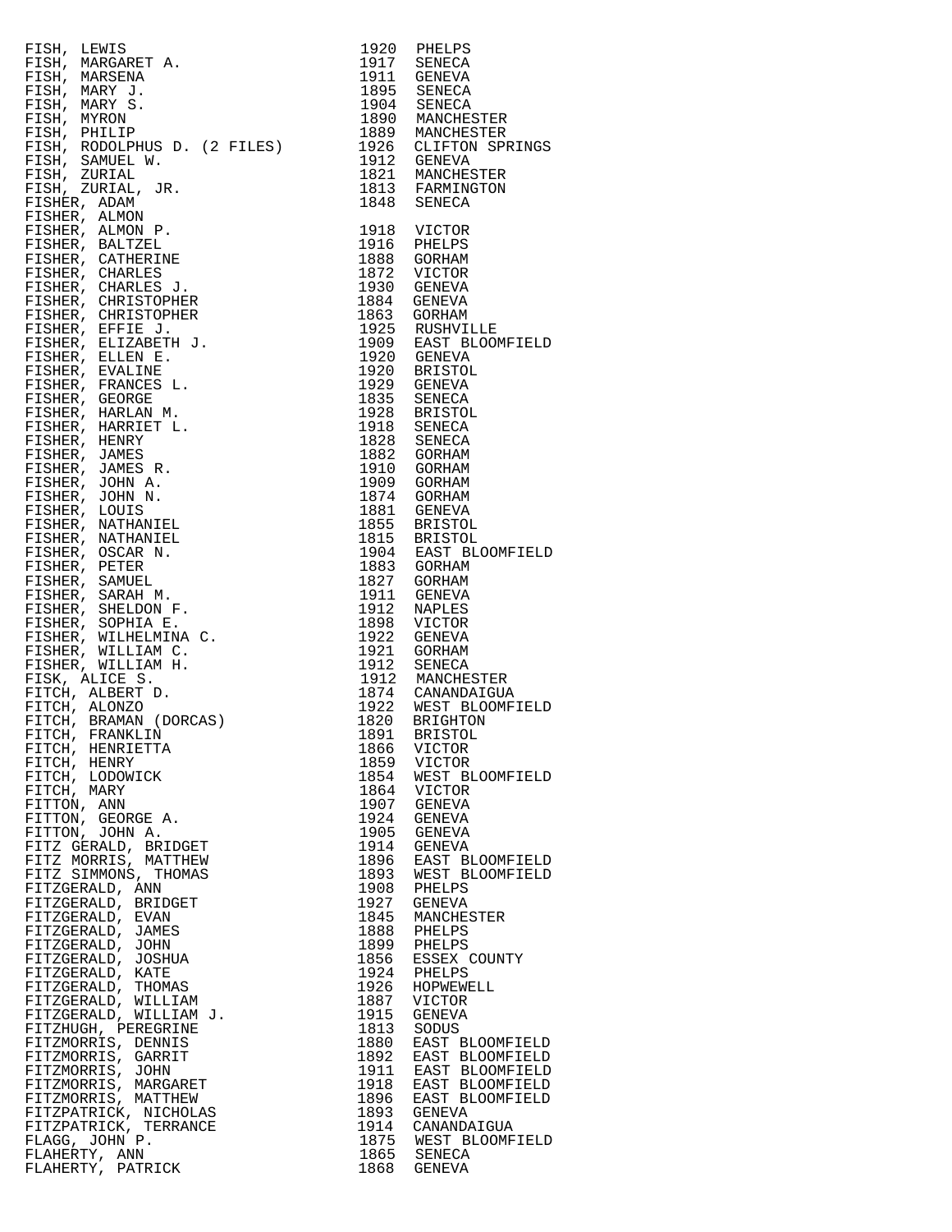| Name | Year | Location |
|---|---|---|
| FISH, LEWIS | 1920 | PHELPS |
| FISH, MARGARET A. | 1917 | SENECA |
| FISH, MARSENA | 1911 | GENEVA |
| FISH, MARY J. | 1895 | SENECA |
| FISH, MARY S. | 1904 | SENECA |
| FISH, MYRON | 1890 | MANCHESTER |
| FISH, PHILIP | 1889 | MANCHESTER |
| FISH, RODOLPHUS D. (2 FILES) | 1926 | CLIFTON SPRINGS |
| FISH, SAMUEL W. | 1912 | GENEVA |
| FISH, ZURIAL | 1821 | MANCHESTER |
| FISH, ZURIAL, JR. | 1813 | FARMINGTON |
| FISHER, ADAM | 1848 | SENECA |
| FISHER, ALMON | | |
| FISHER, ALMON P. | 1918 | VICTOR |
| FISHER, BALTZEL | 1916 | PHELPS |
| FISHER, CATHERINE | 1888 | GORHAM |
| FISHER, CHARLES | 1872 | VICTOR |
| FISHER, CHARLES J. | 1930 | GENEVA |
| FISHER, CHRISTOPHER | 1884 | GENEVA |
| FISHER, CHRISTOPHER | 1863 | GORHAM |
| FISHER, EFFIE J. | 1925 | RUSHVILLE |
| FISHER, ELIZABETH J. | 1909 | EAST BLOOMFIELD |
| FISHER, ELLEN E. | 1920 | GENEVA |
| FISHER, EVALINE | 1920 | BRISTOL |
| FISHER, FRANCES L. | 1929 | GENEVA |
| FISHER, GEORGE | 1835 | SENECA |
| FISHER, HARLAN M. | 1928 | BRISTOL |
| FISHER, HARRIET L. | 1918 | SENECA |
| FISHER, HENRY | 1828 | SENECA |
| FISHER, JAMES | 1882 | GORHAM |
| FISHER, JAMES R. | 1910 | GORHAM |
| FISHER, JOHN A. | 1909 | GORHAM |
| FISHER, JOHN N. | 1874 | GORHAM |
| FISHER, LOUIS | 1881 | GENEVA |
| FISHER, NATHANIEL | 1855 | BRISTOL |
| FISHER, NATHANIEL | 1815 | BRISTOL |
| FISHER, OSCAR N. | 1904 | EAST BLOOMFIELD |
| FISHER, PETER | 1883 | GORHAM |
| FISHER, SAMUEL | 1827 | GORHAM |
| FISHER, SARAH M. | 1911 | GENEVA |
| FISHER, SHELDON F. | 1912 | NAPLES |
| FISHER, SOPHIA E. | 1898 | VICTOR |
| FISHER, WILHELMINA C. | 1922 | GENEVA |
| FISHER, WILLIAM C. | 1921 | GORHAM |
| FISHER, WILLIAM H. | 1912 | SENECA |
| FISK, ALICE S. | 1912 | MANCHESTER |
| FITCH, ALBERT D. | 1874 | CANANDAIGUA |
| FITCH, ALONZO | 1922 | WEST BLOOMFIELD |
| FITCH, BRAMAN (DORCAS) | 1820 | BRIGHTON |
| FITCH, FRANKLIN | 1891 | BRISTOL |
| FITCH, HENRIETTA | 1866 | VICTOR |
| FITCH, HENRY | 1859 | VICTOR |
| FITCH, LODOWICK | 1854 | WEST BLOOMFIELD |
| FITCH, MARY | 1864 | VICTOR |
| FITTON, ANN | 1907 | GENEVA |
| FITTON, GEORGE A. | 1924 | GENEVA |
| FITTON, JOHN A. | 1905 | GENEVA |
| FITZ GERALD, BRIDGET | 1914 | GENEVA |
| FITZ MORRIS, MATTHEW | 1896 | EAST BLOOMFIELD |
| FITZ SIMMONS, THOMAS | 1893 | WEST BLOOMFIELD |
| FITZGERALD, ANN | 1908 | PHELPS |
| FITZGERALD, BRIDGET | 1927 | GENEVA |
| FITZGERALD, EVAN | 1845 | MANCHESTER |
| FITZGERALD, JAMES | 1888 | PHELPS |
| FITZGERALD, JOHN | 1899 | PHELPS |
| FITZGERALD, JOSHUA | 1856 | ESSEX COUNTY |
| FITZGERALD, KATE | 1924 | PHELPS |
| FITZGERALD, THOMAS | 1926 | HOPWEWELL |
| FITZGERALD, WILLIAM | 1887 | VICTOR |
| FITZGERALD, WILLIAM J. | 1915 | GENEVA |
| FITZHUGH, PEREGRINE | 1813 | SODUS |
| FITZMORRIS, DENNIS | 1880 | EAST BLOOMFIELD |
| FITZMORRIS, GARRIT | 1892 | EAST BLOOMFIELD |
| FITZMORRIS, JOHN | 1911 | EAST BLOOMFIELD |
| FITZMORRIS, MARGARET | 1918 | EAST BLOOMFIELD |
| FITZMORRIS, MATTHEW | 1896 | EAST BLOOMFIELD |
| FITZPATRICK, NICHOLAS | 1893 | GENEVA |
| FITZPATRICK, TERRANCE | 1914 | CANANDAIGUA |
| FLAGG, JOHN P. | 1875 | WEST BLOOMFIELD |
| FLAHERTY, ANN | 1865 | SENECA |
| FLAHERTY, PATRICK | 1868 | GENEVA |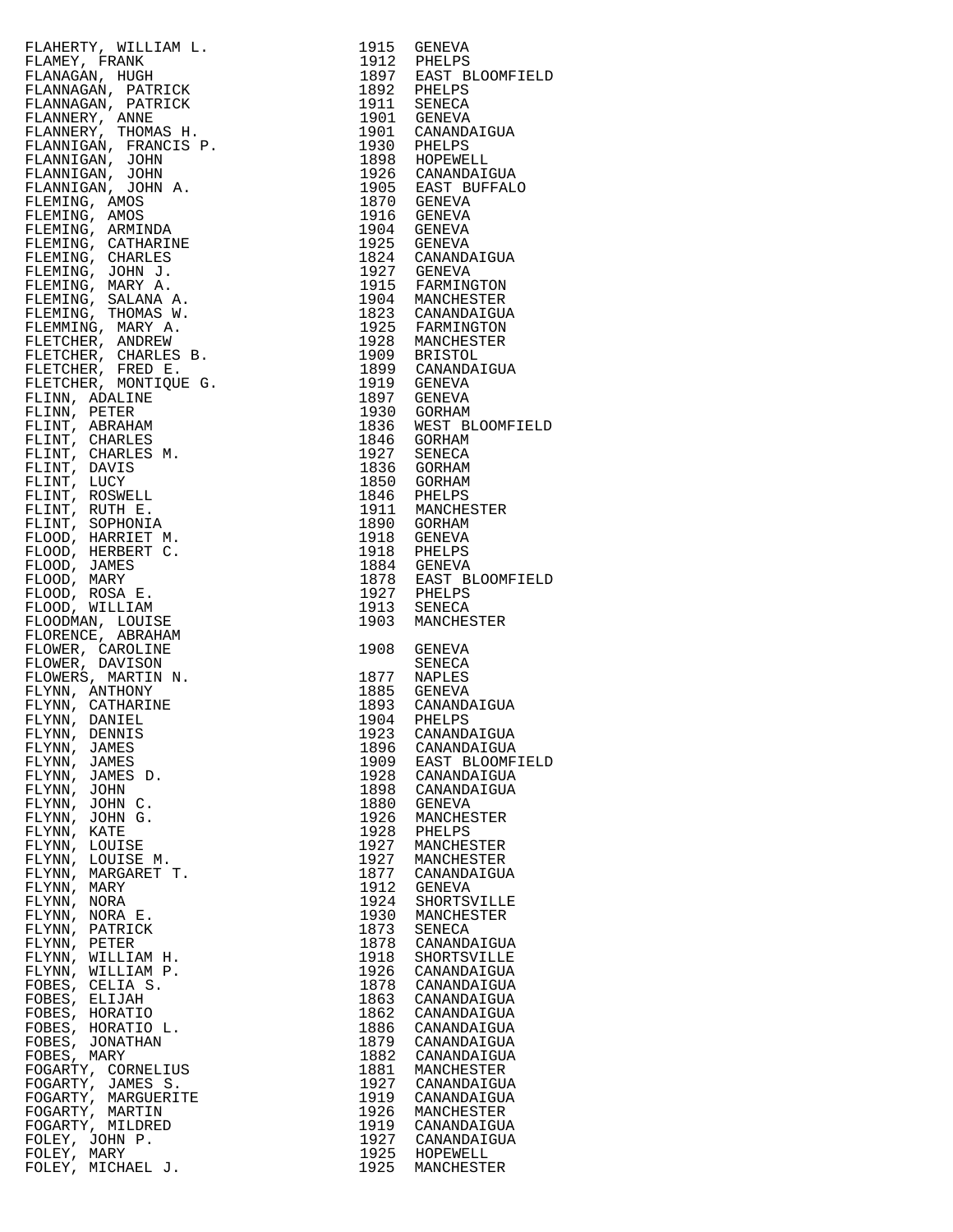| Name | Year | Place |
|---|---|---|
| FLAHERTY, WILLIAM L. | 1915 | GENEVA |
| FLAMEY, FRANK | 1912 | PHELPS |
| FLANAGAN, HUGH | 1897 | EAST BLOOMFIELD |
| FLANNAGAN, PATRICK | 1892 | PHELPS |
| FLANNAGAN, PATRICK | 1911 | SENECA |
| FLANNERY, ANNE | 1901 | GENEVA |
| FLANNERY, THOMAS H. | 1901 | CANANDAIGUA |
| FLANNIGAN, FRANCIS P. | 1930 | PHELPS |
| FLANNIGAN, JOHN | 1898 | HOPEWELL |
| FLANNIGAN, JOHN | 1926 | CANANDAIGUA |
| FLANNIGAN, JOHN A. | 1905 | EAST BUFFALO |
| FLEMING, AMOS | 1870 | GENEVA |
| FLEMING, AMOS | 1916 | GENEVA |
| FLEMING, ARMINDA | 1904 | GENEVA |
| FLEMING, CATHARINE | 1925 | GENEVA |
| FLEMING, CHARLES | 1824 | CANANDAIGUA |
| FLEMING, JOHN J. | 1927 | GENEVA |
| FLEMING, MARY A. | 1915 | FARMINGTON |
| FLEMING, SALANA A. | 1904 | MANCHESTER |
| FLEMING, THOMAS W. | 1823 | CANANDAIGUA |
| FLEMMING, MARY A. | 1925 | FARMINGTON |
| FLETCHER, ANDREW | 1928 | MANCHESTER |
| FLETCHER, CHARLES B. | 1909 | BRISTOL |
| FLETCHER, FRED E. | 1899 | CANANDAIGUA |
| FLETCHER, MONTIQUE G. | 1919 | GENEVA |
| FLINN, ADALINE | 1897 | GENEVA |
| FLINN, PETER | 1930 | GORHAM |
| FLINT, ABRAHAM | 1836 | WEST BLOOMFIELD |
| FLINT, CHARLES | 1846 | GORHAM |
| FLINT, CHARLES M. | 1927 | SENECA |
| FLINT, DAVIS | 1836 | GORHAM |
| FLINT, LUCY | 1850 | GORHAM |
| FLINT, ROSWELL | 1846 | PHELPS |
| FLINT, RUTH E. | 1911 | MANCHESTER |
| FLINT, SOPHONIA | 1890 | GORHAM |
| FLOOD, HARRIET M. | 1918 | GENEVA |
| FLOOD, HERBERT C. | 1918 | PHELPS |
| FLOOD, JAMES | 1884 | GENEVA |
| FLOOD, MARY | 1878 | EAST BLOOMFIELD |
| FLOOD, ROSA E. | 1927 | PHELPS |
| FLOOD, WILLIAM | 1913 | SENECA |
| FLOODMAN, LOUISE | 1903 | MANCHESTER |
| FLORENCE, ABRAHAM | | |
| FLOWER, CAROLINE | 1908 | GENEVA |
| FLOWER, DAVISON | | SENECA |
| FLOWERS, MARTIN N. | 1877 | NAPLES |
| FLYNN, ANTHONY | 1885 | GENEVA |
| FLYNN, CATHARINE | 1893 | CANANDAIGUA |
| FLYNN, DANIEL | 1904 | PHELPS |
| FLYNN, DENNIS | 1923 | CANANDAIGUA |
| FLYNN, JAMES | 1896 | CANANDAIGUA |
| FLYNN, JAMES | 1909 | EAST BLOOMFIELD |
| FLYNN, JAMES D. | 1928 | CANANDAIGUA |
| FLYNN, JOHN | 1898 | CANANDAIGUA |
| FLYNN, JOHN C. | 1880 | GENEVA |
| FLYNN, JOHN G. | 1926 | MANCHESTER |
| FLYNN, KATE | 1928 | PHELPS |
| FLYNN, LOUISE | 1927 | MANCHESTER |
| FLYNN, LOUISE M. | 1927 | MANCHESTER |
| FLYNN, MARGARET T. | 1877 | CANANDAIGUA |
| FLYNN, MARY | 1912 | GENEVA |
| FLYNN, NORA | 1924 | SHORTSVILLE |
| FLYNN, NORA E. | 1930 | MANCHESTER |
| FLYNN, PATRICK | 1873 | SENECA |
| FLYNN, PETER | 1878 | CANANDAIGUA |
| FLYNN, WILLIAM H. | 1918 | SHORTSVILLE |
| FLYNN, WILLIAM P. | 1926 | CANANDAIGUA |
| FOBES, CELIA S. | 1878 | CANANDAIGUA |
| FOBES, ELIJAH | 1863 | CANANDAIGUA |
| FOBES, HORATIO | 1862 | CANANDAIGUA |
| FOBES, HORATIO L. | 1886 | CANANDAIGUA |
| FOBES, JONATHAN | 1879 | CANANDAIGUA |
| FOBES, MARY | 1882 | CANANDAIGUA |
| FOGARTY, CORNELIUS | 1881 | MANCHESTER |
| FOGARTY, JAMES S. | 1927 | CANANDAIGUA |
| FOGARTY, MARGUERITE | 1919 | CANANDAIGUA |
| FOGARTY, MARTIN | 1926 | MANCHESTER |
| FOGARTY, MILDRED | 1919 | CANANDAIGUA |
| FOLEY, JOHN P. | 1927 | CANANDAIGUA |
| FOLEY, MARY | 1925 | HOPEWELL |
| FOLEY, MICHAEL J. | 1925 | MANCHESTER |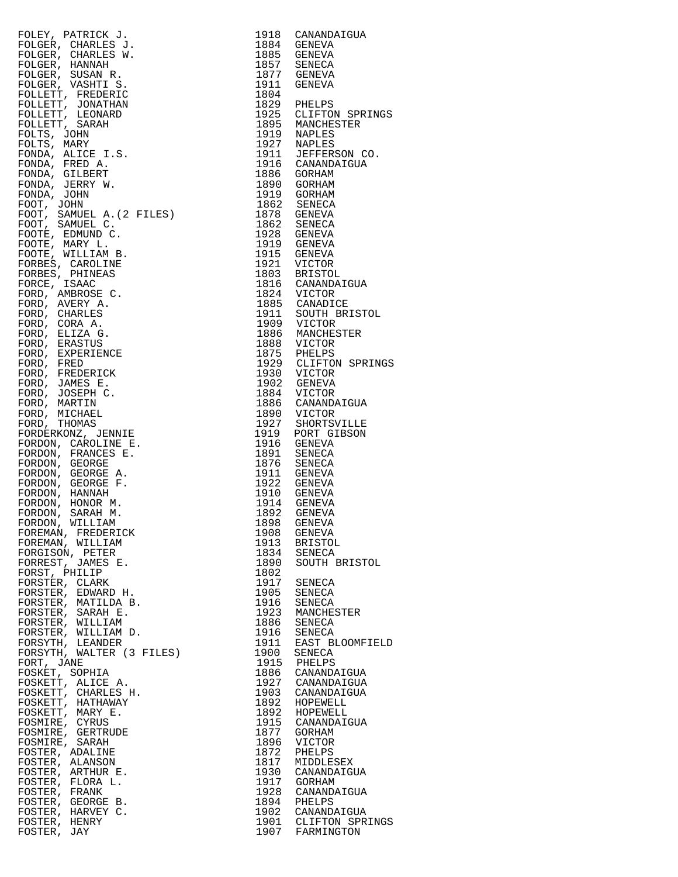| Name | Year | Place |
|---|---|---|
| FOLEY, PATRICK J. | 1918 | CANANDAIGUA |
| FOLGER, CHARLES J. | 1884 | GENEVA |
| FOLGER, CHARLES W. | 1885 | GENEVA |
| FOLGER, HANNAH | 1857 | SENECA |
| FOLGER, SUSAN R. | 1877 | GENEVA |
| FOLGER, VASHTI S. | 1911 | GENEVA |
| FOLLETT, FREDERIC | 1804 | |
| FOLLETT, JONATHAN | 1829 | PHELPS |
| FOLLETT, LEONARD | 1925 | CLIFTON SPRINGS |
| FOLLETT, SARAH | 1895 | MANCHESTER |
| FOLTS, JOHN | 1919 | NAPLES |
| FOLTS, MARY | 1927 | NAPLES |
| FONDA, ALICE I.S. | 1911 | JEFFERSON CO. |
| FONDA, FRED A. | 1916 | CANANDAIGUA |
| FONDA, GILBERT | 1886 | GORHAM |
| FONDA, JERRY W. | 1890 | GORHAM |
| FONDA, JOHN | 1919 | GORHAM |
| FOOT, JOHN | 1862 | SENECA |
| FOOT, SAMUEL A.(2 FILES) | 1878 | GENEVA |
| FOOT, SAMUEL C. | 1862 | SENECA |
| FOOTE, EDMUND C. | 1928 | GENEVA |
| FOOTE, MARY L. | 1919 | GENEVA |
| FOOTE, WILLIAM B. | 1915 | GENEVA |
| FORBES, CAROLINE | 1921 | VICTOR |
| FORBES, PHINEAS | 1803 | BRISTOL |
| FORCE, ISAAC | 1816 | CANANDAIGUA |
| FORD, AMBROSE C. | 1824 | VICTOR |
| FORD, AVERY A. | 1885 | CANADICE |
| FORD, CHARLES | 1911 | SOUTH BRISTOL |
| FORD, CORA A. | 1909 | VICTOR |
| FORD, ELIZA G. | 1886 | MANCHESTER |
| FORD, ERASTUS | 1888 | VICTOR |
| FORD, EXPERIENCE | 1875 | PHELPS |
| FORD, FRED | 1929 | CLIFTON SPRINGS |
| FORD, FREDERICK | 1930 | VICTOR |
| FORD, JAMES E. | 1902 | GENEVA |
| FORD, JOSEPH C. | 1884 | VICTOR |
| FORD, MARTIN | 1886 | CANANDAIGUA |
| FORD, MICHAEL | 1890 | VICTOR |
| FORD, THOMAS | 1927 | SHORTSVILLE |
| FORDERKONZ, JENNIE | 1919 | PORT GIBSON |
| FORDON, CAROLINE E. | 1916 | GENEVA |
| FORDON, FRANCES E. | 1891 | SENECA |
| FORDON, GEORGE | 1876 | SENECA |
| FORDON, GEORGE A. | 1911 | GENEVA |
| FORDON, GEORGE F. | 1922 | GENEVA |
| FORDON, HANNAH | 1910 | GENEVA |
| FORDON, HONOR M. | 1914 | GENEVA |
| FORDON, SARAH M. | 1892 | GENEVA |
| FORDON, WILLIAM | 1898 | GENEVA |
| FOREMAN, FREDERICK | 1908 | GENEVA |
| FOREMAN, WILLIAM | 1913 | BRISTOL |
| FORGISON, PETER | 1834 | SENECA |
| FORREST, JAMES E. | 1890 | SOUTH BRISTOL |
| FORST, PHILIP | 1802 | |
| FORSTER, CLARK | 1917 | SENECA |
| FORSTER, EDWARD H. | 1905 | SENECA |
| FORSTER, MATILDA B. | 1916 | SENECA |
| FORSTER, SARAH E. | 1923 | MANCHESTER |
| FORSTER, WILLIAM | 1886 | SENECA |
| FORSTER, WILLIAM D. | 1916 | SENECA |
| FORSYTH, LEANDER | 1911 | EAST BLOOMFIELD |
| FORSYTH, WALTER (3 FILES) | 1900 | SENECA |
| FORT, JANE | 1915 | PHELPS |
| FOSKET, SOPHIA | 1886 | CANANDAIGUA |
| FOSKETT, ALICE A. | 1927 | CANANDAIGUA |
| FOSKETT, CHARLES H. | 1903 | CANANDAIGUA |
| FOSKETT, HATHAWAY | 1892 | HOPEWELL |
| FOSKETT, MARY E. | 1892 | HOPEWELL |
| FOSMIRE, CYRUS | 1915 | CANANDAIGUA |
| FOSMIRE, GERTRUDE | 1877 | GORHAM |
| FOSMIRE, SARAH | 1896 | VICTOR |
| FOSTER, ADALINE | 1872 | PHELPS |
| FOSTER, ALANSON | 1817 | MIDDLESEX |
| FOSTER, ARTHUR E. | 1930 | CANANDAIGUA |
| FOSTER, FLORA L. | 1917 | GORHAM |
| FOSTER, FRANK | 1928 | CANANDAIGUA |
| FOSTER, GEORGE B. | 1894 | PHELPS |
| FOSTER, HARVEY C. | 1902 | CANANDAIGUA |
| FOSTER, HENRY | 1901 | CLIFTON SPRINGS |
| FOSTER, JAY | 1907 | FARMINGTON |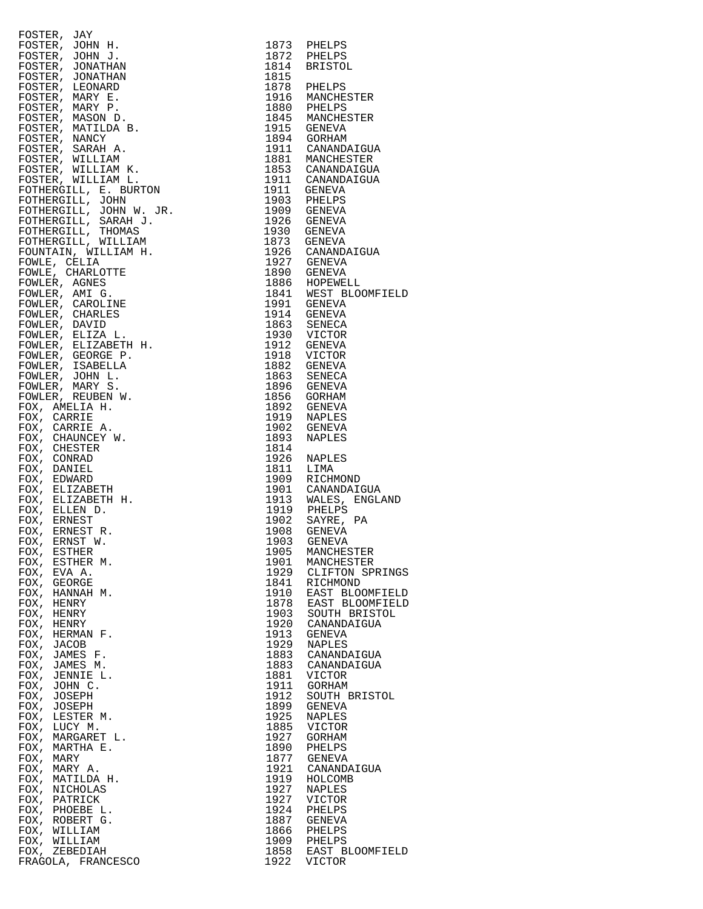| Name | Year | Place |
|---|---|---|
| FOSTER, JAY | | |
| FOSTER, JOHN H. | 1873 | PHELPS |
| FOSTER, JOHN J. | 1872 | PHELPS |
| FOSTER, JONATHAN | 1814 | BRISTOL |
| FOSTER, JONATHAN | 1815 | |
| FOSTER, LEONARD | 1878 | PHELPS |
| FOSTER, MARY E. | 1916 | MANCHESTER |
| FOSTER, MARY P. | 1880 | PHELPS |
| FOSTER, MASON D. | 1845 | MANCHESTER |
| FOSTER, MATILDA B. | 1915 | GENEVA |
| FOSTER, NANCY | 1894 | GORHAM |
| FOSTER, SARAH A. | 1911 | CANANDAIGUA |
| FOSTER, WILLIAM | 1881 | MANCHESTER |
| FOSTER, WILLIAM K. | 1853 | CANANDAIGUA |
| FOSTER, WILLIAM L. | 1911 | CANANDAIGUA |
| FOTHERGILL, E. BURTON | 1911 | GENEVA |
| FOTHERGILL, JOHN | 1903 | PHELPS |
| FOTHERGILL, JOHN W. JR. | 1909 | GENEVA |
| FOTHERGILL, SARAH J. | 1926 | GENEVA |
| FOTHERGILL, THOMAS | 1930 | GENEVA |
| FOTHERGILL, WILLIAM | 1873 | GENEVA |
| FOUNTAIN, WILLIAM H. | 1926 | CANANDAIGUA |
| FOWLE, CELIA | 1927 | GENEVA |
| FOWLE, CHARLOTTE | 1890 | GENEVA |
| FOWLER, AGNES | 1886 | HOPEWELL |
| FOWLER, AMI G. | 1841 | WEST BLOOMFIELD |
| FOWLER, CAROLINE | 1991 | GENEVA |
| FOWLER, CHARLES | 1914 | GENEVA |
| FOWLER, DAVID | 1863 | SENECA |
| FOWLER, ELIZA L. | 1930 | VICTOR |
| FOWLER, ELIZABETH H. | 1912 | GENEVA |
| FOWLER, GEORGE P. | 1918 | VICTOR |
| FOWLER, ISABELLA | 1882 | GENEVA |
| FOWLER, JOHN L. | 1863 | SENECA |
| FOWLER, MARY S. | 1896 | GENEVA |
| FOWLER, REUBEN W. | 1856 | GORHAM |
| FOX, AMELIA H. | 1892 | GENEVA |
| FOX, CARRIE | 1919 | NAPLES |
| FOX, CARRIE A. | 1902 | GENEVA |
| FOX, CHAUNCEY W. | 1893 | NAPLES |
| FOX, CHESTER | 1814 | |
| FOX, CONRAD | 1926 | NAPLES |
| FOX, DANIEL | 1811 | LIMA |
| FOX, EDWARD | 1909 | RICHMOND |
| FOX, ELIZABETH | 1901 | CANANDAIGUA |
| FOX, ELIZABETH H. | 1913 | WALES, ENGLAND |
| FOX, ELLEN D. | 1919 | PHELPS |
| FOX, ERNEST | 1902 | SAYRE, PA |
| FOX, ERNEST R. | 1908 | GENEVA |
| FOX, ERNST W. | 1903 | GENEVA |
| FOX, ESTHER | 1905 | MANCHESTER |
| FOX, ESTHER M. | 1901 | MANCHESTER |
| FOX, EVA A. | 1929 | CLIFTON SPRINGS |
| FOX, GEORGE | 1841 | RICHMOND |
| FOX, HANNAH M. | 1910 | EAST BLOOMFIELD |
| FOX, HENRY | 1878 | EAST BLOOMFIELD |
| FOX, HENRY | 1903 | SOUTH BRISTOL |
| FOX, HENRY | 1920 | CANANDAIGUA |
| FOX, HERMAN F. | 1913 | GENEVA |
| FOX, JACOB | 1929 | NAPLES |
| FOX, JAMES F. | 1883 | CANANDAIGUA |
| FOX, JAMES M. | 1883 | CANANDAIGUA |
| FOX, JENNIE L. | 1881 | VICTOR |
| FOX, JOHN C. | 1911 | GORHAM |
| FOX, JOSEPH | 1912 | SOUTH BRISTOL |
| FOX, JOSEPH | 1899 | GENEVA |
| FOX, LESTER M. | 1925 | NAPLES |
| FOX, LUCY M. | 1885 | VICTOR |
| FOX, MARGARET L. | 1927 | GORHAM |
| FOX, MARTHA E. | 1890 | PHELPS |
| FOX, MARY | 1877 | GENEVA |
| FOX, MARY A. | 1921 | CANANDAIGUA |
| FOX, MATILDA H. | 1919 | HOLCOMB |
| FOX, NICHOLAS | 1927 | NAPLES |
| FOX, PATRICK | 1927 | VICTOR |
| FOX, PHOEBE L. | 1924 | PHELPS |
| FOX, ROBERT G. | 1887 | GENEVA |
| FOX, WILLIAM | 1866 | PHELPS |
| FOX, WILLIAM | 1909 | PHELPS |
| FOX, ZEBEDIAH | 1858 | EAST BLOOMFIELD |
| FRAGOLA, FRANCESCO | 1922 | VICTOR |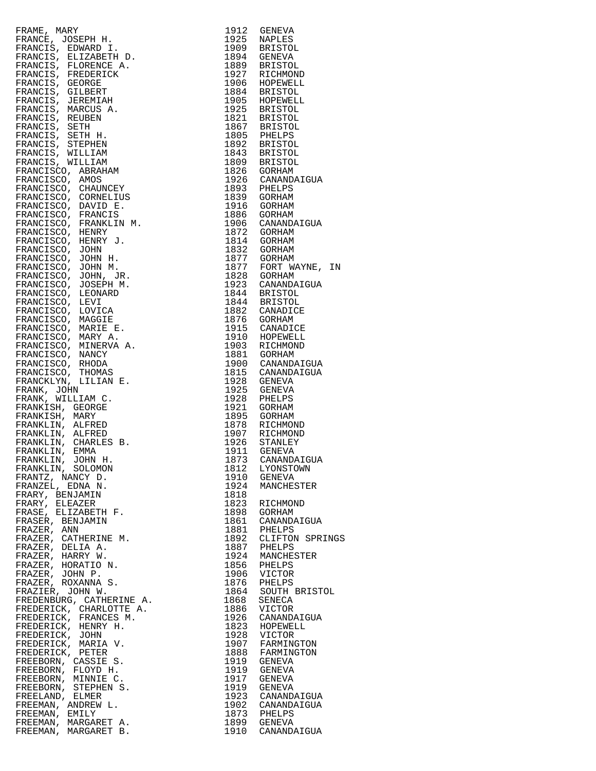| Name | Year | Place |
|---|---|---|
| FRAME, MARY | 1912 | GENEVA |
| FRANCE, JOSEPH H. | 1925 | NAPLES |
| FRANCIS, EDWARD I. | 1909 | BRISTOL |
| FRANCIS, ELIZABETH D. | 1894 | GENEVA |
| FRANCIS, FLORENCE A. | 1889 | BRISTOL |
| FRANCIS, FREDERICK | 1927 | RICHMOND |
| FRANCIS, GEORGE | 1906 | HOPEWELL |
| FRANCIS, GILBERT | 1884 | BRISTOL |
| FRANCIS, JEREMIAH | 1905 | HOPEWELL |
| FRANCIS, MARCUS A. | 1925 | BRISTOL |
| FRANCIS, REUBEN | 1821 | BRISTOL |
| FRANCIS, SETH | 1867 | BRISTOL |
| FRANCIS, SETH H. | 1805 | PHELPS |
| FRANCIS, STEPHEN | 1892 | BRISTOL |
| FRANCIS, WILLIAM | 1843 | BRISTOL |
| FRANCIS, WILLIAM | 1809 | BRISTOL |
| FRANCISCO, ABRAHAM | 1826 | GORHAM |
| FRANCISCO, AMOS | 1926 | CANANDAIGUA |
| FRANCISCO, CHAUNCEY | 1893 | PHELPS |
| FRANCISCO, CORNELIUS | 1839 | GORHAM |
| FRANCISCO, DAVID E. | 1916 | GORHAM |
| FRANCISCO, FRANCIS | 1886 | GORHAM |
| FRANCISCO, FRANKLIN M. | 1906 | CANANDAIGUA |
| FRANCISCO, HENRY | 1872 | GORHAM |
| FRANCISCO, HENRY J. | 1814 | GORHAM |
| FRANCISCO, JOHN | 1832 | GORHAM |
| FRANCISCO, JOHN H. | 1877 | GORHAM |
| FRANCISCO, JOHN M. | 1877 | FORT WAYNE, IN |
| FRANCISCO, JOHN, JR. | 1828 | GORHAM |
| FRANCISCO, JOSEPH M. | 1923 | CANANDAIGUA |
| FRANCISCO, LEONARD | 1844 | BRISTOL |
| FRANCISCO, LEVI | 1844 | BRISTOL |
| FRANCISCO, LOVICA | 1882 | CANADICE |
| FRANCISCO, MAGGIE | 1876 | GORHAM |
| FRANCISCO, MARIE E. | 1915 | CANADICE |
| FRANCISCO, MARY A. | 1910 | HOPEWELL |
| FRANCISCO, MINERVA A. | 1903 | RICHMOND |
| FRANCISCO, NANCY | 1881 | GORHAM |
| FRANCISCO, RHODA | 1900 | CANANDAIGUA |
| FRANCISCO, THOMAS | 1815 | CANANDAIGUA |
| FRANCKLYN, LILIAN E. | 1928 | GENEVA |
| FRANK, JOHN | 1925 | GENEVA |
| FRANK, WILLIAM C. | 1928 | PHELPS |
| FRANKISH, GEORGE | 1921 | GORHAM |
| FRANKISH, MARY | 1895 | GORHAM |
| FRANKLIN, ALFRED | 1878 | RICHMOND |
| FRANKLIN, ALFRED | 1907 | RICHMOND |
| FRANKLIN, CHARLES B. | 1926 | STANLEY |
| FRANKLIN, EMMA | 1911 | GENEVA |
| FRANKLIN, JOHN H. | 1873 | CANANDAIGUA |
| FRANKLIN, SOLOMON | 1812 | LYONSTOWN |
| FRANTZ, NANCY D. | 1910 | GENEVA |
| FRANZEL, EDNA N. | 1924 | MANCHESTER |
| FRARY, BENJAMIN | 1818 | |
| FRARY, ELEAZER | 1823 | RICHMOND |
| FRASE, ELIZABETH F. | 1898 | GORHAM |
| FRASER, BENJAMIN | 1861 | CANANDAIGUA |
| FRAZER, ANN | 1881 | PHELPS |
| FRAZER, CATHERINE M. | 1892 | CLIFTON SPRINGS |
| FRAZER, DELIA A. | 1887 | PHELPS |
| FRAZER, HARRY W. | 1924 | MANCHESTER |
| FRAZER, HORATIO N. | 1856 | PHELPS |
| FRAZER, JOHN P. | 1906 | VICTOR |
| FRAZER, ROXANNA S. | 1876 | PHELPS |
| FRAZIER, JOHN W. | 1864 | SOUTH BRISTOL |
| FREDENBURG, CATHERINE A. | 1868 | SENECA |
| FREDERICK, CHARLOTTE A. | 1886 | VICTOR |
| FREDERICK, FRANCES M. | 1926 | CANANDAIGUA |
| FREDERICK, HENRY H. | 1823 | HOPEWELL |
| FREDERICK, JOHN | 1928 | VICTOR |
| FREDERICK, MARIA V. | 1907 | FARMINGTON |
| FREDERICK, PETER | 1888 | FARMINGTON |
| FREEBORN, CASSIE S. | 1919 | GENEVA |
| FREEBORN, FLOYD H. | 1919 | GENEVA |
| FREEBORN, MINNIE C. | 1917 | GENEVA |
| FREEBORN, STEPHEN S. | 1919 | GENEVA |
| FREELAND, ELMER | 1923 | CANANDAIGUA |
| FREEMAN, ANDREW L. | 1902 | CANANDAIGUA |
| FREEMAN, EMILY | 1873 | PHELPS |
| FREEMAN, MARGARET A. | 1899 | GENEVA |
| FREEMAN, MARGARET B. | 1910 | CANANDAIGUA |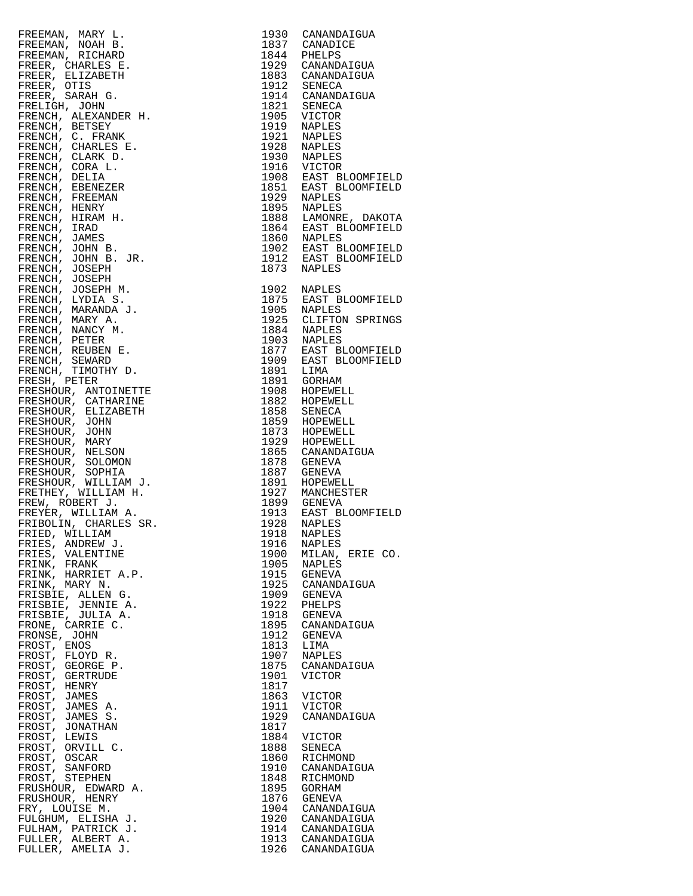| Name | Year | Place |
|---|---|---|
| FREEMAN, MARY L. | 1930 | CANANDAIGUA |
| FREEMAN, NOAH B. | 1837 | CANADICE |
| FREEMAN, RICHARD | 1844 | PHELPS |
| FREER, CHARLES E. | 1929 | CANANDAIGUA |
| FREER, ELIZABETH | 1883 | CANANDAIGUA |
| FREER, OTIS | 1912 | SENECA |
| FREER, SARAH G. | 1914 | CANANDAIGUA |
| FRELIGH, JOHN | 1821 | SENECA |
| FRENCH, ALEXANDER H. | 1905 | VICTOR |
| FRENCH, BETSEY | 1919 | NAPLES |
| FRENCH, C. FRANK | 1921 | NAPLES |
| FRENCH, CHARLES E. | 1928 | NAPLES |
| FRENCH, CLARK D. | 1930 | NAPLES |
| FRENCH, CORA L. | 1916 | VICTOR |
| FRENCH, DELIA | 1908 | EAST BLOOMFIELD |
| FRENCH, EBENEZER | 1851 | EAST BLOOMFIELD |
| FRENCH, FREEMAN | 1929 | NAPLES |
| FRENCH, HENRY | 1895 | NAPLES |
| FRENCH, HIRAM H. | 1888 | LAMONRE, DAKOTA |
| FRENCH, IRAD | 1864 | EAST BLOOMFIELD |
| FRENCH, JAMES | 1860 | NAPLES |
| FRENCH, JOHN B. | 1902 | EAST BLOOMFIELD |
| FRENCH, JOHN B. JR. | 1912 | EAST BLOOMFIELD |
| FRENCH, JOSEPH | 1873 | NAPLES |
| FRENCH, JOSEPH | | |
| FRENCH, JOSEPH M. | 1902 | NAPLES |
| FRENCH, LYDIA S. | 1875 | EAST BLOOMFIELD |
| FRENCH, MARANDA J. | 1905 | NAPLES |
| FRENCH, MARY A. | 1925 | CLIFTON SPRINGS |
| FRENCH, NANCY M. | 1884 | NAPLES |
| FRENCH, PETER | 1903 | NAPLES |
| FRENCH, REUBEN E. | 1877 | EAST BLOOMFIELD |
| FRENCH, SEWARD | 1909 | EAST BLOOMFIELD |
| FRENCH, TIMOTHY D. | 1891 | LIMA |
| FRESH, PETER | 1891 | GORHAM |
| FRESHOUR, ANTOINETTE | 1908 | HOPEWELL |
| FRESHOUR, CATHARINE | 1882 | HOPEWELL |
| FRESHOUR, ELIZABETH | 1858 | SENECA |
| FRESHOUR, JOHN | 1859 | HOPEWELL |
| FRESHOUR, JOHN | 1873 | HOPEWELL |
| FRESHOUR, MARY | 1929 | HOPEWELL |
| FRESHOUR, NELSON | 1865 | CANANDAIGUA |
| FRESHOUR, SOLOMON | 1878 | GENEVA |
| FRESHOUR, SOPHIA | 1887 | GENEVA |
| FRESHOUR, WILLIAM J. | 1891 | HOPEWELL |
| FRETHEY, WILLIAM H. | 1927 | MANCHESTER |
| FREW, ROBERT J. | 1899 | GENEVA |
| FREYER, WILLIAM A. | 1913 | EAST BLOOMFIELD |
| FRIBOLIN, CHARLES SR. | 1928 | NAPLES |
| FRIED, WILLIAM | 1918 | NAPLES |
| FRIES, ANDREW J. | 1916 | NAPLES |
| FRIES, VALENTINE | 1900 | MILAN, ERIE CO. |
| FRINK, FRANK | 1905 | NAPLES |
| FRINK, HARRIET A.P. | 1915 | GENEVA |
| FRINK, MARY N. | 1925 | CANANDAIGUA |
| FRISBIE, ALLEN G. | 1909 | GENEVA |
| FRISBIE, JENNIE A. | 1922 | PHELPS |
| FRISBIE, JULIA A. | 1918 | GENEVA |
| FRONE, CARRIE C. | 1895 | CANANDAIGUA |
| FRONSE, JOHN | 1912 | GENEVA |
| FROST, ENOS | 1813 | LIMA |
| FROST, FLOYD R. | 1907 | NAPLES |
| FROST, GEORGE P. | 1875 | CANANDAIGUA |
| FROST, GERTRUDE | 1901 | VICTOR |
| FROST, HENRY | 1817 | |
| FROST, JAMES | 1863 | VICTOR |
| FROST, JAMES A. | 1911 | VICTOR |
| FROST, JAMES S. | 1929 | CANANDAIGUA |
| FROST, JONATHAN | 1817 | |
| FROST, LEWIS | 1884 | VICTOR |
| FROST, ORVILL C. | 1888 | SENECA |
| FROST, OSCAR | 1860 | RICHMOND |
| FROST, SANFORD | 1910 | CANANDAIGUA |
| FROST, STEPHEN | 1848 | RICHMOND |
| FRUSHOUR, EDWARD A. | 1895 | GORHAM |
| FRUSHOUR, HENRY | 1876 | GENEVA |
| FRY, LOUISE M. | 1904 | CANANDAIGUA |
| FULGHUM, ELISHA J. | 1920 | CANANDAIGUA |
| FULHAM, PATRICK J. | 1914 | CANANDAIGUA |
| FULLER, ALBERT A. | 1913 | CANANDAIGUA |
| FULLER, AMELIA J. | 1926 | CANANDAIGUA |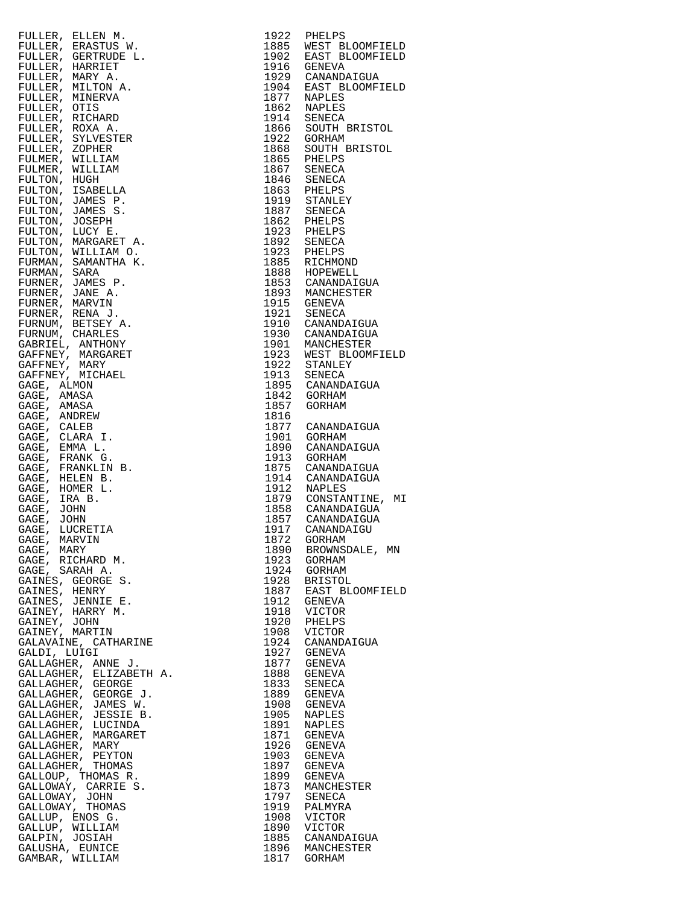| Name | Year | Place |
|---|---|---|
| FULLER, ELLEN M. | 1922 | PHELPS |
| FULLER, ERASTUS W. | 1885 | WEST BLOOMFIELD |
| FULLER, GERTRUDE L. | 1902 | EAST BLOOMFIELD |
| FULLER, HARRIET | 1916 | GENEVA |
| FULLER, MARY A. | 1929 | CANANDAIGUA |
| FULLER, MILTON A. | 1904 | EAST BLOOMFIELD |
| FULLER, MINERVA | 1877 | NAPLES |
| FULLER, OTIS | 1862 | NAPLES |
| FULLER, RICHARD | 1914 | SENECA |
| FULLER, ROXA A. | 1866 | SOUTH BRISTOL |
| FULLER, SYLVESTER | 1922 | GORHAM |
| FULLER, ZOPHER | 1868 | SOUTH BRISTOL |
| FULMER, WILLIAM | 1865 | PHELPS |
| FULMER, WILLIAM | 1867 | SENECA |
| FULTON, HUGH | 1846 | SENECA |
| FULTON, ISABELLA | 1863 | PHELPS |
| FULTON, JAMES P. | 1919 | STANLEY |
| FULTON, JAMES S. | 1887 | SENECA |
| FULTON, JOSEPH | 1862 | PHELPS |
| FULTON, LUCY E. | 1923 | PHELPS |
| FULTON, MARGARET A. | 1892 | SENECA |
| FULTON, WILLIAM O. | 1923 | PHELPS |
| FURMAN, SAMANTHA K. | 1885 | RICHMOND |
| FURMAN, SARA | 1888 | HOPEWELL |
| FURNER, JAMES P. | 1853 | CANANDAIGUA |
| FURNER, JANE A. | 1893 | MANCHESTER |
| FURNER, MARVIN | 1915 | GENEVA |
| FURNER, RENA J. | 1921 | SENECA |
| FURNUM, BETSEY A. | 1910 | CANANDAIGUA |
| FURNUM, CHARLES | 1930 | CANANDAIGUA |
| GABRIEL, ANTHONY | 1901 | MANCHESTER |
| GAFFNEY, MARGARET | 1923 | WEST BLOOMFIELD |
| GAFFNEY, MARY | 1922 | STANLEY |
| GAFFNEY, MICHAEL | 1913 | SENECA |
| GAGE, ALMON | 1895 | CANANDAIGUA |
| GAGE, AMASA | 1842 | GORHAM |
| GAGE, AMASA | 1857 | GORHAM |
| GAGE, ANDREW | 1816 | |
| GAGE, CALEB | 1877 | CANANDAIGUA |
| GAGE, CLARA I. | 1901 | GORHAM |
| GAGE, EMMA L. | 1890 | CANANDAIGUA |
| GAGE, FRANK G. | 1913 | GORHAM |
| GAGE, FRANKLIN B. | 1875 | CANANDAIGUA |
| GAGE, HELEN B. | 1914 | CANANDAIGUA |
| GAGE, HOMER L. | 1912 | NAPLES |
| GAGE, IRA B. | 1879 | CONSTANTINE, MI |
| GAGE, JOHN | 1858 | CANANDAIGUA |
| GAGE, JOHN | 1857 | CANANDAIGUA |
| GAGE, LUCRETIA | 1917 | CANANDAIGU |
| GAGE, MARVIN | 1872 | GORHAM |
| GAGE, MARY | 1890 | BROWNSDALE, MN |
| GAGE, RICHARD M. | 1923 | GORHAM |
| GAGE, SARAH A. | 1924 | GORHAM |
| GAINES, GEORGE S. | 1928 | BRISTOL |
| GAINES, HENRY | 1887 | EAST BLOOMFIELD |
| GAINES, JENNIE E. | 1912 | GENEVA |
| GAINEY, HARRY M. | 1918 | VICTOR |
| GAINEY, JOHN | 1920 | PHELPS |
| GAINEY, MARTIN | 1908 | VICTOR |
| GALAVAINE, CATHARINE | 1924 | CANANDAIGUA |
| GALDI, LUIGI | 1927 | GENEVA |
| GALLAGHER, ANNE J. | 1877 | GENEVA |
| GALLAGHER, ELIZABETH A. | 1888 | GENEVA |
| GALLAGHER, GEORGE | 1833 | SENECA |
| GALLAGHER, GEORGE J. | 1889 | GENEVA |
| GALLAGHER, JAMES W. | 1908 | GENEVA |
| GALLAGHER, JESSIE B. | 1905 | NAPLES |
| GALLAGHER, LUCINDA | 1891 | NAPLES |
| GALLAGHER, MARGARET | 1871 | GENEVA |
| GALLAGHER, MARY | 1926 | GENEVA |
| GALLAGHER, PEYTON | 1903 | GENEVA |
| GALLAGHER, THOMAS | 1897 | GENEVA |
| GALLOUP, THOMAS R. | 1899 | GENEVA |
| GALLOWAY, CARRIE S. | 1873 | MANCHESTER |
| GALLOWAY, JOHN | 1797 | SENECA |
| GALLOWAY, THOMAS | 1919 | PALMYRA |
| GALLUP, ENOS G. | 1908 | VICTOR |
| GALLUP, WILLIAM | 1890 | VICTOR |
| GALPIN, JOSIAH | 1885 | CANANDAIGUA |
| GALUSHA, EUNICE | 1896 | MANCHESTER |
| GAMBAR, WILLIAM | 1817 | GORHAM |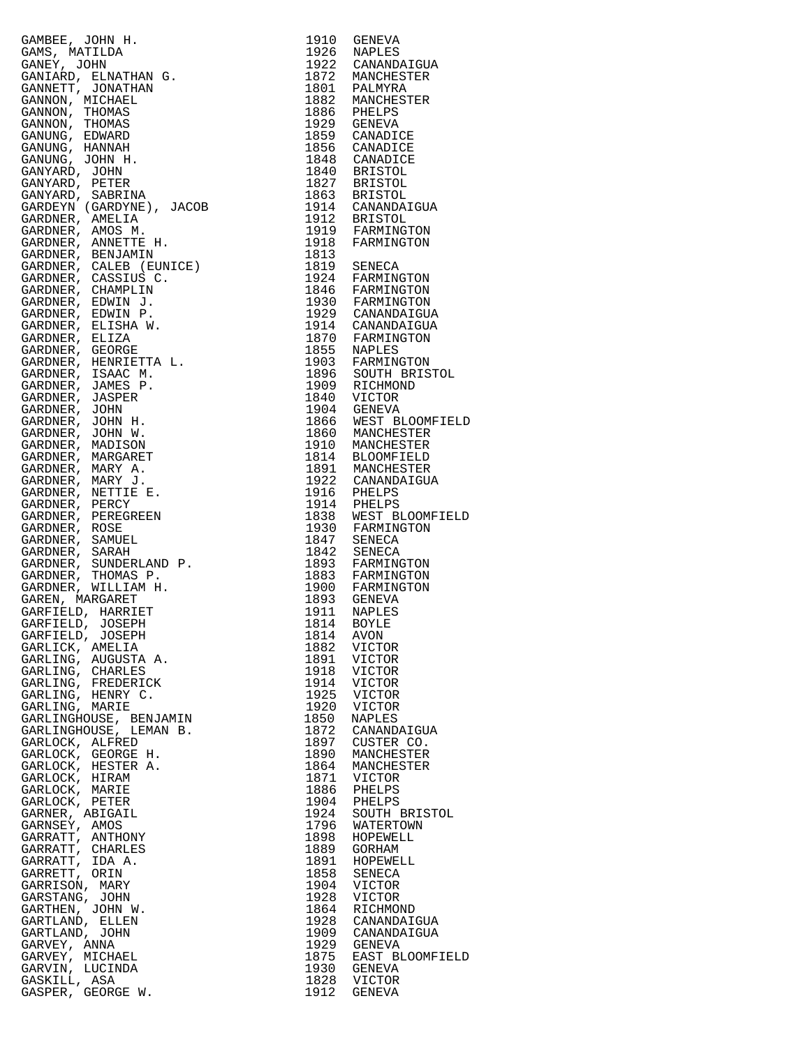| Name | Year | Place |
|---|---|---|
| GAMBEE, JOHN H. | 1910 | GENEVA |
| GAMS, MATILDA | 1926 | NAPLES |
| GANEY, JOHN | 1922 | CANANDAIGUA |
| GANIARD, ELNATHAN G. | 1872 | MANCHESTER |
| GANNETT, JONATHAN | 1801 | PALMYRA |
| GANNON, MICHAEL | 1882 | MANCHESTER |
| GANNON, THOMAS | 1886 | PHELPS |
| GANNON, THOMAS | 1929 | GENEVA |
| GANUNG, EDWARD | 1859 | CANADICE |
| GANUNG, HANNAH | 1856 | CANADICE |
| GANUNG, JOHN H. | 1848 | CANADICE |
| GANYARD, JOHN | 1840 | BRISTOL |
| GANYARD, PETER | 1827 | BRISTOL |
| GANYARD, SABRINA | 1863 | BRISTOL |
| GARDEYN (GARDYNE), JACOB | 1914 | CANANDAIGUA |
| GARDNER, AMELIA | 1912 | BRISTOL |
| GARDNER, AMOS M. | 1919 | FARMINGTON |
| GARDNER, ANNETTE H. | 1918 | FARMINGTON |
| GARDNER, BENJAMIN | 1813 | |
| GARDNER, CALEB (EUNICE) | 1819 | SENECA |
| GARDNER, CASSIUS C. | 1924 | FARMINGTON |
| GARDNER, CHAMPLIN | 1846 | FARMINGTON |
| GARDNER, EDWIN J. | 1930 | FARMINGTON |
| GARDNER, EDWIN P. | 1929 | CANANDAIGUA |
| GARDNER, ELISHA W. | 1914 | CANANDAIGUA |
| GARDNER, ELIZA | 1870 | FARMINGTON |
| GARDNER, GEORGE | 1855 | NAPLES |
| GARDNER, HENRIETTA L. | 1903 | FARMINGTON |
| GARDNER, ISAAC M. | 1896 | SOUTH BRISTOL |
| GARDNER, JAMES P. | 1909 | RICHMOND |
| GARDNER, JASPER | 1840 | VICTOR |
| GARDNER, JOHN | 1904 | GENEVA |
| GARDNER, JOHN H. | 1866 | WEST BLOOMFIELD |
| GARDNER, JOHN W. | 1860 | MANCHESTER |
| GARDNER, MADISON | 1910 | MANCHESTER |
| GARDNER, MARGARET | 1814 | BLOOMFIELD |
| GARDNER, MARY A. | 1891 | MANCHESTER |
| GARDNER, MARY J. | 1922 | CANANDAIGUA |
| GARDNER, NETTIE E. | 1916 | PHELPS |
| GARDNER, PERCY | 1914 | PHELPS |
| GARDNER, PEREGREEN | 1838 | WEST BLOOMFIELD |
| GARDNER, ROSE | 1930 | FARMINGTON |
| GARDNER, SAMUEL | 1847 | SENECA |
| GARDNER, SARAH | 1842 | SENECA |
| GARDNER, SUNDERLAND P. | 1893 | FARMINGTON |
| GARDNER, THOMAS P. | 1883 | FARMINGTON |
| GARDNER, WILLIAM H. | 1900 | FARMINGTON |
| GAREN, MARGARET | 1893 | GENEVA |
| GARFIELD, HARRIET | 1911 | NAPLES |
| GARFIELD, JOSEPH | 1814 | BOYLE |
| GARFIELD, JOSEPH | 1814 | AVON |
| GARLICK, AMELIA | 1882 | VICTOR |
| GARLING, AUGUSTA A. | 1891 | VICTOR |
| GARLING, CHARLES | 1918 | VICTOR |
| GARLING, FREDERICK | 1914 | VICTOR |
| GARLING, HENRY C. | 1925 | VICTOR |
| GARLING, MARIE | 1920 | VICTOR |
| GARLINGHOUSE, BENJAMIN | 1850 | NAPLES |
| GARLINGHOUSE, LEMAN B. | 1872 | CANANDAIGUA |
| GARLOCK, ALFRED | 1897 | CUSTER CO. |
| GARLOCK, GEORGE H. | 1890 | MANCHESTER |
| GARLOCK, HESTER A. | 1864 | MANCHESTER |
| GARLOCK, HIRAM | 1871 | VICTOR |
| GARLOCK, MARIE | 1886 | PHELPS |
| GARLOCK, PETER | 1904 | PHELPS |
| GARNER, ABIGAIL | 1924 | SOUTH BRISTOL |
| GARNSEY, AMOS | 1796 | WATERTOWN |
| GARRATT, ANTHONY | 1898 | HOPEWELL |
| GARRATT, CHARLES | 1889 | GORHAM |
| GARRATT, IDA A. | 1891 | HOPEWELL |
| GARRETT, ORIN | 1858 | SENECA |
| GARRISON, MARY | 1904 | VICTOR |
| GARSTANG, JOHN | 1928 | VICTOR |
| GARTHEN, JOHN W. | 1864 | RICHMOND |
| GARTLAND, ELLEN | 1928 | CANANDAIGUA |
| GARTLAND, JOHN | 1909 | CANANDAIGUA |
| GARVEY, ANNA | 1929 | GENEVA |
| GARVEY, MICHAEL | 1875 | EAST BLOOMFIELD |
| GARVIN, LUCINDA | 1930 | GENEVA |
| GASKILL, ASA | 1828 | VICTOR |
| GASPER, GEORGE W. | 1912 | GENEVA |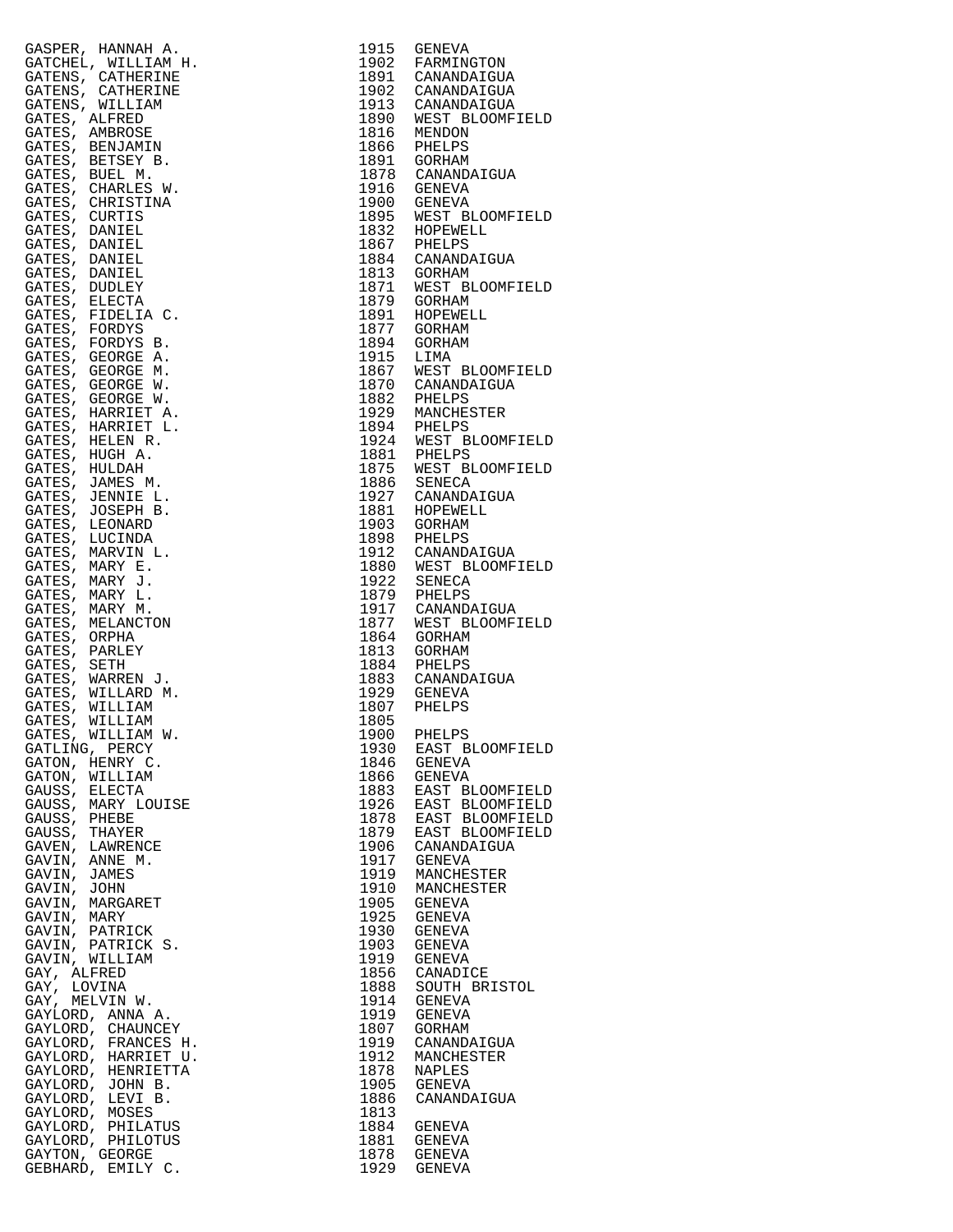| Name | Year | Location |
|---|---|---|
| GASPER, HANNAH A. | 1915 | GENEVA |
| GATCHEL, WILLIAM H. | 1902 | FARMINGTON |
| GATENS, CATHERINE | 1891 | CANANDAIGUA |
| GATENS, CATHERINE | 1902 | CANANDAIGUA |
| GATENS, WILLIAM | 1913 | CANANDAIGUA |
| GATES, ALFRED | 1890 | WEST BLOOMFIELD |
| GATES, AMBROSE | 1816 | MENDON |
| GATES, BENJAMIN | 1866 | PHELPS |
| GATES, BETSEY B. | 1891 | GORHAM |
| GATES, BUEL M. | 1878 | CANANDAIGUA |
| GATES, CHARLES W. | 1916 | GENEVA |
| GATES, CHRISTINA | 1900 | GENEVA |
| GATES, CURTIS | 1895 | WEST BLOOMFIELD |
| GATES, DANIEL | 1832 | HOPEWELL |
| GATES, DANIEL | 1867 | PHELPS |
| GATES, DANIEL | 1884 | CANANDAIGUA |
| GATES, DANIEL | 1813 | GORHAM |
| GATES, DUDLEY | 1871 | WEST BLOOMFIELD |
| GATES, ELECTA | 1879 | GORHAM |
| GATES, FIDELIA C. | 1891 | HOPEWELL |
| GATES, FORDYS | 1877 | GORHAM |
| GATES, FORDYS B. | 1894 | GORHAM |
| GATES, GEORGE A. | 1915 | LIMA |
| GATES, GEORGE M. | 1867 | WEST BLOOMFIELD |
| GATES, GEORGE W. | 1870 | CANANDAIGUA |
| GATES, GEORGE W. | 1882 | PHELPS |
| GATES, HARRIET A. | 1929 | MANCHESTER |
| GATES, HARRIET L. | 1894 | PHELPS |
| GATES, HELEN R. | 1924 | WEST BLOOMFIELD |
| GATES, HUGH A. | 1881 | PHELPS |
| GATES, HULDAH | 1875 | WEST BLOOMFIELD |
| GATES, JAMES M. | 1886 | SENECA |
| GATES, JENNIE L. | 1927 | CANANDAIGUA |
| GATES, JOSEPH B. | 1881 | HOPEWELL |
| GATES, LEONARD | 1903 | GORHAM |
| GATES, LUCINDA | 1898 | PHELPS |
| GATES, MARVIN L. | 1912 | CANANDAIGUA |
| GATES, MARY E. | 1880 | WEST BLOOMFIELD |
| GATES, MARY J. | 1922 | SENECA |
| GATES, MARY L. | 1879 | PHELPS |
| GATES, MARY M. | 1917 | CANANDAIGUA |
| GATES, MELANCTON | 1877 | WEST BLOOMFIELD |
| GATES, ORPHA | 1864 | GORHAM |
| GATES, PARLEY | 1813 | GORHAM |
| GATES, SETH | 1884 | PHELPS |
| GATES, WARREN J. | 1883 | CANANDAIGUA |
| GATES, WILLARD M. | 1929 | GENEVA |
| GATES, WILLIAM | 1807 | PHELPS |
| GATES, WILLIAM | 1805 | |
| GATES, WILLIAM W. | 1900 | PHELPS |
| GATLING, PERCY | 1930 | EAST BLOOMFIELD |
| GATON, HENRY C. | 1846 | GENEVA |
| GATON, WILLIAM | 1866 | GENEVA |
| GAUSS, ELECTA | 1883 | EAST BLOOMFIELD |
| GAUSS, MARY LOUISE | 1926 | EAST BLOOMFIELD |
| GAUSS, PHEBE | 1878 | EAST BLOOMFIELD |
| GAUSS, THAYER | 1879 | EAST BLOOMFIELD |
| GAVEN, LAWRENCE | 1906 | CANANDAIGUA |
| GAVIN, ANNE M. | 1917 | GENEVA |
| GAVIN, JAMES | 1919 | MANCHESTER |
| GAVIN, JOHN | 1910 | MANCHESTER |
| GAVIN, MARGARET | 1905 | GENEVA |
| GAVIN, MARY | 1925 | GENEVA |
| GAVIN, PATRICK | 1930 | GENEVA |
| GAVIN, PATRICK S. | 1903 | GENEVA |
| GAVIN, WILLIAM | 1919 | GENEVA |
| GAY, ALFRED | 1856 | CANADICE |
| GAY, LOVINA | 1888 | SOUTH BRISTOL |
| GAY, MELVIN W. | 1914 | GENEVA |
| GAYLORD, ANNA A. | 1919 | GENEVA |
| GAYLORD, CHAUNCEY | 1807 | GORHAM |
| GAYLORD, FRANCES H. | 1919 | CANANDAIGUA |
| GAYLORD, HARRIET U. | 1912 | MANCHESTER |
| GAYLORD, HENRIETTA | 1878 | NAPLES |
| GAYLORD, JOHN B. | 1905 | GENEVA |
| GAYLORD, LEVI B. | 1886 | CANANDAIGUA |
| GAYLORD, MOSES | 1813 | |
| GAYLORD, PHILATUS | 1884 | GENEVA |
| GAYLORD, PHILOTUS | 1881 | GENEVA |
| GAYTON, GEORGE | 1878 | GENEVA |
| GEBHARD, EMILY C. | 1929 | GENEVA |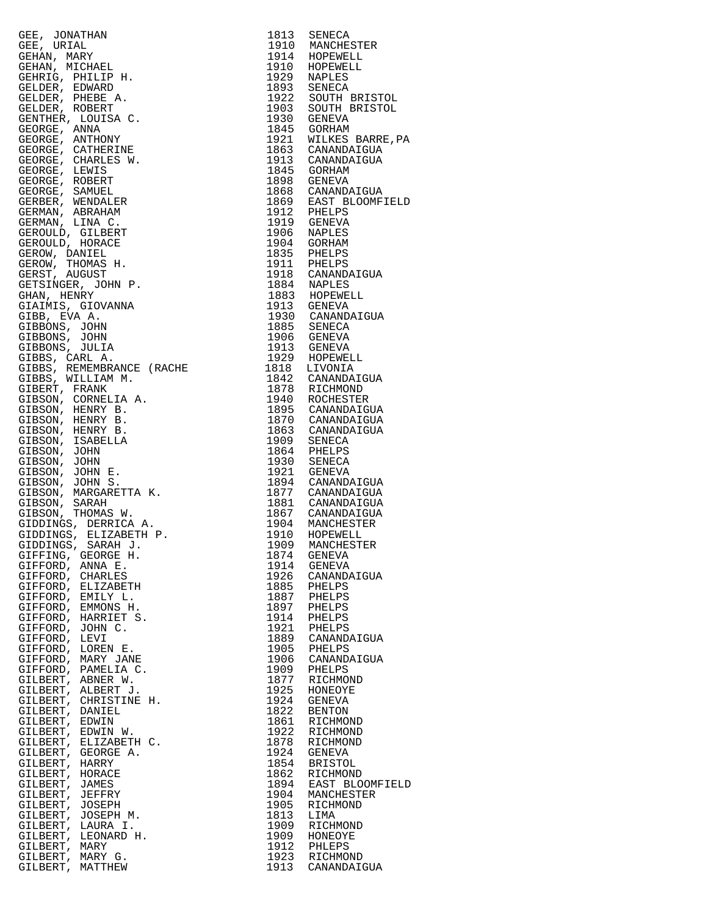| | | |
|---|---|---|
| GEE, JONATHAN | 1813 | SENECA |
| GEE, URIAL | 1910 | MANCHESTER |
| GEHAN, MARY | 1914 | HOPEWELL |
| GEHAN, MICHAEL | 1910 | HOPEWELL |
| GEHRIG, PHILIP H. | 1929 | NAPLES |
| GELDER, EDWARD | 1893 | SENECA |
| GELDER, PHEBE A. | 1922 | SOUTH BRISTOL |
| GELDER, ROBERT | 1903 | SOUTH BRISTOL |
| GENTHER, LOUISA C. | 1930 | GENEVA |
| GEORGE, ANNA | 1845 | GORHAM |
| GEORGE, ANTHONY | 1921 | WILKES BARRE,PA |
| GEORGE, CATHERINE | 1863 | CANANDAIGUA |
| GEORGE, CHARLES W. | 1913 | CANANDAIGUA |
| GEORGE, LEWIS | 1845 | GORHAM |
| GEORGE, ROBERT | 1898 | GENEVA |
| GEORGE, SAMUEL | 1868 | CANANDAIGUA |
| GERBER, WENDALER | 1869 | EAST BLOOMFIELD |
| GERMAN, ABRAHAM | 1912 | PHELPS |
| GERMAN, LINA C. | 1919 | GENEVA |
| GEROULD, GILBERT | 1906 | NAPLES |
| GEROULD, HORACE | 1904 | GORHAM |
| GEROW, DANIEL | 1835 | PHELPS |
| GEROW, THOMAS H. | 1911 | PHELPS |
| GERST, AUGUST | 1918 | CANANDAIGUA |
| GETSINGER, JOHN P. | 1884 | NAPLES |
| GHAN, HENRY | 1883 | HOPEWELL |
| GIAIMIS, GIOVANNA | 1913 | GENEVA |
| GIBB, EVA A. | 1930 | CANANDAIGUA |
| GIBBONS, JOHN | 1885 | SENECA |
| GIBBONS, JOHN | 1906 | GENEVA |
| GIBBONS, JULIA | 1913 | GENEVA |
| GIBBS, CARL A. | 1929 | HOPEWELL |
| GIBBS, REMEMBRANCE (RACHE | 1818 | LIVONIA |
| GIBBS, WILLIAM M. | 1842 | CANANDAIGUA |
| GIBERT, FRANK | 1878 | RICHMOND |
| GIBSON, CORNELIA A. | 1940 | ROCHESTER |
| GIBSON, HENRY B. | 1895 | CANANDAIGUA |
| GIBSON, HENRY B. | 1870 | CANANDAIGUA |
| GIBSON, HENRY B. | 1863 | CANANDAIGUA |
| GIBSON, ISABELLA | 1909 | SENECA |
| GIBSON, JOHN | 1864 | PHELPS |
| GIBSON, JOHN | 1930 | SENECA |
| GIBSON, JOHN E. | 1921 | GENEVA |
| GIBSON, JOHN S. | 1894 | CANANDAIGUA |
| GIBSON, MARGARETTA K. | 1877 | CANANDAIGUA |
| GIBSON, SARAH | 1881 | CANANDAIGUA |
| GIBSON, THOMAS W. | 1867 | CANANDAIGUA |
| GIDDINGS, DERRICA A. | 1904 | MANCHESTER |
| GIDDINGS, ELIZABETH P. | 1910 | HOPEWELL |
| GIDDINGS, SARAH J. | 1909 | MANCHESTER |
| GIFFING, GEORGE H. | 1874 | GENEVA |
| GIFFORD, ANNA E. | 1914 | GENEVA |
| GIFFORD, CHARLES | 1926 | CANANDAIGUA |
| GIFFORD, ELIZABETH | 1885 | PHELPS |
| GIFFORD, EMILY L. | 1887 | PHELPS |
| GIFFORD, EMMONS H. | 1897 | PHELPS |
| GIFFORD, HARRIET S. | 1914 | PHELPS |
| GIFFORD, JOHN C. | 1921 | PHELPS |
| GIFFORD, LEVI | 1889 | CANANDAIGUA |
| GIFFORD, LOREN E. | 1905 | PHELPS |
| GIFFORD, MARY JANE | 1906 | CANANDAIGUA |
| GIFFORD, PAMELIA C. | 1909 | PHELPS |
| GILBERT, ABNER W. | 1877 | RICHMOND |
| GILBERT, ALBERT J. | 1925 | HONEOYE |
| GILBERT, CHRISTINE H. | 1924 | GENEVA |
| GILBERT, DANIEL | 1822 | BENTON |
| GILBERT, EDWIN | 1861 | RICHMOND |
| GILBERT, EDWIN W. | 1922 | RICHMOND |
| GILBERT, ELIZABETH C. | 1878 | RICHMOND |
| GILBERT, GEORGE A. | 1924 | GENEVA |
| GILBERT, HARRY | 1854 | BRISTOL |
| GILBERT, HORACE | 1862 | RICHMOND |
| GILBERT, JAMES | 1894 | EAST BLOOMFIELD |
| GILBERT, JEFFRY | 1904 | MANCHESTER |
| GILBERT, JOSEPH | 1905 | RICHMOND |
| GILBERT, JOSEPH M. | 1813 | LIMA |
| GILBERT, LAURA I. | 1909 | RICHMOND |
| GILBERT, LEONARD H. | 1909 | HONEOYE |
| GILBERT, MARY | 1912 | PHLEPS |
| GILBERT, MARY G. | 1923 | RICHMOND |
| GILBERT, MATTHEW | 1913 | CANANDAIGUA |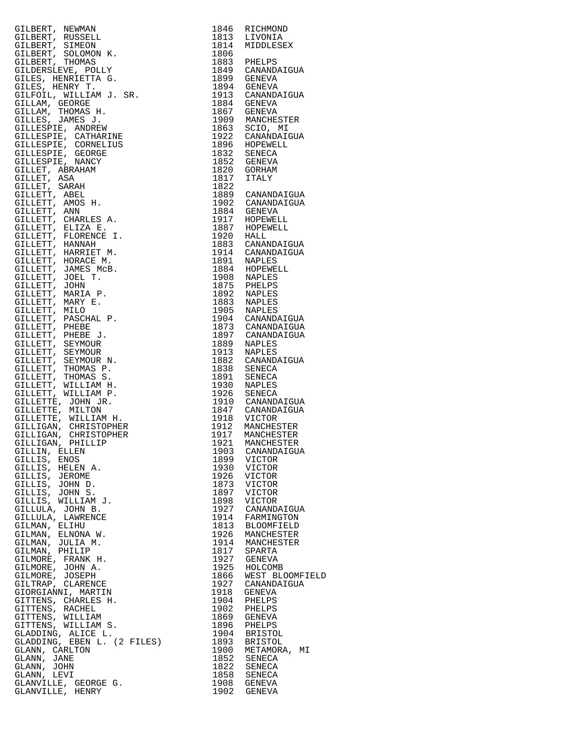| Name | Year | Place |
|---|---|---|
| GILBERT, NEWMAN | 1846 | RICHMOND |
| GILBERT, RUSSELL | 1813 | LIVONIA |
| GILBERT, SIMEON | 1814 | MIDDLESEX |
| GILBERT, SOLOMON K. | 1806 | |
| GILBERT, THOMAS | 1883 | PHELPS |
| GILDERSLEVE, POLLY | 1849 | CANANDAIGUA |
| GILES, HENRIETTA G. | 1899 | GENEVA |
| GILES, HENRY T. | 1894 | GENEVA |
| GILFOIL, WILLIAM J. SR. | 1913 | CANANDAIGUA |
| GILLAM, GEORGE | 1884 | GENEVA |
| GILLAM, THOMAS H. | 1867 | GENEVA |
| GILLES, JAMES J. | 1909 | MANCHESTER |
| GILLESPIE, ANDREW | 1863 | SCIO, MI |
| GILLESPIE, CATHARINE | 1922 | CANANDAIGUA |
| GILLESPIE, CORNELIUS | 1896 | HOPEWELL |
| GILLESPIE, GEORGE | 1832 | SENECA |
| GILLESPIE, NANCY | 1852 | GENEVA |
| GILLET, ABRAHAM | 1820 | GORHAM |
| GILLET, ASA | 1817 | ITALY |
| GILLET, SARAH | 1822 | |
| GILLETT, ABEL | 1889 | CANANDAIGUA |
| GILLETT, AMOS H. | 1902 | CANANDAIGUA |
| GILLETT, ANN | 1884 | GENEVA |
| GILLETT, CHARLES A. | 1917 | HOPEWELL |
| GILLETT, ELIZA E. | 1887 | HOPEWELL |
| GILLETT, FLORENCE I. | 1920 | HALL |
| GILLETT, HANNAH | 1883 | CANANDAIGUA |
| GILLETT, HARRIET M. | 1914 | CANANDAIGUA |
| GILLETT, HORACE M. | 1891 | NAPLES |
| GILLETT, JAMES McB. | 1884 | HOPEWELL |
| GILLETT, JOEL T. | 1908 | NAPLES |
| GILLETT, JOHN | 1875 | PHELPS |
| GILLETT, MARIA P. | 1892 | NAPLES |
| GILLETT, MARY E. | 1883 | NAPLES |
| GILLETT, MILO | 1905 | NAPLES |
| GILLETT, PASCHAL P. | 1904 | CANANDAIGUA |
| GILLETT, PHEBE | 1873 | CANANDAIGUA |
| GILLETT, PHEBE J. | 1897 | CANANDAIGUA |
| GILLETT, SEYMOUR | 1889 | NAPLES |
| GILLETT, SEYMOUR | 1913 | NAPLES |
| GILLETT, SEYMOUR N. | 1882 | CANANDAIGUA |
| GILLETT, THOMAS P. | 1838 | SENECA |
| GILLETT, THOMAS S. | 1891 | SENECA |
| GILLETT, WILLIAM H. | 1930 | NAPLES |
| GILLETT, WILLIAM P. | 1926 | SENECA |
| GILLETTE, JOHN JR. | 1910 | CANANDAIGUA |
| GILLETTE, MILTON | 1847 | CANANDAIGUA |
| GILLETTE, WILLIAM H. | 1918 | VICTOR |
| GILLIGAN, CHRISTOPHER | 1912 | MANCHESTER |
| GILLIGAN, CHRISTOPHER | 1917 | MANCHESTER |
| GILLIGAN, PHILLIP | 1921 | MANCHESTER |
| GILLIN, ELLEN | 1903 | CANANDAIGUA |
| GILLIS, ENOS | 1899 | VICTOR |
| GILLIS, HELEN A. | 1930 | VICTOR |
| GILLIS, JEROME | 1926 | VICTOR |
| GILLIS, JOHN D. | 1873 | VICTOR |
| GILLIS, JOHN S. | 1897 | VICTOR |
| GILLIS, WILLIAM J. | 1898 | VICTOR |
| GILLULA, JOHN B. | 1927 | CANANDAIGUA |
| GILLULA, LAWRENCE | 1914 | FARMINGTON |
| GILMAN, ELIHU | 1813 | BLOOMFIELD |
| GILMAN, ELNONA W. | 1926 | MANCHESTER |
| GILMAN, JULIA M. | 1914 | MANCHESTER |
| GILMAN, PHILIP | 1817 | SPARTA |
| GILMORE, FRANK H. | 1927 | GENEVA |
| GILMORE, JOHN A. | 1925 | HOLCOMB |
| GILMORE, JOSEPH | 1866 | WEST BLOOMFIELD |
| GILTRAP, CLARENCE | 1927 | CANANDAIGUA |
| GIORGIANNI, MARTIN | 1918 | GENEVA |
| GITTENS, CHARLES H. | 1904 | PHELPS |
| GITTENS, RACHEL | 1902 | PHELPS |
| GITTENS, WILLIAM | 1869 | GENEVA |
| GITTENS, WILLIAM S. | 1896 | PHELPS |
| GLADDING, ALICE L. | 1904 | BRISTOL |
| GLADDING, EBEN L. (2 FILES) | 1893 | BRISTOL |
| GLANN, CARLTON | 1900 | METAMORA, MI |
| GLANN, JANE | 1852 | SENECA |
| GLANN, JOHN | 1822 | SENECA |
| GLANN, LEVI | 1858 | SENECA |
| GLANVILLE, GEORGE G. | 1908 | GENEVA |
| GLANVILLE, HENRY | 1902 | GENEVA |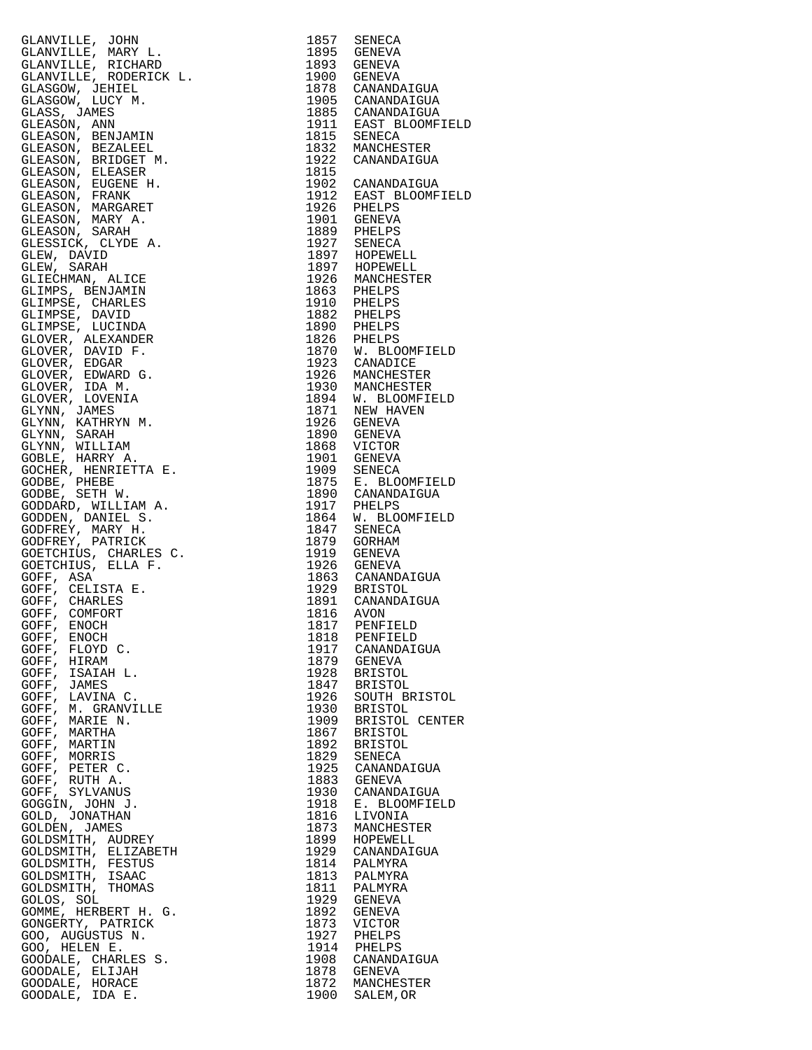| | | |
|---|---|---|
| GLANVILLE, JOHN | 1857 | SENECA |
| GLANVILLE, MARY L. | 1895 | GENEVA |
| GLANVILLE, RICHARD | 1893 | GENEVA |
| GLANVILLE, RODERICK L. | 1900 | GENEVA |
| GLASGOW, JEHIEL | 1878 | CANANDAIGUA |
| GLASGOW, LUCY M. | 1905 | CANANDAIGUA |
| GLASS, JAMES | 1885 | CANANDAIGUA |
| GLEASON, ANN | 1911 | EAST BLOOMFIELD |
| GLEASON, BENJAMIN | 1815 | SENECA |
| GLEASON, BEZALEEL | 1832 | MANCHESTER |
| GLEASON, BRIDGET M. | 1922 | CANANDAIGUA |
| GLEASON, ELEASER | 1815 | |
| GLEASON, EUGENE H. | 1902 | CANANDAIGUA |
| GLEASON, FRANK | 1912 | EAST BLOOMFIELD |
| GLEASON, MARGARET | 1926 | PHELPS |
| GLEASON, MARY A. | 1901 | GENEVA |
| GLEASON, SARAH | 1889 | PHELPS |
| GLESSICK, CLYDE A. | 1927 | SENECA |
| GLEW, DAVID | 1897 | HOPEWELL |
| GLEW, SARAH | 1897 | HOPEWELL |
| GLIECHMAN, ALICE | 1926 | MANCHESTER |
| GLIMPS, BENJAMIN | 1863 | PHELPS |
| GLIMPSE, CHARLES | 1910 | PHELPS |
| GLIMPSE, DAVID | 1882 | PHELPS |
| GLIMPSE, LUCINDA | 1890 | PHELPS |
| GLOVER, ALEXANDER | 1826 | PHELPS |
| GLOVER, DAVID F. | 1870 | W. BLOOMFIELD |
| GLOVER, EDGAR | 1923 | CANADICE |
| GLOVER, EDWARD G. | 1926 | MANCHESTER |
| GLOVER, IDA M. | 1930 | MANCHESTER |
| GLOVER, LOVENIA | 1894 | W. BLOOMFIELD |
| GLYNN, JAMES | 1871 | NEW HAVEN |
| GLYNN, KATHRYN M. | 1926 | GENEVA |
| GLYNN, SARAH | 1890 | GENEVA |
| GLYNN, WILLIAM | 1868 | VICTOR |
| GOBLE, HARRY A. | 1901 | GENEVA |
| GOCHER, HENRIETTA E. | 1909 | SENECA |
| GODBE, PHEBE | 1875 | E. BLOOMFIELD |
| GODBE, SETH W. | 1890 | CANANDAIGUA |
| GODDARD, WILLIAM A. | 1917 | PHELPS |
| GODDEN, DANIEL S. | 1864 | W. BLOOMFIELD |
| GODFREY, MARY H. | 1847 | SENECA |
| GODFREY, PATRICK | 1879 | GORHAM |
| GOETCHIUS, CHARLES C. | 1919 | GENEVA |
| GOETCHIUS, ELLA F. | 1926 | GENEVA |
| GOFF, ASA | 1863 | CANANDAIGUA |
| GOFF, CELISTA E. | 1929 | BRISTOL |
| GOFF, CHARLES | 1891 | CANANDAIGUA |
| GOFF, COMFORT | 1816 | AVON |
| GOFF, ENOCH | 1817 | PENFIELD |
| GOFF, ENOCH | 1818 | PENFIELD |
| GOFF, FLOYD C. | 1917 | CANANDAIGUA |
| GOFF, HIRAM | 1879 | GENEVA |
| GOFF, ISAIAH L. | 1928 | BRISTOL |
| GOFF, JAMES | 1847 | BRISTOL |
| GOFF, LAVINA C. | 1926 | SOUTH BRISTOL |
| GOFF, M. GRANVILLE | 1930 | BRISTOL |
| GOFF, MARIE N. | 1909 | BRISTOL CENTER |
| GOFF, MARTHA | 1867 | BRISTOL |
| GOFF, MARTIN | 1892 | BRISTOL |
| GOFF, MORRIS | 1829 | SENECA |
| GOFF, PETER C. | 1925 | CANANDAIGUA |
| GOFF, RUTH A. | 1883 | GENEVA |
| GOFF, SYLVANUS | 1930 | CANANDAIGUA |
| GOGGIN, JOHN J. | 1918 | E. BLOOMFIELD |
| GOLD, JONATHAN | 1816 | LIVONIA |
| GOLDEN, JAMES | 1873 | MANCHESTER |
| GOLDSMITH, AUDREY | 1899 | HOPEWELL |
| GOLDSMITH, ELIZABETH | 1929 | CANANDAIGUA |
| GOLDSMITH, FESTUS | 1814 | PALMYRA |
| GOLDSMITH, ISAAC | 1813 | PALMYRA |
| GOLDSMITH, THOMAS | 1811 | PALMYRA |
| GOLOS, SOL | 1929 | GENEVA |
| GOMME, HERBERT H. G. | 1892 | GENEVA |
| GONGERTY, PATRICK | 1873 | VICTOR |
| GOO, AUGUSTUS N. | 1927 | PHELPS |
| GOO, HELEN E. | 1914 | PHELPS |
| GOODALE, CHARLES S. | 1908 | CANANDAIGUA |
| GOODALE, ELIJAH | 1878 | GENEVA |
| GOODALE, HORACE | 1872 | MANCHESTER |
| GOODALE, IDA E. | 1900 | SALEM,OR |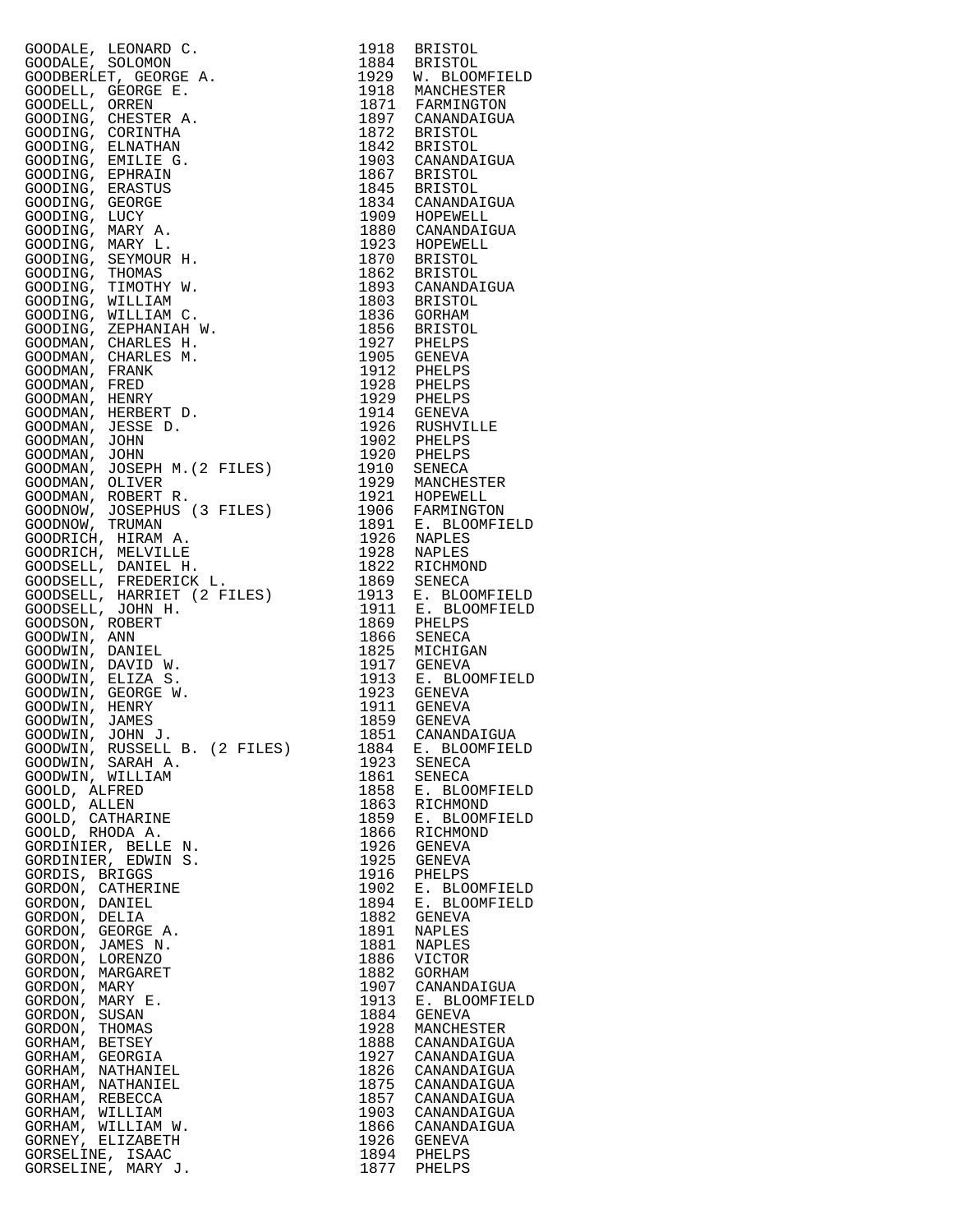| Name | Year | Place |
|---|---|---|
| GOODALE, LEONARD C. | 1918 | BRISTOL |
| GOODALE, SOLOMON | 1884 | BRISTOL |
| GOODBERLET, GEORGE A. | 1929 | W. BLOOMFIELD |
| GOODELL, GEORGE E. | 1918 | MANCHESTER |
| GOODELL, ORREN | 1871 | FARMINGTON |
| GOODING, CHESTER A. | 1897 | CANANDAIGUA |
| GOODING, CORINTHA | 1872 | BRISTOL |
| GOODING, ELNATHAN | 1842 | BRISTOL |
| GOODING, EMILIE G. | 1903 | CANANDAIGUA |
| GOODING, EPHRAIN | 1867 | BRISTOL |
| GOODING, ERASTUS | 1845 | BRISTOL |
| GOODING, GEORGE | 1834 | CANANDAIGUA |
| GOODING, LUCY | 1909 | HOPEWELL |
| GOODING, MARY A. | 1880 | CANANDAIGUA |
| GOODING, MARY L. | 1923 | HOPEWELL |
| GOODING, SEYMOUR H. | 1870 | BRISTOL |
| GOODING, THOMAS | 1862 | BRISTOL |
| GOODING, TIMOTHY W. | 1893 | CANANDAIGUA |
| GOODING, WILLIAM | 1803 | BRISTOL |
| GOODING, WILLIAM C. | 1836 | GORHAM |
| GOODING, ZEPHANIAH W. | 1856 | BRISTOL |
| GOODMAN, CHARLES H. | 1927 | PHELPS |
| GOODMAN, CHARLES M. | 1905 | GENEVA |
| GOODMAN, FRANK | 1912 | PHELPS |
| GOODMAN, FRED | 1928 | PHELPS |
| GOODMAN, HENRY | 1929 | PHELPS |
| GOODMAN, HERBERT D. | 1914 | GENEVA |
| GOODMAN, JESSE D. | 1926 | RUSHVILLE |
| GOODMAN, JOHN | 1902 | PHELPS |
| GOODMAN, JOHN | 1920 | PHELPS |
| GOODMAN, JOSEPH M.(2 FILES) | 1910 | SENECA |
| GOODMAN, OLIVER | 1929 | MANCHESTER |
| GOODMAN, ROBERT R. | 1921 | HOPEWELL |
| GOODNOW, JOSEPHUS (3 FILES) | 1906 | FARMINGTON |
| GOODNOW, TRUMAN | 1891 | E. BLOOMFIELD |
| GOODRICH, HIRAM A. | 1926 | NAPLES |
| GOODRICH, MELVILLE | 1928 | NAPLES |
| GOODSELL, DANIEL H. | 1822 | RICHMOND |
| GOODSELL, FREDERICK L. | 1869 | SENECA |
| GOODSELL, HARRIET (2 FILES) | 1913 | E. BLOOMFIELD |
| GOODSELL, JOHN H. | 1911 | E. BLOOMFIELD |
| GOODSON, ROBERT | 1869 | PHELPS |
| GOODWIN, ANN | 1866 | SENECA |
| GOODWIN, DANIEL | 1825 | MICHIGAN |
| GOODWIN, DAVID W. | 1917 | GENEVA |
| GOODWIN, ELIZA S. | 1913 | E. BLOOMFIELD |
| GOODWIN, GEORGE W. | 1923 | GENEVA |
| GOODWIN, HENRY | 1911 | GENEVA |
| GOODWIN, JAMES | 1859 | GENEVA |
| GOODWIN, JOHN J. | 1851 | CANANDAIGUA |
| GOODWIN, RUSSELL B. (2 FILES) | 1884 | E. BLOOMFIELD |
| GOODWIN, SARAH A. | 1923 | SENECA |
| GOODWIN, WILLIAM | 1861 | SENECA |
| GOOLD, ALFRED | 1858 | E. BLOOMFIELD |
| GOOLD, ALLEN | 1863 | RICHMOND |
| GOOLD, CATHARINE | 1859 | E. BLOOMFIELD |
| GOOLD, RHODA A. | 1866 | RICHMOND |
| GORDINIER, BELLE N. | 1926 | GENEVA |
| GORDINIER, EDWIN S. | 1925 | GENEVA |
| GORDIS, BRIGGS | 1916 | PHELPS |
| GORDON, CATHERINE | 1902 | E. BLOOMFIELD |
| GORDON, DANIEL | 1894 | E. BLOOMFIELD |
| GORDON, DELIA | 1882 | GENEVA |
| GORDON, GEORGE A. | 1891 | NAPLES |
| GORDON, JAMES N. | 1881 | NAPLES |
| GORDON, LORENZO | 1886 | VICTOR |
| GORDON, MARGARET | 1882 | GORHAM |
| GORDON, MARY | 1907 | CANANDAIGUA |
| GORDON, MARY E. | 1913 | E. BLOOMFIELD |
| GORDON, SUSAN | 1884 | GENEVA |
| GORDON, THOMAS | 1928 | MANCHESTER |
| GORHAM, BETSEY | 1888 | CANANDAIGUA |
| GORHAM, GEORGIA | 1927 | CANANDAIGUA |
| GORHAM, NATHANIEL | 1826 | CANANDAIGUA |
| GORHAM, NATHANIEL | 1875 | CANANDAIGUA |
| GORHAM, REBECCA | 1857 | CANANDAIGUA |
| GORHAM, WILLIAM | 1903 | CANANDAIGUA |
| GORHAM, WILLIAM W. | 1866 | CANANDAIGUA |
| GORNEY, ELIZABETH | 1926 | GENEVA |
| GORSELINE, ISAAC | 1894 | PHELPS |
| GORSELINE, MARY J. | 1877 | PHELPS |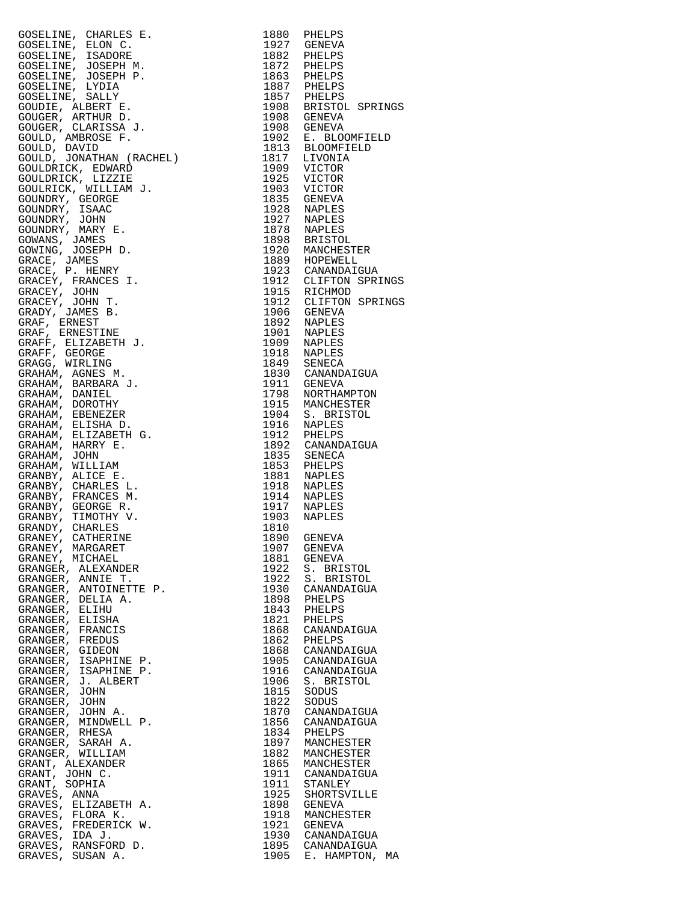| | | |
|---|---|---|
| GOSELINE, CHARLES E. | 1880 | PHELPS |
| GOSELINE, ELON C. | 1927 | GENEVA |
| GOSELINE, ISADORE | 1882 | PHELPS |
| GOSELINE, JOSEPH M. | 1872 | PHELPS |
| GOSELINE, JOSEPH P. | 1863 | PHELPS |
| GOSELINE, LYDIA | 1887 | PHELPS |
| GOSELINE, SALLY | 1857 | PHELPS |
| GOUDIE, ALBERT E. | 1908 | BRISTOL SPRINGS |
| GOUGER, ARTHUR D. | 1908 | GENEVA |
| GOUGER, CLARISSA J. | 1908 | GENEVA |
| GOULD, AMBROSE F. | 1902 | E. BLOOMFIELD |
| GOULD, DAVID | 1813 | BLOOMFIELD |
| GOULD, JONATHAN (RACHEL) | 1817 | LIVONIA |
| GOULDRICK, EDWARD | 1909 | VICTOR |
| GOULDRICK, LIZZIE | 1925 | VICTOR |
| GOULRICK, WILLIAM J. | 1903 | VICTOR |
| GOUNDRY, GEORGE | 1835 | GENEVA |
| GOUNDRY, ISAAC | 1928 | NAPLES |
| GOUNDRY, JOHN | 1927 | NAPLES |
| GOUNDRY, MARY E. | 1878 | NAPLES |
| GOWANS, JAMES | 1898 | BRISTOL |
| GOWING, JOSEPH D. | 1920 | MANCHESTER |
| GRACE, JAMES | 1889 | HOPEWELL |
| GRACE, P. HENRY | 1923 | CANANDAIGUA |
| GRACEY, FRANCES I. | 1912 | CLIFTON SPRINGS |
| GRACEY, JOHN | 1915 | RICHMOD |
| GRACEY, JOHN T. | 1912 | CLIFTON SPRINGS |
| GRADY, JAMES B. | 1906 | GENEVA |
| GRAF, ERNEST | 1892 | NAPLES |
| GRAF, ERNESTINE | 1901 | NAPLES |
| GRAFF, ELIZABETH J. | 1909 | NAPLES |
| GRAFF, GEORGE | 1918 | NAPLES |
| GRAGG, WIRLING | 1849 | SENECA |
| GRAHAM, AGNES M. | 1830 | CANANDAIGUA |
| GRAHAM, BARBARA J. | 1911 | GENEVA |
| GRAHAM, DANIEL | 1798 | NORTHAMPTON |
| GRAHAM, DOROTHY | 1915 | MANCHESTER |
| GRAHAM, EBENEZER | 1904 | S. BRISTOL |
| GRAHAM, ELISHA D. | 1916 | NAPLES |
| GRAHAM, ELIZABETH G. | 1912 | PHELPS |
| GRAHAM, HARRY E. | 1892 | CANANDAIGUA |
| GRAHAM, JOHN | 1835 | SENECA |
| GRAHAM, WILLIAM | 1853 | PHELPS |
| GRANBY, ALICE E. | 1881 | NAPLES |
| GRANBY, CHARLES L. | 1918 | NAPLES |
| GRANBY, FRANCES M. | 1914 | NAPLES |
| GRANBY, GEORGE R. | 1917 | NAPLES |
| GRANBY, TIMOTHY V. | 1903 | NAPLES |
| GRANDY, CHARLES | 1810 | |
| GRANEY, CATHERINE | 1890 | GENEVA |
| GRANEY, MARGARET | 1907 | GENEVA |
| GRANEY, MICHAEL | 1881 | GENEVA |
| GRANGER, ALEXANDER | 1922 | S. BRISTOL |
| GRANGER, ANNIE T. | 1922 | S. BRISTOL |
| GRANGER, ANTOINETTE P. | 1930 | CANANDAIGUA |
| GRANGER, DELIA A. | 1898 | PHELPS |
| GRANGER, ELIHU | 1843 | PHELPS |
| GRANGER, ELISHA | 1821 | PHELPS |
| GRANGER, FRANCIS | 1868 | CANANDAIGUA |
| GRANGER, FREDUS | 1862 | PHELPS |
| GRANGER, GIDEON | 1868 | CANANDAIGUA |
| GRANGER, ISAPHINE P. | 1905 | CANANDAIGUA |
| GRANGER, ISAPHINE P. | 1916 | CANANDAIGUA |
| GRANGER, J. ALBERT | 1906 | S. BRISTOL |
| GRANGER, JOHN | 1815 | SODUS |
| GRANGER, JOHN | 1822 | SODUS |
| GRANGER, JOHN A. | 1870 | CANANDAIGUA |
| GRANGER, MINDWELL P. | 1856 | CANANDAIGUA |
| GRANGER, RHESA | 1834 | PHELPS |
| GRANGER, SARAH A. | 1897 | MANCHESTER |
| GRANGER, WILLIAM | 1882 | MANCHESTER |
| GRANT, ALEXANDER | 1865 | MANCHESTER |
| GRANT, JOHN C. | 1911 | CANANDAIGUA |
| GRANT, SOPHIA | 1911 | STANLEY |
| GRAVES, ANNA | 1925 | SHORTSVILLE |
| GRAVES, ELIZABETH A. | 1898 | GENEVA |
| GRAVES, FLORA K. | 1918 | MANCHESTER |
| GRAVES, FREDERICK W. | 1921 | GENEVA |
| GRAVES, IDA J. | 1930 | CANANDAIGUA |
| GRAVES, RANSFORD D. | 1895 | CANANDAIGUA |
| GRAVES, SUSAN A. | 1905 | E. HAMPTON, MA |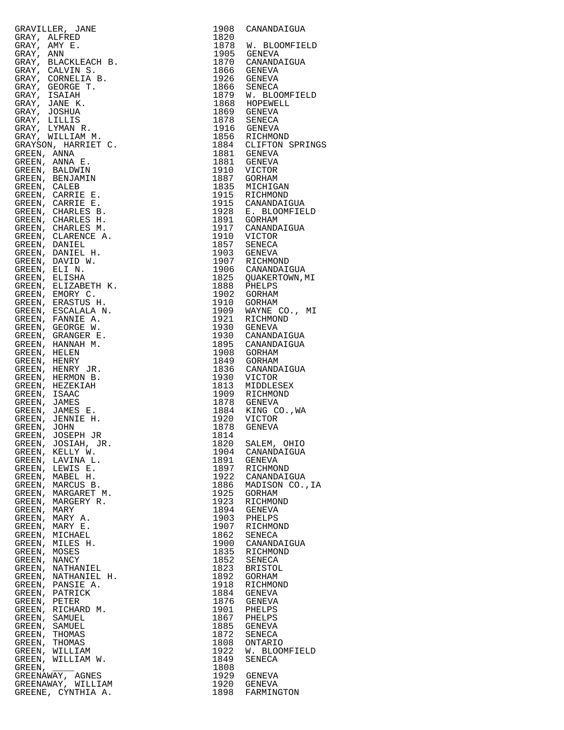| Name | Year | Place |
|---|---|---|
| GRAVILLER, JANE | 1908 | CANANDAIGUA |
| GRAY, ALFRED | 1820 | |
| GRAY, AMY E. | 1878 | W. BLOOMFIELD |
| GRAY, ANN | 1905 | GENEVA |
| GRAY, BLACKLEACH B. | 1870 | CANANDAIGUA |
| GRAY, CALVIN S. | 1866 | GENEVA |
| GRAY, CORNELIA B. | 1926 | GENEVA |
| GRAY, GEORGE T. | 1866 | SENECA |
| GRAY, ISAIAH | 1879 | W. BLOOMFIELD |
| GRAY, JANE K. | 1868 | HOPEWELL |
| GRAY, JOSHUA | 1869 | GENEVA |
| GRAY, LILLIS | 1878 | SENECA |
| GRAY, LYMAN R. | 1916 | GENEVA |
| GRAY, WILLIAM M. | 1856 | RICHMOND |
| GRAYSON, HARRIET C. | 1884 | CLIFTON SPRINGS |
| GREEN, ANNA | 1881 | GENEVA |
| GREEN, ANNA E. | 1881 | GENEVA |
| GREEN, BALDWIN | 1910 | VICTOR |
| GREEN, BENJAMIN | 1887 | GORHAM |
| GREEN, CALEB | 1835 | MICHIGAN |
| GREEN, CARRIE E. | 1915 | RICHMOND |
| GREEN, CARRIE E. | 1915 | CANANDAIGUA |
| GREEN, CHARLES B. | 1928 | E. BLOOMFIELD |
| GREEN, CHARLES H. | 1891 | GORHAM |
| GREEN, CHARLES M. | 1917 | CANANDAIGUA |
| GREEN, CLARENCE A. | 1910 | VICTOR |
| GREEN, DANIEL | 1857 | SENECA |
| GREEN, DANIEL H. | 1903 | GENEVA |
| GREEN, DAVID W. | 1907 | RICHMOND |
| GREEN, ELI N. | 1906 | CANANDAIGUA |
| GREEN, ELISHA | 1825 | QUAKERTOWN,MI |
| GREEN, ELIZABETH K. | 1888 | PHELPS |
| GREEN, EMORY C. | 1902 | GORHAM |
| GREEN, ERASTUS H. | 1910 | GORHAM |
| GREEN, ESCALALA N. | 1909 | WAYNE CO., MI |
| GREEN, FANNIE A. | 1921 | RICHMOND |
| GREEN, GEORGE W. | 1930 | GENEVA |
| GREEN, GRANGER E. | 1930 | CANANDAIGUA |
| GREEN, HANNAH M. | 1895 | CANANDAIGUA |
| GREEN, HELEN | 1908 | GORHAM |
| GREEN, HENRY | 1849 | GORHAM |
| GREEN, HENRY JR. | 1836 | CANANDAIGUA |
| GREEN, HERMON B. | 1930 | VICTOR |
| GREEN, HEZEKIAH | 1813 | MIDDLESEX |
| GREEN, ISAAC | 1909 | RICHMOND |
| GREEN, JAMES | 1878 | GENEVA |
| GREEN, JAMES E. | 1884 | KING CO.,WA |
| GREEN, JENNIE H. | 1920 | VICTOR |
| GREEN, JOHN | 1878 | GENEVA |
| GREEN, JOSEPH JR | 1814 | |
| GREEN, JOSIAH, JR. | 1820 | SALEM, OHIO |
| GREEN, KELLY W. | 1904 | CANANDAIGUA |
| GREEN, LAVINA L. | 1891 | GENEVA |
| GREEN, LEWIS E. | 1897 | RICHMOND |
| GREEN, MABEL H. | 1922 | CANANDAIGUA |
| GREEN, MARCUS B. | 1886 | MADISON CO.,IA |
| GREEN, MARGARET M. | 1925 | GORHAM |
| GREEN, MARGERY R. | 1923 | RICHMOND |
| GREEN, MARY | 1894 | GENEVA |
| GREEN, MARY A. | 1903 | PHELPS |
| GREEN, MARY E. | 1907 | RICHMOND |
| GREEN, MICHAEL | 1862 | SENECA |
| GREEN, MILES H. | 1900 | CANANDAIGUA |
| GREEN, MOSES | 1835 | RICHMOND |
| GREEN, NANCY | 1852 | SENECA |
| GREEN, NATHANIEL | 1823 | BRISTOL |
| GREEN, NATHANIEL H. | 1892 | GORHAM |
| GREEN, PANSIE A. | 1918 | RICHMOND |
| GREEN, PATRICK | 1884 | GENEVA |
| GREEN, PETER | 1876 | GENEVA |
| GREEN, RICHARD M. | 1901 | PHELPS |
| GREEN, SAMUEL | 1867 | PHELPS |
| GREEN, SAMUEL | 1885 | GENEVA |
| GREEN, THOMAS | 1872 | SENECA |
| GREEN, THOMAS | 1808 | ONTARIO |
| GREEN, WILLIAM | 1922 | W. BLOOMFIELD |
| GREEN, WILLIAM W. | 1849 | SENECA |
| GREEN, ____ | 1808 | |
| GREENAWAY, AGNES | 1929 | GENEVA |
| GREENAWAY, WILLIAM | 1920 | GENEVA |
| GREENE, CYNTHIA A. | 1898 | FARMINGTON |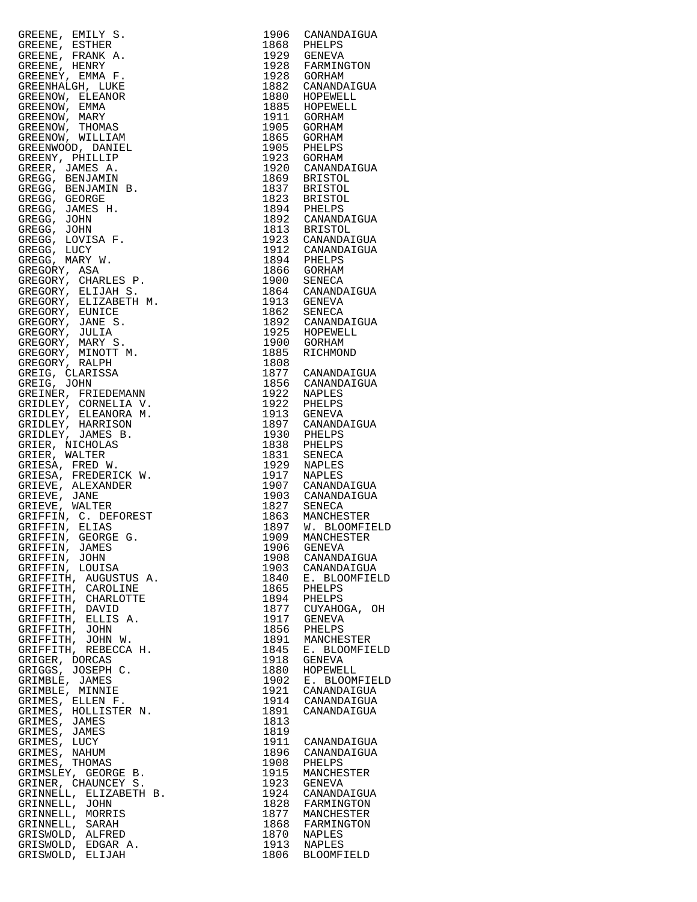| Name | Year | Place |
|---|---|---|
| GREENE, EMILY S. | 1906 | CANANDAIGUA |
| GREENE, ESTHER | 1868 | PHELPS |
| GREENE, FRANK A. | 1929 | GENEVA |
| GREENE, HENRY | 1928 | FARMINGTON |
| GREENEY, EMMA F. | 1928 | GORHAM |
| GREENHALGH, LUKE | 1882 | CANANDAIGUA |
| GREENOW, ELEANOR | 1880 | HOPEWELL |
| GREENOW, EMMA | 1885 | HOPEWELL |
| GREENOW, MARY | 1911 | GORHAM |
| GREENOW, THOMAS | 1905 | GORHAM |
| GREENOW, WILLIAM | 1865 | GORHAM |
| GREENWOOD, DANIEL | 1905 | PHELPS |
| GREENY, PHILLIP | 1923 | GORHAM |
| GREER, JAMES A. | 1920 | CANANDAIGUA |
| GREGG, BENJAMIN | 1869 | BRISTOL |
| GREGG, BENJAMIN B. | 1837 | BRISTOL |
| GREGG, GEORGE | 1823 | BRISTOL |
| GREGG, JAMES H. | 1894 | PHELPS |
| GREGG, JOHN | 1892 | CANANDAIGUA |
| GREGG, JOHN | 1813 | BRISTOL |
| GREGG, LOVISA F. | 1923 | CANANDAIGUA |
| GREGG, LUCY | 1912 | CANANDAIGUA |
| GREGG, MARY W. | 1894 | PHELPS |
| GREGORY, ASA | 1866 | GORHAM |
| GREGORY, CHARLES P. | 1900 | SENECA |
| GREGORY, ELIJAH S. | 1864 | CANANDAIGUA |
| GREGORY, ELIZABETH M. | 1913 | GENEVA |
| GREGORY, EUNICE | 1862 | SENECA |
| GREGORY, JANE S. | 1892 | CANANDAIGUA |
| GREGORY, JULIA | 1925 | HOPEWELL |
| GREGORY, MARY S. | 1900 | GORHAM |
| GREGORY, MINOTT M. | 1885 | RICHMOND |
| GREGORY, RALPH | 1808 | |
| GREIG, CLARISSA | 1877 | CANANDAIGUA |
| GREIG, JOHN | 1856 | CANANDAIGUA |
| GREINER, FRIEDEMANN | 1922 | NAPLES |
| GRIDLEY, CORNELIA V. | 1922 | PHELPS |
| GRIDLEY, ELEANORA M. | 1913 | GENEVA |
| GRIDLEY, HARRISON | 1897 | CANANDAIGUA |
| GRIDLEY, JAMES B. | 1930 | PHELPS |
| GRIER, NICHOLAS | 1838 | PHELPS |
| GRIER, WALTER | 1831 | SENECA |
| GRIESA, FRED W. | 1929 | NAPLES |
| GRIESA, FREDERICK W. | 1917 | NAPLES |
| GRIEVE, ALEXANDER | 1907 | CANANDAIGUA |
| GRIEVE, JANE | 1903 | CANANDAIGUA |
| GRIEVE, WALTER | 1827 | SENECA |
| GRIFFIN, C. DEFOREST | 1863 | MANCHESTER |
| GRIFFIN, ELIAS | 1897 | W. BLOOMFIELD |
| GRIFFIN, GEORGE G. | 1909 | MANCHESTER |
| GRIFFIN, JAMES | 1906 | GENEVA |
| GRIFFIN, JOHN | 1908 | CANANDAIGUA |
| GRIFFIN, LOUISA | 1903 | CANANDAIGUA |
| GRIFFITH, AUGUSTUS A. | 1840 | E. BLOOMFIELD |
| GRIFFITH, CAROLINE | 1865 | PHELPS |
| GRIFFITH, CHARLOTTE | 1894 | PHELPS |
| GRIFFITH, DAVID | 1877 | CUYAHOGA, OH |
| GRIFFITH, ELLIS A. | 1917 | GENEVA |
| GRIFFITH, JOHN | 1856 | PHELPS |
| GRIFFITH, JOHN W. | 1891 | MANCHESTER |
| GRIFFITH, REBECCA H. | 1845 | E. BLOOMFIELD |
| GRIGER, DORCAS | 1918 | GENEVA |
| GRIGGS, JOSEPH C. | 1880 | HOPEWELL |
| GRIMBLE, JAMES | 1902 | E. BLOOMFIELD |
| GRIMBLE, MINNIE | 1921 | CANANDAIGUA |
| GRIMES, ELLEN F. | 1914 | CANANDAIGUA |
| GRIMES, HOLLISTER N. | 1891 | CANANDAIGUA |
| GRIMES, JAMES | 1813 | |
| GRIMES, JAMES | 1819 | |
| GRIMES, LUCY | 1911 | CANANDAIGUA |
| GRIMES, NAHUM | 1896 | CANANDAIGUA |
| GRIMES, THOMAS | 1908 | PHELPS |
| GRIMSLEY, GEORGE B. | 1915 | MANCHESTER |
| GRINER, CHAUNCEY S. | 1923 | GENEVA |
| GRINNELL, ELIZABETH B. | 1924 | CANANDAIGUA |
| GRINNELL, JOHN | 1828 | FARMINGTON |
| GRINNELL, MORRIS | 1877 | MANCHESTER |
| GRINNELL, SARAH | 1868 | FARMINGTON |
| GRISWOLD, ALFRED | 1870 | NAPLES |
| GRISWOLD, EDGAR A. | 1913 | NAPLES |
| GRISWOLD, ELIJAH | 1806 | BLOOMFIELD |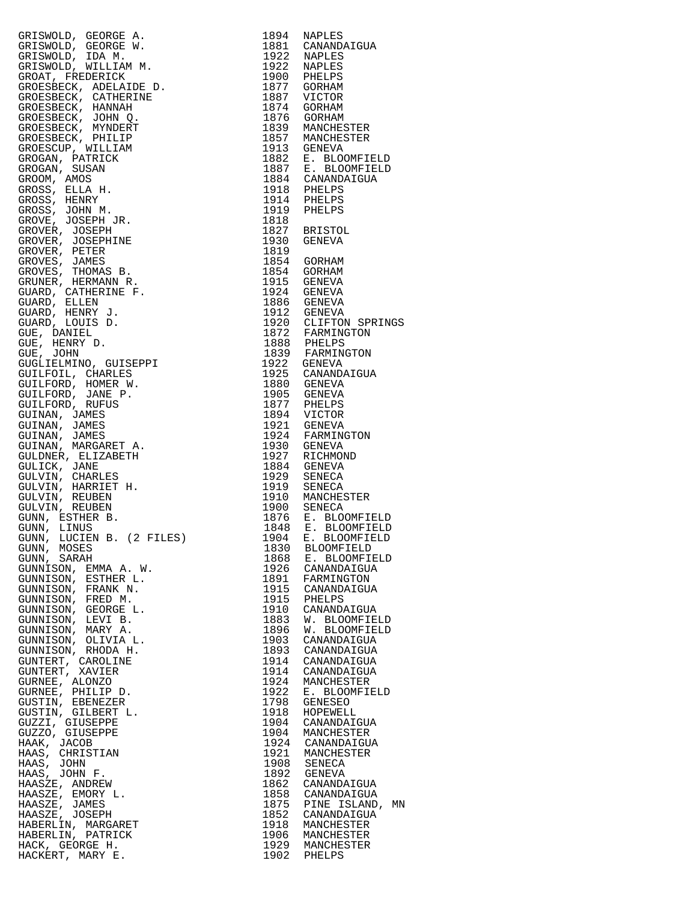| | | |
|---|---|---|
| GRISWOLD, GEORGE A. | 1894 | NAPLES |
| GRISWOLD, GEORGE W. | 1881 | CANANDAIGUA |
| GRISWOLD, IDA M. | 1922 | NAPLES |
| GRISWOLD, WILLIAM M. | 1922 | NAPLES |
| GROAT, FREDERICK | 1900 | PHELPS |
| GROESBECK, ADELAIDE D. | 1877 | GORHAM |
| GROESBECK, CATHERINE | 1887 | VICTOR |
| GROESBECK, HANNAH | 1874 | GORHAM |
| GROESBECK, JOHN Q. | 1876 | GORHAM |
| GROESBECK, MYNDERT | 1839 | MANCHESTER |
| GROESBECK, PHILIP | 1857 | MANCHESTER |
| GROESCUP, WILLIAM | 1913 | GENEVA |
| GROGAN, PATRICK | 1882 | E. BLOOMFIELD |
| GROGAN, SUSAN | 1887 | E. BLOOMFIELD |
| GROOM, AMOS | 1884 | CANANDAIGUA |
| GROSS, ELLA H. | 1918 | PHELPS |
| GROSS, HENRY | 1914 | PHELPS |
| GROSS, JOHN M. | 1919 | PHELPS |
| GROVE, JOSEPH JR. | 1818 | |
| GROVER, JOSEPH | 1827 | BRISTOL |
| GROVER, JOSEPHINE | 1930 | GENEVA |
| GROVER, PETER | 1819 | |
| GROVES, JAMES | 1854 | GORHAM |
| GROVES, THOMAS B. | 1854 | GORHAM |
| GRUNER, HERMANN R. | 1915 | GENEVA |
| GUARD, CATHERINE F. | 1924 | GENEVA |
| GUARD, ELLEN | 1886 | GENEVA |
| GUARD, HENRY J. | 1912 | GENEVA |
| GUARD, LOUIS D. | 1920 | CLIFTON SPRINGS |
| GUE, DANIEL | 1872 | FARMINGTON |
| GUE, HENRY D. | 1888 | PHELPS |
| GUE, JOHN | 1839 | FARMINGTON |
| GUGLIELMINO, GUISEPPI | 1922 | GENEVA |
| GUILFOIL, CHARLES | 1925 | CANANDAIGUA |
| GUILFORD, HOMER W. | 1880 | GENEVA |
| GUILFORD, JANE P. | 1905 | GENEVA |
| GUILFORD, RUFUS | 1877 | PHELPS |
| GUINAN, JAMES | 1894 | VICTOR |
| GUINAN, JAMES | 1921 | GENEVA |
| GUINAN, JAMES | 1924 | FARMINGTON |
| GUINAN, MARGARET A. | 1930 | GENEVA |
| GULDNER, ELIZABETH | 1927 | RICHMOND |
| GULICK, JANE | 1884 | GENEVA |
| GULVIN, CHARLES | 1929 | SENECA |
| GULVIN, HARRIET H. | 1919 | SENECA |
| GULVIN, REUBEN | 1910 | MANCHESTER |
| GULVIN, REUBEN | 1900 | SENECA |
| GUNN, ESTHER B. | 1876 | E. BLOOMFIELD |
| GUNN, LINUS | 1848 | E. BLOOMFIELD |
| GUNN, LUCIEN B. (2 FILES) | 1904 | E. BLOOMFIELD |
| GUNN, MOSES | 1830 | BLOOMFIELD |
| GUNN, SARAH | 1868 | E. BLOOMFIELD |
| GUNNISON, EMMA A. W. | 1926 | CANANDAIGUA |
| GUNNISON, ESTHER L. | 1891 | FARMINGTON |
| GUNNISON, FRANK N. | 1915 | CANANDAIGUA |
| GUNNISON, FRED M. | 1915 | PHELPS |
| GUNNISON, GEORGE L. | 1910 | CANANDAIGUA |
| GUNNISON, LEVI B. | 1883 | W. BLOOMFIELD |
| GUNNISON, MARY A. | 1896 | W. BLOOMFIELD |
| GUNNISON, OLIVIA L. | 1903 | CANANDAIGUA |
| GUNNISON, RHODA H. | 1893 | CANANDAIGUA |
| GUNTERT, CAROLINE | 1914 | CANANDAIGUA |
| GUNTERT, XAVIER | 1914 | CANANDAIGUA |
| GURNEE, ALONZO | 1924 | MANCHESTER |
| GURNEE, PHILIP D. | 1922 | E. BLOOMFIELD |
| GUSTIN, EBENEZER | 1798 | GENESEO |
| GUSTIN, GILBERT L. | 1918 | HOPEWELL |
| GUZZI, GIUSEPPE | 1904 | CANANDAIGUA |
| GUZZO, GIUSEPPE | 1904 | MANCHESTER |
| HAAK, JACOB | 1924 | CANANDAIGUA |
| HAAS, CHRISTIAN | 1921 | MANCHESTER |
| HAAS, JOHN | 1908 | SENECA |
| HAAS, JOHN F. | 1892 | GENEVA |
| HAASZE, ANDREW | 1862 | CANANDAIGUA |
| HAASZE, EMORY L. | 1858 | CANANDAIGUA |
| HAASZE, JAMES | 1875 | PINE ISLAND, MN |
| HAASZE, JOSEPH | 1852 | CANANDAIGUA |
| HABERLIN, MARGARET | 1918 | MANCHESTER |
| HABERLIN, PATRICK | 1906 | MANCHESTER |
| HACK, GEORGE H. | 1929 | MANCHESTER |
| HACKERT, MARY E. | 1902 | PHELPS |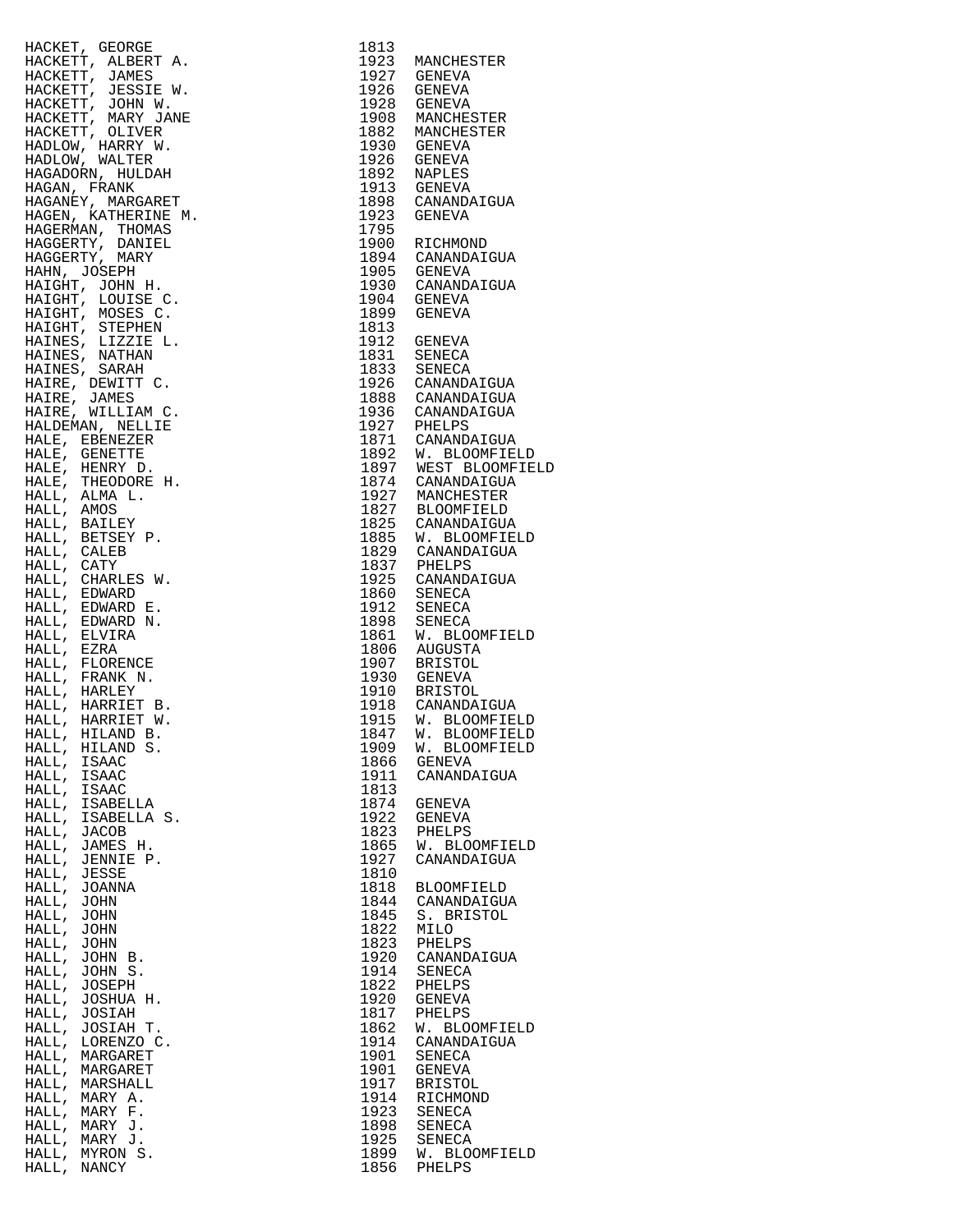| Name | Year | Place |
|---|---|---|
| HACKET, GEORGE | 1813 | |
| HACKETT, ALBERT A. | 1923 | MANCHESTER |
| HACKETT, JAMES | 1927 | GENEVA |
| HACKETT, JESSIE W. | 1926 | GENEVA |
| HACKETT, JOHN W. | 1928 | GENEVA |
| HACKETT, MARY JANE | 1908 | MANCHESTER |
| HACKETT, OLIVER | 1882 | MANCHESTER |
| HADLOW, HARRY W. | 1930 | GENEVA |
| HADLOW, WALTER | 1926 | GENEVA |
| HAGADORN, HULDAH | 1892 | NAPLES |
| HAGAN, FRANK | 1913 | GENEVA |
| HAGANEY, MARGARET | 1898 | CANANDAIGUA |
| HAGEN, KATHERINE M. | 1923 | GENEVA |
| HAGERMAN, THOMAS | 1795 | |
| HAGGERTY, DANIEL | 1900 | RICHMOND |
| HAGGERTY, MARY | 1894 | CANANDAIGUA |
| HAHN, JOSEPH | 1905 | GENEVA |
| HAIGHT, JOHN H. | 1930 | CANANDAIGUA |
| HAIGHT, LOUISE C. | 1904 | GENEVA |
| HAIGHT, MOSES C. | 1899 | GENEVA |
| HAIGHT, STEPHEN | 1813 | |
| HAINES, LIZZIE L. | 1912 | GENEVA |
| HAINES, NATHAN | 1831 | SENECA |
| HAINES, SARAH | 1833 | SENECA |
| HAIRE, DEWITT C. | 1926 | CANANDAIGUA |
| HAIRE, JAMES | 1888 | CANANDAIGUA |
| HAIRE, WILLIAM C. | 1936 | CANANDAIGUA |
| HALDEMAN, NELLIE | 1927 | PHELPS |
| HALE, EBENEZER | 1871 | CANANDAIGUA |
| HALE, GENETTE | 1892 | W. BLOOMFIELD |
| HALE, HENRY D. | 1897 | WEST BLOOMFIELD |
| HALE, THEODORE H. | 1874 | CANANDAIGUA |
| HALL, ALMA L. | 1927 | MANCHESTER |
| HALL, AMOS | 1827 | BLOOMFIELD |
| HALL, BAILEY | 1825 | CANANDAIGUA |
| HALL, BETSEY P. | 1885 | W. BLOOMFIELD |
| HALL, CALEB | 1829 | CANANDAIGUA |
| HALL, CATY | 1837 | PHELPS |
| HALL, CHARLES W. | 1925 | CANANDAIGUA |
| HALL, EDWARD | 1860 | SENECA |
| HALL, EDWARD E. | 1912 | SENECA |
| HALL, EDWARD N. | 1898 | SENECA |
| HALL, ELVIRA | 1861 | W. BLOOMFIELD |
| HALL, EZRA | 1806 | AUGUSTA |
| HALL, FLORENCE | 1907 | BRISTOL |
| HALL, FRANK N. | 1930 | GENEVA |
| HALL, HARLEY | 1910 | BRISTOL |
| HALL, HARRIET B. | 1918 | CANANDAIGUA |
| HALL, HARRIET W. | 1915 | W. BLOOMFIELD |
| HALL, HILAND B. | 1847 | W. BLOOMFIELD |
| HALL, HILAND S. | 1909 | W. BLOOMFIELD |
| HALL, ISAAC | 1866 | GENEVA |
| HALL, ISAAC | 1911 | CANANDAIGUA |
| HALL, ISAAC | 1813 | |
| HALL, ISABELLA | 1874 | GENEVA |
| HALL, ISABELLA S. | 1922 | GENEVA |
| HALL, JACOB | 1823 | PHELPS |
| HALL, JAMES H. | 1865 | W. BLOOMFIELD |
| HALL, JENNIE P. | 1927 | CANANDAIGUA |
| HALL, JESSE | 1810 | |
| HALL, JOANNA | 1818 | BLOOMFIELD |
| HALL, JOHN | 1844 | CANANDAIGUA |
| HALL, JOHN | 1845 | S. BRISTOL |
| HALL, JOHN | 1822 | MILO |
| HALL, JOHN | 1823 | PHELPS |
| HALL, JOHN B. | 1920 | CANANDAIGUA |
| HALL, JOHN S. | 1914 | SENECA |
| HALL, JOSEPH | 1822 | PHELPS |
| HALL, JOSHUA H. | 1920 | GENEVA |
| HALL, JOSIAH | 1817 | PHELPS |
| HALL, JOSIAH T. | 1862 | W. BLOOMFIELD |
| HALL, LORENZO C. | 1914 | CANANDAIGUA |
| HALL, MARGARET | 1901 | SENECA |
| HALL, MARGARET | 1901 | GENEVA |
| HALL, MARSHALL | 1917 | BRISTOL |
| HALL, MARY A. | 1914 | RICHMOND |
| HALL, MARY F. | 1923 | SENECA |
| HALL, MARY J. | 1898 | SENECA |
| HALL, MARY J. | 1925 | SENECA |
| HALL, MYRON S. | 1899 | W. BLOOMFIELD |
| HALL, NANCY | 1856 | PHELPS |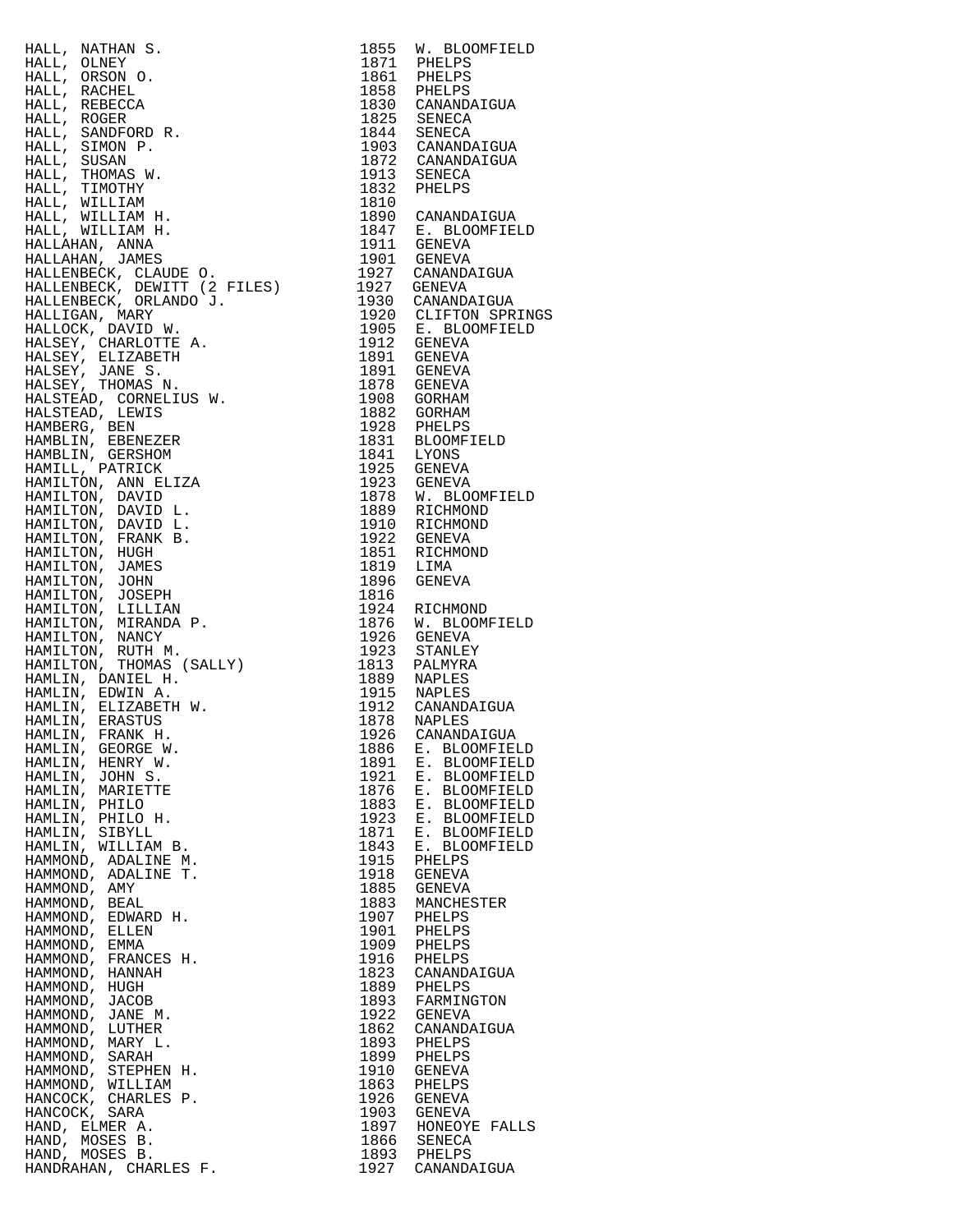| Name | Year | Place |
|---|---|---|
| HALL, NATHAN S. | 1855 | W. BLOOMFIELD |
| HALL, OLNEY | 1871 | PHELPS |
| HALL, ORSON O. | 1861 | PHELPS |
| HALL, RACHEL | 1858 | PHELPS |
| HALL, REBECCA | 1830 | CANANDAIGUA |
| HALL, ROGER | 1825 | SENECA |
| HALL, SANDFORD R. | 1844 | SENECA |
| HALL, SIMON P. | 1903 | CANANDAIGUA |
| HALL, SUSAN | 1872 | CANANDAIGUA |
| HALL, THOMAS W. | 1913 | SENECA |
| HALL, TIMOTHY | 1832 | PHELPS |
| HALL, WILLIAM | 1810 | |
| HALL, WILLIAM H. | 1890 | CANANDAIGUA |
| HALL, WILLIAM H. | 1847 | E. BLOOMFIELD |
| HALLAHAN, ANNA | 1911 | GENEVA |
| HALLAHAN, JAMES | 1901 | GENEVA |
| HALLENBECK, CLAUDE O. | 1927 | CANANDAIGUA |
| HALLENBECK, DEWITT (2 FILES) | 1927 | GENEVA |
| HALLENBECK, ORLANDO J. | 1930 | CANANDAIGUA |
| HALLIGAN, MARY | 1920 | CLIFTON SPRINGS |
| HALLOCK, DAVID W. | 1905 | E. BLOOMFIELD |
| HALSEY, CHARLOTTE A. | 1912 | GENEVA |
| HALSEY, ELIZABETH | 1891 | GENEVA |
| HALSEY, JANE S. | 1891 | GENEVA |
| HALSEY, THOMAS N. | 1878 | GENEVA |
| HALSTEAD, CORNELIUS W. | 1908 | GORHAM |
| HALSTEAD, LEWIS | 1882 | GORHAM |
| HAMBERG, BEN | 1928 | PHELPS |
| HAMBLIN, EBENEZER | 1831 | BLOOMFIELD |
| HAMBLIN, GERSHOM | 1841 | LYONS |
| HAMILL, PATRICK | 1925 | GENEVA |
| HAMILTON, ANN ELIZA | 1923 | GENEVA |
| HAMILTON, DAVID | 1878 | W. BLOOMFIELD |
| HAMILTON, DAVID L. | 1889 | RICHMOND |
| HAMILTON, DAVID L. | 1910 | RICHMOND |
| HAMILTON, FRANK B. | 1922 | GENEVA |
| HAMILTON, HUGH | 1851 | RICHMOND |
| HAMILTON, JAMES | 1819 | LIMA |
| HAMILTON, JOHN | 1896 | GENEVA |
| HAMILTON, JOSEPH | 1816 | |
| HAMILTON, LILLIAN | 1924 | RICHMOND |
| HAMILTON, MIRANDA P. | 1876 | W. BLOOMFIELD |
| HAMILTON, NANCY | 1926 | GENEVA |
| HAMILTON, RUTH M. | 1923 | STANLEY |
| HAMILTON, THOMAS (SALLY) | 1813 | PALMYRA |
| HAMLIN, DANIEL H. | 1889 | NAPLES |
| HAMLIN, EDWIN A. | 1915 | NAPLES |
| HAMLIN, ELIZABETH W. | 1912 | CANANDAIGUA |
| HAMLIN, ERASTUS | 1878 | NAPLES |
| HAMLIN, FRANK H. | 1926 | CANANDAIGUA |
| HAMLIN, GEORGE W. | 1886 | E. BLOOMFIELD |
| HAMLIN, HENRY W. | 1891 | E. BLOOMFIELD |
| HAMLIN, JOHN S. | 1921 | E. BLOOMFIELD |
| HAMLIN, MARIETTE | 1876 | E. BLOOMFIELD |
| HAMLIN, PHILO | 1883 | E. BLOOMFIELD |
| HAMLIN, PHILO H. | 1923 | E. BLOOMFIELD |
| HAMLIN, SIBYLL | 1871 | E. BLOOMFIELD |
| HAMLIN, WILLIAM B. | 1843 | E. BLOOMFIELD |
| HAMMOND, ADALINE M. | 1915 | PHELPS |
| HAMMOND, ADALINE T. | 1918 | GENEVA |
| HAMMOND, AMY | 1885 | GENEVA |
| HAMMOND, BEAL | 1883 | MANCHESTER |
| HAMMOND, EDWARD H. | 1907 | PHELPS |
| HAMMOND, ELLEN | 1901 | PHELPS |
| HAMMOND, EMMA | 1909 | PHELPS |
| HAMMOND, FRANCES H. | 1916 | PHELPS |
| HAMMOND, HANNAH | 1823 | CANANDAIGUA |
| HAMMOND, HUGH | 1889 | PHELPS |
| HAMMOND, JACOB | 1893 | FARMINGTON |
| HAMMOND, JANE M. | 1922 | GENEVA |
| HAMMOND, LUTHER | 1862 | CANANDAIGUA |
| HAMMOND, MARY L. | 1893 | PHELPS |
| HAMMOND, SARAH | 1899 | PHELPS |
| HAMMOND, STEPHEN H. | 1910 | GENEVA |
| HAMMOND, WILLIAM | 1863 | PHELPS |
| HANCOCK, CHARLES P. | 1926 | GENEVA |
| HANCOCK, SARA | 1903 | GENEVA |
| HAND, ELMER A. | 1897 | HONEOYE FALLS |
| HAND, MOSES B. | 1866 | SENECA |
| HAND, MOSES B. | 1893 | PHELPS |
| HANDRAHAN, CHARLES F. | 1927 | CANANDAIGUA |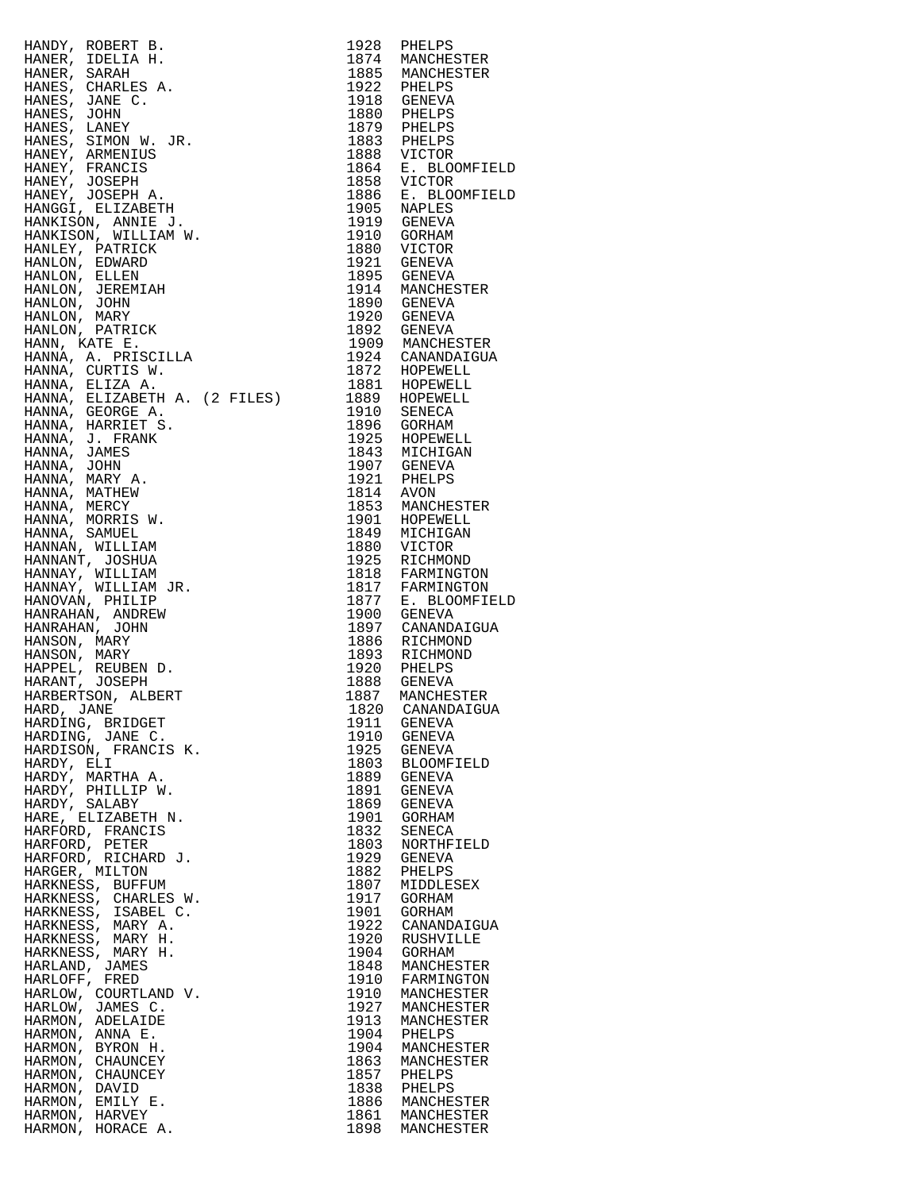| | | |
|---|---|---|
| HANDY, ROBERT B. | 1928 | PHELPS |
| HANER, IDELIA H. | 1874 | MANCHESTER |
| HANER, SARAH | 1885 | MANCHESTER |
| HANES, CHARLES A. | 1922 | PHELPS |
| HANES, JANE C. | 1918 | GENEVA |
| HANES, JOHN | 1880 | PHELPS |
| HANES, LANEY | 1879 | PHELPS |
| HANES, SIMON W. JR. | 1883 | PHELPS |
| HANEY, ARMENIUS | 1888 | VICTOR |
| HANEY, FRANCIS | 1864 | E. BLOOMFIELD |
| HANEY, JOSEPH | 1858 | VICTOR |
| HANEY, JOSEPH A. | 1886 | E. BLOOMFIELD |
| HANGGI, ELIZABETH | 1905 | NAPLES |
| HANKISON, ANNIE J. | 1919 | GENEVA |
| HANKISON, WILLIAM W. | 1910 | GORHAM |
| HANLEY, PATRICK | 1880 | VICTOR |
| HANLON, EDWARD | 1921 | GENEVA |
| HANLON, ELLEN | 1895 | GENEVA |
| HANLON, JEREMIAH | 1914 | MANCHESTER |
| HANLON, JOHN | 1890 | GENEVA |
| HANLON, MARY | 1920 | GENEVA |
| HANLON, PATRICK | 1892 | GENEVA |
| HANN, KATE E. | 1909 | MANCHESTER |
| HANNA, A. PRISCILLA | 1924 | CANANDAIGUA |
| HANNA, CURTIS W. | 1872 | HOPEWELL |
| HANNA, ELIZA A. | 1881 | HOPEWELL |
| HANNA, ELIZABETH A. (2 FILES) | 1889 | HOPEWELL |
| HANNA, GEORGE A. | 1910 | SENECA |
| HANNA, HARRIET S. | 1896 | GORHAM |
| HANNA, J. FRANK | 1925 | HOPEWELL |
| HANNA, JAMES | 1843 | MICHIGAN |
| HANNA, JOHN | 1907 | GENEVA |
| HANNA, MARY A. | 1921 | PHELPS |
| HANNA, MATHEW | 1814 | AVON |
| HANNA, MERCY | 1853 | MANCHESTER |
| HANNA, MORRIS W. | 1901 | HOPEWELL |
| HANNA, SAMUEL | 1849 | MICHIGAN |
| HANNAN, WILLIAM | 1880 | VICTOR |
| HANNANT, JOSHUA | 1925 | RICHMOND |
| HANNAY, WILLIAM | 1818 | FARMINGTON |
| HANNAY, WILLIAM JR. | 1817 | FARMINGTON |
| HANOVAN, PHILIP | 1877 | E. BLOOMFIELD |
| HANRAHAN, ANDREW | 1900 | GENEVA |
| HANRAHAN, JOHN | 1897 | CANANDAIGUA |
| HANSON, MARY | 1886 | RICHMOND |
| HANSON, MARY | 1893 | RICHMOND |
| HAPPEL, REUBEN D. | 1920 | PHELPS |
| HARANT, JOSEPH | 1888 | GENEVA |
| HARBERTSON, ALBERT | 1887 | MANCHESTER |
| HARD, JANE | 1820 | CANANDAIGUA |
| HARDING, BRIDGET | 1911 | GENEVA |
| HARDING, JANE C. | 1910 | GENEVA |
| HARDISON, FRANCIS K. | 1925 | GENEVA |
| HARDY, ELI | 1803 | BLOOMFIELD |
| HARDY, MARTHA A. | 1889 | GENEVA |
| HARDY, PHILLIP W. | 1891 | GENEVA |
| HARDY, SALABY | 1869 | GENEVA |
| HARE, ELIZABETH N. | 1901 | GORHAM |
| HARFORD, FRANCIS | 1832 | SENECA |
| HARFORD, PETER | 1803 | NORTHFIELD |
| HARFORD, RICHARD J. | 1929 | GENEVA |
| HARGER, MILTON | 1882 | PHELPS |
| HARKNESS, BUFFUM | 1807 | MIDDLESEX |
| HARKNESS, CHARLES W. | 1917 | GORHAM |
| HARKNESS, ISABEL C. | 1901 | GORHAM |
| HARKNESS, MARY A. | 1922 | CANANDAIGUA |
| HARKNESS, MARY H. | 1920 | RUSHVILLE |
| HARKNESS, MARY H. | 1904 | GORHAM |
| HARLAND, JAMES | 1848 | MANCHESTER |
| HARLOFF, FRED | 1910 | FARMINGTON |
| HARLOW, COURTLAND V. | 1910 | MANCHESTER |
| HARLOW, JAMES C. | 1927 | MANCHESTER |
| HARMON, ADELAIDE | 1913 | MANCHESTER |
| HARMON, ANNA E. | 1904 | PHELPS |
| HARMON, BYRON H. | 1904 | MANCHESTER |
| HARMON, CHAUNCEY | 1863 | MANCHESTER |
| HARMON, CHAUNCEY | 1857 | PHELPS |
| HARMON, DAVID | 1838 | PHELPS |
| HARMON, EMILY E. | 1886 | MANCHESTER |
| HARMON, HARVEY | 1861 | MANCHESTER |
| HARMON, HORACE A. | 1898 | MANCHESTER |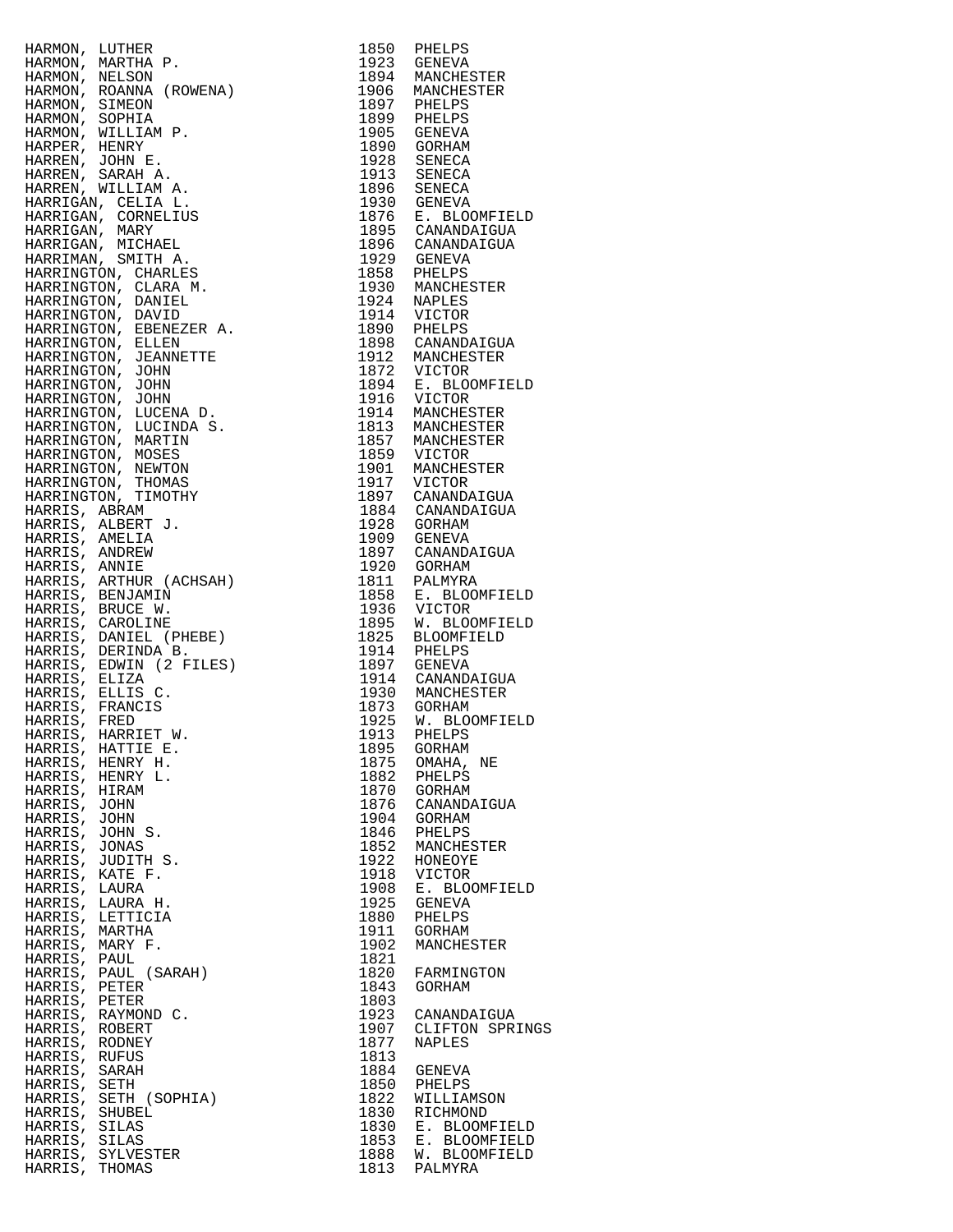| Name | Year | Place |
|---|---|---|
| HARMON, LUTHER | 1850 | PHELPS |
| HARMON, MARTHA P. | 1923 | GENEVA |
| HARMON, NELSON | 1894 | MANCHESTER |
| HARMON, ROANNA (ROWENA) | 1906 | MANCHESTER |
| HARMON, SIMEON | 1897 | PHELPS |
| HARMON, SOPHIA | 1899 | PHELPS |
| HARMON, WILLIAM P. | 1905 | GENEVA |
| HARPER, HENRY | 1890 | GORHAM |
| HARREN, JOHN E. | 1928 | SENECA |
| HARREN, SARAH A. | 1913 | SENECA |
| HARREN, WILLIAM A. | 1896 | SENECA |
| HARRIGAN, CELIA L. | 1930 | GENEVA |
| HARRIGAN, CORNELIUS | 1876 | E. BLOOMFIELD |
| HARRIGAN, MARY | 1895 | CANANDAIGUA |
| HARRIGAN, MICHAEL | 1896 | CANANDAIGUA |
| HARRIMAN, SMITH A. | 1929 | GENEVA |
| HARRINGTON, CHARLES | 1858 | PHELPS |
| HARRINGTON, CLARA M. | 1930 | MANCHESTER |
| HARRINGTON, DANIEL | 1924 | NAPLES |
| HARRINGTON, DAVID | 1914 | VICTOR |
| HARRINGTON, EBENEZER A. | 1890 | PHELPS |
| HARRINGTON, ELLEN | 1898 | CANANDAIGUA |
| HARRINGTON, JEANNETTE | 1912 | MANCHESTER |
| HARRINGTON, JOHN | 1872 | VICTOR |
| HARRINGTON, JOHN | 1894 | E. BLOOMFIELD |
| HARRINGTON, JOHN | 1916 | VICTOR |
| HARRINGTON, LUCENA D. | 1914 | MANCHESTER |
| HARRINGTON, LUCINDA S. | 1813 | MANCHESTER |
| HARRINGTON, MARTIN | 1857 | MANCHESTER |
| HARRINGTON, MOSES | 1859 | VICTOR |
| HARRINGTON, NEWTON | 1901 | MANCHESTER |
| HARRINGTON, THOMAS | 1917 | VICTOR |
| HARRINGTON, TIMOTHY | 1897 | CANANDAIGUA |
| HARRIS, ABRAM | 1884 | CANANDAIGUA |
| HARRIS, ALBERT J. | 1928 | GORHAM |
| HARRIS, AMELIA | 1909 | GENEVA |
| HARRIS, ANDREW | 1897 | CANANDAIGUA |
| HARRIS, ANNIE | 1920 | GORHAM |
| HARRIS, ARTHUR (ACHSAH) | 1811 | PALMYRA |
| HARRIS, BENJAMIN | 1858 | E. BLOOMFIELD |
| HARRIS, BRUCE W. | 1936 | VICTOR |
| HARRIS, CAROLINE | 1895 | W. BLOOMFIELD |
| HARRIS, DANIEL (PHEBE) | 1825 | BLOOMFIELD |
| HARRIS, DERINDA B. | 1914 | PHELPS |
| HARRIS, EDWIN (2 FILES) | 1897 | GENEVA |
| HARRIS, ELIZA | 1914 | CANANDAIGUA |
| HARRIS, ELLIS C. | 1930 | MANCHESTER |
| HARRIS, FRANCIS | 1873 | GORHAM |
| HARRIS, FRED | 1925 | W. BLOOMFIELD |
| HARRIS, HARRIET W. | 1913 | PHELPS |
| HARRIS, HATTIE E. | 1895 | GORHAM |
| HARRIS, HENRY H. | 1875 | OMAHA, NE |
| HARRIS, HENRY L. | 1882 | PHELPS |
| HARRIS, HIRAM | 1870 | GORHAM |
| HARRIS, JOHN | 1876 | CANANDAIGUA |
| HARRIS, JOHN | 1904 | GORHAM |
| HARRIS, JOHN S. | 1846 | PHELPS |
| HARRIS, JONAS | 1852 | MANCHESTER |
| HARRIS, JUDITH S. | 1922 | HONEOYE |
| HARRIS, KATE F. | 1918 | VICTOR |
| HARRIS, LAURA | 1908 | E. BLOOMFIELD |
| HARRIS, LAURA H. | 1925 | GENEVA |
| HARRIS, LETTICIA | 1880 | PHELPS |
| HARRIS, MARTHA | 1911 | GORHAM |
| HARRIS, MARY F. | 1902 | MANCHESTER |
| HARRIS, PAUL | 1821 | |
| HARRIS, PAUL (SARAH) | 1820 | FARMINGTON |
| HARRIS, PETER | 1843 | GORHAM |
| HARRIS, PETER | 1803 | |
| HARRIS, RAYMOND C. | 1923 | CANANDAIGUA |
| HARRIS, ROBERT | 1907 | CLIFTON SPRINGS |
| HARRIS, RODNEY | 1877 | NAPLES |
| HARRIS, RUFUS | 1813 | |
| HARRIS, SARAH | 1884 | GENEVA |
| HARRIS, SETH | 1850 | PHELPS |
| HARRIS, SETH (SOPHIA) | 1822 | WILLIAMSON |
| HARRIS, SHUBEL | 1830 | RICHMOND |
| HARRIS, SILAS | 1830 | E. BLOOMFIELD |
| HARRIS, SILAS | 1853 | E. BLOOMFIELD |
| HARRIS, SYLVESTER | 1888 | W. BLOOMFIELD |
| HARRIS, THOMAS | 1813 | PALMYRA |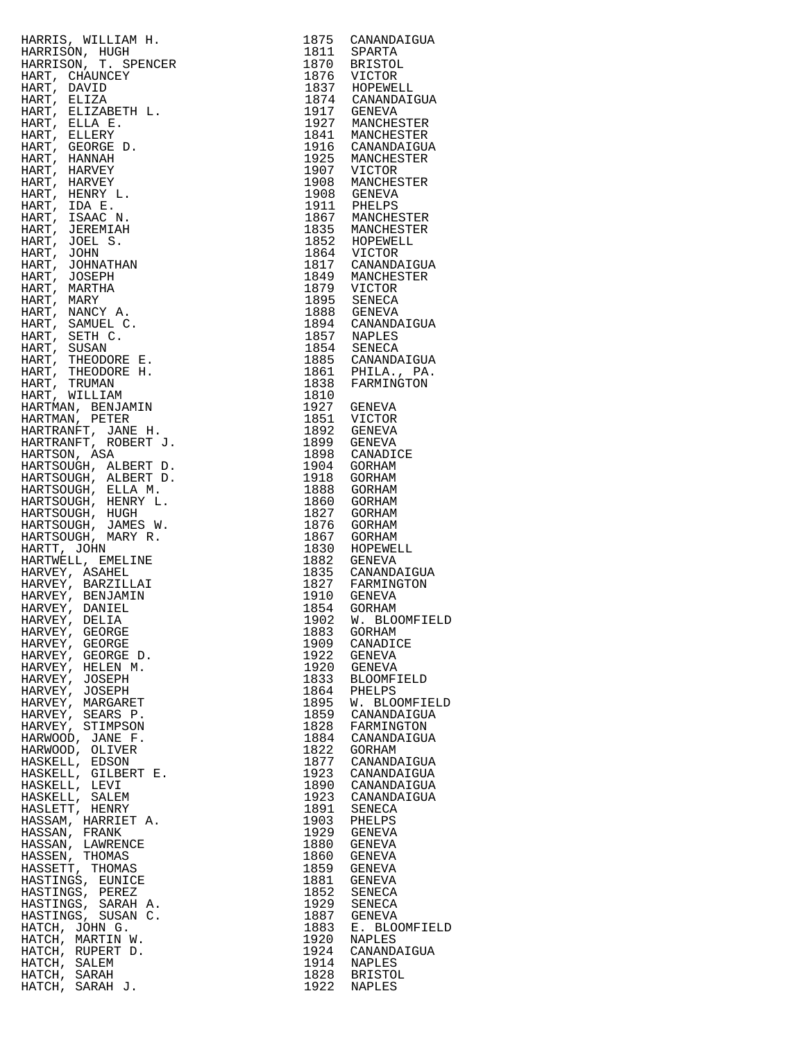| | | |
|---|---|---|
| HARRIS, WILLIAM H. | 1875 | CANANDAIGUA |
| HARRISON, HUGH | 1811 | SPARTA |
| HARRISON, T. SPENCER | 1870 | BRISTOL |
| HART, CHAUNCEY | 1876 | VICTOR |
| HART, DAVID | 1837 | HOPEWELL |
| HART, ELIZA | 1874 | CANANDAIGUA |
| HART, ELIZABETH L. | 1917 | GENEVA |
| HART, ELLA E. | 1927 | MANCHESTER |
| HART, ELLERY | 1841 | MANCHESTER |
| HART, GEORGE D. | 1916 | CANANDAIGUA |
| HART, HANNAH | 1925 | MANCHESTER |
| HART, HARVEY | 1907 | VICTOR |
| HART, HARVEY | 1908 | MANCHESTER |
| HART, HENRY L. | 1908 | GENEVA |
| HART, IDA E. | 1911 | PHELPS |
| HART, ISAAC N. | 1867 | MANCHESTER |
| HART, JEREMIAH | 1835 | MANCHESTER |
| HART, JOEL S. | 1852 | HOPEWELL |
| HART, JOHN | 1864 | VICTOR |
| HART, JOHNATHAN | 1817 | CANANDAIGUA |
| HART, JOSEPH | 1849 | MANCHESTER |
| HART, MARTHA | 1879 | VICTOR |
| HART, MARY | 1895 | SENECA |
| HART, NANCY A. | 1888 | GENEVA |
| HART, SAMUEL C. | 1894 | CANANDAIGUA |
| HART, SETH C. | 1857 | NAPLES |
| HART, SUSAN | 1854 | SENECA |
| HART, THEODORE E. | 1885 | CANANDAIGUA |
| HART, THEODORE H. | 1861 | PHILA., PA. |
| HART, TRUMAN | 1838 | FARMINGTON |
| HART, WILLIAM | 1810 | |
| HARTMAN, BENJAMIN | 1927 | GENEVA |
| HARTMAN, PETER | 1851 | VICTOR |
| HARTRANFT, JANE H. | 1892 | GENEVA |
| HARTRANFT, ROBERT J. | 1899 | GENEVA |
| HARTSON, ASA | 1898 | CANADICE |
| HARTSOUGH, ALBERT D. | 1904 | GORHAM |
| HARTSOUGH, ALBERT D. | 1918 | GORHAM |
| HARTSOUGH, ELLA M. | 1888 | GORHAM |
| HARTSOUGH, HENRY L. | 1860 | GORHAM |
| HARTSOUGH, HUGH | 1827 | GORHAM |
| HARTSOUGH, JAMES W. | 1876 | GORHAM |
| HARTSOUGH, MARY R. | 1867 | GORHAM |
| HARTT, JOHN | 1830 | HOPEWELL |
| HARTWELL, EMELINE | 1882 | GENEVA |
| HARVEY, ASAHEL | 1835 | CANANDAIGUA |
| HARVEY, BARZILLAI | 1827 | FARMINGTON |
| HARVEY, BENJAMIN | 1910 | GENEVA |
| HARVEY, DANIEL | 1854 | GORHAM |
| HARVEY, DELIA | 1902 | W. BLOOMFIELD |
| HARVEY, GEORGE | 1883 | GORHAM |
| HARVEY, GEORGE | 1909 | CANADICE |
| HARVEY, GEORGE D. | 1922 | GENEVA |
| HARVEY, HELEN M. | 1920 | GENEVA |
| HARVEY, JOSEPH | 1833 | BLOOMFIELD |
| HARVEY, JOSEPH | 1864 | PHELPS |
| HARVEY, MARGARET | 1895 | W. BLOOMFIELD |
| HARVEY, SEARS P. | 1859 | CANANDAIGUA |
| HARVEY, STIMPSON | 1828 | FARMINGTON |
| HARWOOD, JANE F. | 1884 | CANANDAIGUA |
| HARWOOD, OLIVER | 1822 | GORHAM |
| HASKELL, EDSON | 1877 | CANANDAIGUA |
| HASKELL, GILBERT E. | 1923 | CANANDAIGUA |
| HASKELL, LEVI | 1890 | CANANDAIGUA |
| HASKELL, SALEM | 1923 | CANANDAIGUA |
| HASLETT, HENRY | 1891 | SENECA |
| HASSAM, HARRIET A. | 1903 | PHELPS |
| HASSAN, FRANK | 1929 | GENEVA |
| HASSAN, LAWRENCE | 1880 | GENEVA |
| HASSEN, THOMAS | 1860 | GENEVA |
| HASSETT, THOMAS | 1859 | GENEVA |
| HASTINGS, EUNICE | 1881 | GENEVA |
| HASTINGS, PEREZ | 1852 | SENECA |
| HASTINGS, SARAH A. | 1929 | SENECA |
| HASTINGS, SUSAN C. | 1887 | GENEVA |
| HATCH, JOHN G. | 1883 | E. BLOOMFIELD |
| HATCH, MARTIN W. | 1920 | NAPLES |
| HATCH, RUPERT D. | 1924 | CANANDAIGUA |
| HATCH, SALEM | 1914 | NAPLES |
| HATCH, SARAH | 1828 | BRISTOL |
| HATCH, SARAH J. | 1922 | NAPLES |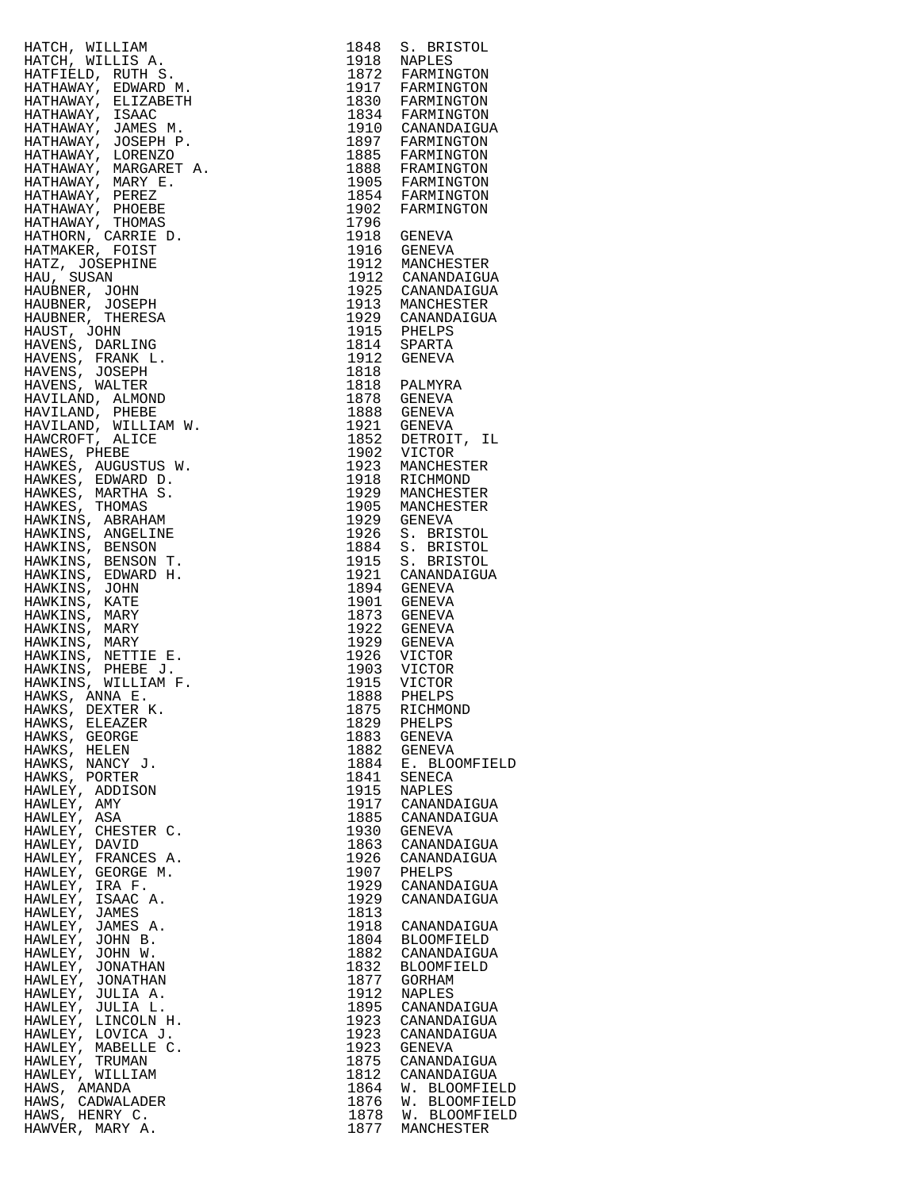| | | |
|---|---|---|
| HATCH, WILLIAM | 1848 | S. BRISTOL |
| HATCH, WILLIS A. | 1918 | NAPLES |
| HATFIELD, RUTH S. | 1872 | FARMINGTON |
| HATHAWAY, EDWARD M. | 1917 | FARMINGTON |
| HATHAWAY, ELIZABETH | 1830 | FARMINGTON |
| HATHAWAY, ISAAC | 1834 | FARMINGTON |
| HATHAWAY, JAMES M. | 1910 | CANANDAIGUA |
| HATHAWAY, JOSEPH P. | 1897 | FARMINGTON |
| HATHAWAY, LORENZO | 1885 | FARMINGTON |
| HATHAWAY, MARGARET A. | 1888 | FRAMINGTON |
| HATHAWAY, MARY E. | 1905 | FARMINGTON |
| HATHAWAY, PEREZ | 1854 | FARMINGTON |
| HATHAWAY, PHOEBE | 1902 | FARMINGTON |
| HATHAWAY, THOMAS | 1796 | |
| HATHORN, CARRIE D. | 1918 | GENEVA |
| HATMAKER, FOIST | 1916 | GENEVA |
| HATZ, JOSEPHINE | 1912 | MANCHESTER |
| HAU, SUSAN | 1912 | CANANDAIGUA |
| HAUBNER, JOHN | 1925 | CANANDAIGUA |
| HAUBNER, JOSEPH | 1913 | MANCHESTER |
| HAUBNER, THERESA | 1929 | CANANDAIGUA |
| HAUST, JOHN | 1915 | PHELPS |
| HAVENS, DARLING | 1814 | SPARTA |
| HAVENS, FRANK L. | 1912 | GENEVA |
| HAVENS, JOSEPH | 1818 | |
| HAVENS, WALTER | 1818 | PALMYRA |
| HAVILAND, ALMOND | 1878 | GENEVA |
| HAVILAND, PHEBE | 1888 | GENEVA |
| HAVILAND, WILLIAM W. | 1921 | GENEVA |
| HAWCROFT, ALICE | 1852 | DETROIT, IL |
| HAWES, PHEBE | 1902 | VICTOR |
| HAWKES, AUGUSTUS W. | 1923 | MANCHESTER |
| HAWKES, EDWARD D. | 1918 | RICHMOND |
| HAWKES, MARTHA S. | 1929 | MANCHESTER |
| HAWKES, THOMAS | 1905 | MANCHESTER |
| HAWKINS, ABRAHAM | 1929 | GENEVA |
| HAWKINS, ANGELINE | 1926 | S. BRISTOL |
| HAWKINS, BENSON | 1884 | S. BRISTOL |
| HAWKINS, BENSON T. | 1915 | S. BRISTOL |
| HAWKINS, EDWARD H. | 1921 | CANANDAIGUA |
| HAWKINS, JOHN | 1894 | GENEVA |
| HAWKINS, KATE | 1901 | GENEVA |
| HAWKINS, MARY | 1873 | GENEVA |
| HAWKINS, MARY | 1922 | GENEVA |
| HAWKINS, MARY | 1929 | GENEVA |
| HAWKINS, NETTIE E. | 1926 | VICTOR |
| HAWKINS, PHEBE J. | 1903 | VICTOR |
| HAWKINS, WILLIAM F. | 1915 | VICTOR |
| HAWKS, ANNA E. | 1888 | PHELPS |
| HAWKS, DEXTER K. | 1875 | RICHMOND |
| HAWKS, ELEAZER | 1829 | PHELPS |
| HAWKS, GEORGE | 1883 | GENEVA |
| HAWKS, HELEN | 1882 | GENEVA |
| HAWKS, NANCY J. | 1884 | E. BLOOMFIELD |
| HAWKS, PORTER | 1841 | SENECA |
| HAWLEY, ADDISON | 1915 | NAPLES |
| HAWLEY, AMY | 1917 | CANANDAIGUA |
| HAWLEY, ASA | 1885 | CANANDAIGUA |
| HAWLEY, CHESTER C. | 1930 | GENEVA |
| HAWLEY, DAVID | 1863 | CANANDAIGUA |
| HAWLEY, FRANCES A. | 1926 | CANANDAIGUA |
| HAWLEY, GEORGE M. | 1907 | PHELPS |
| HAWLEY, IRA F. | 1929 | CANANDAIGUA |
| HAWLEY, ISAAC A. | 1929 | CANANDAIGUA |
| HAWLEY, JAMES | 1813 | |
| HAWLEY, JAMES A. | 1918 | CANANDAIGUA |
| HAWLEY, JOHN B. | 1804 | BLOOMFIELD |
| HAWLEY, JOHN W. | 1882 | CANANDAIGUA |
| HAWLEY, JONATHAN | 1832 | BLOOMFIELD |
| HAWLEY, JONATHAN | 1877 | GORHAM |
| HAWLEY, JULIA A. | 1912 | NAPLES |
| HAWLEY, JULIA L. | 1895 | CANANDAIGUA |
| HAWLEY, LINCOLN H. | 1923 | CANANDAIGUA |
| HAWLEY, LOVICA J. | 1923 | CANANDAIGUA |
| HAWLEY, MABELLE C. | 1923 | GENEVA |
| HAWLEY, TRUMAN | 1875 | CANANDAIGUA |
| HAWLEY, WILLIAM | 1812 | CANANDAIGUA |
| HAWS, AMANDA | 1864 | W. BLOOMFIELD |
| HAWS, CADWALADER | 1876 | W. BLOOMFIELD |
| HAWS, HENRY C. | 1878 | W. BLOOMFIELD |
| HAWVER, MARY A. | 1877 | MANCHESTER |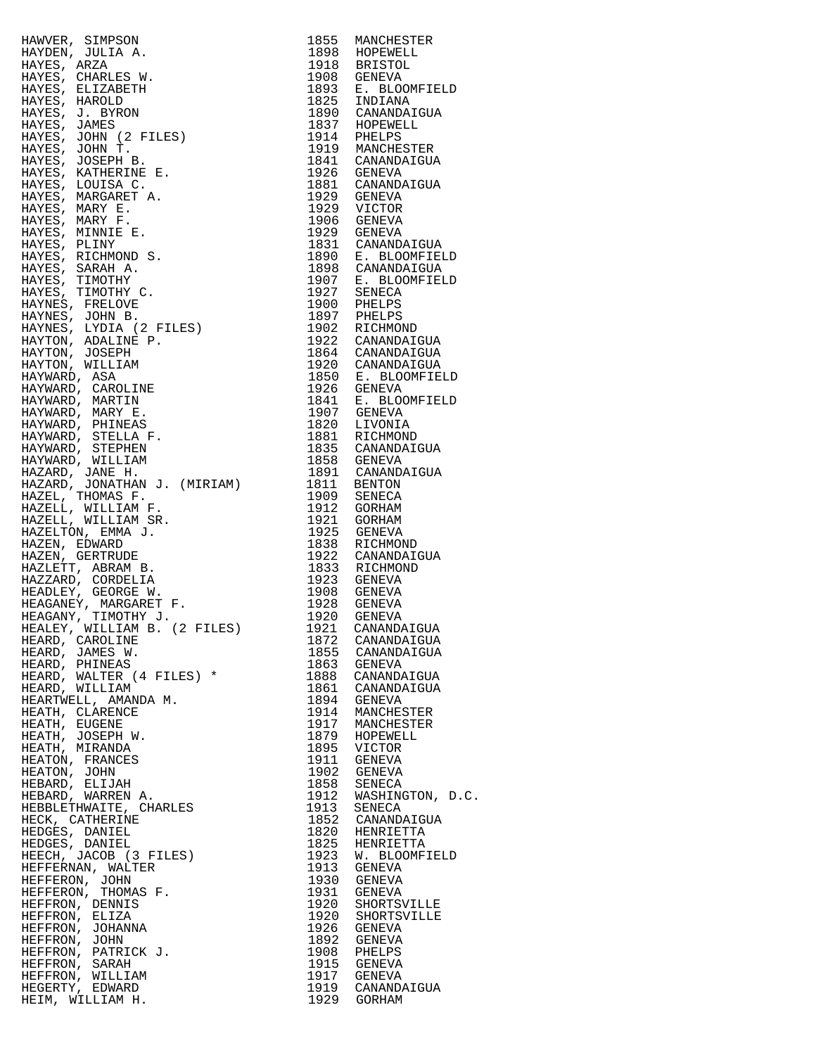| Name | Year | Place |
|---|---|---|
| HAWVER, SIMPSON | 1855 | MANCHESTER |
| HAYDEN, JULIA A. | 1898 | HOPEWELL |
| HAYES, ARZA | 1918 | BRISTOL |
| HAYES, CHARLES W. | 1908 | GENEVA |
| HAYES, ELIZABETH | 1893 | E. BLOOMFIELD |
| HAYES, HAROLD | 1825 | INDIANA |
| HAYES, J. BYRON | 1890 | CANANDAIGUA |
| HAYES, JAMES | 1837 | HOPEWELL |
| HAYES, JOHN (2 FILES) | 1914 | PHELPS |
| HAYES, JOHN T. | 1919 | MANCHESTER |
| HAYES, JOSEPH B. | 1841 | CANANDAIGUA |
| HAYES, KATHERINE E. | 1926 | GENEVA |
| HAYES, LOUISA C. | 1881 | CANANDAIGUA |
| HAYES, MARGARET A. | 1929 | GENEVA |
| HAYES, MARY E. | 1929 | VICTOR |
| HAYES, MARY F. | 1906 | GENEVA |
| HAYES, MINNIE E. | 1929 | GENEVA |
| HAYES, PLINY | 1831 | CANANDAIGUA |
| HAYES, RICHMOND S. | 1890 | E. BLOOMFIELD |
| HAYES, SARAH A. | 1898 | CANANDAIGUA |
| HAYES, TIMOTHY | 1907 | E. BLOOMFIELD |
| HAYES, TIMOTHY C. | 1927 | SENECA |
| HAYNES, FRELOVE | 1900 | PHELPS |
| HAYNES, JOHN B. | 1897 | PHELPS |
| HAYNES, LYDIA (2 FILES) | 1902 | RICHMOND |
| HAYTON, ADALINE P. | 1922 | CANANDAIGUA |
| HAYTON, JOSEPH | 1864 | CANANDAIGUA |
| HAYTON, WILLIAM | 1920 | CANANDAIGUA |
| HAYWARD, ASA | 1850 | E. BLOOMFIELD |
| HAYWARD, CAROLINE | 1926 | GENEVA |
| HAYWARD, MARTIN | 1841 | E. BLOOMFIELD |
| HAYWARD, MARY E. | 1907 | GENEVA |
| HAYWARD, PHINEAS | 1820 | LIVONIA |
| HAYWARD, STELLA F. | 1881 | RICHMOND |
| HAYWARD, STEPHEN | 1835 | CANANDAIGUA |
| HAYWARD, WILLIAM | 1858 | GENEVA |
| HAZARD, JANE H. | 1891 | CANANDAIGUA |
| HAZARD, JONATHAN J. (MIRIAM) | 1811 | BENTON |
| HAZEL, THOMAS F. | 1909 | SENECA |
| HAZELL, WILLIAM F. | 1912 | GORHAM |
| HAZELL, WILLIAM SR. | 1921 | GORHAM |
| HAZELTON, EMMA J. | 1925 | GENEVA |
| HAZEN, EDWARD | 1838 | RICHMOND |
| HAZEN, GERTRUDE | 1922 | CANANDAIGUA |
| HAZLETT, ABRAM B. | 1833 | RICHMOND |
| HAZZARD, CORDELIA | 1923 | GENEVA |
| HEADLEY, GEORGE W. | 1908 | GENEVA |
| HEAGANEY, MARGARET F. | 1928 | GENEVA |
| HEAGANY, TIMOTHY J. | 1920 | GENEVA |
| HEALEY, WILLIAM B. (2 FILES) | 1921 | CANANDAIGUA |
| HEARD, CAROLINE | 1872 | CANANDAIGUA |
| HEARD, JAMES W. | 1855 | CANANDAIGUA |
| HEARD, PHINEAS | 1863 | GENEVA |
| HEARD, WALTER (4 FILES) * | 1888 | CANANDAIGUA |
| HEARD, WILLIAM | 1861 | CANANDAIGUA |
| HEARTWELL, AMANDA M. | 1894 | GENEVA |
| HEATH, CLARENCE | 1914 | MANCHESTER |
| HEATH, EUGENE | 1917 | MANCHESTER |
| HEATH, JOSEPH W. | 1879 | HOPEWELL |
| HEATH, MIRANDA | 1895 | VICTOR |
| HEATON, FRANCES | 1911 | GENEVA |
| HEATON, JOHN | 1902 | GENEVA |
| HEBARD, ELIJAH | 1858 | SENECA |
| HEBARD, WARREN A. | 1912 | WASHINGTON, D.C. |
| HEBBLETHWAITE, CHARLES | 1913 | SENECA |
| HECK, CATHERINE | 1852 | CANANDAIGUA |
| HEDGES, DANIEL | 1820 | HENRIETTA |
| HEDGES, DANIEL | 1825 | HENRIETTA |
| HEECH, JACOB (3 FILES) | 1923 | W. BLOOMFIELD |
| HEFFERNAN, WALTER | 1913 | GENEVA |
| HEFFERON, JOHN | 1930 | GENEVA |
| HEFFERON, THOMAS F. | 1931 | GENEVA |
| HEFFRON, DENNIS | 1920 | SHORTSVILLE |
| HEFFRON, ELIZA | 1920 | SHORTSVILLE |
| HEFFRON, JOHANNA | 1926 | GENEVA |
| HEFFRON, JOHN | 1892 | GENEVA |
| HEFFRON, PATRICK J. | 1908 | PHELPS |
| HEFFRON, SARAH | 1915 | GENEVA |
| HEFFRON, WILLIAM | 1917 | GENEVA |
| HEGERTY, EDWARD | 1919 | CANANDAIGUA |
| HEIM, WILLIAM H. | 1929 | GORHAM |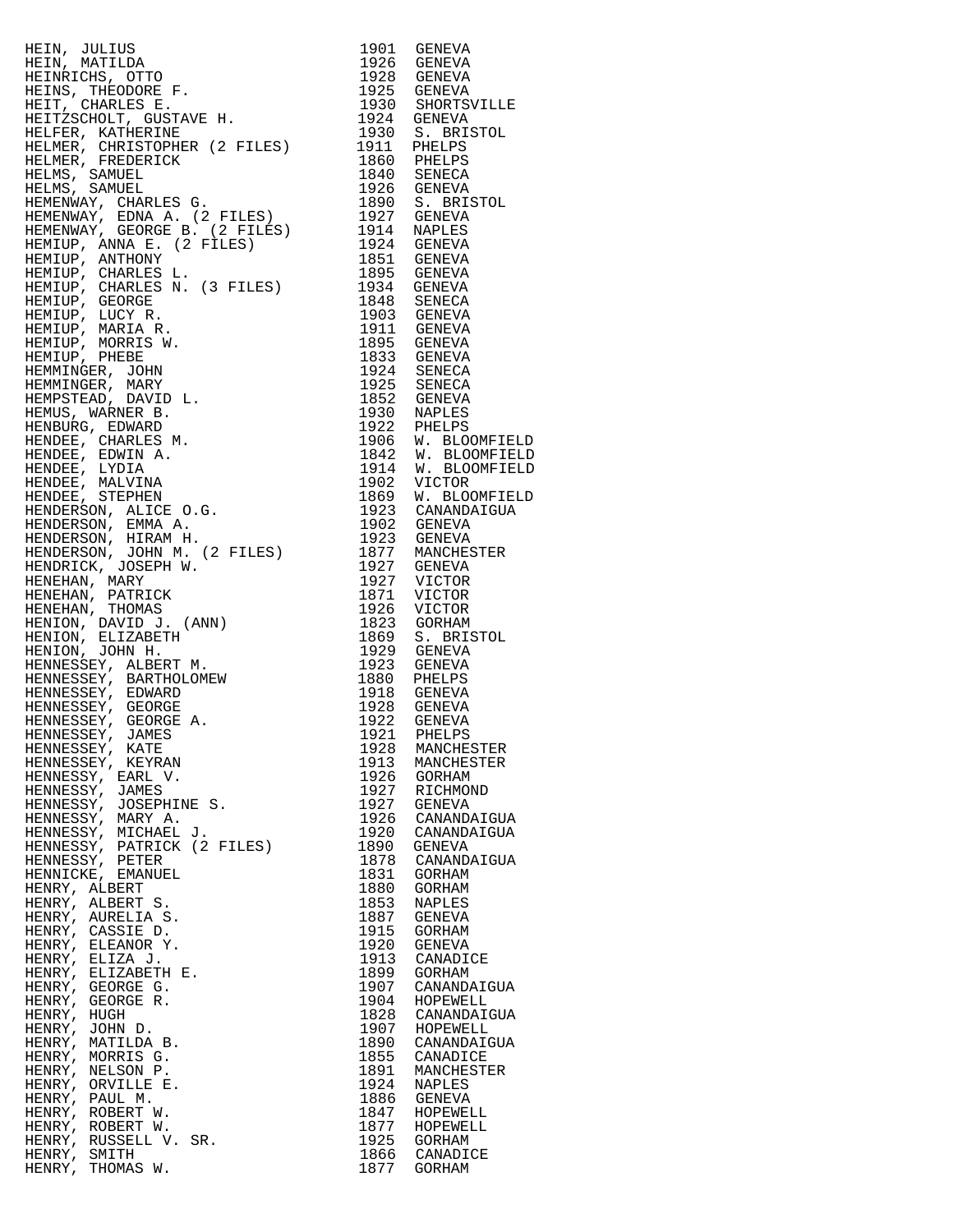| Name | Year | Place |
|---|---|---|
| HEIN, JULIUS | 1901 | GENEVA |
| HEIN, MATILDA | 1926 | GENEVA |
| HEINRICHS, OTTO | 1928 | GENEVA |
| HEINS, THEODORE F. | 1925 | GENEVA |
| HEIT, CHARLES E. | 1930 | SHORTSVILLE |
| HEITZSCHOLT, GUSTAVE H. | 1924 | GENEVA |
| HELFER, KATHERINE | 1930 | S. BRISTOL |
| HELMER, CHRISTOPHER (2 FILES) | 1911 | PHELPS |
| HELMER, FREDERICK | 1860 | PHELPS |
| HELMS, SAMUEL | 1840 | SENECA |
| HELMS, SAMUEL | 1926 | GENEVA |
| HEMENWAY, CHARLES G. | 1890 | S. BRISTOL |
| HEMENWAY, EDNA A. (2 FILES) | 1927 | GENEVA |
| HEMENWAY, GEORGE B. (2 FILES) | 1914 | NAPLES |
| HEMIUP, ANNA E. (2 FILES) | 1924 | GENEVA |
| HEMIUP, ANTHONY | 1851 | GENEVA |
| HEMIUP, CHARLES L. | 1895 | GENEVA |
| HEMIUP, CHARLES N. (3 FILES) | 1934 | GENEVA |
| HEMIUP, GEORGE | 1848 | SENECA |
| HEMIUP, LUCY R. | 1903 | GENEVA |
| HEMIUP, MARIA R. | 1911 | GENEVA |
| HEMIUP, MORRIS W. | 1895 | GENEVA |
| HEMIUP, PHEBE | 1833 | GENEVA |
| HEMMINGER, JOHN | 1924 | SENECA |
| HEMMINGER, MARY | 1925 | SENECA |
| HEMPSTEAD, DAVID L. | 1852 | GENEVA |
| HEMUS, WARNER B. | 1930 | NAPLES |
| HENBURG, EDWARD | 1922 | PHELPS |
| HENDEE, CHARLES M. | 1906 | W. BLOOMFIELD |
| HENDEE, EDWIN A. | 1842 | W. BLOOMFIELD |
| HENDEE, LYDIA | 1914 | W. BLOOMFIELD |
| HENDEE, MALVINA | 1902 | VICTOR |
| HENDEE, STEPHEN | 1869 | W. BLOOMFIELD |
| HENDERSON, ALICE O.G. | 1923 | CANANDAIGUA |
| HENDERSON, EMMA A. | 1902 | GENEVA |
| HENDERSON, HIRAM H. | 1923 | GENEVA |
| HENDERSON, JOHN M. (2 FILES) | 1877 | MANCHESTER |
| HENDRICK, JOSEPH W. | 1927 | GENEVA |
| HENEHAN, MARY | 1927 | VICTOR |
| HENEHAN, PATRICK | 1871 | VICTOR |
| HENEHAN, THOMAS | 1926 | VICTOR |
| HENION, DAVID J. (ANN) | 1823 | GORHAM |
| HENION, ELIZABETH | 1869 | S. BRISTOL |
| HENION, JOHN H. | 1929 | GENEVA |
| HENNESSEY, ALBERT M. | 1923 | GENEVA |
| HENNESSEY, BARTHOLOMEW | 1880 | PHELPS |
| HENNESSEY, EDWARD | 1918 | GENEVA |
| HENNESSEY, GEORGE | 1928 | GENEVA |
| HENNESSEY, GEORGE A. | 1922 | GENEVA |
| HENNESSEY, JAMES | 1921 | PHELPS |
| HENNESSEY, KATE | 1928 | MANCHESTER |
| HENNESSEY, KEYRAN | 1913 | MANCHESTER |
| HENNESSY, EARL V. | 1926 | GORHAM |
| HENNESSY, JAMES | 1927 | RICHMOND |
| HENNESSY, JOSEPHINE S. | 1927 | GENEVA |
| HENNESSY, MARY A. | 1926 | CANANDAIGUA |
| HENNESSY, MICHAEL J. | 1920 | CANANDAIGUA |
| HENNESSY, PATRICK (2 FILES) | 1890 | GENEVA |
| HENNESSY, PETER | 1878 | CANANDAIGUA |
| HENNICKE, EMANUEL | 1831 | GORHAM |
| HENRY, ALBERT | 1880 | GORHAM |
| HENRY, ALBERT S. | 1853 | NAPLES |
| HENRY, AURELIA S. | 1887 | GENEVA |
| HENRY, CASSIE D. | 1915 | GORHAM |
| HENRY, ELEANOR Y. | 1920 | GENEVA |
| HENRY, ELIZA J. | 1913 | CANADICE |
| HENRY, ELIZABETH E. | 1899 | GORHAM |
| HENRY, GEORGE G. | 1907 | CANANDAIGUA |
| HENRY, GEORGE R. | 1904 | HOPEWELL |
| HENRY, HUGH | 1828 | CANANDAIGUA |
| HENRY, JOHN D. | 1907 | HOPEWELL |
| HENRY, MATILDA B. | 1890 | CANANDAIGUA |
| HENRY, MORRIS G. | 1855 | CANADICE |
| HENRY, NELSON P. | 1891 | MANCHESTER |
| HENRY, ORVILLE E. | 1924 | NAPLES |
| HENRY, PAUL M. | 1886 | GENEVA |
| HENRY, ROBERT W. | 1847 | HOPEWELL |
| HENRY, ROBERT W. | 1877 | HOPEWELL |
| HENRY, RUSSELL V. SR. | 1925 | GORHAM |
| HENRY, SMITH | 1866 | CANADICE |
| HENRY, THOMAS W. | 1877 | GORHAM |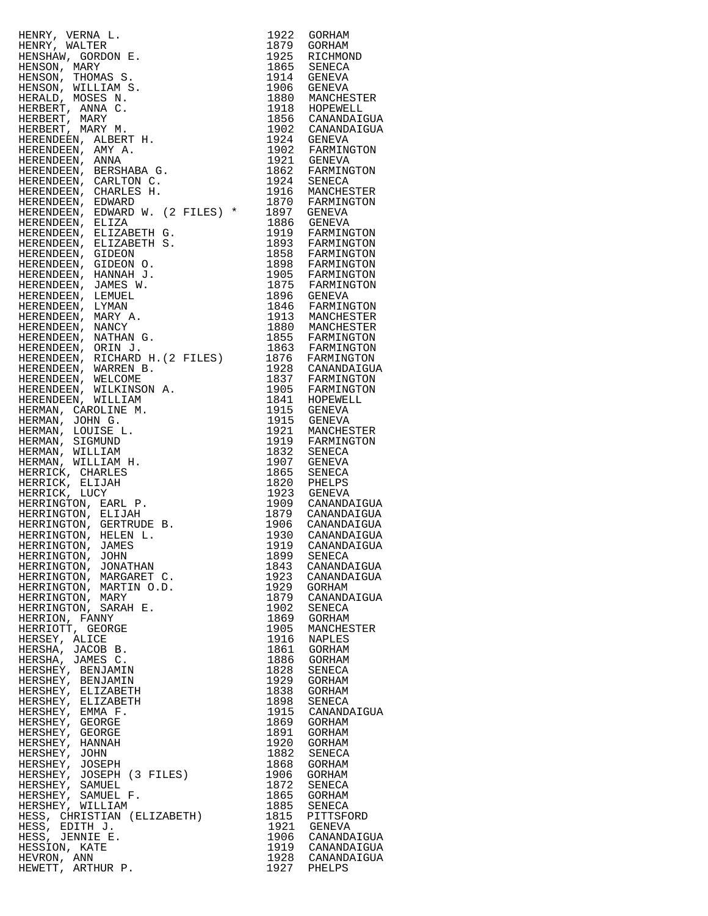| Name | Year | Town |
|---|---|---|
| HENRY, VERNA L. | 1922 | GORHAM |
| HENRY, WALTER | 1879 | GORHAM |
| HENSHAW, GORDON E. | 1925 | RICHMOND |
| HENSON, MARY | 1865 | SENECA |
| HENSON, THOMAS S. | 1914 | GENEVA |
| HENSON, WILLIAM S. | 1906 | GENEVA |
| HERALD, MOSES N. | 1880 | MANCHESTER |
| HERBERT, ANNA C. | 1918 | HOPEWELL |
| HERBERT, MARY | 1856 | CANANDAIGUA |
| HERBERT, MARY M. | 1902 | CANANDAIGUA |
| HERENDEEN, ALBERT H. | 1924 | GENEVA |
| HERENDEEN, AMY A. | 1902 | FARMINGTON |
| HERENDEEN, ANNA | 1921 | GENEVA |
| HERENDEEN, BERSHABA G. | 1862 | FARMINGTON |
| HERENDEEN, CARLTON C. | 1924 | SENECA |
| HERENDEEN, CHARLES H. | 1916 | MANCHESTER |
| HERENDEEN, EDWARD | 1870 | FARMINGTON |
| HERENDEEN, EDWARD W. (2 FILES) * | 1897 | GENEVA |
| HERENDEEN, ELIZA | 1886 | GENEVA |
| HERENDEEN, ELIZABETH G. | 1919 | FARMINGTON |
| HERENDEEN, ELIZABETH S. | 1893 | FARMINGTON |
| HERENDEEN, GIDEON | 1858 | FARMINGTON |
| HERENDEEN, GIDEON O. | 1898 | FARMINGTON |
| HERENDEEN, HANNAH J. | 1905 | FARMINGTON |
| HERENDEEN, JAMES W. | 1875 | FARMINGTON |
| HERENDEEN, LEMUEL | 1896 | GENEVA |
| HERENDEEN, LYMAN | 1846 | FARMINGTON |
| HERENDEEN, MARY A. | 1913 | MANCHESTER |
| HERENDEEN, NANCY | 1880 | MANCHESTER |
| HERENDEEN, NATHAN G. | 1855 | FARMINGTON |
| HERENDEEN, ORIN J. | 1863 | FARMINGTON |
| HERENDEEN, RICHARD H.(2 FILES) | 1876 | FARMINGTON |
| HERENDEEN, WARREN B. | 1928 | CANANDAIGUA |
| HERENDEEN, WELCOME | 1837 | FARMINGTON |
| HERENDEEN, WILKINSON A. | 1905 | FARMINGTON |
| HERENDEEN, WILLIAM | 1841 | HOPEWELL |
| HERMAN, CAROLINE M. | 1915 | GENEVA |
| HERMAN, JOHN G. | 1915 | GENEVA |
| HERMAN, LOUISE L. | 1921 | MANCHESTER |
| HERMAN, SIGMUND | 1919 | FARMINGTON |
| HERMAN, WILLIAM | 1832 | SENECA |
| HERMAN, WILLIAM H. | 1907 | GENEVA |
| HERRICK, CHARLES | 1865 | SENECA |
| HERRICK, ELIJAH | 1820 | PHELPS |
| HERRICK, LUCY | 1923 | GENEVA |
| HERRINGTON, EARL P. | 1909 | CANANDAIGUA |
| HERRINGTON, ELIJAH | 1879 | CANANDAIGUA |
| HERRINGTON, GERTRUDE B. | 1906 | CANANDAIGUA |
| HERRINGTON, HELEN L. | 1930 | CANANDAIGUA |
| HERRINGTON, JAMES | 1919 | CANANDAIGUA |
| HERRINGTON, JOHN | 1899 | SENECA |
| HERRINGTON, JONATHAN | 1843 | CANANDAIGUA |
| HERRINGTON, MARGARET C. | 1923 | CANANDAIGUA |
| HERRINGTON, MARTIN O.D. | 1929 | GORHAM |
| HERRINGTON, MARY | 1879 | CANANDAIGUA |
| HERRINGTON, SARAH E. | 1902 | SENECA |
| HERRION, FANNY | 1869 | GORHAM |
| HERRIOTT, GEORGE | 1905 | MANCHESTER |
| HERSEY, ALICE | 1916 | NAPLES |
| HERSHA, JACOB B. | 1861 | GORHAM |
| HERSHA, JAMES C. | 1886 | GORHAM |
| HERSHEY, BENJAMIN | 1828 | SENECA |
| HERSHEY, BENJAMIN | 1929 | GORHAM |
| HERSHEY, ELIZABETH | 1838 | GORHAM |
| HERSHEY, ELIZABETH | 1898 | SENECA |
| HERSHEY, EMMA F. | 1915 | CANANDAIGUA |
| HERSHEY, GEORGE | 1869 | GORHAM |
| HERSHEY, GEORGE | 1891 | GORHAM |
| HERSHEY, HANNAH | 1920 | GORHAM |
| HERSHEY, JOHN | 1882 | SENECA |
| HERSHEY, JOSEPH | 1868 | GORHAM |
| HERSHEY, JOSEPH (3 FILES) | 1906 | GORHAM |
| HERSHEY, SAMUEL | 1872 | SENECA |
| HERSHEY, SAMUEL F. | 1865 | GORHAM |
| HERSHEY, WILLIAM | 1885 | SENECA |
| HESS, CHRISTIAN (ELIZABETH) | 1815 | PITTSFORD |
| HESS, EDITH J. | 1921 | GENEVA |
| HESS, JENNIE E. | 1906 | CANANDAIGUA |
| HESSION, KATE | 1919 | CANANDAIGUA |
| HEVRON, ANN | 1928 | CANANDAIGUA |
| HEWETT, ARTHUR P. | 1927 | PHELPS |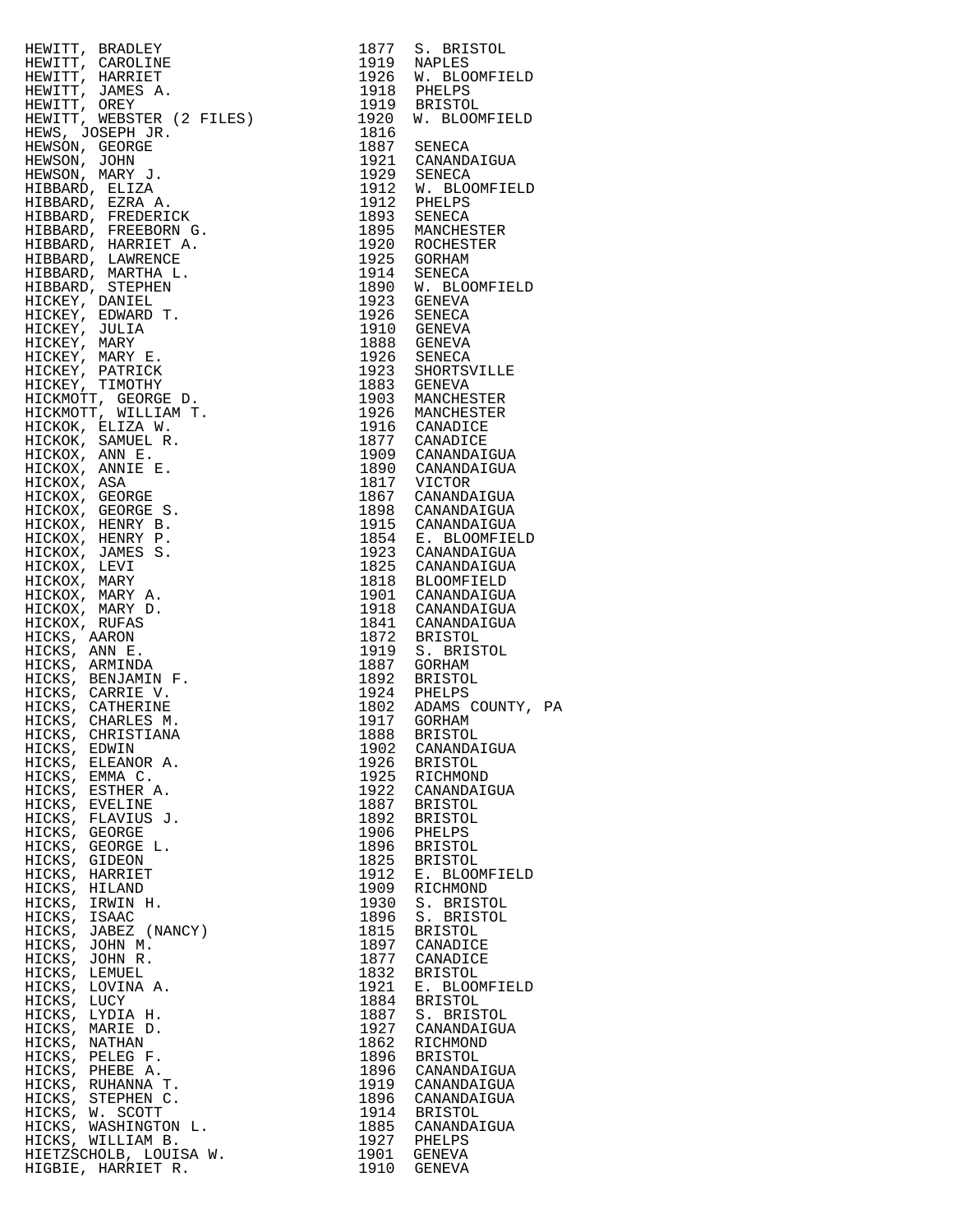| | | |
|---|---|---|
| HEWITT, BRADLEY | 1877 | S. BRISTOL |
| HEWITT, CAROLINE | 1919 | NAPLES |
| HEWITT, HARRIET | 1926 | W. BLOOMFIELD |
| HEWITT, JAMES A. | 1918 | PHELPS |
| HEWITT, OREY | 1919 | BRISTOL |
| HEWITT, WEBSTER (2 FILES) | 1920 | W. BLOOMFIELD |
| HEWS, JOSEPH JR. | 1816 | |
| HEWSON, GEORGE | 1887 | SENECA |
| HEWSON, JOHN | 1921 | CANANDAIGUA |
| HEWSON, MARY J. | 1929 | SENECA |
| HIBBARD, ELIZA | 1912 | W. BLOOMFIELD |
| HIBBARD, EZRA A. | 1912 | PHELPS |
| HIBBARD, FREDERICK | 1893 | SENECA |
| HIBBARD, FREEBORN G. | 1895 | MANCHESTER |
| HIBBARD, HARRIET A. | 1920 | ROCHESTER |
| HIBBARD, LAWRENCE | 1925 | GORHAM |
| HIBBARD, MARTHA L. | 1914 | SENECA |
| HIBBARD, STEPHEN | 1890 | W. BLOOMFIELD |
| HICKEY, DANIEL | 1923 | GENEVA |
| HICKEY, EDWARD T. | 1926 | SENECA |
| HICKEY, JULIA | 1910 | GENEVA |
| HICKEY, MARY | 1888 | GENEVA |
| HICKEY, MARY E. | 1926 | SENECA |
| HICKEY, PATRICK | 1923 | SHORTSVILLE |
| HICKEY, TIMOTHY | 1883 | GENEVA |
| HICKMOTT, GEORGE D. | 1903 | MANCHESTER |
| HICKMOTT, WILLIAM T. | 1926 | MANCHESTER |
| HICKOK, ELIZA W. | 1916 | CANADICE |
| HICKOK, SAMUEL R. | 1877 | CANADICE |
| HICKOX, ANN E. | 1909 | CANANDAIGUA |
| HICKOX, ANNIE E. | 1890 | CANANDAIGUA |
| HICKOX, ASA | 1817 | VICTOR |
| HICKOX, GEORGE | 1867 | CANANDAIGUA |
| HICKOX, GEORGE S. | 1898 | CANANDAIGUA |
| HICKOX, HENRY B. | 1915 | CANANDAIGUA |
| HICKOX, HENRY P. | 1854 | E. BLOOMFIELD |
| HICKOX, JAMES S. | 1923 | CANANDAIGUA |
| HICKOX, LEVI | 1825 | CANANDAIGUA |
| HICKOX, MARY | 1818 | BLOOMFIELD |
| HICKOX, MARY A. | 1901 | CANANDAIGUA |
| HICKOX, MARY D. | 1918 | CANANDAIGUA |
| HICKOX, RUFAS | 1841 | CANANDAIGUA |
| HICKS, AARON | 1872 | BRISTOL |
| HICKS, ANN E. | 1919 | S. BRISTOL |
| HICKS, ARMINDA | 1887 | GORHAM |
| HICKS, BENJAMIN F. | 1892 | BRISTOL |
| HICKS, CARRIE V. | 1924 | PHELPS |
| HICKS, CATHERINE | 1802 | ADAMS COUNTY, PA |
| HICKS, CHARLES M. | 1917 | GORHAM |
| HICKS, CHRISTIANA | 1888 | BRISTOL |
| HICKS, EDWIN | 1902 | CANANDAIGUA |
| HICKS, ELEANOR A. | 1926 | BRISTOL |
| HICKS, EMMA C. | 1925 | RICHMOND |
| HICKS, ESTHER A. | 1922 | CANANDAIGUA |
| HICKS, EVELINE | 1887 | BRISTOL |
| HICKS, FLAVIUS J. | 1892 | BRISTOL |
| HICKS, GEORGE | 1906 | PHELPS |
| HICKS, GEORGE L. | 1896 | BRISTOL |
| HICKS, GIDEON | 1825 | BRISTOL |
| HICKS, HARRIET | 1912 | E. BLOOMFIELD |
| HICKS, HILAND | 1909 | RICHMOND |
| HICKS, IRWIN H. | 1930 | S. BRISTOL |
| HICKS, ISAAC | 1896 | S. BRISTOL |
| HICKS, JABEZ (NANCY) | 1815 | BRISTOL |
| HICKS, JOHN M. | 1897 | CANADICE |
| HICKS, JOHN R. | 1877 | CANADICE |
| HICKS, LEMUEL | 1832 | BRISTOL |
| HICKS, LOVINA A. | 1921 | E. BLOOMFIELD |
| HICKS, LUCY | 1884 | BRISTOL |
| HICKS, LYDIA H. | 1887 | S. BRISTOL |
| HICKS, MARIE D. | 1927 | CANANDAIGUA |
| HICKS, NATHAN | 1862 | RICHMOND |
| HICKS, PELEG F. | 1896 | BRISTOL |
| HICKS, PHEBE A. | 1896 | CANANDAIGUA |
| HICKS, RUHANNA T. | 1919 | CANANDAIGUA |
| HICKS, STEPHEN C. | 1896 | CANANDAIGUA |
| HICKS, W. SCOTT | 1914 | BRISTOL |
| HICKS, WASHINGTON L. | 1885 | CANANDAIGUA |
| HICKS, WILLIAM B. | 1927 | PHELPS |
| HIETZSCHOLB, LOUISA W. | 1901 | GENEVA |
| HIGBIE, HARRIET R. | 1910 | GENEVA |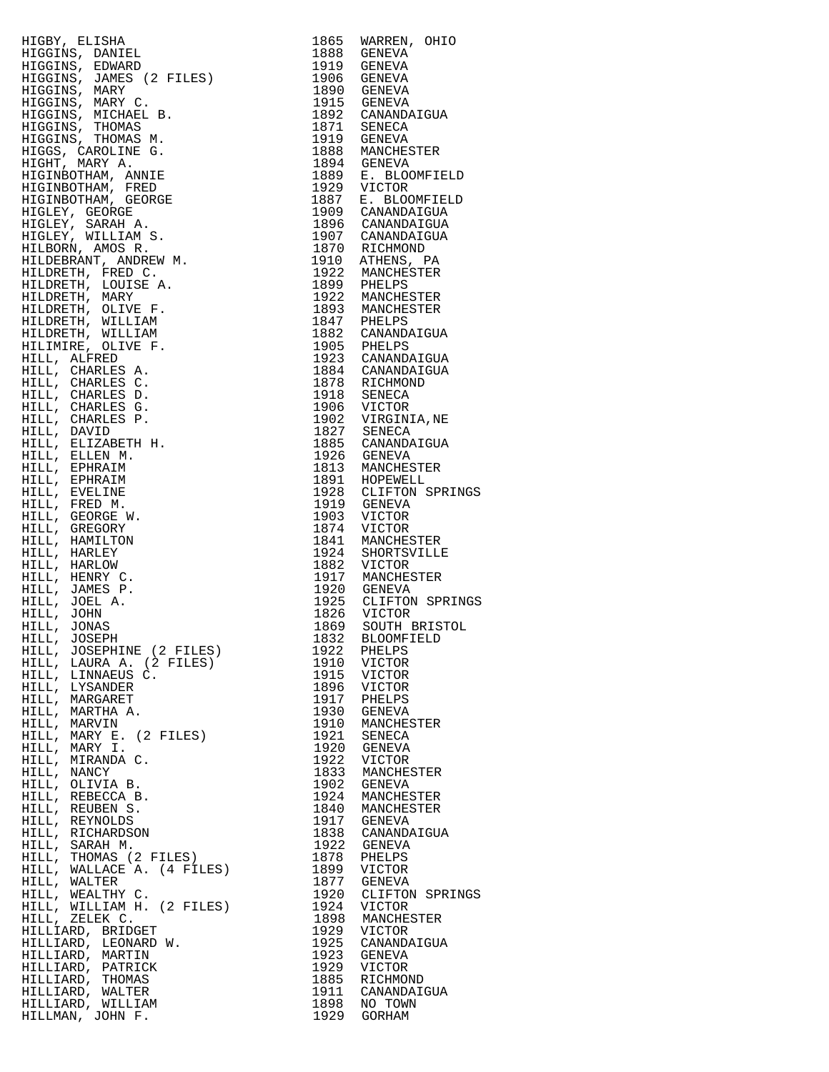| | | |
|---|---|---|
| HIGBY, ELISHA | 1865 | WARREN, OHIO |
| HIGGINS, DANIEL | 1888 | GENEVA |
| HIGGINS, EDWARD | 1919 | GENEVA |
| HIGGINS, JAMES (2 FILES) | 1906 | GENEVA |
| HIGGINS, MARY | 1890 | GENEVA |
| HIGGINS, MARY C. | 1915 | GENEVA |
| HIGGINS, MICHAEL B. | 1892 | CANANDAIGUA |
| HIGGINS, THOMAS | 1871 | SENECA |
| HIGGINS, THOMAS M. | 1919 | GENEVA |
| HIGGS, CAROLINE G. | 1888 | MANCHESTER |
| HIGHT, MARY A. | 1894 | GENEVA |
| HIGINBOTHAM, ANNIE | 1889 | E. BLOOMFIELD |
| HIGINBOTHAM, FRED | 1929 | VICTOR |
| HIGINBOTHAM, GEORGE | 1887 | E. BLOOMFIELD |
| HIGLEY, GEORGE | 1909 | CANANDAIGUA |
| HIGLEY, SARAH A. | 1896 | CANANDAIGUA |
| HIGLEY, WILLIAM S. | 1907 | CANANDAIGUA |
| HILBORN, AMOS R. | 1870 | RICHMOND |
| HILDEBRANT, ANDREW M. | 1910 | ATHENS, PA |
| HILDRETH, FRED C. | 1922 | MANCHESTER |
| HILDRETH, LOUISE A. | 1899 | PHELPS |
| HILDRETH, MARY | 1922 | MANCHESTER |
| HILDRETH, OLIVE F. | 1893 | MANCHESTER |
| HILDRETH, WILLIAM | 1847 | PHELPS |
| HILDRETH, WILLIAM | 1882 | CANANDAIGUA |
| HILIMIRE, OLIVE F. | 1905 | PHELPS |
| HILL, ALFRED | 1923 | CANANDAIGUA |
| HILL, CHARLES A. | 1884 | CANANDAIGUA |
| HILL, CHARLES C. | 1878 | RICHMOND |
| HILL, CHARLES D. | 1918 | SENECA |
| HILL, CHARLES G. | 1906 | VICTOR |
| HILL, CHARLES P. | 1902 | VIRGINIA,NE |
| HILL, DAVID | 1827 | SENECA |
| HILL, ELIZABETH H. | 1885 | CANANDAIGUA |
| HILL, ELLEN M. | 1926 | GENEVA |
| HILL, EPHRAIM | 1813 | MANCHESTER |
| HILL, EPHRAIM | 1891 | HOPEWELL |
| HILL, EVELINE | 1928 | CLIFTON SPRINGS |
| HILL, FRED M. | 1919 | GENEVA |
| HILL, GEORGE W. | 1903 | VICTOR |
| HILL, GREGORY | 1874 | VICTOR |
| HILL, HAMILTON | 1841 | MANCHESTER |
| HILL, HARLEY | 1924 | SHORTSVILLE |
| HILL, HARLOW | 1882 | VICTOR |
| HILL, HENRY C. | 1917 | MANCHESTER |
| HILL, JAMES P. | 1920 | GENEVA |
| HILL, JOEL A. | 1925 | CLIFTON SPRINGS |
| HILL, JOHN | 1826 | VICTOR |
| HILL, JONAS | 1869 | SOUTH BRISTOL |
| HILL, JOSEPH | 1832 | BLOOMFIELD |
| HILL, JOSEPHINE (2 FILES) | 1922 | PHELPS |
| HILL, LAURA A. (2 FILES) | 1910 | VICTOR |
| HILL, LINNAEUS C. | 1915 | VICTOR |
| HILL, LYSANDER | 1896 | VICTOR |
| HILL, MARGARET | 1917 | PHELPS |
| HILL, MARTHA A. | 1930 | GENEVA |
| HILL, MARVIN | 1910 | MANCHESTER |
| HILL, MARY E. (2 FILES) | 1921 | SENECA |
| HILL, MARY I. | 1920 | GENEVA |
| HILL, MIRANDA C. | 1922 | VICTOR |
| HILL, NANCY | 1833 | MANCHESTER |
| HILL, OLIVIA B. | 1902 | GENEVA |
| HILL, REBECCA B. | 1924 | MANCHESTER |
| HILL, REUBEN S. | 1840 | MANCHESTER |
| HILL, REYNOLDS | 1917 | GENEVA |
| HILL, RICHARDSON | 1838 | CANANDAIGUA |
| HILL, SARAH M. | 1922 | GENEVA |
| HILL, THOMAS (2 FILES) | 1878 | PHELPS |
| HILL, WALLACE A. (4 FILES) | 1899 | VICTOR |
| HILL, WALTER | 1877 | GENEVA |
| HILL, WEALTHY C. | 1920 | CLIFTON SPRINGS |
| HILL, WILLIAM H. (2 FILES) | 1924 | VICTOR |
| HILL, ZELEK C. | 1898 | MANCHESTER |
| HILLIARD, BRIDGET | 1929 | VICTOR |
| HILLIARD, LEONARD W. | 1925 | CANANDAIGUA |
| HILLIARD, MARTIN | 1923 | GENEVA |
| HILLIARD, PATRICK | 1929 | VICTOR |
| HILLIARD, THOMAS | 1885 | RICHMOND |
| HILLIARD, WALTER | 1911 | CANANDAIGUA |
| HILLIARD, WILLIAM | 1898 | NO TOWN |
| HILLMAN, JOHN F. | 1929 | GORHAM |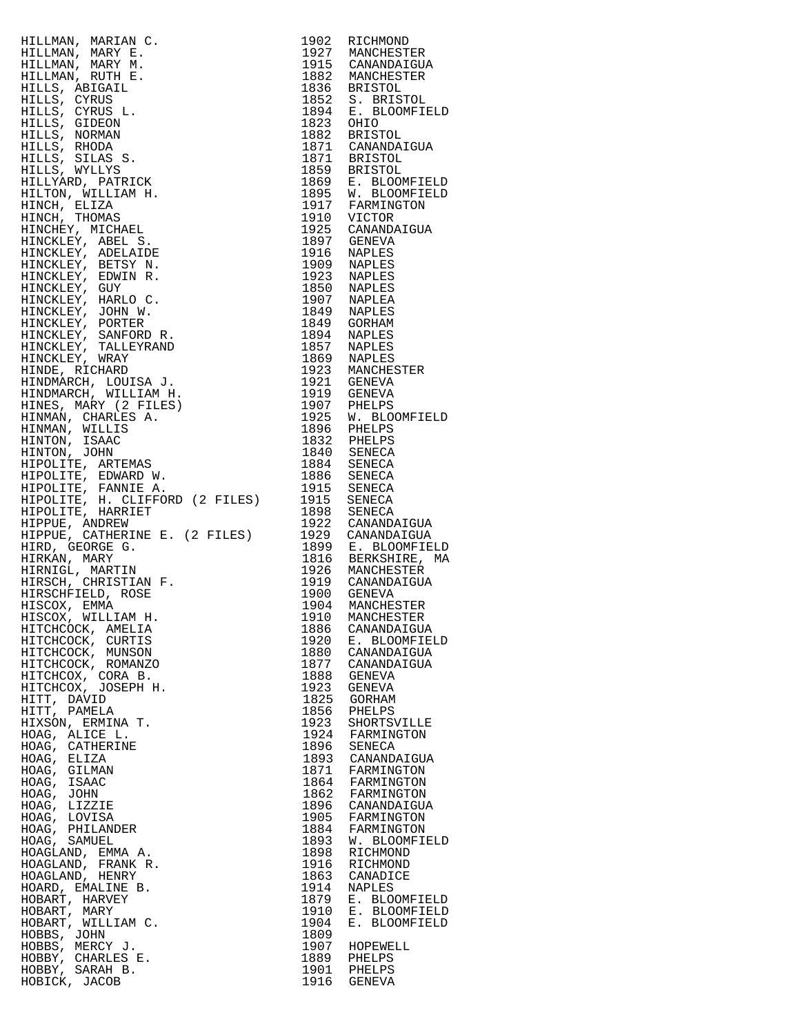| Name | Year | Place |
|---|---|---|
| HILLMAN, MARIAN C. | 1902 | RICHMOND |
| HILLMAN, MARY E. | 1927 | MANCHESTER |
| HILLMAN, MARY M. | 1915 | CANANDAIGUA |
| HILLMAN, RUTH E. | 1882 | MANCHESTER |
| HILLS, ABIGAIL | 1836 | BRISTOL |
| HILLS, CYRUS | 1852 | S. BRISTOL |
| HILLS, CYRUS L. | 1894 | E. BLOOMFIELD |
| HILLS, GIDEON | 1823 | OHIO |
| HILLS, NORMAN | 1882 | BRISTOL |
| HILLS, RHODA | 1871 | CANANDAIGUA |
| HILLS, SILAS S. | 1871 | BRISTOL |
| HILLS, WYLLYS | 1859 | BRISTOL |
| HILLYARD, PATRICK | 1869 | E. BLOOMFIELD |
| HILTON, WILLIAM H. | 1895 | W. BLOOMFIELD |
| HINCH, ELIZA | 1917 | FARMINGTON |
| HINCH, THOMAS | 1910 | VICTOR |
| HINCHEY, MICHAEL | 1925 | CANANDAIGUA |
| HINCKLEY, ABEL S. | 1897 | GENEVA |
| HINCKLEY, ADELAIDE | 1916 | NAPLES |
| HINCKLEY, BETSY N. | 1909 | NAPLES |
| HINCKLEY, EDWIN R. | 1923 | NAPLES |
| HINCKLEY, GUY | 1850 | NAPLES |
| HINCKLEY, HARLO C. | 1907 | NAPLEA |
| HINCKLEY, JOHN W. | 1849 | NAPLES |
| HINCKLEY, PORTER | 1849 | GORHAM |
| HINCKLEY, SANFORD R. | 1894 | NAPLES |
| HINCKLEY, TALLEYRAND | 1857 | NAPLES |
| HINCKLEY, WRAY | 1869 | NAPLES |
| HINDE, RICHARD | 1923 | MANCHESTER |
| HINDMARCH, LOUISA J. | 1921 | GENEVA |
| HINDMARCH, WILLIAM H. | 1919 | GENEVA |
| HINES, MARY (2 FILES) | 1907 | PHELPS |
| HINMAN, CHARLES A. | 1925 | W. BLOOMFIELD |
| HINMAN, WILLIS | 1896 | PHELPS |
| HINTON, ISAAC | 1832 | PHELPS |
| HINTON, JOHN | 1840 | SENECA |
| HIPOLITE, ARTEMAS | 1884 | SENECA |
| HIPOLITE, EDWARD W. | 1886 | SENECA |
| HIPOLITE, FANNIE A. | 1915 | SENECA |
| HIPOLITE, H. CLIFFORD (2 FILES) | 1915 | SENECA |
| HIPOLITE, HARRIET | 1898 | SENECA |
| HIPPUE, ANDREW | 1922 | CANANDAIGUA |
| HIPPUE, CATHERINE E. (2 FILES) | 1929 | CANANDAIGUA |
| HIRD, GEORGE G. | 1899 | E. BLOOMFIELD |
| HIRKAN, MARY | 1816 | BERKSHIRE, MA |
| HIRNIGL, MARTIN | 1926 | MANCHESTER |
| HIRSCH, CHRISTIAN F. | 1919 | CANANDAIGUA |
| HIRSCHFIELD, ROSE | 1900 | GENEVA |
| HISCOX, EMMA | 1904 | MANCHESTER |
| HISCOX, WILLIAM H. | 1910 | MANCHESTER |
| HITCHCOCK, AMELIA | 1886 | CANANDAIGUA |
| HITCHCOCK, CURTIS | 1920 | E. BLOOMFIELD |
| HITCHCOCK, MUNSON | 1880 | CANANDAIGUA |
| HITCHCOCK, ROMANZO | 1877 | CANANDAIGUA |
| HITCHCOX, CORA B. | 1888 | GENEVA |
| HITCHCOX, JOSEPH H. | 1923 | GENEVA |
| HITT, DAVID | 1825 | GORHAM |
| HITT, PAMELA | 1856 | PHELPS |
| HIXSON, ERMINA T. | 1923 | SHORTSVILLE |
| HOAG, ALICE L. | 1924 | FARMINGTON |
| HOAG, CATHERINE | 1896 | SENECA |
| HOAG, ELIZA | 1893 | CANANDAIGUA |
| HOAG, GILMAN | 1871 | FARMINGTON |
| HOAG, ISAAC | 1864 | FARMINGTON |
| HOAG, JOHN | 1862 | FARMINGTON |
| HOAG, LIZZIE | 1896 | CANANDAIGUA |
| HOAG, LOVISA | 1905 | FARMINGTON |
| HOAG, PHILANDER | 1884 | FARMINGTON |
| HOAG, SAMUEL | 1893 | W. BLOOMFIELD |
| HOAGLAND, EMMA A. | 1898 | RICHMOND |
| HOAGLAND, FRANK R. | 1916 | RICHMOND |
| HOAGLAND, HENRY | 1863 | CANADICE |
| HOARD, EMALINE B. | 1914 | NAPLES |
| HOBART, HARVEY | 1879 | E. BLOOMFIELD |
| HOBART, MARY | 1910 | E. BLOOMFIELD |
| HOBART, WILLIAM C. | 1904 | E. BLOOMFIELD |
| HOBBS, JOHN | 1809 | |
| HOBBS, MERCY J. | 1907 | HOPEWELL |
| HOBBY, CHARLES E. | 1889 | PHELPS |
| HOBBY, SARAH B. | 1901 | PHELPS |
| HOBICK, JACOB | 1916 | GENEVA |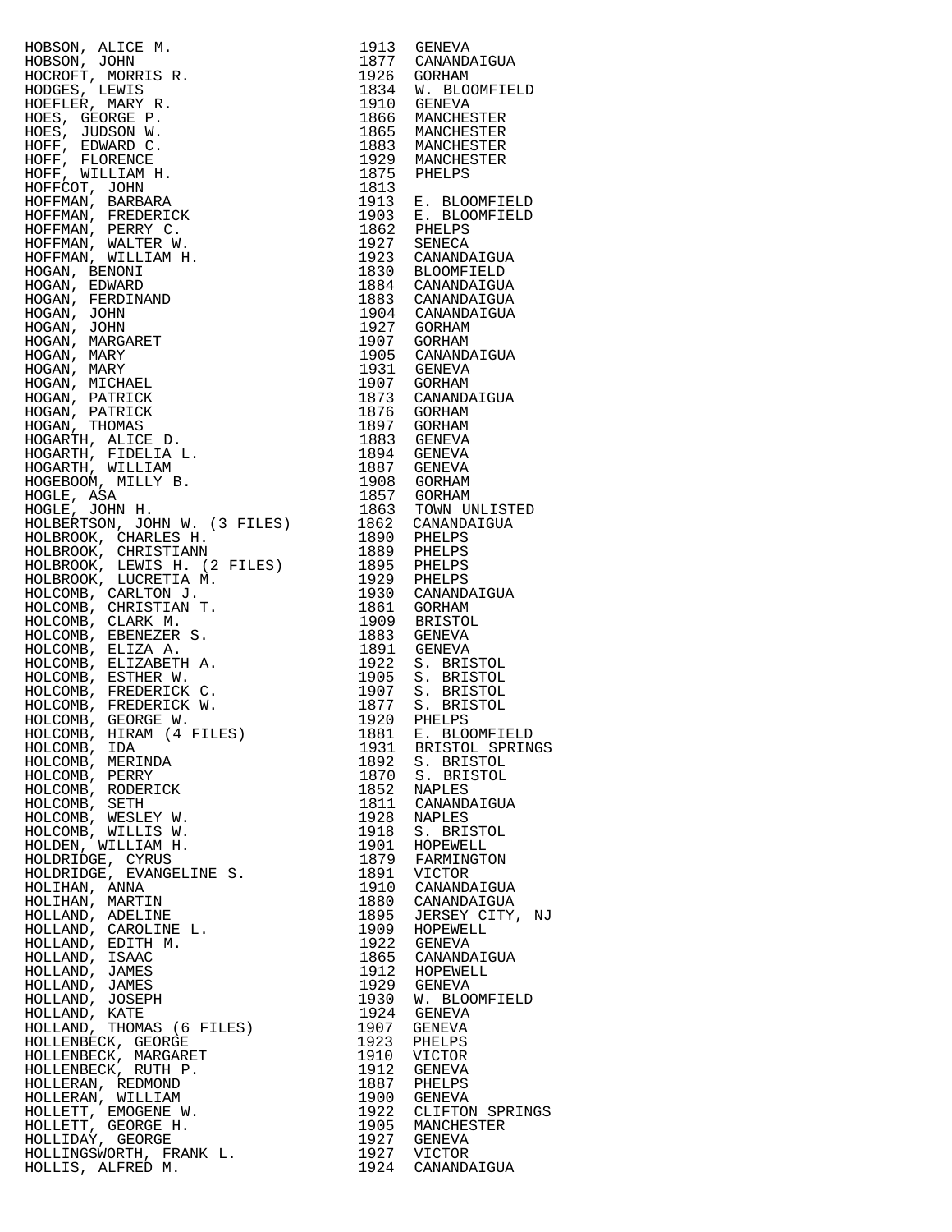| Name | Year | Town |
|---|---|---|
| HOBSON, ALICE M. | 1913 | GENEVA |
| HOBSON, JOHN | 1877 | CANANDAIGUA |
| HOCROFT, MORRIS R. | 1926 | GORHAM |
| HODGES, LEWIS | 1834 | W. BLOOMFIELD |
| HOEFLER, MARY R. | 1910 | GENEVA |
| HOES, GEORGE P. | 1866 | MANCHESTER |
| HOES, JUDSON W. | 1865 | MANCHESTER |
| HOFF, EDWARD C. | 1883 | MANCHESTER |
| HOFF, FLORENCE | 1929 | MANCHESTER |
| HOFF, WILLIAM H. | 1875 | PHELPS |
| HOFFCOT, JOHN | 1813 | |
| HOFFMAN, BARBARA | 1913 | E. BLOOMFIELD |
| HOFFMAN, FREDERICK | 1903 | E. BLOOMFIELD |
| HOFFMAN, PERRY C. | 1862 | PHELPS |
| HOFFMAN, WALTER W. | 1927 | SENECA |
| HOFFMAN, WILLIAM H. | 1923 | CANANDAIGUA |
| HOGAN, BENONI | 1830 | BLOOMFIELD |
| HOGAN, EDWARD | 1884 | CANANDAIGUA |
| HOGAN, FERDINAND | 1883 | CANANDAIGUA |
| HOGAN, JOHN | 1904 | CANANDAIGUA |
| HOGAN, JOHN | 1927 | GORHAM |
| HOGAN, MARGARET | 1907 | GORHAM |
| HOGAN, MARY | 1905 | CANANDAIGUA |
| HOGAN, MARY | 1931 | GENEVA |
| HOGAN, MICHAEL | 1907 | GORHAM |
| HOGAN, PATRICK | 1873 | CANANDAIGUA |
| HOGAN, PATRICK | 1876 | GORHAM |
| HOGAN, THOMAS | 1897 | GORHAM |
| HOGARTH, ALICE D. | 1883 | GENEVA |
| HOGARTH, FIDELIA L. | 1894 | GENEVA |
| HOGARTH, WILLIAM | 1887 | GENEVA |
| HOGEBOOM, MILLY B. | 1908 | GORHAM |
| HOGLE, ASA | 1857 | GORHAM |
| HOGLE, JOHN H. | 1863 | TOWN UNLISTED |
| HOLBERTSON, JOHN W. (3 FILES) | 1862 | CANANDAIGUA |
| HOLBROOK, CHARLES H. | 1890 | PHELPS |
| HOLBROOK, CHRISTIANN | 1889 | PHELPS |
| HOLBROOK, LEWIS H. (2 FILES) | 1895 | PHELPS |
| HOLBROOK, LUCRETIA M. | 1929 | PHELPS |
| HOLCOMB, CARLTON J. | 1930 | CANANDAIGUA |
| HOLCOMB, CHRISTIAN T. | 1861 | GORHAM |
| HOLCOMB, CLARK M. | 1909 | BRISTOL |
| HOLCOMB, EBENEZER S. | 1883 | GENEVA |
| HOLCOMB, ELIZA A. | 1891 | GENEVA |
| HOLCOMB, ELIZABETH A. | 1922 | S. BRISTOL |
| HOLCOMB, ESTHER W. | 1905 | S. BRISTOL |
| HOLCOMB, FREDERICK C. | 1907 | S. BRISTOL |
| HOLCOMB, FREDERICK W. | 1877 | S. BRISTOL |
| HOLCOMB, GEORGE W. | 1920 | PHELPS |
| HOLCOMB, HIRAM (4 FILES) | 1881 | E. BLOOMFIELD |
| HOLCOMB, IDA | 1931 | BRISTOL SPRINGS |
| HOLCOMB, MERINDA | 1892 | S. BRISTOL |
| HOLCOMB, PERRY | 1870 | S. BRISTOL |
| HOLCOMB, RODERICK | 1852 | NAPLES |
| HOLCOMB, SETH | 1811 | CANANDAIGUA |
| HOLCOMB, WESLEY W. | 1928 | NAPLES |
| HOLCOMB, WILLIS W. | 1918 | S. BRISTOL |
| HOLDEN, WILLIAM H. | 1901 | HOPEWELL |
| HOLDRIDGE, CYRUS | 1879 | FARMINGTON |
| HOLDRIDGE, EVANGELINE S. | 1891 | VICTOR |
| HOLIHAN, ANNA | 1910 | CANANDAIGUA |
| HOLIHAN, MARTIN | 1880 | CANANDAIGUA |
| HOLLAND, ADELINE | 1895 | JERSEY CITY, NJ |
| HOLLAND, CAROLINE L. | 1909 | HOPEWELL |
| HOLLAND, EDITH M. | 1922 | GENEVA |
| HOLLAND, ISAAC | 1865 | CANANDAIGUA |
| HOLLAND, JAMES | 1912 | HOPEWELL |
| HOLLAND, JAMES | 1929 | GENEVA |
| HOLLAND, JOSEPH | 1930 | W. BLOOMFIELD |
| HOLLAND, KATE | 1924 | GENEVA |
| HOLLAND, THOMAS (6 FILES) | 1907 | GENEVA |
| HOLLENBECK, GEORGE | 1923 | PHELPS |
| HOLLENBECK, MARGARET | 1910 | VICTOR |
| HOLLENBECK, RUTH P. | 1912 | GENEVA |
| HOLLERAN, REDMOND | 1887 | PHELPS |
| HOLLERAN, WILLIAM | 1900 | GENEVA |
| HOLLETT, EMOGENE W. | 1922 | CLIFTON SPRINGS |
| HOLLETT, GEORGE H. | 1905 | MANCHESTER |
| HOLLIDAY, GEORGE | 1927 | GENEVA |
| HOLLINGSWORTH, FRANK L. | 1927 | VICTOR |
| HOLLIS, ALFRED M. | 1924 | CANANDAIGUA |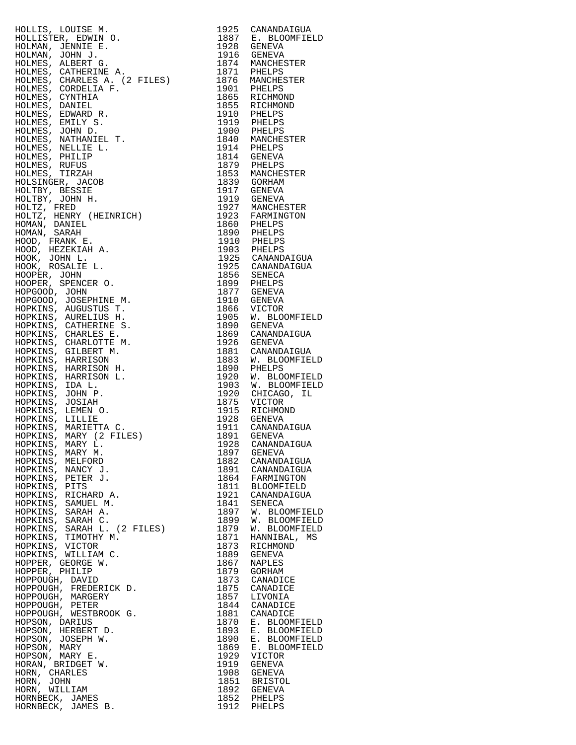| | | |
|---|---|---|
| HOLLIS, LOUISE M. | 1925 | CANANDAIGUA |
| HOLLISTER, EDWIN O. | 1887 | E. BLOOMFIELD |
| HOLMAN, JENNIE E. | 1928 | GENEVA |
| HOLMAN, JOHN J. | 1916 | GENEVA |
| HOLMES, ALBERT G. | 1874 | MANCHESTER |
| HOLMES, CATHERINE A. | 1871 | PHELPS |
| HOLMES, CHARLES A. (2 FILES) | 1876 | MANCHESTER |
| HOLMES, CORDELIA F. | 1901 | PHELPS |
| HOLMES, CYNTHIA | 1865 | RICHMOND |
| HOLMES, DANIEL | 1855 | RICHMOND |
| HOLMES, EDWARD R. | 1910 | PHELPS |
| HOLMES, EMILY S. | 1919 | PHELPS |
| HOLMES, JOHN D. | 1900 | PHELPS |
| HOLMES, NATHANIEL T. | 1840 | MANCHESTER |
| HOLMES, NELLIE L. | 1914 | PHELPS |
| HOLMES, PHILIP | 1814 | GENEVA |
| HOLMES, RUFUS | 1879 | PHELPS |
| HOLMES, TIRZAH | 1853 | MANCHESTER |
| HOLSINGER, JACOB | 1839 | GORHAM |
| HOLTBY, BESSIE | 1917 | GENEVA |
| HOLTBY, JOHN H. | 1919 | GENEVA |
| HOLTZ, FRED | 1927 | MANCHESTER |
| HOLTZ, HENRY (HEINRICH) | 1923 | FARMINGTON |
| HOMAN, DANIEL | 1860 | PHELPS |
| HOMAN, SARAH | 1890 | PHELPS |
| HOOD, FRANK E. | 1910 | PHELPS |
| HOOD, HEZEKIAH A. | 1903 | PHELPS |
| HOOK, JOHN L. | 1925 | CANANDAIGUA |
| HOOK, ROSALIE L. | 1925 | CANANDAIGUA |
| HOOPER, JOHN | 1856 | SENECA |
| HOOPER, SPENCER O. | 1899 | PHELPS |
| HOPGOOD, JOHN | 1877 | GENEVA |
| HOPGOOD, JOSEPHINE M. | 1910 | GENEVA |
| HOPKINS, AUGUSTUS T. | 1866 | VICTOR |
| HOPKINS, AURELIUS H. | 1905 | W. BLOOMFIELD |
| HOPKINS, CATHERINE S. | 1890 | GENEVA |
| HOPKINS, CHARLES E. | 1869 | CANANDAIGUA |
| HOPKINS, CHARLOTTE M. | 1926 | GENEVA |
| HOPKINS, GILBERT M. | 1881 | CANANDAIGUA |
| HOPKINS, HARRISON | 1883 | W. BLOOMFIELD |
| HOPKINS, HARRISON H. | 1890 | PHELPS |
| HOPKINS, HARRISON L. | 1920 | W. BLOOMFIELD |
| HOPKINS, IDA L. | 1903 | W. BLOOMFIELD |
| HOPKINS, JOHN P. | 1920 | CHICAGO, IL |
| HOPKINS, JOSIAH | 1875 | VICTOR |
| HOPKINS, LEMEN O. | 1915 | RICHMOND |
| HOPKINS, LILLIE | 1928 | GENEVA |
| HOPKINS, MARIETTA C. | 1911 | CANANDAIGUA |
| HOPKINS, MARY (2 FILES) | 1891 | GENEVA |
| HOPKINS, MARY L. | 1928 | CANANDAIGUA |
| HOPKINS, MARY M. | 1897 | GENEVA |
| HOPKINS, MELFORD | 1882 | CANANDAIGUA |
| HOPKINS, NANCY J. | 1891 | CANANDAIGUA |
| HOPKINS, PETER J. | 1864 | FARMINGTON |
| HOPKINS, PITS | 1811 | BLOOMFIELD |
| HOPKINS, RICHARD A. | 1921 | CANANDAIGUA |
| HOPKINS, SAMUEL M. | 1841 | SENECA |
| HOPKINS, SARAH A. | 1897 | W. BLOOMFIELD |
| HOPKINS, SARAH C. | 1899 | W. BLOOMFIELD |
| HOPKINS, SARAH L. (2 FILES) | 1879 | W. BLOOMFIELD |
| HOPKINS, TIMOTHY M. | 1871 | HANNIBAL, MS |
| HOPKINS, VICTOR | 1873 | RICHMOND |
| HOPKINS, WILLIAM C. | 1889 | GENEVA |
| HOPPER, GEORGE W. | 1867 | NAPLES |
| HOPPER, PHILIP | 1879 | GORHAM |
| HOPPOUGH, DAVID | 1873 | CANADICE |
| HOPPOUGH, FREDERICK D. | 1875 | CANADICE |
| HOPPOUGH, MARGERY | 1857 | LIVONIA |
| HOPPOUGH, PETER | 1844 | CANADICE |
| HOPPOUGH, WESTBROOK G. | 1881 | CANADICE |
| HOPSON, DARIUS | 1870 | E. BLOOMFIELD |
| HOPSON, HERBERT D. | 1893 | E. BLOOMFIELD |
| HOPSON, JOSEPH W. | 1890 | E. BLOOMFIELD |
| HOPSON, MARY | 1869 | E. BLOOMFIELD |
| HOPSON, MARY E. | 1929 | VICTOR |
| HORAN, BRIDGET W. | 1919 | GENEVA |
| HORN, CHARLES | 1908 | GENEVA |
| HORN, JOHN | 1851 | BRISTOL |
| HORN, WILLIAM | 1892 | GENEVA |
| HORNBECK, JAMES | 1852 | PHELPS |
| HORNBECK, JAMES B. | 1912 | PHELPS |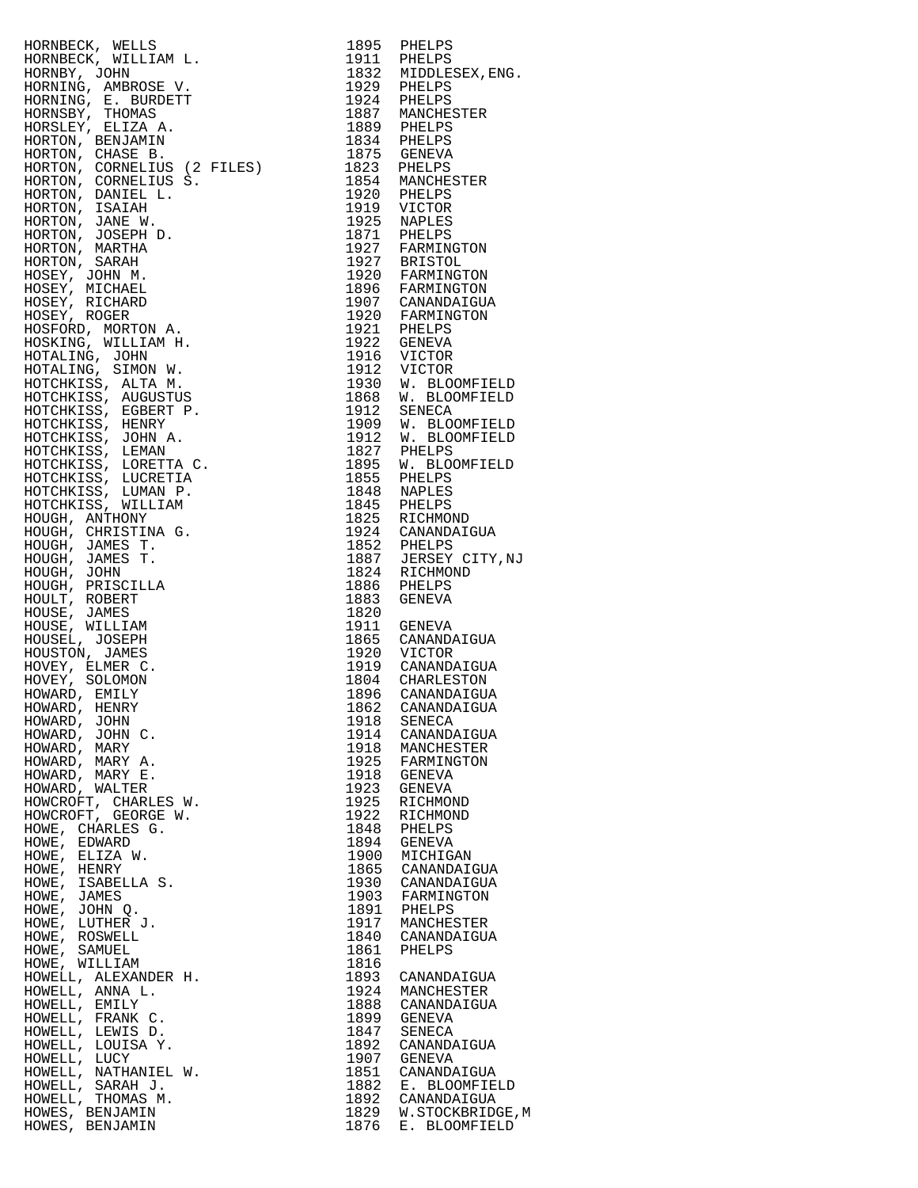| Name | Year | Place |
|---|---|---|
| HORNBECK, WELLS | 1895 | PHELPS |
| HORNBECK, WILLIAM L. | 1911 | PHELPS |
| HORNBY, JOHN | 1832 | MIDDLESEX,ENG. |
| HORNING, AMBROSE V. | 1929 | PHELPS |
| HORNING, E. BURDETT | 1924 | PHELPS |
| HORNSBY, THOMAS | 1887 | MANCHESTER |
| HORSLEY, ELIZA A. | 1889 | PHELPS |
| HORTON, BENJAMIN | 1834 | PHELPS |
| HORTON, CHASE B. | 1875 | GENEVA |
| HORTON, CORNELIUS (2 FILES) | 1823 | PHELPS |
| HORTON, CORNELIUS S. | 1854 | MANCHESTER |
| HORTON, DANIEL L. | 1920 | PHELPS |
| HORTON, ISAIAH | 1919 | VICTOR |
| HORTON, JANE W. | 1925 | NAPLES |
| HORTON, JOSEPH D. | 1871 | PHELPS |
| HORTON, MARTHA | 1927 | FARMINGTON |
| HORTON, SARAH | 1927 | BRISTOL |
| HOSEY, JOHN M. | 1920 | FARMINGTON |
| HOSEY, MICHAEL | 1896 | FARMINGTON |
| HOSEY, RICHARD | 1907 | CANANDAIGUA |
| HOSEY, ROGER | 1920 | FARMINGTON |
| HOSFORD, MORTON A. | 1921 | PHELPS |
| HOSKING, WILLIAM H. | 1922 | GENEVA |
| HOTALING, JOHN | 1916 | VICTOR |
| HOTALING, SIMON W. | 1912 | VICTOR |
| HOTCHKISS, ALTA M. | 1930 | W. BLOOMFIELD |
| HOTCHKISS, AUGUSTUS | 1868 | W. BLOOMFIELD |
| HOTCHKISS, EGBERT P. | 1912 | SENECA |
| HOTCHKISS, HENRY | 1909 | W. BLOOMFIELD |
| HOTCHKISS, JOHN A. | 1912 | W. BLOOMFIELD |
| HOTCHKISS, LEMAN | 1827 | PHELPS |
| HOTCHKISS, LORETTA C. | 1895 | W. BLOOMFIELD |
| HOTCHKISS, LUCRETIA | 1855 | PHELPS |
| HOTCHKISS, LUMAN P. | 1848 | NAPLES |
| HOTCHKISS, WILLIAM | 1845 | PHELPS |
| HOUGH, ANTHONY | 1825 | RICHMOND |
| HOUGH, CHRISTINA G. | 1924 | CANANDAIGUA |
| HOUGH, JAMES T. | 1852 | PHELPS |
| HOUGH, JAMES T. | 1887 | JERSEY CITY,NJ |
| HOUGH, JOHN | 1824 | RICHMOND |
| HOUGH, PRISCILLA | 1886 | PHELPS |
| HOULT, ROBERT | 1883 | GENEVA |
| HOUSE, JAMES | 1820 | |
| HOUSE, WILLIAM | 1911 | GENEVA |
| HOUSEL, JOSEPH | 1865 | CANANDAIGUA |
| HOUSTON, JAMES | 1920 | VICTOR |
| HOVEY, ELMER C. | 1919 | CANANDAIGUA |
| HOVEY, SOLOMON | 1804 | CHARLESTON |
| HOWARD, EMILY | 1896 | CANANDAIGUA |
| HOWARD, HENRY | 1862 | CANANDAIGUA |
| HOWARD, JOHN | 1918 | SENECA |
| HOWARD, JOHN C. | 1914 | CANANDAIGUA |
| HOWARD, MARY | 1918 | MANCHESTER |
| HOWARD, MARY A. | 1925 | FARMINGTON |
| HOWARD, MARY E. | 1918 | GENEVA |
| HOWARD, WALTER | 1923 | GENEVA |
| HOWCROFT, CHARLES W. | 1925 | RICHMOND |
| HOWCROFT, GEORGE W. | 1922 | RICHMOND |
| HOWE, CHARLES G. | 1848 | PHELPS |
| HOWE, EDWARD | 1894 | GENEVA |
| HOWE, ELIZA W. | 1900 | MICHIGAN |
| HOWE, HENRY | 1865 | CANANDAIGUA |
| HOWE, ISABELLA S. | 1930 | CANANDAIGUA |
| HOWE, JAMES | 1903 | FARMINGTON |
| HOWE, JOHN Q. | 1891 | PHELPS |
| HOWE, LUTHER J. | 1917 | MANCHESTER |
| HOWE, ROSWELL | 1840 | CANANDAIGUA |
| HOWE, SAMUEL | 1861 | PHELPS |
| HOWE, WILLIAM | 1816 | |
| HOWELL, ALEXANDER H. | 1893 | CANANDAIGUA |
| HOWELL, ANNA L. | 1924 | MANCHESTER |
| HOWELL, EMILY | 1888 | CANANDAIGUA |
| HOWELL, FRANK C. | 1899 | GENEVA |
| HOWELL, LEWIS D. | 1847 | SENECA |
| HOWELL, LOUISA Y. | 1892 | CANANDAIGUA |
| HOWELL, LUCY | 1907 | GENEVA |
| HOWELL, NATHANIEL W. | 1851 | CANANDAIGUA |
| HOWELL, SARAH J. | 1882 | E. BLOOMFIELD |
| HOWELL, THOMAS M. | 1892 | CANANDAIGUA |
| HOWES, BENJAMIN | 1829 | W.STOCKBRIDGE,M |
| HOWES, BENJAMIN | 1876 | E. BLOOMFIELD |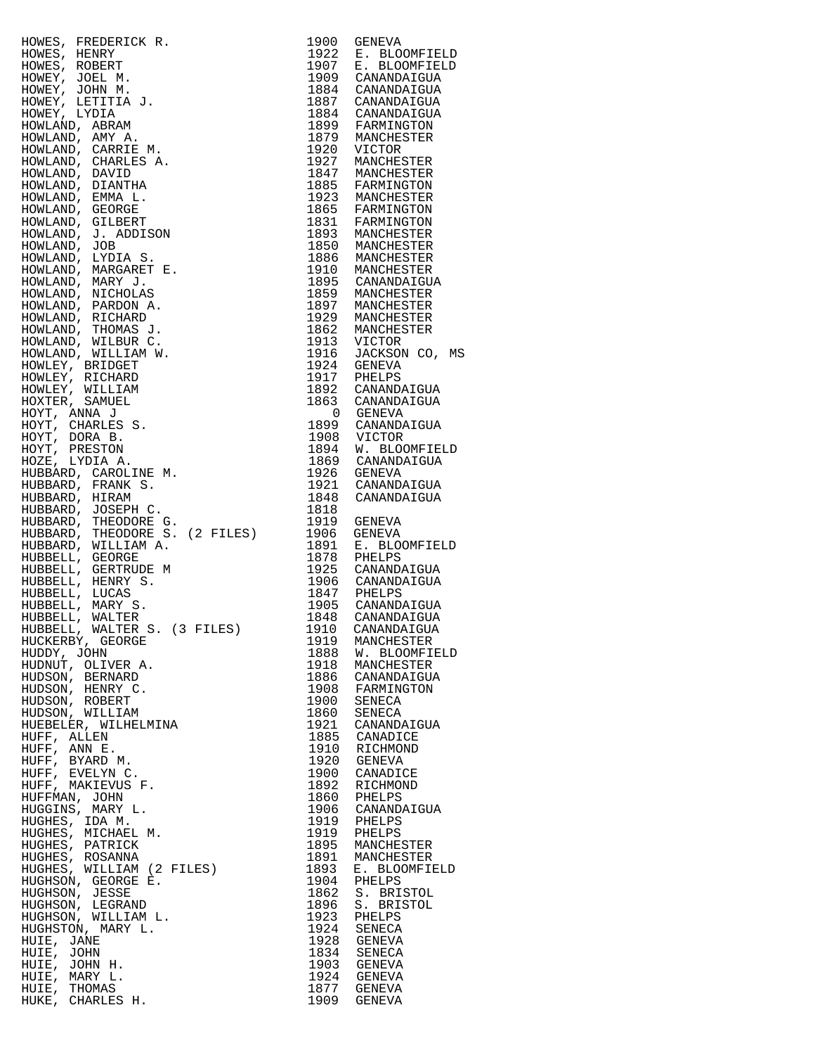| | | |
|---|---|---|
| HOWES, FREDERICK R. | 1900 | GENEVA |
| HOWES, HENRY | 1922 | E. BLOOMFIELD |
| HOWES, ROBERT | 1907 | E. BLOOMFIELD |
| HOWEY, JOEL M. | 1909 | CANANDAIGUA |
| HOWEY, JOHN M. | 1884 | CANANDAIGUA |
| HOWEY, LETITIA J. | 1887 | CANANDAIGUA |
| HOWEY, LYDIA | 1884 | CANANDAIGUA |
| HOWLAND, ABRAM | 1899 | FARMINGTON |
| HOWLAND, AMY A. | 1879 | MANCHESTER |
| HOWLAND, CARRIE M. | 1920 | VICTOR |
| HOWLAND, CHARLES A. | 1927 | MANCHESTER |
| HOWLAND, DAVID | 1847 | MANCHESTER |
| HOWLAND, DIANTHA | 1885 | FARMINGTON |
| HOWLAND, EMMA L. | 1923 | MANCHESTER |
| HOWLAND, GEORGE | 1865 | FARMINGTON |
| HOWLAND, GILBERT | 1831 | FARMINGTON |
| HOWLAND, J. ADDISON | 1893 | MANCHESTER |
| HOWLAND, JOB | 1850 | MANCHESTER |
| HOWLAND, LYDIA S. | 1886 | MANCHESTER |
| HOWLAND, MARGARET E. | 1910 | MANCHESTER |
| HOWLAND, MARY J. | 1895 | CANANDAIGUA |
| HOWLAND, NICHOLAS | 1859 | MANCHESTER |
| HOWLAND, PARDON A. | 1897 | MANCHESTER |
| HOWLAND, RICHARD | 1929 | MANCHESTER |
| HOWLAND, THOMAS J. | 1862 | MANCHESTER |
| HOWLAND, WILBUR C. | 1913 | VICTOR |
| HOWLAND, WILLIAM W. | 1916 | JACKSON CO, MS |
| HOWLEY, BRIDGET | 1924 | GENEVA |
| HOWLEY, RICHARD | 1917 | PHELPS |
| HOWLEY, WILLIAM | 1892 | CANANDAIGUA |
| HOXTER, SAMUEL | 1863 | CANANDAIGUA |
| HOYT, ANNA J | 0 | GENEVA |
| HOYT, CHARLES S. | 1899 | CANANDAIGUA |
| HOYT, DORA B. | 1908 | VICTOR |
| HOYT, PRESTON | 1894 | W. BLOOMFIELD |
| HOZE, LYDIA A. | 1869 | CANANDAIGUA |
| HUBBARD, CAROLINE M. | 1926 | GENEVA |
| HUBBARD, FRANK S. | 1921 | CANANDAIGUA |
| HUBBARD, HIRAM | 1848 | CANANDAIGUA |
| HUBBARD, JOSEPH C. | 1818 | |
| HUBBARD, THEODORE G. | 1919 | GENEVA |
| HUBBARD, THEODORE S. (2 FILES) | 1906 | GENEVA |
| HUBBARD, WILLIAM A. | 1891 | E. BLOOMFIELD |
| HUBBELL, GEORGE | 1878 | PHELPS |
| HUBBELL, GERTRUDE M | 1925 | CANANDAIGUA |
| HUBBELL, HENRY S. | 1906 | CANANDAIGUA |
| HUBBELL, LUCAS | 1847 | PHELPS |
| HUBBELL, MARY S. | 1905 | CANANDAIGUA |
| HUBBELL, WALTER | 1848 | CANANDAIGUA |
| HUBBELL, WALTER S. (3 FILES) | 1910 | CANANDAIGUA |
| HUCKERBY, GEORGE | 1919 | MANCHESTER |
| HUDDY, JOHN | 1888 | W. BLOOMFIELD |
| HUDNUT, OLIVER A. | 1918 | MANCHESTER |
| HUDSON, BERNARD | 1886 | CANANDAIGUA |
| HUDSON, HENRY C. | 1908 | FARMINGTON |
| HUDSON, ROBERT | 1900 | SENECA |
| HUDSON, WILLIAM | 1860 | SENECA |
| HUEBELER, WILHELMINA | 1921 | CANANDAIGUA |
| HUFF, ALLEN | 1885 | CANADICE |
| HUFF, ANN E. | 1910 | RICHMOND |
| HUFF, BYARD M. | 1920 | GENEVA |
| HUFF, EVELYN C. | 1900 | CANADICE |
| HUFF, MAKIEVUS F. | 1892 | RICHMOND |
| HUFFMAN, JOHN | 1860 | PHELPS |
| HUGGINS, MARY L. | 1906 | CANANDAIGUA |
| HUGHES, IDA M. | 1919 | PHELPS |
| HUGHES, MICHAEL M. | 1919 | PHELPS |
| HUGHES, PATRICK | 1895 | MANCHESTER |
| HUGHES, ROSANNA | 1891 | MANCHESTER |
| HUGHES, WILLIAM (2 FILES) | 1893 | E. BLOOMFIELD |
| HUGHSON, GEORGE E. | 1904 | PHELPS |
| HUGHSON, JESSE | 1862 | S. BRISTOL |
| HUGHSON, LEGRAND | 1896 | S. BRISTOL |
| HUGHSON, WILLIAM L. | 1923 | PHELPS |
| HUGHSTON, MARY L. | 1924 | SENECA |
| HUIE, JANE | 1928 | GENEVA |
| HUIE, JOHN | 1834 | SENECA |
| HUIE, JOHN H. | 1903 | GENEVA |
| HUIE, MARY L. | 1924 | GENEVA |
| HUIE, THOMAS | 1877 | GENEVA |
| HUKE, CHARLES H. | 1909 | GENEVA |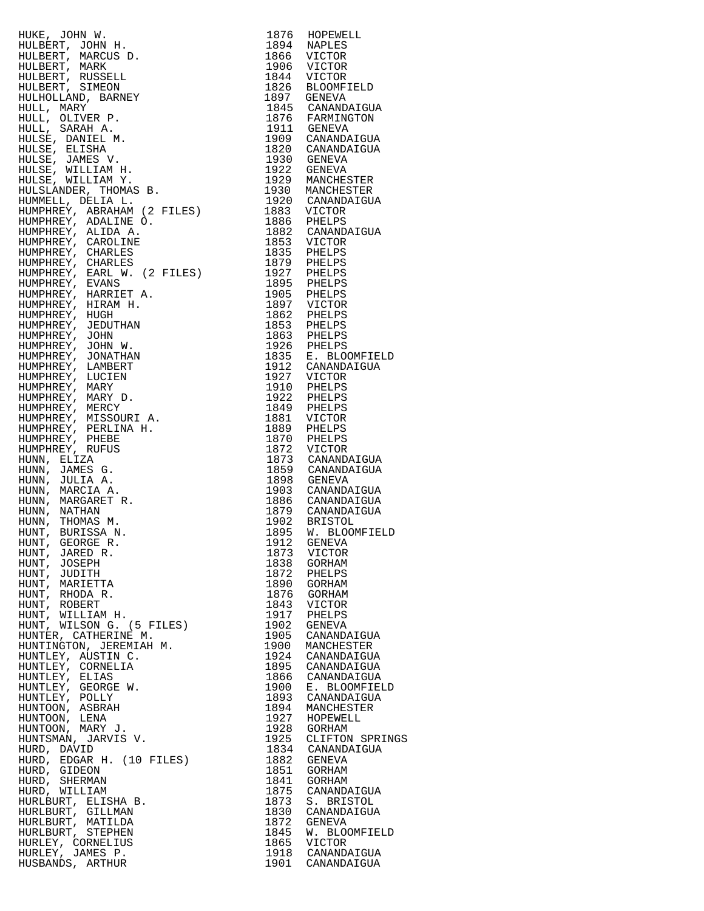| Name | Year | Place |
|---|---|---|
| HUKE, JOHN W. | 1876 | HOPEWELL |
| HULBERT, JOHN H. | 1894 | NAPLES |
| HULBERT, MARCUS D. | 1866 | VICTOR |
| HULBERT, MARK | 1906 | VICTOR |
| HULBERT, RUSSELL | 1844 | VICTOR |
| HULBERT, SIMEON | 1826 | BLOOMFIELD |
| HULHOLLAND, BARNEY | 1897 | GENEVA |
| HULL, MARY | 1845 | CANANDAIGUA |
| HULL, OLIVER P. | 1876 | FARMINGTON |
| HULL, SARAH A. | 1911 | GENEVA |
| HULSE, DANIEL M. | 1909 | CANANDAIGUA |
| HULSE, ELISHA | 1820 | CANANDAIGUA |
| HULSE, JAMES V. | 1930 | GENEVA |
| HULSE, WILLIAM H. | 1922 | GENEVA |
| HULSE, WILLIAM Y. | 1929 | MANCHESTER |
| HULSLANDER, THOMAS B. | 1930 | MANCHESTER |
| HUMMELL, DELIA L. | 1920 | CANANDAIGUA |
| HUMPHREY, ABRAHAM (2 FILES) | 1883 | VICTOR |
| HUMPHREY, ADALINE O. | 1886 | PHELPS |
| HUMPHREY, ALIDA A. | 1882 | CANANDAIGUA |
| HUMPHREY, CAROLINE | 1853 | VICTOR |
| HUMPHREY, CHARLES | 1835 | PHELPS |
| HUMPHREY, CHARLES | 1879 | PHELPS |
| HUMPHREY, EARL W. (2 FILES) | 1927 | PHELPS |
| HUMPHREY, EVANS | 1895 | PHELPS |
| HUMPHREY, HARRIET A. | 1905 | PHELPS |
| HUMPHREY, HIRAM H. | 1897 | VICTOR |
| HUMPHREY, HUGH | 1862 | PHELPS |
| HUMPHREY, JEDUTHAN | 1853 | PHELPS |
| HUMPHREY, JOHN | 1863 | PHELPS |
| HUMPHREY, JOHN W. | 1926 | PHELPS |
| HUMPHREY, JONATHAN | 1835 | E. BLOOMFIELD |
| HUMPHREY, LAMBERT | 1912 | CANANDAIGUA |
| HUMPHREY, LUCIEN | 1927 | VICTOR |
| HUMPHREY, MARY | 1910 | PHELPS |
| HUMPHREY, MARY D. | 1922 | PHELPS |
| HUMPHREY, MERCY | 1849 | PHELPS |
| HUMPHREY, MISSOURI A. | 1881 | VICTOR |
| HUMPHREY, PERLINA H. | 1889 | PHELPS |
| HUMPHREY, PHEBE | 1870 | PHELPS |
| HUMPHREY, RUFUS | 1872 | VICTOR |
| HUNN, ELIZA | 1873 | CANANDAIGUA |
| HUNN, JAMES G. | 1859 | CANANDAIGUA |
| HUNN, JULIA A. | 1898 | GENEVA |
| HUNN, MARCIA A. | 1903 | CANANDAIGUA |
| HUNN, MARGARET R. | 1886 | CANANDAIGUA |
| HUNN, NATHAN | 1879 | CANANDAIGUA |
| HUNN, THOMAS M. | 1902 | BRISTOL |
| HUNT, BURISSA N. | 1895 | W. BLOOMFIELD |
| HUNT, GEORGE R. | 1912 | GENEVA |
| HUNT, JARED R. | 1873 | VICTOR |
| HUNT, JOSEPH | 1838 | GORHAM |
| HUNT, JUDITH | 1872 | PHELPS |
| HUNT, MARIETTA | 1890 | GORHAM |
| HUNT, RHODA R. | 1876 | GORHAM |
| HUNT, ROBERT | 1843 | VICTOR |
| HUNT, WILLIAM H. | 1917 | PHELPS |
| HUNT, WILSON G. (5 FILES) | 1902 | GENEVA |
| HUNTER, CATHERINE M. | 1905 | CANANDAIGUA |
| HUNTINGTON, JEREMIAH M. | 1900 | MANCHESTER |
| HUNTLEY, AUSTIN C. | 1924 | CANANDAIGUA |
| HUNTLEY, CORNELIA | 1895 | CANANDAIGUA |
| HUNTLEY, ELIAS | 1866 | CANANDAIGUA |
| HUNTLEY, GEORGE W. | 1900 | E. BLOOMFIELD |
| HUNTLEY, POLLY | 1893 | CANANDAIGUA |
| HUNTOON, ASBRAH | 1894 | MANCHESTER |
| HUNTOON, LENA | 1927 | HOPEWELL |
| HUNTOON, MARY J. | 1928 | GORHAM |
| HUNTSMAN, JARVIS V. | 1925 | CLIFTON SPRINGS |
| HURD, DAVID | 1834 | CANANDAIGUA |
| HURD, EDGAR H. (10 FILES) | 1882 | GENEVA |
| HURD, GIDEON | 1851 | GORHAM |
| HURD, SHERMAN | 1841 | GORHAM |
| HURD, WILLIAM | 1875 | CANANDAIGUA |
| HURLBURT, ELISHA B. | 1873 | S. BRISTOL |
| HURLBURT, GILLMAN | 1830 | CANANDAIGUA |
| HURLBURT, MATILDA | 1872 | GENEVA |
| HURLBURT, STEPHEN | 1845 | W. BLOOMFIELD |
| HURLEY, CORNELIUS | 1865 | VICTOR |
| HURLEY, JAMES P. | 1918 | CANANDAIGUA |
| HUSBANDS, ARTHUR | 1901 | CANANDAIGUA |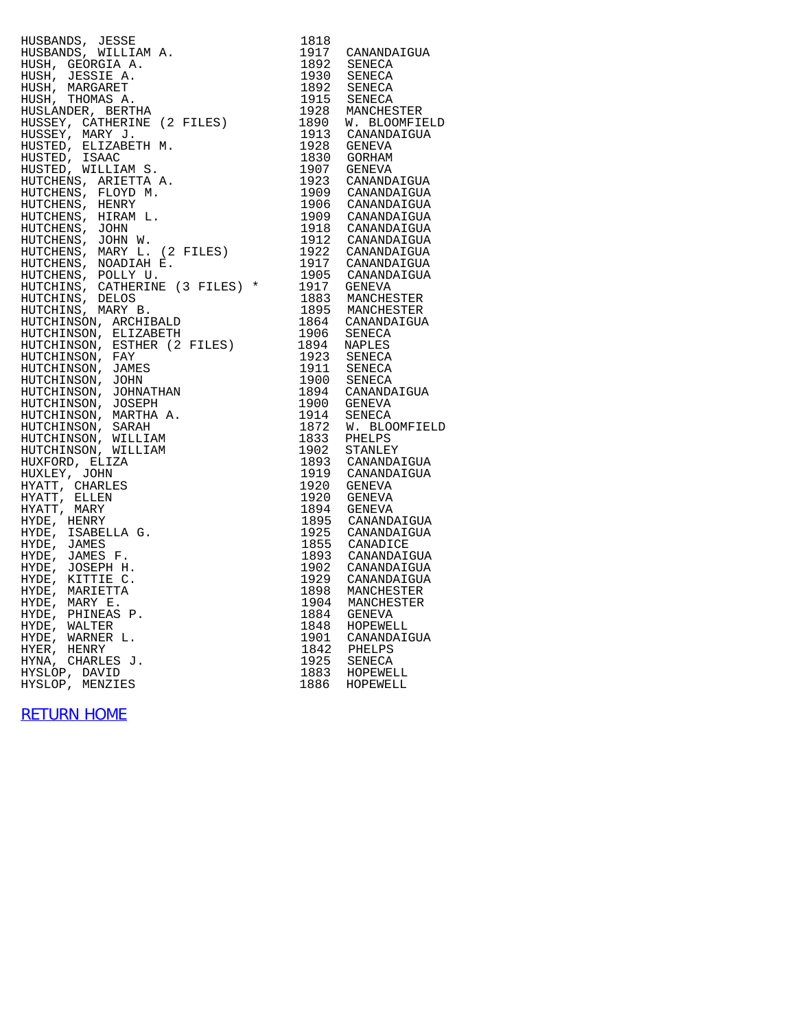| Name | Year | Place |
|---|---|---|
| HUSBANDS, JESSE | 1818 | |
| HUSBANDS, WILLIAM A. | 1917 | CANANDAIGUA |
| HUSH, GEORGIA A. | 1892 | SENECA |
| HUSH, JESSIE A. | 1930 | SENECA |
| HUSH, MARGARET | 1892 | SENECA |
| HUSH, THOMAS A. | 1915 | SENECA |
| HUSLANDER, BERTHA | 1928 | MANCHESTER |
| HUSSEY, CATHERINE (2 FILES) | 1890 | W. BLOOMFIELD |
| HUSSEY, MARY J. | 1913 | CANANDAIGUA |
| HUSTED, ELIZABETH M. | 1928 | GENEVA |
| HUSTED, ISAAC | 1830 | GORHAM |
| HUSTED, WILLIAM S. | 1907 | GENEVA |
| HUTCHENS, ARIETTA A. | 1923 | CANANDAIGUA |
| HUTCHENS, FLOYD M. | 1909 | CANANDAIGUA |
| HUTCHENS, HENRY | 1906 | CANANDAIGUA |
| HUTCHENS, HIRAM L. | 1909 | CANANDAIGUA |
| HUTCHENS, JOHN | 1918 | CANANDAIGUA |
| HUTCHENS, JOHN W. | 1912 | CANANDAIGUA |
| HUTCHENS, MARY L. (2 FILES) | 1922 | CANANDAIGUA |
| HUTCHENS, NOADIAH E. | 1917 | CANANDAIGUA |
| HUTCHENS, POLLY U. | 1905 | CANANDAIGUA |
| HUTCHINS, CATHERINE (3 FILES) * | 1917 | GENEVA |
| HUTCHINS, DELOS | 1883 | MANCHESTER |
| HUTCHINS, MARY B. | 1895 | MANCHESTER |
| HUTCHINSON, ARCHIBALD | 1864 | CANANDAIGUA |
| HUTCHINSON, ELIZABETH | 1906 | SENECA |
| HUTCHINSON, ESTHER (2 FILES) | 1894 | NAPLES |
| HUTCHINSON, FAY | 1923 | SENECA |
| HUTCHINSON, JAMES | 1911 | SENECA |
| HUTCHINSON, JOHN | 1900 | SENECA |
| HUTCHINSON, JOHNATHAN | 1894 | CANANDAIGUA |
| HUTCHINSON, JOSEPH | 1900 | GENEVA |
| HUTCHINSON, MARTHA A. | 1914 | SENECA |
| HUTCHINSON, SARAH | 1872 | W. BLOOMFIELD |
| HUTCHINSON, WILLIAM | 1833 | PHELPS |
| HUTCHINSON, WILLIAM | 1902 | STANLEY |
| HUXFORD, ELIZA | 1893 | CANANDAIGUA |
| HUXLEY, JOHN | 1919 | CANANDAIGUA |
| HYATT, CHARLES | 1920 | GENEVA |
| HYATT, ELLEN | 1920 | GENEVA |
| HYATT, MARY | 1894 | GENEVA |
| HYDE, HENRY | 1895 | CANANDAIGUA |
| HYDE, ISABELLA G. | 1925 | CANANDAIGUA |
| HYDE, JAMES | 1855 | CANADICE |
| HYDE, JAMES F. | 1893 | CANANDAIGUA |
| HYDE, JOSEPH H. | 1902 | CANANDAIGUA |
| HYDE, KITTIE C. | 1929 | CANANDAIGUA |
| HYDE, MARIETTA | 1898 | MANCHESTER |
| HYDE, MARY E. | 1904 | MANCHESTER |
| HYDE, PHINEAS P. | 1884 | GENEVA |
| HYDE, WALTER | 1848 | HOPEWELL |
| HYDE, WARNER L. | 1901 | CANANDAIGUA |
| HYER, HENRY | 1842 | PHELPS |
| HYNA, CHARLES J. | 1925 | SENECA |
| HYSLOP, DAVID | 1883 | HOPEWELL |
| HYSLOP, MENZIES | 1886 | HOPEWELL |

RETURN HOME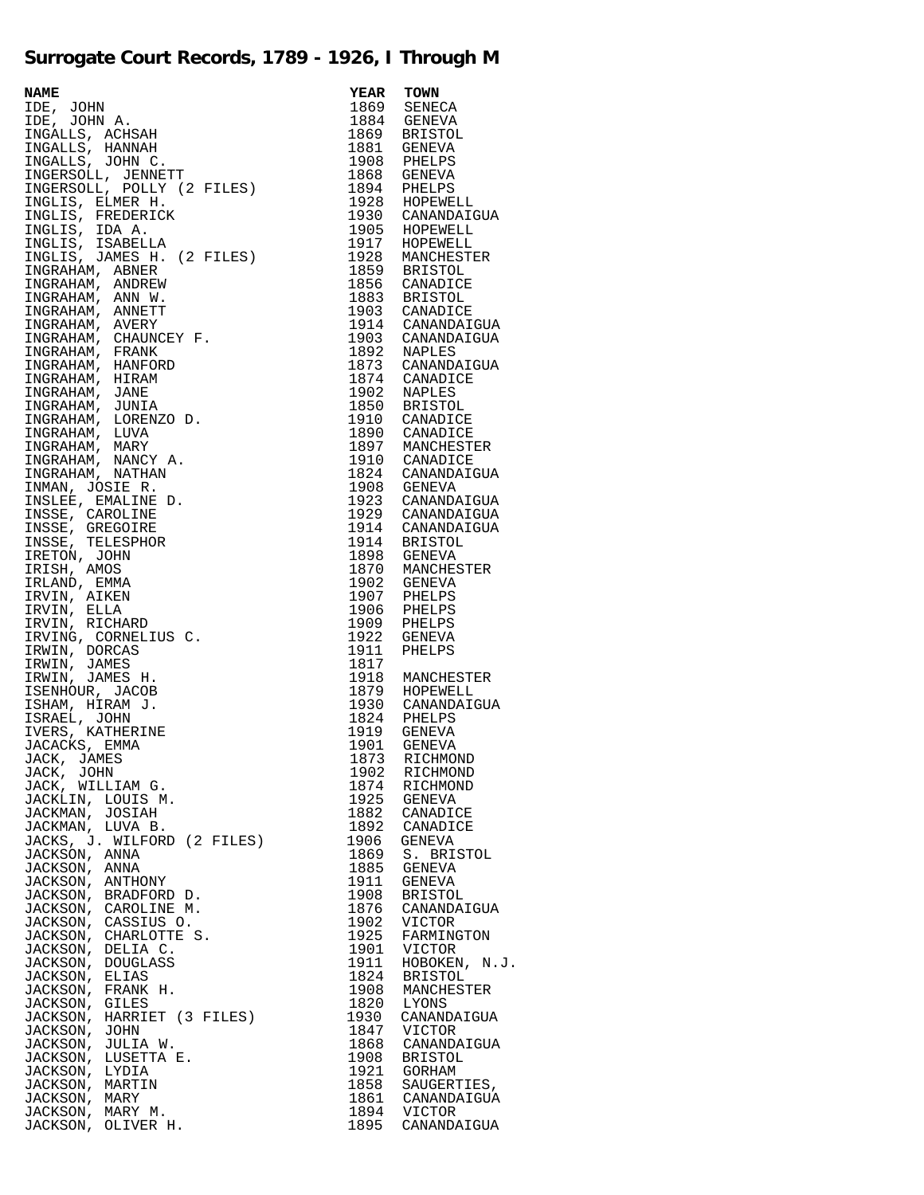## Surrogate Court Records, 1789 - 1926, I Through M

| NAME | YEAR | TOWN |
|---|---|---|
| IDE, JOHN | 1869 | SENECA |
| IDE, JOHN A. | 1884 | GENEVA |
| INGALLS, ACHSAH | 1869 | BRISTOL |
| INGALLS, HANNAH | 1881 | GENEVA |
| INGALLS, JOHN C. | 1908 | PHELPS |
| INGERSOLL, JENNETT | 1868 | GENEVA |
| INGERSOLL, POLLY (2 FILES) | 1894 | PHELPS |
| INGLIS, ELMER H. | 1928 | HOPEWELL |
| INGLIS, FREDERICK | 1930 | CANANDAIGUA |
| INGLIS, IDA A. | 1905 | HOPEWELL |
| INGLIS, ISABELLA | 1917 | HOPEWELL |
| INGLIS, JAMES H. (2 FILES) | 1928 | MANCHESTER |
| INGRAHAM, ABNER | 1859 | BRISTOL |
| INGRAHAM, ANDREW | 1856 | CANADICE |
| INGRAHAM, ANN W. | 1883 | BRISTOL |
| INGRAHAM, ANNETT | 1903 | CANADICE |
| INGRAHAM, AVERY | 1914 | CANANDAIGUA |
| INGRAHAM, CHAUNCEY F. | 1903 | CANANDAIGUA |
| INGRAHAM, FRANK | 1892 | NAPLES |
| INGRAHAM, HANFORD | 1873 | CANANDAIGUA |
| INGRAHAM, HIRAM | 1874 | CANADICE |
| INGRAHAM, JANE | 1902 | NAPLES |
| INGRAHAM, JUNIA | 1850 | BRISTOL |
| INGRAHAM, LORENZO D. | 1910 | CANADICE |
| INGRAHAM, LUVA | 1890 | CANADICE |
| INGRAHAM, MARY | 1897 | MANCHESTER |
| INGRAHAM, NANCY A. | 1910 | CANADICE |
| INGRAHAM, NATHAN | 1824 | CANANDAIGUA |
| INMAN, JOSIE R. | 1908 | GENEVA |
| INSLEE, EMALINE D. | 1923 | CANANDAIGUA |
| INSSE, CAROLINE | 1929 | CANANDAIGUA |
| INSSE, GREGOIRE | 1914 | CANANDAIGUA |
| INSSE, TELESPHOR | 1914 | BRISTOL |
| IRETON, JOHN | 1898 | GENEVA |
| IRISH, AMOS | 1870 | MANCHESTER |
| IRLAND, EMMA | 1902 | GENEVA |
| IRVIN, AIKEN | 1907 | PHELPS |
| IRVIN, ELLA | 1906 | PHELPS |
| IRVIN, RICHARD | 1909 | PHELPS |
| IRVING, CORNELIUS C. | 1922 | GENEVA |
| IRWIN, DORCAS | 1911 | PHELPS |
| IRWIN, JAMES | 1817 | |
| IRWIN, JAMES H. | 1918 | MANCHESTER |
| ISENHOUR, JACOB | 1879 | HOPEWELL |
| ISHAM, HIRAM J. | 1930 | CANANDAIGUA |
| ISRAEL, JOHN | 1824 | PHELPS |
| IVERS, KATHERINE | 1919 | GENEVA |
| JACACKS, EMMA | 1901 | GENEVA |
| JACK, JAMES | 1873 | RICHMOND |
| JACK, JOHN | 1902 | RICHMOND |
| JACK, WILLIAM G. | 1874 | RICHMOND |
| JACKLIN, LOUIS M. | 1925 | GENEVA |
| JACKMAN, JOSIAH | 1882 | CANADICE |
| JACKMAN, LUVA B. | 1892 | CANADICE |
| JACKS, J. WILFORD (2 FILES) | 1906 | GENEVA |
| JACKSON, ANNA | 1869 | S. BRISTOL |
| JACKSON, ANNA | 1885 | GENEVA |
| JACKSON, ANTHONY | 1911 | GENEVA |
| JACKSON, BRADFORD D. | 1908 | BRISTOL |
| JACKSON, CAROLINE M. | 1876 | CANANDAIGUA |
| JACKSON, CASSIUS O. | 1902 | VICTOR |
| JACKSON, CHARLOTTE S. | 1925 | FARMINGTON |
| JACKSON, DELIA C. | 1901 | VICTOR |
| JACKSON, DOUGLASS | 1911 | HOBOKEN, N.J. |
| JACKSON, ELIAS | 1824 | BRISTOL |
| JACKSON, FRANK H. | 1908 | MANCHESTER |
| JACKSON, GILES | 1820 | LYONS |
| JACKSON, HARRIET (3 FILES) | 1930 | CANANDAIGUA |
| JACKSON, JOHN | 1847 | VICTOR |
| JACKSON, JULIA W. | 1868 | CANANDAIGUA |
| JACKSON, LUSETTA E. | 1908 | BRISTOL |
| JACKSON, LYDIA | 1921 | GORHAM |
| JACKSON, MARTIN | 1858 | SAUGERTIES, |
| JACKSON, MARY | 1861 | CANANDAIGUA |
| JACKSON, MARY M. | 1894 | VICTOR |
| JACKSON, OLIVER H. | 1895 | CANANDAIGUA |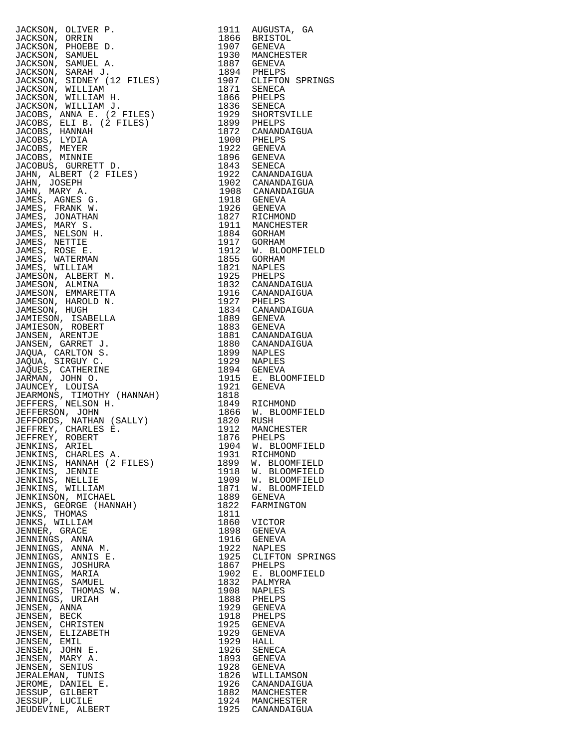| Name | Year | Place |
|---|---|---|
| JACKSON, OLIVER P. | 1911 | AUGUSTA, GA |
| JACKSON, ORRIN | 1866 | BRISTOL |
| JACKSON, PHOEBE D. | 1907 | GENEVA |
| JACKSON, SAMUEL | 1930 | MANCHESTER |
| JACKSON, SAMUEL A. | 1887 | GENEVA |
| JACKSON, SARAH J. | 1894 | PHELPS |
| JACKSON, SIDNEY (12 FILES) | 1907 | CLIFTON SPRINGS |
| JACKSON, WILLIAM | 1871 | SENECA |
| JACKSON, WILLIAM H. | 1866 | PHELPS |
| JACKSON, WILLIAM J. | 1836 | SENECA |
| JACOBS, ANNA E. (2 FILES) | 1929 | SHORTSVILLE |
| JACOBS, ELI B. (2 FILES) | 1899 | PHELPS |
| JACOBS, HANNAH | 1872 | CANANDAIGUA |
| JACOBS, LYDIA | 1900 | PHELPS |
| JACOBS, MEYER | 1922 | GENEVA |
| JACOBS, MINNIE | 1896 | GENEVA |
| JACOBUS, GURRETT D. | 1843 | SENECA |
| JAHN, ALBERT (2 FILES) | 1922 | CANANDAIGUA |
| JAHN, JOSEPH | 1902 | CANANDAIGUA |
| JAHN, MARY A. | 1908 | CANANDAIGUA |
| JAMES, AGNES G. | 1918 | GENEVA |
| JAMES, FRANK W. | 1926 | GENEVA |
| JAMES, JONATHAN | 1827 | RICHMOND |
| JAMES, MARY S. | 1911 | MANCHESTER |
| JAMES, NELSON H. | 1884 | GORHAM |
| JAMES, NETTIE | 1917 | GORHAM |
| JAMES, ROSE E. | 1912 | W. BLOOMFIELD |
| JAMES, WATERMAN | 1855 | GORHAM |
| JAMES, WILLIAM | 1821 | NAPLES |
| JAMESON, ALBERT M. | 1925 | PHELPS |
| JAMESON, ALMINA | 1832 | CANANDAIGUA |
| JAMESON, EMMARETTA | 1916 | CANANDAIGUA |
| JAMESON, HAROLD N. | 1927 | PHELPS |
| JAMESON, HUGH | 1834 | CANANDAIGUA |
| JAMIESON, ISABELLA | 1889 | GENEVA |
| JAMIESON, ROBERT | 1883 | GENEVA |
| JANSEN, ARENTJE | 1881 | CANANDAIGUA |
| JANSEN, GARRET J. | 1880 | CANANDAIGUA |
| JAQUA, CARLTON S. | 1899 | NAPLES |
| JAQUA, SIRGUY C. | 1929 | NAPLES |
| JAQUES, CATHERINE | 1894 | GENEVA |
| JARMAN, JOHN O. | 1915 | E. BLOOMFIELD |
| JAUNCEY, LOUISA | 1921 | GENEVA |
| JEARMONS, TIMOTHY (HANNAH) | 1818 | |
| JEFFERS, NELSON H. | 1849 | RICHMOND |
| JEFFERSON, JOHN | 1866 | W. BLOOMFIELD |
| JEFFORDS, NATHAN (SALLY) | 1820 | RUSH |
| JEFFREY, CHARLES E. | 1912 | MANCHESTER |
| JEFFREY, ROBERT | 1876 | PHELPS |
| JENKINS, ARIEL | 1904 | W. BLOOMFIELD |
| JENKINS, CHARLES A. | 1931 | RICHMOND |
| JENKINS, HANNAH (2 FILES) | 1899 | W. BLOOMFIELD |
| JENKINS, JENNIE | 1918 | W. BLOOMFIELD |
| JENKINS, NELLIE | 1909 | W. BLOOMFIELD |
| JENKINS, WILLIAM | 1871 | W. BLOOMFIELD |
| JENKINSON, MICHAEL | 1889 | GENEVA |
| JENKS, GEORGE (HANNAH) | 1822 | FARMINGTON |
| JENKS, THOMAS | 1811 | |
| JENKS, WILLIAM | 1860 | VICTOR |
| JENNER, GRACE | 1898 | GENEVA |
| JENNINGS, ANNA | 1916 | GENEVA |
| JENNINGS, ANNA M. | 1922 | NAPLES |
| JENNINGS, ANNIS E. | 1925 | CLIFTON SPRINGS |
| JENNINGS, JOSHURA | 1867 | PHELPS |
| JENNINGS, MARIA | 1902 | E. BLOOMFIELD |
| JENNINGS, SAMUEL | 1832 | PALMYRA |
| JENNINGS, THOMAS W. | 1908 | NAPLES |
| JENNINGS, URIAH | 1888 | PHELPS |
| JENSEN, ANNA | 1929 | GENEVA |
| JENSEN, BECK | 1918 | PHELPS |
| JENSEN, CHRISTEN | 1925 | GENEVA |
| JENSEN, ELIZABETH | 1929 | GENEVA |
| JENSEN, EMIL | 1929 | HALL |
| JENSEN, JOHN E. | 1926 | SENECA |
| JENSEN, MARY A. | 1893 | GENEVA |
| JENSEN, SENIUS | 1928 | GENEVA |
| JERALEMAN, TUNIS | 1826 | WILLIAMSON |
| JEROME, DANIEL E. | 1926 | CANANDAIGUA |
| JESSUP, GILBERT | 1882 | MANCHESTER |
| JESSUP, LUCILE | 1924 | MANCHESTER |
| JEUDEVINE, ALBERT | 1925 | CANANDAIGUA |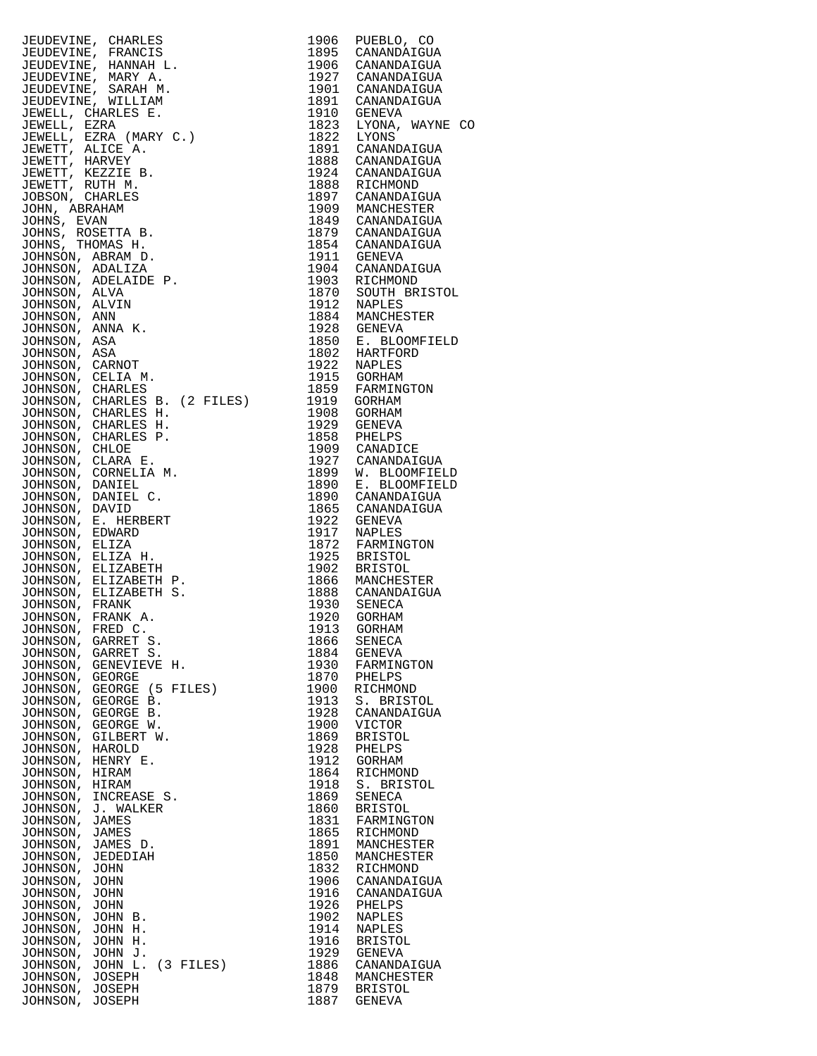| Name | Year | Place |
|---|---|---|
| JEUDEVINE, CHARLES | 1906 | PUEBLO, CO |
| JEUDEVINE, FRANCIS | 1895 | CANANDAIGUA |
| JEUDEVINE, HANNAH L. | 1906 | CANANDAIGUA |
| JEUDEVINE, MARY A. | 1927 | CANANDAIGUA |
| JEUDEVINE, SARAH M. | 1901 | CANANDAIGUA |
| JEUDEVINE, WILLIAM | 1891 | CANANDAIGUA |
| JEWELL, CHARLES E. | 1910 | GENEVA |
| JEWELL, EZRA | 1823 | LYONA, WAYNE CO |
| JEWELL, EZRA (MARY C.) | 1822 | LYONS |
| JEWETT, ALICE A. | 1891 | CANANDAIGUA |
| JEWETT, HARVEY | 1888 | CANANDAIGUA |
| JEWETT, KEZZIE B. | 1924 | CANANDAIGUA |
| JEWETT, RUTH M. | 1888 | RICHMOND |
| JOBSON, CHARLES | 1897 | CANANDAIGUA |
| JOHN, ABRAHAM | 1909 | MANCHESTER |
| JOHNS, EVAN | 1849 | CANANDAIGUA |
| JOHNS, ROSETTA B. | 1879 | CANANDAIGUA |
| JOHNS, THOMAS H. | 1854 | CANANDAIGUA |
| JOHNSON, ABRAM D. | 1911 | GENEVA |
| JOHNSON, ADALIZA | 1904 | CANANDAIGUA |
| JOHNSON, ADELAIDE P. | 1903 | RICHMOND |
| JOHNSON, ALVA | 1870 | SOUTH BRISTOL |
| JOHNSON, ALVIN | 1912 | NAPLES |
| JOHNSON, ANN | 1884 | MANCHESTER |
| JOHNSON, ANNA K. | 1928 | GENEVA |
| JOHNSON, ASA | 1850 | E. BLOOMFIELD |
| JOHNSON, ASA | 1802 | HARTFORD |
| JOHNSON, CARNOT | 1922 | NAPLES |
| JOHNSON, CELIA M. | 1915 | GORHAM |
| JOHNSON, CHARLES | 1859 | FARMINGTON |
| JOHNSON, CHARLES B. (2 FILES) | 1919 | GORHAM |
| JOHNSON, CHARLES H. | 1908 | GORHAM |
| JOHNSON, CHARLES H. | 1929 | GENEVA |
| JOHNSON, CHARLES P. | 1858 | PHELPS |
| JOHNSON, CHLOE | 1909 | CANADICE |
| JOHNSON, CLARA E. | 1927 | CANANDAIGUA |
| JOHNSON, CORNELIA M. | 1899 | W. BLOOMFIELD |
| JOHNSON, DANIEL | 1890 | E. BLOOMFIELD |
| JOHNSON, DANIEL C. | 1890 | CANANDAIGUA |
| JOHNSON, DAVID | 1865 | CANANDAIGUA |
| JOHNSON, E. HERBERT | 1922 | GENEVA |
| JOHNSON, EDWARD | 1917 | NAPLES |
| JOHNSON, ELIZA | 1872 | FARMINGTON |
| JOHNSON, ELIZA H. | 1925 | BRISTOL |
| JOHNSON, ELIZABETH | 1902 | BRISTOL |
| JOHNSON, ELIZABETH P. | 1866 | MANCHESTER |
| JOHNSON, ELIZABETH S. | 1888 | CANANDAIGUA |
| JOHNSON, FRANK | 1930 | SENECA |
| JOHNSON, FRANK A. | 1920 | GORHAM |
| JOHNSON, FRED C. | 1913 | GORHAM |
| JOHNSON, GARRET S. | 1866 | SENECA |
| JOHNSON, GARRET S. | 1884 | GENEVA |
| JOHNSON, GENEVIEVE H. | 1930 | FARMINGTON |
| JOHNSON, GEORGE | 1870 | PHELPS |
| JOHNSON, GEORGE (5 FILES) | 1900 | RICHMOND |
| JOHNSON, GEORGE B. | 1913 | S. BRISTOL |
| JOHNSON, GEORGE B. | 1928 | CANANDAIGUA |
| JOHNSON, GEORGE W. | 1900 | VICTOR |
| JOHNSON, GILBERT W. | 1869 | BRISTOL |
| JOHNSON, HAROLD | 1928 | PHELPS |
| JOHNSON, HENRY E. | 1912 | GORHAM |
| JOHNSON, HIRAM | 1864 | RICHMOND |
| JOHNSON, HIRAM | 1918 | S. BRISTOL |
| JOHNSON, INCREASE S. | 1869 | SENECA |
| JOHNSON, J. WALKER | 1860 | BRISTOL |
| JOHNSON, JAMES | 1831 | FARMINGTON |
| JOHNSON, JAMES | 1865 | RICHMOND |
| JOHNSON, JAMES D. | 1891 | MANCHESTER |
| JOHNSON, JEDEDIAH | 1850 | MANCHESTER |
| JOHNSON, JOHN | 1832 | RICHMOND |
| JOHNSON, JOHN | 1906 | CANANDAIGUA |
| JOHNSON, JOHN | 1916 | CANANDAIGUA |
| JOHNSON, JOHN | 1926 | PHELPS |
| JOHNSON, JOHN B. | 1902 | NAPLES |
| JOHNSON, JOHN H. | 1914 | NAPLES |
| JOHNSON, JOHN H. | 1916 | BRISTOL |
| JOHNSON, JOHN J. | 1929 | GENEVA |
| JOHNSON, JOHN L. (3 FILES) | 1886 | CANANDAIGUA |
| JOHNSON, JOSEPH | 1848 | MANCHESTER |
| JOHNSON, JOSEPH | 1879 | BRISTOL |
| JOHNSON, JOSEPH | 1887 | GENEVA |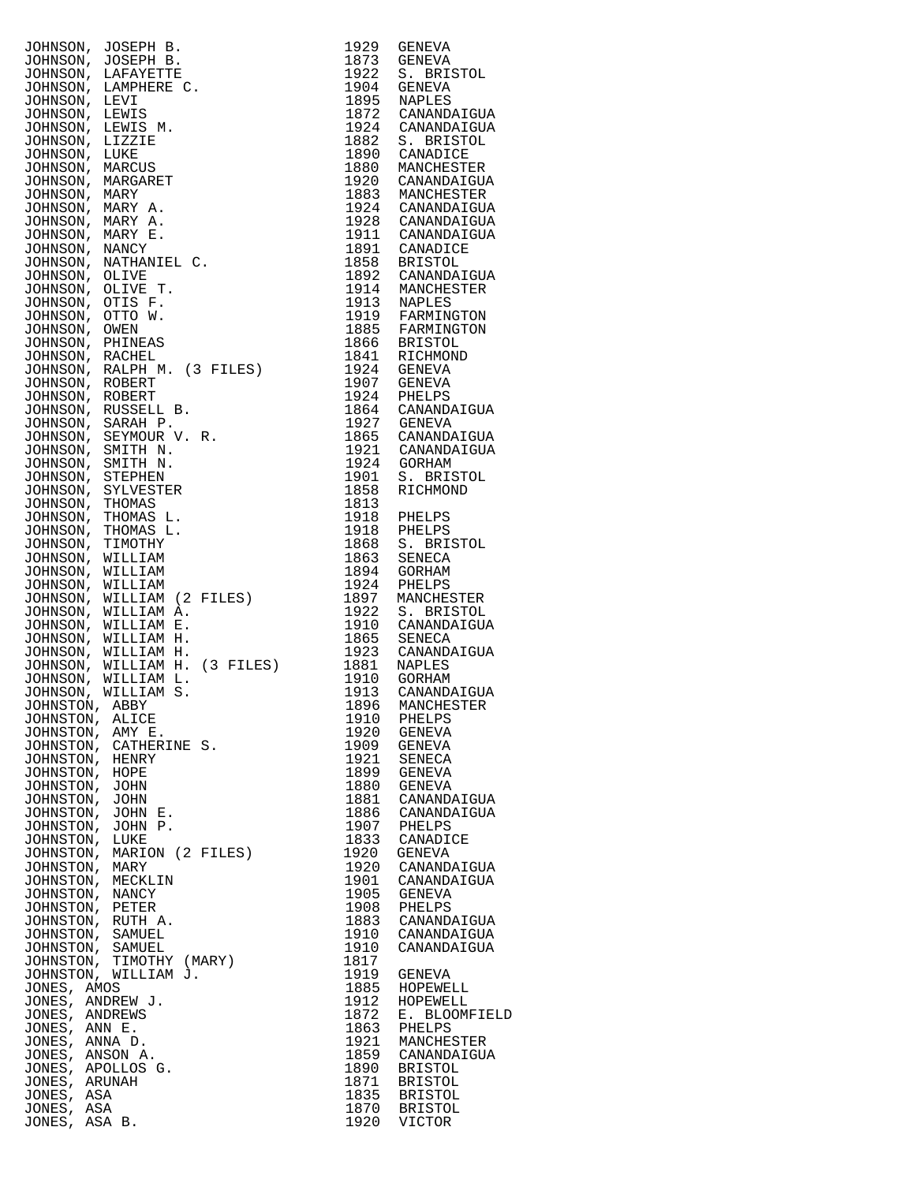| Name | Year | Town |
|---|---|---|
| JOHNSON, JOSEPH B. | 1929 | GENEVA |
| JOHNSON, JOSEPH B. | 1873 | GENEVA |
| JOHNSON, LAFAYETTE | 1922 | S. BRISTOL |
| JOHNSON, LAMPHERE C. | 1904 | GENEVA |
| JOHNSON, LEVI | 1895 | NAPLES |
| JOHNSON, LEWIS | 1872 | CANANDAIGUA |
| JOHNSON, LEWIS M. | 1924 | CANANDAIGUA |
| JOHNSON, LIZZIE | 1882 | S. BRISTOL |
| JOHNSON, LUKE | 1890 | CANADICE |
| JOHNSON, MARCUS | 1880 | MANCHESTER |
| JOHNSON, MARGARET | 1920 | CANANDAIGUA |
| JOHNSON, MARY | 1883 | MANCHESTER |
| JOHNSON, MARY A. | 1924 | CANANDAIGUA |
| JOHNSON, MARY A. | 1928 | CANANDAIGUA |
| JOHNSON, MARY E. | 1911 | CANANDAIGUA |
| JOHNSON, NANCY | 1891 | CANADICE |
| JOHNSON, NATHANIEL C. | 1858 | BRISTOL |
| JOHNSON, OLIVE | 1892 | CANANDAIGUA |
| JOHNSON, OLIVE T. | 1914 | MANCHESTER |
| JOHNSON, OTIS F. | 1913 | NAPLES |
| JOHNSON, OTTO W. | 1919 | FARMINGTON |
| JOHNSON, OWEN | 1885 | FARMINGTON |
| JOHNSON, PHINEAS | 1866 | BRISTOL |
| JOHNSON, RACHEL | 1841 | RICHMOND |
| JOHNSON, RALPH M. (3 FILES) | 1924 | GENEVA |
| JOHNSON, ROBERT | 1907 | GENEVA |
| JOHNSON, ROBERT | 1924 | PHELPS |
| JOHNSON, RUSSELL B. | 1864 | CANANDAIGUA |
| JOHNSON, SARAH P. | 1927 | GENEVA |
| JOHNSON, SEYMOUR V. R. | 1865 | CANANDAIGUA |
| JOHNSON, SMITH N. | 1921 | CANANDAIGUA |
| JOHNSON, SMITH N. | 1924 | GORHAM |
| JOHNSON, STEPHEN | 1901 | S. BRISTOL |
| JOHNSON, SYLVESTER | 1858 | RICHMOND |
| JOHNSON, THOMAS | 1813 | |
| JOHNSON, THOMAS L. | 1918 | PHELPS |
| JOHNSON, THOMAS L. | 1918 | PHELPS |
| JOHNSON, TIMOTHY | 1868 | S. BRISTOL |
| JOHNSON, WILLIAM | 1863 | SENECA |
| JOHNSON, WILLIAM | 1894 | GORHAM |
| JOHNSON, WILLIAM | 1924 | PHELPS |
| JOHNSON, WILLIAM (2 FILES) | 1897 | MANCHESTER |
| JOHNSON, WILLIAM A. | 1922 | S. BRISTOL |
| JOHNSON, WILLIAM E. | 1910 | CANANDAIGUA |
| JOHNSON, WILLIAM H. | 1865 | SENECA |
| JOHNSON, WILLIAM H. | 1923 | CANANDAIGUA |
| JOHNSON, WILLIAM H. (3 FILES) | 1881 | NAPLES |
| JOHNSON, WILLIAM L. | 1910 | GORHAM |
| JOHNSON, WILLIAM S. | 1913 | CANANDAIGUA |
| JOHNSTON, ABBY | 1896 | MANCHESTER |
| JOHNSTON, ALICE | 1910 | PHELPS |
| JOHNSTON, AMY E. | 1920 | GENEVA |
| JOHNSTON, CATHERINE S. | 1909 | GENEVA |
| JOHNSTON, HENRY | 1921 | SENECA |
| JOHNSTON, HOPE | 1899 | GENEVA |
| JOHNSTON, JOHN | 1880 | GENEVA |
| JOHNSTON, JOHN | 1881 | CANANDAIGUA |
| JOHNSTON, JOHN E. | 1886 | CANANDAIGUA |
| JOHNSTON, JOHN P. | 1907 | PHELPS |
| JOHNSTON, LUKE | 1833 | CANADICE |
| JOHNSTON, MARION (2 FILES) | 1920 | GENEVA |
| JOHNSTON, MARY | 1920 | CANANDAIGUA |
| JOHNSTON, MECKLIN | 1901 | CANANDAIGUA |
| JOHNSTON, NANCY | 1905 | GENEVA |
| JOHNSTON, PETER | 1908 | PHELPS |
| JOHNSTON, RUTH A. | 1883 | CANANDAIGUA |
| JOHNSTON, SAMUEL | 1910 | CANANDAIGUA |
| JOHNSTON, SAMUEL | 1910 | CANANDAIGUA |
| JOHNSTON, TIMOTHY (MARY) | 1817 | |
| JOHNSTON, WILLIAM J. | 1919 | GENEVA |
| JONES, AMOS | 1885 | HOPEWELL |
| JONES, ANDREW J. | 1912 | HOPEWELL |
| JONES, ANDREWS | 1872 | E. BLOOMFIELD |
| JONES, ANN E. | 1863 | PHELPS |
| JONES, ANNA D. | 1921 | MANCHESTER |
| JONES, ANSON A. | 1859 | CANANDAIGUA |
| JONES, APOLLOS G. | 1890 | BRISTOL |
| JONES, ARUNAH | 1871 | BRISTOL |
| JONES, ASA | 1835 | BRISTOL |
| JONES, ASA | 1870 | BRISTOL |
| JONES, ASA B. | 1920 | VICTOR |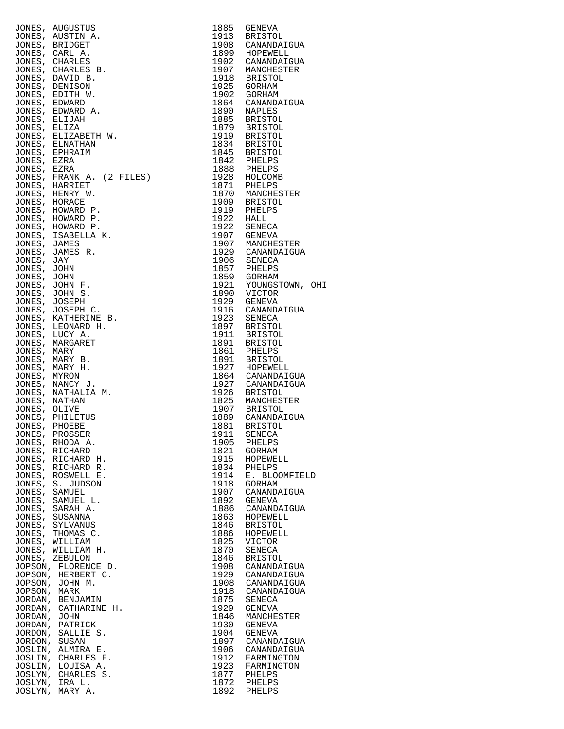| Name | Year | Place |
|---|---|---|
| JONES, AUGUSTUS | 1885 | GENEVA |
| JONES, AUSTIN A. | 1913 | BRISTOL |
| JONES, BRIDGET | 1908 | CANANDAIGUA |
| JONES, CARL A. | 1899 | HOPEWELL |
| JONES, CHARLES | 1902 | CANANDAIGUA |
| JONES, CHARLES B. | 1907 | MANCHESTER |
| JONES, DAVID B. | 1918 | BRISTOL |
| JONES, DENISON | 1925 | GORHAM |
| JONES, EDITH W. | 1902 | GORHAM |
| JONES, EDWARD | 1864 | CANANDAIGUA |
| JONES, EDWARD A. | 1890 | NAPLES |
| JONES, ELIJAH | 1885 | BRISTOL |
| JONES, ELIZA | 1879 | BRISTOL |
| JONES, ELIZABETH W. | 1919 | BRISTOL |
| JONES, ELNATHAN | 1834 | BRISTOL |
| JONES, EPHRAIM | 1845 | BRISTOL |
| JONES, EZRA | 1842 | PHELPS |
| JONES, EZRA | 1888 | PHELPS |
| JONES, FRANK A. (2 FILES) | 1928 | HOLCOMB |
| JONES, HARRIET | 1871 | PHELPS |
| JONES, HENRY W. | 1870 | MANCHESTER |
| JONES, HORACE | 1909 | BRISTOL |
| JONES, HOWARD P. | 1919 | PHELPS |
| JONES, HOWARD P. | 1922 | HALL |
| JONES, HOWARD P. | 1922 | SENECA |
| JONES, ISABELLA K. | 1907 | GENEVA |
| JONES, JAMES | 1907 | MANCHESTER |
| JONES, JAMES R. | 1929 | CANANDAIGUA |
| JONES, JAY | 1906 | SENECA |
| JONES, JOHN | 1857 | PHELPS |
| JONES, JOHN | 1859 | GORHAM |
| JONES, JOHN F. | 1921 | YOUNGSTOWN, OHI |
| JONES, JOHN S. | 1890 | VICTOR |
| JONES, JOSEPH | 1929 | GENEVA |
| JONES, JOSEPH C. | 1916 | CANANDAIGUA |
| JONES, KATHERINE B. | 1923 | SENECA |
| JONES, LEONARD H. | 1897 | BRISTOL |
| JONES, LUCY A. | 1911 | BRISTOL |
| JONES, MARGARET | 1891 | BRISTOL |
| JONES, MARY | 1861 | PHELPS |
| JONES, MARY B. | 1891 | BRISTOL |
| JONES, MARY H. | 1927 | HOPEWELL |
| JONES, MYRON | 1864 | CANANDAIGUA |
| JONES, NANCY J. | 1927 | CANANDAIGUA |
| JONES, NATHALIA M. | 1926 | BRISTOL |
| JONES, NATHAN | 1825 | MANCHESTER |
| JONES, OLIVE | 1907 | BRISTOL |
| JONES, PHILETUS | 1889 | CANANDAIGUA |
| JONES, PHOEBE | 1881 | BRISTOL |
| JONES, PROSSER | 1911 | SENECA |
| JONES, RHODA A. | 1905 | PHELPS |
| JONES, RICHARD | 1821 | GORHAM |
| JONES, RICHARD H. | 1915 | HOPEWELL |
| JONES, RICHARD R. | 1834 | PHELPS |
| JONES, ROSWELL E. | 1914 | E. BLOOMFIELD |
| JONES, S. JUDSON | 1918 | GORHAM |
| JONES, SAMUEL | 1907 | CANANDAIGUA |
| JONES, SAMUEL L. | 1892 | GENEVA |
| JONES, SARAH A. | 1886 | CANANDAIGUA |
| JONES, SUSANNA | 1863 | HOPEWELL |
| JONES, SYLVANUS | 1846 | BRISTOL |
| JONES, THOMAS C. | 1886 | HOPEWELL |
| JONES, WILLIAM | 1825 | VICTOR |
| JONES, WILLIAM H. | 1870 | SENECA |
| JONES, ZEBULON | 1846 | BRISTOL |
| JOPSON, FLORENCE D. | 1908 | CANANDAIGUA |
| JOPSON, HERBERT C. | 1929 | CANANDAIGUA |
| JOPSON, JOHN M. | 1908 | CANANDAIGUA |
| JOPSON, MARK | 1918 | CANANDAIGUA |
| JORDAN, BENJAMIN | 1875 | SENECA |
| JORDAN, CATHARINE H. | 1929 | GENEVA |
| JORDAN, JOHN | 1846 | MANCHESTER |
| JORDAN, PATRICK | 1930 | GENEVA |
| JORDON, SALLIE S. | 1904 | GENEVA |
| JORDON, SUSAN | 1897 | CANANDAIGUA |
| JOSLIN, ALMIRA E. | 1906 | CANANDAIGUA |
| JOSLIN, CHARLES F. | 1912 | FARMINGTON |
| JOSLIN, LOUISA A. | 1923 | FARMINGTON |
| JOSLYN, CHARLES S. | 1877 | PHELPS |
| JOSLYN, IRA L. | 1872 | PHELPS |
| JOSLYN, MARY A. | 1892 | PHELPS |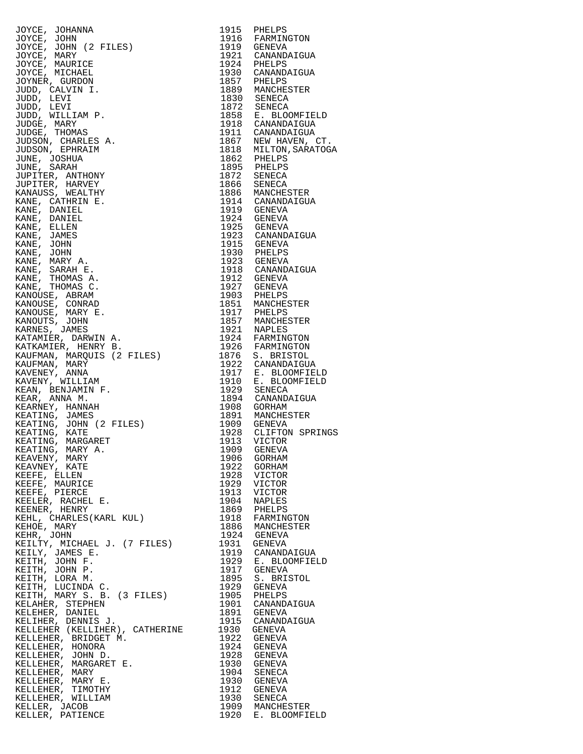| Name | Year | Location |
|---|---|---|
| JOYCE, JOHANNA | 1915 | PHELPS |
| JOYCE, JOHN | 1916 | FARMINGTON |
| JOYCE, JOHN (2 FILES) | 1919 | GENEVA |
| JOYCE, MARY | 1921 | CANANDAIGUA |
| JOYCE, MAURICE | 1924 | PHELPS |
| JOYCE, MICHAEL | 1930 | CANANDAIGUA |
| JOYNER, GURDON | 1857 | PHELPS |
| JUDD, CALVIN I. | 1889 | MANCHESTER |
| JUDD, LEVI | 1830 | SENECA |
| JUDD, LEVI | 1872 | SENECA |
| JUDD, WILLIAM P. | 1858 | E. BLOOMFIELD |
| JUDGE, MARY | 1918 | CANANDAIGUA |
| JUDGE, THOMAS | 1911 | CANANDAIGUA |
| JUDSON, CHARLES A. | 1867 | NEW HAVEN, CT. |
| JUDSON, EPHRAIM | 1818 | MILTON,SARATOGA |
| JUNE, JOSHUA | 1862 | PHELPS |
| JUNE, SARAH | 1895 | PHELPS |
| JUPITER, ANTHONY | 1872 | SENECA |
| JUPITER, HARVEY | 1866 | SENECA |
| KANAUSS, WEALTHY | 1886 | MANCHESTER |
| KANE, CATHRIN E. | 1914 | CANANDAIGUA |
| KANE, DANIEL | 1919 | GENEVA |
| KANE, DANIEL | 1924 | GENEVA |
| KANE, ELLEN | 1925 | GENEVA |
| KANE, JAMES | 1923 | CANANDAIGUA |
| KANE, JOHN | 1915 | GENEVA |
| KANE, JOHN | 1930 | PHELPS |
| KANE, MARY A. | 1923 | GENEVA |
| KANE, SARAH E. | 1918 | CANANDAIGUA |
| KANE, THOMAS A. | 1912 | GENEVA |
| KANE, THOMAS C. | 1927 | GENEVA |
| KANOUSE, ABRAM | 1903 | PHELPS |
| KANOUSE, CONRAD | 1851 | MANCHESTER |
| KANOUSE, MARY E. | 1917 | PHELPS |
| KANOUTS, JOHN | 1857 | MANCHESTER |
| KARNES, JAMES | 1921 | NAPLES |
| KATAMIER, DARWIN A. | 1924 | FARMINGTON |
| KATKAMIER, HENRY B. | 1926 | FARMINGTON |
| KAUFMAN, MARQUIS (2 FILES) | 1876 | S. BRISTOL |
| KAUFMAN, MARY | 1922 | CANANDAIGUA |
| KAVENEY, ANNA | 1917 | E. BLOOMFIELD |
| KAVENY, WILLIAM | 1910 | E. BLOOMFIELD |
| KEAN, BENJAMIN F. | 1929 | SENECA |
| KEAR, ANNA M. | 1894 | CANANDAIGUA |
| KEARNEY, HANNAH | 1908 | GORHAM |
| KEATING, JAMES | 1891 | MANCHESTER |
| KEATING, JOHN (2 FILES) | 1909 | GENEVA |
| KEATING, KATE | 1928 | CLIFTON SPRINGS |
| KEATING, MARGARET | 1913 | VICTOR |
| KEATING, MARY A. | 1909 | GENEVA |
| KEAVENY, MARY | 1906 | GORHAM |
| KEAVNEY, KATE | 1922 | GORHAM |
| KEEFE, ELLEN | 1928 | VICTOR |
| KEEFE, MAURICE | 1929 | VICTOR |
| KEEFE, PIERCE | 1913 | VICTOR |
| KEELER, RACHEL E. | 1904 | NAPLES |
| KEENER, HENRY | 1869 | PHELPS |
| KEHL, CHARLES(KARL KUL) | 1918 | FARMINGTON |
| KEHOE, MARY | 1886 | MANCHESTER |
| KEHR, JOHN | 1924 | GENEVA |
| KEILTY, MICHAEL J. (7 FILES) | 1931 | GENEVA |
| KEILY, JAMES E. | 1919 | CANANDAIGUA |
| KEITH, JOHN F. | 1929 | E. BLOOMFIELD |
| KEITH, JOHN P. | 1917 | GENEVA |
| KEITH, LORA M. | 1895 | S. BRISTOL |
| KEITH, LUCINDA C. | 1929 | GENEVA |
| KEITH, MARY S. B. (3 FILES) | 1905 | PHELPS |
| KELAHER, STEPHEN | 1901 | CANANDAIGUA |
| KELEHER, DANIEL | 1891 | GENEVA |
| KELIHER, DENNIS J. | 1915 | CANANDAIGUA |
| KELLEHER (KELLIHER), CATHERINE | 1930 | GENEVA |
| KELLEHER, BRIDGET M. | 1922 | GENEVA |
| KELLEHER, HONORA | 1924 | GENEVA |
| KELLEHER, JOHN D. | 1928 | GENEVA |
| KELLEHER, MARGARET E. | 1930 | GENEVA |
| KELLEHER, MARY | 1904 | SENECA |
| KELLEHER, MARY E. | 1930 | GENEVA |
| KELLEHER, TIMOTHY | 1912 | GENEVA |
| KELLEHER, WILLIAM | 1930 | SENECA |
| KELLER, JACOB | 1909 | MANCHESTER |
| KELLER, PATIENCE | 1920 | E. BLOOMFIELD |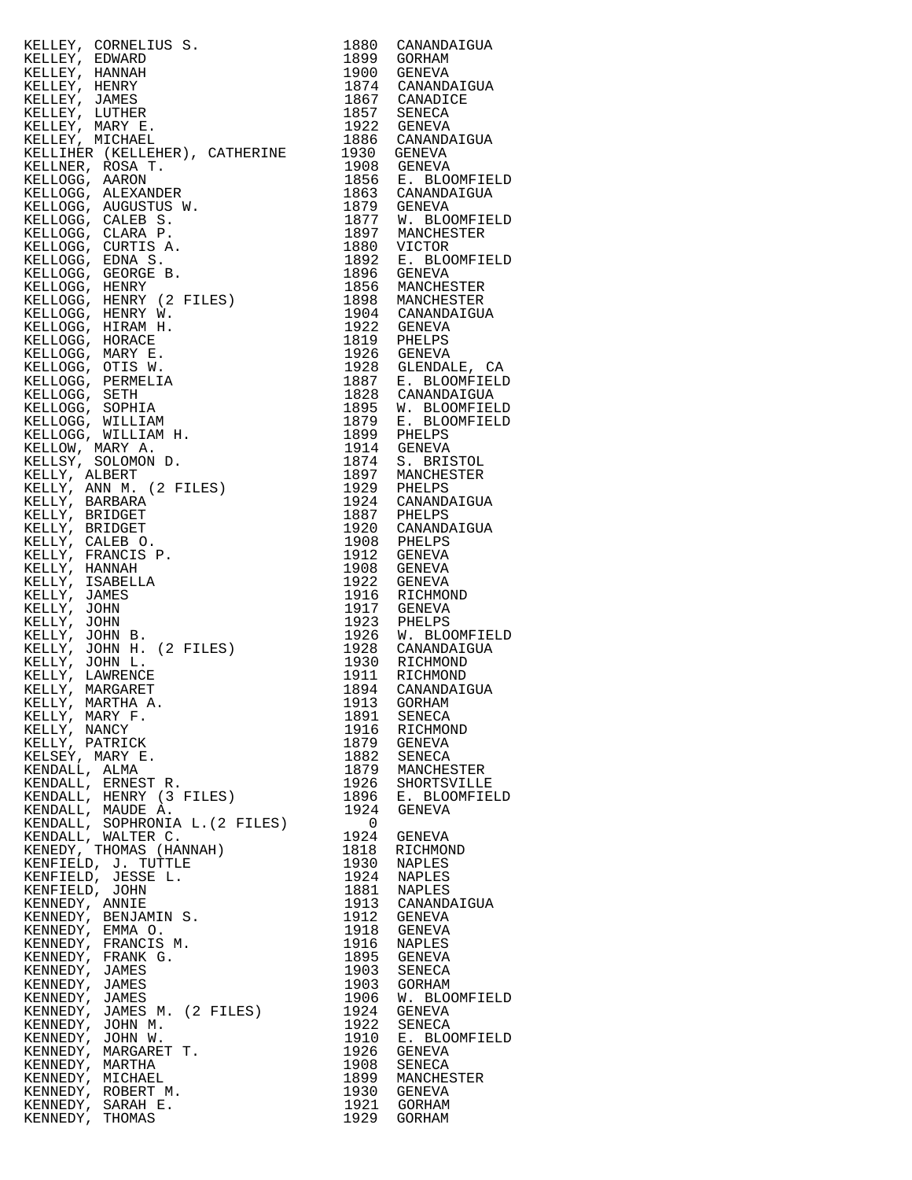| | | |
|---|---|---|
| KELLEY, CORNELIUS S. | 1880 | CANANDAIGUA |
| KELLEY, EDWARD | 1899 | GORHAM |
| KELLEY, HANNAH | 1900 | GENEVA |
| KELLEY, HENRY | 1874 | CANANDAIGUA |
| KELLEY, JAMES | 1867 | CANADICE |
| KELLEY, LUTHER | 1857 | SENECA |
| KELLEY, MARY E. | 1922 | GENEVA |
| KELLEY, MICHAEL | 1886 | CANANDAIGUA |
| KELLIHER (KELLEHER), CATHERINE | 1930 | GENEVA |
| KELLNER, ROSA T. | 1908 | GENEVA |
| KELLOGG, AARON | 1856 | E. BLOOMFIELD |
| KELLOGG, ALEXANDER | 1863 | CANANDAIGUA |
| KELLOGG, AUGUSTUS W. | 1879 | GENEVA |
| KELLOGG, CALEB S. | 1877 | W. BLOOMFIELD |
| KELLOGG, CLARA P. | 1897 | MANCHESTER |
| KELLOGG, CURTIS A. | 1880 | VICTOR |
| KELLOGG, EDNA S. | 1892 | E. BLOOMFIELD |
| KELLOGG, GEORGE B. | 1896 | GENEVA |
| KELLOGG, HENRY | 1856 | MANCHESTER |
| KELLOGG, HENRY (2 FILES) | 1898 | MANCHESTER |
| KELLOGG, HENRY W. | 1904 | CANANDAIGUA |
| KELLOGG, HIRAM H. | 1922 | GENEVA |
| KELLOGG, HORACE | 1819 | PHELPS |
| KELLOGG, MARY E. | 1926 | GENEVA |
| KELLOGG, OTIS W. | 1928 | GLENDALE, CA |
| KELLOGG, PERMELIA | 1887 | E. BLOOMFIELD |
| KELLOGG, SETH | 1828 | CANANDAIGUA |
| KELLOGG, SOPHIA | 1895 | W. BLOOMFIELD |
| KELLOGG, WILLIAM | 1879 | E. BLOOMFIELD |
| KELLOGG, WILLIAM H. | 1899 | PHELPS |
| KELLOW, MARY A. | 1914 | GENEVA |
| KELLSY, SOLOMON D. | 1874 | S. BRISTOL |
| KELLY, ALBERT | 1897 | MANCHESTER |
| KELLY, ANN M. (2 FILES) | 1929 | PHELPS |
| KELLY, BARBARA | 1924 | CANANDAIGUA |
| KELLY, BRIDGET | 1887 | PHELPS |
| KELLY, BRIDGET | 1920 | CANANDAIGUA |
| KELLY, CALEB O. | 1908 | PHELPS |
| KELLY, FRANCIS P. | 1912 | GENEVA |
| KELLY, HANNAH | 1908 | GENEVA |
| KELLY, ISABELLA | 1922 | GENEVA |
| KELLY, JAMES | 1916 | RICHMOND |
| KELLY, JOHN | 1917 | GENEVA |
| KELLY, JOHN | 1923 | PHELPS |
| KELLY, JOHN B. | 1926 | W. BLOOMFIELD |
| KELLY, JOHN H. (2 FILES) | 1928 | CANANDAIGUA |
| KELLY, JOHN L. | 1930 | RICHMOND |
| KELLY, LAWRENCE | 1911 | RICHMOND |
| KELLY, MARGARET | 1894 | CANANDAIGUA |
| KELLY, MARTHA A. | 1913 | GORHAM |
| KELLY, MARY F. | 1891 | SENECA |
| KELLY, NANCY | 1916 | RICHMOND |
| KELLY, PATRICK | 1879 | GENEVA |
| KELSEY, MARY E. | 1882 | SENECA |
| KENDALL, ALMA | 1879 | MANCHESTER |
| KENDALL, ERNEST R. | 1926 | SHORTSVILLE |
| KENDALL, HENRY (3 FILES) | 1896 | E. BLOOMFIELD |
| KENDALL, MAUDE A. | 1924 | GENEVA |
| KENDALL, SOPHRONIA L.(2 FILES) | 0 | |
| KENDALL, WALTER C. | 1924 | GENEVA |
| KENEDY, THOMAS (HANNAH) | 1818 | RICHMOND |
| KENFIELD, J. TUTTLE | 1930 | NAPLES |
| KENFIELD, JESSE L. | 1924 | NAPLES |
| KENFIELD, JOHN | 1881 | NAPLES |
| KENNEDY, ANNIE | 1913 | CANANDAIGUA |
| KENNEDY, BENJAMIN S. | 1912 | GENEVA |
| KENNEDY, EMMA O. | 1918 | GENEVA |
| KENNEDY, FRANCIS M. | 1916 | NAPLES |
| KENNEDY, FRANK G. | 1895 | GENEVA |
| KENNEDY, JAMES | 1903 | SENECA |
| KENNEDY, JAMES | 1903 | GORHAM |
| KENNEDY, JAMES | 1906 | W. BLOOMFIELD |
| KENNEDY, JAMES M. (2 FILES) | 1924 | GENEVA |
| KENNEDY, JOHN M. | 1922 | SENECA |
| KENNEDY, JOHN W. | 1910 | E. BLOOMFIELD |
| KENNEDY, MARGARET T. | 1926 | GENEVA |
| KENNEDY, MARTHA | 1908 | SENECA |
| KENNEDY, MICHAEL | 1899 | MANCHESTER |
| KENNEDY, ROBERT M. | 1930 | GENEVA |
| KENNEDY, SARAH E. | 1921 | GORHAM |
| KENNEDY, THOMAS | 1929 | GORHAM |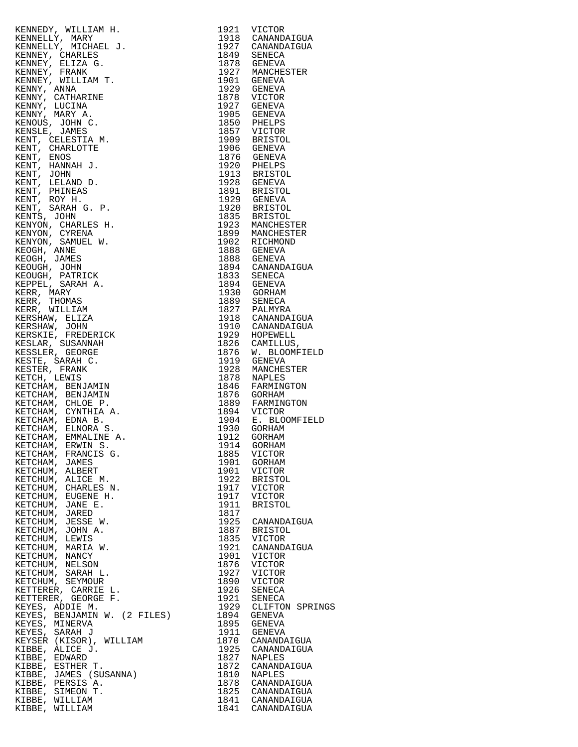| Name | Year | Place |
|---|---|---|
| KENNEDY, WILLIAM H. | 1921 | VICTOR |
| KENNELLY, MARY | 1918 | CANANDAIGUA |
| KENNELLY, MICHAEL J. | 1927 | CANANDAIGUA |
| KENNEY, CHARLES | 1849 | SENECA |
| KENNEY, ELIZA G. | 1878 | GENEVA |
| KENNEY, FRANK | 1927 | MANCHESTER |
| KENNEY, WILLIAM T. | 1901 | GENEVA |
| KENNY, ANNA | 1929 | GENEVA |
| KENNY, CATHARINE | 1878 | VICTOR |
| KENNY, LUCINA | 1927 | GENEVA |
| KENNY, MARY A. | 1905 | GENEVA |
| KENOUS, JOHN C. | 1850 | PHELPS |
| KENSLE, JAMES | 1857 | VICTOR |
| KENT, CELESTIA M. | 1909 | BRISTOL |
| KENT, CHARLOTTE | 1906 | GENEVA |
| KENT, ENOS | 1876 | GENEVA |
| KENT, HANNAH J. | 1920 | PHELPS |
| KENT, JOHN | 1913 | BRISTOL |
| KENT, LELAND D. | 1928 | GENEVA |
| KENT, PHINEAS | 1891 | BRISTOL |
| KENT, ROY H. | 1929 | GENEVA |
| KENT, SARAH G. P. | 1920 | BRISTOL |
| KENTS, JOHN | 1835 | BRISTOL |
| KENYON, CHARLES H. | 1923 | MANCHESTER |
| KENYON, CYRENA | 1899 | MANCHESTER |
| KENYON, SAMUEL W. | 1902 | RICHMOND |
| KEOGH, ANNE | 1888 | GENEVA |
| KEOGH, JAMES | 1888 | GENEVA |
| KEOUGH, JOHN | 1894 | CANANDAIGUA |
| KEOUGH, PATRICK | 1833 | SENECA |
| KEPPEL, SARAH A. | 1894 | GENEVA |
| KERR, MARY | 1930 | GORHAM |
| KERR, THOMAS | 1889 | SENECA |
| KERR, WILLIAM | 1827 | PALMYRA |
| KERSHAW, ELIZA | 1918 | CANANDAIGUA |
| KERSHAW, JOHN | 1910 | CANANDAIGUA |
| KERSKIE, FREDERICK | 1929 | HOPEWELL |
| KESLAR, SUSANNAH | 1826 | CAMILLUS, |
| KESSLER, GEORGE | 1876 | W. BLOOMFIELD |
| KESTE, SARAH C. | 1919 | GENEVA |
| KESTER, FRANK | 1928 | MANCHESTER |
| KETCH, LEWIS | 1878 | NAPLES |
| KETCHAM, BENJAMIN | 1846 | FARMINGTON |
| KETCHAM, BENJAMIN | 1876 | GORHAM |
| KETCHAM, CHLOE P. | 1889 | FARMINGTON |
| KETCHAM, CYNTHIA A. | 1894 | VICTOR |
| KETCHAM, EDNA B. | 1904 | E. BLOOMFIELD |
| KETCHAM, ELNORA S. | 1930 | GORHAM |
| KETCHAM, EMMALINE A. | 1912 | GORHAM |
| KETCHAM, ERWIN S. | 1914 | GORHAM |
| KETCHAM, FRANCIS G. | 1885 | VICTOR |
| KETCHAM, JAMES | 1901 | GORHAM |
| KETCHUM, ALBERT | 1901 | VICTOR |
| KETCHUM, ALICE M. | 1922 | BRISTOL |
| KETCHUM, CHARLES N. | 1917 | VICTOR |
| KETCHUM, EUGENE H. | 1917 | VICTOR |
| KETCHUM, JANE E. | 1911 | BRISTOL |
| KETCHUM, JARED | 1817 | |
| KETCHUM, JESSE W. | 1925 | CANANDAIGUA |
| KETCHUM, JOHN A. | 1887 | BRISTOL |
| KETCHUM, LEWIS | 1835 | VICTOR |
| KETCHUM, MARIA W. | 1921 | CANANDAIGUA |
| KETCHUM, NANCY | 1901 | VICTOR |
| KETCHUM, NELSON | 1876 | VICTOR |
| KETCHUM, SARAH L. | 1927 | VICTOR |
| KETCHUM, SEYMOUR | 1890 | VICTOR |
| KETTERER, CARRIE L. | 1926 | SENECA |
| KETTERER, GEORGE F. | 1921 | SENECA |
| KEYES, ADDIE M. | 1929 | CLIFTON SPRINGS |
| KEYES, BENJAMIN W. (2 FILES) | 1894 | GENEVA |
| KEYES, MINERVA | 1895 | GENEVA |
| KEYES, SARAH J | 1911 | GENEVA |
| KEYSER (KISOR), WILLIAM | 1870 | CANANDAIGUA |
| KIBBE, ALICE J. | 1925 | CANANDAIGUA |
| KIBBE, EDWARD | 1827 | NAPLES |
| KIBBE, ESTHER T. | 1872 | CANANDAIGUA |
| KIBBE, JAMES (SUSANNA) | 1810 | NAPLES |
| KIBBE, PERSIS A. | 1878 | CANANDAIGUA |
| KIBBE, SIMEON T. | 1825 | CANANDAIGUA |
| KIBBE, WILLIAM | 1841 | CANANDAIGUA |
| KIBBE, WILLIAM | 1841 | CANANDAIGUA |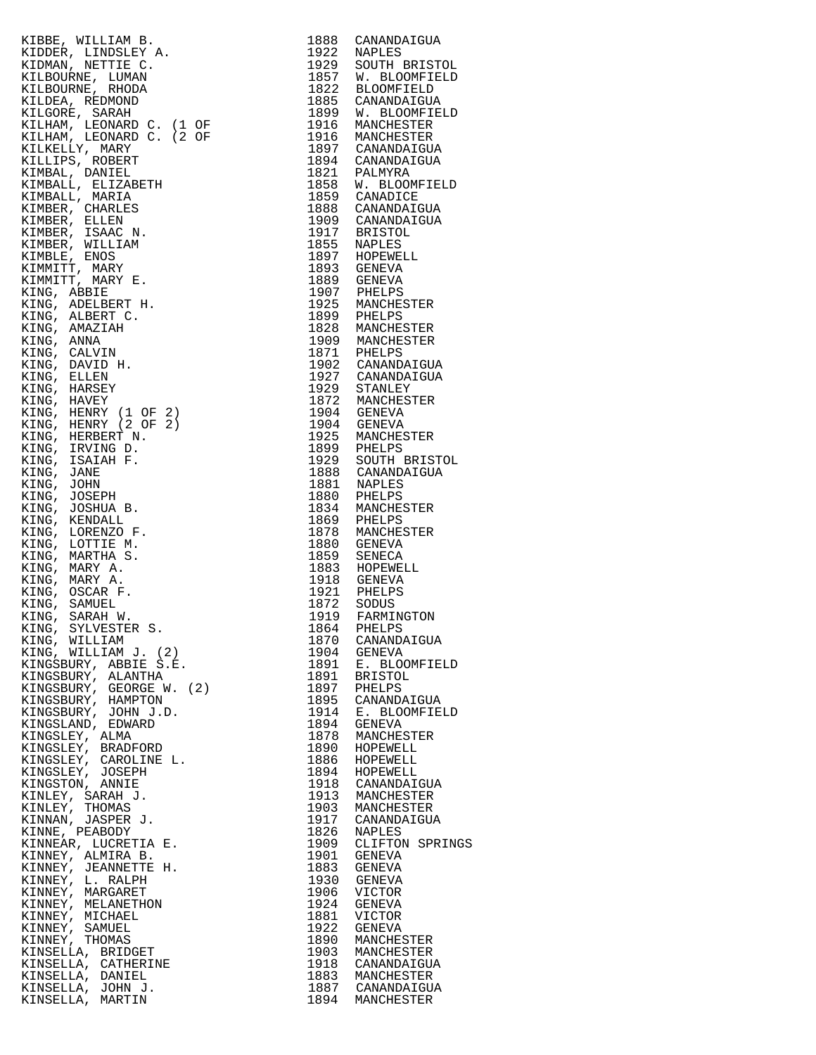| Name | Year | Place |
|---|---|---|
| KIBBE, WILLIAM B. | 1888 | CANANDAIGUA |
| KIDDER, LINDSLEY A. | 1922 | NAPLES |
| KIDMAN, NETTIE C. | 1929 | SOUTH BRISTOL |
| KILBOURNE, LUMAN | 1857 | W. BLOOMFIELD |
| KILBOURNE, RHODA | 1822 | BLOOMFIELD |
| KILDEA, REDMOND | 1885 | CANANDAIGUA |
| KILGORE, SARAH | 1899 | W. BLOOMFIELD |
| KILHAM, LEONARD C. (1 OF | 1916 | MANCHESTER |
| KILHAM, LEONARD C. (2 OF | 1916 | MANCHESTER |
| KILKELLY, MARY | 1897 | CANANDAIGUA |
| KILLIPS, ROBERT | 1894 | CANANDAIGUA |
| KIMBAL, DANIEL | 1821 | PALMYRA |
| KIMBALL, ELIZABETH | 1858 | W. BLOOMFIELD |
| KIMBALL, MARIA | 1859 | CANADICE |
| KIMBER, CHARLES | 1888 | CANANDAIGUA |
| KIMBER, ELLEN | 1909 | CANANDAIGUA |
| KIMBER, ISAAC N. | 1917 | BRISTOL |
| KIMBER, WILLIAM | 1855 | NAPLES |
| KIMBLE, ENOS | 1897 | HOPEWELL |
| KIMMITT, MARY | 1893 | GENEVA |
| KIMMITT, MARY E. | 1889 | GENEVA |
| KING, ABBIE | 1907 | PHELPS |
| KING, ADELBERT H. | 1925 | MANCHESTER |
| KING, ALBERT C. | 1899 | PHELPS |
| KING, AMAZIAH | 1828 | MANCHESTER |
| KING, ANNA | 1909 | MANCHESTER |
| KING, CALVIN | 1871 | PHELPS |
| KING, DAVID H. | 1902 | CANANDAIGUA |
| KING, ELLEN | 1927 | CANANDAIGUA |
| KING, HARSEY | 1929 | STANLEY |
| KING, HAVEY | 1872 | MANCHESTER |
| KING, HENRY (1 OF 2) | 1904 | GENEVA |
| KING, HENRY (2 OF 2) | 1904 | GENEVA |
| KING, HERBERT N. | 1925 | MANCHESTER |
| KING, IRVING D. | 1899 | PHELPS |
| KING, ISAIAH F. | 1929 | SOUTH BRISTOL |
| KING, JANE | 1888 | CANANDAIGUA |
| KING, JOHN | 1881 | NAPLES |
| KING, JOSEPH | 1880 | PHELPS |
| KING, JOSHUA B. | 1834 | MANCHESTER |
| KING, KENDALL | 1869 | PHELPS |
| KING, LORENZO F. | 1878 | MANCHESTER |
| KING, LOTTIE M. | 1880 | GENEVA |
| KING, MARTHA S. | 1859 | SENECA |
| KING, MARY A. | 1883 | HOPEWELL |
| KING, MARY A. | 1918 | GENEVA |
| KING, OSCAR F. | 1921 | PHELPS |
| KING, SAMUEL | 1872 | SODUS |
| KING, SARAH W. | 1919 | FARMINGTON |
| KING, SYLVESTER S. | 1864 | PHELPS |
| KING, WILLIAM | 1870 | CANANDAIGUA |
| KING, WILLIAM J. (2) | 1904 | GENEVA |
| KINGSBURY, ABBIE S.E. | 1891 | E. BLOOMFIELD |
| KINGSBURY, ALANTHA | 1891 | BRISTOL |
| KINGSBURY, GEORGE W. (2) | 1897 | PHELPS |
| KINGSBURY, HAMPTON | 1895 | CANANDAIGUA |
| KINGSBURY, JOHN J.D. | 1914 | E. BLOOMFIELD |
| KINGSLAND, EDWARD | 1894 | GENEVA |
| KINGSLEY, ALMA | 1878 | MANCHESTER |
| KINGSLEY, BRADFORD | 1890 | HOPEWELL |
| KINGSLEY, CAROLINE L. | 1886 | HOPEWELL |
| KINGSLEY, JOSEPH | 1894 | HOPEWELL |
| KINGSTON, ANNIE | 1918 | CANANDAIGUA |
| KINLEY, SARAH J. | 1913 | MANCHESTER |
| KINLEY, THOMAS | 1903 | MANCHESTER |
| KINNAN, JASPER J. | 1917 | CANANDAIGUA |
| KINNE, PEABODY | 1826 | NAPLES |
| KINNEAR, LUCRETIA E. | 1909 | CLIFTON SPRINGS |
| KINNEY, ALMIRA B. | 1901 | GENEVA |
| KINNEY, JEANNETTE H. | 1883 | GENEVA |
| KINNEY, L. RALPH | 1930 | GENEVA |
| KINNEY, MARGARET | 1906 | VICTOR |
| KINNEY, MELANETHON | 1924 | GENEVA |
| KINNEY, MICHAEL | 1881 | VICTOR |
| KINNEY, SAMUEL | 1922 | GENEVA |
| KINNEY, THOMAS | 1890 | MANCHESTER |
| KINSELLA, BRIDGET | 1903 | MANCHESTER |
| KINSELLA, CATHERINE | 1918 | CANANDAIGUA |
| KINSELLA, DANIEL | 1883 | MANCHESTER |
| KINSELLA, JOHN J. | 1887 | CANANDAIGUA |
| KINSELLA, MARTIN | 1894 | MANCHESTER |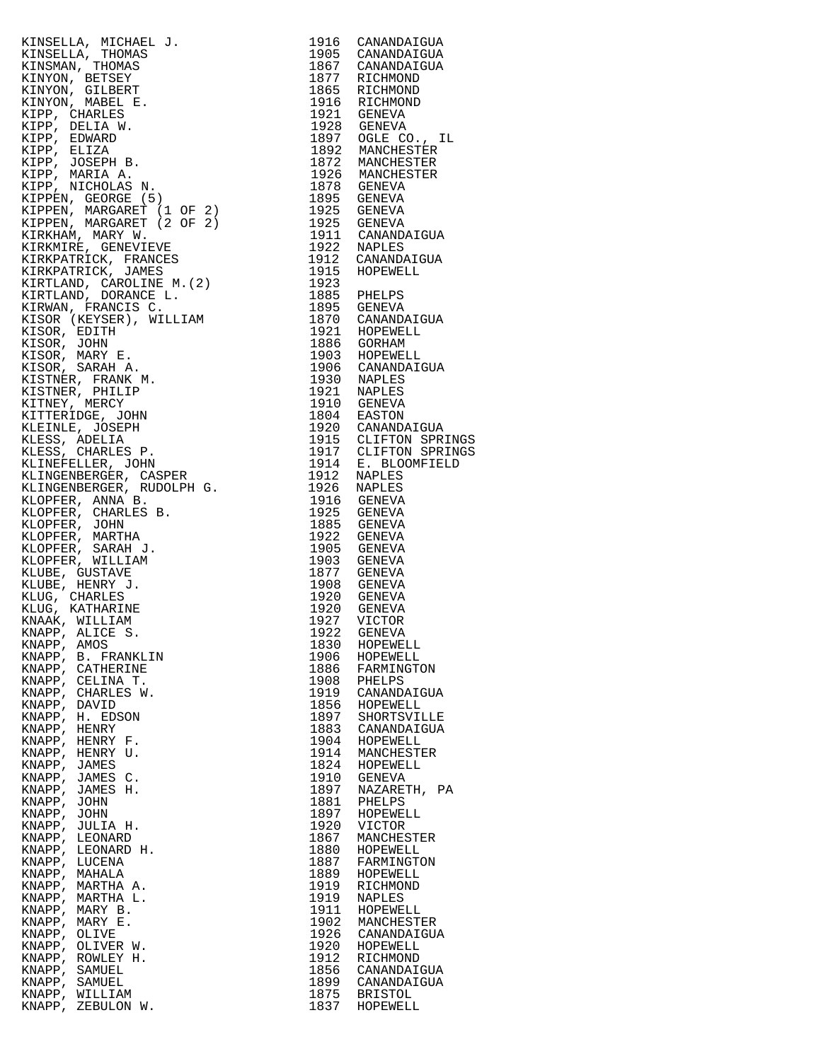| Name | Year | Place |
|---|---|---|
| KINSELLA, MICHAEL J. | 1916 | CANANDAIGUA |
| KINSELLA, THOMAS | 1905 | CANANDAIGUA |
| KINSMAN, THOMAS | 1867 | CANANDAIGUA |
| KINYON, BETSEY | 1877 | RICHMOND |
| KINYON, GILBERT | 1865 | RICHMOND |
| KINYON, MABEL E. | 1916 | RICHMOND |
| KIPP, CHARLES | 1921 | GENEVA |
| KIPP, DELIA W. | 1928 | GENEVA |
| KIPP, EDWARD | 1897 | OGLE CO., IL |
| KIPP, ELIZA | 1892 | MANCHESTER |
| KIPP, JOSEPH B. | 1872 | MANCHESTER |
| KIPP, MARIA A. | 1926 | MANCHESTER |
| KIPP, NICHOLAS N. | 1878 | GENEVA |
| KIPPEN, GEORGE (5) | 1895 | GENEVA |
| KIPPEN, MARGARET (1 OF 2) | 1925 | GENEVA |
| KIPPEN, MARGARET (2 OF 2) | 1925 | GENEVA |
| KIRKHAM, MARY W. | 1911 | CANANDAIGUA |
| KIRKMIRE, GENEVIEVE | 1922 | NAPLES |
| KIRKPATRICK, FRANCES | 1912 | CANANDAIGUA |
| KIRKPATRICK, JAMES | 1915 | HOPEWELL |
| KIRTLAND, CAROLINE M.(2) | 1923 | |
| KIRTLAND, DORANCE L. | 1885 | PHELPS |
| KIRWAN, FRANCIS C. | 1895 | GENEVA |
| KISOR (KEYSER), WILLIAM | 1870 | CANANDAIGUA |
| KISOR, EDITH | 1921 | HOPEWELL |
| KISOR, JOHN | 1886 | GORHAM |
| KISOR, MARY E. | 1903 | HOPEWELL |
| KISOR, SARAH A. | 1906 | CANANDAIGUA |
| KISTNER, FRANK M. | 1930 | NAPLES |
| KISTNER, PHILIP | 1921 | NAPLES |
| KITNEY, MERCY | 1910 | GENEVA |
| KITTERIDGE, JOHN | 1804 | EASTON |
| KLEINLE, JOSEPH | 1920 | CANANDAIGUA |
| KLESS, ADELIA | 1915 | CLIFTON SPRINGS |
| KLESS, CHARLES P. | 1917 | CLIFTON SPRINGS |
| KLINEFELLER, JOHN | 1914 | E. BLOOMFIELD |
| KLINGENBERGER, CASPER | 1912 | NAPLES |
| KLINGENBERGER, RUDOLPH G. | 1926 | NAPLES |
| KLOPFER, ANNA B. | 1916 | GENEVA |
| KLOPFER, CHARLES B. | 1925 | GENEVA |
| KLOPFER, JOHN | 1885 | GENEVA |
| KLOPFER, MARTHA | 1922 | GENEVA |
| KLOPFER, SARAH J. | 1905 | GENEVA |
| KLOPFER, WILLIAM | 1903 | GENEVA |
| KLUBE, GUSTAVE | 1877 | GENEVA |
| KLUBE, HENRY J. | 1908 | GENEVA |
| KLUG, CHARLES | 1920 | GENEVA |
| KLUG, KATHARINE | 1920 | GENEVA |
| KNAAK, WILLIAM | 1927 | VICTOR |
| KNAPP, ALICE S. | 1922 | GENEVA |
| KNAPP, AMOS | 1830 | HOPEWELL |
| KNAPP, B. FRANKLIN | 1906 | HOPEWELL |
| KNAPP, CATHERINE | 1886 | FARMINGTON |
| KNAPP, CELINA T. | 1908 | PHELPS |
| KNAPP, CHARLES W. | 1919 | CANANDAIGUA |
| KNAPP, DAVID | 1856 | HOPEWELL |
| KNAPP, H. EDSON | 1897 | SHORTSVILLE |
| KNAPP, HENRY | 1883 | CANANDAIGUA |
| KNAPP, HENRY F. | 1904 | HOPEWELL |
| KNAPP, HENRY U. | 1914 | MANCHESTER |
| KNAPP, JAMES | 1824 | HOPEWELL |
| KNAPP, JAMES C. | 1910 | GENEVA |
| KNAPP, JAMES H. | 1897 | NAZARETH, PA |
| KNAPP, JOHN | 1881 | PHELPS |
| KNAPP, JOHN | 1897 | HOPEWELL |
| KNAPP, JULIA H. | 1920 | VICTOR |
| KNAPP, LEONARD | 1867 | MANCHESTER |
| KNAPP, LEONARD H. | 1880 | HOPEWELL |
| KNAPP, LUCENA | 1887 | FARMINGTON |
| KNAPP, MAHALA | 1889 | HOPEWELL |
| KNAPP, MARTHA A. | 1919 | RICHMOND |
| KNAPP, MARTHA L. | 1919 | NAPLES |
| KNAPP, MARY B. | 1911 | HOPEWELL |
| KNAPP, MARY E. | 1902 | MANCHESTER |
| KNAPP, OLIVE | 1926 | CANANDAIGUA |
| KNAPP, OLIVER W. | 1920 | HOPEWELL |
| KNAPP, ROWLEY H. | 1912 | RICHMOND |
| KNAPP, SAMUEL | 1856 | CANANDAIGUA |
| KNAPP, SAMUEL | 1899 | CANANDAIGUA |
| KNAPP, WILLIAM | 1875 | BRISTOL |
| KNAPP, ZEBULON W. | 1837 | HOPEWELL |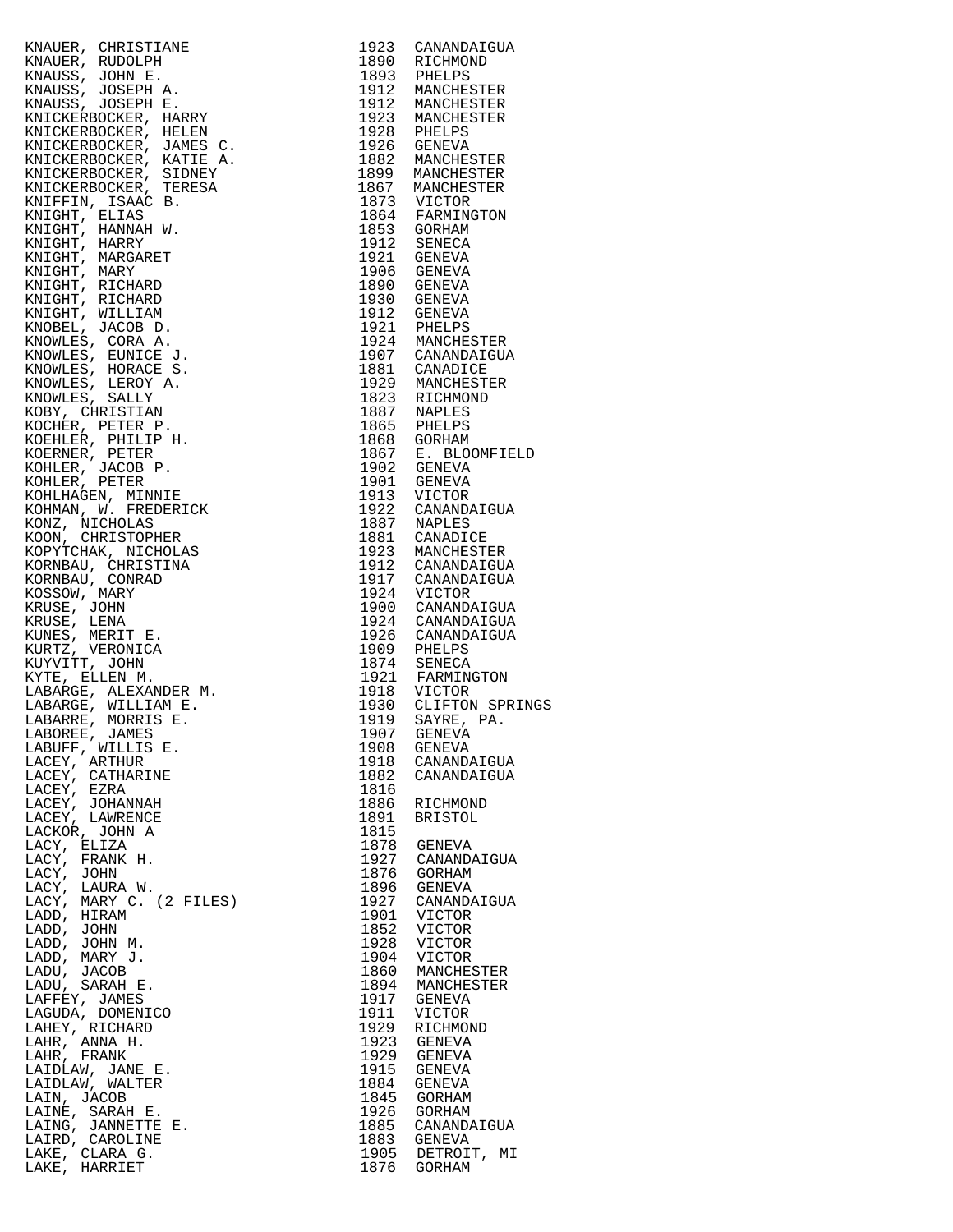| Name | Year | Place |
|---|---|---|
| KNAUER, CHRISTIANE | 1923 | CANANDAIGUA |
| KNAUER, RUDOLPH | 1890 | RICHMOND |
| KNAUSS, JOHN E. | 1893 | PHELPS |
| KNAUSS, JOSEPH A. | 1912 | MANCHESTER |
| KNAUSS, JOSEPH E. | 1912 | MANCHESTER |
| KNICKERBOCKER, HARRY | 1923 | MANCHESTER |
| KNICKERBOCKER, HELEN | 1928 | PHELPS |
| KNICKERBOCKER, JAMES C. | 1926 | GENEVA |
| KNICKERBOCKER, KATIE A. | 1882 | MANCHESTER |
| KNICKERBOCKER, SIDNEY | 1899 | MANCHESTER |
| KNICKERBOCKER, TERESA | 1867 | MANCHESTER |
| KNIFFIN, ISAAC B. | 1873 | VICTOR |
| KNIGHT, ELIAS | 1864 | FARMINGTON |
| KNIGHT, HANNAH W. | 1853 | GORHAM |
| KNIGHT, HARRY | 1912 | SENECA |
| KNIGHT, MARGARET | 1921 | GENEVA |
| KNIGHT, MARY | 1906 | GENEVA |
| KNIGHT, RICHARD | 1890 | GENEVA |
| KNIGHT, RICHARD | 1930 | GENEVA |
| KNIGHT, WILLIAM | 1912 | GENEVA |
| KNOBEL, JACOB D. | 1921 | PHELPS |
| KNOWLES, CORA A. | 1924 | MANCHESTER |
| KNOWLES, EUNICE J. | 1907 | CANANDAIGUA |
| KNOWLES, HORACE S. | 1881 | CANADICE |
| KNOWLES, LEROY A. | 1929 | MANCHESTER |
| KNOWLES, SALLY | 1823 | RICHMOND |
| KOBY, CHRISTIAN | 1887 | NAPLES |
| KOCHER, PETER P. | 1865 | PHELPS |
| KOEHLER, PHILIP H. | 1868 | GORHAM |
| KOERNER, PETER | 1867 | E. BLOOMFIELD |
| KOHLER, JACOB P. | 1902 | GENEVA |
| KOHLER, PETER | 1901 | GENEVA |
| KOHLHAGEN, MINNIE | 1913 | VICTOR |
| KOHMAN, W. FREDERICK | 1922 | CANANDAIGUA |
| KONZ, NICHOLAS | 1887 | NAPLES |
| KOON, CHRISTOPHER | 1881 | CANADICE |
| KOPYTCHAK, NICHOLAS | 1923 | MANCHESTER |
| KORNBAU, CHRISTINA | 1912 | CANANDAIGUA |
| KORNBAU, CONRAD | 1917 | CANANDAIGUA |
| KOSSOW, MARY | 1924 | VICTOR |
| KRUSE, JOHN | 1900 | CANANDAIGUA |
| KRUSE, LENA | 1924 | CANANDAIGUA |
| KUNES, MERIT E. | 1926 | CANANDAIGUA |
| KURTZ, VERONICA | 1909 | PHELPS |
| KUYVITT, JOHN | 1874 | SENECA |
| KYTE, ELLEN M. | 1921 | FARMINGTON |
| LABARGE, ALEXANDER M. | 1918 | VICTOR |
| LABARGE, WILLIAM E. | 1930 | CLIFTON SPRINGS |
| LABARRE, MORRIS E. | 1919 | SAYRE, PA. |
| LABOREE, JAMES | 1907 | GENEVA |
| LABUFF, WILLIS E. | 1908 | GENEVA |
| LACEY, ARTHUR | 1918 | CANANDAIGUA |
| LACEY, CATHARINE | 1882 | CANANDAIGUA |
| LACEY, EZRA | 1816 | |
| LACEY, JOHANNAH | 1886 | RICHMOND |
| LACEY, LAWRENCE | 1891 | BRISTOL |
| LACKOR, JOHN A | 1815 | |
| LACY, ELIZA | 1878 | GENEVA |
| LACY, FRANK H. | 1927 | CANANDAIGUA |
| LACY, JOHN | 1876 | GORHAM |
| LACY, LAURA W. | 1896 | GENEVA |
| LACY, MARY C. (2 FILES) | 1927 | CANANDAIGUA |
| LADD, HIRAM | 1901 | VICTOR |
| LADD, JOHN | 1852 | VICTOR |
| LADD, JOHN M. | 1928 | VICTOR |
| LADD, MARY J. | 1904 | VICTOR |
| LADU, JACOB | 1860 | MANCHESTER |
| LADU, SARAH E. | 1894 | MANCHESTER |
| LAFFEY, JAMES | 1917 | GENEVA |
| LAGUDA, DOMENICO | 1911 | VICTOR |
| LAHEY, RICHARD | 1929 | RICHMOND |
| LAHR, ANNA H. | 1923 | GENEVA |
| LAHR, FRANK | 1929 | GENEVA |
| LAIDLAW, JANE E. | 1915 | GENEVA |
| LAIDLAW, WALTER | 1884 | GENEVA |
| LAIN, JACOB | 1845 | GORHAM |
| LAINE, SARAH E. | 1926 | GORHAM |
| LAING, JANNETTE E. | 1885 | CANANDAIGUA |
| LAIRD, CAROLINE | 1883 | GENEVA |
| LAKE, CLARA G. | 1905 | DETROIT, MI |
| LAKE, HARRIET | 1876 | GORHAM |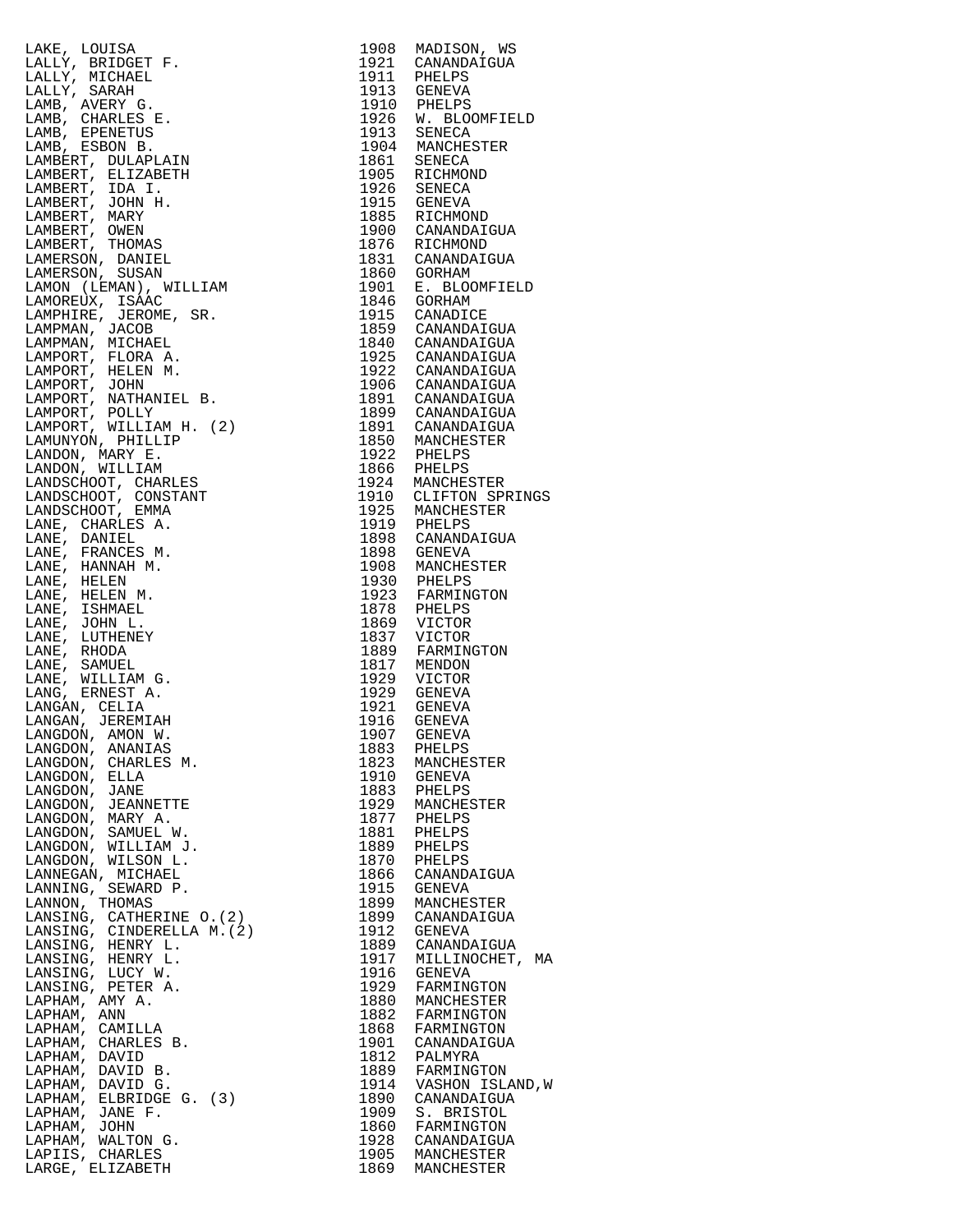| Name | Year | Place |
|---|---|---|
| LAKE, LOUISA | 1908 | MADISON, WS |
| LALLY, BRIDGET F. | 1921 | CANANDAIGUA |
| LALLY, MICHAEL | 1911 | PHELPS |
| LALLY, SARAH | 1913 | GENEVA |
| LAMB, AVERY G. | 1910 | PHELPS |
| LAMB, CHARLES E. | 1926 | W. BLOOMFIELD |
| LAMB, EPENETUS | 1913 | SENECA |
| LAMB, ESBON B. | 1904 | MANCHESTER |
| LAMBERT, DULAPLAIN | 1861 | SENECA |
| LAMBERT, ELIZABETH | 1905 | RICHMOND |
| LAMBERT, IDA I. | 1926 | SENECA |
| LAMBERT, JOHN H. | 1915 | GENEVA |
| LAMBERT, MARY | 1885 | RICHMOND |
| LAMBERT, OWEN | 1900 | CANANDAIGUA |
| LAMBERT, THOMAS | 1876 | RICHMOND |
| LAMERSON, DANIEL | 1831 | CANANDAIGUA |
| LAMERSON, SUSAN | 1860 | GORHAM |
| LAMON (LEMAN), WILLIAM | 1901 | E. BLOOMFIELD |
| LAMOREUX, ISAAC | 1846 | GORHAM |
| LAMPHIRE, JEROME, SR. | 1915 | CANADICE |
| LAMPMAN, JACOB | 1859 | CANANDAIGUA |
| LAMPMAN, MICHAEL | 1840 | CANANDAIGUA |
| LAMPORT, FLORA A. | 1925 | CANANDAIGUA |
| LAMPORT, HELEN M. | 1922 | CANANDAIGUA |
| LAMPORT, JOHN | 1906 | CANANDAIGUA |
| LAMPORT, NATHANIEL B. | 1891 | CANANDAIGUA |
| LAMPORT, POLLY | 1899 | CANANDAIGUA |
| LAMPORT, WILLIAM H. (2) | 1891 | CANANDAIGUA |
| LAMUNYON, PHILLIP | 1850 | MANCHESTER |
| LANDON, MARY E. | 1922 | PHELPS |
| LANDON, WILLIAM | 1866 | PHELPS |
| LANDSCHOOT, CHARLES | 1924 | MANCHESTER |
| LANDSCHOOT, CONSTANT | 1910 | CLIFTON SPRINGS |
| LANDSCHOOT, EMMA | 1925 | MANCHESTER |
| LANE, CHARLES A. | 1919 | PHELPS |
| LANE, DANIEL | 1898 | CANANDAIGUA |
| LANE, FRANCES M. | 1898 | GENEVA |
| LANE, HANNAH M. | 1908 | MANCHESTER |
| LANE, HELEN | 1930 | PHELPS |
| LANE, HELEN M. | 1923 | FARMINGTON |
| LANE, ISHMAEL | 1878 | PHELPS |
| LANE, JOHN L. | 1869 | VICTOR |
| LANE, LUTHENEY | 1837 | VICTOR |
| LANE, RHODA | 1889 | FARMINGTON |
| LANE, SAMUEL | 1817 | MENDON |
| LANE, WILLIAM G. | 1929 | VICTOR |
| LANG, ERNEST A. | 1929 | GENEVA |
| LANGAN, CELIA | 1921 | GENEVA |
| LANGAN, JEREMIAH | 1916 | GENEVA |
| LANGDON, AMON W. | 1907 | GENEVA |
| LANGDON, ANANIAS | 1883 | PHELPS |
| LANGDON, CHARLES M. | 1823 | MANCHESTER |
| LANGDON, ELLA | 1910 | GENEVA |
| LANGDON, JANE | 1883 | PHELPS |
| LANGDON, JEANNETTE | 1929 | MANCHESTER |
| LANGDON, MARY A. | 1877 | PHELPS |
| LANGDON, SAMUEL W. | 1881 | PHELPS |
| LANGDON, WILLIAM J. | 1889 | PHELPS |
| LANGDON, WILSON L. | 1870 | PHELPS |
| LANNEGAN, MICHAEL | 1866 | CANANDAIGUA |
| LANNING, SEWARD P. | 1915 | GENEVA |
| LANNON, THOMAS | 1899 | MANCHESTER |
| LANSING, CATHERINE O.(2) | 1899 | CANANDAIGUA |
| LANSING, CINDERELLA M.(2) | 1912 | GENEVA |
| LANSING, HENRY L. | 1889 | CANANDAIGUA |
| LANSING, HENRY L. | 1917 | MILLINOCHET, MA |
| LANSING, LUCY W. | 1916 | GENEVA |
| LANSING, PETER A. | 1929 | FARMINGTON |
| LAPHAM, AMY A. | 1880 | MANCHESTER |
| LAPHAM, ANN | 1882 | FARMINGTON |
| LAPHAM, CAMILLA | 1868 | FARMINGTON |
| LAPHAM, CHARLES B. | 1901 | CANANDAIGUA |
| LAPHAM, DAVID | 1812 | PALMYRA |
| LAPHAM, DAVID B. | 1889 | FARMINGTON |
| LAPHAM, DAVID G. | 1914 | VASHON ISLAND,W |
| LAPHAM, ELBRIDGE G. (3) | 1890 | CANANDAIGUA |
| LAPHAM, JANE F. | 1909 | S. BRISTOL |
| LAPHAM, JOHN | 1860 | FARMINGTON |
| LAPHAM, WALTON G. | 1928 | CANANDAIGUA |
| LAPIIS, CHARLES | 1905 | MANCHESTER |
| LARGE, ELIZABETH | 1869 | MANCHESTER |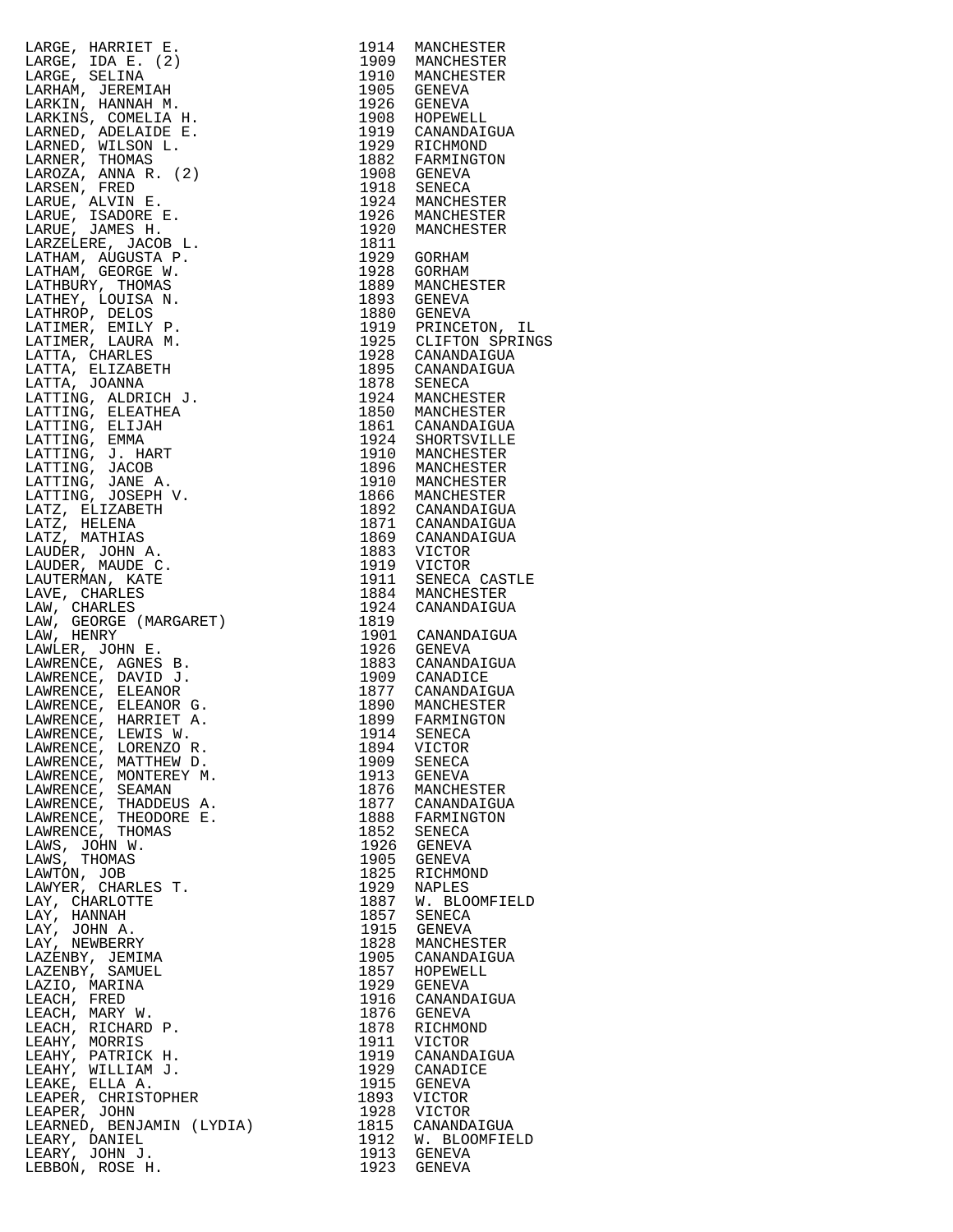| | | |
|---|---|---|
| LARGE, HARRIET E. | 1914 | MANCHESTER |
| LARGE, IDA E. (2) | 1909 | MANCHESTER |
| LARGE, SELINA | 1910 | MANCHESTER |
| LARHAM, JEREMIAH | 1905 | GENEVA |
| LARKIN, HANNAH M. | 1926 | GENEVA |
| LARKINS, COMELIA H. | 1908 | HOPEWELL |
| LARNED, ADELAIDE E. | 1919 | CANANDAIGUA |
| LARNED, WILSON L. | 1929 | RICHMOND |
| LARNER, THOMAS | 1882 | FARMINGTON |
| LAROZA, ANNA R. (2) | 1908 | GENEVA |
| LARSEN, FRED | 1918 | SENECA |
| LARUE, ALVIN E. | 1924 | MANCHESTER |
| LARUE, ISADORE E. | 1926 | MANCHESTER |
| LARUE, JAMES H. | 1920 | MANCHESTER |
| LARZELERE, JACOB L. | 1811 | |
| LATHAM, AUGUSTA P. | 1929 | GORHAM |
| LATHAM, GEORGE W. | 1928 | GORHAM |
| LATHBURY, THOMAS | 1889 | MANCHESTER |
| LATHEY, LOUISA N. | 1893 | GENEVA |
| LATHROP, DELOS | 1880 | GENEVA |
| LATIMER, EMILY P. | 1919 | PRINCETON, IL |
| LATIMER, LAURA M. | 1925 | CLIFTON SPRINGS |
| LATTA, CHARLES | 1928 | CANANDAIGUA |
| LATTA, ELIZABETH | 1895 | CANANDAIGUA |
| LATTA, JOANNA | 1878 | SENECA |
| LATTING, ALDRICH J. | 1924 | MANCHESTER |
| LATTING, ELEATHEA | 1850 | MANCHESTER |
| LATTING, ELIJAH | 1861 | CANANDAIGUA |
| LATTING, EMMA | 1924 | SHORTSVILLE |
| LATTING, J. HART | 1910 | MANCHESTER |
| LATTING, JACOB | 1896 | MANCHESTER |
| LATTING, JANE A. | 1910 | MANCHESTER |
| LATTING, JOSEPH V. | 1866 | MANCHESTER |
| LATZ, ELIZABETH | 1892 | CANANDAIGUA |
| LATZ, HELENA | 1871 | CANANDAIGUA |
| LATZ, MATHIAS | 1869 | CANANDAIGUA |
| LAUDER, JOHN A. | 1883 | VICTOR |
| LAUDER, MAUDE C. | 1919 | VICTOR |
| LAUTERMAN, KATE | 1911 | SENECA CASTLE |
| LAVE, CHARLES | 1884 | MANCHESTER |
| LAW, CHARLES | 1924 | CANANDAIGUA |
| LAW, GEORGE (MARGARET) | 1819 | |
| LAW, HENRY | 1901 | CANANDAIGUA |
| LAWLER, JOHN E. | 1926 | GENEVA |
| LAWRENCE, AGNES B. | 1883 | CANANDAIGUA |
| LAWRENCE, DAVID J. | 1909 | CANADICE |
| LAWRENCE, ELEANOR | 1877 | CANANDAIGUA |
| LAWRENCE, ELEANOR G. | 1890 | MANCHESTER |
| LAWRENCE, HARRIET A. | 1899 | FARMINGTON |
| LAWRENCE, LEWIS W. | 1914 | SENECA |
| LAWRENCE, LORENZO R. | 1894 | VICTOR |
| LAWRENCE, MATTHEW D. | 1909 | SENECA |
| LAWRENCE, MONTEREY M. | 1913 | GENEVA |
| LAWRENCE, SEAMAN | 1876 | MANCHESTER |
| LAWRENCE, THADDEUS A. | 1877 | CANANDAIGUA |
| LAWRENCE, THEODORE E. | 1888 | FARMINGTON |
| LAWRENCE, THOMAS | 1852 | SENECA |
| LAWS, JOHN W. | 1926 | GENEVA |
| LAWS, THOMAS | 1905 | GENEVA |
| LAWTON, JOB | 1825 | RICHMOND |
| LAWYER, CHARLES T. | 1929 | NAPLES |
| LAY, CHARLOTTE | 1887 | W. BLOOMFIELD |
| LAY, HANNAH | 1857 | SENECA |
| LAY, JOHN A. | 1915 | GENEVA |
| LAY, NEWBERRY | 1828 | MANCHESTER |
| LAZENBY, JEMIMA | 1905 | CANANDAIGUA |
| LAZENBY, SAMUEL | 1857 | HOPEWELL |
| LAZIO, MARINA | 1929 | GENEVA |
| LEACH, FRED | 1916 | CANANDAIGUA |
| LEACH, MARY W. | 1876 | GENEVA |
| LEACH, RICHARD P. | 1878 | RICHMOND |
| LEAHY, MORRIS | 1911 | VICTOR |
| LEAHY, PATRICK H. | 1919 | CANANDAIGUA |
| LEAHY, WILLIAM J. | 1929 | CANADICE |
| LEAKE, ELLA A. | 1915 | GENEVA |
| LEAPER, CHRISTOPHER | 1893 | VICTOR |
| LEAPER, JOHN | 1928 | VICTOR |
| LEARNED, BENJAMIN (LYDIA) | 1815 | CANANDAIGUA |
| LEARY, DANIEL | 1912 | W. BLOOMFIELD |
| LEARY, JOHN J. | 1913 | GENEVA |
| LEBBON, ROSE H. | 1923 | GENEVA |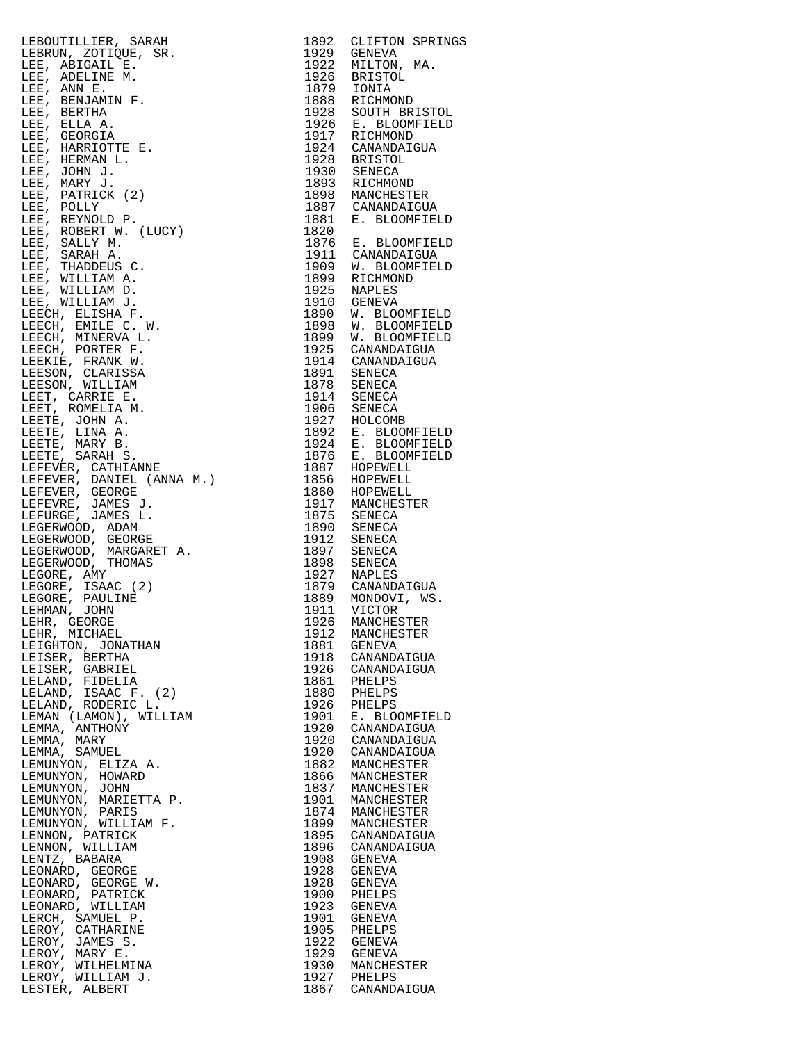| | | |
|---|---|---|
| LEBOUTILLIER, SARAH | 1892 | CLIFTON SPRINGS |
| LEBRUN, ZOTIQUE, SR. | 1929 | GENEVA |
| LEE, ABIGAIL E. | 1922 | MILTON, MA. |
| LEE, ADELINE M. | 1926 | BRISTOL |
| LEE, ANN E. | 1879 | IONIA |
| LEE, BENJAMIN F. | 1888 | RICHMOND |
| LEE, BERTHA | 1928 | SOUTH BRISTOL |
| LEE, ELLA A. | 1926 | E. BLOOMFIELD |
| LEE, GEORGIA | 1917 | RICHMOND |
| LEE, HARRIOTTE E. | 1924 | CANANDAIGUA |
| LEE, HERMAN L. | 1928 | BRISTOL |
| LEE, JOHN J. | 1930 | SENECA |
| LEE, MARY J. | 1893 | RICHMOND |
| LEE, PATRICK (2) | 1898 | MANCHESTER |
| LEE, POLLY | 1887 | CANANDAIGUA |
| LEE, REYNOLD P. | 1881 | E. BLOOMFIELD |
| LEE, ROBERT W. (LUCY) | 1820 | |
| LEE, SALLY M. | 1876 | E. BLOOMFIELD |
| LEE, SARAH A. | 1911 | CANANDAIGUA |
| LEE, THADDEUS C. | 1909 | W. BLOOMFIELD |
| LEE, WILLIAM A. | 1899 | RICHMOND |
| LEE, WILLIAM D. | 1925 | NAPLES |
| LEE, WILLIAM J. | 1910 | GENEVA |
| LEECH, ELISHA F. | 1890 | W. BLOOMFIELD |
| LEECH, EMILE C. W. | 1898 | W. BLOOMFIELD |
| LEECH, MINERVA L. | 1899 | W. BLOOMFIELD |
| LEECH, PORTER F. | 1925 | CANANDAIGUA |
| LEEKIE, FRANK W. | 1914 | CANANDAIGUA |
| LEESON, CLARISSA | 1891 | SENECA |
| LEESON, WILLIAM | 1878 | SENECA |
| LEET, CARRIE E. | 1914 | SENECA |
| LEET, ROMELIA M. | 1906 | SENECA |
| LEETE, JOHN A. | 1927 | HOLCOMB |
| LEETE, LINA A. | 1892 | E. BLOOMFIELD |
| LEETE, MARY B. | 1924 | E. BLOOMFIELD |
| LEETE, SARAH S. | 1876 | E. BLOOMFIELD |
| LEFEVER, CATHIANNE | 1887 | HOPEWELL |
| LEFEVER, DANIEL (ANNA M.) | 1856 | HOPEWELL |
| LEFEVER, GEORGE | 1860 | HOPEWELL |
| LEFEVRE, JAMES J. | 1917 | MANCHESTER |
| LEFURGE, JAMES L. | 1875 | SENECA |
| LEGERWOOD, ADAM | 1890 | SENECA |
| LEGERWOOD, GEORGE | 1912 | SENECA |
| LEGERWOOD, MARGARET A. | 1897 | SENECA |
| LEGERWOOD, THOMAS | 1898 | SENECA |
| LEGORE, AMY | 1927 | NAPLES |
| LEGORE, ISAAC (2) | 1879 | CANANDAIGUA |
| LEGORE, PAULINE | 1889 | MONDOVI, WS. |
| LEHMAN, JOHN | 1911 | VICTOR |
| LEHR, GEORGE | 1926 | MANCHESTER |
| LEHR, MICHAEL | 1912 | MANCHESTER |
| LEIGHTON, JONATHAN | 1881 | GENEVA |
| LEISER, BERTHA | 1918 | CANANDAIGUA |
| LEISER, GABRIEL | 1926 | CANANDAIGUA |
| LELAND, FIDELIA | 1861 | PHELPS |
| LELAND, ISAAC F. (2) | 1880 | PHELPS |
| LELAND, RODERIC L. | 1926 | PHELPS |
| LEMAN (LAMON), WILLIAM | 1901 | E. BLOOMFIELD |
| LEMMA, ANTHONY | 1920 | CANANDAIGUA |
| LEMMA, MARY | 1920 | CANANDAIGUA |
| LEMMA, SAMUEL | 1920 | CANANDAIGUA |
| LEMUNYON, ELIZA A. | 1882 | MANCHESTER |
| LEMUNYON, HOWARD | 1866 | MANCHESTER |
| LEMUNYON, JOHN | 1837 | MANCHESTER |
| LEMUNYON, MARIETTA P. | 1901 | MANCHESTER |
| LEMUNYON, PARIS | 1874 | MANCHESTER |
| LEMUNYON, WILLIAM F. | 1899 | MANCHESTER |
| LENNON, PATRICK | 1895 | CANANDAIGUA |
| LENNON, WILLIAM | 1896 | CANANDAIGUA |
| LENTZ, BABARA | 1908 | GENEVA |
| LEONARD, GEORGE | 1928 | GENEVA |
| LEONARD, GEORGE W. | 1928 | GENEVA |
| LEONARD, PATRICK | 1900 | PHELPS |
| LEONARD, WILLIAM | 1923 | GENEVA |
| LERCH, SAMUEL P. | 1901 | GENEVA |
| LEROY, CATHARINE | 1905 | PHELPS |
| LEROY, JAMES S. | 1922 | GENEVA |
| LEROY, MARY E. | 1929 | GENEVA |
| LEROY, WILHELMINA | 1930 | MANCHESTER |
| LEROY, WILLIAM J. | 1927 | PHELPS |
| LESTER, ALBERT | 1867 | CANANDAIGUA |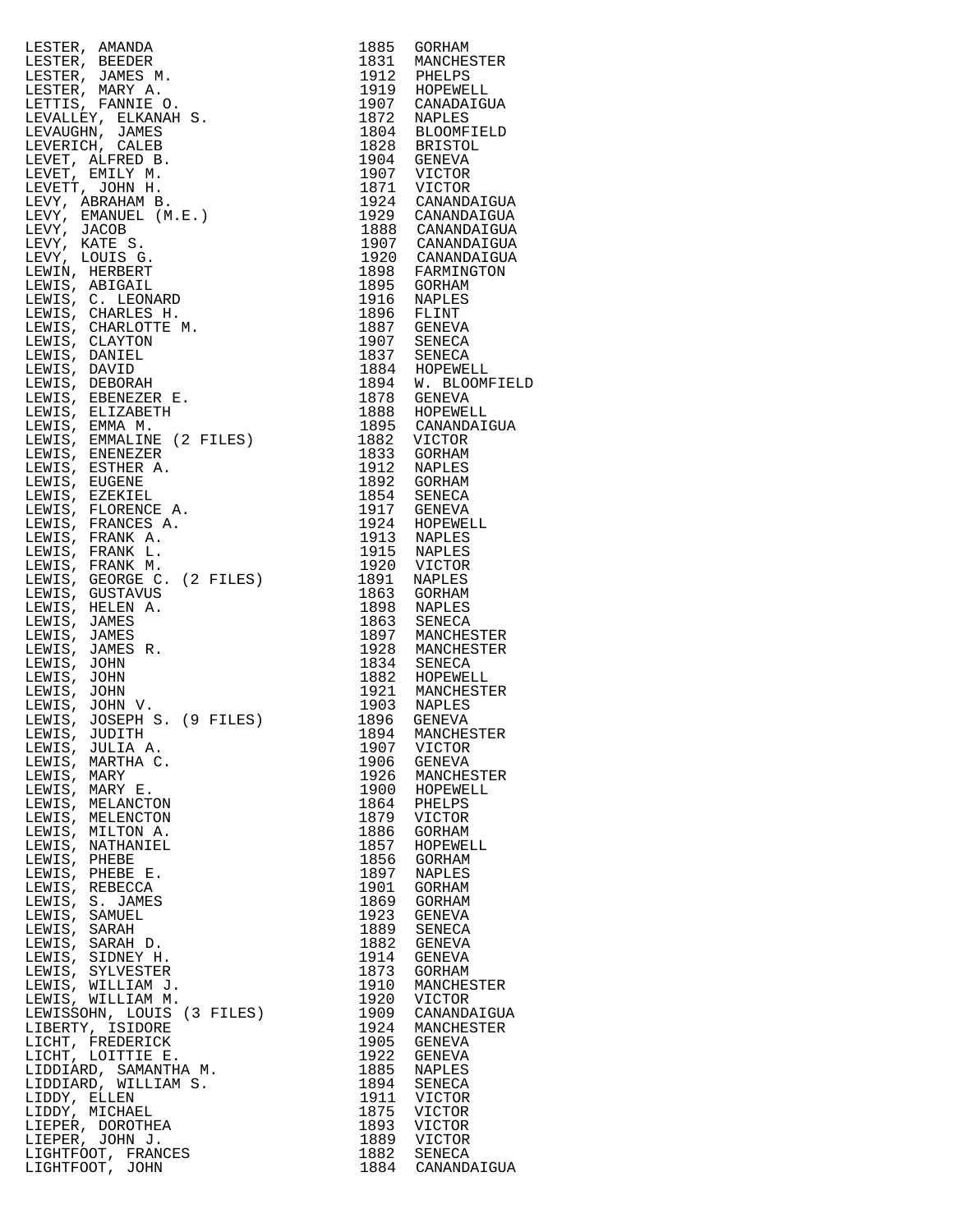| Name | Year | Town |
|---|---|---|
| LESTER, AMANDA | 1885 | GORHAM |
| LESTER, BEEDER | 1831 | MANCHESTER |
| LESTER, JAMES M. | 1912 | PHELPS |
| LESTER, MARY A. | 1919 | HOPEWELL |
| LETTIS, FANNIE O. | 1907 | CANADAIGUA |
| LEVALLEY, ELKANAH S. | 1872 | NAPLES |
| LEVAUGHN, JAMES | 1804 | BLOOMFIELD |
| LEVERICH, CALEB | 1828 | BRISTOL |
| LEVET, ALFRED B. | 1904 | GENEVA |
| LEVET, EMILY M. | 1907 | VICTOR |
| LEVETT, JOHN H. | 1871 | VICTOR |
| LEVY, ABRAHAM B. | 1924 | CANANDAIGUA |
| LEVY, EMANUEL (M.E.) | 1929 | CANANDAIGUA |
| LEVY, JACOB | 1888 | CANANDAIGUA |
| LEVY, KATE S. | 1907 | CANANDAIGUA |
| LEVY, LOUIS G. | 1920 | CANANDAIGUA |
| LEWIN, HERBERT | 1898 | FARMINGTON |
| LEWIS, ABIGAIL | 1895 | GORHAM |
| LEWIS, C. LEONARD | 1916 | NAPLES |
| LEWIS, CHARLES H. | 1896 | FLINT |
| LEWIS, CHARLOTTE M. | 1887 | GENEVA |
| LEWIS, CLAYTON | 1907 | SENECA |
| LEWIS, DANIEL | 1837 | SENECA |
| LEWIS, DAVID | 1884 | HOPEWELL |
| LEWIS, DEBORAH | 1894 | W. BLOOMFIELD |
| LEWIS, EBENEZER E. | 1878 | GENEVA |
| LEWIS, ELIZABETH | 1888 | HOPEWELL |
| LEWIS, EMMA M. | 1895 | CANANDAIGUA |
| LEWIS, EMMALINE (2 FILES) | 1882 | VICTOR |
| LEWIS, ENENEZER | 1833 | GORHAM |
| LEWIS, ESTHER A. | 1912 | NAPLES |
| LEWIS, EUGENE | 1892 | GORHAM |
| LEWIS, EZEKIEL | 1854 | SENECA |
| LEWIS, FLORENCE A. | 1917 | GENEVA |
| LEWIS, FRANCES A. | 1924 | HOPEWELL |
| LEWIS, FRANK A. | 1913 | NAPLES |
| LEWIS, FRANK L. | 1915 | NAPLES |
| LEWIS, FRANK M. | 1920 | VICTOR |
| LEWIS, GEORGE C. (2 FILES) | 1891 | NAPLES |
| LEWIS, GUSTAVUS | 1863 | GORHAM |
| LEWIS, HELEN A. | 1898 | NAPLES |
| LEWIS, JAMES | 1863 | SENECA |
| LEWIS, JAMES | 1897 | MANCHESTER |
| LEWIS, JAMES R. | 1928 | MANCHESTER |
| LEWIS, JOHN | 1834 | SENECA |
| LEWIS, JOHN | 1882 | HOPEWELL |
| LEWIS, JOHN | 1921 | MANCHESTER |
| LEWIS, JOHN V. | 1903 | NAPLES |
| LEWIS, JOSEPH S. (9 FILES) | 1896 | GENEVA |
| LEWIS, JUDITH | 1894 | MANCHESTER |
| LEWIS, JULIA A. | 1907 | VICTOR |
| LEWIS, MARTHA C. | 1906 | GENEVA |
| LEWIS, MARY | 1926 | MANCHESTER |
| LEWIS, MARY E. | 1900 | HOPEWELL |
| LEWIS, MELANCTON | 1864 | PHELPS |
| LEWIS, MELENCTON | 1879 | VICTOR |
| LEWIS, MILTON A. | 1886 | GORHAM |
| LEWIS, NATHANIEL | 1857 | HOPEWELL |
| LEWIS, PHEBE | 1856 | GORHAM |
| LEWIS, PHEBE E. | 1897 | NAPLES |
| LEWIS, REBECCA | 1901 | GORHAM |
| LEWIS, S. JAMES | 1869 | GORHAM |
| LEWIS, SAMUEL | 1923 | GENEVA |
| LEWIS, SARAH | 1889 | SENECA |
| LEWIS, SARAH D. | 1882 | GENEVA |
| LEWIS, SIDNEY H. | 1914 | GENEVA |
| LEWIS, SYLVESTER | 1873 | GORHAM |
| LEWIS, WILLIAM J. | 1910 | MANCHESTER |
| LEWIS, WILLIAM M. | 1920 | VICTOR |
| LEWISSOHN, LOUIS (3 FILES) | 1909 | CANANDAIGUA |
| LIBERTY, ISIDORE | 1924 | MANCHESTER |
| LICHT, FREDERICK | 1905 | GENEVA |
| LICHT, LOITTIE E. | 1922 | GENEVA |
| LIDDIARD, SAMANTHA M. | 1885 | NAPLES |
| LIDDIARD, WILLIAM S. | 1894 | SENECA |
| LIDDY, ELLEN | 1911 | VICTOR |
| LIDDY, MICHAEL | 1875 | VICTOR |
| LIEPER, DOROTHEA | 1893 | VICTOR |
| LIEPER, JOHN J. | 1889 | VICTOR |
| LIGHTFOOT, FRANCES | 1882 | SENECA |
| LIGHTFOOT, JOHN | 1884 | CANANDAIGUA |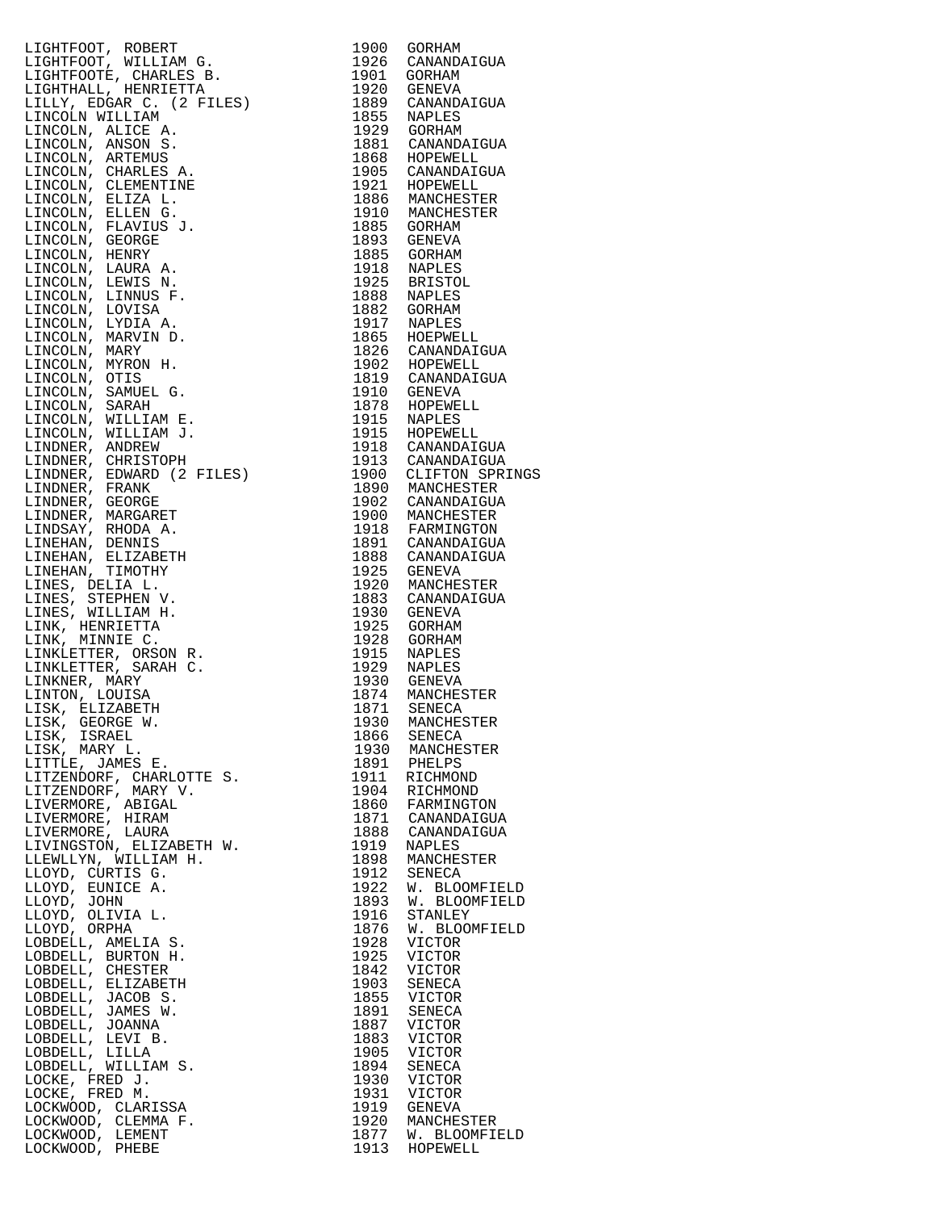| Name | Year | Place |
|---|---|---|
| LIGHTFOOT, ROBERT | 1900 | GORHAM |
| LIGHTFOOT, WILLIAM G. | 1926 | CANANDAIGUA |
| LIGHTFOOTE, CHARLES B. | 1901 | GORHAM |
| LIGHTHALL, HENRIETTA | 1920 | GENEVA |
| LILLY, EDGAR C. (2 FILES) | 1889 | CANANDAIGUA |
| LINCOLN WILLIAM | 1855 | NAPLES |
| LINCOLN, ALICE A. | 1929 | GORHAM |
| LINCOLN, ANSON S. | 1881 | CANANDAIGUA |
| LINCOLN, ARTEMUS | 1868 | HOPEWELL |
| LINCOLN, CHARLES A. | 1905 | CANANDAIGUA |
| LINCOLN, CLEMENTINE | 1921 | HOPEWELL |
| LINCOLN, ELIZA L. | 1886 | MANCHESTER |
| LINCOLN, ELLEN G. | 1910 | MANCHESTER |
| LINCOLN, FLAVIUS J. | 1885 | GORHAM |
| LINCOLN, GEORGE | 1893 | GENEVA |
| LINCOLN, HENRY | 1885 | GORHAM |
| LINCOLN, LAURA A. | 1918 | NAPLES |
| LINCOLN, LEWIS N. | 1925 | BRISTOL |
| LINCOLN, LINNUS F. | 1888 | NAPLES |
| LINCOLN, LOVISA | 1882 | GORHAM |
| LINCOLN, LYDIA A. | 1917 | NAPLES |
| LINCOLN, MARVIN D. | 1865 | HOEPWELL |
| LINCOLN, MARY | 1826 | CANANDAIGUA |
| LINCOLN, MYRON H. | 1902 | HOPEWELL |
| LINCOLN, OTIS | 1819 | CANANDAIGUA |
| LINCOLN, SAMUEL G. | 1910 | GENEVA |
| LINCOLN, SARAH | 1878 | HOPEWELL |
| LINCOLN, WILLIAM E. | 1915 | NAPLES |
| LINCOLN, WILLIAM J. | 1915 | HOPEWELL |
| LINDNER, ANDREW | 1918 | CANANDAIGUA |
| LINDNER, CHRISTOPH | 1913 | CANANDAIGUA |
| LINDNER, EDWARD (2 FILES) | 1900 | CLIFTON SPRINGS |
| LINDNER, FRANK | 1890 | MANCHESTER |
| LINDNER, GEORGE | 1902 | CANANDAIGUA |
| LINDNER, MARGARET | 1900 | MANCHESTER |
| LINDSAY, RHODA A. | 1918 | FARMINGTON |
| LINEHAN, DENNIS | 1891 | CANANDAIGUA |
| LINEHAN, ELIZABETH | 1888 | CANANDAIGUA |
| LINEHAN, TIMOTHY | 1925 | GENEVA |
| LINES, DELIA L. | 1920 | MANCHESTER |
| LINES, STEPHEN V. | 1883 | CANANDAIGUA |
| LINES, WILLIAM H. | 1930 | GENEVA |
| LINK, HENRIETTA | 1925 | GORHAM |
| LINK, MINNIE C. | 1928 | GORHAM |
| LINKLETTER, ORSON R. | 1915 | NAPLES |
| LINKLETTER, SARAH C. | 1929 | NAPLES |
| LINKNER, MARY | 1930 | GENEVA |
| LINTON, LOUISA | 1874 | MANCHESTER |
| LISK, ELIZABETH | 1871 | SENECA |
| LISK, GEORGE W. | 1930 | MANCHESTER |
| LISK, ISRAEL | 1866 | SENECA |
| LISK, MARY L. | 1930 | MANCHESTER |
| LITTLE, JAMES E. | 1891 | PHELPS |
| LITZENDORF, CHARLOTTE S. | 1911 | RICHMOND |
| LITZENDORF, MARY V. | 1904 | RICHMOND |
| LIVERMORE, ABIGAL | 1860 | FARMINGTON |
| LIVERMORE, HIRAM | 1871 | CANANDAIGUA |
| LIVERMORE, LAURA | 1888 | CANANDAIGUA |
| LIVINGSTON, ELIZABETH W. | 1919 | NAPLES |
| LLEWLLYN, WILLIAM H. | 1898 | MANCHESTER |
| LLOYD, CURTIS G. | 1912 | SENECA |
| LLOYD, EUNICE A. | 1922 | W. BLOOMFIELD |
| LLOYD, JOHN | 1893 | W. BLOOMFIELD |
| LLOYD, OLIVIA L. | 1916 | STANLEY |
| LLOYD, ORPHA | 1876 | W. BLOOMFIELD |
| LOBDELL, AMELIA S. | 1928 | VICTOR |
| LOBDELL, BURTON H. | 1925 | VICTOR |
| LOBDELL, CHESTER | 1842 | VICTOR |
| LOBDELL, ELIZABETH | 1903 | SENECA |
| LOBDELL, JACOB S. | 1855 | VICTOR |
| LOBDELL, JAMES W. | 1891 | SENECA |
| LOBDELL, JOANNA | 1887 | VICTOR |
| LOBDELL, LEVI B. | 1883 | VICTOR |
| LOBDELL, LILLA | 1905 | VICTOR |
| LOBDELL, WILLIAM S. | 1894 | SENECA |
| LOCKE, FRED J. | 1930 | VICTOR |
| LOCKE, FRED M. | 1931 | VICTOR |
| LOCKWOOD, CLARISSA | 1919 | GENEVA |
| LOCKWOOD, CLEMMA F. | 1920 | MANCHESTER |
| LOCKWOOD, LEMENT | 1877 | W. BLOOMFIELD |
| LOCKWOOD, PHEBE | 1913 | HOPEWELL |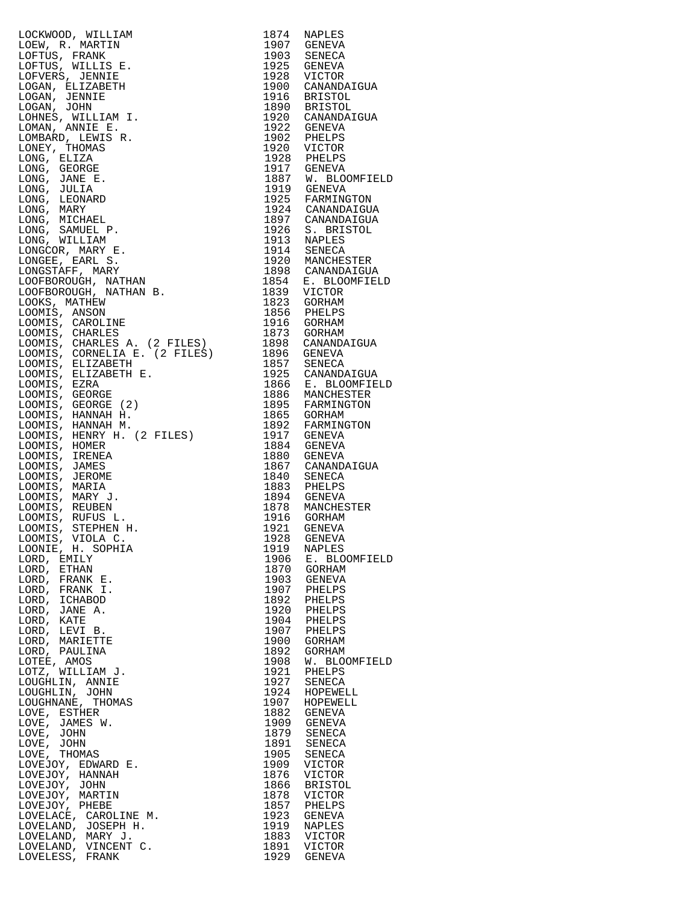| | | |
|---|---|---|
| LOCKWOOD, WILLIAM | 1874 | NAPLES |
| LOEW, R. MARTIN | 1907 | GENEVA |
| LOFTUS, FRANK | 1903 | SENECA |
| LOFTUS, WILLIS E. | 1925 | GENEVA |
| LOFVERS, JENNIE | 1928 | VICTOR |
| LOGAN, ELIZABETH | 1900 | CANANDAIGUA |
| LOGAN, JENNIE | 1916 | BRISTOL |
| LOGAN, JOHN | 1890 | BRISTOL |
| LOHNES, WILLIAM I. | 1920 | CANANDAIGUA |
| LOMAN, ANNIE E. | 1922 | GENEVA |
| LOMBARD, LEWIS R. | 1902 | PHELPS |
| LONEY, THOMAS | 1920 | VICTOR |
| LONG, ELIZA | 1928 | PHELPS |
| LONG, GEORGE | 1917 | GENEVA |
| LONG, JANE E. | 1887 | W. BLOOMFIELD |
| LONG, JULIA | 1919 | GENEVA |
| LONG, LEONARD | 1925 | FARMINGTON |
| LONG, MARY | 1924 | CANANDAIGUA |
| LONG, MICHAEL | 1897 | CANANDAIGUA |
| LONG, SAMUEL P. | 1926 | S. BRISTOL |
| LONG, WILLIAM | 1913 | NAPLES |
| LONGCOR, MARY E. | 1914 | SENECA |
| LONGEE, EARL S. | 1920 | MANCHESTER |
| LONGSTAFF, MARY | 1898 | CANANDAIGUA |
| LOOFBOROUGH, NATHAN | 1854 | E. BLOOMFIELD |
| LOOFBOROUGH, NATHAN B. | 1839 | VICTOR |
| LOOKS, MATHEW | 1823 | GORHAM |
| LOOMIS, ANSON | 1856 | PHELPS |
| LOOMIS, CAROLINE | 1916 | GORHAM |
| LOOMIS, CHARLES | 1873 | GORHAM |
| LOOMIS, CHARLES A. (2 FILES) | 1898 | CANANDAIGUA |
| LOOMIS, CORNELIA E. (2 FILES) | 1896 | GENEVA |
| LOOMIS, ELIZABETH | 1857 | SENECA |
| LOOMIS, ELIZABETH E. | 1925 | CANANDAIGUA |
| LOOMIS, EZRA | 1866 | E. BLOOMFIELD |
| LOOMIS, GEORGE | 1886 | MANCHESTER |
| LOOMIS, GEORGE (2) | 1895 | FARMINGTON |
| LOOMIS, HANNAH H. | 1865 | GORHAM |
| LOOMIS, HANNAH M. | 1892 | FARMINGTON |
| LOOMIS, HENRY H. (2 FILES) | 1917 | GENEVA |
| LOOMIS, HOMER | 1884 | GENEVA |
| LOOMIS, IRENEA | 1880 | GENEVA |
| LOOMIS, JAMES | 1867 | CANANDAIGUA |
| LOOMIS, JEROME | 1840 | SENECA |
| LOOMIS, MARIA | 1883 | PHELPS |
| LOOMIS, MARY J. | 1894 | GENEVA |
| LOOMIS, REUBEN | 1878 | MANCHESTER |
| LOOMIS, RUFUS L. | 1916 | GORHAM |
| LOOMIS, STEPHEN H. | 1921 | GENEVA |
| LOOMIS, VIOLA C. | 1928 | GENEVA |
| LOONIE, H. SOPHIA | 1919 | NAPLES |
| LORD, EMILY | 1906 | E. BLOOMFIELD |
| LORD, ETHAN | 1870 | GORHAM |
| LORD, FRANK E. | 1903 | GENEVA |
| LORD, FRANK I. | 1907 | PHELPS |
| LORD, ICHABOD | 1892 | PHELPS |
| LORD, JANE A. | 1920 | PHELPS |
| LORD, KATE | 1904 | PHELPS |
| LORD, LEVI B. | 1907 | PHELPS |
| LORD, MARIETTE | 1900 | GORHAM |
| LORD, PAULINA | 1892 | GORHAM |
| LOTEE, AMOS | 1908 | W. BLOOMFIELD |
| LOTZ, WILLIAM J. | 1921 | PHELPS |
| LOUGHLIN, ANNIE | 1927 | SENECA |
| LOUGHLIN, JOHN | 1924 | HOPEWELL |
| LOUGHNANE, THOMAS | 1907 | HOPEWELL |
| LOVE, ESTHER | 1882 | GENEVA |
| LOVE, JAMES W. | 1909 | GENEVA |
| LOVE, JOHN | 1879 | SENECA |
| LOVE, JOHN | 1891 | SENECA |
| LOVE, THOMAS | 1905 | SENECA |
| LOVEJOY, EDWARD E. | 1909 | VICTOR |
| LOVEJOY, HANNAH | 1876 | VICTOR |
| LOVEJOY, JOHN | 1866 | BRISTOL |
| LOVEJOY, MARTIN | 1878 | VICTOR |
| LOVEJOY, PHEBE | 1857 | PHELPS |
| LOVELACE, CAROLINE M. | 1923 | GENEVA |
| LOVELAND, JOSEPH H. | 1919 | NAPLES |
| LOVELAND, MARY J. | 1883 | VICTOR |
| LOVELAND, VINCENT C. | 1891 | VICTOR |
| LOVELESS, FRANK | 1929 | GENEVA |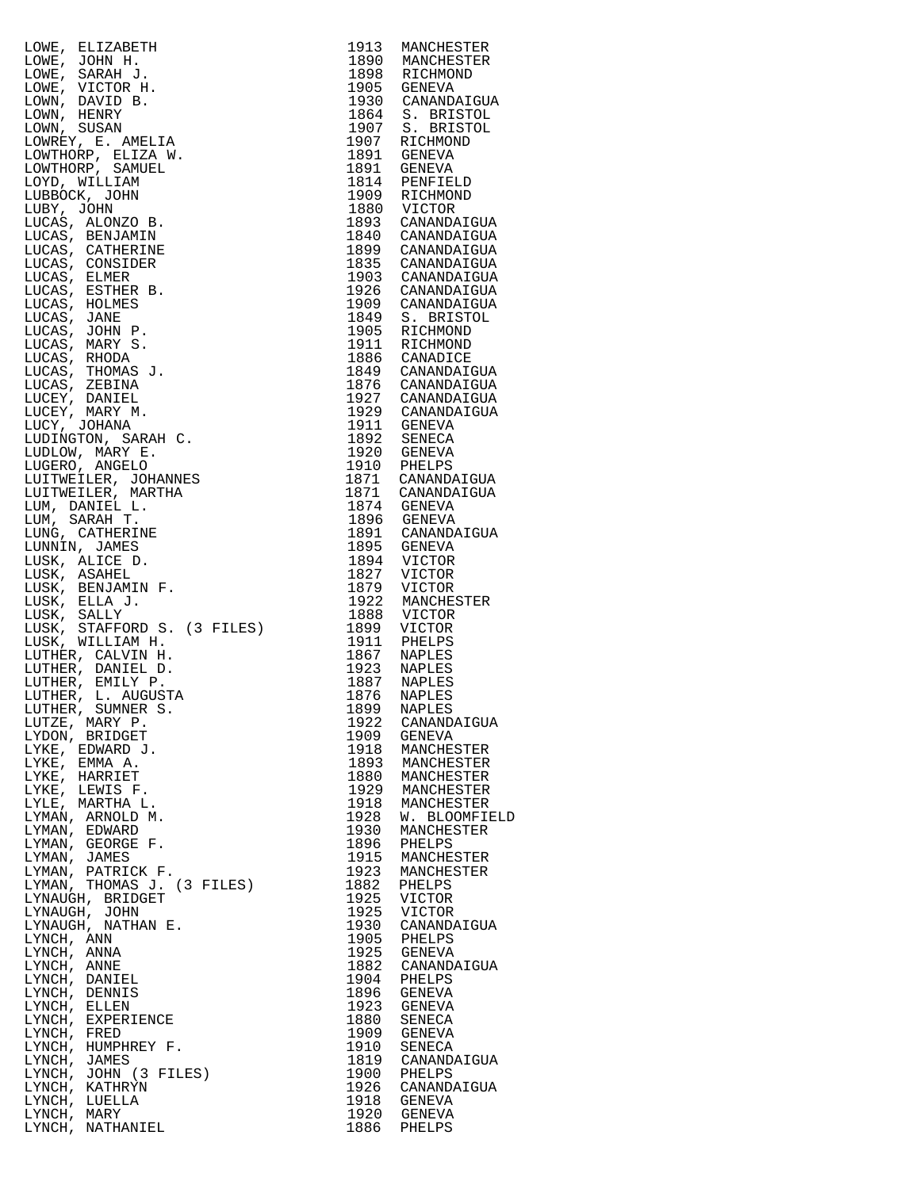| | | |
|---|---|---|
| LOWE, ELIZABETH | 1913 | MANCHESTER |
| LOWE, JOHN H. | 1890 | MANCHESTER |
| LOWE, SARAH J. | 1898 | RICHMOND |
| LOWE, VICTOR H. | 1905 | GENEVA |
| LOWN, DAVID B. | 1930 | CANANDAIGUA |
| LOWN, HENRY | 1864 | S. BRISTOL |
| LOWN, SUSAN | 1907 | S. BRISTOL |
| LOWREY, E. AMELIA | 1907 | RICHMOND |
| LOWTHORP, ELIZA W. | 1891 | GENEVA |
| LOWTHORP, SAMUEL | 1891 | GENEVA |
| LOYD, WILLIAM | 1814 | PENFIELD |
| LUBBOCK, JOHN | 1909 | RICHMOND |
| LUBY, JOHN | 1880 | VICTOR |
| LUCAS, ALONZO B. | 1893 | CANANDAIGUA |
| LUCAS, BENJAMIN | 1840 | CANANDAIGUA |
| LUCAS, CATHERINE | 1899 | CANANDAIGUA |
| LUCAS, CONSIDER | 1835 | CANANDAIGUA |
| LUCAS, ELMER | 1903 | CANANDAIGUA |
| LUCAS, ESTHER B. | 1926 | CANANDAIGUA |
| LUCAS, HOLMES | 1909 | CANANDAIGUA |
| LUCAS, JANE | 1849 | S. BRISTOL |
| LUCAS, JOHN P. | 1905 | RICHMOND |
| LUCAS, MARY S. | 1911 | RICHMOND |
| LUCAS, RHODA | 1886 | CANADICE |
| LUCAS, THOMAS J. | 1849 | CANANDAIGUA |
| LUCAS, ZEBINA | 1876 | CANANDAIGUA |
| LUCEY, DANIEL | 1927 | CANANDAIGUA |
| LUCEY, MARY M. | 1929 | CANANDAIGUA |
| LUCY, JOHANA | 1911 | GENEVA |
| LUDINGTON, SARAH C. | 1892 | SENECA |
| LUDLOW, MARY E. | 1920 | GENEVA |
| LUGERO, ANGELO | 1910 | PHELPS |
| LUITWEILER, JOHANNES | 1871 | CANANDAIGUA |
| LUITWEILER, MARTHA | 1871 | CANANDAIGUA |
| LUM, DANIEL L. | 1874 | GENEVA |
| LUM, SARAH T. | 1896 | GENEVA |
| LUNG, CATHERINE | 1891 | CANANDAIGUA |
| LUNNIN, JAMES | 1895 | GENEVA |
| LUSK, ALICE D. | 1894 | VICTOR |
| LUSK, ASAHEL | 1827 | VICTOR |
| LUSK, BENJAMIN F. | 1879 | VICTOR |
| LUSK, ELLA J. | 1922 | MANCHESTER |
| LUSK, SALLY | 1888 | VICTOR |
| LUSK, STAFFORD S. (3 FILES) | 1899 | VICTOR |
| LUSK, WILLIAM H. | 1911 | PHELPS |
| LUTHER, CALVIN H. | 1867 | NAPLES |
| LUTHER, DANIEL D. | 1923 | NAPLES |
| LUTHER, EMILY P. | 1887 | NAPLES |
| LUTHER, L. AUGUSTA | 1876 | NAPLES |
| LUTHER, SUMNER S. | 1899 | NAPLES |
| LUTZE, MARY P. | 1922 | CANANDAIGUA |
| LYDON, BRIDGET | 1909 | GENEVA |
| LYKE, EDWARD J. | 1918 | MANCHESTER |
| LYKE, EMMA A. | 1893 | MANCHESTER |
| LYKE, HARRIET | 1880 | MANCHESTER |
| LYKE, LEWIS F. | 1929 | MANCHESTER |
| LYLE, MARTHA L. | 1918 | MANCHESTER |
| LYMAN, ARNOLD M. | 1928 | W. BLOOMFIELD |
| LYMAN, EDWARD | 1930 | MANCHESTER |
| LYMAN, GEORGE F. | 1896 | PHELPS |
| LYMAN, JAMES | 1915 | MANCHESTER |
| LYMAN, PATRICK F. | 1923 | MANCHESTER |
| LYMAN, THOMAS J. (3 FILES) | 1882 | PHELPS |
| LYNAUGH, BRIDGET | 1925 | VICTOR |
| LYNAUGH, JOHN | 1925 | VICTOR |
| LYNAUGH, NATHAN E. | 1930 | CANANDAIGUA |
| LYNCH, ANN | 1905 | PHELPS |
| LYNCH, ANNA | 1925 | GENEVA |
| LYNCH, ANNE | 1882 | CANANDAIGUA |
| LYNCH, DANIEL | 1904 | PHELPS |
| LYNCH, DENNIS | 1896 | GENEVA |
| LYNCH, ELLEN | 1923 | GENEVA |
| LYNCH, EXPERIENCE | 1880 | SENECA |
| LYNCH, FRED | 1909 | GENEVA |
| LYNCH, HUMPHREY F. | 1910 | SENECA |
| LYNCH, JAMES | 1819 | CANANDAIGUA |
| LYNCH, JOHN (3 FILES) | 1900 | PHELPS |
| LYNCH, KATHRYN | 1926 | CANANDAIGUA |
| LYNCH, LUELLA | 1918 | GENEVA |
| LYNCH, MARY | 1920 | GENEVA |
| LYNCH, NATHANIEL | 1886 | PHELPS |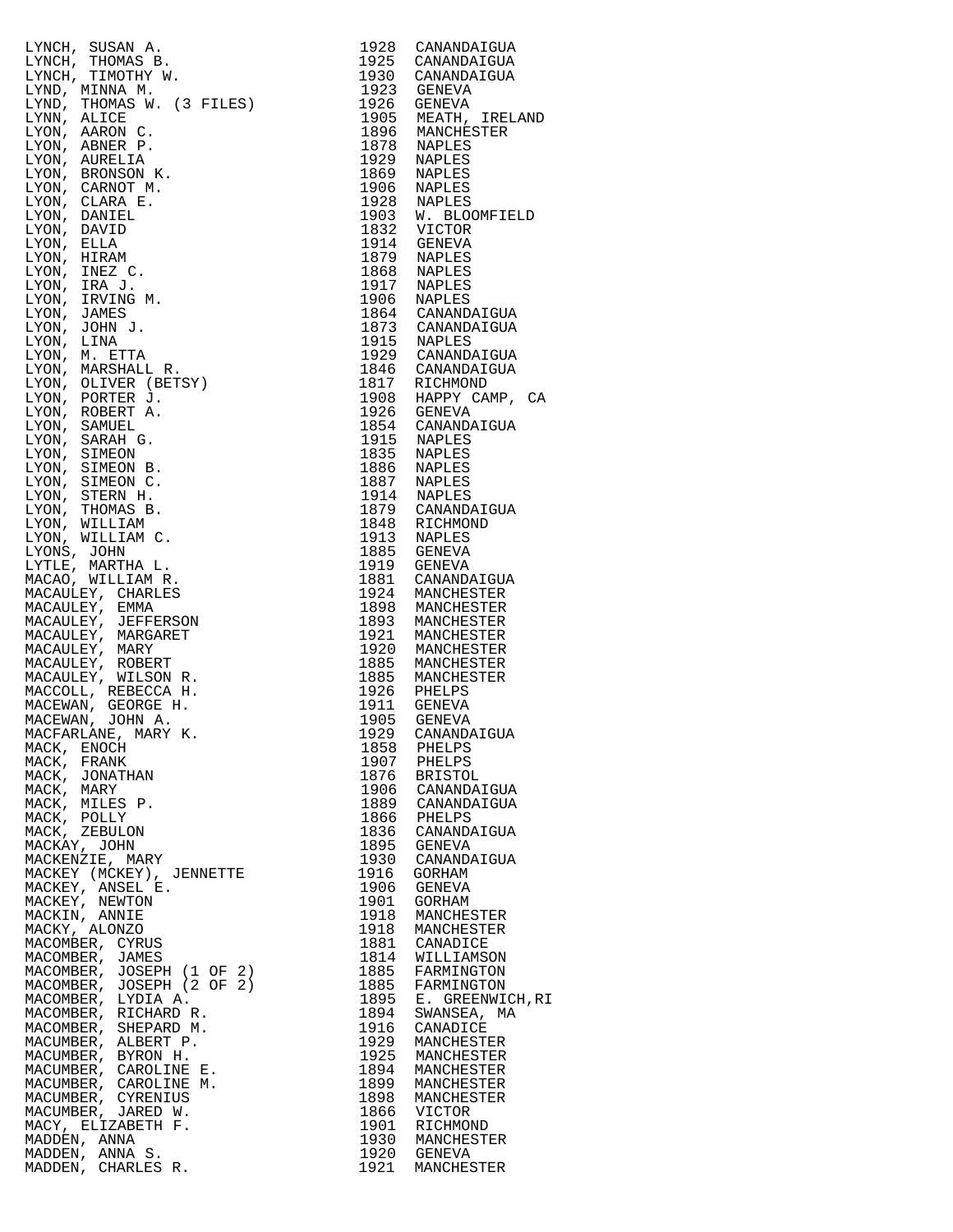| Name | Year | Place |
|---|---|---|
| LYNCH, SUSAN A. | 1928 | CANANDAIGUA |
| LYNCH, THOMAS B. | 1925 | CANANDAIGUA |
| LYNCH, TIMOTHY W. | 1930 | CANANDAIGUA |
| LYND, MINNA M. | 1923 | GENEVA |
| LYND, THOMAS W. (3 FILES) | 1926 | GENEVA |
| LYNN, ALICE | 1905 | MEATH, IRELAND |
| LYON, AARON C. | 1896 | MANCHESTER |
| LYON, ABNER P. | 1878 | NAPLES |
| LYON, AURELIA | 1929 | NAPLES |
| LYON, BRONSON K. | 1869 | NAPLES |
| LYON, CARNOT M. | 1906 | NAPLES |
| LYON, CLARA E. | 1928 | NAPLES |
| LYON, DANIEL | 1903 | W. BLOOMFIELD |
| LYON, DAVID | 1832 | VICTOR |
| LYON, ELLA | 1914 | GENEVA |
| LYON, HIRAM | 1879 | NAPLES |
| LYON, INEZ C. | 1868 | NAPLES |
| LYON, IRA J. | 1917 | NAPLES |
| LYON, IRVING M. | 1906 | NAPLES |
| LYON, JAMES | 1864 | CANANDAIGUA |
| LYON, JOHN J. | 1873 | CANANDAIGUA |
| LYON, LINA | 1915 | NAPLES |
| LYON, M. ETTA | 1929 | CANANDAIGUA |
| LYON, MARSHALL R. | 1846 | CANANDAIGUA |
| LYON, OLIVER (BETSY) | 1817 | RICHMOND |
| LYON, PORTER J. | 1908 | HAPPY CAMP, CA |
| LYON, ROBERT A. | 1926 | GENEVA |
| LYON, SAMUEL | 1854 | CANANDAIGUA |
| LYON, SARAH G. | 1915 | NAPLES |
| LYON, SIMEON | 1835 | NAPLES |
| LYON, SIMEON B. | 1886 | NAPLES |
| LYON, SIMEON C. | 1887 | NAPLES |
| LYON, STERN H. | 1914 | NAPLES |
| LYON, THOMAS B. | 1879 | CANANDAIGUA |
| LYON, WILLIAM | 1848 | RICHMOND |
| LYON, WILLIAM C. | 1913 | NAPLES |
| LYONS, JOHN | 1885 | GENEVA |
| LYTLE, MARTHA L. | 1919 | GENEVA |
| MACAO, WILLIAM R. | 1881 | CANANDAIGUA |
| MACAULEY, CHARLES | 1924 | MANCHESTER |
| MACAULEY, EMMA | 1898 | MANCHESTER |
| MACAULEY, JEFFERSON | 1893 | MANCHESTER |
| MACAULEY, MARGARET | 1921 | MANCHESTER |
| MACAULEY, MARY | 1920 | MANCHESTER |
| MACAULEY, ROBERT | 1885 | MANCHESTER |
| MACAULEY, WILSON R. | 1885 | MANCHESTER |
| MACCOLL, REBECCA H. | 1926 | PHELPS |
| MACEWAN, GEORGE H. | 1911 | GENEVA |
| MACEWAN, JOHN A. | 1905 | GENEVA |
| MACFARLANE, MARY K. | 1929 | CANANDAIGUA |
| MACK, ENOCH | 1858 | PHELPS |
| MACK, FRANK | 1907 | PHELPS |
| MACK, JONATHAN | 1876 | BRISTOL |
| MACK, MARY | 1906 | CANANDAIGUA |
| MACK, MILES P. | 1889 | CANANDAIGUA |
| MACK, POLLY | 1866 | PHELPS |
| MACK, ZEBULON | 1836 | CANANDAIGUA |
| MACKAY, JOHN | 1895 | GENEVA |
| MACKENZIE, MARY | 1930 | CANANDAIGUA |
| MACKEY (MCKEY), JENNETTE | 1916 | GORHAM |
| MACKEY, ANSEL E. | 1906 | GENEVA |
| MACKEY, NEWTON | 1901 | GORHAM |
| MACKIN, ANNIE | 1918 | MANCHESTER |
| MACKY, ALONZO | 1918 | MANCHESTER |
| MACOMBER, CYRUS | 1881 | CANADICE |
| MACOMBER, JAMES | 1814 | WILLIAMSON |
| MACOMBER, JOSEPH (1 OF 2) | 1885 | FARMINGTON |
| MACOMBER, JOSEPH (2 OF 2) | 1885 | FARMINGTON |
| MACOMBER, LYDIA A. | 1895 | E. GREENWICH,RI |
| MACOMBER, RICHARD R. | 1894 | SWANSEA, MA |
| MACOMBER, SHEPARD M. | 1916 | CANADICE |
| MACUMBER, ALBERT P. | 1929 | MANCHESTER |
| MACUMBER, BYRON H. | 1925 | MANCHESTER |
| MACUMBER, CAROLINE E. | 1894 | MANCHESTER |
| MACUMBER, CAROLINE M. | 1899 | MANCHESTER |
| MACUMBER, CYRENIUS | 1898 | MANCHESTER |
| MACUMBER, JARED W. | 1866 | VICTOR |
| MACY, ELIZABETH F. | 1901 | RICHMOND |
| MADDEN, ANNA | 1930 | MANCHESTER |
| MADDEN, ANNA S. | 1920 | GENEVA |
| MADDEN, CHARLES R. | 1921 | MANCHESTER |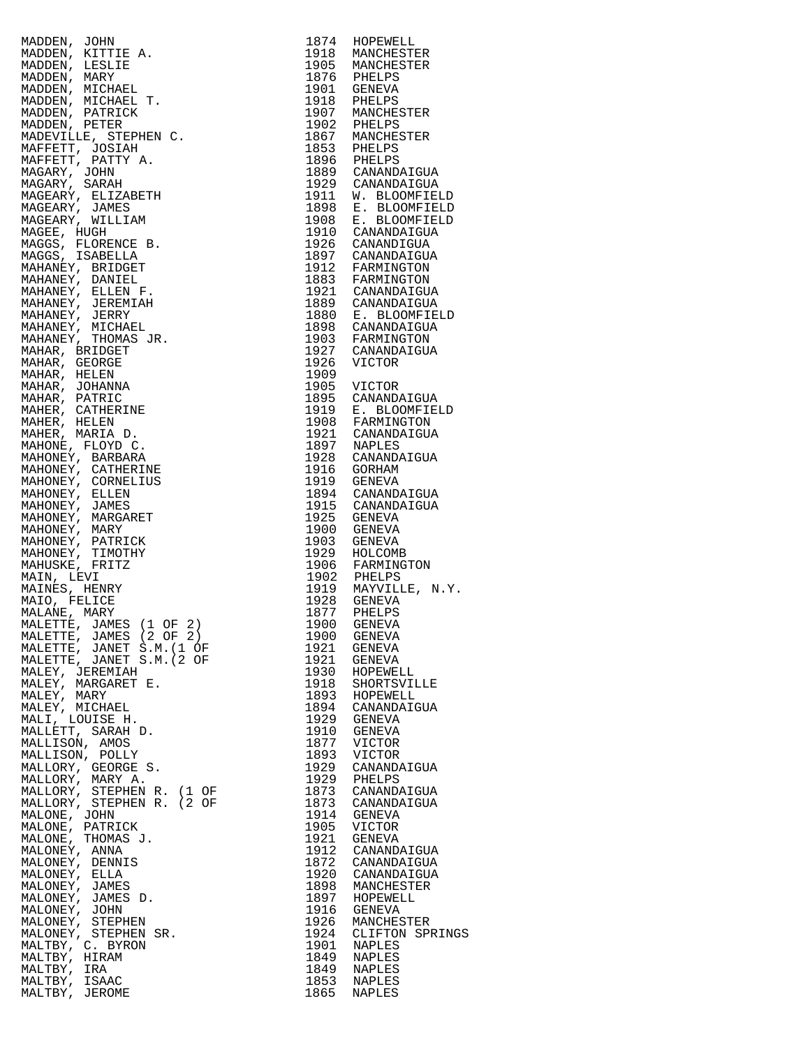| | | |
|---|---|---|
| MADDEN, JOHN | 1874 | HOPEWELL |
| MADDEN, KITTIE A. | 1918 | MANCHESTER |
| MADDEN, LESLIE | 1905 | MANCHESTER |
| MADDEN, MARY | 1876 | PHELPS |
| MADDEN, MICHAEL | 1901 | GENEVA |
| MADDEN, MICHAEL T. | 1918 | PHELPS |
| MADDEN, PATRICK | 1907 | MANCHESTER |
| MADDEN, PETER | 1902 | PHELPS |
| MADEVILLE, STEPHEN C. | 1867 | MANCHESTER |
| MAFFETT, JOSIAH | 1853 | PHELPS |
| MAFFETT, PATTY A. | 1896 | PHELPS |
| MAGARY, JOHN | 1889 | CANANDAIGUA |
| MAGARY, SARAH | 1929 | CANANDAIGUA |
| MAGEARY, ELIZABETH | 1911 | W. BLOOMFIELD |
| MAGEARY, JAMES | 1898 | E. BLOOMFIELD |
| MAGEARY, WILLIAM | 1908 | E. BLOOMFIELD |
| MAGEE, HUGH | 1910 | CANANDAIGUA |
| MAGGS, FLORENCE B. | 1926 | CANANDIGUA |
| MAGGS, ISABELLA | 1897 | CANANDAIGUA |
| MAHANEY, BRIDGET | 1912 | FARMINGTON |
| MAHANEY, DANIEL | 1883 | FARMINGTON |
| MAHANEY, ELLEN F. | 1921 | CANANDAIGUA |
| MAHANEY, JEREMIAH | 1889 | CANANDAIGUA |
| MAHANEY, JERRY | 1880 | E. BLOOMFIELD |
| MAHANEY, MICHAEL | 1898 | CANANDAIGUA |
| MAHANEY, THOMAS JR. | 1903 | FARMINGTON |
| MAHAR, BRIDGET | 1927 | CANANDAIGUA |
| MAHAR, GEORGE | 1926 | VICTOR |
| MAHAR, HELEN | 1909 | |
| MAHAR, JOHANNA | 1905 | VICTOR |
| MAHAR, PATRIC | 1895 | CANANDAIGUA |
| MAHER, CATHERINE | 1919 | E. BLOOMFIELD |
| MAHER, HELEN | 1908 | FARMINGTON |
| MAHER, MARIA D. | 1921 | CANANDAIGUA |
| MAHONE, FLOYD C. | 1897 | NAPLES |
| MAHONEY, BARBARA | 1928 | CANANDAIGUA |
| MAHONEY, CATHERINE | 1916 | GORHAM |
| MAHONEY, CORNELIUS | 1919 | GENEVA |
| MAHONEY, ELLEN | 1894 | CANANDAIGUA |
| MAHONEY, JAMES | 1915 | CANANDAIGUA |
| MAHONEY, MARGARET | 1925 | GENEVA |
| MAHONEY, MARY | 1900 | GENEVA |
| MAHONEY, PATRICK | 1903 | GENEVA |
| MAHONEY, TIMOTHY | 1929 | HOLCOMB |
| MAHUSKE, FRITZ | 1906 | FARMINGTON |
| MAIN, LEVI | 1902 | PHELPS |
| MAINES, HENRY | 1919 | MAYVILLE, N.Y. |
| MAIO, FELICE | 1928 | GENEVA |
| MALANE, MARY | 1877 | PHELPS |
| MALETTE, JAMES (1 OF 2) | 1900 | GENEVA |
| MALETTE, JAMES (2 OF 2) | 1900 | GENEVA |
| MALETTE, JANET S.M.(1 OF | 1921 | GENEVA |
| MALETTE, JANET S.M.(2 OF | 1921 | GENEVA |
| MALEY, JEREMIAH | 1930 | HOPEWELL |
| MALEY, MARGARET E. | 1918 | SHORTSVILLE |
| MALEY, MARY | 1893 | HOPEWELL |
| MALEY, MICHAEL | 1894 | CANANDAIGUA |
| MALI, LOUISE H. | 1929 | GENEVA |
| MALLETT, SARAH D. | 1910 | GENEVA |
| MALLISON, AMOS | 1877 | VICTOR |
| MALLISON, POLLY | 1893 | VICTOR |
| MALLORY, GEORGE S. | 1929 | CANANDAIGUA |
| MALLORY, MARY A. | 1929 | PHELPS |
| MALLORY, STEPHEN R. (1 OF | 1873 | CANANDAIGUA |
| MALLORY, STEPHEN R. (2 OF | 1873 | CANANDAIGUA |
| MALONE, JOHN | 1914 | GENEVA |
| MALONE, PATRICK | 1905 | VICTOR |
| MALONE, THOMAS J. | 1921 | GENEVA |
| MALONEY, ANNA | 1912 | CANANDAIGUA |
| MALONEY, DENNIS | 1872 | CANANDAIGUA |
| MALONEY, ELLA | 1920 | CANANDAIGUA |
| MALONEY, JAMES | 1898 | MANCHESTER |
| MALONEY, JAMES D. | 1897 | HOPEWELL |
| MALONEY, JOHN | 1916 | GENEVA |
| MALONEY, STEPHEN | 1926 | MANCHESTER |
| MALONEY, STEPHEN SR. | 1924 | CLIFTON SPRINGS |
| MALTBY, C. BYRON | 1901 | NAPLES |
| MALTBY, HIRAM | 1849 | NAPLES |
| MALTBY, IRA | 1849 | NAPLES |
| MALTBY, ISAAC | 1853 | NAPLES |
| MALTBY, JEROME | 1865 | NAPLES |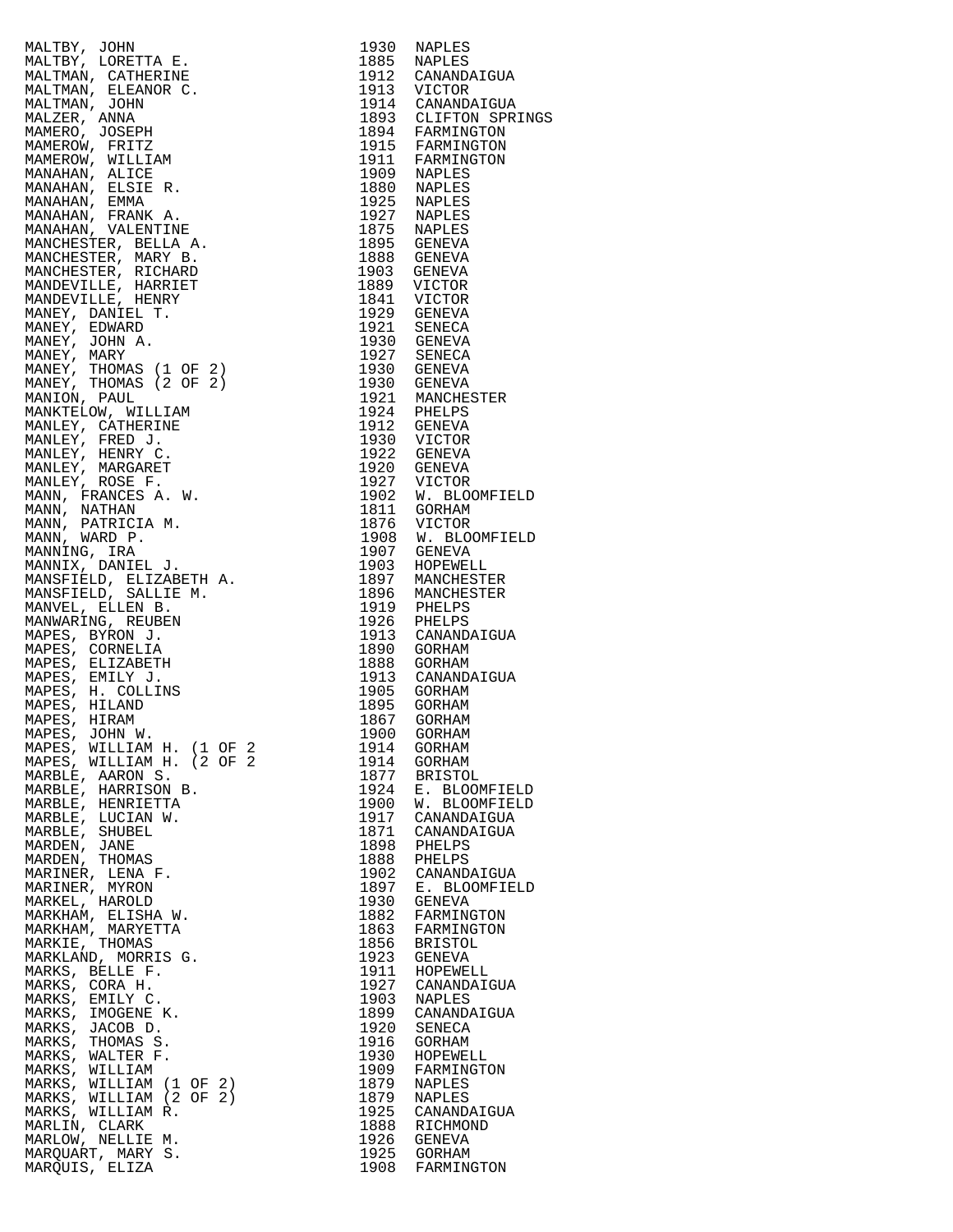| | | |
|---|---|---|
| MALTBY, JOHN | 1930 | NAPLES |
| MALTBY, LORETTA E. | 1885 | NAPLES |
| MALTMAN, CATHERINE | 1912 | CANANDAIGUA |
| MALTMAN, ELEANOR C. | 1913 | VICTOR |
| MALTMAN, JOHN | 1914 | CANANDAIGUA |
| MALZER, ANNA | 1893 | CLIFTON SPRINGS |
| MAMERO, JOSEPH | 1894 | FARMINGTON |
| MAMEROW, FRITZ | 1915 | FARMINGTON |
| MAMEROW, WILLIAM | 1911 | FARMINGTON |
| MANAHAN, ALICE | 1909 | NAPLES |
| MANAHAN, ELSIE R. | 1880 | NAPLES |
| MANAHAN, EMMA | 1925 | NAPLES |
| MANAHAN, FRANK A. | 1927 | NAPLES |
| MANAHAN, VALENTINE | 1875 | NAPLES |
| MANCHESTER, BELLA A. | 1895 | GENEVA |
| MANCHESTER, MARY B. | 1888 | GENEVA |
| MANCHESTER, RICHARD | 1903 | GENEVA |
| MANDEVILLE, HARRIET | 1889 | VICTOR |
| MANDEVILLE, HENRY | 1841 | VICTOR |
| MANEY, DANIEL T. | 1929 | GENEVA |
| MANEY, EDWARD | 1921 | SENECA |
| MANEY, JOHN A. | 1930 | GENEVA |
| MANEY, MARY | 1927 | SENECA |
| MANEY, THOMAS (1 OF 2) | 1930 | GENEVA |
| MANEY, THOMAS (2 OF 2) | 1930 | GENEVA |
| MANION, PAUL | 1921 | MANCHESTER |
| MANKTELOW, WILLIAM | 1924 | PHELPS |
| MANLEY, CATHERINE | 1912 | GENEVA |
| MANLEY, FRED J. | 1930 | VICTOR |
| MANLEY, HENRY C. | 1922 | GENEVA |
| MANLEY, MARGARET | 1920 | GENEVA |
| MANLEY, ROSE F. | 1927 | VICTOR |
| MANN, FRANCES A. W. | 1902 | W. BLOOMFIELD |
| MANN, NATHAN | 1811 | GORHAM |
| MANN, PATRICIA M. | 1876 | VICTOR |
| MANN, WARD P. | 1908 | W. BLOOMFIELD |
| MANNING, IRA | 1907 | GENEVA |
| MANNIX, DANIEL J. | 1903 | HOPEWELL |
| MANSFIELD, ELIZABETH A. | 1897 | MANCHESTER |
| MANSFIELD, SALLIE M. | 1896 | MANCHESTER |
| MANVEL, ELLEN B. | 1919 | PHELPS |
| MANWARING, REUBEN | 1926 | PHELPS |
| MAPES, BYRON J. | 1913 | CANANDAIGUA |
| MAPES, CORNELIA | 1890 | GORHAM |
| MAPES, ELIZABETH | 1888 | GORHAM |
| MAPES, EMILY J. | 1913 | CANANDAIGUA |
| MAPES, H. COLLINS | 1905 | GORHAM |
| MAPES, HILAND | 1895 | GORHAM |
| MAPES, HIRAM | 1867 | GORHAM |
| MAPES, JOHN W. | 1900 | GORHAM |
| MAPES, WILLIAM H. (1 OF 2 | 1914 | GORHAM |
| MAPES, WILLIAM H. (2 OF 2 | 1914 | GORHAM |
| MARBLE, AARON S. | 1877 | BRISTOL |
| MARBLE, HARRISON B. | 1924 | E. BLOOMFIELD |
| MARBLE, HENRIETTA | 1900 | W. BLOOMFIELD |
| MARBLE, LUCIAN W. | 1917 | CANANDAIGUA |
| MARBLE, SHUBEL | 1871 | CANANDAIGUA |
| MARDEN, JANE | 1898 | PHELPS |
| MARDEN, THOMAS | 1888 | PHELPS |
| MARINER, LENA F. | 1902 | CANANDAIGUA |
| MARINER, MYRON | 1897 | E. BLOOMFIELD |
| MARKEL, HAROLD | 1930 | GENEVA |
| MARKHAM, ELISHA W. | 1882 | FARMINGTON |
| MARKHAM, MARYETTA | 1863 | FARMINGTON |
| MARKIE, THOMAS | 1856 | BRISTOL |
| MARKLAND, MORRIS G. | 1923 | GENEVA |
| MARKS, BELLE F. | 1911 | HOPEWELL |
| MARKS, CORA H. | 1927 | CANANDAIGUA |
| MARKS, EMILY C. | 1903 | NAPLES |
| MARKS, IMOGENE K. | 1899 | CANANDAIGUA |
| MARKS, JACOB D. | 1920 | SENECA |
| MARKS, THOMAS S. | 1916 | GORHAM |
| MARKS, WALTER F. | 1930 | HOPEWELL |
| MARKS, WILLIAM | 1909 | FARMINGTON |
| MARKS, WILLIAM (1 OF 2) | 1879 | NAPLES |
| MARKS, WILLIAM (2 OF 2) | 1879 | NAPLES |
| MARKS, WILLIAM R. | 1925 | CANANDAIGUA |
| MARLIN, CLARK | 1888 | RICHMOND |
| MARLOW, NELLIE M. | 1926 | GENEVA |
| MARQUART, MARY S. | 1925 | GORHAM |
| MARQUIS, ELIZA | 1908 | FARMINGTON |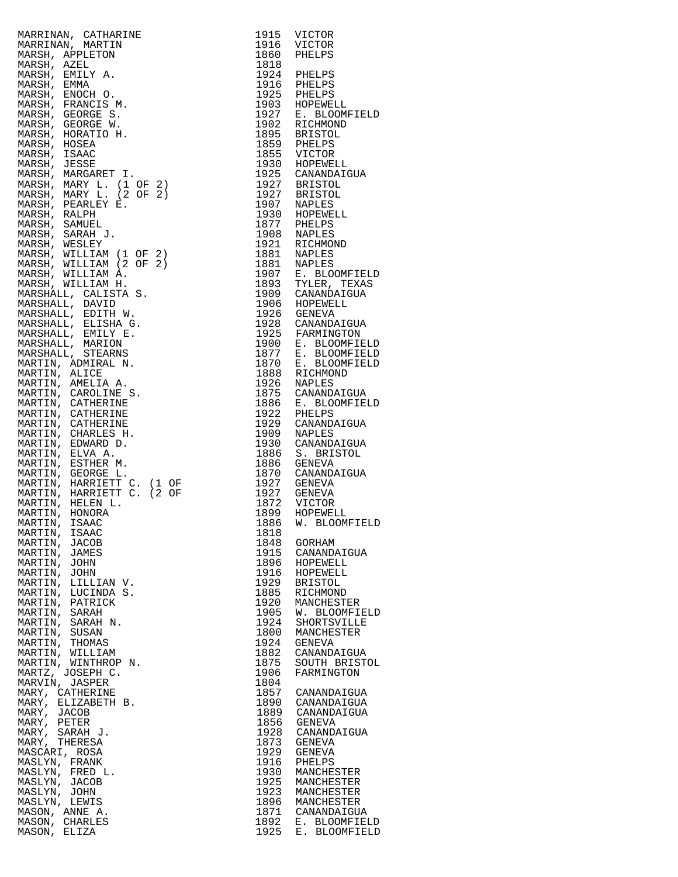| | | |
|---|---|---|
| MARRINAN, CATHARINE | 1915 | VICTOR |
| MARRINAN, MARTIN | 1916 | VICTOR |
| MARSH, APPLETON | 1860 | PHELPS |
| MARSH, AZEL | 1818 | |
| MARSH, EMILY A. | 1924 | PHELPS |
| MARSH, EMMA | 1916 | PHELPS |
| MARSH, ENOCH O. | 1925 | PHELPS |
| MARSH, FRANCIS M. | 1903 | HOPEWELL |
| MARSH, GEORGE S. | 1927 | E. BLOOMFIELD |
| MARSH, GEORGE W. | 1902 | RICHMOND |
| MARSH, HORATIO H. | 1895 | BRISTOL |
| MARSH, HOSEA | 1859 | PHELPS |
| MARSH, ISAAC | 1855 | VICTOR |
| MARSH, JESSE | 1930 | HOPEWELL |
| MARSH, MARGARET I. | 1925 | CANANDAIGUA |
| MARSH, MARY L. (1 OF 2) | 1927 | BRISTOL |
| MARSH, MARY L. (2 OF 2) | 1927 | BRISTOL |
| MARSH, PEARLEY E. | 1907 | NAPLES |
| MARSH, RALPH | 1930 | HOPEWELL |
| MARSH, SAMUEL | 1877 | PHELPS |
| MARSH, SARAH J. | 1908 | NAPLES |
| MARSH, WESLEY | 1921 | RICHMOND |
| MARSH, WILLIAM (1 OF 2) | 1881 | NAPLES |
| MARSH, WILLIAM (2 OF 2) | 1881 | NAPLES |
| MARSH, WILLIAM A. | 1907 | E. BLOOMFIELD |
| MARSH, WILLIAM H. | 1893 | TYLER, TEXAS |
| MARSHALL, CALISTA S. | 1909 | CANANDAIGUA |
| MARSHALL, DAVID | 1906 | HOPEWELL |
| MARSHALL, EDITH W. | 1926 | GENEVA |
| MARSHALL, ELISHA G. | 1928 | CANANDAIGUA |
| MARSHALL, EMILY E. | 1925 | FARMINGTON |
| MARSHALL, MARION | 1900 | E. BLOOMFIELD |
| MARSHALL, STEARNS | 1877 | E. BLOOMFIELD |
| MARTIN, ADMIRAL N. | 1870 | E. BLOOMFIELD |
| MARTIN, ALICE | 1888 | RICHMOND |
| MARTIN, AMELIA A. | 1926 | NAPLES |
| MARTIN, CAROLINE S. | 1875 | CANANDAIGUA |
| MARTIN, CATHERINE | 1886 | E. BLOOMFIELD |
| MARTIN, CATHERINE | 1922 | PHELPS |
| MARTIN, CATHERINE | 1929 | CANANDAIGUA |
| MARTIN, CHARLES H. | 1909 | NAPLES |
| MARTIN, EDWARD D. | 1930 | CANANDAIGUA |
| MARTIN, ELVA A. | 1886 | S. BRISTOL |
| MARTIN, ESTHER M. | 1886 | GENEVA |
| MARTIN, GEORGE L. | 1870 | CANANDAIGUA |
| MARTIN, HARRIETT C. (1 OF | 1927 | GENEVA |
| MARTIN, HARRIETT C. (2 OF | 1927 | GENEVA |
| MARTIN, HELEN L. | 1872 | VICTOR |
| MARTIN, HONORA | 1899 | HOPEWELL |
| MARTIN, ISAAC | 1886 | W. BLOOMFIELD |
| MARTIN, ISAAC | 1818 | |
| MARTIN, JACOB | 1848 | GORHAM |
| MARTIN, JAMES | 1915 | CANANDAIGUA |
| MARTIN, JOHN | 1896 | HOPEWELL |
| MARTIN, JOHN | 1916 | HOPEWELL |
| MARTIN, LILLIAN V. | 1929 | BRISTOL |
| MARTIN, LUCINDA S. | 1885 | RICHMOND |
| MARTIN, PATRICK | 1920 | MANCHESTER |
| MARTIN, SARAH | 1905 | W. BLOOMFIELD |
| MARTIN, SARAH N. | 1924 | SHORTSVILLE |
| MARTIN, SUSAN | 1800 | MANCHESTER |
| MARTIN, THOMAS | 1924 | GENEVA |
| MARTIN, WILLIAM | 1882 | CANANDAIGUA |
| MARTIN, WINTHROP N. | 1875 | SOUTH BRISTOL |
| MARTZ, JOSEPH C. | 1906 | FARMINGTON |
| MARVIN, JASPER | 1804 | |
| MARY, CATHERINE | 1857 | CANANDAIGUA |
| MARY, ELIZABETH B. | 1890 | CANANDAIGUA |
| MARY, JACOB | 1889 | CANANDAIGUA |
| MARY, PETER | 1856 | GENEVA |
| MARY, SARAH J. | 1928 | CANANDAIGUA |
| MARY, THERESA | 1873 | GENEVA |
| MASCARI, ROSA | 1929 | GENEVA |
| MASLYN, FRANK | 1916 | PHELPS |
| MASLYN, FRED L. | 1930 | MANCHESTER |
| MASLYN, JACOB | 1925 | MANCHESTER |
| MASLYN, JOHN | 1923 | MANCHESTER |
| MASLYN, LEWIS | 1896 | MANCHESTER |
| MASON, ANNE A. | 1871 | CANANDAIGUA |
| MASON, CHARLES | 1892 | E. BLOOMFIELD |
| MASON, ELIZA | 1925 | E. BLOOMFIELD |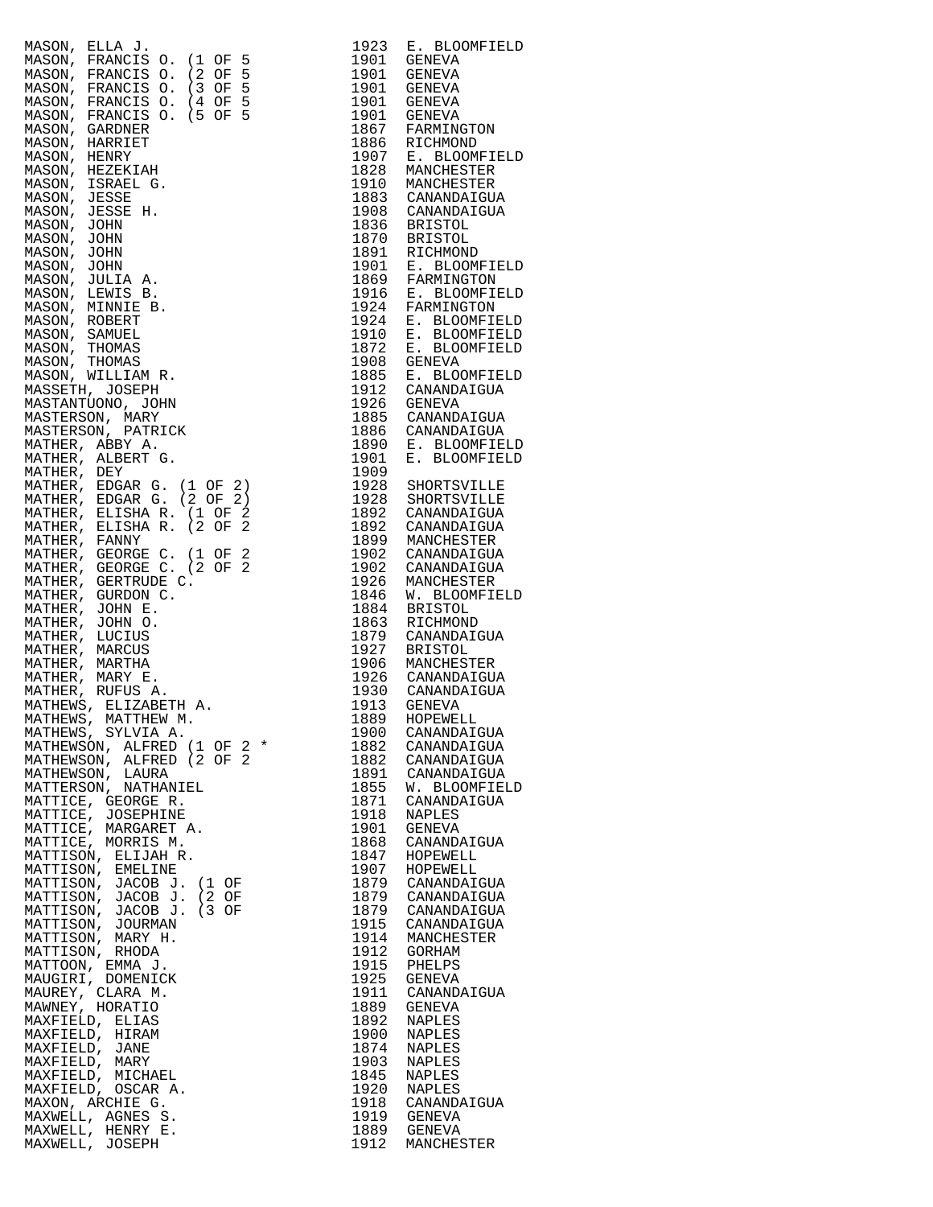| | | |
|---|---|---|
| MASON, ELLA J. | 1923 | E. BLOOMFIELD |
| MASON, FRANCIS O. (1 OF 5 | 1901 | GENEVA |
| MASON, FRANCIS O. (2 OF 5 | 1901 | GENEVA |
| MASON, FRANCIS O. (3 OF 5 | 1901 | GENEVA |
| MASON, FRANCIS O. (4 OF 5 | 1901 | GENEVA |
| MASON, FRANCIS O. (5 OF 5 | 1901 | GENEVA |
| MASON, GARDNER | 1867 | FARMINGTON |
| MASON, HARRIET | 1886 | RICHMOND |
| MASON, HENRY | 1907 | E. BLOOMFIELD |
| MASON, HEZEKIAH | 1828 | MANCHESTER |
| MASON, ISRAEL G. | 1910 | MANCHESTER |
| MASON, JESSE | 1883 | CANANDAIGUA |
| MASON, JESSE H. | 1908 | CANANDAIGUA |
| MASON, JOHN | 1836 | BRISTOL |
| MASON, JOHN | 1870 | BRISTOL |
| MASON, JOHN | 1891 | RICHMOND |
| MASON, JOHN | 1901 | E. BLOOMFIELD |
| MASON, JULIA A. | 1869 | FARMINGTON |
| MASON, LEWIS B. | 1916 | E. BLOOMFIELD |
| MASON, MINNIE B. | 1924 | FARMINGTON |
| MASON, ROBERT | 1924 | E. BLOOMFIELD |
| MASON, SAMUEL | 1910 | E. BLOOMFIELD |
| MASON, THOMAS | 1872 | E. BLOOMFIELD |
| MASON, THOMAS | 1908 | GENEVA |
| MASON, WILLIAM R. | 1885 | E. BLOOMFIELD |
| MASSETH, JOSEPH | 1912 | CANANDAIGUA |
| MASTANTUONO, JOHN | 1926 | GENEVA |
| MASTERSON, MARY | 1885 | CANANDAIGUA |
| MASTERSON, PATRICK | 1886 | CANANDAIGUA |
| MATHER, ABBY A. | 1890 | E. BLOOMFIELD |
| MATHER, ALBERT G. | 1901 | E. BLOOMFIELD |
| MATHER, DEY | 1909 | |
| MATHER, EDGAR G. (1 OF 2) | 1928 | SHORTSVILLE |
| MATHER, EDGAR G. (2 OF 2) | 1928 | SHORTSVILLE |
| MATHER, ELISHA R. (1 OF 2 | 1892 | CANANDAIGUA |
| MATHER, ELISHA R. (2 OF 2 | 1892 | CANANDAIGUA |
| MATHER, FANNY | 1899 | MANCHESTER |
| MATHER, GEORGE C. (1 OF 2 | 1902 | CANANDAIGUA |
| MATHER, GEORGE C. (2 OF 2 | 1902 | CANANDAIGUA |
| MATHER, GERTRUDE C. | 1926 | MANCHESTER |
| MATHER, GURDON C. | 1846 | W. BLOOMFIELD |
| MATHER, JOHN E. | 1884 | BRISTOL |
| MATHER, JOHN O. | 1863 | RICHMOND |
| MATHER, LUCIUS | 1879 | CANANDAIGUA |
| MATHER, MARCUS | 1927 | BRISTOL |
| MATHER, MARTHA | 1906 | MANCHESTER |
| MATHER, MARY E. | 1926 | CANANDAIGUA |
| MATHER, RUFUS A. | 1930 | CANANDAIGUA |
| MATHEWS, ELIZABETH A. | 1913 | GENEVA |
| MATHEWS, MATTHEW M. | 1889 | HOPEWELL |
| MATHEWS, SYLVIA A. | 1900 | CANANDAIGUA |
| MATHEWSON, ALFRED (1 OF 2 * | 1882 | CANANDAIGUA |
| MATHEWSON, ALFRED (2 OF 2 | 1882 | CANANDAIGUA |
| MATHEWSON, LAURA | 1891 | CANANDAIGUA |
| MATTERSON, NATHANIEL | 1855 | W. BLOOMFIELD |
| MATTICE, GEORGE R. | 1871 | CANANDAIGUA |
| MATTICE, JOSEPHINE | 1918 | NAPLES |
| MATTICE, MARGARET A. | 1901 | GENEVA |
| MATTICE, MORRIS M. | 1868 | CANANDAIGUA |
| MATTISON, ELIJAH R. | 1847 | HOPEWELL |
| MATTISON, EMELINE | 1907 | HOPEWELL |
| MATTISON, JACOB J. (1 OF | 1879 | CANANDAIGUA |
| MATTISON, JACOB J. (2 OF | 1879 | CANANDAIGUA |
| MATTISON, JACOB J. (3 OF | 1879 | CANANDAIGUA |
| MATTISON, JOURMAN | 1915 | CANANDAIGUA |
| MATTISON, MARY H. | 1914 | MANCHESTER |
| MATTISON, RHODA | 1912 | GORHAM |
| MATTOON, EMMA J. | 1915 | PHELPS |
| MAUGIRI, DOMENICK | 1925 | GENEVA |
| MAUREY, CLARA M. | 1911 | CANANDAIGUA |
| MAWNEY, HORATIO | 1889 | GENEVA |
| MAXFIELD, ELIAS | 1892 | NAPLES |
| MAXFIELD, HIRAM | 1900 | NAPLES |
| MAXFIELD, JANE | 1874 | NAPLES |
| MAXFIELD, MARY | 1903 | NAPLES |
| MAXFIELD, MICHAEL | 1845 | NAPLES |
| MAXFIELD, OSCAR A. | 1920 | NAPLES |
| MAXON, ARCHIE G. | 1918 | CANANDAIGUA |
| MAXWELL, AGNES S. | 1919 | GENEVA |
| MAXWELL, HENRY E. | 1889 | GENEVA |
| MAXWELL, JOSEPH | 1912 | MANCHESTER |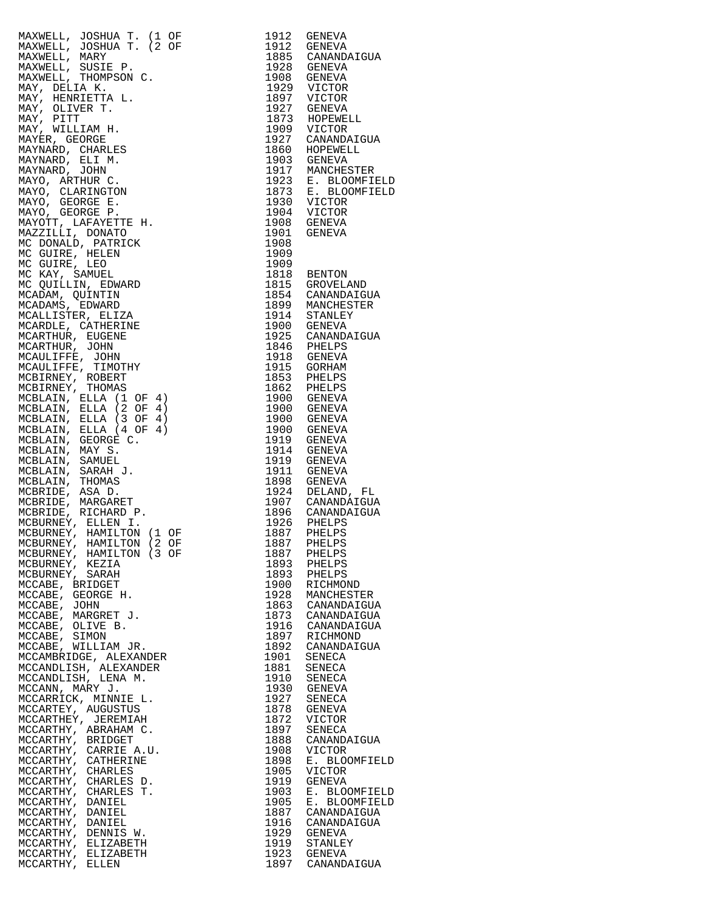| Name | Year | Place |
|---|---|---|
| MAXWELL, JOSHUA T. (1 OF | 1912 | GENEVA |
| MAXWELL, JOSHUA T. (2 OF | 1912 | GENEVA |
| MAXWELL, MARY | 1885 | CANANDAIGUA |
| MAXWELL, SUSIE P. | 1928 | GENEVA |
| MAXWELL, THOMPSON C. | 1908 | GENEVA |
| MAY, DELIA K. | 1929 | VICTOR |
| MAY, HENRIETTA L. | 1897 | VICTOR |
| MAY, OLIVER T. | 1927 | GENEVA |
| MAY, PITT | 1873 | HOPEWELL |
| MAY, WILLIAM H. | 1909 | VICTOR |
| MAYER, GEORGE | 1927 | CANANDAIGUA |
| MAYNARD, CHARLES | 1860 | HOPEWELL |
| MAYNARD, ELI M. | 1903 | GENEVA |
| MAYNARD, JOHN | 1917 | MANCHESTER |
| MAYO, ARTHUR C. | 1923 | E. BLOOMFIELD |
| MAYO, CLARINGTON | 1873 | E. BLOOMFIELD |
| MAYO, GEORGE E. | 1930 | VICTOR |
| MAYO, GEORGE P. | 1904 | VICTOR |
| MAYOTT, LAFAYETTE H. | 1908 | GENEVA |
| MAZZILLI, DONATO | 1901 | GENEVA |
| MC DONALD, PATRICK | 1908 | |
| MC GUIRE, HELEN | 1909 | |
| MC GUIRE, LEO | 1909 | |
| MC KAY, SAMUEL | 1818 | BENTON |
| MC QUILLIN, EDWARD | 1815 | GROVELAND |
| MCADAM, QUINTIN | 1854 | CANANDAIGUA |
| MCADAMS, EDWARD | 1899 | MANCHESTER |
| MCALLISTER, ELIZA | 1914 | STANLEY |
| MCARDLE, CATHERINE | 1900 | GENEVA |
| MCARTHUR, EUGENE | 1925 | CANANDAIGUA |
| MCARTHUR, JOHN | 1846 | PHELPS |
| MCAULIFFE, JOHN | 1918 | GENEVA |
| MCAULIFFE, TIMOTHY | 1915 | GORHAM |
| MCBIRNEY, ROBERT | 1853 | PHELPS |
| MCBIRNEY, THOMAS | 1862 | PHELPS |
| MCBLAIN, ELLA (1 OF 4) | 1900 | GENEVA |
| MCBLAIN, ELLA (2 OF 4) | 1900 | GENEVA |
| MCBLAIN, ELLA (3 OF 4) | 1900 | GENEVA |
| MCBLAIN, ELLA (4 OF 4) | 1900 | GENEVA |
| MCBLAIN, GEORGE C. | 1919 | GENEVA |
| MCBLAIN, MAY S. | 1914 | GENEVA |
| MCBLAIN, SAMUEL | 1919 | GENEVA |
| MCBLAIN, SARAH J. | 1911 | GENEVA |
| MCBLAIN, THOMAS | 1898 | GENEVA |
| MCBRIDE, ASA D. | 1924 | DELAND, FL |
| MCBRIDE, MARGARET | 1907 | CANANDAIGUA |
| MCBRIDE, RICHARD P. | 1896 | CANANDAIGUA |
| MCBURNEY, ELLEN I. | 1926 | PHELPS |
| MCBURNEY, HAMILTON (1 OF | 1887 | PHELPS |
| MCBURNEY, HAMILTON (2 OF | 1887 | PHELPS |
| MCBURNEY, HAMILTON (3 OF | 1887 | PHELPS |
| MCBURNEY, KEZIA | 1893 | PHELPS |
| MCBURNEY, SARAH | 1893 | PHELPS |
| MCCABE, BRIDGET | 1900 | RICHMOND |
| MCCABE, GEORGE H. | 1928 | MANCHESTER |
| MCCABE, JOHN | 1863 | CANANDAIGUA |
| MCCABE, MARGRET J. | 1873 | CANANDAIGUA |
| MCCABE, OLIVE B. | 1916 | CANANDAIGUA |
| MCCABE, SIMON | 1897 | RICHMOND |
| MCCABE, WILLIAM JR. | 1892 | CANANDAIGUA |
| MCCAMBRIDGE, ALEXANDER | 1901 | SENECA |
| MCCANDLISH, ALEXANDER | 1881 | SENECA |
| MCCANDLISH, LENA M. | 1910 | SENECA |
| MCCANN, MARY J. | 1930 | GENEVA |
| MCCARRICK, MINNIE L. | 1927 | SENECA |
| MCCARTEY, AUGUSTUS | 1878 | GENEVA |
| MCCARTHEY, JEREMIAH | 1872 | VICTOR |
| MCCARTHY, ABRAHAM C. | 1897 | SENECA |
| MCCARTHY, BRIDGET | 1888 | CANANDAIGUA |
| MCCARTHY, CARRIE A.U. | 1908 | VICTOR |
| MCCARTHY, CATHERINE | 1898 | E. BLOOMFIELD |
| MCCARTHY, CHARLES | 1905 | VICTOR |
| MCCARTHY, CHARLES D. | 1919 | GENEVA |
| MCCARTHY, CHARLES T. | 1903 | E. BLOOMFIELD |
| MCCARTHY, DANIEL | 1905 | E. BLOOMFIELD |
| MCCARTHY, DANIEL | 1887 | CANANDAIGUA |
| MCCARTHY, DANIEL | 1916 | CANANDAIGUA |
| MCCARTHY, DENNIS W. | 1929 | GENEVA |
| MCCARTHY, ELIZABETH | 1919 | STANLEY |
| MCCARTHY, ELIZABETH | 1923 | GENEVA |
| MCCARTHY, ELLEN | 1897 | CANANDAIGUA |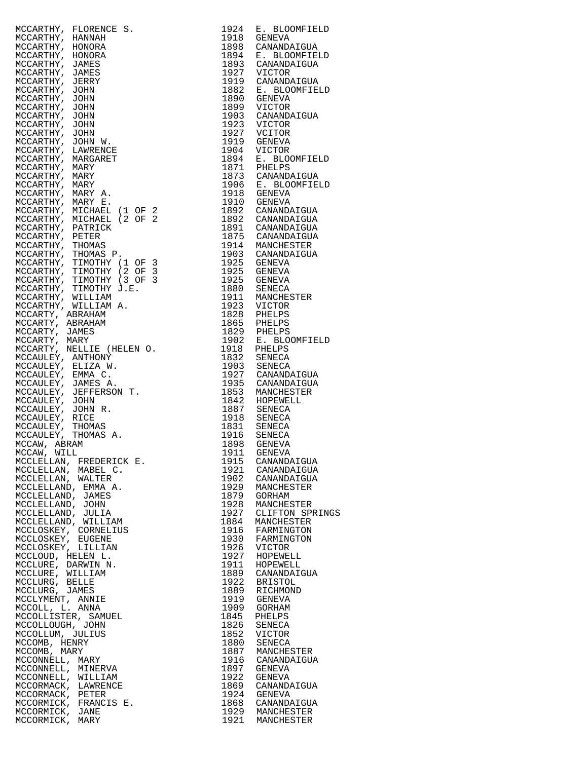| | | |
|---|---|---|
| MCCARTHY, FLORENCE S. | 1924 | E. BLOOMFIELD |
| MCCARTHY, HANNAH | 1918 | GENEVA |
| MCCARTHY, HONORA | 1898 | CANANDAIGUA |
| MCCARTHY, HONORA | 1894 | E. BLOOMFIELD |
| MCCARTHY, JAMES | 1893 | CANANDAIGUA |
| MCCARTHY, JAMES | 1927 | VICTOR |
| MCCARTHY, JERRY | 1919 | CANANDAIGUA |
| MCCARTHY, JOHN | 1882 | E. BLOOMFIELD |
| MCCARTHY, JOHN | 1890 | GENEVA |
| MCCARTHY, JOHN | 1899 | VICTOR |
| MCCARTHY, JOHN | 1903 | CANANDAIGUA |
| MCCARTHY, JOHN | 1923 | VICTOR |
| MCCARTHY, JOHN | 1927 | VCITOR |
| MCCARTHY, JOHN W. | 1919 | GENEVA |
| MCCARTHY, LAWRENCE | 1904 | VICTOR |
| MCCARTHY, MARGARET | 1894 | E. BLOOMFIELD |
| MCCARTHY, MARY | 1871 | PHELPS |
| MCCARTHY, MARY | 1873 | CANANDAIGUA |
| MCCARTHY, MARY | 1906 | E. BLOOMFIELD |
| MCCARTHY, MARY A. | 1918 | GENEVA |
| MCCARTHY, MARY E. | 1910 | GENEVA |
| MCCARTHY, MICHAEL (1 OF 2 | 1892 | CANANDAIGUA |
| MCCARTHY, MICHAEL (2 OF 2 | 1892 | CANANDAIGUA |
| MCCARTHY, PATRICK | 1891 | CANANDAIGUA |
| MCCARTHY, PETER | 1875 | CANANDAIGUA |
| MCCARTHY, THOMAS | 1914 | MANCHESTER |
| MCCARTHY, THOMAS P. | 1903 | CANANDAIGUA |
| MCCARTHY, TIMOTHY (1 OF 3 | 1925 | GENEVA |
| MCCARTHY, TIMOTHY (2 OF 3 | 1925 | GENEVA |
| MCCARTHY, TIMOTHY (3 OF 3 | 1925 | GENEVA |
| MCCARTHY, TIMOTHY J.E. | 1880 | SENECA |
| MCCARTHY, WILLIAM | 1911 | MANCHESTER |
| MCCARTHY, WILLIAM A. | 1923 | VICTOR |
| MCCARTY, ABRAHAM | 1828 | PHELPS |
| MCCARTY, ABRAHAM | 1865 | PHELPS |
| MCCARTY, JAMES | 1829 | PHELPS |
| MCCARTY, MARY | 1902 | E. BLOOMFIELD |
| MCCARTY, NELLIE (HELEN O. | 1918 | PHELPS |
| MCCAULEY, ANTHONY | 1832 | SENECA |
| MCCAULEY, ELIZA W. | 1903 | SENECA |
| MCCAULEY, EMMA C. | 1927 | CANANDAIGUA |
| MCCAULEY, JAMES A. | 1935 | CANANDAIGUA |
| MCCAULEY, JEFFERSON T. | 1853 | MANCHESTER |
| MCCAULEY, JOHN | 1842 | HOPEWELL |
| MCCAULEY, JOHN R. | 1887 | SENECA |
| MCCAULEY, RICE | 1918 | SENECA |
| MCCAULEY, THOMAS | 1831 | SENECA |
| MCCAULEY, THOMAS A. | 1916 | SENECA |
| MCCAW, ABRAM | 1898 | GENEVA |
| MCCAW, WILL | 1911 | GENEVA |
| MCCLELLAN, FREDERICK E. | 1915 | CANANDAIGUA |
| MCCLELLAN, MABEL C. | 1921 | CANANDAIGUA |
| MCCLELLAN, WALTER | 1902 | CANANDAIGUA |
| MCCLELLAND, EMMA A. | 1929 | MANCHESTER |
| MCCLELLAND, JAMES | 1879 | GORHAM |
| MCCLELLAND, JOHN | 1928 | MANCHESTER |
| MCCLELLAND, JULIA | 1927 | CLIFTON SPRINGS |
| MCCLELLAND, WILLIAM | 1884 | MANCHESTER |
| MCCLOSKEY, CORNELIUS | 1916 | FARMINGTON |
| MCCLOSKEY, EUGENE | 1930 | FARMINGTON |
| MCCLOSKEY, LILLIAN | 1926 | VICTOR |
| MCCLOUD, HELEN L. | 1927 | HOPEWELL |
| MCCLURE, DARWIN N. | 1911 | HOPEWELL |
| MCCLURE, WILLIAM | 1889 | CANANDAIGUA |
| MCCLURG, BELLE | 1922 | BRISTOL |
| MCCLURG, JAMES | 1889 | RICHMOND |
| MCCLYMENT, ANNIE | 1919 | GENEVA |
| MCCOLL, L. ANNA | 1909 | GORHAM |
| MCCOLLISTER, SAMUEL | 1845 | PHELPS |
| MCCOLLOUGH, JOHN | 1826 | SENECA |
| MCCOLLUM, JULIUS | 1852 | VICTOR |
| MCCOMB, HENRY | 1880 | SENECA |
| MCCOMB, MARY | 1887 | MANCHESTER |
| MCCONNELL, MARY | 1916 | CANANDAIGUA |
| MCCONNELL, MINERVA | 1897 | GENEVA |
| MCCONNELL, WILLIAM | 1922 | GENEVA |
| MCCORMACK, LAWRENCE | 1869 | CANANDAIGUA |
| MCCORMACK, PETER | 1924 | GENEVA |
| MCCORMICK, FRANCIS E. | 1868 | CANANDAIGUA |
| MCCORMICK, JANE | 1929 | MANCHESTER |
| MCCORMICK, MARY | 1921 | MANCHESTER |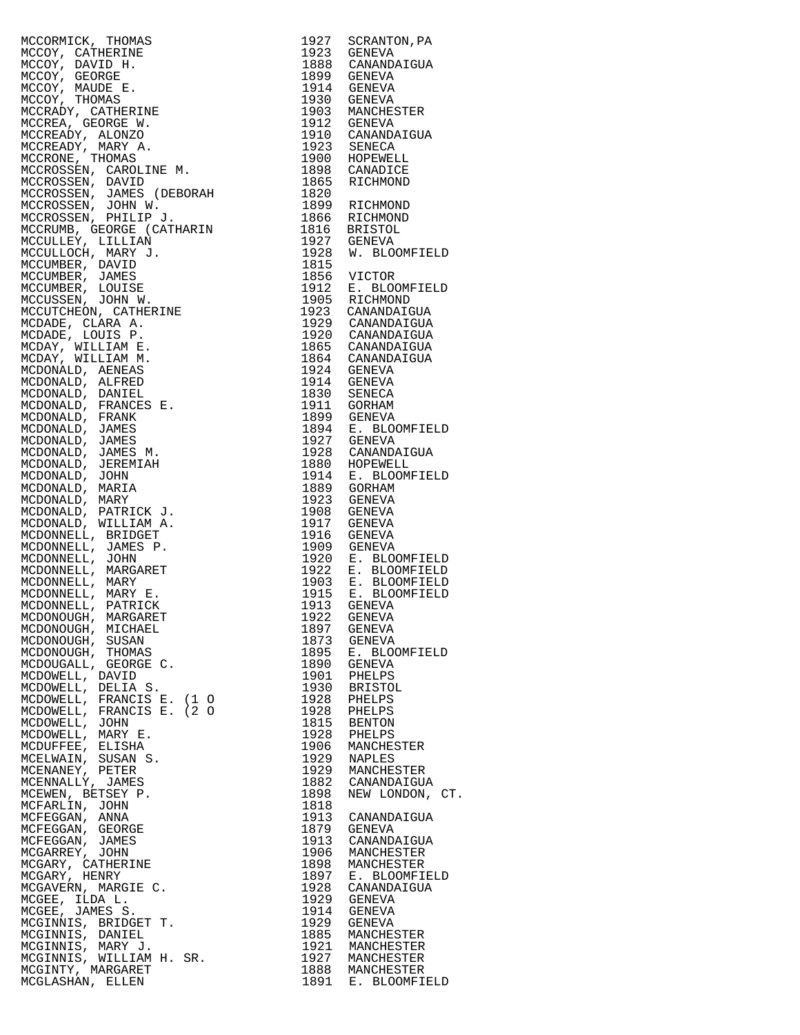| Name | Year | Place |
|---|---|---|
| MCCORMICK, THOMAS | 1927 | SCRANTON,PA |
| MCCOY, CATHERINE | 1923 | GENEVA |
| MCCOY, DAVID H. | 1888 | CANANDAIGUA |
| MCCOY, GEORGE | 1899 | GENEVA |
| MCCOY, MAUDE E. | 1914 | GENEVA |
| MCCOY, THOMAS | 1930 | GENEVA |
| MCCRADY, CATHERINE | 1903 | MANCHESTER |
| MCCREA, GEORGE W. | 1912 | GENEVA |
| MCCREADY, ALONZO | 1910 | CANANDAIGUA |
| MCCREADY, MARY A. | 1923 | SENECA |
| MCCRONE, THOMAS | 1900 | HOPEWELL |
| MCCROSSEN, CAROLINE M. | 1898 | CANADICE |
| MCCROSSEN, DAVID | 1865 | RICHMOND |
| MCCROSSEN, JAMES (DEBORAH | 1820 | |
| MCCROSSEN, JOHN W. | 1899 | RICHMOND |
| MCCROSSEN, PHILIP J. | 1866 | RICHMOND |
| MCCRUMB, GEORGE (CATHARIN | 1816 | BRISTOL |
| MCCULLEY, LILLIAN | 1927 | GENEVA |
| MCCULLOCH, MARY J. | 1928 | W. BLOOMFIELD |
| MCCUMBER, DAVID | 1815 | |
| MCCUMBER, JAMES | 1856 | VICTOR |
| MCCUMBER, LOUISE | 1912 | E. BLOOMFIELD |
| MCCUSSEN, JOHN W. | 1905 | RICHMOND |
| MCCUTCHEON, CATHERINE | 1923 | CANANDAIGUA |
| MCDADE, CLARA A. | 1929 | CANANDAIGUA |
| MCDADE, LOUIS P. | 1920 | CANANDAIGUA |
| MCDAY, WILLIAM E. | 1865 | CANANDAIGUA |
| MCDAY, WILLIAM M. | 1864 | CANANDAIGUA |
| MCDONALD, AENEAS | 1924 | GENEVA |
| MCDONALD, ALFRED | 1914 | GENEVA |
| MCDONALD, DANIEL | 1830 | SENECA |
| MCDONALD, FRANCES E. | 1911 | GORHAM |
| MCDONALD, FRANK | 1899 | GENEVA |
| MCDONALD, JAMES | 1894 | E. BLOOMFIELD |
| MCDONALD, JAMES | 1927 | GENEVA |
| MCDONALD, JAMES M. | 1928 | CANANDAIGUA |
| MCDONALD, JEREMIAH | 1880 | HOPEWELL |
| MCDONALD, JOHN | 1914 | E. BLOOMFIELD |
| MCDONALD, MARIA | 1889 | GORHAM |
| MCDONALD, MARY | 1923 | GENEVA |
| MCDONALD, PATRICK J. | 1908 | GENEVA |
| MCDONALD, WILLIAM A. | 1917 | GENEVA |
| MCDONNELL, BRIDGET | 1916 | GENEVA |
| MCDONNELL, JAMES P. | 1909 | GENEVA |
| MCDONNELL, JOHN | 1920 | E. BLOOMFIELD |
| MCDONNELL, MARGARET | 1922 | E. BLOOMFIELD |
| MCDONNELL, MARY | 1903 | E. BLOOMFIELD |
| MCDONNELL, MARY E. | 1915 | E. BLOOMFIELD |
| MCDONNELL, PATRICK | 1913 | GENEVA |
| MCDONOUGH, MARGARET | 1922 | GENEVA |
| MCDONOUGH, MICHAEL | 1897 | GENEVA |
| MCDONOUGH, SUSAN | 1873 | GENEVA |
| MCDONOUGH, THOMAS | 1895 | E. BLOOMFIELD |
| MCDOUGALL, GEORGE C. | 1890 | GENEVA |
| MCDOWELL, DAVID | 1901 | PHELPS |
| MCDOWELL, DELIA S. | 1930 | BRISTOL |
| MCDOWELL, FRANCIS E. (1 O | 1928 | PHELPS |
| MCDOWELL, FRANCIS E. (2 O | 1928 | PHELPS |
| MCDOWELL, JOHN | 1815 | BENTON |
| MCDOWELL, MARY E. | 1928 | PHELPS |
| MCDUFFEE, ELISHA | 1906 | MANCHESTER |
| MCELWAIN, SUSAN S. | 1929 | NAPLES |
| MCENANEY, PETER | 1929 | MANCHESTER |
| MCENNALLY, JAMES | 1882 | CANANDAIGUA |
| MCEWEN, BETSEY P. | 1898 | NEW LONDON, CT. |
| MCFARLIN, JOHN | 1818 | |
| MCFEGGAN, ANNA | 1913 | CANANDAIGUA |
| MCFEGGAN, GEORGE | 1879 | GENEVA |
| MCFEGGAN, JAMES | 1913 | CANANDAIGUA |
| MCGARREY, JOHN | 1906 | MANCHESTER |
| MCGARY, CATHERINE | 1898 | MANCHESTER |
| MCGARY, HENRY | 1897 | E. BLOOMFIELD |
| MCGAVERN, MARGIE C. | 1928 | CANANDAIGUA |
| MCGEE, ILDA L. | 1929 | GENEVA |
| MCGEE, JAMES S. | 1914 | GENEVA |
| MCGINNIS, BRIDGET T. | 1929 | GENEVA |
| MCGINNIS, DANIEL | 1885 | MANCHESTER |
| MCGINNIS, MARY J. | 1921 | MANCHESTER |
| MCGINNIS, WILLIAM H. SR. | 1927 | MANCHESTER |
| MCGINTY, MARGARET | 1888 | MANCHESTER |
| MCGLASHAN, ELLEN | 1891 | E. BLOOMFIELD |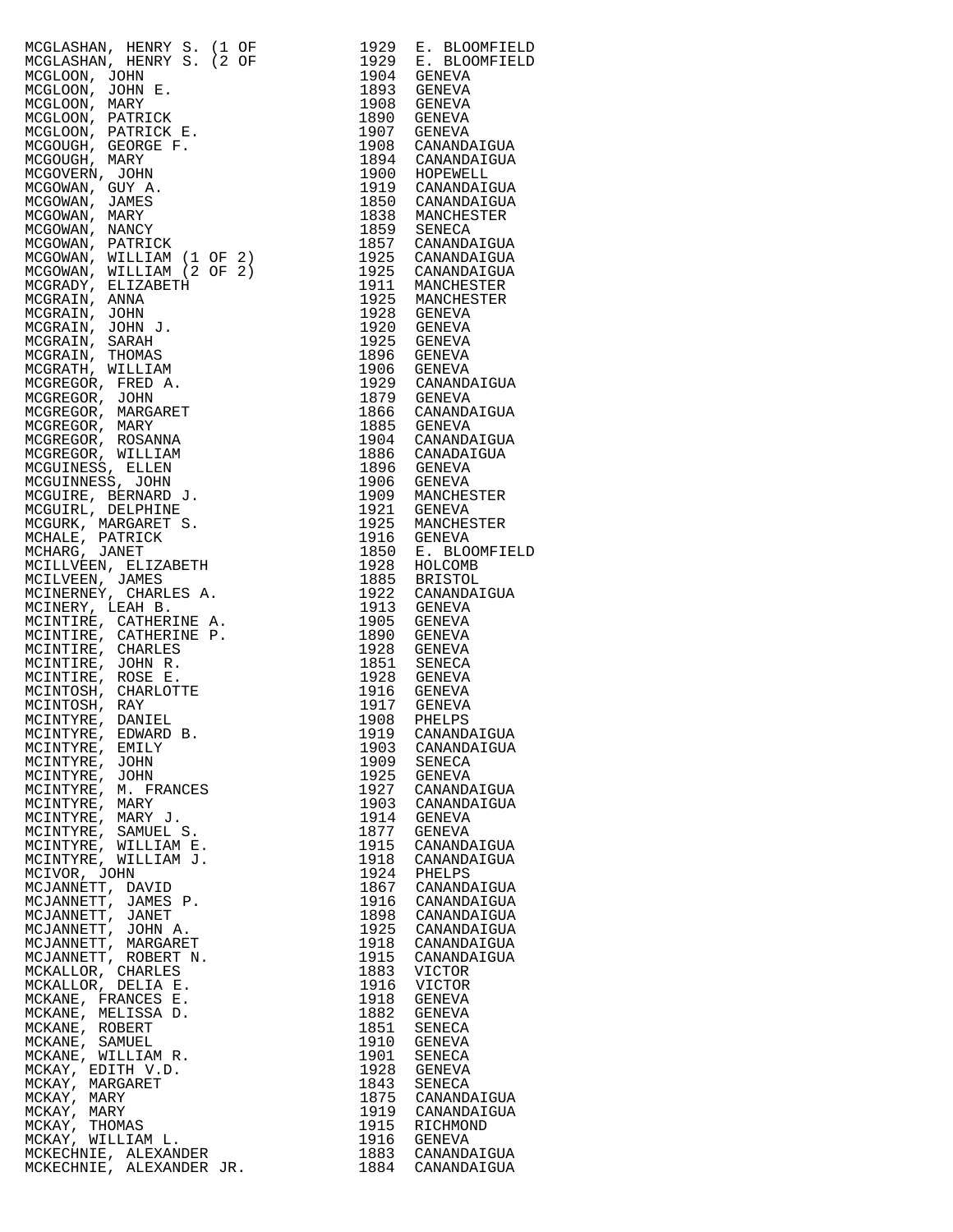| | | |
|---|---|---|
| MCGLASHAN, HENRY S. (1 OF | 1929 | E. BLOOMFIELD |
| MCGLASHAN, HENRY S. (2 OF | 1929 | E. BLOOMFIELD |
| MCGLOON, JOHN | 1904 | GENEVA |
| MCGLOON, JOHN E. | 1893 | GENEVA |
| MCGLOON, MARY | 1908 | GENEVA |
| MCGLOON, PATRICK | 1890 | GENEVA |
| MCGLOON, PATRICK E. | 1907 | GENEVA |
| MCGOUGH, GEORGE F. | 1908 | CANANDAIGUA |
| MCGOUGH, MARY | 1894 | CANANDAIGUA |
| MCGOVERN, JOHN | 1900 | HOPEWELL |
| MCGOWAN, GUY A. | 1919 | CANANDAIGUA |
| MCGOWAN, JAMES | 1850 | CANANDAIGUA |
| MCGOWAN, MARY | 1838 | MANCHESTER |
| MCGOWAN, NANCY | 1859 | SENECA |
| MCGOWAN, PATRICK | 1857 | CANANDAIGUA |
| MCGOWAN, WILLIAM (1 OF 2) | 1925 | CANANDAIGUA |
| MCGOWAN, WILLIAM (2 OF 2) | 1925 | CANANDAIGUA |
| MCGRADY, ELIZABETH | 1911 | MANCHESTER |
| MCGRAIN, ANNA | 1925 | MANCHESTER |
| MCGRAIN, JOHN | 1928 | GENEVA |
| MCGRAIN, JOHN J. | 1920 | GENEVA |
| MCGRAIN, SARAH | 1925 | GENEVA |
| MCGRAIN, THOMAS | 1896 | GENEVA |
| MCGRATH, WILLIAM | 1906 | GENEVA |
| MCGREGOR, FRED A. | 1929 | CANANDAIGUA |
| MCGREGOR, JOHN | 1879 | GENEVA |
| MCGREGOR, MARGARET | 1866 | CANANDAIGUA |
| MCGREGOR, MARY | 1885 | GENEVA |
| MCGREGOR, ROSANNA | 1904 | CANANDAIGUA |
| MCGREGOR, WILLIAM | 1886 | CANADAIGUA |
| MCGUINESS, ELLEN | 1896 | GENEVA |
| MCGUINNESS, JOHN | 1906 | GENEVA |
| MCGUIRE, BERNARD J. | 1909 | MANCHESTER |
| MCGUIRL, DELPHINE | 1921 | GENEVA |
| MCGURK, MARGARET S. | 1925 | MANCHESTER |
| MCHALE, PATRICK | 1916 | GENEVA |
| MCHARG, JANET | 1850 | E. BLOOMFIELD |
| MCILLVEEN, ELIZABETH | 1928 | HOLCOMB |
| MCILVEEN, JAMES | 1885 | BRISTOL |
| MCINERNEY, CHARLES A. | 1922 | CANANDAIGUA |
| MCINERY, LEAH B. | 1913 | GENEVA |
| MCINTIRE, CATHERINE A. | 1905 | GENEVA |
| MCINTIRE, CATHERINE P. | 1890 | GENEVA |
| MCINTIRE, CHARLES | 1928 | GENEVA |
| MCINTIRE, JOHN R. | 1851 | SENECA |
| MCINTIRE, ROSE E. | 1928 | GENEVA |
| MCINTOSH, CHARLOTTE | 1916 | GENEVA |
| MCINTOSH, RAY | 1917 | GENEVA |
| MCINTYRE, DANIEL | 1908 | PHELPS |
| MCINTYRE, EDWARD B. | 1919 | CANANDAIGUA |
| MCINTYRE, EMILY | 1903 | CANANDAIGUA |
| MCINTYRE, JOHN | 1909 | SENECA |
| MCINTYRE, JOHN | 1925 | GENEVA |
| MCINTYRE, M. FRANCES | 1927 | CANANDAIGUA |
| MCINTYRE, MARY | 1903 | CANANDAIGUA |
| MCINTYRE, MARY J. | 1914 | GENEVA |
| MCINTYRE, SAMUEL S. | 1877 | GENEVA |
| MCINTYRE, WILLIAM E. | 1915 | CANANDAIGUA |
| MCINTYRE, WILLIAM J. | 1918 | CANANDAIGUA |
| MCIVOR, JOHN | 1924 | PHELPS |
| MCJANNETT, DAVID | 1867 | CANANDAIGUA |
| MCJANNETT, JAMES P. | 1916 | CANANDAIGUA |
| MCJANNETT, JANET | 1898 | CANANDAIGUA |
| MCJANNETT, JOHN A. | 1925 | CANANDAIGUA |
| MCJANNETT, MARGARET | 1918 | CANANDAIGUA |
| MCJANNETT, ROBERT N. | 1915 | CANANDAIGUA |
| MCKALLOR, CHARLES | 1883 | VICTOR |
| MCKALLOR, DELIA E. | 1916 | VICTOR |
| MCKANE, FRANCES E. | 1918 | GENEVA |
| MCKANE, MELISSA D. | 1882 | GENEVA |
| MCKANE, ROBERT | 1851 | SENECA |
| MCKANE, SAMUEL | 1910 | GENEVA |
| MCKANE, WILLIAM R. | 1901 | SENECA |
| MCKAY, EDITH V.D. | 1928 | GENEVA |
| MCKAY, MARGARET | 1843 | SENECA |
| MCKAY, MARY | 1875 | CANANDAIGUA |
| MCKAY, MARY | 1919 | CANANDAIGUA |
| MCKAY, THOMAS | 1915 | RICHMOND |
| MCKAY, WILLIAM L. | 1916 | GENEVA |
| MCKECHNIE, ALEXANDER | 1883 | CANANDAIGUA |
| MCKECHNIE, ALEXANDER JR. | 1884 | CANANDAIGUA |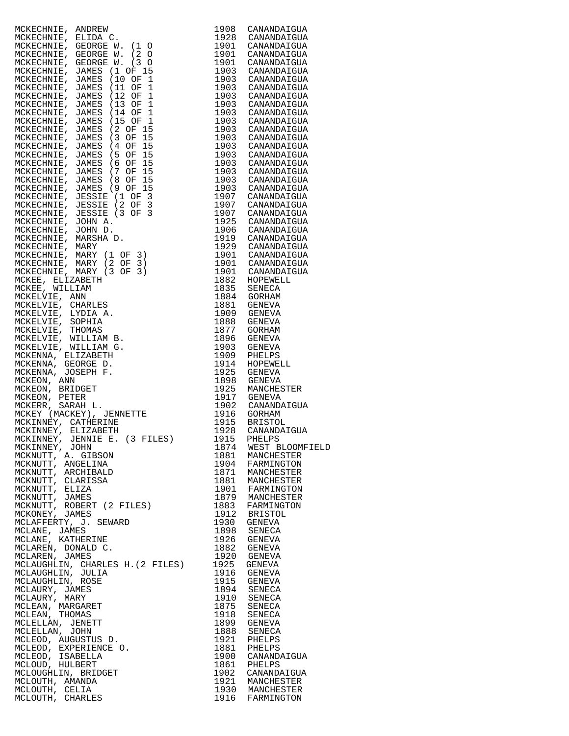| | | |
|---|---|---|
| MCKECHNIE, ANDREW | 1908 | CANANDAIGUA |
| MCKECHNIE, ELIDA C. | 1928 | CANANDAIGUA |
| MCKECHNIE, GEORGE W. (1 O | 1901 | CANANDAIGUA |
| MCKECHNIE, GEORGE W. (2 O | 1901 | CANANDAIGUA |
| MCKECHNIE, GEORGE W. (3 O | 1901 | CANANDAIGUA |
| MCKECHNIE, JAMES (1 OF 15 | 1903 | CANANDAIGUA |
| MCKECHNIE, JAMES (10 OF 1 | 1903 | CANANDAIGUA |
| MCKECHNIE, JAMES (11 OF 1 | 1903 | CANANDAIGUA |
| MCKECHNIE, JAMES (12 OF 1 | 1903 | CANANDAIGUA |
| MCKECHNIE, JAMES (13 OF 1 | 1903 | CANANDAIGUA |
| MCKECHNIE, JAMES (14 OF 1 | 1903 | CANANDAIGUA |
| MCKECHNIE, JAMES (15 OF 1 | 1903 | CANANDAIGUA |
| MCKECHNIE, JAMES (2 OF 15 | 1903 | CANANDAIGUA |
| MCKECHNIE, JAMES (3 OF 15 | 1903 | CANANDAIGUA |
| MCKECHNIE, JAMES (4 OF 15 | 1903 | CANANDAIGUA |
| MCKECHNIE, JAMES (5 OF 15 | 1903 | CANANDAIGUA |
| MCKECHNIE, JAMES (6 OF 15 | 1903 | CANANDAIGUA |
| MCKECHNIE, JAMES (7 OF 15 | 1903 | CANANDAIGUA |
| MCKECHNIE, JAMES (8 OF 15 | 1903 | CANANDAIGUA |
| MCKECHNIE, JAMES (9 OF 15 | 1903 | CANANDAIGUA |
| MCKECHNIE, JESSIE (1 OF 3 | 1907 | CANANDAIGUA |
| MCKECHNIE, JESSIE (2 OF 3 | 1907 | CANANDAIGUA |
| MCKECHNIE, JESSIE (3 OF 3 | 1907 | CANANDAIGUA |
| MCKECHNIE, JOHN A. | 1925 | CANANDAIGUA |
| MCKECHNIE, JOHN D. | 1906 | CANANDAIGUA |
| MCKECHNIE, MARSHA D. | 1919 | CANANDAIGUA |
| MCKECHNIE, MARY | 1929 | CANANDAIGUA |
| MCKECHNIE, MARY (1 OF 3) | 1901 | CANANDAIGUA |
| MCKECHNIE, MARY (2 OF 3) | 1901 | CANANDAIGUA |
| MCKECHNIE, MARY (3 OF 3) | 1901 | CANANDAIGUA |
| MCKEE, ELIZABETH | 1882 | HOPEWELL |
| MCKEE, WILLIAM | 1835 | SENECA |
| MCKELVIE, ANN | 1884 | GORHAM |
| MCKELVIE, CHARLES | 1881 | GENEVA |
| MCKELVIE, LYDIA A. | 1909 | GENEVA |
| MCKELVIE, SOPHIA | 1888 | GENEVA |
| MCKELVIE, THOMAS | 1877 | GORHAM |
| MCKELVIE, WILLIAM B. | 1896 | GENEVA |
| MCKELVIE, WILLIAM G. | 1903 | GENEVA |
| MCKENNA, ELIZABETH | 1909 | PHELPS |
| MCKENNA, GEORGE D. | 1914 | HOPEWELL |
| MCKENNA, JOSEPH F. | 1925 | GENEVA |
| MCKEON, ANN | 1898 | GENEVA |
| MCKEON, BRIDGET | 1925 | MANCHESTER |
| MCKEON, PETER | 1917 | GENEVA |
| MCKERR, SARAH L. | 1902 | CANANDAIGUA |
| MCKEY (MACKEY), JENNETTE | 1916 | GORHAM |
| MCKINNEY, CATHERINE | 1915 | BRISTOL |
| MCKINNEY, ELIZABETH | 1928 | CANANDAIGUA |
| MCKINNEY, JENNIE E. (3 FILES) | 1915 | PHELPS |
| MCKINNEY, JOHN | 1874 | WEST BLOOMFIELD |
| MCKNUTT, A. GIBSON | 1881 | MANCHESTER |
| MCKNUTT, ANGELINA | 1904 | FARMINGTON |
| MCKNUTT, ARCHIBALD | 1871 | MANCHESTER |
| MCKNUTT, CLARISSA | 1881 | MANCHESTER |
| MCKNUTT, ELIZA | 1901 | FARMINGTON |
| MCKNUTT, JAMES | 1879 | MANCHESTER |
| MCKNUTT, ROBERT (2 FILES) | 1883 | FARMINGTON |
| MCKONEY, JAMES | 1912 | BRISTOL |
| MCLAFFERTY, J. SEWARD | 1930 | GENEVA |
| MCLANE, JAMES | 1898 | SENECA |
| MCLANE, KATHERINE | 1926 | GENEVA |
| MCLAREN, DONALD C. | 1882 | GENEVA |
| MCLAREN, JAMES | 1920 | GENEVA |
| MCLAUGHLIN, CHARLES H.(2 FILES) | 1925 | GENEVA |
| MCLAUGHLIN, JULIA | 1916 | GENEVA |
| MCLAUGHLIN, ROSE | 1915 | GENEVA |
| MCLAURY, JAMES | 1894 | SENECA |
| MCLAURY, MARY | 1910 | SENECA |
| MCLEAN, MARGARET | 1875 | SENECA |
| MCLEAN, THOMAS | 1918 | SENECA |
| MCLELLAN, JENETT | 1899 | GENEVA |
| MCLELLAN, JOHN | 1888 | SENECA |
| MCLEOD, AUGUSTUS D. | 1921 | PHELPS |
| MCLEOD, EXPERIENCE O. | 1881 | PHELPS |
| MCLEOD, ISABELLA | 1900 | CANANDAIGUA |
| MCLOUD, HULBERT | 1861 | PHELPS |
| MCLOUGHLIN, BRIDGET | 1902 | CANANDAIGUA |
| MCLOUTH, AMANDA | 1921 | MANCHESTER |
| MCLOUTH, CELIA | 1930 | MANCHESTER |
| MCLOUTH, CHARLES | 1916 | FARMINGTON |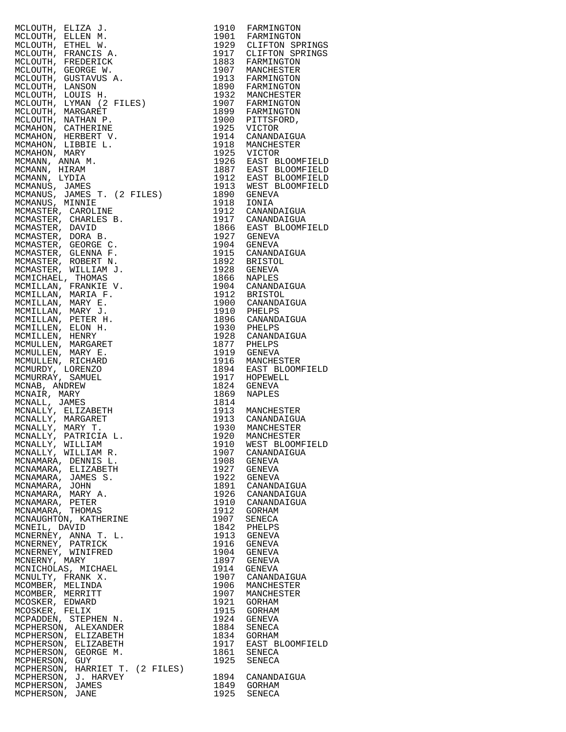| | | |
|---|---|---|
| MCLOUTH, ELIZA J. | 1910 | FARMINGTON |
| MCLOUTH, ELLEN M. | 1901 | FARMINGTON |
| MCLOUTH, ETHEL W. | 1929 | CLIFTON SPRINGS |
| MCLOUTH, FRANCIS A. | 1917 | CLIFTON SPRINGS |
| MCLOUTH, FREDERICK | 1883 | FARMINGTON |
| MCLOUTH, GEORGE W. | 1907 | MANCHESTER |
| MCLOUTH, GUSTAVUS A. | 1913 | FARMINGTON |
| MCLOUTH, LANSON | 1890 | FARMINGTON |
| MCLOUTH, LOUIS H. | 1932 | MANCHESTER |
| MCLOUTH, LYMAN (2 FILES) | 1907 | FARMINGTON |
| MCLOUTH, MARGARET | 1899 | FARMINGTON |
| MCLOUTH, NATHAN P. | 1900 | PITTSFORD, |
| MCMAHON, CATHERINE | 1925 | VICTOR |
| MCMAHON, HERBERT V. | 1914 | CANANDAIGUA |
| MCMAHON, LIBBIE L. | 1918 | MANCHESTER |
| MCMAHON, MARY | 1925 | VICTOR |
| MCMANN, ANNA M. | 1926 | EAST BLOOMFIELD |
| MCMANN, HIRAM | 1887 | EAST BLOOMFIELD |
| MCMANN, LYDIA | 1912 | EAST BLOOMFIELD |
| MCMANUS, JAMES | 1913 | WEST BLOOMFIELD |
| MCMANUS, JAMES T. (2 FILES) | 1890 | GENEVA |
| MCMANUS, MINNIE | 1918 | IONIA |
| MCMASTER, CAROLINE | 1912 | CANANDAIGUA |
| MCMASTER, CHARLES B. | 1917 | CANANDAIGUA |
| MCMASTER, DAVID | 1866 | EAST BLOOMFIELD |
| MCMASTER, DORA B. | 1927 | GENEVA |
| MCMASTER, GEORGE C. | 1904 | GENEVA |
| MCMASTER, GLENNA F. | 1915 | CANANDAIGUA |
| MCMASTER, ROBERT N. | 1892 | BRISTOL |
| MCMASTER, WILLIAM J. | 1928 | GENEVA |
| MCMICHAEL, THOMAS | 1866 | NAPLES |
| MCMILLAN, FRANKIE V. | 1904 | CANANDAIGUA |
| MCMILLAN, MARIA F. | 1912 | BRISTOL |
| MCMILLAN, MARY E. | 1900 | CANANDAIGUA |
| MCMILLAN, MARY J. | 1910 | PHELPS |
| MCMILLAN, PETER H. | 1896 | CANANDAIGUA |
| MCMILLEN, ELON H. | 1930 | PHELPS |
| MCMILLEN, HENRY | 1928 | CANANDAIGUA |
| MCMULLEN, MARGARET | 1877 | PHELPS |
| MCMULLEN, MARY E. | 1919 | GENEVA |
| MCMULLEN, RICHARD | 1916 | MANCHESTER |
| MCMURDY, LORENZO | 1894 | EAST BLOOMFIELD |
| MCMURRAY, SAMUEL | 1917 | HOPEWELL |
| MCNAB, ANDREW | 1824 | GENEVA |
| MCNAIR, MARY | 1869 | NAPLES |
| MCNALL, JAMES | 1814 | |
| MCNALLY, ELIZABETH | 1913 | MANCHESTER |
| MCNALLY, MARGARET | 1913 | CANANDAIGUA |
| MCNALLY, MARY T. | 1930 | MANCHESTER |
| MCNALLY, PATRICIA L. | 1920 | MANCHESTER |
| MCNALLY, WILLIAM | 1910 | WEST BLOOMFIELD |
| MCNALLY, WILLIAM R. | 1907 | CANANDAIGUA |
| MCNAMARA, DENNIS L. | 1908 | GENEVA |
| MCNAMARA, ELIZABETH | 1927 | GENEVA |
| MCNAMARA, JAMES S. | 1922 | GENEVA |
| MCNAMARA, JOHN | 1891 | CANANDAIGUA |
| MCNAMARA, MARY A. | 1926 | CANANDAIGUA |
| MCNAMARA, PETER | 1910 | CANANDAIGUA |
| MCNAMARA, THOMAS | 1912 | GORHAM |
| MCNAUGHTON, KATHERINE | 1907 | SENECA |
| MCNEIL, DAVID | 1842 | PHELPS |
| MCNERNEY, ANNA T. L. | 1913 | GENEVA |
| MCNERNEY, PATRICK | 1916 | GENEVA |
| MCNERNEY, WINIFRED | 1904 | GENEVA |
| MCNERNY, MARY | 1897 | GENEVA |
| MCNICHOLAS, MICHAEL | 1914 | GENEVA |
| MCNULTY, FRANK X. | 1907 | CANANDAIGUA |
| MCOMBER, MELINDA | 1906 | MANCHESTER |
| MCOMBER, MERRITT | 1907 | MANCHESTER |
| MCOSKER, EDWARD | 1921 | GORHAM |
| MCOSKER, FELIX | 1915 | GORHAM |
| MCPADDEN, STEPHEN N. | 1924 | GENEVA |
| MCPHERSON, ALEXANDER | 1884 | SENECA |
| MCPHERSON, ELIZABETH | 1834 | GORHAM |
| MCPHERSON, ELIZABETH | 1917 | EAST BLOOMFIELD |
| MCPHERSON, GEORGE M. | 1861 | SENECA |
| MCPHERSON, GUY | 1925 | SENECA |
| MCPHERSON, HARRIET T. (2 FILES) | | |
| MCPHERSON, J. HARVEY | 1894 | CANANDAIGUA |
| MCPHERSON, JAMES | 1849 | GORHAM |
| MCPHERSON, JANE | 1925 | SENECA |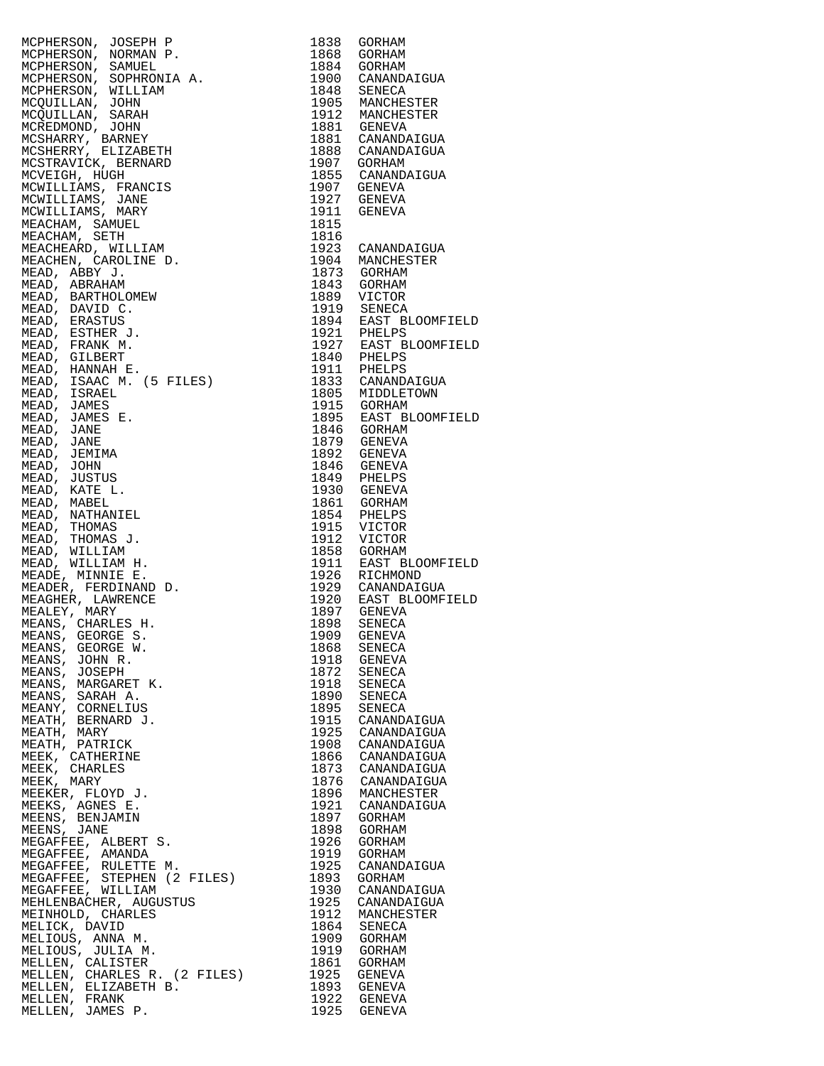| | | |
|---|---|---|
| MCPHERSON, JOSEPH P | 1838 | GORHAM |
| MCPHERSON, NORMAN P. | 1868 | GORHAM |
| MCPHERSON, SAMUEL | 1884 | GORHAM |
| MCPHERSON, SOPHRONIA A. | 1900 | CANANDAIGUA |
| MCPHERSON, WILLIAM | 1848 | SENECA |
| MCQUILLAN, JOHN | 1905 | MANCHESTER |
| MCQUILLAN, SARAH | 1912 | MANCHESTER |
| MCREDMOND, JOHN | 1881 | GENEVA |
| MCSHARRY, BARNEY | 1881 | CANANDAIGUA |
| MCSHERRY, ELIZABETH | 1888 | CANANDAIGUA |
| MCSTRAVICK, BERNARD | 1907 | GORHAM |
| MCVEIGH, HUGH | 1855 | CANANDAIGUA |
| MCWILLIAMS, FRANCIS | 1907 | GENEVA |
| MCWILLIAMS, JANE | 1927 | GENEVA |
| MCWILLIAMS, MARY | 1911 | GENEVA |
| MEACHAM, SAMUEL | 1815 | |
| MEACHAM, SETH | 1816 | |
| MEACHEARD, WILLIAM | 1923 | CANANDAIGUA |
| MEACHEN, CAROLINE D. | 1904 | MANCHESTER |
| MEAD, ABBY J. | 1873 | GORHAM |
| MEAD, ABRAHAM | 1843 | GORHAM |
| MEAD, BARTHOLOMEW | 1889 | VICTOR |
| MEAD, DAVID C. | 1919 | SENECA |
| MEAD, ERASTUS | 1894 | EAST BLOOMFIELD |
| MEAD, ESTHER J. | 1921 | PHELPS |
| MEAD, FRANK M. | 1927 | EAST BLOOMFIELD |
| MEAD, GILBERT | 1840 | PHELPS |
| MEAD, HANNAH E. | 1911 | PHELPS |
| MEAD, ISAAC M. (5 FILES) | 1833 | CANANDAIGUA |
| MEAD, ISRAEL | 1805 | MIDDLETOWN |
| MEAD, JAMES | 1915 | GORHAM |
| MEAD, JAMES E. | 1895 | EAST BLOOMFIELD |
| MEAD, JANE | 1846 | GORHAM |
| MEAD, JANE | 1879 | GENEVA |
| MEAD, JEMIMA | 1892 | GENEVA |
| MEAD, JOHN | 1846 | GENEVA |
| MEAD, JUSTUS | 1849 | PHELPS |
| MEAD, KATE L. | 1930 | GENEVA |
| MEAD, MABEL | 1861 | GORHAM |
| MEAD, NATHANIEL | 1854 | PHELPS |
| MEAD, THOMAS | 1915 | VICTOR |
| MEAD, THOMAS J. | 1912 | VICTOR |
| MEAD, WILLIAM | 1858 | GORHAM |
| MEAD, WILLIAM H. | 1911 | EAST BLOOMFIELD |
| MEADE, MINNIE E. | 1926 | RICHMOND |
| MEADER, FERDINAND D. | 1929 | CANANDAIGUA |
| MEAGHER, LAWRENCE | 1920 | EAST BLOOMFIELD |
| MEALEY, MARY | 1897 | GENEVA |
| MEANS, CHARLES H. | 1898 | SENECA |
| MEANS, GEORGE S. | 1909 | GENEVA |
| MEANS, GEORGE W. | 1868 | SENECA |
| MEANS, JOHN R. | 1918 | GENEVA |
| MEANS, JOSEPH | 1872 | SENECA |
| MEANS, MARGARET K. | 1918 | SENECA |
| MEANS, SARAH A. | 1890 | SENECA |
| MEANY, CORNELIUS | 1895 | SENECA |
| MEATH, BERNARD J. | 1915 | CANANDAIGUA |
| MEATH, MARY | 1925 | CANANDAIGUA |
| MEATH, PATRICK | 1908 | CANANDAIGUA |
| MEEK, CATHERINE | 1866 | CANANDAIGUA |
| MEEK, CHARLES | 1873 | CANANDAIGUA |
| MEEK, MARY | 1876 | CANANDAIGUA |
| MEEKER, FLOYD J. | 1896 | MANCHESTER |
| MEEKS, AGNES E. | 1921 | CANANDAIGUA |
| MEENS, BENJAMIN | 1897 | GORHAM |
| MEENS, JANE | 1898 | GORHAM |
| MEGAFFEE, ALBERT S. | 1926 | GORHAM |
| MEGAFFEE, AMANDA | 1919 | GORHAM |
| MEGAFFEE, RULETTE M. | 1925 | CANANDAIGUA |
| MEGAFFEE, STEPHEN (2 FILES) | 1893 | GORHAM |
| MEGAFFEE, WILLIAM | 1930 | CANANDAIGUA |
| MEHLENBACHER, AUGUSTUS | 1925 | CANANDAIGUA |
| MEINHOLD, CHARLES | 1912 | MANCHESTER |
| MELICK, DAVID | 1864 | SENECA |
| MELIOUS, ANNA M. | 1909 | GORHAM |
| MELIOUS, JULIA M. | 1919 | GORHAM |
| MELLEN, CALISTER | 1861 | GORHAM |
| MELLEN, CHARLES R. (2 FILES) | 1925 | GENEVA |
| MELLEN, ELIZABETH B. | 1893 | GENEVA |
| MELLEN, FRANK | 1922 | GENEVA |
| MELLEN, JAMES P. | 1925 | GENEVA |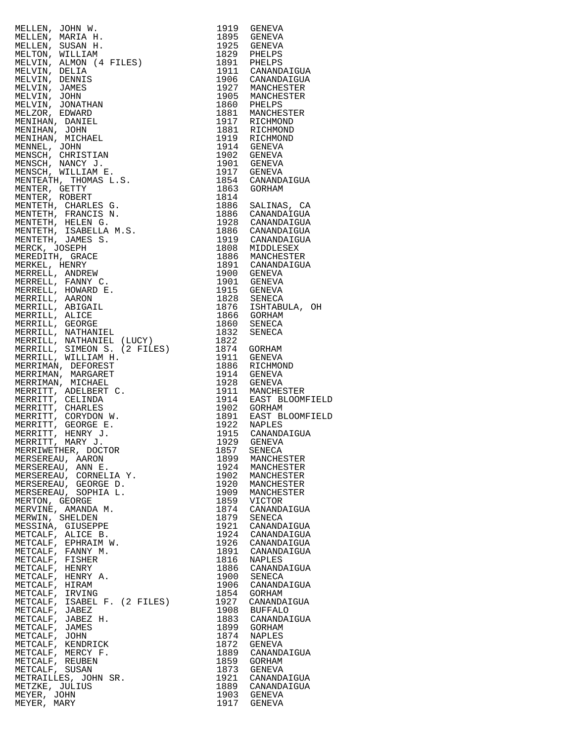| Name | Year | Place |
|---|---|---|
| MELLEN, JOHN W. | 1919 | GENEVA |
| MELLEN, MARIA H. | 1895 | GENEVA |
| MELLEN, SUSAN H. | 1925 | GENEVA |
| MELTON, WILLIAM | 1829 | PHELPS |
| MELVIN, ALMON (4 FILES) | 1891 | PHELPS |
| MELVIN, DELIA | 1911 | CANANDAIGUA |
| MELVIN, DENNIS | 1906 | CANANDAIGUA |
| MELVIN, JAMES | 1927 | MANCHESTER |
| MELVIN, JOHN | 1905 | MANCHESTER |
| MELVIN, JONATHAN | 1860 | PHELPS |
| MELZOR, EDWARD | 1881 | MANCHESTER |
| MENIHAN, DANIEL | 1917 | RICHMOND |
| MENIHAN, JOHN | 1881 | RICHMOND |
| MENIHAN, MICHAEL | 1919 | RICHMOND |
| MENNEL, JOHN | 1914 | GENEVA |
| MENSCH, CHRISTIAN | 1902 | GENEVA |
| MENSCH, NANCY J. | 1901 | GENEVA |
| MENSCH, WILLIAM E. | 1917 | GENEVA |
| MENTEATH, THOMAS L.S. | 1854 | CANANDAIGUA |
| MENTER, GETTY | 1863 | GORHAM |
| MENTER, ROBERT | 1814 | |
| MENTETH, CHARLES G. | 1886 | SALINAS, CA |
| MENTETH, FRANCIS N. | 1886 | CANANDAIGUA |
| MENTETH, HELEN G. | 1928 | CANANDAIGUA |
| MENTETH, ISABELLA M.S. | 1886 | CANANDAIGUA |
| MENTETH, JAMES S. | 1919 | CANANDAIGUA |
| MERCK, JOSEPH | 1808 | MIDDLESEX |
| MEREDITH, GRACE | 1886 | MANCHESTER |
| MERKEL, HENRY | 1891 | CANANDAIGUA |
| MERRELL, ANDREW | 1900 | GENEVA |
| MERRELL, FANNY C. | 1901 | GENEVA |
| MERRELL, HOWARD E. | 1915 | GENEVA |
| MERRILL, AARON | 1828 | SENECA |
| MERRILL, ABIGAIL | 1876 | ISHTABULA, OH |
| MERRILL, ALICE | 1866 | GORHAM |
| MERRILL, GEORGE | 1860 | SENECA |
| MERRILL, NATHANIEL | 1832 | SENECA |
| MERRILL, NATHANIEL (LUCY) | 1822 | |
| MERRILL, SIMEON S. (2 FILES) | 1874 | GORHAM |
| MERRILL, WILLIAM H. | 1911 | GENEVA |
| MERRIMAN, DEFOREST | 1886 | RICHMOND |
| MERRIMAN, MARGARET | 1914 | GENEVA |
| MERRIMAN, MICHAEL | 1928 | GENEVA |
| MERRITT, ADELBERT C. | 1911 | MANCHESTER |
| MERRITT, CELINDA | 1914 | EAST BLOOMFIELD |
| MERRITT, CHARLES | 1902 | GORHAM |
| MERRITT, CORYDON W. | 1891 | EAST BLOOMFIELD |
| MERRITT, GEORGE E. | 1922 | NAPLES |
| MERRITT, HENRY J. | 1915 | CANANDAIGUA |
| MERRITT, MARY J. | 1929 | GENEVA |
| MERRIWETHER, DOCTOR | 1857 | SENECA |
| MERSEREAU, AARON | 1899 | MANCHESTER |
| MERSEREAU, ANN E. | 1924 | MANCHESTER |
| MERSEREAU, CORNELIA Y. | 1902 | MANCHESTER |
| MERSEREAU, GEORGE D. | 1920 | MANCHESTER |
| MERSEREAU, SOPHIA L. | 1909 | MANCHESTER |
| MERTON, GEORGE | 1859 | VICTOR |
| MERVINE, AMANDA M. | 1874 | CANANDAIGUA |
| MERWIN, SHELDEN | 1879 | SENECA |
| MESSINA, GIUSEPPE | 1921 | CANANDAIGUA |
| METCALF, ALICE B. | 1924 | CANANDAIGUA |
| METCALF, EPHRAIM W. | 1926 | CANANDAIGUA |
| METCALF, FANNY M. | 1891 | CANANDAIGUA |
| METCALF, FISHER | 1816 | NAPLES |
| METCALF, HENRY | 1886 | CANANDAIGUA |
| METCALF, HENRY A. | 1900 | SENECA |
| METCALF, HIRAM | 1906 | CANANDAIGUA |
| METCALF, IRVING | 1854 | GORHAM |
| METCALF, ISABEL F. (2 FILES) | 1927 | CANANDAIGUA |
| METCALF, JABEZ | 1908 | BUFFALO |
| METCALF, JABEZ H. | 1883 | CANANDAIGUA |
| METCALF, JAMES | 1899 | GORHAM |
| METCALF, JOHN | 1874 | NAPLES |
| METCALF, KENDRICK | 1872 | GENEVA |
| METCALF, MERCY F. | 1889 | CANANDAIGUA |
| METCALF, REUBEN | 1859 | GORHAM |
| METCALF, SUSAN | 1873 | GENEVA |
| METRAILLES, JOHN SR. | 1921 | CANANDAIGUA |
| METZKE, JULIUS | 1889 | CANANDAIGUA |
| MEYER, JOHN | 1903 | GENEVA |
| MEYER, MARY | 1917 | GENEVA |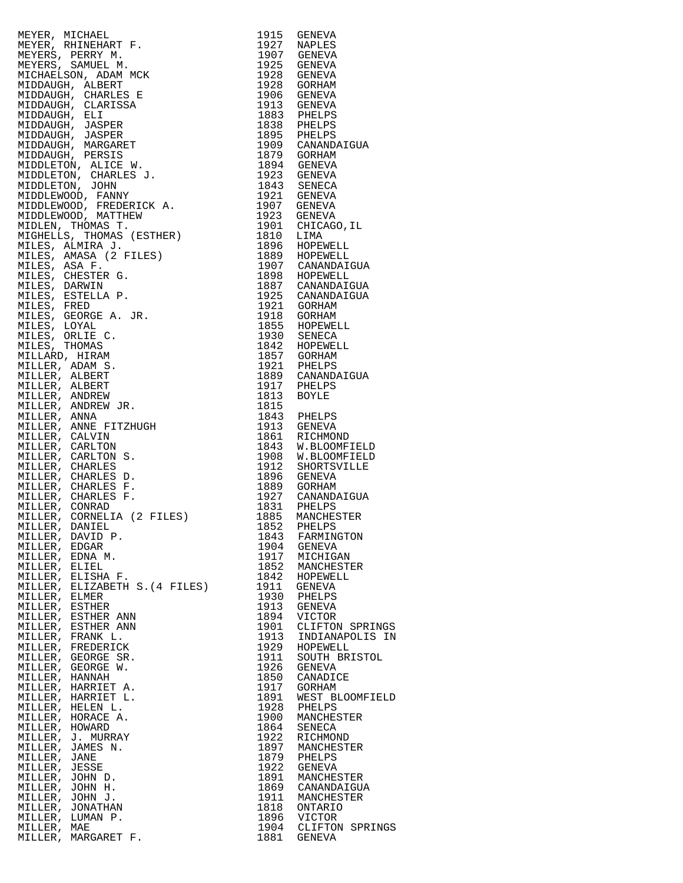| | | |
|---|---|---|
| MEYER, MICHAEL | 1915 | GENEVA |
| MEYER, RHINEHART F. | 1927 | NAPLES |
| MEYERS, PERRY M. | 1907 | GENEVA |
| MEYERS, SAMUEL M. | 1925 | GENEVA |
| MICHAELSON, ADAM MCK | 1928 | GENEVA |
| MIDDAUGH, ALBERT | 1928 | GORHAM |
| MIDDAUGH, CHARLES E | 1906 | GENEVA |
| MIDDAUGH, CLARISSA | 1913 | GENEVA |
| MIDDAUGH, ELI | 1883 | PHELPS |
| MIDDAUGH, JASPER | 1838 | PHELPS |
| MIDDAUGH, JASPER | 1895 | PHELPS |
| MIDDAUGH, MARGARET | 1909 | CANANDAIGUA |
| MIDDAUGH, PERSIS | 1879 | GORHAM |
| MIDDLETON, ALICE W. | 1894 | GENEVA |
| MIDDLETON, CHARLES J. | 1923 | GENEVA |
| MIDDLETON, JOHN | 1843 | SENECA |
| MIDDLEWOOD, FANNY | 1921 | GENEVA |
| MIDDLEWOOD, FREDERICK A. | 1907 | GENEVA |
| MIDDLEWOOD, MATTHEW | 1923 | GENEVA |
| MIDLEN, THOMAS T. | 1901 | CHICAGO,IL |
| MIGHELLS, THOMAS (ESTHER) | 1810 | LIMA |
| MILES, ALMIRA J. | 1896 | HOPEWELL |
| MILES, AMASA (2 FILES) | 1889 | HOPEWELL |
| MILES, ASA F. | 1907 | CANANDAIGUA |
| MILES, CHESTER G. | 1898 | HOPEWELL |
| MILES, DARWIN | 1887 | CANANDAIGUA |
| MILES, ESTELLA P. | 1925 | CANANDAIGUA |
| MILES, FRED | 1921 | GORHAM |
| MILES, GEORGE A. JR. | 1918 | GORHAM |
| MILES, LOYAL | 1855 | HOPEWELL |
| MILES, ORLIE C. | 1930 | SENECA |
| MILES, THOMAS | 1842 | HOPEWELL |
| MILLARD, HIRAM | 1857 | GORHAM |
| MILLER, ADAM S. | 1921 | PHELPS |
| MILLER, ALBERT | 1889 | CANANDAIGUA |
| MILLER, ALBERT | 1917 | PHELPS |
| MILLER, ANDREW | 1813 | BOYLE |
| MILLER, ANDREW JR. | 1815 | |
| MILLER, ANNA | 1843 | PHELPS |
| MILLER, ANNE FITZHUGH | 1913 | GENEVA |
| MILLER, CALVIN | 1861 | RICHMOND |
| MILLER, CARLTON | 1843 | W.BLOOMFIELD |
| MILLER, CARLTON S. | 1908 | W.BLOOMFIELD |
| MILLER, CHARLES | 1912 | SHORTSVILLE |
| MILLER, CHARLES D. | 1896 | GENEVA |
| MILLER, CHARLES F. | 1889 | GORHAM |
| MILLER, CHARLES F. | 1927 | CANANDAIGUA |
| MILLER, CONRAD | 1831 | PHELPS |
| MILLER, CORNELIA (2 FILES) | 1885 | MANCHESTER |
| MILLER, DANIEL | 1852 | PHELPS |
| MILLER, DAVID P. | 1843 | FARMINGTON |
| MILLER, EDGAR | 1904 | GENEVA |
| MILLER, EDNA M. | 1917 | MICHIGAN |
| MILLER, ELIEL | 1852 | MANCHESTER |
| MILLER, ELISHA F. | 1842 | HOPEWELL |
| MILLER, ELIZABETH S.(4 FILES) | 1911 | GENEVA |
| MILLER, ELMER | 1930 | PHELPS |
| MILLER, ESTHER | 1913 | GENEVA |
| MILLER, ESTHER ANN | 1894 | VICTOR |
| MILLER, ESTHER ANN | 1901 | CLIFTON SPRINGS |
| MILLER, FRANK L. | 1913 | INDIANAPOLIS IN |
| MILLER, FREDERICK | 1929 | HOPEWELL |
| MILLER, GEORGE SR. | 1911 | SOUTH BRISTOL |
| MILLER, GEORGE W. | 1926 | GENEVA |
| MILLER, HANNAH | 1850 | CANADICE |
| MILLER, HARRIET A. | 1917 | GORHAM |
| MILLER, HARRIET L. | 1891 | WEST BLOOMFIELD |
| MILLER, HELEN L. | 1928 | PHELPS |
| MILLER, HORACE A. | 1900 | MANCHESTER |
| MILLER, HOWARD | 1864 | SENECA |
| MILLER, J. MURRAY | 1922 | RICHMOND |
| MILLER, JAMES N. | 1897 | MANCHESTER |
| MILLER, JANE | 1879 | PHELPS |
| MILLER, JESSE | 1922 | GENEVA |
| MILLER, JOHN D. | 1891 | MANCHESTER |
| MILLER, JOHN H. | 1869 | CANANDAIGUA |
| MILLER, JOHN J. | 1911 | MANCHESTER |
| MILLER, JONATHAN | 1818 | ONTARIO |
| MILLER, LUMAN P. | 1896 | VICTOR |
| MILLER, MAE | 1904 | CLIFTON SPRINGS |
| MILLER, MARGARET F. | 1881 | GENEVA |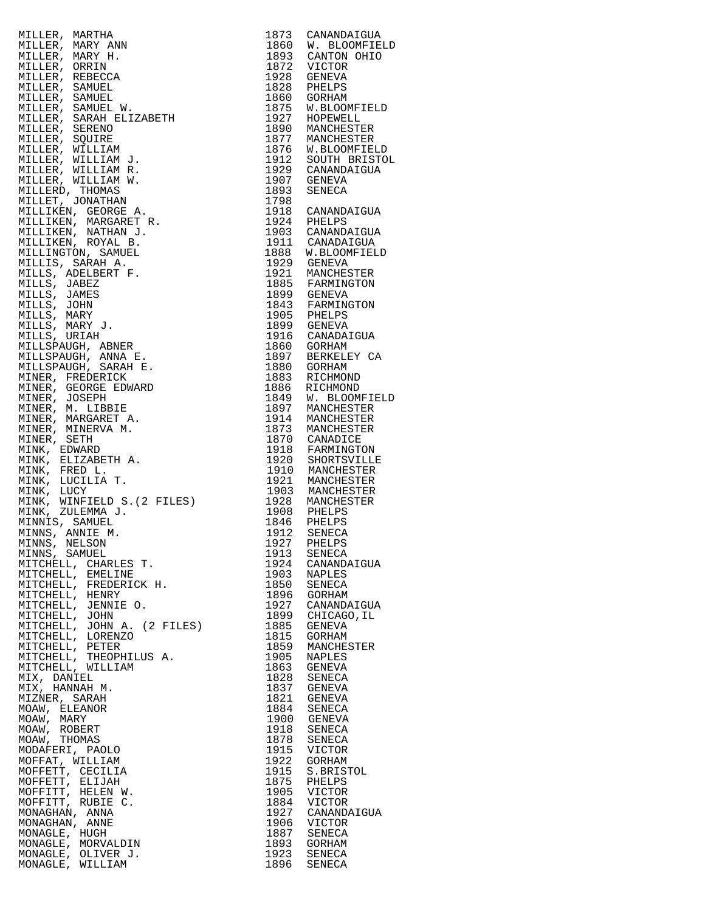| | | |
|---|---|---|
| MILLER, MARTHA | 1873 | CANANDAIGUA |
| MILLER, MARY ANN | 1860 | W. BLOOMFIELD |
| MILLER, MARY H. | 1893 | CANTON OHIO |
| MILLER, ORRIN | 1872 | VICTOR |
| MILLER, REBECCA | 1928 | GENEVA |
| MILLER, SAMUEL | 1828 | PHELPS |
| MILLER, SAMUEL | 1860 | GORHAM |
| MILLER, SAMUEL W. | 1875 | W.BLOOMFIELD |
| MILLER, SARAH ELIZABETH | 1927 | HOPEWELL |
| MILLER, SERENO | 1890 | MANCHESTER |
| MILLER, SQUIRE | 1877 | MANCHESTER |
| MILLER, WILLIAM | 1876 | W.BLOOMFIELD |
| MILLER, WILLIAM J. | 1912 | SOUTH BRISTOL |
| MILLER, WILLIAM R. | 1929 | CANANDAIGUA |
| MILLER, WILLIAM W. | 1907 | GENEVA |
| MILLERD, THOMAS | 1893 | SENECA |
| MILLET, JONATHAN | 1798 | |
| MILLIKEN, GEORGE A. | 1918 | CANANDAIGUA |
| MILLIKEN, MARGARET R. | 1924 | PHELPS |
| MILLIKEN, NATHAN J. | 1903 | CANANDAIGUA |
| MILLIKEN, ROYAL B. | 1911 | CANADAIGUA |
| MILLINGTON, SAMUEL | 1888 | W.BLOOMFIELD |
| MILLIS, SARAH A. | 1929 | GENEVA |
| MILLS, ADELBERT F. | 1921 | MANCHESTER |
| MILLS, JABEZ | 1885 | FARMINGTON |
| MILLS, JAMES | 1899 | GENEVA |
| MILLS, JOHN | 1843 | FARMINGTON |
| MILLS, MARY | 1905 | PHELPS |
| MILLS, MARY J. | 1899 | GENEVA |
| MILLS, URIAH | 1916 | CANADAIGUA |
| MILLSPAUGH, ABNER | 1860 | GORHAM |
| MILLSPAUGH, ANNA E. | 1897 | BERKELEY CA |
| MILLSPAUGH, SARAH E. | 1880 | GORHAM |
| MINER, FREDERICK | 1883 | RICHMOND |
| MINER, GEORGE EDWARD | 1886 | RICHMOND |
| MINER, JOSEPH | 1849 | W. BLOOMFIELD |
| MINER, M. LIBBIE | 1897 | MANCHESTER |
| MINER, MARGARET A. | 1914 | MANCHESTER |
| MINER, MINERVA M. | 1873 | MANCHESTER |
| MINER, SETH | 1870 | CANADICE |
| MINK, EDWARD | 1918 | FARMINGTON |
| MINK, ELIZABETH A. | 1920 | SHORTSVILLE |
| MINK, FRED L. | 1910 | MANCHESTER |
| MINK, LUCILIA T. | 1921 | MANCHESTER |
| MINK, LUCY | 1903 | MANCHESTER |
| MINK, WINFIELD S.(2 FILES) | 1928 | MANCHESTER |
| MINK, ZULEMMA J. | 1908 | PHELPS |
| MINNIS, SAMUEL | 1846 | PHELPS |
| MINNS, ANNIE M. | 1912 | SENECA |
| MINNS, NELSON | 1927 | PHELPS |
| MINNS, SAMUEL | 1913 | SENECA |
| MITCHELL, CHARLES T. | 1924 | CANANDAIGUA |
| MITCHELL, EMELINE | 1903 | NAPLES |
| MITCHELL, FREDERICK H. | 1850 | SENECA |
| MITCHELL, HENRY | 1896 | GORHAM |
| MITCHELL, JENNIE O. | 1927 | CANANDAIGUA |
| MITCHELL, JOHN | 1899 | CHICAGO,IL |
| MITCHELL, JOHN A. (2 FILES) | 1885 | GENEVA |
| MITCHELL, LORENZO | 1815 | GORHAM |
| MITCHELL, PETER | 1859 | MANCHESTER |
| MITCHELL, THEOPHILUS A. | 1905 | NAPLES |
| MITCHELL, WILLIAM | 1863 | GENEVA |
| MIX, DANIEL | 1828 | SENECA |
| MIX, HANNAH M. | 1837 | GENEVA |
| MIZNER, SARAH | 1821 | GENEVA |
| MOAW, ELEANOR | 1884 | SENECA |
| MOAW, MARY | 1900 | GENEVA |
| MOAW, ROBERT | 1918 | SENECA |
| MOAW, THOMAS | 1878 | SENECA |
| MODAFERI, PAOLO | 1915 | VICTOR |
| MOFFAT, WILLIAM | 1922 | GORHAM |
| MOFFETT, CECILIA | 1915 | S.BRISTOL |
| MOFFETT, ELIJAH | 1875 | PHELPS |
| MOFFITT, HELEN W. | 1905 | VICTOR |
| MOFFITT, RUBIE C. | 1884 | VICTOR |
| MONAGHAN, ANNA | 1927 | CANANDAIGUA |
| MONAGHAN, ANNE | 1906 | VICTOR |
| MONAGLE, HUGH | 1887 | SENECA |
| MONAGLE, MORVALDIN | 1893 | GORHAM |
| MONAGLE, OLIVER J. | 1923 | SENECA |
| MONAGLE, WILLIAM | 1896 | SENECA |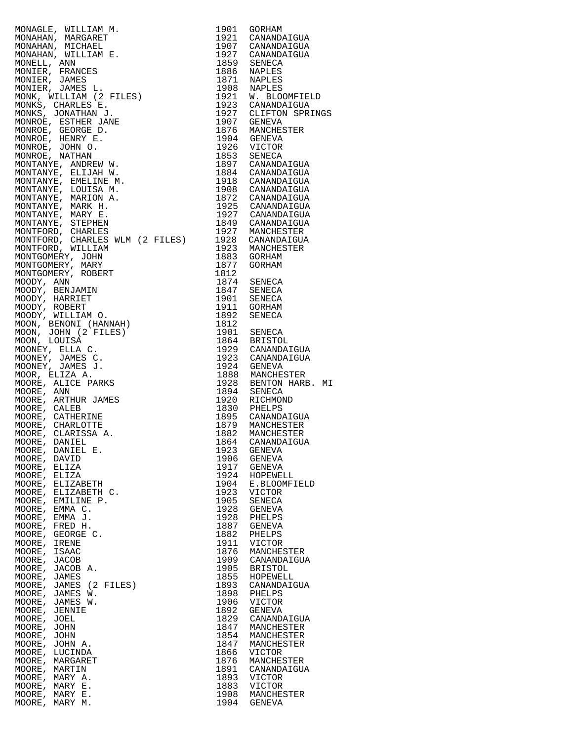| | | |
|---|---|---|
| MONAGLE, WILLIAM M. | 1901 | GORHAM |
| MONAHAN, MARGARET | 1921 | CANANDAIGUA |
| MONAHAN, MICHAEL | 1907 | CANANDAIGUA |
| MONAHAN, WILLIAM E. | 1927 | CANANDAIGUA |
| MONELL, ANN | 1859 | SENECA |
| MONIER, FRANCES | 1886 | NAPLES |
| MONIER, JAMES | 1871 | NAPLES |
| MONIER, JAMES L. | 1908 | NAPLES |
| MONK, WILLIAM (2 FILES) | 1921 | W. BLOOMFIELD |
| MONKS, CHARLES E. | 1923 | CANANDAIGUA |
| MONKS, JONATHAN J. | 1927 | CLIFTON SPRINGS |
| MONROE, ESTHER JANE | 1907 | GENEVA |
| MONROE, GEORGE D. | 1876 | MANCHESTER |
| MONROE, HENRY E. | 1904 | GENEVA |
| MONROE, JOHN O. | 1926 | VICTOR |
| MONROE, NATHAN | 1853 | SENECA |
| MONTANYE, ANDREW W. | 1897 | CANANDAIGUA |
| MONTANYE, ELIJAH W. | 1884 | CANANDAIGUA |
| MONTANYE, EMELINE M. | 1918 | CANANDAIGUA |
| MONTANYE, LOUISA M. | 1908 | CANANDAIGUA |
| MONTANYE, MARION A. | 1872 | CANANDAIGUA |
| MONTANYE, MARK H. | 1925 | CANANDAIGUA |
| MONTANYE, MARY E. | 1927 | CANANDAIGUA |
| MONTANYE, STEPHEN | 1849 | CANANDAIGUA |
| MONTFORD, CHARLES | 1927 | MANCHESTER |
| MONTFORD, CHARLES WLM (2 FILES) | 1928 | CANANDAIGUA |
| MONTFORD, WILLIAM | 1923 | MANCHESTER |
| MONTGOMERY, JOHN | 1883 | GORHAM |
| MONTGOMERY, MARY | 1877 | GORHAM |
| MONTGOMERY, ROBERT | 1812 | |
| MOODY, ANN | 1874 | SENECA |
| MOODY, BENJAMIN | 1847 | SENECA |
| MOODY, HARRIET | 1901 | SENECA |
| MOODY, ROBERT | 1911 | GORHAM |
| MOODY, WILLIAM O. | 1892 | SENECA |
| MOON, BENONI (HANNAH) | 1812 | |
| MOON, JOHN (2 FILES) | 1901 | SENECA |
| MOON, LOUISA | 1864 | BRISTOL |
| MOONEY, ELLA C. | 1929 | CANANDAIGUA |
| MOONEY, JAMES C. | 1923 | CANANDAIGUA |
| MOONEY, JAMES J. | 1924 | GENEVA |
| MOOR, ELIZA A. | 1888 | MANCHESTER |
| MOORE, ALICE PARKS | 1928 | BENTON HARB. MI |
| MOORE, ANN | 1894 | SENECA |
| MOORE, ARTHUR JAMES | 1920 | RICHMOND |
| MOORE, CALEB | 1830 | PHELPS |
| MOORE, CATHERINE | 1895 | CANANDAIGUA |
| MOORE, CHARLOTTE | 1879 | MANCHESTER |
| MOORE, CLARISSA A. | 1882 | MANCHESTER |
| MOORE, DANIEL | 1864 | CANANDAIGUA |
| MOORE, DANIEL E. | 1923 | GENEVA |
| MOORE, DAVID | 1906 | GENEVA |
| MOORE, ELIZA | 1917 | GENEVA |
| MOORE, ELIZA | 1924 | HOPEWELL |
| MOORE, ELIZABETH | 1904 | E.BLOOMFIELD |
| MOORE, ELIZABETH C. | 1923 | VICTOR |
| MOORE, EMILINE P. | 1905 | SENECA |
| MOORE, EMMA C. | 1928 | GENEVA |
| MOORE, EMMA J. | 1928 | PHELPS |
| MOORE, FRED H. | 1887 | GENEVA |
| MOORE, GEORGE C. | 1882 | PHELPS |
| MOORE, IRENE | 1911 | VICTOR |
| MOORE, ISAAC | 1876 | MANCHESTER |
| MOORE, JACOB | 1909 | CANANDAIGUA |
| MOORE, JACOB A. | 1905 | BRISTOL |
| MOORE, JAMES | 1855 | HOPEWELL |
| MOORE, JAMES (2 FILES) | 1893 | CANANDAIGUA |
| MOORE, JAMES W. | 1898 | PHELPS |
| MOORE, JAMES W. | 1906 | VICTOR |
| MOORE, JENNIE | 1892 | GENEVA |
| MOORE, JOEL | 1829 | CANANDAIGUA |
| MOORE, JOHN | 1847 | MANCHESTER |
| MOORE, JOHN | 1854 | MANCHESTER |
| MOORE, JOHN A. | 1847 | MANCHESTER |
| MOORE, LUCINDA | 1866 | VICTOR |
| MOORE, MARGARET | 1876 | MANCHESTER |
| MOORE, MARTIN | 1891 | CANANDAIGUA |
| MOORE, MARY A. | 1893 | VICTOR |
| MOORE, MARY E. | 1883 | VICTOR |
| MOORE, MARY E. | 1908 | MANCHESTER |
| MOORE, MARY M. | 1904 | GENEVA |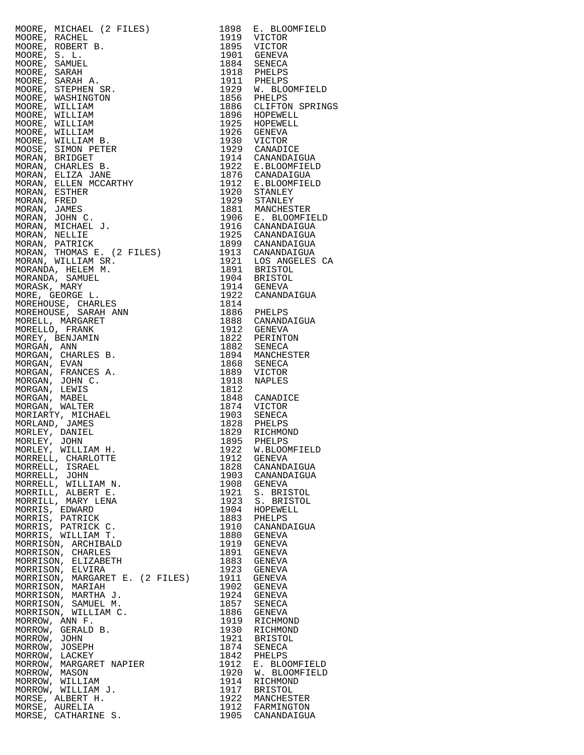| | | |
|---|---|---|
| MOORE, MICHAEL (2 FILES) | 1898 | E. BLOOMFIELD |
| MOORE, RACHEL | 1919 | VICTOR |
| MOORE, ROBERT B. | 1895 | VICTOR |
| MOORE, S. L. | 1901 | GENEVA |
| MOORE, SAMUEL | 1884 | SENECA |
| MOORE, SARAH | 1918 | PHELPS |
| MOORE, SARAH A. | 1911 | PHELPS |
| MOORE, STEPHEN SR. | 1929 | W. BLOOMFIELD |
| MOORE, WASHINGTON | 1856 | PHELPS |
| MOORE, WILLIAM | 1886 | CLIFTON SPRINGS |
| MOORE, WILLIAM | 1896 | HOPEWELL |
| MOORE, WILLIAM | 1925 | HOPEWELL |
| MOORE, WILLIAM | 1926 | GENEVA |
| MOORE, WILLIAM B. | 1930 | VICTOR |
| MOOSE, SIMON PETER | 1929 | CANADICE |
| MORAN, BRIDGET | 1914 | CANANDAIGUA |
| MORAN, CHARLES B. | 1922 | E.BLOOMFIELD |
| MORAN, ELIZA JANE | 1876 | CANADAIGUA |
| MORAN, ELLEN MCCARTHY | 1912 | E.BLOOMFIELD |
| MORAN, ESTHER | 1920 | STANLEY |
| MORAN, FRED | 1929 | STANLEY |
| MORAN, JAMES | 1881 | MANCHESTER |
| MORAN, JOHN C. | 1906 | E. BLOOMFIELD |
| MORAN, MICHAEL J. | 1916 | CANANDAIGUA |
| MORAN, NELLIE | 1925 | CANANDAIGUA |
| MORAN, PATRICK | 1899 | CANANDAIGUA |
| MORAN, THOMAS E. (2 FILES) | 1913 | CANANDAIGUA |
| MORAN, WILLIAM SR. | 1921 | LOS ANGELES CA |
| MORANDA, HELEM M. | 1891 | BRISTOL |
| MORANDA, SAMUEL | 1904 | BRISTOL |
| MORASK, MARY | 1914 | GENEVA |
| MORE, GEORGE L. | 1922 | CANANDAIGUA |
| MOREHOUSE, CHARLES | 1814 | |
| MOREHOUSE, SARAH ANN | 1886 | PHELPS |
| MORELL, MARGARET | 1888 | CANANDAIGUA |
| MORELLO, FRANK | 1912 | GENEVA |
| MOREY, BENJAMIN | 1822 | PERINTON |
| MORGAN, ANN | 1882 | SENECA |
| MORGAN, CHARLES B. | 1894 | MANCHESTER |
| MORGAN, EVAN | 1868 | SENECA |
| MORGAN, FRANCES A. | 1889 | VICTOR |
| MORGAN, JOHN C. | 1918 | NAPLES |
| MORGAN, LEWIS | 1812 | |
| MORGAN, MABEL | 1848 | CANADICE |
| MORGAN, WALTER | 1874 | VICTOR |
| MORIARTY, MICHAEL | 1903 | SENECA |
| MORLAND, JAMES | 1828 | PHELPS |
| MORLEY, DANIEL | 1829 | RICHMOND |
| MORLEY, JOHN | 1895 | PHELPS |
| MORLEY, WILLIAM H. | 1922 | W.BLOOMFIELD |
| MORRELL, CHARLOTTE | 1912 | GENEVA |
| MORRELL, ISRAEL | 1828 | CANANDAIGUA |
| MORRELL, JOHN | 1903 | CANANDAIGUA |
| MORRELL, WILLIAM N. | 1908 | GENEVA |
| MORRILL, ALBERT E. | 1921 | S. BRISTOL |
| MORRILL, MARY LENA | 1923 | S. BRISTOL |
| MORRIS, EDWARD | 1904 | HOPEWELL |
| MORRIS, PATRICK | 1883 | PHELPS |
| MORRIS, PATRICK C. | 1910 | CANANDAIGUA |
| MORRIS, WILLIAM T. | 1880 | GENEVA |
| MORRISON, ARCHIBALD | 1919 | GENEVA |
| MORRISON, CHARLES | 1891 | GENEVA |
| MORRISON, ELIZABETH | 1883 | GENEVA |
| MORRISON, ELVIRA | 1923 | GENEVA |
| MORRISON, MARGARET E. (2 FILES) | 1911 | GENEVA |
| MORRISON, MARIAH | 1902 | GENEVA |
| MORRISON, MARTHA J. | 1924 | GENEVA |
| MORRISON, SAMUEL M. | 1857 | SENECA |
| MORRISON, WILLIAM C. | 1886 | GENEVA |
| MORROW, ANN F. | 1919 | RICHMOND |
| MORROW, GERALD B. | 1930 | RICHMOND |
| MORROW, JOHN | 1921 | BRISTOL |
| MORROW, JOSEPH | 1874 | SENECA |
| MORROW, LACKEY | 1842 | PHELPS |
| MORROW, MARGARET NAPIER | 1912 | E. BLOOMFIELD |
| MORROW, MASON | 1920 | W. BLOOMFIELD |
| MORROW, WILLIAM | 1914 | RICHMOND |
| MORROW, WILLIAM J. | 1917 | BRISTOL |
| MORSE, ALBERT H. | 1922 | MANCHESTER |
| MORSE, AURELIA | 1912 | FARMINGTON |
| MORSE, CATHARINE S. | 1905 | CANANDAIGUA |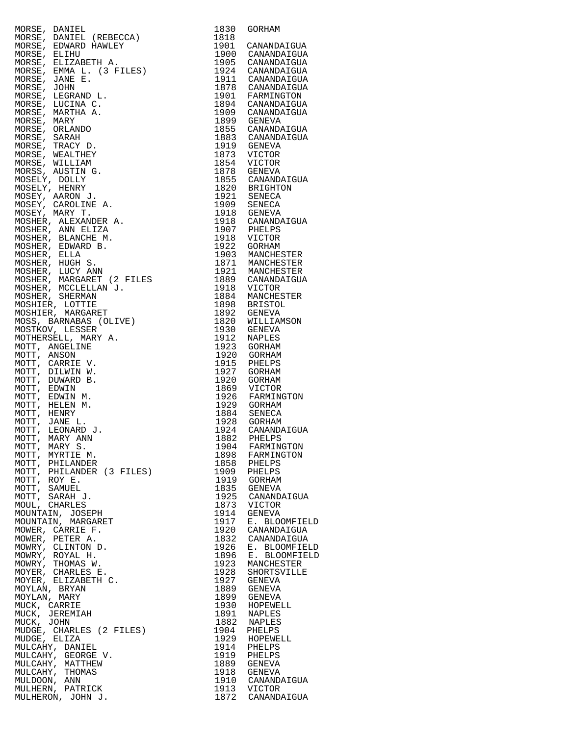| | | |
|---|---|---|
| MORSE, DANIEL | 1830 | GORHAM |
| MORSE, DANIEL (REBECCA) | 1818 | |
| MORSE, EDWARD HAWLEY | 1901 | CANANDAIGUA |
| MORSE, ELIHU | 1900 | CANANDAIGUA |
| MORSE, ELIZABETH A. | 1905 | CANANDAIGUA |
| MORSE, EMMA L. (3 FILES) | 1924 | CANANDAIGUA |
| MORSE, JANE E. | 1911 | CANANDAIGUA |
| MORSE, JOHN | 1878 | CANANDAIGUA |
| MORSE, LEGRAND L. | 1901 | FARMINGTON |
| MORSE, LUCINA C. | 1894 | CANANDAIGUA |
| MORSE, MARTHA A. | 1909 | CANANDAIGUA |
| MORSE, MARY | 1899 | GENEVA |
| MORSE, ORLANDO | 1855 | CANANDAIGUA |
| MORSE, SARAH | 1883 | CANANDAIGUA |
| MORSE, TRACY D. | 1919 | GENEVA |
| MORSE, WEALTHEY | 1873 | VICTOR |
| MORSE, WILLIAM | 1854 | VICTOR |
| MORSS, AUSTIN G. | 1878 | GENEVA |
| MOSELY, DOLLY | 1855 | CANANDAIGUA |
| MOSELY, HENRY | 1820 | BRIGHTON |
| MOSEY, AARON J. | 1921 | SENECA |
| MOSEY, CAROLINE A. | 1909 | SENECA |
| MOSEY, MARY T. | 1918 | GENEVA |
| MOSHER, ALEXANDER A. | 1918 | CANANDAIGUA |
| MOSHER, ANN ELIZA | 1907 | PHELPS |
| MOSHER, BLANCHE M. | 1918 | VICTOR |
| MOSHER, EDWARD B. | 1922 | GORHAM |
| MOSHER, ELLA | 1903 | MANCHESTER |
| MOSHER, HUGH S. | 1871 | MANCHESTER |
| MOSHER, LUCY ANN | 1921 | MANCHESTER |
| MOSHER, MARGARET (2 FILES | 1889 | CANANDAIGUA |
| MOSHER, MCCLELLAN J. | 1918 | VICTOR |
| MOSHER, SHERMAN | 1884 | MANCHESTER |
| MOSHIER, LOTTIE | 1898 | BRISTOL |
| MOSHIER, MARGARET | 1892 | GENEVA |
| MOSS, BARNABAS (OLIVE) | 1820 | WILLIAMSON |
| MOSTKOV, LESSER | 1930 | GENEVA |
| MOTHERSELL, MARY A. | 1912 | NAPLES |
| MOTT, ANGELINE | 1923 | GORHAM |
| MOTT, ANSON | 1920 | GORHAM |
| MOTT, CARRIE V. | 1915 | PHELPS |
| MOTT, DILWIN W. | 1927 | GORHAM |
| MOTT, DUWARD B. | 1920 | GORHAM |
| MOTT, EDWIN | 1869 | VICTOR |
| MOTT, EDWIN M. | 1926 | FARMINGTON |
| MOTT, HELEN M. | 1929 | GORHAM |
| MOTT, HENRY | 1884 | SENECA |
| MOTT, JANE L. | 1928 | GORHAM |
| MOTT, LEONARD J. | 1924 | CANANDAIGUA |
| MOTT, MARY ANN | 1882 | PHELPS |
| MOTT, MARY S. | 1904 | FARMINGTON |
| MOTT, MYRTIE M. | 1898 | FARMINGTON |
| MOTT, PHILANDER | 1858 | PHELPS |
| MOTT, PHILANDER (3 FILES) | 1909 | PHELPS |
| MOTT, ROY E. | 1919 | GORHAM |
| MOTT, SAMUEL | 1835 | GENEVA |
| MOTT, SARAH J. | 1925 | CANANDAIGUA |
| MOUL, CHARLES | 1873 | VICTOR |
| MOUNTAIN, JOSEPH | 1914 | GENEVA |
| MOUNTAIN, MARGARET | 1917 | E. BLOOMFIELD |
| MOWER, CARRIE F. | 1920 | CANANDAIGUA |
| MOWER, PETER A. | 1832 | CANANDAIGUA |
| MOWRY, CLINTON D. | 1926 | E. BLOOMFIELD |
| MOWRY, ROYAL H. | 1896 | E. BLOOMFIELD |
| MOWRY, THOMAS W. | 1923 | MANCHESTER |
| MOYER, CHARLES E. | 1928 | SHORTSVILLE |
| MOYER, ELIZABETH C. | 1927 | GENEVA |
| MOYLAN, BRYAN | 1889 | GENEVA |
| MOYLAN, MARY | 1899 | GENEVA |
| MUCK, CARRIE | 1930 | HOPEWELL |
| MUCK, JEREMIAH | 1891 | NAPLES |
| MUCK, JOHN | 1882 | NAPLES |
| MUDGE, CHARLES (2 FILES) | 1904 | PHELPS |
| MUDGE, ELIZA | 1929 | HOPEWELL |
| MULCAHY, DANIEL | 1914 | PHELPS |
| MULCAHY, GEORGE V. | 1919 | PHELPS |
| MULCAHY, MATTHEW | 1889 | GENEVA |
| MULCAHY, THOMAS | 1918 | GENEVA |
| MULDOON, ANN | 1910 | CANANDAIGUA |
| MULHERN, PATRICK | 1913 | VICTOR |
| MULHERON, JOHN J. | 1872 | CANANDAIGUA |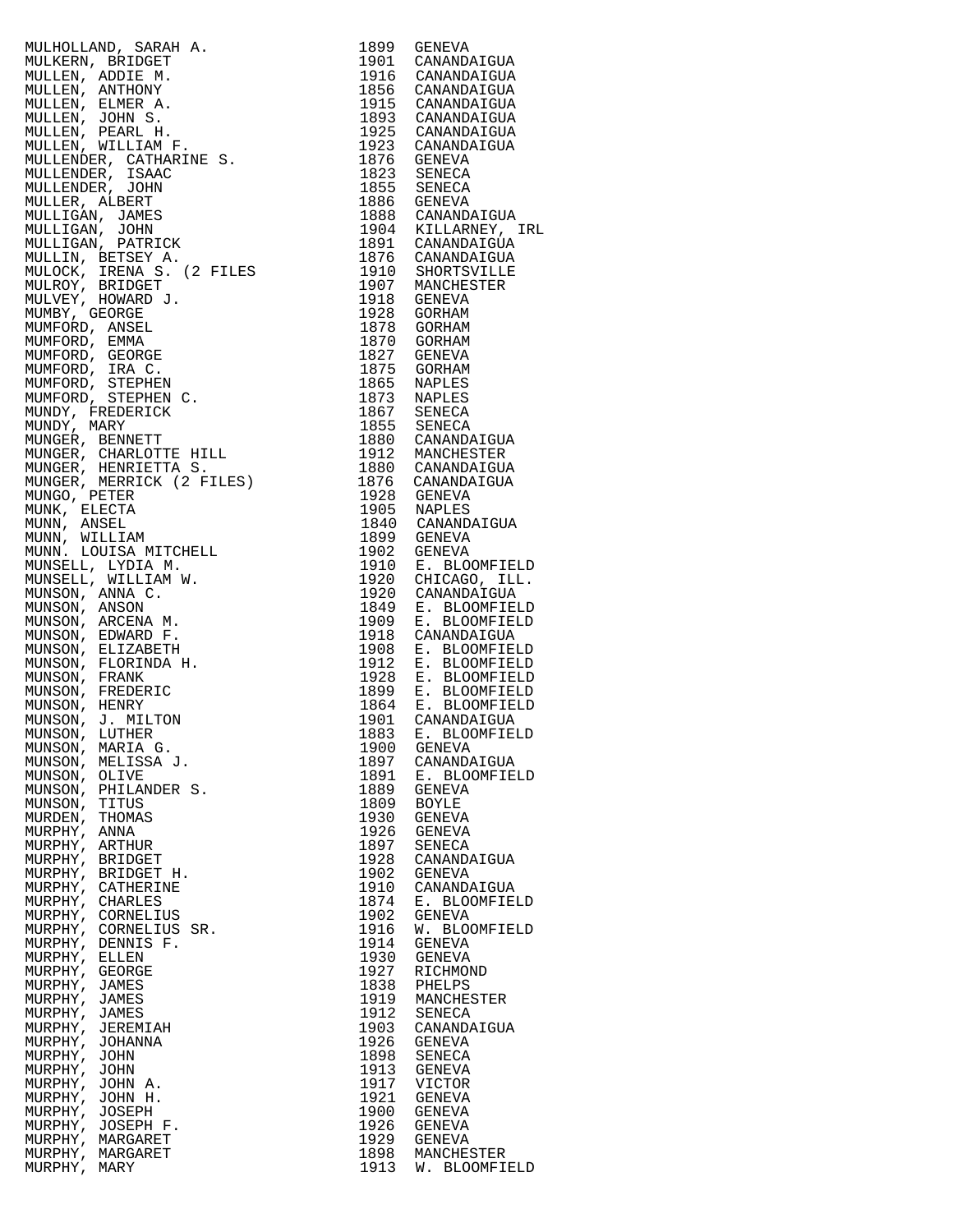| | | |
|---|---|---|
| MULHOLLAND, SARAH A. | 1899 | GENEVA |
| MULKERN, BRIDGET | 1901 | CANANDAIGUA |
| MULLEN, ADDIE M. | 1916 | CANANDAIGUA |
| MULLEN, ANTHONY | 1856 | CANANDAIGUA |
| MULLEN, ELMER A. | 1915 | CANANDAIGUA |
| MULLEN, JOHN S. | 1893 | CANANDAIGUA |
| MULLEN, PEARL H. | 1925 | CANANDAIGUA |
| MULLEN, WILLIAM F. | 1923 | CANANDAIGUA |
| MULLENDER, CATHARINE S. | 1876 | GENEVA |
| MULLENDER, ISAAC | 1823 | SENECA |
| MULLENDER, JOHN | 1855 | SENECA |
| MULLER, ALBERT | 1886 | GENEVA |
| MULLIGAN, JAMES | 1888 | CANANDAIGUA |
| MULLIGAN, JOHN | 1904 | KILLARNEY, IRL |
| MULLIGAN, PATRICK | 1891 | CANANDAIGUA |
| MULLIN, BETSEY A. | 1876 | CANANDAIGUA |
| MULOCK, IRENA S. (2 FILES | 1910 | SHORTSVILLE |
| MULROY, BRIDGET | 1907 | MANCHESTER |
| MULVEY, HOWARD J. | 1918 | GENEVA |
| MUMBY, GEORGE | 1928 | GORHAM |
| MUMFORD, ANSEL | 1878 | GORHAM |
| MUMFORD, EMMA | 1870 | GORHAM |
| MUMFORD, GEORGE | 1827 | GENEVA |
| MUMFORD, IRA C. | 1875 | GORHAM |
| MUMFORD, STEPHEN | 1865 | NAPLES |
| MUMFORD, STEPHEN C. | 1873 | NAPLES |
| MUNDY, FREDERICK | 1867 | SENECA |
| MUNDY, MARY | 1855 | SENECA |
| MUNGER, BENNETT | 1880 | CANANDAIGUA |
| MUNGER, CHARLOTTE HILL | 1912 | MANCHESTER |
| MUNGER, HENRIETTA S. | 1880 | CANANDAIGUA |
| MUNGER, MERRICK (2 FILES) | 1876 | CANANDAIGUA |
| MUNGO, PETER | 1928 | GENEVA |
| MUNK, ELECTA | 1905 | NAPLES |
| MUNN, ANSEL | 1840 | CANANDAIGUA |
| MUNN, WILLIAM | 1899 | GENEVA |
| MUNN. LOUISA MITCHELL | 1902 | GENEVA |
| MUNSELL, LYDIA M. | 1910 | E. BLOOMFIELD |
| MUNSELL, WILLIAM W. | 1920 | CHICAGO, ILL. |
| MUNSON, ANNA C. | 1920 | CANANDAIGUA |
| MUNSON, ANSON | 1849 | E. BLOOMFIELD |
| MUNSON, ARCENA M. | 1909 | E. BLOOMFIELD |
| MUNSON, EDWARD F. | 1918 | CANANDAIGUA |
| MUNSON, ELIZABETH | 1908 | E. BLOOMFIELD |
| MUNSON, FLORINDA H. | 1912 | E. BLOOMFIELD |
| MUNSON, FRANK | 1928 | E. BLOOMFIELD |
| MUNSON, FREDERIC | 1899 | E. BLOOMFIELD |
| MUNSON, HENRY | 1864 | E. BLOOMFIELD |
| MUNSON, J. MILTON | 1901 | CANANDAIGUA |
| MUNSON, LUTHER | 1883 | E. BLOOMFIELD |
| MUNSON, MARIA G. | 1900 | GENEVA |
| MUNSON, MELISSA J. | 1897 | CANANDAIGUA |
| MUNSON, OLIVE | 1891 | E. BLOOMFIELD |
| MUNSON, PHILANDER S. | 1889 | GENEVA |
| MUNSON, TITUS | 1809 | BOYLE |
| MURDEN, THOMAS | 1930 | GENEVA |
| MURPHY, ANNA | 1926 | GENEVA |
| MURPHY, ARTHUR | 1897 | SENECA |
| MURPHY, BRIDGET | 1928 | CANANDAIGUA |
| MURPHY, BRIDGET H. | 1902 | GENEVA |
| MURPHY, CATHERINE | 1910 | CANANDAIGUA |
| MURPHY, CHARLES | 1874 | E. BLOOMFIELD |
| MURPHY, CORNELIUS | 1902 | GENEVA |
| MURPHY, CORNELIUS SR. | 1916 | W. BLOOMFIELD |
| MURPHY, DENNIS F. | 1914 | GENEVA |
| MURPHY, ELLEN | 1930 | GENEVA |
| MURPHY, GEORGE | 1927 | RICHMOND |
| MURPHY, JAMES | 1838 | PHELPS |
| MURPHY, JAMES | 1919 | MANCHESTER |
| MURPHY, JAMES | 1912 | SENECA |
| MURPHY, JEREMIAH | 1903 | CANANDAIGUA |
| MURPHY, JOHANNA | 1926 | GENEVA |
| MURPHY, JOHN | 1898 | SENECA |
| MURPHY, JOHN | 1913 | GENEVA |
| MURPHY, JOHN A. | 1917 | VICTOR |
| MURPHY, JOHN H. | 1921 | GENEVA |
| MURPHY, JOSEPH | 1900 | GENEVA |
| MURPHY, JOSEPH F. | 1926 | GENEVA |
| MURPHY, MARGARET | 1929 | GENEVA |
| MURPHY, MARGARET | 1898 | MANCHESTER |
| MURPHY, MARY | 1913 | W. BLOOMFIELD |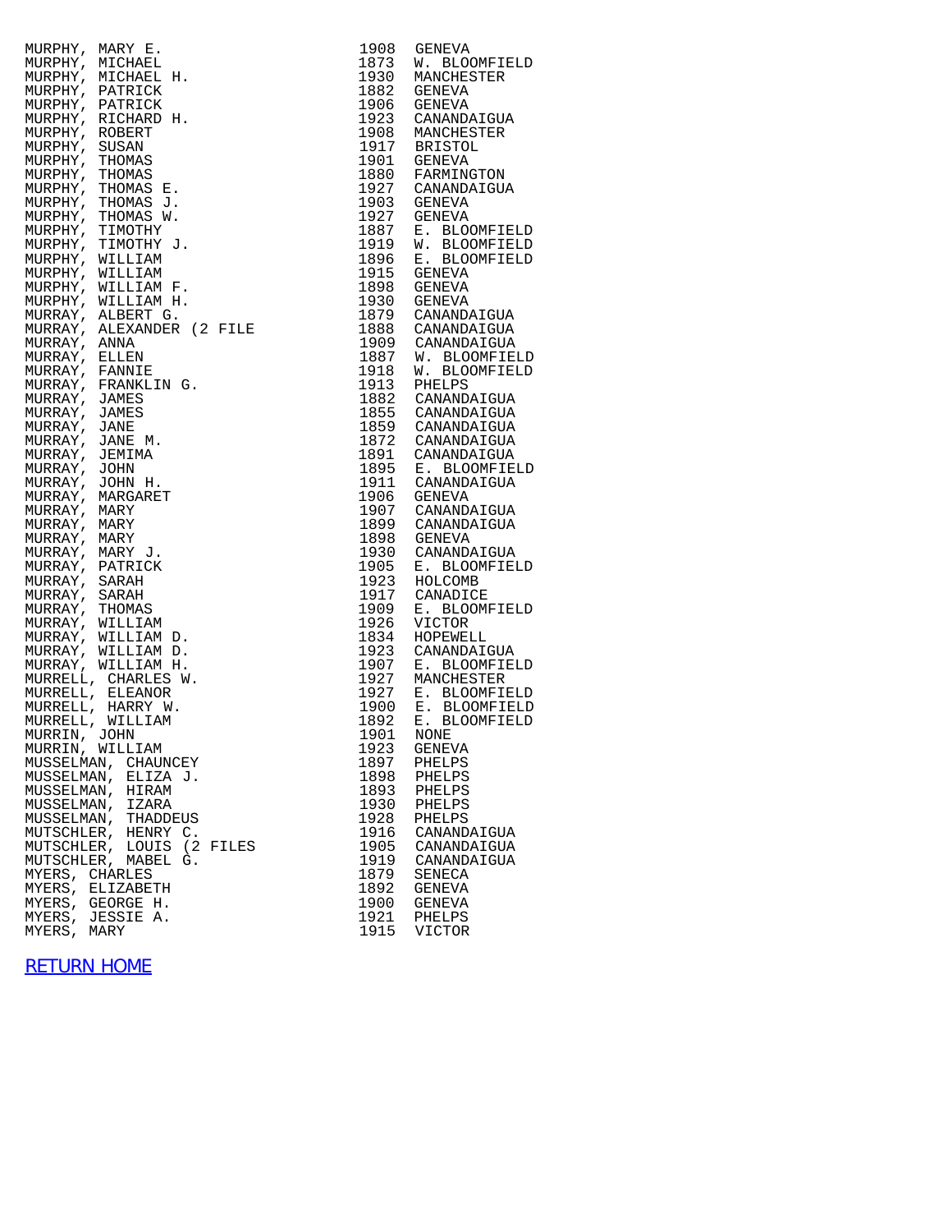| | | |
|---|---|---|
| MURPHY, MARY E. | 1908 | GENEVA |
| MURPHY, MICHAEL | 1873 | W. BLOOMFIELD |
| MURPHY, MICHAEL H. | 1930 | MANCHESTER |
| MURPHY, PATRICK | 1882 | GENEVA |
| MURPHY, PATRICK | 1906 | GENEVA |
| MURPHY, RICHARD H. | 1923 | CANANDAIGUA |
| MURPHY, ROBERT | 1908 | MANCHESTER |
| MURPHY, SUSAN | 1917 | BRISTOL |
| MURPHY, THOMAS | 1901 | GENEVA |
| MURPHY, THOMAS | 1880 | FARMINGTON |
| MURPHY, THOMAS E. | 1927 | CANANDAIGUA |
| MURPHY, THOMAS J. | 1903 | GENEVA |
| MURPHY, THOMAS W. | 1927 | GENEVA |
| MURPHY, TIMOTHY | 1887 | E. BLOOMFIELD |
| MURPHY, TIMOTHY J. | 1919 | W. BLOOMFIELD |
| MURPHY, WILLIAM | 1896 | E. BLOOMFIELD |
| MURPHY, WILLIAM | 1915 | GENEVA |
| MURPHY, WILLIAM F. | 1898 | GENEVA |
| MURPHY, WILLIAM H. | 1930 | GENEVA |
| MURRAY, ALBERT G. | 1879 | CANANDAIGUA |
| MURRAY, ALEXANDER (2 FILE | 1888 | CANANDAIGUA |
| MURRAY, ANNA | 1909 | CANANDAIGUA |
| MURRAY, ELLEN | 1887 | W. BLOOMFIELD |
| MURRAY, FANNIE | 1918 | W. BLOOMFIELD |
| MURRAY, FRANKLIN G. | 1913 | PHELPS |
| MURRAY, JAMES | 1882 | CANANDAIGUA |
| MURRAY, JAMES | 1855 | CANANDAIGUA |
| MURRAY, JANE | 1859 | CANANDAIGUA |
| MURRAY, JANE M. | 1872 | CANANDAIGUA |
| MURRAY, JEMIMA | 1891 | CANANDAIGUA |
| MURRAY, JOHN | 1895 | E. BLOOMFIELD |
| MURRAY, JOHN H. | 1911 | CANANDAIGUA |
| MURRAY, MARGARET | 1906 | GENEVA |
| MURRAY, MARY | 1907 | CANANDAIGUA |
| MURRAY, MARY | 1899 | CANANDAIGUA |
| MURRAY, MARY | 1898 | GENEVA |
| MURRAY, MARY J. | 1930 | CANANDAIGUA |
| MURRAY, PATRICK | 1905 | E. BLOOMFIELD |
| MURRAY, SARAH | 1923 | HOLCOMB |
| MURRAY, SARAH | 1917 | CANADICE |
| MURRAY, THOMAS | 1909 | E. BLOOMFIELD |
| MURRAY, WILLIAM | 1926 | VICTOR |
| MURRAY, WILLIAM D. | 1834 | HOPEWELL |
| MURRAY, WILLIAM D. | 1923 | CANANDAIGUA |
| MURRAY, WILLIAM H. | 1907 | E. BLOOMFIELD |
| MURRELL, CHARLES W. | 1927 | MANCHESTER |
| MURRELL, ELEANOR | 1927 | E. BLOOMFIELD |
| MURRELL, HARRY W. | 1900 | E. BLOOMFIELD |
| MURRELL, WILLIAM | 1892 | E. BLOOMFIELD |
| MURRIN, JOHN | 1901 | NONE |
| MURRIN, WILLIAM | 1923 | GENEVA |
| MUSSELMAN, CHAUNCEY | 1897 | PHELPS |
| MUSSELMAN, ELIZA J. | 1898 | PHELPS |
| MUSSELMAN, HIRAM | 1893 | PHELPS |
| MUSSELMAN, IZARA | 1930 | PHELPS |
| MUSSELMAN, THADDEUS | 1928 | PHELPS |
| MUTSCHLER, HENRY C. | 1916 | CANANDAIGUA |
| MUTSCHLER, LOUIS (2 FILES | 1905 | CANANDAIGUA |
| MUTSCHLER, MABEL G. | 1919 | CANANDAIGUA |
| MYERS, CHARLES | 1879 | SENECA |
| MYERS, ELIZABETH | 1892 | GENEVA |
| MYERS, GEORGE H. | 1900 | GENEVA |
| MYERS, JESSIE A. | 1921 | PHELPS |
| MYERS, MARY | 1915 | VICTOR |

RETURN HOME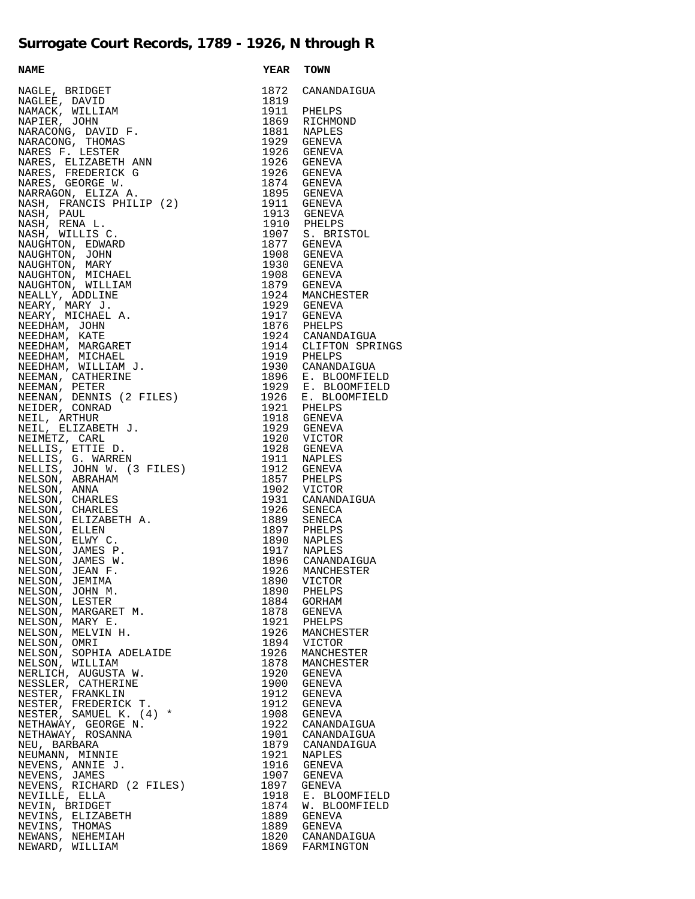## Surrogate Court Records, 1789 - 1926, N through R

| NAME | YEAR | TOWN |
|---|---|---|
| NAGLE, BRIDGET | 1872 | CANANDAIGUA |
| NAGLEE, DAVID | 1819 | |
| NAMACK, WILLIAM | 1911 | PHELPS |
| NAPIER, JOHN | 1869 | RICHMOND |
| NARACONG, DAVID F. | 1881 | NAPLES |
| NARACONG, THOMAS | 1929 | GENEVA |
| NARES F. LESTER | 1926 | GENEVA |
| NARES, ELIZABETH ANN | 1926 | GENEVA |
| NARES, FREDERICK G | 1926 | GENEVA |
| NARES, GEORGE W. | 1874 | GENEVA |
| NARRAGON, ELIZA A. | 1895 | GENEVA |
| NASH, FRANCIS PHILIP (2) | 1911 | GENEVA |
| NASH, PAUL | 1913 | GENEVA |
| NASH, RENA L. | 1910 | PHELPS |
| NASH, WILLIS C. | 1907 | S. BRISTOL |
| NAUGHTON, EDWARD | 1877 | GENEVA |
| NAUGHTON, JOHN | 1908 | GENEVA |
| NAUGHTON, MARY | 1930 | GENEVA |
| NAUGHTON, MICHAEL | 1908 | GENEVA |
| NAUGHTON, WILLIAM | 1879 | GENEVA |
| NEALLY, ADDLINE | 1924 | MANCHESTER |
| NEARY, MARY J. | 1929 | GENEVA |
| NEARY, MICHAEL A. | 1917 | GENEVA |
| NEEDHAM, JOHN | 1876 | PHELPS |
| NEEDHAM, KATE | 1924 | CANANDAIGUA |
| NEEDHAM, MARGARET | 1914 | CLIFTON SPRINGS |
| NEEDHAM, MICHAEL | 1919 | PHELPS |
| NEEDHAM, WILLIAM J. | 1930 | CANANDAIGUA |
| NEEMAN, CATHERINE | 1896 | E. BLOOMFIELD |
| NEEMAN, PETER | 1929 | E. BLOOMFIELD |
| NEENAN, DENNIS (2 FILES) | 1926 | E. BLOOMFIELD |
| NEIDER, CONRAD | 1921 | PHELPS |
| NEIL, ARTHUR | 1918 | GENEVA |
| NEIL, ELIZABETH J. | 1929 | GENEVA |
| NEIMETZ, CARL | 1920 | VICTOR |
| NELLIS, ETTIE D. | 1928 | GENEVA |
| NELLIS, G. WARREN | 1911 | NAPLES |
| NELLIS, JOHN W. (3 FILES) | 1912 | GENEVA |
| NELSON, ABRAHAM | 1857 | PHELPS |
| NELSON, ANNA | 1902 | VICTOR |
| NELSON, CHARLES | 1931 | CANANDAIGUA |
| NELSON, CHARLES | 1926 | SENECA |
| NELSON, ELIZABETH A. | 1889 | SENECA |
| NELSON, ELLEN | 1897 | PHELPS |
| NELSON, ELWY C. | 1890 | NAPLES |
| NELSON, JAMES P. | 1917 | NAPLES |
| NELSON, JAMES W. | 1896 | CANANDAIGUA |
| NELSON, JEAN F. | 1926 | MANCHESTER |
| NELSON, JEMIMA | 1890 | VICTOR |
| NELSON, JOHN M. | 1890 | PHELPS |
| NELSON, LESTER | 1884 | GORHAM |
| NELSON, MARGARET M. | 1878 | GENEVA |
| NELSON, MARY E. | 1921 | PHELPS |
| NELSON, MELVIN H. | 1926 | MANCHESTER |
| NELSON, OMRI | 1894 | VICTOR |
| NELSON, SOPHIA ADELAIDE | 1926 | MANCHESTER |
| NELSON, WILLIAM | 1878 | MANCHESTER |
| NERLICH, AUGUSTA W. | 1920 | GENEVA |
| NESSLER, CATHERINE | 1900 | GENEVA |
| NESTER, FRANKLIN | 1912 | GENEVA |
| NESTER, FREDERICK T. | 1912 | GENEVA |
| NESTER, SAMUEL K. (4) * | 1908 | GENEVA |
| NETHAWAY, GEORGE N. | 1922 | CANANDAIGUA |
| NETHAWAY, ROSANNA | 1901 | CANANDAIGUA |
| NEU, BARBARA | 1879 | CANANDAIGUA |
| NEUMANN, MINNIE | 1921 | NAPLES |
| NEVENS, ANNIE J. | 1916 | GENEVA |
| NEVENS, JAMES | 1907 | GENEVA |
| NEVENS, RICHARD (2 FILES) | 1897 | GENEVA |
| NEVILLE, ELLA | 1918 | E. BLOOMFIELD |
| NEVIN, BRIDGET | 1874 | W. BLOOMFIELD |
| NEVINS, ELIZABETH | 1889 | GENEVA |
| NEVINS, THOMAS | 1889 | GENEVA |
| NEWANS, NEHEMIAH | 1820 | CANANDAIGUA |
| NEWARD, WILLIAM | 1869 | FARMINGTON |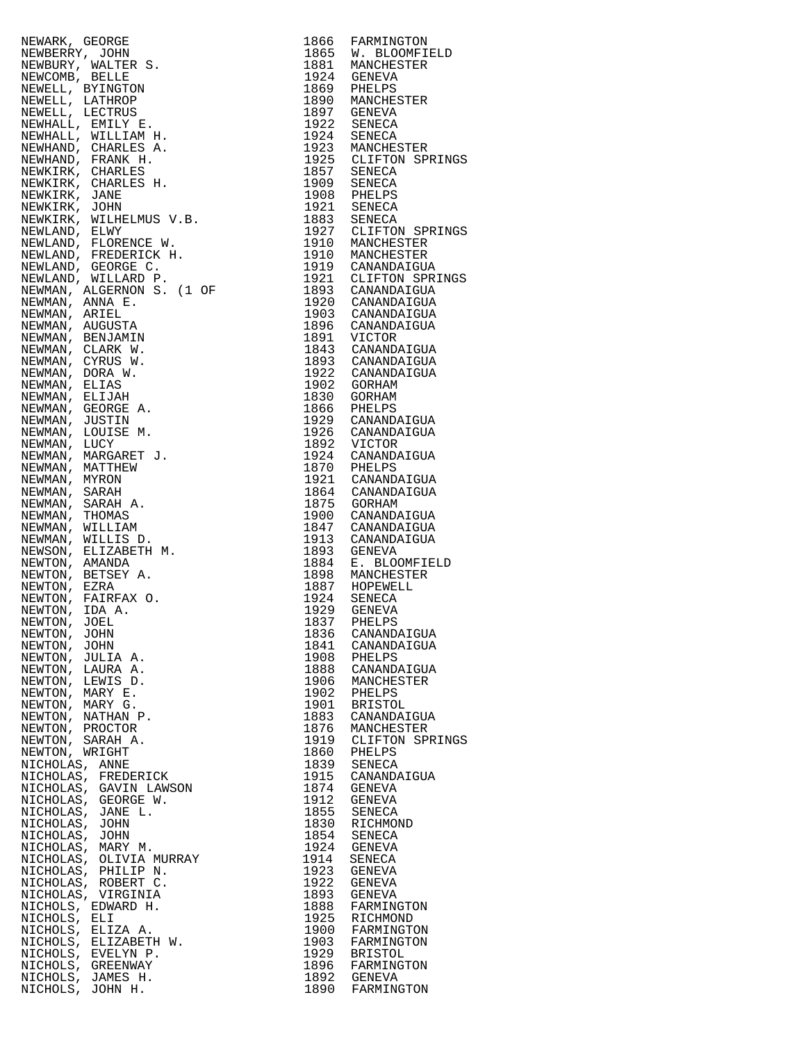| | | |
|---|---|---|
| NEWARK, GEORGE | 1866 | FARMINGTON |
| NEWBERRY, JOHN | 1865 | W. BLOOMFIELD |
| NEWBURY, WALTER S. | 1881 | MANCHESTER |
| NEWCOMB, BELLE | 1924 | GENEVA |
| NEWELL, BYINGTON | 1869 | PHELPS |
| NEWELL, LATHROP | 1890 | MANCHESTER |
| NEWELL, LECTRUS | 1897 | GENEVA |
| NEWHALL, EMILY E. | 1922 | SENECA |
| NEWHALL, WILLIAM H. | 1924 | SENECA |
| NEWHAND, CHARLES A. | 1923 | MANCHESTER |
| NEWHAND, FRANK H. | 1925 | CLIFTON SPRINGS |
| NEWKIRK, CHARLES | 1857 | SENECA |
| NEWKIRK, CHARLES H. | 1909 | SENECA |
| NEWKIRK, JANE | 1908 | PHELPS |
| NEWKIRK, JOHN | 1921 | SENECA |
| NEWKIRK, WILHELMUS V.B. | 1883 | SENECA |
| NEWLAND, ELWY | 1927 | CLIFTON SPRINGS |
| NEWLAND, FLORENCE W. | 1910 | MANCHESTER |
| NEWLAND, FREDERICK H. | 1910 | MANCHESTER |
| NEWLAND, GEORGE C. | 1919 | CANANDAIGUA |
| NEWLAND, WILLARD P. | 1921 | CLIFTON SPRINGS |
| NEWMAN, ALGERNON S. (1 OF | 1893 | CANANDAIGUA |
| NEWMAN, ANNA E. | 1920 | CANANDAIGUA |
| NEWMAN, ARIEL | 1903 | CANANDAIGUA |
| NEWMAN, AUGUSTA | 1896 | CANANDAIGUA |
| NEWMAN, BENJAMIN | 1891 | VICTOR |
| NEWMAN, CLARK W. | 1843 | CANANDAIGUA |
| NEWMAN, CYRUS W. | 1893 | CANANDAIGUA |
| NEWMAN, DORA W. | 1922 | CANANDAIGUA |
| NEWMAN, ELIAS | 1902 | GORHAM |
| NEWMAN, ELIJAH | 1830 | GORHAM |
| NEWMAN, GEORGE A. | 1866 | PHELPS |
| NEWMAN, JUSTIN | 1929 | CANANDAIGUA |
| NEWMAN, LOUISE M. | 1926 | CANANDAIGUA |
| NEWMAN, LUCY | 1892 | VICTOR |
| NEWMAN, MARGARET J. | 1924 | CANANDAIGUA |
| NEWMAN, MATTHEW | 1870 | PHELPS |
| NEWMAN, MYRON | 1921 | CANANDAIGUA |
| NEWMAN, SARAH | 1864 | CANANDAIGUA |
| NEWMAN, SARAH A. | 1875 | GORHAM |
| NEWMAN, THOMAS | 1900 | CANANDAIGUA |
| NEWMAN, WILLIAM | 1847 | CANANDAIGUA |
| NEWMAN, WILLIS D. | 1913 | CANANDAIGUA |
| NEWSON, ELIZABETH M. | 1893 | GENEVA |
| NEWTON, AMANDA | 1884 | E. BLOOMFIELD |
| NEWTON, BETSEY A. | 1898 | MANCHESTER |
| NEWTON, EZRA | 1887 | HOPEWELL |
| NEWTON, FAIRFAX O. | 1924 | SENECA |
| NEWTON, IDA A. | 1929 | GENEVA |
| NEWTON, JOEL | 1837 | PHELPS |
| NEWTON, JOHN | 1836 | CANANDAIGUA |
| NEWTON, JOHN | 1841 | CANANDAIGUA |
| NEWTON, JULIA A. | 1908 | PHELPS |
| NEWTON, LAURA A. | 1888 | CANANDAIGUA |
| NEWTON, LEWIS D. | 1906 | MANCHESTER |
| NEWTON, MARY E. | 1902 | PHELPS |
| NEWTON, MARY G. | 1901 | BRISTOL |
| NEWTON, NATHAN P. | 1883 | CANANDAIGUA |
| NEWTON, PROCTOR | 1876 | MANCHESTER |
| NEWTON, SARAH A. | 1919 | CLIFTON SPRINGS |
| NEWTON, WRIGHT | 1860 | PHELPS |
| NICHOLAS, ANNE | 1839 | SENECA |
| NICHOLAS, FREDERICK | 1915 | CANANDAIGUA |
| NICHOLAS, GAVIN LAWSON | 1874 | GENEVA |
| NICHOLAS, GEORGE W. | 1912 | GENEVA |
| NICHOLAS, JANE L. | 1855 | SENECA |
| NICHOLAS, JOHN | 1830 | RICHMOND |
| NICHOLAS, JOHN | 1854 | SENECA |
| NICHOLAS, MARY M. | 1924 | GENEVA |
| NICHOLAS, OLIVIA MURRAY | 1914 | SENECA |
| NICHOLAS, PHILIP N. | 1923 | GENEVA |
| NICHOLAS, ROBERT C. | 1922 | GENEVA |
| NICHOLAS, VIRGINIA | 1893 | GENEVA |
| NICHOLS, EDWARD H. | 1888 | FARMINGTON |
| NICHOLS, ELI | 1925 | RICHMOND |
| NICHOLS, ELIZA A. | 1900 | FARMINGTON |
| NICHOLS, ELIZABETH W. | 1903 | FARMINGTON |
| NICHOLS, EVELYN P. | 1929 | BRISTOL |
| NICHOLS, GREENWAY | 1896 | FARMINGTON |
| NICHOLS, JAMES H. | 1892 | GENEVA |
| NICHOLS, JOHN H. | 1890 | FARMINGTON |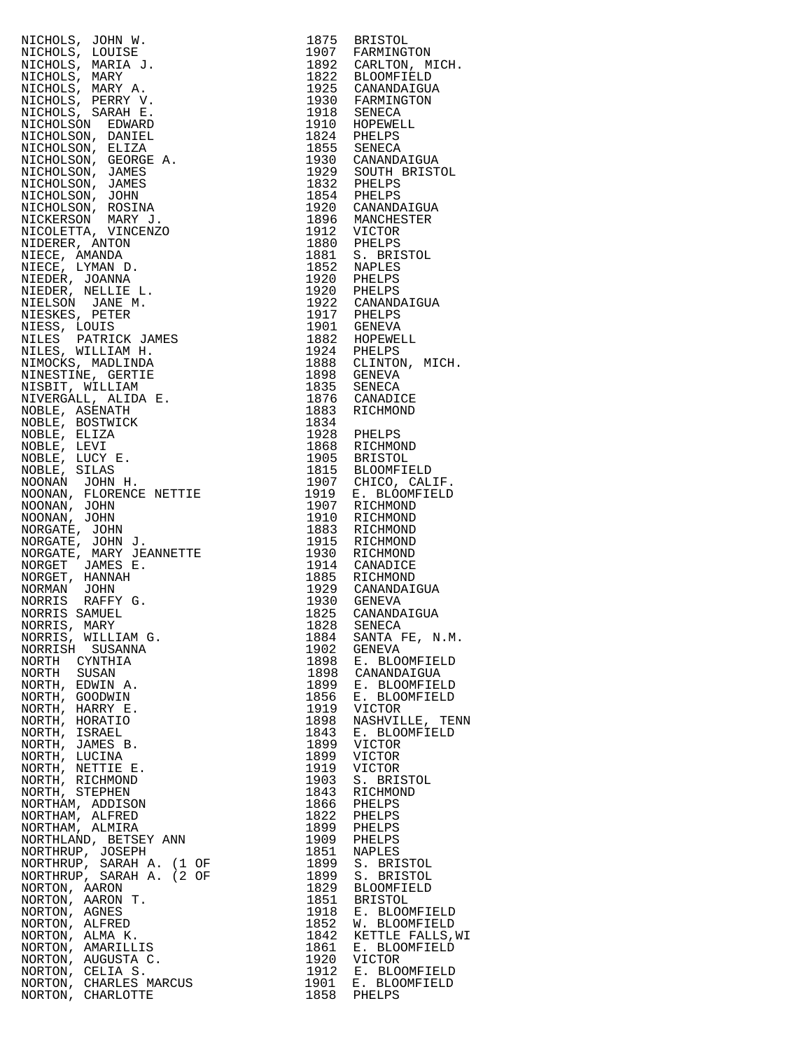| | | |
|---|---|---|
| NICHOLS, JOHN W. | 1875 | BRISTOL |
| NICHOLS, LOUISE | 1907 | FARMINGTON |
| NICHOLS, MARIA J. | 1892 | CARLTON, MICH. |
| NICHOLS, MARY | 1822 | BLOOMFIELD |
| NICHOLS, MARY A. | 1925 | CANANDAIGUA |
| NICHOLS, PERRY V. | 1930 | FARMINGTON |
| NICHOLS, SARAH E. | 1918 | SENECA |
| NICHOLSON EDWARD | 1910 | HOPEWELL |
| NICHOLSON, DANIEL | 1824 | PHELPS |
| NICHOLSON, ELIZA | 1855 | SENECA |
| NICHOLSON, GEORGE A. | 1930 | CANANDAIGUA |
| NICHOLSON, JAMES | 1929 | SOUTH BRISTOL |
| NICHOLSON, JAMES | 1832 | PHELPS |
| NICHOLSON, JOHN | 1854 | PHELPS |
| NICHOLSON, ROSINA | 1920 | CANANDAIGUA |
| NICKERSON MARY J. | 1896 | MANCHESTER |
| NICOLETTA, VINCENZO | 1912 | VICTOR |
| NIDERER, ANTON | 1880 | PHELPS |
| NIECE, AMANDA | 1881 | S. BRISTOL |
| NIECE, LYMAN D. | 1852 | NAPLES |
| NIEDER, JOANNA | 1920 | PHELPS |
| NIEDER, NELLIE L. | 1920 | PHELPS |
| NIELSON JANE M. | 1922 | CANANDAIGUA |
| NIESKES, PETER | 1917 | PHELPS |
| NIESS, LOUIS | 1901 | GENEVA |
| NILES PATRICK JAMES | 1882 | HOPEWELL |
| NILES, WILLIAM H. | 1924 | PHELPS |
| NIMOCKS, MADLINDA | 1888 | CLINTON, MICH. |
| NINESTINE, GERTIE | 1898 | GENEVA |
| NISBIT, WILLIAM | 1835 | SENECA |
| NIVERGALL, ALIDA E. | 1876 | CANADICE |
| NOBLE, ASENATH | 1883 | RICHMOND |
| NOBLE, BOSTWICK | 1834 | |
| NOBLE, ELIZA | 1928 | PHELPS |
| NOBLE, LEVI | 1868 | RICHMOND |
| NOBLE, LUCY E. | 1905 | BRISTOL |
| NOBLE, SILAS | 1815 | BLOOMFIELD |
| NOONAN JOHN H. | 1907 | CHICO, CALIF. |
| NOONAN, FLORENCE NETTIE | 1919 | E. BLOOMFIELD |
| NOONAN, JOHN | 1907 | RICHMOND |
| NOONAN, JOHN | 1910 | RICHMOND |
| NORGATE, JOHN | 1883 | RICHMOND |
| NORGATE, JOHN J. | 1915 | RICHMOND |
| NORGATE, MARY JEANNETTE | 1930 | RICHMOND |
| NORGET JAMES E. | 1914 | CANADICE |
| NORGET, HANNAH | 1885 | RICHMOND |
| NORMAN JOHN | 1929 | CANANDAIGUA |
| NORRIS RAFFY G. | 1930 | GENEVA |
| NORRIS SAMUEL | 1825 | CANANDAIGUA |
| NORRIS, MARY | 1828 | SENECA |
| NORRIS, WILLIAM G. | 1884 | SANTA FE, N.M. |
| NORRISH SUSANNA | 1902 | GENEVA |
| NORTH CYNTHIA | 1898 | E. BLOOMFIELD |
| NORTH SUSAN | 1898 | CANANDAIGUA |
| NORTH, EDWIN A. | 1899 | E. BLOOMFIELD |
| NORTH, GOODWIN | 1856 | E. BLOOMFIELD |
| NORTH, HARRY E. | 1919 | VICTOR |
| NORTH, HORATIO | 1898 | NASHVILLE, TENN |
| NORTH, ISRAEL | 1843 | E. BLOOMFIELD |
| NORTH, JAMES B. | 1899 | VICTOR |
| NORTH, LUCINA | 1899 | VICTOR |
| NORTH, NETTIE E. | 1919 | VICTOR |
| NORTH, RICHMOND | 1903 | S. BRISTOL |
| NORTH, STEPHEN | 1843 | RICHMOND |
| NORTHAM, ADDISON | 1866 | PHELPS |
| NORTHAM, ALFRED | 1822 | PHELPS |
| NORTHAM, ALMIRA | 1899 | PHELPS |
| NORTHLAND, BETSEY ANN | 1909 | PHELPS |
| NORTHRUP, JOSEPH | 1851 | NAPLES |
| NORTHRUP, SARAH A. (1 OF | 1899 | S. BRISTOL |
| NORTHRUP, SARAH A. (2 OF | 1899 | S. BRISTOL |
| NORTON, AARON | 1829 | BLOOMFIELD |
| NORTON, AARON T. | 1851 | BRISTOL |
| NORTON, AGNES | 1918 | E. BLOOMFIELD |
| NORTON, ALFRED | 1852 | W. BLOOMFIELD |
| NORTON, ALMA K. | 1842 | KETTLE FALLS,WI |
| NORTON, AMARILLIS | 1861 | E. BLOOMFIELD |
| NORTON, AUGUSTA C. | 1920 | VICTOR |
| NORTON, CELIA S. | 1912 | E. BLOOMFIELD |
| NORTON, CHARLES MARCUS | 1901 | E. BLOOMFIELD |
| NORTON, CHARLOTTE | 1858 | PHELPS |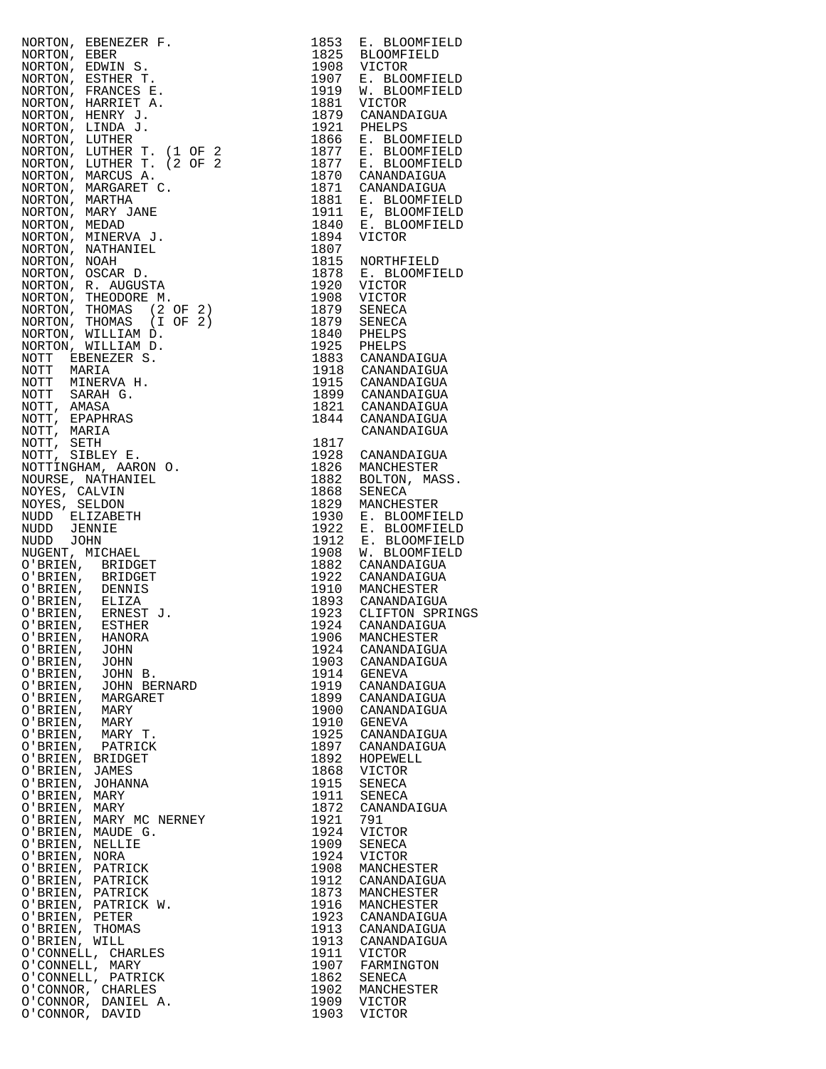| Name | Year | Place |
|---|---|---|
| NORTON, EBENEZER F. | 1853 | E. BLOOMFIELD |
| NORTON, EBER | 1825 | BLOOMFIELD |
| NORTON, EDWIN S. | 1908 | VICTOR |
| NORTON, ESTHER T. | 1907 | E. BLOOMFIELD |
| NORTON, FRANCES E. | 1919 | W. BLOOMFIELD |
| NORTON, HARRIET A. | 1881 | VICTOR |
| NORTON, HENRY J. | 1879 | CANANDAIGUA |
| NORTON, LINDA J. | 1921 | PHELPS |
| NORTON, LUTHER | 1866 | E. BLOOMFIELD |
| NORTON, LUTHER T. (1 OF 2 | 1877 | E. BLOOMFIELD |
| NORTON, LUTHER T. (2 OF 2 | 1877 | E. BLOOMFIELD |
| NORTON, MARCUS A. | 1870 | CANANDAIGUA |
| NORTON, MARGARET C. | 1871 | CANANDAIGUA |
| NORTON, MARTHA | 1881 | E. BLOOMFIELD |
| NORTON, MARY JANE | 1911 | E, BLOOMFIELD |
| NORTON, MEDAD | 1840 | E. BLOOMFIELD |
| NORTON, MINERVA J. | 1894 | VICTOR |
| NORTON, NATHANIEL | 1807 | |
| NORTON, NOAH | 1815 | NORTHFIELD |
| NORTON, OSCAR D. | 1878 | E. BLOOMFIELD |
| NORTON, R. AUGUSTA | 1920 | VICTOR |
| NORTON, THEODORE M. | 1908 | VICTOR |
| NORTON, THOMAS (2 OF 2) | 1879 | SENECA |
| NORTON, THOMAS (I OF 2) | 1879 | SENECA |
| NORTON, WILLIAM D. | 1840 | PHELPS |
| NORTON, WILLIAM D. | 1925 | PHELPS |
| NOTT EBENEZER S. | 1883 | CANANDAIGUA |
| NOTT MARIA | 1918 | CANANDAIGUA |
| NOTT MINERVA H. | 1915 | CANANDAIGUA |
| NOTT SARAH G. | 1899 | CANANDAIGUA |
| NOTT, AMASA | 1821 | CANANDAIGUA |
| NOTT, EPAPHRAS | 1844 | CANANDAIGUA |
| NOTT, MARIA | | CANANDAIGUA |
| NOTT, SETH | 1817 | |
| NOTT, SIBLEY E. | 1928 | CANANDAIGUA |
| NOTTINGHAM, AARON O. | 1826 | MANCHESTER |
| NOURSE, NATHANIEL | 1882 | BOLTON, MASS. |
| NOYES, CALVIN | 1868 | SENECA |
| NOYES, SELDON | 1829 | MANCHESTER |
| NUDD ELIZABETH | 1930 | E. BLOOMFIELD |
| NUDD JENNIE | 1922 | E. BLOOMFIELD |
| NUDD JOHN | 1912 | E. BLOOMFIELD |
| NUGENT, MICHAEL | 1908 | W. BLOOMFIELD |
| O'BRIEN, BRIDGET | 1882 | CANANDAIGUA |
| O'BRIEN, BRIDGET | 1922 | CANANDAIGUA |
| O'BRIEN, DENNIS | 1910 | MANCHESTER |
| O'BRIEN, ELIZA | 1893 | CANANDAIGUA |
| O'BRIEN, ERNEST J. | 1923 | CLIFTON SPRINGS |
| O'BRIEN, ESTHER | 1924 | CANANDAIGUA |
| O'BRIEN, HANORA | 1906 | MANCHESTER |
| O'BRIEN, JOHN | 1924 | CANANDAIGUA |
| O'BRIEN, JOHN | 1903 | CANANDAIGUA |
| O'BRIEN, JOHN B. | 1914 | GENEVA |
| O'BRIEN, JOHN BERNARD | 1919 | CANANDAIGUA |
| O'BRIEN, MARGARET | 1899 | CANANDAIGUA |
| O'BRIEN, MARY | 1900 | CANANDAIGUA |
| O'BRIEN, MARY | 1910 | GENEVA |
| O'BRIEN, MARY T. | 1925 | CANANDAIGUA |
| O'BRIEN, PATRICK | 1897 | CANANDAIGUA |
| O'BRIEN, BRIDGET | 1892 | HOPEWELL |
| O'BRIEN, JAMES | 1868 | VICTOR |
| O'BRIEN, JOHANNA | 1915 | SENECA |
| O'BRIEN, MARY | 1911 | SENECA |
| O'BRIEN, MARY | 1872 | CANANDAIGUA |
| O'BRIEN, MARY MC NERNEY | 1921 | 791 |
| O'BRIEN, MAUDE G. | 1924 | VICTOR |
| O'BRIEN, NELLIE | 1909 | SENECA |
| O'BRIEN, NORA | 1924 | VICTOR |
| O'BRIEN, PATRICK | 1908 | MANCHESTER |
| O'BRIEN, PATRICK | 1912 | CANANDAIGUA |
| O'BRIEN, PATRICK | 1873 | MANCHESTER |
| O'BRIEN, PATRICK W. | 1916 | MANCHESTER |
| O'BRIEN, PETER | 1923 | CANANDAIGUA |
| O'BRIEN, THOMAS | 1913 | CANANDAIGUA |
| O'BRIEN, WILL | 1913 | CANANDAIGUA |
| O'CONNELL, CHARLES | 1911 | VICTOR |
| O'CONNELL, MARY | 1907 | FARMINGTON |
| O'CONNELL, PATRICK | 1862 | SENECA |
| O'CONNOR, CHARLES | 1902 | MANCHESTER |
| O'CONNOR, DANIEL A. | 1909 | VICTOR |
| O'CONNOR, DAVID | 1903 | VICTOR |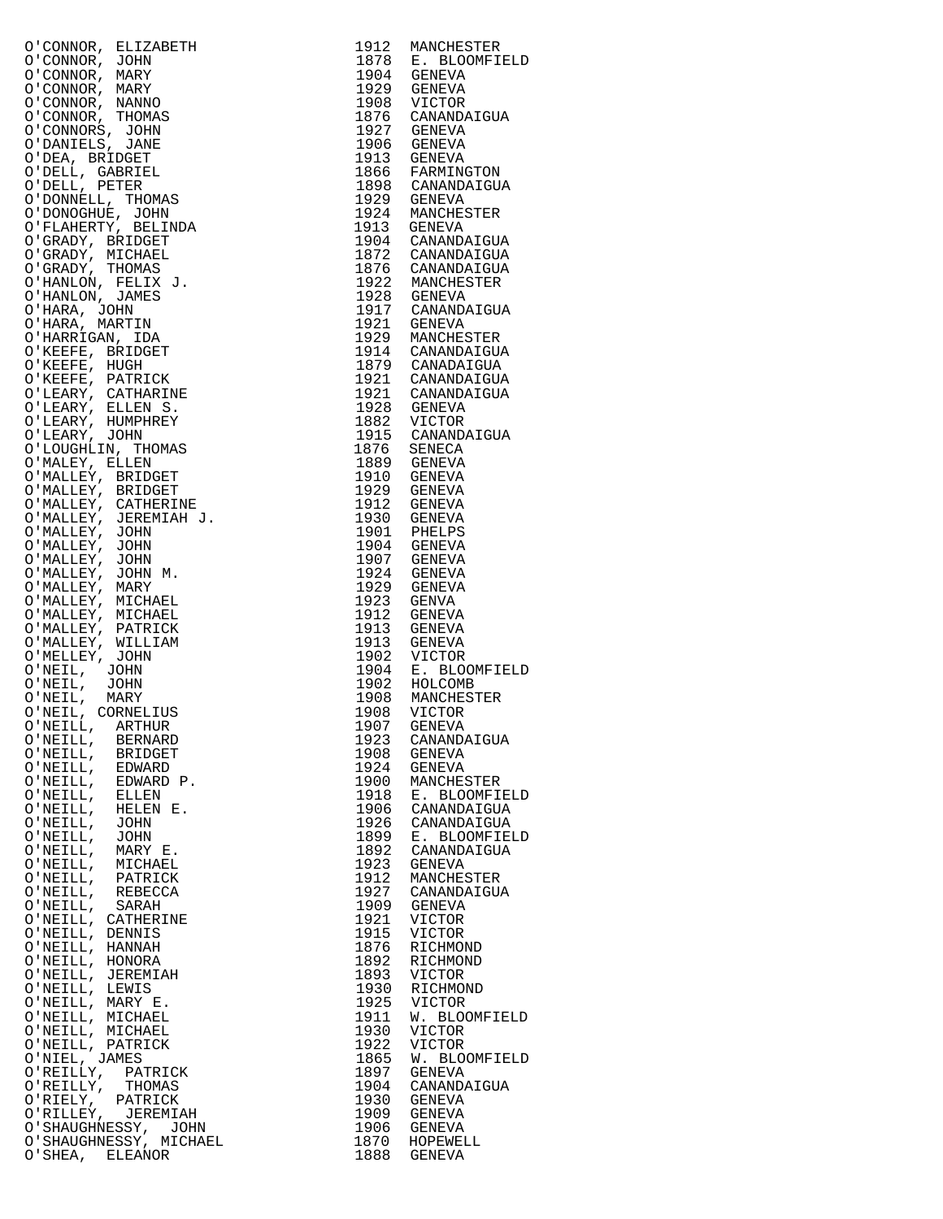| Name | Year | Place |
|---|---|---|
| O'CONNOR, ELIZABETH | 1912 | MANCHESTER |
| O'CONNOR, JOHN | 1878 | E. BLOOMFIELD |
| O'CONNOR, MARY | 1904 | GENEVA |
| O'CONNOR, MARY | 1929 | GENEVA |
| O'CONNOR, NANNO | 1908 | VICTOR |
| O'CONNOR, THOMAS | 1876 | CANANDAIGUA |
| O'CONNORS, JOHN | 1927 | GENEVA |
| O'DANIELS, JANE | 1906 | GENEVA |
| O'DEA, BRIDGET | 1913 | GENEVA |
| O'DELL, GABRIEL | 1866 | FARMINGTON |
| O'DELL, PETER | 1898 | CANANDAIGUA |
| O'DONNELL, THOMAS | 1929 | GENEVA |
| O'DONOGHUE, JOHN | 1924 | MANCHESTER |
| O'FLAHERTY, BELINDA | 1913 | GENEVA |
| O'GRADY, BRIDGET | 1904 | CANANDAIGUA |
| O'GRADY, MICHAEL | 1872 | CANANDAIGUA |
| O'GRADY, THOMAS | 1876 | CANANDAIGUA |
| O'HANLON, FELIX J. | 1922 | MANCHESTER |
| O'HANLON, JAMES | 1928 | GENEVA |
| O'HARA, JOHN | 1917 | CANANDAIGUA |
| O'HARA, MARTIN | 1921 | GENEVA |
| O'HARRIGAN, IDA | 1929 | MANCHESTER |
| O'KEEFE, BRIDGET | 1914 | CANANDAIGUA |
| O'KEEFE, HUGH | 1879 | CANADAIGUA |
| O'KEEFE, PATRICK | 1921 | CANANDAIGUA |
| O'LEARY, CATHARINE | 1921 | CANANDAIGUA |
| O'LEARY, ELLEN S. | 1928 | GENEVA |
| O'LEARY, HUMPHREY | 1882 | VICTOR |
| O'LEARY, JOHN | 1915 | CANANDAIGUA |
| O'LOUGHLIN, THOMAS | 1876 | SENECA |
| O'MALEY, ELLEN | 1889 | GENEVA |
| O'MALLEY, BRIDGET | 1910 | GENEVA |
| O'MALLEY, BRIDGET | 1929 | GENEVA |
| O'MALLEY, CATHERINE | 1912 | GENEVA |
| O'MALLEY, JEREMIAH J. | 1930 | GENEVA |
| O'MALLEY, JOHN | 1901 | PHELPS |
| O'MALLEY, JOHN | 1904 | GENEVA |
| O'MALLEY, JOHN | 1907 | GENEVA |
| O'MALLEY, JOHN M. | 1924 | GENEVA |
| O'MALLEY, MARY | 1929 | GENEVA |
| O'MALLEY, MICHAEL | 1923 | GENVA |
| O'MALLEY, MICHAEL | 1912 | GENEVA |
| O'MALLEY, PATRICK | 1913 | GENEVA |
| O'MALLEY, WILLIAM | 1913 | GENEVA |
| O'MELLEY, JOHN | 1902 | VICTOR |
| O'NEIL, JOHN | 1904 | E. BLOOMFIELD |
| O'NEIL, JOHN | 1902 | HOLCOMB |
| O'NEIL, MARY | 1908 | MANCHESTER |
| O'NEIL, CORNELIUS | 1908 | VICTOR |
| O'NEILL, ARTHUR | 1907 | GENEVA |
| O'NEILL, BERNARD | 1923 | CANANDAIGUA |
| O'NEILL, BRIDGET | 1908 | GENEVA |
| O'NEILL, EDWARD | 1924 | GENEVA |
| O'NEILL, EDWARD P. | 1900 | MANCHESTER |
| O'NEILL, ELLEN | 1918 | E. BLOOMFIELD |
| O'NEILL, HELEN E. | 1906 | CANANDAIGUA |
| O'NEILL, JOHN | 1926 | CANANDAIGUA |
| O'NEILL, JOHN | 1899 | E. BLOOMFIELD |
| O'NEILL, MARY E. | 1892 | CANANDAIGUA |
| O'NEILL, MICHAEL | 1923 | GENEVA |
| O'NEILL, PATRICK | 1912 | MANCHESTER |
| O'NEILL, REBECCA | 1927 | CANANDAIGUA |
| O'NEILL, SARAH | 1909 | GENEVA |
| O'NEILL, CATHERINE | 1921 | VICTOR |
| O'NEILL, DENNIS | 1915 | VICTOR |
| O'NEILL, HANNAH | 1876 | RICHMOND |
| O'NEILL, HONORA | 1892 | RICHMOND |
| O'NEILL, JEREMIAH | 1893 | VICTOR |
| O'NEILL, LEWIS | 1930 | RICHMOND |
| O'NEILL, MARY E. | 1925 | VICTOR |
| O'NEILL, MICHAEL | 1911 | W. BLOOMFIELD |
| O'NEILL, MICHAEL | 1930 | VICTOR |
| O'NEILL, PATRICK | 1922 | VICTOR |
| O'NIEL, JAMES | 1865 | W. BLOOMFIELD |
| O'REILLY, PATRICK | 1897 | GENEVA |
| O'REILLY, THOMAS | 1904 | CANANDAIGUA |
| O'RIELY, PATRICK | 1930 | GENEVA |
| O'RILLEY, JEREMIAH | 1909 | GENEVA |
| O'SHAUGHNESSY, JOHN | 1906 | GENEVA |
| O'SHAUGHNESSY, MICHAEL | 1870 | HOPEWELL |
| O'SHEA, ELEANOR | 1888 | GENEVA |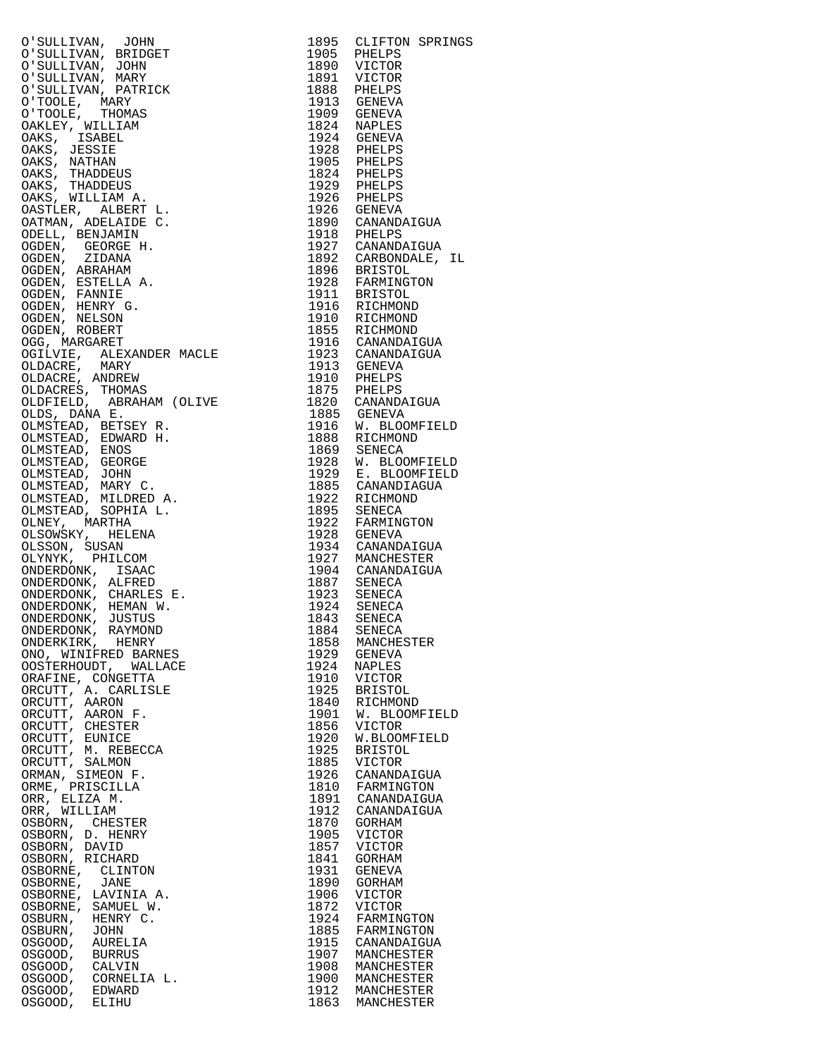| Name | Year | Place |
|---|---|---|
| O'SULLIVAN, JOHN | 1895 | CLIFTON SPRINGS |
| O'SULLIVAN, BRIDGET | 1905 | PHELPS |
| O'SULLIVAN, JOHN | 1890 | VICTOR |
| O'SULLIVAN, MARY | 1891 | VICTOR |
| O'SULLIVAN, PATRICK | 1888 | PHELPS |
| O'TOOLE, MARY | 1913 | GENEVA |
| O'TOOLE, THOMAS | 1909 | GENEVA |
| OAKLEY, WILLIAM | 1824 | NAPLES |
| OAKS, ISABEL | 1924 | GENEVA |
| OAKS, JESSIE | 1928 | PHELPS |
| OAKS, NATHAN | 1905 | PHELPS |
| OAKS, THADDEUS | 1824 | PHELPS |
| OAKS, THADDEUS | 1929 | PHELPS |
| OAKS, WILLIAM A. | 1926 | PHELPS |
| OASTLER, ALBERT L. | 1926 | GENEVA |
| OATMAN, ADELAIDE C. | 1890 | CANANDAIGUA |
| ODELL, BENJAMIN | 1918 | PHELPS |
| OGDEN, GEORGE H. | 1927 | CANANDAIGUA |
| OGDEN, ZIDANA | 1892 | CARBONDALE, IL |
| OGDEN, ABRAHAM | 1896 | BRISTOL |
| OGDEN, ESTELLA A. | 1928 | FARMINGTON |
| OGDEN, FANNIE | 1911 | BRISTOL |
| OGDEN, HENRY G. | 1916 | RICHMOND |
| OGDEN, NELSON | 1910 | RICHMOND |
| OGDEN, ROBERT | 1855 | RICHMOND |
| OGG, MARGARET | 1916 | CANANDAIGUA |
| OGILVIE, ALEXANDER MACLE | 1923 | CANANDAIGUA |
| OLDACRE, MARY | 1913 | GENEVA |
| OLDACRE, ANDREW | 1910 | PHELPS |
| OLDACRES, THOMAS | 1875 | PHELPS |
| OLDFIELD, ABRAHAM (OLIVE | 1820 | CANANDAIGUA |
| OLDS, DANA E. | 1885 | GENEVA |
| OLMSTEAD, BETSEY R. | 1916 | W. BLOOMFIELD |
| OLMSTEAD, EDWARD H. | 1888 | RICHMOND |
| OLMSTEAD, ENOS | 1869 | SENECA |
| OLMSTEAD, GEORGE | 1928 | W. BLOOMFIELD |
| OLMSTEAD, JOHN | 1929 | E. BLOOMFIELD |
| OLMSTEAD, MARY C. | 1885 | CANANDIAGUA |
| OLMSTEAD, MILDRED A. | 1922 | RICHMOND |
| OLMSTEAD, SOPHIA L. | 1895 | SENECA |
| OLNEY, MARTHA | 1922 | FARMINGTON |
| OLSOWSKY, HELENA | 1928 | GENEVA |
| OLSSON, SUSAN | 1934 | CANANDAIGUA |
| OLYNYK, PHILCOM | 1927 | MANCHESTER |
| ONDERDONK, ISAAC | 1904 | CANANDAIGUA |
| ONDERDONK, ALFRED | 1887 | SENECA |
| ONDERDONK, CHARLES E. | 1923 | SENECA |
| ONDERDONK, HEMAN W. | 1924 | SENECA |
| ONDERDONK, JUSTUS | 1843 | SENECA |
| ONDERDONK, RAYMOND | 1884 | SENECA |
| ONDERKIRK, HENRY | 1858 | MANCHESTER |
| ONO, WINIFRED BARNES | 1929 | GENEVA |
| OOSTERHOUDT, WALLACE | 1924 | NAPLES |
| ORAFINE, CONGETTA | 1910 | VICTOR |
| ORCUTT, A. CARLISLE | 1925 | BRISTOL |
| ORCUTT, AARON | 1840 | RICHMOND |
| ORCUTT, AARON F. | 1901 | W. BLOOMFIELD |
| ORCUTT, CHESTER | 1856 | VICTOR |
| ORCUTT, EUNICE | 1920 | W.BLOOMFIELD |
| ORCUTT, M. REBECCA | 1925 | BRISTOL |
| ORCUTT, SALMON | 1885 | VICTOR |
| ORMAN, SIMEON F. | 1926 | CANANDAIGUA |
| ORME, PRISCILLA | 1810 | FARMINGTON |
| ORR, ELIZA M. | 1891 | CANANDAIGUA |
| ORR, WILLIAM | 1912 | CANANDAIGUA |
| OSBORN, CHESTER | 1870 | GORHAM |
| OSBORN, D. HENRY | 1905 | VICTOR |
| OSBORN, DAVID | 1857 | VICTOR |
| OSBORN, RICHARD | 1841 | GORHAM |
| OSBORNE, CLINTON | 1931 | GENEVA |
| OSBORNE, JANE | 1890 | GORHAM |
| OSBORNE, LAVINIA A. | 1906 | VICTOR |
| OSBORNE, SAMUEL W. | 1872 | VICTOR |
| OSBURN, HENRY C. | 1924 | FARMINGTON |
| OSBURN, JOHN | 1885 | FARMINGTON |
| OSGOOD, AURELIA | 1915 | CANANDAIGUA |
| OSGOOD, BURRUS | 1907 | MANCHESTER |
| OSGOOD, CALVIN | 1908 | MANCHESTER |
| OSGOOD, CORNELIA L. | 1900 | MANCHESTER |
| OSGOOD, EDWARD | 1912 | MANCHESTER |
| OSGOOD, ELIHU | 1863 | MANCHESTER |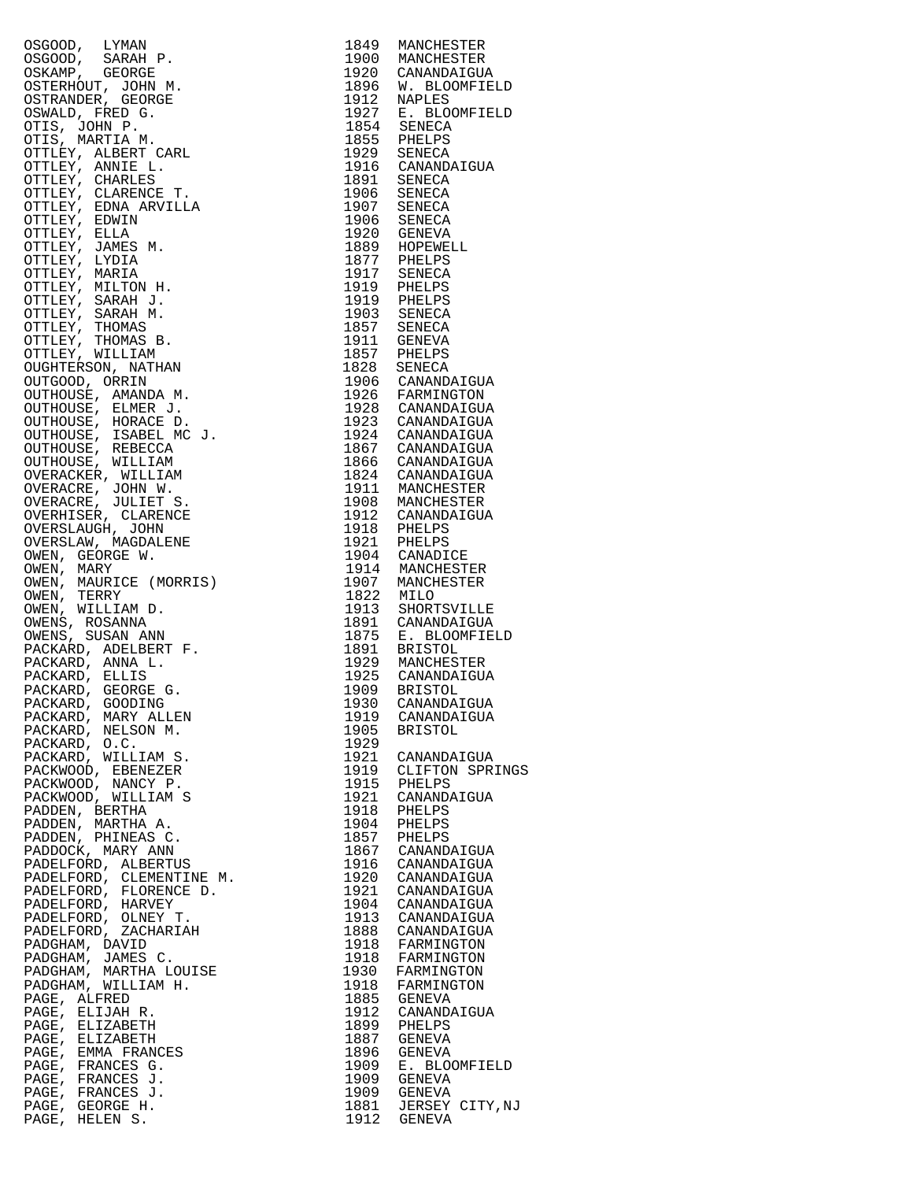| | | |
|---|---|---|
| OSGOOD, LYMAN | 1849 | MANCHESTER |
| OSGOOD, SARAH P. | 1900 | MANCHESTER |
| OSKAMP, GEORGE | 1920 | CANANDAIGUA |
| OSTERHOUT, JOHN M. | 1896 | W. BLOOMFIELD |
| OSTRANDER, GEORGE | 1912 | NAPLES |
| OSWALD, FRED G. | 1927 | E. BLOOMFIELD |
| OTIS, JOHN P. | 1854 | SENECA |
| OTIS, MARTIA M. | 1855 | PHELPS |
| OTTLEY, ALBERT CARL | 1929 | SENECA |
| OTTLEY, ANNIE L. | 1916 | CANANDAIGUA |
| OTTLEY, CHARLES | 1891 | SENECA |
| OTTLEY, CLARENCE T. | 1906 | SENECA |
| OTTLEY, EDNA ARVILLA | 1907 | SENECA |
| OTTLEY, EDWIN | 1906 | SENECA |
| OTTLEY, ELLA | 1920 | GENEVA |
| OTTLEY, JAMES M. | 1889 | HOPEWELL |
| OTTLEY, LYDIA | 1877 | PHELPS |
| OTTLEY, MARIA | 1917 | SENECA |
| OTTLEY, MILTON H. | 1919 | PHELPS |
| OTTLEY, SARAH J. | 1919 | PHELPS |
| OTTLEY, SARAH M. | 1903 | SENECA |
| OTTLEY, THOMAS | 1857 | SENECA |
| OTTLEY, THOMAS B. | 1911 | GENEVA |
| OTTLEY, WILLIAM | 1857 | PHELPS |
| OUGHTERSON, NATHAN | 1828 | SENECA |
| OUTGOOD, ORRIN | 1906 | CANANDAIGUA |
| OUTHOUSE, AMANDA M. | 1926 | FARMINGTON |
| OUTHOUSE, ELMER J. | 1928 | CANANDAIGUA |
| OUTHOUSE, HORACE D. | 1923 | CANANDAIGUA |
| OUTHOUSE, ISABEL MC J. | 1924 | CANANDAIGUA |
| OUTHOUSE, REBECCA | 1867 | CANANDAIGUA |
| OUTHOUSE, WILLIAM | 1866 | CANANDAIGUA |
| OVERACKER, WILLIAM | 1824 | CANANDAIGUA |
| OVERACRE, JOHN W. | 1911 | MANCHESTER |
| OVERACRE, JULIET S. | 1908 | MANCHESTER |
| OVERHISER, CLARENCE | 1912 | CANANDAIGUA |
| OVERSLAUGH, JOHN | 1918 | PHELPS |
| OVERSLAW, MAGDALENE | 1921 | PHELPS |
| OWEN, GEORGE W. | 1904 | CANADICE |
| OWEN, MARY | 1914 | MANCHESTER |
| OWEN, MAURICE (MORRIS) | 1907 | MANCHESTER |
| OWEN, TERRY | 1822 | MILO |
| OWEN, WILLIAM D. | 1913 | SHORTSVILLE |
| OWENS, ROSANNA | 1891 | CANANDAIGUA |
| OWENS, SUSAN ANN | 1875 | E. BLOOMFIELD |
| PACKARD, ADELBERT F. | 1891 | BRISTOL |
| PACKARD, ANNA L. | 1929 | MANCHESTER |
| PACKARD, ELLIS | 1925 | CANANDAIGUA |
| PACKARD, GEORGE G. | 1909 | BRISTOL |
| PACKARD, GOODING | 1930 | CANANDAIGUA |
| PACKARD, MARY ALLEN | 1919 | CANANDAIGUA |
| PACKARD, NELSON M. | 1905 | BRISTOL |
| PACKARD, O.C. | 1929 | |
| PACKARD, WILLIAM S. | 1921 | CANANDAIGUA |
| PACKWOOD, EBENEZER | 1919 | CLIFTON SPRINGS |
| PACKWOOD, NANCY P. | 1915 | PHELPS |
| PACKWOOD, WILLIAM S | 1921 | CANANDAIGUA |
| PADDEN, BERTHA | 1918 | PHELPS |
| PADDEN, MARTHA A. | 1904 | PHELPS |
| PADDEN, PHINEAS C. | 1857 | PHELPS |
| PADDOCK, MARY ANN | 1867 | CANANDAIGUA |
| PADELFORD, ALBERTUS | 1916 | CANANDAIGUA |
| PADELFORD, CLEMENTINE M. | 1920 | CANANDAIGUA |
| PADELFORD, FLORENCE D. | 1921 | CANANDAIGUA |
| PADELFORD, HARVEY | 1904 | CANANDAIGUA |
| PADELFORD, OLNEY T. | 1913 | CANANDAIGUA |
| PADELFORD, ZACHARIAH | 1888 | CANANDAIGUA |
| PADGHAM, DAVID | 1918 | FARMINGTON |
| PADGHAM, JAMES C. | 1918 | FARMINGTON |
| PADGHAM, MARTHA LOUISE | 1930 | FARMINGTON |
| PADGHAM, WILLIAM H. | 1918 | FARMINGTON |
| PAGE, ALFRED | 1885 | GENEVA |
| PAGE, ELIJAH R. | 1912 | CANANDAIGUA |
| PAGE, ELIZABETH | 1899 | PHELPS |
| PAGE, ELIZABETH | 1887 | GENEVA |
| PAGE, EMMA FRANCES | 1896 | GENEVA |
| PAGE, FRANCES G. | 1909 | E. BLOOMFIELD |
| PAGE, FRANCES J. | 1909 | GENEVA |
| PAGE, FRANCES J. | 1909 | GENEVA |
| PAGE, GEORGE H. | 1881 | JERSEY CITY,NJ |
| PAGE, HELEN S. | 1912 | GENEVA |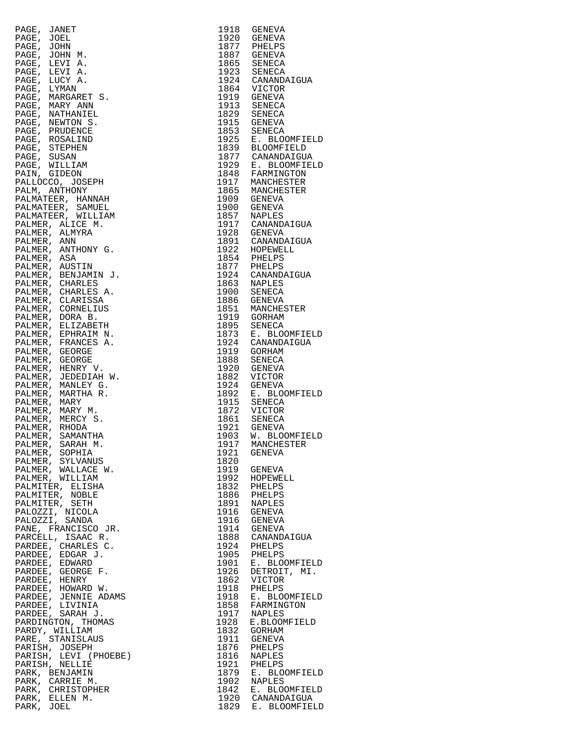| Name | Year | Place |
|---|---|---|
| PAGE, JANET | 1918 | GENEVA |
| PAGE, JOEL | 1920 | GENEVA |
| PAGE, JOHN | 1877 | PHELPS |
| PAGE, JOHN M. | 1887 | GENEVA |
| PAGE, LEVI A. | 1865 | SENECA |
| PAGE, LEVI A. | 1923 | SENECA |
| PAGE, LUCY A. | 1924 | CANANDAIGUA |
| PAGE, LYMAN | 1864 | VICTOR |
| PAGE, MARGARET S. | 1919 | GENEVA |
| PAGE, MARY ANN | 1913 | SENECA |
| PAGE, NATHANIEL | 1829 | SENECA |
| PAGE, NEWTON S. | 1915 | GENEVA |
| PAGE, PRUDENCE | 1853 | SENECA |
| PAGE, ROSALIND | 1925 | E. BLOOMFIELD |
| PAGE, STEPHEN | 1839 | BLOOMFIELD |
| PAGE, SUSAN | 1877 | CANANDAIGUA |
| PAGE, WILLIAM | 1929 | E. BLOOMFIELD |
| PAIN, GIDEON | 1848 | FARMINGTON |
| PALLOCCO, JOSEPH | 1917 | MANCHESTER |
| PALM, ANTHONY | 1865 | MANCHESTER |
| PALMATEER, HANNAH | 1909 | GENEVA |
| PALMATEER, SAMUEL | 1900 | GENEVA |
| PALMATEER, WILLIAM | 1857 | NAPLES |
| PALMER, ALICE M. | 1917 | CANANDAIGUA |
| PALMER, ALMYRA | 1928 | GENEVA |
| PALMER, ANN | 1891 | CANANDAIGUA |
| PALMER, ANTHONY G. | 1922 | HOPEWELL |
| PALMER, ASA | 1854 | PHELPS |
| PALMER, AUSTIN | 1877 | PHELPS |
| PALMER, BENJAMIN J. | 1924 | CANANDAIGUA |
| PALMER, CHARLES | 1863 | NAPLES |
| PALMER, CHARLES A. | 1900 | SENECA |
| PALMER, CLARISSA | 1886 | GENEVA |
| PALMER, CORNELIUS | 1851 | MANCHESTER |
| PALMER, DORA B. | 1919 | GORHAM |
| PALMER, ELIZABETH | 1895 | SENECA |
| PALMER, EPHRAIM N. | 1873 | E. BLOOMFIELD |
| PALMER, FRANCES A. | 1924 | CANANDAIGUA |
| PALMER, GEORGE | 1919 | GORHAM |
| PALMER, GEORGE | 1888 | SENECA |
| PALMER, HENRY V. | 1920 | GENEVA |
| PALMER, JEDEDIAH W. | 1882 | VICTOR |
| PALMER, MANLEY G. | 1924 | GENEVA |
| PALMER, MARTHA R. | 1892 | E. BLOOMFIELD |
| PALMER, MARY | 1915 | SENECA |
| PALMER, MARY M. | 1872 | VICTOR |
| PALMER, MERCY S. | 1861 | SENECA |
| PALMER, RHODA | 1921 | GENEVA |
| PALMER, SAMANTHA | 1903 | W. BLOOMFIELD |
| PALMER, SARAH M. | 1917 | MANCHESTER |
| PALMER, SOPHIA | 1921 | GENEVA |
| PALMER, SYLVANUS | 1820 | |
| PALMER, WALLACE W. | 1919 | GENEVA |
| PALMER, WILLIAM | 1992 | HOPEWELL |
| PALMITER, ELISHA | 1832 | PHELPS |
| PALMITER, NOBLE | 1886 | PHELPS |
| PALMITER, SETH | 1891 | NAPLES |
| PALOZZI, NICOLA | 1916 | GENEVA |
| PALOZZI, SANDA | 1916 | GENEVA |
| PANE, FRANCISCO JR. | 1914 | GENEVA |
| PARCELL, ISAAC R. | 1888 | CANANDAIGUA |
| PARDEE, CHARLES C. | 1924 | PHELPS |
| PARDEE, EDGAR J. | 1905 | PHELPS |
| PARDEE, EDWARD | 1901 | E. BLOOMFIELD |
| PARDEE, GEORGE F. | 1926 | DETROIT, MI. |
| PARDEE, HENRY | 1862 | VICTOR |
| PARDEE, HOWARD W. | 1918 | PHELPS |
| PARDEE, JENNIE ADAMS | 1918 | E. BLOOMFIELD |
| PARDEE, LIVINIA | 1858 | FARMINGTON |
| PARDEE, SARAH J. | 1917 | NAPLES |
| PARDINGTON, THOMAS | 1928 | E.BLOOMFIELD |
| PARDY, WILLIAM | 1832 | GORHAM |
| PARE, STANISLAUS | 1911 | GENEVA |
| PARISH, JOSEPH | 1876 | PHELPS |
| PARISH, LEVI (PHOEBE) | 1816 | NAPLES |
| PARISH, NELLIE | 1921 | PHELPS |
| PARK, BENJAMIN | 1879 | E. BLOOMFIELD |
| PARK, CARRIE M. | 1902 | NAPLES |
| PARK, CHRISTOPHER | 1842 | E. BLOOMFIELD |
| PARK, ELLEN M. | 1920 | CANANDAIGUA |
| PARK, JOEL | 1829 | E. BLOOMFIELD |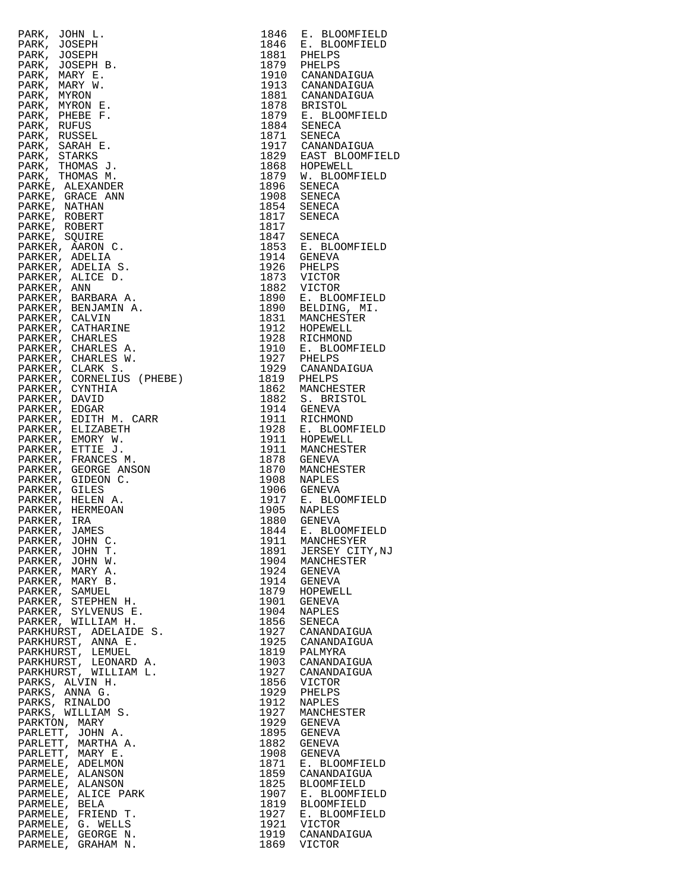| Name | Year | Place |
|---|---|---|
| PARK, JOHN L. | 1846 | E. BLOOMFIELD |
| PARK, JOSEPH | 1846 | E. BLOOMFIELD |
| PARK, JOSEPH | 1881 | PHELPS |
| PARK, JOSEPH B. | 1879 | PHELPS |
| PARK, MARY E. | 1910 | CANANDAIGUA |
| PARK, MARY W. | 1913 | CANANDAIGUA |
| PARK, MYRON | 1881 | CANANDAIGUA |
| PARK, MYRON E. | 1878 | BRISTOL |
| PARK, PHEBE F. | 1879 | E. BLOOMFIELD |
| PARK, RUFUS | 1884 | SENECA |
| PARK, RUSSEL | 1871 | SENECA |
| PARK, SARAH E. | 1917 | CANANDAIGUA |
| PARK, STARKS | 1829 | EAST BLOOMFIELD |
| PARK, THOMAS J. | 1868 | HOPEWELL |
| PARK, THOMAS M. | 1879 | W. BLOOMFIELD |
| PARKE, ALEXANDER | 1896 | SENECA |
| PARKE, GRACE ANN | 1908 | SENECA |
| PARKE, NATHAN | 1854 | SENECA |
| PARKE, ROBERT | 1817 | SENECA |
| PARKE, ROBERT | 1817 | |
| PARKE, SQUIRE | 1847 | SENECA |
| PARKER, AARON C. | 1853 | E. BLOOMFIELD |
| PARKER, ADELIA | 1914 | GENEVA |
| PARKER, ADELIA S. | 1926 | PHELPS |
| PARKER, ALICE D. | 1873 | VICTOR |
| PARKER, ANN | 1882 | VICTOR |
| PARKER, BARBARA A. | 1890 | E. BLOOMFIELD |
| PARKER, BENJAMIN A. | 1890 | BELDING, MI. |
| PARKER, CALVIN | 1831 | MANCHESTER |
| PARKER, CATHARINE | 1912 | HOPEWELL |
| PARKER, CHARLES | 1928 | RICHMOND |
| PARKER, CHARLES A. | 1910 | E. BLOOMFIELD |
| PARKER, CHARLES W. | 1927 | PHELPS |
| PARKER, CLARK S. | 1929 | CANANDAIGUA |
| PARKER, CORNELIUS (PHEBE) | 1819 | PHELPS |
| PARKER, CYNTHIA | 1862 | MANCHESTER |
| PARKER, DAVID | 1882 | S. BRISTOL |
| PARKER, EDGAR | 1914 | GENEVA |
| PARKER, EDITH M. CARR | 1911 | RICHMOND |
| PARKER, ELIZABETH | 1928 | E. BLOOMFIELD |
| PARKER, EMORY W. | 1911 | HOPEWELL |
| PARKER, ETTIE J. | 1911 | MANCHESTER |
| PARKER, FRANCES M. | 1878 | GENEVA |
| PARKER, GEORGE ANSON | 1870 | MANCHESTER |
| PARKER, GIDEON C. | 1908 | NAPLES |
| PARKER, GILES | 1906 | GENEVA |
| PARKER, HELEN A. | 1917 | E. BLOOMFIELD |
| PARKER, HERMEOAN | 1905 | NAPLES |
| PARKER, IRA | 1880 | GENEVA |
| PARKER, JAMES | 1844 | E. BLOOMFIELD |
| PARKER, JOHN C. | 1911 | MANCHESYER |
| PARKER, JOHN T. | 1891 | JERSEY CITY,NJ |
| PARKER, JOHN W. | 1904 | MANCHESTER |
| PARKER, MARY A. | 1924 | GENEVA |
| PARKER, MARY B. | 1914 | GENEVA |
| PARKER, SAMUEL | 1879 | HOPEWELL |
| PARKER, STEPHEN H. | 1901 | GENEVA |
| PARKER, SYLVENUS E. | 1904 | NAPLES |
| PARKER, WILLIAM H. | 1856 | SENECA |
| PARKHURST, ADELAIDE S. | 1927 | CANANDAIGUA |
| PARKHURST, ANNA E. | 1925 | CANANDAIGUA |
| PARKHURST, LEMUEL | 1819 | PALMYRA |
| PARKHURST, LEONARD A. | 1903 | CANANDAIGUA |
| PARKHURST, WILLIAM L. | 1927 | CANANDAIGUA |
| PARKS, ALVIN H. | 1856 | VICTOR |
| PARKS, ANNA G. | 1929 | PHELPS |
| PARKS, RINALDO | 1912 | NAPLES |
| PARKS, WILLIAM S. | 1927 | MANCHESTER |
| PARKTON, MARY | 1929 | GENEVA |
| PARLETT, JOHN A. | 1895 | GENEVA |
| PARLETT, MARTHA A. | 1882 | GENEVA |
| PARLETT, MARY E. | 1908 | GENEVA |
| PARMELE, ADELMON | 1871 | E. BLOOMFIELD |
| PARMELE, ALANSON | 1859 | CANANDAIGUA |
| PARMELE, ALANSON | 1825 | BLOOMFIELD |
| PARMELE, ALICE PARK | 1907 | E. BLOOMFIELD |
| PARMELE, BELA | 1819 | BLOOMFIELD |
| PARMELE, FRIEND T. | 1927 | E. BLOOMFIELD |
| PARMELE, G. WELLS | 1921 | VICTOR |
| PARMELE, GEORGE N. | 1919 | CANANDAIGUA |
| PARMELE, GRAHAM N. | 1869 | VICTOR |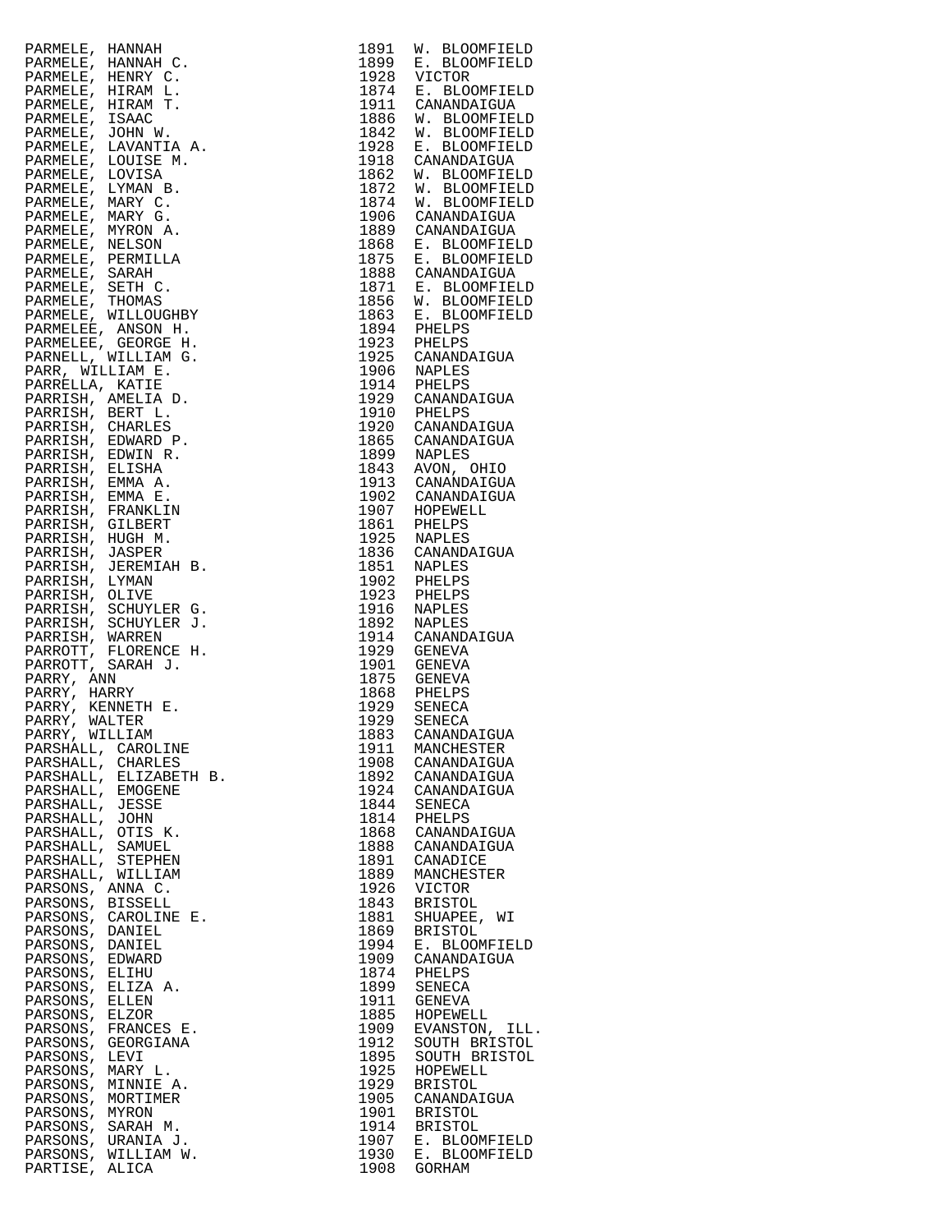| Name | Year | Place |
|---|---|---|
| PARMELE, HANNAH | 1891 | W. BLOOMFIELD |
| PARMELE, HANNAH C. | 1899 | E. BLOOMFIELD |
| PARMELE, HENRY C. | 1928 | VICTOR |
| PARMELE, HIRAM L. | 1874 | E. BLOOMFIELD |
| PARMELE, HIRAM T. | 1911 | CANANDAIGUA |
| PARMELE, ISAAC | 1886 | W. BLOOMFIELD |
| PARMELE, JOHN W. | 1842 | W. BLOOMFIELD |
| PARMELE, LAVANTIA A. | 1928 | E. BLOOMFIELD |
| PARMELE, LOUISE M. | 1918 | CANANDAIGUA |
| PARMELE, LOVISA | 1862 | W. BLOOMFIELD |
| PARMELE, LYMAN B. | 1872 | W. BLOOMFIELD |
| PARMELE, MARY C. | 1874 | W. BLOOMFIELD |
| PARMELE, MARY G. | 1906 | CANANDAIGUA |
| PARMELE, MYRON A. | 1889 | CANANDAIGUA |
| PARMELE, NELSON | 1868 | E. BLOOMFIELD |
| PARMELE, PERMILLA | 1875 | E. BLOOMFIELD |
| PARMELE, SARAH | 1888 | CANANDAIGUA |
| PARMELE, SETH C. | 1871 | E. BLOOMFIELD |
| PARMELE, THOMAS | 1856 | W. BLOOMFIELD |
| PARMELE, WILLOUGHBY | 1863 | E. BLOOMFIELD |
| PARMELEE, ANSON H. | 1894 | PHELPS |
| PARMELEE, GEORGE H. | 1923 | PHELPS |
| PARNELL, WILLIAM G. | 1925 | CANANDAIGUA |
| PARR, WILLIAM E. | 1906 | NAPLES |
| PARRELLA, KATIE | 1914 | PHELPS |
| PARRISH, AMELIA D. | 1929 | CANANDAIGUA |
| PARRISH, BERT L. | 1910 | PHELPS |
| PARRISH, CHARLES | 1920 | CANANDAIGUA |
| PARRISH, EDWARD P. | 1865 | CANANDAIGUA |
| PARRISH, EDWIN R. | 1899 | NAPLES |
| PARRISH, ELISHA | 1843 | AVON, OHIO |
| PARRISH, EMMA A. | 1913 | CANANDAIGUA |
| PARRISH, EMMA E. | 1902 | CANANDAIGUA |
| PARRISH, FRANKLIN | 1907 | HOPEWELL |
| PARRISH, GILBERT | 1861 | PHELPS |
| PARRISH, HUGH M. | 1925 | NAPLES |
| PARRISH, JASPER | 1836 | CANANDAIGUA |
| PARRISH, JEREMIAH B. | 1851 | NAPLES |
| PARRISH, LYMAN | 1902 | PHELPS |
| PARRISH, OLIVE | 1923 | PHELPS |
| PARRISH, SCHUYLER G. | 1916 | NAPLES |
| PARRISH, SCHUYLER J. | 1892 | NAPLES |
| PARRISH, WARREN | 1914 | CANANDAIGUA |
| PARROTT, FLORENCE H. | 1929 | GENEVA |
| PARROTT, SARAH J. | 1901 | GENEVA |
| PARRY, ANN | 1875 | GENEVA |
| PARRY, HARRY | 1868 | PHELPS |
| PARRY, KENNETH E. | 1929 | SENECA |
| PARRY, WALTER | 1929 | SENECA |
| PARRY, WILLIAM | 1883 | CANANDAIGUA |
| PARSHALL, CAROLINE | 1911 | MANCHESTER |
| PARSHALL, CHARLES | 1908 | CANANDAIGUA |
| PARSHALL, ELIZABETH B. | 1892 | CANANDAIGUA |
| PARSHALL, EMOGENE | 1924 | CANANDAIGUA |
| PARSHALL, JESSE | 1844 | SENECA |
| PARSHALL, JOHN | 1814 | PHELPS |
| PARSHALL, OTIS K. | 1868 | CANANDAIGUA |
| PARSHALL, SAMUEL | 1888 | CANANDAIGUA |
| PARSHALL, STEPHEN | 1891 | CANADICE |
| PARSHALL, WILLIAM | 1889 | MANCHESTER |
| PARSONS, ANNA C. | 1926 | VICTOR |
| PARSONS, BISSELL | 1843 | BRISTOL |
| PARSONS, CAROLINE E. | 1881 | SHUAPEE, WI |
| PARSONS, DANIEL | 1869 | BRISTOL |
| PARSONS, DANIEL | 1994 | E. BLOOMFIELD |
| PARSONS, EDWARD | 1909 | CANANDAIGUA |
| PARSONS, ELIHU | 1874 | PHELPS |
| PARSONS, ELIZA A. | 1899 | SENECA |
| PARSONS, ELLEN | 1911 | GENEVA |
| PARSONS, ELZOR | 1885 | HOPEWELL |
| PARSONS, FRANCES E. | 1909 | EVANSTON, ILL. |
| PARSONS, GEORGIANA | 1912 | SOUTH BRISTOL |
| PARSONS, LEVI | 1895 | SOUTH BRISTOL |
| PARSONS, MARY L. | 1925 | HOPEWELL |
| PARSONS, MINNIE A. | 1929 | BRISTOL |
| PARSONS, MORTIMER | 1905 | CANANDAIGUA |
| PARSONS, MYRON | 1901 | BRISTOL |
| PARSONS, SARAH M. | 1914 | BRISTOL |
| PARSONS, URANIA J. | 1907 | E. BLOOMFIELD |
| PARSONS, WILLIAM W. | 1930 | E. BLOOMFIELD |
| PARTISE, ALICA | 1908 | GORHAM |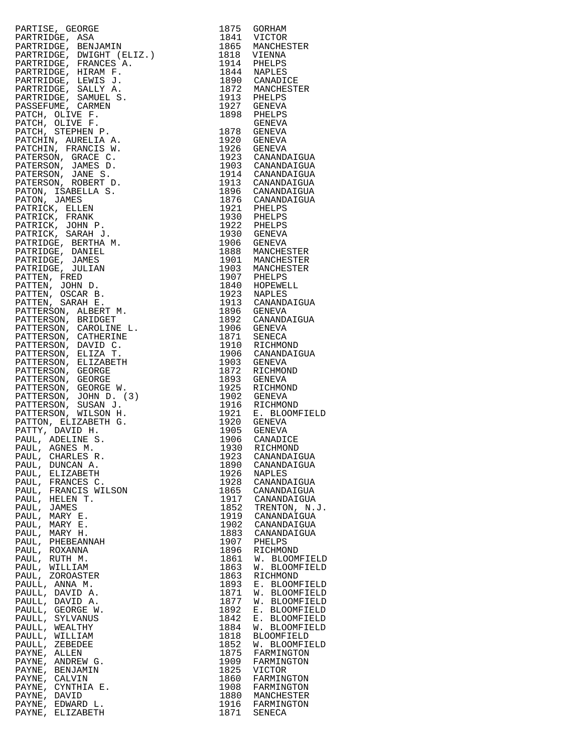| | | |
|---|---|---|
| PARTISE, GEORGE | 1875 | GORHAM |
| PARTRIDGE, ASA | 1841 | VICTOR |
| PARTRIDGE, BENJAMIN | 1865 | MANCHESTER |
| PARTRIDGE, DWIGHT (ELIZ.) | 1818 | VIENNA |
| PARTRIDGE, FRANCES A. | 1914 | PHELPS |
| PARTRIDGE, HIRAM F. | 1844 | NAPLES |
| PARTRIDGE, LEWIS J. | 1890 | CANADICE |
| PARTRIDGE, SALLY A. | 1872 | MANCHESTER |
| PARTRIDGE, SAMUEL S. | 1913 | PHELPS |
| PASSEFUME, CARMEN | 1927 | GENEVA |
| PATCH, OLIVE F. | 1898 | PHELPS |
| PATCH, OLIVE F. | | GENEVA |
| PATCH, STEPHEN P. | 1878 | GENEVA |
| PATCHIN, AURELIA A. | 1920 | GENEVA |
| PATCHIN, FRANCIS W. | 1926 | GENEVA |
| PATERSON, GRACE C. | 1923 | CANANDAIGUA |
| PATERSON, JAMES D. | 1903 | CANANDAIGUA |
| PATERSON, JANE S. | 1914 | CANANDAIGUA |
| PATERSON, ROBERT D. | 1913 | CANANDAIGUA |
| PATON, ISABELLA S. | 1896 | CANANDAIGUA |
| PATON, JAMES | 1876 | CANANDAIGUA |
| PATRICK, ELLEN | 1921 | PHELPS |
| PATRICK, FRANK | 1930 | PHELPS |
| PATRICK, JOHN P. | 1922 | PHELPS |
| PATRICK, SARAH J. | 1930 | GENEVA |
| PATRIDGE, BERTHA M. | 1906 | GENEVA |
| PATRIDGE, DANIEL | 1888 | MANCHESTER |
| PATRIDGE, JAMES | 1901 | MANCHESTER |
| PATRIDGE, JULIAN | 1903 | MANCHESTER |
| PATTEN, FRED | 1907 | PHELPS |
| PATTEN, JOHN D. | 1840 | HOPEWELL |
| PATTEN, OSCAR B. | 1923 | NAPLES |
| PATTEN, SARAH E. | 1913 | CANANDAIGUA |
| PATTERSON, ALBERT M. | 1896 | GENEVA |
| PATTERSON, BRIDGET | 1892 | CANANDAIGUA |
| PATTERSON, CAROLINE L. | 1906 | GENEVA |
| PATTERSON, CATHERINE | 1871 | SENECA |
| PATTERSON, DAVID C. | 1910 | RICHMOND |
| PATTERSON, ELIZA T. | 1906 | CANANDAIGUA |
| PATTERSON, ELIZABETH | 1903 | GENEVA |
| PATTERSON, GEORGE | 1872 | RICHMOND |
| PATTERSON, GEORGE | 1893 | GENEVA |
| PATTERSON, GEORGE W. | 1925 | RICHMOND |
| PATTERSON, JOHN D. (3) | 1902 | GENEVA |
| PATTERSON, SUSAN J. | 1916 | RICHMOND |
| PATTERSON, WILSON H. | 1921 | E. BLOOMFIELD |
| PATTON, ELIZABETH G. | 1920 | GENEVA |
| PATTY, DAVID H. | 1905 | GENEVA |
| PAUL, ADELINE S. | 1906 | CANADICE |
| PAUL, AGNES M. | 1930 | RICHMOND |
| PAUL, CHARLES R. | 1923 | CANANDAIGUA |
| PAUL, DUNCAN A. | 1890 | CANANDAIGUA |
| PAUL, ELIZABETH | 1926 | NAPLES |
| PAUL, FRANCES C. | 1928 | CANANDAIGUA |
| PAUL, FRANCIS WILSON | 1865 | CANANDAIGUA |
| PAUL, HELEN T. | 1917 | CANANDAIGUA |
| PAUL, JAMES | 1852 | TRENTON, N.J. |
| PAUL, MARY E. | 1919 | CANANDAIGUA |
| PAUL, MARY E. | 1902 | CANANDAIGUA |
| PAUL, MARY H. | 1883 | CANANDAIGUA |
| PAUL, PHEBEANNAH | 1907 | PHELPS |
| PAUL, ROXANNA | 1896 | RICHMOND |
| PAUL, RUTH M. | 1861 | W. BLOOMFIELD |
| PAUL, WILLIAM | 1863 | W. BLOOMFIELD |
| PAUL, ZOROASTER | 1863 | RICHMOND |
| PAULL, ANNA M. | 1893 | E. BLOOMFIELD |
| PAULL, DAVID A. | 1871 | W. BLOOMFIELD |
| PAULL, DAVID A. | 1877 | W. BLOOMFIELD |
| PAULL, GEORGE W. | 1892 | E. BLOOMFIELD |
| PAULL, SYLVANUS | 1842 | E. BLOOMFIELD |
| PAULL, WEALTHY | 1884 | W. BLOOMFIELD |
| PAULL, WILLIAM | 1818 | BLOOMFIELD |
| PAULL, ZEBEDEE | 1852 | W. BLOOMFIELD |
| PAYNE, ALLEN | 1875 | FARMINGTON |
| PAYNE, ANDREW G. | 1909 | FARMINGTON |
| PAYNE, BENJAMIN | 1825 | VICTOR |
| PAYNE, CALVIN | 1860 | FARMINGTON |
| PAYNE, CYNTHIA E. | 1908 | FARMINGTON |
| PAYNE, DAVID | 1880 | MANCHESTER |
| PAYNE, EDWARD L. | 1916 | FARMINGTON |
| PAYNE, ELIZABETH | 1871 | SENECA |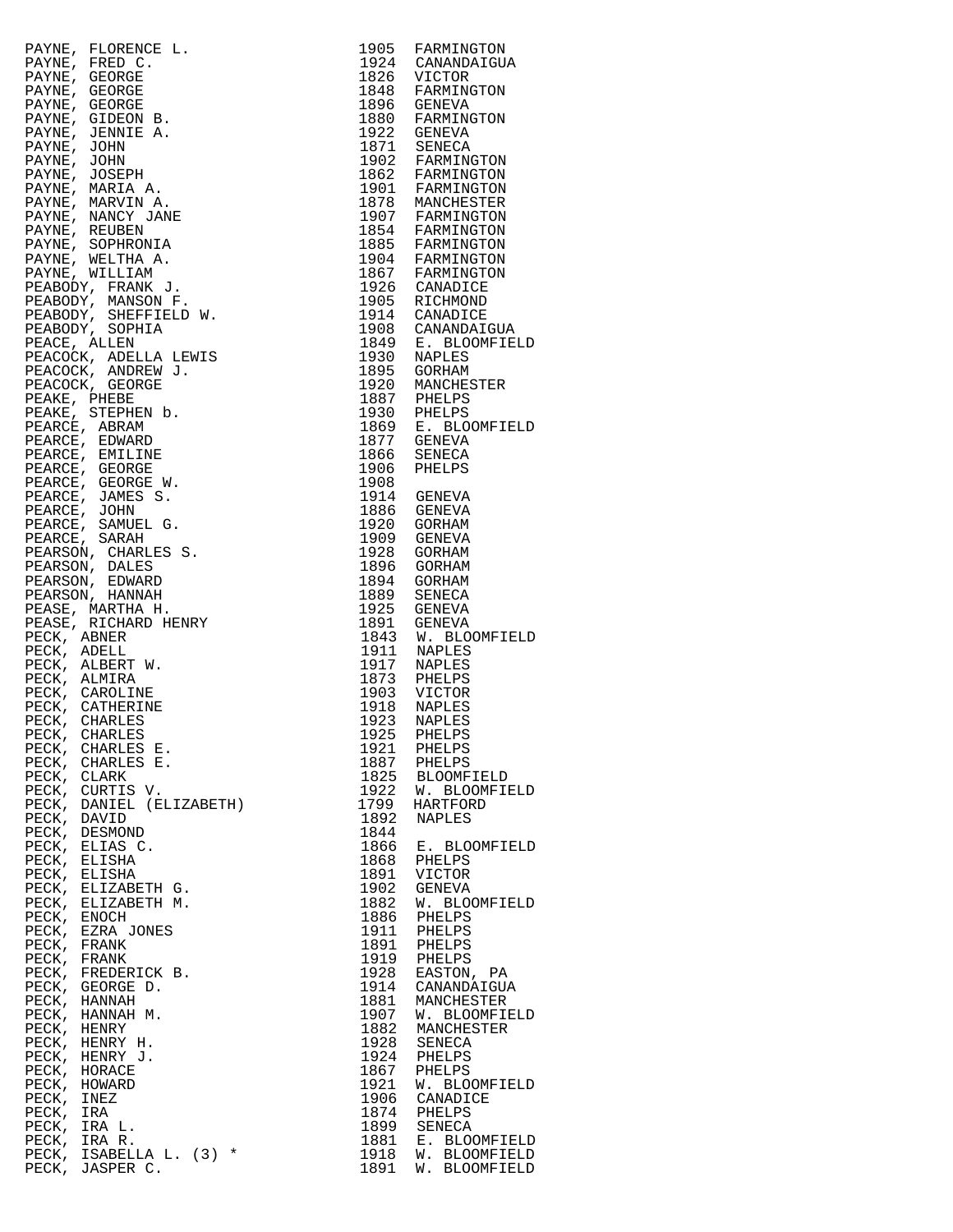| Name | Year | Place |
|---|---|---|
| PAYNE, FLORENCE L. | 1905 | FARMINGTON |
| PAYNE, FRED C. | 1924 | CANANDAIGUA |
| PAYNE, GEORGE | 1826 | VICTOR |
| PAYNE, GEORGE | 1848 | FARMINGTON |
| PAYNE, GEORGE | 1896 | GENEVA |
| PAYNE, GIDEON B. | 1880 | FARMINGTON |
| PAYNE, JENNIE A. | 1922 | GENEVA |
| PAYNE, JOHN | 1871 | SENECA |
| PAYNE, JOHN | 1902 | FARMINGTON |
| PAYNE, JOSEPH | 1862 | FARMINGTON |
| PAYNE, MARIA A. | 1901 | FARMINGTON |
| PAYNE, MARVIN A. | 1878 | MANCHESTER |
| PAYNE, NANCY JANE | 1907 | FARMINGTON |
| PAYNE, REUBEN | 1854 | FARMINGTON |
| PAYNE, SOPHRONIA | 1885 | FARMINGTON |
| PAYNE, WELTHA A. | 1904 | FARMINGTON |
| PAYNE, WILLIAM | 1867 | FARMINGTON |
| PEABODY, FRANK J. | 1926 | CANADICE |
| PEABODY, MANSON F. | 1905 | RICHMOND |
| PEABODY, SHEFFIELD W. | 1914 | CANADICE |
| PEABODY, SOPHIA | 1908 | CANANDAIGUA |
| PEACE, ALLEN | 1849 | E. BLOOMFIELD |
| PEACOCK, ADELLA LEWIS | 1930 | NAPLES |
| PEACOCK, ANDREW J. | 1895 | GORHAM |
| PEACOCK, GEORGE | 1920 | MANCHESTER |
| PEAKE, PHEBE | 1887 | PHELPS |
| PEAKE, STEPHEN b. | 1930 | PHELPS |
| PEARCE, ABRAM | 1869 | E. BLOOMFIELD |
| PEARCE, EDWARD | 1877 | GENEVA |
| PEARCE, EMILINE | 1866 | SENECA |
| PEARCE, GEORGE | 1906 | PHELPS |
| PEARCE, GEORGE W. | 1908 | |
| PEARCE, JAMES S. | 1914 | GENEVA |
| PEARCE, JOHN | 1886 | GENEVA |
| PEARCE, SAMUEL G. | 1920 | GORHAM |
| PEARCE, SARAH | 1909 | GENEVA |
| PEARSON, CHARLES S. | 1928 | GORHAM |
| PEARSON, DALES | 1896 | GORHAM |
| PEARSON, EDWARD | 1894 | GORHAM |
| PEARSON, HANNAH | 1889 | SENECA |
| PEASE, MARTHA H. | 1925 | GENEVA |
| PEASE, RICHARD HENRY | 1891 | GENEVA |
| PECK, ABNER | 1843 | W. BLOOMFIELD |
| PECK, ADELL | 1911 | NAPLES |
| PECK, ALBERT W. | 1917 | NAPLES |
| PECK, ALMIRA | 1873 | PHELPS |
| PECK, CAROLINE | 1903 | VICTOR |
| PECK, CATHERINE | 1918 | NAPLES |
| PECK, CHARLES | 1923 | NAPLES |
| PECK, CHARLES | 1925 | PHELPS |
| PECK, CHARLES E. | 1921 | PHELPS |
| PECK, CHARLES E. | 1887 | PHELPS |
| PECK, CLARK | 1825 | BLOOMFIELD |
| PECK, CURTIS V. | 1922 | W. BLOOMFIELD |
| PECK, DANIEL (ELIZABETH) | 1799 | HARTFORD |
| PECK, DAVID | 1892 | NAPLES |
| PECK, DESMOND | 1844 | |
| PECK, ELIAS C. | 1866 | E. BLOOMFIELD |
| PECK, ELISHA | 1868 | PHELPS |
| PECK, ELISHA | 1891 | VICTOR |
| PECK, ELIZABETH G. | 1902 | GENEVA |
| PECK, ELIZABETH M. | 1882 | W. BLOOMFIELD |
| PECK, ENOCH | 1886 | PHELPS |
| PECK, EZRA JONES | 1911 | PHELPS |
| PECK, FRANK | 1891 | PHELPS |
| PECK, FRANK | 1919 | PHELPS |
| PECK, FREDERICK B. | 1928 | EASTON, PA |
| PECK, GEORGE D. | 1914 | CANANDAIGUA |
| PECK, HANNAH | 1881 | MANCHESTER |
| PECK, HANNAH M. | 1907 | W. BLOOMFIELD |
| PECK, HENRY | 1882 | MANCHESTER |
| PECK, HENRY H. | 1928 | SENECA |
| PECK, HENRY J. | 1924 | PHELPS |
| PECK, HORACE | 1867 | PHELPS |
| PECK, HOWARD | 1921 | W. BLOOMFIELD |
| PECK, INEZ | 1906 | CANADICE |
| PECK, IRA | 1874 | PHELPS |
| PECK, IRA L. | 1899 | SENECA |
| PECK, IRA R. | 1881 | E. BLOOMFIELD |
| PECK, ISABELLA L. (3) * | 1918 | W. BLOOMFIELD |
| PECK, JASPER C. | 1891 | W. BLOOMFIELD |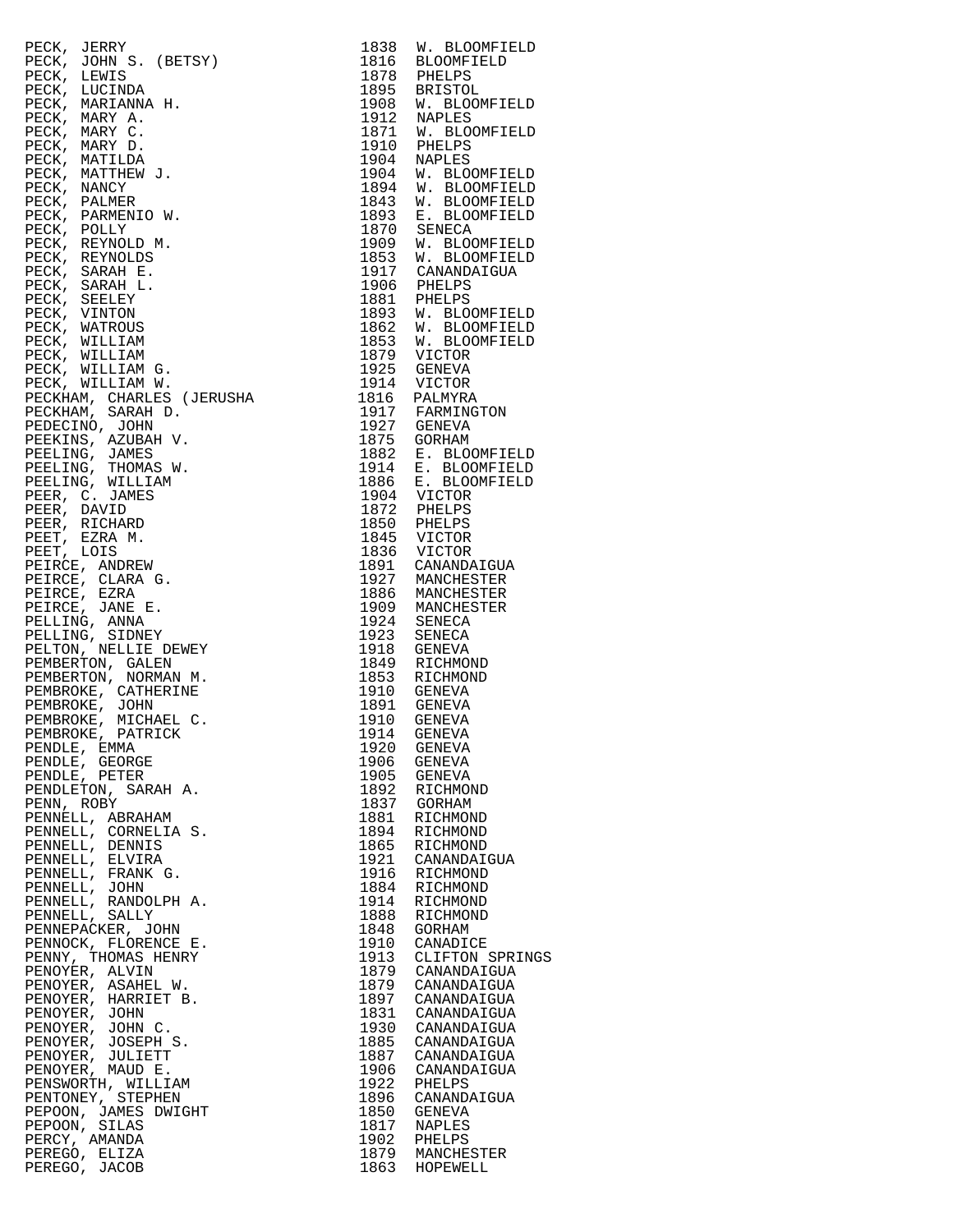| | | |
|---|---|---|
| PECK, JERRY | 1838 | W. BLOOMFIELD |
| PECK, JOHN S. (BETSY) | 1816 | BLOOMFIELD |
| PECK, LEWIS | 1878 | PHELPS |
| PECK, LUCINDA | 1895 | BRISTOL |
| PECK, MARIANNA H. | 1908 | W. BLOOMFIELD |
| PECK, MARY A. | 1912 | NAPLES |
| PECK, MARY C. | 1871 | W. BLOOMFIELD |
| PECK, MARY D. | 1910 | PHELPS |
| PECK, MATILDA | 1904 | NAPLES |
| PECK, MATTHEW J. | 1904 | W. BLOOMFIELD |
| PECK, NANCY | 1894 | W. BLOOMFIELD |
| PECK, PALMER | 1843 | W. BLOOMFIELD |
| PECK, PARMENIO W. | 1893 | E. BLOOMFIELD |
| PECK, POLLY | 1870 | SENECA |
| PECK, REYNOLD M. | 1909 | W. BLOOMFIELD |
| PECK, REYNOLDS | 1853 | W. BLOOMFIELD |
| PECK, SARAH E. | 1917 | CANANDAIGUA |
| PECK, SARAH L. | 1906 | PHELPS |
| PECK, SEELEY | 1881 | PHELPS |
| PECK, VINTON | 1893 | W. BLOOMFIELD |
| PECK, WATROUS | 1862 | W. BLOOMFIELD |
| PECK, WILLIAM | 1853 | W. BLOOMFIELD |
| PECK, WILLIAM | 1879 | VICTOR |
| PECK, WILLIAM G. | 1925 | GENEVA |
| PECK, WILLIAM W. | 1914 | VICTOR |
| PECKHAM, CHARLES (JERUSHA | 1816 | PALMYRA |
| PECKHAM, SARAH D. | 1917 | FARMINGTON |
| PEDECINO, JOHN | 1927 | GENEVA |
| PEEKINS, AZUBAH V. | 1875 | GORHAM |
| PEELING, JAMES | 1882 | E. BLOOMFIELD |
| PEELING, THOMAS W. | 1914 | E. BLOOMFIELD |
| PEELING, WILLIAM | 1886 | E. BLOOMFIELD |
| PEER, C. JAMES | 1904 | VICTOR |
| PEER, DAVID | 1872 | PHELPS |
| PEER, RICHARD | 1850 | PHELPS |
| PEET, EZRA M. | 1845 | VICTOR |
| PEET, LOIS | 1836 | VICTOR |
| PEIRCE, ANDREW | 1891 | CANANDAIGUA |
| PEIRCE, CLARA G. | 1927 | MANCHESTER |
| PEIRCE, EZRA | 1886 | MANCHESTER |
| PEIRCE, JANE E. | 1909 | MANCHESTER |
| PELLING, ANNA | 1924 | SENECA |
| PELLING, SIDNEY | 1923 | SENECA |
| PELTON, NELLIE DEWEY | 1918 | GENEVA |
| PEMBERTON, GALEN | 1849 | RICHMOND |
| PEMBERTON, NORMAN M. | 1853 | RICHMOND |
| PEMBROKE, CATHERINE | 1910 | GENEVA |
| PEMBROKE, JOHN | 1891 | GENEVA |
| PEMBROKE, MICHAEL C. | 1910 | GENEVA |
| PEMBROKE, PATRICK | 1914 | GENEVA |
| PENDLE, EMMA | 1920 | GENEVA |
| PENDLE, GEORGE | 1906 | GENEVA |
| PENDLE, PETER | 1905 | GENEVA |
| PENDLETON, SARAH A. | 1892 | RICHMOND |
| PENN, ROBY | 1837 | GORHAM |
| PENNELL, ABRAHAM | 1881 | RICHMOND |
| PENNELL, CORNELIA S. | 1894 | RICHMOND |
| PENNELL, DENNIS | 1865 | RICHMOND |
| PENNELL, ELVIRA | 1921 | CANANDAIGUA |
| PENNELL, FRANK G. | 1916 | RICHMOND |
| PENNELL, JOHN | 1884 | RICHMOND |
| PENNELL, RANDOLPH A. | 1914 | RICHMOND |
| PENNELL, SALLY | 1888 | RICHMOND |
| PENNEPACKER, JOHN | 1848 | GORHAM |
| PENNOCK, FLORENCE E. | 1910 | CANADICE |
| PENNY, THOMAS HENRY | 1913 | CLIFTON SPRINGS |
| PENOYER, ALVIN | 1879 | CANANDAIGUA |
| PENOYER, ASAHEL W. | 1879 | CANANDAIGUA |
| PENOYER, HARRIET B. | 1897 | CANANDAIGUA |
| PENOYER, JOHN | 1831 | CANANDAIGUA |
| PENOYER, JOHN C. | 1930 | CANANDAIGUA |
| PENOYER, JOSEPH S. | 1885 | CANANDAIGUA |
| PENOYER, JULIETT | 1887 | CANANDAIGUA |
| PENOYER, MAUD E. | 1906 | CANANDAIGUA |
| PENSWORTH, WILLIAM | 1922 | PHELPS |
| PENTONEY, STEPHEN | 1896 | CANANDAIGUA |
| PEPOON, JAMES DWIGHT | 1850 | GENEVA |
| PEPOON, SILAS | 1817 | NAPLES |
| PERCY, AMANDA | 1902 | PHELPS |
| PEREGO, ELIZA | 1879 | MANCHESTER |
| PEREGO, JACOB | 1863 | HOPEWELL |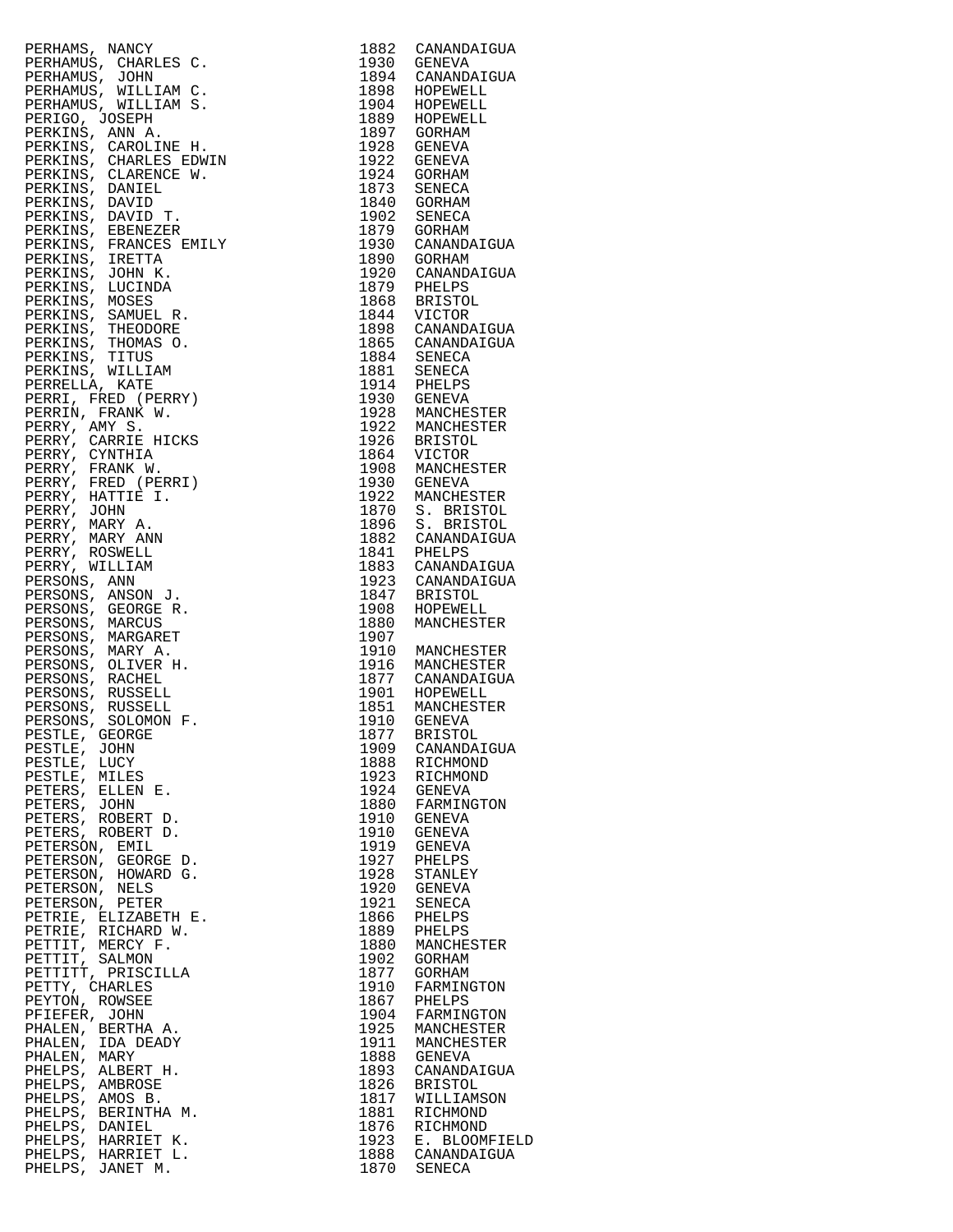| Name | Year | Place |
|---|---|---|
| PERHAMS, NANCY | 1882 | CANANDAIGUA |
| PERHAMUS, CHARLES C. | 1930 | GENEVA |
| PERHAMUS, JOHN | 1894 | CANANDAIGUA |
| PERHAMUS, WILLIAM C. | 1898 | HOPEWELL |
| PERHAMUS, WILLIAM S. | 1904 | HOPEWELL |
| PERIGO, JOSEPH | 1889 | HOPEWELL |
| PERKINS, ANN A. | 1897 | GORHAM |
| PERKINS, CAROLINE H. | 1928 | GENEVA |
| PERKINS, CHARLES EDWIN | 1922 | GENEVA |
| PERKINS, CLARENCE W. | 1924 | GORHAM |
| PERKINS, DANIEL | 1873 | SENECA |
| PERKINS, DAVID | 1840 | GORHAM |
| PERKINS, DAVID T. | 1902 | SENECA |
| PERKINS, EBENEZER | 1879 | GORHAM |
| PERKINS, FRANCES EMILY | 1930 | CANANDAIGUA |
| PERKINS, IRETTA | 1890 | GORHAM |
| PERKINS, JOHN K. | 1920 | CANANDAIGUA |
| PERKINS, LUCINDA | 1879 | PHELPS |
| PERKINS, MOSES | 1868 | BRISTOL |
| PERKINS, SAMUEL R. | 1844 | VICTOR |
| PERKINS, THEODORE | 1898 | CANANDAIGUA |
| PERKINS, THOMAS O. | 1865 | CANANDAIGUA |
| PERKINS, TITUS | 1884 | SENECA |
| PERKINS, WILLIAM | 1881 | SENECA |
| PERRELLA, KATE | 1914 | PHELPS |
| PERRI, FRED (PERRY) | 1930 | GENEVA |
| PERRIN, FRANK W. | 1928 | MANCHESTER |
| PERRY, AMY S. | 1922 | MANCHESTER |
| PERRY, CARRIE HICKS | 1926 | BRISTOL |
| PERRY, CYNTHIA | 1864 | VICTOR |
| PERRY, FRANK W. | 1908 | MANCHESTER |
| PERRY, FRED (PERRI) | 1930 | GENEVA |
| PERRY, HATTIE I. | 1922 | MANCHESTER |
| PERRY, JOHN | 1870 | S. BRISTOL |
| PERRY, MARY A. | 1896 | S. BRISTOL |
| PERRY, MARY ANN | 1882 | CANANDAIGUA |
| PERRY, ROSWELL | 1841 | PHELPS |
| PERRY, WILLIAM | 1883 | CANANDAIGUA |
| PERSONS, ANN | 1923 | CANANDAIGUA |
| PERSONS, ANSON J. | 1847 | BRISTOL |
| PERSONS, GEORGE R. | 1908 | HOPEWELL |
| PERSONS, MARCUS | 1880 | MANCHESTER |
| PERSONS, MARGARET | 1907 | |
| PERSONS, MARY A. | 1910 | MANCHESTER |
| PERSONS, OLIVER H. | 1916 | MANCHESTER |
| PERSONS, RACHEL | 1877 | CANANDAIGUA |
| PERSONS, RUSSELL | 1901 | HOPEWELL |
| PERSONS, RUSSELL | 1851 | MANCHESTER |
| PERSONS, SOLOMON F. | 1910 | GENEVA |
| PESTLE, GEORGE | 1877 | BRISTOL |
| PESTLE, JOHN | 1909 | CANANDAIGUA |
| PESTLE, LUCY | 1888 | RICHMOND |
| PESTLE, MILES | 1923 | RICHMOND |
| PETERS, ELLEN E. | 1924 | GENEVA |
| PETERS, JOHN | 1880 | FARMINGTON |
| PETERS, ROBERT D. | 1910 | GENEVA |
| PETERS, ROBERT D. | 1910 | GENEVA |
| PETERSON, EMIL | 1919 | GENEVA |
| PETERSON, GEORGE D. | 1927 | PHELPS |
| PETERSON, HOWARD G. | 1928 | STANLEY |
| PETERSON, NELS | 1920 | GENEVA |
| PETERSON, PETER | 1921 | SENECA |
| PETRIE, ELIZABETH E. | 1866 | PHELPS |
| PETRIE, RICHARD W. | 1889 | PHELPS |
| PETTIT, MERCY F. | 1880 | MANCHESTER |
| PETTIT, SALMON | 1902 | GORHAM |
| PETTITT, PRISCILLA | 1877 | GORHAM |
| PETTY, CHARLES | 1910 | FARMINGTON |
| PEYTON, ROWSEE | 1867 | PHELPS |
| PFIEFER, JOHN | 1904 | FARMINGTON |
| PHALEN, BERTHA A. | 1925 | MANCHESTER |
| PHALEN, IDA DEADY | 1911 | MANCHESTER |
| PHALEN, MARY | 1888 | GENEVA |
| PHELPS, ALBERT H. | 1893 | CANANDAIGUA |
| PHELPS, AMBROSE | 1826 | BRISTOL |
| PHELPS, AMOS B. | 1817 | WILLIAMSON |
| PHELPS, BERINTHA M. | 1881 | RICHMOND |
| PHELPS, DANIEL | 1876 | RICHMOND |
| PHELPS, HARRIET K. | 1923 | E. BLOOMFIELD |
| PHELPS, HARRIET L. | 1888 | CANANDAIGUA |
| PHELPS, JANET M. | 1870 | SENECA |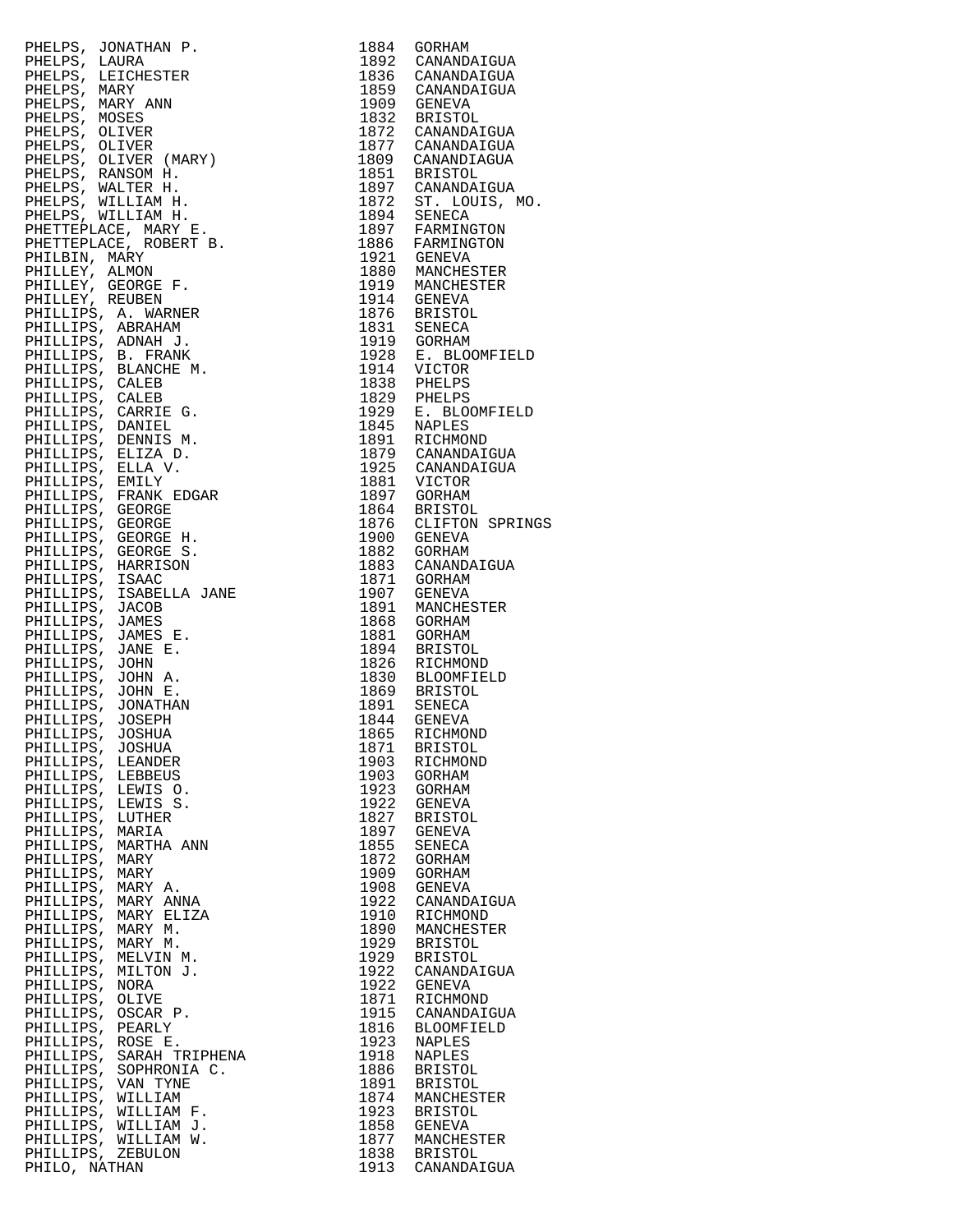| Name | Year | Place |
|---|---|---|
| PHELPS, JONATHAN P. | 1884 | GORHAM |
| PHELPS, LAURA | 1892 | CANANDAIGUA |
| PHELPS, LEICHESTER | 1836 | CANANDAIGUA |
| PHELPS, MARY | 1859 | CANANDAIGUA |
| PHELPS, MARY ANN | 1909 | GENEVA |
| PHELPS, MOSES | 1832 | BRISTOL |
| PHELPS, OLIVER | 1872 | CANANDAIGUA |
| PHELPS, OLIVER | 1877 | CANANDAIGUA |
| PHELPS, OLIVER (MARY) | 1809 | CANANDIAGUA |
| PHELPS, RANSOM H. | 1851 | BRISTOL |
| PHELPS, WALTER H. | 1897 | CANANDAIGUA |
| PHELPS, WILLIAM H. | 1872 | ST. LOUIS, MO. |
| PHELPS, WILLIAM H. | 1894 | SENECA |
| PHETTEPLACE, MARY E. | 1897 | FARMINGTON |
| PHETTEPLACE, ROBERT B. | 1886 | FARMINGTON |
| PHILBIN, MARY | 1921 | GENEVA |
| PHILLEY, ALMON | 1880 | MANCHESTER |
| PHILLEY, GEORGE F. | 1919 | MANCHESTER |
| PHILLEY, REUBEN | 1914 | GENEVA |
| PHILLIPS, A. WARNER | 1876 | BRISTOL |
| PHILLIPS, ABRAHAM | 1831 | SENECA |
| PHILLIPS, ADNAH J. | 1919 | GORHAM |
| PHILLIPS, B. FRANK | 1928 | E. BLOOMFIELD |
| PHILLIPS, BLANCHE M. | 1914 | VICTOR |
| PHILLIPS, CALEB | 1838 | PHELPS |
| PHILLIPS, CALEB | 1829 | PHELPS |
| PHILLIPS, CARRIE G. | 1929 | E. BLOOMFIELD |
| PHILLIPS, DANIEL | 1845 | NAPLES |
| PHILLIPS, DENNIS M. | 1891 | RICHMOND |
| PHILLIPS, ELIZA D. | 1879 | CANANDAIGUA |
| PHILLIPS, ELLA V. | 1925 | CANANDAIGUA |
| PHILLIPS, EMILY | 1881 | VICTOR |
| PHILLIPS, FRANK EDGAR | 1897 | GORHAM |
| PHILLIPS, GEORGE | 1864 | BRISTOL |
| PHILLIPS, GEORGE | 1876 | CLIFTON SPRINGS |
| PHILLIPS, GEORGE H. | 1900 | GENEVA |
| PHILLIPS, GEORGE S. | 1882 | GORHAM |
| PHILLIPS, HARRISON | 1883 | CANANDAIGUA |
| PHILLIPS, ISAAC | 1871 | GORHAM |
| PHILLIPS, ISABELLA JANE | 1907 | GENEVA |
| PHILLIPS, JACOB | 1891 | MANCHESTER |
| PHILLIPS, JAMES | 1868 | GORHAM |
| PHILLIPS, JAMES E. | 1881 | GORHAM |
| PHILLIPS, JANE E. | 1894 | BRISTOL |
| PHILLIPS, JOHN | 1826 | RICHMOND |
| PHILLIPS, JOHN A. | 1830 | BLOOMFIELD |
| PHILLIPS, JOHN E. | 1869 | BRISTOL |
| PHILLIPS, JONATHAN | 1891 | SENECA |
| PHILLIPS, JOSEPH | 1844 | GENEVA |
| PHILLIPS, JOSHUA | 1865 | RICHMOND |
| PHILLIPS, JOSHUA | 1871 | BRISTOL |
| PHILLIPS, LEANDER | 1903 | RICHMOND |
| PHILLIPS, LEBBEUS | 1903 | GORHAM |
| PHILLIPS, LEWIS O. | 1923 | GORHAM |
| PHILLIPS, LEWIS S. | 1922 | GENEVA |
| PHILLIPS, LUTHER | 1827 | BRISTOL |
| PHILLIPS, MARIA | 1897 | GENEVA |
| PHILLIPS, MARTHA ANN | 1855 | SENECA |
| PHILLIPS, MARY | 1872 | GORHAM |
| PHILLIPS, MARY | 1909 | GORHAM |
| PHILLIPS, MARY A. | 1908 | GENEVA |
| PHILLIPS, MARY ANNA | 1922 | CANANDAIGUA |
| PHILLIPS, MARY ELIZA | 1910 | RICHMOND |
| PHILLIPS, MARY M. | 1890 | MANCHESTER |
| PHILLIPS, MARY M. | 1929 | BRISTOL |
| PHILLIPS, MELVIN M. | 1929 | BRISTOL |
| PHILLIPS, MILTON J. | 1922 | CANANDAIGUA |
| PHILLIPS, NORA | 1922 | GENEVA |
| PHILLIPS, OLIVE | 1871 | RICHMOND |
| PHILLIPS, OSCAR P. | 1915 | CANANDAIGUA |
| PHILLIPS, PEARLY | 1816 | BLOOMFIELD |
| PHILLIPS, ROSE E. | 1923 | NAPLES |
| PHILLIPS, SARAH TRIPHENA | 1918 | NAPLES |
| PHILLIPS, SOPHRONIA C. | 1886 | BRISTOL |
| PHILLIPS, VAN TYNE | 1891 | BRISTOL |
| PHILLIPS, WILLIAM | 1874 | MANCHESTER |
| PHILLIPS, WILLIAM F. | 1923 | BRISTOL |
| PHILLIPS, WILLIAM J. | 1858 | GENEVA |
| PHILLIPS, WILLIAM W. | 1877 | MANCHESTER |
| PHILLIPS, ZEBULON | 1838 | BRISTOL |
| PHILO, NATHAN | 1913 | CANANDAIGUA |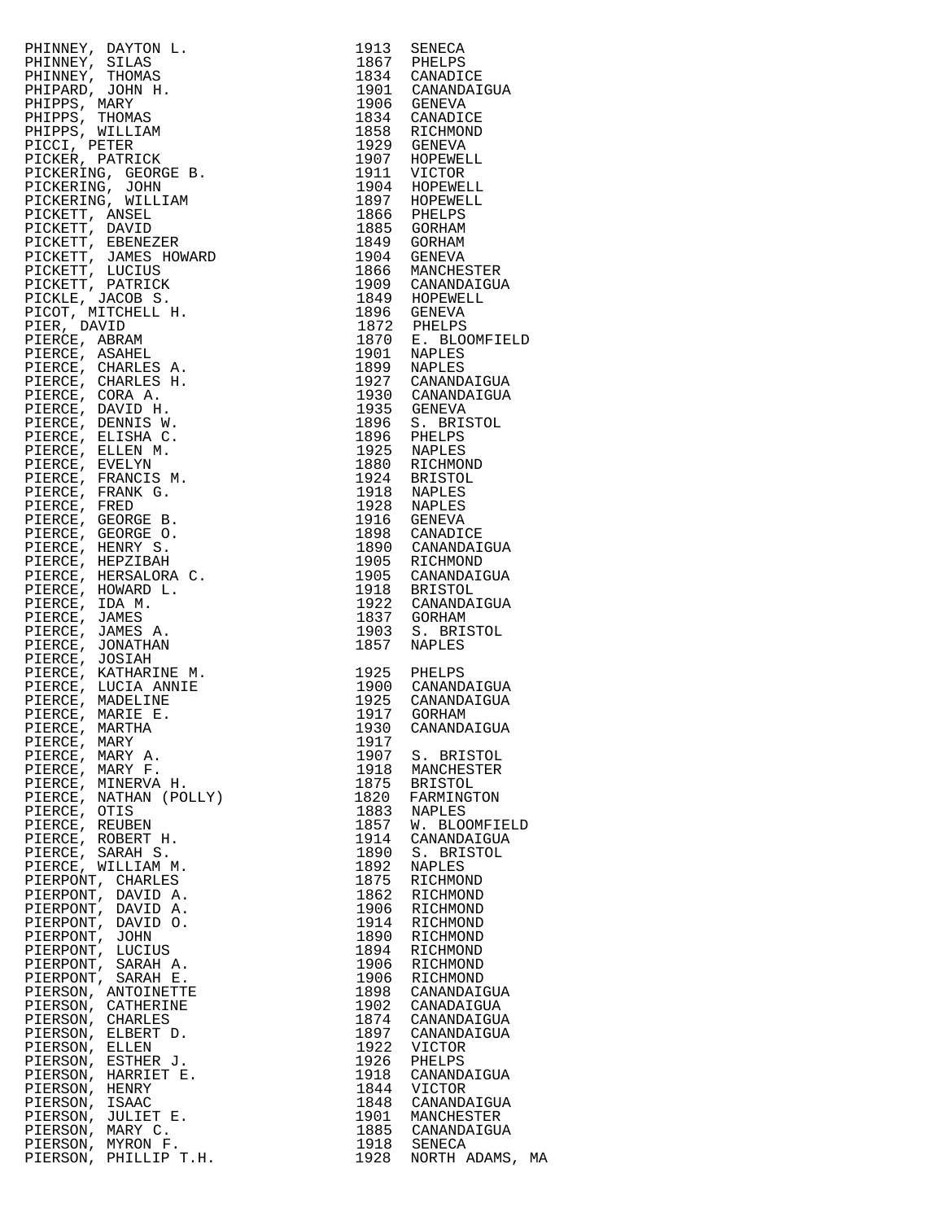| | | |
|---|---|---|
| PHINNEY, DAYTON L. | 1913 | SENECA |
| PHINNEY, SILAS | 1867 | PHELPS |
| PHINNEY, THOMAS | 1834 | CANADICE |
| PHIPARD, JOHN H. | 1901 | CANANDAIGUA |
| PHIPPS, MARY | 1906 | GENEVA |
| PHIPPS, THOMAS | 1834 | CANADICE |
| PHIPPS, WILLIAM | 1858 | RICHMOND |
| PICCI, PETER | 1929 | GENEVA |
| PICKER, PATRICK | 1907 | HOPEWELL |
| PICKERING, GEORGE B. | 1911 | VICTOR |
| PICKERING, JOHN | 1904 | HOPEWELL |
| PICKERING, WILLIAM | 1897 | HOPEWELL |
| PICKETT, ANSEL | 1866 | PHELPS |
| PICKETT, DAVID | 1885 | GORHAM |
| PICKETT, EBENEZER | 1849 | GORHAM |
| PICKETT, JAMES HOWARD | 1904 | GENEVA |
| PICKETT, LUCIUS | 1866 | MANCHESTER |
| PICKETT, PATRICK | 1909 | CANANDAIGUA |
| PICKLE, JACOB S. | 1849 | HOPEWELL |
| PICOT, MITCHELL H. | 1896 | GENEVA |
| PIER, DAVID | 1872 | PHELPS |
| PIERCE, ABRAM | 1870 | E. BLOOMFIELD |
| PIERCE, ASAHEL | 1901 | NAPLES |
| PIERCE, CHARLES A. | 1899 | NAPLES |
| PIERCE, CHARLES H. | 1927 | CANANDAIGUA |
| PIERCE, CORA A. | 1930 | CANANDAIGUA |
| PIERCE, DAVID H. | 1935 | GENEVA |
| PIERCE, DENNIS W. | 1896 | S. BRISTOL |
| PIERCE, ELISHA C. | 1896 | PHELPS |
| PIERCE, ELLEN M. | 1925 | NAPLES |
| PIERCE, EVELYN | 1880 | RICHMOND |
| PIERCE, FRANCIS M. | 1924 | BRISTOL |
| PIERCE, FRANK G. | 1918 | NAPLES |
| PIERCE, FRED | 1928 | NAPLES |
| PIERCE, GEORGE B. | 1916 | GENEVA |
| PIERCE, GEORGE O. | 1898 | CANADICE |
| PIERCE, HENRY S. | 1890 | CANANDAIGUA |
| PIERCE, HEPZIBAH | 1905 | RICHMOND |
| PIERCE, HERSALORA C. | 1905 | CANANDAIGUA |
| PIERCE, HOWARD L. | 1918 | BRISTOL |
| PIERCE, IDA M. | 1922 | CANANDAIGUA |
| PIERCE, JAMES | 1837 | GORHAM |
| PIERCE, JAMES A. | 1903 | S. BRISTOL |
| PIERCE, JONATHAN | 1857 | NAPLES |
| PIERCE, JOSIAH | | |
| PIERCE, KATHARINE M. | 1925 | PHELPS |
| PIERCE, LUCIA ANNIE | 1900 | CANANDAIGUA |
| PIERCE, MADELINE | 1925 | CANANDAIGUA |
| PIERCE, MARIE E. | 1917 | GORHAM |
| PIERCE, MARTHA | 1930 | CANANDAIGUA |
| PIERCE, MARY | 1917 | |
| PIERCE, MARY A. | 1907 | S. BRISTOL |
| PIERCE, MARY F. | 1918 | MANCHESTER |
| PIERCE, MINERVA H. | 1875 | BRISTOL |
| PIERCE, NATHAN (POLLY) | 1820 | FARMINGTON |
| PIERCE, OTIS | 1883 | NAPLES |
| PIERCE, REUBEN | 1857 | W. BLOOMFIELD |
| PIERCE, ROBERT H. | 1914 | CANANDAIGUA |
| PIERCE, SARAH S. | 1890 | S. BRISTOL |
| PIERCE, WILLIAM M. | 1892 | NAPLES |
| PIERPONT, CHARLES | 1875 | RICHMOND |
| PIERPONT, DAVID A. | 1862 | RICHMOND |
| PIERPONT, DAVID A. | 1906 | RICHMOND |
| PIERPONT, DAVID O. | 1914 | RICHMOND |
| PIERPONT, JOHN | 1890 | RICHMOND |
| PIERPONT, LUCIUS | 1894 | RICHMOND |
| PIERPONT, SARAH A. | 1906 | RICHMOND |
| PIERPONT, SARAH E. | 1906 | RICHMOND |
| PIERSON, ANTOINETTE | 1898 | CANANDAIGUA |
| PIERSON, CATHERINE | 1902 | CANADAIGUA |
| PIERSON, CHARLES | 1874 | CANANDAIGUA |
| PIERSON, ELBERT D. | 1897 | CANANDAIGUA |
| PIERSON, ELLEN | 1922 | VICTOR |
| PIERSON, ESTHER J. | 1926 | PHELPS |
| PIERSON, HARRIET E. | 1918 | CANANDAIGUA |
| PIERSON, HENRY | 1844 | VICTOR |
| PIERSON, ISAAC | 1848 | CANANDAIGUA |
| PIERSON, JULIET E. | 1901 | MANCHESTER |
| PIERSON, MARY C. | 1885 | CANANDAIGUA |
| PIERSON, MYRON F. | 1918 | SENECA |
| PIERSON, PHILLIP T.H. | 1928 | NORTH ADAMS, MA |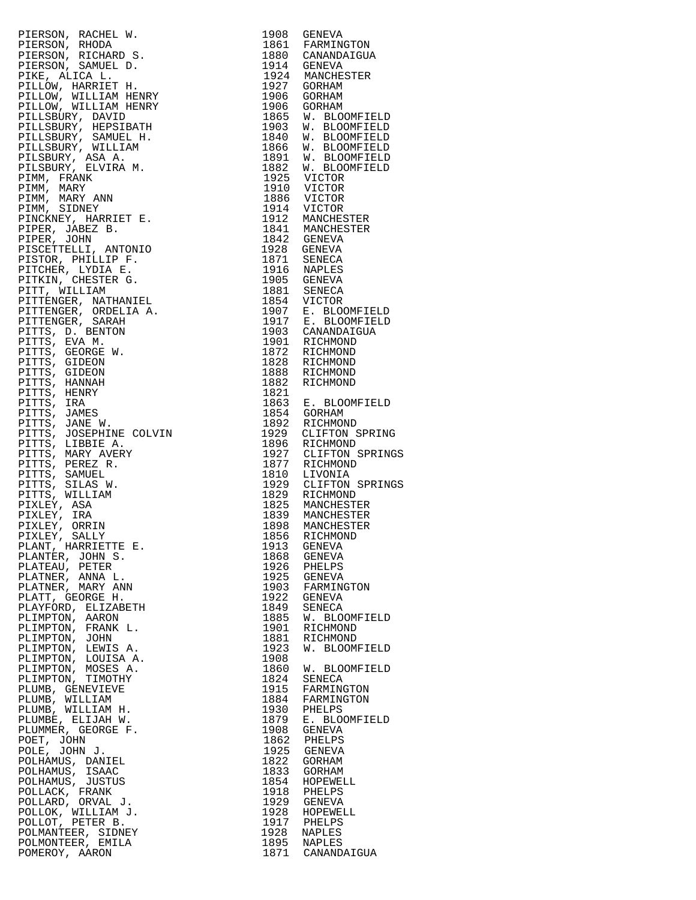| Name | Year | Place |
|---|---|---|
| PIERSON, RACHEL W. | 1908 | GENEVA |
| PIERSON, RHODA | 1861 | FARMINGTON |
| PIERSON, RICHARD S. | 1880 | CANANDAIGUA |
| PIERSON, SAMUEL D. | 1914 | GENEVA |
| PIKE, ALICA L. | 1924 | MANCHESTER |
| PILLOW, HARRIET H. | 1927 | GORHAM |
| PILLOW, WILLIAM HENRY | 1906 | GORHAM |
| PILLOW, WILLIAM HENRY | 1906 | GORHAM |
| PILLSBURY, DAVID | 1865 | W. BLOOMFIELD |
| PILLSBURY, HEPSIBATH | 1903 | W. BLOOMFIELD |
| PILLSBURY, SAMUEL H. | 1840 | W. BLOOMFIELD |
| PILLSBURY, WILLIAM | 1866 | W. BLOOMFIELD |
| PILSBURY, ASA A. | 1891 | W. BLOOMFIELD |
| PILSBURY, ELVIRA M. | 1882 | W. BLOOMFIELD |
| PIMM, FRANK | 1925 | VICTOR |
| PIMM, MARY | 1910 | VICTOR |
| PIMM, MARY ANN | 1886 | VICTOR |
| PIMM, SIDNEY | 1914 | VICTOR |
| PINCKNEY, HARRIET E. | 1912 | MANCHESTER |
| PIPER, JABEZ B. | 1841 | MANCHESTER |
| PIPER, JOHN | 1842 | GENEVA |
| PISCETTELLI, ANTONIO | 1928 | GENEVA |
| PISTOR, PHILLIP F. | 1871 | SENECA |
| PITCHER, LYDIA E. | 1916 | NAPLES |
| PITKIN, CHESTER G. | 1905 | GENEVA |
| PITT, WILLIAM | 1881 | SENECA |
| PITTENGER, NATHANIEL | 1854 | VICTOR |
| PITTENGER, ORDELIA A. | 1907 | E. BLOOMFIELD |
| PITTENGER, SARAH | 1917 | E. BLOOMFIELD |
| PITTS, D. BENTON | 1903 | CANANDAIGUA |
| PITTS, EVA M. | 1901 | RICHMOND |
| PITTS, GEORGE W. | 1872 | RICHMOND |
| PITTS, GIDEON | 1828 | RICHMOND |
| PITTS, GIDEON | 1888 | RICHMOND |
| PITTS, HANNAH | 1882 | RICHMOND |
| PITTS, HENRY | 1821 | |
| PITTS, IRA | 1863 | E. BLOOMFIELD |
| PITTS, JAMES | 1854 | GORHAM |
| PITTS, JANE W. | 1892 | RICHMOND |
| PITTS, JOSEPHINE COLVIN | 1929 | CLIFTON SPRING |
| PITTS, LIBBIE A. | 1896 | RICHMOND |
| PITTS, MARY AVERY | 1927 | CLIFTON SPRINGS |
| PITTS, PEREZ R. | 1877 | RICHMOND |
| PITTS, SAMUEL | 1810 | LIVONIA |
| PITTS, SILAS W. | 1929 | CLIFTON SPRINGS |
| PITTS, WILLIAM | 1829 | RICHMOND |
| PIXLEY, ASA | 1825 | MANCHESTER |
| PIXLEY, IRA | 1839 | MANCHESTER |
| PIXLEY, ORRIN | 1898 | MANCHESTER |
| PIXLEY, SALLY | 1856 | RICHMOND |
| PLANT, HARRIETTE E. | 1913 | GENEVA |
| PLANTER, JOHN S. | 1868 | GENEVA |
| PLATEAU, PETER | 1926 | PHELPS |
| PLATNER, ANNA L. | 1925 | GENEVA |
| PLATNER, MARY ANN | 1903 | FARMINGTON |
| PLATT, GEORGE H. | 1922 | GENEVA |
| PLAYFORD, ELIZABETH | 1849 | SENECA |
| PLIMPTON, AARON | 1885 | W. BLOOMFIELD |
| PLIMPTON, FRANK L. | 1901 | RICHMOND |
| PLIMPTON, JOHN | 1881 | RICHMOND |
| PLIMPTON, LEWIS A. | 1923 | W. BLOOMFIELD |
| PLIMPTON, LOUISA A. | 1908 | |
| PLIMPTON, MOSES A. | 1860 | W. BLOOMFIELD |
| PLIMPTON, TIMOTHY | 1824 | SENECA |
| PLUMB, GENEVIEVE | 1915 | FARMINGTON |
| PLUMB, WILLIAM | 1884 | FARMINGTON |
| PLUMB, WILLIAM H. | 1930 | PHELPS |
| PLUMBE, ELIJAH W. | 1879 | E. BLOOMFIELD |
| PLUMMER, GEORGE F. | 1908 | GENEVA |
| POET, JOHN | 1862 | PHELPS |
| POLE, JOHN J. | 1925 | GENEVA |
| POLHAMUS, DANIEL | 1822 | GORHAM |
| POLHAMUS, ISAAC | 1833 | GORHAM |
| POLHAMUS, JUSTUS | 1854 | HOPEWELL |
| POLLACK, FRANK | 1918 | PHELPS |
| POLLARD, ORVAL J. | 1929 | GENEVA |
| POLLOK, WILLIAM J. | 1928 | HOPEWELL |
| POLLOT, PETER B. | 1917 | PHELPS |
| POLMANTEER, SIDNEY | 1928 | NAPLES |
| POLMONTEER, EMILA | 1895 | NAPLES |
| POMEROY, AARON | 1871 | CANANDAIGUA |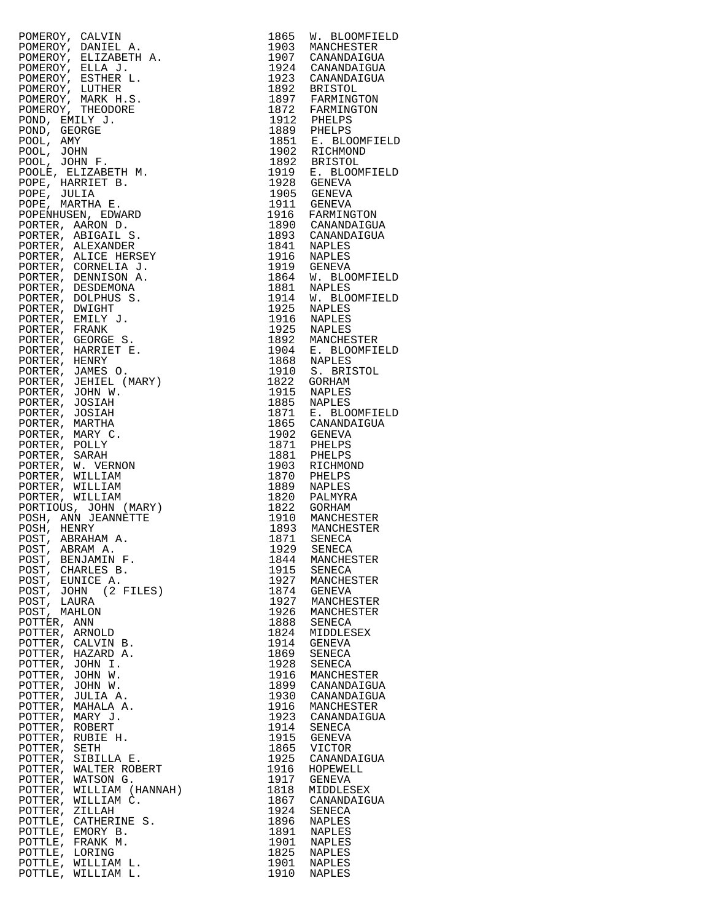| Name | Year | Town |
|---|---|---|
| POMEROY, CALVIN | 1865 | W. BLOOMFIELD |
| POMEROY, DANIEL A. | 1903 | MANCHESTER |
| POMEROY, ELIZABETH A. | 1907 | CANANDAIGUA |
| POMEROY, ELLA J. | 1924 | CANANDAIGUA |
| POMEROY, ESTHER L. | 1923 | CANANDAIGUA |
| POMEROY, LUTHER | 1892 | BRISTOL |
| POMEROY, MARK H.S. | 1897 | FARMINGTON |
| POMEROY, THEODORE | 1872 | FARMINGTON |
| POND, EMILY J. | 1912 | PHELPS |
| POND, GEORGE | 1889 | PHELPS |
| POOL, AMY | 1851 | E. BLOOMFIELD |
| POOL, JOHN | 1902 | RICHMOND |
| POOL, JOHN F. | 1892 | BRISTOL |
| POOLE, ELIZABETH M. | 1919 | E. BLOOMFIELD |
| POPE, HARRIET B. | 1928 | GENEVA |
| POPE, JULIA | 1905 | GENEVA |
| POPE, MARTHA E. | 1911 | GENEVA |
| POPENHUSEN, EDWARD | 1916 | FARMINGTON |
| PORTER, AARON D. | 1890 | CANANDAIGUA |
| PORTER, ABIGAIL S. | 1893 | CANANDAIGUA |
| PORTER, ALEXANDER | 1841 | NAPLES |
| PORTER, ALICE HERSEY | 1916 | NAPLES |
| PORTER, CORNELIA J. | 1919 | GENEVA |
| PORTER, DENNISON A. | 1864 | W. BLOOMFIELD |
| PORTER, DESDEMONA | 1881 | NAPLES |
| PORTER, DOLPHUS S. | 1914 | W. BLOOMFIELD |
| PORTER, DWIGHT | 1925 | NAPLES |
| PORTER, EMILY J. | 1916 | NAPLES |
| PORTER, FRANK | 1925 | NAPLES |
| PORTER, GEORGE S. | 1892 | MANCHESTER |
| PORTER, HARRIET E. | 1904 | E. BLOOMFIELD |
| PORTER, HENRY | 1868 | NAPLES |
| PORTER, JAMES O. | 1910 | S. BRISTOL |
| PORTER, JEHIEL (MARY) | 1822 | GORHAM |
| PORTER, JOHN W. | 1915 | NAPLES |
| PORTER, JOSIAH | 1885 | NAPLES |
| PORTER, JOSIAH | 1871 | E. BLOOMFIELD |
| PORTER, MARTHA | 1865 | CANANDAIGUA |
| PORTER, MARY C. | 1902 | GENEVA |
| PORTER, POLLY | 1871 | PHELPS |
| PORTER, SARAH | 1881 | PHELPS |
| PORTER, W. VERNON | 1903 | RICHMOND |
| PORTER, WILLIAM | 1870 | PHELPS |
| PORTER, WILLIAM | 1889 | NAPLES |
| PORTER, WILLIAM | 1820 | PALMYRA |
| PORTIOUS, JOHN (MARY) | 1822 | GORHAM |
| POSH, ANN JEANNETTE | 1910 | MANCHESTER |
| POSH, HENRY | 1893 | MANCHESTER |
| POST, ABRAHAM A. | 1871 | SENECA |
| POST, ABRAM A. | 1929 | SENECA |
| POST, BENJAMIN F. | 1844 | MANCHESTER |
| POST, CHARLES B. | 1915 | SENECA |
| POST, EUNICE A. | 1927 | MANCHESTER |
| POST, JOHN (2 FILES) | 1874 | GENEVA |
| POST, LAURA | 1927 | MANCHESTER |
| POST, MAHLON | 1926 | MANCHESTER |
| POTTER, ANN | 1888 | SENECA |
| POTTER, ARNOLD | 1824 | MIDDLESEX |
| POTTER, CALVIN B. | 1914 | GENEVA |
| POTTER, HAZARD A. | 1869 | SENECA |
| POTTER, JOHN I. | 1928 | SENECA |
| POTTER, JOHN W. | 1916 | MANCHESTER |
| POTTER, JOHN W. | 1899 | CANANDAIGUA |
| POTTER, JULIA A. | 1930 | CANANDAIGUA |
| POTTER, MAHALA A. | 1916 | MANCHESTER |
| POTTER, MARY J. | 1923 | CANANDAIGUA |
| POTTER, ROBERT | 1914 | SENECA |
| POTTER, RUBIE H. | 1915 | GENEVA |
| POTTER, SETH | 1865 | VICTOR |
| POTTER, SIBILLA E. | 1925 | CANANDAIGUA |
| POTTER, WALTER ROBERT | 1916 | HOPEWELL |
| POTTER, WATSON G. | 1917 | GENEVA |
| POTTER, WILLIAM (HANNAH) | 1818 | MIDDLESEX |
| POTTER, WILLIAM C. | 1867 | CANANDAIGUA |
| POTTER, ZILLAH | 1924 | SENECA |
| POTTLE, CATHERINE S. | 1896 | NAPLES |
| POTTLE, EMORY B. | 1891 | NAPLES |
| POTTLE, FRANK M. | 1901 | NAPLES |
| POTTLE, LORING | 1825 | NAPLES |
| POTTLE, WILLIAM L. | 1901 | NAPLES |
| POTTLE, WILLIAM L. | 1910 | NAPLES |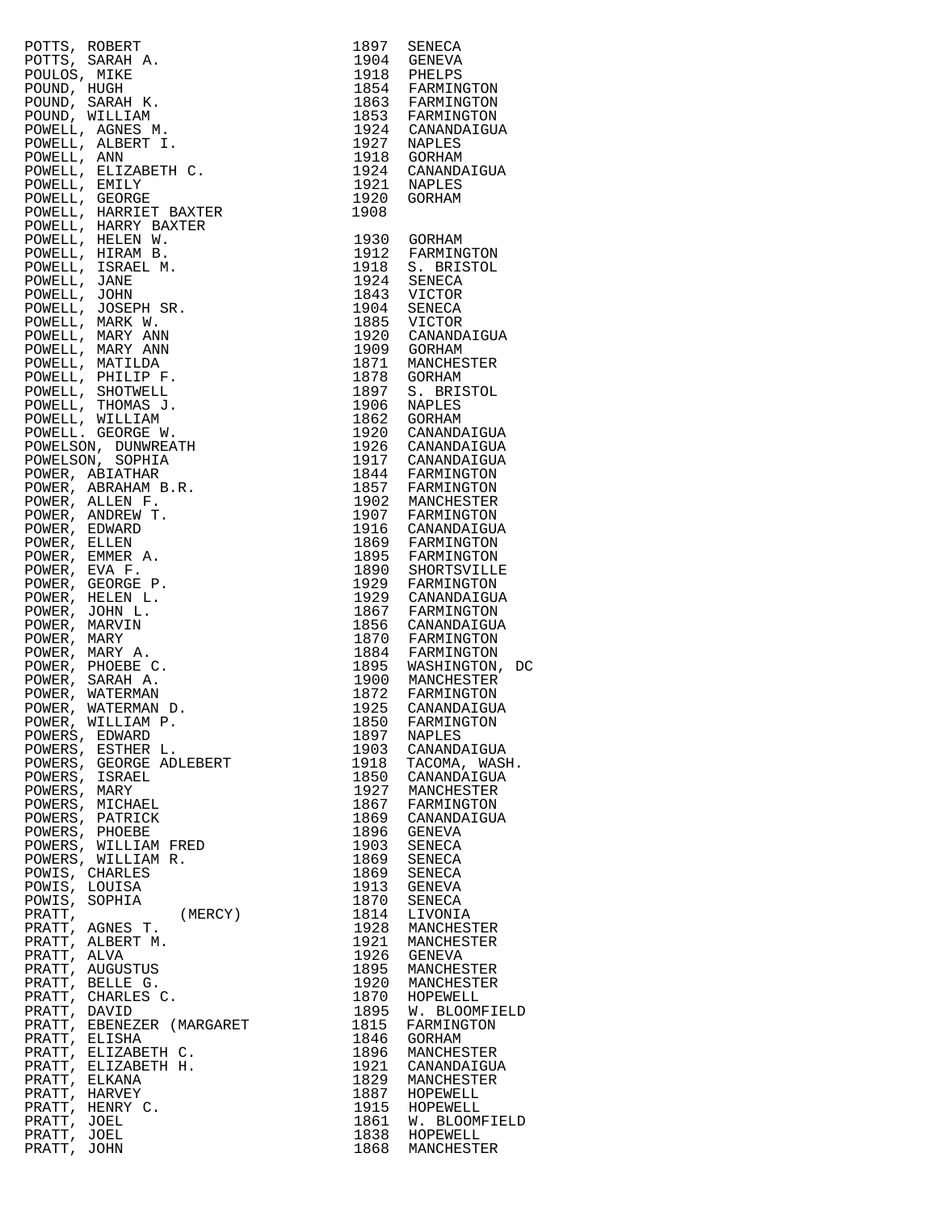| Name | Year | Place |
|---|---|---|
| POTTS, ROBERT | 1897 | SENECA |
| POTTS, SARAH A. | 1904 | GENEVA |
| POULOS, MIKE | 1918 | PHELPS |
| POUND, HUGH | 1854 | FARMINGTON |
| POUND, SARAH K. | 1863 | FARMINGTON |
| POUND, WILLIAM | 1853 | FARMINGTON |
| POWELL, AGNES M. | 1924 | CANANDAIGUA |
| POWELL, ALBERT I. | 1927 | NAPLES |
| POWELL, ANN | 1918 | GORHAM |
| POWELL, ELIZABETH C. | 1924 | CANANDAIGUA |
| POWELL, EMILY | 1921 | NAPLES |
| POWELL, GEORGE | 1920 | GORHAM |
| POWELL, HARRIET BAXTER | 1908 | |
| POWELL, HARRY BAXTER | | |
| POWELL, HELEN W. | 1930 | GORHAM |
| POWELL, HIRAM B. | 1912 | FARMINGTON |
| POWELL, ISRAEL M. | 1918 | S. BRISTOL |
| POWELL, JANE | 1924 | SENECA |
| POWELL, JOHN | 1843 | VICTOR |
| POWELL, JOSEPH SR. | 1904 | SENECA |
| POWELL, MARK W. | 1885 | VICTOR |
| POWELL, MARY ANN | 1920 | CANANDAIGUA |
| POWELL, MARY ANN | 1909 | GORHAM |
| POWELL, MATILDA | 1871 | MANCHESTER |
| POWELL, PHILIP F. | 1878 | GORHAM |
| POWELL, SHOTWELL | 1897 | S. BRISTOL |
| POWELL, THOMAS J. | 1906 | NAPLES |
| POWELL, WILLIAM | 1862 | GORHAM |
| POWELL. GEORGE W. | 1920 | CANANDAIGUA |
| POWELSON, DUNWREATH | 1926 | CANANDAIGUA |
| POWELSON, SOPHIA | 1917 | CANANDAIGUA |
| POWER, ABIATHAR | 1844 | FARMINGTON |
| POWER, ABRAHAM B.R. | 1857 | FARMINGTON |
| POWER, ALLEN F. | 1902 | MANCHESTER |
| POWER, ANDREW T. | 1907 | FARMINGTON |
| POWER, EDWARD | 1916 | CANANDAIGUA |
| POWER, ELLEN | 1869 | FARMINGTON |
| POWER, EMMER A. | 1895 | FARMINGTON |
| POWER, EVA F. | 1890 | SHORTSVILLE |
| POWER, GEORGE P. | 1929 | FARMINGTON |
| POWER, HELEN L. | 1929 | CANANDAIGUA |
| POWER, JOHN L. | 1867 | FARMINGTON |
| POWER, MARVIN | 1856 | CANANDAIGUA |
| POWER, MARY | 1870 | FARMINGTON |
| POWER, MARY A. | 1884 | FARMINGTON |
| POWER, PHOEBE C. | 1895 | WASHINGTON, DC |
| POWER, SARAH A. | 1900 | MANCHESTER |
| POWER, WATERMAN | 1872 | FARMINGTON |
| POWER, WATERMAN D. | 1925 | CANANDAIGUA |
| POWER, WILLIAM P. | 1850 | FARMINGTON |
| POWERS, EDWARD | 1897 | NAPLES |
| POWERS, ESTHER L. | 1903 | CANANDAIGUA |
| POWERS, GEORGE ADLEBERT | 1918 | TACOMA, WASH. |
| POWERS, ISRAEL | 1850 | CANANDAIGUA |
| POWERS, MARY | 1927 | MANCHESTER |
| POWERS, MICHAEL | 1867 | FARMINGTON |
| POWERS, PATRICK | 1869 | CANANDAIGUA |
| POWERS, PHOEBE | 1896 | GENEVA |
| POWERS, WILLIAM FRED | 1903 | SENECA |
| POWERS, WILLIAM R. | 1869 | SENECA |
| POWIS, CHARLES | 1869 | SENECA |
| POWIS, LOUISA | 1913 | GENEVA |
| POWIS, SOPHIA | 1870 | SENECA |
| PRATT, (MERCY) | 1814 | LIVONIA |
| PRATT, AGNES T. | 1928 | MANCHESTER |
| PRATT, ALBERT M. | 1921 | MANCHESTER |
| PRATT, ALVA | 1926 | GENEVA |
| PRATT, AUGUSTUS | 1895 | MANCHESTER |
| PRATT, BELLE G. | 1920 | MANCHESTER |
| PRATT, CHARLES C. | 1870 | HOPEWELL |
| PRATT, DAVID | 1895 | W. BLOOMFIELD |
| PRATT, EBENEZER (MARGARET | 1815 | FARMINGTON |
| PRATT, ELISHA | 1846 | GORHAM |
| PRATT, ELIZABETH C. | 1896 | MANCHESTER |
| PRATT, ELIZABETH H. | 1921 | CANANDAIGUA |
| PRATT, ELKANA | 1829 | MANCHESTER |
| PRATT, HARVEY | 1887 | HOPEWELL |
| PRATT, HENRY C. | 1915 | HOPEWELL |
| PRATT, JOEL | 1861 | W. BLOOMFIELD |
| PRATT, JOEL | 1838 | HOPEWELL |
| PRATT, JOHN | 1868 | MANCHESTER |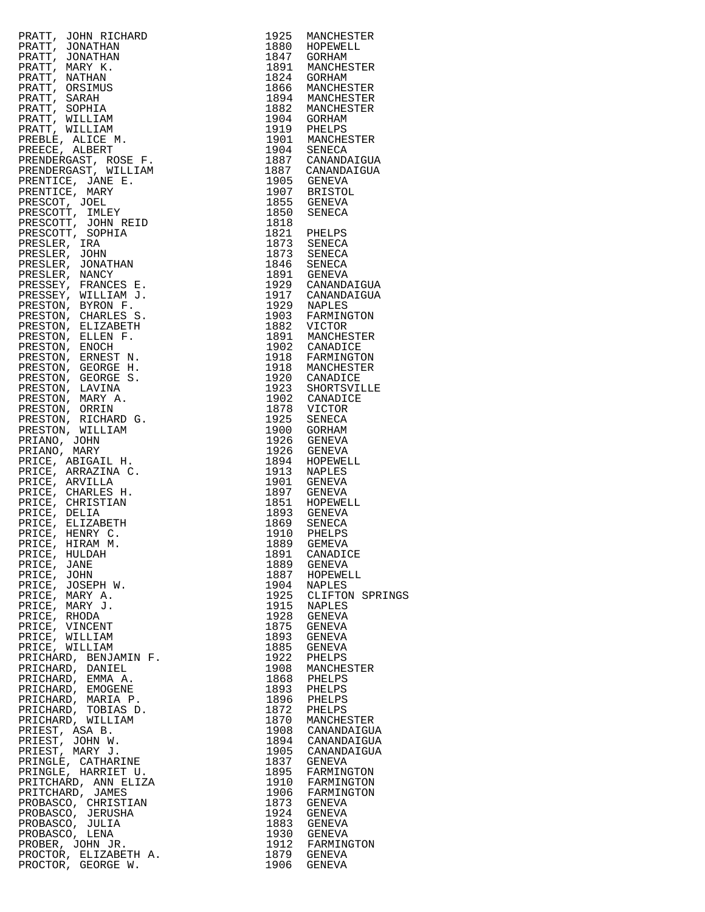| | | |
|---|---|---|
| PRATT, JOHN RICHARD | 1925 | MANCHESTER |
| PRATT, JONATHAN | 1880 | HOPEWELL |
| PRATT, JONATHAN | 1847 | GORHAM |
| PRATT, MARY K. | 1891 | MANCHESTER |
| PRATT, NATHAN | 1824 | GORHAM |
| PRATT, ORSIMUS | 1866 | MANCHESTER |
| PRATT, SARAH | 1894 | MANCHESTER |
| PRATT, SOPHIA | 1882 | MANCHESTER |
| PRATT, WILLIAM | 1904 | GORHAM |
| PRATT, WILLIAM | 1919 | PHELPS |
| PREBLE, ALICE M. | 1901 | MANCHESTER |
| PREECE, ALBERT | 1904 | SENECA |
| PRENDERGAST, ROSE F. | 1887 | CANANDAIGUA |
| PRENDERGAST, WILLIAM | 1887 | CANANDAIGUA |
| PRENTICE, JANE E. | 1905 | GENEVA |
| PRENTICE, MARY | 1907 | BRISTOL |
| PRESCOT, JOEL | 1855 | GENEVA |
| PRESCOTT, IMLEY | 1850 | SENECA |
| PRESCOTT, JOHN REID | 1818 | |
| PRESCOTT, SOPHIA | 1821 | PHELPS |
| PRESLER, IRA | 1873 | SENECA |
| PRESLER, JOHN | 1873 | SENECA |
| PRESLER, JONATHAN | 1846 | SENECA |
| PRESLER, NANCY | 1891 | GENEVA |
| PRESSEY, FRANCES E. | 1929 | CANANDAIGUA |
| PRESSEY, WILLIAM J. | 1917 | CANANDAIGUA |
| PRESTON, BYRON F. | 1929 | NAPLES |
| PRESTON, CHARLES S. | 1903 | FARMINGTON |
| PRESTON, ELIZABETH | 1882 | VICTOR |
| PRESTON, ELLEN F. | 1891 | MANCHESTER |
| PRESTON, ENOCH | 1902 | CANADICE |
| PRESTON, ERNEST N. | 1918 | FARMINGTON |
| PRESTON, GEORGE H. | 1918 | MANCHESTER |
| PRESTON, GEORGE S. | 1920 | CANADICE |
| PRESTON, LAVINA | 1923 | SHORTSVILLE |
| PRESTON, MARY A. | 1902 | CANADICE |
| PRESTON, ORRIN | 1878 | VICTOR |
| PRESTON, RICHARD G. | 1925 | SENECA |
| PRESTON, WILLIAM | 1900 | GORHAM |
| PRIANO, JOHN | 1926 | GENEVA |
| PRIANO, MARY | 1926 | GENEVA |
| PRICE, ABIGAIL H. | 1894 | HOPEWELL |
| PRICE, ARRAZINA C. | 1913 | NAPLES |
| PRICE, ARVILLA | 1901 | GENEVA |
| PRICE, CHARLES H. | 1897 | GENEVA |
| PRICE, CHRISTIAN | 1851 | HOPEWELL |
| PRICE, DELIA | 1893 | GENEVA |
| PRICE, ELIZABETH | 1869 | SENECA |
| PRICE, HENRY C. | 1910 | PHELPS |
| PRICE, HIRAM M. | 1889 | GEMEVA |
| PRICE, HULDAH | 1891 | CANADICE |
| PRICE, JANE | 1889 | GENEVA |
| PRICE, JOHN | 1887 | HOPEWELL |
| PRICE, JOSEPH W. | 1904 | NAPLES |
| PRICE, MARY A. | 1925 | CLIFTON SPRINGS |
| PRICE, MARY J. | 1915 | NAPLES |
| PRICE, RHODA | 1928 | GENEVA |
| PRICE, VINCENT | 1875 | GENEVA |
| PRICE, WILLIAM | 1893 | GENEVA |
| PRICE, WILLIAM | 1885 | GENEVA |
| PRICHARD, BENJAMIN F. | 1922 | PHELPS |
| PRICHARD, DANIEL | 1908 | MANCHESTER |
| PRICHARD, EMMA A. | 1868 | PHELPS |
| PRICHARD, EMOGENE | 1893 | PHELPS |
| PRICHARD, MARIA P. | 1896 | PHELPS |
| PRICHARD, TOBIAS D. | 1872 | PHELPS |
| PRICHARD, WILLIAM | 1870 | MANCHESTER |
| PRIEST, ASA B. | 1908 | CANANDAIGUA |
| PRIEST, JOHN W. | 1894 | CANANDAIGUA |
| PRIEST, MARY J. | 1905 | CANANDAIGUA |
| PRINGLE, CATHARINE | 1837 | GENEVA |
| PRINGLE, HARRIET U. | 1895 | FARMINGTON |
| PRITCHARD, ANN ELIZA | 1910 | FARMINGTON |
| PRITCHARD, JAMES | 1906 | FARMINGTON |
| PROBASCO, CHRISTIAN | 1873 | GENEVA |
| PROBASCO, JERUSHA | 1924 | GENEVA |
| PROBASCO, JULIA | 1883 | GENEVA |
| PROBASCO, LENA | 1930 | GENEVA |
| PROBER, JOHN JR. | 1912 | FARMINGTON |
| PROCTOR, ELIZABETH A. | 1879 | GENEVA |
| PROCTOR, GEORGE W. | 1906 | GENEVA |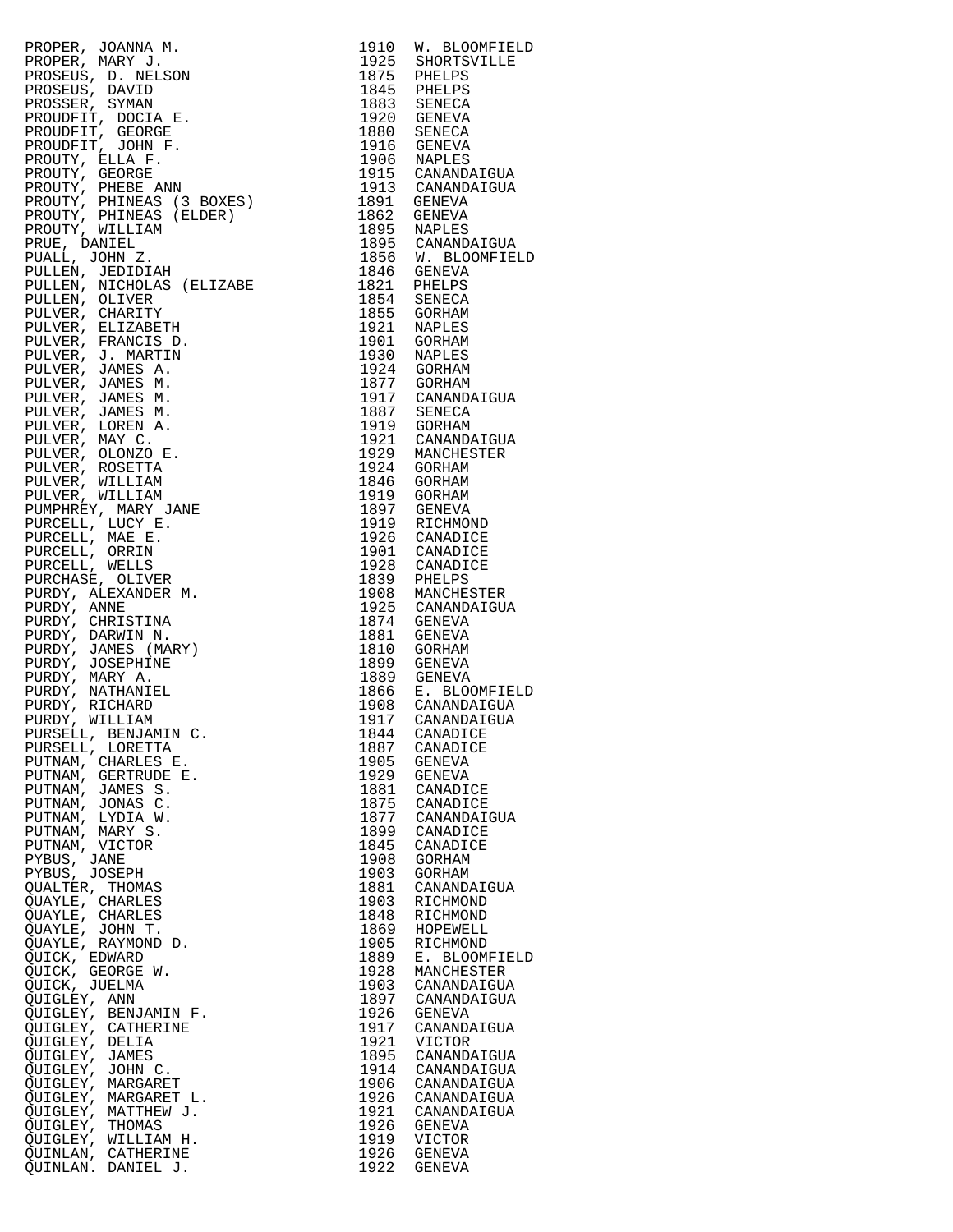| | | |
|---|---|---|
| PROPER, JOANNA M. | 1910 | W. BLOOMFIELD |
| PROPER, MARY J. | 1925 | SHORTSVILLE |
| PROSEUS, D. NELSON | 1875 | PHELPS |
| PROSEUS, DAVID | 1845 | PHELPS |
| PROSSER, SYMAN | 1883 | SENECA |
| PROUDFIT, DOCIA E. | 1920 | GENEVA |
| PROUDFIT, GEORGE | 1880 | SENECA |
| PROUDFIT, JOHN F. | 1916 | GENEVA |
| PROUTY, ELLA F. | 1906 | NAPLES |
| PROUTY, GEORGE | 1915 | CANANDAIGUA |
| PROUTY, PHEBE ANN | 1913 | CANANDAIGUA |
| PROUTY, PHINEAS (3 BOXES) | 1891 | GENEVA |
| PROUTY, PHINEAS (ELDER) | 1862 | GENEVA |
| PROUTY, WILLIAM | 1895 | NAPLES |
| PRUE, DANIEL | 1895 | CANANDAIGUA |
| PUALL, JOHN Z. | 1856 | W. BLOOMFIELD |
| PULLEN, JEDIDIAH | 1846 | GENEVA |
| PULLEN, NICHOLAS (ELIZABE | 1821 | PHELPS |
| PULLEN, OLIVER | 1854 | SENECA |
| PULVER, CHARITY | 1855 | GORHAM |
| PULVER, ELIZABETH | 1921 | NAPLES |
| PULVER, FRANCIS D. | 1901 | GORHAM |
| PULVER, J. MARTIN | 1930 | NAPLES |
| PULVER, JAMES A. | 1924 | GORHAM |
| PULVER, JAMES M. | 1877 | GORHAM |
| PULVER, JAMES M. | 1917 | CANANDAIGUA |
| PULVER, JAMES M. | 1887 | SENECA |
| PULVER, LOREN A. | 1919 | GORHAM |
| PULVER, MAY C. | 1921 | CANANDAIGUA |
| PULVER, OLONZO E. | 1929 | MANCHESTER |
| PULVER, ROSETTA | 1924 | GORHAM |
| PULVER, WILLIAM | 1846 | GORHAM |
| PULVER, WILLIAM | 1919 | GORHAM |
| PUMPHREY, MARY JANE | 1897 | GENEVA |
| PURCELL, LUCY E. | 1919 | RICHMOND |
| PURCELL, MAE E. | 1926 | CANADICE |
| PURCELL, ORRIN | 1901 | CANADICE |
| PURCELL, WELLS | 1928 | CANADICE |
| PURCHASE, OLIVER | 1839 | PHELPS |
| PURDY, ALEXANDER M. | 1908 | MANCHESTER |
| PURDY, ANNE | 1925 | CANANDAIGUA |
| PURDY, CHRISTINA | 1874 | GENEVA |
| PURDY, DARWIN N. | 1881 | GENEVA |
| PURDY, JAMES (MARY) | 1810 | GORHAM |
| PURDY, JOSEPHINE | 1899 | GENEVA |
| PURDY, MARY A. | 1889 | GENEVA |
| PURDY, NATHANIEL | 1866 | E. BLOOMFIELD |
| PURDY, RICHARD | 1908 | CANANDAIGUA |
| PURDY, WILLIAM | 1917 | CANANDAIGUA |
| PURSELL, BENJAMIN C. | 1844 | CANADICE |
| PURSELL, LORETTA | 1887 | CANADICE |
| PUTNAM, CHARLES E. | 1905 | GENEVA |
| PUTNAM, GERTRUDE E. | 1929 | GENEVA |
| PUTNAM, JAMES S. | 1881 | CANADICE |
| PUTNAM, JONAS C. | 1875 | CANADICE |
| PUTNAM, LYDIA W. | 1877 | CANANDAIGUA |
| PUTNAM, MARY S. | 1899 | CANADICE |
| PUTNAM, VICTOR | 1845 | CANADICE |
| PYBUS, JANE | 1908 | GORHAM |
| PYBUS, JOSEPH | 1903 | GORHAM |
| QUALTER, THOMAS | 1881 | CANANDAIGUA |
| QUAYLE, CHARLES | 1903 | RICHMOND |
| QUAYLE, CHARLES | 1848 | RICHMOND |
| QUAYLE, JOHN T. | 1869 | HOPEWELL |
| QUAYLE, RAYMOND D. | 1905 | RICHMOND |
| QUICK, EDWARD | 1889 | E. BLOOMFIELD |
| QUICK, GEORGE W. | 1928 | MANCHESTER |
| QUICK, JUELMA | 1903 | CANANDAIGUA |
| QUIGLEY, ANN | 1897 | CANANDAIGUA |
| QUIGLEY, BENJAMIN F. | 1926 | GENEVA |
| QUIGLEY, CATHERINE | 1917 | CANANDAIGUA |
| QUIGLEY, DELIA | 1921 | VICTOR |
| QUIGLEY, JAMES | 1895 | CANANDAIGUA |
| QUIGLEY, JOHN C. | 1914 | CANANDAIGUA |
| QUIGLEY, MARGARET | 1906 | CANANDAIGUA |
| QUIGLEY, MARGARET L. | 1926 | CANANDAIGUA |
| QUIGLEY, MATTHEW J. | 1921 | CANANDAIGUA |
| QUIGLEY, THOMAS | 1926 | GENEVA |
| QUIGLEY, WILLIAM H. | 1919 | VICTOR |
| QUINLAN, CATHERINE | 1926 | GENEVA |
| QUINLAN. DANIEL J. | 1922 | GENEVA |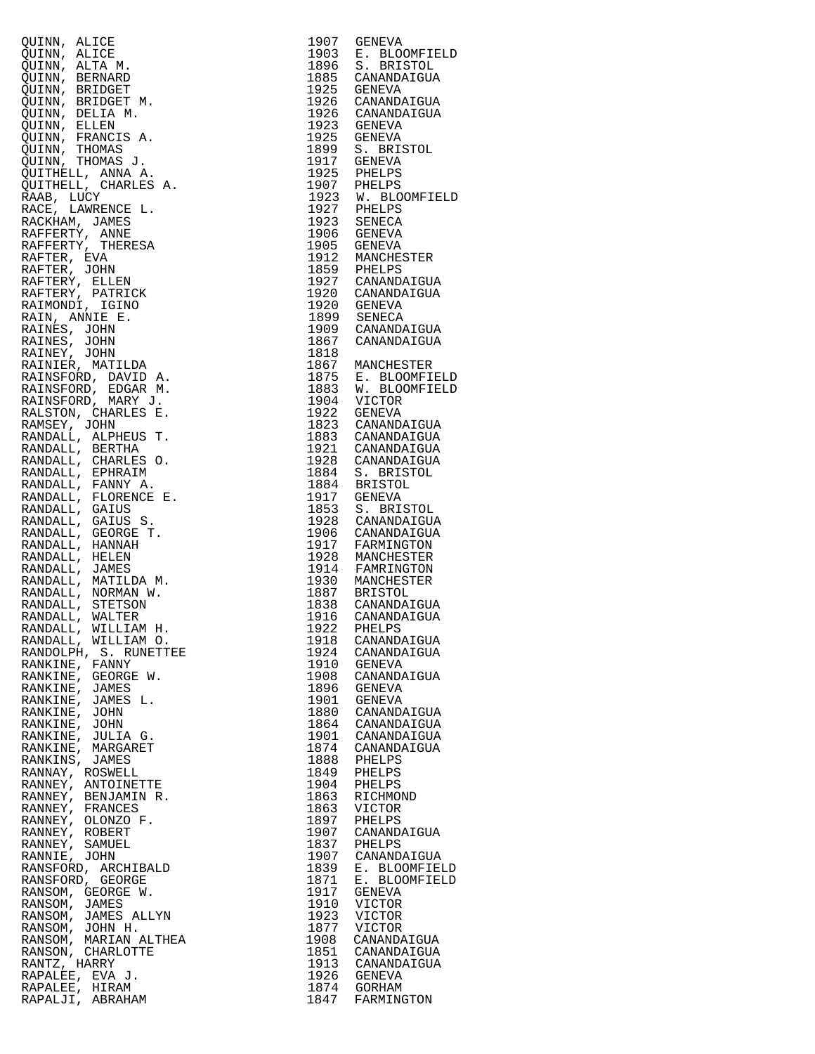| | | |
|---|---|---|
| QUINN, ALICE | 1907 | GENEVA |
| QUINN, ALICE | 1903 | E. BLOOMFIELD |
| QUINN, ALTA M. | 1896 | S. BRISTOL |
| QUINN, BERNARD | 1885 | CANANDAIGUA |
| QUINN, BRIDGET | 1925 | GENEVA |
| QUINN, BRIDGET M. | 1926 | CANANDAIGUA |
| QUINN, DELIA M. | 1926 | CANANDAIGUA |
| QUINN, ELLEN | 1923 | GENEVA |
| QUINN, FRANCIS A. | 1925 | GENEVA |
| QUINN, THOMAS | 1899 | S. BRISTOL |
| QUINN, THOMAS J. | 1917 | GENEVA |
| QUITHELL, ANNA A. | 1925 | PHELPS |
| QUITHELL, CHARLES A. | 1907 | PHELPS |
| RAAB, LUCY | 1923 | W. BLOOMFIELD |
| RACE, LAWRENCE L. | 1927 | PHELPS |
| RACKHAM, JAMES | 1923 | SENECA |
| RAFFERTY, ANNE | 1906 | GENEVA |
| RAFFERTY, THERESA | 1905 | GENEVA |
| RAFTER, EVA | 1912 | MANCHESTER |
| RAFTER, JOHN | 1859 | PHELPS |
| RAFTERY, ELLEN | 1927 | CANANDAIGUA |
| RAFTERY, PATRICK | 1920 | CANANDAIGUA |
| RAIMONDI, IGINO | 1920 | GENEVA |
| RAIN, ANNIE E. | 1899 | SENECA |
| RAINES, JOHN | 1909 | CANANDAIGUA |
| RAINES, JOHN | 1867 | CANANDAIGUA |
| RAINEY, JOHN | 1818 | |
| RAINIER, MATILDA | 1867 | MANCHESTER |
| RAINSFORD, DAVID A. | 1875 | E. BLOOMFIELD |
| RAINSFORD, EDGAR M. | 1883 | W. BLOOMFIELD |
| RAINSFORD, MARY J. | 1904 | VICTOR |
| RALSTON, CHARLES E. | 1922 | GENEVA |
| RAMSEY, JOHN | 1823 | CANANDAIGUA |
| RANDALL, ALPHEUS T. | 1883 | CANANDAIGUA |
| RANDALL, BERTHA | 1921 | CANANDAIGUA |
| RANDALL, CHARLES O. | 1928 | CANANDAIGUA |
| RANDALL, EPHRAIM | 1884 | S. BRISTOL |
| RANDALL, FANNY A. | 1884 | BRISTOL |
| RANDALL, FLORENCE E. | 1917 | GENEVA |
| RANDALL, GAIUS | 1853 | S. BRISTOL |
| RANDALL, GAIUS S. | 1928 | CANANDAIGUA |
| RANDALL, GEORGE T. | 1906 | CANANDAIGUA |
| RANDALL, HANNAH | 1917 | FARMINGTON |
| RANDALL, HELEN | 1928 | MANCHESTER |
| RANDALL, JAMES | 1914 | FAMRINGTON |
| RANDALL, MATILDA M. | 1930 | MANCHESTER |
| RANDALL, NORMAN W. | 1887 | BRISTOL |
| RANDALL, STETSON | 1838 | CANANDAIGUA |
| RANDALL, WALTER | 1916 | CANANDAIGUA |
| RANDALL, WILLIAM H. | 1922 | PHELPS |
| RANDALL, WILLIAM O. | 1918 | CANANDAIGUA |
| RANDOLPH, S. RUNETTEE | 1924 | CANANDAIGUA |
| RANKINE, FANNY | 1910 | GENEVA |
| RANKINE, GEORGE W. | 1908 | CANANDAIGUA |
| RANKINE, JAMES | 1896 | GENEVA |
| RANKINE, JAMES L. | 1901 | GENEVA |
| RANKINE, JOHN | 1880 | CANANDAIGUA |
| RANKINE, JOHN | 1864 | CANANDAIGUA |
| RANKINE, JULIA G. | 1901 | CANANDAIGUA |
| RANKINE, MARGARET | 1874 | CANANDAIGUA |
| RANKINS, JAMES | 1888 | PHELPS |
| RANNAY, ROSWELL | 1849 | PHELPS |
| RANNEY, ANTOINETTE | 1904 | PHELPS |
| RANNEY, BENJAMIN R. | 1863 | RICHMOND |
| RANNEY, FRANCES | 1863 | VICTOR |
| RANNEY, OLONZO F. | 1897 | PHELPS |
| RANNEY, ROBERT | 1907 | CANANDAIGUA |
| RANNEY, SAMUEL | 1837 | PHELPS |
| RANNIE, JOHN | 1907 | CANANDAIGUA |
| RANSFORD, ARCHIBALD | 1839 | E. BLOOMFIELD |
| RANSFORD, GEORGE | 1871 | E. BLOOMFIELD |
| RANSOM, GEORGE W. | 1917 | GENEVA |
| RANSOM, JAMES | 1910 | VICTOR |
| RANSOM, JAMES ALLYN | 1923 | VICTOR |
| RANSOM, JOHN H. | 1877 | VICTOR |
| RANSOM, MARIAN ALTHEA | 1908 | CANANDAIGUA |
| RANSON, CHARLOTTE | 1851 | CANANDAIGUA |
| RANTZ, HARRY | 1913 | CANANDAIGUA |
| RAPALEE, EVA J. | 1926 | GENEVA |
| RAPALEE, HIRAM | 1874 | GORHAM |
| RAPALJI, ABRAHAM | 1847 | FARMINGTON |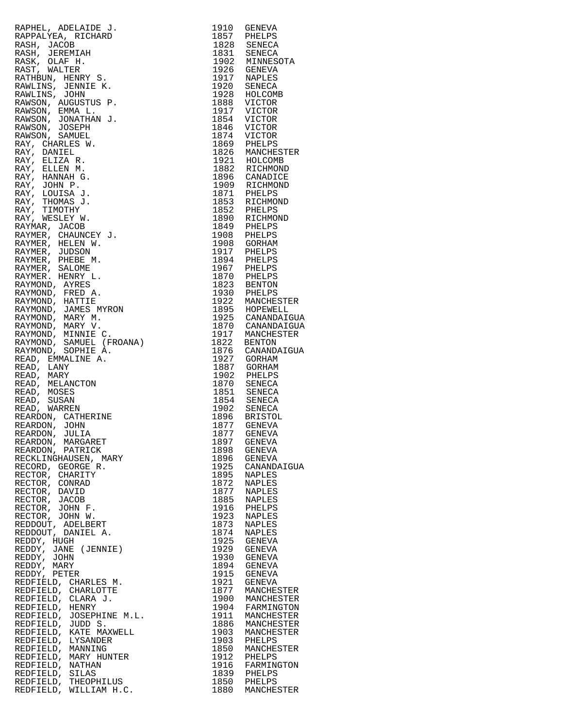| | | |
|---|---|---|
| RAPHEL, ADELAIDE J. | 1910 | GENEVA |
| RAPPALYEA, RICHARD | 1857 | PHELPS |
| RASH, JACOB | 1828 | SENECA |
| RASH, JEREMIAH | 1831 | SENECA |
| RASK, OLAF H. | 1902 | MINNESOTA |
| RAST, WALTER | 1926 | GENEVA |
| RATHBUN, HENRY S. | 1917 | NAPLES |
| RAWLINS, JENNIE K. | 1920 | SENECA |
| RAWLINS, JOHN | 1928 | HOLCOMB |
| RAWSON, AUGUSTUS P. | 1888 | VICTOR |
| RAWSON, EMMA L. | 1917 | VICTOR |
| RAWSON, JONATHAN J. | 1854 | VICTOR |
| RAWSON, JOSEPH | 1846 | VICTOR |
| RAWSON, SAMUEL | 1874 | VICTOR |
| RAY, CHARLES W. | 1869 | PHELPS |
| RAY, DANIEL | 1826 | MANCHESTER |
| RAY, ELIZA R. | 1921 | HOLCOMB |
| RAY, ELLEN M. | 1882 | RICHMOND |
| RAY, HANNAH G. | 1896 | CANADICE |
| RAY, JOHN P. | 1909 | RICHMOND |
| RAY, LOUISA J. | 1871 | PHELPS |
| RAY, THOMAS J. | 1853 | RICHMOND |
| RAY, TIMOTHY | 1852 | PHELPS |
| RAY, WESLEY W. | 1890 | RICHMOND |
| RAYMAR, JACOB | 1849 | PHELPS |
| RAYMER, CHAUNCEY J. | 1908 | PHELPS |
| RAYMER, HELEN W. | 1908 | GORHAM |
| RAYMER, JUDSON | 1917 | PHELPS |
| RAYMER, PHEBE M. | 1894 | PHELPS |
| RAYMER, SALOME | 1967 | PHELPS |
| RAYMER. HENRY L. | 1870 | PHELPS |
| RAYMOND, AYRES | 1823 | BENTON |
| RAYMOND, FRED A. | 1930 | PHELPS |
| RAYMOND, HATTIE | 1922 | MANCHESTER |
| RAYMOND, JAMES MYRON | 1895 | HOPEWELL |
| RAYMOND, MARY M. | 1925 | CANANDAIGUA |
| RAYMOND, MARY V. | 1870 | CANANDAIGUA |
| RAYMOND, MINNIE C. | 1917 | MANCHESTER |
| RAYMOND, SAMUEL (FROANA) | 1822 | BENTON |
| RAYMOND, SOPHIE A. | 1876 | CANANDAIGUA |
| READ, EMMALINE A. | 1927 | GORHAM |
| READ, LANY | 1887 | GORHAM |
| READ, MARY | 1902 | PHELPS |
| READ, MELANCTON | 1870 | SENECA |
| READ, MOSES | 1851 | SENECA |
| READ, SUSAN | 1854 | SENECA |
| READ, WARREN | 1902 | SENECA |
| REARDON, CATHERINE | 1896 | BRISTOL |
| REARDON, JOHN | 1877 | GENEVA |
| REARDON, JULIA | 1877 | GENEVA |
| REARDON, MARGARET | 1897 | GENEVA |
| REARDON, PATRICK | 1898 | GENEVA |
| RECKLINGHAUSEN, MARY | 1896 | GENEVA |
| RECORD, GEORGE R. | 1925 | CANANDAIGUA |
| RECTOR, CHARITY | 1895 | NAPLES |
| RECTOR, CONRAD | 1872 | NAPLES |
| RECTOR, DAVID | 1877 | NAPLES |
| RECTOR, JACOB | 1885 | NAPLES |
| RECTOR, JOHN F. | 1916 | PHELPS |
| RECTOR, JOHN W. | 1923 | NAPLES |
| REDDOUT, ADELBERT | 1873 | NAPLES |
| REDDOUT, DANIEL A. | 1874 | NAPLES |
| REDDY, HUGH | 1925 | GENEVA |
| REDDY, JANE (JENNIE) | 1929 | GENEVA |
| REDDY, JOHN | 1930 | GENEVA |
| REDDY, MARY | 1894 | GENEVA |
| REDDY, PETER | 1915 | GENEVA |
| REDFIELD, CHARLES M. | 1921 | GENEVA |
| REDFIELD, CHARLOTTE | 1877 | MANCHESTER |
| REDFIELD, CLARA J. | 1900 | MANCHESTER |
| REDFIELD, HENRY | 1904 | FARMINGTON |
| REDFIELD, JOSEPHINE M.L. | 1911 | MANCHESTER |
| REDFIELD, JUDD S. | 1886 | MANCHESTER |
| REDFIELD, KATE MAXWELL | 1903 | MANCHESTER |
| REDFIELD, LYSANDER | 1903 | PHELPS |
| REDFIELD, MANNING | 1850 | MANCHESTER |
| REDFIELD, MARY HUNTER | 1912 | PHELPS |
| REDFIELD, NATHAN | 1916 | FARMINGTON |
| REDFIELD, SILAS | 1839 | PHELPS |
| REDFIELD, THEOPHILUS | 1850 | PHELPS |
| REDFIELD, WILLIAM H.C. | 1880 | MANCHESTER |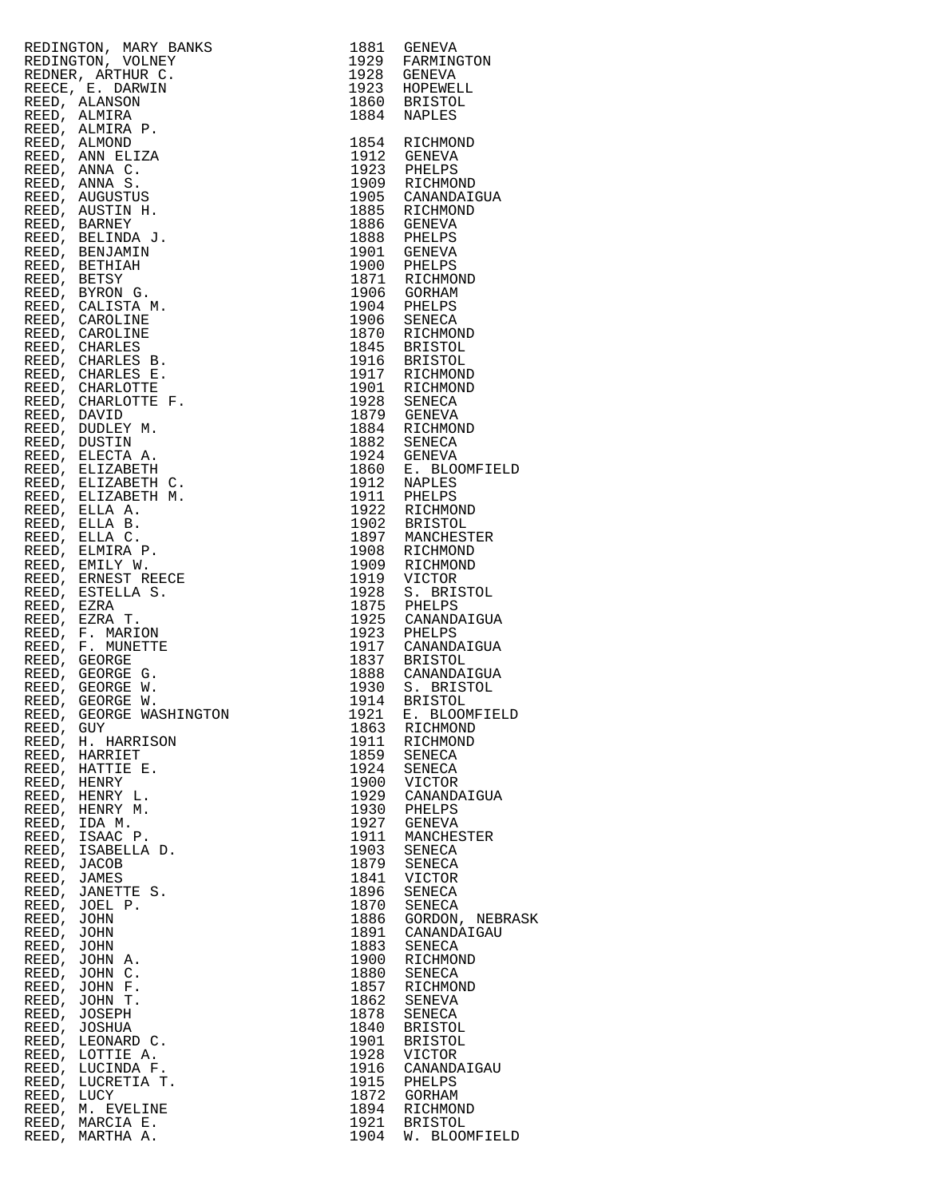| | | |
|---|---|---|
| REDINGTON, MARY BANKS | 1881 | GENEVA |
| REDINGTON, VOLNEY | 1929 | FARMINGTON |
| REDNER, ARTHUR C. | 1928 | GENEVA |
| REECE, E. DARWIN | 1923 | HOPEWELL |
| REED, ALANSON | 1860 | BRISTOL |
| REED, ALMIRA | 1884 | NAPLES |
| REED, ALMIRA P. | | |
| REED, ALMOND | 1854 | RICHMOND |
| REED, ANN ELIZA | 1912 | GENEVA |
| REED, ANNA C. | 1923 | PHELPS |
| REED, ANNA S. | 1909 | RICHMOND |
| REED, AUGUSTUS | 1905 | CANANDAIGUA |
| REED, AUSTIN H. | 1885 | RICHMOND |
| REED, BARNEY | 1886 | GENEVA |
| REED, BELINDA J. | 1888 | PHELPS |
| REED, BENJAMIN | 1901 | GENEVA |
| REED, BETHIAH | 1900 | PHELPS |
| REED, BETSY | 1871 | RICHMOND |
| REED, BYRON G. | 1906 | GORHAM |
| REED, CALISTA M. | 1904 | PHELPS |
| REED, CAROLINE | 1906 | SENECA |
| REED, CAROLINE | 1870 | RICHMOND |
| REED, CHARLES | 1845 | BRISTOL |
| REED, CHARLES B. | 1916 | BRISTOL |
| REED, CHARLES E. | 1917 | RICHMOND |
| REED, CHARLOTTE | 1901 | RICHMOND |
| REED, CHARLOTTE F. | 1928 | SENECA |
| REED, DAVID | 1879 | GENEVA |
| REED, DUDLEY M. | 1884 | RICHMOND |
| REED, DUSTIN | 1882 | SENECA |
| REED, ELECTA A. | 1924 | GENEVA |
| REED, ELIZABETH | 1860 | E. BLOOMFIELD |
| REED, ELIZABETH C. | 1912 | NAPLES |
| REED, ELIZABETH M. | 1911 | PHELPS |
| REED, ELLA A. | 1922 | RICHMOND |
| REED, ELLA B. | 1902 | BRISTOL |
| REED, ELLA C. | 1897 | MANCHESTER |
| REED, ELMIRA P. | 1908 | RICHMOND |
| REED, EMILY W. | 1909 | RICHMOND |
| REED, ERNEST REECE | 1919 | VICTOR |
| REED, ESTELLA S. | 1928 | S. BRISTOL |
| REED, EZRA | 1875 | PHELPS |
| REED, EZRA T. | 1925 | CANANDAIGUA |
| REED, F. MARION | 1923 | PHELPS |
| REED, F. MUNETTE | 1917 | CANANDAIGUA |
| REED, GEORGE | 1837 | BRISTOL |
| REED, GEORGE G. | 1888 | CANANDAIGUA |
| REED, GEORGE W. | 1930 | S. BRISTOL |
| REED, GEORGE W. | 1914 | BRISTOL |
| REED, GEORGE WASHINGTON | 1921 | E. BLOOMFIELD |
| REED, GUY | 1863 | RICHMOND |
| REED, H. HARRISON | 1911 | RICHMOND |
| REED, HARRIET | 1859 | SENECA |
| REED, HATTIE E. | 1924 | SENECA |
| REED, HENRY | 1900 | VICTOR |
| REED, HENRY L. | 1929 | CANANDAIGUA |
| REED, HENRY M. | 1930 | PHELPS |
| REED, IDA M. | 1927 | GENEVA |
| REED, ISAAC P. | 1911 | MANCHESTER |
| REED, ISABELLA D. | 1903 | SENECA |
| REED, JACOB | 1879 | SENECA |
| REED, JAMES | 1841 | VICTOR |
| REED, JANETTE S. | 1896 | SENECA |
| REED, JOEL P. | 1870 | SENECA |
| REED, JOHN | 1886 | GORDON, NEBRASK |
| REED, JOHN | 1891 | CANANDAIGAU |
| REED, JOHN | 1883 | SENECA |
| REED, JOHN A. | 1900 | RICHMOND |
| REED, JOHN C. | 1880 | SENECA |
| REED, JOHN F. | 1857 | RICHMOND |
| REED, JOHN T. | 1862 | SENEVA |
| REED, JOSEPH | 1878 | SENECA |
| REED, JOSHUA | 1840 | BRISTOL |
| REED, LEONARD C. | 1901 | BRISTOL |
| REED, LOTTIE A. | 1928 | VICTOR |
| REED, LUCINDA F. | 1916 | CANANDAIGAU |
| REED, LUCRETIA T. | 1915 | PHELPS |
| REED, LUCY | 1872 | GORHAM |
| REED, M. EVELINE | 1894 | RICHMOND |
| REED, MARCIA E. | 1921 | BRISTOL |
| REED, MARTHA A. | 1904 | W. BLOOMFIELD |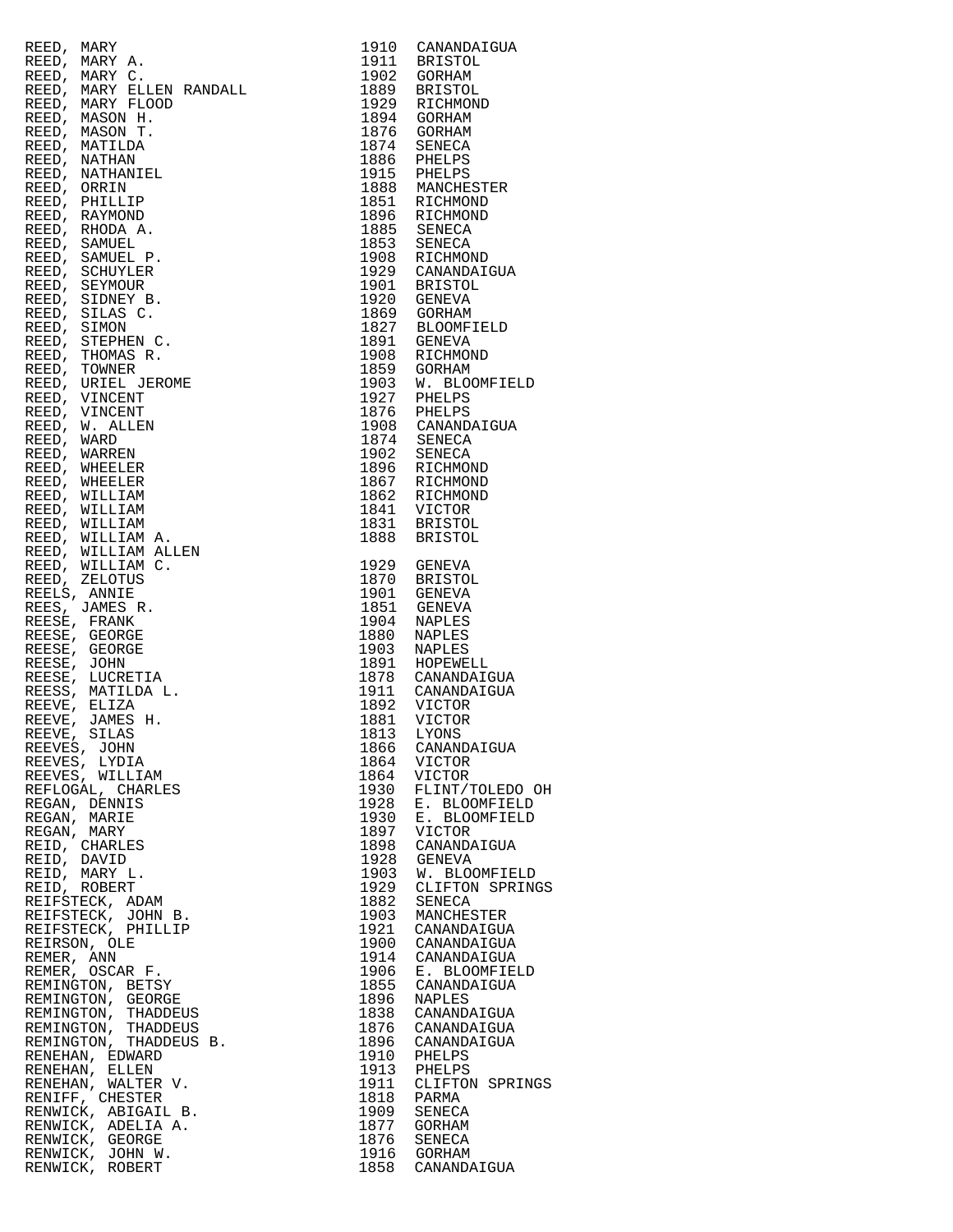| Name | Year | Place |
|---|---|---|
| REED, MARY | 1910 | CANANDAIGUA |
| REED, MARY A. | 1911 | BRISTOL |
| REED, MARY C. | 1902 | GORHAM |
| REED, MARY ELLEN RANDALL | 1889 | BRISTOL |
| REED, MARY FLOOD | 1929 | RICHMOND |
| REED, MASON H. | 1894 | GORHAM |
| REED, MASON T. | 1876 | GORHAM |
| REED, MATILDA | 1874 | SENECA |
| REED, NATHAN | 1886 | PHELPS |
| REED, NATHANIEL | 1915 | PHELPS |
| REED, ORRIN | 1888 | MANCHESTER |
| REED, PHILLIP | 1851 | RICHMOND |
| REED, RAYMOND | 1896 | RICHMOND |
| REED, RHODA A. | 1885 | SENECA |
| REED, SAMUEL | 1853 | SENECA |
| REED, SAMUEL P. | 1908 | RICHMOND |
| REED, SCHUYLER | 1929 | CANANDAIGUA |
| REED, SEYMOUR | 1901 | BRISTOL |
| REED, SIDNEY B. | 1920 | GENEVA |
| REED, SILAS C. | 1869 | GORHAM |
| REED, SIMON | 1827 | BLOOMFIELD |
| REED, STEPHEN C. | 1891 | GENEVA |
| REED, THOMAS R. | 1908 | RICHMOND |
| REED, TOWNER | 1859 | GORHAM |
| REED, URIEL JEROME | 1903 | W. BLOOMFIELD |
| REED, VINCENT | 1927 | PHELPS |
| REED, VINCENT | 1876 | PHELPS |
| REED, W. ALLEN | 1908 | CANANDAIGUA |
| REED, WARD | 1874 | SENECA |
| REED, WARREN | 1902 | SENECA |
| REED, WHEELER | 1896 | RICHMOND |
| REED, WHEELER | 1867 | RICHMOND |
| REED, WILLIAM | 1862 | RICHMOND |
| REED, WILLIAM | 1841 | VICTOR |
| REED, WILLIAM | 1831 | BRISTOL |
| REED, WILLIAM A. | 1888 | BRISTOL |
| REED, WILLIAM ALLEN | | |
| REED, WILLIAM C. | 1929 | GENEVA |
| REED, ZELOTUS | 1870 | BRISTOL |
| REELS, ANNIE | 1901 | GENEVA |
| REES, JAMES R. | 1851 | GENEVA |
| REESE, FRANK | 1904 | NAPLES |
| REESE, GEORGE | 1880 | NAPLES |
| REESE, GEORGE | 1903 | NAPLES |
| REESE, JOHN | 1891 | HOPEWELL |
| REESE, LUCRETIA | 1878 | CANANDAIGUA |
| REESS, MATILDA L. | 1911 | CANANDAIGUA |
| REEVE, ELIZA | 1892 | VICTOR |
| REEVE, JAMES H. | 1881 | VICTOR |
| REEVE, SILAS | 1813 | LYONS |
| REEVES, JOHN | 1866 | CANANDAIGUA |
| REEVES, LYDIA | 1864 | VICTOR |
| REEVES, WILLIAM | 1864 | VICTOR |
| REFLOGAL, CHARLES | 1930 | FLINT/TOLEDO OH |
| REGAN, DENNIS | 1928 | E. BLOOMFIELD |
| REGAN, MARIE | 1930 | E. BLOOMFIELD |
| REGAN, MARY | 1897 | VICTOR |
| REID, CHARLES | 1898 | CANANDAIGUA |
| REID, DAVID | 1928 | GENEVA |
| REID, MARY L. | 1903 | W. BLOOMFIELD |
| REID, ROBERT | 1929 | CLIFTON SPRINGS |
| REIFSTECK, ADAM | 1882 | SENECA |
| REIFSTECK, JOHN B. | 1903 | MANCHESTER |
| REIFSTECK, PHILLIP | 1921 | CANANDAIGUA |
| REIRSON, OLE | 1900 | CANANDAIGUA |
| REMER, ANN | 1914 | CANANDAIGUA |
| REMER, OSCAR F. | 1906 | E. BLOOMFIELD |
| REMINGTON, BETSY | 1855 | CANANDAIGUA |
| REMINGTON, GEORGE | 1896 | NAPLES |
| REMINGTON, THADDEUS | 1838 | CANANDAIGUA |
| REMINGTON, THADDEUS | 1876 | CANANDAIGUA |
| REMINGTON, THADDEUS B. | 1896 | CANANDAIGUA |
| RENEHAN, EDWARD | 1910 | PHELPS |
| RENEHAN, ELLEN | 1913 | PHELPS |
| RENEHAN, WALTER V. | 1911 | CLIFTON SPRINGS |
| RENIFF, CHESTER | 1818 | PARMA |
| RENWICK, ABIGAIL B. | 1909 | SENECA |
| RENWICK, ADELIA A. | 1877 | GORHAM |
| RENWICK, GEORGE | 1876 | SENECA |
| RENWICK, JOHN W. | 1916 | GORHAM |
| RENWICK, ROBERT | 1858 | CANANDAIGUA |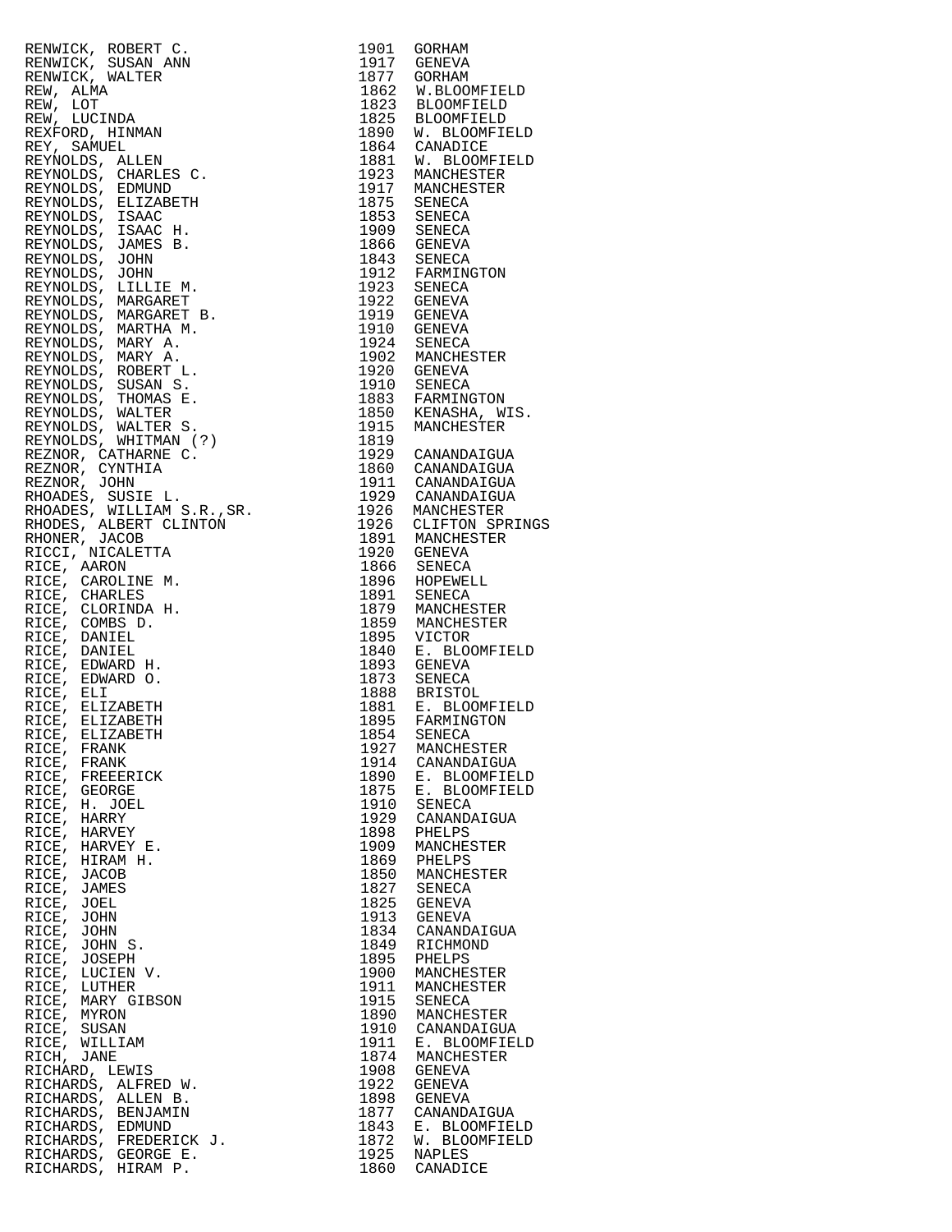| Name | Year | Place |
|---|---|---|
| RENWICK, ROBERT C. | 1901 | GORHAM |
| RENWICK, SUSAN ANN | 1917 | GENEVA |
| RENWICK, WALTER | 1877 | GORHAM |
| REW, ALMA | 1862 | W.BLOOMFIELD |
| REW, LOT | 1823 | BLOOMFIELD |
| REW, LUCINDA | 1825 | BLOOMFIELD |
| REXFORD, HINMAN | 1890 | W. BLOOMFIELD |
| REY, SAMUEL | 1864 | CANADICE |
| REYNOLDS, ALLEN | 1881 | W. BLOOMFIELD |
| REYNOLDS, CHARLES C. | 1923 | MANCHESTER |
| REYNOLDS, EDMUND | 1917 | MANCHESTER |
| REYNOLDS, ELIZABETH | 1875 | SENECA |
| REYNOLDS, ISAAC | 1853 | SENECA |
| REYNOLDS, ISAAC H. | 1909 | SENECA |
| REYNOLDS, JAMES B. | 1866 | GENEVA |
| REYNOLDS, JOHN | 1843 | SENECA |
| REYNOLDS, JOHN | 1912 | FARMINGTON |
| REYNOLDS, LILLIE M. | 1923 | SENECA |
| REYNOLDS, MARGARET | 1922 | GENEVA |
| REYNOLDS, MARGARET B. | 1919 | GENEVA |
| REYNOLDS, MARTHA M. | 1910 | GENEVA |
| REYNOLDS, MARY A. | 1924 | SENECA |
| REYNOLDS, MARY A. | 1902 | MANCHESTER |
| REYNOLDS, ROBERT L. | 1920 | GENEVA |
| REYNOLDS, SUSAN S. | 1910 | SENECA |
| REYNOLDS, THOMAS E. | 1883 | FARMINGTON |
| REYNOLDS, WALTER | 1850 | KENASHA, WIS. |
| REYNOLDS, WALTER S. | 1915 | MANCHESTER |
| REYNOLDS, WHITMAN (?) | 1819 | |
| REZNOR, CATHARNE C. | 1929 | CANANDAIGUA |
| REZNOR, CYNTHIA | 1860 | CANANDAIGUA |
| REZNOR, JOHN | 1911 | CANANDAIGUA |
| RHOADES, SUSIE L. | 1929 | CANANDAIGUA |
| RHOADES, WILLIAM S.R.,SR. | 1926 | MANCHESTER |
| RHODES, ALBERT CLINTON | 1926 | CLIFTON SPRINGS |
| RHONER, JACOB | 1891 | MANCHESTER |
| RICCI, NICALETTA | 1920 | GENEVA |
| RICE, AARON | 1866 | SENECA |
| RICE, CAROLINE M. | 1896 | HOPEWELL |
| RICE, CHARLES | 1891 | SENECA |
| RICE, CLORINDA H. | 1879 | MANCHESTER |
| RICE, COMBS D. | 1859 | MANCHESTER |
| RICE, DANIEL | 1895 | VICTOR |
| RICE, DANIEL | 1840 | E. BLOOMFIELD |
| RICE, EDWARD H. | 1893 | GENEVA |
| RICE, EDWARD O. | 1873 | SENECA |
| RICE, ELI | 1888 | BRISTOL |
| RICE, ELIZABETH | 1881 | E. BLOOMFIELD |
| RICE, ELIZABETH | 1895 | FARMINGTON |
| RICE, ELIZABETH | 1854 | SENECA |
| RICE, FRANK | 1927 | MANCHESTER |
| RICE, FRANK | 1914 | CANANDAIGUA |
| RICE, FREEERICK | 1890 | E. BLOOMFIELD |
| RICE, GEORGE | 1875 | E. BLOOMFIELD |
| RICE, H. JOEL | 1910 | SENECA |
| RICE, HARRY | 1929 | CANANDAIGUA |
| RICE, HARVEY | 1898 | PHELPS |
| RICE, HARVEY E. | 1909 | MANCHESTER |
| RICE, HIRAM H. | 1869 | PHELPS |
| RICE, JACOB | 1850 | MANCHESTER |
| RICE, JAMES | 1827 | SENECA |
| RICE, JOEL | 1825 | GENEVA |
| RICE, JOHN | 1913 | GENEVA |
| RICE, JOHN | 1834 | CANANDAIGUA |
| RICE, JOHN S. | 1849 | RICHMOND |
| RICE, JOSEPH | 1895 | PHELPS |
| RICE, LUCIEN V. | 1900 | MANCHESTER |
| RICE, LUTHER | 1911 | MANCHESTER |
| RICE, MARY GIBSON | 1915 | SENECA |
| RICE, MYRON | 1890 | MANCHESTER |
| RICE, SUSAN | 1910 | CANANDAIGUA |
| RICE, WILLIAM | 1911 | E. BLOOMFIELD |
| RICH, JANE | 1874 | MANCHESTER |
| RICHARD, LEWIS | 1908 | GENEVA |
| RICHARDS, ALFRED W. | 1922 | GENEVA |
| RICHARDS, ALLEN B. | 1898 | GENEVA |
| RICHARDS, BENJAMIN | 1877 | CANANDAIGUA |
| RICHARDS, EDMUND | 1843 | E. BLOOMFIELD |
| RICHARDS, FREDERICK J. | 1872 | W. BLOOMFIELD |
| RICHARDS, GEORGE E. | 1925 | NAPLES |
| RICHARDS, HIRAM P. | 1860 | CANADICE |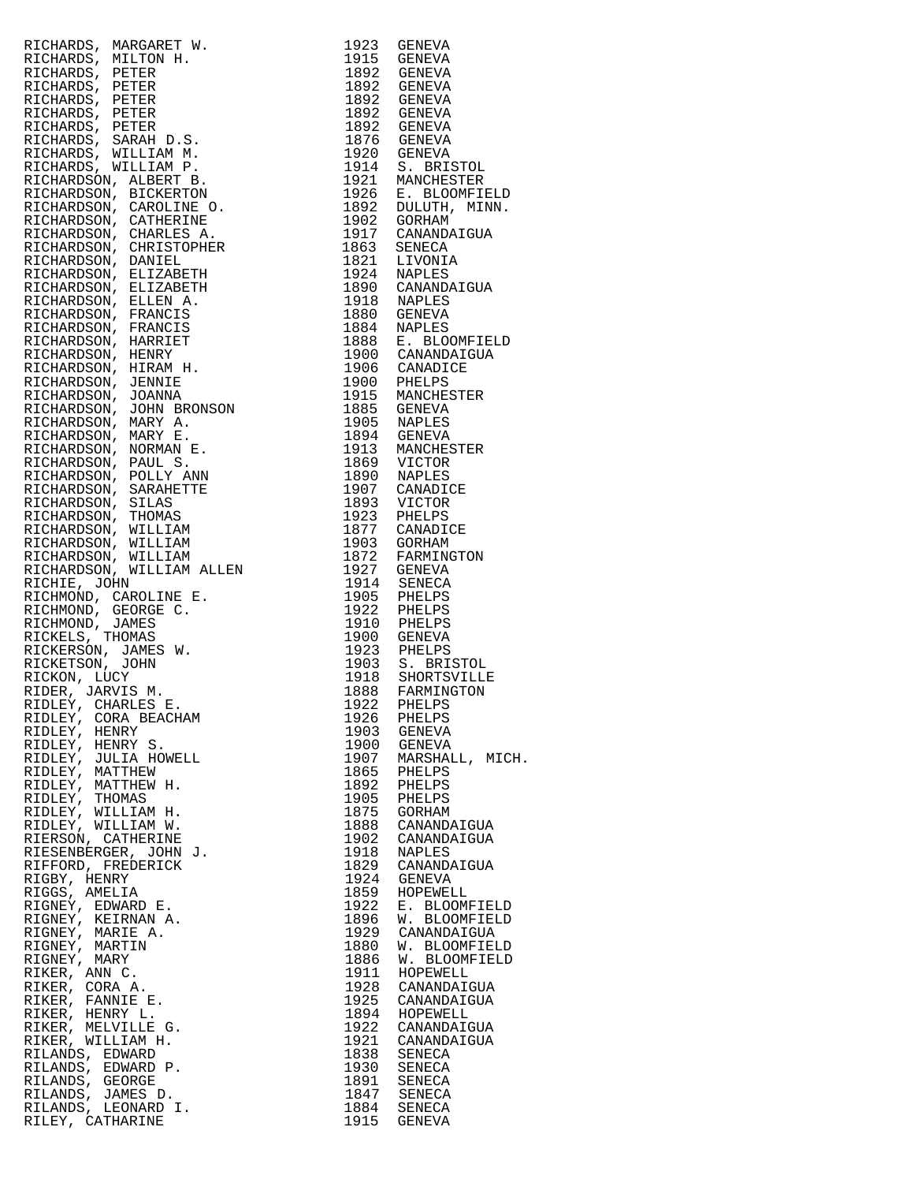| Name | Year | Place |
|---|---|---|
| RICHARDS, MARGARET W. | 1923 | GENEVA |
| RICHARDS, MILTON H. | 1915 | GENEVA |
| RICHARDS, PETER | 1892 | GENEVA |
| RICHARDS, PETER | 1892 | GENEVA |
| RICHARDS, PETER | 1892 | GENEVA |
| RICHARDS, PETER | 1892 | GENEVA |
| RICHARDS, PETER | 1892 | GENEVA |
| RICHARDS, SARAH D.S. | 1876 | GENEVA |
| RICHARDS, WILLIAM M. | 1920 | GENEVA |
| RICHARDS, WILLIAM P. | 1914 | S. BRISTOL |
| RICHARDSON, ALBERT B. | 1921 | MANCHESTER |
| RICHARDSON, BICKERTON | 1926 | E. BLOOMFIELD |
| RICHARDSON, CAROLINE O. | 1892 | DULUTH, MINN. |
| RICHARDSON, CATHERINE | 1902 | GORHAM |
| RICHARDSON, CHARLES A. | 1917 | CANANDAIGUA |
| RICHARDSON, CHRISTOPHER | 1863 | SENECA |
| RICHARDSON, DANIEL | 1821 | LIVONIA |
| RICHARDSON, ELIZABETH | 1924 | NAPLES |
| RICHARDSON, ELIZABETH | 1890 | CANANDAIGUA |
| RICHARDSON, ELLEN A. | 1918 | NAPLES |
| RICHARDSON, FRANCIS | 1880 | GENEVA |
| RICHARDSON, FRANCIS | 1884 | NAPLES |
| RICHARDSON, HARRIET | 1888 | E. BLOOMFIELD |
| RICHARDSON, HENRY | 1900 | CANANDAIGUA |
| RICHARDSON, HIRAM H. | 1906 | CANADICE |
| RICHARDSON, JENNIE | 1900 | PHELPS |
| RICHARDSON, JOANNA | 1915 | MANCHESTER |
| RICHARDSON, JOHN BRONSON | 1885 | GENEVA |
| RICHARDSON, MARY A. | 1905 | NAPLES |
| RICHARDSON, MARY E. | 1894 | GENEVA |
| RICHARDSON, NORMAN E. | 1913 | MANCHESTER |
| RICHARDSON, PAUL S. | 1869 | VICTOR |
| RICHARDSON, POLLY ANN | 1890 | NAPLES |
| RICHARDSON, SARAHETTE | 1907 | CANADICE |
| RICHARDSON, SILAS | 1893 | VICTOR |
| RICHARDSON, THOMAS | 1923 | PHELPS |
| RICHARDSON, WILLIAM | 1877 | CANADICE |
| RICHARDSON, WILLIAM | 1903 | GORHAM |
| RICHARDSON, WILLIAM | 1872 | FARMINGTON |
| RICHARDSON, WILLIAM ALLEN | 1927 | GENEVA |
| RICHIE, JOHN | 1914 | SENECA |
| RICHMOND, CAROLINE E. | 1905 | PHELPS |
| RICHMOND, GEORGE C. | 1922 | PHELPS |
| RICHMOND, JAMES | 1910 | PHELPS |
| RICKELS, THOMAS | 1900 | GENEVA |
| RICKERSON, JAMES W. | 1923 | PHELPS |
| RICKETSON, JOHN | 1903 | S. BRISTOL |
| RICKON, LUCY | 1918 | SHORTSVILLE |
| RIDER, JARVIS M. | 1888 | FARMINGTON |
| RIDLEY, CHARLES E. | 1922 | PHELPS |
| RIDLEY, CORA BEACHAM | 1926 | PHELPS |
| RIDLEY, HENRY | 1903 | GENEVA |
| RIDLEY, HENRY S. | 1900 | GENEVA |
| RIDLEY, JULIA HOWELL | 1907 | MARSHALL, MICH. |
| RIDLEY, MATTHEW | 1865 | PHELPS |
| RIDLEY, MATTHEW H. | 1892 | PHELPS |
| RIDLEY, THOMAS | 1905 | PHELPS |
| RIDLEY, WILLIAM H. | 1875 | GORHAM |
| RIDLEY, WILLIAM W. | 1888 | CANANDAIGUA |
| RIERSON, CATHERINE | 1902 | CANANDAIGUA |
| RIESENBERGER, JOHN J. | 1918 | NAPLES |
| RIFFORD, FREDERICK | 1829 | CANANDAIGUA |
| RIGBY, HENRY | 1924 | GENEVA |
| RIGGS, AMELIA | 1859 | HOPEWELL |
| RIGNEY, EDWARD E. | 1922 | E. BLOOMFIELD |
| RIGNEY, KEIRNAN A. | 1896 | W. BLOOMFIELD |
| RIGNEY, MARIE A. | 1929 | CANANDAIGUA |
| RIGNEY, MARTIN | 1880 | W. BLOOMFIELD |
| RIGNEY, MARY | 1886 | W. BLOOMFIELD |
| RIKER, ANN C. | 1911 | HOPEWELL |
| RIKER, CORA A. | 1928 | CANANDAIGUA |
| RIKER, FANNIE E. | 1925 | CANANDAIGUA |
| RIKER, HENRY L. | 1894 | HOPEWELL |
| RIKER, MELVILLE G. | 1922 | CANANDAIGUA |
| RIKER, WILLIAM H. | 1921 | CANANDAIGUA |
| RILANDS, EDWARD | 1838 | SENECA |
| RILANDS, EDWARD P. | 1930 | SENECA |
| RILANDS, GEORGE | 1891 | SENECA |
| RILANDS, JAMES D. | 1847 | SENECA |
| RILANDS, LEONARD I. | 1884 | SENECA |
| RILEY, CATHARINE | 1915 | GENEVA |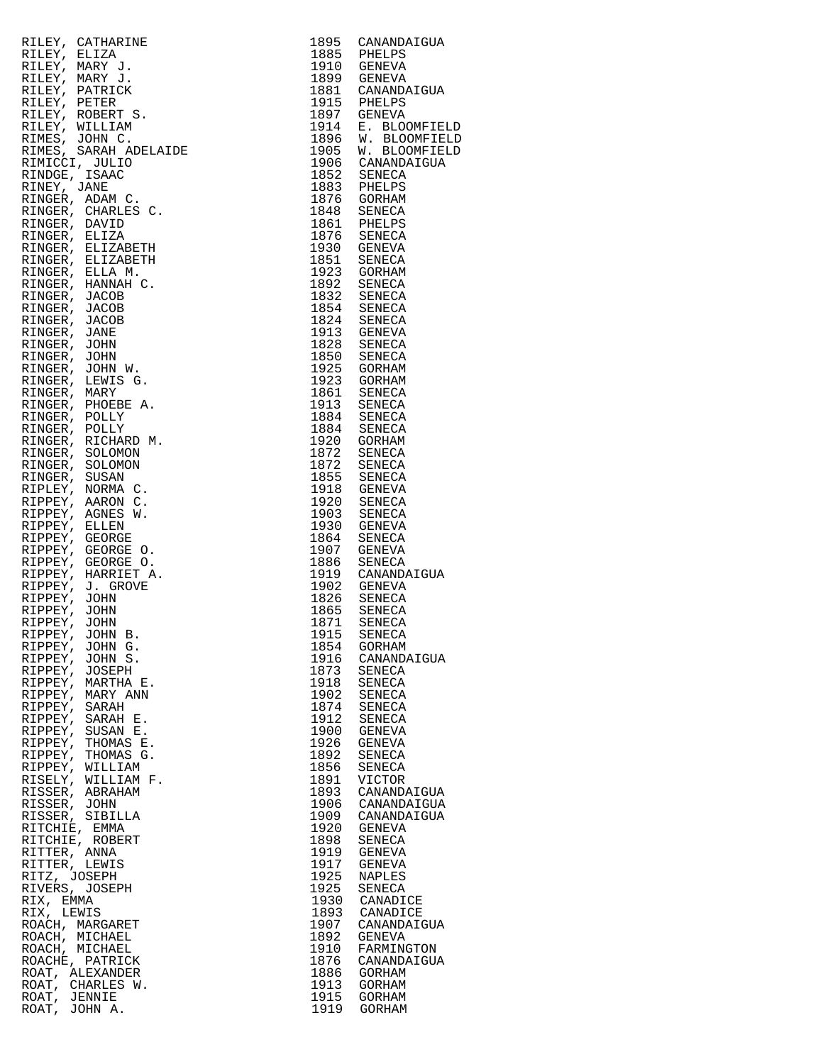| Name | Year | Place |
|---|---|---|
| RILEY, CATHARINE | 1895 | CANANDAIGUA |
| RILEY, ELIZA | 1885 | PHELPS |
| RILEY, MARY J. | 1910 | GENEVA |
| RILEY, MARY J. | 1899 | GENEVA |
| RILEY, PATRICK | 1881 | CANANDAIGUA |
| RILEY, PETER | 1915 | PHELPS |
| RILEY, ROBERT S. | 1897 | GENEVA |
| RILEY, WILLIAM | 1914 | E. BLOOMFIELD |
| RIMES, JOHN C. | 1896 | W. BLOOMFIELD |
| RIMES, SARAH ADELAIDE | 1905 | W. BLOOMFIELD |
| RIMICCI, JULIO | 1906 | CANANDAIGUA |
| RINDGE, ISAAC | 1852 | SENECA |
| RINEY, JANE | 1883 | PHELPS |
| RINGER, ADAM C. | 1876 | GORHAM |
| RINGER, CHARLES C. | 1848 | SENECA |
| RINGER, DAVID | 1861 | PHELPS |
| RINGER, ELIZA | 1876 | SENECA |
| RINGER, ELIZABETH | 1930 | GENEVA |
| RINGER, ELIZABETH | 1851 | SENECA |
| RINGER, ELLA M. | 1923 | GORHAM |
| RINGER, HANNAH C. | 1892 | SENECA |
| RINGER, JACOB | 1832 | SENECA |
| RINGER, JACOB | 1854 | SENECA |
| RINGER, JACOB | 1824 | SENECA |
| RINGER, JANE | 1913 | GENEVA |
| RINGER, JOHN | 1828 | SENECA |
| RINGER, JOHN | 1850 | SENECA |
| RINGER, JOHN W. | 1925 | GORHAM |
| RINGER, LEWIS G. | 1923 | GORHAM |
| RINGER, MARY | 1861 | SENECA |
| RINGER, PHOEBE A. | 1913 | SENECA |
| RINGER, POLLY | 1884 | SENECA |
| RINGER, POLLY | 1884 | SENECA |
| RINGER, RICHARD M. | 1920 | GORHAM |
| RINGER, SOLOMON | 1872 | SENECA |
| RINGER, SOLOMON | 1872 | SENECA |
| RINGER, SUSAN | 1855 | SENECA |
| RIPLEY, NORMA C. | 1918 | GENEVA |
| RIPPEY, AARON C. | 1920 | SENECA |
| RIPPEY, AGNES W. | 1903 | SENECA |
| RIPPEY, ELLEN | 1930 | GENEVA |
| RIPPEY, GEORGE | 1864 | SENECA |
| RIPPEY, GEORGE O. | 1907 | GENEVA |
| RIPPEY, GEORGE O. | 1886 | SENECA |
| RIPPEY, HARRIET A. | 1919 | CANANDAIGUA |
| RIPPEY, J. GROVE | 1902 | GENEVA |
| RIPPEY, JOHN | 1826 | SENECA |
| RIPPEY, JOHN | 1865 | SENECA |
| RIPPEY, JOHN | 1871 | SENECA |
| RIPPEY, JOHN B. | 1915 | SENECA |
| RIPPEY, JOHN G. | 1854 | GORHAM |
| RIPPEY, JOHN S. | 1916 | CANANDAIGUA |
| RIPPEY, JOSEPH | 1873 | SENECA |
| RIPPEY, MARTHA E. | 1918 | SENECA |
| RIPPEY, MARY ANN | 1902 | SENECA |
| RIPPEY, SARAH | 1874 | SENECA |
| RIPPEY, SARAH E. | 1912 | SENECA |
| RIPPEY, SUSAN E. | 1900 | GENEVA |
| RIPPEY, THOMAS E. | 1926 | GENEVA |
| RIPPEY, THOMAS G. | 1892 | SENECA |
| RIPPEY, WILLIAM | 1856 | SENECA |
| RISELY, WILLIAM F. | 1891 | VICTOR |
| RISSER, ABRAHAM | 1893 | CANANDAIGUA |
| RISSER, JOHN | 1906 | CANANDAIGUA |
| RISSER, SIBILLA | 1909 | CANANDAIGUA |
| RITCHIE, EMMA | 1920 | GENEVA |
| RITCHIE, ROBERT | 1898 | SENECA |
| RITTER, ANNA | 1919 | GENEVA |
| RITTER, LEWIS | 1917 | GENEVA |
| RITZ, JOSEPH | 1925 | NAPLES |
| RIVERS, JOSEPH | 1925 | SENECA |
| RIX, EMMA | 1930 | CANADICE |
| RIX, LEWIS | 1893 | CANADICE |
| ROACH, MARGARET | 1907 | CANANDAIGUA |
| ROACH, MICHAEL | 1892 | GENEVA |
| ROACH, MICHAEL | 1910 | FARMINGTON |
| ROACHE, PATRICK | 1876 | CANANDAIGUA |
| ROAT, ALEXANDER | 1886 | GORHAM |
| ROAT, CHARLES W. | 1913 | GORHAM |
| ROAT, JENNIE | 1915 | GORHAM |
| ROAT, JOHN A. | 1919 | GORHAM |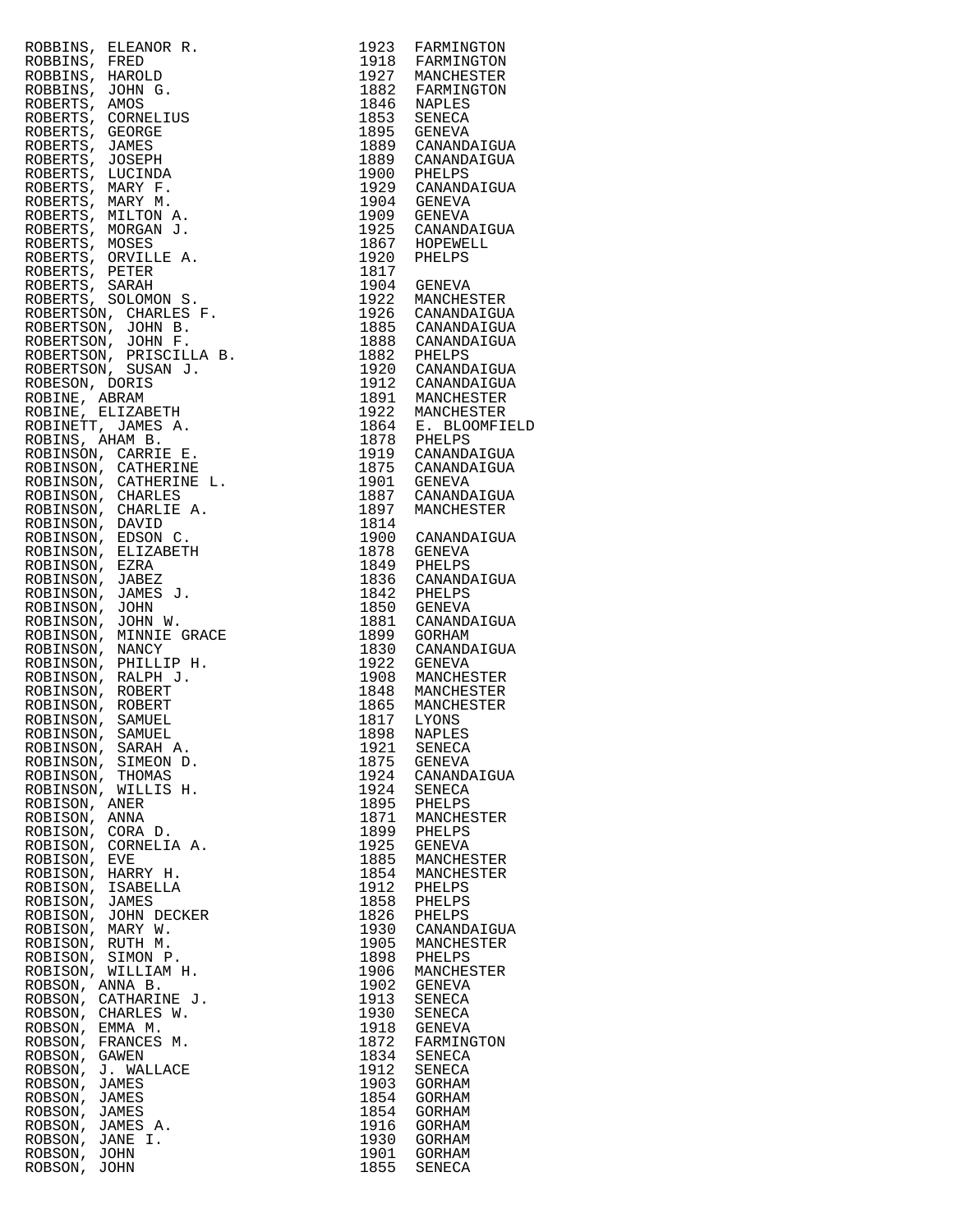| Name | Year | Place |
|---|---|---|
| ROBBINS, ELEANOR R. | 1923 | FARMINGTON |
| ROBBINS, FRED | 1918 | FARMINGTON |
| ROBBINS, HAROLD | 1927 | MANCHESTER |
| ROBBINS, JOHN G. | 1882 | FARMINGTON |
| ROBERTS, AMOS | 1846 | NAPLES |
| ROBERTS, CORNELIUS | 1853 | SENECA |
| ROBERTS, GEORGE | 1895 | GENEVA |
| ROBERTS, JAMES | 1889 | CANANDAIGUA |
| ROBERTS, JOSEPH | 1889 | CANANDAIGUA |
| ROBERTS, LUCINDA | 1900 | PHELPS |
| ROBERTS, MARY F. | 1929 | CANANDAIGUA |
| ROBERTS, MARY M. | 1904 | GENEVA |
| ROBERTS, MILTON A. | 1909 | GENEVA |
| ROBERTS, MORGAN J. | 1925 | CANANDAIGUA |
| ROBERTS, MOSES | 1867 | HOPEWELL |
| ROBERTS, ORVILLE A. | 1920 | PHELPS |
| ROBERTS, PETER | 1817 | |
| ROBERTS, SARAH | 1904 | GENEVA |
| ROBERTS, SOLOMON S. | 1922 | MANCHESTER |
| ROBERTSON, CHARLES F. | 1926 | CANANDAIGUA |
| ROBERTSON, JOHN B. | 1885 | CANANDAIGUA |
| ROBERTSON, JOHN F. | 1888 | CANANDAIGUA |
| ROBERTSON, PRISCILLA B. | 1882 | PHELPS |
| ROBERTSON, SUSAN J. | 1920 | CANANDAIGUA |
| ROBESON, DORIS | 1912 | CANANDAIGUA |
| ROBINE, ABRAM | 1891 | MANCHESTER |
| ROBINE, ELIZABETH | 1922 | MANCHESTER |
| ROBINETT, JAMES A. | 1864 | E. BLOOMFIELD |
| ROBINS, AHAM B. | 1878 | PHELPS |
| ROBINSON, CARRIE E. | 1919 | CANANDAIGUA |
| ROBINSON, CATHERINE | 1875 | CANANDAIGUA |
| ROBINSON, CATHERINE L. | 1901 | GENEVA |
| ROBINSON, CHARLES | 1887 | CANANDAIGUA |
| ROBINSON, CHARLIE A. | 1897 | MANCHESTER |
| ROBINSON, DAVID | 1814 | |
| ROBINSON, EDSON C. | 1900 | CANANDAIGUA |
| ROBINSON, ELIZABETH | 1878 | GENEVA |
| ROBINSON, EZRA | 1849 | PHELPS |
| ROBINSON, JABEZ | 1836 | CANANDAIGUA |
| ROBINSON, JAMES J. | 1842 | PHELPS |
| ROBINSON, JOHN | 1850 | GENEVA |
| ROBINSON, JOHN W. | 1881 | CANANDAIGUA |
| ROBINSON, MINNIE GRACE | 1899 | GORHAM |
| ROBINSON, NANCY | 1830 | CANANDAIGUA |
| ROBINSON, PHILLIP H. | 1922 | GENEVA |
| ROBINSON, RALPH J. | 1908 | MANCHESTER |
| ROBINSON, ROBERT | 1848 | MANCHESTER |
| ROBINSON, ROBERT | 1865 | MANCHESTER |
| ROBINSON, SAMUEL | 1817 | LYONS |
| ROBINSON, SAMUEL | 1898 | NAPLES |
| ROBINSON, SARAH A. | 1921 | SENECA |
| ROBINSON, SIMEON D. | 1875 | GENEVA |
| ROBINSON, THOMAS | 1924 | CANANDAIGUA |
| ROBINSON, WILLIS H. | 1924 | SENECA |
| ROBISON, ANER | 1895 | PHELPS |
| ROBISON, ANNA | 1871 | MANCHESTER |
| ROBISON, CORA D. | 1899 | PHELPS |
| ROBISON, CORNELIA A. | 1925 | GENEVA |
| ROBISON, EVE | 1885 | MANCHESTER |
| ROBISON, HARRY H. | 1854 | MANCHESTER |
| ROBISON, ISABELLA | 1912 | PHELPS |
| ROBISON, JAMES | 1858 | PHELPS |
| ROBISON, JOHN DECKER | 1826 | PHELPS |
| ROBISON, MARY W. | 1930 | CANANDAIGUA |
| ROBISON, RUTH M. | 1905 | MANCHESTER |
| ROBISON, SIMON P. | 1898 | PHELPS |
| ROBISON, WILLIAM H. | 1906 | MANCHESTER |
| ROBSON, ANNA B. | 1902 | GENEVA |
| ROBSON, CATHARINE J. | 1913 | SENECA |
| ROBSON, CHARLES W. | 1930 | SENECA |
| ROBSON, EMMA M. | 1918 | GENEVA |
| ROBSON, FRANCES M. | 1872 | FARMINGTON |
| ROBSON, GAWEN | 1834 | SENECA |
| ROBSON, J. WALLACE | 1912 | SENECA |
| ROBSON, JAMES | 1903 | GORHAM |
| ROBSON, JAMES | 1854 | GORHAM |
| ROBSON, JAMES | 1854 | GORHAM |
| ROBSON, JAMES A. | 1916 | GORHAM |
| ROBSON, JANE I. | 1930 | GORHAM |
| ROBSON, JOHN | 1901 | GORHAM |
| ROBSON, JOHN | 1855 | SENECA |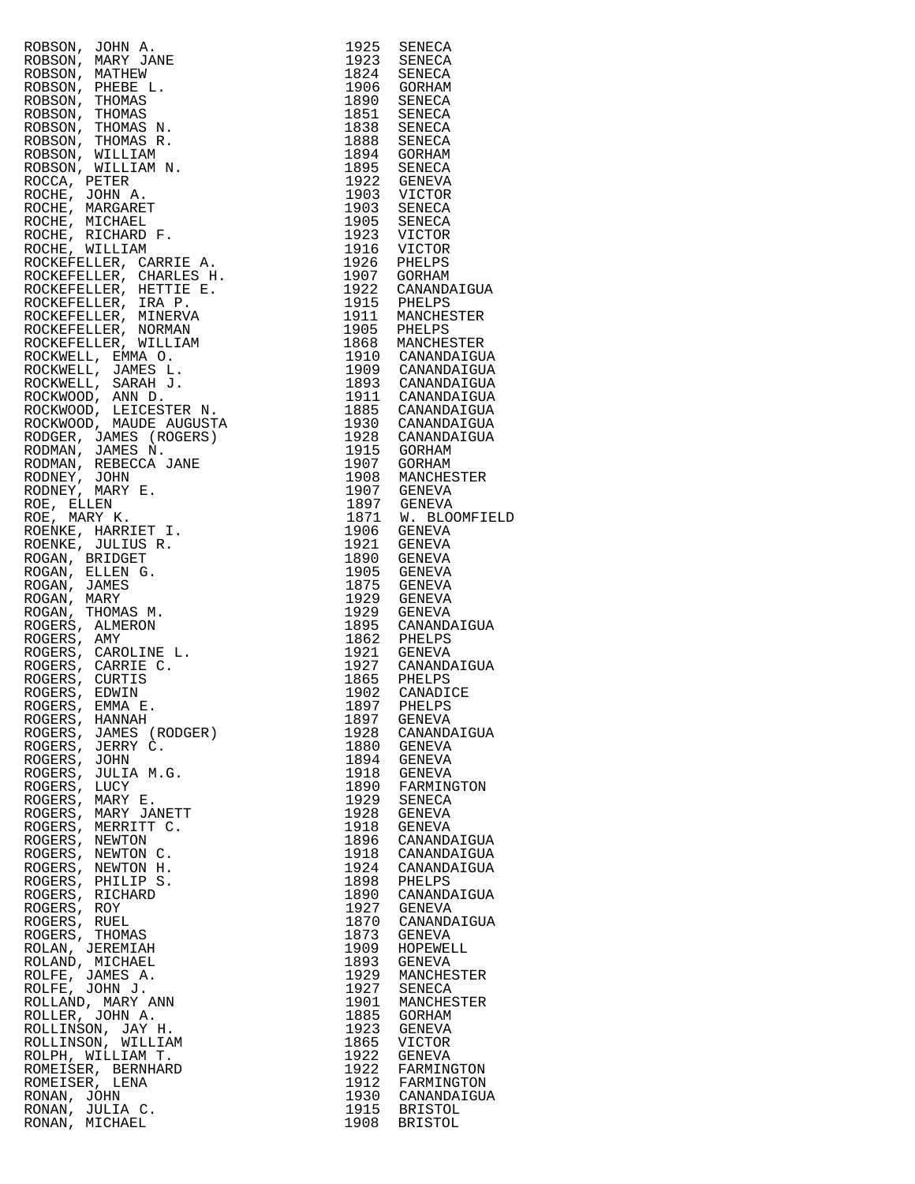| Name | Year | Town |
|---|---|---|
| ROBSON, JOHN A. | 1925 | SENECA |
| ROBSON, MARY JANE | 1923 | SENECA |
| ROBSON, MATHEW | 1824 | SENECA |
| ROBSON, PHEBE L. | 1906 | GORHAM |
| ROBSON, THOMAS | 1890 | SENECA |
| ROBSON, THOMAS | 1851 | SENECA |
| ROBSON, THOMAS N. | 1838 | SENECA |
| ROBSON, THOMAS R. | 1888 | SENECA |
| ROBSON, WILLIAM | 1894 | GORHAM |
| ROBSON, WILLIAM N. | 1895 | SENECA |
| ROCCA, PETER | 1922 | GENEVA |
| ROCHE, JOHN A. | 1903 | VICTOR |
| ROCHE, MARGARET | 1903 | SENECA |
| ROCHE, MICHAEL | 1905 | SENECA |
| ROCHE, RICHARD F. | 1923 | VICTOR |
| ROCHE, WILLIAM | 1916 | VICTOR |
| ROCKEFELLER, CARRIE A. | 1926 | PHELPS |
| ROCKEFELLER, CHARLES H. | 1907 | GORHAM |
| ROCKEFELLER, HETTIE E. | 1922 | CANANDAIGUA |
| ROCKEFELLER, IRA P. | 1915 | PHELPS |
| ROCKEFELLER, MINERVA | 1911 | MANCHESTER |
| ROCKEFELLER, NORMAN | 1905 | PHELPS |
| ROCKEFELLER, WILLIAM | 1868 | MANCHESTER |
| ROCKWELL, EMMA O. | 1910 | CANANDAIGUA |
| ROCKWELL, JAMES L. | 1909 | CANANDAIGUA |
| ROCKWELL, SARAH J. | 1893 | CANANDAIGUA |
| ROCKWOOD, ANN D. | 1911 | CANANDAIGUA |
| ROCKWOOD, LEICESTER N. | 1885 | CANANDAIGUA |
| ROCKWOOD, MAUDE AUGUSTA | 1930 | CANANDAIGUA |
| RODGER, JAMES (ROGERS) | 1928 | CANANDAIGUA |
| RODMAN, JAMES N. | 1915 | GORHAM |
| RODMAN, REBECCA JANE | 1907 | GORHAM |
| RODNEY, JOHN | 1908 | MANCHESTER |
| RODNEY, MARY E. | 1907 | GENEVA |
| ROE, ELLEN | 1897 | GENEVA |
| ROE, MARY K. | 1871 | W. BLOOMFIELD |
| ROENKE, HARRIET I. | 1906 | GENEVA |
| ROENKE, JULIUS R. | 1921 | GENEVA |
| ROGAN, BRIDGET | 1890 | GENEVA |
| ROGAN, ELLEN G. | 1905 | GENEVA |
| ROGAN, JAMES | 1875 | GENEVA |
| ROGAN, MARY | 1929 | GENEVA |
| ROGAN, THOMAS M. | 1929 | GENEVA |
| ROGERS, ALMERON | 1895 | CANANDAIGUA |
| ROGERS, AMY | 1862 | PHELPS |
| ROGERS, CAROLINE L. | 1921 | GENEVA |
| ROGERS, CARRIE C. | 1927 | CANANDAIGUA |
| ROGERS, CURTIS | 1865 | PHELPS |
| ROGERS, EDWIN | 1902 | CANADICE |
| ROGERS, EMMA E. | 1897 | PHELPS |
| ROGERS, HANNAH | 1897 | GENEVA |
| ROGERS, JAMES (RODGER) | 1928 | CANANDAIGUA |
| ROGERS, JERRY C. | 1880 | GENEVA |
| ROGERS, JOHN | 1894 | GENEVA |
| ROGERS, JULIA M.G. | 1918 | GENEVA |
| ROGERS, LUCY | 1890 | FARMINGTON |
| ROGERS, MARY E. | 1929 | SENECA |
| ROGERS, MARY JANETT | 1928 | GENEVA |
| ROGERS, MERRITT C. | 1918 | GENEVA |
| ROGERS, NEWTON | 1896 | CANANDAIGUA |
| ROGERS, NEWTON C. | 1918 | CANANDAIGUA |
| ROGERS, NEWTON H. | 1924 | CANANDAIGUA |
| ROGERS, PHILIP S. | 1898 | PHELPS |
| ROGERS, RICHARD | 1890 | CANANDAIGUA |
| ROGERS, ROY | 1927 | GENEVA |
| ROGERS, RUEL | 1870 | CANANDAIGUA |
| ROGERS, THOMAS | 1873 | GENEVA |
| ROLAN, JEREMIAH | 1909 | HOPEWELL |
| ROLAND, MICHAEL | 1893 | GENEVA |
| ROLFE, JAMES A. | 1929 | MANCHESTER |
| ROLFE, JOHN J. | 1927 | SENECA |
| ROLLAND, MARY ANN | 1901 | MANCHESTER |
| ROLLER, JOHN A. | 1885 | GORHAM |
| ROLLINSON, JAY H. | 1923 | GENEVA |
| ROLLINSON, WILLIAM | 1865 | VICTOR |
| ROLPH, WILLIAM T. | 1922 | GENEVA |
| ROMEISER, BERNHARD | 1922 | FARMINGTON |
| ROMEISER, LENA | 1912 | FARMINGTON |
| RONAN, JOHN | 1930 | CANANDAIGUA |
| RONAN, JULIA C. | 1915 | BRISTOL |
| RONAN, MICHAEL | 1908 | BRISTOL |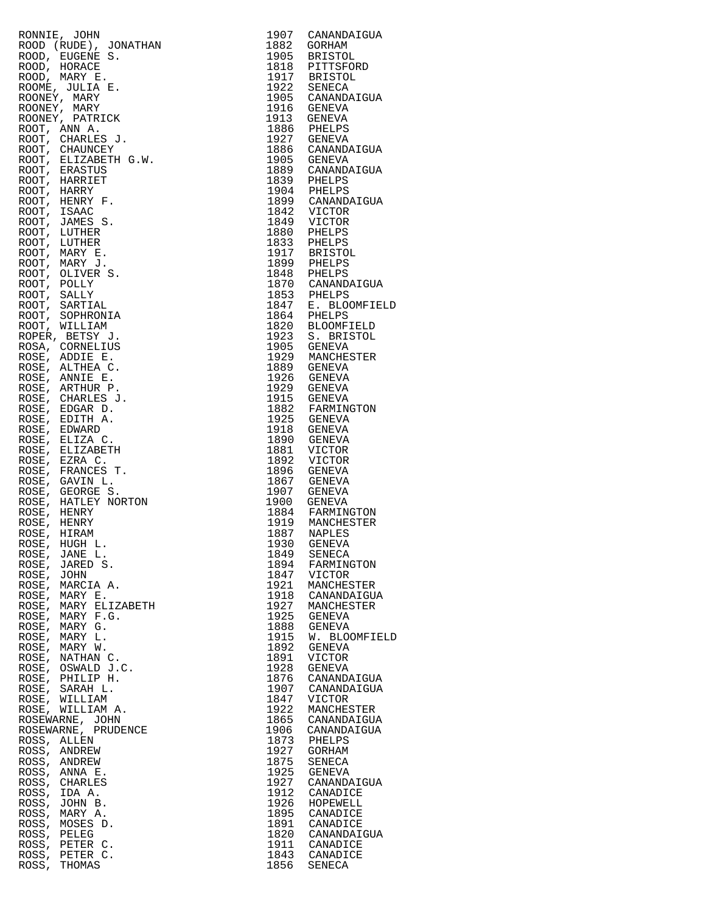| | | |
|---|---|---|
| RONNIE, JOHN | 1907 | CANANDAIGUA |
| ROOD (RUDE), JONATHAN | 1882 | GORHAM |
| ROOD, EUGENE S. | 1905 | BRISTOL |
| ROOD, HORACE | 1818 | PITTSFORD |
| ROOD, MARY E. | 1917 | BRISTOL |
| ROOME, JULIA E. | 1922 | SENECA |
| ROONEY, MARY | 1905 | CANANDAIGUA |
| ROONEY, MARY | 1916 | GENEVA |
| ROONEY, PATRICK | 1913 | GENEVA |
| ROOT, ANN A. | 1886 | PHELPS |
| ROOT, CHARLES J. | 1927 | GENEVA |
| ROOT, CHAUNCEY | 1886 | CANANDAIGUA |
| ROOT, ELIZABETH G.W. | 1905 | GENEVA |
| ROOT, ERASTUS | 1889 | CANANDAIGUA |
| ROOT, HARRIET | 1839 | PHELPS |
| ROOT, HARRY | 1904 | PHELPS |
| ROOT, HENRY F. | 1899 | CANANDAIGUA |
| ROOT, ISAAC | 1842 | VICTOR |
| ROOT, JAMES S. | 1849 | VICTOR |
| ROOT, LUTHER | 1880 | PHELPS |
| ROOT, LUTHER | 1833 | PHELPS |
| ROOT, MARY E. | 1917 | BRISTOL |
| ROOT, MARY J. | 1899 | PHELPS |
| ROOT, OLIVER S. | 1848 | PHELPS |
| ROOT, POLLY | 1870 | CANANDAIGUA |
| ROOT, SALLY | 1853 | PHELPS |
| ROOT, SARTIAL | 1847 | E. BLOOMFIELD |
| ROOT, SOPHRONIA | 1864 | PHELPS |
| ROOT, WILLIAM | 1820 | BLOOMFIELD |
| ROPER, BETSY J. | 1923 | S. BRISTOL |
| ROSA, CORNELIUS | 1905 | GENEVA |
| ROSE, ADDIE E. | 1929 | MANCHESTER |
| ROSE, ALTHEA C. | 1889 | GENEVA |
| ROSE, ANNIE E. | 1926 | GENEVA |
| ROSE, ARTHUR P. | 1929 | GENEVA |
| ROSE, CHARLES J. | 1915 | GENEVA |
| ROSE, EDGAR D. | 1882 | FARMINGTON |
| ROSE, EDITH A. | 1925 | GENEVA |
| ROSE, EDWARD | 1918 | GENEVA |
| ROSE, ELIZA C. | 1890 | GENEVA |
| ROSE, ELIZABETH | 1881 | VICTOR |
| ROSE, EZRA C. | 1892 | VICTOR |
| ROSE, FRANCES T. | 1896 | GENEVA |
| ROSE, GAVIN L. | 1867 | GENEVA |
| ROSE, GEORGE S. | 1907 | GENEVA |
| ROSE, HATLEY NORTON | 1900 | GENEVA |
| ROSE, HENRY | 1884 | FARMINGTON |
| ROSE, HENRY | 1919 | MANCHESTER |
| ROSE, HIRAM | 1887 | NAPLES |
| ROSE, HUGH L. | 1930 | GENEVA |
| ROSE, JANE L. | 1849 | SENECA |
| ROSE, JARED S. | 1894 | FARMINGTON |
| ROSE, JOHN | 1847 | VICTOR |
| ROSE, MARCIA A. | 1921 | MANCHESTER |
| ROSE, MARY E. | 1918 | CANANDAIGUA |
| ROSE, MARY ELIZABETH | 1927 | MANCHESTER |
| ROSE, MARY F.G. | 1925 | GENEVA |
| ROSE, MARY G. | 1888 | GENEVA |
| ROSE, MARY L. | 1915 | W. BLOOMFIELD |
| ROSE, MARY W. | 1892 | GENEVA |
| ROSE, NATHAN C. | 1891 | VICTOR |
| ROSE, OSWALD J.C. | 1928 | GENEVA |
| ROSE, PHILIP H. | 1876 | CANANDAIGUA |
| ROSE, SARAH L. | 1907 | CANANDAIGUA |
| ROSE, WILLIAM | 1847 | VICTOR |
| ROSE, WILLIAM A. | 1922 | MANCHESTER |
| ROSEWARNE, JOHN | 1865 | CANANDAIGUA |
| ROSEWARNE, PRUDENCE | 1906 | CANANDAIGUA |
| ROSS, ALLEN | 1873 | PHELPS |
| ROSS, ANDREW | 1927 | GORHAM |
| ROSS, ANDREW | 1875 | SENECA |
| ROSS, ANNA E. | 1925 | GENEVA |
| ROSS, CHARLES | 1927 | CANANDAIGUA |
| ROSS, IDA A. | 1912 | CANADICE |
| ROSS, JOHN B. | 1926 | HOPEWELL |
| ROSS, MARY A. | 1895 | CANADICE |
| ROSS, MOSES D. | 1891 | CANADICE |
| ROSS, PELEG | 1820 | CANANDAIGUA |
| ROSS, PETER C. | 1911 | CANADICE |
| ROSS, PETER C. | 1843 | CANADICE |
| ROSS, THOMAS | 1856 | SENECA |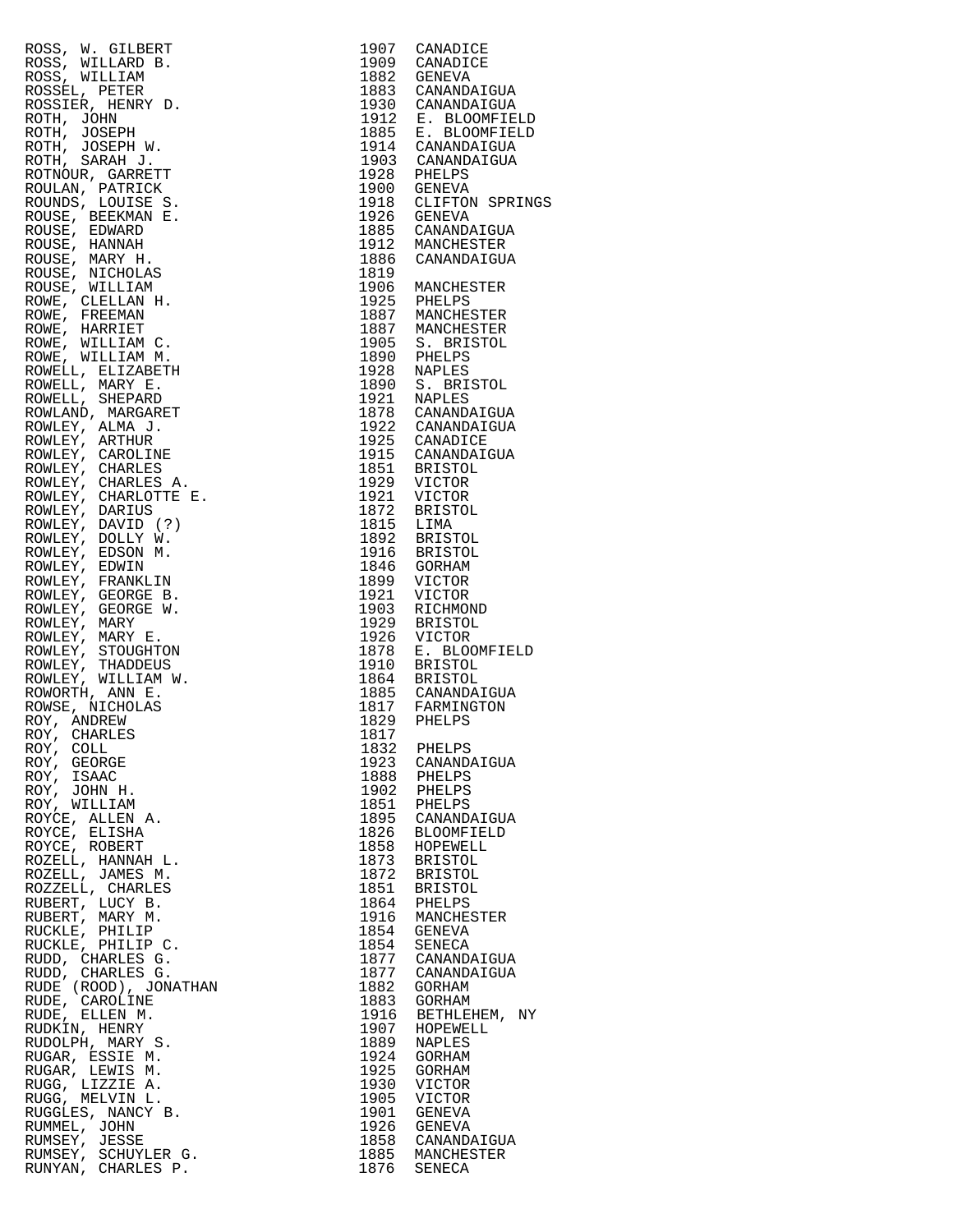| Name | Year | Place |
|---|---|---|
| ROSS, W. GILBERT | 1907 | CANADICE |
| ROSS, WILLARD B. | 1909 | CANADICE |
| ROSS, WILLIAM | 1882 | GENEVA |
| ROSSEL, PETER | 1883 | CANANDAIGUA |
| ROSSIER, HENRY D. | 1930 | CANANDAIGUA |
| ROTH, JOHN | 1912 | E. BLOOMFIELD |
| ROTH, JOSEPH | 1885 | E. BLOOMFIELD |
| ROTH, JOSEPH W. | 1914 | CANANDAIGUA |
| ROTH, SARAH J. | 1903 | CANANDAIGUA |
| ROTNOUR, GARRETT | 1928 | PHELPS |
| ROULAN, PATRICK | 1900 | GENEVA |
| ROUNDS, LOUISE S. | 1918 | CLIFTON SPRINGS |
| ROUSE, BEEKMAN E. | 1926 | GENEVA |
| ROUSE, EDWARD | 1885 | CANANDAIGUA |
| ROUSE, HANNAH | 1912 | MANCHESTER |
| ROUSE, MARY H. | 1886 | CANANDAIGUA |
| ROUSE, NICHOLAS | 1819 | |
| ROUSE, WILLIAM | 1906 | MANCHESTER |
| ROWE, CLELLAN H. | 1925 | PHELPS |
| ROWE, FREEMAN | 1887 | MANCHESTER |
| ROWE, HARRIET | 1887 | MANCHESTER |
| ROWE, WILLIAM C. | 1905 | S. BRISTOL |
| ROWE, WILLIAM M. | 1890 | PHELPS |
| ROWELL, ELIZABETH | 1928 | NAPLES |
| ROWELL, MARY E. | 1890 | S. BRISTOL |
| ROWELL, SHEPARD | 1921 | NAPLES |
| ROWLAND, MARGARET | 1878 | CANANDAIGUA |
| ROWLEY, ALMA J. | 1922 | CANANDAIGUA |
| ROWLEY, ARTHUR | 1925 | CANADICE |
| ROWLEY, CAROLINE | 1915 | CANANDAIGUA |
| ROWLEY, CHARLES | 1851 | BRISTOL |
| ROWLEY, CHARLES A. | 1929 | VICTOR |
| ROWLEY, CHARLOTTE E. | 1921 | VICTOR |
| ROWLEY, DARIUS | 1872 | BRISTOL |
| ROWLEY, DAVID (?) | 1815 | LIMA |
| ROWLEY, DOLLY W. | 1892 | BRISTOL |
| ROWLEY, EDSON M. | 1916 | BRISTOL |
| ROWLEY, EDWIN | 1846 | GORHAM |
| ROWLEY, FRANKLIN | 1899 | VICTOR |
| ROWLEY, GEORGE B. | 1921 | VICTOR |
| ROWLEY, GEORGE W. | 1903 | RICHMOND |
| ROWLEY, MARY | 1929 | BRISTOL |
| ROWLEY, MARY E. | 1926 | VICTOR |
| ROWLEY, STOUGHTON | 1878 | E. BLOOMFIELD |
| ROWLEY, THADDEUS | 1910 | BRISTOL |
| ROWLEY, WILLIAM W. | 1864 | BRISTOL |
| ROWORTH, ANN E. | 1885 | CANANDAIGUA |
| ROWSE, NICHOLAS | 1817 | FARMINGTON |
| ROY, ANDREW | 1829 | PHELPS |
| ROY, CHARLES | 1817 | |
| ROY, COLL | 1832 | PHELPS |
| ROY, GEORGE | 1923 | CANANDAIGUA |
| ROY, ISAAC | 1888 | PHELPS |
| ROY, JOHN H. | 1902 | PHELPS |
| ROY, WILLIAM | 1851 | PHELPS |
| ROYCE, ALLEN A. | 1895 | CANANDAIGUA |
| ROYCE, ELISHA | 1826 | BLOOMFIELD |
| ROYCE, ROBERT | 1858 | HOPEWELL |
| ROZELL, HANNAH L. | 1873 | BRISTOL |
| ROZELL, JAMES M. | 1872 | BRISTOL |
| ROZZELL, CHARLES | 1851 | BRISTOL |
| RUBERT, LUCY B. | 1864 | PHELPS |
| RUBERT, MARY M. | 1916 | MANCHESTER |
| RUCKLE, PHILIP | 1854 | GENEVA |
| RUCKLE, PHILIP C. | 1854 | SENECA |
| RUDD, CHARLES G. | 1877 | CANANDAIGUA |
| RUDD, CHARLES G. | 1877 | CANANDAIGUA |
| RUDE (ROOD), JONATHAN | 1882 | GORHAM |
| RUDE, CAROLINE | 1883 | GORHAM |
| RUDE, ELLEN M. | 1916 | BETHLEHEM, NY |
| RUDKIN, HENRY | 1907 | HOPEWELL |
| RUDOLPH, MARY S. | 1889 | NAPLES |
| RUGAR, ESSIE M. | 1924 | GORHAM |
| RUGAR, LEWIS M. | 1925 | GORHAM |
| RUGG, LIZZIE A. | 1930 | VICTOR |
| RUGG, MELVIN L. | 1905 | VICTOR |
| RUGGLES, NANCY B. | 1901 | GENEVA |
| RUMMEL, JOHN | 1926 | GENEVA |
| RUMSEY, JESSE | 1858 | CANANDAIGUA |
| RUMSEY, SCHUYLER G. | 1885 | MANCHESTER |
| RUNYAN, CHARLES P. | 1876 | SENECA |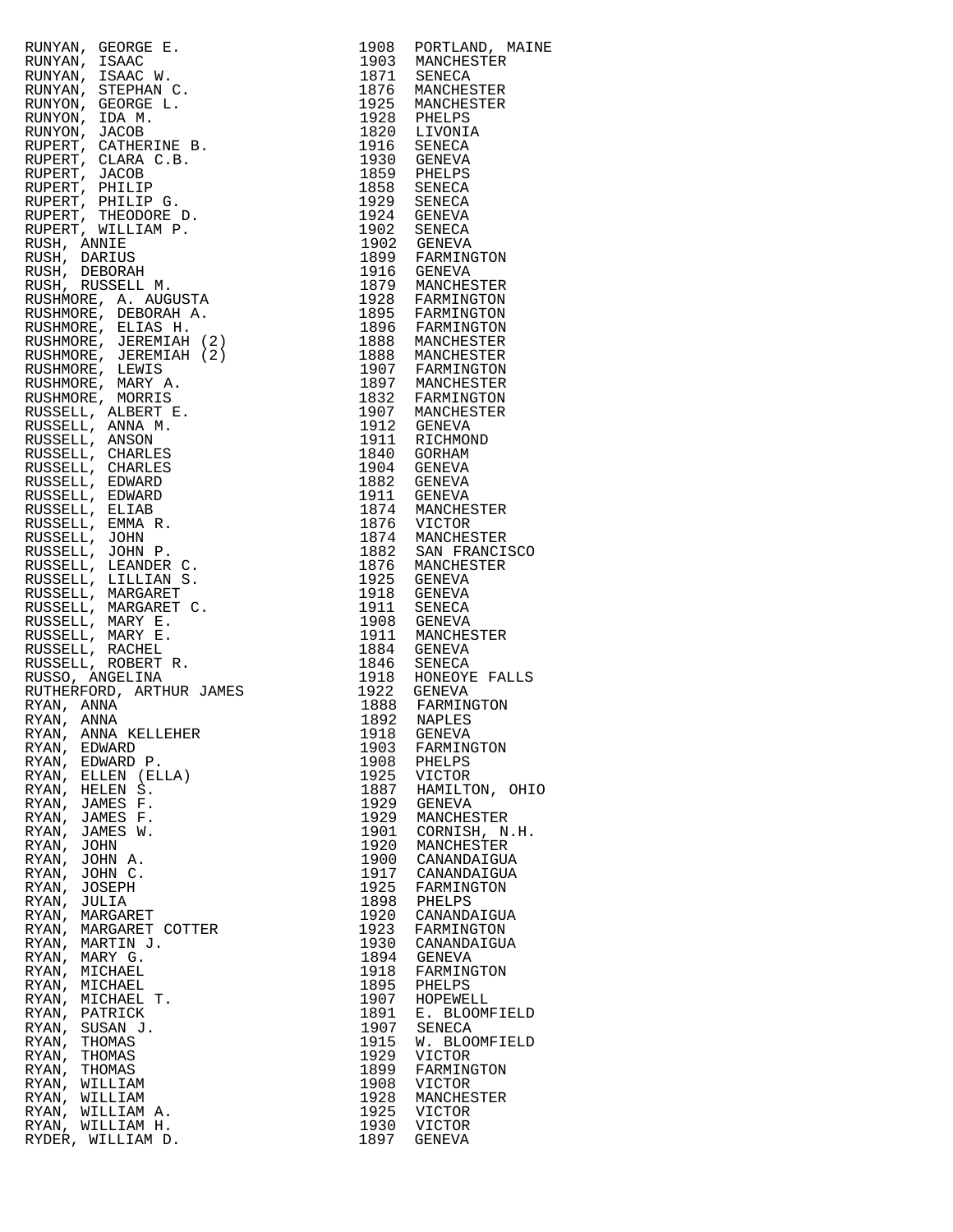| | | |
|---|---|---|
| RUNYAN, GEORGE E. | 1908 | PORTLAND, MAINE |
| RUNYAN, ISAAC | 1903 | MANCHESTER |
| RUNYAN, ISAAC W. | 1871 | SENECA |
| RUNYAN, STEPHAN C. | 1876 | MANCHESTER |
| RUNYON, GEORGE L. | 1925 | MANCHESTER |
| RUNYON, IDA M. | 1928 | PHELPS |
| RUNYON, JACOB | 1820 | LIVONIA |
| RUPERT, CATHERINE B. | 1916 | SENECA |
| RUPERT, CLARA C.B. | 1930 | GENEVA |
| RUPERT, JACOB | 1859 | PHELPS |
| RUPERT, PHILIP | 1858 | SENECA |
| RUPERT, PHILIP G. | 1929 | SENECA |
| RUPERT, THEODORE D. | 1924 | GENEVA |
| RUPERT, WILLIAM P. | 1902 | SENECA |
| RUSH, ANNIE | 1902 | GENEVA |
| RUSH, DARIUS | 1899 | FARMINGTON |
| RUSH, DEBORAH | 1916 | GENEVA |
| RUSH, RUSSELL M. | 1879 | MANCHESTER |
| RUSHMORE, A. AUGUSTA | 1928 | FARMINGTON |
| RUSHMORE, DEBORAH A. | 1895 | FARMINGTON |
| RUSHMORE, ELIAS H. | 1896 | FARMINGTON |
| RUSHMORE, JEREMIAH (2) | 1888 | MANCHESTER |
| RUSHMORE, JEREMIAH (2) | 1888 | MANCHESTER |
| RUSHMORE, LEWIS | 1907 | FARMINGTON |
| RUSHMORE, MARY A. | 1897 | MANCHESTER |
| RUSHMORE, MORRIS | 1832 | FARMINGTON |
| RUSSELL, ALBERT E. | 1907 | MANCHESTER |
| RUSSELL, ANNA M. | 1912 | GENEVA |
| RUSSELL, ANSON | 1911 | RICHMOND |
| RUSSELL, CHARLES | 1840 | GORHAM |
| RUSSELL, CHARLES | 1904 | GENEVA |
| RUSSELL, EDWARD | 1882 | GENEVA |
| RUSSELL, EDWARD | 1911 | GENEVA |
| RUSSELL, ELIAB | 1874 | MANCHESTER |
| RUSSELL, EMMA R. | 1876 | VICTOR |
| RUSSELL, JOHN | 1874 | MANCHESTER |
| RUSSELL, JOHN P. | 1882 | SAN FRANCISCO |
| RUSSELL, LEANDER C. | 1876 | MANCHESTER |
| RUSSELL, LILLIAN S. | 1925 | GENEVA |
| RUSSELL, MARGARET | 1918 | GENEVA |
| RUSSELL, MARGARET C. | 1911 | SENECA |
| RUSSELL, MARY E. | 1908 | GENEVA |
| RUSSELL, MARY E. | 1911 | MANCHESTER |
| RUSSELL, RACHEL | 1884 | GENEVA |
| RUSSELL, ROBERT R. | 1846 | SENECA |
| RUSSO, ANGELINA | 1918 | HONEOYE FALLS |
| RUTHERFORD, ARTHUR JAMES | 1922 | GENEVA |
| RYAN, ANNA | 1888 | FARMINGTON |
| RYAN, ANNA | 1892 | NAPLES |
| RYAN, ANNA KELLEHER | 1918 | GENEVA |
| RYAN, EDWARD | 1903 | FARMINGTON |
| RYAN, EDWARD P. | 1908 | PHELPS |
| RYAN, ELLEN (ELLA) | 1925 | VICTOR |
| RYAN, HELEN S. | 1887 | HAMILTON, OHIO |
| RYAN, JAMES F. | 1929 | GENEVA |
| RYAN, JAMES F. | 1929 | MANCHESTER |
| RYAN, JAMES W. | 1901 | CORNISH, N.H. |
| RYAN, JOHN | 1920 | MANCHESTER |
| RYAN, JOHN A. | 1900 | CANANDAIGUA |
| RYAN, JOHN C. | 1917 | CANANDAIGUA |
| RYAN, JOSEPH | 1925 | FARMINGTON |
| RYAN, JULIA | 1898 | PHELPS |
| RYAN, MARGARET | 1920 | CANANDAIGUA |
| RYAN, MARGARET COTTER | 1923 | FARMINGTON |
| RYAN, MARTIN J. | 1930 | CANANDAIGUA |
| RYAN, MARY G. | 1894 | GENEVA |
| RYAN, MICHAEL | 1918 | FARMINGTON |
| RYAN, MICHAEL | 1895 | PHELPS |
| RYAN, MICHAEL T. | 1907 | HOPEWELL |
| RYAN, PATRICK | 1891 | E. BLOOMFIELD |
| RYAN, SUSAN J. | 1907 | SENECA |
| RYAN, THOMAS | 1915 | W. BLOOMFIELD |
| RYAN, THOMAS | 1929 | VICTOR |
| RYAN, THOMAS | 1899 | FARMINGTON |
| RYAN, WILLIAM | 1908 | VICTOR |
| RYAN, WILLIAM | 1928 | MANCHESTER |
| RYAN, WILLIAM A. | 1925 | VICTOR |
| RYAN, WILLIAM H. | 1930 | VICTOR |
| RYDER, WILLIAM D. | 1897 | GENEVA |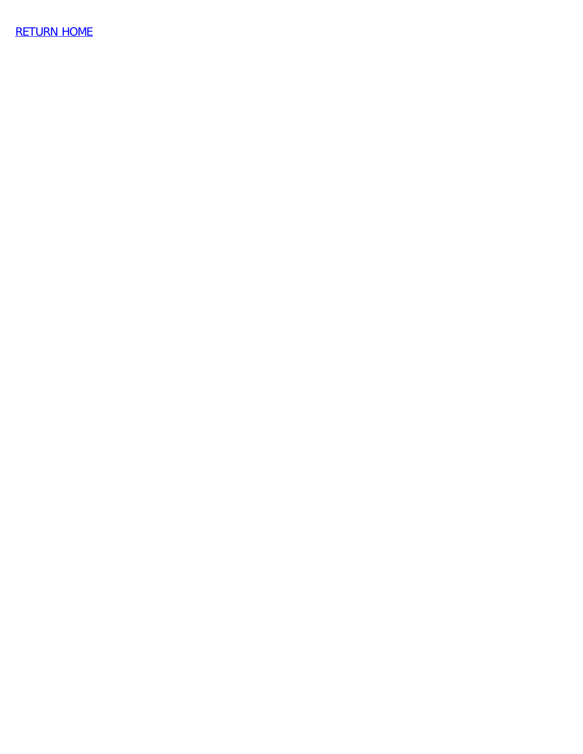[RETURN HOME]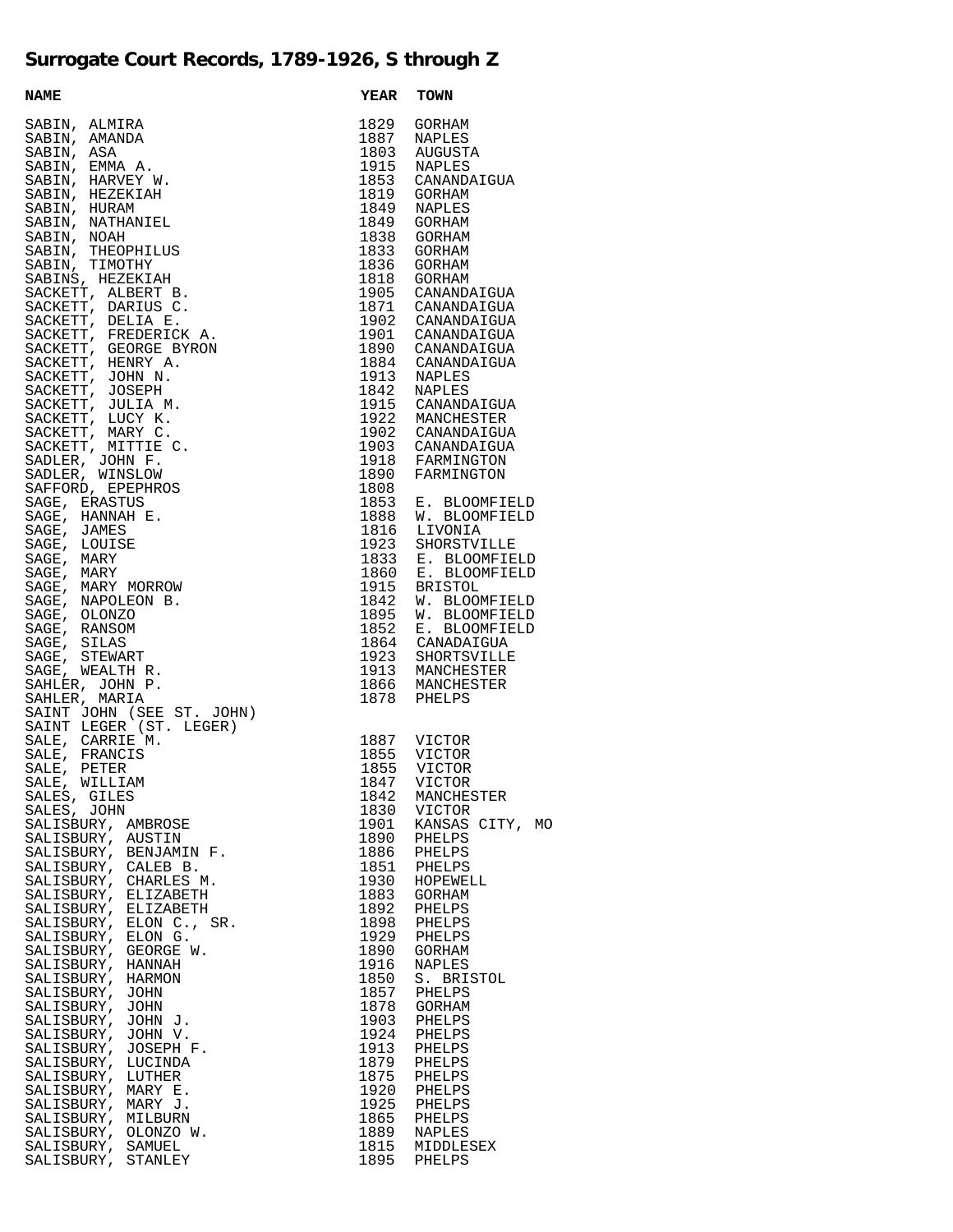## Surrogate Court Records, 1789-1926, S through Z

| NAME | YEAR | TOWN |
|---|---|---|
| SABIN, ALMIRA | 1829 | GORHAM |
| SABIN, AMANDA | 1887 | NAPLES |
| SABIN, ASA | 1803 | AUGUSTA |
| SABIN, EMMA A. | 1915 | NAPLES |
| SABIN, HARVEY W. | 1853 | CANANDAIGUA |
| SABIN, HEZEKIAH | 1819 | GORHAM |
| SABIN, HURAM | 1849 | NAPLES |
| SABIN, NATHANIEL | 1849 | GORHAM |
| SABIN, NOAH | 1838 | GORHAM |
| SABIN, THEOPHILUS | 1833 | GORHAM |
| SABIN, TIMOTHY | 1836 | GORHAM |
| SABINS, HEZEKIAH | 1818 | GORHAM |
| SACKETT, ALBERT B. | 1905 | CANANDAIGUA |
| SACKETT, DARIUS C. | 1871 | CANANDAIGUA |
| SACKETT, DELIA E. | 1902 | CANANDAIGUA |
| SACKETT, FREDERICK A. | 1901 | CANANDAIGUA |
| SACKETT, GEORGE BYRON | 1890 | CANANDAIGUA |
| SACKETT, HENRY A. | 1884 | CANANDAIGUA |
| SACKETT, JOHN N. | 1913 | NAPLES |
| SACKETT, JOSEPH | 1842 | NAPLES |
| SACKETT, JULIA M. | 1915 | CANANDAIGUA |
| SACKETT, LUCY K. | 1922 | MANCHESTER |
| SACKETT, MARY C. | 1902 | CANANDAIGUA |
| SACKETT, MITTIE C. | 1903 | CANANDAIGUA |
| SADLER, JOHN F. | 1918 | FARMINGTON |
| SADLER, WINSLOW | 1890 | FARMINGTON |
| SAFFORD, EPEPHROS | 1808 | |
| SAGE, ERASTUS | 1853 | E. BLOOMFIELD |
| SAGE, HANNAH E. | 1888 | W. BLOOMFIELD |
| SAGE, JAMES | 1816 | LIVONIA |
| SAGE, LOUISE | 1923 | SHORSTVILLE |
| SAGE, MARY | 1833 | E. BLOOMFIELD |
| SAGE, MARY | 1860 | E. BLOOMFIELD |
| SAGE, MARY MORROW | 1915 | BRISTOL |
| SAGE, NAPOLEON B. | 1842 | W. BLOOMFIELD |
| SAGE, OLONZO | 1895 | W. BLOOMFIELD |
| SAGE, RANSOM | 1852 | E. BLOOMFIELD |
| SAGE, SILAS | 1864 | CANADAIGUA |
| SAGE, STEWART | 1923 | SHORTSVILLE |
| SAGE, WEALTH R. | 1913 | MANCHESTER |
| SAHLER, JOHN P. | 1866 | MANCHESTER |
| SAHLER, MARIA | 1878 | PHELPS |
| SAINT JOHN (SEE ST. JOHN) | | |
| SAINT LEGER (ST. LEGER) | | |
| SALE, CARRIE M. | 1887 | VICTOR |
| SALE, FRANCIS | 1855 | VICTOR |
| SALE, PETER | 1855 | VICTOR |
| SALE, WILLIAM | 1847 | VICTOR |
| SALES, GILES | 1842 | MANCHESTER |
| SALES, JOHN | 1830 | VICTOR |
| SALISBURY, AMBROSE | 1901 | KANSAS CITY, MO |
| SALISBURY, AUSTIN | 1890 | PHELPS |
| SALISBURY, BENJAMIN F. | 1886 | PHELPS |
| SALISBURY, CALEB B. | 1851 | PHELPS |
| SALISBURY, CHARLES M. | 1930 | HOPEWELL |
| SALISBURY, ELIZABETH | 1883 | GORHAM |
| SALISBURY, ELIZABETH | 1892 | PHELPS |
| SALISBURY, ELON C., SR. | 1898 | PHELPS |
| SALISBURY, ELON G. | 1929 | PHELPS |
| SALISBURY, GEORGE W. | 1890 | GORHAM |
| SALISBURY, HANNAH | 1916 | NAPLES |
| SALISBURY, HARMON | 1850 | S. BRISTOL |
| SALISBURY, JOHN | 1857 | PHELPS |
| SALISBURY, JOHN | 1878 | GORHAM |
| SALISBURY, JOHN J. | 1903 | PHELPS |
| SALISBURY, JOHN V. | 1924 | PHELPS |
| SALISBURY, JOSEPH F. | 1913 | PHELPS |
| SALISBURY, LUCINDA | 1879 | PHELPS |
| SALISBURY, LUTHER | 1875 | PHELPS |
| SALISBURY, MARY E. | 1920 | PHELPS |
| SALISBURY, MARY J. | 1925 | PHELPS |
| SALISBURY, MILBURN | 1865 | PHELPS |
| SALISBURY, OLONZO W. | 1889 | NAPLES |
| SALISBURY, SAMUEL | 1815 | MIDDLESEX |
| SALISBURY, STANLEY | 1895 | PHELPS |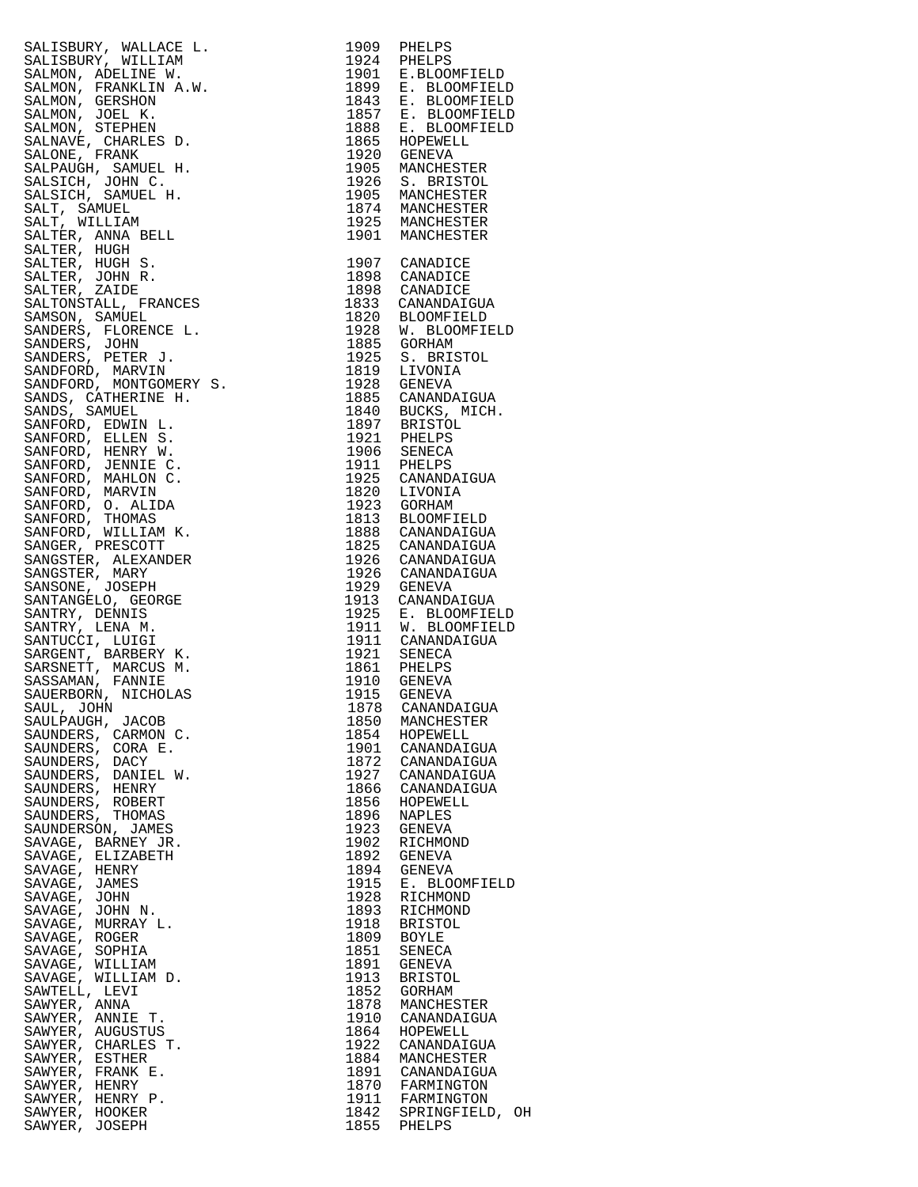| Name | Year | Place |
|---|---|---|
| SALISBURY, WALLACE L. | 1909 | PHELPS |
| SALISBURY, WILLIAM | 1924 | PHELPS |
| SALMON, ADELINE W. | 1901 | E.BLOOMFIELD |
| SALMON, FRANKLIN A.W. | 1899 | E. BLOOMFIELD |
| SALMON, GERSHON | 1843 | E. BLOOMFIELD |
| SALMON, JOEL K. | 1857 | E. BLOOMFIELD |
| SALMON, STEPHEN | 1888 | E. BLOOMFIELD |
| SALNAVE, CHARLES D. | 1865 | HOPEWELL |
| SALONE, FRANK | 1920 | GENEVA |
| SALPAUGH, SAMUEL H. | 1905 | MANCHESTER |
| SALSICH, JOHN C. | 1926 | S. BRISTOL |
| SALSICH, SAMUEL H. | 1905 | MANCHESTER |
| SALT, SAMUEL | 1874 | MANCHESTER |
| SALT, WILLIAM | 1925 | MANCHESTER |
| SALTER, ANNA BELL | 1901 | MANCHESTER |
| SALTER, HUGH | | |
| SALTER, HUGH S. | 1907 | CANADICE |
| SALTER, JOHN R. | 1898 | CANADICE |
| SALTER, ZAIDE | 1898 | CANADICE |
| SALTONSTALL, FRANCES | 1833 | CANANDAIGUA |
| SAMSON, SAMUEL | 1820 | BLOOMFIELD |
| SANDERS, FLORENCE L. | 1928 | W. BLOOMFIELD |
| SANDERS, JOHN | 1885 | GORHAM |
| SANDERS, PETER J. | 1925 | S. BRISTOL |
| SANDFORD, MARVIN | 1819 | LIVONIA |
| SANDFORD, MONTGOMERY S. | 1928 | GENEVA |
| SANDS, CATHERINE H. | 1885 | CANANDAIGUA |
| SANDS, SAMUEL | 1840 | BUCKS, MICH. |
| SANFORD, EDWIN L. | 1897 | BRISTOL |
| SANFORD, ELLEN S. | 1921 | PHELPS |
| SANFORD, HENRY W. | 1906 | SENECA |
| SANFORD, JENNIE C. | 1911 | PHELPS |
| SANFORD, MAHLON C. | 1925 | CANANDAIGUA |
| SANFORD, MARVIN | 1820 | LIVONIA |
| SANFORD, O. ALIDA | 1923 | GORHAM |
| SANFORD, THOMAS | 1813 | BLOOMFIELD |
| SANFORD, WILLIAM K. | 1888 | CANANDAIGUA |
| SANGER, PRESCOTT | 1825 | CANANDAIGUA |
| SANGSTER, ALEXANDER | 1926 | CANANDAIGUA |
| SANGSTER, MARY | 1926 | CANANDAIGUA |
| SANSONE, JOSEPH | 1929 | GENEVA |
| SANTANGELO, GEORGE | 1913 | CANANDAIGUA |
| SANTRY, DENNIS | 1925 | E. BLOOMFIELD |
| SANTRY, LENA M. | 1911 | W. BLOOMFIELD |
| SANTUCCI, LUIGI | 1911 | CANANDAIGUA |
| SARGENT, BARBERY K. | 1921 | SENECA |
| SARSNETT, MARCUS M. | 1861 | PHELPS |
| SASSAMAN, FANNIE | 1910 | GENEVA |
| SAUERBORN, NICHOLAS | 1915 | GENEVA |
| SAUL, JOHN | 1878 | CANANDAIGUA |
| SAULPAUGH, JACOB | 1850 | MANCHESTER |
| SAUNDERS, CARMON C. | 1854 | HOPEWELL |
| SAUNDERS, CORA E. | 1901 | CANANDAIGUA |
| SAUNDERS, DACY | 1872 | CANANDAIGUA |
| SAUNDERS, DANIEL W. | 1927 | CANANDAIGUA |
| SAUNDERS, HENRY | 1866 | CANANDAIGUA |
| SAUNDERS, ROBERT | 1856 | HOPEWELL |
| SAUNDERS, THOMAS | 1896 | NAPLES |
| SAUNDERSON, JAMES | 1923 | GENEVA |
| SAVAGE, BARNEY JR. | 1902 | RICHMOND |
| SAVAGE, ELIZABETH | 1892 | GENEVA |
| SAVAGE, HENRY | 1894 | GENEVA |
| SAVAGE, JAMES | 1915 | E. BLOOMFIELD |
| SAVAGE, JOHN | 1928 | RICHMOND |
| SAVAGE, JOHN N. | 1893 | RICHMOND |
| SAVAGE, MURRAY L. | 1918 | BRISTOL |
| SAVAGE, ROGER | 1809 | BOYLE |
| SAVAGE, SOPHIA | 1851 | SENECA |
| SAVAGE, WILLIAM | 1891 | GENEVA |
| SAVAGE, WILLIAM D. | 1913 | BRISTOL |
| SAWTELL, LEVI | 1852 | GORHAM |
| SAWYER, ANNA | 1878 | MANCHESTER |
| SAWYER, ANNIE T. | 1910 | CANANDAIGUA |
| SAWYER, AUGUSTUS | 1864 | HOPEWELL |
| SAWYER, CHARLES T. | 1922 | CANANDAIGUA |
| SAWYER, ESTHER | 1884 | MANCHESTER |
| SAWYER, FRANK E. | 1891 | CANANDAIGUA |
| SAWYER, HENRY | 1870 | FARMINGTON |
| SAWYER, HENRY P. | 1911 | FARMINGTON |
| SAWYER, HOOKER | 1842 | SPRINGFIELD, OH |
| SAWYER, JOSEPH | 1855 | PHELPS |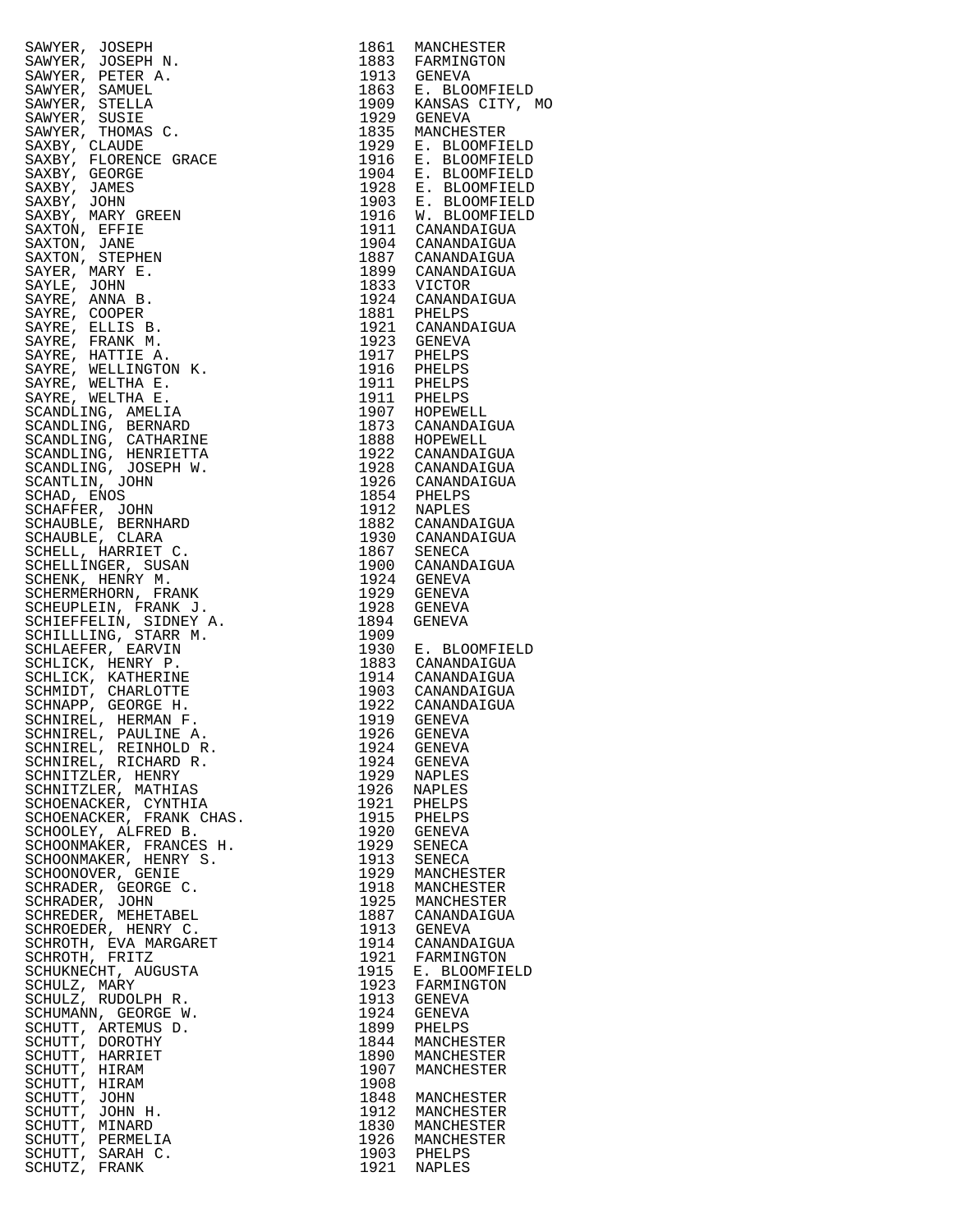| Name | Year | Place |
|---|---|---|
| SAWYER, JOSEPH | 1861 | MANCHESTER |
| SAWYER, JOSEPH N. | 1883 | FARMINGTON |
| SAWYER, PETER A. | 1913 | GENEVA |
| SAWYER, SAMUEL | 1863 | E. BLOOMFIELD |
| SAWYER, STELLA | 1909 | KANSAS CITY, MO |
| SAWYER, SUSIE | 1929 | GENEVA |
| SAWYER, THOMAS C. | 1835 | MANCHESTER |
| SAXBY, CLAUDE | 1929 | E. BLOOMFIELD |
| SAXBY, FLORENCE GRACE | 1916 | E. BLOOMFIELD |
| SAXBY, GEORGE | 1904 | E. BLOOMFIELD |
| SAXBY, JAMES | 1928 | E. BLOOMFIELD |
| SAXBY, JOHN | 1903 | E. BLOOMFIELD |
| SAXBY, MARY GREEN | 1916 | W. BLOOMFIELD |
| SAXTON, EFFIE | 1911 | CANANDAIGUA |
| SAXTON, JANE | 1904 | CANANDAIGUA |
| SAXTON, STEPHEN | 1887 | CANANDAIGUA |
| SAYER, MARY E. | 1899 | CANANDAIGUA |
| SAYLE, JOHN | 1833 | VICTOR |
| SAYRE, ANNA B. | 1924 | CANANDAIGUA |
| SAYRE, COOPER | 1881 | PHELPS |
| SAYRE, ELLIS B. | 1921 | CANANDAIGUA |
| SAYRE, FRANK M. | 1923 | GENEVA |
| SAYRE, HATTIE A. | 1917 | PHELPS |
| SAYRE, WELLINGTON K. | 1916 | PHELPS |
| SAYRE, WELTHA E. | 1911 | PHELPS |
| SAYRE, WELTHA E. | 1911 | PHELPS |
| SCANDLING, AMELIA | 1907 | HOPEWELL |
| SCANDLING, BERNARD | 1873 | CANANDAIGUA |
| SCANDLING, CATHARINE | 1888 | HOPEWELL |
| SCANDLING, HENRIETTA | 1922 | CANANDAIGUA |
| SCANDLING, JOSEPH W. | 1928 | CANANDAIGUA |
| SCANTLIN, JOHN | 1926 | CANANDAIGUA |
| SCHAD, ENOS | 1854 | PHELPS |
| SCHAFFER, JOHN | 1912 | NAPLES |
| SCHAUBLE, BERNHARD | 1882 | CANANDAIGUA |
| SCHAUBLE, CLARA | 1930 | CANANDAIGUA |
| SCHELL, HARRIET C. | 1867 | SENECA |
| SCHELLINGER, SUSAN | 1900 | CANANDAIGUA |
| SCHENK, HENRY M. | 1924 | GENEVA |
| SCHERMERHORN, FRANK | 1929 | GENEVA |
| SCHEUPLEIN, FRANK J. | 1928 | GENEVA |
| SCHIEFFELIN, SIDNEY A. | 1894 | GENEVA |
| SCHILLLING, STARR M. | 1909 | |
| SCHLAEFER, EARVIN | 1930 | E. BLOOMFIELD |
| SCHLICK, HENRY P. | 1883 | CANANDAIGUA |
| SCHLICK, KATHERINE | 1914 | CANANDAIGUA |
| SCHMIDT, CHARLOTTE | 1903 | CANANDAIGUA |
| SCHNAPP, GEORGE H. | 1922 | CANANDAIGUA |
| SCHNIREL, HERMAN F. | 1919 | GENEVA |
| SCHNIREL, PAULINE A. | 1926 | GENEVA |
| SCHNIREL, REINHOLD R. | 1924 | GENEVA |
| SCHNIREL, RICHARD R. | 1924 | GENEVA |
| SCHNITZLER, HENRY | 1929 | NAPLES |
| SCHNITZLER, MATHIAS | 1926 | NAPLES |
| SCHOENACKER, CYNTHIA | 1921 | PHELPS |
| SCHOENACKER, FRANK CHAS. | 1915 | PHELPS |
| SCHOOLEY, ALFRED B. | 1920 | GENEVA |
| SCHOONMAKER, FRANCES H. | 1929 | SENECA |
| SCHOONMAKER, HENRY S. | 1913 | SENECA |
| SCHOONOVER, GENIE | 1929 | MANCHESTER |
| SCHRADER, GEORGE C. | 1918 | MANCHESTER |
| SCHRADER, JOHN | 1925 | MANCHESTER |
| SCHREDER, MEHETABEL | 1887 | CANANDAIGUA |
| SCHROEDER, HENRY C. | 1913 | GENEVA |
| SCHROTH, EVA MARGARET | 1914 | CANANDAIGUA |
| SCHROTH, FRITZ | 1921 | FARMINGTON |
| SCHUKNECHT, AUGUSTA | 1915 | E. BLOOMFIELD |
| SCHULZ, MARY | 1923 | FARMINGTON |
| SCHULZ, RUDOLPH R. | 1913 | GENEVA |
| SCHUMANN, GEORGE W. | 1924 | GENEVA |
| SCHUTT, ARTEMUS D. | 1899 | PHELPS |
| SCHUTT, DOROTHY | 1844 | MANCHESTER |
| SCHUTT, HARRIET | 1890 | MANCHESTER |
| SCHUTT, HIRAM | 1907 | MANCHESTER |
| SCHUTT, HIRAM | 1908 | |
| SCHUTT, JOHN | 1848 | MANCHESTER |
| SCHUTT, JOHN H. | 1912 | MANCHESTER |
| SCHUTT, MINARD | 1830 | MANCHESTER |
| SCHUTT, PERMELIA | 1926 | MANCHESTER |
| SCHUTT, SARAH C. | 1903 | PHELPS |
| SCHUTZ, FRANK | 1921 | NAPLES |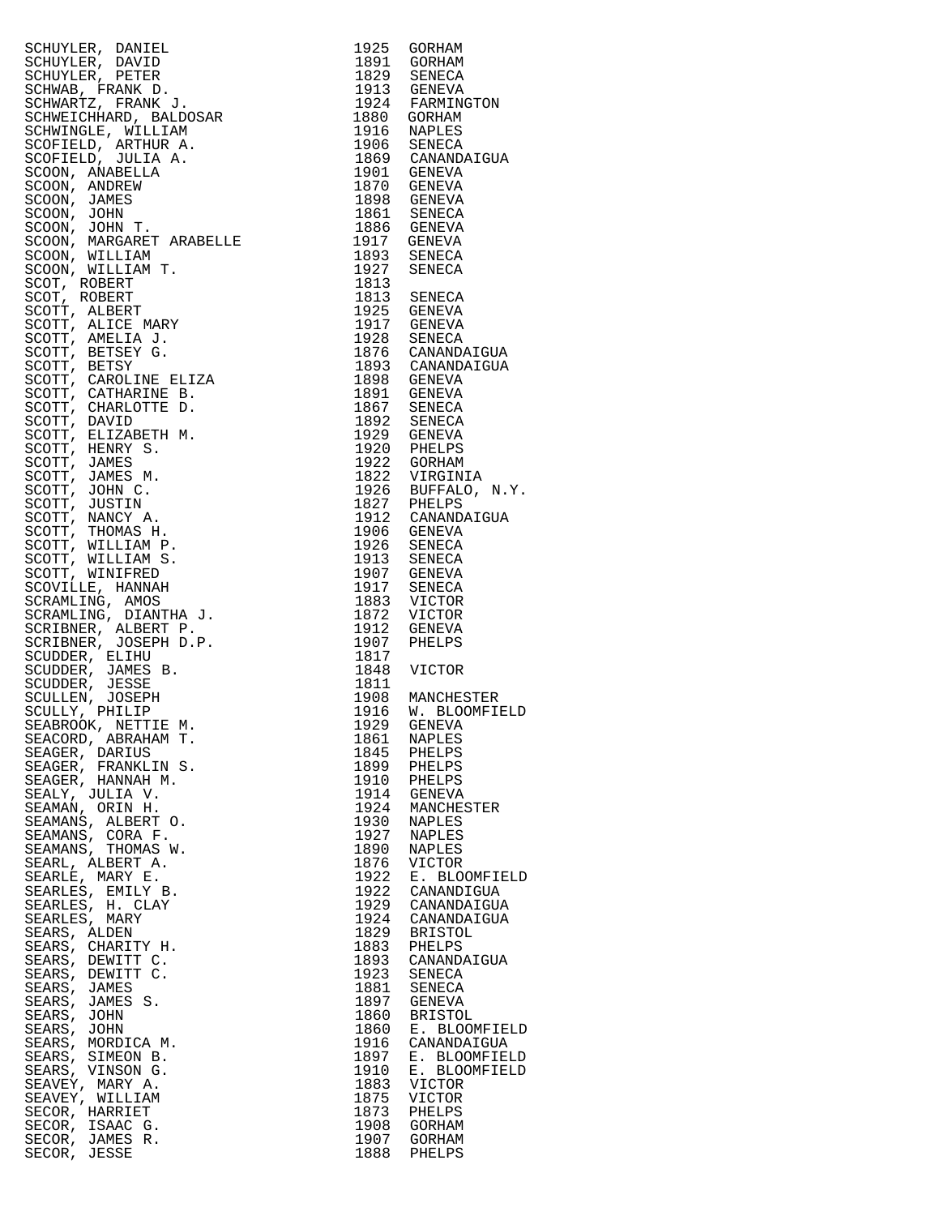| Name | Year | Place |
|---|---|---|
| SCHUYLER, DANIEL | 1925 | GORHAM |
| SCHUYLER, DAVID | 1891 | GORHAM |
| SCHUYLER, PETER | 1829 | SENECA |
| SCHWAB, FRANK D. | 1913 | GENEVA |
| SCHWARTZ, FRANK J. | 1924 | FARMINGTON |
| SCHWEICHHARD, BALDOSAR | 1880 | GORHAM |
| SCHWINGLE, WILLIAM | 1916 | NAPLES |
| SCOFIELD, ARTHUR A. | 1906 | SENECA |
| SCOFIELD, JULIA A. | 1869 | CANANDAIGUA |
| SCOON, ANABELLA | 1901 | GENEVA |
| SCOON, ANDREW | 1870 | GENEVA |
| SCOON, JAMES | 1898 | GENEVA |
| SCOON, JOHN | 1861 | SENECA |
| SCOON, JOHN T. | 1886 | GENEVA |
| SCOON, MARGARET ARABELLE | 1917 | GENEVA |
| SCOON, WILLIAM | 1893 | SENECA |
| SCOON, WILLIAM T. | 1927 | SENECA |
| SCOT, ROBERT | 1813 | |
| SCOT, ROBERT | 1813 | SENECA |
| SCOTT, ALBERT | 1925 | GENEVA |
| SCOTT, ALICE MARY | 1917 | GENEVA |
| SCOTT, AMELIA J. | 1928 | SENECA |
| SCOTT, BETSEY G. | 1876 | CANANDAIGUA |
| SCOTT, BETSY | 1893 | CANANDAIGUA |
| SCOTT, CAROLINE ELIZA | 1898 | GENEVA |
| SCOTT, CATHARINE B. | 1891 | GENEVA |
| SCOTT, CHARLOTTE D. | 1867 | SENECA |
| SCOTT, DAVID | 1892 | SENECA |
| SCOTT, ELIZABETH M. | 1929 | GENEVA |
| SCOTT, HENRY S. | 1920 | PHELPS |
| SCOTT, JAMES | 1922 | GORHAM |
| SCOTT, JAMES M. | 1822 | VIRGINIA |
| SCOTT, JOHN C. | 1926 | BUFFALO, N.Y. |
| SCOTT, JUSTIN | 1827 | PHELPS |
| SCOTT, NANCY A. | 1912 | CANANDAIGUA |
| SCOTT, THOMAS H. | 1906 | GENEVA |
| SCOTT, WILLIAM P. | 1926 | SENECA |
| SCOTT, WILLIAM S. | 1913 | SENECA |
| SCOTT, WINIFRED | 1907 | GENEVA |
| SCOVILLE, HANNAH | 1917 | SENECA |
| SCRAMLING, AMOS | 1883 | VICTOR |
| SCRAMLING, DIANTHA J. | 1872 | VICTOR |
| SCRIBNER, ALBERT P. | 1912 | GENEVA |
| SCRIBNER, JOSEPH D.P. | 1907 | PHELPS |
| SCUDDER, ELIHU | 1817 | |
| SCUDDER, JAMES B. | 1848 | VICTOR |
| SCUDDER, JESSE | 1811 | |
| SCULLEN, JOSEPH | 1908 | MANCHESTER |
| SCULLY, PHILIP | 1916 | W. BLOOMFIELD |
| SEABROOK, NETTIE M. | 1929 | GENEVA |
| SEACORD, ABRAHAM T. | 1861 | NAPLES |
| SEAGER, DARIUS | 1845 | PHELPS |
| SEAGER, FRANKLIN S. | 1899 | PHELPS |
| SEAGER, HANNAH M. | 1910 | PHELPS |
| SEALY, JULIA V. | 1914 | GENEVA |
| SEAMAN, ORIN H. | 1924 | MANCHESTER |
| SEAMANS, ALBERT O. | 1930 | NAPLES |
| SEAMANS, CORA F. | 1927 | NAPLES |
| SEAMANS, THOMAS W. | 1890 | NAPLES |
| SEARL, ALBERT A. | 1876 | VICTOR |
| SEARLE, MARY E. | 1922 | E. BLOOMFIELD |
| SEARLES, EMILY B. | 1922 | CANANDIGUA |
| SEARLES, H. CLAY | 1929 | CANANDAIGUA |
| SEARLES, MARY | 1924 | CANANDAIGUA |
| SEARS, ALDEN | 1829 | BRISTOL |
| SEARS, CHARITY H. | 1883 | PHELPS |
| SEARS, DEWITT C. | 1893 | CANANDAIGUA |
| SEARS, DEWITT C. | 1923 | SENECA |
| SEARS, JAMES | 1881 | SENECA |
| SEARS, JAMES S. | 1897 | GENEVA |
| SEARS, JOHN | 1860 | BRISTOL |
| SEARS, JOHN | 1860 | E. BLOOMFIELD |
| SEARS, MORDICA M. | 1916 | CANANDAIGUA |
| SEARS, SIMEON B. | 1897 | E. BLOOMFIELD |
| SEARS, VINSON G. | 1910 | E. BLOOMFIELD |
| SEAVEY, MARY A. | 1883 | VICTOR |
| SEAVEY, WILLIAM | 1875 | VICTOR |
| SECOR, HARRIET | 1873 | PHELPS |
| SECOR, ISAAC G. | 1908 | GORHAM |
| SECOR, JAMES R. | 1907 | GORHAM |
| SECOR, JESSE | 1888 | PHELPS |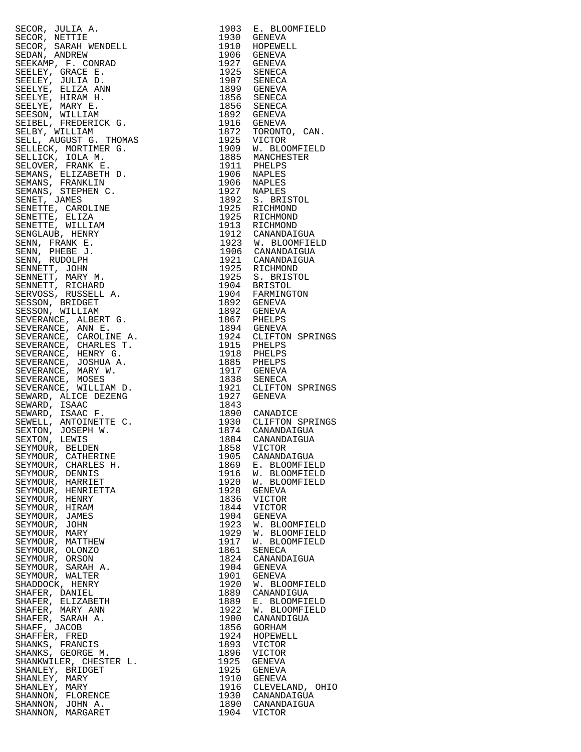| | | |
|---|---|---|
| SECOR, JULIA A. | 1903 | E. BLOOMFIELD |
| SECOR, NETTIE | 1930 | GENEVA |
| SECOR, SARAH WENDELL | 1910 | HOPEWELL |
| SEDAN, ANDREW | 1906 | GENEVA |
| SEEKAMP, F. CONRAD | 1927 | GENEVA |
| SEELEY, GRACE E. | 1925 | SENECA |
| SEELEY, JULIA D. | 1907 | SENECA |
| SEELYE, ELIZA ANN | 1899 | GENEVA |
| SEELYE, HIRAM H. | 1856 | SENECA |
| SEELYE, MARY E. | 1856 | SENECA |
| SEESON, WILLIAM | 1892 | GENEVA |
| SEIBEL, FREDERICK G. | 1916 | GENEVA |
| SELBY, WILLIAM | 1872 | TORONTO, CAN. |
| SELL, AUGUST G. THOMAS | 1925 | VICTOR |
| SELLECK, MORTIMER G. | 1909 | W. BLOOMFIELD |
| SELLICK, IOLA M. | 1885 | MANCHESTER |
| SELOVER, FRANK E. | 1911 | PHELPS |
| SEMANS, ELIZABETH D. | 1906 | NAPLES |
| SEMANS, FRANKLIN | 1906 | NAPLES |
| SEMANS, STEPHEN C. | 1927 | NAPLES |
| SENET, JAMES | 1892 | S. BRISTOL |
| SENETTE, CAROLINE | 1925 | RICHMOND |
| SENETTE, ELIZA | 1925 | RICHMOND |
| SENETTE, WILLIAM | 1913 | RICHMOND |
| SENGLAUB, HENRY | 1912 | CANANDAIGUA |
| SENN, FRANK E. | 1923 | W. BLOOMFIELD |
| SENN, PHEBE J. | 1906 | CANANDAIGUA |
| SENN, RUDOLPH | 1921 | CANANDAIGUA |
| SENNETT, JOHN | 1925 | RICHMOND |
| SENNETT, MARY M. | 1925 | S. BRISTOL |
| SENNETT, RICHARD | 1904 | BRISTOL |
| SERVOSS, RUSSELL A. | 1904 | FARMINGTON |
| SESSON, BRIDGET | 1892 | GENEVA |
| SESSON, WILLIAM | 1892 | GENEVA |
| SEVERANCE, ALBERT G. | 1867 | PHELPS |
| SEVERANCE, ANN E. | 1894 | GENEVA |
| SEVERANCE, CAROLINE A. | 1924 | CLIFTON SPRINGS |
| SEVERANCE, CHARLES T. | 1915 | PHELPS |
| SEVERANCE, HENRY G. | 1918 | PHELPS |
| SEVERANCE, JOSHUA A. | 1885 | PHELPS |
| SEVERANCE, MARY W. | 1917 | GENEVA |
| SEVERANCE, MOSES | 1838 | SENECA |
| SEVERANCE, WILLIAM D. | 1921 | CLIFTON SPRINGS |
| SEWARD, ALICE DEZENG | 1927 | GENEVA |
| SEWARD, ISAAC | 1843 | |
| SEWARD, ISAAC F. | 1890 | CANADICE |
| SEWELL, ANTOINETTE C. | 1930 | CLIFTON SPRINGS |
| SEXTON, JOSEPH W. | 1874 | CANANDAIGUA |
| SEXTON, LEWIS | 1884 | CANANDAIGUA |
| SEYMOUR, BELDEN | 1858 | VICTOR |
| SEYMOUR, CATHERINE | 1905 | CANANDAIGUA |
| SEYMOUR, CHARLES H. | 1869 | E. BLOOMFIELD |
| SEYMOUR, DENNIS | 1916 | W. BLOOMFIELD |
| SEYMOUR, HARRIET | 1920 | W. BLOOMFIELD |
| SEYMOUR, HENRIETTA | 1928 | GENEVA |
| SEYMOUR, HENRY | 1836 | VICTOR |
| SEYMOUR, HIRAM | 1844 | VICTOR |
| SEYMOUR, JAMES | 1904 | GENEVA |
| SEYMOUR, JOHN | 1923 | W. BLOOMFIELD |
| SEYMOUR, MARY | 1929 | W. BLOOMFIELD |
| SEYMOUR, MATTHEW | 1917 | W. BLOOMFIELD |
| SEYMOUR, OLONZO | 1861 | SENECA |
| SEYMOUR, ORSON | 1824 | CANANDAIGUA |
| SEYMOUR, SARAH A. | 1904 | GENEVA |
| SEYMOUR, WALTER | 1901 | GENEVA |
| SHADDOCK, HENRY | 1920 | W. BLOOMFIELD |
| SHAFER, DANIEL | 1889 | CANANDIGUA |
| SHAFER, ELIZABETH | 1889 | E. BLOOMFIELD |
| SHAFER, MARY ANN | 1922 | W. BLOOMFIELD |
| SHAFER, SARAH A. | 1900 | CANANDIGUA |
| SHAFF, JACOB | 1856 | GORHAM |
| SHAFFER, FRED | 1924 | HOPEWELL |
| SHANKS, FRANCIS | 1893 | VICTOR |
| SHANKS, GEORGE M. | 1896 | VICTOR |
| SHANKWILER, CHESTER L. | 1925 | GENEVA |
| SHANLEY, BRIDGET | 1925 | GENEVA |
| SHANLEY, MARY | 1910 | GENEVA |
| SHANLEY, MARY | 1916 | CLEVELAND, OHIO |
| SHANNON, FLORENCE | 1930 | CANANDAIGUA |
| SHANNON, JOHN A. | 1890 | CANANDAIGUA |
| SHANNON, MARGARET | 1904 | VICTOR |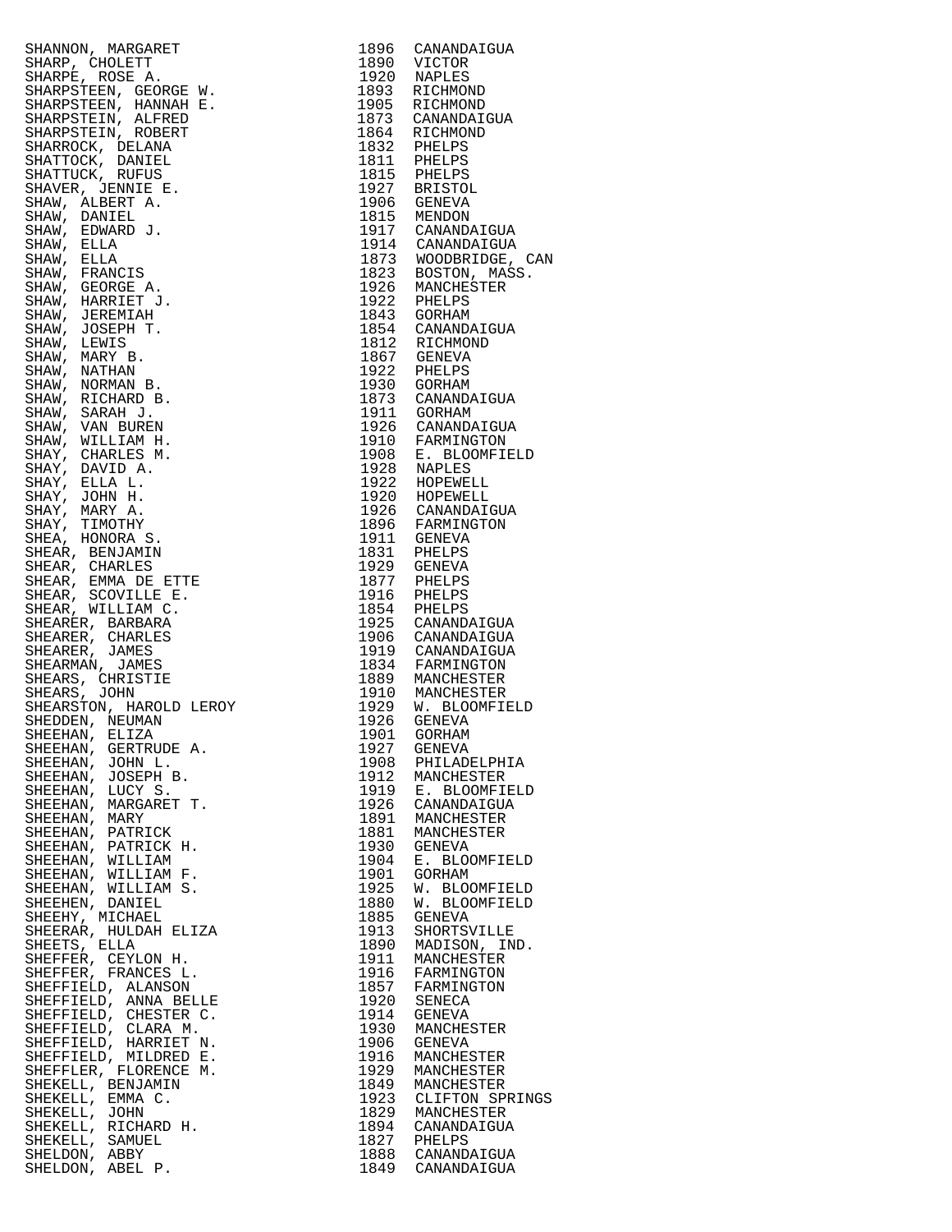| Name | Year | Place |
|---|---|---|
| SHANNON, MARGARET | 1896 | CANANDAIGUA |
| SHARP, CHOLETT | 1890 | VICTOR |
| SHARPE, ROSE A. | 1920 | NAPLES |
| SHARPSTEEN, GEORGE W. | 1893 | RICHMOND |
| SHARPSTEEN, HANNAH E. | 1905 | RICHMOND |
| SHARPSTEIN, ALFRED | 1873 | CANANDAIGUA |
| SHARPSTEIN, ROBERT | 1864 | RICHMOND |
| SHARROCK, DELANA | 1832 | PHELPS |
| SHATTOCK, DANIEL | 1811 | PHELPS |
| SHATTUCK, RUFUS | 1815 | PHELPS |
| SHAVER, JENNIE E. | 1927 | BRISTOL |
| SHAW, ALBERT A. | 1906 | GENEVA |
| SHAW, DANIEL | 1815 | MENDON |
| SHAW, EDWARD J. | 1917 | CANANDAIGUA |
| SHAW, ELLA | 1914 | CANANDAIGUA |
| SHAW, ELLA | 1873 | WOODBRIDGE, CAN |
| SHAW, FRANCIS | 1823 | BOSTON, MASS. |
| SHAW, GEORGE A. | 1926 | MANCHESTER |
| SHAW, HARRIET J. | 1922 | PHELPS |
| SHAW, JEREMIAH | 1843 | GORHAM |
| SHAW, JOSEPH T. | 1854 | CANANDAIGUA |
| SHAW, LEWIS | 1812 | RICHMOND |
| SHAW, MARY B. | 1867 | GENEVA |
| SHAW, NATHAN | 1922 | PHELPS |
| SHAW, NORMAN B. | 1930 | GORHAM |
| SHAW, RICHARD B. | 1873 | CANANDAIGUA |
| SHAW, SARAH J. | 1911 | GORHAM |
| SHAW, VAN BUREN | 1926 | CANANDAIGUA |
| SHAW, WILLIAM H. | 1910 | FARMINGTON |
| SHAY, CHARLES M. | 1908 | E. BLOOMFIELD |
| SHAY, DAVID A. | 1928 | NAPLES |
| SHAY, ELLA L. | 1922 | HOPEWELL |
| SHAY, JOHN H. | 1920 | HOPEWELL |
| SHAY, MARY A. | 1926 | CANANDAIGUA |
| SHAY, TIMOTHY | 1896 | FARMINGTON |
| SHEA, HONORA S. | 1911 | GENEVA |
| SHEAR, BENJAMIN | 1831 | PHELPS |
| SHEAR, CHARLES | 1929 | GENEVA |
| SHEAR, EMMA DE ETTE | 1877 | PHELPS |
| SHEAR, SCOVILLE E. | 1916 | PHELPS |
| SHEAR, WILLIAM C. | 1854 | PHELPS |
| SHEARER, BARBARA | 1925 | CANANDAIGUA |
| SHEARER, CHARLES | 1906 | CANANDAIGUA |
| SHEARER, JAMES | 1919 | CANANDAIGUA |
| SHEARMAN, JAMES | 1834 | FARMINGTON |
| SHEARS, CHRISTIE | 1889 | MANCHESTER |
| SHEARS, JOHN | 1910 | MANCHESTER |
| SHEARSTON, HAROLD LEROY | 1929 | W. BLOOMFIELD |
| SHEDDEN, NEUMAN | 1926 | GENEVA |
| SHEEHAN, ELIZA | 1901 | GORHAM |
| SHEEHAN, GERTRUDE A. | 1927 | GENEVA |
| SHEEHAN, JOHN L. | 1908 | PHILADELPHIA |
| SHEEHAN, JOSEPH B. | 1912 | MANCHESTER |
| SHEEHAN, LUCY S. | 1919 | E. BLOOMFIELD |
| SHEEHAN, MARGARET T. | 1926 | CANANDAIGUA |
| SHEEHAN, MARY | 1891 | MANCHESTER |
| SHEEHAN, PATRICK | 1881 | MANCHESTER |
| SHEEHAN, PATRICK H. | 1930 | GENEVA |
| SHEEHAN, WILLIAM | 1904 | E. BLOOMFIELD |
| SHEEHAN, WILLIAM F. | 1901 | GORHAM |
| SHEEHAN, WILLIAM S. | 1925 | W. BLOOMFIELD |
| SHEEHEN, DANIEL | 1880 | W. BLOOMFIELD |
| SHEEHY, MICHAEL | 1885 | GENEVA |
| SHEERAR, HULDAH ELIZA | 1913 | SHORTSVILLE |
| SHEETS, ELLA | 1890 | MADISON, IND. |
| SHEFFER, CEYLON H. | 1911 | MANCHESTER |
| SHEFFER, FRANCES L. | 1916 | FARMINGTON |
| SHEFFIELD, ALANSON | 1857 | FARMINGTON |
| SHEFFIELD, ANNA BELLE | 1920 | SENECA |
| SHEFFIELD, CHESTER C. | 1914 | GENEVA |
| SHEFFIELD, CLARA M. | 1930 | MANCHESTER |
| SHEFFIELD, HARRIET N. | 1906 | GENEVA |
| SHEFFIELD, MILDRED E. | 1916 | MANCHESTER |
| SHEFFLER, FLORENCE M. | 1929 | MANCHESTER |
| SHEKELL, BENJAMIN | 1849 | MANCHESTER |
| SHEKELL, EMMA C. | 1923 | CLIFTON SPRINGS |
| SHEKELL, JOHN | 1829 | MANCHESTER |
| SHEKELL, RICHARD H. | 1894 | CANANDAIGUA |
| SHEKELL, SAMUEL | 1827 | PHELPS |
| SHELDON, ABBY | 1888 | CANANDAIGUA |
| SHELDON, ABEL P. | 1849 | CANANDAIGUA |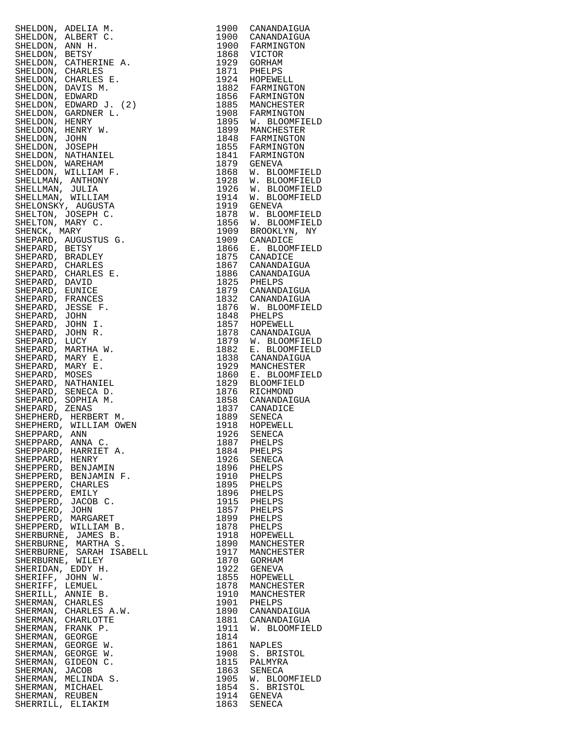| Name | Year | Place |
|---|---|---|
| SHELDON, ADELIA M. | 1900 | CANANDAIGUA |
| SHELDON, ALBERT C. | 1900 | CANANDAIGUA |
| SHELDON, ANN H. | 1900 | FARMINGTON |
| SHELDON, BETSY | 1868 | VICTOR |
| SHELDON, CATHERINE A. | 1929 | GORHAM |
| SHELDON, CHARLES | 1871 | PHELPS |
| SHELDON, CHARLES E. | 1924 | HOPEWELL |
| SHELDON, DAVIS M. | 1882 | FARMINGTON |
| SHELDON, EDWARD | 1856 | FARMINGTON |
| SHELDON, EDWARD J. (2) | 1885 | MANCHESTER |
| SHELDON, GARDNER L. | 1908 | FARMINGTON |
| SHELDON, HENRY | 1895 | W. BLOOMFIELD |
| SHELDON, HENRY W. | 1899 | MANCHESTER |
| SHELDON, JOHN | 1848 | FARMINGTON |
| SHELDON, JOSEPH | 1855 | FARMINGTON |
| SHELDON, NATHANIEL | 1841 | FARMINGTON |
| SHELDON, WAREHAM | 1879 | GENEVA |
| SHELDON, WILLIAM F. | 1868 | W. BLOOMFIELD |
| SHELLMAN, ANTHONY | 1928 | W. BLOOMFIELD |
| SHELLMAN, JULIA | 1926 | W. BLOOMFIELD |
| SHELLMAN, WILLIAM | 1914 | W. BLOOMFIELD |
| SHELONSKY, AUGUSTA | 1919 | GENEVA |
| SHELTON, JOSEPH C. | 1878 | W. BLOOMFIELD |
| SHELTON, MARY C. | 1856 | W. BLOOMFIELD |
| SHENCK, MARY | 1909 | BROOKLYN, NY |
| SHEPARD, AUGUSTUS G. | 1909 | CANADICE |
| SHEPARD, BETSY | 1866 | E. BLOOMFIELD |
| SHEPARD, BRADLEY | 1875 | CANADICE |
| SHEPARD, CHARLES | 1867 | CANANDAIGUA |
| SHEPARD, CHARLES E. | 1886 | CANANDAIGUA |
| SHEPARD, DAVID | 1825 | PHELPS |
| SHEPARD, EUNICE | 1879 | CANANDAIGUA |
| SHEPARD, FRANCES | 1832 | CANANDAIGUA |
| SHEPARD, JESSE F. | 1876 | W. BLOOMFIELD |
| SHEPARD, JOHN | 1848 | PHELPS |
| SHEPARD, JOHN I. | 1857 | HOPEWELL |
| SHEPARD, JOHN R. | 1878 | CANANDAIGUA |
| SHEPARD, LUCY | 1879 | W. BLOOMFIELD |
| SHEPARD, MARTHA W. | 1882 | E. BLOOMFIELD |
| SHEPARD, MARY E. | 1838 | CANANDAIGUA |
| SHEPARD, MARY E. | 1929 | MANCHESTER |
| SHEPARD, MOSES | 1860 | E. BLOOMFIELD |
| SHEPARD, NATHANIEL | 1829 | BLOOMFIELD |
| SHEPARD, SENECA D. | 1876 | RICHMOND |
| SHEPARD, SOPHIA M. | 1858 | CANANDAIGUA |
| SHEPARD, ZENAS | 1837 | CANADICE |
| SHEPHERD, HERBERT M. | 1889 | SENECA |
| SHEPHERD, WILLIAM OWEN | 1918 | HOPEWELL |
| SHEPPARD, ANN | 1926 | SENECA |
| SHEPPARD, ANNA C. | 1887 | PHELPS |
| SHEPPARD, HARRIET A. | 1884 | PHELPS |
| SHEPPARD, HENRY | 1926 | SENECA |
| SHEPPERD, BENJAMIN | 1896 | PHELPS |
| SHEPPERD, BENJAMIN F. | 1910 | PHELPS |
| SHEPPERD, CHARLES | 1895 | PHELPS |
| SHEPPERD, EMILY | 1896 | PHELPS |
| SHEPPERD, JACOB C. | 1915 | PHELPS |
| SHEPPERD, JOHN | 1857 | PHELPS |
| SHEPPERD, MARGARET | 1899 | PHELPS |
| SHEPPERD, WILLIAM B. | 1878 | PHELPS |
| SHERBURNE, JAMES B. | 1918 | HOPEWELL |
| SHERBURNE, MARTHA S. | 1890 | MANCHESTER |
| SHERBURNE, SARAH ISABELL | 1917 | MANCHESTER |
| SHERBURNE, WILEY | 1870 | GORHAM |
| SHERIDAN, EDDY H. | 1922 | GENEVA |
| SHERIFF, JOHN W. | 1855 | HOPEWELL |
| SHERIFF, LEMUEL | 1878 | MANCHESTER |
| SHERILL, ANNIE B. | 1910 | MANCHESTER |
| SHERMAN, CHARLES | 1901 | PHELPS |
| SHERMAN, CHARLES A.W. | 1890 | CANANDAIGUA |
| SHERMAN, CHARLOTTE | 1881 | CANANDAIGUA |
| SHERMAN, FRANK P. | 1911 | W. BLOOMFIELD |
| SHERMAN, GEORGE | 1814 | |
| SHERMAN, GEORGE W. | 1861 | NAPLES |
| SHERMAN, GEORGE W. | 1908 | S. BRISTOL |
| SHERMAN, GIDEON C. | 1815 | PALMYRA |
| SHERMAN, JACOB | 1863 | SENECA |
| SHERMAN, MELINDA S. | 1905 | W. BLOOMFIELD |
| SHERMAN, MICHAEL | 1854 | S. BRISTOL |
| SHERMAN, REUBEN | 1914 | GENEVA |
| SHERRILL, ELIAKIM | 1863 | SENECA |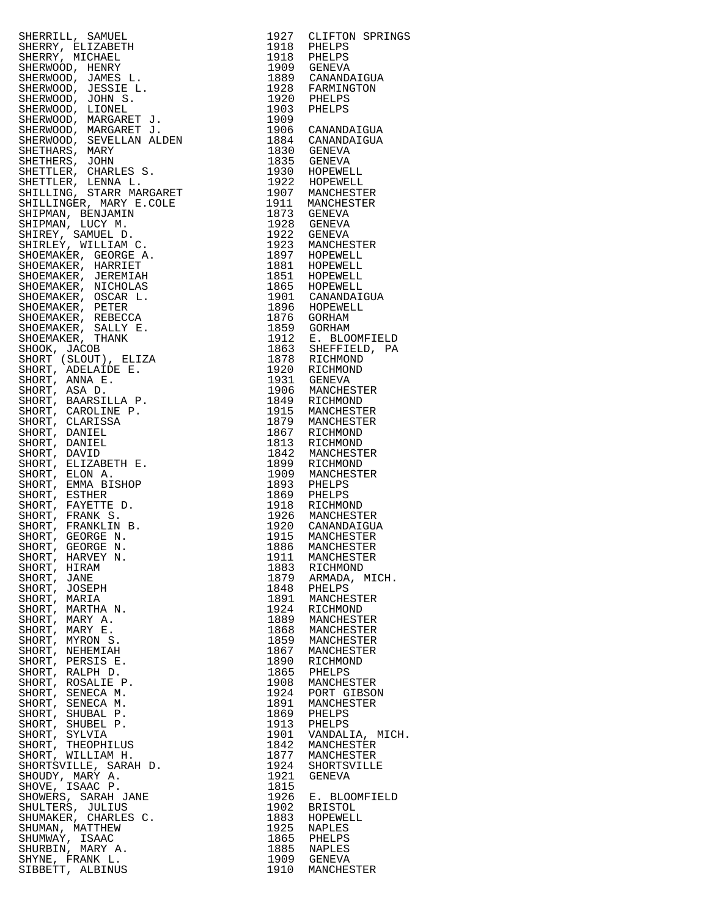| | | |
|---|---|---|
| SHERRILL, SAMUEL | 1927 | CLIFTON SPRINGS |
| SHERRY, ELIZABETH | 1918 | PHELPS |
| SHERRY, MICHAEL | 1918 | PHELPS |
| SHERWOOD, HENRY | 1909 | GENEVA |
| SHERWOOD, JAMES L. | 1889 | CANANDAIGUA |
| SHERWOOD, JESSIE L. | 1928 | FARMINGTON |
| SHERWOOD, JOHN S. | 1920 | PHELPS |
| SHERWOOD, LIONEL | 1903 | PHELPS |
| SHERWOOD, MARGARET J. | 1909 | |
| SHERWOOD, MARGARET J. | 1906 | CANANDAIGUA |
| SHERWOOD, SEVELLAN ALDEN | 1884 | CANANDAIGUA |
| SHETHARS, MARY | 1830 | GENEVA |
| SHETHERS, JOHN | 1835 | GENEVA |
| SHETTLER, CHARLES S. | 1930 | HOPEWELL |
| SHETTLER, LENNA L. | 1922 | HOPEWELL |
| SHILLING, STARR MARGARET | 1907 | MANCHESTER |
| SHILLINGER, MARY E.COLE | 1911 | MANCHESTER |
| SHIPMAN, BENJAMIN | 1873 | GENEVA |
| SHIPMAN, LUCY M. | 1928 | GENEVA |
| SHIREY, SAMUEL D. | 1922 | GENEVA |
| SHIRLEY, WILLIAM C. | 1923 | MANCHESTER |
| SHOEMAKER, GEORGE A. | 1897 | HOPEWELL |
| SHOEMAKER, HARRIET | 1881 | HOPEWELL |
| SHOEMAKER, JEREMIAH | 1851 | HOPEWELL |
| SHOEMAKER, NICHOLAS | 1865 | HOPEWELL |
| SHOEMAKER, OSCAR L. | 1901 | CANANDAIGUA |
| SHOEMAKER, PETER | 1896 | HOPEWELL |
| SHOEMAKER, REBECCA | 1876 | GORHAM |
| SHOEMAKER, SALLY E. | 1859 | GORHAM |
| SHOEMAKER, THANK | 1912 | E. BLOOMFIELD |
| SHOOK, JACOB | 1863 | SHEFFIELD, PA |
| SHORT (SLOUT), ELIZA | 1878 | RICHMOND |
| SHORT, ADELAIDE E. | 1920 | RICHMOND |
| SHORT, ANNA E. | 1931 | GENEVA |
| SHORT, ASA D. | 1906 | MANCHESTER |
| SHORT, BAARSILLA P. | 1849 | RICHMOND |
| SHORT, CAROLINE P. | 1915 | MANCHESTER |
| SHORT, CLARISSA | 1879 | MANCHESTER |
| SHORT, DANIEL | 1867 | RICHMOND |
| SHORT, DANIEL | 1813 | RICHMOND |
| SHORT, DAVID | 1842 | MANCHESTER |
| SHORT, ELIZABETH E. | 1899 | RICHMOND |
| SHORT, ELON A. | 1909 | MANCHESTER |
| SHORT, EMMA BISHOP | 1893 | PHELPS |
| SHORT, ESTHER | 1869 | PHELPS |
| SHORT, FAYETTE D. | 1918 | RICHMOND |
| SHORT, FRANK S. | 1926 | MANCHESTER |
| SHORT, FRANKLIN B. | 1920 | CANANDAIGUA |
| SHORT, GEORGE N. | 1915 | MANCHESTER |
| SHORT, GEORGE N. | 1886 | MANCHESTER |
| SHORT, HARVEY N. | 1911 | MANCHESTER |
| SHORT, HIRAM | 1883 | RICHMOND |
| SHORT, JANE | 1879 | ARMADA, MICH. |
| SHORT, JOSEPH | 1848 | PHELPS |
| SHORT, MARIA | 1891 | MANCHESTER |
| SHORT, MARTHA N. | 1924 | RICHMOND |
| SHORT, MARY A. | 1889 | MANCHESTER |
| SHORT, MARY E. | 1868 | MANCHESTER |
| SHORT, MYRON S. | 1859 | MANCHESTER |
| SHORT, NEHEMIAH | 1867 | MANCHESTER |
| SHORT, PERSIS E. | 1890 | RICHMOND |
| SHORT, RALPH D. | 1865 | PHELPS |
| SHORT, ROSALIE P. | 1908 | MANCHESTER |
| SHORT, SENECA M. | 1924 | PORT GIBSON |
| SHORT, SENECA M. | 1891 | MANCHESTER |
| SHORT, SHUBAL P. | 1869 | PHELPS |
| SHORT, SHUBEL P. | 1913 | PHELPS |
| SHORT, SYLVIA | 1901 | VANDALIA, MICH. |
| SHORT, THEOPHILUS | 1842 | MANCHESTER |
| SHORT, WILLIAM H. | 1877 | MANCHESTER |
| SHORTSVILLE, SARAH D. | 1924 | SHORTSVILLE |
| SHOUDY, MARY A. | 1921 | GENEVA |
| SHOVE, ISAAC P. | 1815 | |
| SHOWERS, SARAH JANE | 1926 | E. BLOOMFIELD |
| SHULTERS, JULIUS | 1902 | BRISTOL |
| SHUMAKER, CHARLES C. | 1883 | HOPEWELL |
| SHUMAN, MATTHEW | 1925 | NAPLES |
| SHUMWAY, ISAAC | 1865 | PHELPS |
| SHURBIN, MARY A. | 1885 | NAPLES |
| SHYNE, FRANK L. | 1909 | GENEVA |
| SIBBETT, ALBINUS | 1910 | MANCHESTER |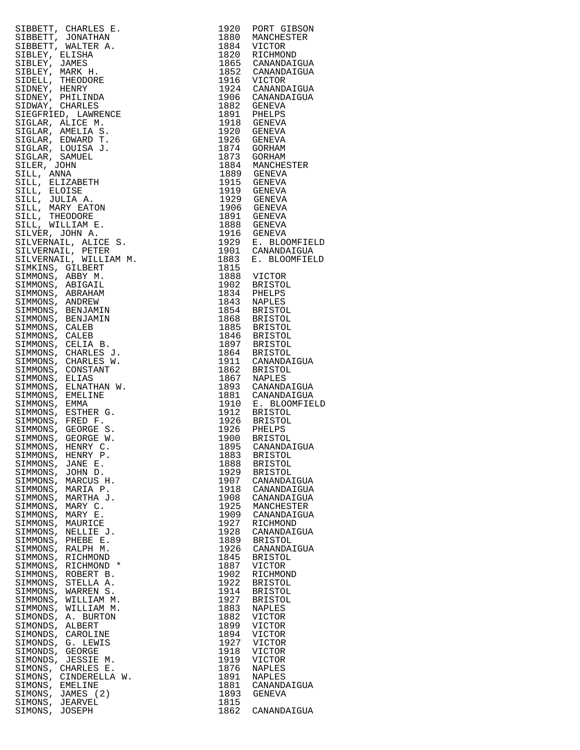| Name | Year | Place |
|---|---|---|
| SIBBETT, CHARLES E. | 1920 | PORT GIBSON |
| SIBBETT, JONATHAN | 1880 | MANCHESTER |
| SIBBETT, WALTER A. | 1884 | VICTOR |
| SIBLEY, ELISHA | 1820 | RICHMOND |
| SIBLEY, JAMES | 1865 | CANANDAIGUA |
| SIBLEY, MARK H. | 1852 | CANANDAIGUA |
| SIDELL, THEODORE | 1916 | VICTOR |
| SIDNEY, HENRY | 1924 | CANANDAIGUA |
| SIDNEY, PHILINDA | 1906 | CANANDAIGUA |
| SIDWAY, CHARLES | 1882 | GENEVA |
| SIEGFRIED, LAWRENCE | 1891 | PHELPS |
| SIGLAR, ALICE M. | 1918 | GENEVA |
| SIGLAR, AMELIA S. | 1920 | GENEVA |
| SIGLAR, EDWARD T. | 1926 | GENEVA |
| SIGLAR, LOUISA J. | 1874 | GORHAM |
| SIGLAR, SAMUEL | 1873 | GORHAM |
| SILER, JOHN | 1884 | MANCHESTER |
| SILL, ANNA | 1889 | GENEVA |
| SILL, ELIZABETH | 1915 | GENEVA |
| SILL, ELOISE | 1919 | GENEVA |
| SILL, JULIA A. | 1929 | GENEVA |
| SILL, MARY EATON | 1906 | GENEVA |
| SILL, THEODORE | 1891 | GENEVA |
| SILL, WILLIAM E. | 1888 | GENEVA |
| SILVER, JOHN A. | 1916 | GENEVA |
| SILVERNAIL, ALICE S. | 1929 | E. BLOOMFIELD |
| SILVERNAIL, PETER | 1901 | CANANDAIGUA |
| SILVERNAIL, WILLIAM M. | 1883 | E. BLOOMFIELD |
| SIMKINS, GILBERT | 1815 | |
| SIMMONS, ABBY M. | 1888 | VICTOR |
| SIMMONS, ABIGAIL | 1902 | BRISTOL |
| SIMMONS, ABRAHAM | 1834 | PHELPS |
| SIMMONS, ANDREW | 1843 | NAPLES |
| SIMMONS, BENJAMIN | 1854 | BRISTOL |
| SIMMONS, BENJAMIN | 1868 | BRISTOL |
| SIMMONS, CALEB | 1885 | BRISTOL |
| SIMMONS, CALEB | 1846 | BRISTOL |
| SIMMONS, CELIA B. | 1897 | BRISTOL |
| SIMMONS, CHARLES J. | 1864 | BRISTOL |
| SIMMONS, CHARLES W. | 1911 | CANANDAIGUA |
| SIMMONS, CONSTANT | 1862 | BRISTOL |
| SIMMONS, ELIAS | 1867 | NAPLES |
| SIMMONS, ELNATHAN W. | 1893 | CANANDAIGUA |
| SIMMONS, EMELINE | 1881 | CANANDAIGUA |
| SIMMONS, EMMA | 1910 | E. BLOOMFIELD |
| SIMMONS, ESTHER G. | 1912 | BRISTOL |
| SIMMONS, FRED F. | 1926 | BRISTOL |
| SIMMONS, GEORGE S. | 1926 | PHELPS |
| SIMMONS, GEORGE W. | 1900 | BRISTOL |
| SIMMONS, HENRY C. | 1895 | CANANDAIGUA |
| SIMMONS, HENRY P. | 1883 | BRISTOL |
| SIMMONS, JANE E. | 1888 | BRISTOL |
| SIMMONS, JOHN D. | 1929 | BRISTOL |
| SIMMONS, MARCUS H. | 1907 | CANANDAIGUA |
| SIMMONS, MARIA P. | 1918 | CANANDAIGUA |
| SIMMONS, MARTHA J. | 1908 | CANANDAIGUA |
| SIMMONS, MARY C. | 1925 | MANCHESTER |
| SIMMONS, MARY E. | 1909 | CANANDAIGUA |
| SIMMONS, MAURICE | 1927 | RICHMOND |
| SIMMONS, NELLIE J. | 1928 | CANANDAIGUA |
| SIMMONS, PHEBE E. | 1889 | BRISTOL |
| SIMMONS, RALPH M. | 1926 | CANANDAIGUA |
| SIMMONS, RICHMOND | 1845 | BRISTOL |
| SIMMONS, RICHMOND * | 1887 | VICTOR |
| SIMMONS, ROBERT B. | 1902 | RICHMOND |
| SIMMONS, STELLA A. | 1922 | BRISTOL |
| SIMMONS, WARREN S. | 1914 | BRISTOL |
| SIMMONS, WILLIAM M. | 1927 | BRISTOL |
| SIMMONS, WILLIAM M. | 1883 | NAPLES |
| SIMONDS, A. BURTON | 1882 | VICTOR |
| SIMONDS, ALBERT | 1899 | VICTOR |
| SIMONDS, CAROLINE | 1894 | VICTOR |
| SIMONDS, G. LEWIS | 1927 | VICTOR |
| SIMONDS, GEORGE | 1918 | VICTOR |
| SIMONDS, JESSIE M. | 1919 | VICTOR |
| SIMONS, CHARLES E. | 1876 | NAPLES |
| SIMONS, CINDERELLA W. | 1891 | NAPLES |
| SIMONS, EMELINE | 1881 | CANANDAIGUA |
| SIMONS, JAMES (2) | 1893 | GENEVA |
| SIMONS, JEARVEL | 1815 | |
| SIMONS, JOSEPH | 1862 | CANANDAIGUA |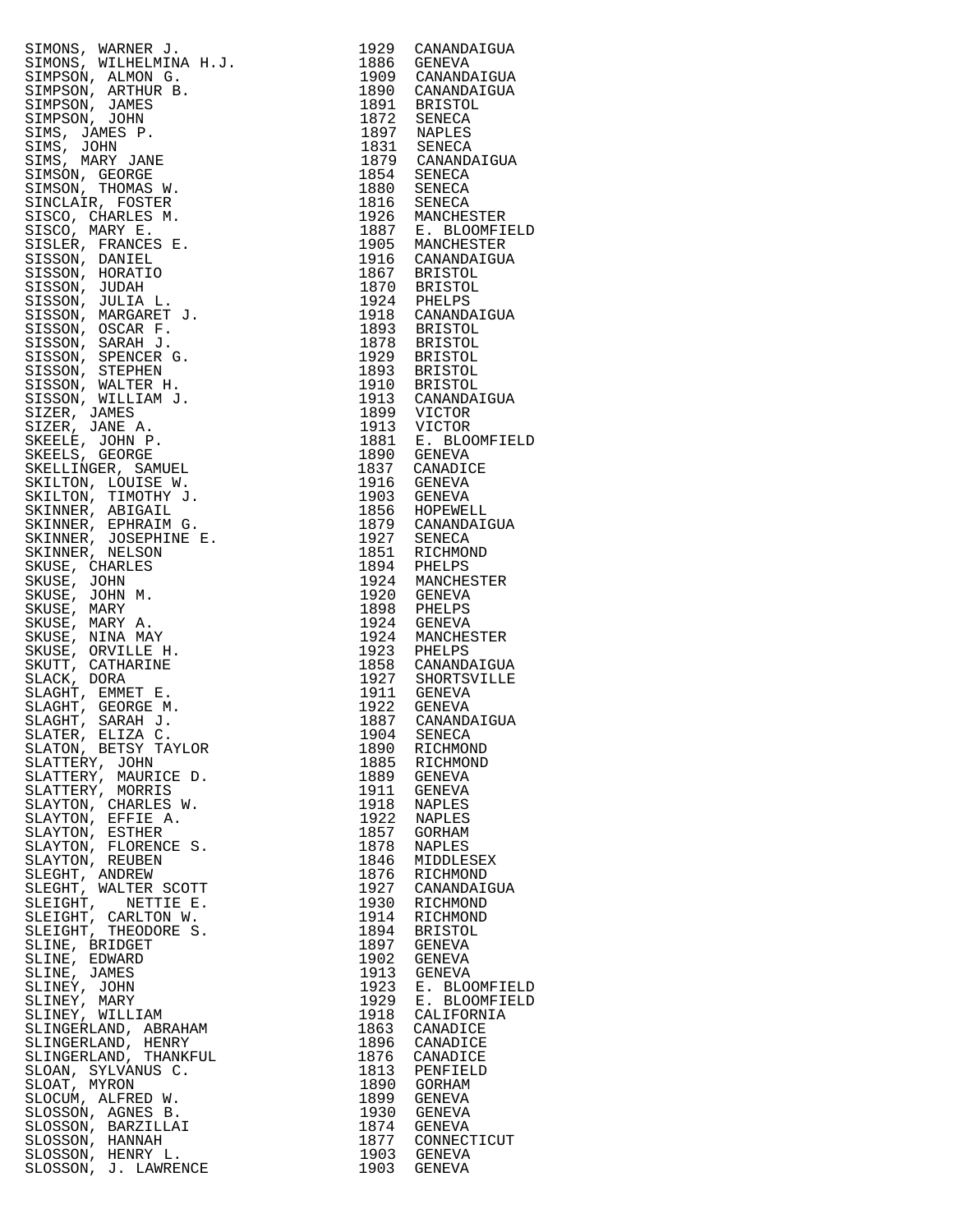| | | |
|---|---|---|
| SIMONS, WARNER J. | 1929 | CANANDAIGUA |
| SIMONS, WILHELMINA H.J. | 1886 | GENEVA |
| SIMPSON, ALMON G. | 1909 | CANANDAIGUA |
| SIMPSON, ARTHUR B. | 1890 | CANANDAIGUA |
| SIMPSON, JAMES | 1891 | BRISTOL |
| SIMPSON, JOHN | 1872 | SENECA |
| SIMS, JAMES P. | 1897 | NAPLES |
| SIMS, JOHN | 1831 | SENECA |
| SIMS, MARY JANE | 1879 | CANANDAIGUA |
| SIMSON, GEORGE | 1854 | SENECA |
| SIMSON, THOMAS W. | 1880 | SENECA |
| SINCLAIR, FOSTER | 1816 | SENECA |
| SISCO, CHARLES M. | 1926 | MANCHESTER |
| SISCO, MARY E. | 1887 | E. BLOOMFIELD |
| SISLER, FRANCES E. | 1905 | MANCHESTER |
| SISSON, DANIEL | 1916 | CANANDAIGUA |
| SISSON, HORATIO | 1867 | BRISTOL |
| SISSON, JUDAH | 1870 | BRISTOL |
| SISSON, JULIA L. | 1924 | PHELPS |
| SISSON, MARGARET J. | 1918 | CANANDAIGUA |
| SISSON, OSCAR F. | 1893 | BRISTOL |
| SISSON, SARAH J. | 1878 | BRISTOL |
| SISSON, SPENCER G. | 1929 | BRISTOL |
| SISSON, STEPHEN | 1893 | BRISTOL |
| SISSON, WALTER H. | 1910 | BRISTOL |
| SISSON, WILLIAM J. | 1913 | CANANDAIGUA |
| SIZER, JAMES | 1899 | VICTOR |
| SIZER, JANE A. | 1913 | VICTOR |
| SKEELE, JOHN P. | 1881 | E. BLOOMFIELD |
| SKEELS, GEORGE | 1890 | GENEVA |
| SKELLINGER, SAMUEL | 1837 | CANADICE |
| SKILTON, LOUISE W. | 1916 | GENEVA |
| SKILTON, TIMOTHY J. | 1903 | GENEVA |
| SKINNER, ABIGAIL | 1856 | HOPEWELL |
| SKINNER, EPHRAIM G. | 1879 | CANANDAIGUA |
| SKINNER, JOSEPHINE E. | 1927 | SENECA |
| SKINNER, NELSON | 1851 | RICHMOND |
| SKUSE, CHARLES | 1894 | PHELPS |
| SKUSE, JOHN | 1924 | MANCHESTER |
| SKUSE, JOHN M. | 1920 | GENEVA |
| SKUSE, MARY | 1898 | PHELPS |
| SKUSE, MARY A. | 1924 | GENEVA |
| SKUSE, NINA MAY | 1924 | MANCHESTER |
| SKUSE, ORVILLE H. | 1923 | PHELPS |
| SKUTT, CATHARINE | 1858 | CANANDAIGUA |
| SLACK, DORA | 1927 | SHORTSVILLE |
| SLAGHT, EMMET E. | 1911 | GENEVA |
| SLAGHT, GEORGE M. | 1922 | GENEVA |
| SLAGHT, SARAH J. | 1887 | CANANDAIGUA |
| SLATER, ELIZA C. | 1904 | SENECA |
| SLATON, BETSY TAYLOR | 1890 | RICHMOND |
| SLATTERY, JOHN | 1885 | RICHMOND |
| SLATTERY, MAURICE D. | 1889 | GENEVA |
| SLATTERY, MORRIS | 1911 | GENEVA |
| SLAYTON, CHARLES W. | 1918 | NAPLES |
| SLAYTON, EFFIE A. | 1922 | NAPLES |
| SLAYTON, ESTHER | 1857 | GORHAM |
| SLAYTON, FLORENCE S. | 1878 | NAPLES |
| SLAYTON, REUBEN | 1846 | MIDDLESEX |
| SLEGHT, ANDREW | 1876 | RICHMOND |
| SLEGHT, WALTER SCOTT | 1927 | CANANDAIGUA |
| SLEIGHT, NETTIE E. | 1930 | RICHMOND |
| SLEIGHT, CARLTON W. | 1914 | RICHMOND |
| SLEIGHT, THEODORE S. | 1894 | BRISTOL |
| SLINE, BRIDGET | 1897 | GENEVA |
| SLINE, EDWARD | 1902 | GENEVA |
| SLINE, JAMES | 1913 | GENEVA |
| SLINEY, JOHN | 1923 | E. BLOOMFIELD |
| SLINEY, MARY | 1929 | E. BLOOMFIELD |
| SLINEY, WILLIAM | 1918 | CALIFORNIA |
| SLINGERLAND, ABRAHAM | 1863 | CANADICE |
| SLINGERLAND, HENRY | 1896 | CANADICE |
| SLINGERLAND, THANKFUL | 1876 | CANADICE |
| SLOAN, SYLVANUS C. | 1813 | PENFIELD |
| SLOAT, MYRON | 1890 | GORHAM |
| SLOCUM, ALFRED W. | 1899 | GENEVA |
| SLOSSON, AGNES B. | 1930 | GENEVA |
| SLOSSON, BARZILLAI | 1874 | GENEVA |
| SLOSSON, HANNAH | 1877 | CONNECTICUT |
| SLOSSON, HENRY L. | 1903 | GENEVA |
| SLOSSON, J. LAWRENCE | 1903 | GENEVA |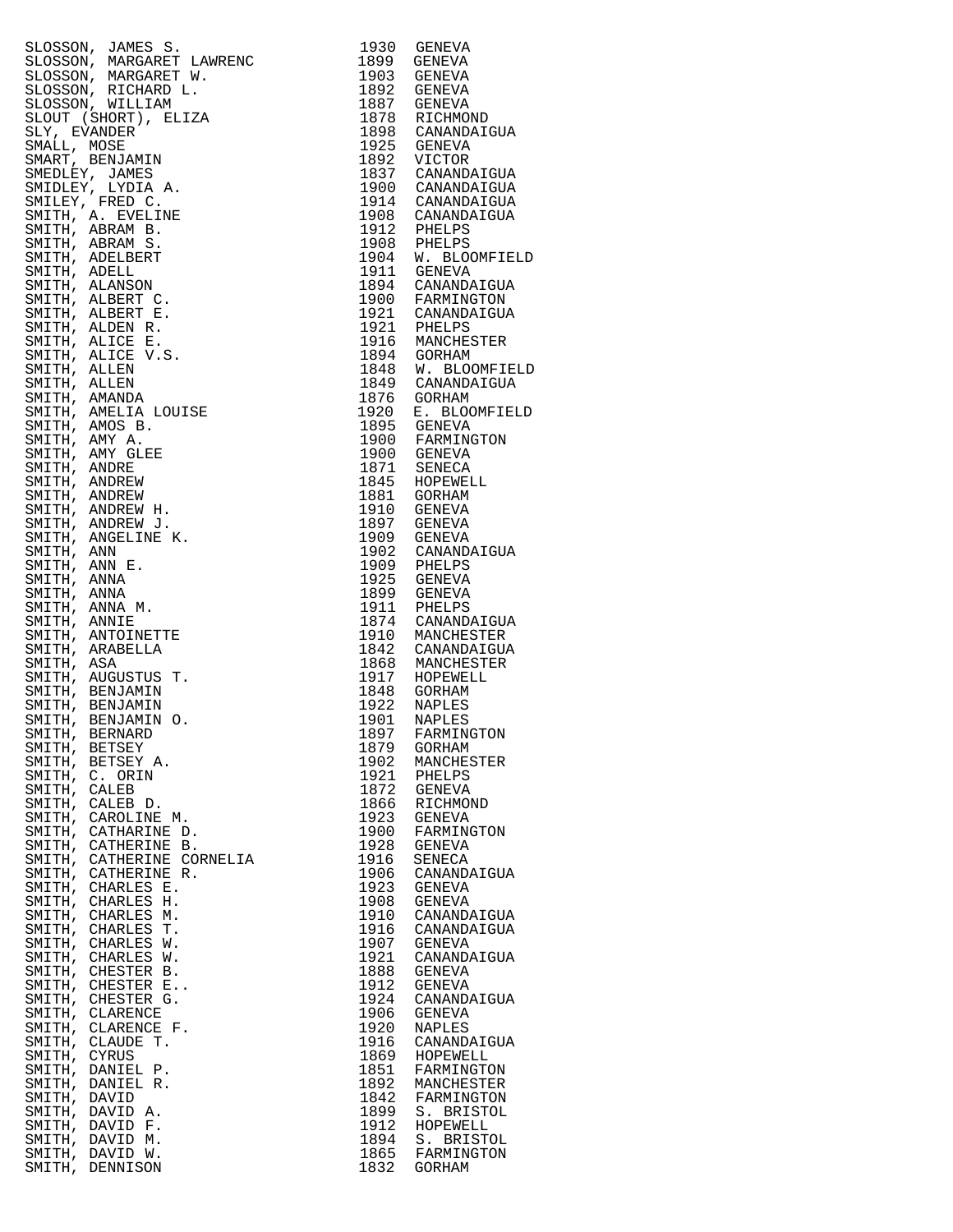| Name | Year | Place |
|---|---|---|
| SLOSSON, JAMES S. | 1930 | GENEVA |
| SLOSSON, MARGARET LAWRENC | 1899 | GENEVA |
| SLOSSON, MARGARET W. | 1903 | GENEVA |
| SLOSSON, RICHARD L. | 1892 | GENEVA |
| SLOSSON, WILLIAM | 1887 | GENEVA |
| SLOUT (SHORT), ELIZA | 1878 | RICHMOND |
| SLY, EVANDER | 1898 | CANANDAIGUA |
| SMALL, MOSE | 1925 | GENEVA |
| SMART, BENJAMIN | 1892 | VICTOR |
| SMEDLEY, JAMES | 1837 | CANANDAIGUA |
| SMIDLEY, LYDIA A. | 1900 | CANANDAIGUA |
| SMILEY, FRED C. | 1914 | CANANDAIGUA |
| SMITH, A. EVELINE | 1908 | CANANDAIGUA |
| SMITH, ABRAM B. | 1912 | PHELPS |
| SMITH, ABRAM S. | 1908 | PHELPS |
| SMITH, ADELBERT | 1904 | W. BLOOMFIELD |
| SMITH, ADELL | 1911 | GENEVA |
| SMITH, ALANSON | 1894 | CANANDAIGUA |
| SMITH, ALBERT C. | 1900 | FARMINGTON |
| SMITH, ALBERT E. | 1921 | CANANDAIGUA |
| SMITH, ALDEN R. | 1921 | PHELPS |
| SMITH, ALICE E. | 1916 | MANCHESTER |
| SMITH, ALICE V.S. | 1894 | GORHAM |
| SMITH, ALLEN | 1848 | W. BLOOMFIELD |
| SMITH, ALLEN | 1849 | CANANDAIGUA |
| SMITH, AMANDA | 1876 | GORHAM |
| SMITH, AMELIA LOUISE | 1920 | E. BLOOMFIELD |
| SMITH, AMOS B. | 1895 | GENEVA |
| SMITH, AMY A. | 1900 | FARMINGTON |
| SMITH, AMY GLEE | 1900 | GENEVA |
| SMITH, ANDRE | 1871 | SENECA |
| SMITH, ANDREW | 1845 | HOPEWELL |
| SMITH, ANDREW | 1881 | GORHAM |
| SMITH, ANDREW H. | 1910 | GENEVA |
| SMITH, ANDREW J. | 1897 | GENEVA |
| SMITH, ANGELINE K. | 1909 | GENEVA |
| SMITH, ANN | 1902 | CANANDAIGUA |
| SMITH, ANN E. | 1909 | PHELPS |
| SMITH, ANNA | 1925 | GENEVA |
| SMITH, ANNA | 1899 | GENEVA |
| SMITH, ANNA M. | 1911 | PHELPS |
| SMITH, ANNIE | 1874 | CANANDAIGUA |
| SMITH, ANTOINETTE | 1910 | MANCHESTER |
| SMITH, ARABELLA | 1842 | CANANDAIGUA |
| SMITH, ASA | 1868 | MANCHESTER |
| SMITH, AUGUSTUS T. | 1917 | HOPEWELL |
| SMITH, BENJAMIN | 1848 | GORHAM |
| SMITH, BENJAMIN | 1922 | NAPLES |
| SMITH, BENJAMIN O. | 1901 | NAPLES |
| SMITH, BERNARD | 1897 | FARMINGTON |
| SMITH, BETSEY | 1879 | GORHAM |
| SMITH, BETSEY A. | 1902 | MANCHESTER |
| SMITH, C. ORIN | 1921 | PHELPS |
| SMITH, CALEB | 1872 | GENEVA |
| SMITH, CALEB D. | 1866 | RICHMOND |
| SMITH, CAROLINE M. | 1923 | GENEVA |
| SMITH, CATHARINE D. | 1900 | FARMINGTON |
| SMITH, CATHERINE B. | 1928 | GENEVA |
| SMITH, CATHERINE CORNELIA | 1916 | SENECA |
| SMITH, CATHERINE R. | 1906 | CANANDAIGUA |
| SMITH, CHARLES E. | 1923 | GENEVA |
| SMITH, CHARLES H. | 1908 | GENEVA |
| SMITH, CHARLES M. | 1910 | CANANDAIGUA |
| SMITH, CHARLES T. | 1916 | CANANDAIGUA |
| SMITH, CHARLES W. | 1907 | GENEVA |
| SMITH, CHARLES W. | 1921 | CANANDAIGUA |
| SMITH, CHESTER B. | 1888 | GENEVA |
| SMITH, CHESTER E.. | 1912 | GENEVA |
| SMITH, CHESTER G. | 1924 | CANANDAIGUA |
| SMITH, CLARENCE | 1906 | GENEVA |
| SMITH, CLARENCE F. | 1920 | NAPLES |
| SMITH, CLAUDE T. | 1916 | CANANDAIGUA |
| SMITH, CYRUS | 1869 | HOPEWELL |
| SMITH, DANIEL P. | 1851 | FARMINGTON |
| SMITH, DANIEL R. | 1892 | MANCHESTER |
| SMITH, DAVID | 1842 | FARMINGTON |
| SMITH, DAVID A. | 1899 | S. BRISTOL |
| SMITH, DAVID F. | 1912 | HOPEWELL |
| SMITH, DAVID M. | 1894 | S. BRISTOL |
| SMITH, DAVID W. | 1865 | FARMINGTON |
| SMITH, DENNISON | 1832 | GORHAM |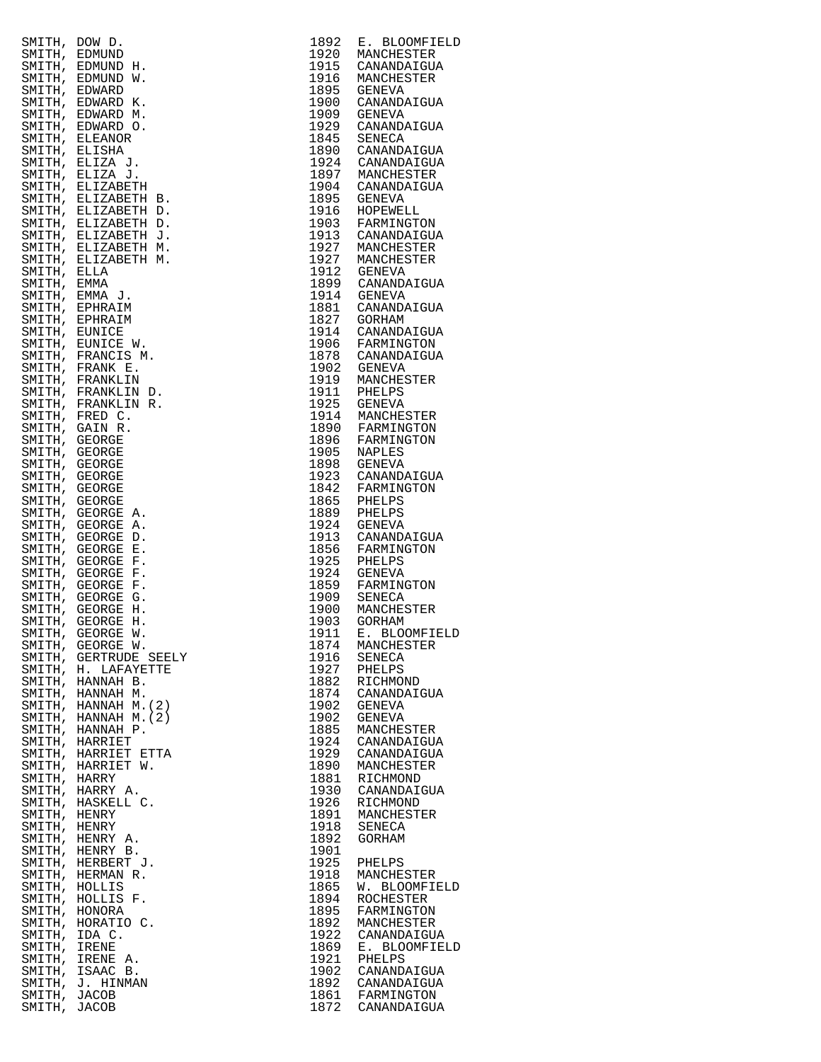| | | |
|---|---|---|
| SMITH, DOW D. | 1892 | E. BLOOMFIELD |
| SMITH, EDMUND | 1920 | MANCHESTER |
| SMITH, EDMUND H. | 1915 | CANANDAIGUA |
| SMITH, EDMUND W. | 1916 | MANCHESTER |
| SMITH, EDWARD | 1895 | GENEVA |
| SMITH, EDWARD K. | 1900 | CANANDAIGUA |
| SMITH, EDWARD M. | 1909 | GENEVA |
| SMITH, EDWARD O. | 1929 | CANANDAIGUA |
| SMITH, ELEANOR | 1845 | SENECA |
| SMITH, ELISHA | 1890 | CANANDAIGUA |
| SMITH, ELIZA J. | 1924 | CANANDAIGUA |
| SMITH, ELIZA J. | 1897 | MANCHESTER |
| SMITH, ELIZABETH | 1904 | CANANDAIGUA |
| SMITH, ELIZABETH B. | 1895 | GENEVA |
| SMITH, ELIZABETH D. | 1916 | HOPEWELL |
| SMITH, ELIZABETH D. | 1903 | FARMINGTON |
| SMITH, ELIZABETH J. | 1913 | CANANDAIGUA |
| SMITH, ELIZABETH M. | 1927 | MANCHESTER |
| SMITH, ELIZABETH M. | 1927 | MANCHESTER |
| SMITH, ELLA | 1912 | GENEVA |
| SMITH, EMMA | 1899 | CANANDAIGUA |
| SMITH, EMMA J. | 1914 | GENEVA |
| SMITH, EPHRAIM | 1881 | CANANDAIGUA |
| SMITH, EPHRAIM | 1827 | GORHAM |
| SMITH, EUNICE | 1914 | CANANDAIGUA |
| SMITH, EUNICE W. | 1906 | FARMINGTON |
| SMITH, FRANCIS M. | 1878 | CANANDAIGUA |
| SMITH, FRANK E. | 1902 | GENEVA |
| SMITH, FRANKLIN | 1919 | MANCHESTER |
| SMITH, FRANKLIN D. | 1911 | PHELPS |
| SMITH, FRANKLIN R. | 1925 | GENEVA |
| SMITH, FRED C. | 1914 | MANCHESTER |
| SMITH, GAIN R. | 1890 | FARMINGTON |
| SMITH, GEORGE | 1896 | FARMINGTON |
| SMITH, GEORGE | 1905 | NAPLES |
| SMITH, GEORGE | 1898 | GENEVA |
| SMITH, GEORGE | 1923 | CANANDAIGUA |
| SMITH, GEORGE | 1842 | FARMINGTON |
| SMITH, GEORGE | 1865 | PHELPS |
| SMITH, GEORGE A. | 1889 | PHELPS |
| SMITH, GEORGE A. | 1924 | GENEVA |
| SMITH, GEORGE D. | 1913 | CANANDAIGUA |
| SMITH, GEORGE E. | 1856 | FARMINGTON |
| SMITH, GEORGE F. | 1925 | PHELPS |
| SMITH, GEORGE F. | 1924 | GENEVA |
| SMITH, GEORGE F. | 1859 | FARMINGTON |
| SMITH, GEORGE G. | 1909 | SENECA |
| SMITH, GEORGE H. | 1900 | MANCHESTER |
| SMITH, GEORGE H. | 1903 | GORHAM |
| SMITH, GEORGE W. | 1911 | E. BLOOMFIELD |
| SMITH, GEORGE W. | 1874 | MANCHESTER |
| SMITH, GERTRUDE SEELY | 1916 | SENECA |
| SMITH, H. LAFAYETTE | 1927 | PHELPS |
| SMITH, HANNAH B. | 1882 | RICHMOND |
| SMITH, HANNAH M. | 1874 | CANANDAIGUA |
| SMITH, HANNAH M.(2) | 1902 | GENEVA |
| SMITH, HANNAH M.(2) | 1902 | GENEVA |
| SMITH, HANNAH P. | 1885 | MANCHESTER |
| SMITH, HARRIET | 1924 | CANANDAIGUA |
| SMITH, HARRIET ETTA | 1929 | CANANDAIGUA |
| SMITH, HARRIET W. | 1890 | MANCHESTER |
| SMITH, HARRY | 1881 | RICHMOND |
| SMITH, HARRY A. | 1930 | CANANDAIGUA |
| SMITH, HASKELL C. | 1926 | RICHMOND |
| SMITH, HENRY | 1891 | MANCHESTER |
| SMITH, HENRY | 1918 | SENECA |
| SMITH, HENRY A. | 1892 | GORHAM |
| SMITH, HENRY B. | 1901 | |
| SMITH, HERBERT J. | 1925 | PHELPS |
| SMITH, HERMAN R. | 1918 | MANCHESTER |
| SMITH, HOLLIS | 1865 | W. BLOOMFIELD |
| SMITH, HOLLIS F. | 1894 | ROCHESTER |
| SMITH, HONORA | 1895 | FARMINGTON |
| SMITH, HORATIO C. | 1892 | MANCHESTER |
| SMITH, IDA C. | 1922 | CANANDAIGUA |
| SMITH, IRENE | 1869 | E. BLOOMFIELD |
| SMITH, IRENE A. | 1921 | PHELPS |
| SMITH, ISAAC B. | 1902 | CANANDAIGUA |
| SMITH, J. HINMAN | 1892 | CANANDAIGUA |
| SMITH, JACOB | 1861 | FARMINGTON |
| SMITH, JACOB | 1872 | CANANDAIGUA |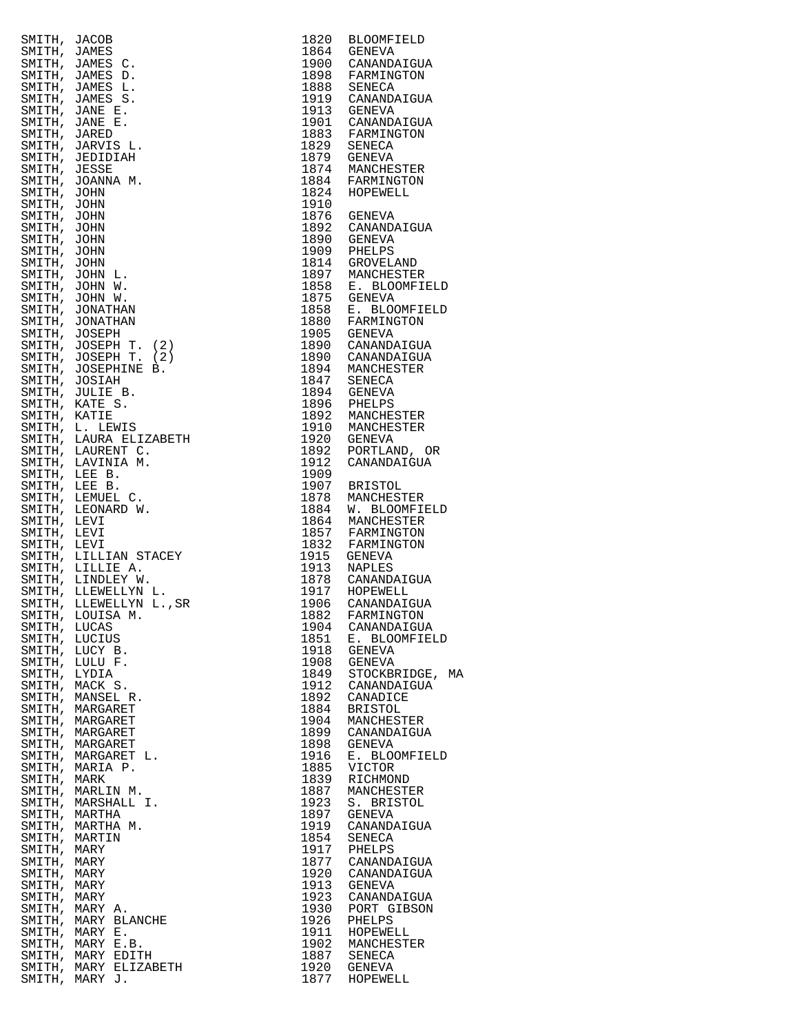| | | |
|---|---|---|
| SMITH, JACOB | 1820 | BLOOMFIELD |
| SMITH, JAMES | 1864 | GENEVA |
| SMITH, JAMES C. | 1900 | CANANDAIGUA |
| SMITH, JAMES D. | 1898 | FARMINGTON |
| SMITH, JAMES L. | 1888 | SENECA |
| SMITH, JAMES S. | 1919 | CANANDAIGUA |
| SMITH, JANE E. | 1913 | GENEVA |
| SMITH, JANE E. | 1901 | CANANDAIGUA |
| SMITH, JARED | 1883 | FARMINGTON |
| SMITH, JARVIS L. | 1829 | SENECA |
| SMITH, JEDIDIAH | 1879 | GENEVA |
| SMITH, JESSE | 1874 | MANCHESTER |
| SMITH, JOANNA M. | 1884 | FARMINGTON |
| SMITH, JOHN | 1824 | HOPEWELL |
| SMITH, JOHN | 1910 | |
| SMITH, JOHN | 1876 | GENEVA |
| SMITH, JOHN | 1892 | CANANDAIGUA |
| SMITH, JOHN | 1890 | GENEVA |
| SMITH, JOHN | 1909 | PHELPS |
| SMITH, JOHN | 1814 | GROVELAND |
| SMITH, JOHN L. | 1897 | MANCHESTER |
| SMITH, JOHN W. | 1858 | E. BLOOMFIELD |
| SMITH, JOHN W. | 1875 | GENEVA |
| SMITH, JONATHAN | 1858 | E. BLOOMFIELD |
| SMITH, JONATHAN | 1880 | FARMINGTON |
| SMITH, JOSEPH | 1905 | GENEVA |
| SMITH, JOSEPH T. (2) | 1890 | CANANDAIGUA |
| SMITH, JOSEPH T. (2) | 1890 | CANANDAIGUA |
| SMITH, JOSEPHINE B. | 1894 | MANCHESTER |
| SMITH, JOSIAH | 1847 | SENECA |
| SMITH, JULIE B. | 1894 | GENEVA |
| SMITH, KATE S. | 1896 | PHELPS |
| SMITH, KATIE | 1892 | MANCHESTER |
| SMITH, L. LEWIS | 1910 | MANCHESTER |
| SMITH, LAURA ELIZABETH | 1920 | GENEVA |
| SMITH, LAURENT C. | 1892 | PORTLAND, OR |
| SMITH, LAVINIA M. | 1912 | CANANDAIGUA |
| SMITH, LEE B. | 1909 | |
| SMITH, LEE B. | 1907 | BRISTOL |
| SMITH, LEMUEL C. | 1878 | MANCHESTER |
| SMITH, LEONARD W. | 1884 | W. BLOOMFIELD |
| SMITH, LEVI | 1864 | MANCHESTER |
| SMITH, LEVI | 1857 | FARMINGTON |
| SMITH, LEVI | 1832 | FARMINGTON |
| SMITH, LILLIAN STACEY | 1915 | GENEVA |
| SMITH, LILLIE A. | 1913 | NAPLES |
| SMITH, LINDLEY W. | 1878 | CANANDAIGUA |
| SMITH, LLEWELLYN L. | 1917 | HOPEWELL |
| SMITH, LLEWELLYN L.,SR | 1906 | CANANDAIGUA |
| SMITH, LOUISA M. | 1882 | FARMINGTON |
| SMITH, LUCAS | 1904 | CANANDAIGUA |
| SMITH, LUCIUS | 1851 | E. BLOOMFIELD |
| SMITH, LUCY B. | 1918 | GENEVA |
| SMITH, LULU F. | 1908 | GENEVA |
| SMITH, LYDIA | 1849 | STOCKBRIDGE, MA |
| SMITH, MACK S. | 1912 | CANANDAIGUA |
| SMITH, MANSEL R. | 1892 | CANADICE |
| SMITH, MARGARET | 1884 | BRISTOL |
| SMITH, MARGARET | 1904 | MANCHESTER |
| SMITH, MARGARET | 1899 | CANANDAIGUA |
| SMITH, MARGARET | 1898 | GENEVA |
| SMITH, MARGARET L. | 1916 | E. BLOOMFIELD |
| SMITH, MARIA P. | 1885 | VICTOR |
| SMITH, MARK | 1839 | RICHMOND |
| SMITH, MARLIN M. | 1887 | MANCHESTER |
| SMITH, MARSHALL I. | 1923 | S. BRISTOL |
| SMITH, MARTHA | 1897 | GENEVA |
| SMITH, MARTHA M. | 1919 | CANANDAIGUA |
| SMITH, MARTIN | 1854 | SENECA |
| SMITH, MARY | 1917 | PHELPS |
| SMITH, MARY | 1877 | CANANDAIGUA |
| SMITH, MARY | 1920 | CANANDAIGUA |
| SMITH, MARY | 1913 | GENEVA |
| SMITH, MARY | 1923 | CANANDAIGUA |
| SMITH, MARY A. | 1930 | PORT GIBSON |
| SMITH, MARY BLANCHE | 1926 | PHELPS |
| SMITH, MARY E. | 1911 | HOPEWELL |
| SMITH, MARY E.B. | 1902 | MANCHESTER |
| SMITH, MARY EDITH | 1887 | SENECA |
| SMITH, MARY ELIZABETH | 1920 | GENEVA |
| SMITH, MARY J. | 1877 | HOPEWELL |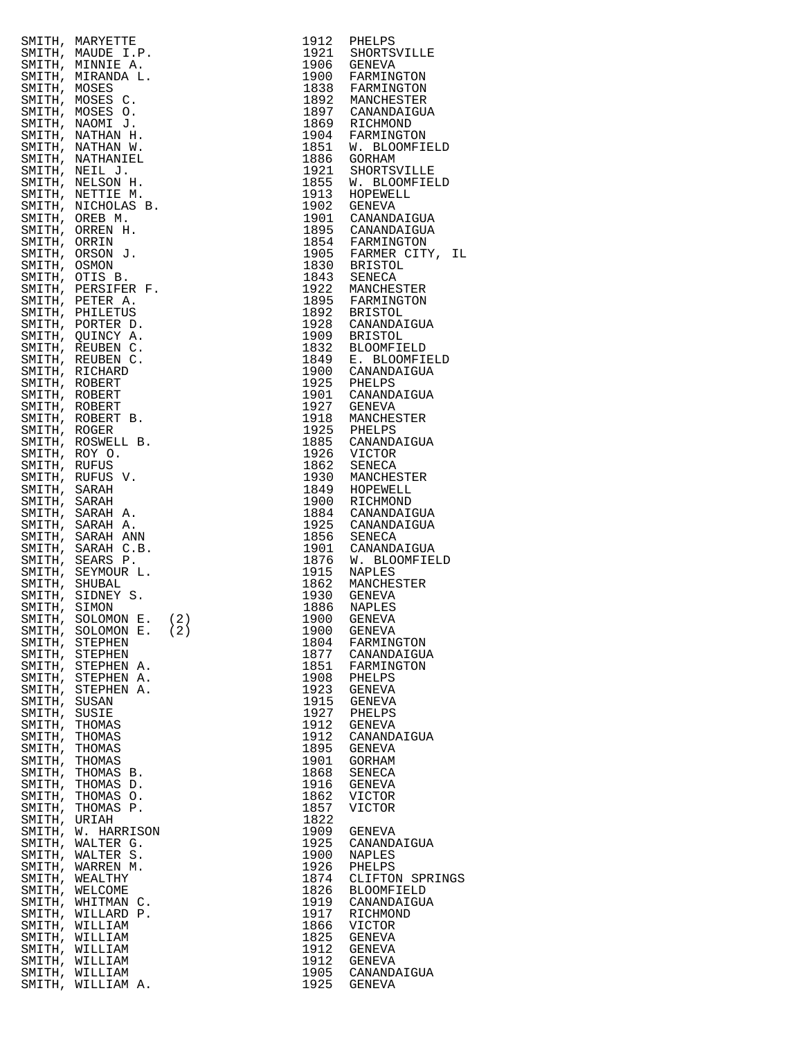| | | |
|---|---|---|
| SMITH, MARYETTE | 1912 | PHELPS |
| SMITH, MAUDE I.P. | 1921 | SHORTSVILLE |
| SMITH, MINNIE A. | 1906 | GENEVA |
| SMITH, MIRANDA L. | 1900 | FARMINGTON |
| SMITH, MOSES | 1838 | FARMINGTON |
| SMITH, MOSES C. | 1892 | MANCHESTER |
| SMITH, MOSES O. | 1897 | CANANDAIGUA |
| SMITH, NAOMI J. | 1869 | RICHMOND |
| SMITH, NATHAN H. | 1904 | FARMINGTON |
| SMITH, NATHAN W. | 1851 | W. BLOOMFIELD |
| SMITH, NATHANIEL | 1886 | GORHAM |
| SMITH, NEIL J. | 1921 | SHORTSVILLE |
| SMITH, NELSON H. | 1855 | W. BLOOMFIELD |
| SMITH, NETTIE M. | 1913 | HOPEWELL |
| SMITH, NICHOLAS B. | 1902 | GENEVA |
| SMITH, OREB M. | 1901 | CANANDAIGUA |
| SMITH, ORREN H. | 1895 | CANANDAIGUA |
| SMITH, ORRIN | 1854 | FARMINGTON |
| SMITH, ORSON J. | 1905 | FARMER CITY, IL |
| SMITH, OSMON | 1830 | BRISTOL |
| SMITH, OTIS B. | 1843 | SENECA |
| SMITH, PERSIFER F. | 1922 | MANCHESTER |
| SMITH, PETER A. | 1895 | FARMINGTON |
| SMITH, PHILETUS | 1892 | BRISTOL |
| SMITH, PORTER D. | 1928 | CANANDAIGUA |
| SMITH, QUINCY A. | 1909 | BRISTOL |
| SMITH, REUBEN C. | 1832 | BLOOMFIELD |
| SMITH, REUBEN C. | 1849 | E. BLOOMFIELD |
| SMITH, RICHARD | 1900 | CANANDAIGUA |
| SMITH, ROBERT | 1925 | PHELPS |
| SMITH, ROBERT | 1901 | CANANDAIGUA |
| SMITH, ROBERT | 1927 | GENEVA |
| SMITH, ROBERT B. | 1918 | MANCHESTER |
| SMITH, ROGER | 1925 | PHELPS |
| SMITH, ROSWELL B. | 1885 | CANANDAIGUA |
| SMITH, ROY O. | 1926 | VICTOR |
| SMITH, RUFUS | 1862 | SENECA |
| SMITH, RUFUS V. | 1930 | MANCHESTER |
| SMITH, SARAH | 1849 | HOPEWELL |
| SMITH, SARAH | 1900 | RICHMOND |
| SMITH, SARAH A. | 1884 | CANANDAIGUA |
| SMITH, SARAH A. | 1925 | CANANDAIGUA |
| SMITH, SARAH ANN | 1856 | SENECA |
| SMITH, SARAH C.B. | 1901 | CANANDAIGUA |
| SMITH, SEARS P. | 1876 | W. BLOOMFIELD |
| SMITH, SEYMOUR L. | 1915 | NAPLES |
| SMITH, SHUBAL | 1862 | MANCHESTER |
| SMITH, SIDNEY S. | 1930 | GENEVA |
| SMITH, SIMON | 1886 | NAPLES |
| SMITH, SOLOMON E. (2) | 1900 | GENEVA |
| SMITH, SOLOMON E. (2) | 1900 | GENEVA |
| SMITH, STEPHEN | 1804 | FARMINGTON |
| SMITH, STEPHEN | 1877 | CANANDAIGUA |
| SMITH, STEPHEN A. | 1851 | FARMINGTON |
| SMITH, STEPHEN A. | 1908 | PHELPS |
| SMITH, STEPHEN A. | 1923 | GENEVA |
| SMITH, SUSAN | 1915 | GENEVA |
| SMITH, SUSIE | 1927 | PHELPS |
| SMITH, THOMAS | 1912 | GENEVA |
| SMITH, THOMAS | 1912 | CANANDAIGUA |
| SMITH, THOMAS | 1895 | GENEVA |
| SMITH, THOMAS | 1901 | GORHAM |
| SMITH, THOMAS B. | 1868 | SENECA |
| SMITH, THOMAS D. | 1916 | GENEVA |
| SMITH, THOMAS O. | 1862 | VICTOR |
| SMITH, THOMAS P. | 1857 | VICTOR |
| SMITH, URIAH | 1822 | |
| SMITH, W. HARRISON | 1909 | GENEVA |
| SMITH, WALTER G. | 1925 | CANANDAIGUA |
| SMITH, WALTER S. | 1900 | NAPLES |
| SMITH, WARREN M. | 1926 | PHELPS |
| SMITH, WEALTHY | 1874 | CLIFTON SPRINGS |
| SMITH, WELCOME | 1826 | BLOOMFIELD |
| SMITH, WHITMAN C. | 1919 | CANANDAIGUA |
| SMITH, WILLARD P. | 1917 | RICHMOND |
| SMITH, WILLIAM | 1866 | VICTOR |
| SMITH, WILLIAM | 1825 | GENEVA |
| SMITH, WILLIAM | 1912 | GENEVA |
| SMITH, WILLIAM | 1912 | GENEVA |
| SMITH, WILLIAM | 1905 | CANANDAIGUA |
| SMITH, WILLIAM A. | 1925 | GENEVA |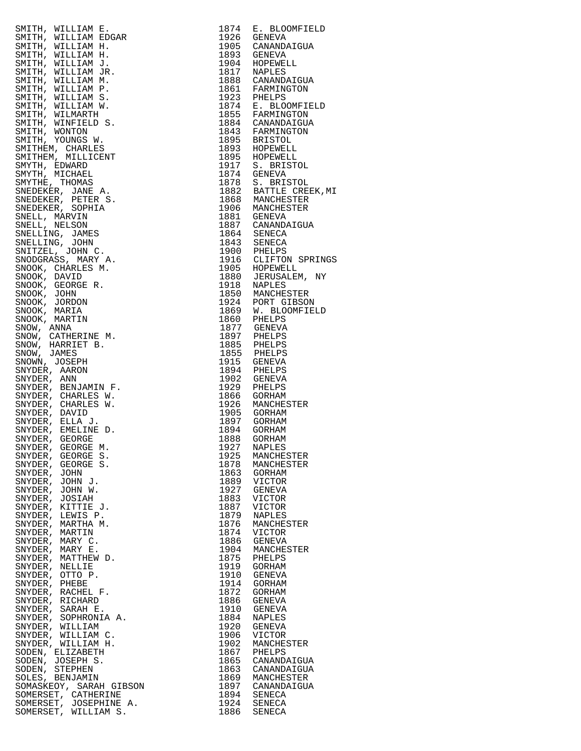| | | |
|---|---|---|
| SMITH, WILLIAM E. | 1874 | E. BLOOMFIELD |
| SMITH, WILLIAM EDGAR | 1926 | GENEVA |
| SMITH, WILLIAM H. | 1905 | CANANDAIGUA |
| SMITH, WILLIAM H. | 1893 | GENEVA |
| SMITH, WILLIAM J. | 1904 | HOPEWELL |
| SMITH, WILLIAM JR. | 1817 | NAPLES |
| SMITH, WILLIAM M. | 1888 | CANANDAIGUA |
| SMITH, WILLIAM P. | 1861 | FARMINGTON |
| SMITH, WILLIAM S. | 1923 | PHELPS |
| SMITH, WILLIAM W. | 1874 | E. BLOOMFIELD |
| SMITH, WILMARTH | 1855 | FARMINGTON |
| SMITH, WINFIELD S. | 1884 | CANANDAIGUA |
| SMITH, WONTON | 1843 | FARMINGTON |
| SMITH, YOUNGS W. | 1895 | BRISTOL |
| SMITHEM, CHARLES | 1893 | HOPEWELL |
| SMITHEM, MILLICENT | 1895 | HOPEWELL |
| SMYTH, EDWARD | 1917 | S. BRISTOL |
| SMYTH, MICHAEL | 1874 | GENEVA |
| SMYTHE, THOMAS | 1878 | S. BRISTOL |
| SNEDEKER, JANE A. | 1882 | BATTLE CREEK,MI |
| SNEDEKER, PETER S. | 1868 | MANCHESTER |
| SNEDEKER, SOPHIA | 1906 | MANCHESTER |
| SNELL, MARVIN | 1881 | GENEVA |
| SNELL, NELSON | 1887 | CANANDAIGUA |
| SNELLING, JAMES | 1864 | SENECA |
| SNELLING, JOHN | 1843 | SENECA |
| SNITZEL, JOHN C. | 1900 | PHELPS |
| SNODGRASS, MARY A. | 1916 | CLIFTON SPRINGS |
| SNOOK, CHARLES M. | 1905 | HOPEWELL |
| SNOOK, DAVID | 1880 | JERUSALEM, NY |
| SNOOK, GEORGE R. | 1918 | NAPLES |
| SNOOK, JOHN | 1850 | MANCHESTER |
| SNOOK, JORDON | 1924 | PORT GIBSON |
| SNOOK, MARIA | 1869 | W. BLOOMFIELD |
| SNOOK, MARTIN | 1860 | PHELPS |
| SNOW, ANNA | 1877 | GENEVA |
| SNOW, CATHERINE M. | 1897 | PHELPS |
| SNOW, HARRIET B. | 1885 | PHELPS |
| SNOW, JAMES | 1855 | PHELPS |
| SNOWN, JOSEPH | 1915 | GENEVA |
| SNYDER, AARON | 1894 | PHELPS |
| SNYDER, ANN | 1902 | GENEVA |
| SNYDER, BENJAMIN F. | 1929 | PHELPS |
| SNYDER, CHARLES W. | 1866 | GORHAM |
| SNYDER, CHARLES W. | 1926 | MANCHESTER |
| SNYDER, DAVID | 1905 | GORHAM |
| SNYDER, ELLA J. | 1897 | GORHAM |
| SNYDER, EMELINE D. | 1894 | GORHAM |
| SNYDER, GEORGE | 1888 | GORHAM |
| SNYDER, GEORGE M. | 1927 | NAPLES |
| SNYDER, GEORGE S. | 1925 | MANCHESTER |
| SNYDER, GEORGE S. | 1878 | MANCHESTER |
| SNYDER, JOHN | 1863 | GORHAM |
| SNYDER, JOHN J. | 1889 | VICTOR |
| SNYDER, JOHN W. | 1927 | GENEVA |
| SNYDER, JOSIAH | 1883 | VICTOR |
| SNYDER, KITTIE J. | 1887 | VICTOR |
| SNYDER, LEWIS P. | 1879 | NAPLES |
| SNYDER, MARTHA M. | 1876 | MANCHESTER |
| SNYDER, MARTIN | 1874 | VICTOR |
| SNYDER, MARY C. | 1886 | GENEVA |
| SNYDER, MARY E. | 1904 | MANCHESTER |
| SNYDER, MATTHEW D. | 1875 | PHELPS |
| SNYDER, NELLIE | 1919 | GORHAM |
| SNYDER, OTTO P. | 1910 | GENEVA |
| SNYDER, PHEBE | 1914 | GORHAM |
| SNYDER, RACHEL F. | 1872 | GORHAM |
| SNYDER, RICHARD | 1886 | GENEVA |
| SNYDER, SARAH E. | 1910 | GENEVA |
| SNYDER, SOPHRONIA A. | 1884 | NAPLES |
| SNYDER, WILLIAM | 1920 | GENEVA |
| SNYDER, WILLIAM C. | 1906 | VICTOR |
| SNYDER, WILLIAM H. | 1902 | MANCHESTER |
| SODEN, ELIZABETH | 1867 | PHELPS |
| SODEN, JOSEPH S. | 1865 | CANANDAIGUA |
| SODEN, STEPHEN | 1863 | CANANDAIGUA |
| SOLES, BENJAMIN | 1869 | MANCHESTER |
| SOMASKEOY, SARAH GIBSON | 1897 | CANANDAIGUA |
| SOMERSET, CATHERINE | 1894 | SENECA |
| SOMERSET, JOSEPHINE A. | 1924 | SENECA |
| SOMERSET, WILLIAM S. | 1886 | SENECA |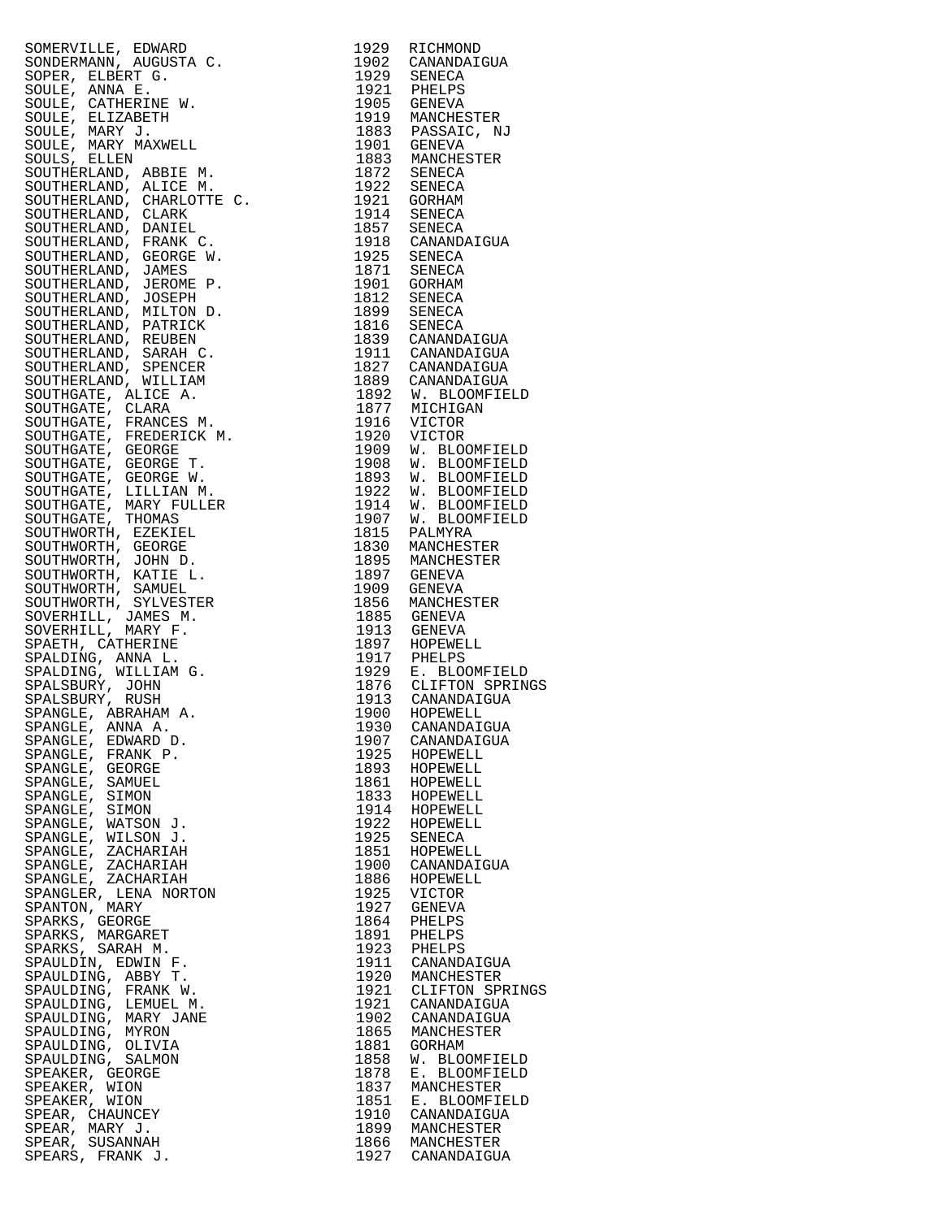| | | |
|---|---|---|
| SOMERVILLE, EDWARD | 1929 | RICHMOND |
| SONDERMANN, AUGUSTA C. | 1902 | CANANDAIGUA |
| SOPER, ELBERT G. | 1929 | SENECA |
| SOULE, ANNA E. | 1921 | PHELPS |
| SOULE, CATHERINE W. | 1905 | GENEVA |
| SOULE, ELIZABETH | 1919 | MANCHESTER |
| SOULE, MARY J. | 1883 | PASSAIC, NJ |
| SOULE, MARY MAXWELL | 1901 | GENEVA |
| SOULS, ELLEN | 1883 | MANCHESTER |
| SOUTHERLAND, ABBIE M. | 1872 | SENECA |
| SOUTHERLAND, ALICE M. | 1922 | SENECA |
| SOUTHERLAND, CHARLOTTE C. | 1921 | GORHAM |
| SOUTHERLAND, CLARK | 1914 | SENECA |
| SOUTHERLAND, DANIEL | 1857 | SENECA |
| SOUTHERLAND, FRANK C. | 1918 | CANANDAIGUA |
| SOUTHERLAND, GEORGE W. | 1925 | SENECA |
| SOUTHERLAND, JAMES | 1871 | SENECA |
| SOUTHERLAND, JEROME P. | 1901 | GORHAM |
| SOUTHERLAND, JOSEPH | 1812 | SENECA |
| SOUTHERLAND, MILTON D. | 1899 | SENECA |
| SOUTHERLAND, PATRICK | 1816 | SENECA |
| SOUTHERLAND, REUBEN | 1839 | CANANDAIGUA |
| SOUTHERLAND, SARAH C. | 1911 | CANANDAIGUA |
| SOUTHERLAND, SPENCER | 1827 | CANANDAIGUA |
| SOUTHERLAND, WILLIAM | 1889 | CANANDAIGUA |
| SOUTHGATE, ALICE A. | 1892 | W. BLOOMFIELD |
| SOUTHGATE, CLARA | 1877 | MICHIGAN |
| SOUTHGATE, FRANCES M. | 1916 | VICTOR |
| SOUTHGATE, FREDERICK M. | 1920 | VICTOR |
| SOUTHGATE, GEORGE | 1909 | W. BLOOMFIELD |
| SOUTHGATE, GEORGE T. | 1908 | W. BLOOMFIELD |
| SOUTHGATE, GEORGE W. | 1893 | W. BLOOMFIELD |
| SOUTHGATE, LILLIAN M. | 1922 | W. BLOOMFIELD |
| SOUTHGATE, MARY FULLER | 1914 | W. BLOOMFIELD |
| SOUTHGATE, THOMAS | 1907 | W. BLOOMFIELD |
| SOUTHWORTH, EZEKIEL | 1815 | PALMYRA |
| SOUTHWORTH, GEORGE | 1830 | MANCHESTER |
| SOUTHWORTH, JOHN D. | 1895 | MANCHESTER |
| SOUTHWORTH, KATIE L. | 1897 | GENEVA |
| SOUTHWORTH, SAMUEL | 1909 | GENEVA |
| SOUTHWORTH, SYLVESTER | 1856 | MANCHESTER |
| SOVERHILL, JAMES M. | 1885 | GENEVA |
| SOVERHILL, MARY F. | 1913 | GENEVA |
| SPAETH, CATHERINE | 1897 | HOPEWELL |
| SPALDING, ANNA L. | 1917 | PHELPS |
| SPALDING, WILLIAM G. | 1929 | E. BLOOMFIELD |
| SPALSBURY, JOHN | 1876 | CLIFTON SPRINGS |
| SPALSBURY, RUSH | 1913 | CANANDAIGUA |
| SPANGLE, ABRAHAM A. | 1900 | HOPEWELL |
| SPANGLE, ANNA A. | 1930 | CANANDAIGUA |
| SPANGLE, EDWARD D. | 1907 | CANANDAIGUA |
| SPANGLE, FRANK P. | 1925 | HOPEWELL |
| SPANGLE, GEORGE | 1893 | HOPEWELL |
| SPANGLE, SAMUEL | 1861 | HOPEWELL |
| SPANGLE, SIMON | 1833 | HOPEWELL |
| SPANGLE, SIMON | 1914 | HOPEWELL |
| SPANGLE, WATSON J. | 1922 | HOPEWELL |
| SPANGLE, WILSON J. | 1925 | SENECA |
| SPANGLE, ZACHARIAH | 1851 | HOPEWELL |
| SPANGLE, ZACHARIAH | 1900 | CANANDAIGUA |
| SPANGLE, ZACHARIAH | 1886 | HOPEWELL |
| SPANGLER, LENA NORTON | 1925 | VICTOR |
| SPANTON, MARY | 1927 | GENEVA |
| SPARKS, GEORGE | 1864 | PHELPS |
| SPARKS, MARGARET | 1891 | PHELPS |
| SPARKS, SARAH M. | 1923 | PHELPS |
| SPAULDIN, EDWIN F. | 1911 | CANANDAIGUA |
| SPAULDING, ABBY T. | 1920 | MANCHESTER |
| SPAULDING, FRANK W. | 1921 | CLIFTON SPRINGS |
| SPAULDING, LEMUEL M. | 1921 | CANANDAIGUA |
| SPAULDING, MARY JANE | 1902 | CANANDAIGUA |
| SPAULDING, MYRON | 1865 | MANCHESTER |
| SPAULDING, OLIVIA | 1881 | GORHAM |
| SPAULDING, SALMON | 1858 | W. BLOOMFIELD |
| SPEAKER, GEORGE | 1878 | E. BLOOMFIELD |
| SPEAKER, WION | 1837 | MANCHESTER |
| SPEAKER, WION | 1851 | E. BLOOMFIELD |
| SPEAR, CHAUNCEY | 1910 | CANANDAIGUA |
| SPEAR, MARY J. | 1899 | MANCHESTER |
| SPEAR, SUSANNAH | 1866 | MANCHESTER |
| SPEARS, FRANK J. | 1927 | CANANDAIGUA |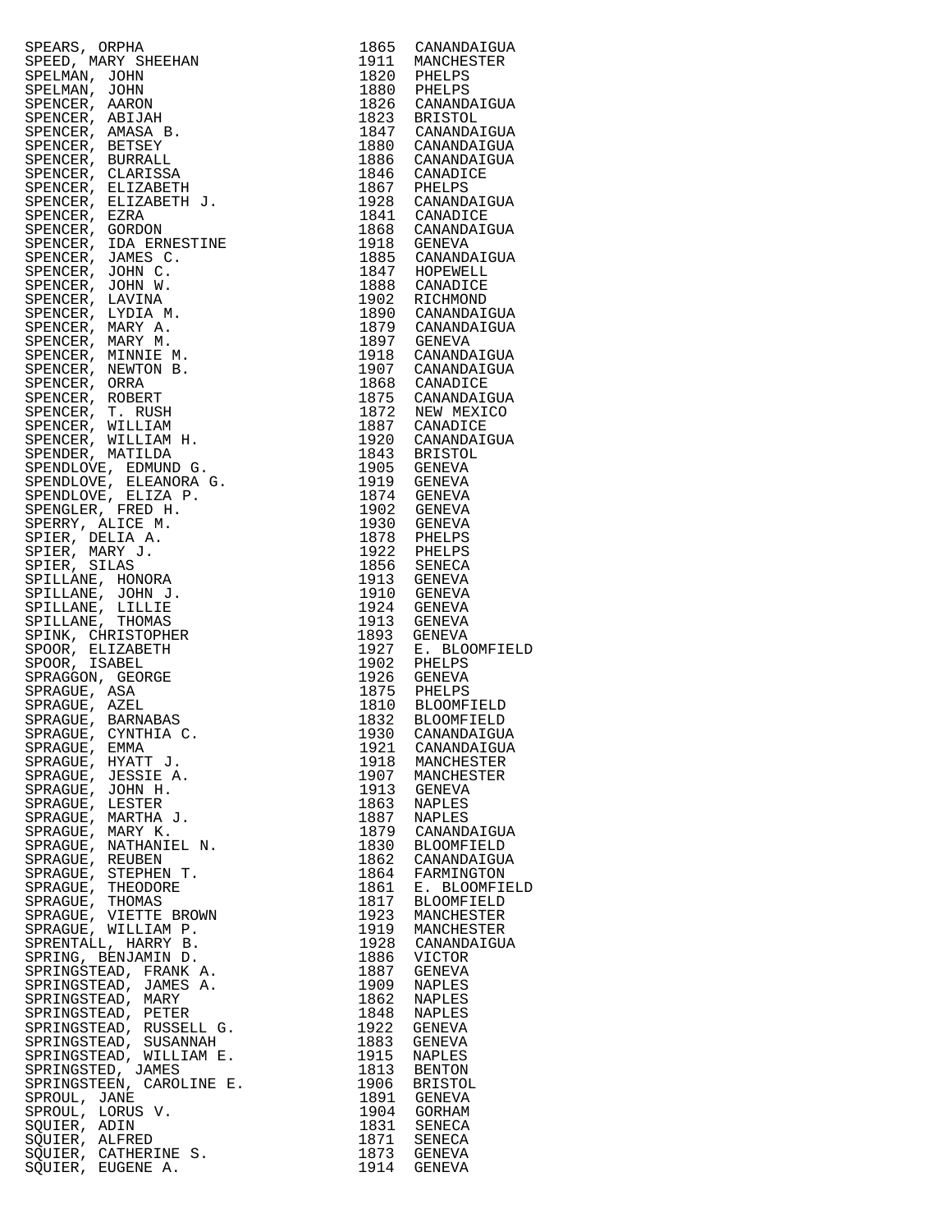| | | |
|---|---|---|
| SPEARS, ORPHA | 1865 | CANANDAIGUA |
| SPEED, MARY SHEEHAN | 1911 | MANCHESTER |
| SPELMAN, JOHN | 1820 | PHELPS |
| SPELMAN, JOHN | 1880 | PHELPS |
| SPENCER, AARON | 1826 | CANANDAIGUA |
| SPENCER, ABIJAH | 1823 | BRISTOL |
| SPENCER, AMASA B. | 1847 | CANANDAIGUA |
| SPENCER, BETSEY | 1880 | CANANDAIGUA |
| SPENCER, BURRALL | 1886 | CANANDAIGUA |
| SPENCER, CLARISSA | 1846 | CANADICE |
| SPENCER, ELIZABETH | 1867 | PHELPS |
| SPENCER, ELIZABETH J. | 1928 | CANANDAIGUA |
| SPENCER, EZRA | 1841 | CANADICE |
| SPENCER, GORDON | 1868 | CANANDAIGUA |
| SPENCER, IDA ERNESTINE | 1918 | GENEVA |
| SPENCER, JAMES C. | 1885 | CANANDAIGUA |
| SPENCER, JOHN C. | 1847 | HOPEWELL |
| SPENCER, JOHN W. | 1888 | CANADICE |
| SPENCER, LAVINA | 1902 | RICHMOND |
| SPENCER, LYDIA M. | 1890 | CANANDAIGUA |
| SPENCER, MARY A. | 1879 | CANANDAIGUA |
| SPENCER, MARY M. | 1897 | GENEVA |
| SPENCER, MINNIE M. | 1918 | CANANDAIGUA |
| SPENCER, NEWTON B. | 1907 | CANANDAIGUA |
| SPENCER, ORRA | 1868 | CANADICE |
| SPENCER, ROBERT | 1875 | CANANDAIGUA |
| SPENCER, T. RUSH | 1872 | NEW MEXICO |
| SPENCER, WILLIAM | 1887 | CANADICE |
| SPENCER, WILLIAM H. | 1920 | CANANDAIGUA |
| SPENDER, MATILDA | 1843 | BRISTOL |
| SPENDLOVE, EDMUND G. | 1905 | GENEVA |
| SPENDLOVE, ELEANORA G. | 1919 | GENEVA |
| SPENDLOVE, ELIZA P. | 1874 | GENEVA |
| SPENGLER, FRED H. | 1902 | GENEVA |
| SPERRY, ALICE M. | 1930 | GENEVA |
| SPIER, DELIA A. | 1878 | PHELPS |
| SPIER, MARY J. | 1922 | PHELPS |
| SPIER, SILAS | 1856 | SENECA |
| SPILLANE, HONORA | 1913 | GENEVA |
| SPILLANE, JOHN J. | 1910 | GENEVA |
| SPILLANE, LILLIE | 1924 | GENEVA |
| SPILLANE, THOMAS | 1913 | GENEVA |
| SPINK, CHRISTOPHER | 1893 | GENEVA |
| SPOOR, ELIZABETH | 1927 | E. BLOOMFIELD |
| SPOOR, ISABEL | 1902 | PHELPS |
| SPRAGGON, GEORGE | 1926 | GENEVA |
| SPRAGUE, ASA | 1875 | PHELPS |
| SPRAGUE, AZEL | 1810 | BLOOMFIELD |
| SPRAGUE, BARNABAS | 1832 | BLOOMFIELD |
| SPRAGUE, CYNTHIA C. | 1930 | CANANDAIGUA |
| SPRAGUE, EMMA | 1921 | CANANDAIGUA |
| SPRAGUE, HYATT J. | 1918 | MANCHESTER |
| SPRAGUE, JESSIE A. | 1907 | MANCHESTER |
| SPRAGUE, JOHN H. | 1913 | GENEVA |
| SPRAGUE, LESTER | 1863 | NAPLES |
| SPRAGUE, MARTHA J. | 1887 | NAPLES |
| SPRAGUE, MARY K. | 1879 | CANANDAIGUA |
| SPRAGUE, NATHANIEL N. | 1830 | BLOOMFIELD |
| SPRAGUE, REUBEN | 1862 | CANANDAIGUA |
| SPRAGUE, STEPHEN T. | 1864 | FARMINGTON |
| SPRAGUE, THEODORE | 1861 | E. BLOOMFIELD |
| SPRAGUE, THOMAS | 1817 | BLOOMFIELD |
| SPRAGUE, VIETTE BROWN | 1923 | MANCHESTER |
| SPRAGUE, WILLIAM P. | 1919 | MANCHESTER |
| SPRENTALL, HARRY B. | 1928 | CANANDAIGUA |
| SPRING, BENJAMIN D. | 1886 | VICTOR |
| SPRINGSTEAD, FRANK A. | 1887 | GENEVA |
| SPRINGSTEAD, JAMES A. | 1909 | NAPLES |
| SPRINGSTEAD, MARY | 1862 | NAPLES |
| SPRINGSTEAD, PETER | 1848 | NAPLES |
| SPRINGSTEAD, RUSSELL G. | 1922 | GENEVA |
| SPRINGSTEAD, SUSANNAH | 1883 | GENEVA |
| SPRINGSTEAD, WILLIAM E. | 1915 | NAPLES |
| SPRINGSTED, JAMES | 1813 | BENTON |
| SPRINGSTEEN, CAROLINE E. | 1906 | BRISTOL |
| SPROUL, JANE | 1891 | GENEVA |
| SPROUL, LORUS V. | 1904 | GORHAM |
| SQUIER, ADIN | 1831 | SENECA |
| SQUIER, ALFRED | 1871 | SENECA |
| SQUIER, CATHERINE S. | 1873 | GENEVA |
| SQUIER, EUGENE A. | 1914 | GENEVA |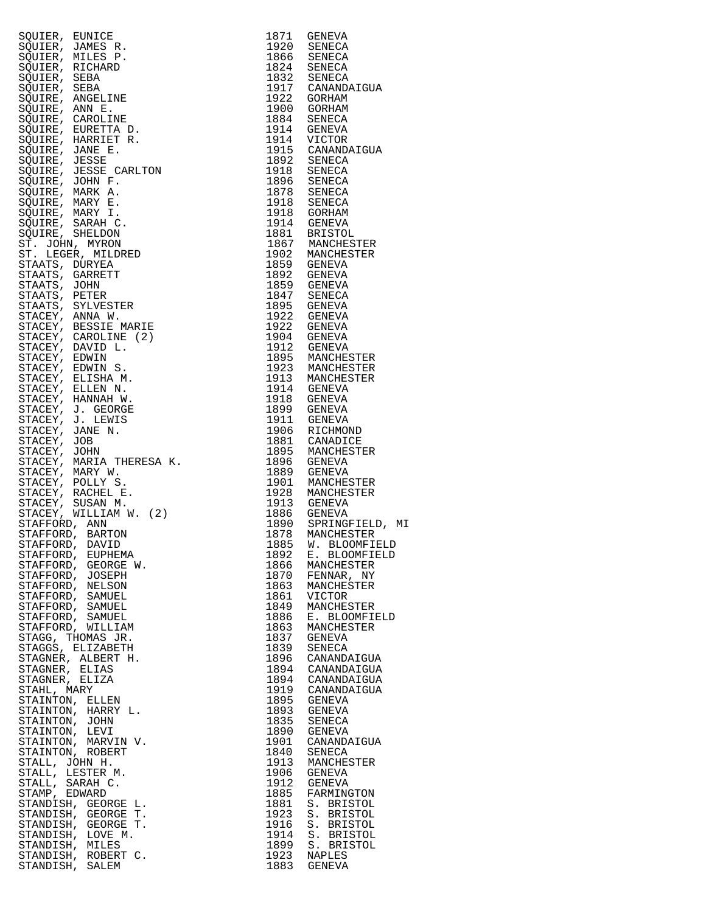| Name | Year | Place |
|---|---|---|
| SQUIER, EUNICE | 1871 | GENEVA |
| SQUIER, JAMES R. | 1920 | SENECA |
| SQUIER, MILES P. | 1866 | SENECA |
| SQUIER, RICHARD | 1824 | SENECA |
| SQUIER, SEBA | 1832 | SENECA |
| SQUIER, SEBA | 1917 | CANANDAIGUA |
| SQUIRE, ANGELINE | 1922 | GORHAM |
| SQUIRE, ANN E. | 1900 | GORHAM |
| SQUIRE, CAROLINE | 1884 | SENECA |
| SQUIRE, EURETTA D. | 1914 | GENEVA |
| SQUIRE, HARRIET R. | 1914 | VICTOR |
| SQUIRE, JANE E. | 1915 | CANANDAIGUA |
| SQUIRE, JESSE | 1892 | SENECA |
| SQUIRE, JESSE CARLTON | 1918 | SENECA |
| SQUIRE, JOHN F. | 1896 | SENECA |
| SQUIRE, MARK A. | 1878 | SENECA |
| SQUIRE, MARY E. | 1918 | SENECA |
| SQUIRE, MARY I. | 1918 | GORHAM |
| SQUIRE, SARAH C. | 1914 | GENEVA |
| SQUIRE, SHELDON | 1881 | BRISTOL |
| ST. JOHN, MYRON | 1867 | MANCHESTER |
| ST. LEGER, MILDRED | 1902 | MANCHESTER |
| STAATS, DURYEA | 1859 | GENEVA |
| STAATS, GARRETT | 1892 | GENEVA |
| STAATS, JOHN | 1859 | GENEVA |
| STAATS, PETER | 1847 | SENECA |
| STAATS, SYLVESTER | 1895 | GENEVA |
| STACEY, ANNA W. | 1922 | GENEVA |
| STACEY, BESSIE MARIE | 1922 | GENEVA |
| STACEY, CAROLINE (2) | 1904 | GENEVA |
| STACEY, DAVID L. | 1912 | GENEVA |
| STACEY, EDWIN | 1895 | MANCHESTER |
| STACEY, EDWIN S. | 1923 | MANCHESTER |
| STACEY, ELISHA M. | 1913 | MANCHESTER |
| STACEY, ELLEN N. | 1914 | GENEVA |
| STACEY, HANNAH W. | 1918 | GENEVA |
| STACEY, J. GEORGE | 1899 | GENEVA |
| STACEY, J. LEWIS | 1911 | GENEVA |
| STACEY, JANE N. | 1906 | RICHMOND |
| STACEY, JOB | 1881 | CANADICE |
| STACEY, JOHN | 1895 | MANCHESTER |
| STACEY, MARIA THERESA K. | 1896 | GENEVA |
| STACEY, MARY W. | 1889 | GENEVA |
| STACEY, POLLY S. | 1901 | MANCHESTER |
| STACEY, RACHEL E. | 1928 | MANCHESTER |
| STACEY, SUSAN M. | 1913 | GENEVA |
| STACEY, WILLIAM W. (2) | 1886 | GENEVA |
| STAFFORD, ANN | 1890 | SPRINGFIELD, MI |
| STAFFORD, BARTON | 1878 | MANCHESTER |
| STAFFORD, DAVID | 1885 | W. BLOOMFIELD |
| STAFFORD, EUPHEMA | 1892 | E. BLOOMFIELD |
| STAFFORD, GEORGE W. | 1866 | MANCHESTER |
| STAFFORD, JOSEPH | 1870 | FENNAR, NY |
| STAFFORD, NELSON | 1863 | MANCHESTER |
| STAFFORD, SAMUEL | 1861 | VICTOR |
| STAFFORD, SAMUEL | 1849 | MANCHESTER |
| STAFFORD, SAMUEL | 1886 | E. BLOOMFIELD |
| STAFFORD, WILLIAM | 1863 | MANCHESTER |
| STAGG, THOMAS JR. | 1837 | GENEVA |
| STAGGS, ELIZABETH | 1839 | SENECA |
| STAGNER, ALBERT H. | 1896 | CANANDAIGUA |
| STAGNER, ELIAS | 1894 | CANANDAIGUA |
| STAGNER, ELIZA | 1894 | CANANDAIGUA |
| STAHL, MARY | 1919 | CANANDAIGUA |
| STAINTON, ELLEN | 1895 | GENEVA |
| STAINTON, HARRY L. | 1893 | GENEVA |
| STAINTON, JOHN | 1835 | SENECA |
| STAINTON, LEVI | 1890 | GENEVA |
| STAINTON, MARVIN V. | 1901 | CANANDAIGUA |
| STAINTON, ROBERT | 1840 | SENECA |
| STALL, JOHN H. | 1913 | MANCHESTER |
| STALL, LESTER M. | 1906 | GENEVA |
| STALL, SARAH C. | 1912 | GENEVA |
| STAMP, EDWARD | 1885 | FARMINGTON |
| STANDISH, GEORGE L. | 1881 | S. BRISTOL |
| STANDISH, GEORGE T. | 1923 | S. BRISTOL |
| STANDISH, GEORGE T. | 1916 | S. BRISTOL |
| STANDISH, LOVE M. | 1914 | S. BRISTOL |
| STANDISH, MILES | 1899 | S. BRISTOL |
| STANDISH, ROBERT C. | 1923 | NAPLES |
| STANDISH, SALEM | 1883 | GENEVA |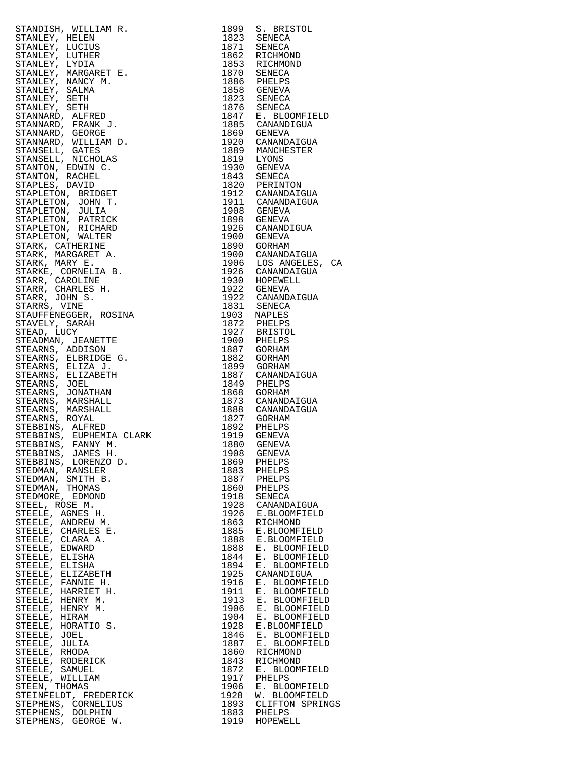| | | |
|---|---|---|
| STANDISH, WILLIAM R. | 1899 | S. BRISTOL |
| STANLEY, HELEN | 1823 | SENECA |
| STANLEY, LUCIUS | 1871 | SENECA |
| STANLEY, LUTHER | 1862 | RICHMOND |
| STANLEY, LYDIA | 1853 | RICHMOND |
| STANLEY, MARGARET E. | 1870 | SENECA |
| STANLEY, NANCY M. | 1886 | PHELPS |
| STANLEY, SALMA | 1858 | GENEVA |
| STANLEY, SETH | 1823 | SENECA |
| STANLEY, SETH | 1876 | SENECA |
| STANNARD, ALFRED | 1847 | E. BLOOMFIELD |
| STANNARD, FRANK J. | 1885 | CANANDIGUA |
| STANNARD, GEORGE | 1869 | GENEVA |
| STANNARD, WILLIAM D. | 1920 | CANANDAIGUA |
| STANSELL, GATES | 1889 | MANCHESTER |
| STANSELL, NICHOLAS | 1819 | LYONS |
| STANTON, EDWIN C. | 1930 | GENEVA |
| STANTON, RACHEL | 1843 | SENECA |
| STAPLES, DAVID | 1820 | PERINTON |
| STAPLETON, BRIDGET | 1912 | CANANDAIGUA |
| STAPLETON, JOHN T. | 1911 | CANANDAIGUA |
| STAPLETON, JULIA | 1908 | GENEVA |
| STAPLETON, PATRICK | 1898 | GENEVA |
| STAPLETON, RICHARD | 1926 | CANANDIGUA |
| STAPLETON, WALTER | 1900 | GENEVA |
| STARK, CATHERINE | 1890 | GORHAM |
| STARK, MARGARET A. | 1900 | CANANDAIGUA |
| STARK, MARY E. | 1906 | LOS ANGELES, CA |
| STARKE, CORNELIA B. | 1926 | CANANDAIGUA |
| STARR, CAROLINE | 1930 | HOPEWELL |
| STARR, CHARLES H. | 1922 | GENEVA |
| STARR, JOHN S. | 1922 | CANANDAIGUA |
| STARRS, VINE | 1831 | SENECA |
| STAUFFENEGGER, ROSINA | 1903 | NAPLES |
| STAVELY, SARAH | 1872 | PHELPS |
| STEAD, LUCY | 1927 | BRISTOL |
| STEADMAN, JEANETTE | 1900 | PHELPS |
| STEARNS, ADDISON | 1887 | GORHAM |
| STEARNS, ELBRIDGE G. | 1882 | GORHAM |
| STEARNS, ELIZA J. | 1899 | GORHAM |
| STEARNS, ELIZABETH | 1887 | CANANDAIGUA |
| STEARNS, JOEL | 1849 | PHELPS |
| STEARNS, JONATHAN | 1868 | GORHAM |
| STEARNS, MARSHALL | 1873 | CANANDAIGUA |
| STEARNS, MARSHALL | 1888 | CANANDAIGUA |
| STEARNS, ROYAL | 1827 | GORHAM |
| STEBBINS, ALFRED | 1892 | PHELPS |
| STEBBINS, EUPHEMIA CLARK | 1919 | GENEVA |
| STEBBINS, FANNY M. | 1880 | GENEVA |
| STEBBINS, JAMES H. | 1908 | GENEVA |
| STEBBINS, LORENZO D. | 1869 | PHELPS |
| STEDMAN, RANSLER | 1883 | PHELPS |
| STEDMAN, SMITH B. | 1887 | PHELPS |
| STEDMAN, THOMAS | 1860 | PHELPS |
| STEDMORE, EDMOND | 1918 | SENECA |
| STEEL, ROSE M. | 1928 | CANANDAIGUA |
| STEELE, AGNES H. | 1926 | E.BLOOMFIELD |
| STEELE, ANDREW M. | 1863 | RICHMOND |
| STEELE, CHARLES E. | 1885 | E.BLOOMFIELD |
| STEELE, CLARA A. | 1888 | E.BLOOMFIELD |
| STEELE, EDWARD | 1888 | E. BLOOMFIELD |
| STEELE, ELISHA | 1844 | E. BLOOMFIELD |
| STEELE, ELISHA | 1894 | E. BLOOMFIELD |
| STEELE, ELIZABETH | 1925 | CANANDIGUA |
| STEELE, FANNIE H. | 1916 | E. BLOOMFIELD |
| STEELE, HARRIET H. | 1911 | E. BLOOMFIELD |
| STEELE, HENRY M. | 1913 | E. BLOOMFIELD |
| STEELE, HENRY M. | 1906 | E. BLOOMFIELD |
| STEELE, HIRAM | 1904 | E. BLOOMFIELD |
| STEELE, HORATIO S. | 1928 | E.BLOOMFIELD |
| STEELE, JOEL | 1846 | E. BLOOMFIELD |
| STEELE, JULIA | 1887 | E. BLOOMFIELD |
| STEELE, RHODA | 1860 | RICHMOND |
| STEELE, RODERICK | 1843 | RICHMOND |
| STEELE, SAMUEL | 1872 | E. BLOOMFIELD |
| STEELE, WILLIAM | 1917 | PHELPS |
| STEEN, THOMAS | 1906 | E. BLOOMFIELD |
| STEINFELDT, FREDERICK | 1928 | W. BLOOMFIELD |
| STEPHENS, CORNELIUS | 1893 | CLIFTON SPRINGS |
| STEPHENS, DOLPHIN | 1883 | PHELPS |
| STEPHENS, GEORGE W. | 1919 | HOPEWELL |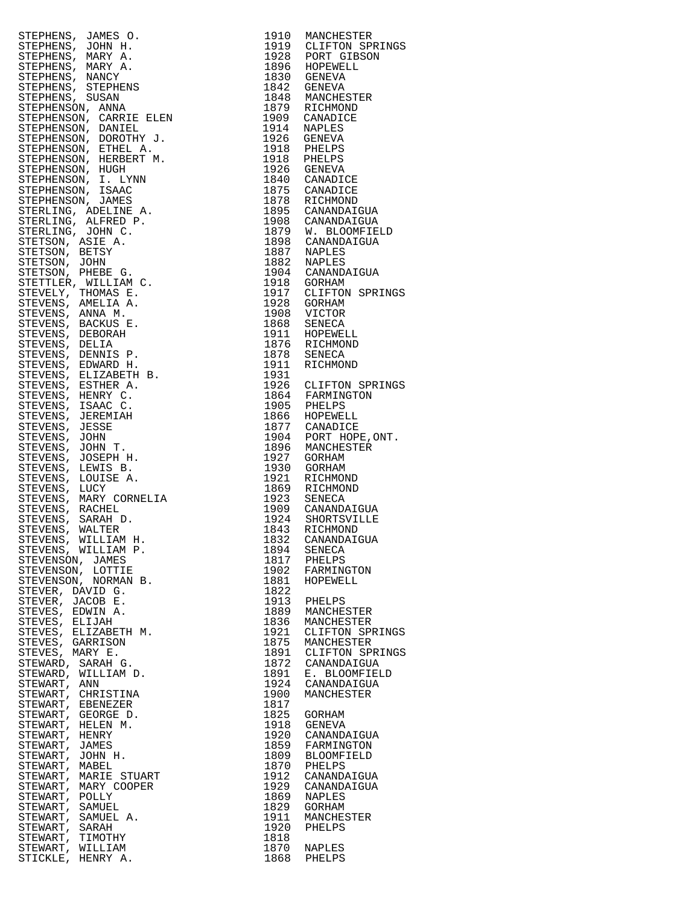| | | |
|---|---|---|
| STEPHENS, JAMES O. | 1910 | MANCHESTER |
| STEPHENS, JOHN H. | 1919 | CLIFTON SPRINGS |
| STEPHENS, MARY A. | 1928 | PORT GIBSON |
| STEPHENS, MARY A. | 1896 | HOPEWELL |
| STEPHENS, NANCY | 1830 | GENEVA |
| STEPHENS, STEPHENS | 1842 | GENEVA |
| STEPHENS, SUSAN | 1848 | MANCHESTER |
| STEPHENSON, ANNA | 1879 | RICHMOND |
| STEPHENSON, CARRIE ELEN | 1909 | CANADICE |
| STEPHENSON, DANIEL | 1914 | NAPLES |
| STEPHENSON, DOROTHY J. | 1926 | GENEVA |
| STEPHENSON, ETHEL A. | 1918 | PHELPS |
| STEPHENSON, HERBERT M. | 1918 | PHELPS |
| STEPHENSON, HUGH | 1926 | GENEVA |
| STEPHENSON, I. LYNN | 1840 | CANADICE |
| STEPHENSON, ISAAC | 1875 | CANADICE |
| STEPHENSON, JAMES | 1878 | RICHMOND |
| STERLING, ADELINE A. | 1895 | CANANDAIGUA |
| STERLING, ALFRED P. | 1908 | CANANDAIGUA |
| STERLING, JOHN C. | 1879 | W. BLOOMFIELD |
| STETSON, ASIE A. | 1898 | CANANDAIGUA |
| STETSON, BETSY | 1887 | NAPLES |
| STETSON, JOHN | 1882 | NAPLES |
| STETSON, PHEBE G. | 1904 | CANANDAIGUA |
| STETTLER, WILLIAM C. | 1918 | GORHAM |
| STEVELY, THOMAS E. | 1917 | CLIFTON SPRINGS |
| STEVENS, AMELIA A. | 1928 | GORHAM |
| STEVENS, ANNA M. | 1908 | VICTOR |
| STEVENS, BACKUS E. | 1868 | SENECA |
| STEVENS, DEBORAH | 1911 | HOPEWELL |
| STEVENS, DELIA | 1876 | RICHMOND |
| STEVENS, DENNIS P. | 1878 | SENECA |
| STEVENS, EDWARD H. | 1911 | RICHMOND |
| STEVENS, ELIZABETH B. | 1931 | |
| STEVENS, ESTHER A. | 1926 | CLIFTON SPRINGS |
| STEVENS, HENRY C. | 1864 | FARMINGTON |
| STEVENS, ISAAC C. | 1905 | PHELPS |
| STEVENS, JEREMIAH | 1866 | HOPEWELL |
| STEVENS, JESSE | 1877 | CANADICE |
| STEVENS, JOHN | 1904 | PORT HOPE,ONT. |
| STEVENS, JOHN T. | 1896 | MANCHESTER |
| STEVENS, JOSEPH H. | 1927 | GORHAM |
| STEVENS, LEWIS B. | 1930 | GORHAM |
| STEVENS, LOUISE A. | 1921 | RICHMOND |
| STEVENS, LUCY | 1869 | RICHMOND |
| STEVENS, MARY CORNELIA | 1923 | SENECA |
| STEVENS, RACHEL | 1909 | CANANDAIGUA |
| STEVENS, SARAH D. | 1924 | SHORTSVILLE |
| STEVENS, WALTER | 1843 | RICHMOND |
| STEVENS, WILLIAM H. | 1832 | CANANDAIGUA |
| STEVENS, WILLIAM P. | 1894 | SENECA |
| STEVENSON, JAMES | 1817 | PHELPS |
| STEVENSON, LOTTIE | 1902 | FARMINGTON |
| STEVENSON, NORMAN B. | 1881 | HOPEWELL |
| STEVER, DAVID G. | 1822 | |
| STEVER, JACOB E. | 1913 | PHELPS |
| STEVES, EDWIN A. | 1889 | MANCHESTER |
| STEVES, ELIJAH | 1836 | MANCHESTER |
| STEVES, ELIZABETH M. | 1921 | CLIFTON SPRINGS |
| STEVES, GARRISON | 1875 | MANCHESTER |
| STEVES, MARY E. | 1891 | CLIFTON SPRINGS |
| STEWARD, SARAH G. | 1872 | CANANDAIGUA |
| STEWARD, WILLIAM D. | 1891 | E. BLOOMFIELD |
| STEWART, ANN | 1924 | CANANDAIGUA |
| STEWART, CHRISTINA | 1900 | MANCHESTER |
| STEWART, EBENEZER | 1817 | |
| STEWART, GEORGE D. | 1825 | GORHAM |
| STEWART, HELEN M. | 1918 | GENEVA |
| STEWART, HENRY | 1920 | CANANDAIGUA |
| STEWART, JAMES | 1859 | FARMINGTON |
| STEWART, JOHN H. | 1809 | BLOOMFIELD |
| STEWART, MABEL | 1870 | PHELPS |
| STEWART, MARIE STUART | 1912 | CANANDAIGUA |
| STEWART, MARY COOPER | 1929 | CANANDAIGUA |
| STEWART, POLLY | 1869 | NAPLES |
| STEWART, SAMUEL | 1829 | GORHAM |
| STEWART, SAMUEL A. | 1911 | MANCHESTER |
| STEWART, SARAH | 1920 | PHELPS |
| STEWART, TIMOTHY | 1818 | |
| STEWART, WILLIAM | 1870 | NAPLES |
| STICKLE, HENRY A. | 1868 | PHELPS |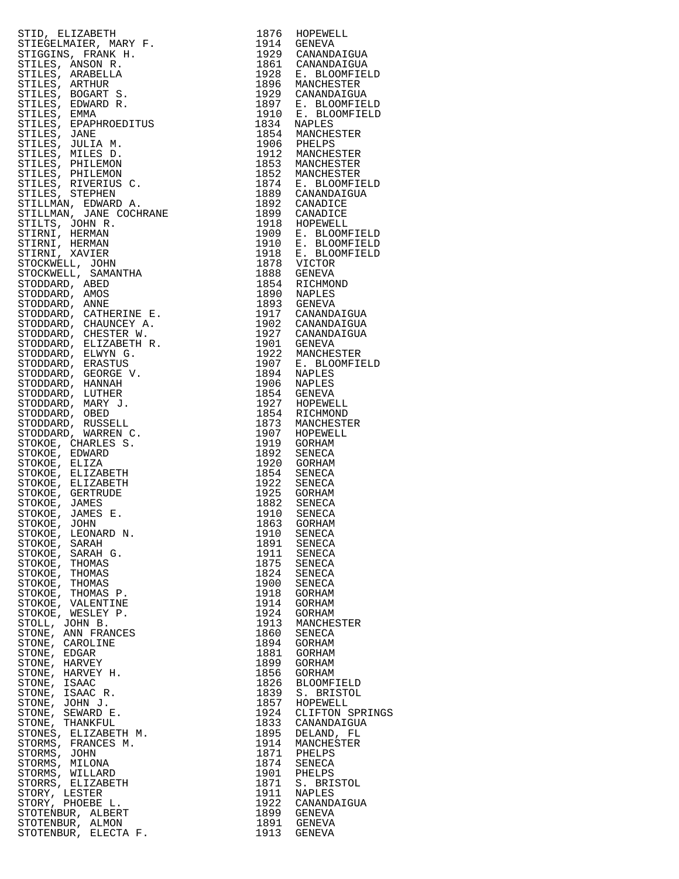| Name | Year | Place |
|---|---|---|
| STID, ELIZABETH | 1876 | HOPEWELL |
| STIEGELMAIER, MARY F. | 1914 | GENEVA |
| STIGGINS, FRANK H. | 1929 | CANANDAIGUA |
| STILES, ANSON R. | 1861 | CANANDAIGUA |
| STILES, ARABELLA | 1928 | E. BLOOMFIELD |
| STILES, ARTHUR | 1896 | MANCHESTER |
| STILES, BOGART S. | 1929 | CANANDAIGUA |
| STILES, EDWARD R. | 1897 | E. BLOOMFIELD |
| STILES, EMMA | 1910 | E. BLOOMFIELD |
| STILES, EPAPHROEDITUS | 1834 | NAPLES |
| STILES, JANE | 1854 | MANCHESTER |
| STILES, JULIA M. | 1906 | PHELPS |
| STILES, MILES D. | 1912 | MANCHESTER |
| STILES, PHILEMON | 1853 | MANCHESTER |
| STILES, PHILEMON | 1852 | MANCHESTER |
| STILES, RIVERIUS C. | 1874 | E. BLOOMFIELD |
| STILES, STEPHEN | 1889 | CANANDAIGUA |
| STILLMAN, EDWARD A. | 1892 | CANADICE |
| STILLMAN, JANE COCHRANE | 1899 | CANADICE |
| STILTS, JOHN R. | 1918 | HOPEWELL |
| STIRNI, HERMAN | 1909 | E. BLOOMFIELD |
| STIRNI, HERMAN | 1910 | E. BLOOMFIELD |
| STIRNI, XAVIER | 1918 | E. BLOOMFIELD |
| STOCKWELL, JOHN | 1878 | VICTOR |
| STOCKWELL, SAMANTHA | 1888 | GENEVA |
| STODDARD, ABED | 1854 | RICHMOND |
| STODDARD, AMOS | 1890 | NAPLES |
| STODDARD, ANNE | 1893 | GENEVA |
| STODDARD, CATHERINE E. | 1917 | CANANDAIGUA |
| STODDARD, CHAUNCEY A. | 1902 | CANANDAIGUA |
| STODDARD, CHESTER W. | 1927 | CANANDAIGUA |
| STODDARD, ELIZABETH R. | 1901 | GENEVA |
| STODDARD, ELWYN G. | 1922 | MANCHESTER |
| STODDARD, ERASTUS | 1907 | E. BLOOMFIELD |
| STODDARD, GEORGE V. | 1894 | NAPLES |
| STODDARD, HANNAH | 1906 | NAPLES |
| STODDARD, LUTHER | 1854 | GENEVA |
| STODDARD, MARY J. | 1927 | HOPEWELL |
| STODDARD, OBED | 1854 | RICHMOND |
| STODDARD, RUSSELL | 1873 | MANCHESTER |
| STODDARD, WARREN C. | 1907 | HOPEWELL |
| STOKOE, CHARLES S. | 1919 | GORHAM |
| STOKOE, EDWARD | 1892 | SENECA |
| STOKOE, ELIZA | 1920 | GORHAM |
| STOKOE, ELIZABETH | 1854 | SENECA |
| STOKOE, ELIZABETH | 1922 | SENECA |
| STOKOE, GERTRUDE | 1925 | GORHAM |
| STOKOE, JAMES | 1882 | SENECA |
| STOKOE, JAMES E. | 1910 | SENECA |
| STOKOE, JOHN | 1863 | GORHAM |
| STOKOE, LEONARD N. | 1910 | SENECA |
| STOKOE, SARAH | 1891 | SENECA |
| STOKOE, SARAH G. | 1911 | SENECA |
| STOKOE, THOMAS | 1875 | SENECA |
| STOKOE, THOMAS | 1824 | SENECA |
| STOKOE, THOMAS | 1900 | SENECA |
| STOKOE, THOMAS P. | 1918 | GORHAM |
| STOKOE, VALENTINE | 1914 | GORHAM |
| STOKOE, WESLEY P. | 1924 | GORHAM |
| STOLL, JOHN B. | 1913 | MANCHESTER |
| STONE, ANN FRANCES | 1860 | SENECA |
| STONE, CAROLINE | 1894 | GORHAM |
| STONE, EDGAR | 1881 | GORHAM |
| STONE, HARVEY | 1899 | GORHAM |
| STONE, HARVEY H. | 1856 | GORHAM |
| STONE, ISAAC | 1826 | BLOOMFIELD |
| STONE, ISAAC R. | 1839 | S. BRISTOL |
| STONE, JOHN J. | 1857 | HOPEWELL |
| STONE, SEWARD E. | 1924 | CLIFTON SPRINGS |
| STONE, THANKFUL | 1833 | CANANDAIGUA |
| STONES, ELIZABETH M. | 1895 | DELAND, FL |
| STORMS, FRANCES M. | 1914 | MANCHESTER |
| STORMS, JOHN | 1871 | PHELPS |
| STORMS, MILONA | 1874 | SENECA |
| STORMS, WILLARD | 1901 | PHELPS |
| STORRS, ELIZABETH | 1871 | S. BRISTOL |
| STORY, LESTER | 1911 | NAPLES |
| STORY, PHOEBE L. | 1922 | CANANDAIGUA |
| STOTENBUR, ALBERT | 1899 | GENEVA |
| STOTENBUR, ALMON | 1891 | GENEVA |
| STOTENBUR, ELECTA F. | 1913 | GENEVA |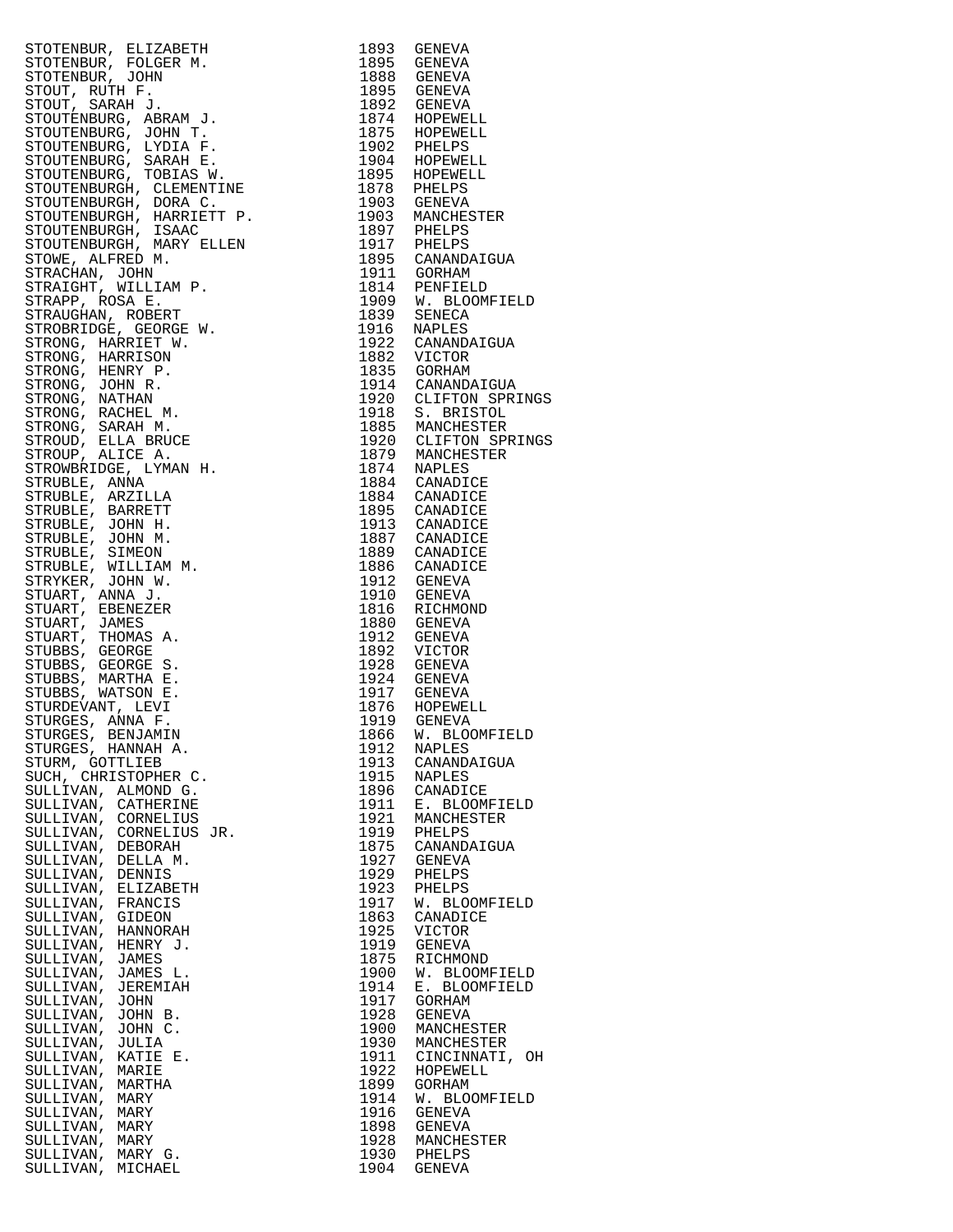| | | |
|---|---|---|
| STOTENBUR, ELIZABETH | 1893 | GENEVA |
| STOTENBUR, FOLGER M. | 1895 | GENEVA |
| STOTENBUR, JOHN | 1888 | GENEVA |
| STOUT, RUTH F. | 1895 | GENEVA |
| STOUT, SARAH J. | 1892 | GENEVA |
| STOUTENBURG, ABRAM J. | 1874 | HOPEWELL |
| STOUTENBURG, JOHN T. | 1875 | HOPEWELL |
| STOUTENBURG, LYDIA F. | 1902 | PHELPS |
| STOUTENBURG, SARAH E. | 1904 | HOPEWELL |
| STOUTENBURG, TOBIAS W. | 1895 | HOPEWELL |
| STOUTENBURGH, CLEMENTINE | 1878 | PHELPS |
| STOUTENBURGH, DORA C. | 1903 | GENEVA |
| STOUTENBURGH, HARRIETT P. | 1903 | MANCHESTER |
| STOUTENBURGH, ISAAC | 1897 | PHELPS |
| STOUTENBURGH, MARY ELLEN | 1917 | PHELPS |
| STOWE, ALFRED M. | 1895 | CANANDAIGUA |
| STRACHAN, JOHN | 1911 | GORHAM |
| STRAIGHT, WILLIAM P. | 1814 | PENFIELD |
| STRAPP, ROSA E. | 1909 | W. BLOOMFIELD |
| STRAUGHAN, ROBERT | 1839 | SENECA |
| STROBRIDGE, GEORGE W. | 1916 | NAPLES |
| STRONG, HARRIET W. | 1922 | CANANDAIGUA |
| STRONG, HARRISON | 1882 | VICTOR |
| STRONG, HENRY P. | 1835 | GORHAM |
| STRONG, JOHN R. | 1914 | CANANDAIGUA |
| STRONG, NATHAN | 1920 | CLIFTON SPRINGS |
| STRONG, RACHEL M. | 1918 | S. BRISTOL |
| STRONG, SARAH M. | 1885 | MANCHESTER |
| STROUD, ELLA BRUCE | 1920 | CLIFTON SPRINGS |
| STROUP, ALICE A. | 1879 | MANCHESTER |
| STROWBRIDGE, LYMAN H. | 1874 | NAPLES |
| STRUBLE, ANNA | 1884 | CANADICE |
| STRUBLE, ARZILLA | 1884 | CANADICE |
| STRUBLE, BARRETT | 1895 | CANADICE |
| STRUBLE, JOHN H. | 1913 | CANADICE |
| STRUBLE, JOHN M. | 1887 | CANADICE |
| STRUBLE, SIMEON | 1889 | CANADICE |
| STRUBLE, WILLIAM M. | 1886 | CANADICE |
| STRYKER, JOHN W. | 1912 | GENEVA |
| STUART, ANNA J. | 1910 | GENEVA |
| STUART, EBENEZER | 1816 | RICHMOND |
| STUART, JAMES | 1880 | GENEVA |
| STUART, THOMAS A. | 1912 | GENEVA |
| STUBBS, GEORGE | 1892 | VICTOR |
| STUBBS, GEORGE S. | 1928 | GENEVA |
| STUBBS, MARTHA E. | 1924 | GENEVA |
| STUBBS, WATSON E. | 1917 | GENEVA |
| STURDEVANT, LEVI | 1876 | HOPEWELL |
| STURGES, ANNA F. | 1919 | GENEVA |
| STURGES, BENJAMIN | 1866 | W. BLOOMFIELD |
| STURGES, HANNAH A. | 1912 | NAPLES |
| STURM, GOTTLIEB | 1913 | CANANDAIGUA |
| SUCH, CHRISTOPHER C. | 1915 | NAPLES |
| SULLIVAN, ALMOND G. | 1896 | CANADICE |
| SULLIVAN, CATHERINE | 1911 | E. BLOOMFIELD |
| SULLIVAN, CORNELIUS | 1921 | MANCHESTER |
| SULLIVAN, CORNELIUS JR. | 1919 | PHELPS |
| SULLIVAN, DEBORAH | 1875 | CANANDAIGUA |
| SULLIVAN, DELLA M. | 1927 | GENEVA |
| SULLIVAN, DENNIS | 1929 | PHELPS |
| SULLIVAN, ELIZABETH | 1923 | PHELPS |
| SULLIVAN, FRANCIS | 1917 | W. BLOOMFIELD |
| SULLIVAN, GIDEON | 1863 | CANADICE |
| SULLIVAN, HANNORAH | 1925 | VICTOR |
| SULLIVAN, HENRY J. | 1919 | GENEVA |
| SULLIVAN, JAMES | 1875 | RICHMOND |
| SULLIVAN, JAMES L. | 1900 | W. BLOOMFIELD |
| SULLIVAN, JEREMIAH | 1914 | E. BLOOMFIELD |
| SULLIVAN, JOHN | 1917 | GORHAM |
| SULLIVAN, JOHN B. | 1928 | GENEVA |
| SULLIVAN, JOHN C. | 1900 | MANCHESTER |
| SULLIVAN, JULIA | 1930 | MANCHESTER |
| SULLIVAN, KATIE E. | 1911 | CINCINNATI, OH |
| SULLIVAN, MARIE | 1922 | HOPEWELL |
| SULLIVAN, MARTHA | 1899 | GORHAM |
| SULLIVAN, MARY | 1914 | W. BLOOMFIELD |
| SULLIVAN, MARY | 1916 | GENEVA |
| SULLIVAN, MARY | 1898 | GENEVA |
| SULLIVAN, MARY | 1928 | MANCHESTER |
| SULLIVAN, MARY G. | 1930 | PHELPS |
| SULLIVAN, MICHAEL | 1904 | GENEVA |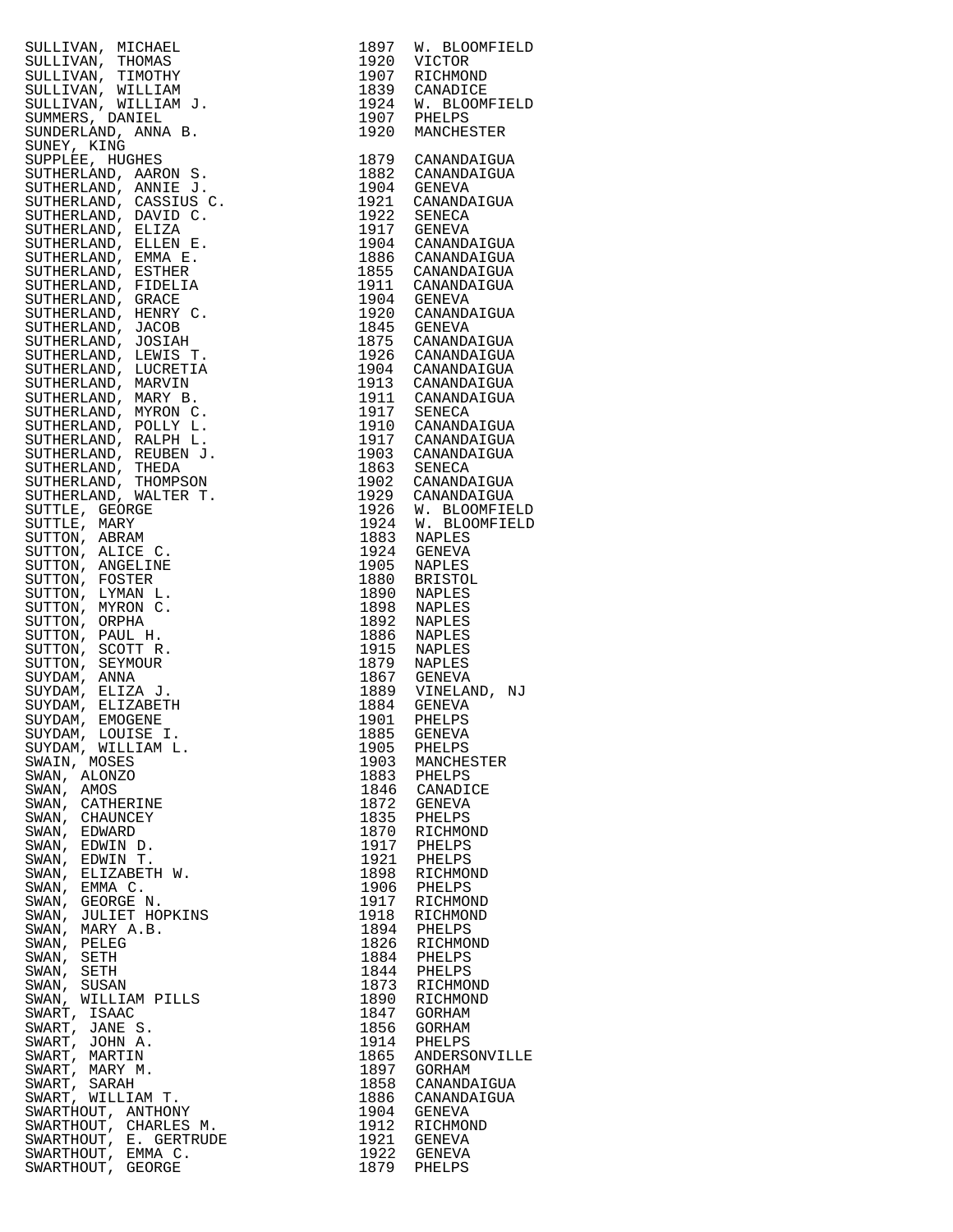| Name | Year | Place |
|---|---|---|
| SULLIVAN, MICHAEL | 1897 | W. BLOOMFIELD |
| SULLIVAN, THOMAS | 1920 | VICTOR |
| SULLIVAN, TIMOTHY | 1907 | RICHMOND |
| SULLIVAN, WILLIAM | 1839 | CANADICE |
| SULLIVAN, WILLIAM J. | 1924 | W. BLOOMFIELD |
| SUMMERS, DANIEL | 1907 | PHELPS |
| SUNDERLAND, ANNA B. | 1920 | MANCHESTER |
| SUNEY, KING | | |
| SUPPLEE, HUGHES | 1879 | CANANDAIGUA |
| SUTHERLAND, AARON S. | 1882 | CANANDAIGUA |
| SUTHERLAND, ANNIE J. | 1904 | GENEVA |
| SUTHERLAND, CASSIUS C. | 1921 | CANANDAIGUA |
| SUTHERLAND, DAVID C. | 1922 | SENECA |
| SUTHERLAND, ELIZA | 1917 | GENEVA |
| SUTHERLAND, ELLEN E. | 1904 | CANANDAIGUA |
| SUTHERLAND, EMMA E. | 1886 | CANANDAIGUA |
| SUTHERLAND, ESTHER | 1855 | CANANDAIGUA |
| SUTHERLAND, FIDELIA | 1911 | CANANDAIGUA |
| SUTHERLAND, GRACE | 1904 | GENEVA |
| SUTHERLAND, HENRY C. | 1920 | CANANDAIGUA |
| SUTHERLAND, JACOB | 1845 | GENEVA |
| SUTHERLAND, JOSIAH | 1875 | CANANDAIGUA |
| SUTHERLAND, LEWIS T. | 1926 | CANANDAIGUA |
| SUTHERLAND, LUCRETIA | 1904 | CANANDAIGUA |
| SUTHERLAND, MARVIN | 1913 | CANANDAIGUA |
| SUTHERLAND, MARY B. | 1911 | CANANDAIGUA |
| SUTHERLAND, MYRON C. | 1917 | SENECA |
| SUTHERLAND, POLLY L. | 1910 | CANANDAIGUA |
| SUTHERLAND, RALPH L. | 1917 | CANANDAIGUA |
| SUTHERLAND, REUBEN J. | 1903 | CANANDAIGUA |
| SUTHERLAND, THEDA | 1863 | SENECA |
| SUTHERLAND, THOMPSON | 1902 | CANANDAIGUA |
| SUTHERLAND, WALTER T. | 1929 | CANANDAIGUA |
| SUTTLE, GEORGE | 1926 | W. BLOOMFIELD |
| SUTTLE, MARY | 1924 | W. BLOOMFIELD |
| SUTTON, ABRAM | 1883 | NAPLES |
| SUTTON, ALICE C. | 1924 | GENEVA |
| SUTTON, ANGELINE | 1905 | NAPLES |
| SUTTON, FOSTER | 1880 | BRISTOL |
| SUTTON, LYMAN L. | 1890 | NAPLES |
| SUTTON, MYRON C. | 1898 | NAPLES |
| SUTTON, ORPHA | 1892 | NAPLES |
| SUTTON, PAUL H. | 1886 | NAPLES |
| SUTTON, SCOTT R. | 1915 | NAPLES |
| SUTTON, SEYMOUR | 1879 | NAPLES |
| SUYDAM, ANNA | 1867 | GENEVA |
| SUYDAM, ELIZA J. | 1889 | VINELAND, NJ |
| SUYDAM, ELIZABETH | 1884 | GENEVA |
| SUYDAM, EMOGENE | 1901 | PHELPS |
| SUYDAM, LOUISE I. | 1885 | GENEVA |
| SUYDAM, WILLIAM L. | 1905 | PHELPS |
| SWAIN, MOSES | 1903 | MANCHESTER |
| SWAN, ALONZO | 1883 | PHELPS |
| SWAN, AMOS | 1846 | CANADICE |
| SWAN, CATHERINE | 1872 | GENEVA |
| SWAN, CHAUNCEY | 1835 | PHELPS |
| SWAN, EDWARD | 1870 | RICHMOND |
| SWAN, EDWIN D. | 1917 | PHELPS |
| SWAN, EDWIN T. | 1921 | PHELPS |
| SWAN, ELIZABETH W. | 1898 | RICHMOND |
| SWAN, EMMA C. | 1906 | PHELPS |
| SWAN, GEORGE N. | 1917 | RICHMOND |
| SWAN, JULIET HOPKINS | 1918 | RICHMOND |
| SWAN, MARY A.B. | 1894 | PHELPS |
| SWAN, PELEG | 1826 | RICHMOND |
| SWAN, SETH | 1884 | PHELPS |
| SWAN, SETH | 1844 | PHELPS |
| SWAN, SUSAN | 1873 | RICHMOND |
| SWAN, WILLIAM PILLS | 1890 | RICHMOND |
| SWART, ISAAC | 1847 | GORHAM |
| SWART, JANE S. | 1856 | GORHAM |
| SWART, JOHN A. | 1914 | PHELPS |
| SWART, MARTIN | 1865 | ANDERSONVILLE |
| SWART, MARY M. | 1897 | GORHAM |
| SWART, SARAH | 1858 | CANANDAIGUA |
| SWART, WILLIAM T. | 1886 | CANANDAIGUA |
| SWARTHOUT, ANTHONY | 1904 | GENEVA |
| SWARTHOUT, CHARLES M. | 1912 | RICHMOND |
| SWARTHOUT, E. GERTRUDE | 1921 | GENEVA |
| SWARTHOUT, EMMA C. | 1922 | GENEVA |
| SWARTHOUT, GEORGE | 1879 | PHELPS |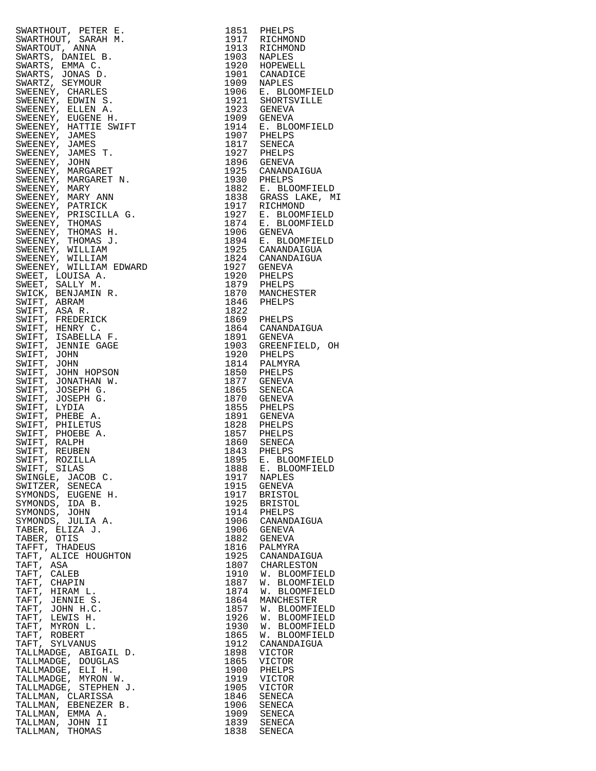| | | |
|---|---|---|
| SWARTHOUT, PETER E. | 1851 | PHELPS |
| SWARTHOUT, SARAH M. | 1917 | RICHMOND |
| SWARTOUT, ANNA | 1913 | RICHMOND |
| SWARTS, DANIEL B. | 1903 | NAPLES |
| SWARTS, EMMA C. | 1920 | HOPEWELL |
| SWARTS, JONAS D. | 1901 | CANADICE |
| SWARTZ, SEYMOUR | 1909 | NAPLES |
| SWEENEY, CHARLES | 1906 | E. BLOOMFIELD |
| SWEENEY, EDWIN S. | 1921 | SHORTSVILLE |
| SWEENEY, ELLEN A. | 1923 | GENEVA |
| SWEENEY, EUGENE H. | 1909 | GENEVA |
| SWEENEY, HATTIE SWIFT | 1914 | E. BLOOMFIELD |
| SWEENEY, JAMES | 1907 | PHELPS |
| SWEENEY, JAMES | 1817 | SENECA |
| SWEENEY, JAMES T. | 1927 | PHELPS |
| SWEENEY, JOHN | 1896 | GENEVA |
| SWEENEY, MARGARET | 1925 | CANANDAIGUA |
| SWEENEY, MARGARET N. | 1930 | PHELPS |
| SWEENEY, MARY | 1882 | E. BLOOMFIELD |
| SWEENEY, MARY ANN | 1838 | GRASS LAKE, MI |
| SWEENEY, PATRICK | 1917 | RICHMOND |
| SWEENEY, PRISCILLA G. | 1927 | E. BLOOMFIELD |
| SWEENEY, THOMAS | 1874 | E. BLOOMFIELD |
| SWEENEY, THOMAS H. | 1906 | GENEVA |
| SWEENEY, THOMAS J. | 1894 | E. BLOOMFIELD |
| SWEENEY, WILLIAM | 1925 | CANANDAIGUA |
| SWEENEY, WILLIAM | 1824 | CANANDAIGUA |
| SWEENEY, WILLIAM EDWARD | 1927 | GENEVA |
| SWEET, LOUISA A. | 1920 | PHELPS |
| SWEET, SALLY M. | 1879 | PHELPS |
| SWICK, BENJAMIN R. | 1870 | MANCHESTER |
| SWIFT, ABRAM | 1846 | PHELPS |
| SWIFT, ASA R. | 1822 | |
| SWIFT, FREDERICK | 1869 | PHELPS |
| SWIFT, HENRY C. | 1864 | CANANDAIGUA |
| SWIFT, ISABELLA F. | 1891 | GENEVA |
| SWIFT, JENNIE GAGE | 1903 | GREENFIELD, OH |
| SWIFT, JOHN | 1920 | PHELPS |
| SWIFT, JOHN | 1814 | PALMYRA |
| SWIFT, JOHN HOPSON | 1850 | PHELPS |
| SWIFT, JONATHAN W. | 1877 | GENEVA |
| SWIFT, JOSEPH G. | 1865 | SENECA |
| SWIFT, JOSEPH G. | 1870 | GENEVA |
| SWIFT, LYDIA | 1855 | PHELPS |
| SWIFT, PHEBE A. | 1891 | GENEVA |
| SWIFT, PHILETUS | 1828 | PHELPS |
| SWIFT, PHOEBE A. | 1857 | PHELPS |
| SWIFT, RALPH | 1860 | SENECA |
| SWIFT, REUBEN | 1843 | PHELPS |
| SWIFT, ROZILLA | 1895 | E. BLOOMFIELD |
| SWIFT, SILAS | 1888 | E. BLOOMFIELD |
| SWINGLE, JACOB C. | 1917 | NAPLES |
| SWITZER, SENECA | 1915 | GENEVA |
| SYMONDS, EUGENE H. | 1917 | BRISTOL |
| SYMONDS, IDA B. | 1925 | BRISTOL |
| SYMONDS, JOHN | 1914 | PHELPS |
| SYMONDS, JULIA A. | 1906 | CANANDAIGUA |
| TABER, ELIZA J. | 1906 | GENEVA |
| TABER, OTIS | 1882 | GENEVA |
| TAFFT, THADEUS | 1816 | PALMYRA |
| TAFT, ALICE HOUGHTON | 1925 | CANANDAIGUA |
| TAFT, ASA | 1807 | CHARLESTON |
| TAFT, CALEB | 1910 | W. BLOOMFIELD |
| TAFT, CHAPIN | 1887 | W. BLOOMFIELD |
| TAFT, HIRAM L. | 1874 | W. BLOOMFIELD |
| TAFT, JENNIE S. | 1864 | MANCHESTER |
| TAFT, JOHN H.C. | 1857 | W. BLOOMFIELD |
| TAFT, LEWIS H. | 1926 | W. BLOOMFIELD |
| TAFT, MYRON L. | 1930 | W. BLOOMFIELD |
| TAFT, ROBERT | 1865 | W. BLOOMFIELD |
| TAFT, SYLVANUS | 1912 | CANANDAIGUA |
| TALLMADGE, ABIGAIL D. | 1898 | VICTOR |
| TALLMADGE, DOUGLAS | 1865 | VICTOR |
| TALLMADGE, ELI H. | 1900 | PHELPS |
| TALLMADGE, MYRON W. | 1919 | VICTOR |
| TALLMADGE, STEPHEN J. | 1905 | VICTOR |
| TALLMAN, CLARISSA | 1846 | SENECA |
| TALLMAN, EBENEZER B. | 1906 | SENECA |
| TALLMAN, EMMA A. | 1909 | SENECA |
| TALLMAN, JOHN II | 1839 | SENECA |
| TALLMAN, THOMAS | 1838 | SENECA |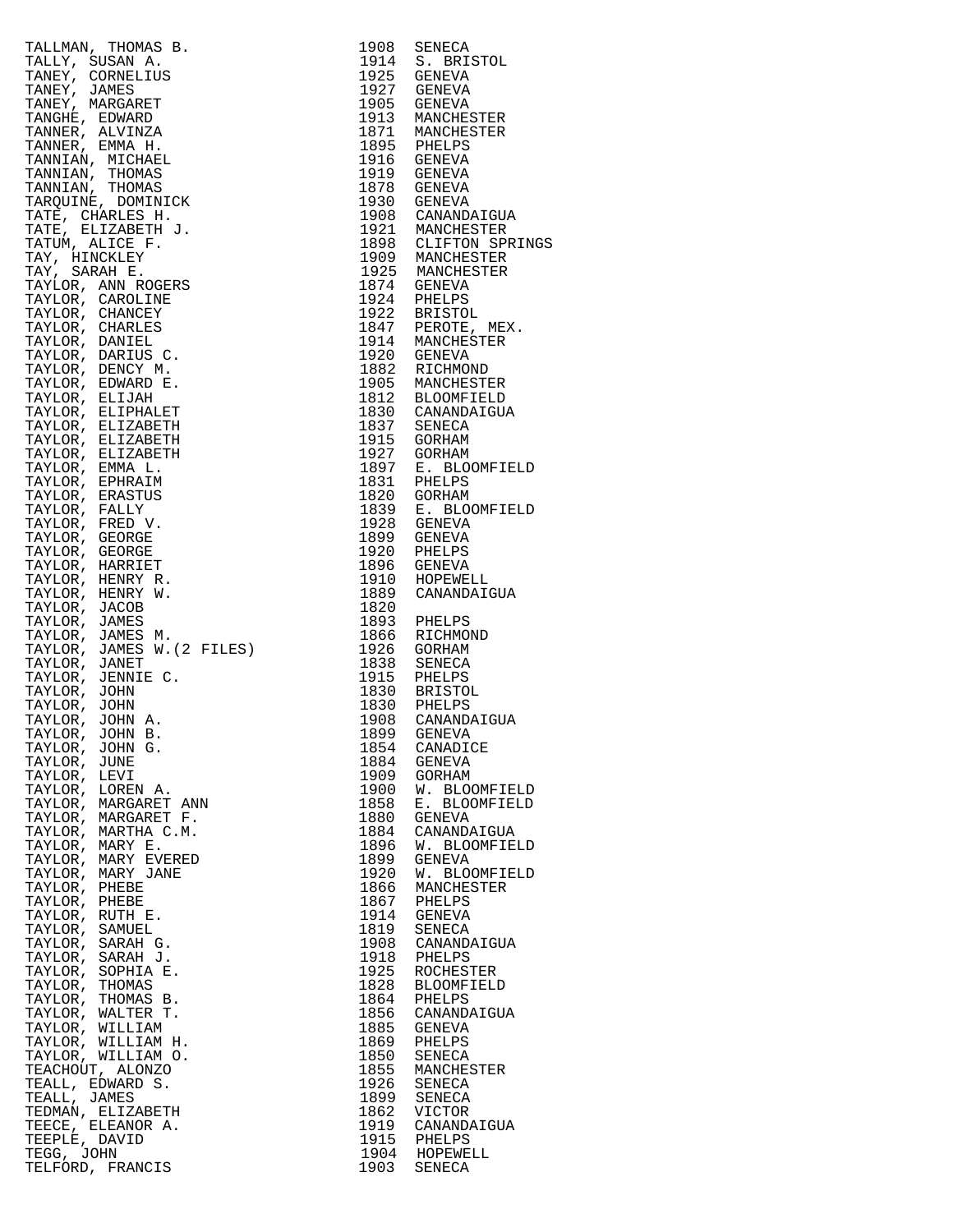| | | |
|---|---|---|
| TALLMAN, THOMAS B. | 1908 | SENECA |
| TALLY, SUSAN A. | 1914 | S. BRISTOL |
| TANEY, CORNELIUS | 1925 | GENEVA |
| TANEY, JAMES | 1927 | GENEVA |
| TANEY, MARGARET | 1905 | GENEVA |
| TANGHE, EDWARD | 1913 | MANCHESTER |
| TANNER, ALVINZA | 1871 | MANCHESTER |
| TANNER, EMMA H. | 1895 | PHELPS |
| TANNIAN, MICHAEL | 1916 | GENEVA |
| TANNIAN, THOMAS | 1919 | GENEVA |
| TANNIAN, THOMAS | 1878 | GENEVA |
| TARQUINE, DOMINICK | 1930 | GENEVA |
| TATE, CHARLES H. | 1908 | CANANDAIGUA |
| TATE, ELIZABETH J. | 1921 | MANCHESTER |
| TATUM, ALICE F. | 1898 | CLIFTON SPRINGS |
| TAY, HINCKLEY | 1909 | MANCHESTER |
| TAY, SARAH E. | 1925 | MANCHESTER |
| TAYLOR, ANN ROGERS | 1874 | GENEVA |
| TAYLOR, CAROLINE | 1924 | PHELPS |
| TAYLOR, CHANCEY | 1922 | BRISTOL |
| TAYLOR, CHARLES | 1847 | PEROTE, MEX. |
| TAYLOR, DANIEL | 1914 | MANCHESTER |
| TAYLOR, DARIUS C. | 1920 | GENEVA |
| TAYLOR, DENCY M. | 1882 | RICHMOND |
| TAYLOR, EDWARD E. | 1905 | MANCHESTER |
| TAYLOR, ELIJAH | 1812 | BLOOMFIELD |
| TAYLOR, ELIPHALET | 1830 | CANANDAIGUA |
| TAYLOR, ELIZABETH | 1837 | SENECA |
| TAYLOR, ELIZABETH | 1915 | GORHAM |
| TAYLOR, ELIZABETH | 1927 | GORHAM |
| TAYLOR, EMMA L. | 1897 | E. BLOOMFIELD |
| TAYLOR, EPHRAIM | 1831 | PHELPS |
| TAYLOR, ERASTUS | 1820 | GORHAM |
| TAYLOR, FALLY | 1839 | E. BLOOMFIELD |
| TAYLOR, FRED V. | 1928 | GENEVA |
| TAYLOR, GEORGE | 1899 | GENEVA |
| TAYLOR, GEORGE | 1920 | PHELPS |
| TAYLOR, HARRIET | 1896 | GENEVA |
| TAYLOR, HENRY R. | 1910 | HOPEWELL |
| TAYLOR, HENRY W. | 1889 | CANANDAIGUA |
| TAYLOR, JACOB | 1820 | |
| TAYLOR, JAMES | 1893 | PHELPS |
| TAYLOR, JAMES M. | 1866 | RICHMOND |
| TAYLOR, JAMES W.(2 FILES) | 1926 | GORHAM |
| TAYLOR, JANET | 1838 | SENECA |
| TAYLOR, JENNIE C. | 1915 | PHELPS |
| TAYLOR, JOHN | 1830 | BRISTOL |
| TAYLOR, JOHN | 1830 | PHELPS |
| TAYLOR, JOHN A. | 1908 | CANANDAIGUA |
| TAYLOR, JOHN B. | 1899 | GENEVA |
| TAYLOR, JOHN G. | 1854 | CANADICE |
| TAYLOR, JUNE | 1884 | GENEVA |
| TAYLOR, LEVI | 1909 | GORHAM |
| TAYLOR, LOREN A. | 1900 | W. BLOOMFIELD |
| TAYLOR, MARGARET ANN | 1858 | E. BLOOMFIELD |
| TAYLOR, MARGARET F. | 1880 | GENEVA |
| TAYLOR, MARTHA C.M. | 1884 | CANANDAIGUA |
| TAYLOR, MARY E. | 1896 | W. BLOOMFIELD |
| TAYLOR, MARY EVERED | 1899 | GENEVA |
| TAYLOR, MARY JANE | 1920 | W. BLOOMFIELD |
| TAYLOR, PHEBE | 1866 | MANCHESTER |
| TAYLOR, PHEBE | 1867 | PHELPS |
| TAYLOR, RUTH E. | 1914 | GENEVA |
| TAYLOR, SAMUEL | 1819 | SENECA |
| TAYLOR, SARAH G. | 1908 | CANANDAIGUA |
| TAYLOR, SARAH J. | 1918 | PHELPS |
| TAYLOR, SOPHIA E. | 1925 | ROCHESTER |
| TAYLOR, THOMAS | 1828 | BLOOMFIELD |
| TAYLOR, THOMAS B. | 1864 | PHELPS |
| TAYLOR, WALTER T. | 1856 | CANANDAIGUA |
| TAYLOR, WILLIAM | 1885 | GENEVA |
| TAYLOR, WILLIAM H. | 1869 | PHELPS |
| TAYLOR, WILLIAM O. | 1850 | SENECA |
| TEACHOUT, ALONZO | 1855 | MANCHESTER |
| TEALL, EDWARD S. | 1926 | SENECA |
| TEALL, JAMES | 1899 | SENECA |
| TEDMAN, ELIZABETH | 1862 | VICTOR |
| TEECE, ELEANOR A. | 1919 | CANANDAIGUA |
| TEEPLE, DAVID | 1915 | PHELPS |
| TEGG, JOHN | 1904 | HOPEWELL |
| TELFORD, FRANCIS | 1903 | SENECA |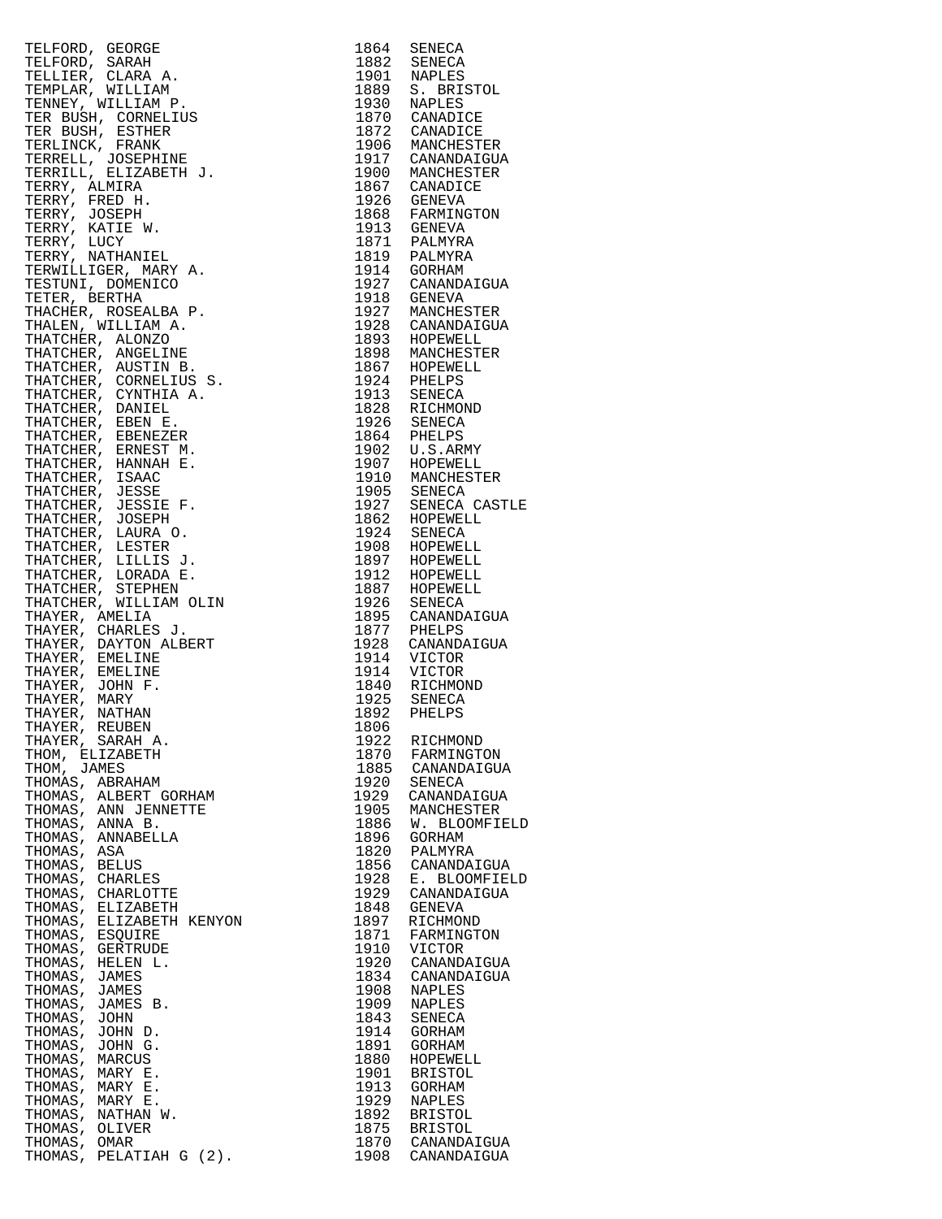| | | |
|---|---|---|
| TELFORD, GEORGE | 1864 | SENECA |
| TELFORD, SARAH | 1882 | SENECA |
| TELLIER, CLARA A. | 1901 | NAPLES |
| TEMPLAR, WILLIAM | 1889 | S. BRISTOL |
| TENNEY, WILLIAM P. | 1930 | NAPLES |
| TER BUSH, CORNELIUS | 1870 | CANADICE |
| TER BUSH, ESTHER | 1872 | CANADICE |
| TERLINCK, FRANK | 1906 | MANCHESTER |
| TERRELL, JOSEPHINE | 1917 | CANANDAIGUA |
| TERRILL, ELIZABETH J. | 1900 | MANCHESTER |
| TERRY, ALMIRA | 1867 | CANADICE |
| TERRY, FRED H. | 1926 | GENEVA |
| TERRY, JOSEPH | 1868 | FARMINGTON |
| TERRY, KATIE W. | 1913 | GENEVA |
| TERRY, LUCY | 1871 | PALMYRA |
| TERRY, NATHANIEL | 1819 | PALMYRA |
| TERWILLIGER, MARY A. | 1914 | GORHAM |
| TESTUNI, DOMENICO | 1927 | CANANDAIGUA |
| TETER, BERTHA | 1918 | GENEVA |
| THACHER, ROSEALBA P. | 1927 | MANCHESTER |
| THALEN, WILLIAM A. | 1928 | CANANDAIGUA |
| THATCHER, ALONZO | 1893 | HOPEWELL |
| THATCHER, ANGELINE | 1898 | MANCHESTER |
| THATCHER, AUSTIN B. | 1867 | HOPEWELL |
| THATCHER, CORNELIUS S. | 1924 | PHELPS |
| THATCHER, CYNTHIA A. | 1913 | SENECA |
| THATCHER, DANIEL | 1828 | RICHMOND |
| THATCHER, EBEN E. | 1926 | SENECA |
| THATCHER, EBENEZER | 1864 | PHELPS |
| THATCHER, ERNEST M. | 1902 | U.S.ARMY |
| THATCHER, HANNAH E. | 1907 | HOPEWELL |
| THATCHER, ISAAC | 1910 | MANCHESTER |
| THATCHER, JESSE | 1905 | SENECA |
| THATCHER, JESSIE F. | 1927 | SENECA CASTLE |
| THATCHER, JOSEPH | 1862 | HOPEWELL |
| THATCHER, LAURA O. | 1924 | SENECA |
| THATCHER, LESTER | 1908 | HOPEWELL |
| THATCHER, LILLIS J. | 1897 | HOPEWELL |
| THATCHER, LORADA E. | 1912 | HOPEWELL |
| THATCHER, STEPHEN | 1887 | HOPEWELL |
| THATCHER, WILLIAM OLIN | 1926 | SENECA |
| THAYER, AMELIA | 1895 | CANANDAIGUA |
| THAYER, CHARLES J. | 1877 | PHELPS |
| THAYER, DAYTON ALBERT | 1928 | CANANDAIGUA |
| THAYER, EMELINE | 1914 | VICTOR |
| THAYER, EMELINE | 1914 | VICTOR |
| THAYER, JOHN F. | 1840 | RICHMOND |
| THAYER, MARY | 1925 | SENECA |
| THAYER, NATHAN | 1892 | PHELPS |
| THAYER, REUBEN | 1806 | |
| THAYER, SARAH A. | 1922 | RICHMOND |
| THOM, ELIZABETH | 1870 | FARMINGTON |
| THOM, JAMES | 1885 | CANANDAIGUA |
| THOMAS, ABRAHAM | 1920 | SENECA |
| THOMAS, ALBERT GORHAM | 1929 | CANANDAIGUA |
| THOMAS, ANN JENNETTE | 1905 | MANCHESTER |
| THOMAS, ANNA B. | 1886 | W. BLOOMFIELD |
| THOMAS, ANNABELLA | 1896 | GORHAM |
| THOMAS, ASA | 1820 | PALMYRA |
| THOMAS, BELUS | 1856 | CANANDAIGUA |
| THOMAS, CHARLES | 1928 | E. BLOOMFIELD |
| THOMAS, CHARLOTTE | 1929 | CANANDAIGUA |
| THOMAS, ELIZABETH | 1848 | GENEVA |
| THOMAS, ELIZABETH KENYON | 1897 | RICHMOND |
| THOMAS, ESQUIRE | 1871 | FARMINGTON |
| THOMAS, GERTRUDE | 1910 | VICTOR |
| THOMAS, HELEN L. | 1920 | CANANDAIGUA |
| THOMAS, JAMES | 1834 | CANANDAIGUA |
| THOMAS, JAMES | 1908 | NAPLES |
| THOMAS, JAMES B. | 1909 | NAPLES |
| THOMAS, JOHN | 1843 | SENECA |
| THOMAS, JOHN D. | 1914 | GORHAM |
| THOMAS, JOHN G. | 1891 | GORHAM |
| THOMAS, MARCUS | 1880 | HOPEWELL |
| THOMAS, MARY E. | 1901 | BRISTOL |
| THOMAS, MARY E. | 1913 | GORHAM |
| THOMAS, MARY E. | 1929 | NAPLES |
| THOMAS, NATHAN W. | 1892 | BRISTOL |
| THOMAS, OLIVER | 1875 | BRISTOL |
| THOMAS, OMAR | 1870 | CANANDAIGUA |
| THOMAS, PELATIAH G (2). | 1908 | CANANDAIGUA |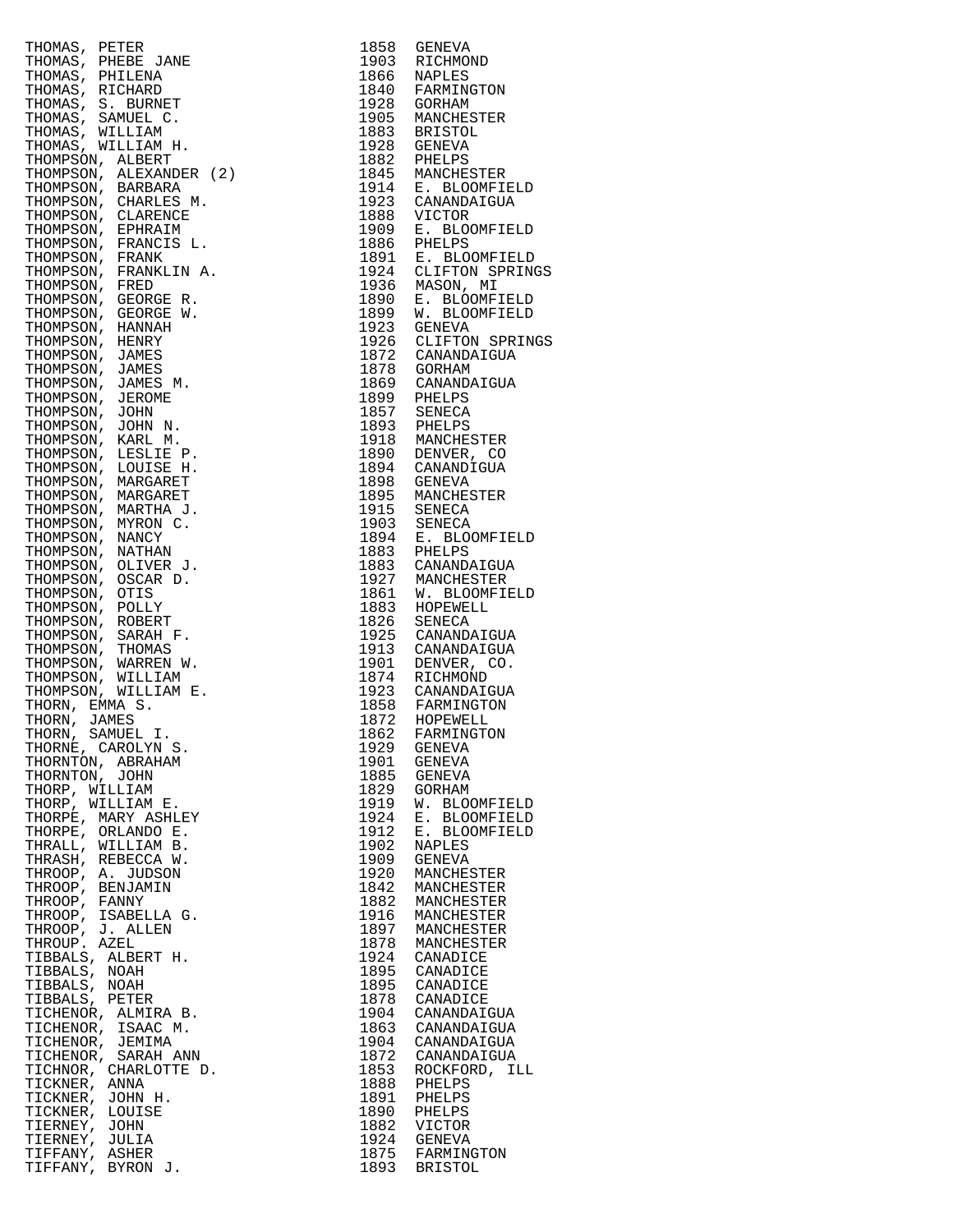| Name | Year | Place |
|---|---|---|
| THOMAS, PETER | 1858 | GENEVA |
| THOMAS, PHEBE JANE | 1903 | RICHMOND |
| THOMAS, PHILENA | 1866 | NAPLES |
| THOMAS, RICHARD | 1840 | FARMINGTON |
| THOMAS, S. BURNET | 1928 | GORHAM |
| THOMAS, SAMUEL C. | 1905 | MANCHESTER |
| THOMAS, WILLIAM | 1883 | BRISTOL |
| THOMAS, WILLIAM H. | 1928 | GENEVA |
| THOMPSON, ALBERT | 1882 | PHELPS |
| THOMPSON, ALEXANDER (2) | 1845 | MANCHESTER |
| THOMPSON, BARBARA | 1914 | E. BLOOMFIELD |
| THOMPSON, CHARLES M. | 1923 | CANANDAIGUA |
| THOMPSON, CLARENCE | 1888 | VICTOR |
| THOMPSON, EPHRAIM | 1909 | E. BLOOMFIELD |
| THOMPSON, FRANCIS L. | 1886 | PHELPS |
| THOMPSON, FRANK | 1891 | E. BLOOMFIELD |
| THOMPSON, FRANKLIN A. | 1924 | CLIFTON SPRINGS |
| THOMPSON, FRED | 1936 | MASON, MI |
| THOMPSON, GEORGE R. | 1890 | E. BLOOMFIELD |
| THOMPSON, GEORGE W. | 1899 | W. BLOOMFIELD |
| THOMPSON, HANNAH | 1923 | GENEVA |
| THOMPSON, HENRY | 1926 | CLIFTON SPRINGS |
| THOMPSON, JAMES | 1872 | CANANDAIGUA |
| THOMPSON, JAMES | 1878 | GORHAM |
| THOMPSON, JAMES M. | 1869 | CANANDAIGUA |
| THOMPSON, JEROME | 1899 | PHELPS |
| THOMPSON, JOHN | 1857 | SENECA |
| THOMPSON, JOHN N. | 1893 | PHELPS |
| THOMPSON, KARL M. | 1918 | MANCHESTER |
| THOMPSON, LESLIE P. | 1890 | DENVER, CO |
| THOMPSON, LOUISE H. | 1894 | CANANDIGUA |
| THOMPSON, MARGARET | 1898 | GENEVA |
| THOMPSON, MARGARET | 1895 | MANCHESTER |
| THOMPSON, MARTHA J. | 1915 | SENECA |
| THOMPSON, MYRON C. | 1903 | SENECA |
| THOMPSON, NANCY | 1894 | E. BLOOMFIELD |
| THOMPSON, NATHAN | 1883 | PHELPS |
| THOMPSON, OLIVER J. | 1883 | CANANDAIGUA |
| THOMPSON, OSCAR D. | 1927 | MANCHESTER |
| THOMPSON, OTIS | 1861 | W. BLOOMFIELD |
| THOMPSON, POLLY | 1883 | HOPEWELL |
| THOMPSON, ROBERT | 1826 | SENECA |
| THOMPSON, SARAH F. | 1925 | CANANDAIGUA |
| THOMPSON, THOMAS | 1913 | CANANDAIGUA |
| THOMPSON, WARREN W. | 1901 | DENVER, CO. |
| THOMPSON, WILLIAM | 1874 | RICHMOND |
| THOMPSON, WILLIAM E. | 1923 | CANANDAIGUA |
| THORN, EMMA S. | 1858 | FARMINGTON |
| THORN, JAMES | 1872 | HOPEWELL |
| THORN, SAMUEL I. | 1862 | FARMINGTON |
| THORNE, CAROLYN S. | 1929 | GENEVA |
| THORNTON, ABRAHAM | 1901 | GENEVA |
| THORNTON, JOHN | 1885 | GENEVA |
| THORP, WILLIAM | 1829 | GORHAM |
| THORP, WILLIAM E. | 1919 | W. BLOOMFIELD |
| THORPE, MARY ASHLEY | 1924 | E. BLOOMFIELD |
| THORPE, ORLANDO E. | 1912 | E. BLOOMFIELD |
| THRALL, WILLIAM B. | 1902 | NAPLES |
| THRASH, REBECCA W. | 1909 | GENEVA |
| THROOP, A. JUDSON | 1920 | MANCHESTER |
| THROOP, BENJAMIN | 1842 | MANCHESTER |
| THROOP, FANNY | 1882 | MANCHESTER |
| THROOP, ISABELLA G. | 1916 | MANCHESTER |
| THROOP, J. ALLEN | 1897 | MANCHESTER |
| THROUP. AZEL | 1878 | MANCHESTER |
| TIBBALS, ALBERT H. | 1924 | CANADICE |
| TIBBALS, NOAH | 1895 | CANADICE |
| TIBBALS, NOAH | 1895 | CANADICE |
| TIBBALS, PETER | 1878 | CANADICE |
| TICHENOR, ALMIRA B. | 1904 | CANANDAIGUA |
| TICHENOR, ISAAC M. | 1863 | CANANDAIGUA |
| TICHENOR, JEMIMA | 1904 | CANANDAIGUA |
| TICHENOR, SARAH ANN | 1872 | CANANDAIGUA |
| TICHNOR, CHARLOTTE D. | 1853 | ROCKFORD, ILL |
| TICKNER, ANNA | 1888 | PHELPS |
| TICKNER, JOHN H. | 1891 | PHELPS |
| TICKNER, LOUISE | 1890 | PHELPS |
| TIERNEY, JOHN | 1882 | VICTOR |
| TIERNEY, JULIA | 1924 | GENEVA |
| TIFFANY, ASHER | 1875 | FARMINGTON |
| TIFFANY, BYRON J. | 1893 | BRISTOL |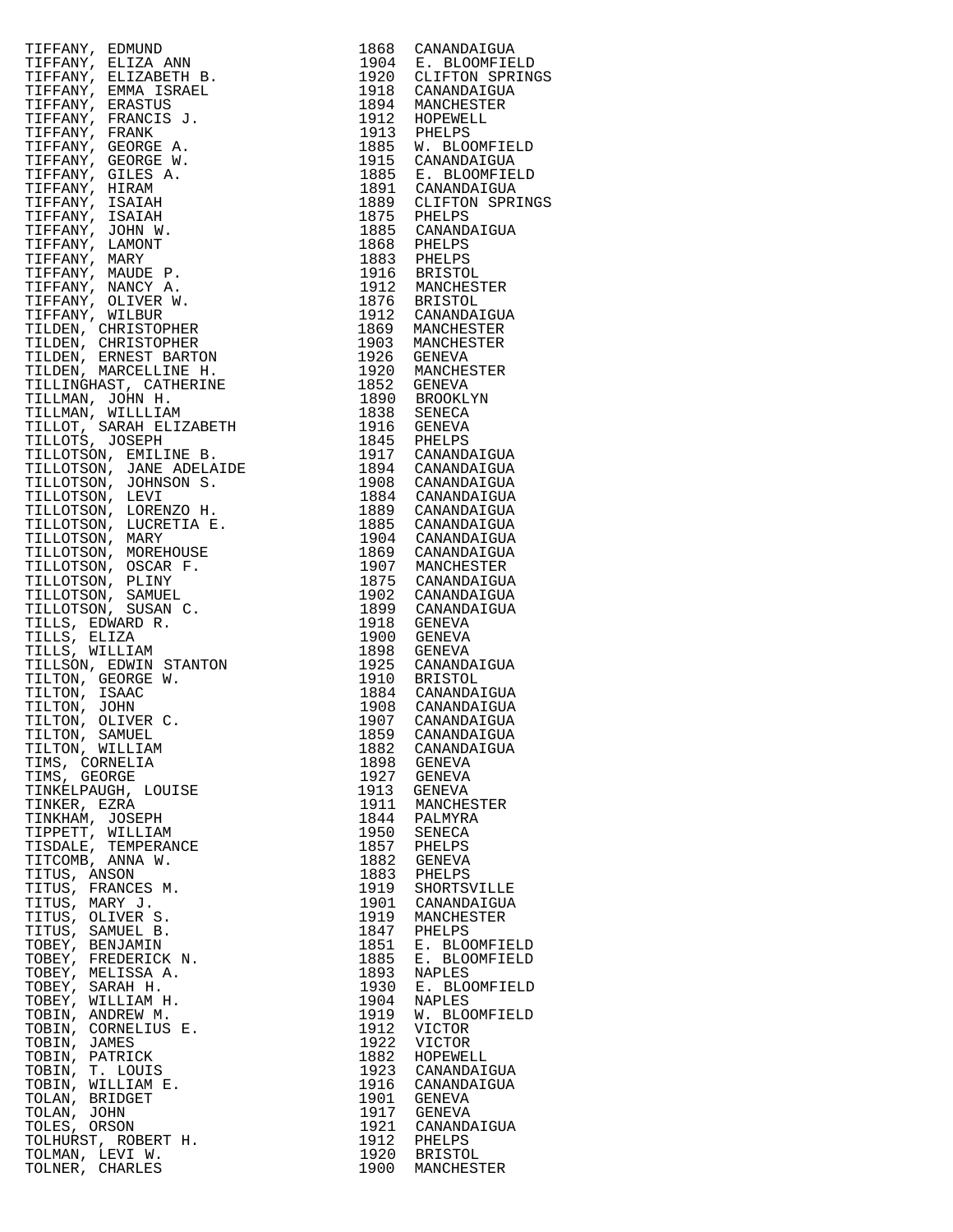| Name | Year | Place |
|---|---|---|
| TIFFANY, EDMUND | 1868 | CANANDAIGUA |
| TIFFANY, ELIZA ANN | 1904 | E. BLOOMFIELD |
| TIFFANY, ELIZABETH B. | 1920 | CLIFTON SPRINGS |
| TIFFANY, EMMA ISRAEL | 1918 | CANANDAIGUA |
| TIFFANY, ERASTUS | 1894 | MANCHESTER |
| TIFFANY, FRANCIS J. | 1912 | HOPEWELL |
| TIFFANY, FRANK | 1913 | PHELPS |
| TIFFANY, GEORGE A. | 1885 | W. BLOOMFIELD |
| TIFFANY, GEORGE W. | 1915 | CANANDAIGUA |
| TIFFANY, GILES A. | 1885 | E. BLOOMFIELD |
| TIFFANY, HIRAM | 1891 | CANANDAIGUA |
| TIFFANY, ISAIAH | 1889 | CLIFTON SPRINGS |
| TIFFANY, ISAIAH | 1875 | PHELPS |
| TIFFANY, JOHN W. | 1885 | CANANDAIGUA |
| TIFFANY, LAMONT | 1868 | PHELPS |
| TIFFANY, MARY | 1883 | PHELPS |
| TIFFANY, MAUDE P. | 1916 | BRISTOL |
| TIFFANY, NANCY A. | 1912 | MANCHESTER |
| TIFFANY, OLIVER W. | 1876 | BRISTOL |
| TIFFANY, WILBUR | 1912 | CANANDAIGUA |
| TILDEN, CHRISTOPHER | 1869 | MANCHESTER |
| TILDEN, CHRISTOPHER | 1903 | MANCHESTER |
| TILDEN, ERNEST BARTON | 1926 | GENEVA |
| TILDEN, MARCELLINE H. | 1920 | MANCHESTER |
| TILLINGHAST, CATHERINE | 1852 | GENEVA |
| TILLMAN, JOHN H. | 1890 | BROOKLYN |
| TILLMAN, WILLLIAM | 1838 | SENECA |
| TILLOT, SARAH ELIZABETH | 1916 | GENEVA |
| TILLOTS, JOSEPH | 1845 | PHELPS |
| TILLOTSON, EMILINE B. | 1917 | CANANDAIGUA |
| TILLOTSON, JANE ADELAIDE | 1894 | CANANDAIGUA |
| TILLOTSON, JOHNSON S. | 1908 | CANANDAIGUA |
| TILLOTSON, LEVI | 1884 | CANANDAIGUA |
| TILLOTSON, LORENZO H. | 1889 | CANANDAIGUA |
| TILLOTSON, LUCRETIA E. | 1885 | CANANDAIGUA |
| TILLOTSON, MARY | 1904 | CANANDAIGUA |
| TILLOTSON, MOREHOUSE | 1869 | CANANDAIGUA |
| TILLOTSON, OSCAR F. | 1907 | MANCHESTER |
| TILLOTSON, PLINY | 1875 | CANANDAIGUA |
| TILLOTSON, SAMUEL | 1902 | CANANDAIGUA |
| TILLOTSON, SUSAN C. | 1899 | CANANDAIGUA |
| TILLS, EDWARD R. | 1918 | GENEVA |
| TILLS, ELIZA | 1900 | GENEVA |
| TILLS, WILLIAM | 1898 | GENEVA |
| TILLSON, EDWIN STANTON | 1925 | CANANDAIGUA |
| TILTON, GEORGE W. | 1910 | BRISTOL |
| TILTON, ISAAC | 1884 | CANANDAIGUA |
| TILTON, JOHN | 1908 | CANANDAIGUA |
| TILTON, OLIVER C. | 1907 | CANANDAIGUA |
| TILTON, SAMUEL | 1859 | CANANDAIGUA |
| TILTON, WILLIAM | 1882 | CANANDAIGUA |
| TIMS, CORNELIA | 1898 | GENEVA |
| TIMS, GEORGE | 1927 | GENEVA |
| TINKELPAUGH, LOUISE | 1913 | GENEVA |
| TINKER, EZRA | 1911 | MANCHESTER |
| TINKHAM, JOSEPH | 1844 | PALMYRA |
| TIPPETT, WILLIAM | 1950 | SENECA |
| TISDALE, TEMPERANCE | 1857 | PHELPS |
| TITCOMB, ANNA W. | 1882 | GENEVA |
| TITUS, ANSON | 1883 | PHELPS |
| TITUS, FRANCES M. | 1919 | SHORTSVILLE |
| TITUS, MARY J. | 1901 | CANANDAIGUA |
| TITUS, OLIVER S. | 1919 | MANCHESTER |
| TITUS, SAMUEL B. | 1847 | PHELPS |
| TOBEY, BENJAMIN | 1851 | E. BLOOMFIELD |
| TOBEY, FREDERICK N. | 1885 | E. BLOOMFIELD |
| TOBEY, MELISSA A. | 1893 | NAPLES |
| TOBEY, SARAH H. | 1930 | E. BLOOMFIELD |
| TOBEY, WILLIAM H. | 1904 | NAPLES |
| TOBIN, ANDREW M. | 1919 | W. BLOOMFIELD |
| TOBIN, CORNELIUS E. | 1912 | VICTOR |
| TOBIN, JAMES | 1922 | VICTOR |
| TOBIN, PATRICK | 1882 | HOPEWELL |
| TOBIN, T. LOUIS | 1923 | CANANDAIGUA |
| TOBIN, WILLIAM E. | 1916 | CANANDAIGUA |
| TOLAN, BRIDGET | 1901 | GENEVA |
| TOLAN, JOHN | 1917 | GENEVA |
| TOLES, ORSON | 1921 | CANANDAIGUA |
| TOLHURST, ROBERT H. | 1912 | PHELPS |
| TOLMAN, LEVI W. | 1920 | BRISTOL |
| TOLNER, CHARLES | 1900 | MANCHESTER |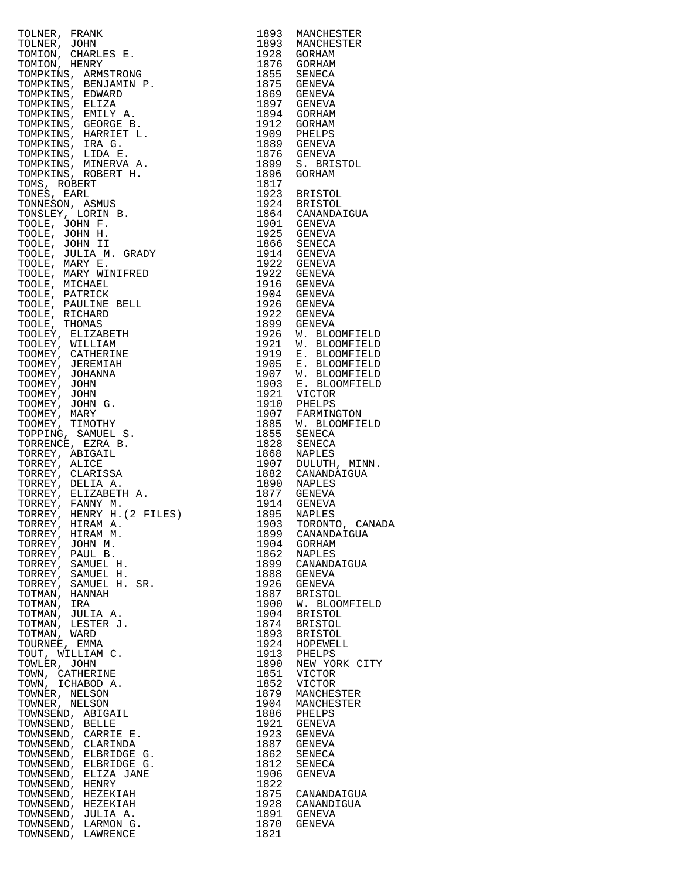| Name | Year | Place |
|---|---|---|
| TOLNER, FRANK | 1893 | MANCHESTER |
| TOLNER, JOHN | 1893 | MANCHESTER |
| TOMION, CHARLES E. | 1928 | GORHAM |
| TOMION, HENRY | 1876 | GORHAM |
| TOMPKINS, ARMSTRONG | 1855 | SENECA |
| TOMPKINS, BENJAMIN P. | 1875 | GENEVA |
| TOMPKINS, EDWARD | 1869 | GENEVA |
| TOMPKINS, ELIZA | 1897 | GENEVA |
| TOMPKINS, EMILY A. | 1894 | GORHAM |
| TOMPKINS, GEORGE B. | 1912 | GORHAM |
| TOMPKINS, HARRIET L. | 1909 | PHELPS |
| TOMPKINS, IRA G. | 1889 | GENEVA |
| TOMPKINS, LIDA E. | 1876 | GENEVA |
| TOMPKINS, MINERVA A. | 1899 | S. BRISTOL |
| TOMPKINS, ROBERT H. | 1896 | GORHAM |
| TOMS, ROBERT | 1817 | |
| TONES, EARL | 1923 | BRISTOL |
| TONNESON, ASMUS | 1924 | BRISTOL |
| TONSLEY, LORIN B. | 1864 | CANANDAIGUA |
| TOOLE, JOHN F. | 1901 | GENEVA |
| TOOLE, JOHN H. | 1925 | GENEVA |
| TOOLE, JOHN II | 1866 | SENECA |
| TOOLE, JULIA M. GRADY | 1914 | GENEVA |
| TOOLE, MARY E. | 1922 | GENEVA |
| TOOLE, MARY WINIFRED | 1922 | GENEVA |
| TOOLE, MICHAEL | 1916 | GENEVA |
| TOOLE, PATRICK | 1904 | GENEVA |
| TOOLE, PAULINE BELL | 1926 | GENEVA |
| TOOLE, RICHARD | 1922 | GENEVA |
| TOOLE, THOMAS | 1899 | GENEVA |
| TOOLEY, ELIZABETH | 1926 | W. BLOOMFIELD |
| TOOLEY, WILLIAM | 1921 | W. BLOOMFIELD |
| TOOMEY, CATHERINE | 1919 | E. BLOOMFIELD |
| TOOMEY, JEREMIAH | 1905 | E. BLOOMFIELD |
| TOOMEY, JOHANNA | 1907 | W. BLOOMFIELD |
| TOOMEY, JOHN | 1903 | E. BLOOMFIELD |
| TOOMEY, JOHN | 1921 | VICTOR |
| TOOMEY, JOHN G. | 1910 | PHELPS |
| TOOMEY, MARY | 1907 | FARMINGTON |
| TOOMEY, TIMOTHY | 1885 | W. BLOOMFIELD |
| TOPPING, SAMUEL S. | 1855 | SENECA |
| TORRENCE, EZRA B. | 1828 | SENECA |
| TORREY, ABIGAIL | 1868 | NAPLES |
| TORREY, ALICE | 1907 | DULUTH, MINN. |
| TORREY, CLARISSA | 1882 | CANANDAIGUA |
| TORREY, DELIA A. | 1890 | NAPLES |
| TORREY, ELIZABETH A. | 1877 | GENEVA |
| TORREY, FANNY M. | 1914 | GENEVA |
| TORREY, HENRY H.(2 FILES) | 1895 | NAPLES |
| TORREY, HIRAM A. | 1903 | TORONTO, CANADA |
| TORREY, HIRAM M. | 1899 | CANANDAIGUA |
| TORREY, JOHN M. | 1904 | GORHAM |
| TORREY, PAUL B. | 1862 | NAPLES |
| TORREY, SAMUEL H. | 1899 | CANANDAIGUA |
| TORREY, SAMUEL H. | 1888 | GENEVA |
| TORREY, SAMUEL H. SR. | 1926 | GENEVA |
| TOTMAN, HANNAH | 1887 | BRISTOL |
| TOTMAN, IRA | 1900 | W. BLOOMFIELD |
| TOTMAN, JULIA A. | 1904 | BRISTOL |
| TOTMAN, LESTER J. | 1874 | BRISTOL |
| TOTMAN, WARD | 1893 | BRISTOL |
| TOURNEE, EMMA | 1924 | HOPEWELL |
| TOUT, WILLIAM C. | 1913 | PHELPS |
| TOWLER, JOHN | 1890 | NEW YORK CITY |
| TOWN, CATHERINE | 1851 | VICTOR |
| TOWN, ICHABOD A. | 1852 | VICTOR |
| TOWNER, NELSON | 1879 | MANCHESTER |
| TOWNER, NELSON | 1904 | MANCHESTER |
| TOWNSEND, ABIGAIL | 1886 | PHELPS |
| TOWNSEND, BELLE | 1921 | GENEVA |
| TOWNSEND, CARRIE E. | 1923 | GENEVA |
| TOWNSEND, CLARINDA | 1887 | GENEVA |
| TOWNSEND, ELBRIDGE G. | 1862 | SENECA |
| TOWNSEND, ELBRIDGE G. | 1812 | SENECA |
| TOWNSEND, ELIZA JANE | 1906 | GENEVA |
| TOWNSEND, HENRY | 1822 | |
| TOWNSEND, HEZEKIAH | 1875 | CANANDAIGUA |
| TOWNSEND, HEZEKIAH | 1928 | CANANDIGUA |
| TOWNSEND, JULIA A. | 1891 | GENEVA |
| TOWNSEND, LARMON G. | 1870 | GENEVA |
| TOWNSEND, LAWRENCE | 1821 | |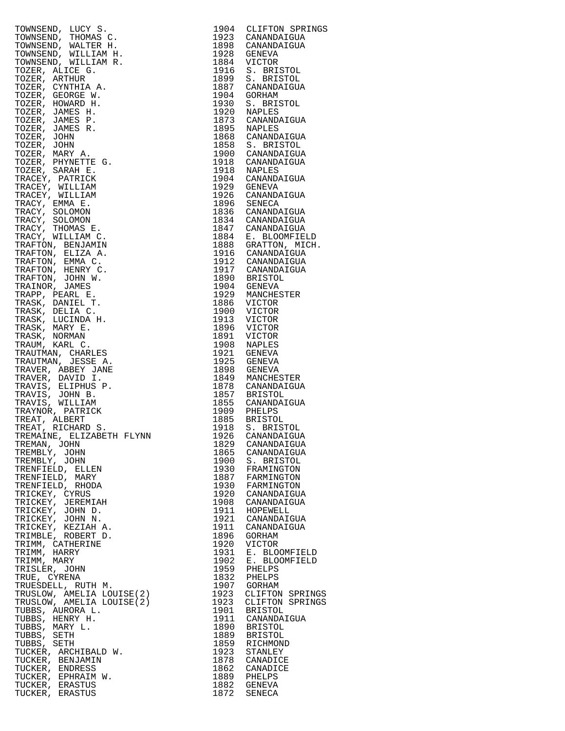| Name | Year | Place |
|---|---|---|
| TOWNSEND, LUCY S. | 1904 | CLIFTON SPRINGS |
| TOWNSEND, THOMAS C. | 1923 | CANANDAIGUA |
| TOWNSEND, WALTER H. | 1898 | CANANDAIGUA |
| TOWNSEND, WILLIAM H. | 1928 | GENEVA |
| TOWNSEND, WILLIAM R. | 1884 | VICTOR |
| TOZER, ALICE G. | 1916 | S. BRISTOL |
| TOZER, ARTHUR | 1899 | S. BRISTOL |
| TOZER, CYNTHIA A. | 1887 | CANANDAIGUA |
| TOZER, GEORGE W. | 1904 | GORHAM |
| TOZER, HOWARD H. | 1930 | S. BRISTOL |
| TOZER, JAMES H. | 1920 | NAPLES |
| TOZER, JAMES P. | 1873 | CANANDAIGUA |
| TOZER, JAMES R. | 1895 | NAPLES |
| TOZER, JOHN | 1868 | CANANDAIGUA |
| TOZER, JOHN | 1858 | S. BRISTOL |
| TOZER, MARY A. | 1900 | CANANDAIGUA |
| TOZER, PHYNETTE G. | 1918 | CANANDAIGUA |
| TOZER, SARAH E. | 1918 | NAPLES |
| TRACEY, PATRICK | 1904 | CANANDAIGUA |
| TRACEY, WILLIAM | 1929 | GENEVA |
| TRACEY, WILLIAM | 1926 | CANANDAIGUA |
| TRACY, EMMA E. | 1896 | SENECA |
| TRACY, SOLOMON | 1836 | CANANDAIGUA |
| TRACY, SOLOMON | 1834 | CANANDAIGUA |
| TRACY, THOMAS E. | 1847 | CANANDAIGUA |
| TRACY, WILLIAM C. | 1884 | E. BLOOMFIELD |
| TRAFTON, BENJAMIN | 1888 | GRATTON, MICH. |
| TRAFTON, ELIZA A. | 1916 | CANANDAIGUA |
| TRAFTON, EMMA C. | 1912 | CANANDAIGUA |
| TRAFTON, HENRY C. | 1917 | CANANDAIGUA |
| TRAFTON, JOHN W. | 1890 | BRISTOL |
| TRAINOR, JAMES | 1904 | GENEVA |
| TRAPP, PEARL E. | 1929 | MANCHESTER |
| TRASK, DANIEL T. | 1886 | VICTOR |
| TRASK, DELIA C. | 1900 | VICTOR |
| TRASK, LUCINDA H. | 1913 | VICTOR |
| TRASK, MARY E. | 1896 | VICTOR |
| TRASK, NORMAN | 1891 | VICTOR |
| TRAUM, KARL C. | 1908 | NAPLES |
| TRAUTMAN, CHARLES | 1921 | GENEVA |
| TRAUTMAN, JESSE A. | 1925 | GENEVA |
| TRAVER, ABBEY JANE | 1898 | GENEVA |
| TRAVER, DAVID I. | 1849 | MANCHESTER |
| TRAVIS, ELIPHUS P. | 1878 | CANANDAIGUA |
| TRAVIS, JOHN B. | 1857 | BRISTOL |
| TRAVIS, WILLIAM | 1855 | CANANDAIGUA |
| TRAYNOR, PATRICK | 1909 | PHELPS |
| TREAT, ALBERT | 1885 | BRISTOL |
| TREAT, RICHARD S. | 1918 | S. BRISTOL |
| TREMAINE, ELIZABETH FLYNN | 1926 | CANANDAIGUA |
| TREMAN, JOHN | 1829 | CANANDAIGUA |
| TREMBLY, JOHN | 1865 | CANANDAIGUA |
| TREMBLY, JOHN | 1900 | S. BRISTOL |
| TRENFIELD, ELLEN | 1930 | FRAMINGTON |
| TRENFIELD, MARY | 1887 | FARMINGTON |
| TRENFIELD, RHODA | 1930 | FARMINGTON |
| TRICKEY, CYRUS | 1920 | CANANDAIGUA |
| TRICKEY, JEREMIAH | 1908 | CANANDAIGUA |
| TRICKEY, JOHN D. | 1911 | HOPEWELL |
| TRICKEY, JOHN N. | 1921 | CANANDAIGUA |
| TRICKEY, KEZIAH A. | 1911 | CANANDAIGUA |
| TRIMBLE, ROBERT D. | 1896 | GORHAM |
| TRIMM, CATHERINE | 1920 | VICTOR |
| TRIMM, HARRY | 1931 | E. BLOOMFIELD |
| TRIMM, MARY | 1902 | E. BLOOMFIELD |
| TRISLER, JOHN | 1959 | PHELPS |
| TRUE, CYRENA | 1832 | PHELPS |
| TRUESDELL, RUTH M. | 1907 | GORHAM |
| TRUSLOW, AMELIA LOUISE(2) | 1923 | CLIFTON SPRINGS |
| TRUSLOW, AMELIA LOUISE(2) | 1923 | CLIFTON SPRINGS |
| TUBBS, AURORA L. | 1901 | BRISTOL |
| TUBBS, HENRY H. | 1911 | CANANDAIGUA |
| TUBBS, MARY L. | 1890 | BRISTOL |
| TUBBS, SETH | 1889 | BRISTOL |
| TUBBS, SETH | 1859 | RICHMOND |
| TUCKER, ARCHIBALD W. | 1923 | STANLEY |
| TUCKER, BENJAMIN | 1878 | CANADICE |
| TUCKER, ENDRESS | 1862 | CANADICE |
| TUCKER, EPHRAIM W. | 1889 | PHELPS |
| TUCKER, ERASTUS | 1882 | GENEVA |
| TUCKER, ERASTUS | 1872 | SENECA |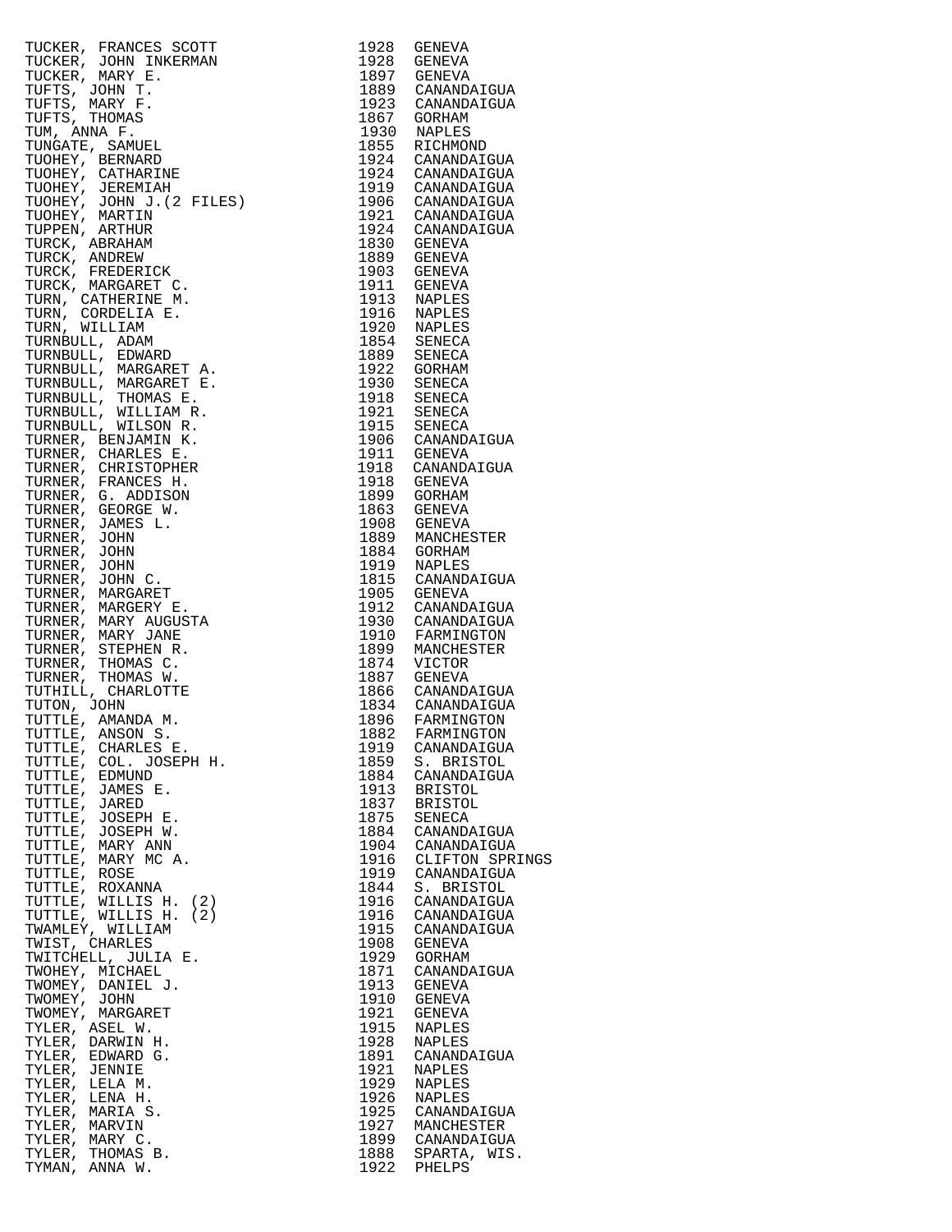| | | |
|---|---|---|
| TUCKER, FRANCES SCOTT | 1928 | GENEVA |
| TUCKER, JOHN INKERMAN | 1928 | GENEVA |
| TUCKER, MARY E. | 1897 | GENEVA |
| TUFTS, JOHN T. | 1889 | CANANDAIGUA |
| TUFTS, MARY F. | 1923 | CANANDAIGUA |
| TUFTS, THOMAS | 1867 | GORHAM |
| TUM, ANNA F. | 1930 | NAPLES |
| TUNGATE, SAMUEL | 1855 | RICHMOND |
| TUOHEY, BERNARD | 1924 | CANANDAIGUA |
| TUOHEY, CATHARINE | 1924 | CANANDAIGUA |
| TUOHEY, JEREMIAH | 1919 | CANANDAIGUA |
| TUOHEY, JOHN J.(2 FILES) | 1906 | CANANDAIGUA |
| TUOHEY, MARTIN | 1921 | CANANDAIGUA |
| TUPPEN, ARTHUR | 1924 | CANANDAIGUA |
| TURCK, ABRAHAM | 1830 | GENEVA |
| TURCK, ANDREW | 1889 | GENEVA |
| TURCK, FREDERICK | 1903 | GENEVA |
| TURCK, MARGARET C. | 1911 | GENEVA |
| TURN, CATHERINE M. | 1913 | NAPLES |
| TURN, CORDELIA E. | 1916 | NAPLES |
| TURN, WILLIAM | 1920 | NAPLES |
| TURNBULL, ADAM | 1854 | SENECA |
| TURNBULL, EDWARD | 1889 | SENECA |
| TURNBULL, MARGARET A. | 1922 | GORHAM |
| TURNBULL, MARGARET E. | 1930 | SENECA |
| TURNBULL, THOMAS E. | 1918 | SENECA |
| TURNBULL, WILLIAM R. | 1921 | SENECA |
| TURNBULL, WILSON R. | 1915 | SENECA |
| TURNER, BENJAMIN K. | 1906 | CANANDAIGUA |
| TURNER, CHARLES E. | 1911 | GENEVA |
| TURNER, CHRISTOPHER | 1918 | CANANDAIGUA |
| TURNER, FRANCES H. | 1918 | GENEVA |
| TURNER, G. ADDISON | 1899 | GORHAM |
| TURNER, GEORGE W. | 1863 | GENEVA |
| TURNER, JAMES L. | 1908 | GENEVA |
| TURNER, JOHN | 1889 | MANCHESTER |
| TURNER, JOHN | 1884 | GORHAM |
| TURNER, JOHN | 1919 | NAPLES |
| TURNER, JOHN C. | 1815 | CANANDAIGUA |
| TURNER, MARGARET | 1905 | GENEVA |
| TURNER, MARGERY E. | 1912 | CANANDAIGUA |
| TURNER, MARY AUGUSTA | 1930 | CANANDAIGUA |
| TURNER, MARY JANE | 1910 | FARMINGTON |
| TURNER, STEPHEN R. | 1899 | MANCHESTER |
| TURNER, THOMAS C. | 1874 | VICTOR |
| TURNER, THOMAS W. | 1887 | GENEVA |
| TUTHILL, CHARLOTTE | 1866 | CANANDAIGUA |
| TUTON, JOHN | 1834 | CANANDAIGUA |
| TUTTLE, AMANDA M. | 1896 | FARMINGTON |
| TUTTLE, ANSON S. | 1882 | FARMINGTON |
| TUTTLE, CHARLES E. | 1919 | CANANDAIGUA |
| TUTTLE, COL. JOSEPH H. | 1859 | S. BRISTOL |
| TUTTLE, EDMUND | 1884 | CANANDAIGUA |
| TUTTLE, JAMES E. | 1913 | BRISTOL |
| TUTTLE, JARED | 1837 | BRISTOL |
| TUTTLE, JOSEPH E. | 1875 | SENECA |
| TUTTLE, JOSEPH W. | 1884 | CANANDAIGUA |
| TUTTLE, MARY ANN | 1904 | CANANDAIGUA |
| TUTTLE, MARY MC A. | 1916 | CLIFTON SPRINGS |
| TUTTLE, ROSE | 1919 | CANANDAIGUA |
| TUTTLE, ROXANNA | 1844 | S. BRISTOL |
| TUTTLE, WILLIS H. (2) | 1916 | CANANDAIGUA |
| TUTTLE, WILLIS H. (2) | 1916 | CANANDAIGUA |
| TWAMLEY, WILLIAM | 1915 | CANANDAIGUA |
| TWIST, CHARLES | 1908 | GENEVA |
| TWITCHELL, JULIA E. | 1929 | GORHAM |
| TWOHEY, MICHAEL | 1871 | CANANDAIGUA |
| TWOMEY, DANIEL J. | 1913 | GENEVA |
| TWOMEY, JOHN | 1910 | GENEVA |
| TWOMEY, MARGARET | 1921 | GENEVA |
| TYLER, ASEL W. | 1915 | NAPLES |
| TYLER, DARWIN H. | 1928 | NAPLES |
| TYLER, EDWARD G. | 1891 | CANANDAIGUA |
| TYLER, JENNIE | 1921 | NAPLES |
| TYLER, LELA M. | 1929 | NAPLES |
| TYLER, LENA H. | 1926 | NAPLES |
| TYLER, MARIA S. | 1925 | CANANDAIGUA |
| TYLER, MARVIN | 1927 | MANCHESTER |
| TYLER, MARY C. | 1899 | CANANDAIGUA |
| TYLER, THOMAS B. | 1888 | SPARTA, WIS. |
| TYMAN, ANNA W. | 1922 | PHELPS |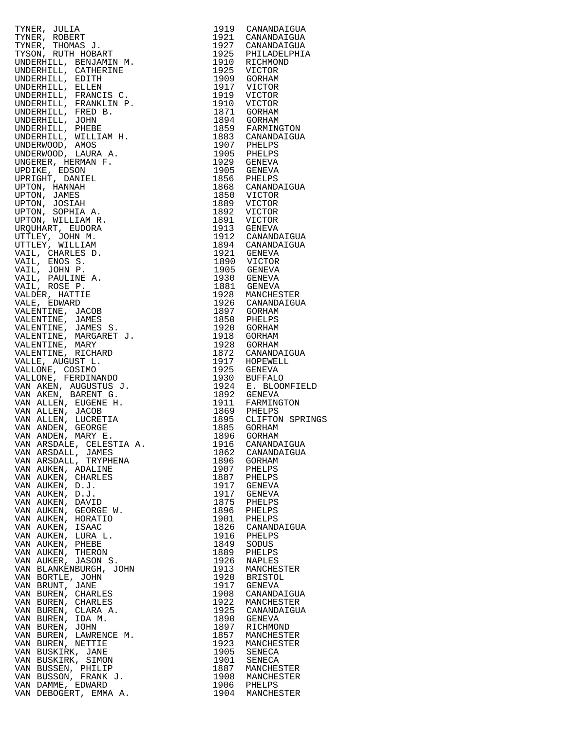| | | |
|---|---|---|
| TYNER, JULIA | 1919 | CANANDAIGUA |
| TYNER, ROBERT | 1921 | CANANDAIGUA |
| TYNER, THOMAS J. | 1927 | CANANDAIGUA |
| TYSON, RUTH HOBART | 1925 | PHILADELPHIA |
| UNDERHILL, BENJAMIN M. | 1910 | RICHMOND |
| UNDERHILL, CATHERINE | 1925 | VICTOR |
| UNDERHILL, EDITH | 1909 | GORHAM |
| UNDERHILL, ELLEN | 1917 | VICTOR |
| UNDERHILL, FRANCIS C. | 1919 | VICTOR |
| UNDERHILL, FRANKLIN P. | 1910 | VICTOR |
| UNDERHILL, FRED B. | 1871 | GORHAM |
| UNDERHILL, JOHN | 1894 | GORHAM |
| UNDERHILL, PHEBE | 1859 | FARMINGTON |
| UNDERHILL, WILLIAM H. | 1883 | CANANDAIGUA |
| UNDERWOOD, AMOS | 1907 | PHELPS |
| UNDERWOOD, LAURA A. | 1905 | PHELPS |
| UNGERER, HERMAN F. | 1929 | GENEVA |
| UPDIKE, EDSON | 1905 | GENEVA |
| UPRIGHT, DANIEL | 1856 | PHELPS |
| UPTON, HANNAH | 1868 | CANANDAIGUA |
| UPTON, JAMES | 1850 | VICTOR |
| UPTON, JOSIAH | 1889 | VICTOR |
| UPTON, SOPHIA A. | 1892 | VICTOR |
| UPTON, WILLIAM R. | 1891 | VICTOR |
| URQUHART, EUDORA | 1913 | GENEVA |
| UTTLEY, JOHN M. | 1912 | CANANDAIGUA |
| UTTLEY, WILLIAM | 1894 | CANANDAIGUA |
| VAIL, CHARLES D. | 1921 | GENEVA |
| VAIL, ENOS S. | 1890 | VICTOR |
| VAIL, JOHN P. | 1905 | GENEVA |
| VAIL, PAULINE A. | 1930 | GENEVA |
| VAIL, ROSE P. | 1881 | GENEVA |
| VALDER, HATTIE | 1928 | MANCHESTER |
| VALE, EDWARD | 1926 | CANANDAIGUA |
| VALENTINE, JACOB | 1897 | GORHAM |
| VALENTINE, JAMES | 1850 | PHELPS |
| VALENTINE, JAMES S. | 1920 | GORHAM |
| VALENTINE, MARGARET J. | 1918 | GORHAM |
| VALENTINE, MARY | 1928 | GORHAM |
| VALENTINE, RICHARD | 1872 | CANANDAIGUA |
| VALLE, AUGUST L. | 1917 | HOPEWELL |
| VALLONE, COSIMO | 1925 | GENEVA |
| VALLONE, FERDINANDO | 1930 | BUFFALO |
| VAN AKEN, AUGUSTUS J. | 1924 | E. BLOOMFIELD |
| VAN AKEN, BARENT G. | 1892 | GENEVA |
| VAN ALLEN, EUGENE H. | 1911 | FARMINGTON |
| VAN ALLEN, JACOB | 1869 | PHELPS |
| VAN ALLEN, LUCRETIA | 1895 | CLIFTON SPRINGS |
| VAN ANDEN, GEORGE | 1885 | GORHAM |
| VAN ANDEN, MARY E. | 1896 | GORHAM |
| VAN ARSDALE, CELESTIA A. | 1916 | CANANDAIGUA |
| VAN ARSDALL, JAMES | 1862 | CANANDAIGUA |
| VAN ARSDALL, TRYPHENA | 1896 | GORHAM |
| VAN AUKEN, ADALINE | 1907 | PHELPS |
| VAN AUKEN, CHARLES | 1887 | PHELPS |
| VAN AUKEN, D.J. | 1917 | GENEVA |
| VAN AUKEN, D.J. | 1917 | GENEVA |
| VAN AUKEN, DAVID | 1875 | PHELPS |
| VAN AUKEN, GEORGE W. | 1896 | PHELPS |
| VAN AUKEN, HORATIO | 1901 | PHELPS |
| VAN AUKEN, ISAAC | 1826 | CANANDAIGUA |
| VAN AUKEN, LURA L. | 1916 | PHELPS |
| VAN AUKEN, PHEBE | 1849 | SODUS |
| VAN AUKEN, THERON | 1889 | PHELPS |
| VAN AUKER, JASON S. | 1926 | NAPLES |
| VAN BLANKENBURGH, JOHN | 1913 | MANCHESTER |
| VAN BORTLE, JOHN | 1920 | BRISTOL |
| VAN BRUNT, JANE | 1917 | GENEVA |
| VAN BUREN, CHARLES | 1908 | CANANDAIGUA |
| VAN BUREN, CHARLES | 1922 | MANCHESTER |
| VAN BUREN, CLARA A. | 1925 | CANANDAIGUA |
| VAN BUREN, IDA M. | 1890 | GENEVA |
| VAN BUREN, JOHN | 1897 | RICHMOND |
| VAN BUREN, LAWRENCE M. | 1857 | MANCHESTER |
| VAN BUREN, NETTIE | 1923 | MANCHESTER |
| VAN BUSKIRK, JANE | 1905 | SENECA |
| VAN BUSKIRK, SIMON | 1901 | SENECA |
| VAN BUSSEN, PHILIP | 1887 | MANCHESTER |
| VAN BUSSON, FRANK J. | 1908 | MANCHESTER |
| VAN DAMME, EDWARD | 1906 | PHELPS |
| VAN DEBOGERT, EMMA A. | 1904 | MANCHESTER |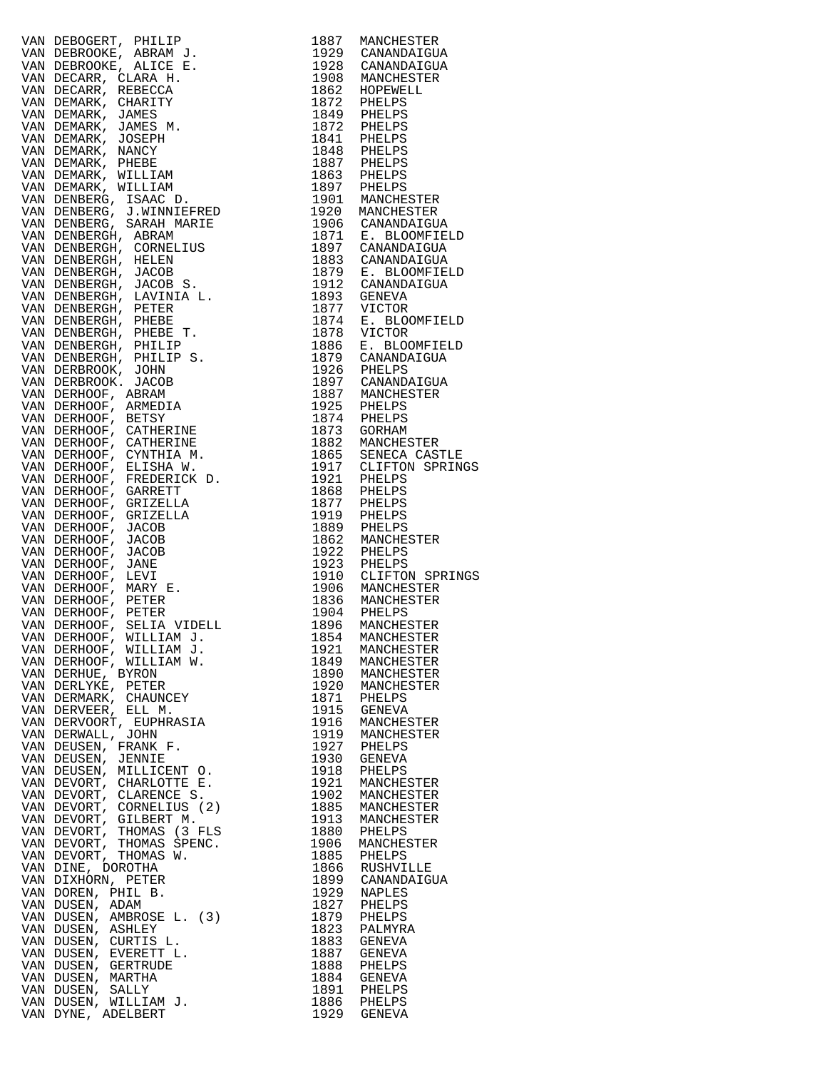| | | |
|---|---|---|
| VAN DEBOGERT, PHILIP | 1887 | MANCHESTER |
| VAN DEBROOKE, ABRAM J. | 1929 | CANANDAIGUA |
| VAN DEBROOKE, ALICE E. | 1928 | CANANDAIGUA |
| VAN DECARR, CLARA H. | 1908 | MANCHESTER |
| VAN DECARR, REBECCA | 1862 | HOPEWELL |
| VAN DEMARK, CHARITY | 1872 | PHELPS |
| VAN DEMARK, JAMES | 1849 | PHELPS |
| VAN DEMARK, JAMES M. | 1872 | PHELPS |
| VAN DEMARK, JOSEPH | 1841 | PHELPS |
| VAN DEMARK, NANCY | 1848 | PHELPS |
| VAN DEMARK, PHEBE | 1887 | PHELPS |
| VAN DEMARK, WILLIAM | 1863 | PHELPS |
| VAN DEMARK, WILLIAM | 1897 | PHELPS |
| VAN DENBERG, ISAAC D. | 1901 | MANCHESTER |
| VAN DENBERG, J.WINNIEFRED | 1920 | MANCHESTER |
| VAN DENBERG, SARAH MARIE | 1906 | CANANDAIGUA |
| VAN DENBERGH, ABRAM | 1871 | E. BLOOMFIELD |
| VAN DENBERGH, CORNELIUS | 1897 | CANANDAIGUA |
| VAN DENBERGH, HELEN | 1883 | CANANDAIGUA |
| VAN DENBERGH, JACOB | 1879 | E. BLOOMFIELD |
| VAN DENBERGH, JACOB S. | 1912 | CANANDAIGUA |
| VAN DENBERGH, LAVINIA L. | 1893 | GENEVA |
| VAN DENBERGH, PETER | 1877 | VICTOR |
| VAN DENBERGH, PHEBE | 1874 | E. BLOOMFIELD |
| VAN DENBERGH, PHEBE T. | 1878 | VICTOR |
| VAN DENBERGH, PHILIP | 1886 | E. BLOOMFIELD |
| VAN DENBERGH, PHILIP S. | 1879 | CANANDAIGUA |
| VAN DERBROOK, JOHN | 1926 | PHELPS |
| VAN DERBROOK. JACOB | 1897 | CANANDAIGUA |
| VAN DERHOOF, ABRAM | 1887 | MANCHESTER |
| VAN DERHOOF, ARMEDIA | 1925 | PHELPS |
| VAN DERHOOF, BETSY | 1874 | PHELPS |
| VAN DERHOOF, CATHERINE | 1873 | GORHAM |
| VAN DERHOOF, CATHERINE | 1882 | MANCHESTER |
| VAN DERHOOF, CYNTHIA M. | 1865 | SENECA CASTLE |
| VAN DERHOOF, ELISHA W. | 1917 | CLIFTON SPRINGS |
| VAN DERHOOF, FREDERICK D. | 1921 | PHELPS |
| VAN DERHOOF, GARRETT | 1868 | PHELPS |
| VAN DERHOOF, GRIZELLA | 1877 | PHELPS |
| VAN DERHOOF, GRIZELLA | 1919 | PHELPS |
| VAN DERHOOF, JACOB | 1889 | PHELPS |
| VAN DERHOOF, JACOB | 1862 | MANCHESTER |
| VAN DERHOOF, JACOB | 1922 | PHELPS |
| VAN DERHOOF, JANE | 1923 | PHELPS |
| VAN DERHOOF, LEVI | 1910 | CLIFTON SPRINGS |
| VAN DERHOOF, MARY E. | 1906 | MANCHESTER |
| VAN DERHOOF, PETER | 1836 | MANCHESTER |
| VAN DERHOOF, PETER | 1904 | PHELPS |
| VAN DERHOOF, SELIA VIDELL | 1896 | MANCHESTER |
| VAN DERHOOF, WILLIAM J. | 1854 | MANCHESTER |
| VAN DERHOOF, WILLIAM J. | 1921 | MANCHESTER |
| VAN DERHOOF, WILLIAM W. | 1849 | MANCHESTER |
| VAN DERHUE, BYRON | 1890 | MANCHESTER |
| VAN DERLYKE, PETER | 1920 | MANCHESTER |
| VAN DERMARK, CHAUNCEY | 1871 | PHELPS |
| VAN DERVEER, ELL M. | 1915 | GENEVA |
| VAN DERVOORT, EUPHRASIA | 1916 | MANCHESTER |
| VAN DERWALL, JOHN | 1919 | MANCHESTER |
| VAN DEUSEN, FRANK F. | 1927 | PHELPS |
| VAN DEUSEN, JENNIE | 1930 | GENEVA |
| VAN DEUSEN, MILLICENT O. | 1918 | PHELPS |
| VAN DEVORT, CHARLOTTE E. | 1921 | MANCHESTER |
| VAN DEVORT, CLARENCE S. | 1902 | MANCHESTER |
| VAN DEVORT, CORNELIUS (2) | 1885 | MANCHESTER |
| VAN DEVORT, GILBERT M. | 1913 | MANCHESTER |
| VAN DEVORT, THOMAS (3 FLS | 1880 | PHELPS |
| VAN DEVORT, THOMAS SPENC. | 1906 | MANCHESTER |
| VAN DEVORT, THOMAS W. | 1885 | PHELPS |
| VAN DINE, DOROTHA | 1866 | RUSHVILLE |
| VAN DIXHORN, PETER | 1899 | CANANDAIGUA |
| VAN DOREN, PHIL B. | 1929 | NAPLES |
| VAN DUSEN, ADAM | 1827 | PHELPS |
| VAN DUSEN, AMBROSE L. (3) | 1879 | PHELPS |
| VAN DUSEN, ASHLEY | 1823 | PALMYRA |
| VAN DUSEN, CURTIS L. | 1883 | GENEVA |
| VAN DUSEN, EVERETT L. | 1887 | GENEVA |
| VAN DUSEN, GERTRUDE | 1888 | PHELPS |
| VAN DUSEN, MARTHA | 1884 | GENEVA |
| VAN DUSEN, SALLY | 1891 | PHELPS |
| VAN DUSEN, WILLIAM J. | 1886 | PHELPS |
| VAN DYNE, ADELBERT | 1929 | GENEVA |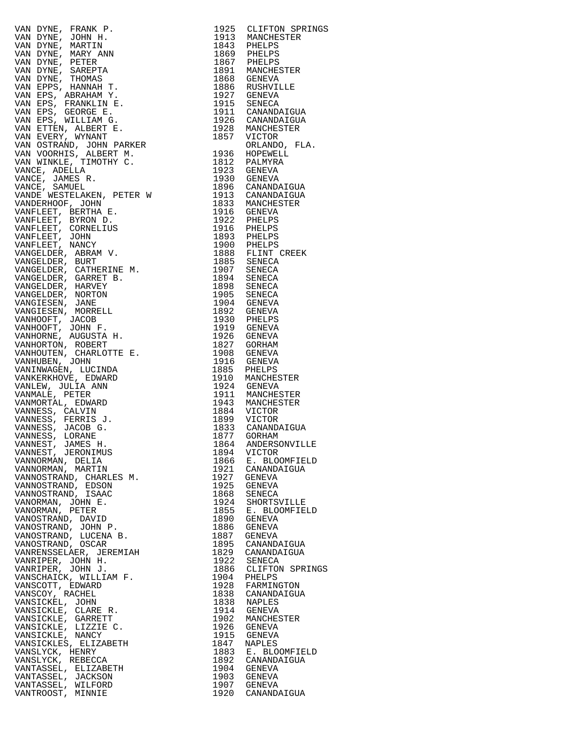| Name | Year | Place |
|---|---|---|
| VAN DYNE, FRANK P. | 1925 | CLIFTON SPRINGS |
| VAN DYNE, JOHN H. | 1913 | MANCHESTER |
| VAN DYNE, MARTIN | 1843 | PHELPS |
| VAN DYNE, MARY ANN | 1869 | PHELPS |
| VAN DYNE, PETER | 1867 | PHELPS |
| VAN DYNE, SAREPTA | 1891 | MANCHESTER |
| VAN DYNE, THOMAS | 1868 | GENEVA |
| VAN EPPS, HANNAH T. | 1886 | RUSHVILLE |
| VAN EPS, ABRAHAM Y. | 1927 | GENEVA |
| VAN EPS, FRANKLIN E. | 1915 | SENECA |
| VAN EPS, GEORGE E. | 1911 | CANANDAIGUA |
| VAN EPS, WILLIAM G. | 1926 | CANANDAIGUA |
| VAN ETTEN, ALBERT E. | 1928 | MANCHESTER |
| VAN EVERY, WYNANT | 1857 | VICTOR |
| VAN OSTRAND, JOHN PARKER | | ORLANDO, FLA. |
| VAN VOORHIS, ALBERT M. | 1936 | HOPEWELL |
| VAN WINKLE, TIMOTHY C. | 1812 | PALMYRA |
| VANCE, ADELLA | 1923 | GENEVA |
| VANCE, JAMES R. | 1930 | GENEVA |
| VANCE, SAMUEL | 1896 | CANANDAIGUA |
| VANDE WESTELAKEN, PETER W | 1913 | CANANDAIGUA |
| VANDERHOOF, JOHN | 1833 | MANCHESTER |
| VANFLEET, BERTHA E. | 1916 | GENEVA |
| VANFLEET, BYRON D. | 1922 | PHELPS |
| VANFLEET, CORNELIUS | 1916 | PHELPS |
| VANFLEET, JOHN | 1893 | PHELPS |
| VANFLEET, NANCY | 1900 | PHELPS |
| VANGELDER, ABRAM V. | 1888 | FLINT CREEK |
| VANGELDER, BURT | 1885 | SENECA |
| VANGELDER, CATHERINE M. | 1907 | SENECA |
| VANGELDER, GARRET B. | 1894 | SENECA |
| VANGELDER, HARVEY | 1898 | SENECA |
| VANGELDER, NORTON | 1905 | SENECA |
| VANGIESEN, JANE | 1904 | GENEVA |
| VANGIESEN, MORRELL | 1892 | GENEVA |
| VANHOOFT, JACOB | 1930 | PHELPS |
| VANHOOFT, JOHN F. | 1919 | GENEVA |
| VANHORNE, AUGUSTA H. | 1926 | GENEVA |
| VANHORTON, ROBERT | 1827 | GORHAM |
| VANHOUTEN, CHARLOTTE E. | 1908 | GENEVA |
| VANHUBEN, JOHN | 1916 | GENEVA |
| VANINWAGEN, LUCINDA | 1885 | PHELPS |
| VANKERKHOVE, EDWARD | 1910 | MANCHESTER |
| VANLEW, JULIA ANN | 1924 | GENEVA |
| VANMALE, PETER | 1911 | MANCHESTER |
| VANMORTAL, EDWARD | 1943 | MANCHESTER |
| VANNESS, CALVIN | 1884 | VICTOR |
| VANNESS, FERRIS J. | 1899 | VICTOR |
| VANNESS, JACOB G. | 1833 | CANANDAIGUA |
| VANNESS, LORANE | 1877 | GORHAM |
| VANNEST, JAMES H. | 1864 | ANDERSONVILLE |
| VANNEST, JERONIMUS | 1894 | VICTOR |
| VANNORMAN, DELIA | 1866 | E. BLOOMFIELD |
| VANNORMAN, MARTIN | 1921 | CANANDAIGUA |
| VANNOSTRAND, CHARLES M. | 1927 | GENEVA |
| VANNOSTRAND, EDSON | 1925 | GENEVA |
| VANNOSTRAND, ISAAC | 1868 | SENECA |
| VANORMAN, JOHN E. | 1924 | SHORTSVILLE |
| VANORMAN, PETER | 1855 | E. BLOOMFIELD |
| VANOSTRAND, DAVID | 1890 | GENEVA |
| VANOSTRAND, JOHN P. | 1886 | GENEVA |
| VANOSTRAND, LUCENA B. | 1887 | GENEVA |
| VANOSTRAND, OSCAR | 1895 | CANANDAIGUA |
| VANRENSSELAER, JEREMIAH | 1829 | CANANDAIGUA |
| VANRIPER, JOHN H. | 1922 | SENECA |
| VANRIPER, JOHN J. | 1886 | CLIFTON SPRINGS |
| VANSCHAICK, WILLIAM F. | 1904 | PHELPS |
| VANSCOTT, EDWARD | 1928 | FARMINGTON |
| VANSCOY, RACHEL | 1838 | CANANDAIGUA |
| VANSICKEL, JOHN | 1838 | NAPLES |
| VANSICKLE, CLARE R. | 1914 | GENEVA |
| VANSICKLE, GARRETT | 1902 | MANCHESTER |
| VANSICKLE, LIZZIE C. | 1926 | GENEVA |
| VANSICKLE, NANCY | 1915 | GENEVA |
| VANSICKLES, ELIZABETH | 1847 | NAPLES |
| VANSLYCK, HENRY | 1883 | E. BLOOMFIELD |
| VANSLYCK, REBECCA | 1892 | CANANDAIGUA |
| VANTASSEL, ELIZABETH | 1904 | GENEVA |
| VANTASSEL, JACKSON | 1903 | GENEVA |
| VANTASSEL, WILFORD | 1907 | GENEVA |
| VANTROOST, MINNIE | 1920 | CANANDAIGUA |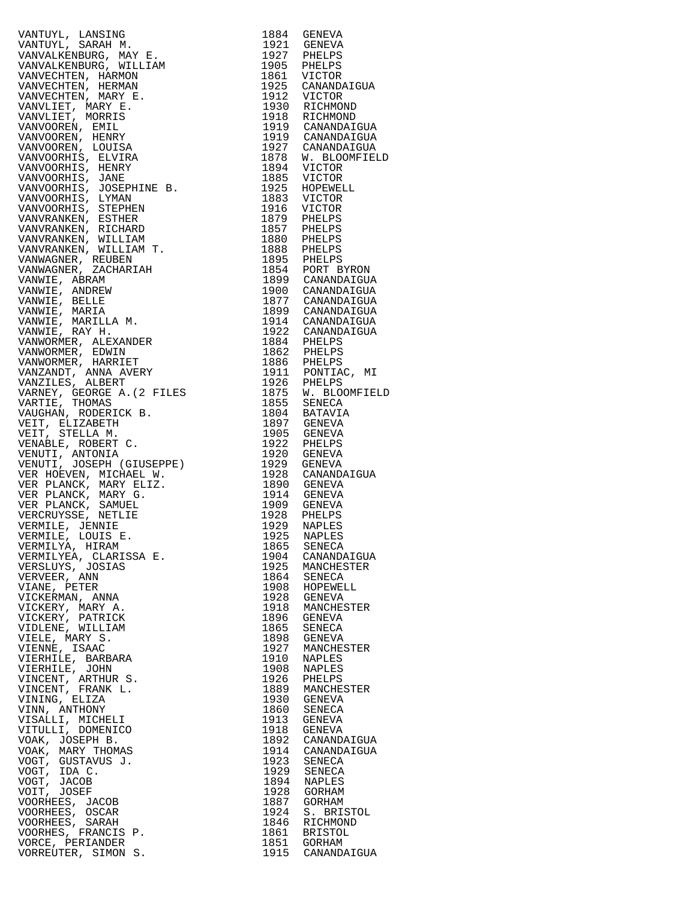| | | |
|---|---|---|
| VANTUYL, LANSING | 1884 | GENEVA |
| VANTUYL, SARAH M. | 1921 | GENEVA |
| VANVALKENBURG, MAY E. | 1927 | PHELPS |
| VANVALKENBURG, WILLIAM | 1905 | PHELPS |
| VANVECHTEN, HARMON | 1861 | VICTOR |
| VANVECHTEN, HERMAN | 1925 | CANANDAIGUA |
| VANVECHTEN, MARY E. | 1912 | VICTOR |
| VANVLIET, MARY E. | 1930 | RICHMOND |
| VANVLIET, MORRIS | 1918 | RICHMOND |
| VANVOOREN, EMIL | 1919 | CANANDAIGUA |
| VANVOOREN, HENRY | 1919 | CANANDAIGUA |
| VANVOOREN, LOUISA | 1927 | CANANDAIGUA |
| VANVOORHIS, ELVIRA | 1878 | W. BLOOMFIELD |
| VANVOORHIS, HENRY | 1894 | VICTOR |
| VANVOORHIS, JANE | 1885 | VICTOR |
| VANVOORHIS, JOSEPHINE B. | 1925 | HOPEWELL |
| VANVOORHIS, LYMAN | 1883 | VICTOR |
| VANVOORHIS, STEPHEN | 1916 | VICTOR |
| VANVRANKEN, ESTHER | 1879 | PHELPS |
| VANVRANKEN, RICHARD | 1857 | PHELPS |
| VANVRANKEN, WILLIAM | 1880 | PHELPS |
| VANVRANKEN, WILLIAM T. | 1888 | PHELPS |
| VANWAGNER, REUBEN | 1895 | PHELPS |
| VANWAGNER, ZACHARIAH | 1854 | PORT BYRON |
| VANWIE, ABRAM | 1899 | CANANDAIGUA |
| VANWIE, ANDREW | 1900 | CANANDAIGUA |
| VANWIE, BELLE | 1877 | CANANDAIGUA |
| VANWIE, MARIA | 1899 | CANANDAIGUA |
| VANWIE, MARILLA M. | 1914 | CANANDAIGUA |
| VANWIE, RAY H. | 1922 | CANANDAIGUA |
| VANWORMER, ALEXANDER | 1884 | PHELPS |
| VANWORMER, EDWIN | 1862 | PHELPS |
| VANWORMER, HARRIET | 1886 | PHELPS |
| VANZANDT, ANNA AVERY | 1911 | PONTIAC, MI |
| VANZILES, ALBERT | 1926 | PHELPS |
| VARNEY, GEORGE A.(2 FILES | 1875 | W. BLOOMFIELD |
| VARTIE, THOMAS | 1855 | SENECA |
| VAUGHAN, RODERICK B. | 1804 | BATAVIA |
| VEIT, ELIZABETH | 1897 | GENEVA |
| VEIT, STELLA M. | 1905 | GENEVA |
| VENABLE, ROBERT C. | 1922 | PHELPS |
| VENUTI, ANTONIA | 1920 | GENEVA |
| VENUTI, JOSEPH (GIUSEPPE) | 1929 | GENEVA |
| VER HOEVEN, MICHAEL W. | 1928 | CANANDAIGUA |
| VER PLANCK, MARY ELIZ. | 1890 | GENEVA |
| VER PLANCK, MARY G. | 1914 | GENEVA |
| VER PLANCK, SAMUEL | 1909 | GENEVA |
| VERCRUYSSE, NETLIE | 1928 | PHELPS |
| VERMILE, JENNIE | 1929 | NAPLES |
| VERMILE, LOUIS E. | 1925 | NAPLES |
| VERMILYA, HIRAM | 1865 | SENECA |
| VERMILYEA, CLARISSA E. | 1904 | CANANDAIGUA |
| VERSLUYS, JOSIAS | 1925 | MANCHESTER |
| VERVEER, ANN | 1864 | SENECA |
| VIANE, PETER | 1908 | HOPEWELL |
| VICKERMAN, ANNA | 1928 | GENEVA |
| VICKERY, MARY A. | 1918 | MANCHESTER |
| VICKERY, PATRICK | 1896 | GENEVA |
| VIDLENE, WILLIAM | 1865 | SENECA |
| VIELE, MARY S. | 1898 | GENEVA |
| VIENNE, ISAAC | 1927 | MANCHESTER |
| VIERHILE, BARBARA | 1910 | NAPLES |
| VIERHILE, JOHN | 1908 | NAPLES |
| VINCENT, ARTHUR S. | 1926 | PHELPS |
| VINCENT, FRANK L. | 1889 | MANCHESTER |
| VINING, ELIZA | 1930 | GENEVA |
| VINN, ANTHONY | 1860 | SENECA |
| VISALLI, MICHELI | 1913 | GENEVA |
| VITULLI, DOMENICO | 1918 | GENEVA |
| VOAK, JOSEPH B. | 1892 | CANANDAIGUA |
| VOAK, MARY THOMAS | 1914 | CANANDAIGUA |
| VOGT, GUSTAVUS J. | 1923 | SENECA |
| VOGT, IDA C. | 1929 | SENECA |
| VOGT, JACOB | 1894 | NAPLES |
| VOIT, JOSEF | 1928 | GORHAM |
| VOORHEES, JACOB | 1887 | GORHAM |
| VOORHEES, OSCAR | 1924 | S. BRISTOL |
| VOORHEES, SARAH | 1846 | RICHMOND |
| VOORHES, FRANCIS P. | 1861 | BRISTOL |
| VORCE, PERIANDER | 1851 | GORHAM |
| VORREUTER, SIMON S. | 1915 | CANANDAIGUA |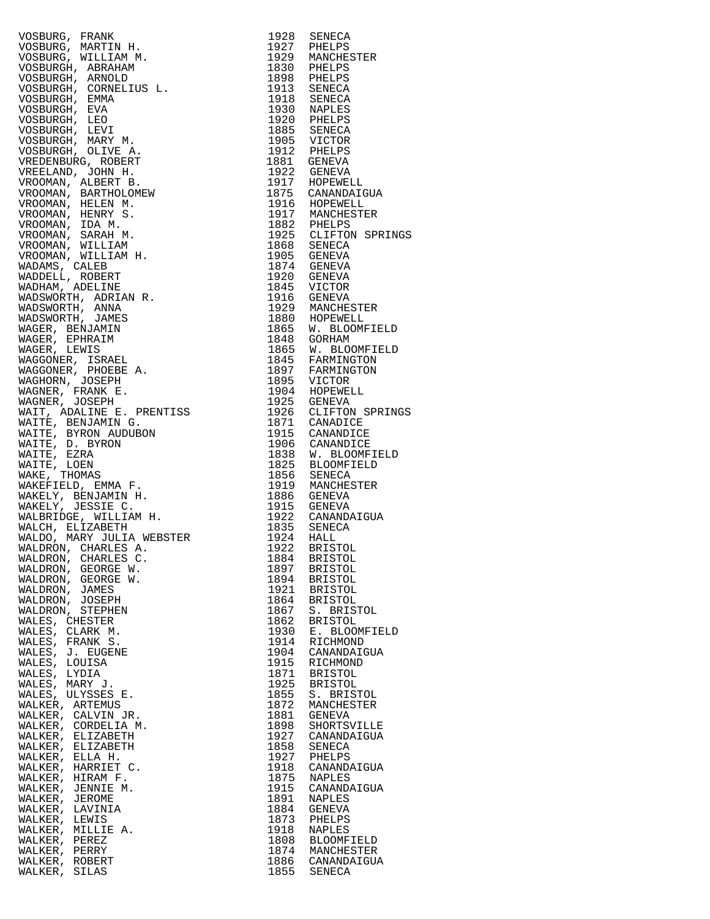| Name | Year | Place |
|---|---|---|
| VOSBURG, FRANK | 1928 | SENECA |
| VOSBURG, MARTIN H. | 1927 | PHELPS |
| VOSBURG, WILLIAM M. | 1929 | MANCHESTER |
| VOSBURGH, ABRAHAM | 1830 | PHELPS |
| VOSBURGH, ARNOLD | 1898 | PHELPS |
| VOSBURGH, CORNELIUS L. | 1913 | SENECA |
| VOSBURGH, EMMA | 1918 | SENECA |
| VOSBURGH, EVA | 1930 | NAPLES |
| VOSBURGH, LEO | 1920 | PHELPS |
| VOSBURGH, LEVI | 1885 | SENECA |
| VOSBURGH, MARY M. | 1905 | VICTOR |
| VOSBURGH, OLIVE A. | 1912 | PHELPS |
| VREDENBURG, ROBERT | 1881 | GENEVA |
| VREELAND, JOHN H. | 1922 | GENEVA |
| VROOMAN, ALBERT B. | 1917 | HOPEWELL |
| VROOMAN, BARTHOLOMEW | 1875 | CANANDAIGUA |
| VROOMAN, HELEN M. | 1916 | HOPEWELL |
| VROOMAN, HENRY S. | 1917 | MANCHESTER |
| VROOMAN, IDA M. | 1882 | PHELPS |
| VROOMAN, SARAH M. | 1925 | CLIFTON SPRINGS |
| VROOMAN, WILLIAM | 1868 | SENECA |
| VROOMAN, WILLIAM H. | 1905 | GENEVA |
| WADAMS, CALEB | 1874 | GENEVA |
| WADDELL, ROBERT | 1920 | GENEVA |
| WADHAM, ADELINE | 1845 | VICTOR |
| WADSWORTH, ADRIAN R. | 1916 | GENEVA |
| WADSWORTH, ANNA | 1929 | MANCHESTER |
| WADSWORTH, JAMES | 1880 | HOPEWELL |
| WAGER, BENJAMIN | 1865 | W. BLOOMFIELD |
| WAGER, EPHRAIM | 1848 | GORHAM |
| WAGER, LEWIS | 1865 | W. BLOOMFIELD |
| WAGGONER, ISRAEL | 1845 | FARMINGTON |
| WAGGONER, PHOEBE A. | 1897 | FARMINGTON |
| WAGHORN, JOSEPH | 1895 | VICTOR |
| WAGNER, FRANK E. | 1904 | HOPEWELL |
| WAGNER, JOSEPH | 1925 | GENEVA |
| WAIT, ADALINE E. PRENTISS | 1926 | CLIFTON SPRINGS |
| WAITE, BENJAMIN G. | 1871 | CANADICE |
| WAITE, BYRON AUDUBON | 1915 | CANANDICE |
| WAITE, D. BYRON | 1906 | CANANDICE |
| WAITE, EZRA | 1838 | W. BLOOMFIELD |
| WAITE, LOEN | 1825 | BLOOMFIELD |
| WAKE, THOMAS | 1856 | SENECA |
| WAKEFIELD, EMMA F. | 1919 | MANCHESTER |
| WAKELY, BENJAMIN H. | 1886 | GENEVA |
| WAKELY, JESSIE C. | 1915 | GENEVA |
| WALBRIDGE, WILLIAM H. | 1922 | CANANDAIGUA |
| WALCH, ELIZABETH | 1835 | SENECA |
| WALDO, MARY JULIA WEBSTER | 1924 | HALL |
| WALDRON, CHARLES A. | 1922 | BRISTOL |
| WALDRON, CHARLES C. | 1884 | BRISTOL |
| WALDRON, GEORGE W. | 1897 | BRISTOL |
| WALDRON, GEORGE W. | 1894 | BRISTOL |
| WALDRON, JAMES | 1921 | BRISTOL |
| WALDRON, JOSEPH | 1864 | BRISTOL |
| WALDRON, STEPHEN | 1867 | S. BRISTOL |
| WALES, CHESTER | 1862 | BRISTOL |
| WALES, CLARK M. | 1930 | E. BLOOMFIELD |
| WALES, FRANK S. | 1914 | RICHMOND |
| WALES, J. EUGENE | 1904 | CANANDAIGUA |
| WALES, LOUISA | 1915 | RICHMOND |
| WALES, LYDIA | 1871 | BRISTOL |
| WALES, MARY J. | 1925 | BRISTOL |
| WALES, ULYSSES E. | 1855 | S. BRISTOL |
| WALKER, ARTEMUS | 1872 | MANCHESTER |
| WALKER, CALVIN JR. | 1881 | GENEVA |
| WALKER, CORDELIA M. | 1898 | SHORTSVILLE |
| WALKER, ELIZABETH | 1927 | CANANDAIGUA |
| WALKER, ELIZABETH | 1858 | SENECA |
| WALKER, ELLA H. | 1927 | PHELPS |
| WALKER, HARRIET C. | 1918 | CANANDAIGUA |
| WALKER, HIRAM F. | 1875 | NAPLES |
| WALKER, JENNIE M. | 1915 | CANANDAIGUA |
| WALKER, JEROME | 1891 | NAPLES |
| WALKER, LAVINIA | 1884 | GENEVA |
| WALKER, LEWIS | 1873 | PHELPS |
| WALKER, MILLIE A. | 1918 | NAPLES |
| WALKER, PEREZ | 1808 | BLOOMFIELD |
| WALKER, PERRY | 1874 | MANCHESTER |
| WALKER, ROBERT | 1886 | CANANDAIGUA |
| WALKER, SILAS | 1855 | SENECA |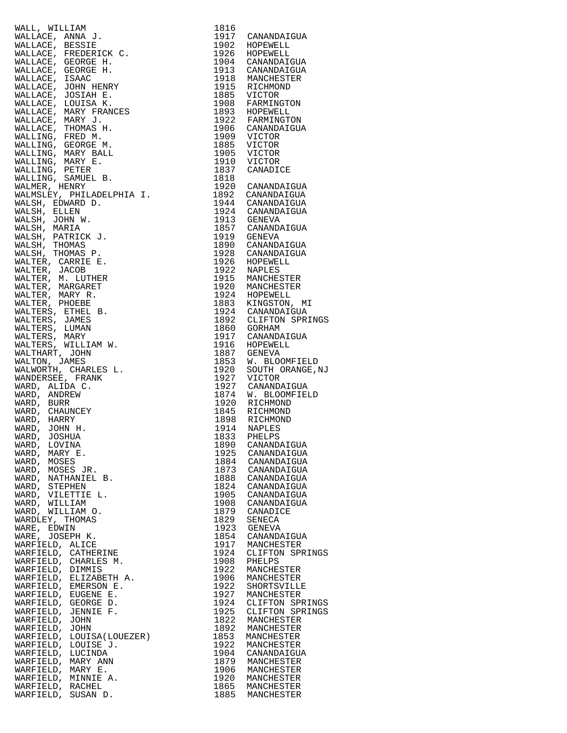| | | |
|---|---|---|
| WALL, WILLIAM | 1816 | |
| WALLACE, ANNA J. | 1917 | CANANDAIGUA |
| WALLACE, BESSIE | 1902 | HOPEWELL |
| WALLACE, FREDERICK C. | 1926 | HOPEWELL |
| WALLACE, GEORGE H. | 1904 | CANANDAIGUA |
| WALLACE, GEORGE H. | 1913 | CANANDAIGUA |
| WALLACE, ISAAC | 1918 | MANCHESTER |
| WALLACE, JOHN HENRY | 1915 | RICHMOND |
| WALLACE, JOSIAH E. | 1885 | VICTOR |
| WALLACE, LOUISA K. | 1908 | FARMINGTON |
| WALLACE, MARY FRANCES | 1893 | HOPEWELL |
| WALLACE, MARY J. | 1922 | FARMINGTON |
| WALLACE, THOMAS H. | 1906 | CANANDAIGUA |
| WALLING, FRED M. | 1909 | VICTOR |
| WALLING, GEORGE M. | 1885 | VICTOR |
| WALLING, MARY BALL | 1905 | VICTOR |
| WALLING, MARY E. | 1910 | VICTOR |
| WALLING, PETER | 1837 | CANADICE |
| WALLING, SAMUEL B. | 1818 | |
| WALMER, HENRY | 1920 | CANANDAIGUA |
| WALMSLEY, PHILADELPHIA I. | 1892 | CANANDAIGUA |
| WALSH, EDWARD D. | 1944 | CANANDAIGUA |
| WALSH, ELLEN | 1924 | CANANDAIGUA |
| WALSH, JOHN W. | 1913 | GENEVA |
| WALSH, MARIA | 1857 | CANANDAIGUA |
| WALSH, PATRICK J. | 1919 | GENEVA |
| WALSH, THOMAS | 1890 | CANANDAIGUA |
| WALSH, THOMAS P. | 1928 | CANANDAIGUA |
| WALTER, CARRIE E. | 1926 | HOPEWELL |
| WALTER, JACOB | 1922 | NAPLES |
| WALTER, M. LUTHER | 1915 | MANCHESTER |
| WALTER, MARGARET | 1920 | MANCHESTER |
| WALTER, MARY R. | 1924 | HOPEWELL |
| WALTER, PHOEBE | 1883 | KINGSTON, MI |
| WALTERS, ETHEL B. | 1924 | CANANDAIGUA |
| WALTERS, JAMES | 1892 | CLIFTON SPRINGS |
| WALTERS, LUMAN | 1860 | GORHAM |
| WALTERS, MARY | 1917 | CANANDAIGUA |
| WALTERS, WILLIAM W. | 1916 | HOPEWELL |
| WALTHART, JOHN | 1887 | GENEVA |
| WALTON, JAMES | 1853 | W. BLOOMFIELD |
| WALWORTH, CHARLES L. | 1920 | SOUTH ORANGE,NJ |
| WANDERSEE, FRANK | 1927 | VICTOR |
| WARD, ALIDA C. | 1927 | CANANDAIGUA |
| WARD, ANDREW | 1874 | W. BLOOMFIELD |
| WARD, BURR | 1920 | RICHMOND |
| WARD, CHAUNCEY | 1845 | RICHMOND |
| WARD, HARRY | 1898 | RICHMOND |
| WARD, JOHN H. | 1914 | NAPLES |
| WARD, JOSHUA | 1833 | PHELPS |
| WARD, LOVINA | 1890 | CANANDAIGUA |
| WARD, MARY E. | 1925 | CANANDAIGUA |
| WARD, MOSES | 1884 | CANANDAIGUA |
| WARD, MOSES JR. | 1873 | CANANDAIGUA |
| WARD, NATHANIEL B. | 1888 | CANANDAIGUA |
| WARD, STEPHEN | 1824 | CANANDAIGUA |
| WARD, VILETTIE L. | 1905 | CANANDAIGUA |
| WARD, WILLIAM | 1908 | CANANDAIGUA |
| WARD, WILLIAM O. | 1879 | CANADICE |
| WARDLEY, THOMAS | 1829 | SENECA |
| WARE, EDWIN | 1923 | GENEVA |
| WARE, JOSEPH K. | 1854 | CANANDAIGUA |
| WARFIELD, ALICE | 1917 | MANCHESTER |
| WARFIELD, CATHERINE | 1924 | CLIFTON SPRINGS |
| WARFIELD, CHARLES M. | 1908 | PHELPS |
| WARFIELD, DIMMIS | 1922 | MANCHESTER |
| WARFIELD, ELIZABETH A. | 1906 | MANCHESTER |
| WARFIELD, EMERSON E. | 1922 | SHORTSVILLE |
| WARFIELD, EUGENE E. | 1927 | MANCHESTER |
| WARFIELD, GEORGE D. | 1924 | CLIFTON SPRINGS |
| WARFIELD, JENNIE F. | 1925 | CLIFTON SPRINGS |
| WARFIELD, JOHN | 1822 | MANCHESTER |
| WARFIELD, JOHN | 1892 | MANCHESTER |
| WARFIELD, LOUISA(LOUEZER) | 1853 | MANCHESTER |
| WARFIELD, LOUISE J. | 1922 | MANCHESTER |
| WARFIELD, LUCINDA | 1904 | CANANDAIGUA |
| WARFIELD, MARY ANN | 1879 | MANCHESTER |
| WARFIELD, MARY E. | 1906 | MANCHESTER |
| WARFIELD, MINNIE A. | 1920 | MANCHESTER |
| WARFIELD, RACHEL | 1865 | MANCHESTER |
| WARFIELD, SUSAN D. | 1885 | MANCHESTER |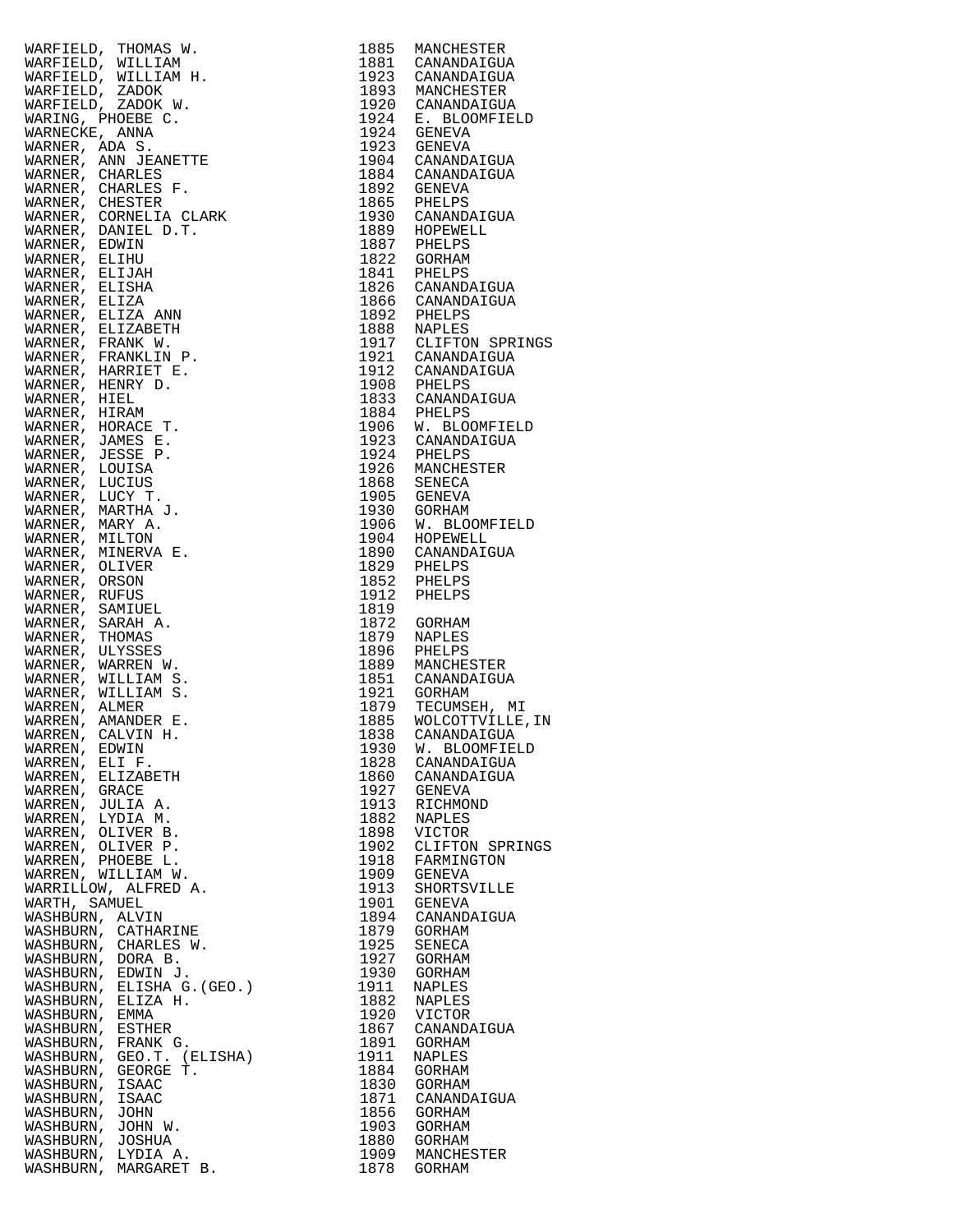| Name | Year | Place |
|---|---|---|
| WARFIELD, THOMAS W. | 1885 | MANCHESTER |
| WARFIELD, WILLIAM | 1881 | CANANDAIGUA |
| WARFIELD, WILLIAM H. | 1923 | CANANDAIGUA |
| WARFIELD, ZADOK | 1893 | MANCHESTER |
| WARFIELD, ZADOK W. | 1920 | CANANDAIGUA |
| WARING, PHOEBE C. | 1924 | E. BLOOMFIELD |
| WARNECKE, ANNA | 1924 | GENEVA |
| WARNER, ADA S. | 1923 | GENEVA |
| WARNER, ANN JEANETTE | 1904 | CANANDAIGUA |
| WARNER, CHARLES | 1884 | CANANDAIGUA |
| WARNER, CHARLES F. | 1892 | GENEVA |
| WARNER, CHESTER | 1865 | PHELPS |
| WARNER, CORNELIA CLARK | 1930 | CANANDAIGUA |
| WARNER, DANIEL D.T. | 1889 | HOPEWELL |
| WARNER, EDWIN | 1887 | PHELPS |
| WARNER, ELIHU | 1822 | GORHAM |
| WARNER, ELIJAH | 1841 | PHELPS |
| WARNER, ELISHA | 1826 | CANANDAIGUA |
| WARNER, ELIZA | 1866 | CANANDAIGUA |
| WARNER, ELIZA ANN | 1892 | PHELPS |
| WARNER, ELIZABETH | 1888 | NAPLES |
| WARNER, FRANK W. | 1917 | CLIFTON SPRINGS |
| WARNER, FRANKLIN P. | 1921 | CANANDAIGUA |
| WARNER, HARRIET E. | 1912 | CANANDAIGUA |
| WARNER, HENRY D. | 1908 | PHELPS |
| WARNER, HIEL | 1833 | CANANDAIGUA |
| WARNER, HIRAM | 1884 | PHELPS |
| WARNER, HORACE T. | 1906 | W. BLOOMFIELD |
| WARNER, JAMES E. | 1923 | CANANDAIGUA |
| WARNER, JESSE P. | 1924 | PHELPS |
| WARNER, LOUISA | 1926 | MANCHESTER |
| WARNER, LUCIUS | 1868 | SENECA |
| WARNER, LUCY T. | 1905 | GENEVA |
| WARNER, MARTHA J. | 1930 | GORHAM |
| WARNER, MARY A. | 1906 | W. BLOOMFIELD |
| WARNER, MILTON | 1904 | HOPEWELL |
| WARNER, MINERVA E. | 1890 | CANANDAIGUA |
| WARNER, OLIVER | 1829 | PHELPS |
| WARNER, ORSON | 1852 | PHELPS |
| WARNER, RUFUS | 1912 | PHELPS |
| WARNER, SAMIUEL | 1819 | |
| WARNER, SARAH A. | 1872 | GORHAM |
| WARNER, THOMAS | 1879 | NAPLES |
| WARNER, ULYSSES | 1896 | PHELPS |
| WARNER, WARREN W. | 1889 | MANCHESTER |
| WARNER, WILLIAM S. | 1851 | CANANDAIGUA |
| WARNER, WILLIAM S. | 1921 | GORHAM |
| WARREN, ALMER | 1879 | TECUMSEH, MI |
| WARREN, AMANDER E. | 1885 | WOLCOTTVILLE,IN |
| WARREN, CALVIN H. | 1838 | CANANDAIGUA |
| WARREN, EDWIN | 1930 | W. BLOOMFIELD |
| WARREN, ELI F. | 1828 | CANANDAIGUA |
| WARREN, ELIZABETH | 1860 | CANANDAIGUA |
| WARREN, GRACE | 1927 | GENEVA |
| WARREN, JULIA A. | 1913 | RICHMOND |
| WARREN, LYDIA M. | 1882 | NAPLES |
| WARREN, OLIVER B. | 1898 | VICTOR |
| WARREN, OLIVER P. | 1902 | CLIFTON SPRINGS |
| WARREN, PHOEBE L. | 1918 | FARMINGTON |
| WARREN, WILLIAM W. | 1909 | GENEVA |
| WARRILLOW, ALFRED A. | 1913 | SHORTSVILLE |
| WARTH, SAMUEL | 1901 | GENEVA |
| WASHBURN, ALVIN | 1894 | CANANDAIGUA |
| WASHBURN, CATHARINE | 1879 | GORHAM |
| WASHBURN, CHARLES W. | 1925 | SENECA |
| WASHBURN, DORA B. | 1927 | GORHAM |
| WASHBURN, EDWIN J. | 1930 | GORHAM |
| WASHBURN, ELISHA G.(GEO.) | 1911 | NAPLES |
| WASHBURN, ELIZA H. | 1882 | NAPLES |
| WASHBURN, EMMA | 1920 | VICTOR |
| WASHBURN, ESTHER | 1867 | CANANDAIGUA |
| WASHBURN, FRANK G. | 1891 | GORHAM |
| WASHBURN, GEO.T. (ELISHA) | 1911 | NAPLES |
| WASHBURN, GEORGE T. | 1884 | GORHAM |
| WASHBURN, ISAAC | 1830 | GORHAM |
| WASHBURN, ISAAC | 1871 | CANANDAIGUA |
| WASHBURN, JOHN | 1856 | GORHAM |
| WASHBURN, JOHN W. | 1903 | GORHAM |
| WASHBURN, JOSHUA | 1880 | GORHAM |
| WASHBURN, LYDIA A. | 1909 | MANCHESTER |
| WASHBURN, MARGARET B. | 1878 | GORHAM |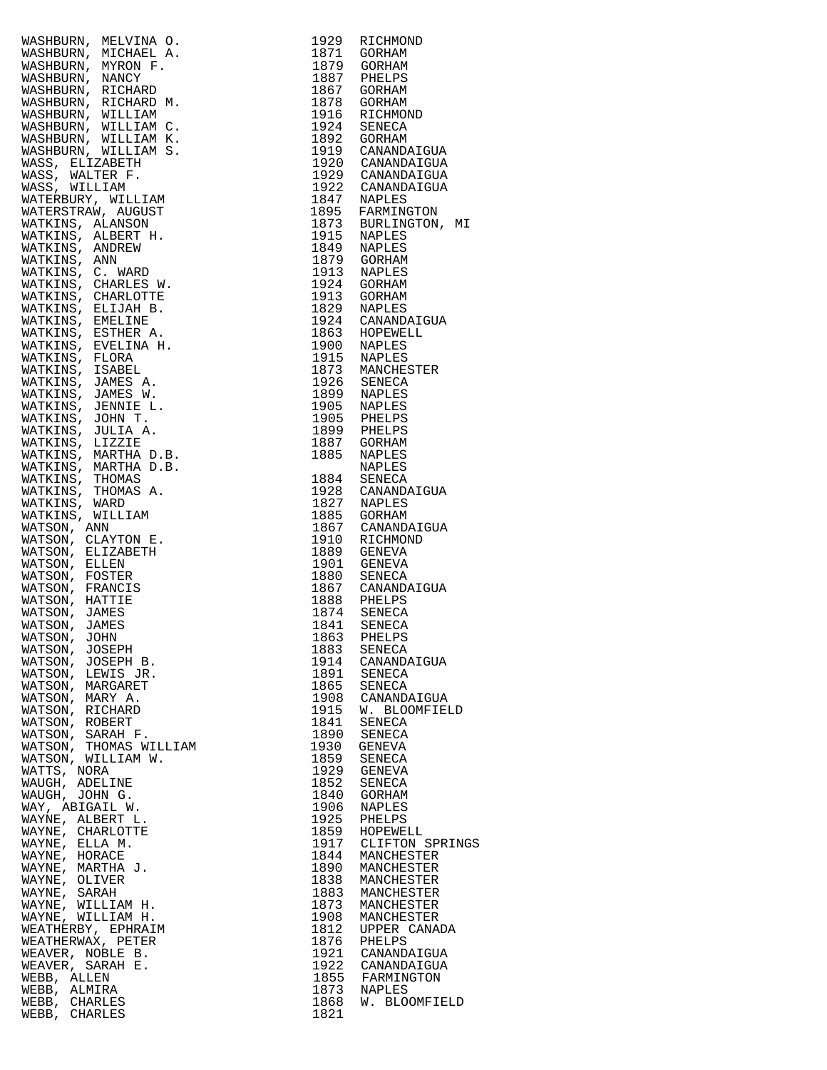| | | |
|---|---|---|
| WASHBURN, MELVINA O. | 1929 | RICHMOND |
| WASHBURN, MICHAEL A. | 1871 | GORHAM |
| WASHBURN, MYRON F. | 1879 | GORHAM |
| WASHBURN, NANCY | 1887 | PHELPS |
| WASHBURN, RICHARD | 1867 | GORHAM |
| WASHBURN, RICHARD M. | 1878 | GORHAM |
| WASHBURN, WILLIAM | 1916 | RICHMOND |
| WASHBURN, WILLIAM C. | 1924 | SENECA |
| WASHBURN, WILLIAM K. | 1892 | GORHAM |
| WASHBURN, WILLIAM S. | 1919 | CANANDAIGUA |
| WASS, ELIZABETH | 1920 | CANANDAIGUA |
| WASS, WALTER F. | 1929 | CANANDAIGUA |
| WASS, WILLIAM | 1922 | CANANDAIGUA |
| WATERBURY, WILLIAM | 1847 | NAPLES |
| WATERSTRAW, AUGUST | 1895 | FARMINGTON |
| WATKINS, ALANSON | 1873 | BURLINGTON, MI |
| WATKINS, ALBERT H. | 1915 | NAPLES |
| WATKINS, ANDREW | 1849 | NAPLES |
| WATKINS, ANN | 1879 | GORHAM |
| WATKINS, C. WARD | 1913 | NAPLES |
| WATKINS, CHARLES W. | 1924 | GORHAM |
| WATKINS, CHARLOTTE | 1913 | GORHAM |
| WATKINS, ELIJAH B. | 1829 | NAPLES |
| WATKINS, EMELINE | 1924 | CANANDAIGUA |
| WATKINS, ESTHER A. | 1863 | HOPEWELL |
| WATKINS, EVELINA H. | 1900 | NAPLES |
| WATKINS, FLORA | 1915 | NAPLES |
| WATKINS, ISABEL | 1873 | MANCHESTER |
| WATKINS, JAMES A. | 1926 | SENECA |
| WATKINS, JAMES W. | 1899 | NAPLES |
| WATKINS, JENNIE L. | 1905 | NAPLES |
| WATKINS, JOHN T. | 1905 | PHELPS |
| WATKINS, JULIA A. | 1899 | PHELPS |
| WATKINS, LIZZIE | 1887 | GORHAM |
| WATKINS, MARTHA D.B. | 1885 | NAPLES |
| WATKINS, MARTHA D.B. | | NAPLES |
| WATKINS, THOMAS | 1884 | SENECA |
| WATKINS, THOMAS A. | 1928 | CANANDAIGUA |
| WATKINS, WARD | 1827 | NAPLES |
| WATKINS, WILLIAM | 1885 | GORHAM |
| WATSON, ANN | 1867 | CANANDAIGUA |
| WATSON, CLAYTON E. | 1910 | RICHMOND |
| WATSON, ELIZABETH | 1889 | GENEVA |
| WATSON, ELLEN | 1901 | GENEVA |
| WATSON, FOSTER | 1880 | SENECA |
| WATSON, FRANCIS | 1867 | CANANDAIGUA |
| WATSON, HATTIE | 1888 | PHELPS |
| WATSON, JAMES | 1874 | SENECA |
| WATSON, JAMES | 1841 | SENECA |
| WATSON, JOHN | 1863 | PHELPS |
| WATSON, JOSEPH | 1883 | SENECA |
| WATSON, JOSEPH B. | 1914 | CANANDAIGUA |
| WATSON, LEWIS JR. | 1891 | SENECA |
| WATSON, MARGARET | 1865 | SENECA |
| WATSON, MARY A. | 1908 | CANANDAIGUA |
| WATSON, RICHARD | 1915 | W. BLOOMFIELD |
| WATSON, ROBERT | 1841 | SENECA |
| WATSON, SARAH F. | 1890 | SENECA |
| WATSON, THOMAS WILLIAM | 1930 | GENEVA |
| WATSON, WILLIAM W. | 1859 | SENECA |
| WATTS, NORA | 1929 | GENEVA |
| WAUGH, ADELINE | 1852 | SENECA |
| WAUGH, JOHN G. | 1840 | GORHAM |
| WAY, ABIGAIL W. | 1906 | NAPLES |
| WAYNE, ALBERT L. | 1925 | PHELPS |
| WAYNE, CHARLOTTE | 1859 | HOPEWELL |
| WAYNE, ELLA M. | 1917 | CLIFTON SPRINGS |
| WAYNE, HORACE | 1844 | MANCHESTER |
| WAYNE, MARTHA J. | 1890 | MANCHESTER |
| WAYNE, OLIVER | 1838 | MANCHESTER |
| WAYNE, SARAH | 1883 | MANCHESTER |
| WAYNE, WILLIAM H. | 1873 | MANCHESTER |
| WAYNE, WILLIAM H. | 1908 | MANCHESTER |
| WEATHERBY, EPHRAIM | 1812 | UPPER CANADA |
| WEATHERWAX, PETER | 1876 | PHELPS |
| WEAVER, NOBLE B. | 1921 | CANANDAIGUA |
| WEAVER, SARAH E. | 1922 | CANANDAIGUA |
| WEBB, ALLEN | 1855 | FARMINGTON |
| WEBB, ALMIRA | 1873 | NAPLES |
| WEBB, CHARLES | 1868 | W. BLOOMFIELD |
| WEBB, CHARLES | 1821 | |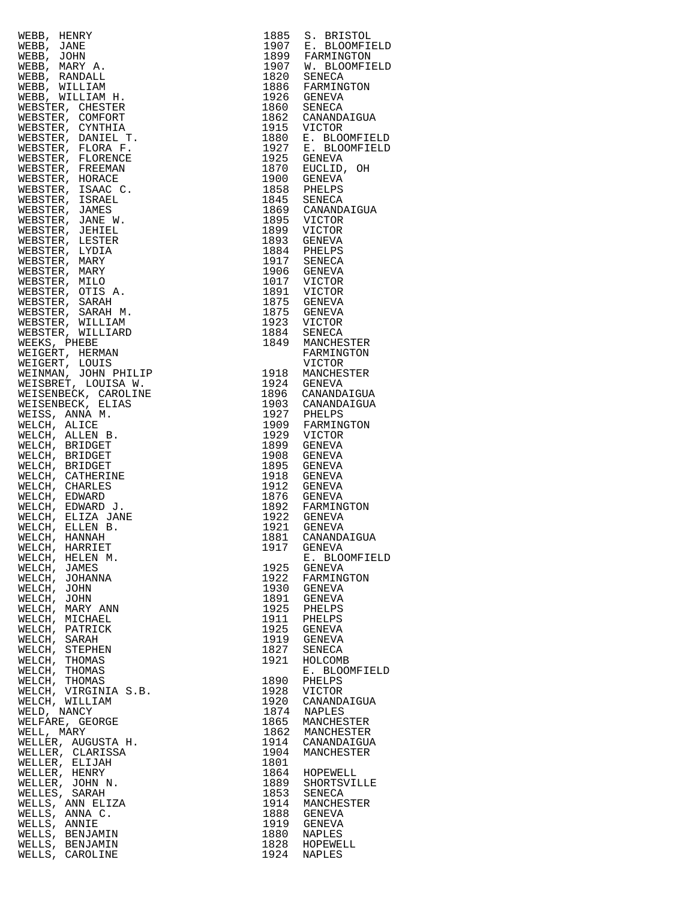| | | |
|---|---|---|
| WEBB, HENRY | 1885 | S. BRISTOL |
| WEBB, JANE | 1907 | E. BLOOMFIELD |
| WEBB, JOHN | 1899 | FARMINGTON |
| WEBB, MARY A. | 1907 | W. BLOOMFIELD |
| WEBB, RANDALL | 1820 | SENECA |
| WEBB, WILLIAM | 1886 | FARMINGTON |
| WEBB, WILLIAM H. | 1926 | GENEVA |
| WEBSTER, CHESTER | 1860 | SENECA |
| WEBSTER, COMFORT | 1862 | CANANDAIGUA |
| WEBSTER, CYNTHIA | 1915 | VICTOR |
| WEBSTER, DANIEL T. | 1880 | E. BLOOMFIELD |
| WEBSTER, FLORA F. | 1927 | E. BLOOMFIELD |
| WEBSTER, FLORENCE | 1925 | GENEVA |
| WEBSTER, FREEMAN | 1870 | EUCLID, OH |
| WEBSTER, HORACE | 1900 | GENEVA |
| WEBSTER, ISAAC C. | 1858 | PHELPS |
| WEBSTER, ISRAEL | 1845 | SENECA |
| WEBSTER, JAMES | 1869 | CANANDAIGUA |
| WEBSTER, JANE W. | 1895 | VICTOR |
| WEBSTER, JEHIEL | 1899 | VICTOR |
| WEBSTER, LESTER | 1893 | GENEVA |
| WEBSTER, LYDIA | 1884 | PHELPS |
| WEBSTER, MARY | 1917 | SENECA |
| WEBSTER, MARY | 1906 | GENEVA |
| WEBSTER, MILO | 1017 | VICTOR |
| WEBSTER, OTIS A. | 1891 | VICTOR |
| WEBSTER, SARAH | 1875 | GENEVA |
| WEBSTER, SARAH M. | 1875 | GENEVA |
| WEBSTER, WILLIAM | 1923 | VICTOR |
| WEBSTER, WILLIARD | 1884 | SENECA |
| WEEKS, PHEBE | 1849 | MANCHESTER |
| WEIGERT, HERMAN | | FARMINGTON |
| WEIGERT, LOUIS | | VICTOR |
| WEINMAN, JOHN PHILIP | 1918 | MANCHESTER |
| WEISBRET, LOUISA W. | 1924 | GENEVA |
| WEISENBECK, CAROLINE | 1896 | CANANDAIGUA |
| WEISENBECK, ELIAS | 1903 | CANANDAIGUA |
| WEISS, ANNA M. | 1927 | PHELPS |
| WELCH, ALICE | 1909 | FARMINGTON |
| WELCH, ALLEN B. | 1929 | VICTOR |
| WELCH, BRIDGET | 1899 | GENEVA |
| WELCH, BRIDGET | 1908 | GENEVA |
| WELCH, BRIDGET | 1895 | GENEVA |
| WELCH, CATHERINE | 1918 | GENEVA |
| WELCH, CHARLES | 1912 | GENEVA |
| WELCH, EDWARD | 1876 | GENEVA |
| WELCH, EDWARD J. | 1892 | FARMINGTON |
| WELCH, ELIZA JANE | 1922 | GENEVA |
| WELCH, ELLEN B. | 1921 | GENEVA |
| WELCH, HANNAH | 1881 | CANANDAIGUA |
| WELCH, HARRIET | 1917 | GENEVA |
| WELCH, HELEN M. | | E. BLOOMFIELD |
| WELCH, JAMES | 1925 | GENEVA |
| WELCH, JOHANNA | 1922 | FARMINGTON |
| WELCH, JOHN | 1930 | GENEVA |
| WELCH, JOHN | 1891 | GENEVA |
| WELCH, MARY ANN | 1925 | PHELPS |
| WELCH, MICHAEL | 1911 | PHELPS |
| WELCH, PATRICK | 1925 | GENEVA |
| WELCH, SARAH | 1919 | GENEVA |
| WELCH, STEPHEN | 1827 | SENECA |
| WELCH, THOMAS | 1921 | HOLCOMB |
| WELCH, THOMAS | | E. BLOOMFIELD |
| WELCH, THOMAS | 1890 | PHELPS |
| WELCH, VIRGINIA S.B. | 1928 | VICTOR |
| WELCH, WILLIAM | 1920 | CANANDAIGUA |
| WELD, NANCY | 1874 | NAPLES |
| WELFARE, GEORGE | 1865 | MANCHESTER |
| WELL, MARY | 1862 | MANCHESTER |
| WELLER, AUGUSTA H. | 1914 | CANANDAIGUA |
| WELLER, CLARISSA | 1904 | MANCHESTER |
| WELLER, ELIJAH | 1801 | |
| WELLER, HENRY | 1864 | HOPEWELL |
| WELLER, JOHN N. | 1889 | SHORTSVILLE |
| WELLES, SARAH | 1853 | SENECA |
| WELLS, ANN ELIZA | 1914 | MANCHESTER |
| WELLS, ANNA C. | 1888 | GENEVA |
| WELLS, ANNIE | 1919 | GENEVA |
| WELLS, BENJAMIN | 1880 | NAPLES |
| WELLS, BENJAMIN | 1828 | HOPEWELL |
| WELLS, CAROLINE | 1924 | NAPLES |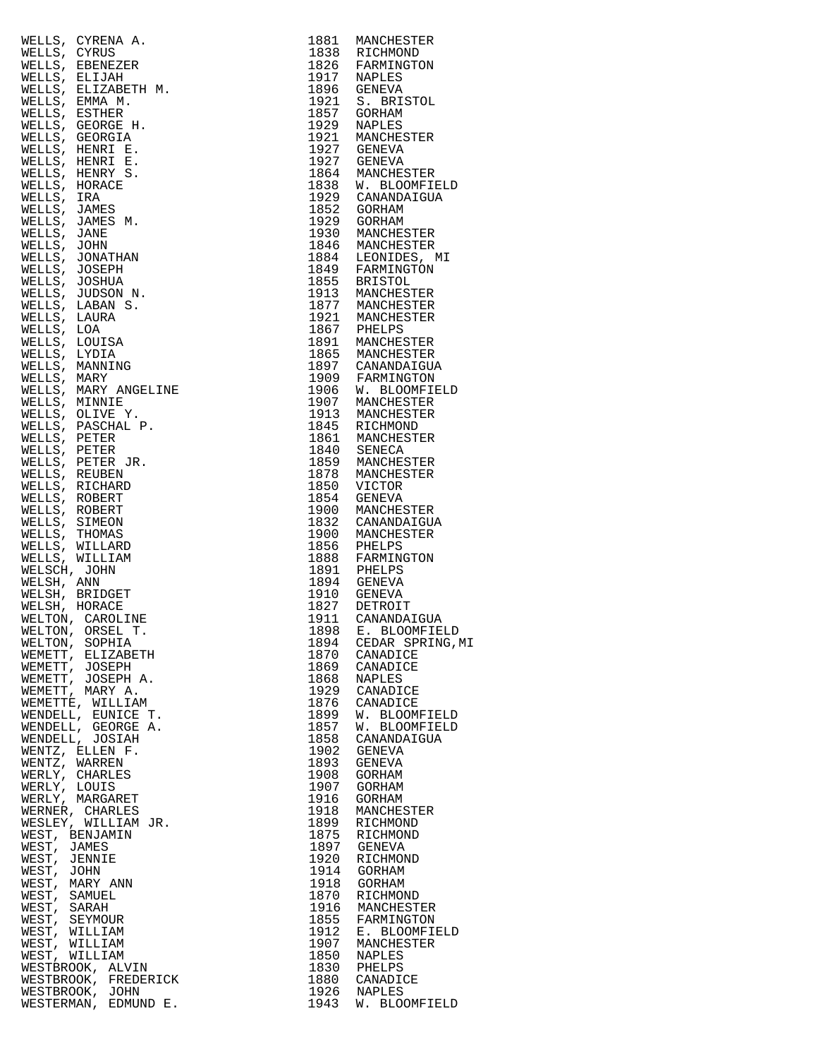| | | |
|---|---|---|
| WELLS, CYRENA A. | 1881 | MANCHESTER |
| WELLS, CYRUS | 1838 | RICHMOND |
| WELLS, EBENEZER | 1826 | FARMINGTON |
| WELLS, ELIJAH | 1917 | NAPLES |
| WELLS, ELIZABETH M. | 1896 | GENEVA |
| WELLS, EMMA M. | 1921 | S. BRISTOL |
| WELLS, ESTHER | 1857 | GORHAM |
| WELLS, GEORGE H. | 1929 | NAPLES |
| WELLS, GEORGIA | 1921 | MANCHESTER |
| WELLS, HENRI E. | 1927 | GENEVA |
| WELLS, HENRI E. | 1927 | GENEVA |
| WELLS, HENRY S. | 1864 | MANCHESTER |
| WELLS, HORACE | 1838 | W. BLOOMFIELD |
| WELLS, IRA | 1929 | CANANDAIGUA |
| WELLS, JAMES | 1852 | GORHAM |
| WELLS, JAMES M. | 1929 | GORHAM |
| WELLS, JANE | 1930 | MANCHESTER |
| WELLS, JOHN | 1846 | MANCHESTER |
| WELLS, JONATHAN | 1884 | LEONIDES, MI |
| WELLS, JOSEPH | 1849 | FARMINGTON |
| WELLS, JOSHUA | 1855 | BRISTOL |
| WELLS, JUDSON N. | 1913 | MANCHESTER |
| WELLS, LABAN S. | 1877 | MANCHESTER |
| WELLS, LAURA | 1921 | MANCHESTER |
| WELLS, LOA | 1867 | PHELPS |
| WELLS, LOUISA | 1891 | MANCHESTER |
| WELLS, LYDIA | 1865 | MANCHESTER |
| WELLS, MANNING | 1897 | CANANDAIGUA |
| WELLS, MARY | 1909 | FARMINGTON |
| WELLS, MARY ANGELINE | 1906 | W. BLOOMFIELD |
| WELLS, MINNIE | 1907 | MANCHESTER |
| WELLS, OLIVE Y. | 1913 | MANCHESTER |
| WELLS, PASCHAL P. | 1845 | RICHMOND |
| WELLS, PETER | 1861 | MANCHESTER |
| WELLS, PETER | 1840 | SENECA |
| WELLS, PETER JR. | 1859 | MANCHESTER |
| WELLS, REUBEN | 1878 | MANCHESTER |
| WELLS, RICHARD | 1850 | VICTOR |
| WELLS, ROBERT | 1854 | GENEVA |
| WELLS, ROBERT | 1900 | MANCHESTER |
| WELLS, SIMEON | 1832 | CANANDAIGUA |
| WELLS, THOMAS | 1900 | MANCHESTER |
| WELLS, WILLARD | 1856 | PHELPS |
| WELLS, WILLIAM | 1888 | FARMINGTON |
| WELSCH, JOHN | 1891 | PHELPS |
| WELSH, ANN | 1894 | GENEVA |
| WELSH, BRIDGET | 1910 | GENEVA |
| WELSH, HORACE | 1827 | DETROIT |
| WELTON, CAROLINE | 1911 | CANANDAIGUA |
| WELTON, ORSEL T. | 1898 | E. BLOOMFIELD |
| WELTON, SOPHIA | 1894 | CEDAR SPRING,MI |
| WEMETT, ELIZABETH | 1870 | CANADICE |
| WEMETT, JOSEPH | 1869 | CANADICE |
| WEMETT, JOSEPH A. | 1868 | NAPLES |
| WEMETT, MARY A. | 1929 | CANADICE |
| WEMETTE, WILLIAM | 1876 | CANADICE |
| WENDELL, EUNICE T. | 1899 | W. BLOOMFIELD |
| WENDELL, GEORGE A. | 1857 | W. BLOOMFIELD |
| WENDELL, JOSIAH | 1858 | CANANDAIGUA |
| WENTZ, ELLEN F. | 1902 | GENEVA |
| WENTZ, WARREN | 1893 | GENEVA |
| WERLY, CHARLES | 1908 | GORHAM |
| WERLY, LOUIS | 1907 | GORHAM |
| WERLY, MARGARET | 1916 | GORHAM |
| WERNER, CHARLES | 1918 | MANCHESTER |
| WESLEY, WILLIAM JR. | 1899 | RICHMOND |
| WEST, BENJAMIN | 1875 | RICHMOND |
| WEST, JAMES | 1897 | GENEVA |
| WEST, JENNIE | 1920 | RICHMOND |
| WEST, JOHN | 1914 | GORHAM |
| WEST, MARY ANN | 1918 | GORHAM |
| WEST, SAMUEL | 1870 | RICHMOND |
| WEST, SARAH | 1916 | MANCHESTER |
| WEST, SEYMOUR | 1855 | FARMINGTON |
| WEST, WILLIAM | 1912 | E. BLOOMFIELD |
| WEST, WILLIAM | 1907 | MANCHESTER |
| WEST, WILLIAM | 1850 | NAPLES |
| WESTBROOK, ALVIN | 1830 | PHELPS |
| WESTBROOK, FREDERICK | 1880 | CANADICE |
| WESTBROOK, JOHN | 1926 | NAPLES |
| WESTERMAN, EDMUND E. | 1943 | W. BLOOMFIELD |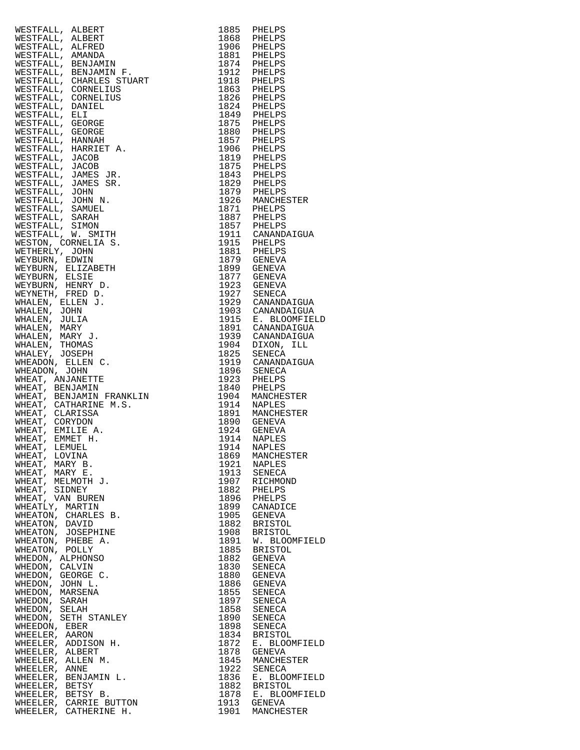| Name | Year | Place |
|---|---|---|
| WESTFALL, ALBERT | 1885 | PHELPS |
| WESTFALL, ALBERT | 1868 | PHELPS |
| WESTFALL, ALFRED | 1906 | PHELPS |
| WESTFALL, AMANDA | 1881 | PHELPS |
| WESTFALL, BENJAMIN | 1874 | PHELPS |
| WESTFALL, BENJAMIN F. | 1912 | PHELPS |
| WESTFALL, CHARLES STUART | 1918 | PHELPS |
| WESTFALL, CORNELIUS | 1863 | PHELPS |
| WESTFALL, CORNELIUS | 1826 | PHELPS |
| WESTFALL, DANIEL | 1824 | PHELPS |
| WESTFALL, ELI | 1849 | PHELPS |
| WESTFALL, GEORGE | 1875 | PHELPS |
| WESTFALL, GEORGE | 1880 | PHELPS |
| WESTFALL, HANNAH | 1857 | PHELPS |
| WESTFALL, HARRIET A. | 1906 | PHELPS |
| WESTFALL, JACOB | 1819 | PHELPS |
| WESTFALL, JACOB | 1875 | PHELPS |
| WESTFALL, JAMES JR. | 1843 | PHELPS |
| WESTFALL, JAMES SR. | 1829 | PHELPS |
| WESTFALL, JOHN | 1879 | PHELPS |
| WESTFALL, JOHN N. | 1926 | MANCHESTER |
| WESTFALL, SAMUEL | 1871 | PHELPS |
| WESTFALL, SARAH | 1887 | PHELPS |
| WESTFALL, SIMON | 1857 | PHELPS |
| WESTFALL, W. SMITH | 1911 | CANANDAIGUA |
| WESTON, CORNELIA S. | 1915 | PHELPS |
| WETHERLY, JOHN | 1881 | PHELPS |
| WEYBURN, EDWIN | 1879 | GENEVA |
| WEYBURN, ELIZABETH | 1899 | GENEVA |
| WEYBURN, ELSIE | 1877 | GENEVA |
| WEYBURN, HENRY D. | 1923 | GENEVA |
| WEYNETH, FRED D. | 1927 | SENECA |
| WHALEN, ELLEN J. | 1929 | CANANDAIGUA |
| WHALEN, JOHN | 1903 | CANANDAIGUA |
| WHALEN, JULIA | 1915 | E. BLOOMFIELD |
| WHALEN, MARY | 1891 | CANANDAIGUA |
| WHALEN, MARY J. | 1939 | CANANDAIGUA |
| WHALEN, THOMAS | 1904 | DIXON, ILL |
| WHALEY, JOSEPH | 1825 | SENECA |
| WHEADON, ELLEN C. | 1919 | CANANDAIGUA |
| WHEADON, JOHN | 1896 | SENECA |
| WHEAT, ANJANETTE | 1923 | PHELPS |
| WHEAT, BENJAMIN | 1840 | PHELPS |
| WHEAT, BENJAMIN FRANKLIN | 1904 | MANCHESTER |
| WHEAT, CATHARINE M.S. | 1914 | NAPLES |
| WHEAT, CLARISSA | 1891 | MANCHESTER |
| WHEAT, CORYDON | 1890 | GENEVA |
| WHEAT, EMILIE A. | 1924 | GENEVA |
| WHEAT, EMMET H. | 1914 | NAPLES |
| WHEAT, LEMUEL | 1914 | NAPLES |
| WHEAT, LOVINA | 1869 | MANCHESTER |
| WHEAT, MARY B. | 1921 | NAPLES |
| WHEAT, MARY E. | 1913 | SENECA |
| WHEAT, MELMOTH J. | 1907 | RICHMOND |
| WHEAT, SIDNEY | 1882 | PHELPS |
| WHEAT, VAN BUREN | 1896 | PHELPS |
| WHEATLY, MARTIN | 1899 | CANADICE |
| WHEATON, CHARLES B. | 1905 | GENEVA |
| WHEATON, DAVID | 1882 | BRISTOL |
| WHEATON, JOSEPHINE | 1908 | BRISTOL |
| WHEATON, PHEBE A. | 1891 | W. BLOOMFIELD |
| WHEATON, POLLY | 1885 | BRISTOL |
| WHEDON, ALPHONSO | 1882 | GENEVA |
| WHEDON, CALVIN | 1830 | SENECA |
| WHEDON, GEORGE C. | 1880 | GENEVA |
| WHEDON, JOHN L. | 1886 | GENEVA |
| WHEDON, MARSENA | 1855 | SENECA |
| WHEDON, SARAH | 1897 | SENECA |
| WHEDON, SELAH | 1858 | SENECA |
| WHEDON, SETH STANLEY | 1890 | SENECA |
| WHEEDON, EBER | 1898 | SENECA |
| WHEELER, AARON | 1834 | BRISTOL |
| WHEELER, ADDISON H. | 1872 | E. BLOOMFIELD |
| WHEELER, ALBERT | 1878 | GENEVA |
| WHEELER, ALLEN M. | 1845 | MANCHESTER |
| WHEELER, ANNE | 1922 | SENECA |
| WHEELER, BENJAMIN L. | 1836 | E. BLOOMFIELD |
| WHEELER, BETSY | 1882 | BRISTOL |
| WHEELER, BETSY B. | 1878 | E. BLOOMFIELD |
| WHEELER, CARRIE BUTTON | 1913 | GENEVA |
| WHEELER, CATHERINE H. | 1901 | MANCHESTER |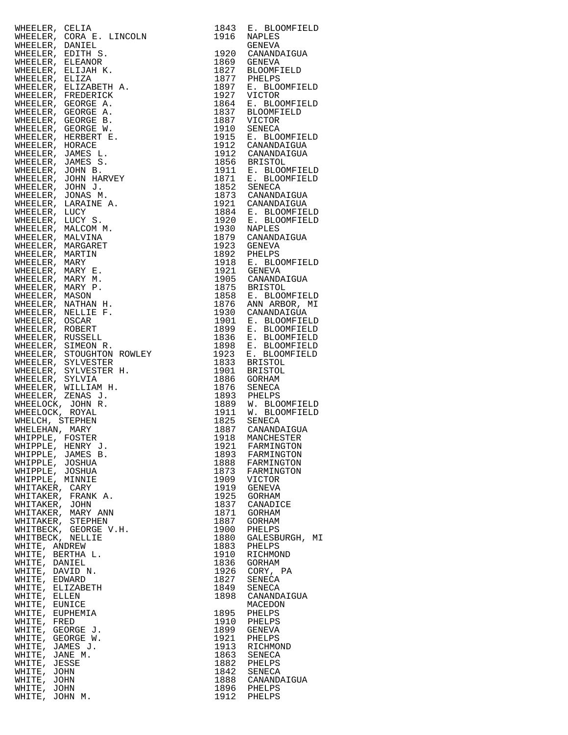| Name | Year | Place |
|---|---|---|
| WHEELER, CELIA | 1843 | E. BLOOMFIELD |
| WHEELER, CORA E. LINCOLN | 1916 | NAPLES |
| WHEELER, DANIEL | | GENEVA |
| WHEELER, EDITH S. | 1920 | CANANDAIGUA |
| WHEELER, ELEANOR | 1869 | GENEVA |
| WHEELER, ELIJAH K. | 1827 | BLOOMFIELD |
| WHEELER, ELIZA | 1877 | PHELPS |
| WHEELER, ELIZABETH A. | 1897 | E. BLOOMFIELD |
| WHEELER, FREDERICK | 1927 | VICTOR |
| WHEELER, GEORGE A. | 1864 | E. BLOOMFIELD |
| WHEELER, GEORGE A. | 1837 | BLOOMFIELD |
| WHEELER, GEORGE B. | 1887 | VICTOR |
| WHEELER, GEORGE W. | 1910 | SENECA |
| WHEELER, HERBERT E. | 1915 | E. BLOOMFIELD |
| WHEELER, HORACE | 1912 | CANANDAIGUA |
| WHEELER, JAMES L. | 1912 | CANANDAIGUA |
| WHEELER, JAMES S. | 1856 | BRISTOL |
| WHEELER, JOHN B. | 1911 | E. BLOOMFIELD |
| WHEELER, JOHN HARVEY | 1871 | E. BLOOMFIELD |
| WHEELER, JOHN J. | 1852 | SENECA |
| WHEELER, JONAS M. | 1873 | CANANDAIGUA |
| WHEELER, LARAINE A. | 1921 | CANANDAIGUA |
| WHEELER, LUCY | 1884 | E. BLOOMFIELD |
| WHEELER, LUCY S. | 1920 | E. BLOOMFIELD |
| WHEELER, MALCOM M. | 1930 | NAPLES |
| WHEELER, MALVINA | 1879 | CANANDAIGUA |
| WHEELER, MARGARET | 1923 | GENEVA |
| WHEELER, MARTIN | 1892 | PHELPS |
| WHEELER, MARY | 1918 | E. BLOOMFIELD |
| WHEELER, MARY E. | 1921 | GENEVA |
| WHEELER, MARY M. | 1905 | CANANDAIGUA |
| WHEELER, MARY P. | 1875 | BRISTOL |
| WHEELER, MASON | 1858 | E. BLOOMFIELD |
| WHEELER, NATHAN H. | 1876 | ANN ARBOR, MI |
| WHEELER, NELLIE F. | 1930 | CANANDAIGUA |
| WHEELER, OSCAR | 1901 | E. BLOOMFIELD |
| WHEELER, ROBERT | 1899 | E. BLOOMFIELD |
| WHEELER, RUSSELL | 1836 | E. BLOOMFIELD |
| WHEELER, SIMEON R. | 1898 | E. BLOOMFIELD |
| WHEELER, STOUGHTON ROWLEY | 1923 | E. BLOOMFIELD |
| WHEELER, SYLVESTER | 1833 | BRISTOL |
| WHEELER, SYLVESTER H. | 1901 | BRISTOL |
| WHEELER, SYLVIA | 1886 | GORHAM |
| WHEELER, WILLIAM H. | 1876 | SENECA |
| WHEELER, ZENAS J. | 1893 | PHELPS |
| WHEELOCK, JOHN R. | 1889 | W. BLOOMFIELD |
| WHEELOCK, ROYAL | 1911 | W. BLOOMFIELD |
| WHELCH, STEPHEN | 1825 | SENECA |
| WHELEHAN, MARY | 1887 | CANANDAIGUA |
| WHIPPLE, FOSTER | 1918 | MANCHESTER |
| WHIPPLE, HENRY J. | 1921 | FARMINGTON |
| WHIPPLE, JAMES B. | 1893 | FARMINGTON |
| WHIPPLE, JOSHUA | 1888 | FARMINGTON |
| WHIPPLE, JOSHUA | 1873 | FARMINGTON |
| WHIPPLE, MINNIE | 1909 | VICTOR |
| WHITAKER, CARY | 1919 | GENEVA |
| WHITAKER, FRANK A. | 1925 | GORHAM |
| WHITAKER, JOHN | 1837 | CANADICE |
| WHITAKER, MARY ANN | 1871 | GORHAM |
| WHITAKER, STEPHEN | 1887 | GORHAM |
| WHITBECK, GEORGE V.H. | 1900 | PHELPS |
| WHITBECK, NELLIE | 1880 | GALESBURGH, MI |
| WHITE, ANDREW | 1883 | PHELPS |
| WHITE, BERTHA L. | 1910 | RICHMOND |
| WHITE, DANIEL | 1836 | GORHAM |
| WHITE, DAVID N. | 1926 | CORY, PA |
| WHITE, EDWARD | 1827 | SENECA |
| WHITE, ELIZABETH | 1849 | SENECA |
| WHITE, ELLEN | 1898 | CANANDAIGUA |
| WHITE, EUNICE | | MACEDON |
| WHITE, EUPHEMIA | 1895 | PHELPS |
| WHITE, FRED | 1910 | PHELPS |
| WHITE, GEORGE J. | 1899 | GENEVA |
| WHITE, GEORGE W. | 1921 | PHELPS |
| WHITE, JAMES J. | 1913 | RICHMOND |
| WHITE, JANE M. | 1863 | SENECA |
| WHITE, JESSE | 1882 | PHELPS |
| WHITE, JOHN | 1842 | SENECA |
| WHITE, JOHN | 1888 | CANANDAIGUA |
| WHITE, JOHN | 1896 | PHELPS |
| WHITE, JOHN M. | 1912 | PHELPS |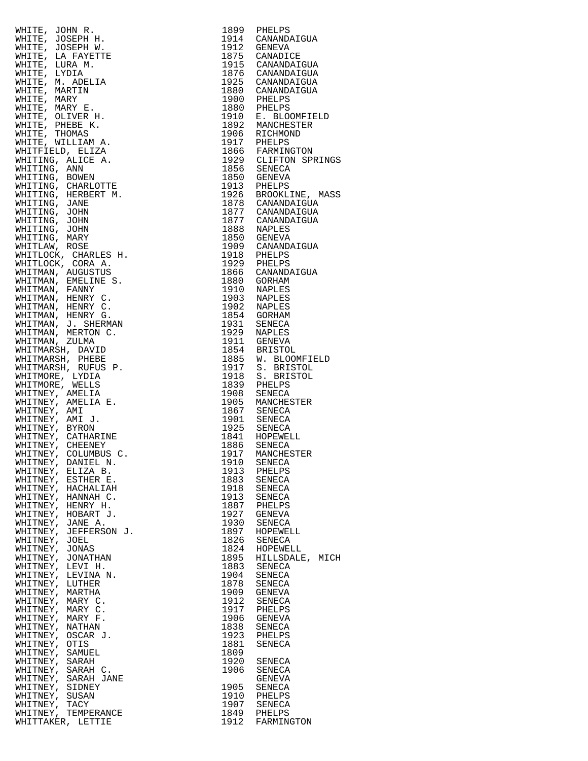| | | |
|---|---|---|
| WHITE, JOHN R. | 1899 | PHELPS |
| WHITE, JOSEPH H. | 1914 | CANANDAIGUA |
| WHITE, JOSEPH W. | 1912 | GENEVA |
| WHITE, LA FAYETTE | 1875 | CANADICE |
| WHITE, LURA M. | 1915 | CANANDAIGUA |
| WHITE, LYDIA | 1876 | CANANDAIGUA |
| WHITE, M. ADELIA | 1925 | CANANDAIGUA |
| WHITE, MARTIN | 1880 | CANANDAIGUA |
| WHITE, MARY | 1900 | PHELPS |
| WHITE, MARY E. | 1880 | PHELPS |
| WHITE, OLIVER H. | 1910 | E. BLOOMFIELD |
| WHITE, PHEBE K. | 1892 | MANCHESTER |
| WHITE, THOMAS | 1906 | RICHMOND |
| WHITE, WILLIAM A. | 1917 | PHELPS |
| WHITFIELD, ELIZA | 1866 | FARMINGTON |
| WHITING, ALICE A. | 1929 | CLIFTON SPRINGS |
| WHITING, ANN | 1856 | SENECA |
| WHITING, BOWEN | 1850 | GENEVA |
| WHITING, CHARLOTTE | 1913 | PHELPS |
| WHITING, HERBERT M. | 1926 | BROOKLINE, MASS |
| WHITING, JANE | 1878 | CANANDAIGUA |
| WHITING, JOHN | 1877 | CANANDAIGUA |
| WHITING, JOHN | 1877 | CANANDAIGUA |
| WHITING, JOHN | 1888 | NAPLES |
| WHITING, MARY | 1850 | GENEVA |
| WHITLAW, ROSE | 1909 | CANANDAIGUA |
| WHITLOCK, CHARLES H. | 1918 | PHELPS |
| WHITLOCK, CORA A. | 1929 | PHELPS |
| WHITMAN, AUGUSTUS | 1866 | CANANDAIGUA |
| WHITMAN, EMELINE S. | 1880 | GORHAM |
| WHITMAN, FANNY | 1910 | NAPLES |
| WHITMAN, HENRY C. | 1903 | NAPLES |
| WHITMAN, HENRY C. | 1902 | NAPLES |
| WHITMAN, HENRY G. | 1854 | GORHAM |
| WHITMAN, J. SHERMAN | 1931 | SENECA |
| WHITMAN, MERTON C. | 1929 | NAPLES |
| WHITMAN, ZULMA | 1911 | GENEVA |
| WHITMARSH, DAVID | 1854 | BRISTOL |
| WHITMARSH, PHEBE | 1885 | W. BLOOMFIELD |
| WHITMARSH, RUFUS P. | 1917 | S. BRISTOL |
| WHITMORE, LYDIA | 1918 | S. BRISTOL |
| WHITMORE, WELLS | 1839 | PHELPS |
| WHITNEY, AMELIA | 1908 | SENECA |
| WHITNEY, AMELIA E. | 1905 | MANCHESTER |
| WHITNEY, AMI | 1867 | SENECA |
| WHITNEY, AMI J. | 1901 | SENECA |
| WHITNEY, BYRON | 1925 | SENECA |
| WHITNEY, CATHARINE | 1841 | HOPEWELL |
| WHITNEY, CHEENEY | 1886 | SENECA |
| WHITNEY, COLUMBUS C. | 1917 | MANCHESTER |
| WHITNEY, DANIEL N. | 1910 | SENECA |
| WHITNEY, ELIZA B. | 1913 | PHELPS |
| WHITNEY, ESTHER E. | 1883 | SENECA |
| WHITNEY, HACHALIAH | 1918 | SENECA |
| WHITNEY, HANNAH C. | 1913 | SENECA |
| WHITNEY, HENRY H. | 1887 | PHELPS |
| WHITNEY, HOBART J. | 1927 | GENEVA |
| WHITNEY, JANE A. | 1930 | SENECA |
| WHITNEY, JEFFERSON J. | 1897 | HOPEWELL |
| WHITNEY, JOEL | 1826 | SENECA |
| WHITNEY, JONAS | 1824 | HOPEWELL |
| WHITNEY, JONATHAN | 1895 | HILLSDALE, MICH |
| WHITNEY, LEVI H. | 1883 | SENECA |
| WHITNEY, LEVINA N. | 1904 | SENECA |
| WHITNEY, LUTHER | 1878 | SENECA |
| WHITNEY, MARTHA | 1909 | GENEVA |
| WHITNEY, MARY C. | 1912 | SENECA |
| WHITNEY, MARY C. | 1917 | PHELPS |
| WHITNEY, MARY F. | 1906 | GENEVA |
| WHITNEY, NATHAN | 1838 | SENECA |
| WHITNEY, OSCAR J. | 1923 | PHELPS |
| WHITNEY, OTIS | 1881 | SENECA |
| WHITNEY, SAMUEL | 1809 | |
| WHITNEY, SARAH | 1920 | SENECA |
| WHITNEY, SARAH C. | 1906 | SENECA |
| WHITNEY, SARAH JANE | | GENEVA |
| WHITNEY, SIDNEY | 1905 | SENECA |
| WHITNEY, SUSAN | 1910 | PHELPS |
| WHITNEY, TACY | 1907 | SENECA |
| WHITNEY, TEMPERANCE | 1849 | PHELPS |
| WHITTAKER, LETTIE | 1912 | FARMINGTON |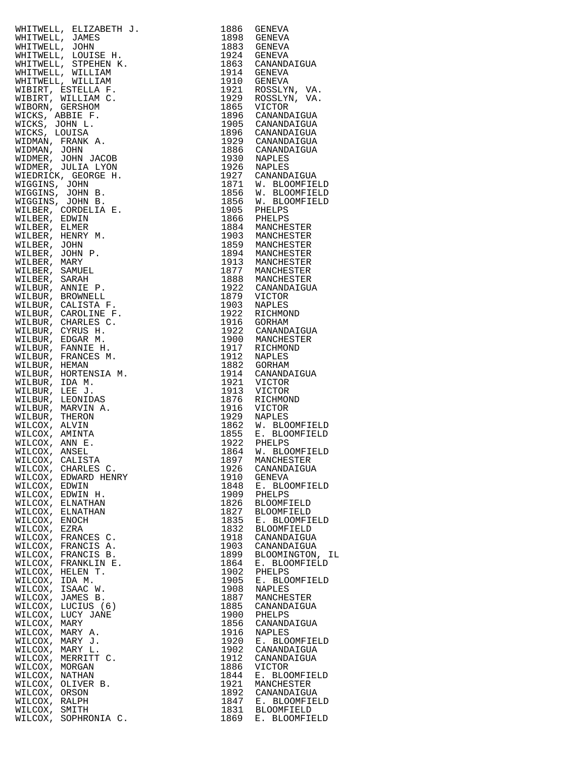| | | |
|---|---|---|
| WHITWELL, ELIZABETH J. | 1886 | GENEVA |
| WHITWELL, JAMES | 1898 | GENEVA |
| WHITWELL, JOHN | 1883 | GENEVA |
| WHITWELL, LOUISE H. | 1924 | GENEVA |
| WHITWELL, STPEHEN K. | 1863 | CANANDAIGUA |
| WHITWELL, WILLIAM | 1914 | GENEVA |
| WHITWELL, WILLIAM | 1910 | GENEVA |
| WIBIRT, ESTELLA F. | 1921 | ROSSLYN, VA. |
| WIBIRT, WILLIAM C. | 1929 | ROSSLYN, VA. |
| WIBORN, GERSHOM | 1865 | VICTOR |
| WICKS, ABBIE F. | 1896 | CANANDAIGUA |
| WICKS, JOHN L. | 1905 | CANANDAIGUA |
| WICKS, LOUISA | 1896 | CANANDAIGUA |
| WIDMAN, FRANK A. | 1929 | CANANDAIGUA |
| WIDMAN, JOHN | 1886 | CANANDAIGUA |
| WIDMER, JOHN JACOB | 1930 | NAPLES |
| WIDMER, JULIA LYON | 1926 | NAPLES |
| WIEDRICK, GEORGE H. | 1927 | CANANDAIGUA |
| WIGGINS, JOHN | 1871 | W. BLOOMFIELD |
| WIGGINS, JOHN B. | 1856 | W. BLOOMFIELD |
| WIGGINS, JOHN B. | 1856 | W. BLOOMFIELD |
| WILBER, CORDELIA E. | 1905 | PHELPS |
| WILBER, EDWIN | 1866 | PHELPS |
| WILBER, ELMER | 1884 | MANCHESTER |
| WILBER, HENRY M. | 1903 | MANCHESTER |
| WILBER, JOHN | 1859 | MANCHESTER |
| WILBER, JOHN P. | 1894 | MANCHESTER |
| WILBER, MARY | 1913 | MANCHESTER |
| WILBER, SAMUEL | 1877 | MANCHESTER |
| WILBER, SARAH | 1888 | MANCHESTER |
| WILBUR, ANNIE P. | 1922 | CANANDAIGUA |
| WILBUR, BROWNELL | 1879 | VICTOR |
| WILBUR, CALISTA F. | 1903 | NAPLES |
| WILBUR, CAROLINE F. | 1922 | RICHMOND |
| WILBUR, CHARLES C. | 1916 | GORHAM |
| WILBUR, CYRUS H. | 1922 | CANANDAIGUA |
| WILBUR, EDGAR M. | 1900 | MANCHESTER |
| WILBUR, FANNIE H. | 1917 | RICHMOND |
| WILBUR, FRANCES M. | 1912 | NAPLES |
| WILBUR, HEMAN | 1882 | GORHAM |
| WILBUR, HORTENSIA M. | 1914 | CANANDAIGUA |
| WILBUR, IDA M. | 1921 | VICTOR |
| WILBUR, LEE J. | 1913 | VICTOR |
| WILBUR, LEONIDAS | 1876 | RICHMOND |
| WILBUR, MARVIN A. | 1916 | VICTOR |
| WILBUR, THERON | 1929 | NAPLES |
| WILCOX, ALVIN | 1862 | W. BLOOMFIELD |
| WILCOX, AMINTA | 1855 | E. BLOOMFIELD |
| WILCOX, ANN E. | 1922 | PHELPS |
| WILCOX, ANSEL | 1864 | W. BLOOMFIELD |
| WILCOX, CALISTA | 1897 | MANCHESTER |
| WILCOX, CHARLES C. | 1926 | CANANDAIGUA |
| WILCOX, EDWARD HENRY | 1910 | GENEVA |
| WILCOX, EDWIN | 1848 | E. BLOOMFIELD |
| WILCOX, EDWIN H. | 1909 | PHELPS |
| WILCOX, ELNATHAN | 1826 | BLOOMFIELD |
| WILCOX, ELNATHAN | 1827 | BLOOMFIELD |
| WILCOX, ENOCH | 1835 | E. BLOOMFIELD |
| WILCOX, EZRA | 1832 | BLOOMFIELD |
| WILCOX, FRANCES C. | 1918 | CANANDAIGUA |
| WILCOX, FRANCIS A. | 1903 | CANANDAIGUA |
| WILCOX, FRANCIS B. | 1899 | BLOOMINGTON, IL |
| WILCOX, FRANKLIN E. | 1864 | E. BLOOMFIELD |
| WILCOX, HELEN T. | 1902 | PHELPS |
| WILCOX, IDA M. | 1905 | E. BLOOMFIELD |
| WILCOX, ISAAC W. | 1908 | NAPLES |
| WILCOX, JAMES B. | 1887 | MANCHESTER |
| WILCOX, LUCIUS (6) | 1885 | CANANDAIGUA |
| WILCOX, LUCY JANE | 1900 | PHELPS |
| WILCOX, MARY | 1856 | CANANDAIGUA |
| WILCOX, MARY A. | 1916 | NAPLES |
| WILCOX, MARY J. | 1920 | E. BLOOMFIELD |
| WILCOX, MARY L. | 1902 | CANANDAIGUA |
| WILCOX, MERRITT C. | 1912 | CANANDAIGUA |
| WILCOX, MORGAN | 1886 | VICTOR |
| WILCOX, NATHAN | 1844 | E. BLOOMFIELD |
| WILCOX, OLIVER B. | 1921 | MANCHESTER |
| WILCOX, ORSON | 1892 | CANANDAIGUA |
| WILCOX, RALPH | 1847 | E. BLOOMFIELD |
| WILCOX, SMITH | 1831 | BLOOMFIELD |
| WILCOX, SOPHRONIA C. | 1869 | E. BLOOMFIELD |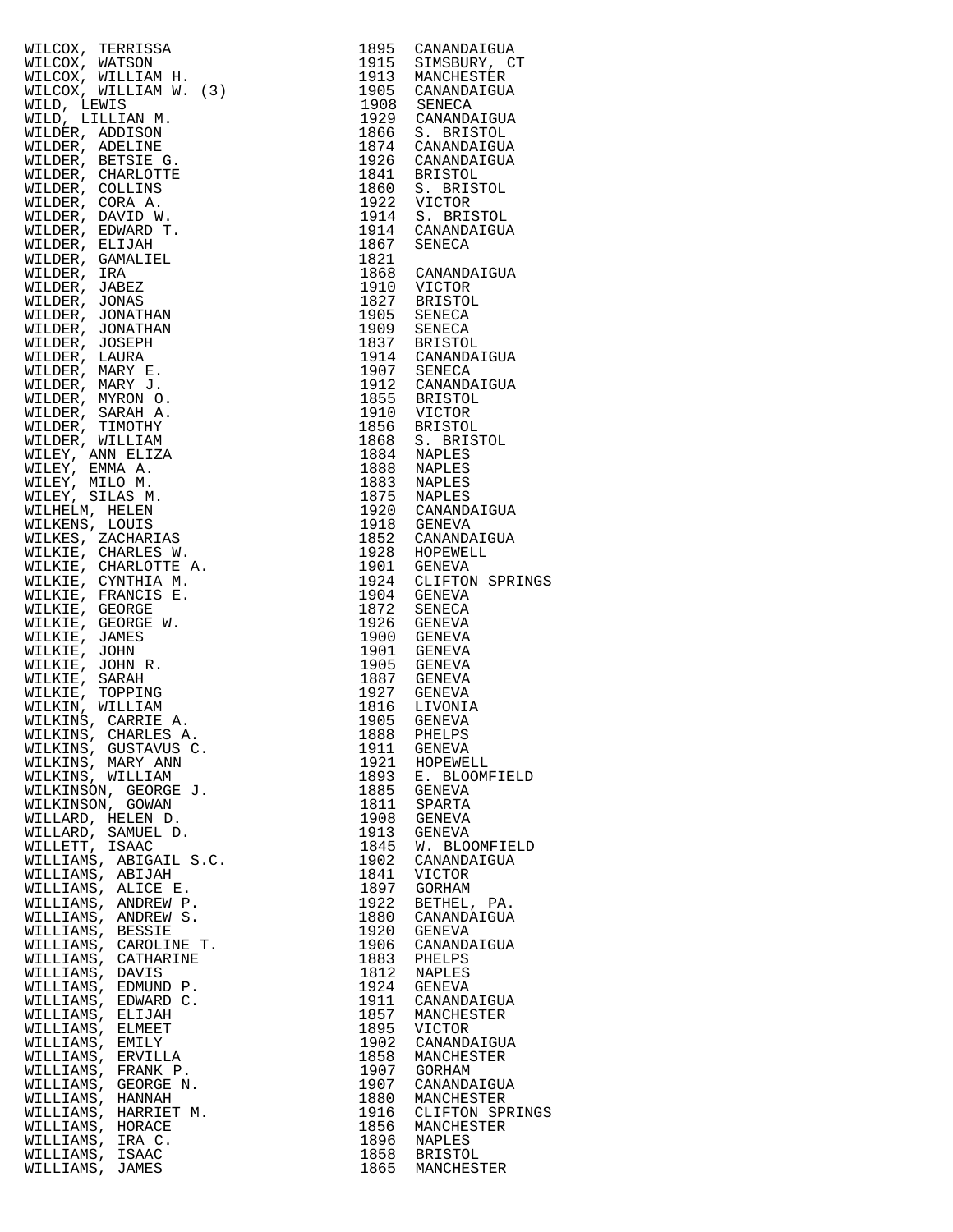| Name | Year | Place |
|---|---|---|
| WILCOX, TERRISSA | 1895 | CANANDAIGUA |
| WILCOX, WATSON | 1915 | SIMSBURY, CT |
| WILCOX, WILLIAM H. | 1913 | MANCHESTER |
| WILCOX, WILLIAM W. (3) | 1905 | CANANDAIGUA |
| WILD, LEWIS | 1908 | SENECA |
| WILD, LILLIAN M. | 1929 | CANANDAIGUA |
| WILDER, ADDISON | 1866 | S. BRISTOL |
| WILDER, ADELINE | 1874 | CANANDAIGUA |
| WILDER, BETSIE G. | 1926 | CANANDAIGUA |
| WILDER, CHARLOTTE | 1841 | BRISTOL |
| WILDER, COLLINS | 1860 | S. BRISTOL |
| WILDER, CORA A. | 1922 | VICTOR |
| WILDER, DAVID W. | 1914 | S. BRISTOL |
| WILDER, EDWARD T. | 1914 | CANANDAIGUA |
| WILDER, ELIJAH | 1867 | SENECA |
| WILDER, GAMALIEL | 1821 | |
| WILDER, IRA | 1868 | CANANDAIGUA |
| WILDER, JABEZ | 1910 | VICTOR |
| WILDER, JONAS | 1827 | BRISTOL |
| WILDER, JONATHAN | 1905 | SENECA |
| WILDER, JONATHAN | 1909 | SENECA |
| WILDER, JOSEPH | 1837 | BRISTOL |
| WILDER, LAURA | 1914 | CANANDAIGUA |
| WILDER, MARY E. | 1907 | SENECA |
| WILDER, MARY J. | 1912 | CANANDAIGUA |
| WILDER, MYRON O. | 1855 | BRISTOL |
| WILDER, SARAH A. | 1910 | VICTOR |
| WILDER, TIMOTHY | 1856 | BRISTOL |
| WILDER, WILLIAM | 1868 | S. BRISTOL |
| WILEY, ANN ELIZA | 1884 | NAPLES |
| WILEY, EMMA A. | 1888 | NAPLES |
| WILEY, MILO M. | 1883 | NAPLES |
| WILEY, SILAS M. | 1875 | NAPLES |
| WILHELM, HELEN | 1920 | CANANDAIGUA |
| WILKENS, LOUIS | 1918 | GENEVA |
| WILKES, ZACHARIAS | 1852 | CANANDAIGUA |
| WILKIE, CHARLES W. | 1928 | HOPEWELL |
| WILKIE, CHARLOTTE A. | 1901 | GENEVA |
| WILKIE, CYNTHIA M. | 1924 | CLIFTON SPRINGS |
| WILKIE, FRANCIS E. | 1904 | GENEVA |
| WILKIE, GEORGE | 1872 | SENECA |
| WILKIE, GEORGE W. | 1926 | GENEVA |
| WILKIE, JAMES | 1900 | GENEVA |
| WILKIE, JOHN | 1901 | GENEVA |
| WILKIE, JOHN R. | 1905 | GENEVA |
| WILKIE, SARAH | 1887 | GENEVA |
| WILKIE, TOPPING | 1927 | GENEVA |
| WILKIN, WILLIAM | 1816 | LIVONIA |
| WILKINS, CARRIE A. | 1905 | GENEVA |
| WILKINS, CHARLES A. | 1888 | PHELPS |
| WILKINS, GUSTAVUS C. | 1911 | GENEVA |
| WILKINS, MARY ANN | 1921 | HOPEWELL |
| WILKINS, WILLIAM | 1893 | E. BLOOMFIELD |
| WILKINSON, GEORGE J. | 1885 | GENEVA |
| WILKINSON, GOWAN | 1811 | SPARTA |
| WILLARD, HELEN D. | 1908 | GENEVA |
| WILLARD, SAMUEL D. | 1913 | GENEVA |
| WILLETT, ISAAC | 1845 | W. BLOOMFIELD |
| WILLIAMS, ABIGAIL S.C. | 1902 | CANANDAIGUA |
| WILLIAMS, ABIJAH | 1841 | VICTOR |
| WILLIAMS, ALICE E. | 1897 | GORHAM |
| WILLIAMS, ANDREW P. | 1922 | BETHEL, PA. |
| WILLIAMS, ANDREW S. | 1880 | CANANDAIGUA |
| WILLIAMS, BESSIE | 1920 | GENEVA |
| WILLIAMS, CAROLINE T. | 1906 | CANANDAIGUA |
| WILLIAMS, CATHARINE | 1883 | PHELPS |
| WILLIAMS, DAVIS | 1812 | NAPLES |
| WILLIAMS, EDMUND P. | 1924 | GENEVA |
| WILLIAMS, EDWARD C. | 1911 | CANANDAIGUA |
| WILLIAMS, ELIJAH | 1857 | MANCHESTER |
| WILLIAMS, ELMEET | 1895 | VICTOR |
| WILLIAMS, EMILY | 1902 | CANANDAIGUA |
| WILLIAMS, ERVILLA | 1858 | MANCHESTER |
| WILLIAMS, FRANK P. | 1907 | GORHAM |
| WILLIAMS, GEORGE N. | 1907 | CANANDAIGUA |
| WILLIAMS, HANNAH | 1880 | MANCHESTER |
| WILLIAMS, HARRIET M. | 1916 | CLIFTON SPRINGS |
| WILLIAMS, HORACE | 1856 | MANCHESTER |
| WILLIAMS, IRA C. | 1896 | NAPLES |
| WILLIAMS, ISAAC | 1858 | BRISTOL |
| WILLIAMS, JAMES | 1865 | MANCHESTER |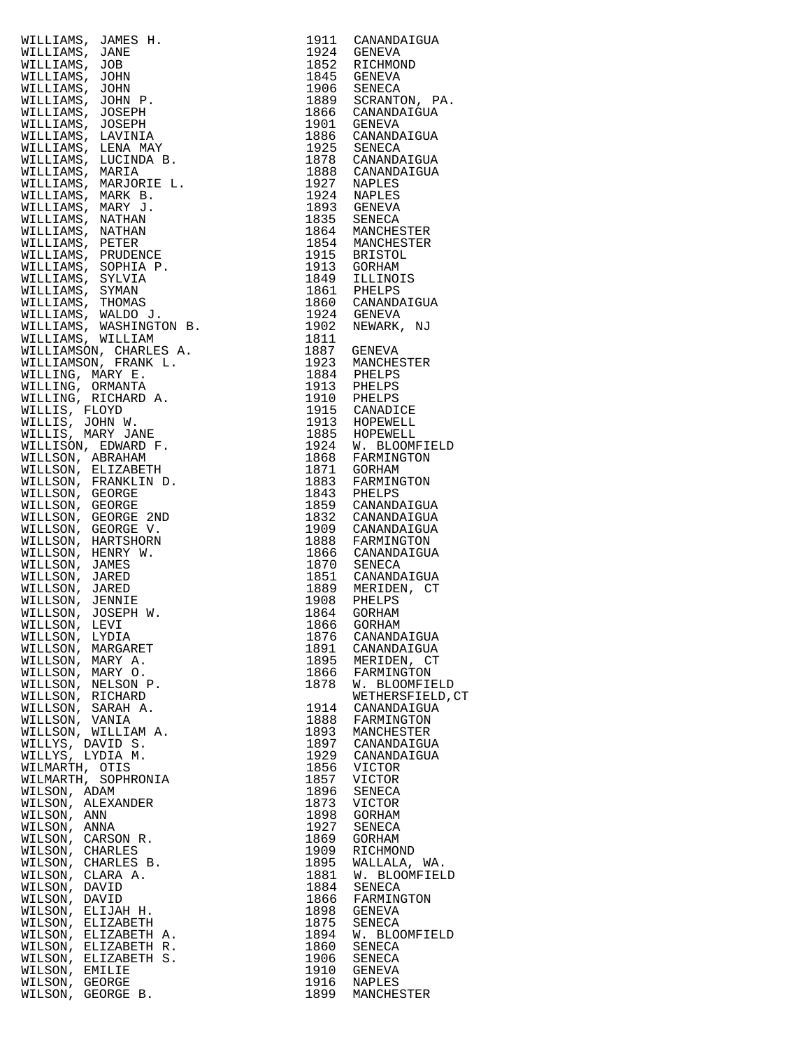| Name | Year | Place |
|---|---|---|
| WILLIAMS, JAMES H. | 1911 | CANANDAIGUA |
| WILLIAMS, JANE | 1924 | GENEVA |
| WILLIAMS, JOB | 1852 | RICHMOND |
| WILLIAMS, JOHN | 1845 | GENEVA |
| WILLIAMS, JOHN | 1906 | SENECA |
| WILLIAMS, JOHN P. | 1889 | SCRANTON, PA. |
| WILLIAMS, JOSEPH | 1866 | CANANDAIGUA |
| WILLIAMS, JOSEPH | 1901 | GENEVA |
| WILLIAMS, LAVINIA | 1886 | CANANDAIGUA |
| WILLIAMS, LENA MAY | 1925 | SENECA |
| WILLIAMS, LUCINDA B. | 1878 | CANANDAIGUA |
| WILLIAMS, MARIA | 1888 | CANANDAIGUA |
| WILLIAMS, MARJORIE L. | 1927 | NAPLES |
| WILLIAMS, MARK B. | 1924 | NAPLES |
| WILLIAMS, MARY J. | 1893 | GENEVA |
| WILLIAMS, NATHAN | 1835 | SENECA |
| WILLIAMS, NATHAN | 1864 | MANCHESTER |
| WILLIAMS, PETER | 1854 | MANCHESTER |
| WILLIAMS, PRUDENCE | 1915 | BRISTOL |
| WILLIAMS, SOPHIA P. | 1913 | GORHAM |
| WILLIAMS, SYLVIA | 1849 | ILLINOIS |
| WILLIAMS, SYMAN | 1861 | PHELPS |
| WILLIAMS, THOMAS | 1860 | CANANDAIGUA |
| WILLIAMS, WALDO J. | 1924 | GENEVA |
| WILLIAMS, WASHINGTON B. | 1902 | NEWARK, NJ |
| WILLIAMS, WILLIAM | 1811 | |
| WILLIAMSON, CHARLES A. | 1887 | GENEVA |
| WILLIAMSON, FRANK L. | 1923 | MANCHESTER |
| WILLING, MARY E. | 1884 | PHELPS |
| WILLING, ORMANTA | 1913 | PHELPS |
| WILLING, RICHARD A. | 1910 | PHELPS |
| WILLIS, FLOYD | 1915 | CANADICE |
| WILLIS, JOHN W. | 1913 | HOPEWELL |
| WILLIS, MARY JANE | 1885 | HOPEWELL |
| WILLISON, EDWARD F. | 1924 | W. BLOOMFIELD |
| WILLSON, ABRAHAM | 1868 | FARMINGTON |
| WILLSON, ELIZABETH | 1871 | GORHAM |
| WILLSON, FRANKLIN D. | 1883 | FARMINGTON |
| WILLSON, GEORGE | 1843 | PHELPS |
| WILLSON, GEORGE | 1859 | CANANDAIGUA |
| WILLSON, GEORGE 2ND | 1832 | CANANDAIGUA |
| WILLSON, GEORGE V. | 1909 | CANANDAIGUA |
| WILLSON, HARTSHORN | 1888 | FARMINGTON |
| WILLSON, HENRY W. | 1866 | CANANDAIGUA |
| WILLSON, JAMES | 1870 | SENECA |
| WILLSON, JARED | 1851 | CANANDAIGUA |
| WILLSON, JARED | 1889 | MERIDEN, CT |
| WILLSON, JENNIE | 1908 | PHELPS |
| WILLSON, JOSEPH W. | 1864 | GORHAM |
| WILLSON, LEVI | 1866 | GORHAM |
| WILLSON, LYDIA | 1876 | CANANDAIGUA |
| WILLSON, MARGARET | 1891 | CANANDAIGUA |
| WILLSON, MARY A. | 1895 | MERIDEN, CT |
| WILLSON, MARY O. | 1866 | FARMINGTON |
| WILLSON, NELSON P. | 1878 | W. BLOOMFIELD |
| WILLSON, RICHARD | | WETHERSFIELD,CT |
| WILLSON, SARAH A. | 1914 | CANANDAIGUA |
| WILLSON, VANIA | 1888 | FARMINGTON |
| WILLSON, WILLIAM A. | 1893 | MANCHESTER |
| WILLYS, DAVID S. | 1897 | CANANDAIGUA |
| WILLYS, LYDIA M. | 1929 | CANANDAIGUA |
| WILMARTH, OTIS | 1856 | VICTOR |
| WILMARTH, SOPHRONIA | 1857 | VICTOR |
| WILSON, ADAM | 1896 | SENECA |
| WILSON, ALEXANDER | 1873 | VICTOR |
| WILSON, ANN | 1898 | GORHAM |
| WILSON, ANNA | 1927 | SENECA |
| WILSON, CARSON R. | 1869 | GORHAM |
| WILSON, CHARLES | 1909 | RICHMOND |
| WILSON, CHARLES B. | 1895 | WALLALA, WA. |
| WILSON, CLARA A. | 1881 | W. BLOOMFIELD |
| WILSON, DAVID | 1884 | SENECA |
| WILSON, DAVID | 1866 | FARMINGTON |
| WILSON, ELIJAH H. | 1898 | GENEVA |
| WILSON, ELIZABETH | 1875 | SENECA |
| WILSON, ELIZABETH A. | 1894 | W. BLOOMFIELD |
| WILSON, ELIZABETH R. | 1860 | SENECA |
| WILSON, ELIZABETH S. | 1906 | SENECA |
| WILSON, EMILIE | 1910 | GENEVA |
| WILSON, GEORGE | 1916 | NAPLES |
| WILSON, GEORGE B. | 1899 | MANCHESTER |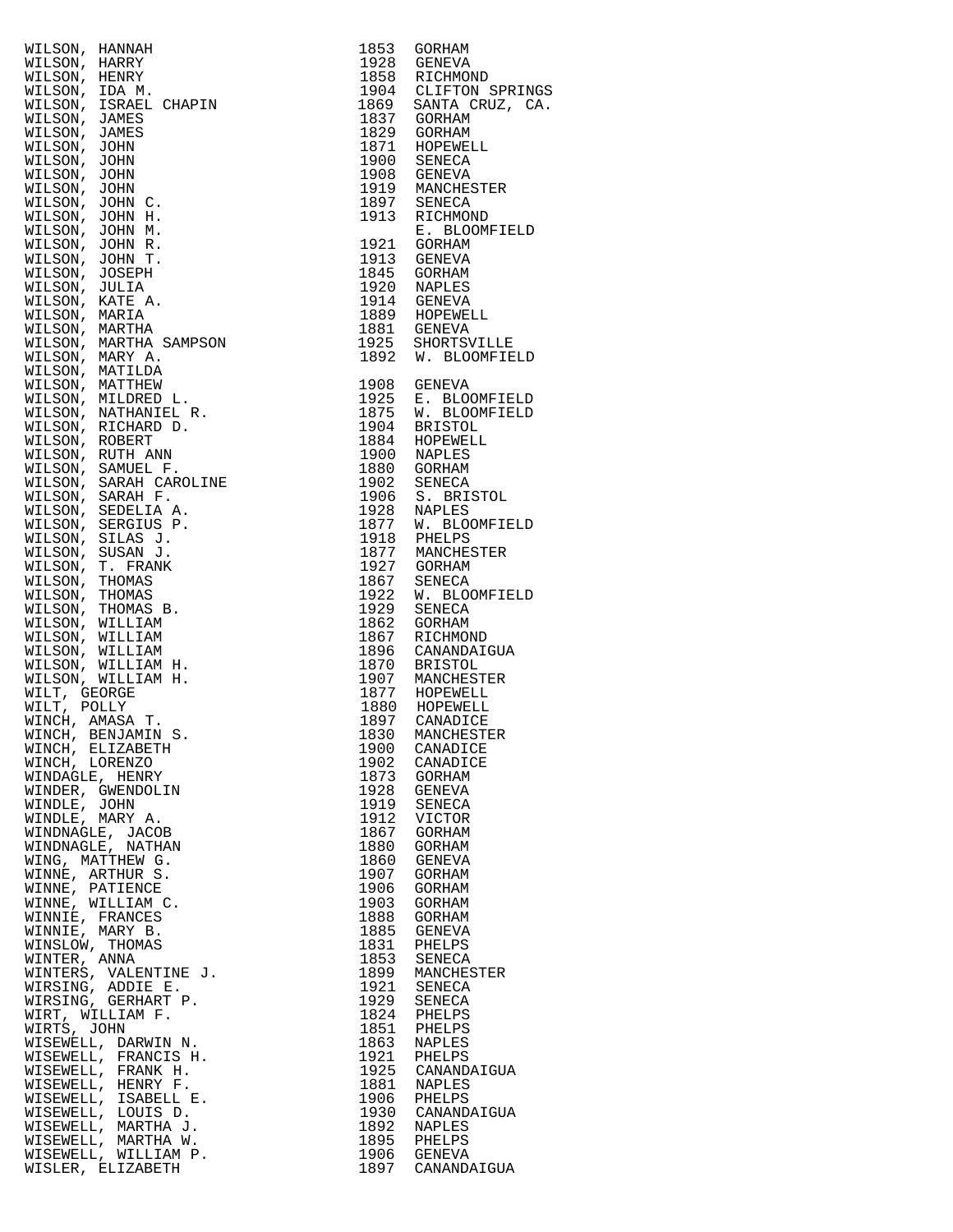| Name | Year | Place |
|---|---|---|
| WILSON, HANNAH | 1853 | GORHAM |
| WILSON, HARRY | 1928 | GENEVA |
| WILSON, HENRY | 1858 | RICHMOND |
| WILSON, IDA M. | 1904 | CLIFTON SPRINGS |
| WILSON, ISRAEL CHAPIN | 1869 | SANTA CRUZ, CA. |
| WILSON, JAMES | 1837 | GORHAM |
| WILSON, JAMES | 1829 | GORHAM |
| WILSON, JOHN | 1871 | HOPEWELL |
| WILSON, JOHN | 1900 | SENECA |
| WILSON, JOHN | 1908 | GENEVA |
| WILSON, JOHN | 1919 | MANCHESTER |
| WILSON, JOHN C. | 1897 | SENECA |
| WILSON, JOHN H. | 1913 | RICHMOND |
| WILSON, JOHN M. | | E. BLOOMFIELD |
| WILSON, JOHN R. | 1921 | GORHAM |
| WILSON, JOHN T. | 1913 | GENEVA |
| WILSON, JOSEPH | 1845 | GORHAM |
| WILSON, JULIA | 1920 | NAPLES |
| WILSON, KATE A. | 1914 | GENEVA |
| WILSON, MARIA | 1889 | HOPEWELL |
| WILSON, MARTHA | 1881 | GENEVA |
| WILSON, MARTHA SAMPSON | 1925 | SHORTSVILLE |
| WILSON, MARY A. | 1892 | W. BLOOMFIELD |
| WILSON, MATILDA | | |
| WILSON, MATTHEW | 1908 | GENEVA |
| WILSON, MILDRED L. | 1925 | E. BLOOMFIELD |
| WILSON, NATHANIEL R. | 1875 | W. BLOOMFIELD |
| WILSON, RICHARD D. | 1904 | BRISTOL |
| WILSON, ROBERT | 1884 | HOPEWELL |
| WILSON, RUTH ANN | 1900 | NAPLES |
| WILSON, SAMUEL F. | 1880 | GORHAM |
| WILSON, SARAH CAROLINE | 1902 | SENECA |
| WILSON, SARAH F. | 1906 | S. BRISTOL |
| WILSON, SEDELIA A. | 1928 | NAPLES |
| WILSON, SERGIUS P. | 1877 | W. BLOOMFIELD |
| WILSON, SILAS J. | 1918 | PHELPS |
| WILSON, SUSAN J. | 1877 | MANCHESTER |
| WILSON, T. FRANK | 1927 | GORHAM |
| WILSON, THOMAS | 1867 | SENECA |
| WILSON, THOMAS | 1922 | W. BLOOMFIELD |
| WILSON, THOMAS B. | 1929 | SENECA |
| WILSON, WILLIAM | 1862 | GORHAM |
| WILSON, WILLIAM | 1867 | RICHMOND |
| WILSON, WILLIAM | 1896 | CANANDAIGUA |
| WILSON, WILLIAM H. | 1870 | BRISTOL |
| WILSON, WILLIAM H. | 1907 | MANCHESTER |
| WILT, GEORGE | 1877 | HOPEWELL |
| WILT, POLLY | 1880 | HOPEWELL |
| WINCH, AMASA T. | 1897 | CANADICE |
| WINCH, BENJAMIN S. | 1830 | MANCHESTER |
| WINCH, ELIZABETH | 1900 | CANADICE |
| WINCH, LORENZO | 1902 | CANADICE |
| WINDAGLE, HENRY | 1873 | GORHAM |
| WINDER, GWENDOLIN | 1928 | GENEVA |
| WINDLE, JOHN | 1919 | SENECA |
| WINDLE, MARY A. | 1912 | VICTOR |
| WINDNAGLE, JACOB | 1867 | GORHAM |
| WINDNAGLE, NATHAN | 1880 | GORHAM |
| WING, MATTHEW G. | 1860 | GENEVA |
| WINNE, ARTHUR S. | 1907 | GORHAM |
| WINNE, PATIENCE | 1906 | GORHAM |
| WINNE, WILLIAM C. | 1903 | GORHAM |
| WINNIE, FRANCES | 1888 | GORHAM |
| WINNIE, MARY B. | 1885 | GENEVA |
| WINSLOW, THOMAS | 1831 | PHELPS |
| WINTER, ANNA | 1853 | SENECA |
| WINTERS, VALENTINE J. | 1899 | MANCHESTER |
| WIRSING, ADDIE E. | 1921 | SENECA |
| WIRSING, GERHART P. | 1929 | SENECA |
| WIRT, WILLIAM F. | 1824 | PHELPS |
| WIRTS, JOHN | 1851 | PHELPS |
| WISEWELL, DARWIN N. | 1863 | NAPLES |
| WISEWELL, FRANCIS H. | 1921 | PHELPS |
| WISEWELL, FRANK H. | 1925 | CANANDAIGUA |
| WISEWELL, HENRY F. | 1881 | NAPLES |
| WISEWELL, ISABELL E. | 1906 | PHELPS |
| WISEWELL, LOUIS D. | 1930 | CANANDAIGUA |
| WISEWELL, MARTHA J. | 1892 | NAPLES |
| WISEWELL, MARTHA W. | 1895 | PHELPS |
| WISEWELL, WILLIAM P. | 1906 | GENEVA |
| WISLER, ELIZABETH | 1897 | CANANDAIGUA |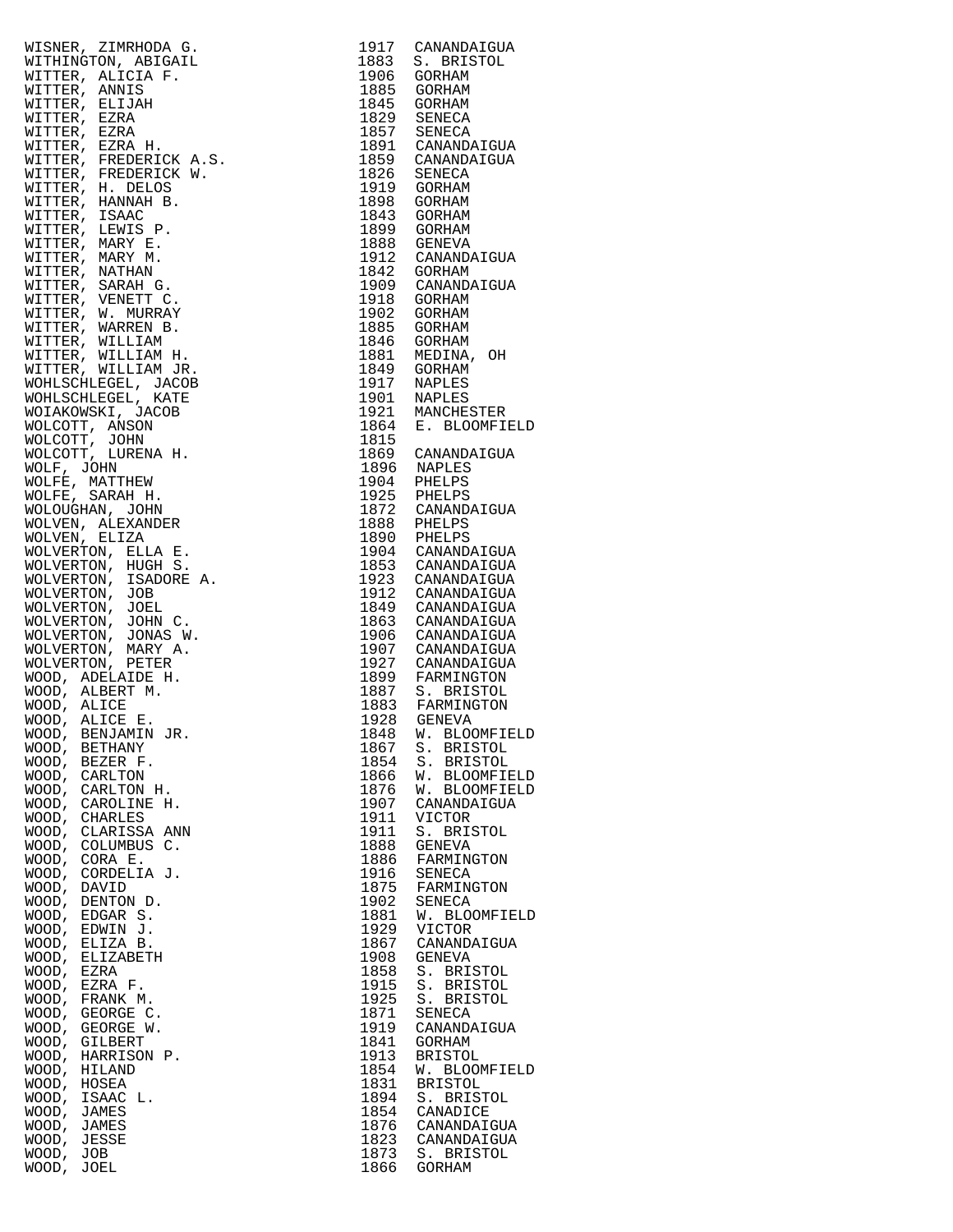| | | |
|---|---|---|
| WISNER, ZIMRHODA G. | 1917 | CANANDAIGUA |
| WITHINGTON, ABIGAIL | 1883 | S. BRISTOL |
| WITTER, ALICIA F. | 1906 | GORHAM |
| WITTER, ANNIS | 1885 | GORHAM |
| WITTER, ELIJAH | 1845 | GORHAM |
| WITTER, EZRA | 1829 | SENECA |
| WITTER, EZRA | 1857 | SENECA |
| WITTER, EZRA H. | 1891 | CANANDAIGUA |
| WITTER, FREDERICK A.S. | 1859 | CANANDAIGUA |
| WITTER, FREDERICK W. | 1826 | SENECA |
| WITTER, H. DELOS | 1919 | GORHAM |
| WITTER, HANNAH B. | 1898 | GORHAM |
| WITTER, ISAAC | 1843 | GORHAM |
| WITTER, LEWIS P. | 1899 | GORHAM |
| WITTER, MARY E. | 1888 | GENEVA |
| WITTER, MARY M. | 1912 | CANANDAIGUA |
| WITTER, NATHAN | 1842 | GORHAM |
| WITTER, SARAH G. | 1909 | CANANDAIGUA |
| WITTER, VENETT C. | 1918 | GORHAM |
| WITTER, W. MURRAY | 1902 | GORHAM |
| WITTER, WARREN B. | 1885 | GORHAM |
| WITTER, WILLIAM | 1846 | GORHAM |
| WITTER, WILLIAM H. | 1881 | MEDINA, OH |
| WITTER, WILLIAM JR. | 1849 | GORHAM |
| WOHLSCHLEGEL, JACOB | 1917 | NAPLES |
| WOHLSCHLEGEL, KATE | 1901 | NAPLES |
| WOIAKOWSKI, JACOB | 1921 | MANCHESTER |
| WOLCOTT, ANSON | 1864 | E. BLOOMFIELD |
| WOLCOTT, JOHN | 1815 | |
| WOLCOTT, LURENA H. | 1869 | CANANDAIGUA |
| WOLF, JOHN | 1896 | NAPLES |
| WOLFE, MATTHEW | 1904 | PHELPS |
| WOLFE, SARAH H. | 1925 | PHELPS |
| WOLOUGHAN, JOHN | 1872 | CANANDAIGUA |
| WOLVEN, ALEXANDER | 1888 | PHELPS |
| WOLVEN, ELIZA | 1890 | PHELPS |
| WOLVERTON, ELLA E. | 1904 | CANANDAIGUA |
| WOLVERTON, HUGH S. | 1853 | CANANDAIGUA |
| WOLVERTON, ISADORE A. | 1923 | CANANDAIGUA |
| WOLVERTON, JOB | 1912 | CANANDAIGUA |
| WOLVERTON, JOEL | 1849 | CANANDAIGUA |
| WOLVERTON, JOHN C. | 1863 | CANANDAIGUA |
| WOLVERTON, JONAS W. | 1906 | CANANDAIGUA |
| WOLVERTON, MARY A. | 1907 | CANANDAIGUA |
| WOLVERTON, PETER | 1927 | CANANDAIGUA |
| WOOD, ADELAIDE H. | 1899 | FARMINGTON |
| WOOD, ALBERT M. | 1887 | S. BRISTOL |
| WOOD, ALICE | 1883 | FARMINGTON |
| WOOD, ALICE E. | 1928 | GENEVA |
| WOOD, BENJAMIN JR. | 1848 | W. BLOOMFIELD |
| WOOD, BETHANY | 1867 | S. BRISTOL |
| WOOD, BEZER F. | 1854 | S. BRISTOL |
| WOOD, CARLTON | 1866 | W. BLOOMFIELD |
| WOOD, CARLTON H. | 1876 | W. BLOOMFIELD |
| WOOD, CAROLINE H. | 1907 | CANANDAIGUA |
| WOOD, CHARLES | 1911 | VICTOR |
| WOOD, CLARISSA ANN | 1911 | S. BRISTOL |
| WOOD, COLUMBUS C. | 1888 | GENEVA |
| WOOD, CORA E. | 1886 | FARMINGTON |
| WOOD, CORDELIA J. | 1916 | SENECA |
| WOOD, DAVID | 1875 | FARMINGTON |
| WOOD, DENTON D. | 1902 | SENECA |
| WOOD, EDGAR S. | 1881 | W. BLOOMFIELD |
| WOOD, EDWIN J. | 1929 | VICTOR |
| WOOD, ELIZA B. | 1867 | CANANDAIGUA |
| WOOD, ELIZABETH | 1908 | GENEVA |
| WOOD, EZRA | 1858 | S. BRISTOL |
| WOOD, EZRA F. | 1915 | S. BRISTOL |
| WOOD, FRANK M. | 1925 | S. BRISTOL |
| WOOD, GEORGE C. | 1871 | SENECA |
| WOOD, GEORGE W. | 1919 | CANANDAIGUA |
| WOOD, GILBERT | 1841 | GORHAM |
| WOOD, HARRISON P. | 1913 | BRISTOL |
| WOOD, HILAND | 1854 | W. BLOOMFIELD |
| WOOD, HOSEA | 1831 | BRISTOL |
| WOOD, ISAAC L. | 1894 | S. BRISTOL |
| WOOD, JAMES | 1854 | CANADICE |
| WOOD, JAMES | 1876 | CANANDAIGUA |
| WOOD, JESSE | 1823 | CANANDAIGUA |
| WOOD, JOB | 1873 | S. BRISTOL |
| WOOD, JOEL | 1866 | GORHAM |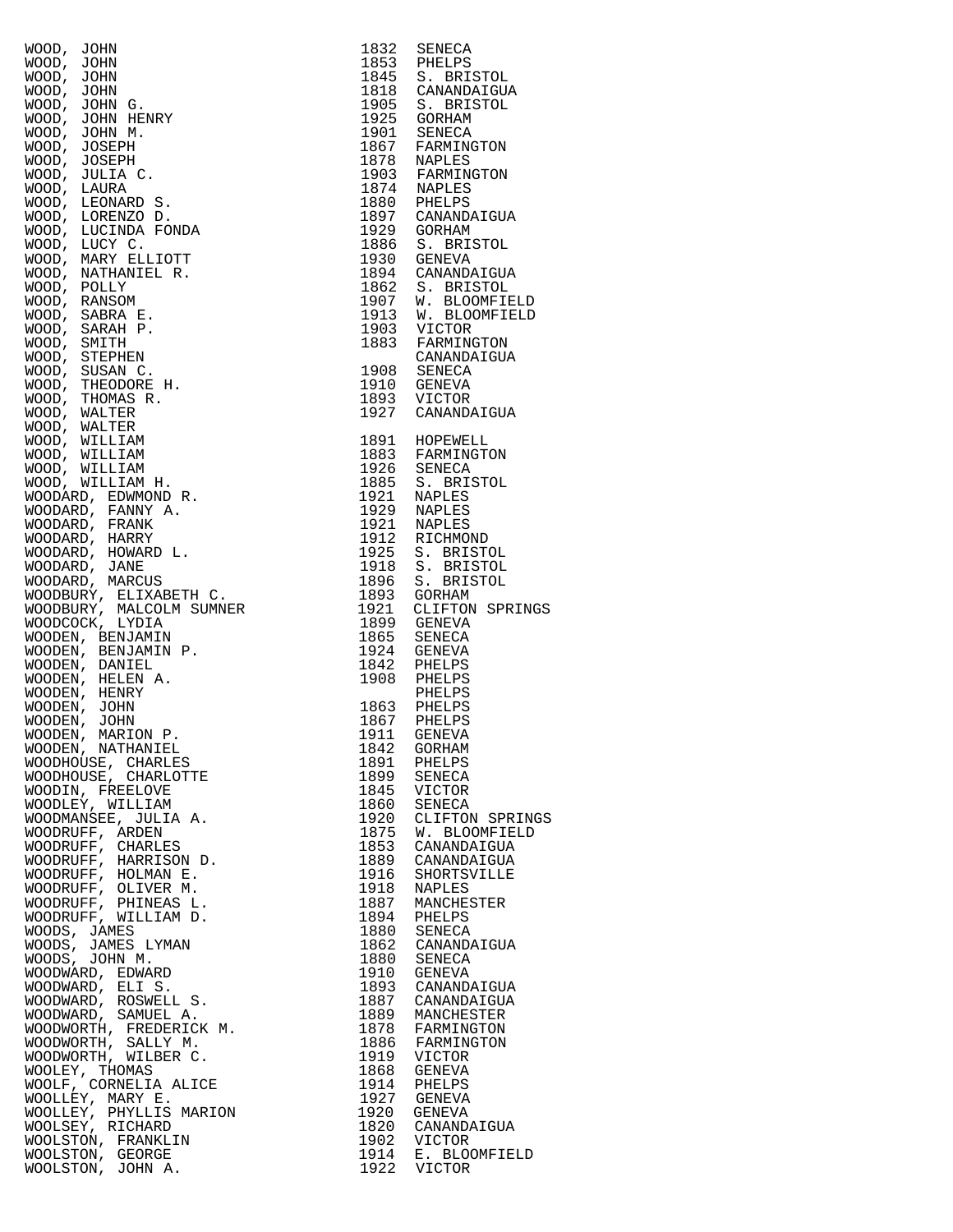| Name | Year | Place |
|---|---|---|
| WOOD, JOHN | 1832 | SENECA |
| WOOD, JOHN | 1853 | PHELPS |
| WOOD, JOHN | 1845 | S. BRISTOL |
| WOOD, JOHN | 1818 | CANANDAIGUA |
| WOOD, JOHN G. | 1905 | S. BRISTOL |
| WOOD, JOHN HENRY | 1925 | GORHAM |
| WOOD, JOHN M. | 1901 | SENECA |
| WOOD, JOSEPH | 1867 | FARMINGTON |
| WOOD, JOSEPH | 1878 | NAPLES |
| WOOD, JULIA C. | 1903 | FARMINGTON |
| WOOD, LAURA | 1874 | NAPLES |
| WOOD, LEONARD S. | 1880 | PHELPS |
| WOOD, LORENZO D. | 1897 | CANANDAIGUA |
| WOOD, LUCINDA FONDA | 1929 | GORHAM |
| WOOD, LUCY C. | 1886 | S. BRISTOL |
| WOOD, MARY ELLIOTT | 1930 | GENEVA |
| WOOD, NATHANIEL R. | 1894 | CANANDAIGUA |
| WOOD, POLLY | 1862 | S. BRISTOL |
| WOOD, RANSOM | 1907 | W. BLOOMFIELD |
| WOOD, SABRA E. | 1913 | W. BLOOMFIELD |
| WOOD, SARAH P. | 1903 | VICTOR |
| WOOD, SMITH | 1883 | FARMINGTON |
| WOOD, STEPHEN | | CANANDAIGUA |
| WOOD, SUSAN C. | 1908 | SENECA |
| WOOD, THEODORE H. | 1910 | GENEVA |
| WOOD, THOMAS R. | 1893 | VICTOR |
| WOOD, WALTER | 1927 | CANANDAIGUA |
| WOOD, WALTER | | |
| WOOD, WILLIAM | 1891 | HOPEWELL |
| WOOD, WILLIAM | 1883 | FARMINGTON |
| WOOD, WILLIAM | 1926 | SENECA |
| WOOD, WILLIAM H. | 1885 | S. BRISTOL |
| WOODARD, EDWMOND R. | 1921 | NAPLES |
| WOODARD, FANNY A. | 1929 | NAPLES |
| WOODARD, FRANK | 1921 | NAPLES |
| WOODARD, HARRY | 1912 | RICHMOND |
| WOODARD, HOWARD L. | 1925 | S. BRISTOL |
| WOODARD, JANE | 1918 | S. BRISTOL |
| WOODARD, MARCUS | 1896 | S. BRISTOL |
| WOODBURY, ELIXABETH C. | 1893 | GORHAM |
| WOODBURY, MALCOLM SUMNER | 1921 | CLIFTON SPRINGS |
| WOODCOCK, LYDIA | 1899 | GENEVA |
| WOODEN, BENJAMIN | 1865 | SENECA |
| WOODEN, BENJAMIN P. | 1924 | GENEVA |
| WOODEN, DANIEL | 1842 | PHELPS |
| WOODEN, HELEN A. | 1908 | PHELPS |
| WOODEN, HENRY | | PHELPS |
| WOODEN, JOHN | 1863 | PHELPS |
| WOODEN, JOHN | 1867 | PHELPS |
| WOODEN, MARION P. | 1911 | GENEVA |
| WOODEN, NATHANIEL | 1842 | GORHAM |
| WOODHOUSE, CHARLES | 1891 | PHELPS |
| WOODHOUSE, CHARLOTTE | 1899 | SENECA |
| WOODIN, FREELOVE | 1845 | VICTOR |
| WOODLEY, WILLIAM | 1860 | SENECA |
| WOODMANSEE, JULIA A. | 1920 | CLIFTON SPRINGS |
| WOODRUFF, ARDEN | 1875 | W. BLOOMFIELD |
| WOODRUFF, CHARLES | 1853 | CANANDAIGUA |
| WOODRUFF, HARRISON D. | 1889 | CANANDAIGUA |
| WOODRUFF, HOLMAN E. | 1916 | SHORTSVILLE |
| WOODRUFF, OLIVER M. | 1918 | NAPLES |
| WOODRUFF, PHINEAS L. | 1887 | MANCHESTER |
| WOODRUFF, WILLIAM D. | 1894 | PHELPS |
| WOODS, JAMES | 1880 | SENECA |
| WOODS, JAMES LYMAN | 1862 | CANANDAIGUA |
| WOODS, JOHN M. | 1880 | SENECA |
| WOODWARD, EDWARD | 1910 | GENEVA |
| WOODWARD, ELI S. | 1893 | CANANDAIGUA |
| WOODWARD, ROSWELL S. | 1887 | CANANDAIGUA |
| WOODWARD, SAMUEL A. | 1889 | MANCHESTER |
| WOODWORTH, FREDERICK M. | 1878 | FARMINGTON |
| WOODWORTH, SALLY M. | 1886 | FARMINGTON |
| WOODWORTH, WILBER C. | 1919 | VICTOR |
| WOOLEY, THOMAS | 1868 | GENEVA |
| WOOLF, CORNELIA ALICE | 1914 | PHELPS |
| WOOLLEY, MARY E. | 1927 | GENEVA |
| WOOLLEY, PHYLLIS MARION | 1920 | GENEVA |
| WOOLSEY, RICHARD | 1820 | CANANDAIGUA |
| WOOLSTON, FRANKLIN | 1902 | VICTOR |
| WOOLSTON, GEORGE | 1914 | E. BLOOMFIELD |
| WOOLSTON, JOHN A. | 1922 | VICTOR |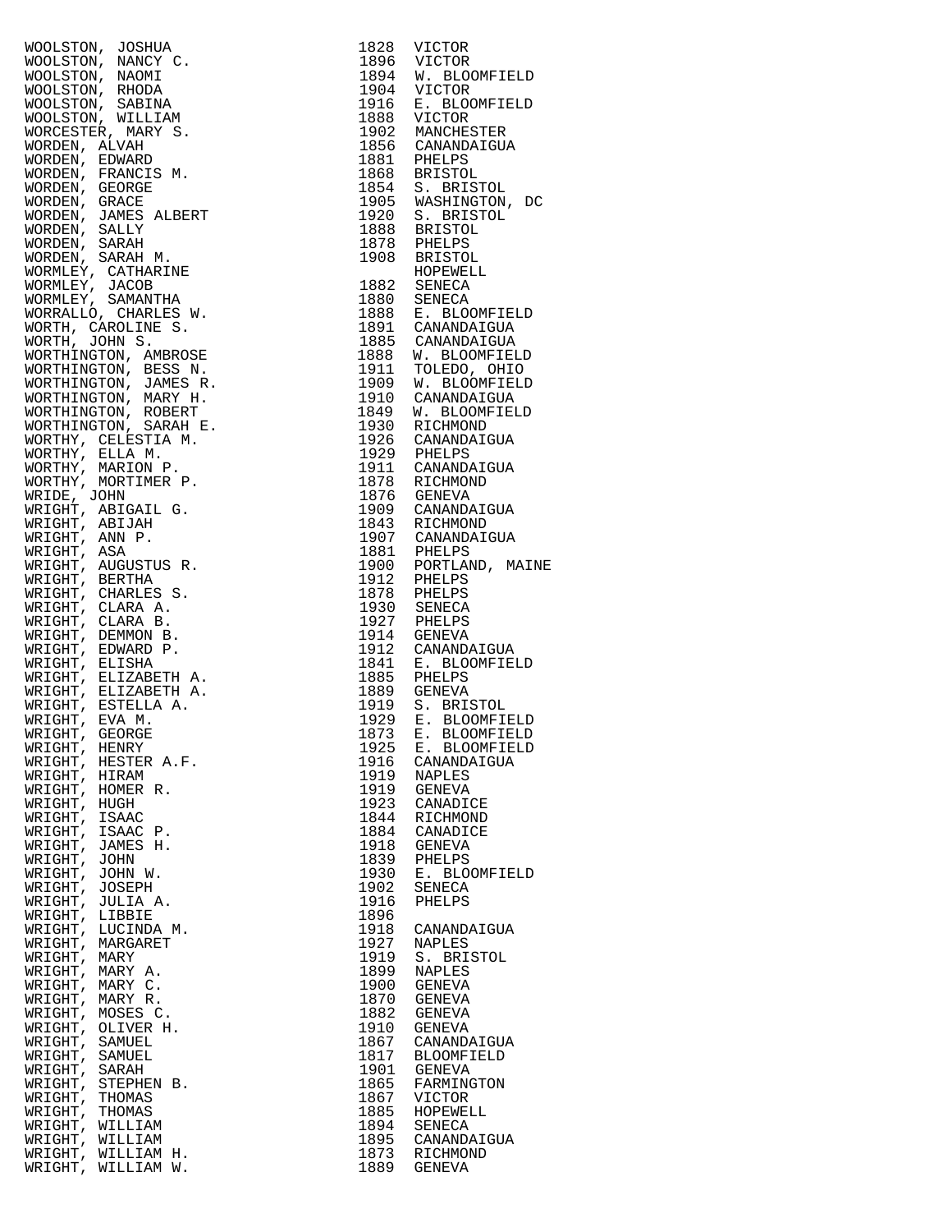| Name | Year | Place |
|---|---|---|
| WOOLSTON, JOSHUA | 1828 | VICTOR |
| WOOLSTON, NANCY C. | 1896 | VICTOR |
| WOOLSTON, NAOMI | 1894 | W. BLOOMFIELD |
| WOOLSTON, RHODA | 1904 | VICTOR |
| WOOLSTON, SABINA | 1916 | E. BLOOMFIELD |
| WOOLSTON, WILLIAM | 1888 | VICTOR |
| WORCESTER, MARY S. | 1902 | MANCHESTER |
| WORDEN, ALVAH | 1856 | CANANDAIGUA |
| WORDEN, EDWARD | 1881 | PHELPS |
| WORDEN, FRANCIS M. | 1868 | BRISTOL |
| WORDEN, GEORGE | 1854 | S. BRISTOL |
| WORDEN, GRACE | 1905 | WASHINGTON, DC |
| WORDEN, JAMES ALBERT | 1920 | S. BRISTOL |
| WORDEN, SALLY | 1888 | BRISTOL |
| WORDEN, SARAH | 1878 | PHELPS |
| WORDEN, SARAH M. | 1908 | BRISTOL |
| WORMLEY, CATHARINE | | HOPEWELL |
| WORMLEY, JACOB | 1882 | SENECA |
| WORMLEY, SAMANTHA | 1880 | SENECA |
| WORRALLO, CHARLES W. | 1888 | E. BLOOMFIELD |
| WORTH, CAROLINE S. | 1891 | CANANDAIGUA |
| WORTH, JOHN S. | 1885 | CANANDAIGUA |
| WORTHINGTON, AMBROSE | 1888 | W. BLOOMFIELD |
| WORTHINGTON, BESS N. | 1911 | TOLEDO, OHIO |
| WORTHINGTON, JAMES R. | 1909 | W. BLOOMFIELD |
| WORTHINGTON, MARY H. | 1910 | CANANDAIGUA |
| WORTHINGTON, ROBERT | 1849 | W. BLOOMFIELD |
| WORTHINGTON, SARAH E. | 1930 | RICHMOND |
| WORTHY, CELESTIA M. | 1926 | CANANDAIGUA |
| WORTHY, ELLA M. | 1929 | PHELPS |
| WORTHY, MARION P. | 1911 | CANANDAIGUA |
| WORTHY, MORTIMER P. | 1878 | RICHMOND |
| WRIDE, JOHN | 1876 | GENEVA |
| WRIGHT, ABIGAIL G. | 1909 | CANANDAIGUA |
| WRIGHT, ABIJAH | 1843 | RICHMOND |
| WRIGHT, ANN P. | 1907 | CANANDAIGUA |
| WRIGHT, ASA | 1881 | PHELPS |
| WRIGHT, AUGUSTUS R. | 1900 | PORTLAND, MAINE |
| WRIGHT, BERTHA | 1912 | PHELPS |
| WRIGHT, CHARLES S. | 1878 | PHELPS |
| WRIGHT, CLARA A. | 1930 | SENECA |
| WRIGHT, CLARA B. | 1927 | PHELPS |
| WRIGHT, DEMMON B. | 1914 | GENEVA |
| WRIGHT, EDWARD P. | 1912 | CANANDAIGUA |
| WRIGHT, ELISHA | 1841 | E. BLOOMFIELD |
| WRIGHT, ELIZABETH A. | 1885 | PHELPS |
| WRIGHT, ELIZABETH A. | 1889 | GENEVA |
| WRIGHT, ESTELLA A. | 1919 | S. BRISTOL |
| WRIGHT, EVA M. | 1929 | E. BLOOMFIELD |
| WRIGHT, GEORGE | 1873 | E. BLOOMFIELD |
| WRIGHT, HENRY | 1925 | E. BLOOMFIELD |
| WRIGHT, HESTER A.F. | 1916 | CANANDAIGUA |
| WRIGHT, HIRAM | 1919 | NAPLES |
| WRIGHT, HOMER R. | 1919 | GENEVA |
| WRIGHT, HUGH | 1923 | CANADICE |
| WRIGHT, ISAAC | 1844 | RICHMOND |
| WRIGHT, ISAAC P. | 1884 | CANADICE |
| WRIGHT, JAMES H. | 1918 | GENEVA |
| WRIGHT, JOHN | 1839 | PHELPS |
| WRIGHT, JOHN W. | 1930 | E. BLOOMFIELD |
| WRIGHT, JOSEPH | 1902 | SENECA |
| WRIGHT, JULIA A. | 1916 | PHELPS |
| WRIGHT, LIBBIE | 1896 | |
| WRIGHT, LUCINDA M. | 1918 | CANANDAIGUA |
| WRIGHT, MARGARET | 1927 | NAPLES |
| WRIGHT, MARY | 1919 | S. BRISTOL |
| WRIGHT, MARY A. | 1899 | NAPLES |
| WRIGHT, MARY C. | 1900 | GENEVA |
| WRIGHT, MARY R. | 1870 | GENEVA |
| WRIGHT, MOSES C. | 1882 | GENEVA |
| WRIGHT, OLIVER H. | 1910 | GENEVA |
| WRIGHT, SAMUEL | 1867 | CANANDAIGUA |
| WRIGHT, SAMUEL | 1817 | BLOOMFIELD |
| WRIGHT, SARAH | 1901 | GENEVA |
| WRIGHT, STEPHEN B. | 1865 | FARMINGTON |
| WRIGHT, THOMAS | 1867 | VICTOR |
| WRIGHT, THOMAS | 1885 | HOPEWELL |
| WRIGHT, WILLIAM | 1894 | SENECA |
| WRIGHT, WILLIAM | 1895 | CANANDAIGUA |
| WRIGHT, WILLIAM H. | 1873 | RICHMOND |
| WRIGHT, WILLIAM W. | 1889 | GENEVA |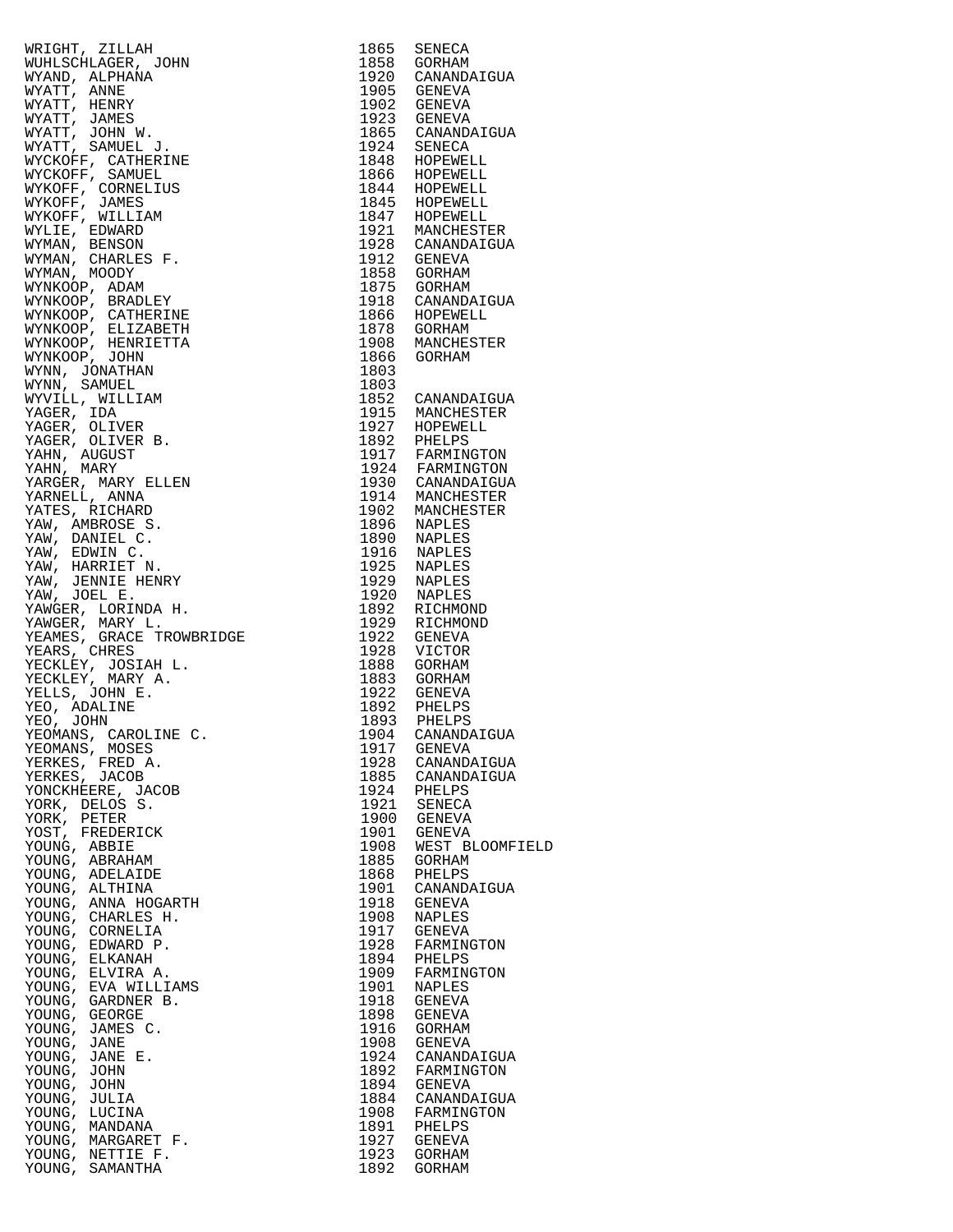| | | |
|---|---|---|
| WRIGHT, ZILLAH | 1865 | SENECA |
| WUHLSCHLAGER, JOHN | 1858 | GORHAM |
| WYAND, ALPHANA | 1920 | CANANDAIGUA |
| WYATT, ANNE | 1905 | GENEVA |
| WYATT, HENRY | 1902 | GENEVA |
| WYATT, JAMES | 1923 | GENEVA |
| WYATT, JOHN W. | 1865 | CANANDAIGUA |
| WYATT, SAMUEL J. | 1924 | SENECA |
| WYCKOFF, CATHERINE | 1848 | HOPEWELL |
| WYCKOFF, SAMUEL | 1866 | HOPEWELL |
| WYKOFF, CORNELIUS | 1844 | HOPEWELL |
| WYKOFF, JAMES | 1845 | HOPEWELL |
| WYKOFF, WILLIAM | 1847 | HOPEWELL |
| WYLIE, EDWARD | 1921 | MANCHESTER |
| WYMAN, BENSON | 1928 | CANANDAIGUA |
| WYMAN, CHARLES F. | 1912 | GENEVA |
| WYMAN, MOODY | 1858 | GORHAM |
| WYNKOOP, ADAM | 1875 | GORHAM |
| WYNKOOP, BRADLEY | 1918 | CANANDAIGUA |
| WYNKOOP, CATHERINE | 1866 | HOPEWELL |
| WYNKOOP, ELIZABETH | 1878 | GORHAM |
| WYNKOOP, HENRIETTA | 1908 | MANCHESTER |
| WYNKOOP, JOHN | 1866 | GORHAM |
| WYNN, JONATHAN | 1803 | |
| WYNN, SAMUEL | 1803 | |
| WYVILL, WILLIAM | 1852 | CANANDAIGUA |
| YAGER, IDA | 1915 | MANCHESTER |
| YAGER, OLIVER | 1927 | HOPEWELL |
| YAGER, OLIVER B. | 1892 | PHELPS |
| YAHN, AUGUST | 1917 | FARMINGTON |
| YAHN, MARY | 1924 | FARMINGTON |
| YARGER, MARY ELLEN | 1930 | CANANDAIGUA |
| YARNELL, ANNA | 1914 | MANCHESTER |
| YATES, RICHARD | 1902 | MANCHESTER |
| YAW, AMBROSE S. | 1896 | NAPLES |
| YAW, DANIEL C. | 1890 | NAPLES |
| YAW, EDWIN C. | 1916 | NAPLES |
| YAW, HARRIET N. | 1925 | NAPLES |
| YAW, JENNIE HENRY | 1929 | NAPLES |
| YAW, JOEL E. | 1920 | NAPLES |
| YAWGER, LORINDA H. | 1892 | RICHMOND |
| YAWGER, MARY L. | 1929 | RICHMOND |
| YEAMES, GRACE TROWBRIDGE | 1922 | GENEVA |
| YEARS, CHRES | 1928 | VICTOR |
| YECKLEY, JOSIAH L. | 1888 | GORHAM |
| YECKLEY, MARY A. | 1883 | GORHAM |
| YELLS, JOHN E. | 1922 | GENEVA |
| YEO, ADALINE | 1892 | PHELPS |
| YEO, JOHN | 1893 | PHELPS |
| YEOMANS, CAROLINE C. | 1904 | CANANDAIGUA |
| YEOMANS, MOSES | 1917 | GENEVA |
| YERKES, FRED A. | 1928 | CANANDAIGUA |
| YERKES, JACOB | 1885 | CANANDAIGUA |
| YONCKHEERE, JACOB | 1924 | PHELPS |
| YORK, DELOS S. | 1921 | SENECA |
| YORK, PETER | 1900 | GENEVA |
| YOST, FREDERICK | 1901 | GENEVA |
| YOUNG, ABBIE | 1908 | WEST BLOOMFIELD |
| YOUNG, ABRAHAM | 1885 | GORHAM |
| YOUNG, ADELAIDE | 1868 | PHELPS |
| YOUNG, ALTHINA | 1901 | CANANDAIGUA |
| YOUNG, ANNA HOGARTH | 1918 | GENEVA |
| YOUNG, CHARLES H. | 1908 | NAPLES |
| YOUNG, CORNELIA | 1917 | GENEVA |
| YOUNG, EDWARD P. | 1928 | FARMINGTON |
| YOUNG, ELKANAH | 1894 | PHELPS |
| YOUNG, ELVIRA A. | 1909 | FARMINGTON |
| YOUNG, EVA WILLIAMS | 1901 | NAPLES |
| YOUNG, GARDNER B. | 1918 | GENEVA |
| YOUNG, GEORGE | 1898 | GENEVA |
| YOUNG, JAMES C. | 1916 | GORHAM |
| YOUNG, JANE | 1908 | GENEVA |
| YOUNG, JANE E. | 1924 | CANANDAIGUA |
| YOUNG, JOHN | 1892 | FARMINGTON |
| YOUNG, JOHN | 1894 | GENEVA |
| YOUNG, JULIA | 1884 | CANANDAIGUA |
| YOUNG, LUCINA | 1908 | FARMINGTON |
| YOUNG, MANDANA | 1891 | PHELPS |
| YOUNG, MARGARET F. | 1927 | GENEVA |
| YOUNG, NETTIE F. | 1923 | GORHAM |
| YOUNG, SAMANTHA | 1892 | GORHAM |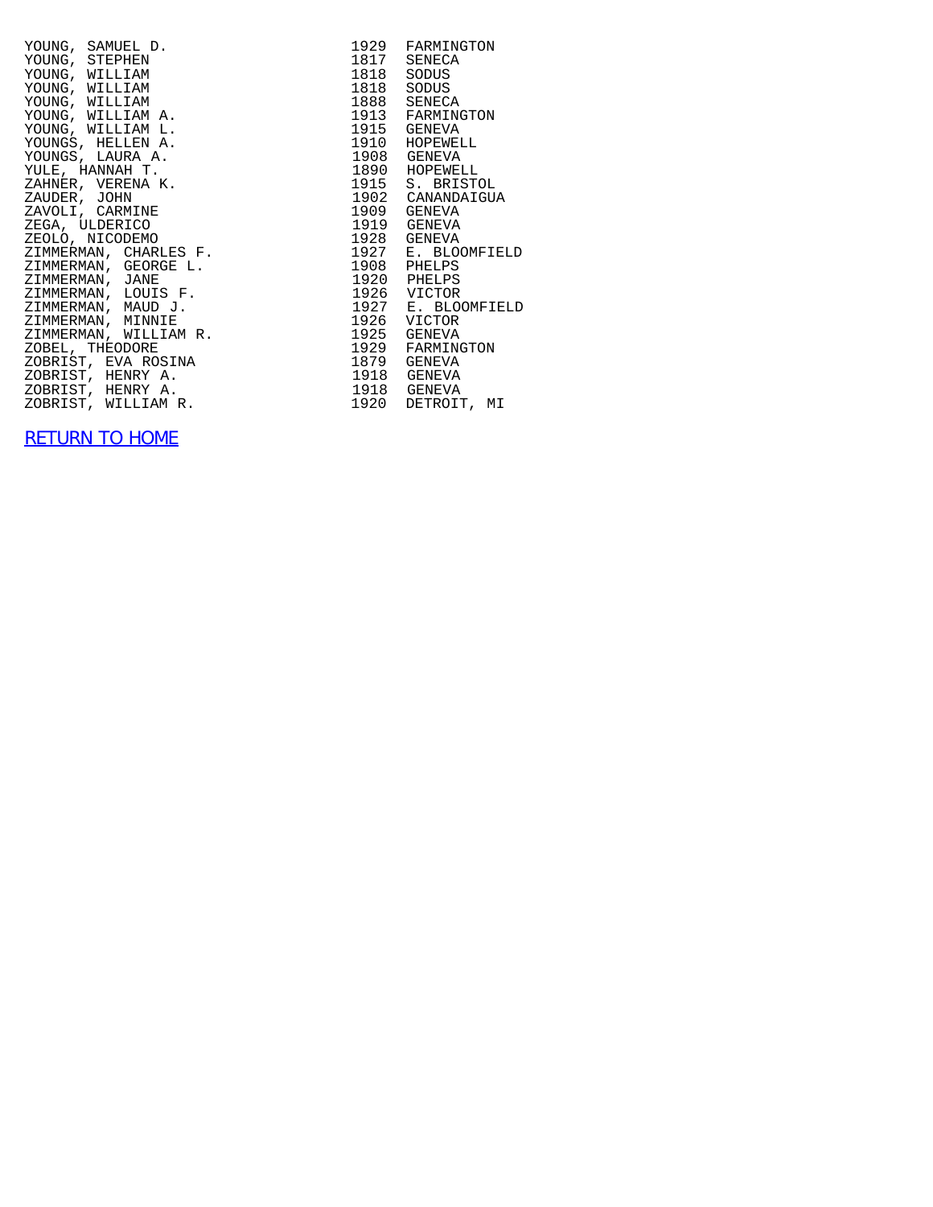| | | |
|---|---|---|
| YOUNG, SAMUEL D. | 1929 | FARMINGTON |
| YOUNG, STEPHEN | 1817 | SENECA |
| YOUNG, WILLIAM | 1818 | SODUS |
| YOUNG, WILLIAM | 1818 | SODUS |
| YOUNG, WILLIAM | 1888 | SENECA |
| YOUNG, WILLIAM A. | 1913 | FARMINGTON |
| YOUNG, WILLIAM L. | 1915 | GENEVA |
| YOUNGS, HELLEN A. | 1910 | HOPEWELL |
| YOUNGS, LAURA A. | 1908 | GENEVA |
| YULE, HANNAH T. | 1890 | HOPEWELL |
| ZAHNER, VERENA K. | 1915 | S. BRISTOL |
| ZAUDER, JOHN | 1902 | CANANDAIGUA |
| ZAVOLI, CARMINE | 1909 | GENEVA |
| ZEGA, ULDERICO | 1919 | GENEVA |
| ZEOLO, NICODEMO | 1928 | GENEVA |
| ZIMMERMAN, CHARLES F. | 1927 | E. BLOOMFIELD |
| ZIMMERMAN, GEORGE L. | 1908 | PHELPS |
| ZIMMERMAN, JANE | 1920 | PHELPS |
| ZIMMERMAN, LOUIS F. | 1926 | VICTOR |
| ZIMMERMAN, MAUD J. | 1927 | E. BLOOMFIELD |
| ZIMMERMAN, MINNIE | 1926 | VICTOR |
| ZIMMERMAN, WILLIAM R. | 1925 | GENEVA |
| ZOBEL, THEODORE | 1929 | FARMINGTON |
| ZOBRIST, EVA ROSINA | 1879 | GENEVA |
| ZOBRIST, HENRY A. | 1918 | GENEVA |
| ZOBRIST, HENRY A. | 1918 | GENEVA |
| ZOBRIST, WILLIAM R. | 1920 | DETROIT, MI |

RETURN TO HOME